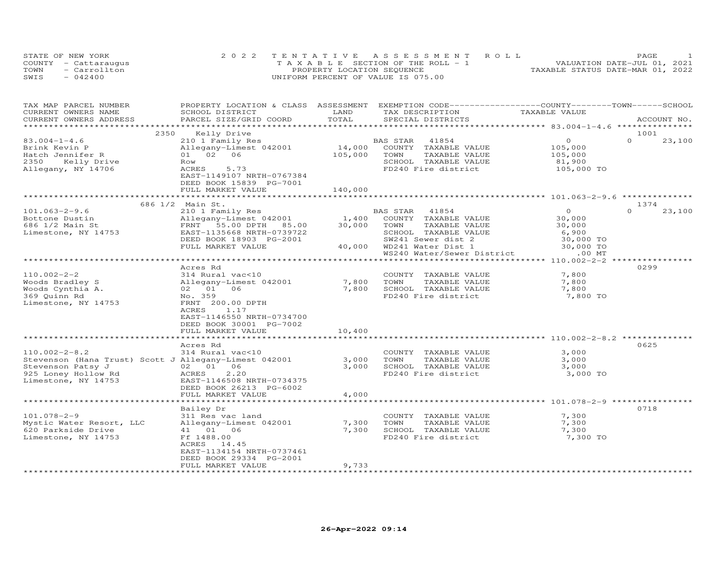STATE OF NEW YORK
COUNTY - Cattaraugus
TOWN - Carrollton
SWIS - 042400

2022 TENTATIVE ASSESSMENT ROLL
TAXABLE SECTION OF THE ROLL - 1
PROPERTY LOCATION SEQUENCE
UNIFORM PERCENT OF VALUE IS 075.00

VALUATION DATE-JUL 01, 2021
TAXABLE STATUS DATE-MAR 01, 2022

| TAX MAP PARCEL NUMBER / CURRENT OWNERS NAME / CURRENT OWNERS ADDRESS | PROPERTY LOCATION & CLASS / SCHOOL DISTRICT / PARCEL SIZE/GRID COORD | ASSESSMENT LAND | ASSESSMENT TOTAL | EXEMPTION CODE / TAX DESCRIPTION / SPECIAL DISTRICTS | COUNTY / TOWN TAXABLE VALUE | SCHOOL / ACCOUNT NO. |
|---|---|---|---|---|---|---|
| **83.004-1-4.6** | 2350 Kelly Drive | | | | | 1001 |
| 83.004-1-4.6 | 210 1 Family Res | | | BAS STAR 41854 | 0 | 0 23,100 |
| Brink Kevin P | Allegany-Limest 042001 | 14,000 | | COUNTY TAXABLE VALUE | 105,000 | |
| Hatch Jennifer R | 01 02 06 | | 105,000 | TOWN TAXABLE VALUE | 105,000 | |
| 2350 Kelly Drive | Row | | | SCHOOL TAXABLE VALUE | 81,900 | |
| Allegany, NY 14706 | ACRES 5.73 | | | FD240 Fire district | 105,000 TO | |
| | EAST-1149107 NRTH-0767384 | | | | | |
| | DEED BOOK 15839 PG-7001 | | | | | |
| | FULL MARKET VALUE | | 140,000 | | | |
| **101.063-2-9.6** | 686 1/2 Main St. | | | | | 1374 |
| 101.063-2-9.6 | 210 1 Family Res | | | BAS STAR 41854 | 0 | 0 23,100 |
| Bottone Dustin | Allegany-Limest 042001 | 1,400 | | COUNTY TAXABLE VALUE | 30,000 | |
| 686 1/2 Main St | FRNT 55.00 DPTH 85.00 | | 30,000 | TOWN TAXABLE VALUE | 30,000 | |
| Limestone, NY 14753 | EAST-1135668 NRTH-0739722 | | | SCHOOL TAXABLE VALUE | 6,900 | |
| | DEED BOOK 18903 PG-2001 | | | SW241 Sewer dist 2 | 30,000 TO | |
| | FULL MARKET VALUE | | 40,000 | WD241 Water Dist 1 | 30,000 TO | |
| | | | | WS240 Water/Sewer District | .00 MT | |
| **110.002-2-2** | Acres Rd | | | | | 0299 |
| 110.002-2-2 | 314 Rural vac<10 | | | COUNTY TAXABLE VALUE | 7,800 | |
| Woods Bradley S | Allegany-Limest 042001 | 7,800 | | TOWN TAXABLE VALUE | 7,800 | |
| Woods Cynthia A. | 02 01 06 | | 7,800 | SCHOOL TAXABLE VALUE | 7,800 | |
| 369 Quinn Rd | No. 359 | | | FD240 Fire district | 7,800 TO | |
| Limestone, NY 14753 | FRNT 200.00 DPTH | | | | | |
| | ACRES 1.17 | | | | | |
| | EAST-1146550 NRTH-0734700 | | | | | |
| | DEED BOOK 30001 PG-7002 | | | | | |
| | FULL MARKET VALUE | | 10,400 | | | |
| **110.002-2-8.2** | Acres Rd | | | | | 0625 |
| 110.002-2-8.2 | 314 Rural vac<10 | | | COUNTY TAXABLE VALUE | 3,000 | |
| Stevenson (Hana Trust) Scott J | Allegany-Limest 042001 | 3,000 | | TOWN TAXABLE VALUE | 3,000 | |
| Stevenson Patsy J | 02 01 06 | | 3,000 | SCHOOL TAXABLE VALUE | 3,000 | |
| 925 Loney Hollow Rd | ACRES 2.20 | | | FD240 Fire district | 3,000 TO | |
| Limestone, NY 14753 | EAST-1146508 NRTH-0734375 | | | | | |
| | DEED BOOK 26213 PG-6002 | | | | | |
| | FULL MARKET VALUE | | 4,000 | | | |
| **101.078-2-9** | Bailey Dr | | | | | 0718 |
| 101.078-2-9 | 311 Res vac land | | | COUNTY TAXABLE VALUE | 7,300 | |
| Mystic Water Resort, LLC | Allegany-Limest 042001 | 7,300 | | TOWN TAXABLE VALUE | 7,300 | |
| 620 Parkside Drive | 41 01 06 | | 7,300 | SCHOOL TAXABLE VALUE | 7,300 | |
| Limestone, NY 14753 | Ff 1488.00 | | | FD240 Fire district | 7,300 TO | |
| | ACRES 14.45 | | | | | |
| | EAST-1134154 NRTH-0737461 | | | | | |
| | DEED BOOK 29334 PG-2001 | | | | | |
| | FULL MARKET VALUE | | 9,733 | | | |

26-Apr-2022 09:14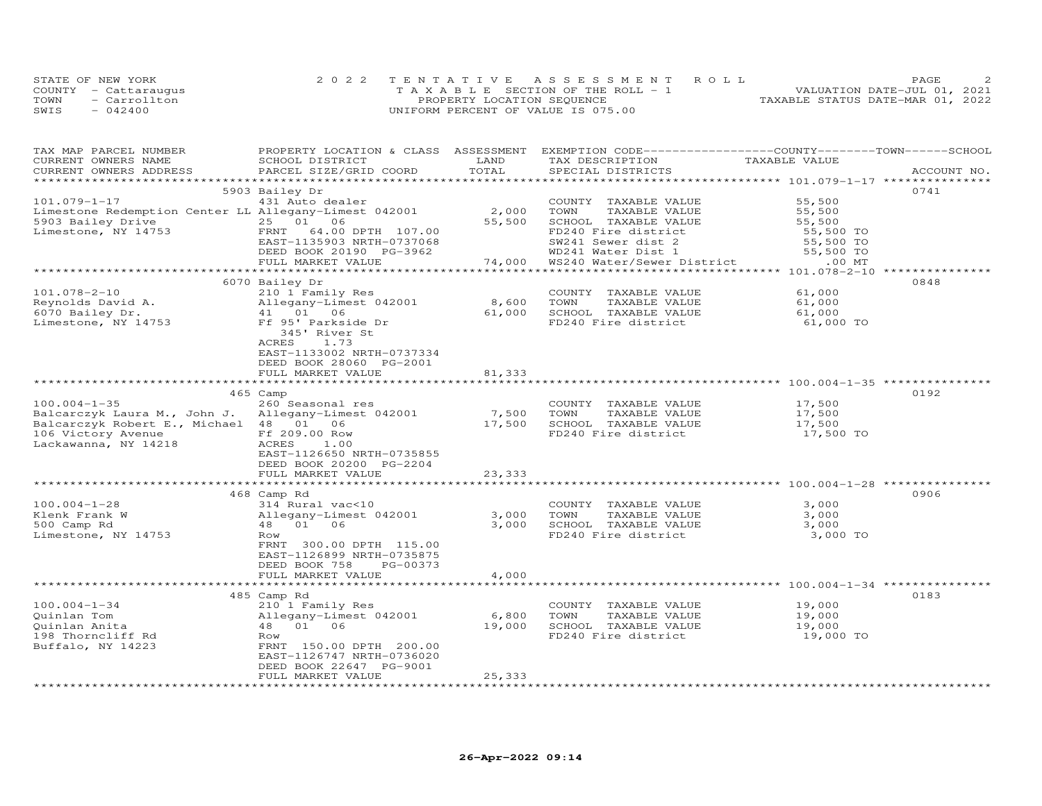STATE OF NEW YORK — COUNTY - Cattaraugus — TOWN - Carrollton — SWIS - 042400

# 2022 TENTATIVE ASSESSMENT ROLL

TAXABLE SECTION OF THE ROLL - 1
PROPERTY LOCATION SEQUENCE
UNIFORM PERCENT OF VALUE IS 075.00

VALUATION DATE-JUL 01, 2021
TAXABLE STATUS DATE-MAR 01, 2022

| TAX MAP PARCEL NUMBER / CURRENT OWNERS NAME / CURRENT OWNERS ADDRESS | PROPERTY LOCATION & CLASS / SCHOOL DISTRICT / PARCEL SIZE/GRID COORD | ASSESSMENT LAND / TOTAL | EXEMPTION CODE / TAX DESCRIPTION / SPECIAL DISTRICTS | TAXABLE VALUE (COUNTY / TOWN / SCHOOL) | ACCOUNT NO. |
|---|---|---|---|---|---|
| **101.079-1-17** | 5903 Bailey Dr | | | | 0741 |
| | 431 Auto dealer | | COUNTY TAXABLE VALUE | 55,500 | |
| Limestone Redemption Center LL | Allegany-Limest 042001 | 2,000 | TOWN TAXABLE VALUE | 55,500 | |
| 5903 Bailey Drive | 25 01 06 | 55,500 | SCHOOL TAXABLE VALUE | 55,500 | |
| Limestone, NY 14753 | FRNT 64.00 DPTH 107.00 | | FD240 Fire district | 55,500 TO | |
| | EAST-1135903 NRTH-0737068 | | SW241 Sewer dist 2 | 55,500 TO | |
| | DEED BOOK 20190 PG-3962 | | WD241 Water Dist 1 | 55,500 TO | |
| | FULL MARKET VALUE | 74,000 | WS240 Water/Sewer District | .00 MT | |
| **101.078-2-10** | 6070 Bailey Dr | | | | 0848 |
| | 210 1 Family Res | | COUNTY TAXABLE VALUE | 61,000 | |
| Reynolds David A. | Allegany-Limest 042001 | 8,600 | TOWN TAXABLE VALUE | 61,000 | |
| 6070 Bailey Dr. | 41 01 06 | 61,000 | SCHOOL TAXABLE VALUE | 61,000 | |
| Limestone, NY 14753 | Ff 95' Parkside Dr | | FD240 Fire district | 61,000 TO | |
| | 345' River St | | | | |
| | ACRES 1.73 | | | | |
| | EAST-1133002 NRTH-0737334 | | | | |
| | DEED BOOK 28060 PG-2001 | | | | |
| | FULL MARKET VALUE | 81,333 | | | |
| **100.004-1-35** | 465 Camp | | | | 0192 |
| | 260 Seasonal res | | COUNTY TAXABLE VALUE | 17,500 | |
| Balcarczyk Laura M., John J. | Allegany-Limest 042001 | 7,500 | TOWN TAXABLE VALUE | 17,500 | |
| Balcarczyk Robert E., Michael | 48 01 06 | 17,500 | SCHOOL TAXABLE VALUE | 17,500 | |
| 106 Victory Avenue | Ff 209.00 Row | | FD240 Fire district | 17,500 TO | |
| Lackawanna, NY 14218 | ACRES 1.00 | | | | |
| | EAST-1126650 NRTH-0735855 | | | | |
| | DEED BOOK 20200 PG-2204 | | | | |
| | FULL MARKET VALUE | 23,333 | | | |
| **100.004-1-28** | 468 Camp Rd | | | | 0906 |
| | 314 Rural vac<10 | | COUNTY TAXABLE VALUE | 3,000 | |
| Klenk Frank W | Allegany-Limest 042001 | 3,000 | TOWN TAXABLE VALUE | 3,000 | |
| 500 Camp Rd | 48 01 06 | 3,000 | SCHOOL TAXABLE VALUE | 3,000 | |
| Limestone, NY 14753 | Row | | FD240 Fire district | 3,000 TO | |
| | FRNT 300.00 DPTH 115.00 | | | | |
| | EAST-1126899 NRTH-0735875 | | | | |
| | DEED BOOK 758 PG-00373 | | | | |
| | FULL MARKET VALUE | 4,000 | | | |
| **100.004-1-34** | 485 Camp Rd | | | | 0183 |
| | 210 1 Family Res | | COUNTY TAXABLE VALUE | 19,000 | |
| Quinlan Tom | Allegany-Limest 042001 | 6,800 | TOWN TAXABLE VALUE | 19,000 | |
| Quinlan Anita | 48 01 06 | 19,000 | SCHOOL TAXABLE VALUE | 19,000 | |
| 198 Thorncliff Rd | Row | | FD240 Fire district | 19,000 TO | |
| Buffalo, NY 14223 | FRNT 150.00 DPTH 200.00 | | | | |
| | EAST-1126747 NRTH-0736020 | | | | |
| | DEED BOOK 22647 PG-9001 | | | | |
| | FULL MARKET VALUE | 25,333 | | | |

26-Apr-2022 09:14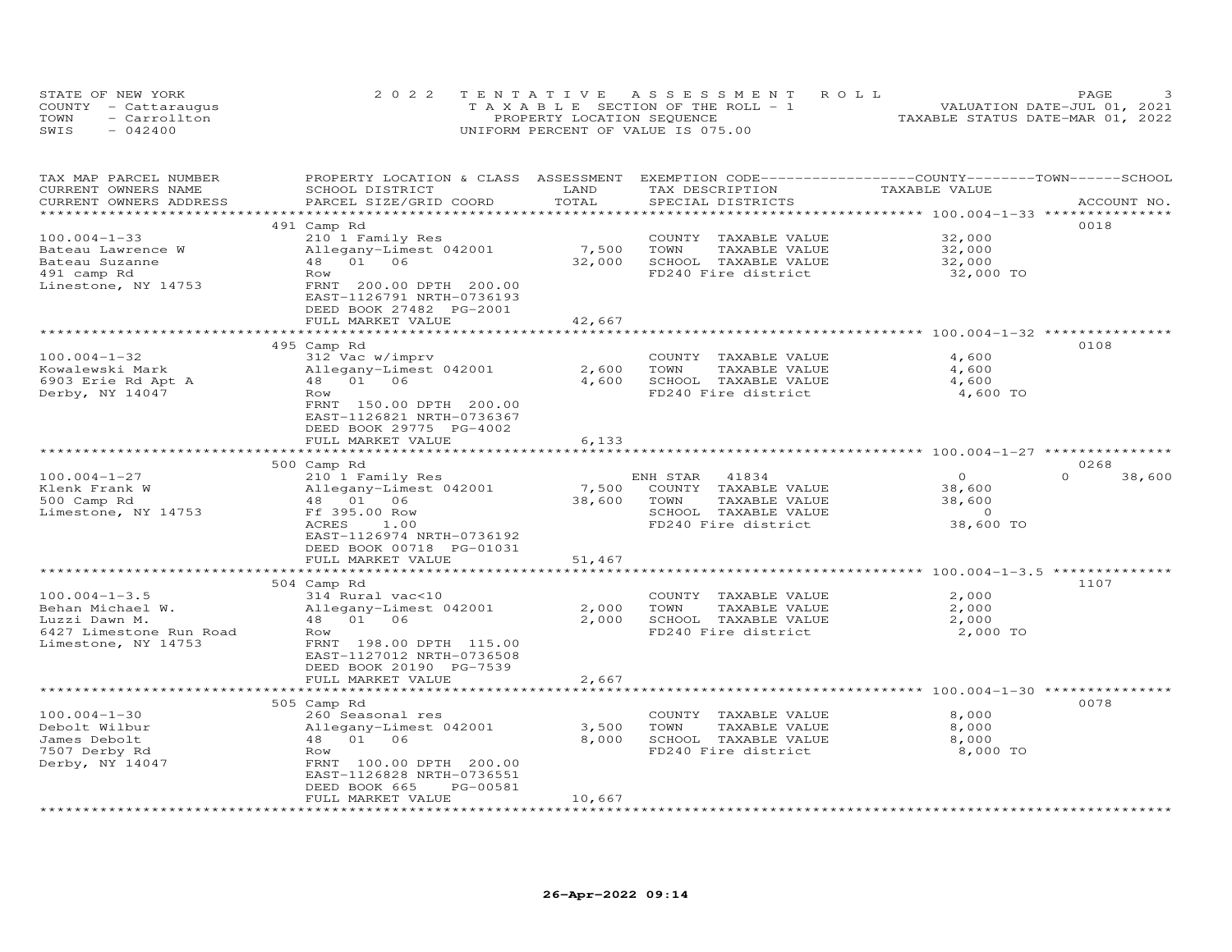STATE OF NEW YORK
COUNTY - Cattaraugus
TOWN - Carrollton
SWIS - 042400

2022 TENTATIVE ASSESSMENT ROLL
TAXABLE SECTION OF THE ROLL - 1
PROPERTY LOCATION SEQUENCE
UNIFORM PERCENT OF VALUE IS 075.00

VALUATION DATE-JUL 01, 2021
TAXABLE STATUS DATE-MAR 01, 2022

| TAX MAP PARCEL NUMBER / CURRENT OWNERS NAME / CURRENT OWNERS ADDRESS | PROPERTY LOCATION & CLASS / SCHOOL DISTRICT / PARCEL SIZE/GRID COORD | ASSESSMENT LAND / TOTAL | EXEMPTION CODE / TAX DESCRIPTION / SPECIAL DISTRICTS | COUNTY TAXABLE VALUE | TOWN | SCHOOL | ACCOUNT NO. |
|---|---|---|---|---|---|---|---|
| 100.004-1-33 | 491 Camp Rd | | | | | | 0018 |
| | 210 1 Family Res | | COUNTY TAXABLE VALUE | 32,000 | | | |
| Bateau Lawrence W | Allegany-Limest 042001 | 7,500 | TOWN TAXABLE VALUE | 32,000 | | | |
| Bateau Suzanne | 48 01 06 | 32,000 | SCHOOL TAXABLE VALUE | 32,000 | | | |
| 491 camp Rd | Row | | FD240 Fire district | 32,000 TO | | | |
| Linestone, NY 14753 | FRNT 200.00 DPTH 200.00 | | | | | | |
| | EAST-1126791 NRTH-0736193 | | | | | | |
| | DEED BOOK 27482 PG-2001 | | | | | | |
| | FULL MARKET VALUE | 42,667 | | | | | |
| 100.004-1-32 | 495 Camp Rd | | | | | | 0108 |
| | 312 Vac w/imprv | | COUNTY TAXABLE VALUE | 4,600 | | | |
| Kowalewski Mark | Allegany-Limest 042001 | 2,600 | TOWN TAXABLE VALUE | 4,600 | | | |
| 6903 Erie Rd Apt A | 48 01 06 | 4,600 | SCHOOL TAXABLE VALUE | 4,600 | | | |
| Derby, NY 14047 | Row | | FD240 Fire district | 4,600 TO | | | |
| | FRNT 150.00 DPTH 200.00 | | | | | | |
| | EAST-1126821 NRTH-0736367 | | | | | | |
| | DEED BOOK 29775 PG-4002 | | | | | | |
| | FULL MARKET VALUE | 6,133 | | | | | |
| 100.004-1-27 | 500 Camp Rd | | | | | | 0268 |
| | 210 1 Family Res | | ENH STAR 41834 | 0 | 0 | 38,600 | |
| Klenk Frank W | Allegany-Limest 042001 | 7,500 | COUNTY TAXABLE VALUE | 38,600 | | | |
| 500 Camp Rd | 48 01 06 | 38,600 | TOWN TAXABLE VALUE | 38,600 | | | |
| Limestone, NY 14753 | Ff 395.00 Row | | SCHOOL TAXABLE VALUE | 0 | | | |
| | ACRES 1.00 | | FD240 Fire district | 38,600 TO | | | |
| | EAST-1126974 NRTH-0736192 | | | | | | |
| | DEED BOOK 00718 PG-01031 | | | | | | |
| | FULL MARKET VALUE | 51,467 | | | | | |
| 100.004-1-3.5 | 504 Camp Rd | | | | | | 1107 |
| | 314 Rural vac<10 | | COUNTY TAXABLE VALUE | 2,000 | | | |
| Behan Michael W. | Allegany-Limest 042001 | 2,000 | TOWN TAXABLE VALUE | 2,000 | | | |
| Luzzi Dawn M. | 48 01 06 | 2,000 | SCHOOL TAXABLE VALUE | 2,000 | | | |
| 6427 Limestone Run Road | Row | | FD240 Fire district | 2,000 TO | | | |
| Limestone, NY 14753 | FRNT 198.00 DPTH 115.00 | | | | | | |
| | EAST-1127012 NRTH-0736508 | | | | | | |
| | DEED BOOK 20190 PG-7539 | | | | | | |
| | FULL MARKET VALUE | 2,667 | | | | | |
| 100.004-1-30 | 505 Camp Rd | | | | | | 0078 |
| | 260 Seasonal res | | COUNTY TAXABLE VALUE | 8,000 | | | |
| Debolt Wilbur | Allegany-Limest 042001 | 3,500 | TOWN TAXABLE VALUE | 8,000 | | | |
| James Debolt | 48 01 06 | 8,000 | SCHOOL TAXABLE VALUE | 8,000 | | | |
| 7507 Derby Rd | Row | | FD240 Fire district | 8,000 TO | | | |
| Derby, NY 14047 | FRNT 100.00 DPTH 200.00 | | | | | | |
| | EAST-1126828 NRTH-0736551 | | | | | | |
| | DEED BOOK 665 PG-00581 | | | | | | |
| | FULL MARKET VALUE | 10,667 | | | | | |

26-Apr-2022 09:14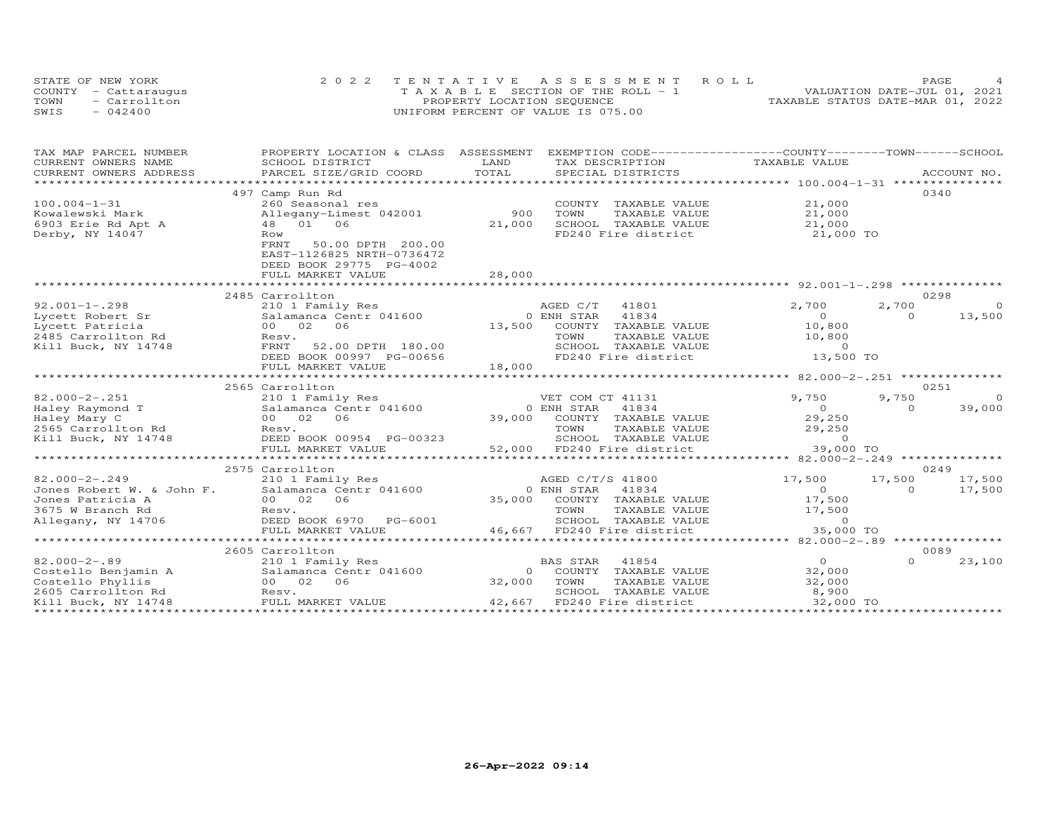STATE OF NEW YORK
COUNTY - Cattaraugus
TOWN - Carrollton
SWIS - 042400

2022 TENTATIVE ASSESSMENT ROLL
TAXABLE SECTION OF THE ROLL - 1
PROPERTY LOCATION SEQUENCE
UNIFORM PERCENT OF VALUE IS 075.00

VALUATION DATE-JUL 01, 2021
TAXABLE STATUS DATE-MAR 01, 2022

| TAX MAP PARCEL NUMBER / CURRENT OWNERS NAME / CURRENT OWNERS ADDRESS | PROPERTY LOCATION & CLASS / SCHOOL DISTRICT / PARCEL SIZE/GRID COORD | ASSESSMENT LAND / TOTAL | EXEMPTION CODE / TAX DESCRIPTION / SPECIAL DISTRICTS | COUNTY TAXABLE VALUE | TOWN | SCHOOL | ACCOUNT NO. |
|---|---|---|---|---|---|---|---|
| 100.004-1-31 | 497 Camp Run Rd | | | | | | 0340 |
| Kowalewski Mark | 260 Seasonal res | | COUNTY TAXABLE VALUE | 21,000 | | | |
| 6903 Erie Rd Apt A | Allegany-Limest 042001 | 900 | TOWN TAXABLE VALUE | 21,000 | | | |
| Derby, NY 14047 | 48 01 06 | 21,000 | SCHOOL TAXABLE VALUE | 21,000 | | | |
| | Row | | FD240 Fire district | 21,000 TO | | | |
| | FRNT 50.00 DPTH 200.00 | | | | | | |
| | EAST-1126825 NRTH-0736472 | | | | | | |
| | DEED BOOK 29775 PG-4002 | | | | | | |
| | FULL MARKET VALUE | 28,000 | | | | | |
| 92.001-1-.298 | 2485 Carrollton | | | | | | 0298 |
| Lycett Robert Sr | 210 1 Family Res | | AGED C/T 41801 | 2,700 | 2,700 | 0 | |
| Lycett Patricia | Salamanca Centr 041600 | 0 | ENH STAR 41834 | 0 | 0 | 13,500 | |
| 2485 Carrollton Rd | 00 02 06 | 13,500 | COUNTY TAXABLE VALUE | 10,800 | | | |
| Kill Buck, NY 14748 | Resv. | | TOWN TAXABLE VALUE | 10,800 | | | |
| | FRNT 52.00 DPTH 180.00 | | SCHOOL TAXABLE VALUE | 0 | | | |
| | DEED BOOK 00997 PG-00656 | | FD240 Fire district | 13,500 TO | | | |
| | FULL MARKET VALUE | 18,000 | | | | | |
| 82.000-2-.251 | 2565 Carrollton | | | | | | 0251 |
| Haley Raymond T | 210 1 Family Res | | VET COM CT 41131 | 9,750 | 9,750 | 0 | |
| Haley Mary C | Salamanca Centr 041600 | 0 | ENH STAR 41834 | 0 | 0 | 39,000 | |
| 2565 Carrollton Rd | 00 02 06 | 39,000 | COUNTY TAXABLE VALUE | 29,250 | | | |
| Kill Buck, NY 14748 | Resv. | | TOWN TAXABLE VALUE | 29,250 | | | |
| | DEED BOOK 00954 PG-00323 | | SCHOOL TAXABLE VALUE | 0 | | | |
| | FULL MARKET VALUE | 52,000 | FD240 Fire district | 39,000 TO | | | |
| 82.000-2-.249 | 2575 Carrollton | | | | | | 0249 |
| Jones Robert W. & John F. | 210 1 Family Res | | AGED C/T/S 41800 | 17,500 | 17,500 | 17,500 | |
| Jones Patricia A | Salamanca Centr 041600 | 0 | ENH STAR 41834 | 0 | 0 | 17,500 | |
| 3675 W Branch Rd | 00 02 06 | 35,000 | COUNTY TAXABLE VALUE | 17,500 | | | |
| Allegany, NY 14706 | Resv. | | TOWN TAXABLE VALUE | 17,500 | | | |
| | DEED BOOK 6970 PG-6001 | | SCHOOL TAXABLE VALUE | 0 | | | |
| | FULL MARKET VALUE | 46,667 | FD240 Fire district | 35,000 TO | | | |
| 82.000-2-.89 | 2605 Carrollton | | | | | | 0089 |
| Costello Benjamin A | 210 1 Family Res | | BAS STAR 41854 | 0 | 0 | 23,100 | |
| Costello Phyllis | Salamanca Centr 041600 | 0 | COUNTY TAXABLE VALUE | 32,000 | | | |
| 2605 Carrollton Rd | 00 02 06 | 32,000 | TOWN TAXABLE VALUE | 32,000 | | | |
| Kill Buck, NY 14748 | Resv. | | SCHOOL TAXABLE VALUE | 8,900 | | | |
| | FULL MARKET VALUE | 42,667 | FD240 Fire district | 32,000 TO | | | |

26-Apr-2022 09:14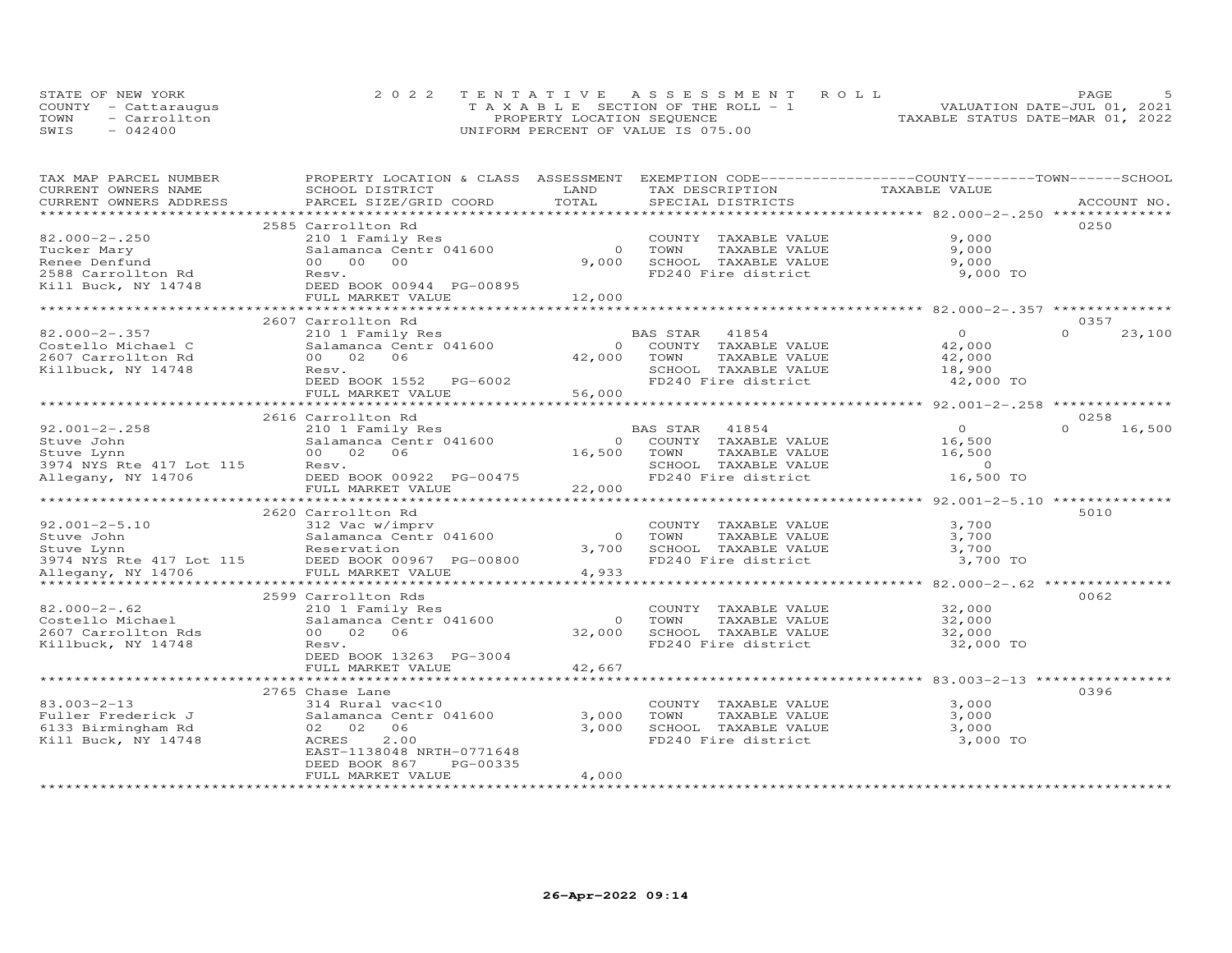STATE OF NEW YORK
COUNTY - Cattaraugus
TOWN - Carrollton
SWIS - 042400

2022 TENTATIVE ASSESSMENT ROLL
TAXABLE SECTION OF THE ROLL - 1
PROPERTY LOCATION SEQUENCE
UNIFORM PERCENT OF VALUE IS 075.00

VALUATION DATE-JUL 01, 2021
TAXABLE STATUS DATE-MAR 01, 2022

| TAX MAP PARCEL NUMBER / CURRENT OWNERS NAME / CURRENT OWNERS ADDRESS | PROPERTY LOCATION & CLASS / SCHOOL DISTRICT / PARCEL SIZE/GRID COORD | ASSESSMENT LAND | TOTAL | EXEMPTION CODE / TAX DESCRIPTION / SPECIAL DISTRICTS | COUNTY / TOWN TAXABLE VALUE | SCHOOL | ACCOUNT NO. |
|---|---|---|---|---|---|---|---|
| **82.000-2-.250** | 2585 Carrollton Rd | | | | | | 0250 |
| Tucker Mary | 210 1 Family Res | | | COUNTY TAXABLE VALUE | 9,000 | | |
| Renee Denfund | Salamanca Centr 041600 | 0 | | TOWN TAXABLE VALUE | 9,000 | | |
| 2588 Carrollton Rd | 00 00 00 | | 9,000 | SCHOOL TAXABLE VALUE | 9,000 | | |
| Kill Buck, NY 14748 | Resv. | | | FD240 Fire district | 9,000 TO | | |
| | DEED BOOK 00944 PG-00895 | | | | | | |
| | FULL MARKET VALUE | | 12,000 | | | | |
| **82.000-2-.357** | 2607 Carrollton Rd | | | | | | 0357 |
| Costello Michael C | 210 1 Family Res | | | BAS STAR 41854 | 0 | 0 | 23,100 |
| 2607 Carrollton Rd | Salamanca Centr 041600 | 0 | | COUNTY TAXABLE VALUE | 42,000 | | |
| Killbuck, NY 14748 | 00 02 06 | | 42,000 | TOWN TAXABLE VALUE | 42,000 | | |
| | Resv. | | | SCHOOL TAXABLE VALUE | 18,900 | | |
| | DEED BOOK 1552 PG-6002 | | | FD240 Fire district | 42,000 TO | | |
| | FULL MARKET VALUE | | 56,000 | | | | |
| **92.001-2-.258** | 2616 Carrollton Rd | | | | | | 0258 |
| Stuve John | 210 1 Family Res | | | BAS STAR 41854 | 0 | 0 | 16,500 |
| Stuve Lynn | Salamanca Centr 041600 | 0 | | COUNTY TAXABLE VALUE | 16,500 | | |
| 3974 NYS Rte 417 Lot 115 | 00 02 06 | | 16,500 | TOWN TAXABLE VALUE | 16,500 | | |
| Allegany, NY 14706 | Resv. | | | SCHOOL TAXABLE VALUE | 0 | | |
| | DEED BOOK 00922 PG-00475 | | | FD240 Fire district | 16,500 TO | | |
| | FULL MARKET VALUE | | 22,000 | | | | |
| **92.001-2-5.10** | 2620 Carrollton Rd | | | | | | 5010 |
| Stuve John | 312 Vac w/imprv | | | COUNTY TAXABLE VALUE | 3,700 | | |
| Stuve Lynn | Salamanca Centr 041600 | 0 | | TOWN TAXABLE VALUE | 3,700 | | |
| 3974 NYS Rte 417 Lot 115 | Reservation | | 3,700 | SCHOOL TAXABLE VALUE | 3,700 | | |
| Allegany, NY 14706 | DEED BOOK 00967 PG-00800 | | | FD240 Fire district | 3,700 TO | | |
| | FULL MARKET VALUE | | 4,933 | | | | |
| **82.000-2-.62** | 2599 Carrollton Rds | | | | | | 0062 |
| Costello Michael | 210 1 Family Res | | | COUNTY TAXABLE VALUE | 32,000 | | |
| 2607 Carrollton Rds | Salamanca Centr 041600 | 0 | | TOWN TAXABLE VALUE | 32,000 | | |
| Killbuck, NY 14748 | 00 02 06 | | 32,000 | SCHOOL TAXABLE VALUE | 32,000 | | |
| | Resv. | | | FD240 Fire district | 32,000 TO | | |
| | DEED BOOK 13263 PG-3004 | | | | | | |
| | FULL MARKET VALUE | | 42,667 | | | | |
| **83.003-2-13** | 2765 Chase Lane | | | | | | 0396 |
| Fuller Frederick J | 314 Rural vac<10 | | | COUNTY TAXABLE VALUE | 3,000 | | |
| 6133 Birmingham Rd | Salamanca Centr 041600 | 3,000 | | TOWN TAXABLE VALUE | 3,000 | | |
| Kill Buck, NY 14748 | 02 02 06 | | 3,000 | SCHOOL TAXABLE VALUE | 3,000 | | |
| | ACRES 2.00 | | | FD240 Fire district | 3,000 TO | | |
| | EAST-1138048 NRTH-0771648 | | | | | | |
| | DEED BOOK 867 PG-00335 | | | | | | |
| | FULL MARKET VALUE | | 4,000 | | | | |

26-Apr-2022 09:14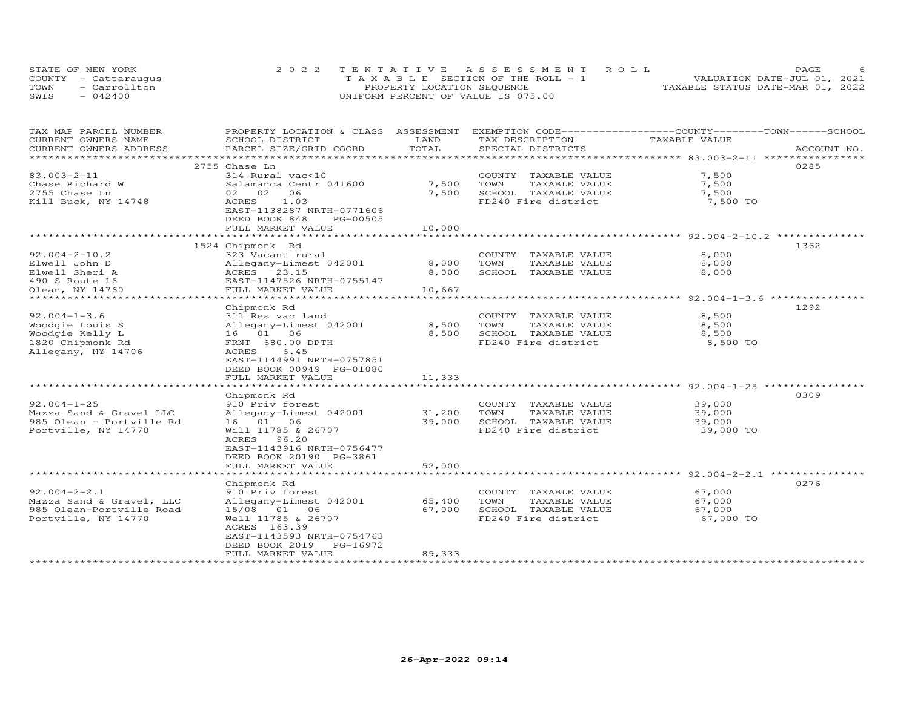STATE OF NEW YORK
COUNTY - Cattaraugus
TOWN - Carrollton
SWIS - 042400

2022 TENTATIVE ASSESSMENT ROLL
TAXABLE SECTION OF THE ROLL - 1
PROPERTY LOCATION SEQUENCE
UNIFORM PERCENT OF VALUE IS 075.00

VALUATION DATE-JUL 01, 2021
TAXABLE STATUS DATE-MAR 01, 2022

| TAX MAP PARCEL NUMBER / CURRENT OWNERS NAME / CURRENT OWNERS ADDRESS | PROPERTY LOCATION & CLASS / SCHOOL DISTRICT / PARCEL SIZE/GRID COORD | ASSESSMENT LAND | TOTAL | EXEMPTION CODE / TAX DESCRIPTION / SPECIAL DISTRICTS | COUNTY--------TOWN------SCHOOL TAXABLE VALUE | ACCOUNT NO. |
|---|---|---|---|---|---|---|
| 83.003-2-11 | 2755 Chase Ln | | | | | 0285 |
| 83.003-2-11 | 314 Rural vac<10 | | | COUNTY TAXABLE VALUE | 7,500 | |
| Chase Richard W | Salamanca Centr 041600 | 7,500 | | TOWN TAXABLE VALUE | 7,500 | |
| 2755 Chase Ln | 02 02 06 | | 7,500 | SCHOOL TAXABLE VALUE | 7,500 | |
| Kill Buck, NY 14748 | ACRES 1.03 | | | FD240 Fire district | 7,500 TO | |
| | EAST-1138287 NRTH-0771606 | | | | | |
| | DEED BOOK 848 PG-00505 | | | | | |
| | FULL MARKET VALUE | | 10,000 | | | |
| 92.004-2-10.2 | 1524 Chipmonk Rd | | | | | 1362 |
| 92.004-2-10.2 | 323 Vacant rural | | | COUNTY TAXABLE VALUE | 8,000 | |
| Elwell John D | Allegany-Limest 042001 | 8,000 | | TOWN TAXABLE VALUE | 8,000 | |
| Elwell Sheri A | ACRES 23.15 | | 8,000 | SCHOOL TAXABLE VALUE | 8,000 | |
| 490 S Route 16 | EAST-1147526 NRTH-0755147 | | | | | |
| Olean, NY 14760 | FULL MARKET VALUE | | 10,667 | | | |
| 92.004-1-3.6 | Chipmonk Rd | | | | | 1292 |
| 92.004-1-3.6 | 311 Res vac land | | | COUNTY TAXABLE VALUE | 8,500 | |
| Woodgie Louis S | Allegany-Limest 042001 | 8,500 | | TOWN TAXABLE VALUE | 8,500 | |
| Woodgie Kelly L | 16 01 06 | | 8,500 | SCHOOL TAXABLE VALUE | 8,500 | |
| 1820 Chipmonk Rd | FRNT 680.00 DPTH | | | FD240 Fire district | 8,500 TO | |
| Allegany, NY 14706 | ACRES 6.45 | | | | | |
| | EAST-1144991 NRTH-0757851 | | | | | |
| | DEED BOOK 00949 PG-01080 | | | | | |
| | FULL MARKET VALUE | | 11,333 | | | |
| 92.004-1-25 | Chipmonk Rd | | | | | 0309 |
| 92.004-1-25 | 910 Priv forest | | | COUNTY TAXABLE VALUE | 39,000 | |
| Mazza Sand & Gravel LLC | Allegany-Limest 042001 | 31,200 | | TOWN TAXABLE VALUE | 39,000 | |
| 985 Olean - Portville Rd | 16 01 06 | | 39,000 | SCHOOL TAXABLE VALUE | 39,000 | |
| Portville, NY 14770 | Will 11785 & 26707 | | | FD240 Fire district | 39,000 TO | |
| | ACRES 96.20 | | | | | |
| | EAST-1143916 NRTH-0756477 | | | | | |
| | DEED BOOK 20190 PG-3861 | | | | | |
| | FULL MARKET VALUE | | 52,000 | | | |
| 92.004-2-2.1 | Chipmonk Rd | | | | | 0276 |
| 92.004-2-2.1 | 910 Priv forest | | | COUNTY TAXABLE VALUE | 67,000 | |
| Mazza Sand & Gravel, LLC | Allegany-Limest 042001 | 65,400 | | TOWN TAXABLE VALUE | 67,000 | |
| 985 Olean-Portville Road | 15/08 01 06 | | 67,000 | SCHOOL TAXABLE VALUE | 67,000 | |
| Portville, NY 14770 | Well 11785 & 26707 | | | FD240 Fire district | 67,000 TO | |
| | ACRES 163.39 | | | | | |
| | EAST-1143593 NRTH-0754763 | | | | | |
| | DEED BOOK 2019 PG-16972 | | | | | |
| | FULL MARKET VALUE | | 89,333 | | | |

26-Apr-2022 09:14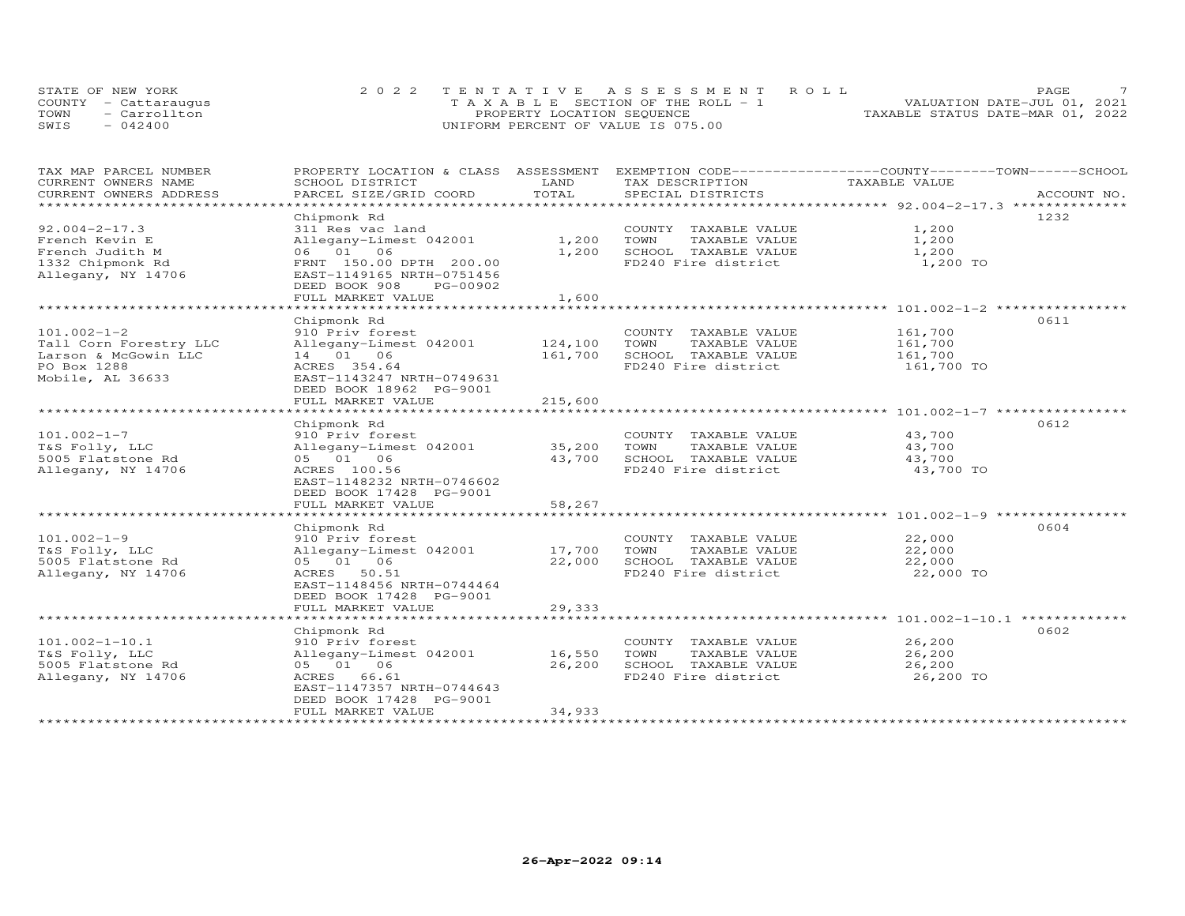STATE OF NEW YORK
COUNTY - Cattaraugus
TOWN - Carrollton
SWIS - 042400

# 2022 TENTATIVE ASSESSMENT ROLL

TAXABLE SECTION OF THE ROLL - 1
PROPERTY LOCATION SEQUENCE
UNIFORM PERCENT OF VALUE IS 075.00

VALUATION DATE-JUL 01, 2021
TAXABLE STATUS DATE-MAR 01, 2022

| TAX MAP PARCEL NUMBER / CURRENT OWNERS NAME / CURRENT OWNERS ADDRESS | PROPERTY LOCATION & CLASS / SCHOOL DISTRICT / PARCEL SIZE/GRID COORD | ASSESSMENT LAND / TOTAL | EXEMPTION CODE / TAX DESCRIPTION / SPECIAL DISTRICTS | COUNTY/TOWN/SCHOOL TAXABLE VALUE | ACCOUNT NO. |
|---|---|---|---|---|---|
| 92.004-2-17.3 | Chipmonk Rd | | | | 1232 |
| 92.004-2-17.3 | 311 Res vac land | | COUNTY TAXABLE VALUE | 1,200 | |
| French Kevin E | Allegany-Limest 042001 | 1,200 | TOWN TAXABLE VALUE | 1,200 | |
| French Judith M | 06 01 06 | 1,200 | SCHOOL TAXABLE VALUE | 1,200 | |
| 1332 Chipmonk Rd | FRNT 150.00 DPTH 200.00 | | FD240 Fire district | 1,200 TO | |
| Allegany, NY 14706 | EAST-1149165 NRTH-0751456 | | | | |
| | DEED BOOK 908 PG-00902 | | | | |
| | FULL MARKET VALUE | 1,600 | | | |
| 101.002-1-2 | Chipmonk Rd | | | | 0611 |
| 101.002-1-2 | 910 Priv forest | | COUNTY TAXABLE VALUE | 161,700 | |
| Tall Corn Forestry LLC | Allegany-Limest 042001 | 124,100 | TOWN TAXABLE VALUE | 161,700 | |
| Larson & McGowin LLC | 14 01 06 | 161,700 | SCHOOL TAXABLE VALUE | 161,700 | |
| PO Box 1288 | ACRES 354.64 | | FD240 Fire district | 161,700 TO | |
| Mobile, AL 36633 | EAST-1143247 NRTH-0749631 | | | | |
| | DEED BOOK 18962 PG-9001 | | | | |
| | FULL MARKET VALUE | 215,600 | | | |
| 101.002-1-7 | Chipmonk Rd | | | | 0612 |
| 101.002-1-7 | 910 Priv forest | | COUNTY TAXABLE VALUE | 43,700 | |
| T&S Folly, LLC | Allegany-Limest 042001 | 35,200 | TOWN TAXABLE VALUE | 43,700 | |
| 5005 Flatstone Rd | 05 01 06 | 43,700 | SCHOOL TAXABLE VALUE | 43,700 | |
| Allegany, NY 14706 | ACRES 100.56 | | FD240 Fire district | 43,700 TO | |
| | EAST-1148232 NRTH-0746602 | | | | |
| | DEED BOOK 17428 PG-9001 | | | | |
| | FULL MARKET VALUE | 58,267 | | | |
| 101.002-1-9 | Chipmonk Rd | | | | 0604 |
| 101.002-1-9 | 910 Priv forest | | COUNTY TAXABLE VALUE | 22,000 | |
| T&S Folly, LLC | Allegany-Limest 042001 | 17,700 | TOWN TAXABLE VALUE | 22,000 | |
| 5005 Flatstone Rd | 05 01 06 | 22,000 | SCHOOL TAXABLE VALUE | 22,000 | |
| Allegany, NY 14706 | ACRES 50.51 | | FD240 Fire district | 22,000 TO | |
| | EAST-1148456 NRTH-0744464 | | | | |
| | DEED BOOK 17428 PG-9001 | | | | |
| | FULL MARKET VALUE | 29,333 | | | |
| 101.002-1-10.1 | Chipmonk Rd | | | | 0602 |
| 101.002-1-10.1 | 910 Priv forest | | COUNTY TAXABLE VALUE | 26,200 | |
| T&S Folly, LLC | Allegany-Limest 042001 | 16,550 | TOWN TAXABLE VALUE | 26,200 | |
| 5005 Flatstone Rd | 05 01 06 | 26,200 | SCHOOL TAXABLE VALUE | 26,200 | |
| Allegany, NY 14706 | ACRES 66.61 | | FD240 Fire district | 26,200 TO | |
| | EAST-1147357 NRTH-0744643 | | | | |
| | DEED BOOK 17428 PG-9001 | | | | |
| | FULL MARKET VALUE | 34,933 | | | |

26-Apr-2022 09:14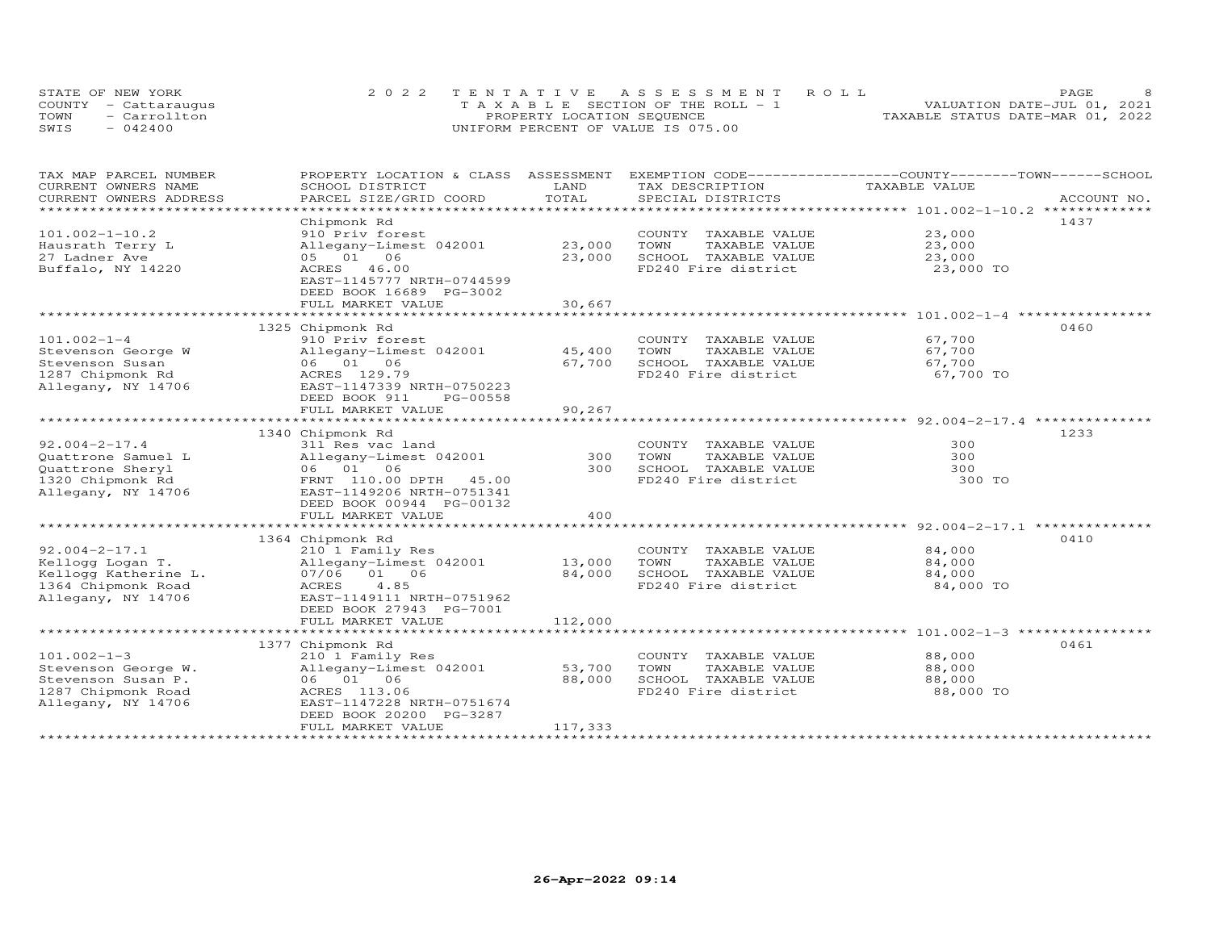STATE OF NEW YORK
COUNTY - Cattaraugus
TOWN - Carrollton
SWIS - 042400

2022 TENTATIVE ASSESSMENT ROLL
TAXABLE SECTION OF THE ROLL - 1
PROPERTY LOCATION SEQUENCE
UNIFORM PERCENT OF VALUE IS 075.00

VALUATION DATE-JUL 01, 2021
TAXABLE STATUS DATE-MAR 01, 2022

| TAX MAP PARCEL NUMBER / CURRENT OWNERS NAME / CURRENT OWNERS ADDRESS | PROPERTY LOCATION & CLASS / SCHOOL DISTRICT / PARCEL SIZE/GRID COORD | ASSESSMENT LAND / TOTAL | EXEMPTION CODE / TAX DESCRIPTION / SPECIAL DISTRICTS | COUNTY / TOWN / SCHOOL TAXABLE VALUE | ACCOUNT NO. |
|---|---|---|---|---|---|
| 101.002-1-10.2 | Chipmonk Rd | | | | 1437 |
| 101.002-1-10.2 | 910 Priv forest | | COUNTY TAXABLE VALUE | 23,000 | |
| Hausrath Terry L | Allegany-Limest 042001 | 23,000 | TOWN TAXABLE VALUE | 23,000 | |
| 27 Ladner Ave | 05 01 06 | 23,000 | SCHOOL TAXABLE VALUE | 23,000 | |
| Buffalo, NY 14220 | ACRES 46.00 | | FD240 Fire district | 23,000 TO | |
| | EAST-1145777 NRTH-0744599 | | | | |
| | DEED BOOK 16689 PG-3002 | | | | |
| | FULL MARKET VALUE | 30,667 | | | |
| 101.002-1-4 | 1325 Chipmonk Rd | | | | 0460 |
| 101.002-1-4 | 910 Priv forest | | COUNTY TAXABLE VALUE | 67,700 | |
| Stevenson George W | Allegany-Limest 042001 | 45,400 | TOWN TAXABLE VALUE | 67,700 | |
| Stevenson Susan | 06 01 06 | 67,700 | SCHOOL TAXABLE VALUE | 67,700 | |
| 1287 Chipmonk Rd | ACRES 129.79 | | FD240 Fire district | 67,700 TO | |
| Allegany, NY 14706 | EAST-1147339 NRTH-0750223 | | | | |
| | DEED BOOK 911 PG-00558 | | | | |
| | FULL MARKET VALUE | 90,267 | | | |
| 92.004-2-17.4 | 1340 Chipmonk Rd | | | | 1233 |
| 92.004-2-17.4 | 311 Res vac land | | COUNTY TAXABLE VALUE | 300 | |
| Quattrone Samuel L | Allegany-Limest 042001 | 300 | TOWN TAXABLE VALUE | 300 | |
| Quattrone Sheryl | 06 01 06 | 300 | SCHOOL TAXABLE VALUE | 300 | |
| 1320 Chipmonk Rd | FRNT 110.00 DPTH 45.00 | | FD240 Fire district | 300 TO | |
| Allegany, NY 14706 | EAST-1149206 NRTH-0751341 | | | | |
| | DEED BOOK 00944 PG-00132 | | | | |
| | FULL MARKET VALUE | 400 | | | |
| 92.004-2-17.1 | 1364 Chipmonk Rd | | | | 0410 |
| 92.004-2-17.1 | 210 1 Family Res | | COUNTY TAXABLE VALUE | 84,000 | |
| Kellogg Logan T. | Allegany-Limest 042001 | 13,000 | TOWN TAXABLE VALUE | 84,000 | |
| Kellogg Katherine L. | 07/06 01 06 | 84,000 | SCHOOL TAXABLE VALUE | 84,000 | |
| 1364 Chipmonk Road | ACRES 4.85 | | FD240 Fire district | 84,000 TO | |
| Allegany, NY 14706 | EAST-1149111 NRTH-0751962 | | | | |
| | DEED BOOK 27943 PG-7001 | | | | |
| | FULL MARKET VALUE | 112,000 | | | |
| 101.002-1-3 | 1377 Chipmonk Rd | | | | 0461 |
| 101.002-1-3 | 210 1 Family Res | | COUNTY TAXABLE VALUE | 88,000 | |
| Stevenson George W. | Allegany-Limest 042001 | 53,700 | TOWN TAXABLE VALUE | 88,000 | |
| Stevenson Susan P. | 06 01 06 | 88,000 | SCHOOL TAXABLE VALUE | 88,000 | |
| 1287 Chipmonk Road | ACRES 113.06 | | FD240 Fire district | 88,000 TO | |
| Allegany, NY 14706 | EAST-1147228 NRTH-0751674 | | | | |
| | DEED BOOK 20200 PG-3287 | | | | |
| | FULL MARKET VALUE | 117,333 | | | |

26-Apr-2022 09:14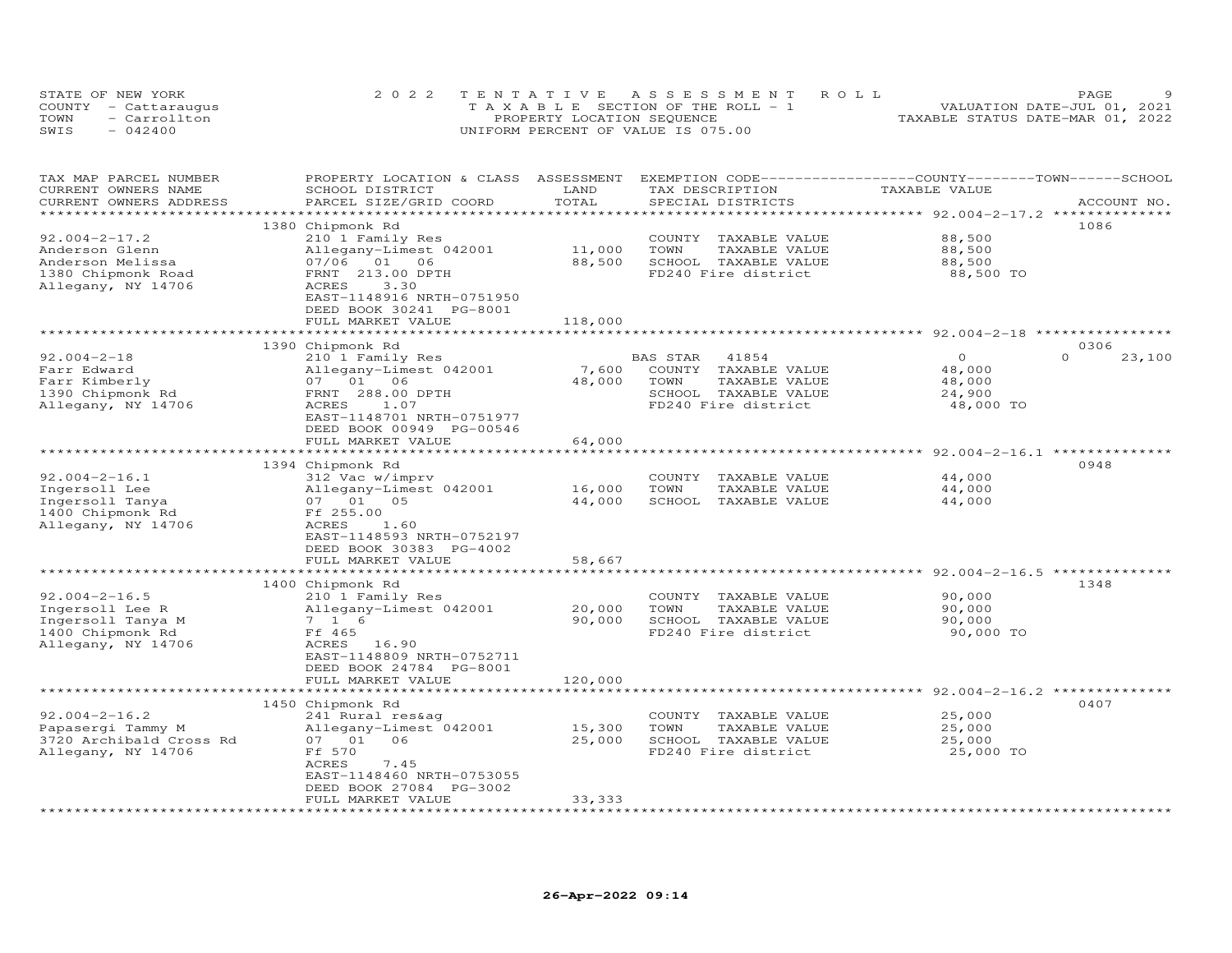STATE OF NEW YORK
COUNTY - Cattaraugus
TOWN - Carrollton
SWIS - 042400

2022 TENTATIVE ASSESSMENT ROLL
TAXABLE SECTION OF THE ROLL - 1
PROPERTY LOCATION SEQUENCE
UNIFORM PERCENT OF VALUE IS 075.00

VALUATION DATE-JUL 01, 2021
TAXABLE STATUS DATE-MAR 01, 2022

| TAX MAP PARCEL NUMBER / CURRENT OWNERS NAME / CURRENT OWNERS ADDRESS | PROPERTY LOCATION & CLASS / SCHOOL DISTRICT / PARCEL SIZE/GRID COORD | LAND / ASSESSMENT TOTAL | EXEMPTION CODE / TAX DESCRIPTION / SPECIAL DISTRICTS | COUNTY / TOWN / SCHOOL TAXABLE VALUE | ACCOUNT NO. |
|---|---|---|---|---|---|
| 92.004-2-17.2 | 1380 Chipmonk Rd | | | | 1086 |
| | 210 1 Family Res | | COUNTY TAXABLE VALUE | 88,500 | |
| Anderson Glenn | Allegany-Limest 042001 | 11,000 | TOWN TAXABLE VALUE | 88,500 | |
| Anderson Melissa | 07/06 01 06 | 88,500 | SCHOOL TAXABLE VALUE | 88,500 | |
| 1380 Chipmonk Road | FRNT 213.00 DPTH | | FD240 Fire district | 88,500 TO | |
| Allegany, NY 14706 | ACRES 3.30 | | | | |
| | EAST-1148916 NRTH-0751950 | | | | |
| | DEED BOOK 30241 PG-8001 | | | | |
| | FULL MARKET VALUE | 118,000 | | | |
| 92.004-2-18 | 1390 Chipmonk Rd | | | | 0306 |
| | 210 1 Family Res | | BAS STAR 41854 | 0 / 0 / 23,100 | |
| Farr Edward | Allegany-Limest 042001 | 7,600 | COUNTY TAXABLE VALUE | 48,000 | |
| Farr Kimberly | 07 01 06 | 48,000 | TOWN TAXABLE VALUE | 48,000 | |
| 1390 Chipmonk Rd | FRNT 288.00 DPTH | | SCHOOL TAXABLE VALUE | 24,900 | |
| Allegany, NY 14706 | ACRES 1.07 | | FD240 Fire district | 48,000 TO | |
| | EAST-1148701 NRTH-0751977 | | | | |
| | DEED BOOK 00949 PG-00546 | | | | |
| | FULL MARKET VALUE | 64,000 | | | |
| 92.004-2-16.1 | 1394 Chipmonk Rd | | | | 0948 |
| | 312 Vac w/imprv | | COUNTY TAXABLE VALUE | 44,000 | |
| Ingersoll Lee | Allegany-Limest 042001 | 16,000 | TOWN TAXABLE VALUE | 44,000 | |
| Ingersoll Tanya | 07 01 05 | 44,000 | SCHOOL TAXABLE VALUE | 44,000 | |
| 1400 Chipmonk Rd | Ff 255.00 | | | | |
| Allegany, NY 14706 | ACRES 1.60 | | | | |
| | EAST-1148593 NRTH-0752197 | | | | |
| | DEED BOOK 30383 PG-4002 | | | | |
| | FULL MARKET VALUE | 58,667 | | | |
| 92.004-2-16.5 | 1400 Chipmonk Rd | | | | 1348 |
| | 210 1 Family Res | | COUNTY TAXABLE VALUE | 90,000 | |
| Ingersoll Lee R | Allegany-Limest 042001 | 20,000 | TOWN TAXABLE VALUE | 90,000 | |
| Ingersoll Tanya M | 7 1 6 | 90,000 | SCHOOL TAXABLE VALUE | 90,000 | |
| 1400 Chipmonk Rd | Ff 465 | | FD240 Fire district | 90,000 TO | |
| Allegany, NY 14706 | ACRES 16.90 | | | | |
| | EAST-1148809 NRTH-0752711 | | | | |
| | DEED BOOK 24784 PG-8001 | | | | |
| | FULL MARKET VALUE | 120,000 | | | |
| 92.004-2-16.2 | 1450 Chipmonk Rd | | | | 0407 |
| | 241 Rural res&ag | | COUNTY TAXABLE VALUE | 25,000 | |
| Papasergi Tammy M | Allegany-Limest 042001 | 15,300 | TOWN TAXABLE VALUE | 25,000 | |
| 3720 Archibald Cross Rd | 07 01 06 | 25,000 | SCHOOL TAXABLE VALUE | 25,000 | |
| Allegany, NY 14706 | Ff 570 | | FD240 Fire district | 25,000 TO | |
| | ACRES 7.45 | | | | |
| | EAST-1148460 NRTH-0753055 | | | | |
| | DEED BOOK 27084 PG-3002 | | | | |
| | FULL MARKET VALUE | 33,333 | | | |

26-Apr-2022 09:14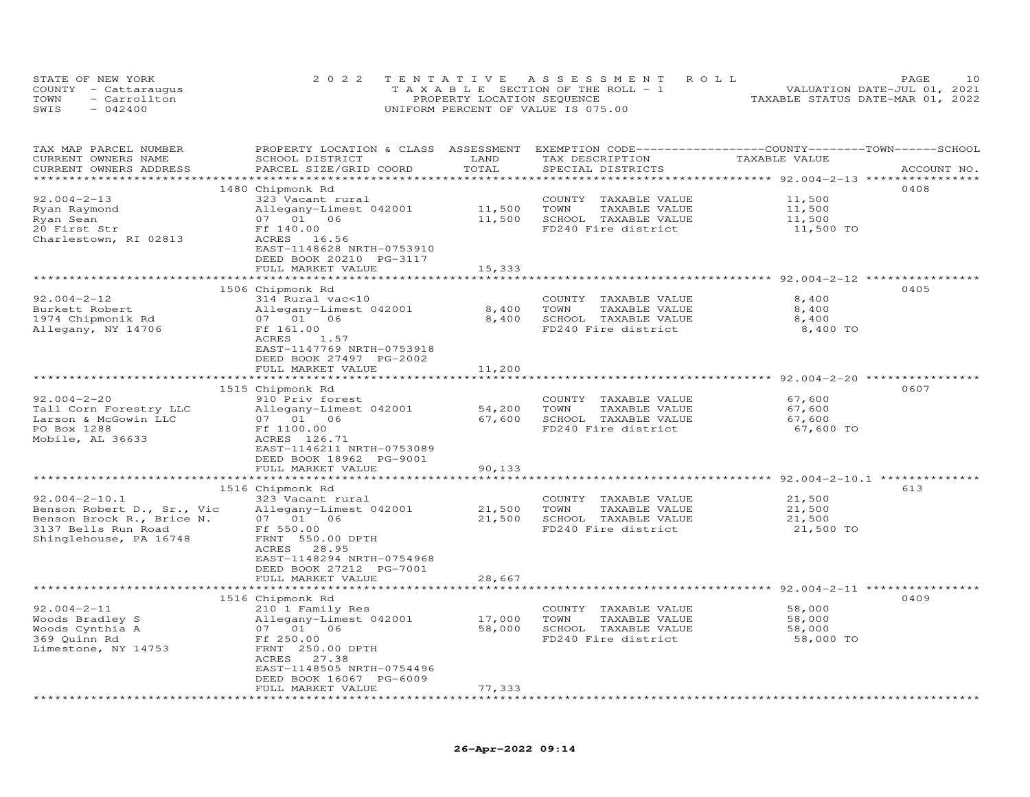STATE OF NEW YORK — COUNTY - Cattaraugus — TOWN - Carrollton — SWIS - 042400

2022 TENTATIVE ASSESSMENT ROLL
TAXABLE SECTION OF THE ROLL - 1
PROPERTY LOCATION SEQUENCE
UNIFORM PERCENT OF VALUE IS 075.00

VALUATION DATE-JUL 01, 2021
TAXABLE STATUS DATE-MAR 01, 2022

| TAX MAP PARCEL NUMBER / CURRENT OWNERS NAME / CURRENT OWNERS ADDRESS | PROPERTY LOCATION & CLASS / SCHOOL DISTRICT / PARCEL SIZE/GRID COORD | ASSESSMENT LAND / TOTAL | EXEMPTION CODE / TAX DESCRIPTION / SPECIAL DISTRICTS | COUNTY--TOWN--SCHOOL TAXABLE VALUE | ACCOUNT NO. |
|---|---|---|---|---|---|
| 92.004-2-13 | 1480 Chipmonk Rd | | | | 0408 |
| | 323 Vacant rural | | COUNTY TAXABLE VALUE | 11,500 | |
| Ryan Raymond | Allegany-Limest 042001 | 11,500 | TOWN TAXABLE VALUE | 11,500 | |
| Ryan Sean | 07 01 06 | 11,500 | SCHOOL TAXABLE VALUE | 11,500 | |
| 20 First Str | Ff 140.00 | | FD240 Fire district | 11,500 TO | |
| Charlestown, RI 02813 | ACRES 16.56 | | | | |
| | EAST-1148628 NRTH-0753910 | | | | |
| | DEED BOOK 20210 PG-3117 | | | | |
| | FULL MARKET VALUE | 15,333 | | | |
| 92.004-2-12 | 1506 Chipmonk Rd | | | | 0405 |
| | 314 Rural vac<10 | | COUNTY TAXABLE VALUE | 8,400 | |
| Burkett Robert | Allegany-Limest 042001 | 8,400 | TOWN TAXABLE VALUE | 8,400 | |
| 1974 Chipmonik Rd | 07 01 06 | 8,400 | SCHOOL TAXABLE VALUE | 8,400 | |
| Allegany, NY 14706 | Ff 161.00 | | FD240 Fire district | 8,400 TO | |
| | ACRES 1.57 | | | | |
| | EAST-1147769 NRTH-0753918 | | | | |
| | DEED BOOK 27497 PG-2002 | | | | |
| | FULL MARKET VALUE | 11,200 | | | |
| 92.004-2-20 | 1515 Chipmonk Rd | | | | 0607 |
| | 910 Priv forest | | COUNTY TAXABLE VALUE | 67,600 | |
| Tall Corn Forestry LLC | Allegany-Limest 042001 | 54,200 | TOWN TAXABLE VALUE | 67,600 | |
| Larson & McGowin LLC | 07 01 06 | 67,600 | SCHOOL TAXABLE VALUE | 67,600 | |
| PO Box 1288 | Ff 1100.00 | | FD240 Fire district | 67,600 TO | |
| Mobile, AL 36633 | ACRES 126.71 | | | | |
| | EAST-1146211 NRTH-0753089 | | | | |
| | DEED BOOK 18962 PG-9001 | | | | |
| | FULL MARKET VALUE | 90,133 | | | |
| 92.004-2-10.1 | 1516 Chipmonk Rd | | | | 613 |
| | 323 Vacant rural | | COUNTY TAXABLE VALUE | 21,500 | |
| Benson Robert D., Sr., Vic | Allegany-Limest 042001 | 21,500 | TOWN TAXABLE VALUE | 21,500 | |
| Benson Brock R., Brice N. | 07 01 06 | 21,500 | SCHOOL TAXABLE VALUE | 21,500 | |
| 3137 Bells Run Road | Ff 550.00 | | FD240 Fire district | 21,500 TO | |
| Shinglehouse, PA 16748 | FRNT 550.00 DPTH | | | | |
| | ACRES 28.95 | | | | |
| | EAST-1148294 NRTH-0754968 | | | | |
| | DEED BOOK 27212 PG-7001 | | | | |
| | FULL MARKET VALUE | 28,667 | | | |
| 92.004-2-11 | 1516 Chipmonk Rd | | | | 0409 |
| | 210 1 Family Res | | COUNTY TAXABLE VALUE | 58,000 | |
| Woods Bradley S | Allegany-Limest 042001 | 17,000 | TOWN TAXABLE VALUE | 58,000 | |
| Woods Cynthia A | 07 01 06 | 58,000 | SCHOOL TAXABLE VALUE | 58,000 | |
| 369 Quinn Rd | Ff 250.00 | | FD240 Fire district | 58,000 TO | |
| Limestone, NY 14753 | FRNT 250.00 DPTH | | | | |
| | ACRES 27.38 | | | | |
| | EAST-1148505 NRTH-0754496 | | | | |
| | DEED BOOK 16067 PG-6009 | | | | |
| | FULL MARKET VALUE | 77,333 | | | |

26-Apr-2022 09:14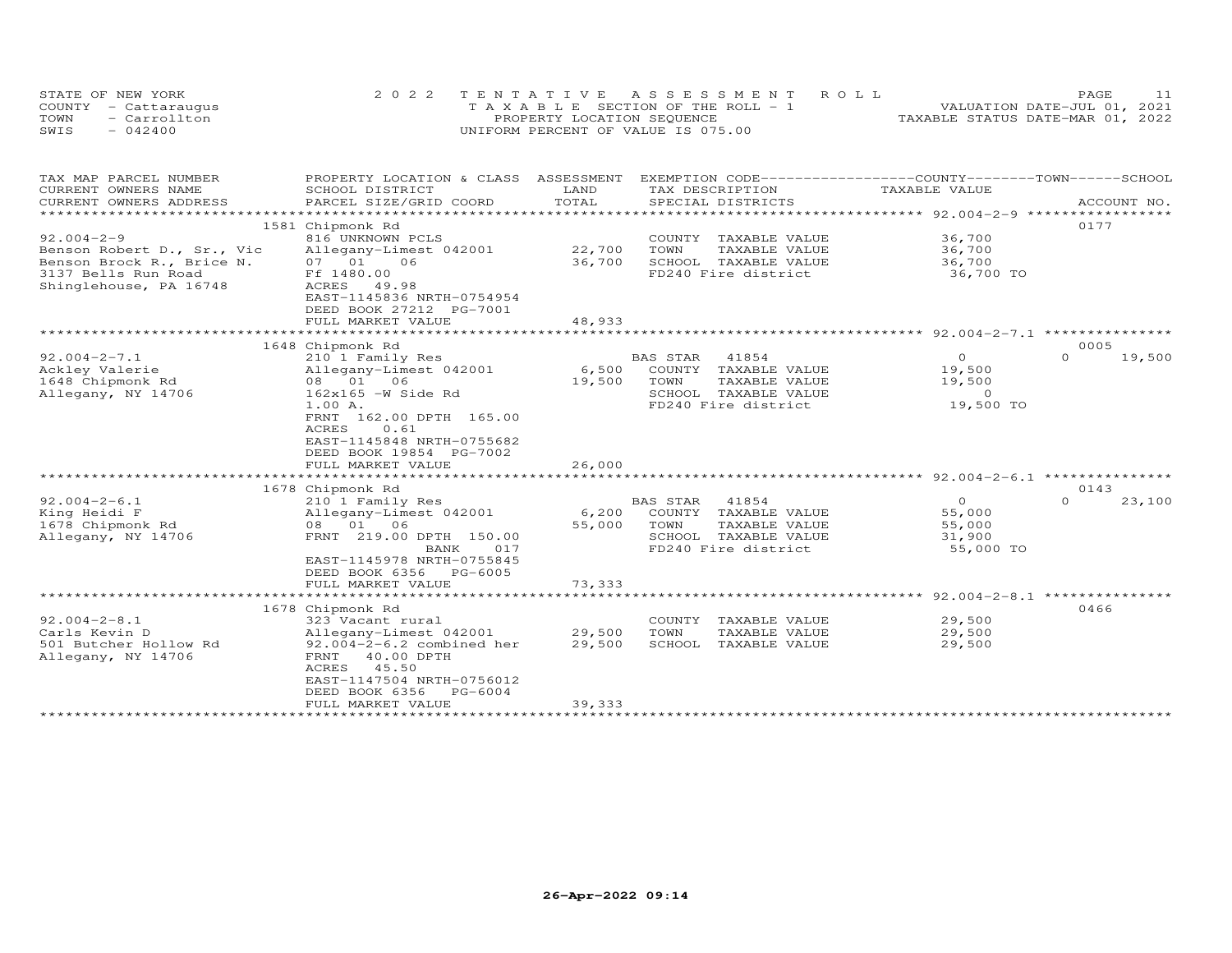STATE OF NEW YORK — 2022 TENTATIVE ASSESSMENT ROLL
COUNTY - Cattaraugus — TAXABLE SECTION OF THE ROLL - 1 — VALUATION DATE-JUL 01, 2021
TOWN - Carrollton — PROPERTY LOCATION SEQUENCE — TAXABLE STATUS DATE-MAR 01, 2022
SWIS - 042400 — UNIFORM PERCENT OF VALUE IS 075.00

| TAX MAP PARCEL NUMBER / CURRENT OWNERS NAME / CURRENT OWNERS ADDRESS | PROPERTY LOCATION & CLASS / SCHOOL DISTRICT / PARCEL SIZE/GRID COORD | ASSESSMENT LAND | TOTAL | EXEMPTION CODE / TAX DESCRIPTION / SPECIAL DISTRICTS | COUNTY TAXABLE VALUE | TOWN | SCHOOL | ACCOUNT NO. |
|---|---|---|---|---|---|---|---|---|
| 92.004-2-9 | 1581 Chipmonk Rd | | | | | | | 0177 |
| Benson Robert D., Sr., Vic | 816 UNKNOWN PCLS | | | COUNTY TAXABLE VALUE | 36,700 | | | |
| Benson Brock R., Brice N. | Allegany-Limest 042001 | 22,700 | | TOWN TAXABLE VALUE | 36,700 | | | |
| 3137 Bells Run Road | 07 01 06 | | 36,700 | SCHOOL TAXABLE VALUE | 36,700 | | | |
| Shinglehouse, PA 16748 | Ff 1480.00 | | | FD240 Fire district | 36,700 TO | | | |
| | ACRES 49.98 | | | | | | | |
| | EAST-1145836 NRTH-0754954 | | | | | | | |
| | DEED BOOK 27212 PG-7001 | | | | | | | |
| | FULL MARKET VALUE | | 48,933 | | | | | |
| 92.004-2-7.1 | 1648 Chipmonk Rd | | | | | | | 0005 |
| Ackley Valerie | 210 1 Family Res | | | BAS STAR 41854 | 0 | 0 | 19,500 | |
| 1648 Chipmonk Rd | Allegany-Limest 042001 | 6,500 | | COUNTY TAXABLE VALUE | 19,500 | | | |
| Allegany, NY 14706 | 08 01 06 | | 19,500 | TOWN TAXABLE VALUE | 19,500 | | | |
| | 162x165 -W Side Rd | | | SCHOOL TAXABLE VALUE | 0 | | | |
| | 1.00 A. | | | FD240 Fire district | 19,500 TO | | | |
| | FRNT 162.00 DPTH 165.00 | | | | | | | |
| | ACRES 0.61 | | | | | | | |
| | EAST-1145848 NRTH-0755682 | | | | | | | |
| | DEED BOOK 19854 PG-7002 | | | | | | | |
| | FULL MARKET VALUE | | 26,000 | | | | | |
| 92.004-2-6.1 | 1678 Chipmonk Rd | | | | | | | 0143 |
| King Heidi F | 210 1 Family Res | | | BAS STAR 41854 | 0 | 0 | 23,100 | |
| 1678 Chipmonk Rd | Allegany-Limest 042001 | 6,200 | | COUNTY TAXABLE VALUE | 55,000 | | | |
| Allegany, NY 14706 | 08 01 06 | | 55,000 | TOWN TAXABLE VALUE | 55,000 | | | |
| | FRNT 219.00 DPTH 150.00 | | | SCHOOL TAXABLE VALUE | 31,900 | | | |
| | BANK 017 | | | FD240 Fire district | 55,000 TO | | | |
| | EAST-1145978 NRTH-0755845 | | | | | | | |
| | DEED BOOK 6356 PG-6005 | | | | | | | |
| | FULL MARKET VALUE | | 73,333 | | | | | |
| 92.004-2-8.1 | 1678 Chipmonk Rd | | | | | | | 0466 |
| Carls Kevin D | 323 Vacant rural | | | COUNTY TAXABLE VALUE | 29,500 | | | |
| 501 Butcher Hollow Rd | Allegany-Limest 042001 | 29,500 | | TOWN TAXABLE VALUE | 29,500 | | | |
| Allegany, NY 14706 | 92.004-2-6.2 combined her | | 29,500 | SCHOOL TAXABLE VALUE | 29,500 | | | |
| | FRNT 40.00 DPTH | | | | | | | |
| | ACRES 45.50 | | | | | | | |
| | EAST-1147504 NRTH-0756012 | | | | | | | |
| | DEED BOOK 6356 PG-6004 | | | | | | | |
| | FULL MARKET VALUE | | 39,333 | | | | | |

26-Apr-2022 09:14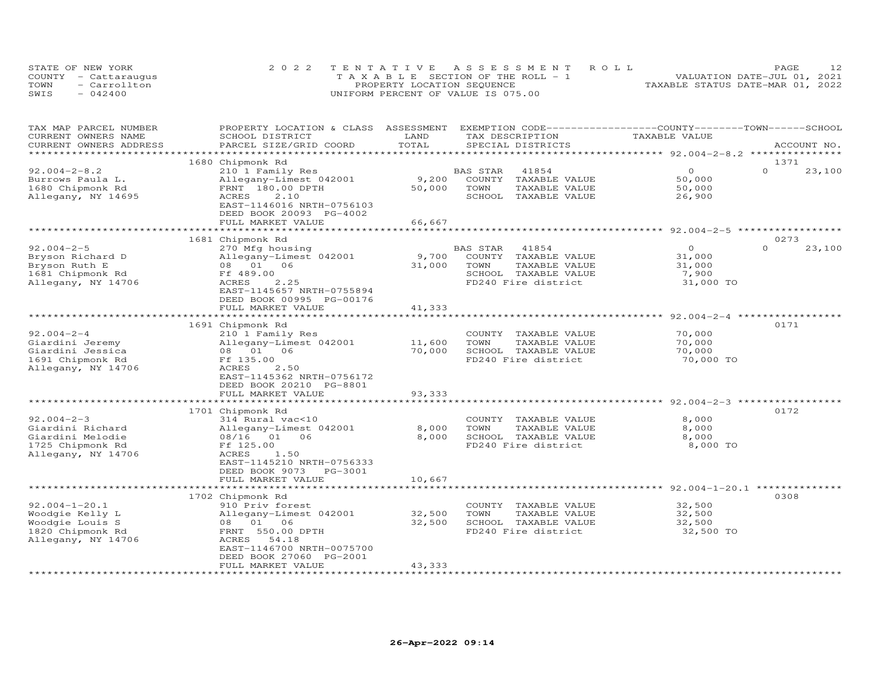STATE OF NEW YORK
COUNTY - Cattaraugus
TOWN - Carrollton
SWIS - 042400

# 2022 TENTATIVE ASSESSMENT ROLL
TAXABLE SECTION OF THE ROLL - 1
PROPERTY LOCATION SEQUENCE
UNIFORM PERCENT OF VALUE IS 075.00

VALUATION DATE-JUL 01, 2021
TAXABLE STATUS DATE-MAR 01, 2022

| TAX MAP PARCEL NUMBER / CURRENT OWNERS NAME / CURRENT OWNERS ADDRESS | PROPERTY LOCATION & CLASS / SCHOOL DISTRICT / PARCEL SIZE/GRID COORD | ASSESSMENT LAND | TOTAL | EXEMPTION CODE / TAX DESCRIPTION / SPECIAL DISTRICTS | COUNTY TAXABLE VALUE | TOWN | SCHOOL / ACCOUNT NO. |
|---|---|---|---|---|---|---|---|
| | 1680 Chipmonk Rd | | | | | | 1371 |
| 92.004-2-8.2 | 210 1 Family Res | | | BAS STAR 41854 | 0 | 0 | 23,100 |
| Burrows Paula L. | Allegany-Limest 042001 | 9,200 | | COUNTY TAXABLE VALUE | 50,000 | | |
| 1680 Chipmonk Rd | FRNT 180.00 DPTH | | 50,000 | TOWN TAXABLE VALUE | 50,000 | | |
| Allegany, NY 14695 | ACRES 2.10 | | | SCHOOL TAXABLE VALUE | 26,900 | | |
| | EAST-1146016 NRTH-0756103 | | | | | | |
| | DEED BOOK 20093 PG-4002 | | | | | | |
| | FULL MARKET VALUE | | 66,667 | | | | |
| | 1681 Chipmonk Rd | | | | | | 0273 |
| 92.004-2-5 | 270 Mfg housing | | | BAS STAR 41854 | 0 | 0 | 23,100 |
| Bryson Richard D | Allegany-Limest 042001 | 9,700 | | COUNTY TAXABLE VALUE | 31,000 | | |
| Bryson Ruth E | 08 01 06 | | 31,000 | TOWN TAXABLE VALUE | 31,000 | | |
| 1681 Chipmonk Rd | Ff 489.00 | | | SCHOOL TAXABLE VALUE | 7,900 | | |
| Allegany, NY 14706 | ACRES 2.25 | | | FD240 Fire district | 31,000 TO | | |
| | EAST-1145657 NRTH-0755894 | | | | | | |
| | DEED BOOK 00995 PG-00176 | | | | | | |
| | FULL MARKET VALUE | | 41,333 | | | | |
| | 1691 Chipmonk Rd | | | | | | 0171 |
| 92.004-2-4 | 210 1 Family Res | | | COUNTY TAXABLE VALUE | 70,000 | | |
| Giardini Jeremy | Allegany-Limest 042001 | 11,600 | | TOWN TAXABLE VALUE | 70,000 | | |
| Giardini Jessica | 08 01 06 | | 70,000 | SCHOOL TAXABLE VALUE | 70,000 | | |
| 1691 Chipmonk Rd | Ff 135.00 | | | FD240 Fire district | 70,000 TO | | |
| Allegany, NY 14706 | ACRES 2.50 | | | | | | |
| | EAST-1145362 NRTH-0756172 | | | | | | |
| | DEED BOOK 20210 PG-8801 | | | | | | |
| | FULL MARKET VALUE | | 93,333 | | | | |
| | 1701 Chipmonk Rd | | | | | | 0172 |
| 92.004-2-3 | 314 Rural vac<10 | | | COUNTY TAXABLE VALUE | 8,000 | | |
| Giardini Richard | Allegany-Limest 042001 | 8,000 | | TOWN TAXABLE VALUE | 8,000 | | |
| Giardini Melodie | 08/16 01 06 | | 8,000 | SCHOOL TAXABLE VALUE | 8,000 | | |
| 1725 Chipmonk Rd | Ff 125.00 | | | FD240 Fire district | 8,000 TO | | |
| Allegany, NY 14706 | ACRES 1.50 | | | | | | |
| | EAST-1145210 NRTH-0756333 | | | | | | |
| | DEED BOOK 9073 PG-3001 | | | | | | |
| | FULL MARKET VALUE | | 10,667 | | | | |
| | 1702 Chipmonk Rd | | | | | | 0308 |
| 92.004-1-20.1 | 910 Priv forest | | | COUNTY TAXABLE VALUE | 32,500 | | |
| Woodgie Kelly L | Allegany-Limest 042001 | 32,500 | | TOWN TAXABLE VALUE | 32,500 | | |
| Woodgie Louis S | 08 01 06 | | 32,500 | SCHOOL TAXABLE VALUE | 32,500 | | |
| 1820 Chipmonk Rd | FRNT 550.00 DPTH | | | FD240 Fire district | 32,500 TO | | |
| Allegany, NY 14706 | ACRES 54.18 | | | | | | |
| | EAST-1146700 NRTH-0075700 | | | | | | |
| | DEED BOOK 27060 PG-2001 | | | | | | |
| | FULL MARKET VALUE | | 43,333 | | | | |

26-Apr-2022 09:14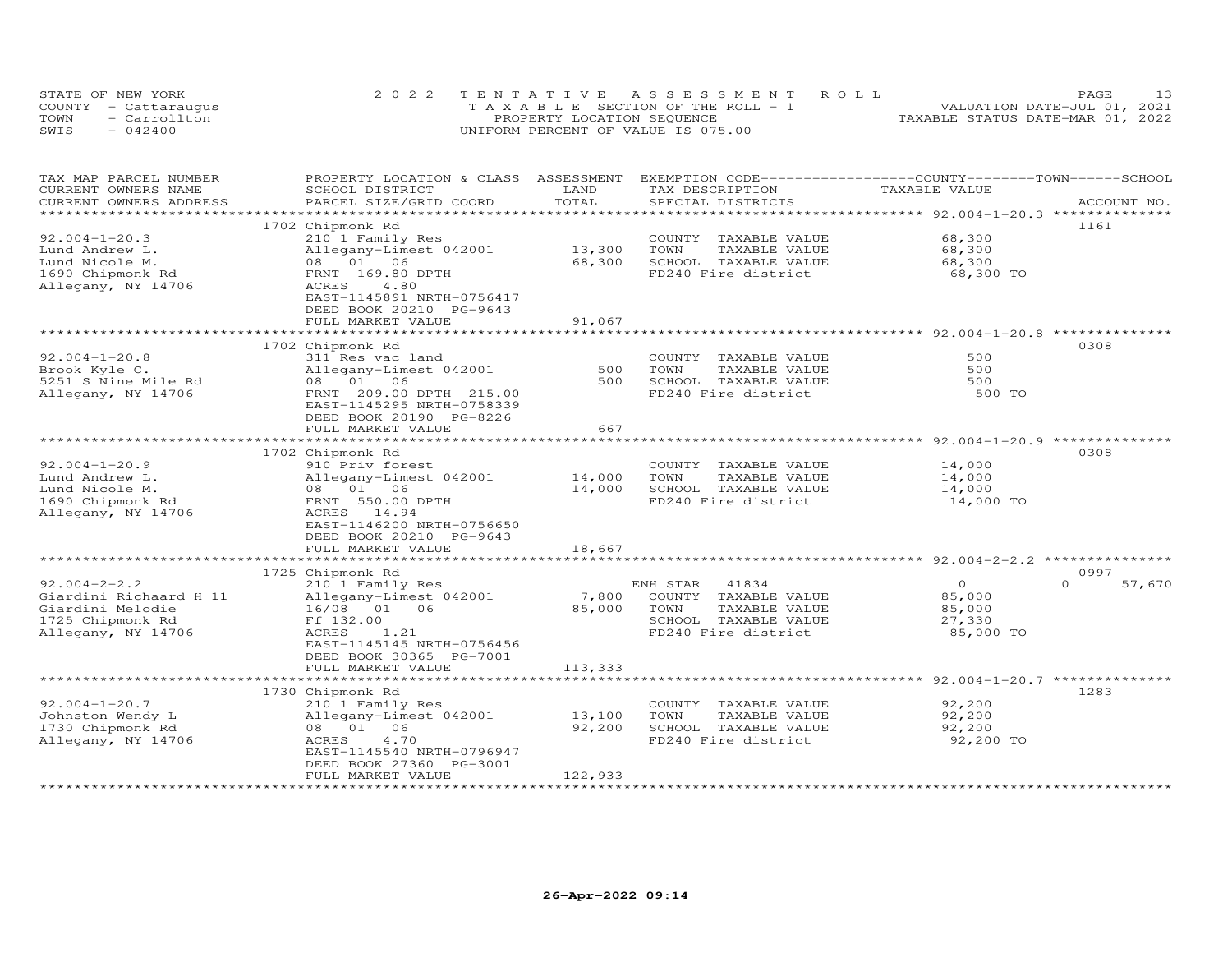STATE OF NEW YORK  
COUNTY - Cattaraugus  
TOWN - Carrollton  
SWIS - 042400

2022 TENTATIVE ASSESSMENT ROLL  
TAXABLE SECTION OF THE ROLL - 1  
PROPERTY LOCATION SEQUENCE  
UNIFORM PERCENT OF VALUE IS 075.00

VALUATION DATE-JUL 01, 2021  
TAXABLE STATUS DATE-MAR 01, 2022

| TAX MAP PARCEL NUMBER / CURRENT OWNERS NAME / CURRENT OWNERS ADDRESS | PROPERTY LOCATION & CLASS / SCHOOL DISTRICT / PARCEL SIZE/GRID COORD | ASSESSMENT LAND | TOTAL | EXEMPTION CODE / TAX DESCRIPTION / SPECIAL DISTRICTS | COUNTY / TOWN / SCHOOL TAXABLE VALUE | ACCOUNT NO. |
|---|---|---|---|---|---|---|
| 92.004-1-20.3 | 1702 Chipmonk Rd | | | | | 1161 |
| Lund Andrew L. | 210 1 Family Res | | | COUNTY TAXABLE VALUE | 68,300 | |
| Lund Nicole M. | Allegany-Limest 042001 | 13,300 | | TOWN TAXABLE VALUE | 68,300 | |
| 1690 Chipmonk Rd | 08 01 06 | | 68,300 | SCHOOL TAXABLE VALUE | 68,300 | |
| Allegany, NY 14706 | FRNT 169.80 DPTH | | | FD240 Fire district | 68,300 TO | |
| | ACRES 4.80 | | | | | |
| | EAST-1145891 NRTH-0756417 | | | | | |
| | DEED BOOK 20210 PG-9643 | | | | | |
| | FULL MARKET VALUE | | 91,067 | | | |
| 92.004-1-20.8 | 1702 Chipmonk Rd | | | | | 0308 |
| Brook Kyle C. | 311 Res vac land | | | COUNTY TAXABLE VALUE | 500 | |
| 5251 S Nine Mile Rd | Allegany-Limest 042001 | 500 | | TOWN TAXABLE VALUE | 500 | |
| Allegany, NY 14706 | 08 01 06 | | 500 | SCHOOL TAXABLE VALUE | 500 | |
| | FRNT 209.00 DPTH 215.00 | | | FD240 Fire district | 500 TO | |
| | EAST-1145295 NRTH-0758339 | | | | | |
| | DEED BOOK 20190 PG-8226 | | | | | |
| | FULL MARKET VALUE | | 667 | | | |
| 92.004-1-20.9 | 1702 Chipmonk Rd | | | | | 0308 |
| Lund Andrew L. | 910 Priv forest | | | COUNTY TAXABLE VALUE | 14,000 | |
| Lund Nicole M. | Allegany-Limest 042001 | 14,000 | | TOWN TAXABLE VALUE | 14,000 | |
| 1690 Chipmonk Rd | 08 01 06 | | 14,000 | SCHOOL TAXABLE VALUE | 14,000 | |
| Allegany, NY 14706 | FRNT 550.00 DPTH | | | FD240 Fire district | 14,000 TO | |
| | ACRES 14.94 | | | | | |
| | EAST-1146200 NRTH-0756650 | | | | | |
| | DEED BOOK 20210 PG-9643 | | | | | |
| | FULL MARKET VALUE | | 18,667 | | | |
| 92.004-2-2.2 | 1725 Chipmonk Rd | | | | | 0997 |
| Giardini Richaard H 11 | 210 1 Family Res | | | ENH STAR 41834 | 0 / 0 / 57,670 | |
| Giardini Melodie | Allegany-Limest 042001 | 7,800 | | COUNTY TAXABLE VALUE | 85,000 | |
| 1725 Chipmonk Rd | 16/08 01 06 | | 85,000 | TOWN TAXABLE VALUE | 85,000 | |
| Allegany, NY 14706 | Ff 132.00 | | | SCHOOL TAXABLE VALUE | 27,330 | |
| | ACRES 1.21 | | | FD240 Fire district | 85,000 TO | |
| | EAST-1145145 NRTH-0756456 | | | | | |
| | DEED BOOK 30365 PG-7001 | | | | | |
| | FULL MARKET VALUE | | 113,333 | | | |
| 92.004-1-20.7 | 1730 Chipmonk Rd | | | | | 1283 |
| Johnston Wendy L | 210 1 Family Res | | | COUNTY TAXABLE VALUE | 92,200 | |
| 1730 Chipmonk Rd | Allegany-Limest 042001 | 13,100 | | TOWN TAXABLE VALUE | 92,200 | |
| Allegany, NY 14706 | 08 01 06 | | 92,200 | SCHOOL TAXABLE VALUE | 92,200 | |
| | ACRES 4.70 | | | FD240 Fire district | 92,200 TO | |
| | EAST-1145540 NRTH-0796947 | | | | | |
| | DEED BOOK 27360 PG-3001 | | | | | |
| | FULL MARKET VALUE | | 122,933 | | | |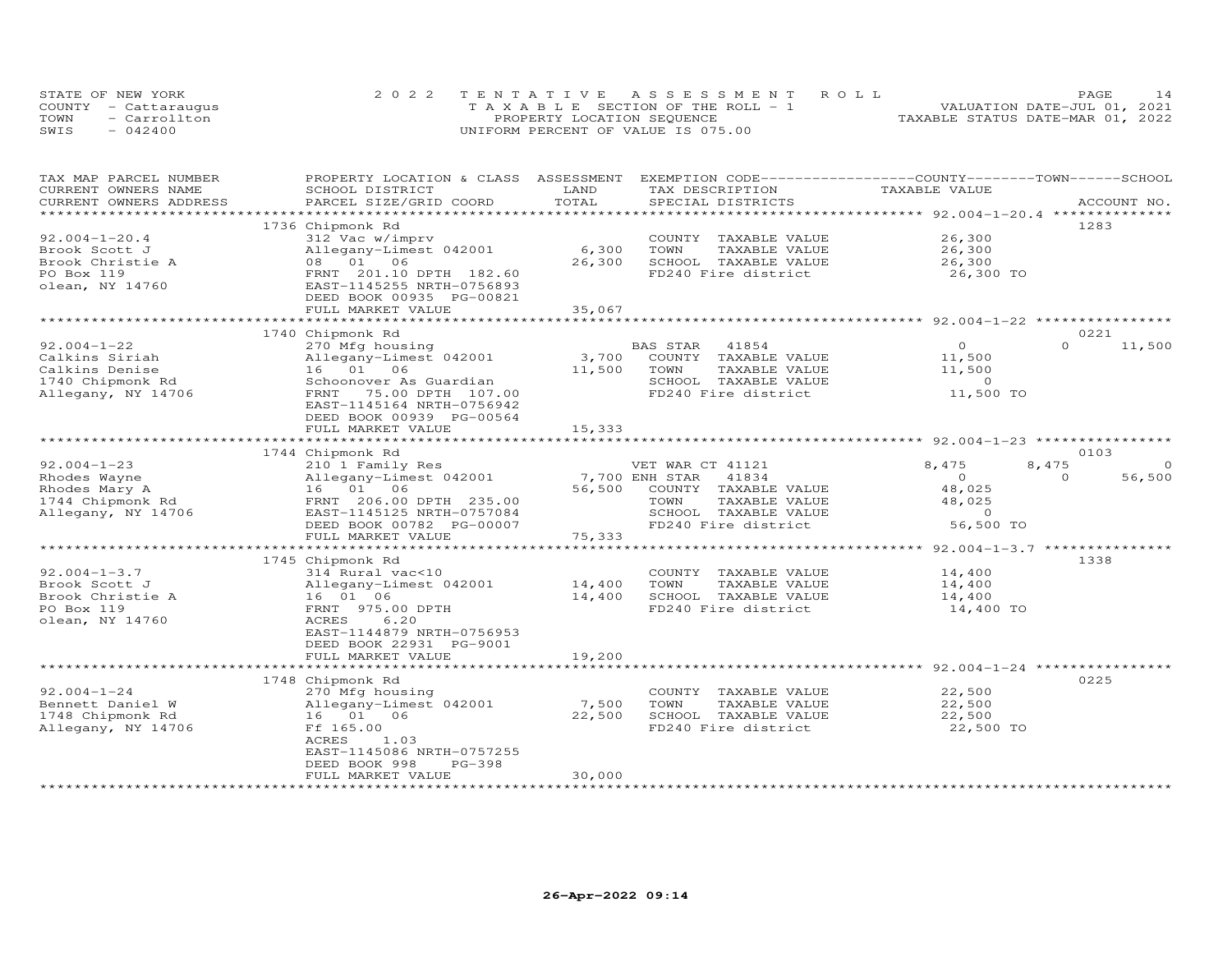STATE OF NEW YORK
COUNTY - Cattaraugus
TOWN - Carrollton
SWIS - 042400

2022 TENTATIVE ASSESSMENT ROLL
TAXABLE SECTION OF THE ROLL - 1
PROPERTY LOCATION SEQUENCE
UNIFORM PERCENT OF VALUE IS 075.00

VALUATION DATE-JUL 01, 2021
TAXABLE STATUS DATE-MAR 01, 2022

| TAX MAP PARCEL NUMBER / CURRENT OWNERS NAME / CURRENT OWNERS ADDRESS | PROPERTY LOCATION & CLASS / SCHOOL DISTRICT / PARCEL SIZE/GRID COORD | ASSESSMENT LAND / TOTAL | EXEMPTION CODE / TAX DESCRIPTION / SPECIAL DISTRICTS | COUNTY TAXABLE VALUE | TOWN | SCHOOL / ACCOUNT NO. |
|---|---|---|---|---|---|---|
| | 1736 Chipmonk Rd | | | | | 1283 |
| 92.004-1-20.4 | 312 Vac w/imprv | | COUNTY TAXABLE VALUE | 26,300 | | |
| Brook Scott J | Allegany-Limest 042001 | 6,300 | TOWN TAXABLE VALUE | 26,300 | | |
| Brook Christie A | 08 01 06 | 26,300 | SCHOOL TAXABLE VALUE | 26,300 | | |
| PO Box 119 | FRNT 201.10 DPTH 182.60 | | FD240 Fire district | 26,300 TO | | |
| olean, NY 14760 | EAST-1145255 NRTH-0756893 | | | | | |
| | DEED BOOK 00935 PG-00821 | | | | | |
| | FULL MARKET VALUE | 35,067 | | | | |
| | 1740 Chipmonk Rd | | | | | 0221 |
| 92.004-1-22 | 270 Mfg housing | | BAS STAR 41854 | 0 | 0 | 11,500 |
| Calkins Siriah | Allegany-Limest 042001 | 3,700 | COUNTY TAXABLE VALUE | 11,500 | | |
| Calkins Denise | 16 01 06 | 11,500 | TOWN TAXABLE VALUE | 11,500 | | |
| 1740 Chipmonk Rd | Schoonover As Guardian | | SCHOOL TAXABLE VALUE | 0 | | |
| Allegany, NY 14706 | FRNT 75.00 DPTH 107.00 | | FD240 Fire district | 11,500 TO | | |
| | EAST-1145164 NRTH-0756942 | | | | | |
| | DEED BOOK 00939 PG-00564 | | | | | |
| | FULL MARKET VALUE | 15,333 | | | | |
| | 1744 Chipmonk Rd | | | | | 0103 |
| 92.004-1-23 | 210 1 Family Res | | VET WAR CT 41121 | 8,475 | 8,475 | 0 |
| Rhodes Wayne | Allegany-Limest 042001 | 7,700 | ENH STAR 41834 | 0 | 0 | 56,500 |
| Rhodes Mary A | 16 01 06 | 56,500 | COUNTY TAXABLE VALUE | 48,025 | | |
| 1744 Chipmonk Rd | FRNT 206.00 DPTH 235.00 | | TOWN TAXABLE VALUE | 48,025 | | |
| Allegany, NY 14706 | EAST-1145125 NRTH-0757084 | | SCHOOL TAXABLE VALUE | 0 | | |
| | DEED BOOK 00782 PG-00007 | | FD240 Fire district | 56,500 TO | | |
| | FULL MARKET VALUE | 75,333 | | | | |
| | 1745 Chipmonk Rd | | | | | 1338 |
| 92.004-1-3.7 | 314 Rural vac<10 | | COUNTY TAXABLE VALUE | 14,400 | | |
| Brook Scott J | Allegany-Limest 042001 | 14,400 | TOWN TAXABLE VALUE | 14,400 | | |
| Brook Christie A | 16 01 06 | 14,400 | SCHOOL TAXABLE VALUE | 14,400 | | |
| PO Box 119 | FRNT 975.00 DPTH | | FD240 Fire district | 14,400 TO | | |
| olean, NY 14760 | ACRES 6.20 | | | | | |
| | EAST-1144879 NRTH-0756953 | | | | | |
| | DEED BOOK 22931 PG-9001 | | | | | |
| | FULL MARKET VALUE | 19,200 | | | | |
| | 1748 Chipmonk Rd | | | | | 0225 |
| 92.004-1-24 | 270 Mfg housing | | COUNTY TAXABLE VALUE | 22,500 | | |
| Bennett Daniel W | Allegany-Limest 042001 | 7,500 | TOWN TAXABLE VALUE | 22,500 | | |
| 1748 Chipmonk Rd | 16 01 06 | 22,500 | SCHOOL TAXABLE VALUE | 22,500 | | |
| Allegany, NY 14706 | Ff 165.00 | | FD240 Fire district | 22,500 TO | | |
| | ACRES 1.03 | | | | | |
| | EAST-1145086 NRTH-0757255 | | | | | |
| | DEED BOOK 998 PG-398 | | | | | |
| | FULL MARKET VALUE | 30,000 | | | | |

26-Apr-2022 09:14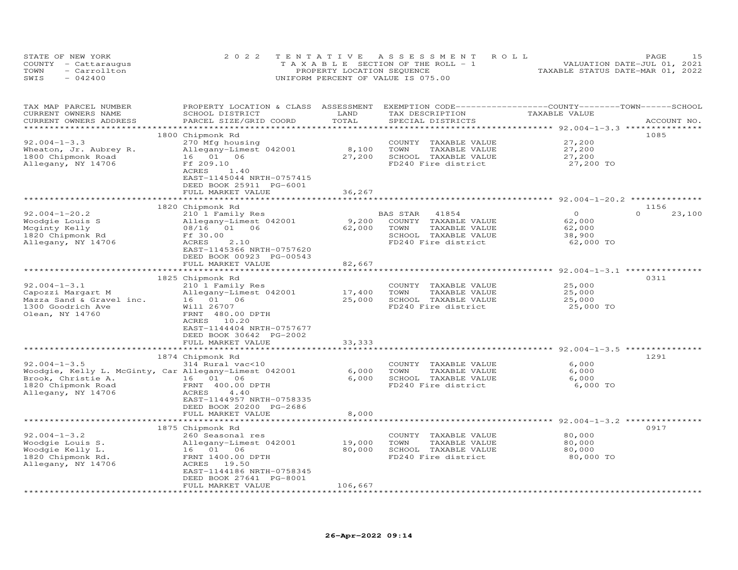STATE OF NEW YORK
COUNTY - Cattaraugus
TOWN - Carrollton
SWIS - 042400

2022 TENTATIVE ASSESSMENT ROLL
TAXABLE SECTION OF THE ROLL - 1
PROPERTY LOCATION SEQUENCE
UNIFORM PERCENT OF VALUE IS 075.00

VALUATION DATE-JUL 01, 2021
TAXABLE STATUS DATE-MAR 01, 2022

| TAX MAP PARCEL NUMBER / CURRENT OWNERS NAME / CURRENT OWNERS ADDRESS | PROPERTY LOCATION & CLASS / SCHOOL DISTRICT / PARCEL SIZE/GRID COORD | ASSESSMENT LAND | TOTAL | EXEMPTION CODE / TAX DESCRIPTION / SPECIAL DISTRICTS | COUNTY TAXABLE VALUE | TOWN | SCHOOL | ACCOUNT NO. |
|---|---|---|---|---|---|---|---|---|
| 92.004-1-3.3 | 1800 Chipmonk Rd | | | | | | | 1085 |
| 92.004-1-3.3 | 270 Mfg housing | | | COUNTY TAXABLE VALUE | 27,200 | | | |
| Wheaton, Jr. Aubrey R. | Allegany-Limest 042001 | 8,100 | | TOWN TAXABLE VALUE | 27,200 | | | |
| 1800 Chipmonk Road | 16 01 06 | | 27,200 | SCHOOL TAXABLE VALUE | 27,200 | | | |
| Allegany, NY 14706 | Ff 209.10 | | | FD240 Fire district | 27,200 TO | | | |
| | ACRES 1.40 | | | | | | | |
| | EAST-1145044 NRTH-0757415 | | | | | | | |
| | DEED BOOK 25911 PG-6001 | | | | | | | |
| | FULL MARKET VALUE | | 36,267 | | | | | |
| 92.004-1-20.2 | 1820 Chipmonk Rd | | | | | | | 1156 |
| 92.004-1-20.2 | 210 1 Family Res | | | BAS STAR 41854 | 0 | 0 | 23,100 | |
| Woodgie Louis S | Allegany-Limest 042001 | 9,200 | | COUNTY TAXABLE VALUE | 62,000 | | | |
| Mcginty Kelly | 08/16 01 06 | | 62,000 | TOWN TAXABLE VALUE | 62,000 | | | |
| 1820 Chipmonk Rd | Ff 30.00 | | | SCHOOL TAXABLE VALUE | 38,900 | | | |
| Allegany, NY 14706 | ACRES 2.10 | | | FD240 Fire district | 62,000 TO | | | |
| | EAST-1145366 NRTH-0757620 | | | | | | | |
| | DEED BOOK 00923 PG-00543 | | | | | | | |
| | FULL MARKET VALUE | | 82,667 | | | | | |
| 92.004-1-3.1 | 1825 Chipmonk Rd | | | | | | | 0311 |
| 92.004-1-3.1 | 210 1 Family Res | | | COUNTY TAXABLE VALUE | 25,000 | | | |
| Capozzi Margart M | Allegany-Limest 042001 | 17,400 | | TOWN TAXABLE VALUE | 25,000 | | | |
| Mazza Sand & Gravel inc. | 16 01 06 | | 25,000 | SCHOOL TAXABLE VALUE | 25,000 | | | |
| 1300 Goodrich Ave | Will 26707 | | | FD240 Fire district | 25,000 TO | | | |
| Olean, NY 14760 | FRNT 480.00 DPTH | | | | | | | |
| | ACRES 10.20 | | | | | | | |
| | EAST-1144404 NRTH-0757677 | | | | | | | |
| | DEED BOOK 30642 PG-2002 | | | | | | | |
| | FULL MARKET VALUE | | 33,333 | | | | | |
| 92.004-1-3.5 | 1874 Chipmonk Rd | | | | | | | 1291 |
| 92.004-1-3.5 | 314 Rural vac<10 | | | COUNTY TAXABLE VALUE | 6,000 | | | |
| Woodgie, Kelly L. McGinty, Car | Allegany-Limest 042001 | 6,000 | | TOWN TAXABLE VALUE | 6,000 | | | |
| Brook, Christie A. | 16 01 06 | | 6,000 | SCHOOL TAXABLE VALUE | 6,000 | | | |
| 1820 Chipmonk Road | FRNT 400.00 DPTH | | | FD240 Fire district | 6,000 TO | | | |
| Allegany, NY 14706 | ACRES 4.40 | | | | | | | |
| | EAST-1144957 NRTH-0758335 | | | | | | | |
| | DEED BOOK 20200 PG-2686 | | | | | | | |
| | FULL MARKET VALUE | | 8,000 | | | | | |
| 92.004-1-3.2 | 1875 Chipmonk Rd | | | | | | | 0917 |
| 92.004-1-3.2 | 260 Seasonal res | | | COUNTY TAXABLE VALUE | 80,000 | | | |
| Woodgie Louis S. | Allegany-Limest 042001 | 19,000 | | TOWN TAXABLE VALUE | 80,000 | | | |
| Woodgie Kelly L. | 16 01 06 | | 80,000 | SCHOOL TAXABLE VALUE | 80,000 | | | |
| 1820 Chipmonk Rd. | FRNT 1400.00 DPTH | | | FD240 Fire district | 80,000 TO | | | |
| Allegany, NY 14706 | ACRES 19.50 | | | | | | | |
| | EAST-1144186 NRTH-0758345 | | | | | | | |
| | DEED BOOK 27641 PG-8001 | | | | | | | |
| | FULL MARKET VALUE | | 106,667 | | | | | |

26-Apr-2022 09:14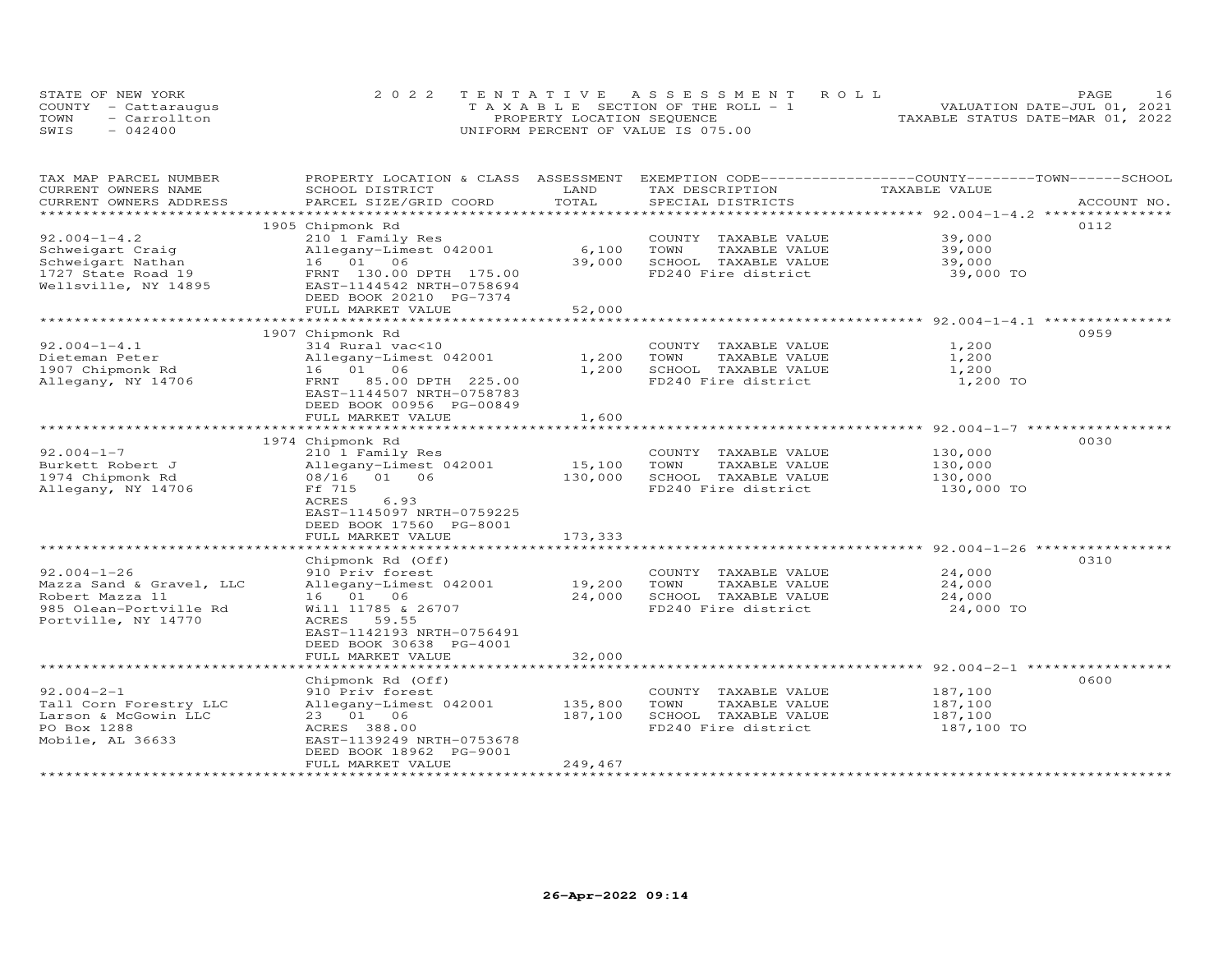STATE OF NEW YORK
COUNTY - Cattaraugus
TOWN - Carrollton
SWIS - 042400

2022 TENTATIVE ASSESSMENT ROLL
TAXABLE SECTION OF THE ROLL - 1
PROPERTY LOCATION SEQUENCE
UNIFORM PERCENT OF VALUE IS 075.00

VALUATION DATE-JUL 01, 2021
TAXABLE STATUS DATE-MAR 01, 2022

| TAX MAP PARCEL NUMBER / CURRENT OWNERS NAME / CURRENT OWNERS ADDRESS | PROPERTY LOCATION & CLASS / SCHOOL DISTRICT / PARCEL SIZE/GRID COORD | ASSESSMENT LAND | TOTAL | EXEMPTION CODE / TAX DESCRIPTION / SPECIAL DISTRICTS | TAXABLE VALUE (COUNTY / TOWN / SCHOOL) | ACCOUNT NO. |
|---|---|---|---|---|---|---|
| 92.004-1-4.2 | 1905 Chipmonk Rd | | | | | 0112 |
| | 210 1 Family Res | | | COUNTY TAXABLE VALUE | 39,000 | |
| Schweigart Craig | Allegany-Limest 042001 | 6,100 | | TOWN TAXABLE VALUE | 39,000 | |
| Schweigart Nathan | 16 01 06 | | 39,000 | SCHOOL TAXABLE VALUE | 39,000 | |
| 1727 State Road 19 | FRNT 130.00 DPTH 175.00 | | | FD240 Fire district | 39,000 TO | |
| Wellsville, NY 14895 | EAST-1144542 NRTH-0758694 | | | | | |
| | DEED BOOK 20210 PG-7374 | | | | | |
| | FULL MARKET VALUE | | 52,000 | | | |
| 92.004-1-4.1 | 1907 Chipmonk Rd | | | | | 0959 |
| | 314 Rural vac<10 | | | COUNTY TAXABLE VALUE | 1,200 | |
| Dieteman Peter | Allegany-Limest 042001 | 1,200 | | TOWN TAXABLE VALUE | 1,200 | |
| 1907 Chipmonk Rd | 16 01 06 | | 1,200 | SCHOOL TAXABLE VALUE | 1,200 | |
| Allegany, NY 14706 | FRNT 85.00 DPTH 225.00 | | | FD240 Fire district | 1,200 TO | |
| | EAST-1144507 NRTH-0758783 | | | | | |
| | DEED BOOK 00956 PG-00849 | | | | | |
| | FULL MARKET VALUE | | 1,600 | | | |
| 92.004-1-7 | 1974 Chipmonk Rd | | | | | 0030 |
| | 210 1 Family Res | | | COUNTY TAXABLE VALUE | 130,000 | |
| Burkett Robert J | Allegany-Limest 042001 | 15,100 | | TOWN TAXABLE VALUE | 130,000 | |
| 1974 Chipmonk Rd | 08/16 01 06 | | 130,000 | SCHOOL TAXABLE VALUE | 130,000 | |
| Allegany, NY 14706 | Ff 715 | | | FD240 Fire district | 130,000 TO | |
| | ACRES 6.93 | | | | | |
| | EAST-1145097 NRTH-0759225 | | | | | |
| | DEED BOOK 17560 PG-8001 | | | | | |
| | FULL MARKET VALUE | | 173,333 | | | |
| 92.004-1-26 | Chipmonk Rd (Off) | | | | | 0310 |
| | 910 Priv forest | | | COUNTY TAXABLE VALUE | 24,000 | |
| Mazza Sand & Gravel, LLC | Allegany-Limest 042001 | 19,200 | | TOWN TAXABLE VALUE | 24,000 | |
| Robert Mazza 11 | 16 01 06 | | 24,000 | SCHOOL TAXABLE VALUE | 24,000 | |
| 985 Olean-Portville Rd | Will 11785 & 26707 | | | FD240 Fire district | 24,000 TO | |
| Portville, NY 14770 | ACRES 59.55 | | | | | |
| | EAST-1142193 NRTH-0756491 | | | | | |
| | DEED BOOK 30638 PG-4001 | | | | | |
| | FULL MARKET VALUE | | 32,000 | | | |
| 92.004-2-1 | Chipmonk Rd (Off) | | | | | 0600 |
| | 910 Priv forest | | | COUNTY TAXABLE VALUE | 187,100 | |
| Tall Corn Forestry LLC | Allegany-Limest 042001 | 135,800 | | TOWN TAXABLE VALUE | 187,100 | |
| Larson & McGowin LLC | 23 01 06 | | 187,100 | SCHOOL TAXABLE VALUE | 187,100 | |
| PO Box 1288 | ACRES 388.00 | | | FD240 Fire district | 187,100 TO | |
| Mobile, AL 36633 | EAST-1139249 NRTH-0753678 | | | | | |
| | DEED BOOK 18962 PG-9001 | | | | | |
| | FULL MARKET VALUE | | 249,467 | | | |

26-Apr-2022 09:14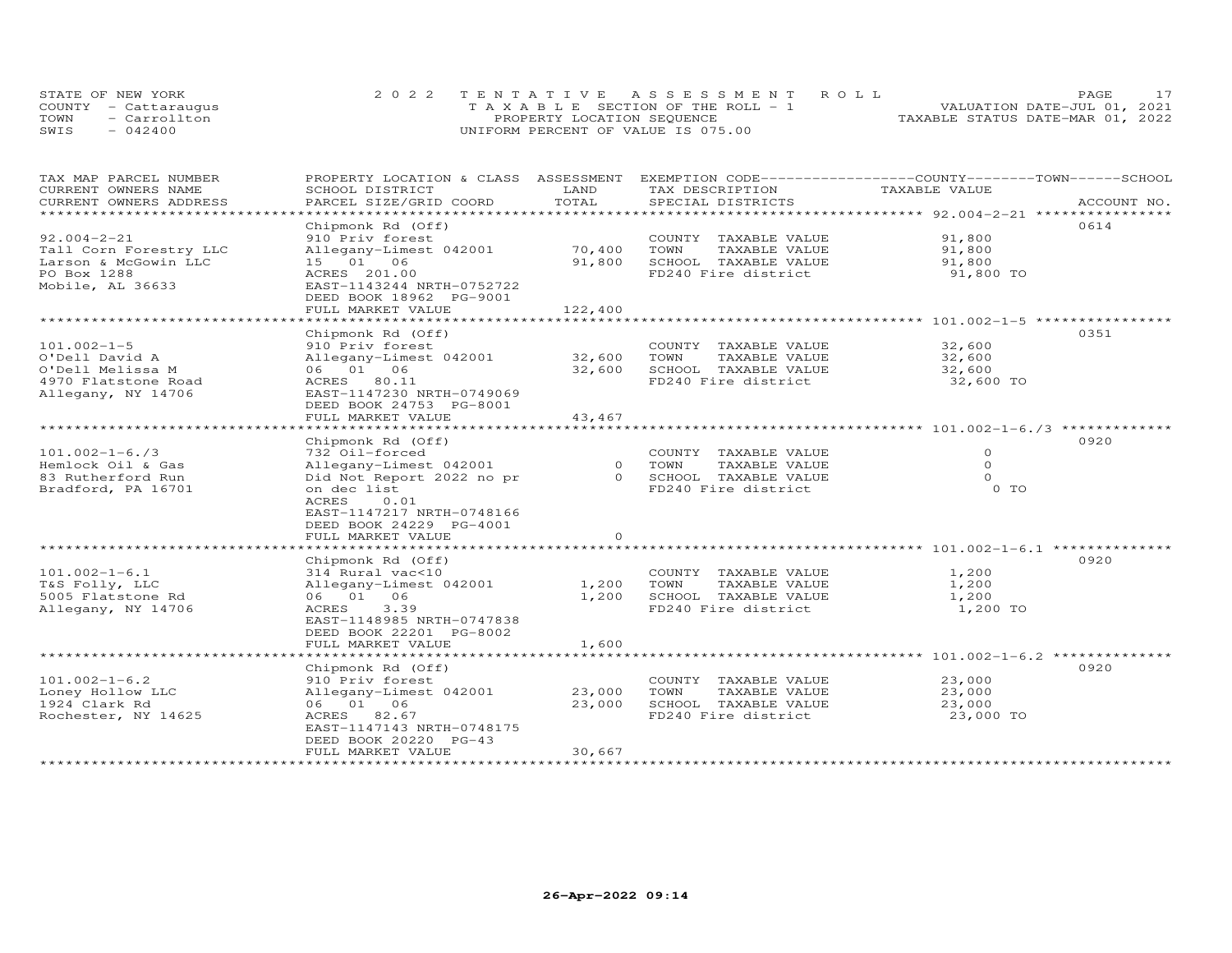STATE OF NEW YORK
COUNTY - Cattaraugus
TOWN - Carrollton
SWIS - 042400

2022 TENTATIVE ASSESSMENT ROLL
TAXABLE SECTION OF THE ROLL - 1
PROPERTY LOCATION SEQUENCE
UNIFORM PERCENT OF VALUE IS 075.00

VALUATION DATE-JUL 01, 2021
TAXABLE STATUS DATE-MAR 01, 2022

| TAX MAP PARCEL NUMBER / CURRENT OWNERS NAME / CURRENT OWNERS ADDRESS | PROPERTY LOCATION & CLASS / SCHOOL DISTRICT / PARCEL SIZE/GRID COORD | ASSESSMENT LAND | TOTAL | EXEMPTION CODE / TAX DESCRIPTION / SPECIAL DISTRICTS | TAXABLE VALUE (COUNTY / TOWN / SCHOOL) | ACCOUNT NO. |
|---|---|---|---|---|---|---|
| **92.004-2-21** | Chipmonk Rd (Off) | | | | | 0614 |
| 92.004-2-21 | 910 Priv forest | | | COUNTY TAXABLE VALUE | 91,800 | |
| Tall Corn Forestry LLC | Allegany-Limest 042001 | 70,400 | | TOWN TAXABLE VALUE | 91,800 | |
| Larson & McGowin LLC | 15 01 06 | | 91,800 | SCHOOL TAXABLE VALUE | 91,800 | |
| PO Box 1288 | ACRES 201.00 | | | FD240 Fire district | 91,800 TO | |
| Mobile, AL 36633 | EAST-1143244 NRTH-0752722 | | | | | |
| | DEED BOOK 18962 PG-9001 | | | | | |
| | FULL MARKET VALUE | | 122,400 | | | |
| **101.002-1-5** | Chipmonk Rd (Off) | | | | | 0351 |
| 101.002-1-5 | 910 Priv forest | | | COUNTY TAXABLE VALUE | 32,600 | |
| O'Dell David A | Allegany-Limest 042001 | 32,600 | | TOWN TAXABLE VALUE | 32,600 | |
| O'Dell Melissa M | 06 01 06 | | 32,600 | SCHOOL TAXABLE VALUE | 32,600 | |
| 4970 Flatstone Road | ACRES 80.11 | | | FD240 Fire district | 32,600 TO | |
| Allegany, NY 14706 | EAST-1147230 NRTH-0749069 | | | | | |
| | DEED BOOK 24753 PG-8001 | | | | | |
| | FULL MARKET VALUE | | 43,467 | | | |
| **101.002-1-6./3** | Chipmonk Rd (Off) | | | | | 0920 |
| 101.002-1-6./3 | 732 Oil-forced | | | COUNTY TAXABLE VALUE | 0 | |
| Hemlock Oil & Gas | Allegany-Limest 042001 | 0 | | TOWN TAXABLE VALUE | 0 | |
| 83 Rutherford Run | Did Not Report 2022 no pr | | 0 | SCHOOL TAXABLE VALUE | 0 | |
| Bradford, PA 16701 | on dec list | | | FD240 Fire district | 0 TO | |
| | ACRES 0.01 | | | | | |
| | EAST-1147217 NRTH-0748166 | | | | | |
| | DEED BOOK 24229 PG-4001 | | | | | |
| | FULL MARKET VALUE | | 0 | | | |
| **101.002-1-6.1** | Chipmonk Rd (Off) | | | | | 0920 |
| 101.002-1-6.1 | 314 Rural vac<10 | | | COUNTY TAXABLE VALUE | 1,200 | |
| T&S Folly, LLC | Allegany-Limest 042001 | 1,200 | | TOWN TAXABLE VALUE | 1,200 | |
| 5005 Flatstone Rd | 06 01 06 | | 1,200 | SCHOOL TAXABLE VALUE | 1,200 | |
| Allegany, NY 14706 | ACRES 3.39 | | | FD240 Fire district | 1,200 TO | |
| | EAST-1148985 NRTH-0747838 | | | | | |
| | DEED BOOK 22201 PG-8002 | | | | | |
| | FULL MARKET VALUE | | 1,600 | | | |
| **101.002-1-6.2** | Chipmonk Rd (Off) | | | | | 0920 |
| 101.002-1-6.2 | 910 Priv forest | | | COUNTY TAXABLE VALUE | 23,000 | |
| Loney Hollow LLC | Allegany-Limest 042001 | 23,000 | | TOWN TAXABLE VALUE | 23,000 | |
| 1924 Clark Rd | 06 01 06 | | 23,000 | SCHOOL TAXABLE VALUE | 23,000 | |
| Rochester, NY 14625 | ACRES 82.67 | | | FD240 Fire district | 23,000 TO | |
| | EAST-1147143 NRTH-0748175 | | | | | |
| | DEED BOOK 20220 PG-43 | | | | | |
| | FULL MARKET VALUE | | 30,667 | | | |

26-Apr-2022 09:14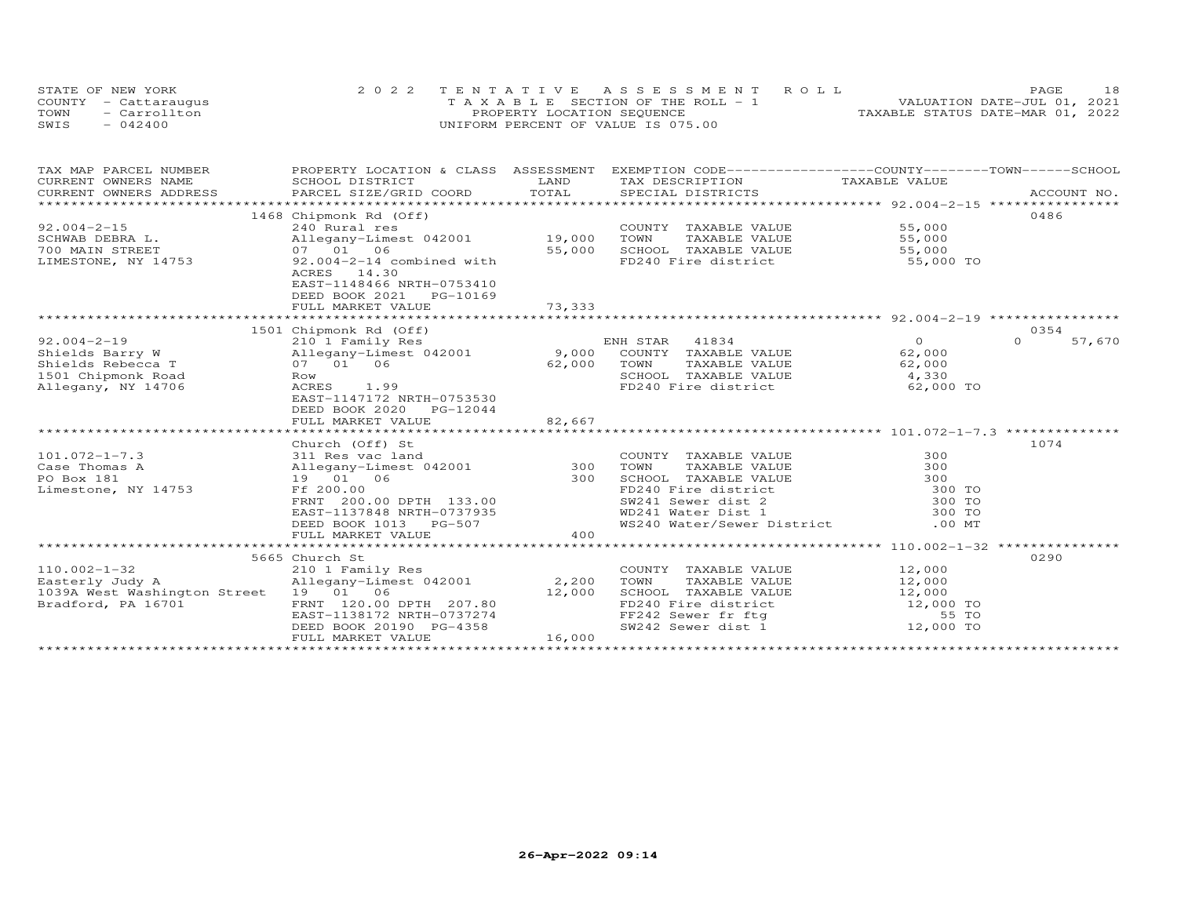STATE OF NEW YORK — 2022 TENTATIVE ASSESSMENT ROLL
COUNTY - Cattaraugus — TAXABLE SECTION OF THE ROLL - 1 — VALUATION DATE-JUL 01, 2021
TOWN - Carrollton — PROPERTY LOCATION SEQUENCE — TAXABLE STATUS DATE-MAR 01, 2022
SWIS - 042400 — UNIFORM PERCENT OF VALUE IS 075.00

| TAX MAP PARCEL NUMBER / CURRENT OWNERS NAME / CURRENT OWNERS ADDRESS | PROPERTY LOCATION & CLASS / SCHOOL DISTRICT / PARCEL SIZE/GRID COORD | ASSESSMENT LAND / TOTAL | EXEMPTION CODE / TAX DESCRIPTION / SPECIAL DISTRICTS | COUNTY / TAXABLE VALUE | TOWN | SCHOOL / ACCOUNT NO. |
|---|---|---|---|---|---|---|
| | 1468 Chipmonk Rd (Off) | | | | | 0486 |
| 92.004-2-15 | 240 Rural res | | COUNTY TAXABLE VALUE | 55,000 | | |
| SCHWAB DEBRA L. | Allegany-Limest 042001 | 19,000 | TOWN TAXABLE VALUE | 55,000 | | |
| 700 MAIN STREET | 07 01 06 | 55,000 | SCHOOL TAXABLE VALUE | 55,000 | | |
| LIMESTONE, NY 14753 | 92.004-2-14 combined with | | FD240 Fire district | 55,000 TO | | |
| | ACRES 14.30 | | | | | |
| | EAST-1148466 NRTH-0753410 | | | | | |
| | DEED BOOK 2021 PG-10169 | | | | | |
| | FULL MARKET VALUE | 73,333 | | | | |
| | 1501 Chipmonk Rd (Off) | | | | | 0354 |
| 92.004-2-19 | 210 1 Family Res | | ENH STAR 41834 | 0 | 0 | 57,670 |
| Shields Barry W | Allegany-Limest 042001 | 9,000 | COUNTY TAXABLE VALUE | 62,000 | | |
| Shields Rebecca T | 07 01 06 | 62,000 | TOWN TAXABLE VALUE | 62,000 | | |
| 1501 Chipmonk Road | Row | | SCHOOL TAXABLE VALUE | 4,330 | | |
| Allegany, NY 14706 | ACRES 1.99 | | FD240 Fire district | 62,000 TO | | |
| | EAST-1147172 NRTH-0753530 | | | | | |
| | DEED BOOK 2020 PG-12044 | | | | | |
| | FULL MARKET VALUE | 82,667 | | | | |
| | Church (Off) St | | | | | 1074 |
| 101.072-1-7.3 | 311 Res vac land | | COUNTY TAXABLE VALUE | 300 | | |
| Case Thomas A | Allegany-Limest 042001 | 300 | TOWN TAXABLE VALUE | 300 | | |
| PO Box 181 | 19 01 06 | 300 | SCHOOL TAXABLE VALUE | 300 | | |
| Limestone, NY 14753 | Ff 200.00 | | FD240 Fire district | 300 TO | | |
| | FRNT 200.00 DPTH 133.00 | | SW241 Sewer dist 2 | 300 TO | | |
| | EAST-1137848 NRTH-0737935 | | WD241 Water Dist 1 | 300 TO | | |
| | DEED BOOK 1013 PG-507 | | WS240 Water/Sewer District | .00 MT | | |
| | FULL MARKET VALUE | 400 | | | | |
| | 5665 Church St | | | | | 0290 |
| 110.002-1-32 | 210 1 Family Res | | COUNTY TAXABLE VALUE | 12,000 | | |
| Easterly Judy A | Allegany-Limest 042001 | 2,200 | TOWN TAXABLE VALUE | 12,000 | | |
| 1039A West Washington Street | 19 01 06 | 12,000 | SCHOOL TAXABLE VALUE | 12,000 | | |
| Bradford, PA 16701 | FRNT 120.00 DPTH 207.80 | | FD240 Fire district | 12,000 TO | | |
| | EAST-1138172 NRTH-0737274 | | FF242 Sewer fr ftg | 55 TO | | |
| | DEED BOOK 20190 PG-4358 | | SW242 Sewer dist 1 | 12,000 TO | | |
| | FULL MARKET VALUE | 16,000 | | | | |

26-Apr-2022 09:14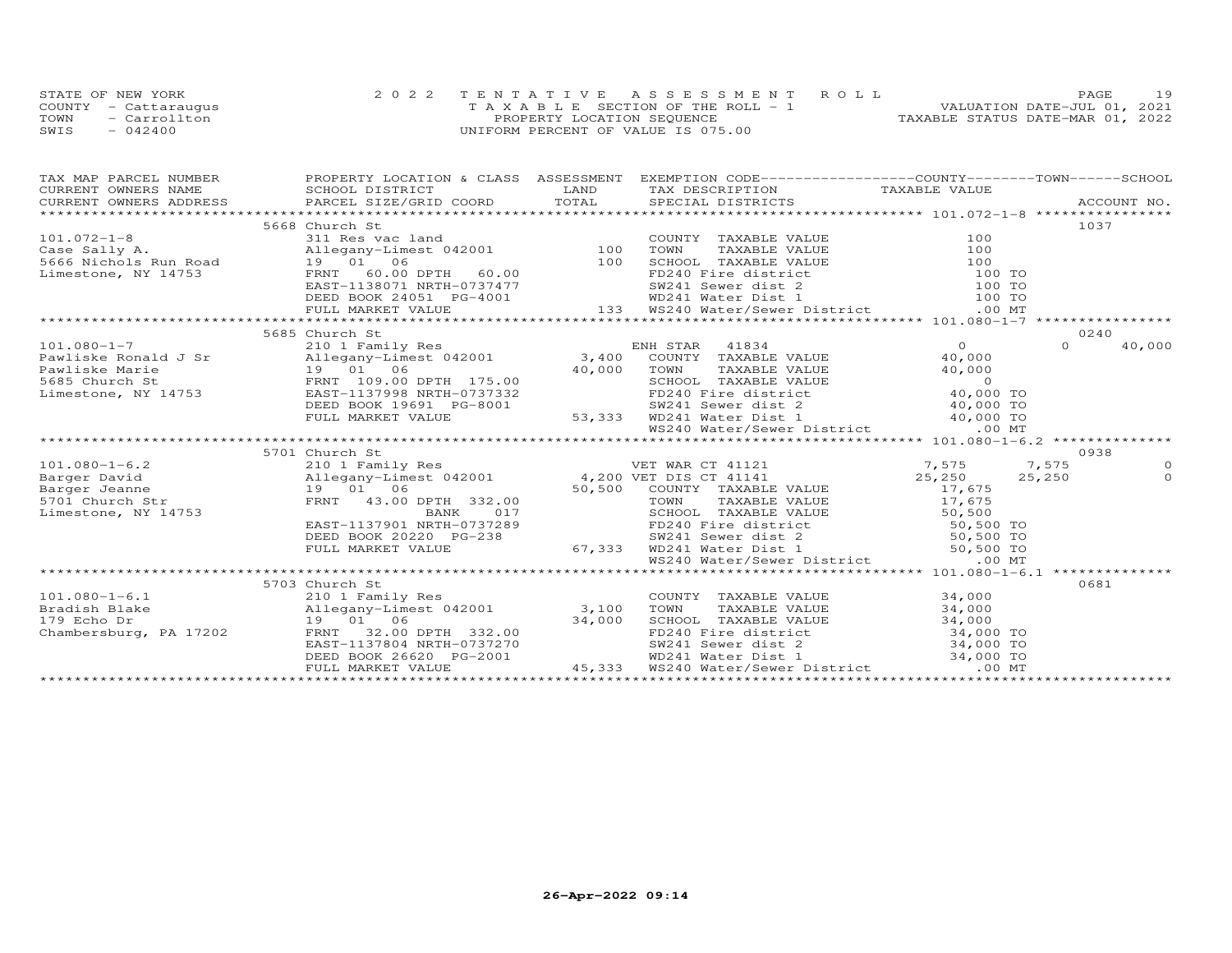STATE OF NEW YORK
COUNTY - Cattaraugus
TOWN - Carrollton
SWIS - 042400

2022 TENTATIVE ASSESSMENT ROLL
TAXABLE SECTION OF THE ROLL - 1
PROPERTY LOCATION SEQUENCE
UNIFORM PERCENT OF VALUE IS 075.00

VALUATION DATE-JUL 01, 2021
TAXABLE STATUS DATE-MAR 01, 2022

| TAX MAP PARCEL NUMBER / CURRENT OWNERS NAME / CURRENT OWNERS ADDRESS | PROPERTY LOCATION & CLASS / SCHOOL DISTRICT / PARCEL SIZE/GRID COORD | ASSESSMENT LAND / TOTAL | EXEMPTION CODE / TAX DESCRIPTION / SPECIAL DISTRICTS | COUNTY TAXABLE VALUE | TOWN | SCHOOL | ACCOUNT NO. |
|---|---|---|---|---|---|---|---|
| | 5668 Church St | | | | | | 1037 |
| 101.072-1-8 | 311 Res vac land | | COUNTY TAXABLE VALUE | 100 | | | |
| Case Sally A. | Allegany-Limest 042001 | 100 | TOWN TAXABLE VALUE | 100 | | | |
| 5666 Nichols Run Road | 19 01 06 | 100 | SCHOOL TAXABLE VALUE | 100 | | | |
| Limestone, NY 14753 | FRNT 60.00 DPTH 60.00 | | FD240 Fire district | 100 TO | | | |
| | EAST-1138071 NRTH-0737477 | | SW241 Sewer dist 2 | 100 TO | | | |
| | DEED BOOK 24051 PG-4001 | | WD241 Water Dist 1 | 100 TO | | | |
| | FULL MARKET VALUE | 133 | WS240 Water/Sewer District | .00 MT | | | |
| | 5685 Church St | | | | | | 0240 |
| 101.080-1-7 | 210 1 Family Res | | ENH STAR 41834 | 0 | 0 | 40,000 | |
| Pawliske Ronald J Sr | Allegany-Limest 042001 | 3,400 | COUNTY TAXABLE VALUE | 40,000 | | | |
| Pawliske Marie | 19 01 06 | 40,000 | TOWN TAXABLE VALUE | 40,000 | | | |
| 5685 Church St | FRNT 109.00 DPTH 175.00 | | SCHOOL TAXABLE VALUE | 0 | | | |
| Limestone, NY 14753 | EAST-1137998 NRTH-0737332 | | FD240 Fire district | 40,000 TO | | | |
| | DEED BOOK 19691 PG-8001 | | SW241 Sewer dist 2 | 40,000 TO | | | |
| | FULL MARKET VALUE | 53,333 | WD241 Water Dist 1 | 40,000 TO | | | |
| | | | WS240 Water/Sewer District | .00 MT | | | |
| | 5701 Church St | | | | | | 0938 |
| 101.080-1-6.2 | 210 1 Family Res | | VET WAR CT 41121 | 7,575 | 7,575 | 0 | |
| Barger David | Allegany-Limest 042001 | 4,200 | VET DIS CT 41141 | 25,250 | 25,250 | 0 | |
| Barger Jeanne | 19 01 06 | 50,500 | COUNTY TAXABLE VALUE | 17,675 | | | |
| 5701 Church Str | FRNT 43.00 DPTH 332.00 | | TOWN TAXABLE VALUE | 17,675 | | | |
| Limestone, NY 14753 | BANK 017 | | SCHOOL TAXABLE VALUE | 50,500 | | | |
| | EAST-1137901 NRTH-0737289 | | FD240 Fire district | 50,500 TO | | | |
| | DEED BOOK 20220 PG-238 | | SW241 Sewer dist 2 | 50,500 TO | | | |
| | FULL MARKET VALUE | 67,333 | WD241 Water Dist 1 | 50,500 TO | | | |
| | | | WS240 Water/Sewer District | .00 MT | | | |
| | 5703 Church St | | | | | | 0681 |
| 101.080-1-6.1 | 210 1 Family Res | | COUNTY TAXABLE VALUE | 34,000 | | | |
| Bradish Blake | Allegany-Limest 042001 | 3,100 | TOWN TAXABLE VALUE | 34,000 | | | |
| 179 Echo Dr | 19 01 06 | 34,000 | SCHOOL TAXABLE VALUE | 34,000 | | | |
| Chambersburg, PA 17202 | FRNT 32.00 DPTH 332.00 | | FD240 Fire district | 34,000 TO | | | |
| | EAST-1137804 NRTH-0737270 | | SW241 Sewer dist 2 | 34,000 TO | | | |
| | DEED BOOK 26620 PG-2001 | | WD241 Water Dist 1 | 34,000 TO | | | |
| | FULL MARKET VALUE | 45,333 | WS240 Water/Sewer District | .00 MT | | | |

26-Apr-2022 09:14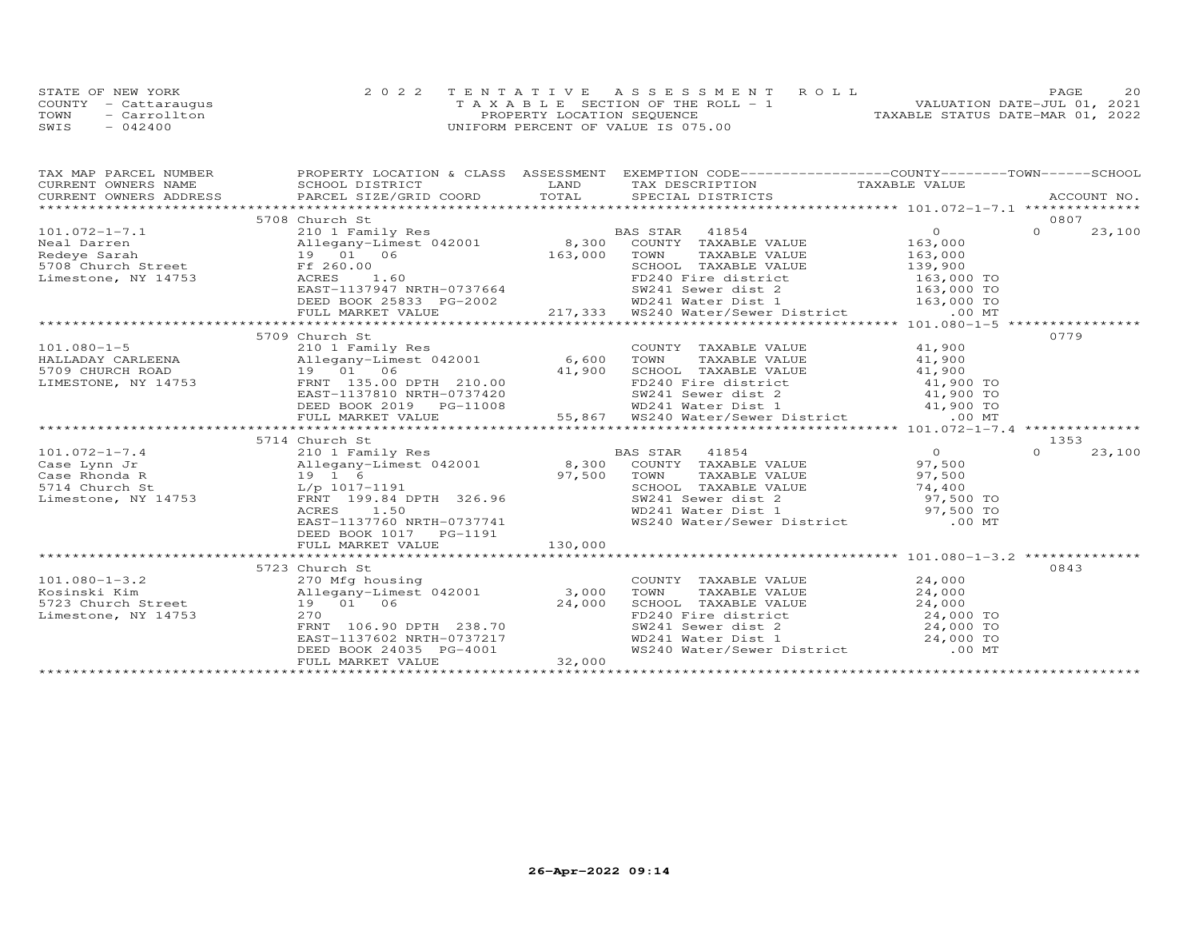STATE OF NEW YORK
COUNTY - Cattaraugus
TOWN - Carrollton
SWIS - 042400

2022 TENTATIVE ASSESSMENT ROLL
TAXABLE SECTION OF THE ROLL - 1
PROPERTY LOCATION SEQUENCE
UNIFORM PERCENT OF VALUE IS 075.00

VALUATION DATE-JUL 01, 2021
TAXABLE STATUS DATE-MAR 01, 2022

| TAX MAP PARCEL NUMBER / CURRENT OWNERS NAME / CURRENT OWNERS ADDRESS | PROPERTY LOCATION & CLASS / SCHOOL DISTRICT / PARCEL SIZE/GRID COORD | ASSESSMENT LAND / TOTAL | EXEMPTION CODE / TAX DESCRIPTION / SPECIAL DISTRICTS | COUNTY | TOWN | SCHOOL / ACCOUNT NO. |
|---|---|---|---|---|---|---|
| | 5708 Church St | | | | | 0807 |
| 101.072-1-7.1 | 210 1 Family Res | | BAS STAR 41854 | 0 | 0 | 23,100 |
| Neal Darren | Allegany-Limest 042001 | 8,300 | COUNTY TAXABLE VALUE | 163,000 | | |
| Redeye Sarah | 19 01 06 | 163,000 | TOWN TAXABLE VALUE | 163,000 | | |
| 5708 Church Street | Ff 260.00 | | SCHOOL TAXABLE VALUE | 139,900 | | |
| Limestone, NY 14753 | ACRES 1.60 | | FD240 Fire district | 163,000 TO | | |
| | EAST-1137947 NRTH-0737664 | | SW241 Sewer dist 2 | 163,000 TO | | |
| | DEED BOOK 25833 PG-2002 | | WD241 Water Dist 1 | 163,000 TO | | |
| | FULL MARKET VALUE | 217,333 | WS240 Water/Sewer District | .00 MT | | |
| | 5709 Church St | | | | | 0779 |
| 101.080-1-5 | 210 1 Family Res | | COUNTY TAXABLE VALUE | 41,900 | | |
| HALLADAY CARLEENA | Allegany-Limest 042001 | 6,600 | TOWN TAXABLE VALUE | 41,900 | | |
| 5709 CHURCH ROAD | 19 01 06 | 41,900 | SCHOOL TAXABLE VALUE | 41,900 | | |
| LIMESTONE, NY 14753 | FRNT 135.00 DPTH 210.00 | | FD240 Fire district | 41,900 TO | | |
| | EAST-1137810 NRTH-0737420 | | SW241 Sewer dist 2 | 41,900 TO | | |
| | DEED BOOK 2019 PG-11008 | | WD241 Water Dist 1 | 41,900 TO | | |
| | FULL MARKET VALUE | 55,867 | WS240 Water/Sewer District | .00 MT | | |
| | 5714 Church St | | | | | 1353 |
| 101.072-1-7.4 | 210 1 Family Res | | BAS STAR 41854 | 0 | 0 | 23,100 |
| Case Lynn Jr | Allegany-Limest 042001 | 8,300 | COUNTY TAXABLE VALUE | 97,500 | | |
| Case Rhonda R | 19 1 6 | 97,500 | TOWN TAXABLE VALUE | 97,500 | | |
| 5714 Church St | L/p 1017-1191 | | SCHOOL TAXABLE VALUE | 74,400 | | |
| Limestone, NY 14753 | FRNT 199.84 DPTH 326.96 | | SW241 Sewer dist 2 | 97,500 TO | | |
| | ACRES 1.50 | | WD241 Water Dist 1 | 97,500 TO | | |
| | EAST-1137760 NRTH-0737741 | | WS240 Water/Sewer District | .00 MT | | |
| | DEED BOOK 1017 PG-1191 | | | | | |
| | FULL MARKET VALUE | 130,000 | | | | |
| | 5723 Church St | | | | | 0843 |
| 101.080-1-3.2 | 270 Mfg housing | | COUNTY TAXABLE VALUE | 24,000 | | |
| Kosinski Kim | Allegany-Limest 042001 | 3,000 | TOWN TAXABLE VALUE | 24,000 | | |
| 5723 Church Street | 19 01 06 | 24,000 | SCHOOL TAXABLE VALUE | 24,000 | | |
| Limestone, NY 14753 | 270 | | FD240 Fire district | 24,000 TO | | |
| | FRNT 106.90 DPTH 238.70 | | SW241 Sewer dist 2 | 24,000 TO | | |
| | EAST-1137602 NRTH-0737217 | | WD241 Water Dist 1 | 24,000 TO | | |
| | DEED BOOK 24035 PG-4001 | | WS240 Water/Sewer District | .00 MT | | |
| | FULL MARKET VALUE | 32,000 | | | | |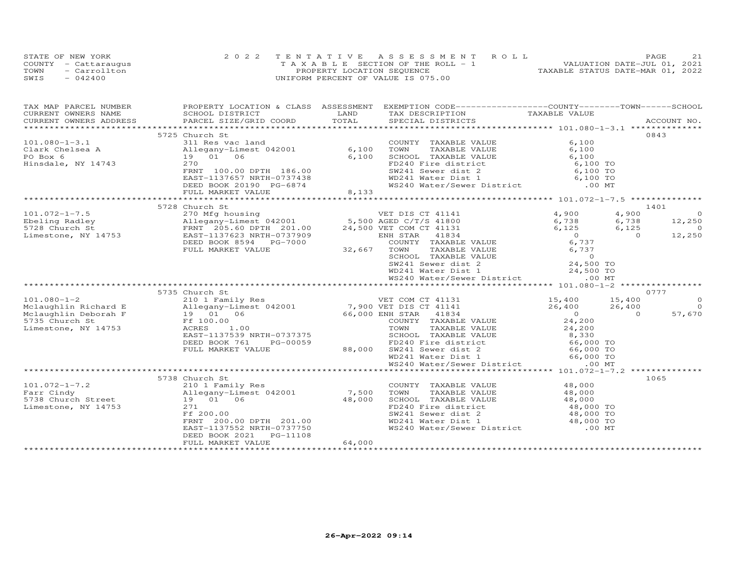STATE OF NEW YORK
COUNTY - Cattaraugus
TOWN - Carrollton
SWIS - 042400

2022 TENTATIVE ASSESSMENT ROLL
TAXABLE SECTION OF THE ROLL - 1
PROPERTY LOCATION SEQUENCE
UNIFORM PERCENT OF VALUE IS 075.00

VALUATION DATE-JUL 01, 2021
TAXABLE STATUS DATE-MAR 01, 2022

| TAX MAP PARCEL NUMBER / CURRENT OWNERS NAME / CURRENT OWNERS ADDRESS | PROPERTY LOCATION & CLASS / SCHOOL DISTRICT / PARCEL SIZE/GRID COORD | ASSESSMENT LAND / TOTAL | EXEMPTION CODE / TAX DESCRIPTION / SPECIAL DISTRICTS | COUNTY TAXABLE VALUE | TOWN | SCHOOL | ACCOUNT NO. |
|---|---|---|---|---|---|---|---|
| 101.080-1-3.1 | 5725 Church St | | | | | | 0843 |
| Clark Chelsea A | 311 Res vac land | | COUNTY TAXABLE VALUE | 6,100 | | | |
| PO Box 6 | Allegany-Limest 042001 | 6,100 | TOWN TAXABLE VALUE | 6,100 | | | |
| Hinsdale, NY 14743 | 19 01 06 | 6,100 | SCHOOL TAXABLE VALUE | 6,100 | | | |
| | 270 | | FD240 Fire district | 6,100 TO | | | |
| | FRNT 100.00 DPTH 186.00 | | SW241 Sewer dist 2 | 6,100 TO | | | |
| | EAST-1137657 NRTH-0737438 | | WD241 Water Dist 1 | 6,100 TO | | | |
| | DEED BOOK 20190 PG-6874 | | WS240 Water/Sewer District | .00 MT | | | |
| | FULL MARKET VALUE | 8,133 | | | | | |
| 101.072-1-7.5 | 5728 Church St | | | | | | 1401 |
| Ebeling Radley | 270 Mfg housing | | VET DIS CT 41141 | 4,900 | 4,900 | 0 | |
| 5728 Church St | Allegany-Limest 042001 | 5,500 | AGED C/T/S 41800 | 6,738 | 6,738 | 12,250 | |
| Limestone, NY 14753 | FRNT 205.60 DPTH 201.00 | 24,500 | VET COM CT 41131 | 6,125 | 6,125 | 0 | |
| | EAST-1137623 NRTH-0737909 | | ENH STAR 41834 | 0 | 0 | 12,250 | |
| | DEED BOOK 8594 PG-7000 | | COUNTY TAXABLE VALUE | 6,737 | | | |
| | FULL MARKET VALUE | 32,667 | TOWN TAXABLE VALUE | 6,737 | | | |
| | | | SCHOOL TAXABLE VALUE | 0 | | | |
| | | | SW241 Sewer dist 2 | 24,500 TO | | | |
| | | | WD241 Water Dist 1 | 24,500 TO | | | |
| | | | WS240 Water/Sewer District | .00 MT | | | |
| 101.080-1-2 | 5735 Church St | | | | | | 0777 |
| Mclaughlin Richard E | 210 1 Family Res | | VET COM CT 41131 | 15,400 | 15,400 | 0 | |
| Mclaughlin Deborah F | Allegany-Limest 042001 | 7,900 | VET DIS CT 41141 | 26,400 | 26,400 | 0 | |
| 5735 Church St | 19 01 06 | 66,000 | ENH STAR 41834 | 0 | 0 | 57,670 | |
| Limestone, NY 14753 | Ff 100.00 | | COUNTY TAXABLE VALUE | 24,200 | | | |
| | ACRES 1.00 | | TOWN TAXABLE VALUE | 24,200 | | | |
| | EAST-1137539 NRTH-0737375 | | SCHOOL TAXABLE VALUE | 8,330 | | | |
| | DEED BOOK 761 PG-00059 | | FD240 Fire district | 66,000 TO | | | |
| | FULL MARKET VALUE | 88,000 | SW241 Sewer dist 2 | 66,000 TO | | | |
| | | | WD241 Water Dist 1 | 66,000 TO | | | |
| | | | WS240 Water/Sewer District | .00 MT | | | |
| 101.072-1-7.2 | 5738 Church St | | | | | | 1065 |
| Farr Cindy | 210 1 Family Res | | COUNTY TAXABLE VALUE | 48,000 | | | |
| 5738 Church Street | Allegany-Limest 042001 | 7,500 | TOWN TAXABLE VALUE | 48,000 | | | |
| Limestone, NY 14753 | 19 01 06 | 48,000 | SCHOOL TAXABLE VALUE | 48,000 | | | |
| | 271 | | FD240 Fire district | 48,000 TO | | | |
| | Ff 200.00 | | SW241 Sewer dist 2 | 48,000 TO | | | |
| | FRNT 200.00 DPTH 201.00 | | WD241 Water Dist 1 | 48,000 TO | | | |
| | EAST-1137552 NRTH-0737750 | | WS240 Water/Sewer District | .00 MT | | | |
| | DEED BOOK 2021 PG-11108 | | | | | | |
| | FULL MARKET VALUE | 64,000 | | | | | |

26-Apr-2022 09:14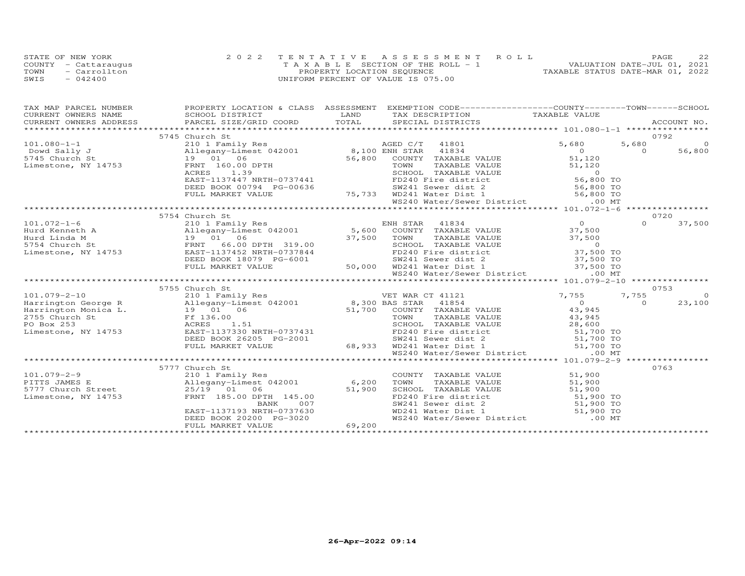STATE OF NEW YORK | COUNTY - Cattaraugus | TOWN - Carrollton | SWIS - 042400

2022 TENTATIVE ASSESSMENT ROLL
TAXABLE SECTION OF THE ROLL - 1
PROPERTY LOCATION SEQUENCE
UNIFORM PERCENT OF VALUE IS 075.00

VALUATION DATE-JUL 01, 2021
TAXABLE STATUS DATE-MAR 01, 2022

| TAX MAP PARCEL NUMBER / CURRENT OWNERS NAME / CURRENT OWNERS ADDRESS | PROPERTY LOCATION & CLASS / SCHOOL DISTRICT / PARCEL SIZE/GRID COORD | ASSESSMENT LAND / TOTAL | EXEMPTION CODE / TAX DESCRIPTION / SPECIAL DISTRICTS | COUNTY TAXABLE VALUE | TOWN | SCHOOL / ACCOUNT NO. |
|---|---|---|---|---|---|---|
| | 5745 Church St | | | | | 0792 |
| 101.080-1-1 | 210 1 Family Res | | AGED C/T 41801 | 5,680 | 5,680 | 0 |
| Dowd Sally J | Allegany-Limest 042001 | 8,100 | ENH STAR 41834 | 0 | 0 | 56,800 |
| 5745 Church St | 19 01 06 | 56,800 | COUNTY TAXABLE VALUE | 51,120 | | |
| Limestone, NY 14753 | FRNT 160.00 DPTH | | TOWN TAXABLE VALUE | 51,120 | | |
| | ACRES 1.39 | | SCHOOL TAXABLE VALUE | 0 | | |
| | EAST-1137447 NRTH-0737441 | | FD240 Fire district | 56,800 TO | | |
| | DEED BOOK 00794 PG-00636 | | SW241 Sewer dist 2 | 56,800 TO | | |
| | FULL MARKET VALUE | 75,733 | WD241 Water Dist 1 | 56,800 TO | | |
| | | | WS240 Water/Sewer District | .00 MT | | |
| | 5754 Church St | | | | | 0720 |
| 101.072-1-6 | 210 1 Family Res | | ENH STAR 41834 | 0 | 0 | 37,500 |
| Hurd Kenneth A | Allegany-Limest 042001 | 5,600 | COUNTY TAXABLE VALUE | 37,500 | | |
| Hurd Linda M | 19 01 06 | 37,500 | TOWN TAXABLE VALUE | 37,500 | | |
| 5754 Church St | FRNT 66.00 DPTH 319.00 | | SCHOOL TAXABLE VALUE | 0 | | |
| Limestone, NY 14753 | EAST-1137452 NRTH-0737844 | | FD240 Fire district | 37,500 TO | | |
| | DEED BOOK 18079 PG-6001 | | SW241 Sewer dist 2 | 37,500 TO | | |
| | FULL MARKET VALUE | 50,000 | WD241 Water Dist 1 | 37,500 TO | | |
| | | | WS240 Water/Sewer District | .00 MT | | |
| | 5755 Church St | | | | | 0753 |
| 101.079-2-10 | 210 1 Family Res | | VET WAR CT 41121 | 7,755 | 7,755 | 0 |
| Harrington George R | Allegany-Limest 042001 | 8,300 | BAS STAR 41854 | 0 | 0 | 23,100 |
| Harrington Monica L. | 19 01 06 | 51,700 | COUNTY TAXABLE VALUE | 43,945 | | |
| 2755 Church St | Ff 136.00 | | TOWN TAXABLE VALUE | 43,945 | | |
| PO Box 253 | ACRES 1.51 | | SCHOOL TAXABLE VALUE | 28,600 | | |
| Limestone, NY 14753 | EAST-1137330 NRTH-0737431 | | FD240 Fire district | 51,700 TO | | |
| | DEED BOOK 26205 PG-2001 | | SW241 Sewer dist 2 | 51,700 TO | | |
| | FULL MARKET VALUE | 68,933 | WD241 Water Dist 1 | 51,700 TO | | |
| | | | WS240 Water/Sewer District | .00 MT | | |
| | 5777 Church St | | | | | 0763 |
| 101.079-2-9 | 210 1 Family Res | | COUNTY TAXABLE VALUE | 51,900 | | |
| PITTS JAMES E | Allegany-Limest 042001 | 6,200 | TOWN TAXABLE VALUE | 51,900 | | |
| 5777 Church Street | 25/19 01 06 | 51,900 | SCHOOL TAXABLE VALUE | 51,900 | | |
| Limestone, NY 14753 | FRNT 185.00 DPTH 145.00 | | FD240 Fire district | 51,900 TO | | |
| | BANK 007 | | SW241 Sewer dist 2 | 51,900 TO | | |
| | EAST-1137193 NRTH-0737630 | | WD241 Water Dist 1 | 51,900 TO | | |
| | DEED BOOK 20200 PG-3020 | | WS240 Water/Sewer District | .00 MT | | |
| | FULL MARKET VALUE | 69,200 | | | | |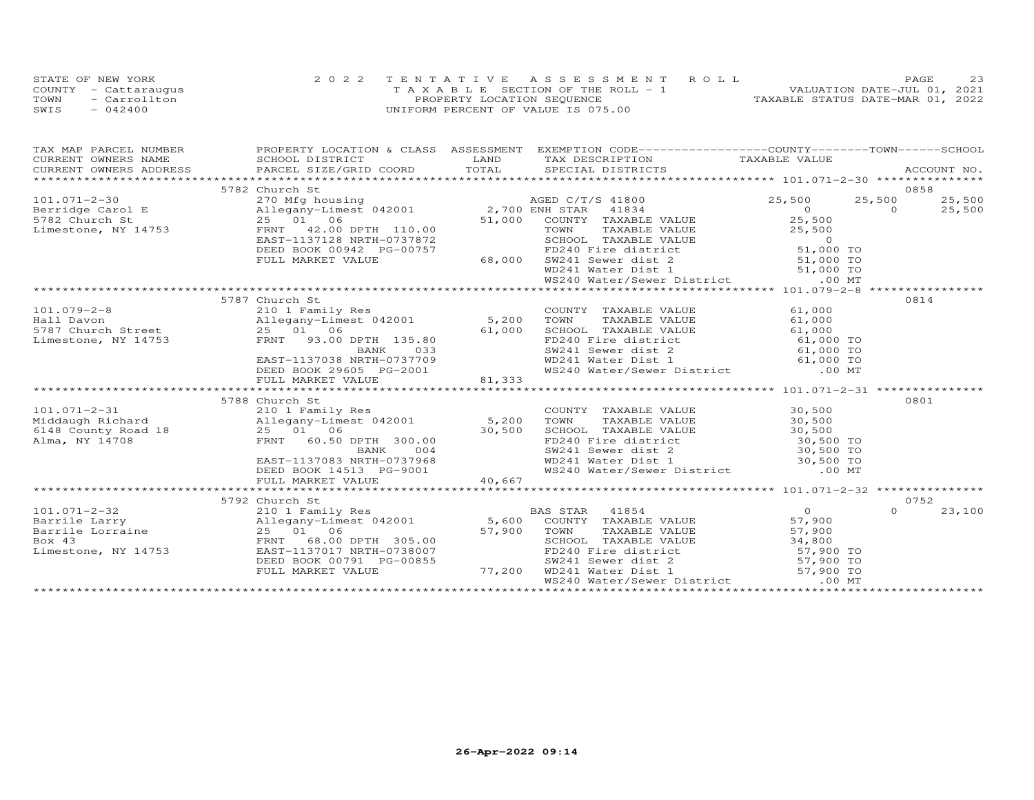STATE OF NEW YORK
COUNTY - Cattaraugus
TOWN - Carrollton
SWIS - 042400

2022 TENTATIVE ASSESSMENT ROLL
TAXABLE SECTION OF THE ROLL - 1
PROPERTY LOCATION SEQUENCE
UNIFORM PERCENT OF VALUE IS 075.00

VALUATION DATE-JUL 01, 2021
TAXABLE STATUS DATE-MAR 01, 2022

| TAX MAP PARCEL NUMBER / CURRENT OWNERS NAME / CURRENT OWNERS ADDRESS | PROPERTY LOCATION & CLASS / SCHOOL DISTRICT / PARCEL SIZE/GRID COORD | ASSESSMENT LAND / TOTAL | EXEMPTION CODE / TAX DESCRIPTION / SPECIAL DISTRICTS | COUNTY TAXABLE VALUE | TOWN | SCHOOL | ACCOUNT NO. |
|---|---|---|---|---|---|---|---|
| **101.071-2-30** | 5782 Church St | | | | | | 0858 |
| 101.071-2-30 | 270 Mfg housing | | AGED C/T/S 41800 | 25,500 | 25,500 | 25,500 | |
| Berridge Carol E | Allegany-Limest 042001 | 2,700 | ENH STAR 41834 | 0 | 0 | 25,500 | |
| 5782 Church St | 25 01 06 | 51,000 | COUNTY TAXABLE VALUE | 25,500 | | | |
| Limestone, NY 14753 | FRNT 42.00 DPTH 110.00 | | TOWN TAXABLE VALUE | 25,500 | | | |
| | EAST-1137128 NRTH-0737872 | | SCHOOL TAXABLE VALUE | 0 | | | |
| | DEED BOOK 00942 PG-00757 | | FD240 Fire district | 51,000 TO | | | |
| | FULL MARKET VALUE | 68,000 | SW241 Sewer dist 2 | 51,000 TO | | | |
| | | | WD241 Water Dist 1 | 51,000 TO | | | |
| | | | WS240 Water/Sewer District | .00 MT | | | |
| **101.079-2-8** | 5787 Church St | | | | | | 0814 |
| 101.079-2-8 | 210 1 Family Res | | COUNTY TAXABLE VALUE | 61,000 | | | |
| Hall Davon | Allegany-Limest 042001 | 5,200 | TOWN TAXABLE VALUE | 61,000 | | | |
| 5787 Church Street | 25 01 06 | 61,000 | SCHOOL TAXABLE VALUE | 61,000 | | | |
| Limestone, NY 14753 | FRNT 93.00 DPTH 135.80 | | FD240 Fire district | 61,000 TO | | | |
| | BANK 033 | | SW241 Sewer dist 2 | 61,000 TO | | | |
| | EAST-1137038 NRTH-0737709 | | WD241 Water Dist 1 | 61,000 TO | | | |
| | DEED BOOK 29605 PG-2001 | | WS240 Water/Sewer District | .00 MT | | | |
| | FULL MARKET VALUE | 81,333 | | | | | |
| **101.071-2-31** | 5788 Church St | | | | | | 0801 |
| 101.071-2-31 | 210 1 Family Res | | COUNTY TAXABLE VALUE | 30,500 | | | |
| Middaugh Richard | Allegany-Limest 042001 | 5,200 | TOWN TAXABLE VALUE | 30,500 | | | |
| 6148 County Road 18 | 25 01 06 | 30,500 | SCHOOL TAXABLE VALUE | 30,500 | | | |
| Alma, NY 14708 | FRNT 60.50 DPTH 300.00 | | FD240 Fire district | 30,500 TO | | | |
| | BANK 004 | | SW241 Sewer dist 2 | 30,500 TO | | | |
| | EAST-1137083 NRTH-0737968 | | WD241 Water Dist 1 | 30,500 TO | | | |
| | DEED BOOK 14513 PG-9001 | | WS240 Water/Sewer District | .00 MT | | | |
| | FULL MARKET VALUE | 40,667 | | | | | |
| **101.071-2-32** | 5792 Church St | | | | | | 0752 |
| 101.071-2-32 | 210 1 Family Res | | BAS STAR 41854 | 0 | 0 | 23,100 | |
| Barrile Larry | Allegany-Limest 042001 | 5,600 | COUNTY TAXABLE VALUE | 57,900 | | | |
| Barrile Lorraine | 25 01 06 | 57,900 | TOWN TAXABLE VALUE | 57,900 | | | |
| Box 43 | FRNT 68.00 DPTH 305.00 | | SCHOOL TAXABLE VALUE | 34,800 | | | |
| Limestone, NY 14753 | EAST-1137017 NRTH-0738007 | | FD240 Fire district | 57,900 TO | | | |
| | DEED BOOK 00791 PG-00855 | | SW241 Sewer dist 2 | 57,900 TO | | | |
| | FULL MARKET VALUE | 77,200 | WD241 Water Dist 1 | 57,900 TO | | | |
| | | | WS240 Water/Sewer District | .00 MT | | | |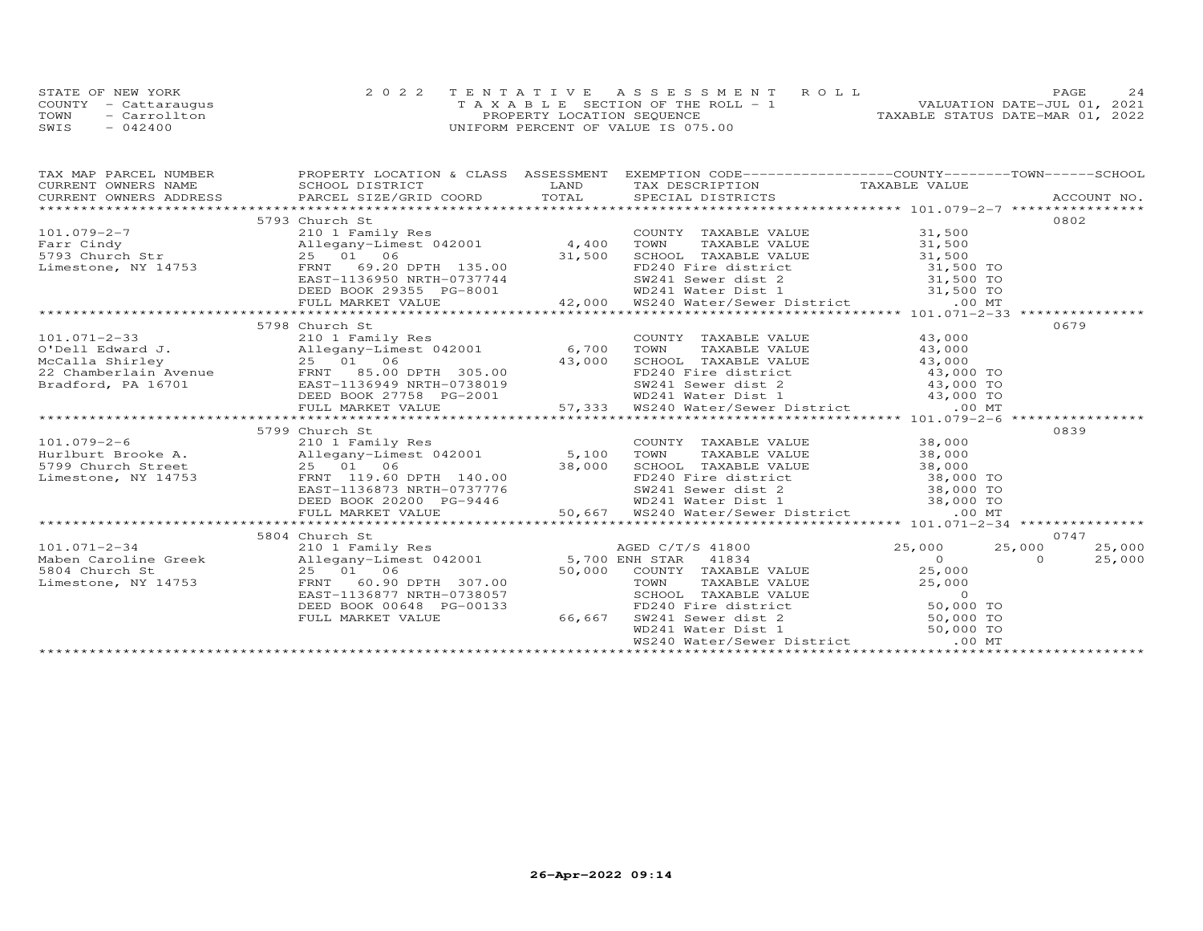STATE OF NEW YORK
COUNTY - Cattaraugus
TOWN - Carrollton
SWIS - 042400

2022 TENTATIVE ASSESSMENT ROLL
TAXABLE SECTION OF THE ROLL - 1
PROPERTY LOCATION SEQUENCE
UNIFORM PERCENT OF VALUE IS 075.00

VALUATION DATE-JUL 01, 2021
TAXABLE STATUS DATE-MAR 01, 2022

| TAX MAP PARCEL NUMBER / CURRENT OWNERS NAME / CURRENT OWNERS ADDRESS | PROPERTY LOCATION & CLASS / SCHOOL DISTRICT / PARCEL SIZE/GRID COORD | ASSESSMENT LAND | TOTAL | EXEMPTION CODE / TAX DESCRIPTION / SPECIAL DISTRICTS | COUNTY TAXABLE VALUE | TOWN | SCHOOL | ACCOUNT NO. |
|---|---|---|---|---|---|---|---|---|
| | 5793 Church St | | | | | | | 0802 |
| 101.079-2-7 | 210 1 Family Res | | | COUNTY TAXABLE VALUE | 31,500 | | | |
| Farr Cindy | Allegany-Limest 042001 | 4,400 | | TOWN TAXABLE VALUE | 31,500 | | | |
| 5793 Church Str | 25 01 06 | | 31,500 | SCHOOL TAXABLE VALUE | 31,500 | | | |
| Limestone, NY 14753 | FRNT 69.20 DPTH 135.00 | | | FD240 Fire district | 31,500 TO | | | |
| | EAST-1136950 NRTH-0737744 | | | SW241 Sewer dist 2 | 31,500 TO | | | |
| | DEED BOOK 29355 PG-8001 | | | WD241 Water Dist 1 | 31,500 TO | | | |
| | FULL MARKET VALUE | | 42,000 | WS240 Water/Sewer District | .00 MT | | | |
| | 5798 Church St | | | | | | | 0679 |
| 101.071-2-33 | 210 1 Family Res | | | COUNTY TAXABLE VALUE | 43,000 | | | |
| O'Dell Edward J. | Allegany-Limest 042001 | 6,700 | | TOWN TAXABLE VALUE | 43,000 | | | |
| McCalla Shirley | 25 01 06 | | 43,000 | SCHOOL TAXABLE VALUE | 43,000 | | | |
| 22 Chamberlain Avenue | FRNT 85.00 DPTH 305.00 | | | FD240 Fire district | 43,000 TO | | | |
| Bradford, PA 16701 | EAST-1136949 NRTH-0738019 | | | SW241 Sewer dist 2 | 43,000 TO | | | |
| | DEED BOOK 27758 PG-2001 | | | WD241 Water Dist 1 | 43,000 TO | | | |
| | FULL MARKET VALUE | | 57,333 | WS240 Water/Sewer District | .00 MT | | | |
| | 5799 Church St | | | | | | | 0839 |
| 101.079-2-6 | 210 1 Family Res | | | COUNTY TAXABLE VALUE | 38,000 | | | |
| Hurlburt Brooke A. | Allegany-Limest 042001 | 5,100 | | TOWN TAXABLE VALUE | 38,000 | | | |
| 5799 Church Street | 25 01 06 | | 38,000 | SCHOOL TAXABLE VALUE | 38,000 | | | |
| Limestone, NY 14753 | FRNT 119.60 DPTH 140.00 | | | FD240 Fire district | 38,000 TO | | | |
| | EAST-1136873 NRTH-0737776 | | | SW241 Sewer dist 2 | 38,000 TO | | | |
| | DEED BOOK 20200 PG-9446 | | | WD241 Water Dist 1 | 38,000 TO | | | |
| | FULL MARKET VALUE | | 50,667 | WS240 Water/Sewer District | .00 MT | | | |
| | 5804 Church St | | | | | | | 0747 |
| 101.071-2-34 | 210 1 Family Res | | | AGED C/T/S 41800 | 25,000 | 25,000 | 25,000 | |
| Maben Caroline Greek | Allegany-Limest 042001 | 5,700 | | ENH STAR 41834 | 0 | 0 | 25,000 | |
| 5804 Church St | 25 01 06 | | 50,000 | COUNTY TAXABLE VALUE | 25,000 | | | |
| Limestone, NY 14753 | FRNT 60.90 DPTH 307.00 | | | TOWN TAXABLE VALUE | 25,000 | | | |
| | EAST-1136877 NRTH-0738057 | | | SCHOOL TAXABLE VALUE | 0 | | | |
| | DEED BOOK 00648 PG-00133 | | | FD240 Fire district | 50,000 TO | | | |
| | FULL MARKET VALUE | | 66,667 | SW241 Sewer dist 2 | 50,000 TO | | | |
| | | | | WD241 Water Dist 1 | 50,000 TO | | | |
| | | | | WS240 Water/Sewer District | .00 MT | | | |

26-Apr-2022 09:14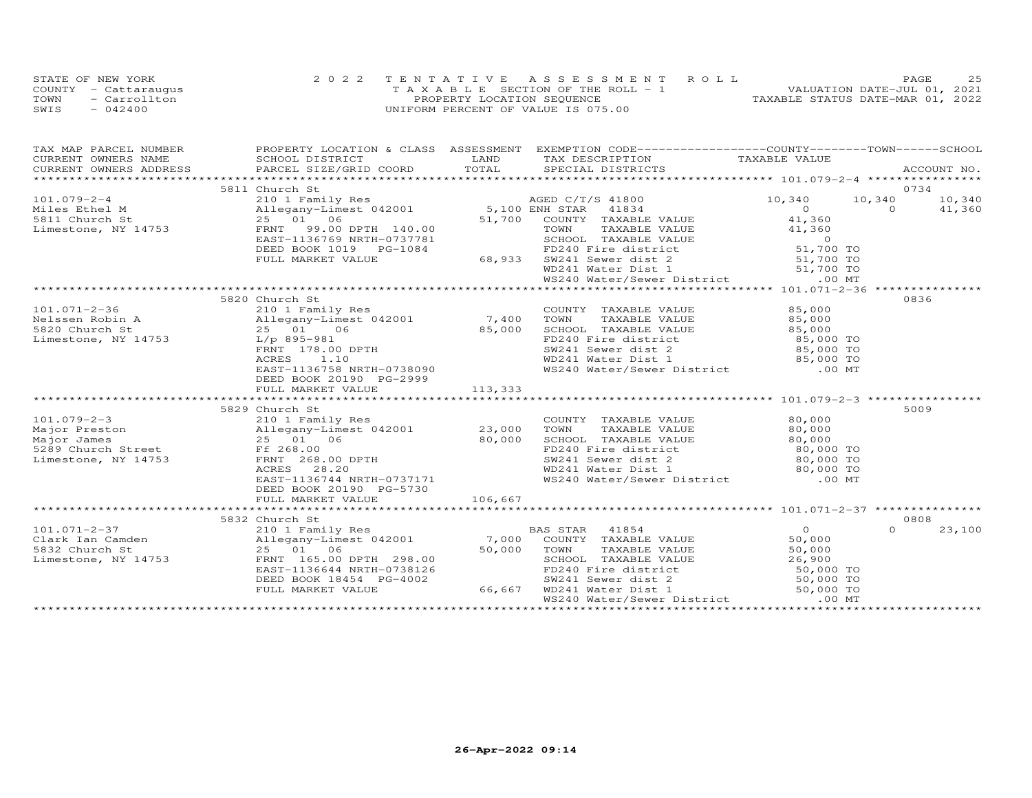STATE OF NEW YORK
COUNTY - Cattaraugus
TOWN - Carrollton
SWIS - 042400

2022 TENTATIVE ASSESSMENT ROLL
TAXABLE SECTION OF THE ROLL - 1
PROPERTY LOCATION SEQUENCE
UNIFORM PERCENT OF VALUE IS 075.00

VALUATION DATE-JUL 01, 2021
TAXABLE STATUS DATE-MAR 01, 2022

| TAX MAP PARCEL NUMBER / CURRENT OWNERS NAME / CURRENT OWNERS ADDRESS | PROPERTY LOCATION & CLASS / SCHOOL DISTRICT / PARCEL SIZE/GRID COORD | ASSESSMENT LAND / TOTAL | EXEMPTION CODE / TAX DESCRIPTION / SPECIAL DISTRICTS | COUNTY TAXABLE VALUE | TOWN | SCHOOL | ACCOUNT NO. |
|---|---|---|---|---|---|---|---|
| | 5811 Church St | | | | | | 0734 |
| 101.079-2-4 | 210 1 Family Res | | AGED C/T/S 41800 | 10,340 | 10,340 | 10,340 | |
| Miles Ethel M | Allegany-Limest 042001 | 5,100 | ENH STAR 41834 | 0 | 0 | 41,360 | |
| 5811 Church St | 25 01 06 | 51,700 | COUNTY TAXABLE VALUE | 41,360 | | | |
| Limestone, NY 14753 | FRNT 99.00 DPTH 140.00 | | TOWN TAXABLE VALUE | 41,360 | | | |
| | EAST-1136769 NRTH-0737781 | | SCHOOL TAXABLE VALUE | 0 | | | |
| | DEED BOOK 1019 PG-1084 | | FD240 Fire district | 51,700 TO | | | |
| | FULL MARKET VALUE | 68,933 | SW241 Sewer dist 2 | 51,700 TO | | | |
| | | | WD241 Water Dist 1 | 51,700 TO | | | |
| | | | WS240 Water/Sewer District | .00 MT | | | |
| | 5820 Church St | | | | | | 0836 |
| 101.071-2-36 | 210 1 Family Res | | COUNTY TAXABLE VALUE | 85,000 | | | |
| Nelssen Robin A | Allegany-Limest 042001 | 7,400 | TOWN TAXABLE VALUE | 85,000 | | | |
| 5820 Church St | 25 01 06 | 85,000 | SCHOOL TAXABLE VALUE | 85,000 | | | |
| Limestone, NY 14753 | L/p 895-981 | | FD240 Fire district | 85,000 TO | | | |
| | FRNT 178.00 DPTH | | SW241 Sewer dist 2 | 85,000 TO | | | |
| | ACRES 1.10 | | WD241 Water Dist 1 | 85,000 TO | | | |
| | EAST-1136758 NRTH-0738090 | | WS240 Water/Sewer District | .00 MT | | | |
| | DEED BOOK 20190 PG-2999 | | | | | | |
| | FULL MARKET VALUE | 113,333 | | | | | |
| | 5829 Church St | | | | | | 5009 |
| 101.079-2-3 | 210 1 Family Res | | COUNTY TAXABLE VALUE | 80,000 | | | |
| Major Preston | Allegany-Limest 042001 | 23,000 | TOWN TAXABLE VALUE | 80,000 | | | |
| Major James | 25 01 06 | 80,000 | SCHOOL TAXABLE VALUE | 80,000 | | | |
| 5289 Church Street | Ff 268.00 | | FD240 Fire district | 80,000 TO | | | |
| Limestone, NY 14753 | FRNT 268.00 DPTH | | SW241 Sewer dist 2 | 80,000 TO | | | |
| | ACRES 28.20 | | WD241 Water Dist 1 | 80,000 TO | | | |
| | EAST-1136744 NRTH-0737171 | | WS240 Water/Sewer District | .00 MT | | | |
| | DEED BOOK 20190 PG-5730 | | | | | | |
| | FULL MARKET VALUE | 106,667 | | | | | |
| | 5832 Church St | | | | | | 0808 |
| 101.071-2-37 | 210 1 Family Res | | BAS STAR 41854 | 0 | 0 | 23,100 | |
| Clark Ian Camden | Allegany-Limest 042001 | 7,000 | COUNTY TAXABLE VALUE | 50,000 | | | |
| 5832 Church St | 25 01 06 | 50,000 | TOWN TAXABLE VALUE | 50,000 | | | |
| Limestone, NY 14753 | FRNT 165.00 DPTH 298.00 | | SCHOOL TAXABLE VALUE | 26,900 | | | |
| | EAST-1136644 NRTH-0738126 | | FD240 Fire district | 50,000 TO | | | |
| | DEED BOOK 18454 PG-4002 | | SW241 Sewer dist 2 | 50,000 TO | | | |
| | FULL MARKET VALUE | 66,667 | WD241 Water Dist 1 | 50,000 TO | | | |
| | | | WS240 Water/Sewer District | .00 MT | | | |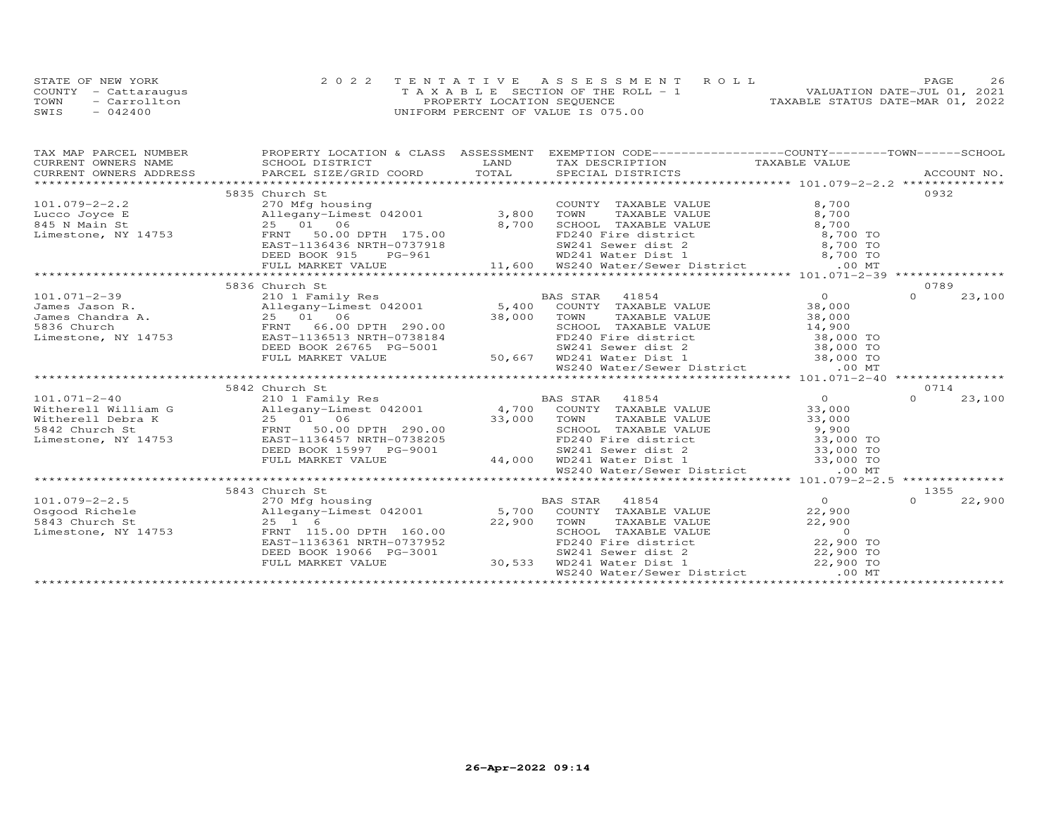STATE OF NEW YORK
COUNTY - Cattaraugus
TOWN - Carrollton
SWIS - 042400

2022 TENTATIVE ASSESSMENT ROLL
TAXABLE SECTION OF THE ROLL - 1
PROPERTY LOCATION SEQUENCE
UNIFORM PERCENT OF VALUE IS 075.00

VALUATION DATE-JUL 01, 2021
TAXABLE STATUS DATE-MAR 01, 2022

| TAX MAP PARCEL NUMBER / CURRENT OWNERS NAME / CURRENT OWNERS ADDRESS | PROPERTY LOCATION & CLASS / SCHOOL DISTRICT / PARCEL SIZE/GRID COORD | ASSESSMENT LAND | TOTAL | EXEMPTION CODE / TAX DESCRIPTION / SPECIAL DISTRICTS | COUNTY TAXABLE VALUE | TOWN | SCHOOL / ACCOUNT NO. |
|---|---|---|---|---|---|---|---|
| | 5835 Church St | | | | | | 0932 |
| 101.079-2-2.2 | 270 Mfg housing | | | COUNTY TAXABLE VALUE | 8,700 | | |
| Lucco Joyce E | Allegany-Limest 042001 | 3,800 | | TOWN TAXABLE VALUE | 8,700 | | |
| 845 N Main St | 25 01 06 | | 8,700 | SCHOOL TAXABLE VALUE | 8,700 | | |
| Limestone, NY 14753 | FRNT 50.00 DPTH 175.00 | | | FD240 Fire district | 8,700 TO | | |
| | EAST-1136436 NRTH-0737918 | | | SW241 Sewer dist 2 | 8,700 TO | | |
| | DEED BOOK 915 PG-961 | | | WD241 Water Dist 1 | 8,700 TO | | |
| | FULL MARKET VALUE | | 11,600 | WS240 Water/Sewer District | .00 MT | | |
| | 5836 Church St | | | | | | 0789 |
| 101.071-2-39 | 210 1 Family Res | | | BAS STAR 41854 | 0 | 0 | 23,100 |
| James Jason R. | Allegany-Limest 042001 | 5,400 | | COUNTY TAXABLE VALUE | 38,000 | | |
| James Chandra A. | 25 01 06 | | 38,000 | TOWN TAXABLE VALUE | 38,000 | | |
| 5836 Church | FRNT 66.00 DPTH 290.00 | | | SCHOOL TAXABLE VALUE | 14,900 | | |
| Limestone, NY 14753 | EAST-1136513 NRTH-0738184 | | | FD240 Fire district | 38,000 TO | | |
| | DEED BOOK 26765 PG-5001 | | | SW241 Sewer dist 2 | 38,000 TO | | |
| | FULL MARKET VALUE | | 50,667 | WD241 Water Dist 1 | 38,000 TO | | |
| | | | | WS240 Water/Sewer District | .00 MT | | |
| | 5842 Church St | | | | | | 0714 |
| 101.071-2-40 | 210 1 Family Res | | | BAS STAR 41854 | 0 | 0 | 23,100 |
| Witherell William G | Allegany-Limest 042001 | 4,700 | | COUNTY TAXABLE VALUE | 33,000 | | |
| Witherell Debra K | 25 01 06 | | 33,000 | TOWN TAXABLE VALUE | 33,000 | | |
| 5842 Church St | FRNT 50.00 DPTH 290.00 | | | SCHOOL TAXABLE VALUE | 9,900 | | |
| Limestone, NY 14753 | EAST-1136457 NRTH-0738205 | | | FD240 Fire district | 33,000 TO | | |
| | DEED BOOK 15997 PG-9001 | | | SW241 Sewer dist 2 | 33,000 TO | | |
| | FULL MARKET VALUE | | 44,000 | WD241 Water Dist 1 | 33,000 TO | | |
| | | | | WS240 Water/Sewer District | .00 MT | | |
| | 5843 Church St | | | | | | 1355 |
| 101.079-2-2.5 | 270 Mfg housing | | | BAS STAR 41854 | 0 | 0 | 22,900 |
| Osgood Richele | Allegany-Limest 042001 | 5,700 | | COUNTY TAXABLE VALUE | 22,900 | | |
| 5843 Church St | 25 1 6 | | 22,900 | TOWN TAXABLE VALUE | 22,900 | | |
| Limestone, NY 14753 | FRNT 115.00 DPTH 160.00 | | | SCHOOL TAXABLE VALUE | 0 | | |
| | EAST-1136361 NRTH-0737952 | | | FD240 Fire district | 22,900 TO | | |
| | DEED BOOK 19066 PG-3001 | | | SW241 Sewer dist 2 | 22,900 TO | | |
| | FULL MARKET VALUE | | 30,533 | WD241 Water Dist 1 | 22,900 TO | | |
| | | | | WS240 Water/Sewer District | .00 MT | | |

26-Apr-2022 09:14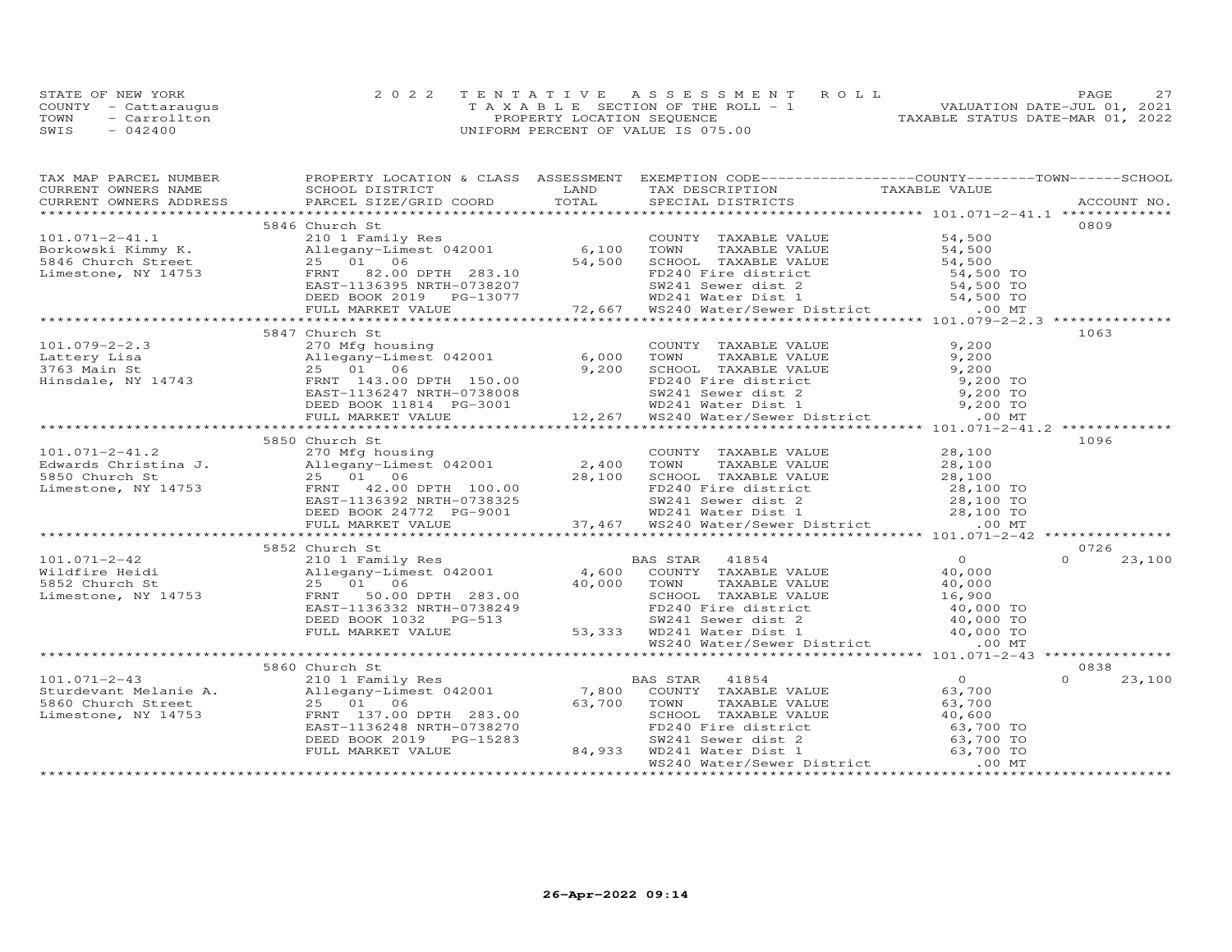STATE OF NEW YORK
COUNTY - Cattaraugus
TOWN - Carrollton
SWIS - 042400

# 2022 TENTATIVE ASSESSMENT ROLL
TAXABLE SECTION OF THE ROLL - 1
PROPERTY LOCATION SEQUENCE
UNIFORM PERCENT OF VALUE IS 075.00

VALUATION DATE-JUL 01, 2021
TAXABLE STATUS DATE-MAR 01, 2022

| TAX MAP PARCEL NUMBER / CURRENT OWNERS NAME / CURRENT OWNERS ADDRESS | PROPERTY LOCATION & CLASS / SCHOOL DISTRICT / PARCEL SIZE/GRID COORD | ASSESSMENT LAND / TOTAL | EXEMPTION CODE / TAX DESCRIPTION / SPECIAL DISTRICTS | COUNTY / TOWN / SCHOOL TAXABLE VALUE | ACCOUNT NO. |
|---|---|---|---|---|---|
| | 5846 Church St | | | | 0809 |
| 101.071-2-41.1 | 210 1 Family Res | | COUNTY TAXABLE VALUE | 54,500 | |
| Borkowski Kimmy K. | Allegany-Limest 042001 | 6,100 | TOWN TAXABLE VALUE | 54,500 | |
| 5846 Church Street | 25 01 06 | 54,500 | SCHOOL TAXABLE VALUE | 54,500 | |
| Limestone, NY 14753 | FRNT 82.00 DPTH 283.10 | | FD240 Fire district | 54,500 TO | |
| | EAST-1136395 NRTH-0738207 | | SW241 Sewer dist 2 | 54,500 TO | |
| | DEED BOOK 2019 PG-13077 | | WD241 Water Dist 1 | 54,500 TO | |
| | FULL MARKET VALUE | 72,667 | WS240 Water/Sewer District | .00 MT | |
| | 5847 Church St | | | | 1063 |
| 101.079-2-2.3 | 270 Mfg housing | | COUNTY TAXABLE VALUE | 9,200 | |
| Lattery Lisa | Allegany-Limest 042001 | 6,000 | TOWN TAXABLE VALUE | 9,200 | |
| 3763 Main St | 25 01 06 | 9,200 | SCHOOL TAXABLE VALUE | 9,200 | |
| Hinsdale, NY 14743 | FRNT 143.00 DPTH 150.00 | | FD240 Fire district | 9,200 TO | |
| | EAST-1136247 NRTH-0738008 | | SW241 Sewer dist 2 | 9,200 TO | |
| | DEED BOOK 11814 PG-3001 | | WD241 Water Dist 1 | 9,200 TO | |
| | FULL MARKET VALUE | 12,267 | WS240 Water/Sewer District | .00 MT | |
| | 5850 Church St | | | | 1096 |
| 101.071-2-41.2 | 270 Mfg housing | | COUNTY TAXABLE VALUE | 28,100 | |
| Edwards Christina J. | Allegany-Limest 042001 | 2,400 | TOWN TAXABLE VALUE | 28,100 | |
| 5850 Church St | 25 01 06 | 28,100 | SCHOOL TAXABLE VALUE | 28,100 | |
| Limestone, NY 14753 | FRNT 42.00 DPTH 100.00 | | FD240 Fire district | 28,100 TO | |
| | EAST-1136392 NRTH-0738325 | | SW241 Sewer dist 2 | 28,100 TO | |
| | DEED BOOK 24772 PG-9001 | | WD241 Water Dist 1 | 28,100 TO | |
| | FULL MARKET VALUE | 37,467 | WS240 Water/Sewer District | .00 MT | |
| | 5852 Church St | | | | 0726 |
| 101.071-2-42 | 210 1 Family Res | | BAS STAR 41854 | 0 | 0 23,100 |
| Wildfire Heidi | Allegany-Limest 042001 | 4,600 | COUNTY TAXABLE VALUE | 40,000 | |
| 5852 Church St | 25 01 06 | 40,000 | TOWN TAXABLE VALUE | 40,000 | |
| Limestone, NY 14753 | FRNT 50.00 DPTH 283.00 | | SCHOOL TAXABLE VALUE | 16,900 | |
| | EAST-1136332 NRTH-0738249 | | FD240 Fire district | 40,000 TO | |
| | DEED BOOK 1032 PG-513 | | SW241 Sewer dist 2 | 40,000 TO | |
| | FULL MARKET VALUE | 53,333 | WD241 Water Dist 1 | 40,000 TO | |
| | | | WS240 Water/Sewer District | .00 MT | |
| | 5860 Church St | | | | 0838 |
| 101.071-2-43 | 210 1 Family Res | | BAS STAR 41854 | 0 | 0 23,100 |
| Sturdevant Melanie A. | Allegany-Limest 042001 | 7,800 | COUNTY TAXABLE VALUE | 63,700 | |
| 5860 Church Street | 25 01 06 | 63,700 | TOWN TAXABLE VALUE | 63,700 | |
| Limestone, NY 14753 | FRNT 137.00 DPTH 283.00 | | SCHOOL TAXABLE VALUE | 40,600 | |
| | EAST-1136248 NRTH-0738270 | | FD240 Fire district | 63,700 TO | |
| | DEED BOOK 2019 PG-15283 | | SW241 Sewer dist 2 | 63,700 TO | |
| | FULL MARKET VALUE | 84,933 | WD241 Water Dist 1 | 63,700 TO | |
| | | | WS240 Water/Sewer District | .00 MT | |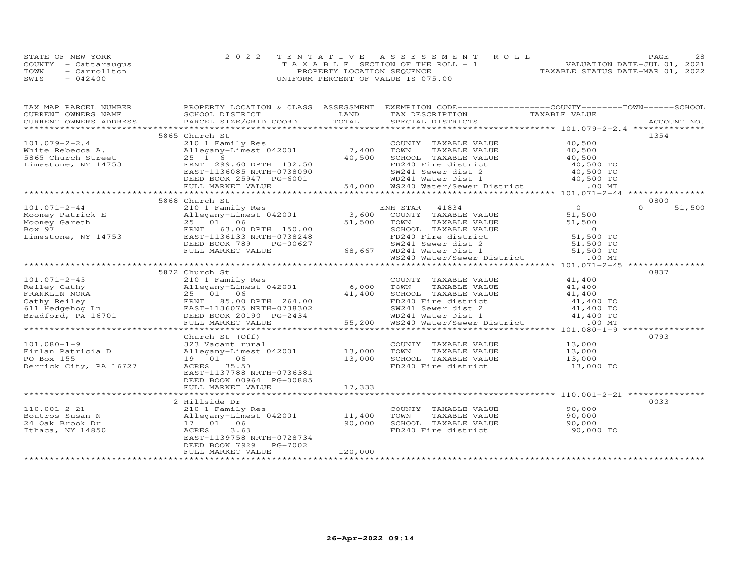STATE OF NEW YORK
COUNTY - Cattaraugus
TOWN - Carrollton
SWIS - 042400

2022 TENTATIVE ASSESSMENT ROLL
TAXABLE SECTION OF THE ROLL - 1
PROPERTY LOCATION SEQUENCE
UNIFORM PERCENT OF VALUE IS 075.00

VALUATION DATE-JUL 01, 2021
TAXABLE STATUS DATE-MAR 01, 2022

| TAX MAP PARCEL NUMBER / CURRENT OWNERS NAME / CURRENT OWNERS ADDRESS | PROPERTY LOCATION & CLASS / SCHOOL DISTRICT / PARCEL SIZE/GRID COORD | ASSESSMENT LAND / TOTAL | EXEMPTION CODE / TAX DESCRIPTION / SPECIAL DISTRICTS | COUNTY / TOWN / SCHOOL TAXABLE VALUE | ACCOUNT NO. |
|---|---|---|---|---|---|
| | 5865 Church St | | | | 1354 |
| 101.079-2-2.4 | 210 1 Family Res | | COUNTY TAXABLE VALUE | 40,500 | |
| White Rebecca A. | Allegany-Limest 042001 | 7,400 | TOWN TAXABLE VALUE | 40,500 | |
| 5865 Church Street | 25 1 6 | 40,500 | SCHOOL TAXABLE VALUE | 40,500 | |
| Limestone, NY 14753 | FRNT 299.60 DPTH 132.50 | | FD240 Fire district | 40,500 TO | |
| | EAST-1136085 NRTH-0738090 | | SW241 Sewer dist 2 | 40,500 TO | |
| | DEED BOOK 25947 PG-6001 | | WD241 Water Dist 1 | 40,500 TO | |
| | FULL MARKET VALUE | 54,000 | WS240 Water/Sewer District | .00 MT | |
| | 5868 Church St | | | | 0800 |
| 101.071-2-44 | 210 1 Family Res | | ENH STAR 41834 | 0 / 0 / 51,500 | |
| Mooney Patrick E | Allegany-Limest 042001 | 3,600 | COUNTY TAXABLE VALUE | 51,500 | |
| Mooney Gareth | 25 01 06 | 51,500 | TOWN TAXABLE VALUE | 51,500 | |
| Box 97 | FRNT 63.00 DPTH 150.00 | | SCHOOL TAXABLE VALUE | 0 | |
| Limestone, NY 14753 | EAST-1136133 NRTH-0738248 | | FD240 Fire district | 51,500 TO | |
| | DEED BOOK 789 PG-00627 | | SW241 Sewer dist 2 | 51,500 TO | |
| | FULL MARKET VALUE | 68,667 | WD241 Water Dist 1 | 51,500 TO | |
| | | | WS240 Water/Sewer District | .00 MT | |
| | 5872 Church St | | | | 0837 |
| 101.071-2-45 | 210 1 Family Res | | COUNTY TAXABLE VALUE | 41,400 | |
| Reiley Cathy | Allegany-Limest 042001 | 6,000 | TOWN TAXABLE VALUE | 41,400 | |
| FRANKLIN NORA | 25 01 06 | 41,400 | SCHOOL TAXABLE VALUE | 41,400 | |
| Cathy Reiley | FRNT 85.00 DPTH 264.00 | | FD240 Fire district | 41,400 TO | |
| 611 Hedgehog Ln | EAST-1136075 NRTH-0738302 | | SW241 Sewer dist 2 | 41,400 TO | |
| Bradford, PA 16701 | DEED BOOK 20190 PG-2434 | | WD241 Water Dist 1 | 41,400 TO | |
| | FULL MARKET VALUE | 55,200 | WS240 Water/Sewer District | .00 MT | |
| | Church St (Off) | | | | 0793 |
| 101.080-1-9 | 323 Vacant rural | | COUNTY TAXABLE VALUE | 13,000 | |
| Finlan Patricia D | Allegany-Limest 042001 | 13,000 | TOWN TAXABLE VALUE | 13,000 | |
| PO Box 155 | 19 01 06 | 13,000 | SCHOOL TAXABLE VALUE | 13,000 | |
| Derrick City, PA 16727 | ACRES 35.50 | | FD240 Fire district | 13,000 TO | |
| | EAST-1137788 NRTH-0736381 | | | | |
| | DEED BOOK 00964 PG-00885 | | | | |
| | FULL MARKET VALUE | 17,333 | | | |
| | 2 Hillside Dr | | | | 0033 |
| 110.001-2-21 | 210 1 Family Res | | COUNTY TAXABLE VALUE | 90,000 | |
| Boutros Susan N | Allegany-Limest 042001 | 11,400 | TOWN TAXABLE VALUE | 90,000 | |
| 24 Oak Brook Dr | 17 01 06 | 90,000 | SCHOOL TAXABLE VALUE | 90,000 | |
| Ithaca, NY 14850 | ACRES 3.63 | | FD240 Fire district | 90,000 TO | |
| | EAST-1139758 NRTH-0728734 | | | | |
| | DEED BOOK 7929 PG-7002 | | | | |
| | FULL MARKET VALUE | 120,000 | | | |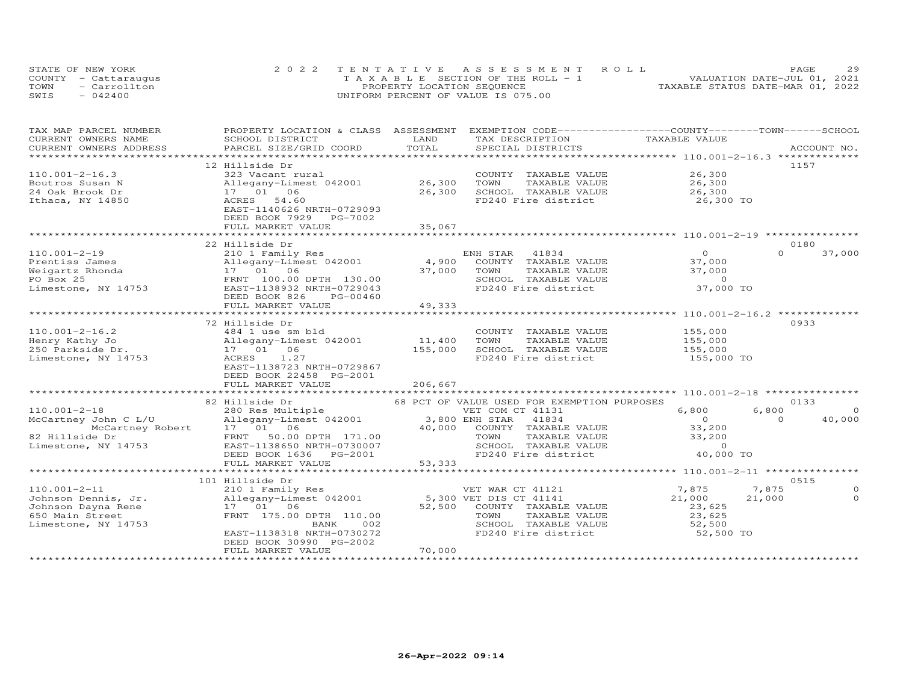STATE OF NEW YORK
COUNTY - Cattaraugus
TOWN - Carrollton
SWIS - 042400

2022 TENTATIVE ASSESSMENT ROLL
TAXABLE SECTION OF THE ROLL - 1
PROPERTY LOCATION SEQUENCE
UNIFORM PERCENT OF VALUE IS 075.00

VALUATION DATE-JUL 01, 2021
TAXABLE STATUS DATE-MAR 01, 2022

| TAX MAP PARCEL NUMBER / CURRENT OWNERS NAME / CURRENT OWNERS ADDRESS | PROPERTY LOCATION & CLASS / SCHOOL DISTRICT / PARCEL SIZE/GRID COORD | ASSESSMENT LAND | TOTAL | EXEMPTION CODE / TAX DESCRIPTION / SPECIAL DISTRICTS | COUNTY TAXABLE VALUE | TOWN | SCHOOL | ACCOUNT NO. |
|---|---|---|---|---|---|---|---|---|
| **110.001-2-16.3** | 12 Hillside Dr | | | | | | | 1157 |
| 110.001-2-16.3 | 323 Vacant rural | | | COUNTY TAXABLE VALUE | 26,300 | | | |
| Boutros Susan N | Allegany-Limest 042001 | 26,300 | | TOWN TAXABLE VALUE | 26,300 | | | |
| 24 Oak Brook Dr | 17 01 06 | | 26,300 | SCHOOL TAXABLE VALUE | 26,300 | | | |
| Ithaca, NY 14850 | ACRES 54.60 | | | FD240 Fire district | 26,300 TO | | | |
| | EAST-1140626 NRTH-0729093 | | | | | | | |
| | DEED BOOK 7929 PG-7002 | | | | | | | |
| | FULL MARKET VALUE | | 35,067 | | | | | |
| **110.001-2-19** | 22 Hillside Dr | | | | | | | 0180 |
| 110.001-2-19 | 210 1 Family Res | | | ENH STAR 41834 | 0 | 0 | 37,000 | |
| Prentiss James | Allegany-Limest 042001 | 4,900 | | COUNTY TAXABLE VALUE | 37,000 | | | |
| Weigartz Rhonda | 17 01 06 | | 37,000 | TOWN TAXABLE VALUE | 37,000 | | | |
| PO Box 25 | FRNT 100.00 DPTH 130.00 | | | SCHOOL TAXABLE VALUE | 0 | | | |
| Limestone, NY 14753 | EAST-1138932 NRTH-0729043 | | | FD240 Fire district | 37,000 TO | | | |
| | DEED BOOK 826 PG-00460 | | | | | | | |
| | FULL MARKET VALUE | | 49,333 | | | | | |
| **110.001-2-16.2** | 72 Hillside Dr | | | | | | | 0933 |
| 110.001-2-16.2 | 484 1 use sm bld | | | COUNTY TAXABLE VALUE | 155,000 | | | |
| Henry Kathy Jo | Allegany-Limest 042001 | 11,400 | | TOWN TAXABLE VALUE | 155,000 | | | |
| 250 Parkside Dr. | 17 01 06 | | 155,000 | SCHOOL TAXABLE VALUE | 155,000 | | | |
| Limestone, NY 14753 | ACRES 1.27 | | | FD240 Fire district | 155,000 TO | | | |
| | EAST-1138723 NRTH-0729867 | | | | | | | |
| | DEED BOOK 22458 PG-2001 | | | | | | | |
| | FULL MARKET VALUE | | 206,667 | | | | | |
| **110.001-2-18** | 82 Hillside Dr | | | 68 PCT OF VALUE USED FOR EXEMPTION PURPOSES | | | | 0133 |
| 110.001-2-18 | 280 Res Multiple | | | VET COM CT 41131 | 6,800 | 6,800 | 0 | |
| McCartney John C L/U | Allegany-Limest 042001 | 3,800 | | ENH STAR 41834 | 0 | 0 | 40,000 | |
| McCartney Robert | 17 01 06 | | 40,000 | COUNTY TAXABLE VALUE | 33,200 | | | |
| 82 Hillside Dr | FRNT 50.00 DPTH 171.00 | | | TOWN TAXABLE VALUE | 33,200 | | | |
| Limestone, NY 14753 | EAST-1138650 NRTH-0730007 | | | SCHOOL TAXABLE VALUE | 0 | | | |
| | DEED BOOK 1636 PG-2001 | | | FD240 Fire district | 40,000 TO | | | |
| | FULL MARKET VALUE | | 53,333 | | | | | |
| **110.001-2-11** | 101 Hillside Dr | | | | | | | 0515 |
| 110.001-2-11 | 210 1 Family Res | | | VET WAR CT 41121 | 7,875 | 7,875 | 0 | |
| Johnson Dennis, Jr. | Allegany-Limest 042001 | 5,300 | | VET DIS CT 41141 | 21,000 | 21,000 | 0 | |
| Johnson Dayna Rene | 17 01 06 | | 52,500 | COUNTY TAXABLE VALUE | 23,625 | | | |
| 650 Main Street | FRNT 175.00 DPTH 110.00 | | | TOWN TAXABLE VALUE | 23,625 | | | |
| Limestone, NY 14753 | BANK 002 | | | SCHOOL TAXABLE VALUE | 52,500 | | | |
| | EAST-1138318 NRTH-0730272 | | | FD240 Fire district | 52,500 TO | | | |
| | DEED BOOK 30990 PG-2002 | | | | | | | |
| | FULL MARKET VALUE | | 70,000 | | | | | |

26-Apr-2022 09:14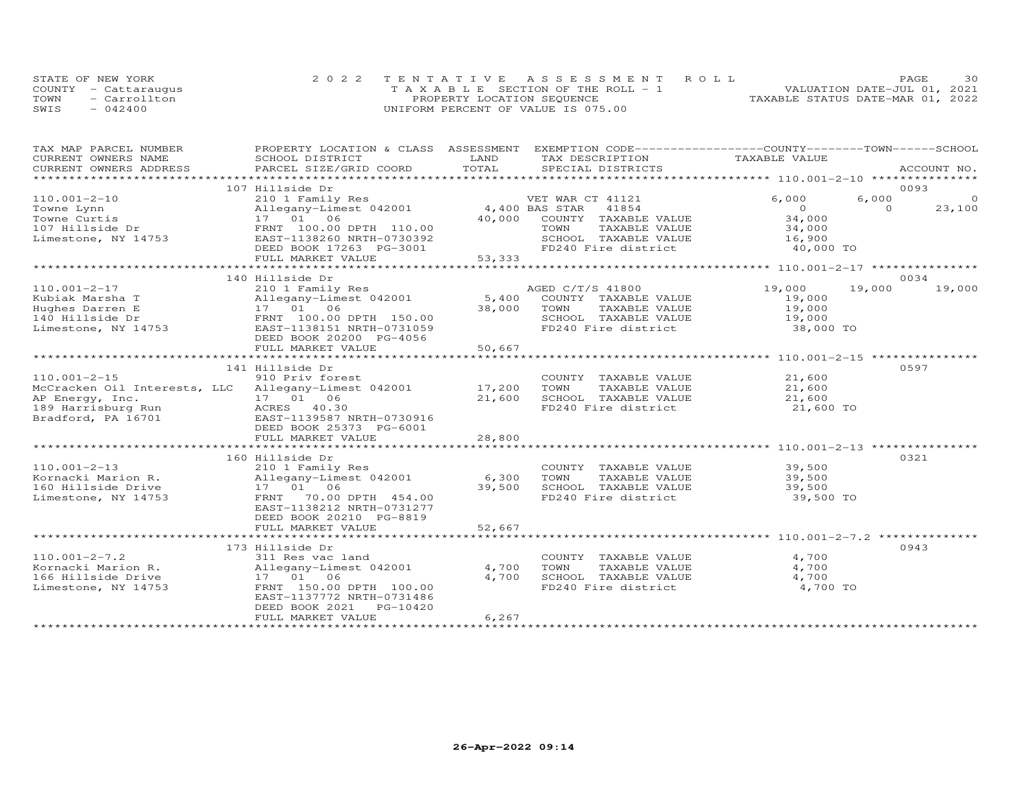STATE OF NEW YORK
COUNTY - Cattaraugus
TOWN - Carrollton
SWIS - 042400

2022 TENTATIVE ASSESSMENT ROLL
TAXABLE SECTION OF THE ROLL - 1
PROPERTY LOCATION SEQUENCE
UNIFORM PERCENT OF VALUE IS 075.00

VALUATION DATE-JUL 01, 2021
TAXABLE STATUS DATE-MAR 01, 2022

| TAX MAP PARCEL NUMBER / CURRENT OWNERS NAME / CURRENT OWNERS ADDRESS | PROPERTY LOCATION & CLASS / SCHOOL DISTRICT / PARCEL SIZE/GRID COORD | ASSESSMENT LAND | TOTAL | EXEMPTION CODE / TAX DESCRIPTION / SPECIAL DISTRICTS | COUNTY TAXABLE VALUE | TOWN | SCHOOL | ACCOUNT NO. |
|---|---|---|---|---|---|---|---|---|
| 110.001-2-10 | 107 Hillside Dr | | | | | | | 0093 |
| | 210 1 Family Res | | | VET WAR CT 41121 | 6,000 | 6,000 | 0 | |
| Towne Lynn | Allegany-Limest 042001 | 4,400 | | BAS STAR 41854 | 0 | 0 | 23,100 | |
| Towne Curtis | 17 01 06 | | 40,000 | COUNTY TAXABLE VALUE | 34,000 | | | |
| 107 Hillside Dr | FRNT 100.00 DPTH 110.00 | | | TOWN TAXABLE VALUE | 34,000 | | | |
| Limestone, NY 14753 | EAST-1138260 NRTH-0730392 | | | SCHOOL TAXABLE VALUE | 16,900 | | | |
| | DEED BOOK 17263 PG-3001 | | | FD240 Fire district | 40,000 TO | | | |
| | FULL MARKET VALUE | | 53,333 | | | | | |
| 110.001-2-17 | 140 Hillside Dr | | | | | | | 0034 |
| | 210 1 Family Res | | | AGED C/T/S 41800 | 19,000 | 19,000 | 19,000 | |
| Kubiak Marsha T | Allegany-Limest 042001 | 5,400 | | COUNTY TAXABLE VALUE | 19,000 | | | |
| Hughes Darren E | 17 01 06 | | 38,000 | TOWN TAXABLE VALUE | 19,000 | | | |
| 140 Hillside Dr | FRNT 100.00 DPTH 150.00 | | | SCHOOL TAXABLE VALUE | 19,000 | | | |
| Limestone, NY 14753 | EAST-1138151 NRTH-0731059 | | | FD240 Fire district | 38,000 TO | | | |
| | DEED BOOK 20200 PG-4056 | | | | | | | |
| | FULL MARKET VALUE | | 50,667 | | | | | |
| 110.001-2-15 | 141 Hillside Dr | | | | | | | 0597 |
| | 910 Priv forest | | | COUNTY TAXABLE VALUE | 21,600 | | | |
| McCracken Oil Interests, LLC | Allegany-Limest 042001 | 17,200 | | TOWN TAXABLE VALUE | 21,600 | | | |
| AP Energy, Inc. | 17 01 06 | | 21,600 | SCHOOL TAXABLE VALUE | 21,600 | | | |
| 189 Harrisburg Run | ACRES 40.30 | | | FD240 Fire district | 21,600 TO | | | |
| Bradford, PA 16701 | EAST-1139587 NRTH-0730916 | | | | | | | |
| | DEED BOOK 25373 PG-6001 | | | | | | | |
| | FULL MARKET VALUE | | 28,800 | | | | | |
| 110.001-2-13 | 160 Hillside Dr | | | | | | | 0321 |
| | 210 1 Family Res | | | COUNTY TAXABLE VALUE | 39,500 | | | |
| Kornacki Marion R. | Allegany-Limest 042001 | 6,300 | | TOWN TAXABLE VALUE | 39,500 | | | |
| 160 Hillside Drive | 17 01 06 | | 39,500 | SCHOOL TAXABLE VALUE | 39,500 | | | |
| Limestone, NY 14753 | FRNT 70.00 DPTH 454.00 | | | FD240 Fire district | 39,500 TO | | | |
| | EAST-1138212 NRTH-0731277 | | | | | | | |
| | DEED BOOK 20210 PG-8819 | | | | | | | |
| | FULL MARKET VALUE | | 52,667 | | | | | |
| 110.001-2-7.2 | 173 Hillside Dr | | | | | | | 0943 |
| | 311 Res vac land | | | COUNTY TAXABLE VALUE | 4,700 | | | |
| Kornacki Marion R. | Allegany-Limest 042001 | 4,700 | | TOWN TAXABLE VALUE | 4,700 | | | |
| 166 Hillside Drive | 17 01 06 | | 4,700 | SCHOOL TAXABLE VALUE | 4,700 | | | |
| Limestone, NY 14753 | FRNT 150.00 DPTH 100.00 | | | FD240 Fire district | 4,700 TO | | | |
| | EAST-1137772 NRTH-0731486 | | | | | | | |
| | DEED BOOK 2021 PG-10420 | | | | | | | |
| | FULL MARKET VALUE | | 6,267 | | | | | |

26-Apr-2022 09:14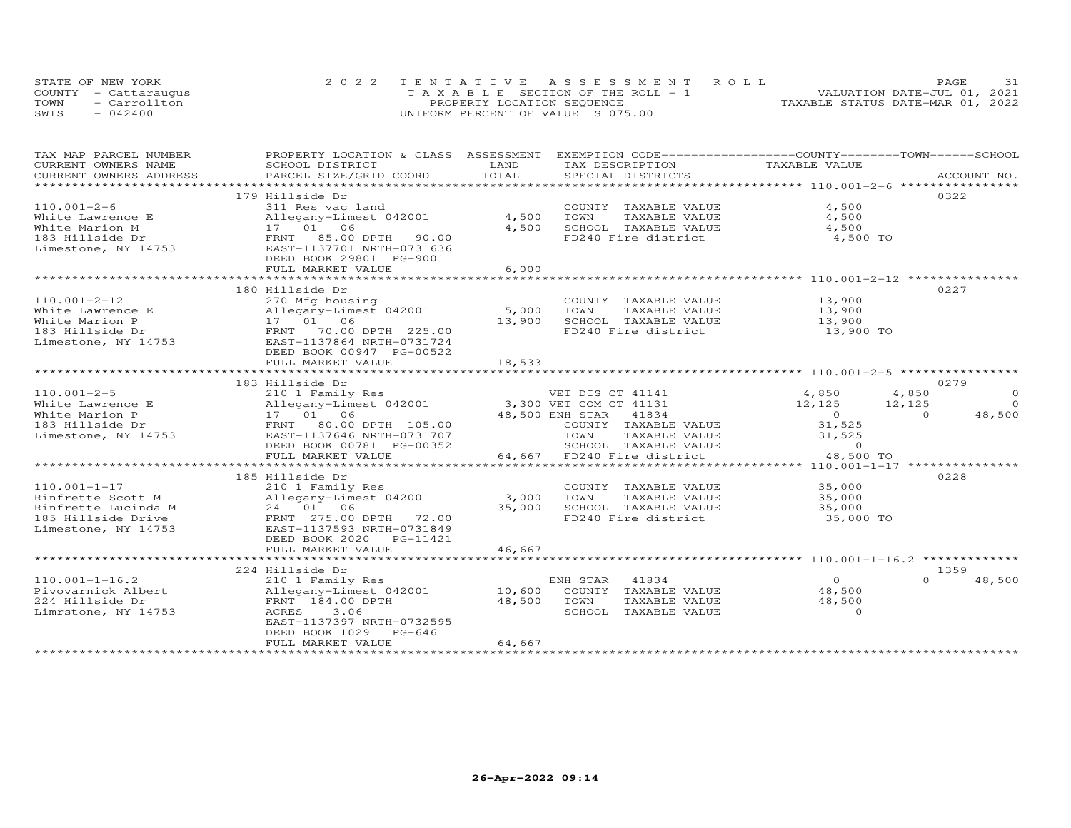STATE OF NEW YORK — 2022 TENTATIVE ASSESSMENT ROLL
COUNTY - Cattaraugus — TAXABLE SECTION OF THE ROLL - 1 — VALUATION DATE-JUL 01, 2021
TOWN - Carrollton — PROPERTY LOCATION SEQUENCE — TAXABLE STATUS DATE-MAR 01, 2022
SWIS - 042400 — UNIFORM PERCENT OF VALUE IS 075.00

| TAX MAP PARCEL NUMBER / CURRENT OWNERS NAME / CURRENT OWNERS ADDRESS | PROPERTY LOCATION & CLASS / SCHOOL DISTRICT / PARCEL SIZE/GRID COORD | ASSESSMENT LAND | TOTAL | EXEMPTION CODE / TAX DESCRIPTION / SPECIAL DISTRICTS | COUNTY TAXABLE VALUE | TOWN | SCHOOL | ACCOUNT NO. |
|---|---|---|---|---|---|---|---|---|
| | 179 Hillside Dr | | | | | | | 0322 |
| 110.001-2-6 | 311 Res vac land | | | COUNTY TAXABLE VALUE | 4,500 | | | |
| White Lawrence E | Allegany-Limest 042001 | 4,500 | | TOWN TAXABLE VALUE | 4,500 | | | |
| White Marion M | 17 01 06 | | 4,500 | SCHOOL TAXABLE VALUE | 4,500 | | | |
| 183 Hillside Dr | FRNT 85.00 DPTH 90.00 | | | FD240 Fire district | 4,500 TO | | | |
| Limestone, NY 14753 | EAST-1137701 NRTH-0731636 | | | | | | | |
| | DEED BOOK 29801 PG-9001 | | | | | | | |
| | FULL MARKET VALUE | | 6,000 | | | | | |
| | 180 Hillside Dr | | | | | | | 0227 |
| 110.001-2-12 | 270 Mfg housing | | | COUNTY TAXABLE VALUE | 13,900 | | | |
| White Lawrence E | Allegany-Limest 042001 | 5,000 | | TOWN TAXABLE VALUE | 13,900 | | | |
| White Marion P | 17 01 06 | | 13,900 | SCHOOL TAXABLE VALUE | 13,900 | | | |
| 183 Hillside Dr | FRNT 70.00 DPTH 225.00 | | | FD240 Fire district | 13,900 TO | | | |
| Limestone, NY 14753 | EAST-1137864 NRTH-0731724 | | | | | | | |
| | DEED BOOK 00947 PG-00522 | | | | | | | |
| | FULL MARKET VALUE | | 18,533 | | | | | |
| | 183 Hillside Dr | | | | | | | 0279 |
| 110.001-2-5 | 210 1 Family Res | | | VET DIS CT 41141 | 4,850 | 4,850 | 0 | |
| White Lawrence E | Allegany-Limest 042001 | 3,300 | | VET COM CT 41131 | 12,125 | 12,125 | 0 | |
| White Marion P | 17 01 06 | | 48,500 | ENH STAR 41834 | 0 | 0 | 48,500 | |
| 183 Hillside Dr | FRNT 80.00 DPTH 105.00 | | | COUNTY TAXABLE VALUE | 31,525 | | | |
| Limestone, NY 14753 | EAST-1137646 NRTH-0731707 | | | TOWN TAXABLE VALUE | 31,525 | | | |
| | DEED BOOK 00781 PG-00352 | | | SCHOOL TAXABLE VALUE | 0 | | | |
| | FULL MARKET VALUE | | 64,667 | FD240 Fire district | 48,500 TO | | | |
| | 185 Hillside Dr | | | | | | | 0228 |
| 110.001-1-17 | 210 1 Family Res | | | COUNTY TAXABLE VALUE | 35,000 | | | |
| Rinfrette Scott M | Allegany-Limest 042001 | 3,000 | | TOWN TAXABLE VALUE | 35,000 | | | |
| Rinfrette Lucinda M | 24 01 06 | | 35,000 | SCHOOL TAXABLE VALUE | 35,000 | | | |
| 185 Hillside Drive | FRNT 275.00 DPTH 72.00 | | | FD240 Fire district | 35,000 TO | | | |
| Limestone, NY 14753 | EAST-1137593 NRTH-0731849 | | | | | | | |
| | DEED BOOK 2020 PG-11421 | | | | | | | |
| | FULL MARKET VALUE | | 46,667 | | | | | |
| | 224 Hillside Dr | | | | | | | 1359 |
| 110.001-1-16.2 | 210 1 Family Res | | | ENH STAR 41834 | 0 | 0 | 48,500 | |
| Pivovarnick Albert | Allegany-Limest 042001 | 10,600 | | COUNTY TAXABLE VALUE | 48,500 | | | |
| 224 Hillside Dr | FRNT 184.00 DPTH | | 48,500 | TOWN TAXABLE VALUE | 48,500 | | | |
| Limrstone, NY 14753 | ACRES 3.06 | | | SCHOOL TAXABLE VALUE | 0 | | | |
| | EAST-1137397 NRTH-0732595 | | | | | | | |
| | DEED BOOK 1029 PG-646 | | | | | | | |
| | FULL MARKET VALUE | | 64,667 | | | | | |

26-Apr-2022 09:14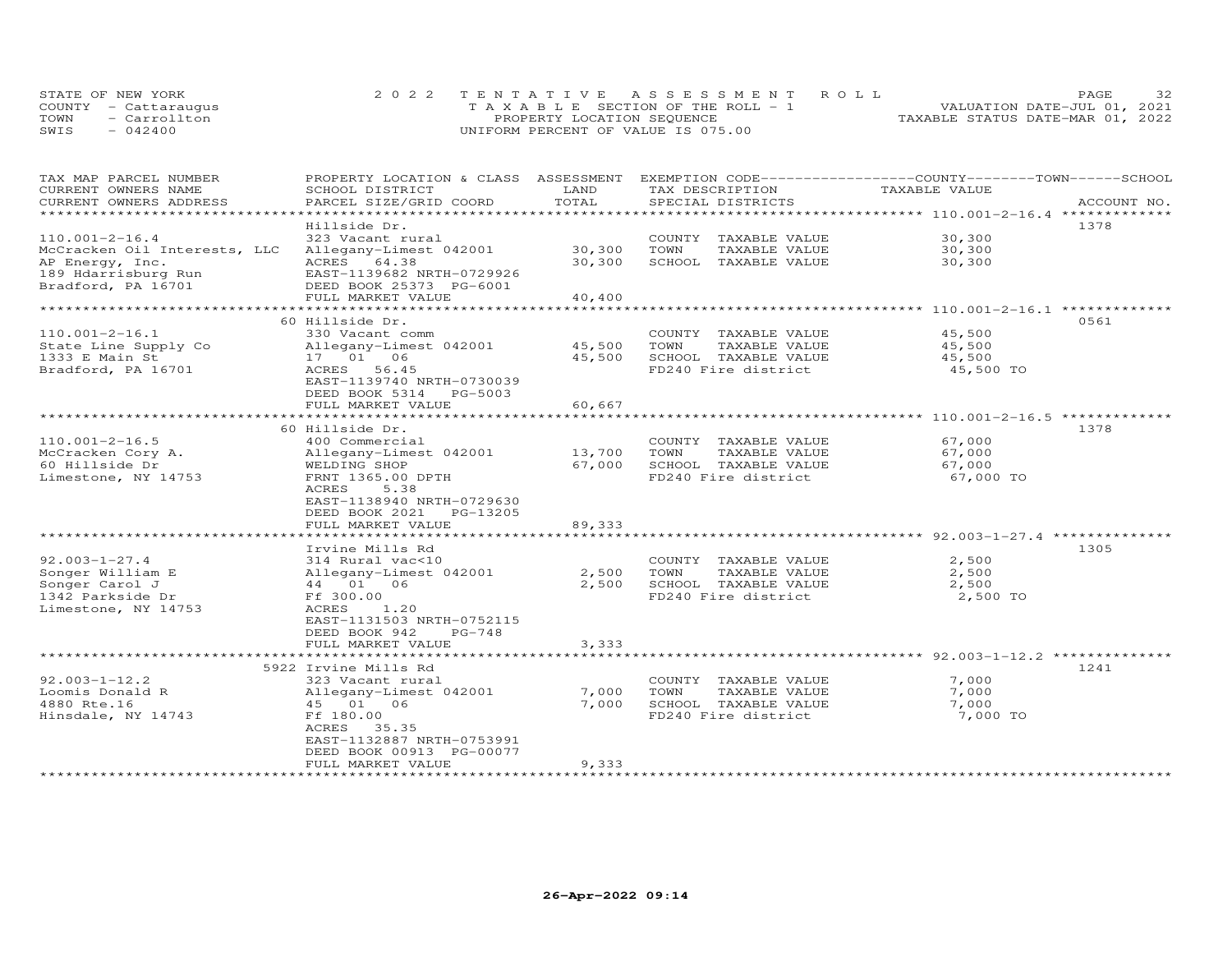STATE OF NEW YORK
COUNTY - Cattaraugus
TOWN - Carrollton
SWIS - 042400

2022 TENTATIVE ASSESSMENT ROLL
TAXABLE SECTION OF THE ROLL - 1
PROPERTY LOCATION SEQUENCE
UNIFORM PERCENT OF VALUE IS 075.00

VALUATION DATE-JUL 01, 2021
TAXABLE STATUS DATE-MAR 01, 2022

| TAX MAP PARCEL NUMBER / CURRENT OWNERS NAME / CURRENT OWNERS ADDRESS | PROPERTY LOCATION & CLASS / SCHOOL DISTRICT / PARCEL SIZE/GRID COORD | ASSESSMENT LAND | TOTAL | EXEMPTION CODE / TAX DESCRIPTION / SPECIAL DISTRICTS | COUNTY/TOWN/SCHOOL TAXABLE VALUE | ACCOUNT NO. |
|---|---|---|---|---|---|---|
| **110.001-2-16.4** | Hillside Dr. | | | | | 1378 |
| McCracken Oil Interests, LLC | 323 Vacant rural | | | COUNTY TAXABLE VALUE | 30,300 | |
| AP Energy, Inc. | Allegany-Limest 042001 | 30,300 | | TOWN TAXABLE VALUE | 30,300 | |
| 189 Hdarrisburg Run | ACRES 64.38 | | 30,300 | SCHOOL TAXABLE VALUE | 30,300 | |
| Bradford, PA 16701 | EAST-1139682 NRTH-0729926 | | | | | |
| | DEED BOOK 25373 PG-6001 | | | | | |
| | FULL MARKET VALUE | | 40,400 | | | |
| **110.001-2-16.1** | 60 Hillside Dr. | | | | | 0561 |
| State Line Supply Co | 330 Vacant comm | | | COUNTY TAXABLE VALUE | 45,500 | |
| 1333 E Main St | Allegany-Limest 042001 | 45,500 | | TOWN TAXABLE VALUE | 45,500 | |
| Bradford, PA 16701 | 17 01 06 | | 45,500 | SCHOOL TAXABLE VALUE | 45,500 | |
| | ACRES 56.45 | | | FD240 Fire district | 45,500 TO | |
| | EAST-1139740 NRTH-0730039 | | | | | |
| | DEED BOOK 5314 PG-5003 | | | | | |
| | FULL MARKET VALUE | | 60,667 | | | |
| **110.001-2-16.5** | 60 Hillside Dr. | | | | | 1378 |
| McCracken Cory A. | 400 Commercial | | | COUNTY TAXABLE VALUE | 67,000 | |
| 60 Hillside Dr | Allegany-Limest 042001 | 13,700 | | TOWN TAXABLE VALUE | 67,000 | |
| Limestone, NY 14753 | WELDING SHOP | | 67,000 | SCHOOL TAXABLE VALUE | 67,000 | |
| | FRNT 1365.00 DPTH | | | FD240 Fire district | 67,000 TO | |
| | ACRES 5.38 | | | | | |
| | EAST-1138940 NRTH-0729630 | | | | | |
| | DEED BOOK 2021 PG-13205 | | | | | |
| | FULL MARKET VALUE | | 89,333 | | | |
| **92.003-1-27.4** | Irvine Mills Rd | | | | | 1305 |
| Songer William E | 314 Rural vac<10 | | | COUNTY TAXABLE VALUE | 2,500 | |
| Songer Carol J | Allegany-Limest 042001 | 2,500 | | TOWN TAXABLE VALUE | 2,500 | |
| 1342 Parkside Dr | 44 01 06 | | 2,500 | SCHOOL TAXABLE VALUE | 2,500 | |
| Limestone, NY 14753 | Ff 300.00 | | | FD240 Fire district | 2,500 TO | |
| | ACRES 1.20 | | | | | |
| | EAST-1131503 NRTH-0752115 | | | | | |
| | DEED BOOK 942 PG-748 | | | | | |
| | FULL MARKET VALUE | | 3,333 | | | |
| **92.003-1-12.2** | 5922 Irvine Mills Rd | | | | | 1241 |
| Loomis Donald R | 323 Vacant rural | | | COUNTY TAXABLE VALUE | 7,000 | |
| 4880 Rte.16 | Allegany-Limest 042001 | 7,000 | | TOWN TAXABLE VALUE | 7,000 | |
| Hinsdale, NY 14743 | 45 01 06 | | 7,000 | SCHOOL TAXABLE VALUE | 7,000 | |
| | Ff 180.00 | | | FD240 Fire district | 7,000 TO | |
| | ACRES 35.35 | | | | | |
| | EAST-1132887 NRTH-0753991 | | | | | |
| | DEED BOOK 00913 PG-00077 | | | | | |
| | FULL MARKET VALUE | | 9,333 | | | |

26-Apr-2022 09:14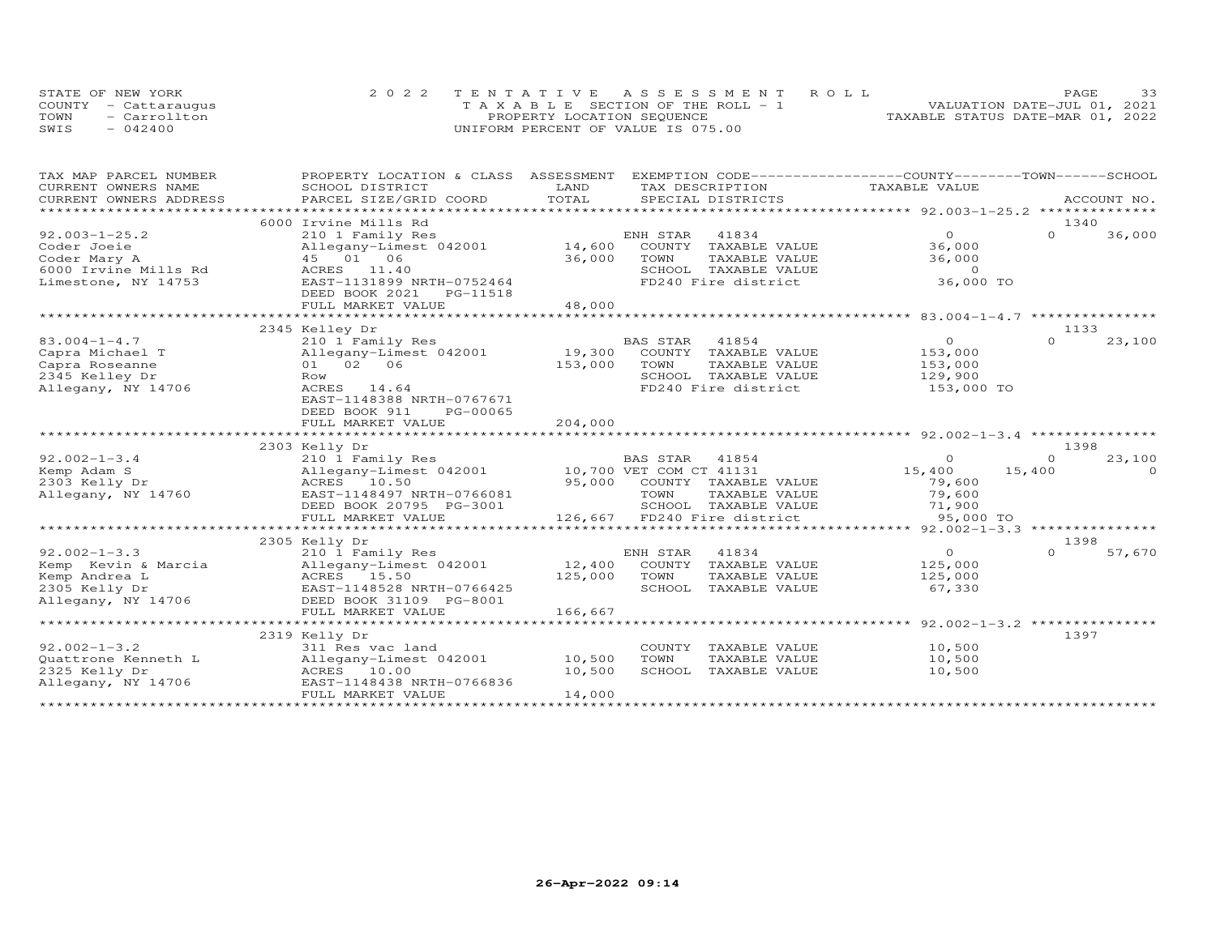STATE OF NEW YORK
COUNTY - Cattaraugus
TOWN - Carrollton
SWIS - 042400

2022 TENTATIVE ASSESSMENT ROLL
TAXABLE SECTION OF THE ROLL - 1
PROPERTY LOCATION SEQUENCE
UNIFORM PERCENT OF VALUE IS 075.00

VALUATION DATE-JUL 01, 2021
TAXABLE STATUS DATE-MAR 01, 2022

| TAX MAP PARCEL NUMBER / CURRENT OWNERS NAME / CURRENT OWNERS ADDRESS | PROPERTY LOCATION & CLASS / SCHOOL DISTRICT / PARCEL SIZE/GRID COORD | ASSESSMENT LAND | TOTAL | EXEMPTION CODE / TAX DESCRIPTION / SPECIAL DISTRICTS | COUNTY TAXABLE VALUE | TOWN | SCHOOL / ACCOUNT NO. |
|---|---|---|---|---|---|---|---|
| | 6000 Irvine Mills Rd | | | | | | 1340 |
| 92.003-1-25.2 | 210 1 Family Res | | | ENH STAR 41834 | 0 | 0 | 36,000 |
| Coder Joeie | Allegany-Limest 042001 | 14,600 | | COUNTY TAXABLE VALUE | 36,000 | | |
| Coder Mary A | 45 01 06 | | 36,000 | TOWN TAXABLE VALUE | 36,000 | | |
| 6000 Irvine Mills Rd | ACRES 11.40 | | | SCHOOL TAXABLE VALUE | 0 | | |
| Limestone, NY 14753 | EAST-1131899 NRTH-0752464 | | | FD240 Fire district | 36,000 TO | | |
| | DEED BOOK 2021 PG-11518 | | | | | | |
| | FULL MARKET VALUE | | 48,000 | | | | |
| | 2345 Kelley Dr | | | | | | 1133 |
| 83.004-1-4.7 | 210 1 Family Res | | | BAS STAR 41854 | 0 | 0 | 23,100 |
| Capra Michael T | Allegany-Limest 042001 | 19,300 | | COUNTY TAXABLE VALUE | 153,000 | | |
| Capra Roseanne | 01 02 06 | | 153,000 | TOWN TAXABLE VALUE | 153,000 | | |
| 2345 Kelley Dr | Row | | | SCHOOL TAXABLE VALUE | 129,900 | | |
| Allegany, NY 14706 | ACRES 14.64 | | | FD240 Fire district | 153,000 TO | | |
| | EAST-1148388 NRTH-0767671 | | | | | | |
| | DEED BOOK 911 PG-00065 | | | | | | |
| | FULL MARKET VALUE | | 204,000 | | | | |
| | 2303 Kelly Dr | | | | | | 1398 |
| 92.002-1-3.4 | 210 1 Family Res | | | BAS STAR 41854 | 0 | 0 | 23,100 |
| Kemp Adam S | Allegany-Limest 042001 | 10,700 | | VET COM CT 41131 | 15,400 | 15,400 | 0 |
| 2303 Kelly Dr | ACRES 10.50 | | 95,000 | COUNTY TAXABLE VALUE | 79,600 | | |
| Allegany, NY 14760 | EAST-1148497 NRTH-0766081 | | | TOWN TAXABLE VALUE | 79,600 | | |
| | DEED BOOK 20795 PG-3001 | | | SCHOOL TAXABLE VALUE | 71,900 | | |
| | FULL MARKET VALUE | | 126,667 | FD240 Fire district | 95,000 TO | | |
| | 2305 Kelly Dr | | | | | | 1398 |
| 92.002-1-3.3 | 210 1 Family Res | | | ENH STAR 41834 | 0 | 0 | 57,670 |
| Kemp Kevin & Marcia | Allegany-Limest 042001 | 12,400 | | COUNTY TAXABLE VALUE | 125,000 | | |
| Kemp Andrea L | ACRES 15.50 | | 125,000 | TOWN TAXABLE VALUE | 125,000 | | |
| 2305 Kelly Dr | EAST-1148528 NRTH-0766425 | | | SCHOOL TAXABLE VALUE | 67,330 | | |
| Allegany, NY 14706 | DEED BOOK 31109 PG-8001 | | | | | | |
| | FULL MARKET VALUE | | 166,667 | | | | |
| | 2319 Kelly Dr | | | | | | 1397 |
| 92.002-1-3.2 | 311 Res vac land | | | COUNTY TAXABLE VALUE | 10,500 | | |
| Quattrone Kenneth L | Allegany-Limest 042001 | 10,500 | 10,500 | TOWN TAXABLE VALUE | 10,500 | | |
| 2325 Kelly Dr | ACRES 10.00 | | | SCHOOL TAXABLE VALUE | 10,500 | | |
| Allegany, NY 14706 | EAST-1148438 NRTH-0766836 | | | | | | |
| | FULL MARKET VALUE | | 14,000 | | | | |

26-Apr-2022 09:14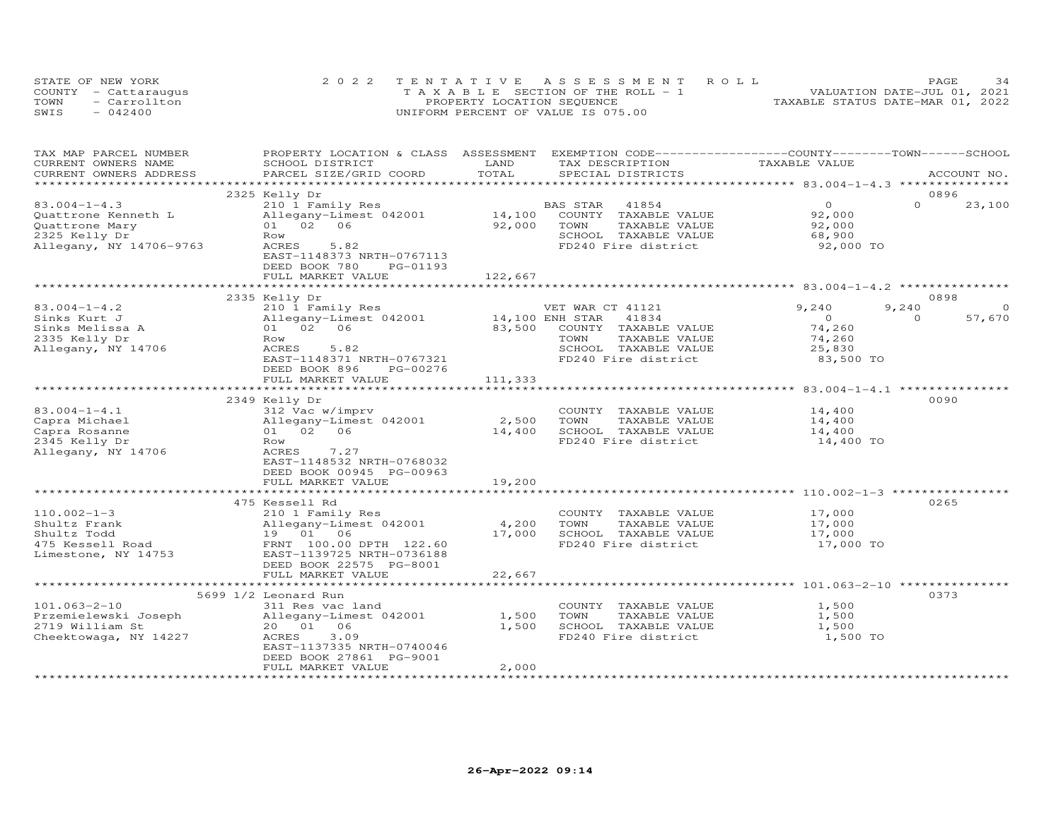STATE OF NEW YORK
COUNTY - Cattaraugus
TOWN - Carrollton
SWIS - 042400

2022 TENTATIVE ASSESSMENT ROLL
TAXABLE SECTION OF THE ROLL - 1
PROPERTY LOCATION SEQUENCE
UNIFORM PERCENT OF VALUE IS 075.00

VALUATION DATE-JUL 01, 2021
TAXABLE STATUS DATE-MAR 01, 2022

| TAX MAP PARCEL NUMBER / CURRENT OWNERS NAME / CURRENT OWNERS ADDRESS | PROPERTY LOCATION & CLASS / SCHOOL DISTRICT / PARCEL SIZE/GRID COORD | ASSESSMENT LAND | TOTAL | EXEMPTION CODE / TAX DESCRIPTION / SPECIAL DISTRICTS | COUNTY TAXABLE VALUE | TOWN | SCHOOL | ACCOUNT NO. |
|---|---|---|---|---|---|---|---|---|
| **83.004-1-4.3** | 2325 Kelly Dr | | | | | | | 0896 |
| Quattrone Kenneth L | 210 1 Family Res | | | BAS STAR 41854 | 0 | 0 | 23,100 | |
| Quattrone Mary | Allegany-Limest 042001 | 14,100 | | COUNTY TAXABLE VALUE | 92,000 | | | |
| 2325 Kelly Dr | 01 02 06 | | 92,000 | TOWN TAXABLE VALUE | 92,000 | | | |
| Allegany, NY 14706-9763 | Row | | | SCHOOL TAXABLE VALUE | 68,900 | | | |
| | ACRES 5.82 | | | FD240 Fire district | 92,000 TO | | | |
| | EAST-1148373 NRTH-0767113 | | | | | | | |
| | DEED BOOK 780 PG-01193 | | | | | | | |
| | FULL MARKET VALUE | | 122,667 | | | | | |
| **83.004-1-4.2** | 2335 Kelly Dr | | | | | | | 0898 |
| Sinks Kurt J | 210 1 Family Res | | | VET WAR CT 41121 | 9,240 | 9,240 | 0 | |
| Sinks Melissa A | Allegany-Limest 042001 | 14,100 | | ENH STAR 41834 | 0 | 0 | 57,670 | |
| 2335 Kelly Dr | 01 02 06 | | 83,500 | COUNTY TAXABLE VALUE | 74,260 | | | |
| Allegany, NY 14706 | Row | | | TOWN TAXABLE VALUE | 74,260 | | | |
| | ACRES 5.82 | | | SCHOOL TAXABLE VALUE | 25,830 | | | |
| | EAST-1148371 NRTH-0767321 | | | FD240 Fire district | 83,500 TO | | | |
| | DEED BOOK 896 PG-00276 | | | | | | | |
| | FULL MARKET VALUE | | 111,333 | | | | | |
| **83.004-1-4.1** | 2349 Kelly Dr | | | | | | | 0090 |
| Capra Michael | 312 Vac w/imprv | | | COUNTY TAXABLE VALUE | 14,400 | | | |
| Capra Rosanne | Allegany-Limest 042001 | 2,500 | | TOWN TAXABLE VALUE | 14,400 | | | |
| 2345 Kelly Dr | 01 02 06 | | 14,400 | SCHOOL TAXABLE VALUE | 14,400 | | | |
| Allegany, NY 14706 | Row | | | FD240 Fire district | 14,400 TO | | | |
| | ACRES 7.27 | | | | | | | |
| | EAST-1148532 NRTH-0768032 | | | | | | | |
| | DEED BOOK 00945 PG-00963 | | | | | | | |
| | FULL MARKET VALUE | | 19,200 | | | | | |
| **110.002-1-3** | 475 Kessell Rd | | | | | | | 0265 |
| Shultz Frank | 210 1 Family Res | | | COUNTY TAXABLE VALUE | 17,000 | | | |
| Shultz Todd | Allegany-Limest 042001 | 4,200 | | TOWN TAXABLE VALUE | 17,000 | | | |
| 475 Kessell Road | 19 01 06 | | 17,000 | SCHOOL TAXABLE VALUE | 17,000 | | | |
| Limestone, NY 14753 | FRNT 100.00 DPTH 122.60 | | | FD240 Fire district | 17,000 TO | | | |
| | EAST-1139725 NRTH-0736188 | | | | | | | |
| | DEED BOOK 22575 PG-8001 | | | | | | | |
| | FULL MARKET VALUE | | 22,667 | | | | | |
| **101.063-2-10** | 5699 1/2 Leonard Run | | | | | | | 0373 |
| Przemielewski Joseph | 311 Res vac land | | | COUNTY TAXABLE VALUE | 1,500 | | | |
| 2719 William St | Allegany-Limest 042001 | 1,500 | | TOWN TAXABLE VALUE | 1,500 | | | |
| Cheektowaga, NY 14227 | 20 01 06 | | 1,500 | SCHOOL TAXABLE VALUE | 1,500 | | | |
| | ACRES 3.09 | | | FD240 Fire district | 1,500 TO | | | |
| | EAST-1137335 NRTH-0740046 | | | | | | | |
| | DEED BOOK 27861 PG-9001 | | | | | | | |
| | FULL MARKET VALUE | | 2,000 | | | | | |

26-Apr-2022 09:14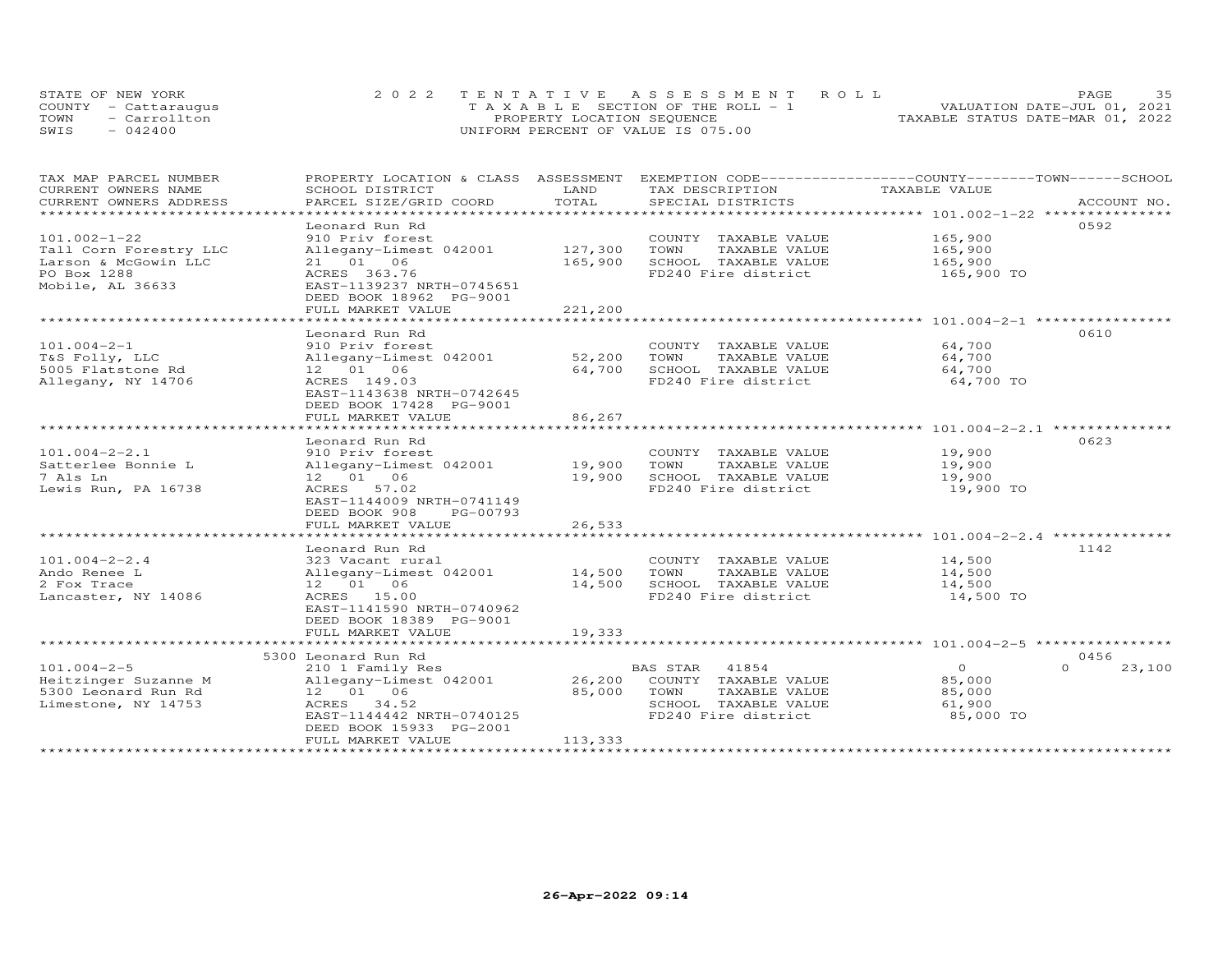STATE OF NEW YORK — 2022 TENTATIVE ASSESSMENT ROLL — VALUATION DATE-JUL 01, 2021
COUNTY - Cattaraugus — TAXABLE SECTION OF THE ROLL - 1 — TAXABLE STATUS DATE-MAR 01, 2022
TOWN - Carrollton — PROPERTY LOCATION SEQUENCE
SWIS - 042400 — UNIFORM PERCENT OF VALUE IS 075.00

| TAX MAP PARCEL NUMBER / CURRENT OWNERS NAME / CURRENT OWNERS ADDRESS | PROPERTY LOCATION & CLASS / SCHOOL DISTRICT / PARCEL SIZE/GRID COORD | ASSESSMENT LAND | TOTAL | EXEMPTION CODE / TAX DESCRIPTION / SPECIAL DISTRICTS | COUNTY / TOWN / SCHOOL TAXABLE VALUE | ACCOUNT NO. |
|---|---|---|---|---|---|---|
| 101.002-1-22 | Leonard Run Rd | | | | | 0592 |
| Tall Corn Forestry LLC | 910 Priv forest | | | COUNTY TAXABLE VALUE | 165,900 | |
| Larson & McGowin LLC | Allegany-Limest 042001 | 127,300 | | TOWN TAXABLE VALUE | 165,900 | |
| PO Box 1288 | 21 01 06 | | 165,900 | SCHOOL TAXABLE VALUE | 165,900 | |
| Mobile, AL 36633 | ACRES 363.76 | | | FD240 Fire district | 165,900 TO | |
| | EAST-1139237 NRTH-0745651 | | | | | |
| | DEED BOOK 18962 PG-9001 | | | | | |
| | FULL MARKET VALUE | | 221,200 | | | |
| 101.004-2-1 | Leonard Run Rd | | | | | 0610 |
| T&S Folly, LLC | 910 Priv forest | | | COUNTY TAXABLE VALUE | 64,700 | |
| 5005 Flatstone Rd | Allegany-Limest 042001 | 52,200 | | TOWN TAXABLE VALUE | 64,700 | |
| Allegany, NY 14706 | 12 01 06 | | 64,700 | SCHOOL TAXABLE VALUE | 64,700 | |
| | ACRES 149.03 | | | FD240 Fire district | 64,700 TO | |
| | EAST-1143638 NRTH-0742645 | | | | | |
| | DEED BOOK 17428 PG-9001 | | | | | |
| | FULL MARKET VALUE | | 86,267 | | | |
| 101.004-2-2.1 | Leonard Run Rd | | | | | 0623 |
| Satterlee Bonnie L | 910 Priv forest | | | COUNTY TAXABLE VALUE | 19,900 | |
| 7 Als Ln | Allegany-Limest 042001 | 19,900 | | TOWN TAXABLE VALUE | 19,900 | |
| Lewis Run, PA 16738 | 12 01 06 | | 19,900 | SCHOOL TAXABLE VALUE | 19,900 | |
| | ACRES 57.02 | | | FD240 Fire district | 19,900 TO | |
| | EAST-1144009 NRTH-0741149 | | | | | |
| | DEED BOOK 908 PG-00793 | | | | | |
| | FULL MARKET VALUE | | 26,533 | | | |
| 101.004-2-2.4 | Leonard Run Rd | | | | | 1142 |
| Ando Renee L | 323 Vacant rural | | | COUNTY TAXABLE VALUE | 14,500 | |
| 2 Fox Trace | Allegany-Limest 042001 | 14,500 | | TOWN TAXABLE VALUE | 14,500 | |
| Lancaster, NY 14086 | 12 01 06 | | 14,500 | SCHOOL TAXABLE VALUE | 14,500 | |
| | ACRES 15.00 | | | FD240 Fire district | 14,500 TO | |
| | EAST-1141590 NRTH-0740962 | | | | | |
| | DEED BOOK 18389 PG-9001 | | | | | |
| | FULL MARKET VALUE | | 19,333 | | | |
| 101.004-2-5 | 5300 Leonard Run Rd | | | | | 0456 |
| Heitzinger Suzanne M | 210 1 Family Res | | | BAS STAR 41854 | 0 / 0 / 23,100 | |
| 5300 Leonard Run Rd | Allegany-Limest 042001 | 26,200 | | COUNTY TAXABLE VALUE | 85,000 | |
| Limestone, NY 14753 | 12 01 06 | | 85,000 | TOWN TAXABLE VALUE | 85,000 | |
| | ACRES 34.52 | | | SCHOOL TAXABLE VALUE | 61,900 | |
| | EAST-1144442 NRTH-0740125 | | | FD240 Fire district | 85,000 TO | |
| | DEED BOOK 15933 PG-2001 | | | | | |
| | FULL MARKET VALUE | | 113,333 | | | |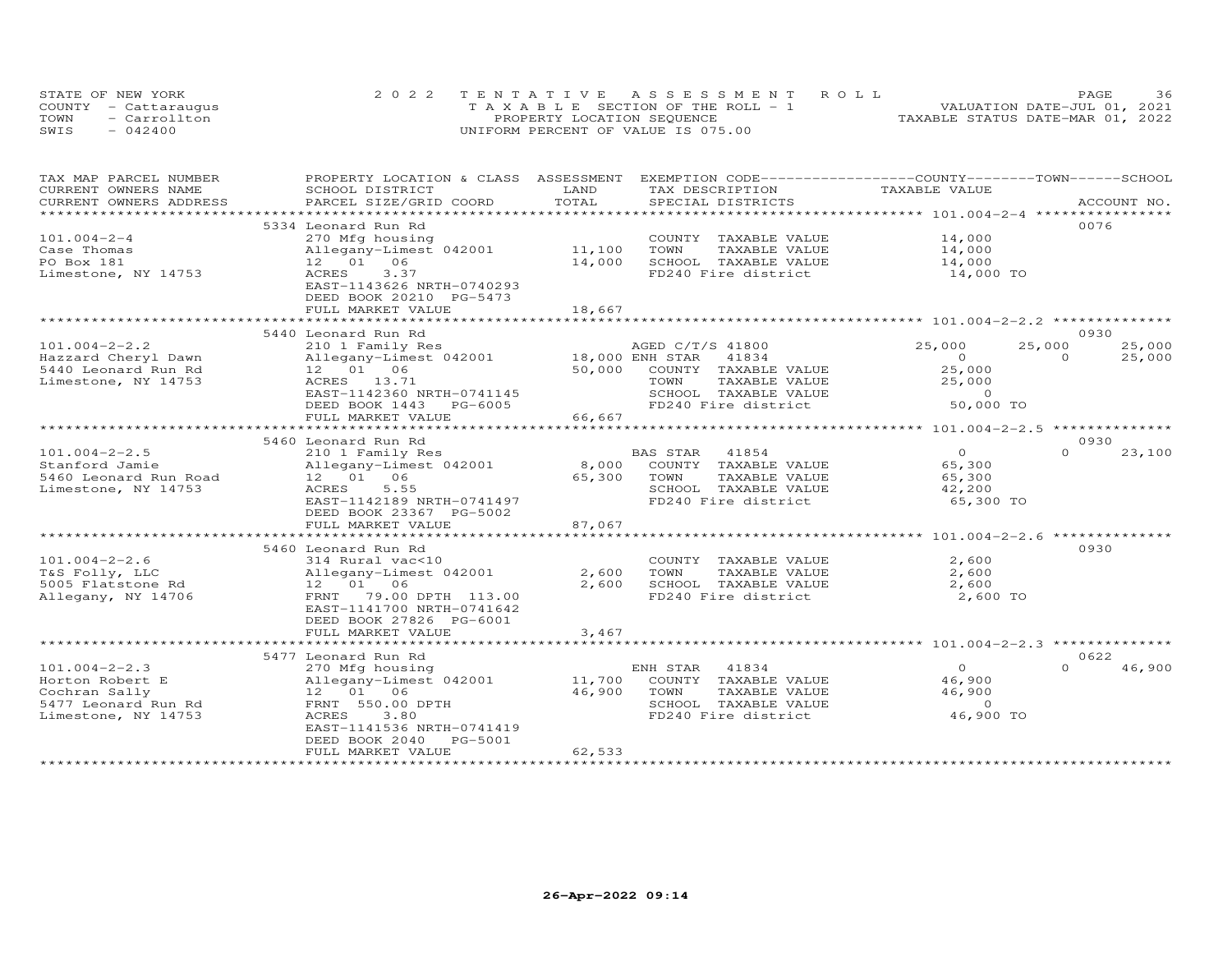STATE OF NEW YORK
COUNTY - Cattaraugus
TOWN - Carrollton
SWIS - 042400

2022 TENTATIVE ASSESSMENT ROLL
TAXABLE SECTION OF THE ROLL - 1
PROPERTY LOCATION SEQUENCE
UNIFORM PERCENT OF VALUE IS 075.00

VALUATION DATE-JUL 01, 2021
TAXABLE STATUS DATE-MAR 01, 2022

| TAX MAP PARCEL NUMBER / CURRENT OWNERS NAME / CURRENT OWNERS ADDRESS | PROPERTY LOCATION & CLASS / SCHOOL DISTRICT / PARCEL SIZE/GRID COORD | ASSESSMENT LAND / TOTAL | EXEMPTION CODE / TAX DESCRIPTION / SPECIAL DISTRICTS | COUNTY TAXABLE VALUE | TOWN | SCHOOL | ACCOUNT NO. |
|---|---|---|---|---|---|---|---|
| 101.004-2-4 | 5334 Leonard Run Rd | | | | | | 0076 |
| Case Thomas | 270 Mfg housing | | COUNTY TAXABLE VALUE | 14,000 | | | |
| PO Box 181 | Allegany-Limest 042001 | 11,100 | TOWN TAXABLE VALUE | 14,000 | | | |
| Limestone, NY 14753 | 12 01 06 | 14,000 | SCHOOL TAXABLE VALUE | 14,000 | | | |
| | ACRES 3.37 | | FD240 Fire district | 14,000 TO | | | |
| | EAST-1143626 NRTH-0740293 | | | | | | |
| | DEED BOOK 20210 PG-5473 | | | | | | |
| | FULL MARKET VALUE | 18,667 | | | | | |
| 101.004-2-2.2 | 5440 Leonard Run Rd | | | | | | 0930 |
| Hazzard Cheryl Dawn | 210 1 Family Res | | AGED C/T/S 41800 | 25,000 | 25,000 | 25,000 | |
| 5440 Leonard Run Rd | Allegany-Limest 042001 | 18,000 | ENH STAR 41834 | 0 | 0 | 25,000 | |
| Limestone, NY 14753 | 12 01 06 | 50,000 | COUNTY TAXABLE VALUE | 25,000 | | | |
| | ACRES 13.71 | | TOWN TAXABLE VALUE | 25,000 | | | |
| | EAST-1142360 NRTH-0741145 | | SCHOOL TAXABLE VALUE | 0 | | | |
| | DEED BOOK 1443 PG-6005 | | FD240 Fire district | 50,000 TO | | | |
| | FULL MARKET VALUE | 66,667 | | | | | |
| 101.004-2-2.5 | 5460 Leonard Run Rd | | | | | | 0930 |
| Stanford Jamie | 210 1 Family Res | | BAS STAR 41854 | 0 | 0 | 23,100 | |
| 5460 Leonard Run Road | Allegany-Limest 042001 | 8,000 | COUNTY TAXABLE VALUE | 65,300 | | | |
| Limestone, NY 14753 | 12 01 06 | 65,300 | TOWN TAXABLE VALUE | 65,300 | | | |
| | ACRES 5.55 | | SCHOOL TAXABLE VALUE | 42,200 | | | |
| | EAST-1142189 NRTH-0741497 | | FD240 Fire district | 65,300 TO | | | |
| | DEED BOOK 23367 PG-5002 | | | | | | |
| | FULL MARKET VALUE | 87,067 | | | | | |
| 101.004-2-2.6 | 5460 Leonard Run Rd | | | | | | 0930 |
| T&S Folly, LLC | 314 Rural vac<10 | | COUNTY TAXABLE VALUE | 2,600 | | | |
| 5005 Flatstone Rd | Allegany-Limest 042001 | 2,600 | TOWN TAXABLE VALUE | 2,600 | | | |
| Allegany, NY 14706 | 12 01 06 | 2,600 | SCHOOL TAXABLE VALUE | 2,600 | | | |
| | FRNT 79.00 DPTH 113.00 | | FD240 Fire district | 2,600 TO | | | |
| | EAST-1141700 NRTH-0741642 | | | | | | |
| | DEED BOOK 27826 PG-6001 | | | | | | |
| | FULL MARKET VALUE | 3,467 | | | | | |
| 101.004-2-2.3 | 5477 Leonard Run Rd | | | | | | 0622 |
| Horton Robert E | 270 Mfg housing | | ENH STAR 41834 | 0 | 0 | 46,900 | |
| Cochran Sally | Allegany-Limest 042001 | 11,700 | COUNTY TAXABLE VALUE | 46,900 | | | |
| 5477 Leonard Run Rd | 12 01 06 | 46,900 | TOWN TAXABLE VALUE | 46,900 | | | |
| Limestone, NY 14753 | FRNT 550.00 DPTH | | SCHOOL TAXABLE VALUE | 0 | | | |
| | ACRES 3.80 | | FD240 Fire district | 46,900 TO | | | |
| | EAST-1141536 NRTH-0741419 | | | | | | |
| | DEED BOOK 2040 PG-5001 | | | | | | |
| | FULL MARKET VALUE | 62,533 | | | | | |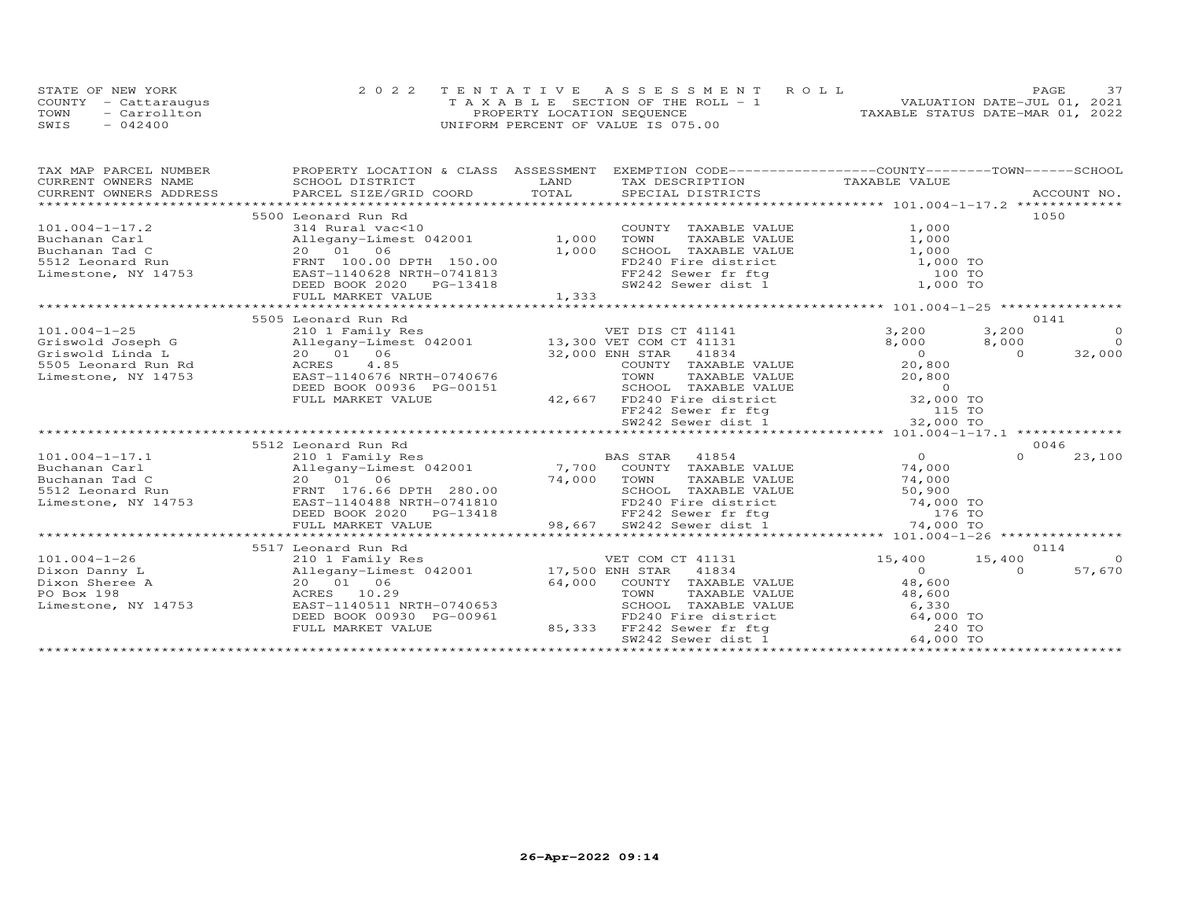STATE OF NEW YORK
COUNTY - Cattaraugus
TOWN - Carrollton
SWIS - 042400

2022 TENTATIVE ASSESSMENT ROLL
TAXABLE SECTION OF THE ROLL - 1
PROPERTY LOCATION SEQUENCE
UNIFORM PERCENT OF VALUE IS 075.00

VALUATION DATE-JUL 01, 2021
TAXABLE STATUS DATE-MAR 01, 2022

| TAX MAP PARCEL NUMBER / CURRENT OWNERS NAME / CURRENT OWNERS ADDRESS | PROPERTY LOCATION & CLASS / SCHOOL DISTRICT / PARCEL SIZE/GRID COORD | ASSESSMENT LAND / TOTAL | EXEMPTION CODE / TAX DESCRIPTION / SPECIAL DISTRICTS | COUNTY TAXABLE VALUE | TOWN | SCHOOL | ACCOUNT NO. |
|---|---|---|---|---|---|---|---|
| **101.004-1-17.2** | 5500 Leonard Run Rd | | | | | | 1050 |
| Buchanan Carl | 314 Rural vac<10 | | COUNTY TAXABLE VALUE | 1,000 | | | |
| Buchanan Tad C | Allegany-Limest 042001 | 1,000 | TOWN TAXABLE VALUE | 1,000 | | | |
| 5512 Leonard Run | 20 01 06 | 1,000 | SCHOOL TAXABLE VALUE | 1,000 | | | |
| Limestone, NY 14753 | FRNT 100.00 DPTH 150.00 | | FD240 Fire district | 1,000 TO | | | |
| | EAST-1140628 NRTH-0741813 | | FF242 Sewer fr ftg | 100 TO | | | |
| | DEED BOOK 2020 PG-13418 | | SW242 Sewer dist 1 | 1,000 TO | | | |
| | FULL MARKET VALUE | 1,333 | | | | | |
| **101.004-1-25** | 5505 Leonard Run Rd | | | | | | 0141 |
| Griswold Joseph G | 210 1 Family Res | | VET DIS CT 41141 | 3,200 | 3,200 | 0 | |
| Griswold Linda L | Allegany-Limest 042001 | 13,300 | VET COM CT 41131 | 8,000 | 8,000 | 0 | |
| 5505 Leonard Run Rd | 20 01 06 | 32,000 | ENH STAR 41834 | 0 | 0 | 32,000 | |
| Limestone, NY 14753 | ACRES 4.85 | | COUNTY TAXABLE VALUE | 20,800 | | | |
| | EAST-1140676 NRTH-0740676 | | TOWN TAXABLE VALUE | 20,800 | | | |
| | DEED BOOK 00936 PG-00151 | | SCHOOL TAXABLE VALUE | 0 | | | |
| | FULL MARKET VALUE | 42,667 | FD240 Fire district | 32,000 TO | | | |
| | | | FF242 Sewer fr ftg | 115 TO | | | |
| | | | SW242 Sewer dist 1 | 32,000 TO | | | |
| **101.004-1-17.1** | 5512 Leonard Run Rd | | | | | | 0046 |
| Buchanan Carl | 210 1 Family Res | | BAS STAR 41854 | 0 | 0 | 23,100 | |
| Buchanan Tad C | Allegany-Limest 042001 | 7,700 | COUNTY TAXABLE VALUE | 74,000 | | | |
| 5512 Leonard Run | 20 01 06 | 74,000 | TOWN TAXABLE VALUE | 74,000 | | | |
| Limestone, NY 14753 | FRNT 176.66 DPTH 280.00 | | SCHOOL TAXABLE VALUE | 50,900 | | | |
| | EAST-1140488 NRTH-0741810 | | FD240 Fire district | 74,000 TO | | | |
| | DEED BOOK 2020 PG-13418 | | FF242 Sewer fr ftg | 176 TO | | | |
| | FULL MARKET VALUE | 98,667 | SW242 Sewer dist 1 | 74,000 TO | | | |
| **101.004-1-26** | 5517 Leonard Run Rd | | | | | | 0114 |
| Dixon Danny L | 210 1 Family Res | | VET COM CT 41131 | 15,400 | 15,400 | 0 | |
| Dixon Sheree A | Allegany-Limest 042001 | 17,500 | ENH STAR 41834 | 0 | 0 | 57,670 | |
| PO Box 198 | 20 01 06 | 64,000 | COUNTY TAXABLE VALUE | 48,600 | | | |
| Limestone, NY 14753 | ACRES 10.29 | | TOWN TAXABLE VALUE | 48,600 | | | |
| | EAST-1140511 NRTH-0740653 | | SCHOOL TAXABLE VALUE | 6,330 | | | |
| | DEED BOOK 00930 PG-00961 | | FD240 Fire district | 64,000 TO | | | |
| | FULL MARKET VALUE | 85,333 | FF242 Sewer fr ftg | 240 TO | | | |
| | | | SW242 Sewer dist 1 | 64,000 TO | | | |

26-Apr-2022 09:14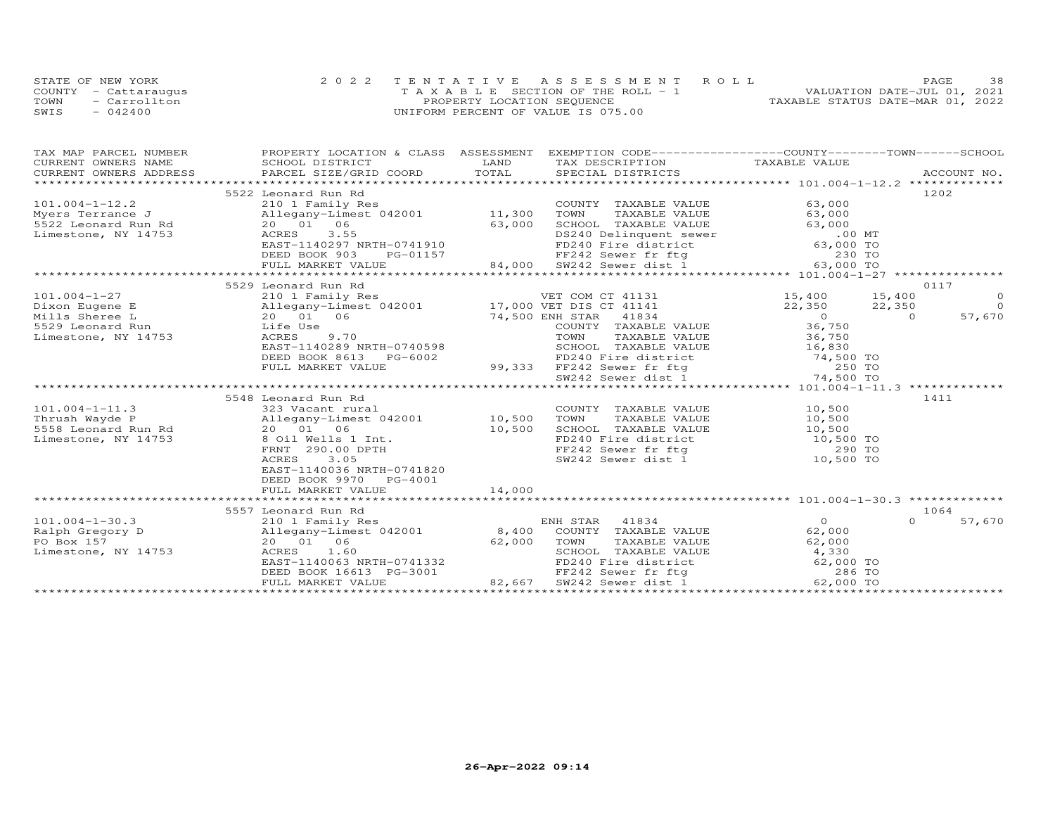STATE OF NEW YORK
COUNTY - Cattaraugus
TOWN - Carrollton
SWIS - 042400

2022 TENTATIVE ASSESSMENT ROLL
TAXABLE SECTION OF THE ROLL - 1
PROPERTY LOCATION SEQUENCE
UNIFORM PERCENT OF VALUE IS 075.00

VALUATION DATE-JUL 01, 2021
TAXABLE STATUS DATE-MAR 01, 2022

| TAX MAP PARCEL NUMBER / CURRENT OWNERS NAME / CURRENT OWNERS ADDRESS | PROPERTY LOCATION & CLASS / SCHOOL DISTRICT / PARCEL SIZE/GRID COORD | ASSESSMENT LAND | TOTAL | EXEMPTION CODE / TAX DESCRIPTION / SPECIAL DISTRICTS | COUNTY TAXABLE VALUE | TOWN | SCHOOL | ACCOUNT NO. |
|---|---|---|---|---|---|---|---|---|
| | 5522 Leonard Run Rd | | | | | | | 1202 |
| 101.004-1-12.2 | 210 1 Family Res | | | COUNTY TAXABLE VALUE | 63,000 | | | |
| Myers Terrance J | Allegany-Limest 042001 | 11,300 | | TOWN TAXABLE VALUE | 63,000 | | | |
| 5522 Leonard Run Rd | 20 01 06 | | 63,000 | SCHOOL TAXABLE VALUE | 63,000 | | | |
| Limestone, NY 14753 | ACRES 3.55 | | | DS240 Delinquent sewer | .00 MT | | | |
| | EAST-1140297 NRTH-0741910 | | | FD240 Fire district | 63,000 TO | | | |
| | DEED BOOK 903 PG-01157 | | | FF242 Sewer fr ftg | 230 TO | | | |
| | FULL MARKET VALUE | | 84,000 | SW242 Sewer dist 1 | 63,000 TO | | | |
| | 5529 Leonard Run Rd | | | | | | | 0117 |
| 101.004-1-27 | 210 1 Family Res | | | VET COM CT 41131 | 15,400 | 15,400 | 0 | |
| Dixon Eugene E | Allegany-Limest 042001 | 17,000 | | VET DIS CT 41141 | 22,350 | 22,350 | 0 | |
| Mills Sheree L | 20 01 06 | | 74,500 | ENH STAR 41834 | 0 | 0 | 57,670 | |
| 5529 Leonard Run | Life Use | | | COUNTY TAXABLE VALUE | 36,750 | | | |
| Limestone, NY 14753 | ACRES 9.70 | | | TOWN TAXABLE VALUE | 36,750 | | | |
| | EAST-1140289 NRTH-0740598 | | | SCHOOL TAXABLE VALUE | 16,830 | | | |
| | DEED BOOK 8613 PG-6002 | | | FD240 Fire district | 74,500 TO | | | |
| | FULL MARKET VALUE | | 99,333 | FF242 Sewer fr ftg | 250 TO | | | |
| | | | | SW242 Sewer dist 1 | 74,500 TO | | | |
| | 5548 Leonard Run Rd | | | | | | | 1411 |
| 101.004-1-11.3 | 323 Vacant rural | | | COUNTY TAXABLE VALUE | 10,500 | | | |
| Thrush Wayde P | Allegany-Limest 042001 | 10,500 | | TOWN TAXABLE VALUE | 10,500 | | | |
| 5558 Leonard Run Rd | 20 01 06 | | 10,500 | SCHOOL TAXABLE VALUE | 10,500 | | | |
| Limestone, NY 14753 | 8 Oil Wells 1 Int. | | | FD240 Fire district | 10,500 TO | | | |
| | FRNT 290.00 DPTH | | | FF242 Sewer fr ftg | 290 TO | | | |
| | ACRES 3.05 | | | SW242 Sewer dist 1 | 10,500 TO | | | |
| | EAST-1140036 NRTH-0741820 | | | | | | | |
| | DEED BOOK 9970 PG-4001 | | | | | | | |
| | FULL MARKET VALUE | | 14,000 | | | | | |
| | 5557 Leonard Run Rd | | | | | | | 1064 |
| 101.004-1-30.3 | 210 1 Family Res | | | ENH STAR 41834 | 0 | 0 | 57,670 | |
| Ralph Gregory D | Allegany-Limest 042001 | 8,400 | | COUNTY TAXABLE VALUE | 62,000 | | | |
| PO Box 157 | 20 01 06 | | 62,000 | TOWN TAXABLE VALUE | 62,000 | | | |
| Limestone, NY 14753 | ACRES 1.60 | | | SCHOOL TAXABLE VALUE | 4,330 | | | |
| | EAST-1140063 NRTH-0741332 | | | FD240 Fire district | 62,000 TO | | | |
| | DEED BOOK 16613 PG-3001 | | | FF242 Sewer fr ftg | 286 TO | | | |
| | FULL MARKET VALUE | | 82,667 | SW242 Sewer dist 1 | 62,000 TO | | | |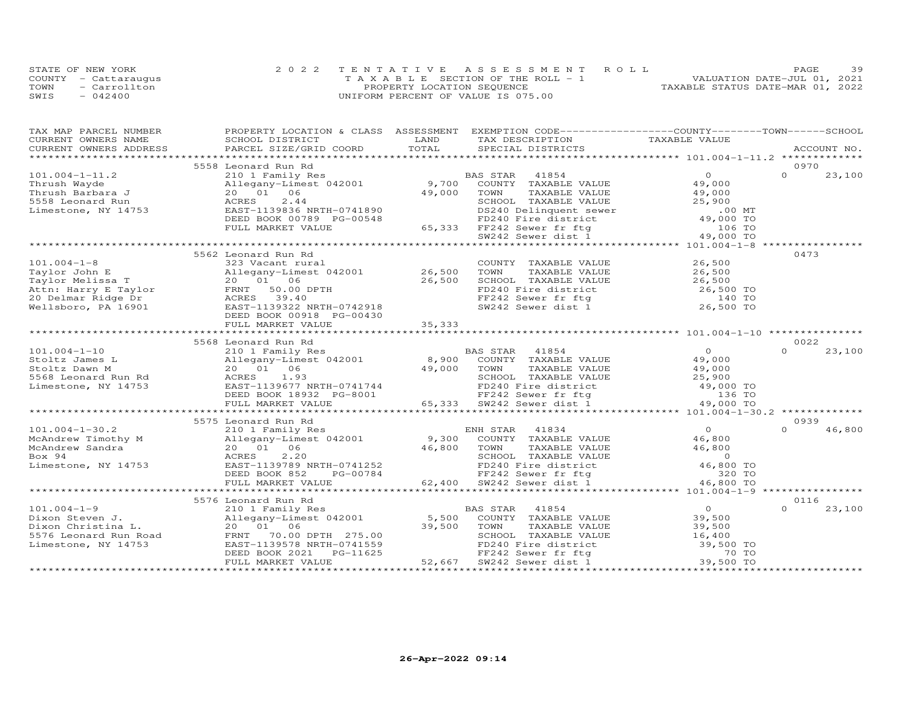STATE OF NEW YORK — 2022 TENTATIVE ASSESSMENT ROLL
COUNTY - Cattaraugus — TAXABLE SECTION OF THE ROLL - 1 — VALUATION DATE-JUL 01, 2021
TOWN - Carrollton — PROPERTY LOCATION SEQUENCE — TAXABLE STATUS DATE-MAR 01, 2022
SWIS - 042400 — UNIFORM PERCENT OF VALUE IS 075.00

| TAX MAP PARCEL NUMBER / CURRENT OWNERS NAME / CURRENT OWNERS ADDRESS | PROPERTY LOCATION & CLASS / SCHOOL DISTRICT / PARCEL SIZE/GRID COORD | ASSESSMENT LAND | TOTAL | EXEMPTION CODE / TAX DESCRIPTION / SPECIAL DISTRICTS | COUNTY / TOWN TAXABLE VALUE | SCHOOL | ACCOUNT NO. |
|---|---|---|---|---|---|---|---|
| 101.004-1-11.2 | 5558 Leonard Run Rd | | | | | | 0970 |
| Thrush Wayde | 210 1 Family Res | | | BAS STAR 41854 | 0 | 0 23,100 | |
| Thrush Barbara J | Allegany-Limest 042001 | 9,700 | | COUNTY TAXABLE VALUE | 49,000 | | |
| 5558 Leonard Run | 20 01 06 | | 49,000 | TOWN TAXABLE VALUE | 49,000 | | |
| Limestone, NY 14753 | ACRES 2.44 | | | SCHOOL TAXABLE VALUE | 25,900 | | |
| | EAST-1139836 NRTH-0741890 | | | DS240 Delinquent sewer | .00 MT | | |
| | DEED BOOK 00789 PG-00548 | | | FD240 Fire district | 49,000 TO | | |
| | FULL MARKET VALUE | | 65,333 | FF242 Sewer fr ftg | 106 TO | | |
| | | | | SW242 Sewer dist 1 | 49,000 TO | | |
| 101.004-1-8 | 5562 Leonard Run Rd | | | | | | 0473 |
| Taylor John E | 323 Vacant rural | | | COUNTY TAXABLE VALUE | 26,500 | | |
| Taylor Melissa T | Allegany-Limest 042001 | 26,500 | | TOWN TAXABLE VALUE | 26,500 | | |
| Attn: Harry E Taylor | 20 01 06 | | 26,500 | SCHOOL TAXABLE VALUE | 26,500 | | |
| 20 Delmar Ridge Dr | FRNT 50.00 DPTH | | | FD240 Fire district | 26,500 TO | | |
| Wellsboro, PA 16901 | ACRES 39.40 | | | FF242 Sewer fr ftg | 140 TO | | |
| | EAST-1139322 NRTH-0742918 | | | SW242 Sewer dist 1 | 26,500 TO | | |
| | DEED BOOK 00918 PG-00430 | | | | | | |
| | FULL MARKET VALUE | | 35,333 | | | | |
| 101.004-1-10 | 5568 Leonard Run Rd | | | | | | 0022 |
| Stoltz James L | 210 1 Family Res | | | BAS STAR 41854 | 0 | 0 23,100 | |
| Stoltz Dawn M | Allegany-Limest 042001 | 8,900 | | COUNTY TAXABLE VALUE | 49,000 | | |
| 5568 Leonard Run Rd | 20 01 06 | | 49,000 | TOWN TAXABLE VALUE | 49,000 | | |
| Limestone, NY 14753 | ACRES 1.93 | | | SCHOOL TAXABLE VALUE | 25,900 | | |
| | EAST-1139677 NRTH-0741744 | | | FD240 Fire district | 49,000 TO | | |
| | DEED BOOK 18932 PG-8001 | | | FF242 Sewer fr ftg | 136 TO | | |
| | FULL MARKET VALUE | | 65,333 | SW242 Sewer dist 1 | 49,000 TO | | |
| 101.004-1-30.2 | 5575 Leonard Run Rd | | | | | | 0939 |
| McAndrew Timothy M | 210 1 Family Res | | | ENH STAR 41834 | 0 | 0 46,800 | |
| McAndrew Sandra | Allegany-Limest 042001 | 9,300 | | COUNTY TAXABLE VALUE | 46,800 | | |
| Box 94 | 20 01 06 | | 46,800 | TOWN TAXABLE VALUE | 46,800 | | |
| Limestone, NY 14753 | ACRES 2.20 | | | SCHOOL TAXABLE VALUE | 0 | | |
| | EAST-1139789 NRTH-0741252 | | | FD240 Fire district | 46,800 TO | | |
| | DEED BOOK 852 PG-00784 | | | FF242 Sewer fr ftg | 320 TO | | |
| | FULL MARKET VALUE | | 62,400 | SW242 Sewer dist 1 | 46,800 TO | | |
| 101.004-1-9 | 5576 Leonard Run Rd | | | | | | 0116 |
| Dixon Steven J. | 210 1 Family Res | | | BAS STAR 41854 | 0 | 0 23,100 | |
| Dixon Christina L. | Allegany-Limest 042001 | 5,500 | | COUNTY TAXABLE VALUE | 39,500 | | |
| 5576 Leonard Run Road | 20 01 06 | | 39,500 | TOWN TAXABLE VALUE | 39,500 | | |
| Limestone, NY 14753 | FRNT 70.00 DPTH 275.00 | | | SCHOOL TAXABLE VALUE | 16,400 | | |
| | EAST-1139578 NRTH-0741559 | | | FD240 Fire district | 39,500 TO | | |
| | DEED BOOK 2021 PG-11625 | | | FF242 Sewer fr ftg | 70 TO | | |
| | FULL MARKET VALUE | | 52,667 | SW242 Sewer dist 1 | 39,500 TO | | |

26-Apr-2022 09:14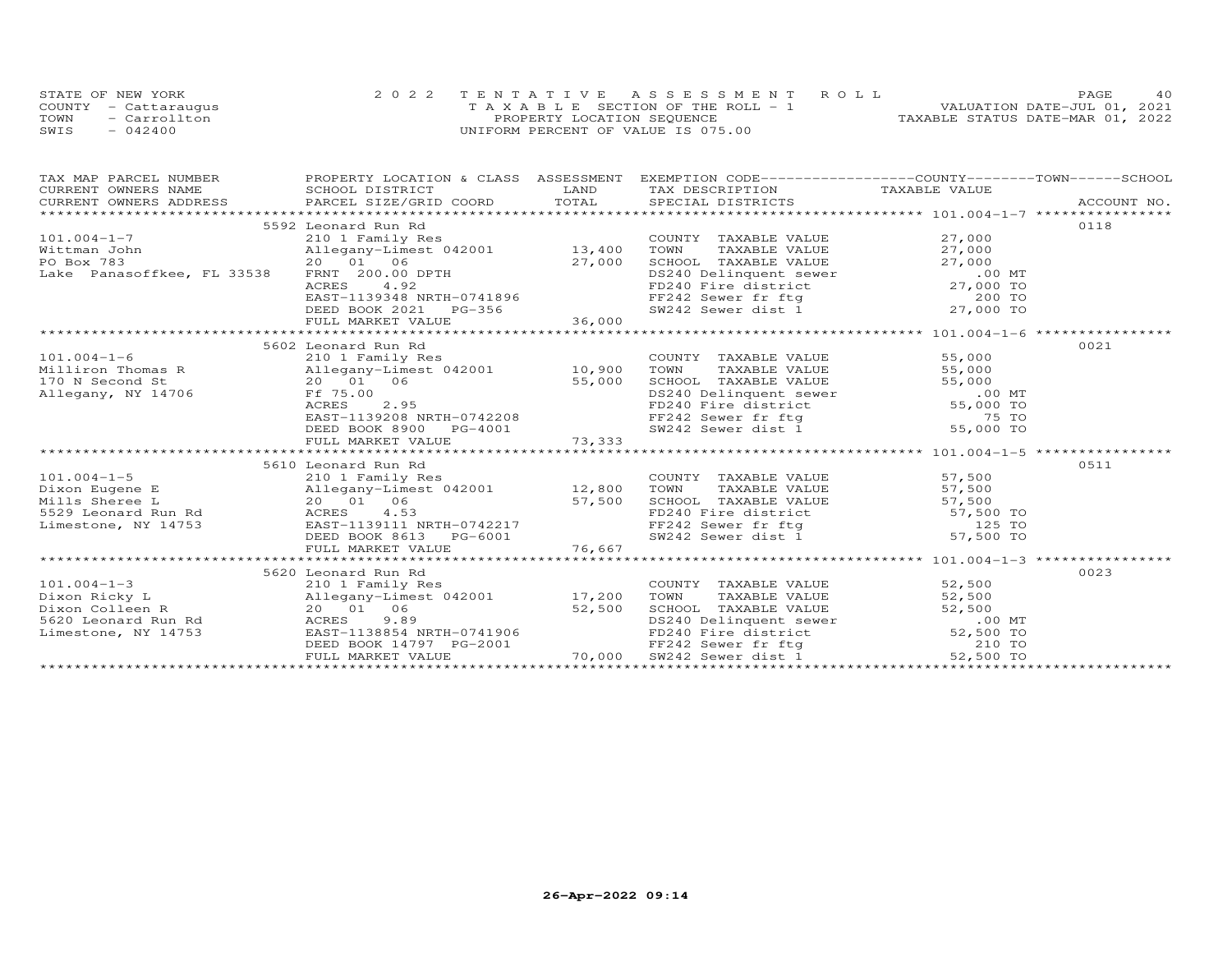STATE OF NEW YORK
COUNTY - Cattaraugus
TOWN - Carrollton
SWIS - 042400

2022 TENTATIVE ASSESSMENT ROLL
TAXABLE SECTION OF THE ROLL - 1
PROPERTY LOCATION SEQUENCE
UNIFORM PERCENT OF VALUE IS 075.00

VALUATION DATE-JUL 01, 2021
TAXABLE STATUS DATE-MAR 01, 2022

| TAX MAP PARCEL NUMBER / CURRENT OWNERS NAME / CURRENT OWNERS ADDRESS | PROPERTY LOCATION & CLASS / SCHOOL DISTRICT / PARCEL SIZE/GRID COORD | ASSESSMENT LAND / TOTAL | EXEMPTION CODE / TAX DESCRIPTION / SPECIAL DISTRICTS | TAXABLE VALUE (COUNTY--TOWN--SCHOOL) | ACCOUNT NO. |
|---|---|---|---|---|---|
| | 5592 Leonard Run Rd | | | | 0118 |
| 101.004-1-7 | 210 1 Family Res | | COUNTY TAXABLE VALUE | 27,000 | |
| Wittman John | Allegany-Limest 042001 | 13,400 | TOWN TAXABLE VALUE | 27,000 | |
| PO Box 783 | 20 01 06 | 27,000 | SCHOOL TAXABLE VALUE | 27,000 | |
| Lake Panasoffkee, FL 33538 | FRNT 200.00 DPTH | | DS240 Delinquent sewer | .00 MT | |
| | ACRES 4.92 | | FD240 Fire district | 27,000 TO | |
| | EAST-1139348 NRTH-0741896 | | FF242 Sewer fr ftg | 200 TO | |
| | DEED BOOK 2021 PG-356 | | SW242 Sewer dist 1 | 27,000 TO | |
| | FULL MARKET VALUE | 36,000 | | | |
| | 5602 Leonard Run Rd | | | | 0021 |
| 101.004-1-6 | 210 1 Family Res | | COUNTY TAXABLE VALUE | 55,000 | |
| Milliron Thomas R | Allegany-Limest 042001 | 10,900 | TOWN TAXABLE VALUE | 55,000 | |
| 170 N Second St | 20 01 06 | 55,000 | SCHOOL TAXABLE VALUE | 55,000 | |
| Allegany, NY 14706 | Ff 75.00 | | DS240 Delinquent sewer | .00 MT | |
| | ACRES 2.95 | | FD240 Fire district | 55,000 TO | |
| | EAST-1139208 NRTH-0742208 | | FF242 Sewer fr ftg | 75 TO | |
| | DEED BOOK 8900 PG-4001 | | SW242 Sewer dist 1 | 55,000 TO | |
| | FULL MARKET VALUE | 73,333 | | | |
| | 5610 Leonard Run Rd | | | | 0511 |
| 101.004-1-5 | 210 1 Family Res | | COUNTY TAXABLE VALUE | 57,500 | |
| Dixon Eugene E | Allegany-Limest 042001 | 12,800 | TOWN TAXABLE VALUE | 57,500 | |
| Mills Sheree L | 20 01 06 | 57,500 | SCHOOL TAXABLE VALUE | 57,500 | |
| 5529 Leonard Run Rd | ACRES 4.53 | | FD240 Fire district | 57,500 TO | |
| Limestone, NY 14753 | EAST-1139111 NRTH-0742217 | | FF242 Sewer fr ftg | 125 TO | |
| | DEED BOOK 8613 PG-6001 | | SW242 Sewer dist 1 | 57,500 TO | |
| | FULL MARKET VALUE | 76,667 | | | |
| | 5620 Leonard Run Rd | | | | 0023 |
| 101.004-1-3 | 210 1 Family Res | | COUNTY TAXABLE VALUE | 52,500 | |
| Dixon Ricky L | Allegany-Limest 042001 | 17,200 | TOWN TAXABLE VALUE | 52,500 | |
| Dixon Colleen R | 20 01 06 | 52,500 | SCHOOL TAXABLE VALUE | 52,500 | |
| 5620 Leonard Run Rd | ACRES 9.89 | | DS240 Delinquent sewer | .00 MT | |
| Limestone, NY 14753 | EAST-1138854 NRTH-0741906 | | FD240 Fire district | 52,500 TO | |
| | DEED BOOK 14797 PG-2001 | | FF242 Sewer fr ftg | 210 TO | |
| | FULL MARKET VALUE | 70,000 | SW242 Sewer dist 1 | 52,500 TO | |

26-Apr-2022 09:14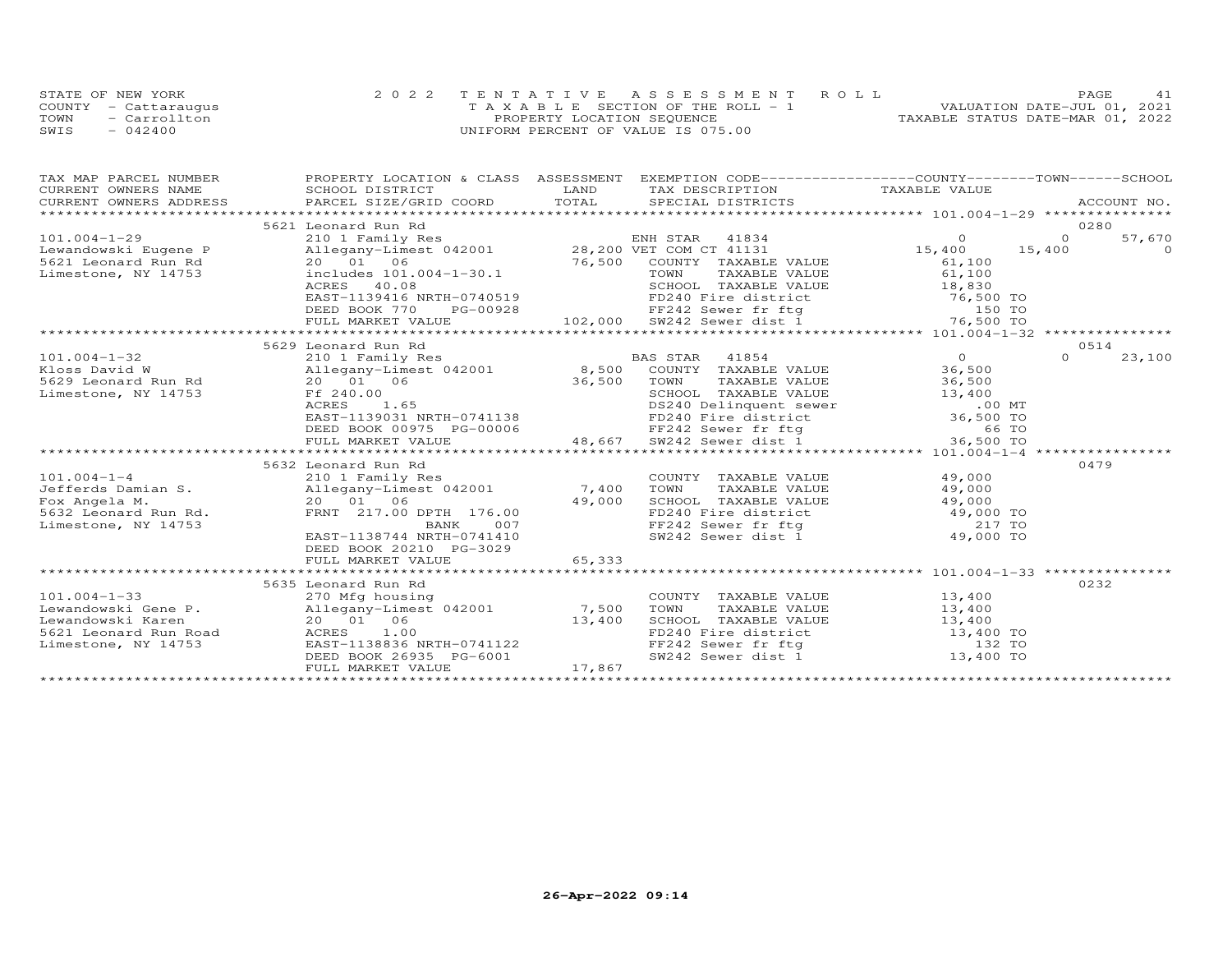STATE OF NEW YORK
COUNTY - Cattaraugus
TOWN - Carrollton
SWIS - 042400

2022 TENTATIVE ASSESSMENT ROLL
TAXABLE SECTION OF THE ROLL - 1
PROPERTY LOCATION SEQUENCE
UNIFORM PERCENT OF VALUE IS 075.00

VALUATION DATE-JUL 01, 2021
TAXABLE STATUS DATE-MAR 01, 2022

| TAX MAP PARCEL NUMBER / CURRENT OWNERS NAME / CURRENT OWNERS ADDRESS | PROPERTY LOCATION & CLASS / SCHOOL DISTRICT / PARCEL SIZE/GRID COORD | ASSESSMENT LAND | TOTAL | EXEMPTION CODE / TAX DESCRIPTION / SPECIAL DISTRICTS | COUNTY TAXABLE VALUE | TOWN | SCHOOL / ACCOUNT NO. |
|---|---|---|---|---|---|---|---|
| | 5621 Leonard Run Rd | | | | | | 0280 |
| 101.004-1-29 | 210 1 Family Res | | | ENH STAR 41834 | 0 | 0 | 57,670 |
| Lewandowski Eugene P | Allegany-Limest 042001 | 28,200 | | VET COM CT 41131 | 15,400 | 15,400 | 0 |
| 5621 Leonard Run Rd | 20 01 06 | | 76,500 | COUNTY TAXABLE VALUE | 61,100 | | |
| Limestone, NY 14753 | includes 101.004-1-30.1 | | | TOWN TAXABLE VALUE | 61,100 | | |
| | ACRES 40.08 | | | SCHOOL TAXABLE VALUE | 18,830 | | |
| | EAST-1139416 NRTH-0740519 | | | FD240 Fire district | 76,500 TO | | |
| | DEED BOOK 770 PG-00928 | | | FF242 Sewer fr ftg | 150 TO | | |
| | FULL MARKET VALUE | | 102,000 | SW242 Sewer dist 1 | 76,500 TO | | |
| | 5629 Leonard Run Rd | | | | | | 0514 |
| 101.004-1-32 | 210 1 Family Res | | | BAS STAR 41854 | 0 | 0 | 23,100 |
| Kloss David W | Allegany-Limest 042001 | 8,500 | | COUNTY TAXABLE VALUE | 36,500 | | |
| 5629 Leonard Run Rd | 20 01 06 | | 36,500 | TOWN TAXABLE VALUE | 36,500 | | |
| Limestone, NY 14753 | Ff 240.00 | | | SCHOOL TAXABLE VALUE | 13,400 | | |
| | ACRES 1.65 | | | DS240 Delinquent sewer | .00 MT | | |
| | EAST-1139031 NRTH-0741138 | | | FD240 Fire district | 36,500 TO | | |
| | DEED BOOK 00975 PG-00006 | | | FF242 Sewer fr ftg | 66 TO | | |
| | FULL MARKET VALUE | | 48,667 | SW242 Sewer dist 1 | 36,500 TO | | |
| | 5632 Leonard Run Rd | | | | | | 0479 |
| 101.004-1-4 | 210 1 Family Res | | | COUNTY TAXABLE VALUE | 49,000 | | |
| Jefferds Damian S. | Allegany-Limest 042001 | 7,400 | | TOWN TAXABLE VALUE | 49,000 | | |
| Fox Angela M. | 20 01 06 | | 49,000 | SCHOOL TAXABLE VALUE | 49,000 | | |
| 5632 Leonard Run Rd. | FRNT 217.00 DPTH 176.00 | | | FD240 Fire district | 49,000 TO | | |
| Limestone, NY 14753 | BANK 007 | | | FF242 Sewer fr ftg | 217 TO | | |
| | EAST-1138744 NRTH-0741410 | | | SW242 Sewer dist 1 | 49,000 TO | | |
| | DEED BOOK 20210 PG-3029 | | | | | | |
| | FULL MARKET VALUE | | 65,333 | | | | |
| | 5635 Leonard Run Rd | | | | | | 0232 |
| 101.004-1-33 | 270 Mfg housing | | | COUNTY TAXABLE VALUE | 13,400 | | |
| Lewandowski Gene P. | Allegany-Limest 042001 | 7,500 | | TOWN TAXABLE VALUE | 13,400 | | |
| Lewandowski Karen | 20 01 06 | | 13,400 | SCHOOL TAXABLE VALUE | 13,400 | | |
| 5621 Leonard Run Road | ACRES 1.00 | | | FD240 Fire district | 13,400 TO | | |
| Limestone, NY 14753 | EAST-1138836 NRTH-0741122 | | | FF242 Sewer fr ftg | 132 TO | | |
| | DEED BOOK 26935 PG-6001 | | | SW242 Sewer dist 1 | 13,400 TO | | |
| | FULL MARKET VALUE | | 17,867 | | | | |

26-Apr-2022 09:14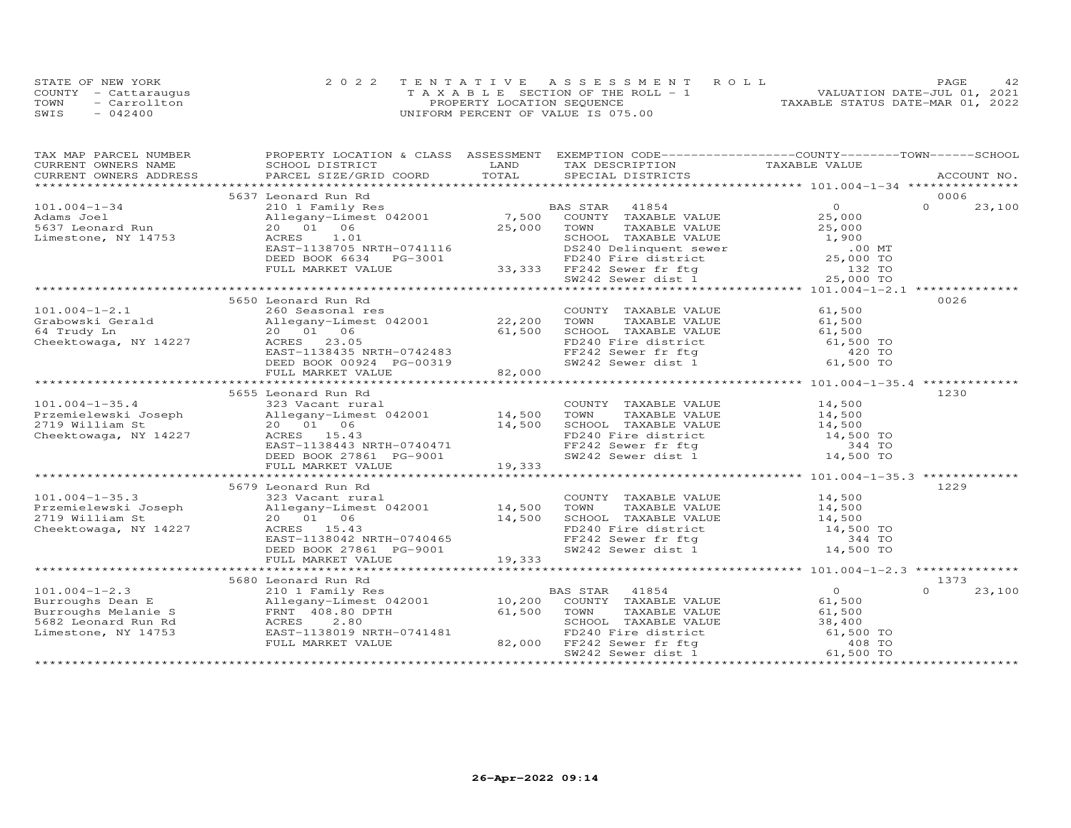STATE OF NEW YORK
COUNTY - Cattaraugus
TOWN - Carrollton
SWIS - 042400

2022 TENTATIVE ASSESSMENT ROLL
TAXABLE SECTION OF THE ROLL - 1
PROPERTY LOCATION SEQUENCE
UNIFORM PERCENT OF VALUE IS 075.00

VALUATION DATE-JUL 01, 2021
TAXABLE STATUS DATE-MAR 01, 2022

| TAX MAP PARCEL NUMBER / CURRENT OWNERS NAME / CURRENT OWNERS ADDRESS | PROPERTY LOCATION & CLASS / SCHOOL DISTRICT / PARCEL SIZE/GRID COORD | ASSESSMENT LAND | TOTAL | EXEMPTION CODE / TAX DESCRIPTION / SPECIAL DISTRICTS | COUNTY TAXABLE VALUE | TOWN | SCHOOL / ACCOUNT NO. |
|---|---|---|---|---|---|---|---|
| | 5637 Leonard Run Rd | | | | | | 0006 |
| 101.004-1-34 | 210 1 Family Res | | | BAS STAR 41854 | 0 | 0 | 23,100 |
| Adams Joel | Allegany-Limest 042001 | 7,500 | | COUNTY TAXABLE VALUE | 25,000 | | |
| 5637 Leonard Run | 20 01 06 | | 25,000 | TOWN TAXABLE VALUE | 25,000 | | |
| Limestone, NY 14753 | ACRES 1.01 | | | SCHOOL TAXABLE VALUE | 1,900 | | |
| | EAST-1138705 NRTH-0741116 | | | DS240 Delinquent sewer | .00 MT | | |
| | DEED BOOK 6634 PG-3001 | | | FD240 Fire district | 25,000 TO | | |
| | FULL MARKET VALUE | | 33,333 | FF242 Sewer fr ftg | 132 TO | | |
| | | | | SW242 Sewer dist 1 | 25,000 TO | | |
| | 5650 Leonard Run Rd | | | | | | 0026 |
| 101.004-1-2.1 | 260 Seasonal res | | | COUNTY TAXABLE VALUE | 61,500 | | |
| Grabowski Gerald | Allegany-Limest 042001 | 22,200 | | TOWN TAXABLE VALUE | 61,500 | | |
| 64 Trudy Ln | 20 01 06 | | 61,500 | SCHOOL TAXABLE VALUE | 61,500 | | |
| Cheektowaga, NY 14227 | ACRES 23.05 | | | FD240 Fire district | 61,500 TO | | |
| | EAST-1138435 NRTH-0742483 | | | FF242 Sewer fr ftg | 420 TO | | |
| | DEED BOOK 00924 PG-00319 | | | SW242 Sewer dist 1 | 61,500 TO | | |
| | FULL MARKET VALUE | | 82,000 | | | | |
| | 5655 Leonard Run Rd | | | | | | 1230 |
| 101.004-1-35.4 | 323 Vacant rural | | | COUNTY TAXABLE VALUE | 14,500 | | |
| Przemielewski Joseph | Allegany-Limest 042001 | 14,500 | | TOWN TAXABLE VALUE | 14,500 | | |
| 2719 William St | 20 01 06 | | 14,500 | SCHOOL TAXABLE VALUE | 14,500 | | |
| Cheektowaga, NY 14227 | ACRES 15.43 | | | FD240 Fire district | 14,500 TO | | |
| | EAST-1138443 NRTH-0740471 | | | FF242 Sewer fr ftg | 344 TO | | |
| | DEED BOOK 27861 PG-9001 | | | SW242 Sewer dist 1 | 14,500 TO | | |
| | FULL MARKET VALUE | | 19,333 | | | | |
| | 5679 Leonard Run Rd | | | | | | 1229 |
| 101.004-1-35.3 | 323 Vacant rural | | | COUNTY TAXABLE VALUE | 14,500 | | |
| Przemielewski Joseph | Allegany-Limest 042001 | 14,500 | | TOWN TAXABLE VALUE | 14,500 | | |
| 2719 William St | 20 01 06 | | 14,500 | SCHOOL TAXABLE VALUE | 14,500 | | |
| Cheektowaga, NY 14227 | ACRES 15.43 | | | FD240 Fire district | 14,500 TO | | |
| | EAST-1138042 NRTH-0740465 | | | FF242 Sewer fr ftg | 344 TO | | |
| | DEED BOOK 27861 PG-9001 | | | SW242 Sewer dist 1 | 14,500 TO | | |
| | FULL MARKET VALUE | | 19,333 | | | | |
| | 5680 Leonard Run Rd | | | | | | 1373 |
| 101.004-1-2.3 | 210 1 Family Res | | | BAS STAR 41854 | 0 | 0 | 23,100 |
| Burroughs Dean E | Allegany-Limest 042001 | 10,200 | | COUNTY TAXABLE VALUE | 61,500 | | |
| Burroughs Melanie S | FRNT 408.80 DPTH | | 61,500 | TOWN TAXABLE VALUE | 61,500 | | |
| 5682 Leonard Run Rd | ACRES 2.80 | | | SCHOOL TAXABLE VALUE | 38,400 | | |
| Limestone, NY 14753 | EAST-1138019 NRTH-0741481 | | | FD240 Fire district | 61,500 TO | | |
| | FULL MARKET VALUE | | 82,000 | FF242 Sewer fr ftg | 408 TO | | |
| | | | | SW242 Sewer dist 1 | 61,500 TO | | |

26-Apr-2022 09:14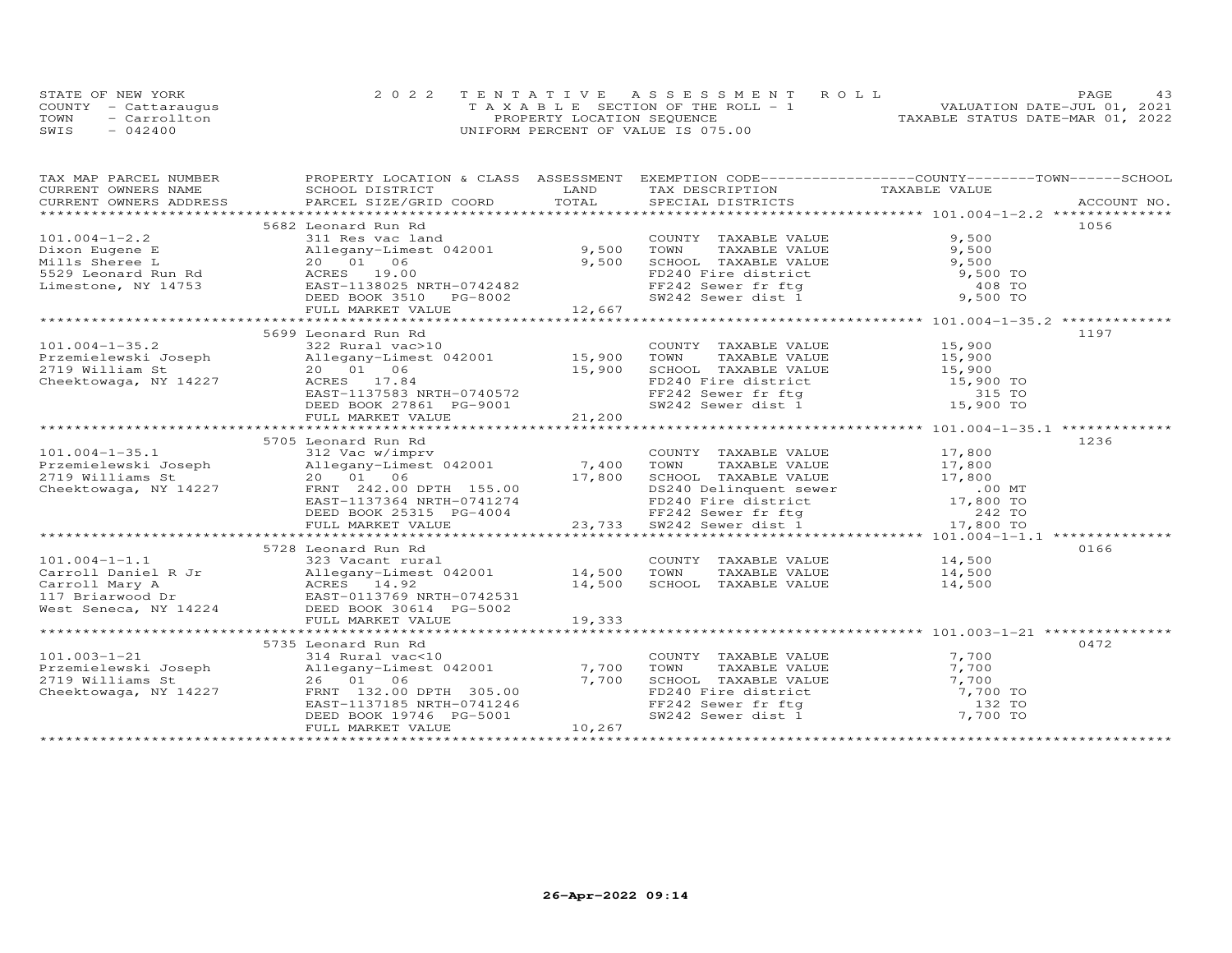STATE OF NEW YORK
COUNTY - Cattaraugus
TOWN - Carrollton
SWIS - 042400

2022 TENTATIVE ASSESSMENT ROLL
TAXABLE SECTION OF THE ROLL - 1
PROPERTY LOCATION SEQUENCE
UNIFORM PERCENT OF VALUE IS 075.00

VALUATION DATE-JUL 01, 2021
TAXABLE STATUS DATE-MAR 01, 2022

| TAX MAP PARCEL NUMBER / CURRENT OWNERS NAME / CURRENT OWNERS ADDRESS | PROPERTY LOCATION & CLASS / SCHOOL DISTRICT / PARCEL SIZE/GRID COORD | ASSESSMENT LAND | TOTAL | EXEMPTION CODE / TAX DESCRIPTION / SPECIAL DISTRICTS | TAXABLE VALUE | ACCOUNT NO. |
|---|---|---|---|---|---|---|
| 101.004-1-2.2 | 5682 Leonard Run Rd | | | | | 1056 |
| Dixon Eugene E | 311 Res vac land | | | COUNTY TAXABLE VALUE | 9,500 | |
| Mills Sheree L | Allegany-Limest 042001 | 9,500 | | TOWN TAXABLE VALUE | 9,500 | |
| 5529 Leonard Run Rd | 20 01 06 | | 9,500 | SCHOOL TAXABLE VALUE | 9,500 | |
| Limestone, NY 14753 | ACRES 19.00 | | | FD240 Fire district | 9,500 TO | |
| | EAST-1138025 NRTH-0742482 | | | FF242 Sewer fr ftg | 408 TO | |
| | DEED BOOK 3510 PG-8002 | | | SW242 Sewer dist 1 | 9,500 TO | |
| | FULL MARKET VALUE | | 12,667 | | | |
| 101.004-1-35.2 | 5699 Leonard Run Rd | | | | | 1197 |
| Przemielewski Joseph | 322 Rural vac>10 | | | COUNTY TAXABLE VALUE | 15,900 | |
| 2719 William St | Allegany-Limest 042001 | 15,900 | | TOWN TAXABLE VALUE | 15,900 | |
| Cheektowaga, NY 14227 | 20 01 06 | | 15,900 | SCHOOL TAXABLE VALUE | 15,900 | |
| | ACRES 17.84 | | | FD240 Fire district | 15,900 TO | |
| | EAST-1137583 NRTH-0740572 | | | FF242 Sewer fr ftg | 315 TO | |
| | DEED BOOK 27861 PG-9001 | | | SW242 Sewer dist 1 | 15,900 TO | |
| | FULL MARKET VALUE | | 21,200 | | | |
| 101.004-1-35.1 | 5705 Leonard Run Rd | | | | | 1236 |
| Przemielewski Joseph | 312 Vac w/imprv | | | COUNTY TAXABLE VALUE | 17,800 | |
| 2719 Williams St | Allegany-Limest 042001 | 7,400 | | TOWN TAXABLE VALUE | 17,800 | |
| Cheektowaga, NY 14227 | 20 01 06 | | 17,800 | SCHOOL TAXABLE VALUE | 17,800 | |
| | FRNT 242.00 DPTH 155.00 | | | DS240 Delinquent sewer | .00 MT | |
| | EAST-1137364 NRTH-0741274 | | | FD240 Fire district | 17,800 TO | |
| | DEED BOOK 25315 PG-4004 | | | FF242 Sewer fr ftg | 242 TO | |
| | FULL MARKET VALUE | | 23,733 | SW242 Sewer dist 1 | 17,800 TO | |
| 101.004-1-1.1 | 5728 Leonard Run Rd | | | | | 0166 |
| Carroll Daniel R Jr | 323 Vacant rural | | | COUNTY TAXABLE VALUE | 14,500 | |
| Carroll Mary A | Allegany-Limest 042001 | 14,500 | | TOWN TAXABLE VALUE | 14,500 | |
| 117 Briarwood Dr | ACRES 14.92 | | 14,500 | SCHOOL TAXABLE VALUE | 14,500 | |
| West Seneca, NY 14224 | EAST-0113769 NRTH-0742531 | | | | | |
| | DEED BOOK 30614 PG-5002 | | | | | |
| | FULL MARKET VALUE | | 19,333 | | | |
| 101.003-1-21 | 5735 Leonard Run Rd | | | | | 0472 |
| Przemielewski Joseph | 314 Rural vac<10 | | | COUNTY TAXABLE VALUE | 7,700 | |
| 2719 Williams St | Allegany-Limest 042001 | 7,700 | | TOWN TAXABLE VALUE | 7,700 | |
| Cheektowaga, NY 14227 | 26 01 06 | | 7,700 | SCHOOL TAXABLE VALUE | 7,700 | |
| | FRNT 132.00 DPTH 305.00 | | | FD240 Fire district | 7,700 TO | |
| | EAST-1137185 NRTH-0741246 | | | FF242 Sewer fr ftg | 132 TO | |
| | DEED BOOK 19746 PG-5001 | | | SW242 Sewer dist 1 | 7,700 TO | |
| | FULL MARKET VALUE | | 10,267 | | | |

26-Apr-2022 09:14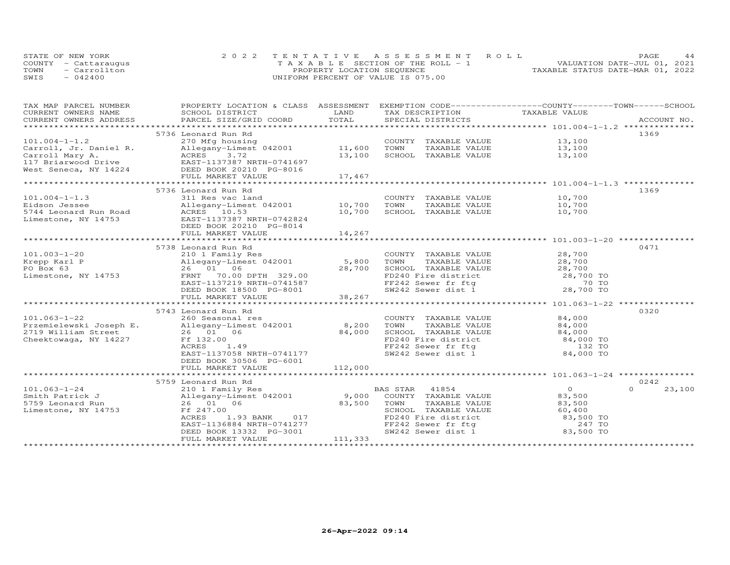STATE OF NEW YORK
COUNTY - Cattaraugus
TOWN - Carrollton
SWIS - 042400

2022 TENTATIVE ASSESSMENT ROLL
TAXABLE SECTION OF THE ROLL - 1
PROPERTY LOCATION SEQUENCE
UNIFORM PERCENT OF VALUE IS 075.00

VALUATION DATE-JUL 01, 2021
TAXABLE STATUS DATE-MAR 01, 2022

| TAX MAP PARCEL NUMBER / CURRENT OWNERS NAME / CURRENT OWNERS ADDRESS | PROPERTY LOCATION & CLASS / SCHOOL DISTRICT / PARCEL SIZE/GRID COORD | ASSESSMENT LAND / TOTAL | EXEMPTION CODE / TAX DESCRIPTION / SPECIAL DISTRICTS | COUNTY / TOWN / SCHOOL TAXABLE VALUE | ACCOUNT NO. |
|---|---|---|---|---|---|
| **101.004-1-1.2** | 5736 Leonard Run Rd | | | | 1369 |
| 101.004-1-1.2 | 270 Mfg housing | | COUNTY TAXABLE VALUE | 13,100 | |
| Carroll, Jr. Daniel R. | Allegany-Limest 042001 | 11,600 | TOWN TAXABLE VALUE | 13,100 | |
| Carroll Mary A. | ACRES 3.72 | 13,100 | SCHOOL TAXABLE VALUE | 13,100 | |
| 117 Briarwood Drive | EAST-1137387 NRTH-0741697 | | | | |
| West Seneca, NY 14224 | DEED BOOK 20210 PG-8016 | | | | |
| | FULL MARKET VALUE | 17,467 | | | |
| **101.004-1-1.3** | 5736 Leonard Run Rd | | | | 1369 |
| 101.004-1-1.3 | 311 Res vac land | | COUNTY TAXABLE VALUE | 10,700 | |
| Eidson Jessee | Allegany-Limest 042001 | 10,700 | TOWN TAXABLE VALUE | 10,700 | |
| 5744 Leonard Run Road | ACRES 10.53 | 10,700 | SCHOOL TAXABLE VALUE | 10,700 | |
| Limestone, NY 14753 | EAST-1137387 NRTH-0742824 | | | | |
| | DEED BOOK 20210 PG-8014 | | | | |
| | FULL MARKET VALUE | 14,267 | | | |
| **101.003-1-20** | 5738 Leonard Run Rd | | | | 0471 |
| 101.003-1-20 | 210 1 Family Res | | COUNTY TAXABLE VALUE | 28,700 | |
| Krepp Karl P | Allegany-Limest 042001 | 5,800 | TOWN TAXABLE VALUE | 28,700 | |
| PO Box 63 | 26 01 06 | 28,700 | SCHOOL TAXABLE VALUE | 28,700 | |
| Limestone, NY 14753 | FRNT 70.00 DPTH 329.00 | | FD240 Fire district | 28,700 TO | |
| | EAST-1137219 NRTH-0741587 | | FF242 Sewer fr ftg | 70 TO | |
| | DEED BOOK 18500 PG-8001 | | SW242 Sewer dist 1 | 28,700 TO | |
| | FULL MARKET VALUE | 38,267 | | | |
| **101.063-1-22** | 5743 Leonard Run Rd | | | | 0320 |
| 101.063-1-22 | 260 Seasonal res | | COUNTY TAXABLE VALUE | 84,000 | |
| Przemielewski Joseph E. | Allegany-Limest 042001 | 8,200 | TOWN TAXABLE VALUE | 84,000 | |
| 2719 William Street | 26 01 06 | 84,000 | SCHOOL TAXABLE VALUE | 84,000 | |
| Cheektowaga, NY 14227 | Ff 132.00 | | FD240 Fire district | 84,000 TO | |
| | ACRES 1.49 | | FF242 Sewer fr ftg | 132 TO | |
| | EAST-1137058 NRTH-0741177 | | SW242 Sewer dist 1 | 84,000 TO | |
| | DEED BOOK 30506 PG-6001 | | | | |
| | FULL MARKET VALUE | 112,000 | | | |
| **101.063-1-24** | 5759 Leonard Run Rd | | | | 0242 |
| 101.063-1-24 | 210 1 Family Res | | BAS STAR 41854 | 0 / 0 / 23,100 | |
| Smith Patrick J | Allegany-Limest 042001 | 9,000 | COUNTY TAXABLE VALUE | 83,500 | |
| 5759 Leonard Run | 26 01 06 | 83,500 | TOWN TAXABLE VALUE | 83,500 | |
| Limestone, NY 14753 | Ff 247.00 | | SCHOOL TAXABLE VALUE | 60,400 | |
| | ACRES 1.93 BANK 017 | | FD240 Fire district | 83,500 TO | |
| | EAST-1136884 NRTH-0741277 | | FF242 Sewer fr ftg | 247 TO | |
| | DEED BOOK 13332 PG-3001 | | SW242 Sewer dist 1 | 83,500 TO | |
| | FULL MARKET VALUE | 111,333 | | | |

26-Apr-2022 09:14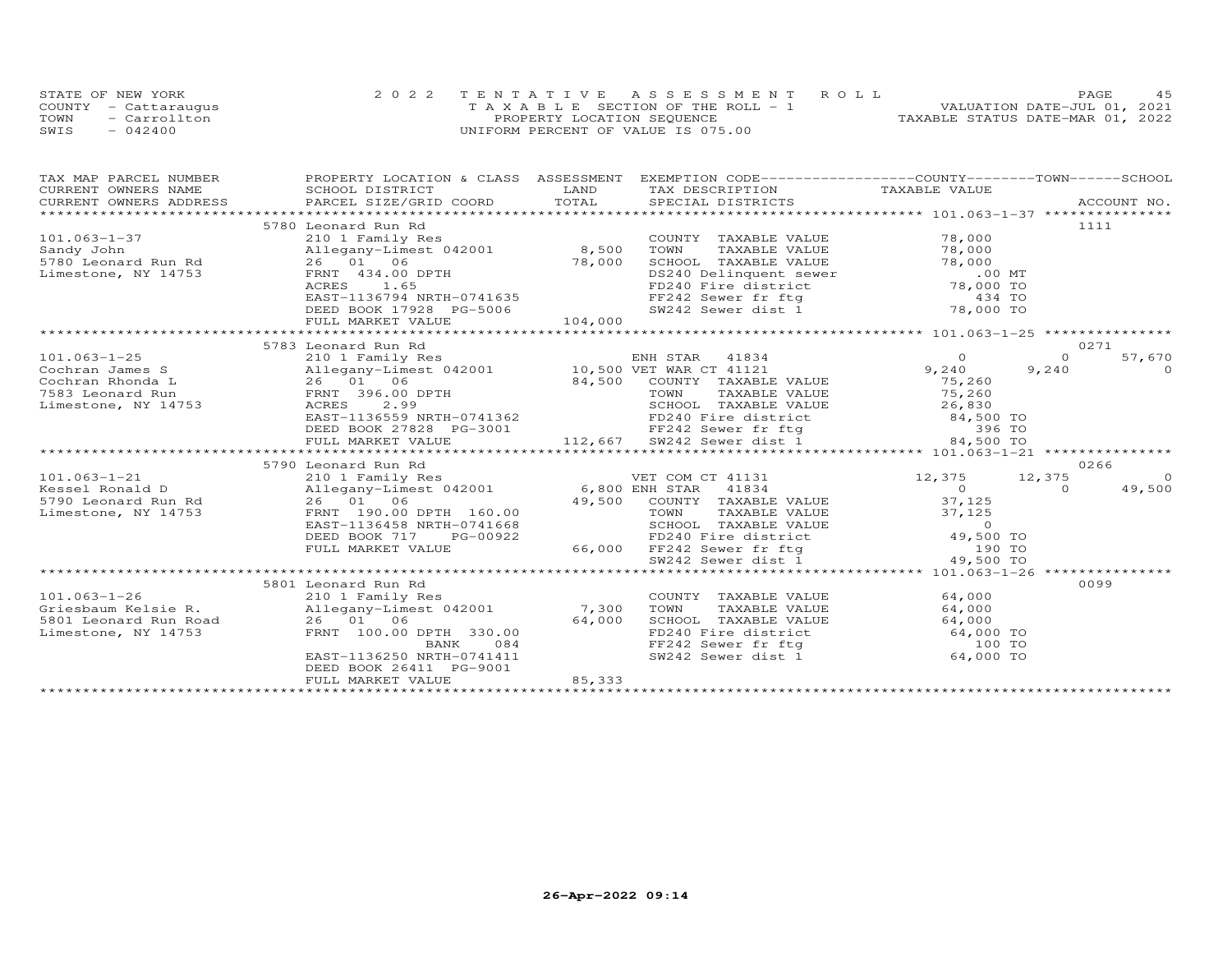STATE OF NEW YORK
COUNTY - Cattaraugus
TOWN - Carrollton
SWIS - 042400

2022 TENTATIVE ASSESSMENT ROLL
TAXABLE SECTION OF THE ROLL - 1
PROPERTY LOCATION SEQUENCE
UNIFORM PERCENT OF VALUE IS 075.00

VALUATION DATE-JUL 01, 2021
TAXABLE STATUS DATE-MAR 01, 2022

| TAX MAP PARCEL NUMBER / CURRENT OWNERS NAME / CURRENT OWNERS ADDRESS | PROPERTY LOCATION & CLASS / SCHOOL DISTRICT / PARCEL SIZE/GRID COORD | ASSESSMENT LAND / TOTAL | EXEMPTION CODE / TAX DESCRIPTION / SPECIAL DISTRICTS | COUNTY | TOWN | SCHOOL | ACCOUNT NO. |
|---|---|---|---|---|---|---|---|
| 101.063-1-37 | 5780 Leonard Run Rd | | | | | | 1111 |
| Sandy John | 210 1 Family Res | | COUNTY TAXABLE VALUE | 78,000 | | | |
| 5780 Leonard Run Rd | Allegany-Limest 042001 | 8,500 | TOWN TAXABLE VALUE | | 78,000 | | |
| Limestone, NY 14753 | 26 01 06 | 78,000 | SCHOOL TAXABLE VALUE | | | 78,000 | |
| | FRNT 434.00 DPTH | | DS240 Delinquent sewer | .00 MT | | | |
| | ACRES 1.65 | | FD240 Fire district | 78,000 TO | | | |
| | EAST-1136794 NRTH-0741635 | | FF242 Sewer fr ftg | 434 TO | | | |
| | DEED BOOK 17928 PG-5006 | | SW242 Sewer dist 1 | 78,000 TO | | | |
| | FULL MARKET VALUE | 104,000 | | | | | |
| 101.063-1-25 | 5783 Leonard Run Rd | | | | | | 0271 |
| Cochran James S | 210 1 Family Res | | ENH STAR 41834 | 0 | 0 | 57,670 | |
| Cochran Rhonda L | Allegany-Limest 042001 | 10,500 | VET WAR CT 41121 | 9,240 | 9,240 | 0 | |
| 7583 Leonard Run | 26 01 06 | 84,500 | COUNTY TAXABLE VALUE | 75,260 | | | |
| Limestone, NY 14753 | FRNT 396.00 DPTH | | TOWN TAXABLE VALUE | | 75,260 | | |
| | ACRES 2.99 | | SCHOOL TAXABLE VALUE | | | 26,830 | |
| | EAST-1136559 NRTH-0741362 | | FD240 Fire district | 84,500 TO | | | |
| | DEED BOOK 27828 PG-3001 | | FF242 Sewer fr ftg | 396 TO | | | |
| | FULL MARKET VALUE | 112,667 | SW242 Sewer dist 1 | 84,500 TO | | | |
| 101.063-1-21 | 5790 Leonard Run Rd | | | | | | 0266 |
| Kessel Ronald D | 210 1 Family Res | | VET COM CT 41131 | 12,375 | 12,375 | 0 | |
| 5790 Leonard Run Rd | Allegany-Limest 042001 | 6,800 | ENH STAR 41834 | 0 | 0 | 49,500 | |
| Limestone, NY 14753 | 26 01 06 | 49,500 | COUNTY TAXABLE VALUE | 37,125 | | | |
| | FRNT 190.00 DPTH 160.00 | | TOWN TAXABLE VALUE | | 37,125 | | |
| | EAST-1136458 NRTH-0741668 | | SCHOOL TAXABLE VALUE | | | 0 | |
| | DEED BOOK 717 PG-00922 | | FD240 Fire district | 49,500 TO | | | |
| | FULL MARKET VALUE | 66,000 | FF242 Sewer fr ftg | 190 TO | | | |
| | | | SW242 Sewer dist 1 | 49,500 TO | | | |
| 101.063-1-26 | 5801 Leonard Run Rd | | | | | | 0099 |
| Griesbaum Kelsie R. | 210 1 Family Res | | COUNTY TAXABLE VALUE | 64,000 | | | |
| 5801 Leonard Run Road | Allegany-Limest 042001 | 7,300 | TOWN TAXABLE VALUE | | 64,000 | | |
| Limestone, NY 14753 | 26 01 06 | 64,000 | SCHOOL TAXABLE VALUE | | | 64,000 | |
| | FRNT 100.00 DPTH 330.00 | | FD240 Fire district | 64,000 TO | | | |
| | BANK 084 | | FF242 Sewer fr ftg | 100 TO | | | |
| | EAST-1136250 NRTH-0741411 | | SW242 Sewer dist 1 | 64,000 TO | | | |
| | DEED BOOK 26411 PG-9001 | | | | | | |
| | FULL MARKET VALUE | 85,333 | | | | | |

26-Apr-2022 09:14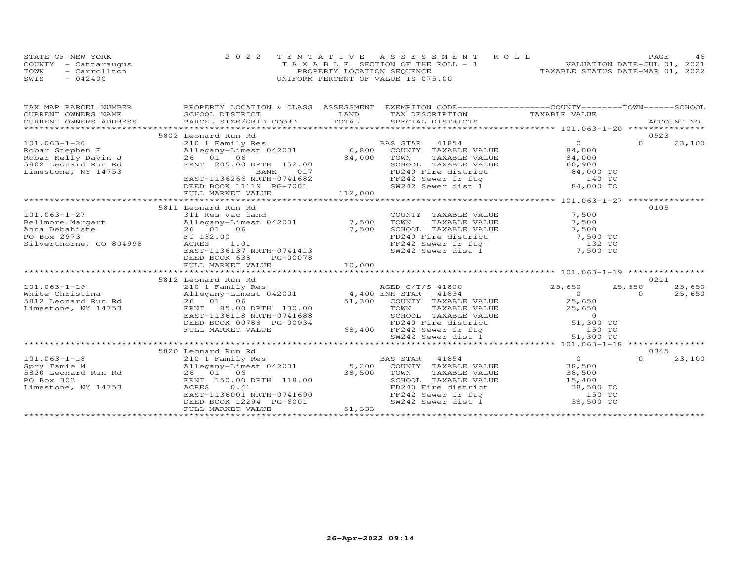STATE OF NEW YORK
COUNTY - Cattaraugus
TOWN - Carrollton
SWIS - 042400

2022 TENTATIVE ASSESSMENT ROLL
TAXABLE SECTION OF THE ROLL - 1
PROPERTY LOCATION SEQUENCE
UNIFORM PERCENT OF VALUE IS 075.00

VALUATION DATE-JUL 01, 2021
TAXABLE STATUS DATE-MAR 01, 2022

| TAX MAP PARCEL NUMBER / CURRENT OWNERS NAME / CURRENT OWNERS ADDRESS | PROPERTY LOCATION & CLASS / SCHOOL DISTRICT / PARCEL SIZE/GRID COORD | ASSESSMENT LAND / TOTAL | EXEMPTION CODE / TAX DESCRIPTION / SPECIAL DISTRICTS | COUNTY TAXABLE VALUE | TOWN | SCHOOL / ACCOUNT NO. |
|---|---|---|---|---|---|---|
| | 5802 Leonard Run Rd | | | | | 0523 |
| 101.063-1-20 | 210 1 Family Res | | BAS STAR 41854 | 0 | 0 | 23,100 |
| Robar Stephen F | Allegany-Limest 042001 | 6,800 | COUNTY TAXABLE VALUE | 84,000 | | |
| Robar Kelly Davin J | 26 01 06 | 84,000 | TOWN TAXABLE VALUE | 84,000 | | |
| 5802 Leonard Run Rd | FRNT 205.00 DPTH 152.00 | | SCHOOL TAXABLE VALUE | 60,900 | | |
| Limestone, NY 14753 | BANK 017 | | FD240 Fire district | 84,000 TO | | |
| | EAST-1136266 NRTH-0741682 | | FF242 Sewer fr ftg | 140 TO | | |
| | DEED BOOK 11119 PG-7001 | | SW242 Sewer dist 1 | 84,000 TO | | |
| | FULL MARKET VALUE | 112,000 | | | | |
| | 5811 Leonard Run Rd | | | | | 0105 |
| 101.063-1-27 | 311 Res vac land | | COUNTY TAXABLE VALUE | 7,500 | | |
| Bellmore Margart | Allegany-Limest 042001 | 7,500 | TOWN TAXABLE VALUE | 7,500 | | |
| Anna Debahiste | 26 01 06 | 7,500 | SCHOOL TAXABLE VALUE | 7,500 | | |
| PO Box 2973 | Ff 132.00 | | FD240 Fire district | 7,500 TO | | |
| Silverthorne, CO 804998 | ACRES 1.01 | | FF242 Sewer fr ftg | 132 TO | | |
| | EAST-1136137 NRTH-0741413 | | SW242 Sewer dist 1 | 7,500 TO | | |
| | DEED BOOK 638 PG-00078 | | | | | |
| | FULL MARKET VALUE | 10,000 | | | | |
| | 5812 Leonard Run Rd | | | | | 0211 |
| 101.063-1-19 | 210 1 Family Res | | AGED C/T/S 41800 | 25,650 | 25,650 | 25,650 |
| White Christina | Allegany-Limest 042001 | 4,400 | ENH STAR 41834 | 0 | 0 | 25,650 |
| 5812 Leonard Run Rd | 26 01 06 | 51,300 | COUNTY TAXABLE VALUE | 25,650 | | |
| Limestone, NY 14753 | FRNT 85.00 DPTH 130.00 | | TOWN TAXABLE VALUE | 25,650 | | |
| | EAST-1136118 NRTH-0741688 | | SCHOOL TAXABLE VALUE | 0 | | |
| | DEED BOOK 00788 PG-00934 | | FD240 Fire district | 51,300 TO | | |
| | FULL MARKET VALUE | 68,400 | FF242 Sewer fr ftg | 150 TO | | |
| | | | SW242 Sewer dist 1 | 51,300 TO | | |
| | 5820 Leonard Run Rd | | | | | 0345 |
| 101.063-1-18 | 210 1 Family Res | | BAS STAR 41854 | 0 | 0 | 23,100 |
| Spry Tamie M | Allegany-Limest 042001 | 5,200 | COUNTY TAXABLE VALUE | 38,500 | | |
| 5820 Leonard Run Rd | 26 01 06 | 38,500 | TOWN TAXABLE VALUE | 38,500 | | |
| PO Box 303 | FRNT 150.00 DPTH 118.00 | | SCHOOL TAXABLE VALUE | 15,400 | | |
| Limestone, NY 14753 | ACRES 0.41 | | FD240 Fire district | 38,500 TO | | |
| | EAST-1136001 NRTH-0741690 | | FF242 Sewer fr ftg | 150 TO | | |
| | DEED BOOK 12294 PG-6001 | | SW242 Sewer dist 1 | 38,500 TO | | |
| | FULL MARKET VALUE | 51,333 | | | | |

26-Apr-2022 09:14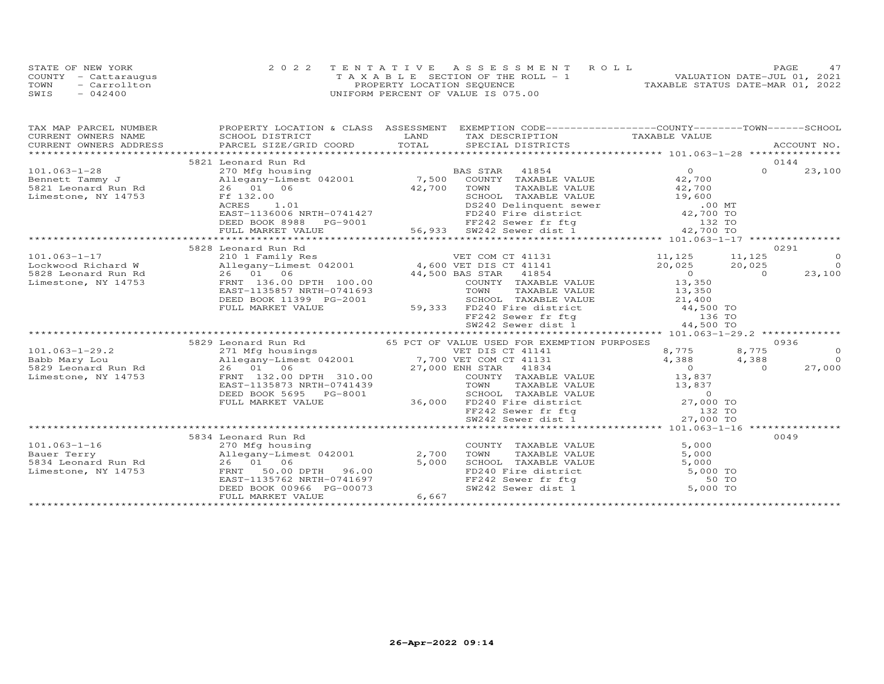STATE OF NEW YORK — COUNTY - Cattaraugus — TOWN - Carrollton — SWIS - 042400

2022 TENTATIVE ASSESSMENT ROLL
TAXABLE SECTION OF THE ROLL - 1
PROPERTY LOCATION SEQUENCE
UNIFORM PERCENT OF VALUE IS 075.00

VALUATION DATE-JUL 01, 2021
TAXABLE STATUS DATE-MAR 01, 2022

| TAX MAP PARCEL NUMBER / CURRENT OWNERS NAME / CURRENT OWNERS ADDRESS | PROPERTY LOCATION & CLASS / SCHOOL DISTRICT / PARCEL SIZE/GRID COORD | ASSESSMENT LAND | TOTAL | EXEMPTION CODE / TAX DESCRIPTION / SPECIAL DISTRICTS | COUNTY TAXABLE VALUE | TOWN | SCHOOL | ACCOUNT NO. |
|---|---|---|---|---|---|---|---|---|
| 101.063-1-28 | 5821 Leonard Run Rd | | | | | | | 0144 |
| Bennett Tammy J | 270 Mfg housing | | | BAS STAR 41854 | 0 | 0 | 23,100 | |
| 5821 Leonard Run Rd | Allegany-Limest 042001 | 7,500 | | COUNTY TAXABLE VALUE | 42,700 | | | |
| Limestone, NY 14753 | 26 01 06 | | 42,700 | TOWN TAXABLE VALUE | 42,700 | | | |
| | Ff 132.00 | | | SCHOOL TAXABLE VALUE | 19,600 | | | |
| | ACRES 1.01 | | | DS240 Delinquent sewer | .00 MT | | | |
| | EAST-1136006 NRTH-0741427 | | | FD240 Fire district | 42,700 TO | | | |
| | DEED BOOK 8988 PG-9001 | | | FF242 Sewer fr ftg | 132 TO | | | |
| | FULL MARKET VALUE | | 56,933 | SW242 Sewer dist 1 | 42,700 TO | | | |
| 101.063-1-17 | 5828 Leonard Run Rd | | | | | | | 0291 |
| Lockwood Richard W | 210 1 Family Res | | | VET COM CT 41131 | 11,125 | 11,125 | 0 | |
| 5828 Leonard Run Rd | Allegany-Limest 042001 | 4,600 | | VET DIS CT 41141 | 20,025 | 20,025 | 0 | |
| Limestone, NY 14753 | 26 01 06 | | 44,500 | BAS STAR 41854 | 0 | 0 | 23,100 | |
| | FRNT 136.00 DPTH 100.00 | | | COUNTY TAXABLE VALUE | 13,350 | | | |
| | EAST-1135857 NRTH-0741693 | | | TOWN TAXABLE VALUE | 13,350 | | | |
| | DEED BOOK 11399 PG-2001 | | | SCHOOL TAXABLE VALUE | 21,400 | | | |
| | FULL MARKET VALUE | | 59,333 | FD240 Fire district | 44,500 TO | | | |
| | | | | FF242 Sewer fr ftg | 136 TO | | | |
| | | | | SW242 Sewer dist 1 | 44,500 TO | | | |
| 101.063-1-29.2 | 5829 Leonard Run Rd | | | 65 PCT OF VALUE USED FOR EXEMPTION PURPOSES | | | | 0936 |
| Babb Mary Lou | 271 Mfg housings | | | VET DIS CT 41141 | 8,775 | 8,775 | 0 | |
| 5829 Leonard Run Rd | Allegany-Limest 042001 | 7,700 | | VET COM CT 41131 | 4,388 | 4,388 | 0 | |
| Limestone, NY 14753 | 26 01 06 | | 27,000 | ENH STAR 41834 | 0 | 0 | 27,000 | |
| | FRNT 132.00 DPTH 310.00 | | | COUNTY TAXABLE VALUE | 13,837 | | | |
| | EAST-1135873 NRTH-0741439 | | | TOWN TAXABLE VALUE | 13,837 | | | |
| | DEED BOOK 5695 PG-8001 | | | SCHOOL TAXABLE VALUE | 0 | | | |
| | FULL MARKET VALUE | | 36,000 | FD240 Fire district | 27,000 TO | | | |
| | | | | FF242 Sewer fr ftg | 132 TO | | | |
| | | | | SW242 Sewer dist 1 | 27,000 TO | | | |
| 101.063-1-16 | 5834 Leonard Run Rd | | | | | | | 0049 |
| Bauer Terry | 270 Mfg housing | | | COUNTY TAXABLE VALUE | 5,000 | | | |
| 5834 Leonard Run Rd | Allegany-Limest 042001 | 2,700 | | TOWN TAXABLE VALUE | 5,000 | | | |
| Limestone, NY 14753 | 26 01 06 | | 5,000 | SCHOOL TAXABLE VALUE | 5,000 | | | |
| | FRNT 50.00 DPTH 96.00 | | | FD240 Fire district | 5,000 TO | | | |
| | EAST-1135762 NRTH-0741697 | | | FF242 Sewer fr ftg | 50 TO | | | |
| | DEED BOOK 00966 PG-00073 | | | SW242 Sewer dist 1 | 5,000 TO | | | |
| | FULL MARKET VALUE | | 6,667 | | | | | |

26-Apr-2022 09:14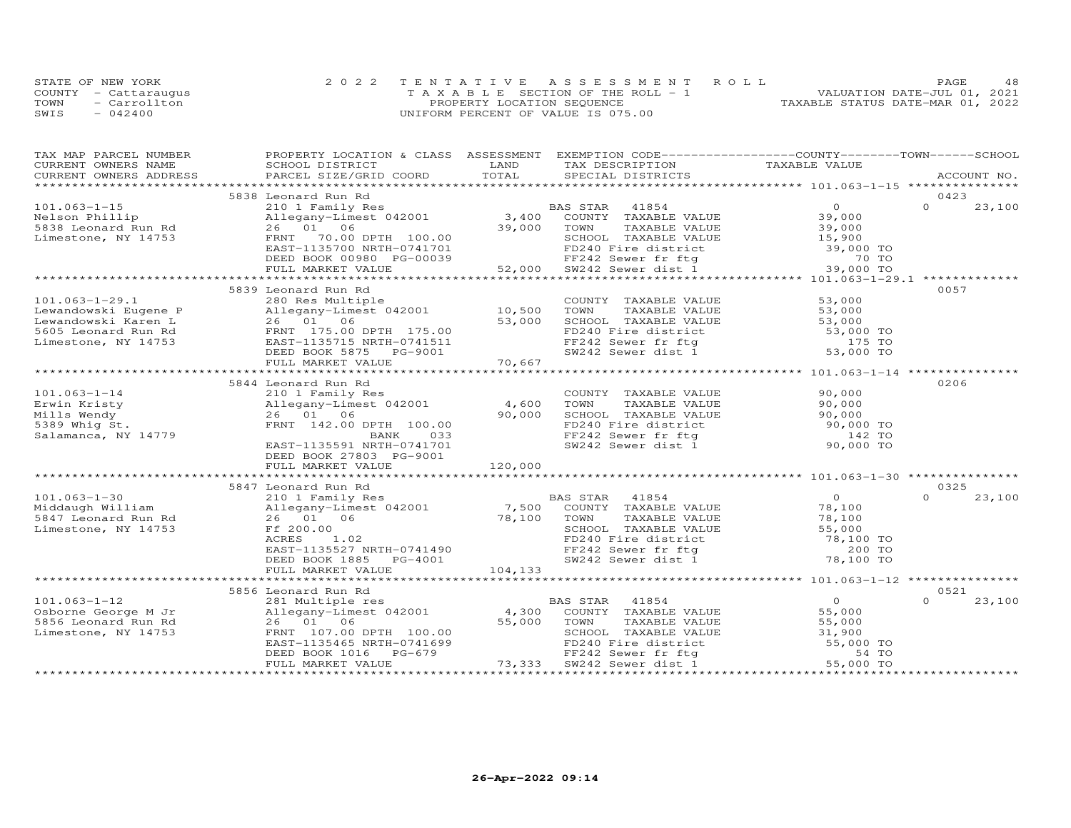STATE OF NEW YORK
COUNTY - Cattaraugus
TOWN - Carrollton
SWIS - 042400

2022 TENTATIVE ASSESSMENT ROLL
TAXABLE SECTION OF THE ROLL - 1
PROPERTY LOCATION SEQUENCE
UNIFORM PERCENT OF VALUE IS 075.00

VALUATION DATE-JUL 01, 2021
TAXABLE STATUS DATE-MAR 01, 2022

| TAX MAP PARCEL NUMBER / CURRENT OWNERS NAME / CURRENT OWNERS ADDRESS | PROPERTY LOCATION & CLASS / SCHOOL DISTRICT / PARCEL SIZE/GRID COORD | ASSESSMENT LAND / TOTAL | EXEMPTION CODE / TAX DESCRIPTION / SPECIAL DISTRICTS | COUNTY / TOWN / SCHOOL TAXABLE VALUE | ACCOUNT NO. |
|---|---|---|---|---|---|
| **101.063-1-15** | 5838 Leonard Run Rd | | | | 0423 |
| Nelson Phillip | 210 1 Family Res | | BAS STAR 41854 | 0 | 0 23,100 |
| 5838 Leonard Run Rd | Allegany-Limest 042001 | 3,400 | COUNTY TAXABLE VALUE | 39,000 | |
| Limestone, NY 14753 | 26 01 06 | 39,000 | TOWN TAXABLE VALUE | 39,000 | |
| | FRNT 70.00 DPTH 100.00 | | SCHOOL TAXABLE VALUE | 15,900 | |
| | EAST-1135700 NRTH-0741701 | | FD240 Fire district | 39,000 TO | |
| | DEED BOOK 00980 PG-00039 | | FF242 Sewer fr ftg | 70 TO | |
| | FULL MARKET VALUE | 52,000 | SW242 Sewer dist 1 | 39,000 TO | |
| **101.063-1-29.1** | 5839 Leonard Run Rd | | | | 0057 |
| Lewandowski Eugene P | 280 Res Multiple | | COUNTY TAXABLE VALUE | 53,000 | |
| Lewandowski Karen L | Allegany-Limest 042001 | 10,500 | TOWN TAXABLE VALUE | 53,000 | |
| 5605 Leonard Run Rd | 26 01 06 | 53,000 | SCHOOL TAXABLE VALUE | 53,000 | |
| Limestone, NY 14753 | FRNT 175.00 DPTH 175.00 | | FD240 Fire district | 53,000 TO | |
| | EAST-1135715 NRTH-0741511 | | FF242 Sewer fr ftg | 175 TO | |
| | DEED BOOK 5875 PG-9001 | | SW242 Sewer dist 1 | 53,000 TO | |
| | FULL MARKET VALUE | 70,667 | | | |
| **101.063-1-14** | 5844 Leonard Run Rd | | | | 0206 |
| Erwin Kristy | 210 1 Family Res | | COUNTY TAXABLE VALUE | 90,000 | |
| Mills Wendy | Allegany-Limest 042001 | 4,600 | TOWN TAXABLE VALUE | 90,000 | |
| 5389 Whig St. | 26 01 06 | 90,000 | SCHOOL TAXABLE VALUE | 90,000 | |
| Salamanca, NY 14779 | FRNT 142.00 DPTH 100.00 | | FD240 Fire district | 90,000 TO | |
| | BANK 033 | | FF242 Sewer fr ftg | 142 TO | |
| | EAST-1135591 NRTH-0741701 | | SW242 Sewer dist 1 | 90,000 TO | |
| | DEED BOOK 27803 PG-9001 | | | | |
| | FULL MARKET VALUE | 120,000 | | | |
| **101.063-1-30** | 5847 Leonard Run Rd | | | | 0325 |
| Middaugh William | 210 1 Family Res | | BAS STAR 41854 | 0 | 0 23,100 |
| 5847 Leonard Run Rd | Allegany-Limest 042001 | 7,500 | COUNTY TAXABLE VALUE | 78,100 | |
| Limestone, NY 14753 | 26 01 06 | 78,100 | TOWN TAXABLE VALUE | 78,100 | |
| | Ff 200.00 | | SCHOOL TAXABLE VALUE | 55,000 | |
| | ACRES 1.02 | | FD240 Fire district | 78,100 TO | |
| | EAST-1135527 NRTH-0741490 | | FF242 Sewer fr ftg | 200 TO | |
| | DEED BOOK 1885 PG-4001 | | SW242 Sewer dist 1 | 78,100 TO | |
| | FULL MARKET VALUE | 104,133 | | | |
| **101.063-1-12** | 5856 Leonard Run Rd | | | | 0521 |
| Osborne George M Jr | 281 Multiple res | | BAS STAR 41854 | 0 | 0 23,100 |
| 5856 Leonard Run Rd | Allegany-Limest 042001 | 4,300 | COUNTY TAXABLE VALUE | 55,000 | |
| Limestone, NY 14753 | 26 01 06 | 55,000 | TOWN TAXABLE VALUE | 55,000 | |
| | FRNT 107.00 DPTH 100.00 | | SCHOOL TAXABLE VALUE | 31,900 | |
| | EAST-1135465 NRTH-0741699 | | FD240 Fire district | 55,000 TO | |
| | DEED BOOK 1016 PG-679 | | FF242 Sewer fr ftg | 54 TO | |
| | FULL MARKET VALUE | 73,333 | SW242 Sewer dist 1 | 55,000 TO | |

26-Apr-2022 09:14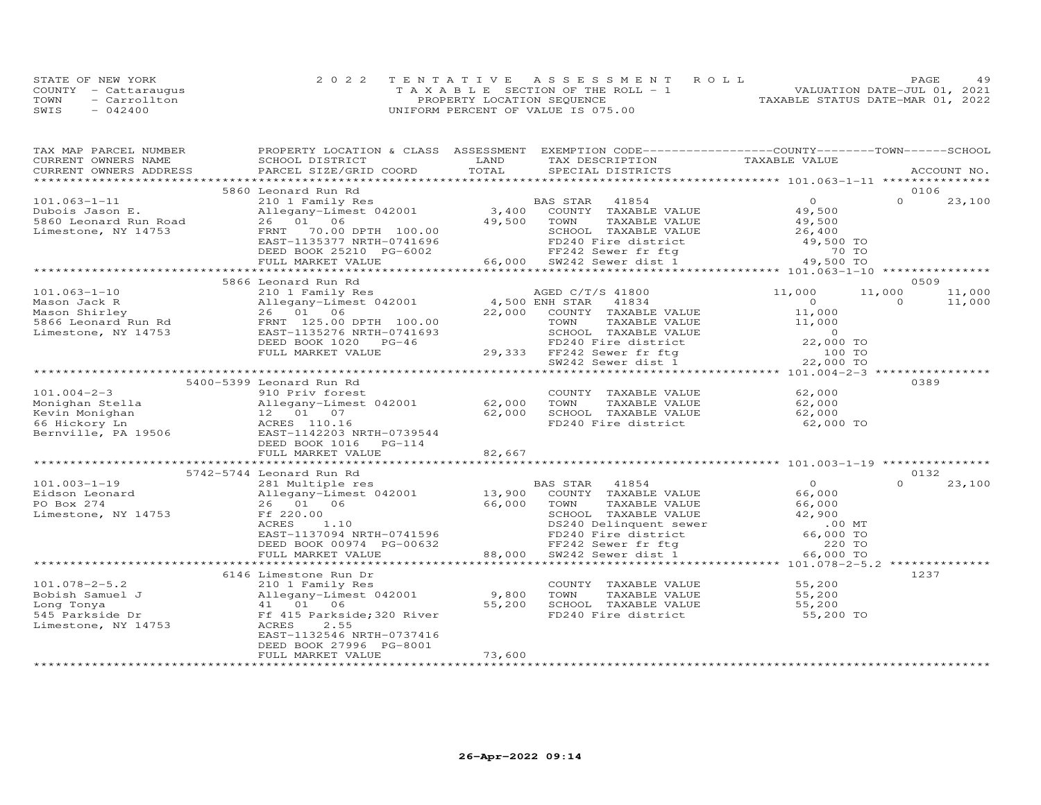STATE OF NEW YORK — COUNTY - Cattaraugus — TOWN - Carrollton — SWIS - 042400

2022 TENTATIVE ASSESSMENT ROLL
TAXABLE SECTION OF THE ROLL - 1
PROPERTY LOCATION SEQUENCE
UNIFORM PERCENT OF VALUE IS 075.00

VALUATION DATE-JUL 01, 2021
TAXABLE STATUS DATE-MAR 01, 2022

| TAX MAP PARCEL NUMBER / CURRENT OWNERS NAME / CURRENT OWNERS ADDRESS | PROPERTY LOCATION & CLASS / SCHOOL DISTRICT / PARCEL SIZE/GRID COORD | ASSESSMENT LAND / TOTAL | EXEMPTION CODE / TAX DESCRIPTION / SPECIAL DISTRICTS | COUNTY | TOWN | SCHOOL | ACCOUNT NO. |
|---|---|---|---|---|---|---|---|
| 101.063-1-11 | 5860 Leonard Run Rd | | | | | | 0106 |
| Dubois Jason E. | 210 1 Family Res | | BAS STAR 41854 | 0 | 0 | 23,100 | |
| 5860 Leonard Run Road | Allegany-Limest 042001 | 3,400 | COUNTY TAXABLE VALUE | 49,500 | | | |
| Limestone, NY 14753 | 26 01 06 | 49,500 | TOWN TAXABLE VALUE | | 49,500 | | |
| | FRNT 70.00 DPTH 100.00 | | SCHOOL TAXABLE VALUE | | | 26,400 | |
| | EAST-1135377 NRTH-0741696 | | FD240 Fire district | 49,500 TO | | | |
| | DEED BOOK 25210 PG-6002 | | FF242 Sewer fr ftg | 70 TO | | | |
| | FULL MARKET VALUE | 66,000 | SW242 Sewer dist 1 | 49,500 TO | | | |
| 101.063-1-10 | 5866 Leonard Run Rd | | | | | | 0509 |
| Mason Jack R | 210 1 Family Res | | AGED C/T/S 41800 | 11,000 | 11,000 | 11,000 | |
| Mason Shirley | Allegany-Limest 042001 | 4,500 | ENH STAR 41834 | 0 | 0 | 11,000 | |
| 5866 Leonard Run Rd | 26 01 06 | 22,000 | COUNTY TAXABLE VALUE | 11,000 | | | |
| Limestone, NY 14753 | FRNT 125.00 DPTH 100.00 | | TOWN TAXABLE VALUE | | 11,000 | | |
| | EAST-1135276 NRTH-0741693 | | SCHOOL TAXABLE VALUE | | | 0 | |
| | DEED BOOK 1020 PG-46 | | FD240 Fire district | 22,000 TO | | | |
| | FULL MARKET VALUE | 29,333 | FF242 Sewer fr ftg | 100 TO | | | |
| | | | SW242 Sewer dist 1 | 22,000 TO | | | |
| 101.004-2-3 | 5400-5399 Leonard Run Rd | | | | | | 0389 |
| Monighan Stella | 910 Priv forest | | COUNTY TAXABLE VALUE | 62,000 | | | |
| Kevin Monighan | Allegany-Limest 042001 | 62,000 | TOWN TAXABLE VALUE | | 62,000 | | |
| 66 Hickory Ln | 12 01 07 | 62,000 | SCHOOL TAXABLE VALUE | | | 62,000 | |
| Bernville, PA 19506 | ACRES 110.16 | | FD240 Fire district | 62,000 TO | | | |
| | EAST-1142203 NRTH-0739544 | | | | | | |
| | DEED BOOK 1016 PG-114 | | | | | | |
| | FULL MARKET VALUE | 82,667 | | | | | |
| 101.003-1-19 | 5742-5744 Leonard Run Rd | | | | | | 0132 |
| Eidson Leonard | 281 Multiple res | | BAS STAR 41854 | 0 | 0 | 23,100 | |
| PO Box 274 | Allegany-Limest 042001 | 13,900 | COUNTY TAXABLE VALUE | 66,000 | | | |
| Limestone, NY 14753 | 26 01 06 | 66,000 | TOWN TAXABLE VALUE | | 66,000 | | |
| | Ff 220.00 | | SCHOOL TAXABLE VALUE | | | 42,900 | |
| | ACRES 1.10 | | DS240 Delinquent sewer | .00 MT | | | |
| | EAST-1137094 NRTH-0741596 | | FD240 Fire district | 66,000 TO | | | |
| | DEED BOOK 00974 PG-00632 | | FF242 Sewer fr ftg | 220 TO | | | |
| | FULL MARKET VALUE | 88,000 | SW242 Sewer dist 1 | 66,000 TO | | | |
| 101.078-2-5.2 | 6146 Limestone Run Dr | | | | | | 1237 |
| Bobish Samuel J | 210 1 Family Res | | COUNTY TAXABLE VALUE | 55,200 | | | |
| Long Tonya | Allegany-Limest 042001 | 9,800 | TOWN TAXABLE VALUE | | 55,200 | | |
| 545 Parkside Dr | 41 01 06 | 55,200 | SCHOOL TAXABLE VALUE | | | 55,200 | |
| Limestone, NY 14753 | Ff 415 Parkside;320 River | | FD240 Fire district | 55,200 TO | | | |
| | ACRES 2.55 | | | | | | |
| | EAST-1132546 NRTH-0737416 | | | | | | |
| | DEED BOOK 27996 PG-8001 | | | | | | |
| | FULL MARKET VALUE | 73,600 | | | | | |

26-Apr-2022 09:14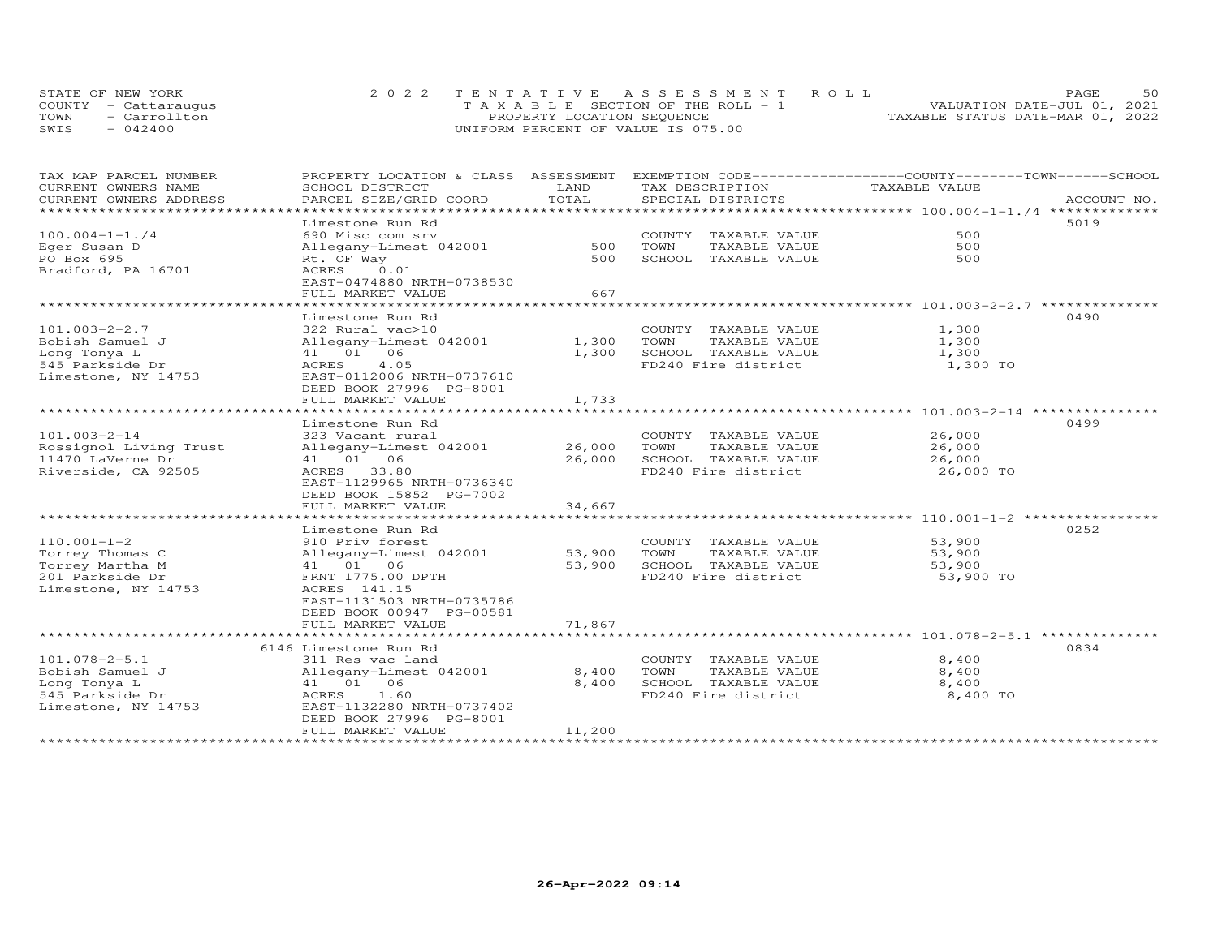STATE OF NEW YORK
COUNTY - Cattaraugus
TOWN - Carrollton
SWIS - 042400

2022 TENTATIVE ASSESSMENT ROLL
TAXABLE SECTION OF THE ROLL - 1
PROPERTY LOCATION SEQUENCE
UNIFORM PERCENT OF VALUE IS 075.00

VALUATION DATE-JUL 01, 2021
TAXABLE STATUS DATE-MAR 01, 2022

| TAX MAP PARCEL NUMBER / CURRENT OWNERS NAME / CURRENT OWNERS ADDRESS | PROPERTY LOCATION & CLASS / SCHOOL DISTRICT / PARCEL SIZE/GRID COORD | ASSESSMENT LAND / TOTAL | EXEMPTION CODE / TAX DESCRIPTION / SPECIAL DISTRICTS | COUNTY / TOWN / SCHOOL TAXABLE VALUE | ACCOUNT NO. |
|---|---|---|---|---|---|
| 100.004-1-1./4 | Limestone Run Rd | | | | 5019 |
| 100.004-1-1./4 | 690 Misc com srv | | COUNTY TAXABLE VALUE | 500 | |
| Eger Susan D | Allegany-Limest 042001 | 500 | TOWN TAXABLE VALUE | 500 | |
| PO Box 695 | Rt. OF Way | 500 | SCHOOL TAXABLE VALUE | 500 | |
| Bradford, PA 16701 | ACRES 0.01 | | | | |
| | EAST-0474880 NRTH-0738530 | | | | |
| | FULL MARKET VALUE | 667 | | | |
| 101.003-2-2.7 | Limestone Run Rd | | | | 0490 |
| 101.003-2-2.7 | 322 Rural vac>10 | | COUNTY TAXABLE VALUE | 1,300 | |
| Bobish Samuel J | Allegany-Limest 042001 | 1,300 | TOWN TAXABLE VALUE | 1,300 | |
| Long Tonya L | 41 01 06 | 1,300 | SCHOOL TAXABLE VALUE | 1,300 | |
| 545 Parkside Dr | ACRES 4.05 | | FD240 Fire district | 1,300 TO | |
| Limestone, NY 14753 | EAST-0112006 NRTH-0737610 | | | | |
| | DEED BOOK 27996 PG-8001 | | | | |
| | FULL MARKET VALUE | 1,733 | | | |
| 101.003-2-14 | Limestone Run Rd | | | | 0499 |
| 101.003-2-14 | 323 Vacant rural | | COUNTY TAXABLE VALUE | 26,000 | |
| Rossignol Living Trust | Allegany-Limest 042001 | 26,000 | TOWN TAXABLE VALUE | 26,000 | |
| 11470 LaVerne Dr | 41 01 06 | 26,000 | SCHOOL TAXABLE VALUE | 26,000 | |
| Riverside, CA 92505 | ACRES 33.80 | | FD240 Fire district | 26,000 TO | |
| | EAST-1129965 NRTH-0736340 | | | | |
| | DEED BOOK 15852 PG-7002 | | | | |
| | FULL MARKET VALUE | 34,667 | | | |
| 110.001-1-2 | Limestone Run Rd | | | | 0252 |
| 110.001-1-2 | 910 Priv forest | | COUNTY TAXABLE VALUE | 53,900 | |
| Torrey Thomas C | Allegany-Limest 042001 | 53,900 | TOWN TAXABLE VALUE | 53,900 | |
| Torrey Martha M | 41 01 06 | 53,900 | SCHOOL TAXABLE VALUE | 53,900 | |
| 201 Parkside Dr | FRNT 1775.00 DPTH | | FD240 Fire district | 53,900 TO | |
| Limestone, NY 14753 | ACRES 141.15 | | | | |
| | EAST-1131503 NRTH-0735786 | | | | |
| | DEED BOOK 00947 PG-00581 | | | | |
| | FULL MARKET VALUE | 71,867 | | | |
| 101.078-2-5.1 | 6146 Limestone Run Rd | | | | 0834 |
| 101.078-2-5.1 | 311 Res vac land | | COUNTY TAXABLE VALUE | 8,400 | |
| Bobish Samuel J | Allegany-Limest 042001 | 8,400 | TOWN TAXABLE VALUE | 8,400 | |
| Long Tonya L | 41 01 06 | 8,400 | SCHOOL TAXABLE VALUE | 8,400 | |
| 545 Parkside Dr | ACRES 1.60 | | FD240 Fire district | 8,400 TO | |
| Limestone, NY 14753 | EAST-1132280 NRTH-0737402 | | | | |
| | DEED BOOK 27996 PG-8001 | | | | |
| | FULL MARKET VALUE | 11,200 | | | |

26-Apr-2022 09:14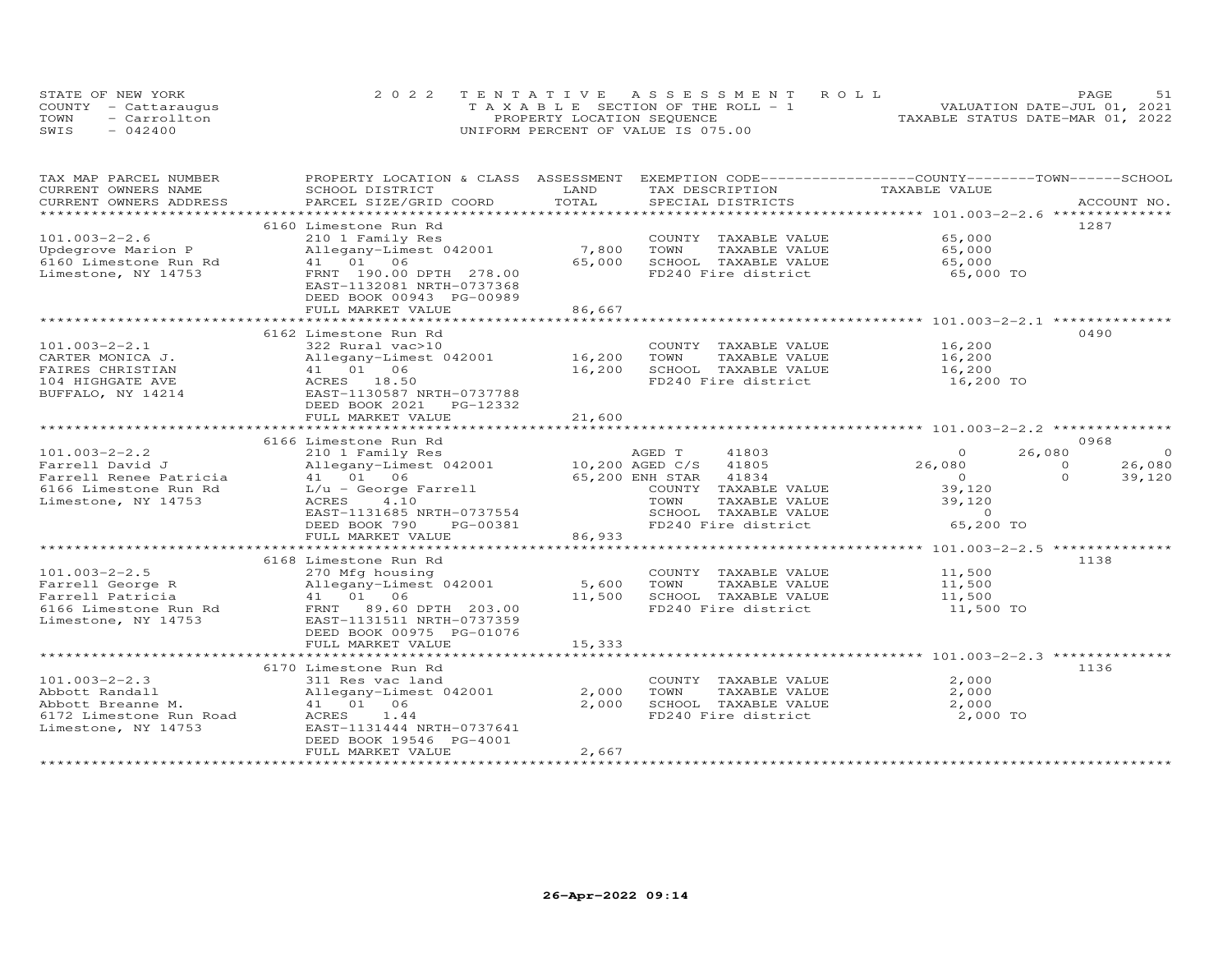STATE OF NEW YORK
COUNTY - Cattaraugus
TOWN - Carrollton
SWIS - 042400

2022 TENTATIVE ASSESSMENT ROLL
TAXABLE SECTION OF THE ROLL - 1
PROPERTY LOCATION SEQUENCE
UNIFORM PERCENT OF VALUE IS 075.00

VALUATION DATE-JUL 01, 2021
TAXABLE STATUS DATE-MAR 01, 2022

| TAX MAP PARCEL NUMBER / CURRENT OWNERS NAME / CURRENT OWNERS ADDRESS | PROPERTY LOCATION & CLASS / SCHOOL DISTRICT / PARCEL SIZE/GRID COORD | ASSESSMENT LAND / TOTAL | EXEMPTION CODE / TAX DESCRIPTION / SPECIAL DISTRICTS | COUNTY TAXABLE VALUE | TOWN | SCHOOL | ACCOUNT NO. |
|---|---|---|---|---|---|---|---|
| **101.003-2-2.6** | 6160 Limestone Run Rd | | | | | | 1287 |
| 101.003-2-2.6 | 210 1 Family Res | | COUNTY TAXABLE VALUE | 65,000 | | | |
| Updegrove Marion P | Allegany-Limest 042001 | 7,800 | TOWN TAXABLE VALUE | 65,000 | | | |
| 6160 Limestone Run Rd | 41 01 06 | 65,000 | SCHOOL TAXABLE VALUE | 65,000 | | | |
| Limestone, NY 14753 | FRNT 190.00 DPTH 278.00 | | FD240 Fire district | 65,000 TO | | | |
| | EAST-1132081 NRTH-0737368 | | | | | | |
| | DEED BOOK 00943 PG-00989 | | | | | | |
| | FULL MARKET VALUE | 86,667 | | | | | |
| **101.003-2-2.1** | 6162 Limestone Run Rd | | | | | | 0490 |
| 101.003-2-2.1 | 322 Rural vac>10 | | COUNTY TAXABLE VALUE | 16,200 | | | |
| CARTER MONICA J. | Allegany-Limest 042001 | 16,200 | TOWN TAXABLE VALUE | 16,200 | | | |
| FAIRES CHRISTIAN | 41 01 06 | 16,200 | SCHOOL TAXABLE VALUE | 16,200 | | | |
| 104 HIGHGATE AVE | ACRES 18.50 | | FD240 Fire district | 16,200 TO | | | |
| BUFFALO, NY 14214 | EAST-1130587 NRTH-0737788 | | | | | | |
| | DEED BOOK 2021 PG-12332 | | | | | | |
| | FULL MARKET VALUE | 21,600 | | | | | |
| **101.003-2-2.2** | 6166 Limestone Run Rd | | | | | | 0968 |
| 101.003-2-2.2 | 210 1 Family Res | | AGED T 41803 | 0 | 26,080 | 0 | |
| Farrell David J | Allegany-Limest 042001 | 10,200 | AGED C/S 41805 | 26,080 | 0 | 26,080 | |
| Farrell Renee Patricia | 41 01 06 | 65,200 | ENH STAR 41834 | 0 | 0 | 39,120 | |
| 6166 Limestone Run Rd | L/u - George Farrell | | COUNTY TAXABLE VALUE | 39,120 | | | |
| Limestone, NY 14753 | ACRES 4.10 | | TOWN TAXABLE VALUE | 39,120 | | | |
| | EAST-1131685 NRTH-0737554 | | SCHOOL TAXABLE VALUE | 0 | | | |
| | DEED BOOK 790 PG-00381 | | FD240 Fire district | 65,200 TO | | | |
| | FULL MARKET VALUE | 86,933 | | | | | |
| **101.003-2-2.5** | 6168 Limestone Run Rd | | | | | | 1138 |
| 101.003-2-2.5 | 270 Mfg housing | | COUNTY TAXABLE VALUE | 11,500 | | | |
| Farrell George R | Allegany-Limest 042001 | 5,600 | TOWN TAXABLE VALUE | 11,500 | | | |
| Farrell Patricia | 41 01 06 | 11,500 | SCHOOL TAXABLE VALUE | 11,500 | | | |
| 6166 Limestone Run Rd | FRNT 89.60 DPTH 203.00 | | FD240 Fire district | 11,500 TO | | | |
| Limestone, NY 14753 | EAST-1131511 NRTH-0737359 | | | | | | |
| | DEED BOOK 00975 PG-01076 | | | | | | |
| | FULL MARKET VALUE | 15,333 | | | | | |
| **101.003-2-2.3** | 6170 Limestone Run Rd | | | | | | 1136 |
| 101.003-2-2.3 | 311 Res vac land | | COUNTY TAXABLE VALUE | 2,000 | | | |
| Abbott Randall | Allegany-Limest 042001 | 2,000 | TOWN TAXABLE VALUE | 2,000 | | | |
| Abbott Breanne M. | 41 01 06 | 2,000 | SCHOOL TAXABLE VALUE | 2,000 | | | |
| 6172 Limestone Run Road | ACRES 1.44 | | FD240 Fire district | 2,000 TO | | | |
| Limestone, NY 14753 | EAST-1131444 NRTH-0737641 | | | | | | |
| | DEED BOOK 19546 PG-4001 | | | | | | |
| | FULL MARKET VALUE | 2,667 | | | | | |

26-Apr-2022 09:14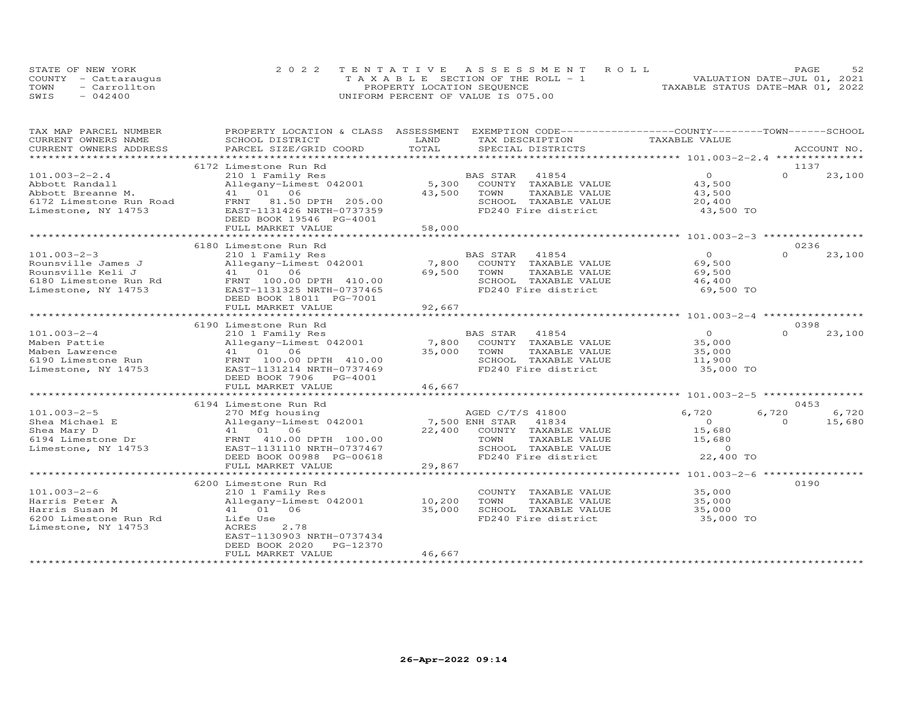STATE OF NEW YORK
COUNTY - Cattaraugus
TOWN - Carrollton
SWIS - 042400

2 0 2 2 TENTATIVE ASSESSMENT ROLL
TAXABLE SECTION OF THE ROLL - 1
PROPERTY LOCATION SEQUENCE
UNIFORM PERCENT OF VALUE IS 075.00

VALUATION DATE-JUL 01, 2021
TAXABLE STATUS DATE-MAR 01, 2022

| TAX MAP PARCEL NUMBER / CURRENT OWNERS NAME / CURRENT OWNERS ADDRESS | PROPERTY LOCATION & CLASS / SCHOOL DISTRICT / PARCEL SIZE/GRID COORD | ASSESSMENT LAND / TOTAL | EXEMPTION CODE / TAX DESCRIPTION / SPECIAL DISTRICTS | COUNTY TAXABLE VALUE | TOWN | SCHOOL | ACCOUNT NO. |
|---|---|---|---|---|---|---|---|
| | 6172 Limestone Run Rd | | | | | | 1137 |
| 101.003-2-2.4 | 210 1 Family Res | | BAS STAR 41854 | 0 | 0 | 23,100 | |
| Abbott Randall | Allegany-Limest 042001 | 5,300 | COUNTY TAXABLE VALUE | 43,500 | | | |
| Abbott Breanne M. | 41 01 06 | 43,500 | TOWN TAXABLE VALUE | 43,500 | | | |
| 6172 Limestone Run Road | FRNT 81.50 DPTH 205.00 | | SCHOOL TAXABLE VALUE | 20,400 | | | |
| Limestone, NY 14753 | EAST-1131426 NRTH-0737359 | | FD240 Fire district | 43,500 TO | | | |
| | DEED BOOK 19546 PG-4001 | | | | | | |
| | FULL MARKET VALUE | 58,000 | | | | | |
| | 6180 Limestone Run Rd | | | | | | 0236 |
| 101.003-2-3 | 210 1 Family Res | | BAS STAR 41854 | 0 | 0 | 23,100 | |
| Rounsville James J | Allegany-Limest 042001 | 7,800 | COUNTY TAXABLE VALUE | 69,500 | | | |
| Rounsville Keli J | 41 01 06 | 69,500 | TOWN TAXABLE VALUE | 69,500 | | | |
| 6180 Limestone Run Rd | FRNT 100.00 DPTH 410.00 | | SCHOOL TAXABLE VALUE | 46,400 | | | |
| Limestone, NY 14753 | EAST-1131325 NRTH-0737465 | | FD240 Fire district | 69,500 TO | | | |
| | DEED BOOK 18011 PG-7001 | | | | | | |
| | FULL MARKET VALUE | 92,667 | | | | | |
| | 6190 Limestone Run Rd | | | | | | 0398 |
| 101.003-2-4 | 210 1 Family Res | | BAS STAR 41854 | 0 | 0 | 23,100 | |
| Maben Pattie | Allegany-Limest 042001 | 7,800 | COUNTY TAXABLE VALUE | 35,000 | | | |
| Maben Lawrence | 41 01 06 | 35,000 | TOWN TAXABLE VALUE | 35,000 | | | |
| 6190 Limestone Run | FRNT 100.00 DPTH 410.00 | | SCHOOL TAXABLE VALUE | 11,900 | | | |
| Limestone, NY 14753 | EAST-1131214 NRTH-0737469 | | FD240 Fire district | 35,000 TO | | | |
| | DEED BOOK 7906 PG-4001 | | | | | | |
| | FULL MARKET VALUE | 46,667 | | | | | |
| | 6194 Limestone Run Rd | | | | | | 0453 |
| 101.003-2-5 | 270 Mfg housing | | AGED C/T/S 41800 | 6,720 | 6,720 | 6,720 | |
| Shea Michael E | Allegany-Limest 042001 | 7,500 | ENH STAR 41834 | 0 | 0 | 15,680 | |
| Shea Mary D | 41 01 06 | 22,400 | COUNTY TAXABLE VALUE | 15,680 | | | |
| 6194 Limestone Dr | FRNT 410.00 DPTH 100.00 | | TOWN TAXABLE VALUE | 15,680 | | | |
| Limestone, NY 14753 | EAST-1131110 NRTH-0737467 | | SCHOOL TAXABLE VALUE | 0 | | | |
| | DEED BOOK 00988 PG-00618 | | FD240 Fire district | 22,400 TO | | | |
| | FULL MARKET VALUE | 29,867 | | | | | |
| | 6200 Limestone Run Rd | | | | | | 0190 |
| 101.003-2-6 | 210 1 Family Res | | COUNTY TAXABLE VALUE | 35,000 | | | |
| Harris Peter A | Allegany-Limest 042001 | 10,200 | TOWN TAXABLE VALUE | 35,000 | | | |
| Harris Susan M | 41 01 06 | 35,000 | SCHOOL TAXABLE VALUE | 35,000 | | | |
| 6200 Limestone Run Rd | Life Use | | FD240 Fire district | 35,000 TO | | | |
| Limestone, NY 14753 | ACRES 2.78 | | | | | | |
| | EAST-1130903 NRTH-0737434 | | | | | | |
| | DEED BOOK 2020 PG-12370 | | | | | | |
| | FULL MARKET VALUE | 46,667 | | | | | |

26-Apr-2022 09:14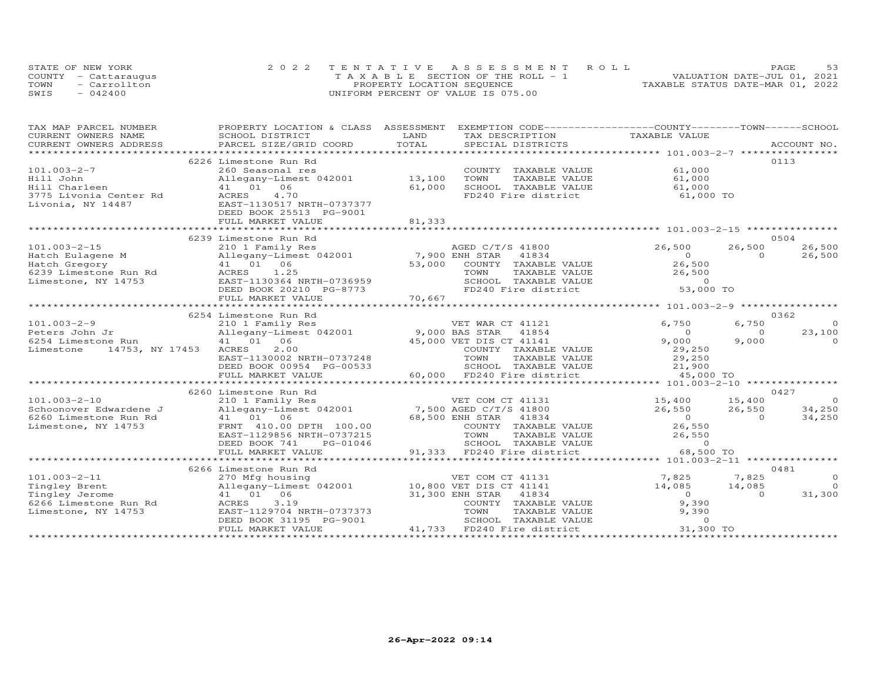STATE OF NEW YORK
COUNTY - Cattaraugus
TOWN - Carrollton
SWIS - 042400

2022 TENTATIVE ASSESSMENT ROLL
TAXABLE SECTION OF THE ROLL - 1
PROPERTY LOCATION SEQUENCE
UNIFORM PERCENT OF VALUE IS 075.00

VALUATION DATE-JUL 01, 2021
TAXABLE STATUS DATE-MAR 01, 2022

| TAX MAP PARCEL NUMBER / CURRENT OWNERS NAME / CURRENT OWNERS ADDRESS | PROPERTY LOCATION & CLASS / SCHOOL DISTRICT / PARCEL SIZE/GRID COORD | ASSESSMENT LAND / TOTAL | EXEMPTION CODE / TAX DESCRIPTION / SPECIAL DISTRICTS | COUNTY TAXABLE VALUE | TOWN | SCHOOL / ACCOUNT NO. |
|---|---|---|---|---|---|---|
| | 6226 Limestone Run Rd | | | | | 0113 |
| 101.003-2-7 | 260 Seasonal res | | COUNTY TAXABLE VALUE | 61,000 | | |
| Hill John | Allegany-Limest 042001 | 13,100 | TOWN TAXABLE VALUE | 61,000 | | |
| Hill Charleen | 41 01 06 | 61,000 | SCHOOL TAXABLE VALUE | 61,000 | | |
| 3775 Livonia Center Rd | ACRES 4.70 | | FD240 Fire district | 61,000 TO | | |
| Livonia, NY 14487 | EAST-1130517 NRTH-0737377 | | | | | |
| | DEED BOOK 25513 PG-9001 | | | | | |
| | FULL MARKET VALUE | 81,333 | | | | |
| | 6239 Limestone Run Rd | | | | | 0504 |
| 101.003-2-15 | 210 1 Family Res | | AGED C/T/S 41800 | 26,500 | 26,500 | 26,500 |
| Hatch Eulagene M | Allegany-Limest 042001 | 7,900 | ENH STAR 41834 | 0 | 0 | 26,500 |
| Hatch Gregory | 41 01 06 | 53,000 | COUNTY TAXABLE VALUE | 26,500 | | |
| 6239 Limestone Run Rd | ACRES 1.25 | | TOWN TAXABLE VALUE | 26,500 | | |
| Limestone, NY 14753 | EAST-1130364 NRTH-0736959 | | SCHOOL TAXABLE VALUE | 0 | | |
| | DEED BOOK 20210 PG-8773 | | FD240 Fire district | 53,000 TO | | |
| | FULL MARKET VALUE | 70,667 | | | | |
| | 6254 Limestone Run Rd | | | | | 0362 |
| 101.003-2-9 | 210 1 Family Res | | VET WAR CT 41121 | 6,750 | 6,750 | 0 |
| Peters John Jr | Allegany-Limest 042001 | 9,000 | BAS STAR 41854 | 0 | 0 | 23,100 |
| 6254 Limestone Run | 41 01 06 | 45,000 | VET DIS CT 41141 | 9,000 | 9,000 | 0 |
| Limestone 14753, NY 17453 | ACRES 2.00 | | COUNTY TAXABLE VALUE | 29,250 | | |
| | EAST-1130002 NRTH-0737248 | | TOWN TAXABLE VALUE | 29,250 | | |
| | DEED BOOK 00954 PG-00533 | | SCHOOL TAXABLE VALUE | 21,900 | | |
| | FULL MARKET VALUE | 60,000 | FD240 Fire district | 45,000 TO | | |
| | 6260 Limestone Run Rd | | | | | 0427 |
| 101.003-2-10 | 210 1 Family Res | | VET COM CT 41131 | 15,400 | 15,400 | 0 |
| Schoonover Edwardene J | Allegany-Limest 042001 | 7,500 | AGED C/T/S 41800 | 26,550 | 26,550 | 34,250 |
| 6260 Limestone Run Rd | 41 01 06 | 68,500 | ENH STAR 41834 | 0 | 0 | 34,250 |
| Limestone, NY 14753 | FRNT 410.00 DPTH 100.00 | | COUNTY TAXABLE VALUE | 26,550 | | |
| | EAST-1129856 NRTH-0737215 | | TOWN TAXABLE VALUE | 26,550 | | |
| | DEED BOOK 741 PG-01046 | | SCHOOL TAXABLE VALUE | 0 | | |
| | FULL MARKET VALUE | 91,333 | FD240 Fire district | 68,500 TO | | |
| | 6266 Limestone Run Rd | | | | | 0481 |
| 101.003-2-11 | 270 Mfg housing | | VET COM CT 41131 | 7,825 | 7,825 | 0 |
| Tingley Brent | Allegany-Limest 042001 | 10,800 | VET DIS CT 41141 | 14,085 | 14,085 | 0 |
| Tingley Jerome | 41 01 06 | 31,300 | ENH STAR 41834 | 0 | 0 | 31,300 |
| 6266 Limestone Run Rd | ACRES 3.19 | | COUNTY TAXABLE VALUE | 9,390 | | |
| Limestone, NY 14753 | EAST-1129704 NRTH-0737373 | | TOWN TAXABLE VALUE | 9,390 | | |
| | DEED BOOK 31195 PG-9001 | | SCHOOL TAXABLE VALUE | 0 | | |
| | FULL MARKET VALUE | 41,733 | FD240 Fire district | 31,300 TO | | |

26-Apr-2022 09:14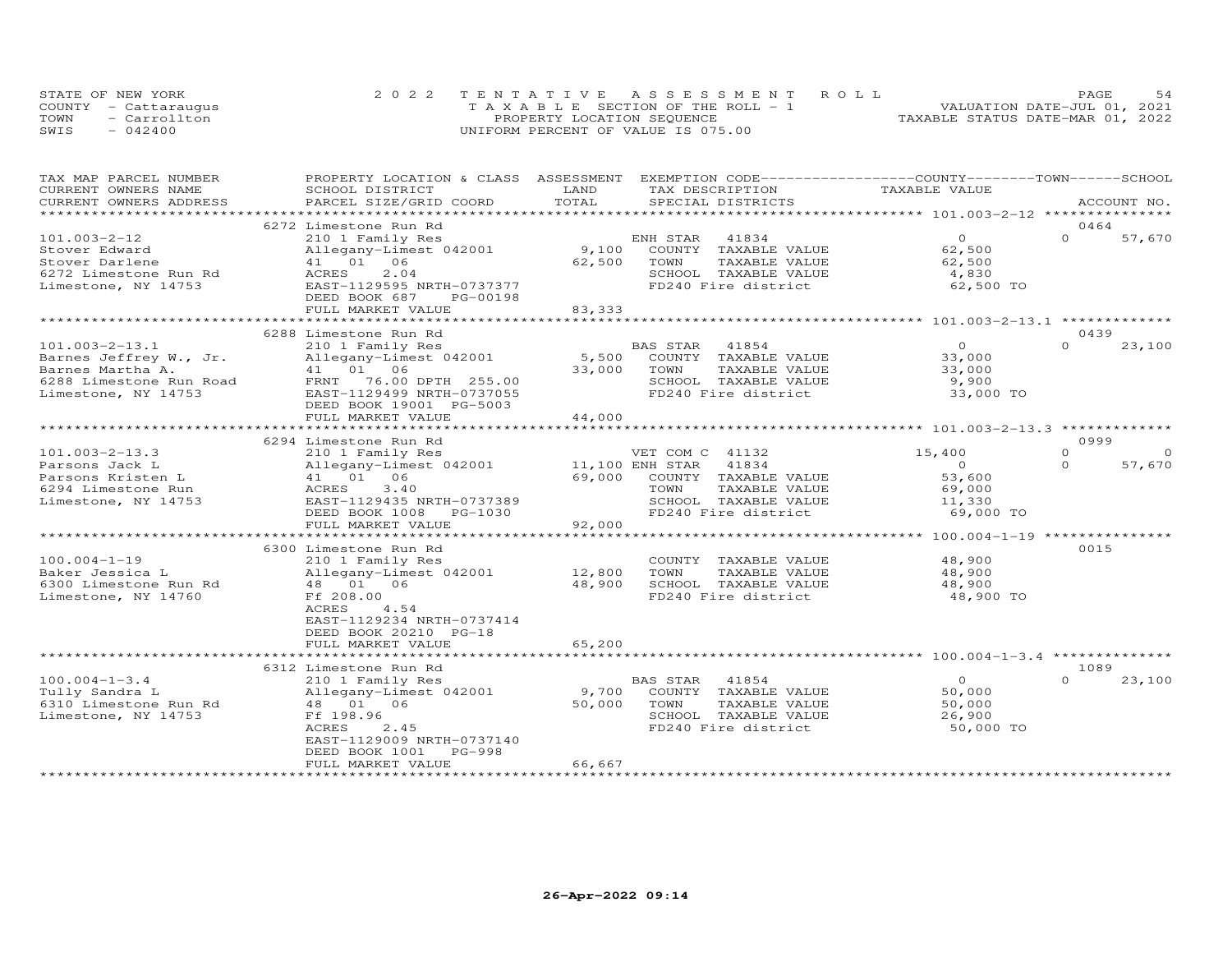STATE OF NEW YORK
COUNTY - Cattaraugus
TOWN - Carrollton
SWIS - 042400

2022 TENTATIVE ASSESSMENT ROLL
TAXABLE SECTION OF THE ROLL - 1
PROPERTY LOCATION SEQUENCE
UNIFORM PERCENT OF VALUE IS 075.00

VALUATION DATE-JUL 01, 2021
TAXABLE STATUS DATE-MAR 01, 2022

| TAX MAP PARCEL NUMBER / CURRENT OWNERS NAME / CURRENT OWNERS ADDRESS | PROPERTY LOCATION & CLASS / SCHOOL DISTRICT / PARCEL SIZE/GRID COORD | ASSESSMENT LAND / TOTAL | EXEMPTION CODE / TAX DESCRIPTION / SPECIAL DISTRICTS | COUNTY TAXABLE VALUE | TOWN | SCHOOL / ACCOUNT NO. |
|---|---|---|---|---|---|---|
| | 6272 Limestone Run Rd | | | | | 0464 |
| 101.003-2-12 | 210 1 Family Res | | ENH STAR 41834 | 0 | 0 | 57,670 |
| Stover Edward | Allegany-Limest 042001 | 9,100 | COUNTY TAXABLE VALUE | 62,500 | | |
| Stover Darlene | 41 01 06 | 62,500 | TOWN TAXABLE VALUE | 62,500 | | |
| 6272 Limestone Run Rd | ACRES 2.04 | | SCHOOL TAXABLE VALUE | 4,830 | | |
| Limestone, NY 14753 | EAST-1129595 NRTH-0737377 | | FD240 Fire district | 62,500 TO | | |
| | DEED BOOK 687 PG-00198 | | | | | |
| | FULL MARKET VALUE | 83,333 | | | | |
| | 6288 Limestone Run Rd | | | | | 0439 |
| 101.003-2-13.1 | 210 1 Family Res | | BAS STAR 41854 | 0 | 0 | 23,100 |
| Barnes Jeffrey W., Jr. | Allegany-Limest 042001 | 5,500 | COUNTY TAXABLE VALUE | 33,000 | | |
| Barnes Martha A. | 41 01 06 | 33,000 | TOWN TAXABLE VALUE | 33,000 | | |
| 6288 Limestone Run Road | FRNT 76.00 DPTH 255.00 | | SCHOOL TAXABLE VALUE | 9,900 | | |
| Limestone, NY 14753 | EAST-1129499 NRTH-0737055 | | FD240 Fire district | 33,000 TO | | |
| | DEED BOOK 19001 PG-5003 | | | | | |
| | FULL MARKET VALUE | 44,000 | | | | |
| | 6294 Limestone Run Rd | | | | | 0999 |
| 101.003-2-13.3 | 210 1 Family Res | | VET COM C 41132 | 15,400 | 0 | 0 |
| Parsons Jack L | Allegany-Limest 042001 | 11,100 | ENH STAR 41834 | 0 | 0 | 57,670 |
| Parsons Kristen L | 41 01 06 | 69,000 | COUNTY TAXABLE VALUE | 53,600 | | |
| 6294 Limestone Run | ACRES 3.40 | | TOWN TAXABLE VALUE | 69,000 | | |
| Limestone, NY 14753 | EAST-1129435 NRTH-0737389 | | SCHOOL TAXABLE VALUE | 11,330 | | |
| | DEED BOOK 1008 PG-1030 | | FD240 Fire district | 69,000 TO | | |
| | FULL MARKET VALUE | 92,000 | | | | |
| | 6300 Limestone Run Rd | | | | | 0015 |
| 100.004-1-19 | 210 1 Family Res | | COUNTY TAXABLE VALUE | 48,900 | | |
| Baker Jessica L | Allegany-Limest 042001 | 12,800 | TOWN TAXABLE VALUE | 48,900 | | |
| 6300 Limestone Run Rd | 48 01 06 | 48,900 | SCHOOL TAXABLE VALUE | 48,900 | | |
| Limestone, NY 14760 | Ff 208.00 | | FD240 Fire district | 48,900 TO | | |
| | ACRES 4.54 | | | | | |
| | EAST-1129234 NRTH-0737414 | | | | | |
| | DEED BOOK 20210 PG-18 | | | | | |
| | FULL MARKET VALUE | 65,200 | | | | |
| | 6312 Limestone Run Rd | | | | | 1089 |
| 100.004-1-3.4 | 210 1 Family Res | | BAS STAR 41854 | 0 | 0 | 23,100 |
| Tully Sandra L | Allegany-Limest 042001 | 9,700 | COUNTY TAXABLE VALUE | 50,000 | | |
| 6310 Limestone Run Rd | 48 01 06 | 50,000 | TOWN TAXABLE VALUE | 50,000 | | |
| Limestone, NY 14753 | Ff 198.96 | | SCHOOL TAXABLE VALUE | 26,900 | | |
| | ACRES 2.45 | | FD240 Fire district | 50,000 TO | | |
| | EAST-1129009 NRTH-0737140 | | | | | |
| | DEED BOOK 1001 PG-998 | | | | | |
| | FULL MARKET VALUE | 66,667 | | | | |

26-Apr-2022 09:14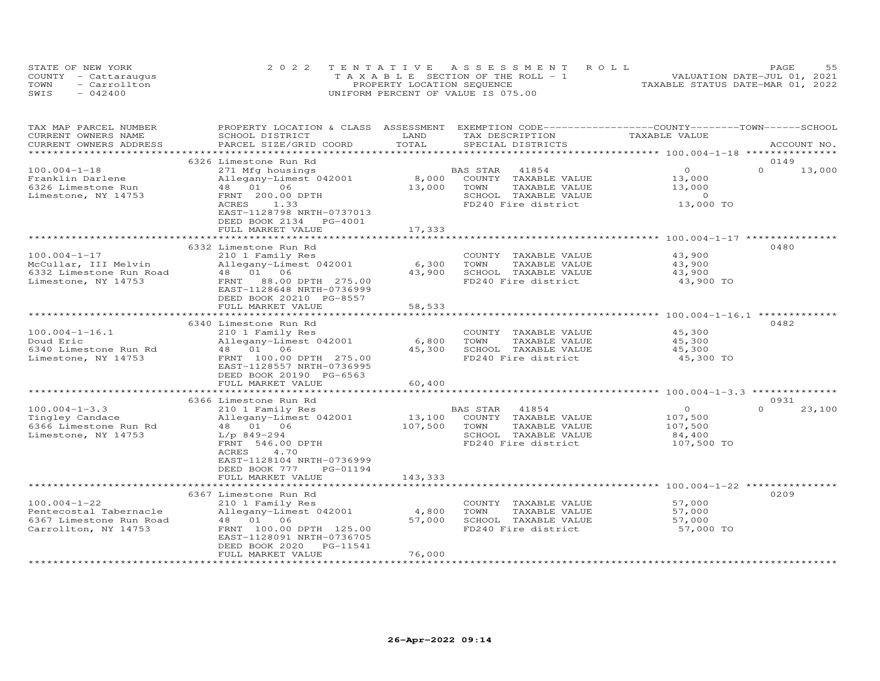STATE OF NEW YORK
COUNTY - Cattaraugus
TOWN - Carrollton
SWIS - 042400

2022 TENTATIVE ASSESSMENT ROLL
TAXABLE SECTION OF THE ROLL - 1
PROPERTY LOCATION SEQUENCE
UNIFORM PERCENT OF VALUE IS 075.00

VALUATION DATE-JUL 01, 2021
TAXABLE STATUS DATE-MAR 01, 2022

| TAX MAP PARCEL NUMBER / CURRENT OWNERS NAME / CURRENT OWNERS ADDRESS | PROPERTY LOCATION & CLASS / SCHOOL DISTRICT / PARCEL SIZE/GRID COORD | ASSESSMENT LAND | TOTAL | EXEMPTION CODE / TAX DESCRIPTION / SPECIAL DISTRICTS | COUNTY TAXABLE VALUE | TOWN | SCHOOL | ACCOUNT NO. |
|---|---|---|---|---|---|---|---|---|
| 100.004-1-18 | 6326 Limestone Run Rd | | | | | | | 0149 |
| Franklin Darlene | 271 Mfg housings | | | BAS STAR 41854 | 0 | 0 | 13,000 | |
| 6326 Limestone Run | Allegany-Limest 042001 | 8,000 | | COUNTY TAXABLE VALUE | 13,000 | | | |
| Limestone, NY 14753 | 48 01 06 | | 13,000 | TOWN TAXABLE VALUE | 13,000 | | | |
| | FRNT 200.00 DPTH | | | SCHOOL TAXABLE VALUE | 0 | | | |
| | ACRES 1.33 | | | FD240 Fire district | 13,000 TO | | | |
| | EAST-1128798 NRTH-0737013 | | | | | | | |
| | DEED BOOK 2134 PG-4001 | | | | | | | |
| | FULL MARKET VALUE | | 17,333 | | | | | |
| 100.004-1-17 | 6332 Limestone Run Rd | | | | | | | 0480 |
| McCullar, III Melvin | 210 1 Family Res | | | COUNTY TAXABLE VALUE | 43,900 | | | |
| 6332 Limestone Run Road | Allegany-Limest 042001 | 6,300 | | TOWN TAXABLE VALUE | 43,900 | | | |
| Limestone, NY 14753 | 48 01 06 | | 43,900 | SCHOOL TAXABLE VALUE | 43,900 | | | |
| | FRNT 88.00 DPTH 275.00 | | | FD240 Fire district | 43,900 TO | | | |
| | EAST-1128648 NRTH-0736999 | | | | | | | |
| | DEED BOOK 20210 PG-8557 | | | | | | | |
| | FULL MARKET VALUE | | 58,533 | | | | | |
| 100.004-1-16.1 | 6340 Limestone Run Rd | | | | | | | 0482 |
| Doud Eric | 210 1 Family Res | | | COUNTY TAXABLE VALUE | 45,300 | | | |
| 6340 Limestone Run Rd | Allegany-Limest 042001 | 6,800 | | TOWN TAXABLE VALUE | 45,300 | | | |
| Limestone, NY 14753 | 48 01 06 | | 45,300 | SCHOOL TAXABLE VALUE | 45,300 | | | |
| | FRNT 100.00 DPTH 275.00 | | | FD240 Fire district | 45,300 TO | | | |
| | EAST-1128557 NRTH-0736995 | | | | | | | |
| | DEED BOOK 20190 PG-6563 | | | | | | | |
| | FULL MARKET VALUE | | 60,400 | | | | | |
| 100.004-1-3.3 | 6366 Limestone Run Rd | | | | | | | 0931 |
| Tingley Candace | 210 1 Family Res | | | BAS STAR 41854 | 0 | 0 | 23,100 | |
| 6366 Limestone Run Rd | Allegany-Limest 042001 | 13,100 | | COUNTY TAXABLE VALUE | 107,500 | | | |
| Limestone, NY 14753 | 48 01 06 | | 107,500 | TOWN TAXABLE VALUE | 107,500 | | | |
| | L/p 849-294 | | | SCHOOL TAXABLE VALUE | 84,400 | | | |
| | FRNT 546.00 DPTH | | | FD240 Fire district | 107,500 TO | | | |
| | ACRES 4.70 | | | | | | | |
| | EAST-1128104 NRTH-0736999 | | | | | | | |
| | DEED BOOK 777 PG-01194 | | | | | | | |
| | FULL MARKET VALUE | | 143,333 | | | | | |
| 100.004-1-22 | 6367 Limestone Run Rd | | | | | | | 0209 |
| Pentecostal Tabernacle | 210 1 Family Res | | | COUNTY TAXABLE VALUE | 57,000 | | | |
| 6367 Limestone Run Road | Allegany-Limest 042001 | 4,800 | | TOWN TAXABLE VALUE | 57,000 | | | |
| Carrollton, NY 14753 | 48 01 06 | | 57,000 | SCHOOL TAXABLE VALUE | 57,000 | | | |
| | FRNT 100.00 DPTH 125.00 | | | FD240 Fire district | 57,000 TO | | | |
| | EAST-1128091 NRTH-0736705 | | | | | | | |
| | DEED BOOK 2020 PG-11541 | | | | | | | |
| | FULL MARKET VALUE | | 76,000 | | | | | |

26-Apr-2022 09:14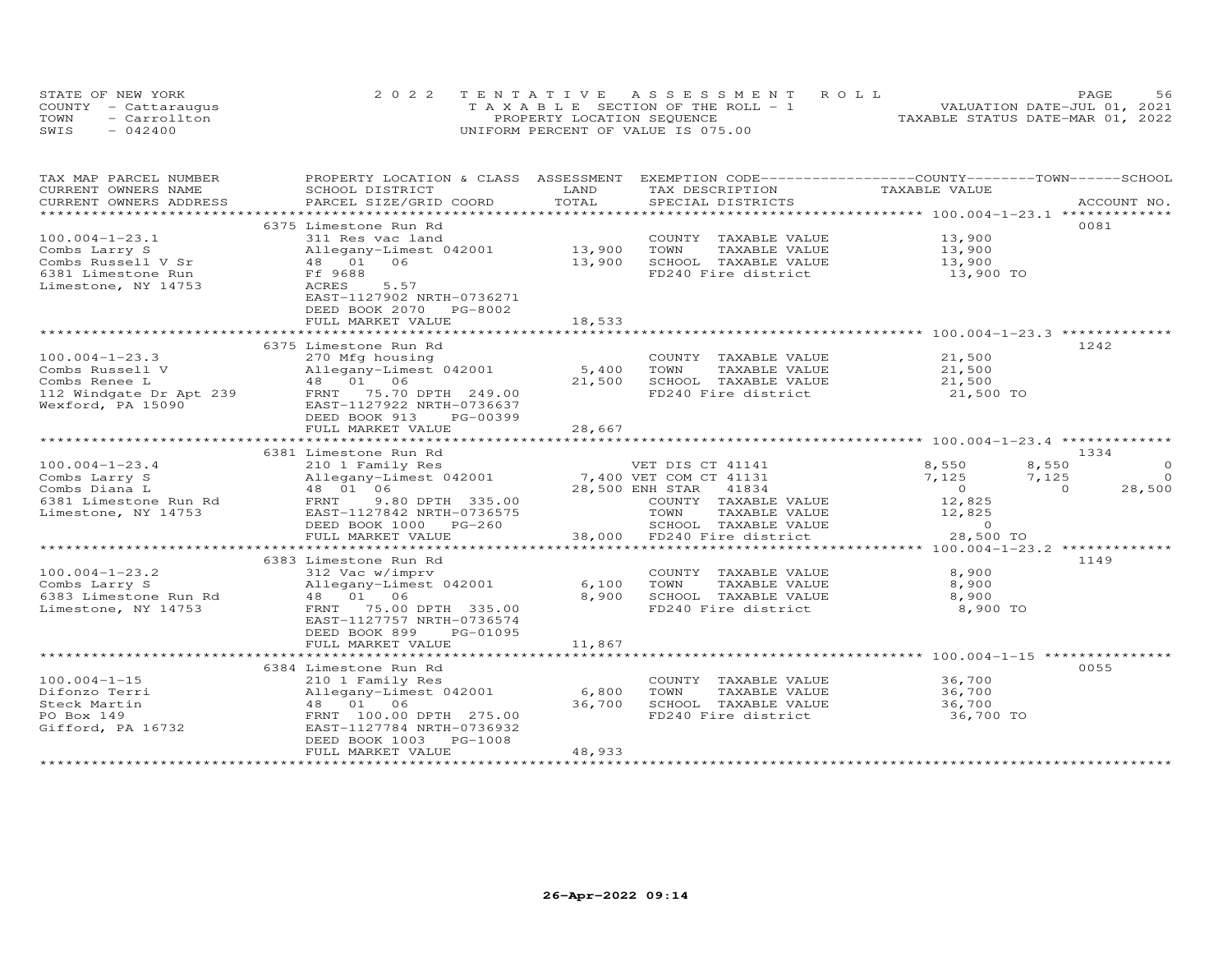STATE OF NEW YORK
COUNTY - Cattaraugus
TOWN - Carrollton
SWIS - 042400

2022 TENTATIVE ASSESSMENT ROLL
TAXABLE SECTION OF THE ROLL - 1
PROPERTY LOCATION SEQUENCE
UNIFORM PERCENT OF VALUE IS 075.00

VALUATION DATE-JUL 01, 2021
TAXABLE STATUS DATE-MAR 01, 2022

| TAX MAP PARCEL NUMBER / CURRENT OWNERS NAME / CURRENT OWNERS ADDRESS | PROPERTY LOCATION & CLASS / SCHOOL DISTRICT / PARCEL SIZE/GRID COORD | ASSESSMENT LAND / TOTAL | EXEMPTION CODE / TAX DESCRIPTION / SPECIAL DISTRICTS | COUNTY TAXABLE VALUE | TOWN | SCHOOL | ACCOUNT NO. |
|---|---|---|---|---|---|---|---|
| **100.004-1-23.1** | 6375 Limestone Run Rd | | | | | | 0081 |
| | 311 Res vac land | | COUNTY TAXABLE VALUE | 13,900 | | | |
| Combs Larry S | Allegany-Limest 042001 | 13,900 | TOWN TAXABLE VALUE | 13,900 | | | |
| Combs Russell V Sr | 48 01 06 | 13,900 | SCHOOL TAXABLE VALUE | 13,900 | | | |
| 6381 Limestone Run | Ff 9688 | | FD240 Fire district | 13,900 TO | | | |
| Limestone, NY 14753 | ACRES 5.57 | | | | | | |
| | EAST-1127902 NRTH-0736271 | | | | | | |
| | DEED BOOK 2070 PG-8002 | | | | | | |
| | FULL MARKET VALUE | 18,533 | | | | | |
| **100.004-1-23.3** | 6375 Limestone Run Rd | | | | | | 1242 |
| | 270 Mfg housing | | COUNTY TAXABLE VALUE | 21,500 | | | |
| Combs Russell V | Allegany-Limest 042001 | 5,400 | TOWN TAXABLE VALUE | 21,500 | | | |
| Combs Renee L | 48 01 06 | 21,500 | SCHOOL TAXABLE VALUE | 21,500 | | | |
| 112 Windgate Dr Apt 239 | FRNT 75.70 DPTH 249.00 | | FD240 Fire district | 21,500 TO | | | |
| Wexford, PA 15090 | EAST-1127922 NRTH-0736637 | | | | | | |
| | DEED BOOK 913 PG-00399 | | | | | | |
| | FULL MARKET VALUE | 28,667 | | | | | |
| **100.004-1-23.4** | 6381 Limestone Run Rd | | | | | | 1334 |
| | 210 1 Family Res | | VET DIS CT 41141 | 8,550 | 8,550 | 0 | |
| Combs Larry S | Allegany-Limest 042001 | 7,400 | VET COM CT 41131 | 7,125 | 7,125 | 0 | |
| Combs Diana L | 48 01 06 | 28,500 | ENH STAR 41834 | 0 | 0 | 28,500 | |
| 6381 Limestone Run Rd | FRNT 9.80 DPTH 335.00 | | COUNTY TAXABLE VALUE | 12,825 | | | |
| Limestone, NY 14753 | EAST-1127842 NRTH-0736575 | | TOWN TAXABLE VALUE | 12,825 | | | |
| | DEED BOOK 1000 PG-260 | | SCHOOL TAXABLE VALUE | 0 | | | |
| | FULL MARKET VALUE | 38,000 | FD240 Fire district | 28,500 TO | | | |
| **100.004-1-23.2** | 6383 Limestone Run Rd | | | | | | 1149 |
| | 312 Vac w/imprv | | COUNTY TAXABLE VALUE | 8,900 | | | |
| Combs Larry S | Allegany-Limest 042001 | 6,100 | TOWN TAXABLE VALUE | 8,900 | | | |
| 6383 Limestone Run Rd | 48 01 06 | 8,900 | SCHOOL TAXABLE VALUE | 8,900 | | | |
| Limestone, NY 14753 | FRNT 75.00 DPTH 335.00 | | FD240 Fire district | 8,900 TO | | | |
| | EAST-1127757 NRTH-0736574 | | | | | | |
| | DEED BOOK 899 PG-01095 | | | | | | |
| | FULL MARKET VALUE | 11,867 | | | | | |
| **100.004-1-15** | 6384 Limestone Run Rd | | | | | | 0055 |
| | 210 1 Family Res | | COUNTY TAXABLE VALUE | 36,700 | | | |
| Difonzo Terri | Allegany-Limest 042001 | 6,800 | TOWN TAXABLE VALUE | 36,700 | | | |
| Steck Martin | 48 01 06 | 36,700 | SCHOOL TAXABLE VALUE | 36,700 | | | |
| PO Box 149 | FRNT 100.00 DPTH 275.00 | | FD240 Fire district | 36,700 TO | | | |
| Gifford, PA 16732 | EAST-1127784 NRTH-0736932 | | | | | | |
| | DEED BOOK 1003 PG-1008 | | | | | | |
| | FULL MARKET VALUE | 48,933 | | | | | |

26-Apr-2022 09:14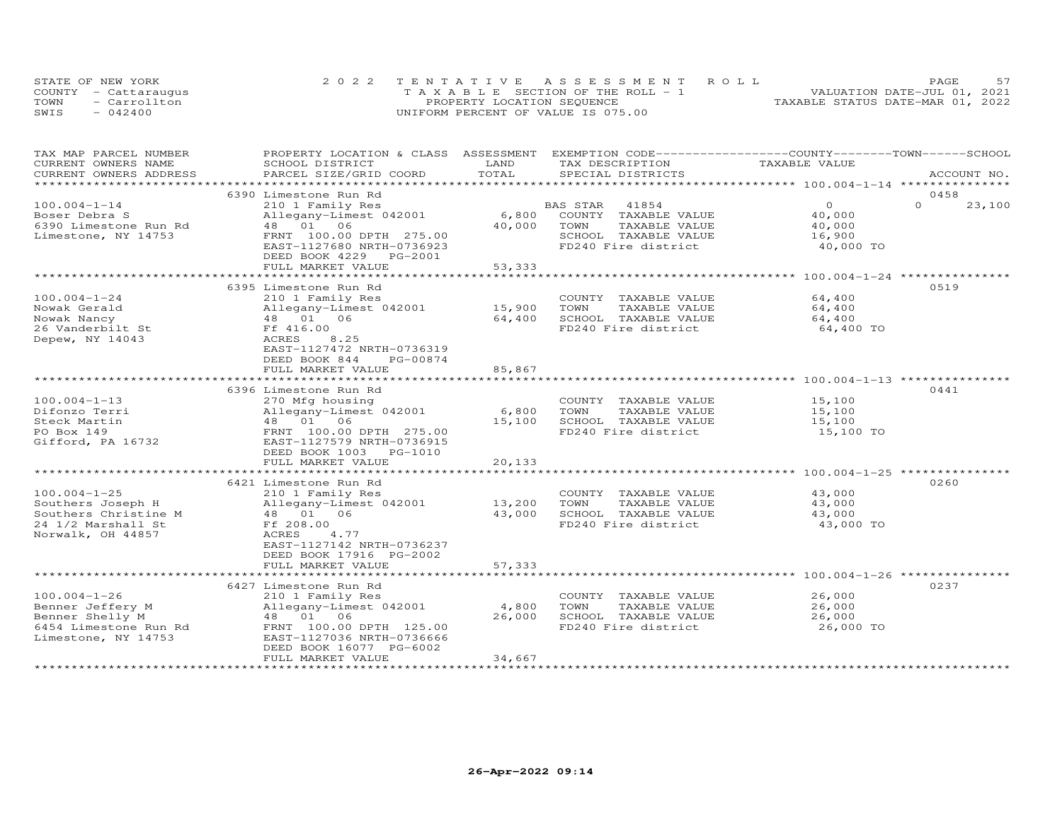STATE OF NEW YORK
COUNTY - Cattaraugus
TOWN - Carrollton
SWIS - 042400

2022 TENTATIVE ASSESSMENT ROLL
TAXABLE SECTION OF THE ROLL - 1
PROPERTY LOCATION SEQUENCE
UNIFORM PERCENT OF VALUE IS 075.00

VALUATION DATE-JUL 01, 2021
TAXABLE STATUS DATE-MAR 01, 2022

| TAX MAP PARCEL NUMBER / CURRENT OWNERS NAME / CURRENT OWNERS ADDRESS | PROPERTY LOCATION & CLASS / SCHOOL DISTRICT / PARCEL SIZE/GRID COORD | ASSESSMENT LAND | TOTAL | EXEMPTION CODE / TAX DESCRIPTION / SPECIAL DISTRICTS | COUNTY / TOWN / SCHOOL TAXABLE VALUE | ACCOUNT NO. |
|---|---|---|---|---|---|---|
| | 6390 Limestone Run Rd | | | | | 0458 |
| 100.004-1-14 | 210 1 Family Res | | | BAS STAR 41854 | 0 | 0 23,100 |
| Boser Debra S | Allegany-Limest 042001 | 6,800 | | COUNTY TAXABLE VALUE | 40,000 | |
| 6390 Limestone Run Rd | 48 01 06 | | 40,000 | TOWN TAXABLE VALUE | 40,000 | |
| Limestone, NY 14753 | FRNT 100.00 DPTH 275.00 | | | SCHOOL TAXABLE VALUE | 16,900 | |
| | EAST-1127680 NRTH-0736923 | | | FD240 Fire district | 40,000 TO | |
| | DEED BOOK 4229 PG-2001 | | | | | |
| | FULL MARKET VALUE | | 53,333 | | | |
| | 6395 Limestone Run Rd | | | | | 0519 |
| 100.004-1-24 | 210 1 Family Res | | | COUNTY TAXABLE VALUE | 64,400 | |
| Nowak Gerald | Allegany-Limest 042001 | 15,900 | | TOWN TAXABLE VALUE | 64,400 | |
| Nowak Nancy | 48 01 06 | | 64,400 | SCHOOL TAXABLE VALUE | 64,400 | |
| 26 Vanderbilt St | Ff 416.00 | | | FD240 Fire district | 64,400 TO | |
| Depew, NY 14043 | ACRES 8.25 | | | | | |
| | EAST-1127472 NRTH-0736319 | | | | | |
| | DEED BOOK 844 PG-00874 | | | | | |
| | FULL MARKET VALUE | | 85,867 | | | |
| | 6396 Limestone Run Rd | | | | | 0441 |
| 100.004-1-13 | 270 Mfg housing | | | COUNTY TAXABLE VALUE | 15,100 | |
| Difonzo Terri | Allegany-Limest 042001 | 6,800 | | TOWN TAXABLE VALUE | 15,100 | |
| Steck Martin | 48 01 06 | | 15,100 | SCHOOL TAXABLE VALUE | 15,100 | |
| PO Box 149 | FRNT 100.00 DPTH 275.00 | | | FD240 Fire district | 15,100 TO | |
| Gifford, PA 16732 | EAST-1127579 NRTH-0736915 | | | | | |
| | DEED BOOK 1003 PG-1010 | | | | | |
| | FULL MARKET VALUE | | 20,133 | | | |
| | 6421 Limestone Run Rd | | | | | 0260 |
| 100.004-1-25 | 210 1 Family Res | | | COUNTY TAXABLE VALUE | 43,000 | |
| Southers Joseph H | Allegany-Limest 042001 | 13,200 | | TOWN TAXABLE VALUE | 43,000 | |
| Southers Christine M | 48 01 06 | | 43,000 | SCHOOL TAXABLE VALUE | 43,000 | |
| 24 1/2 Marshall St | Ff 208.00 | | | FD240 Fire district | 43,000 TO | |
| Norwalk, OH 44857 | ACRES 4.77 | | | | | |
| | EAST-1127142 NRTH-0736237 | | | | | |
| | DEED BOOK 17916 PG-2002 | | | | | |
| | FULL MARKET VALUE | | 57,333 | | | |
| | 6427 Limestone Run Rd | | | | | 0237 |
| 100.004-1-26 | 210 1 Family Res | | | COUNTY TAXABLE VALUE | 26,000 | |
| Benner Jeffery M | Allegany-Limest 042001 | 4,800 | | TOWN TAXABLE VALUE | 26,000 | |
| Benner Shelly M | 48 01 06 | | 26,000 | SCHOOL TAXABLE VALUE | 26,000 | |
| 6454 Limestone Run Rd | FRNT 100.00 DPTH 125.00 | | | FD240 Fire district | 26,000 TO | |
| Limestone, NY 14753 | EAST-1127036 NRTH-0736666 | | | | | |
| | DEED BOOK 16077 PG-6002 | | | | | |
| | FULL MARKET VALUE | | 34,667 | | | |

26-Apr-2022 09:14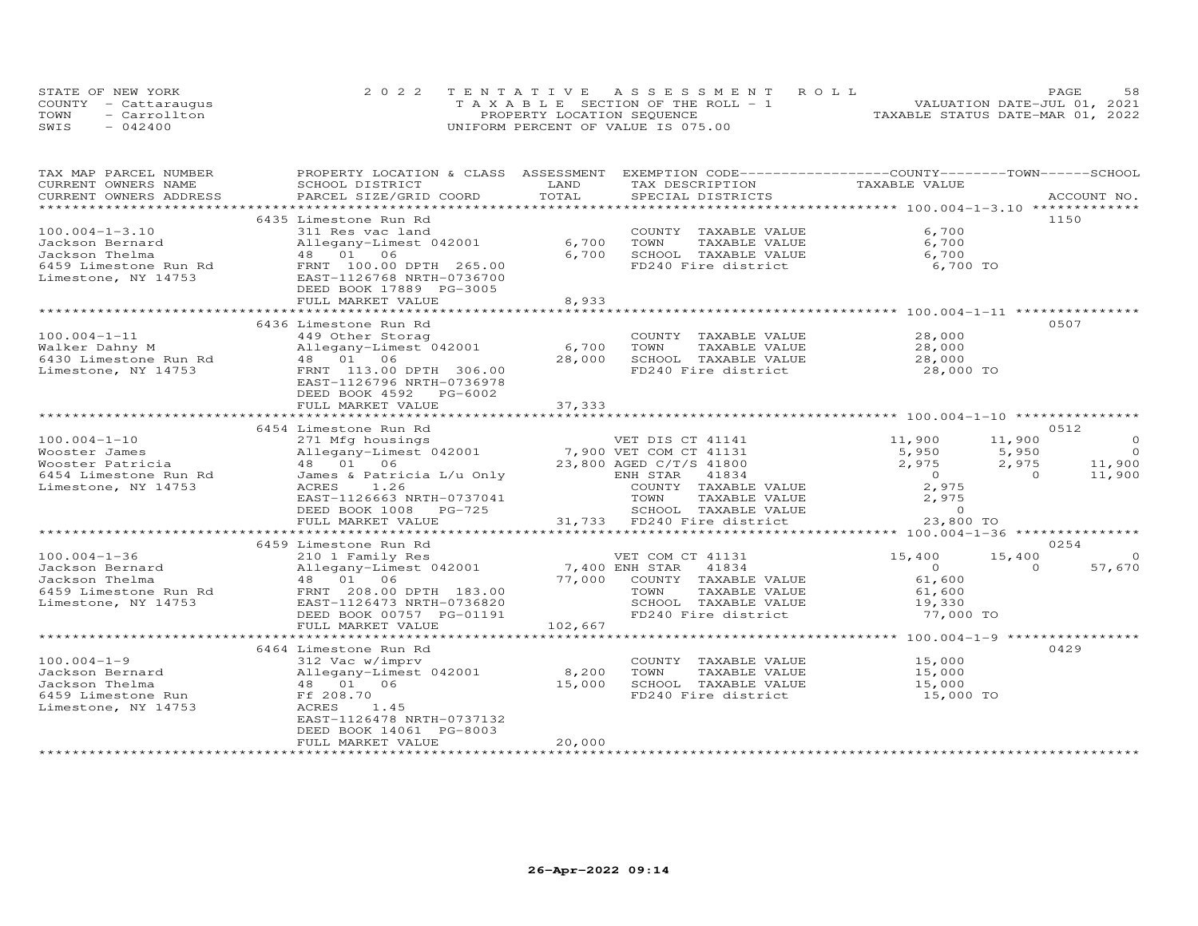STATE OF NEW YORK 2022 TENTATIVE ASSESSMENT ROLL
COUNTY - Cattaraugus T A X A B L E SECTION OF THE ROLL - 1 VALUATION DATE-JUL 01, 2021
TOWN - Carrollton PROPERTY LOCATION SEQUENCE TAXABLE STATUS DATE-MAR 01, 2022
SWIS - 042400 UNIFORM PERCENT OF VALUE IS 075.00

| TAX MAP PARCEL NUMBER / CURRENT OWNERS NAME / CURRENT OWNERS ADDRESS | PROPERTY LOCATION & CLASS / SCHOOL DISTRICT / PARCEL SIZE/GRID COORD | ASSESSMENT LAND | TOTAL | EXEMPTION CODE / TAX DESCRIPTION / SPECIAL DISTRICTS | COUNTY TAXABLE VALUE | TOWN | SCHOOL | ACCOUNT NO. |
|---|---|---|---|---|---|---|---|---|
| | 6435 Limestone Run Rd | | | | | | | 1150 |
| 100.004-1-3.10 | 311 Res vac land | | | COUNTY TAXABLE VALUE | 6,700 | | | |
| Jackson Bernard | Allegany-Limest 042001 | 6,700 | | TOWN TAXABLE VALUE | 6,700 | | | |
| Jackson Thelma | 48 01 06 | | 6,700 | SCHOOL TAXABLE VALUE | 6,700 | | | |
| 6459 Limestone Run Rd | FRNT 100.00 DPTH 265.00 | | | FD240 Fire district | 6,700 TO | | | |
| Limestone, NY 14753 | EAST-1126768 NRTH-0736700 | | | | | | | |
| | DEED BOOK 17889 PG-3005 | | | | | | | |
| | FULL MARKET VALUE | | 8,933 | | | | | |
| | 6436 Limestone Run Rd | | | | | | | 0507 |
| 100.004-1-11 | 449 Other Storag | | | COUNTY TAXABLE VALUE | 28,000 | | | |
| Walker Dahny M | Allegany-Limest 042001 | 6,700 | | TOWN TAXABLE VALUE | 28,000 | | | |
| 6430 Limestone Run Rd | 48 01 06 | | 28,000 | SCHOOL TAXABLE VALUE | 28,000 | | | |
| Limestone, NY 14753 | FRNT 113.00 DPTH 306.00 | | | FD240 Fire district | 28,000 TO | | | |
| | EAST-1126796 NRTH-0736978 | | | | | | | |
| | DEED BOOK 4592 PG-6002 | | | | | | | |
| | FULL MARKET VALUE | | 37,333 | | | | | |
| | 6454 Limestone Run Rd | | | | | | | 0512 |
| 100.004-1-10 | 271 Mfg housings | | | VET DIS CT 41141 | 11,900 | 11,900 | 0 | |
| Wooster James | Allegany-Limest 042001 | 7,900 | | VET COM CT 41131 | 5,950 | 5,950 | 0 | |
| Wooster Patricia | 48 01 06 | | 23,800 | AGED C/T/S 41800 | 2,975 | 2,975 | 11,900 | |
| 6454 Limestone Run Rd | James & Patricia L/u Only | | | ENH STAR 41834 | 0 | 0 | 11,900 | |
| Limestone, NY 14753 | ACRES 1.26 | | | COUNTY TAXABLE VALUE | 2,975 | | | |
| | EAST-1126663 NRTH-0737041 | | | TOWN TAXABLE VALUE | 2,975 | | | |
| | DEED BOOK 1008 PG-725 | | | SCHOOL TAXABLE VALUE | 0 | | | |
| | FULL MARKET VALUE | | 31,733 | FD240 Fire district | 23,800 TO | | | |
| | 6459 Limestone Run Rd | | | | | | | 0254 |
| 100.004-1-36 | 210 1 Family Res | | | VET COM CT 41131 | 15,400 | 15,400 | 0 | |
| Jackson Bernard | Allegany-Limest 042001 | 7,400 | | ENH STAR 41834 | 0 | 0 | 57,670 | |
| Jackson Thelma | 48 01 06 | | 77,000 | COUNTY TAXABLE VALUE | 61,600 | | | |
| 6459 Limestone Run Rd | FRNT 208.00 DPTH 183.00 | | | TOWN TAXABLE VALUE | 61,600 | | | |
| Limestone, NY 14753 | EAST-1126473 NRTH-0736820 | | | SCHOOL TAXABLE VALUE | 19,330 | | | |
| | DEED BOOK 00757 PG-01191 | | | FD240 Fire district | 77,000 TO | | | |
| | FULL MARKET VALUE | | 102,667 | | | | | |
| | 6464 Limestone Run Rd | | | | | | | 0429 |
| 100.004-1-9 | 312 Vac w/imprv | | | COUNTY TAXABLE VALUE | 15,000 | | | |
| Jackson Bernard | Allegany-Limest 042001 | 8,200 | | TOWN TAXABLE VALUE | 15,000 | | | |
| Jackson Thelma | 48 01 06 | | 15,000 | SCHOOL TAXABLE VALUE | 15,000 | | | |
| 6459 Limestone Run | Ff 208.70 | | | FD240 Fire district | 15,000 TO | | | |
| Limestone, NY 14753 | ACRES 1.45 | | | | | | | |
| | EAST-1126478 NRTH-0737132 | | | | | | | |
| | DEED BOOK 14061 PG-8003 | | | | | | | |
| | FULL MARKET VALUE | | 20,000 | | | | | |

26-Apr-2022 09:14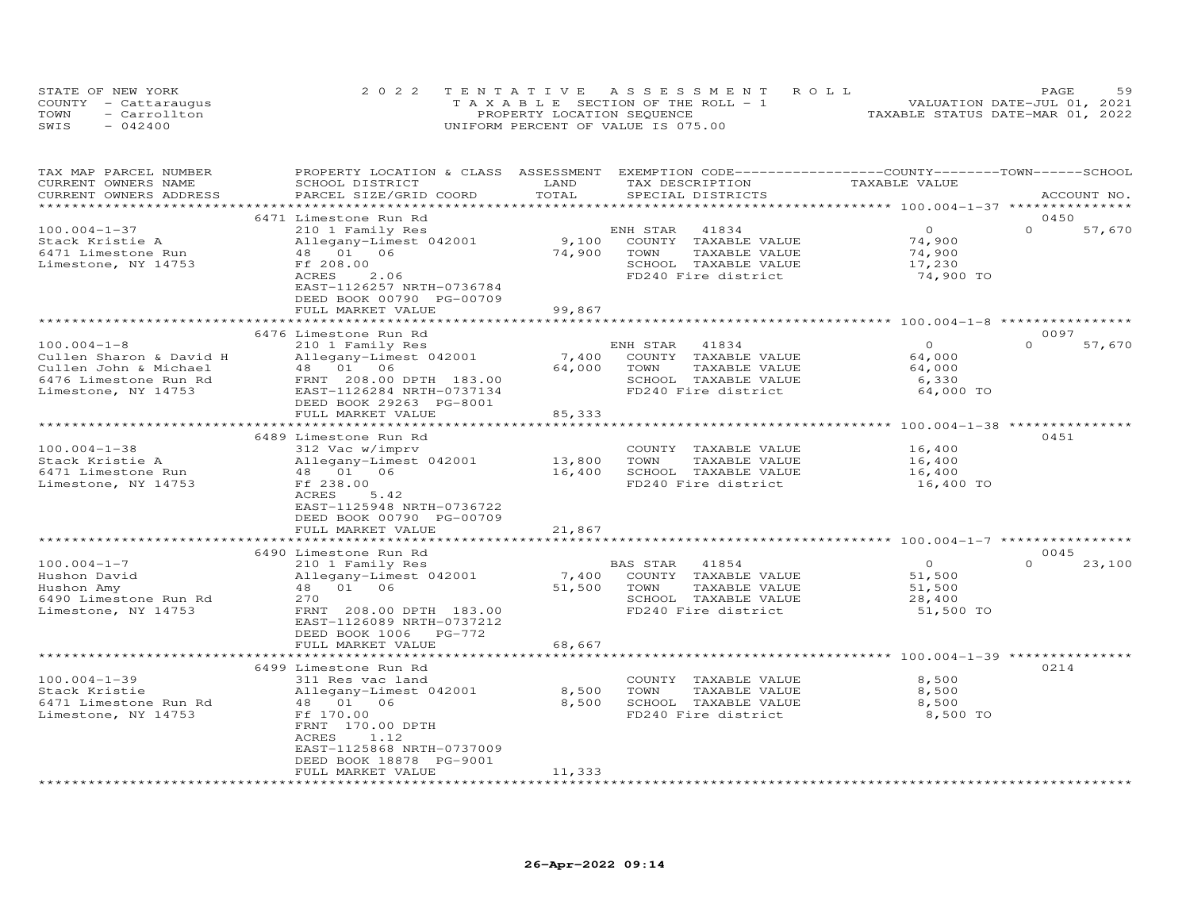STATE OF NEW YORK
COUNTY - Cattaraugus
TOWN - Carrollton
SWIS - 042400

2022 TENTATIVE ASSESSMENT ROLL
TAXABLE SECTION OF THE ROLL - 1
PROPERTY LOCATION SEQUENCE
UNIFORM PERCENT OF VALUE IS 075.00

VALUATION DATE-JUL 01, 2021
TAXABLE STATUS DATE-MAR 01, 2022

| TAX MAP PARCEL NUMBER / CURRENT OWNERS NAME / CURRENT OWNERS ADDRESS | PROPERTY LOCATION & CLASS / SCHOOL DISTRICT / PARCEL SIZE/GRID COORD | ASSESSMENT LAND / TOTAL | EXEMPTION CODE / TAX DESCRIPTION / SPECIAL DISTRICTS | COUNTY TAXABLE VALUE | TOWN | SCHOOL / ACCOUNT NO. |
|---|---|---|---|---|---|---|
| | 6471 Limestone Run Rd | | | | | 0450 |
| 100.004-1-37 | 210 1 Family Res | | ENH STAR 41834 | 0 | 0 | 57,670 |
| Stack Kristie A | Allegany-Limest 042001 | 9,100 | COUNTY TAXABLE VALUE | 74,900 | | |
| 6471 Limestone Run | 48 01 06 | 74,900 | TOWN TAXABLE VALUE | 74,900 | | |
| Limestone, NY 14753 | Ff 208.00 | | SCHOOL TAXABLE VALUE | 17,230 | | |
| | ACRES 2.06 | | FD240 Fire district | 74,900 TO | | |
| | EAST-1126257 NRTH-0736784 | | | | | |
| | DEED BOOK 00790 PG-00709 | | | | | |
| | FULL MARKET VALUE | 99,867 | | | | |
| | 6476 Limestone Run Rd | | | | | 0097 |
| 100.004-1-8 | 210 1 Family Res | | ENH STAR 41834 | 0 | 0 | 57,670 |
| Cullen Sharon & David H | Allegany-Limest 042001 | 7,400 | COUNTY TAXABLE VALUE | 64,000 | | |
| Cullen John & Michael | 48 01 06 | 64,000 | TOWN TAXABLE VALUE | 64,000 | | |
| 6476 Limestone Run Rd | FRNT 208.00 DPTH 183.00 | | SCHOOL TAXABLE VALUE | 6,330 | | |
| Limestone, NY 14753 | EAST-1126284 NRTH-0737134 | | FD240 Fire district | 64,000 TO | | |
| | DEED BOOK 29263 PG-8001 | | | | | |
| | FULL MARKET VALUE | 85,333 | | | | |
| | 6489 Limestone Run Rd | | | | | 0451 |
| 100.004-1-38 | 312 Vac w/imprv | | COUNTY TAXABLE VALUE | 16,400 | | |
| Stack Kristie A | Allegany-Limest 042001 | 13,800 | TOWN TAXABLE VALUE | 16,400 | | |
| 6471 Limestone Run | 48 01 06 | 16,400 | SCHOOL TAXABLE VALUE | 16,400 | | |
| Limestone, NY 14753 | Ff 238.00 | | FD240 Fire district | 16,400 TO | | |
| | ACRES 5.42 | | | | | |
| | EAST-1125948 NRTH-0736722 | | | | | |
| | DEED BOOK 00790 PG-00709 | | | | | |
| | FULL MARKET VALUE | 21,867 | | | | |
| | 6490 Limestone Run Rd | | | | | 0045 |
| 100.004-1-7 | 210 1 Family Res | | BAS STAR 41854 | 0 | 0 | 23,100 |
| Hushon David | Allegany-Limest 042001 | 7,400 | COUNTY TAXABLE VALUE | 51,500 | | |
| Hushon Amy | 48 01 06 | 51,500 | TOWN TAXABLE VALUE | 51,500 | | |
| 6490 Limestone Run Rd | 270 | | SCHOOL TAXABLE VALUE | 28,400 | | |
| Limestone, NY 14753 | FRNT 208.00 DPTH 183.00 | | FD240 Fire district | 51,500 TO | | |
| | EAST-1126089 NRTH-0737212 | | | | | |
| | DEED BOOK 1006 PG-772 | | | | | |
| | FULL MARKET VALUE | 68,667 | | | | |
| | 6499 Limestone Run Rd | | | | | 0214 |
| 100.004-1-39 | 311 Res vac land | | COUNTY TAXABLE VALUE | 8,500 | | |
| Stack Kristie | Allegany-Limest 042001 | 8,500 | TOWN TAXABLE VALUE | 8,500 | | |
| 6471 Limestone Run Rd | 48 01 06 | 8,500 | SCHOOL TAXABLE VALUE | 8,500 | | |
| Limestone, NY 14753 | Ff 170.00 | | FD240 Fire district | 8,500 TO | | |
| | FRNT 170.00 DPTH | | | | | |
| | ACRES 1.12 | | | | | |
| | EAST-1125868 NRTH-0737009 | | | | | |
| | DEED BOOK 18878 PG-9001 | | | | | |
| | FULL MARKET VALUE | 11,333 | | | | |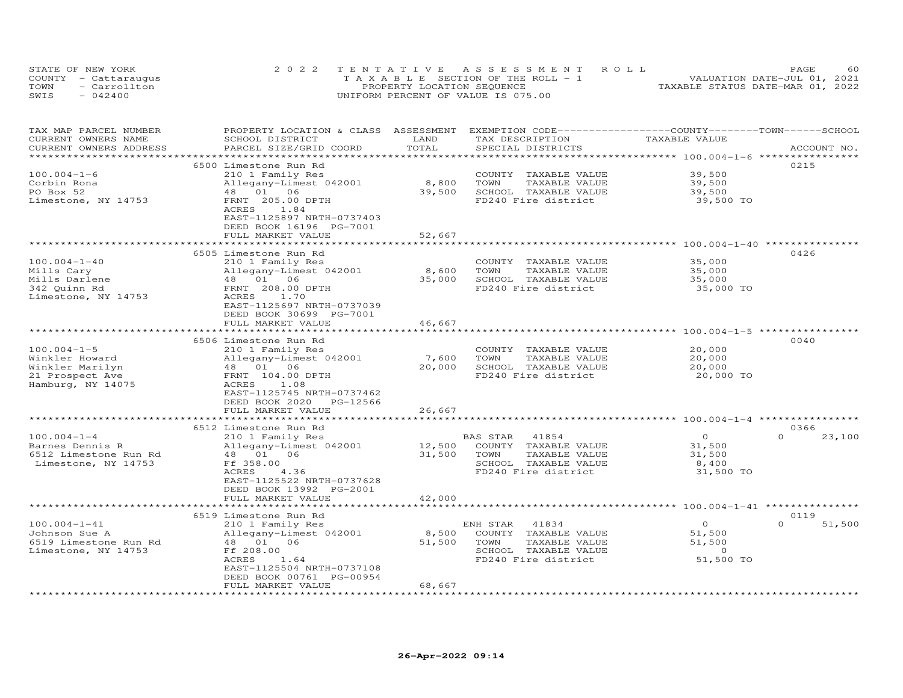STATE OF NEW YORK
COUNTY - Cattaraugus
TOWN - Carrollton
SWIS - 042400

2022 TENTATIVE ASSESSMENT ROLL
TAXABLE SECTION OF THE ROLL - 1
PROPERTY LOCATION SEQUENCE
UNIFORM PERCENT OF VALUE IS 075.00

VALUATION DATE-JUL 01, 2021
TAXABLE STATUS DATE-MAR 01, 2022

| TAX MAP PARCEL NUMBER / CURRENT OWNERS NAME / CURRENT OWNERS ADDRESS | PROPERTY LOCATION & CLASS / SCHOOL DISTRICT / PARCEL SIZE/GRID COORD | ASSESSMENT LAND | TOTAL | EXEMPTION CODE / TAX DESCRIPTION / SPECIAL DISTRICTS | COUNTY / TOWN TAXABLE VALUE | SCHOOL | ACCOUNT NO. |
|---|---|---|---|---|---|---|---|
| 100.004-1-6 | 6500 Limestone Run Rd | | | | | | 0215 |
| Corbin Rona | 210 1 Family Res | | | COUNTY TAXABLE VALUE | 39,500 | | |
| PO Box 52 | Allegany-Limest 042001 | 8,800 | | TOWN TAXABLE VALUE | 39,500 | | |
| Limestone, NY 14753 | 48 01 06 | | 39,500 | SCHOOL TAXABLE VALUE | 39,500 | | |
| | FRNT 205.00 DPTH | | | FD240 Fire district | 39,500 TO | | |
| | ACRES 1.84 | | | | | | |
| | EAST-1125897 NRTH-0737403 | | | | | | |
| | DEED BOOK 16196 PG-7001 | | | | | | |
| | FULL MARKET VALUE | | 52,667 | | | | |
| 100.004-1-40 | 6505 Limestone Run Rd | | | | | | 0426 |
| Mills Cary | 210 1 Family Res | | | COUNTY TAXABLE VALUE | 35,000 | | |
| Mills Darlene | Allegany-Limest 042001 | 8,600 | | TOWN TAXABLE VALUE | 35,000 | | |
| 342 Quinn Rd | 48 01 06 | | 35,000 | SCHOOL TAXABLE VALUE | 35,000 | | |
| Limestone, NY 14753 | FRNT 208.00 DPTH | | | FD240 Fire district | 35,000 TO | | |
| | ACRES 1.70 | | | | | | |
| | EAST-1125697 NRTH-0737039 | | | | | | |
| | DEED BOOK 30699 PG-7001 | | | | | | |
| | FULL MARKET VALUE | | 46,667 | | | | |
| 100.004-1-5 | 6506 Limestone Run Rd | | | | | | 0040 |
| Winkler Howard | 210 1 Family Res | | | COUNTY TAXABLE VALUE | 20,000 | | |
| Winkler Marilyn | Allegany-Limest 042001 | 7,600 | | TOWN TAXABLE VALUE | 20,000 | | |
| 21 Prospect Ave | 48 01 06 | | 20,000 | SCHOOL TAXABLE VALUE | 20,000 | | |
| Hamburg, NY 14075 | FRNT 104.00 DPTH | | | FD240 Fire district | 20,000 TO | | |
| | ACRES 1.08 | | | | | | |
| | EAST-1125745 NRTH-0737462 | | | | | | |
| | DEED BOOK 2020 PG-12566 | | | | | | |
| | FULL MARKET VALUE | | 26,667 | | | | |
| 100.004-1-4 | 6512 Limestone Run Rd | | | | | | 0366 |
| Barnes Dennis R | 210 1 Family Res | | | BAS STAR 41854 | 0 | 0 | 23,100 |
| 6512 Limestone Run Rd | Allegany-Limest 042001 | 12,500 | | COUNTY TAXABLE VALUE | 31,500 | | |
| Limestone, NY 14753 | 48 01 06 | | 31,500 | TOWN TAXABLE VALUE | 31,500 | | |
| | Ff 358.00 | | | SCHOOL TAXABLE VALUE | 8,400 | | |
| | ACRES 4.36 | | | FD240 Fire district | 31,500 TO | | |
| | EAST-1125522 NRTH-0737628 | | | | | | |
| | DEED BOOK 13992 PG-2001 | | | | | | |
| | FULL MARKET VALUE | | 42,000 | | | | |
| 100.004-1-41 | 6519 Limestone Run Rd | | | | | | 0119 |
| Johnson Sue A | 210 1 Family Res | | | ENH STAR 41834 | 0 | 0 | 51,500 |
| 6519 Limestone Run Rd | Allegany-Limest 042001 | 8,500 | | COUNTY TAXABLE VALUE | 51,500 | | |
| Limestone, NY 14753 | 48 01 06 | | 51,500 | TOWN TAXABLE VALUE | 51,500 | | |
| | Ff 208.00 | | | SCHOOL TAXABLE VALUE | 0 | | |
| | ACRES 1.64 | | | FD240 Fire district | 51,500 TO | | |
| | EAST-1125504 NRTH-0737108 | | | | | | |
| | DEED BOOK 00761 PG-00954 | | | | | | |
| | FULL MARKET VALUE | | 68,667 | | | | |

26-Apr-2022 09:14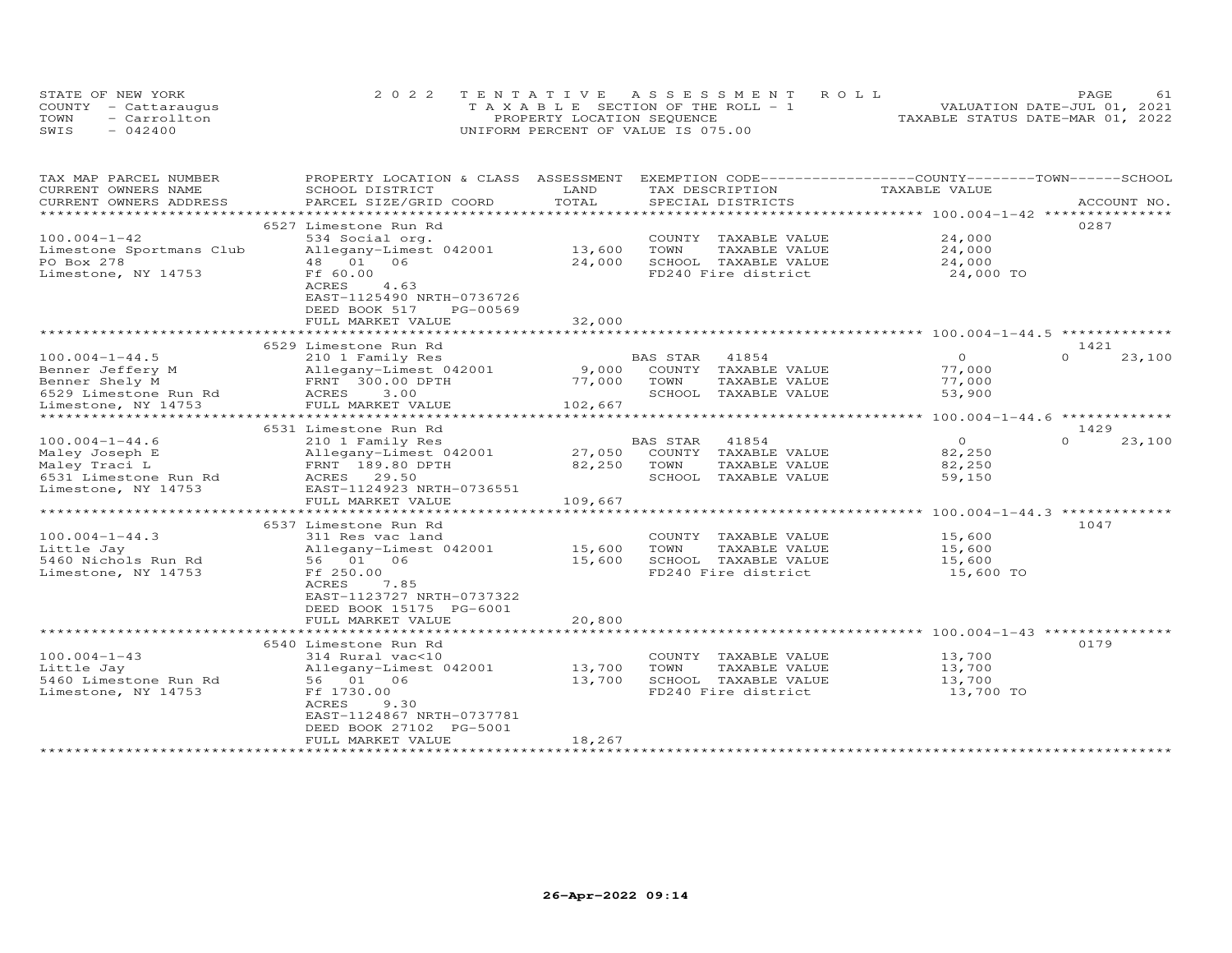STATE OF NEW YORK
COUNTY - Cattaraugus
TOWN - Carrollton
SWIS - 042400

2022 TENTATIVE ASSESSMENT ROLL
TAXABLE SECTION OF THE ROLL - 1
PROPERTY LOCATION SEQUENCE
UNIFORM PERCENT OF VALUE IS 075.00

VALUATION DATE-JUL 01, 2021
TAXABLE STATUS DATE-MAR 01, 2022

| TAX MAP PARCEL NUMBER / CURRENT OWNERS NAME / CURRENT OWNERS ADDRESS | PROPERTY LOCATION & CLASS / SCHOOL DISTRICT / PARCEL SIZE/GRID COORD | ASSESSMENT LAND / TOTAL | EXEMPTION CODE / TAX DESCRIPTION / SPECIAL DISTRICTS | COUNTY / TOWN / SCHOOL TAXABLE VALUE | ACCOUNT NO. |
|---|---|---|---|---|---|
| **100.004-1-42** | 6527 Limestone Run Rd | | | | 0287 |
| 100.004-1-42 | 534 Social org. | | COUNTY TAXABLE VALUE | 24,000 | |
| Limestone Sportsmans Club | Allegany-Limest 042001 | 13,600 | TOWN TAXABLE VALUE | 24,000 | |
| PO Box 278 | 48 01 06 | 24,000 | SCHOOL TAXABLE VALUE | 24,000 | |
| Limestone, NY 14753 | Ff 60.00 | | FD240 Fire district | 24,000 TO | |
| | ACRES 4.63 | | | | |
| | EAST-1125490 NRTH-0736726 | | | | |
| | DEED BOOK 517 PG-00569 | | | | |
| | FULL MARKET VALUE | 32,000 | | | |
| **100.004-1-44.5** | 6529 Limestone Run Rd | | | | 1421 |
| 100.004-1-44.5 | 210 1 Family Res | | BAS STAR 41854 | 0 / 0 / 23,100 | |
| Benner Jeffery M | Allegany-Limest 042001 | 9,000 | COUNTY TAXABLE VALUE | 77,000 | |
| Benner Shely M | FRNT 300.00 DPTH | 77,000 | TOWN TAXABLE VALUE | 77,000 | |
| 6529 Limestone Run Rd | ACRES 3.00 | | SCHOOL TAXABLE VALUE | 53,900 | |
| Limestone, NY 14753 | FULL MARKET VALUE | 102,667 | | | |
| **100.004-1-44.6** | 6531 Limestone Run Rd | | | | 1429 |
| 100.004-1-44.6 | 210 1 Family Res | | BAS STAR 41854 | 0 / 0 / 23,100 | |
| Maley Joseph E | Allegany-Limest 042001 | 27,050 | COUNTY TAXABLE VALUE | 82,250 | |
| Maley Traci L | FRNT 189.80 DPTH | 82,250 | TOWN TAXABLE VALUE | 82,250 | |
| 6531 Limestone Run Rd | ACRES 29.50 | | SCHOOL TAXABLE VALUE | 59,150 | |
| Limestone, NY 14753 | EAST-1124923 NRTH-0736551 | | | | |
| | FULL MARKET VALUE | 109,667 | | | |
| **100.004-1-44.3** | 6537 Limestone Run Rd | | | | 1047 |
| 100.004-1-44.3 | 311 Res vac land | | COUNTY TAXABLE VALUE | 15,600 | |
| Little Jay | Allegany-Limest 042001 | 15,600 | TOWN TAXABLE VALUE | 15,600 | |
| 5460 Nichols Run Rd | 56 01 06 | 15,600 | SCHOOL TAXABLE VALUE | 15,600 | |
| Limestone, NY 14753 | Ff 250.00 | | FD240 Fire district | 15,600 TO | |
| | ACRES 7.85 | | | | |
| | EAST-1123727 NRTH-0737322 | | | | |
| | DEED BOOK 15175 PG-6001 | | | | |
| | FULL MARKET VALUE | 20,800 | | | |
| **100.004-1-43** | 6540 Limestone Run Rd | | | | 0179 |
| 100.004-1-43 | 314 Rural vac<10 | | COUNTY TAXABLE VALUE | 13,700 | |
| Little Jay | Allegany-Limest 042001 | 13,700 | TOWN TAXABLE VALUE | 13,700 | |
| 5460 Limestone Run Rd | 56 01 06 | 13,700 | SCHOOL TAXABLE VALUE | 13,700 | |
| Limestone, NY 14753 | Ff 1730.00 | | FD240 Fire district | 13,700 TO | |
| | ACRES 9.30 | | | | |
| | EAST-1124867 NRTH-0737781 | | | | |
| | DEED BOOK 27102 PG-5001 | | | | |
| | FULL MARKET VALUE | 18,267 | | | |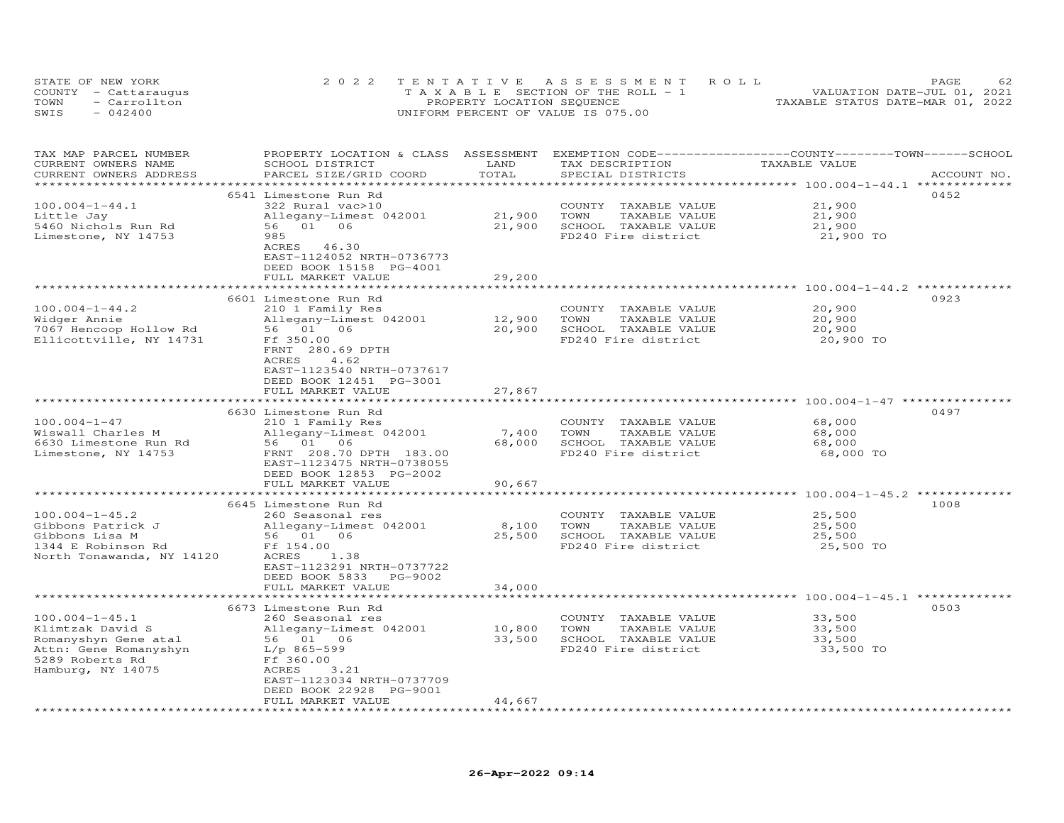STATE OF NEW YORK
COUNTY - Cattaraugus
TOWN - Carrollton
SWIS - 042400

2022 TENTATIVE ASSESSMENT ROLL
TAXABLE SECTION OF THE ROLL - 1
PROPERTY LOCATION SEQUENCE
UNIFORM PERCENT OF VALUE IS 075.00

VALUATION DATE-JUL 01, 2021
TAXABLE STATUS DATE-MAR 01, 2022

| TAX MAP PARCEL NUMBER / CURRENT OWNERS NAME / CURRENT OWNERS ADDRESS | PROPERTY LOCATION & CLASS / SCHOOL DISTRICT / PARCEL SIZE/GRID COORD | ASSESSMENT LAND / TOTAL | EXEMPTION CODE / TAX DESCRIPTION / SPECIAL DISTRICTS | TAXABLE VALUE (COUNTY / TOWN / SCHOOL) | ACCOUNT NO. |
|---|---|---|---|---|---|
| **100.004-1-44.1** | 6541 Limestone Run Rd | | | | 0452 |
| Little Jay | 322 Rural vac>10 | | COUNTY TAXABLE VALUE | 21,900 | |
| 5460 Nichols Run Rd | Allegany-Limest 042001 | 21,900 | TOWN TAXABLE VALUE | 21,900 | |
| Limestone, NY 14753 | 56 01 06 | 21,900 | SCHOOL TAXABLE VALUE | 21,900 | |
| | 985 | | FD240 Fire district | 21,900 TO | |
| | ACRES 46.30 | | | | |
| | EAST-1124052 NRTH-0736773 | | | | |
| | DEED BOOK 15158 PG-4001 | | | | |
| | FULL MARKET VALUE | 29,200 | | | |
| **100.004-1-44.2** | 6601 Limestone Run Rd | | | | 0923 |
| Widger Annie | 210 1 Family Res | | COUNTY TAXABLE VALUE | 20,900 | |
| 7067 Hencoop Hollow Rd | Allegany-Limest 042001 | 12,900 | TOWN TAXABLE VALUE | 20,900 | |
| Ellicottville, NY 14731 | 56 01 06 | 20,900 | SCHOOL TAXABLE VALUE | 20,900 | |
| | Ff 350.00 | | FD240 Fire district | 20,900 TO | |
| | FRNT 280.69 DPTH | | | | |
| | ACRES 4.62 | | | | |
| | EAST-1123540 NRTH-0737617 | | | | |
| | DEED BOOK 12451 PG-3001 | | | | |
| | FULL MARKET VALUE | 27,867 | | | |
| **100.004-1-47** | 6630 Limestone Run Rd | | | | 0497 |
| Wiswall Charles M | 210 1 Family Res | | COUNTY TAXABLE VALUE | 68,000 | |
| 6630 Limestone Run Rd | Allegany-Limest 042001 | 7,400 | TOWN TAXABLE VALUE | 68,000 | |
| Limestone, NY 14753 | 56 01 06 | 68,000 | SCHOOL TAXABLE VALUE | 68,000 | |
| | FRNT 208.70 DPTH 183.00 | | FD240 Fire district | 68,000 TO | |
| | EAST-1123475 NRTH-0738055 | | | | |
| | DEED BOOK 12853 PG-2002 | | | | |
| | FULL MARKET VALUE | 90,667 | | | |
| **100.004-1-45.2** | 6645 Limestone Run Rd | | | | 1008 |
| Gibbons Patrick J | 260 Seasonal res | | COUNTY TAXABLE VALUE | 25,500 | |
| Gibbons Lisa M | Allegany-Limest 042001 | 8,100 | TOWN TAXABLE VALUE | 25,500 | |
| 1344 E Robinson Rd | 56 01 06 | 25,500 | SCHOOL TAXABLE VALUE | 25,500 | |
| North Tonawanda, NY 14120 | Ff 154.00 | | FD240 Fire district | 25,500 TO | |
| | ACRES 1.38 | | | | |
| | EAST-1123291 NRTH-0737722 | | | | |
| | DEED BOOK 5833 PG-9002 | | | | |
| | FULL MARKET VALUE | 34,000 | | | |
| **100.004-1-45.1** | 6673 Limestone Run Rd | | | | 0503 |
| Klimtzak David S | 260 Seasonal res | | COUNTY TAXABLE VALUE | 33,500 | |
| Romanyshyn Gene atal | Allegany-Limest 042001 | 10,800 | TOWN TAXABLE VALUE | 33,500 | |
| Attn: Gene Romanyshyn | 56 01 06 | 33,500 | SCHOOL TAXABLE VALUE | 33,500 | |
| 5289 Roberts Rd | L/p 865-599 | | FD240 Fire district | 33,500 TO | |
| Hamburg, NY 14075 | Ff 360.00 | | | | |
| | ACRES 3.21 | | | | |
| | EAST-1123034 NRTH-0737709 | | | | |
| | DEED BOOK 22928 PG-9001 | | | | |
| | FULL MARKET VALUE | 44,667 | | | |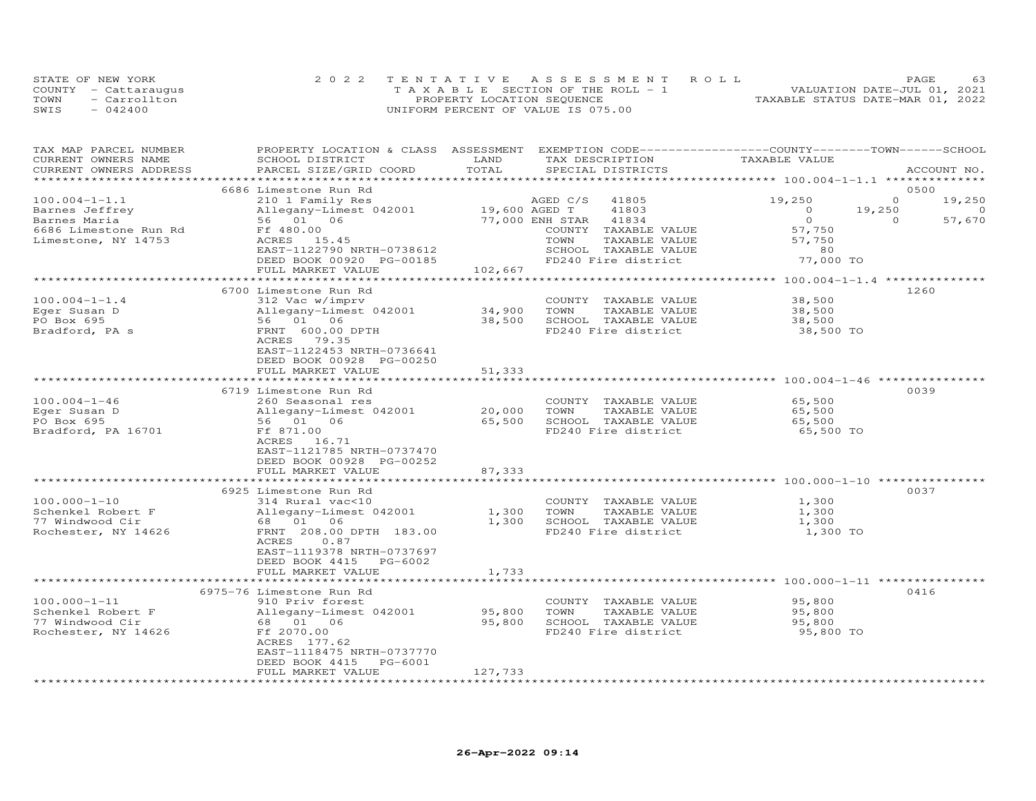STATE OF NEW YORK
COUNTY - Cattaraugus
TOWN - Carrollton
SWIS - 042400

2022 TENTATIVE ASSESSMENT ROLL
TAXABLE SECTION OF THE ROLL - 1
PROPERTY LOCATION SEQUENCE
UNIFORM PERCENT OF VALUE IS 075.00

VALUATION DATE-JUL 01, 2021
TAXABLE STATUS DATE-MAR 01, 2022

| TAX MAP PARCEL NUMBER / CURRENT OWNERS NAME / CURRENT OWNERS ADDRESS | PROPERTY LOCATION & CLASS / SCHOOL DISTRICT / PARCEL SIZE/GRID COORD | ASSESSMENT LAND / TOTAL | EXEMPTION CODE / TAX DESCRIPTION / SPECIAL DISTRICTS | COUNTY TAXABLE VALUE | TOWN | SCHOOL | ACCOUNT NO. |
|---|---|---|---|---|---|---|---|
| | 6686 Limestone Run Rd | | | | | | 0500 |
| 100.004-1-1.1 | 210 1 Family Res | | AGED C/S 41805 | 19,250 | 0 | 19,250 | |
| Barnes Jeffrey | Allegany-Limest 042001 | 19,600 | AGED T 41803 | 0 | 19,250 | 0 | |
| Barnes Maria | 56 01 06 | 77,000 | ENH STAR 41834 | 0 | 0 | 57,670 | |
| 6686 Limestone Run Rd | Ff 480.00 | | COUNTY TAXABLE VALUE | 57,750 | | | |
| Limestone, NY 14753 | ACRES 15.45 | | TOWN TAXABLE VALUE | 57,750 | | | |
| | EAST-1122790 NRTH-0738612 | | SCHOOL TAXABLE VALUE | 80 | | | |
| | DEED BOOK 00920 PG-00185 | | FD240 Fire district | 77,000 TO | | | |
| | FULL MARKET VALUE | 102,667 | | | | | |
| | 6700 Limestone Run Rd | | | | | | 1260 |
| 100.004-1-1.4 | 312 Vac w/imprv | | COUNTY TAXABLE VALUE | 38,500 | | | |
| Eger Susan D | Allegany-Limest 042001 | 34,900 | TOWN TAXABLE VALUE | 38,500 | | | |
| PO Box 695 | 56 01 06 | 38,500 | SCHOOL TAXABLE VALUE | 38,500 | | | |
| Bradford, PA s | FRNT 600.00 DPTH | | FD240 Fire district | 38,500 TO | | | |
| | ACRES 79.35 | | | | | | |
| | EAST-1122453 NRTH-0736641 | | | | | | |
| | DEED BOOK 00928 PG-00250 | | | | | | |
| | FULL MARKET VALUE | 51,333 | | | | | |
| | 6719 Limestone Run Rd | | | | | | 0039 |
| 100.004-1-46 | 260 Seasonal res | | COUNTY TAXABLE VALUE | 65,500 | | | |
| Eger Susan D | Allegany-Limest 042001 | 20,000 | TOWN TAXABLE VALUE | 65,500 | | | |
| PO Box 695 | 56 01 06 | 65,500 | SCHOOL TAXABLE VALUE | 65,500 | | | |
| Bradford, PA 16701 | Ff 871.00 | | FD240 Fire district | 65,500 TO | | | |
| | ACRES 16.71 | | | | | | |
| | EAST-1121785 NRTH-0737470 | | | | | | |
| | DEED BOOK 00928 PG-00252 | | | | | | |
| | FULL MARKET VALUE | 87,333 | | | | | |
| | 6925 Limestone Run Rd | | | | | | 0037 |
| 100.000-1-10 | 314 Rural vac<10 | | COUNTY TAXABLE VALUE | 1,300 | | | |
| Schenkel Robert F | Allegany-Limest 042001 | 1,300 | TOWN TAXABLE VALUE | 1,300 | | | |
| 77 Windwood Cir | 68 01 06 | 1,300 | SCHOOL TAXABLE VALUE | 1,300 | | | |
| Rochester, NY 14626 | FRNT 208.00 DPTH 183.00 | | FD240 Fire district | 1,300 TO | | | |
| | ACRES 0.87 | | | | | | |
| | EAST-1119378 NRTH-0737697 | | | | | | |
| | DEED BOOK 4415 PG-6002 | | | | | | |
| | FULL MARKET VALUE | 1,733 | | | | | |
| | 6975-76 Limestone Run Rd | | | | | | 0416 |
| 100.000-1-11 | 910 Priv forest | | COUNTY TAXABLE VALUE | 95,800 | | | |
| Schenkel Robert F | Allegany-Limest 042001 | 95,800 | TOWN TAXABLE VALUE | 95,800 | | | |
| 77 Windwood Cir | 68 01 06 | 95,800 | SCHOOL TAXABLE VALUE | 95,800 | | | |
| Rochester, NY 14626 | Ff 2070.00 | | FD240 Fire district | 95,800 TO | | | |
| | ACRES 177.62 | | | | | | |
| | EAST-1118475 NRTH-0737770 | | | | | | |
| | DEED BOOK 4415 PG-6001 | | | | | | |
| | FULL MARKET VALUE | 127,733 | | | | | |

26-Apr-2022 09:14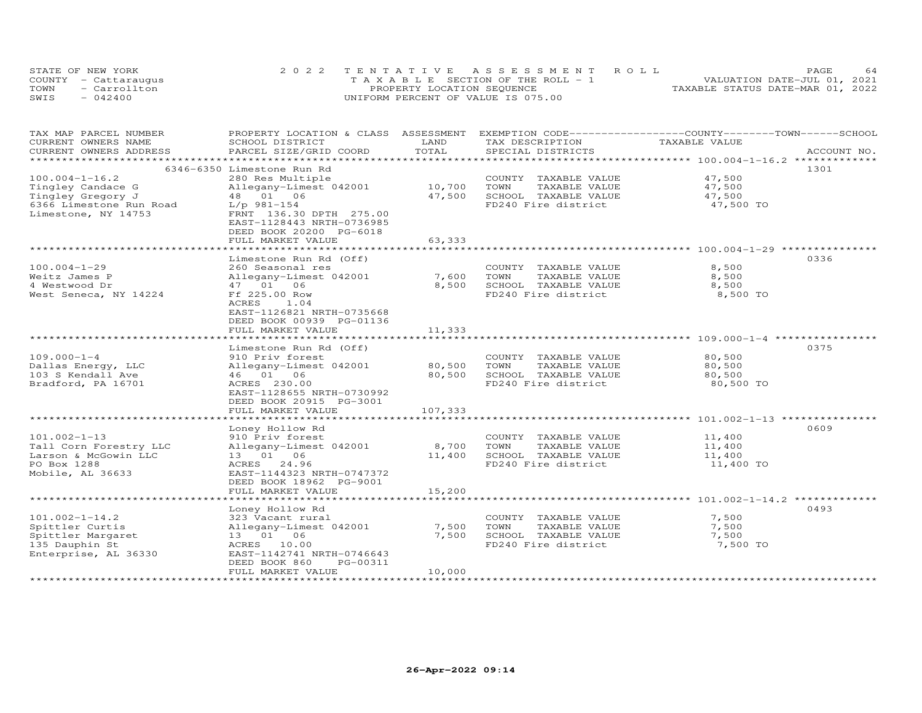STATE OF NEW YORK
COUNTY - Cattaraugus
TOWN - Carrollton
SWIS - 042400

2022 TENTATIVE ASSESSMENT ROLL
TAXABLE SECTION OF THE ROLL - 1
PROPERTY LOCATION SEQUENCE
UNIFORM PERCENT OF VALUE IS 075.00

VALUATION DATE-JUL 01, 2021
TAXABLE STATUS DATE-MAR 01, 2022

| TAX MAP PARCEL NUMBER / CURRENT OWNERS NAME / CURRENT OWNERS ADDRESS | PROPERTY LOCATION & CLASS / SCHOOL DISTRICT / PARCEL SIZE/GRID COORD | ASSESSMENT LAND / TOTAL | EXEMPTION CODE / TAX DESCRIPTION / SPECIAL DISTRICTS | COUNTY / TOWN / SCHOOL TAXABLE VALUE | ACCOUNT NO. |
|---|---|---|---|---|---|
| **100.004-1-16.2** | 6346-6350 Limestone Run Rd | | | | 1301 |
| 100.004-1-16.2 | 280 Res Multiple | | COUNTY TAXABLE VALUE | 47,500 | |
| Tingley Candace G | Allegany-Limest 042001 | 10,700 | TOWN TAXABLE VALUE | 47,500 | |
| Tingley Gregory J | 48 01 06 | 47,500 | SCHOOL TAXABLE VALUE | 47,500 | |
| 6366 Limestone Run Road | L/p 981-154 | | FD240 Fire district | 47,500 TO | |
| Limestone, NY 14753 | FRNT 136.30 DPTH 275.00 | | | | |
| | EAST-1128443 NRTH-0736985 | | | | |
| | DEED BOOK 20200 PG-6018 | | | | |
| | FULL MARKET VALUE | 63,333 | | | |
| **100.004-1-29** | Limestone Run Rd (Off) | | | | 0336 |
| 100.004-1-29 | 260 Seasonal res | | COUNTY TAXABLE VALUE | 8,500 | |
| Weitz James P | Allegany-Limest 042001 | 7,600 | TOWN TAXABLE VALUE | 8,500 | |
| 4 Westwood Dr | 47 01 06 | 8,500 | SCHOOL TAXABLE VALUE | 8,500 | |
| West Seneca, NY 14224 | Ff 225.00 Row | | FD240 Fire district | 8,500 TO | |
| | ACRES 1.04 | | | | |
| | EAST-1126821 NRTH-0735668 | | | | |
| | DEED BOOK 00939 PG-01136 | | | | |
| | FULL MARKET VALUE | 11,333 | | | |
| **109.000-1-4** | Limestone Run Rd (Off) | | | | 0375 |
| 109.000-1-4 | 910 Priv forest | | COUNTY TAXABLE VALUE | 80,500 | |
| Dallas Energy, LLC | Allegany-Limest 042001 | 80,500 | TOWN TAXABLE VALUE | 80,500 | |
| 103 S Kendall Ave | 46 01 06 | 80,500 | SCHOOL TAXABLE VALUE | 80,500 | |
| Bradford, PA 16701 | ACRES 230.00 | | FD240 Fire district | 80,500 TO | |
| | EAST-1128655 NRTH-0730992 | | | | |
| | DEED BOOK 20915 PG-3001 | | | | |
| | FULL MARKET VALUE | 107,333 | | | |
| **101.002-1-13** | Loney Hollow Rd | | | | 0609 |
| 101.002-1-13 | 910 Priv forest | | COUNTY TAXABLE VALUE | 11,400 | |
| Tall Corn Forestry LLC | Allegany-Limest 042001 | 8,700 | TOWN TAXABLE VALUE | 11,400 | |
| Larson & McGowin LLC | 13 01 06 | 11,400 | SCHOOL TAXABLE VALUE | 11,400 | |
| PO Box 1288 | ACRES 24.96 | | FD240 Fire district | 11,400 TO | |
| Mobile, AL 36633 | EAST-1144323 NRTH-0747372 | | | | |
| | DEED BOOK 18962 PG-9001 | | | | |
| | FULL MARKET VALUE | 15,200 | | | |
| **101.002-1-14.2** | Loney Hollow Rd | | | | 0493 |
| 101.002-1-14.2 | 323 Vacant rural | | COUNTY TAXABLE VALUE | 7,500 | |
| Spittler Curtis | Allegany-Limest 042001 | 7,500 | TOWN TAXABLE VALUE | 7,500 | |
| Spittler Margaret | 13 01 06 | 7,500 | SCHOOL TAXABLE VALUE | 7,500 | |
| 135 Dauphin St | ACRES 10.00 | | FD240 Fire district | 7,500 TO | |
| Enterprise, AL 36330 | EAST-1142741 NRTH-0746643 | | | | |
| | DEED BOOK 860 PG-00311 | | | | |
| | FULL MARKET VALUE | 10,000 | | | |

26-Apr-2022 09:14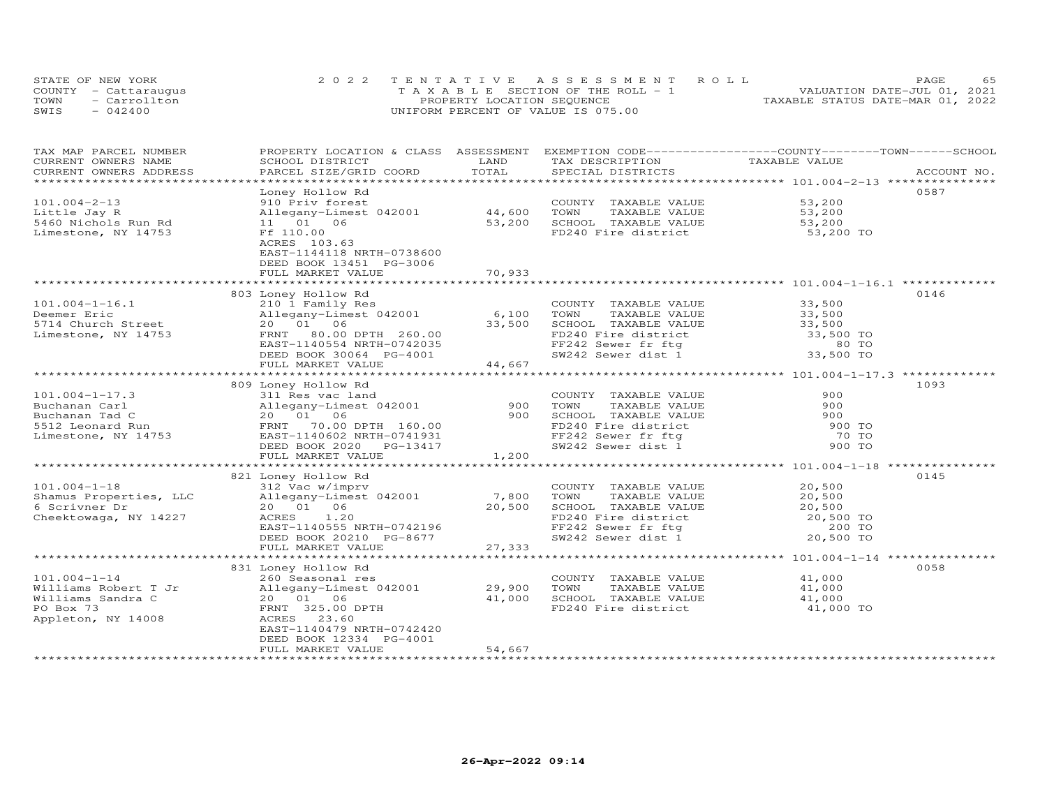STATE OF NEW YORK
COUNTY - Cattaraugus
TOWN - Carrollton
SWIS - 042400

2022 TENTATIVE ASSESSMENT ROLL
TAXABLE SECTION OF THE ROLL - 1
PROPERTY LOCATION SEQUENCE
UNIFORM PERCENT OF VALUE IS 075.00

VALUATION DATE-JUL 01, 2021
TAXABLE STATUS DATE-MAR 01, 2022

| TAX MAP PARCEL NUMBER / CURRENT OWNERS NAME / CURRENT OWNERS ADDRESS | PROPERTY LOCATION & CLASS / SCHOOL DISTRICT / PARCEL SIZE/GRID COORD | ASSESSMENT LAND / TOTAL | EXEMPTION CODE / TAX DESCRIPTION / SPECIAL DISTRICTS | TAXABLE VALUE (COUNTY / TOWN / SCHOOL) | ACCOUNT NO. |
|---|---|---|---|---|---|
| 101.004-2-13 | Loney Hollow Rd | | | | 0587 |
| | 910 Priv forest | | COUNTY TAXABLE VALUE | 53,200 | |
| Little Jay R | Allegany-Limest 042001 | 44,600 | TOWN TAXABLE VALUE | 53,200 | |
| 5460 Nichols Run Rd | 11 01 06 | 53,200 | SCHOOL TAXABLE VALUE | 53,200 | |
| Limestone, NY 14753 | Ff 110.00 | | FD240 Fire district | 53,200 TO | |
| | ACRES 103.63 | | | | |
| | EAST-1144118 NRTH-0738600 | | | | |
| | DEED BOOK 13451 PG-3006 | | | | |
| | FULL MARKET VALUE | 70,933 | | | |
| 101.004-1-16.1 | 803 Loney Hollow Rd | | | | 0146 |
| | 210 1 Family Res | | COUNTY TAXABLE VALUE | 33,500 | |
| Deemer Eric | Allegany-Limest 042001 | 6,100 | TOWN TAXABLE VALUE | 33,500 | |
| 5714 Church Street | 20 01 06 | 33,500 | SCHOOL TAXABLE VALUE | 33,500 | |
| Limestone, NY 14753 | FRNT 80.00 DPTH 260.00 | | FD240 Fire district | 33,500 TO | |
| | EAST-1140554 NRTH-0742035 | | FF242 Sewer fr ftg | 80 TO | |
| | DEED BOOK 30064 PG-4001 | | SW242 Sewer dist 1 | 33,500 TO | |
| | FULL MARKET VALUE | 44,667 | | | |
| 101.004-1-17.3 | 809 Loney Hollow Rd | | | | 1093 |
| | 311 Res vac land | | COUNTY TAXABLE VALUE | 900 | |
| Buchanan Carl | Allegany-Limest 042001 | 900 | TOWN TAXABLE VALUE | 900 | |
| Buchanan Tad C | 20 01 06 | 900 | SCHOOL TAXABLE VALUE | 900 | |
| 5512 Leonard Run | FRNT 70.00 DPTH 160.00 | | FD240 Fire district | 900 TO | |
| Limestone, NY 14753 | EAST-1140602 NRTH-0741931 | | FF242 Sewer fr ftg | 70 TO | |
| | DEED BOOK 2020 PG-13417 | | SW242 Sewer dist 1 | 900 TO | |
| | FULL MARKET VALUE | 1,200 | | | |
| 101.004-1-18 | 821 Loney Hollow Rd | | | | 0145 |
| | 312 Vac w/imprv | | COUNTY TAXABLE VALUE | 20,500 | |
| Shamus Properties, LLC | Allegany-Limest 042001 | 7,800 | TOWN TAXABLE VALUE | 20,500 | |
| 6 Scrivner Dr | 20 01 06 | 20,500 | SCHOOL TAXABLE VALUE | 20,500 | |
| Cheektowaga, NY 14227 | ACRES 1.20 | | FD240 Fire district | 20,500 TO | |
| | EAST-1140555 NRTH-0742196 | | FF242 Sewer fr ftg | 200 TO | |
| | DEED BOOK 20210 PG-8677 | | SW242 Sewer dist 1 | 20,500 TO | |
| | FULL MARKET VALUE | 27,333 | | | |
| 101.004-1-14 | 831 Loney Hollow Rd | | | | 0058 |
| | 260 Seasonal res | | COUNTY TAXABLE VALUE | 41,000 | |
| Williams Robert T Jr | Allegany-Limest 042001 | 29,900 | TOWN TAXABLE VALUE | 41,000 | |
| Williams Sandra C | 20 01 06 | 41,000 | SCHOOL TAXABLE VALUE | 41,000 | |
| PO Box 73 | FRNT 325.00 DPTH | | FD240 Fire district | 41,000 TO | |
| Appleton, NY 14008 | ACRES 23.60 | | | | |
| | EAST-1140479 NRTH-0742420 | | | | |
| | DEED BOOK 12334 PG-4001 | | | | |
| | FULL MARKET VALUE | 54,667 | | | |

26-Apr-2022 09:14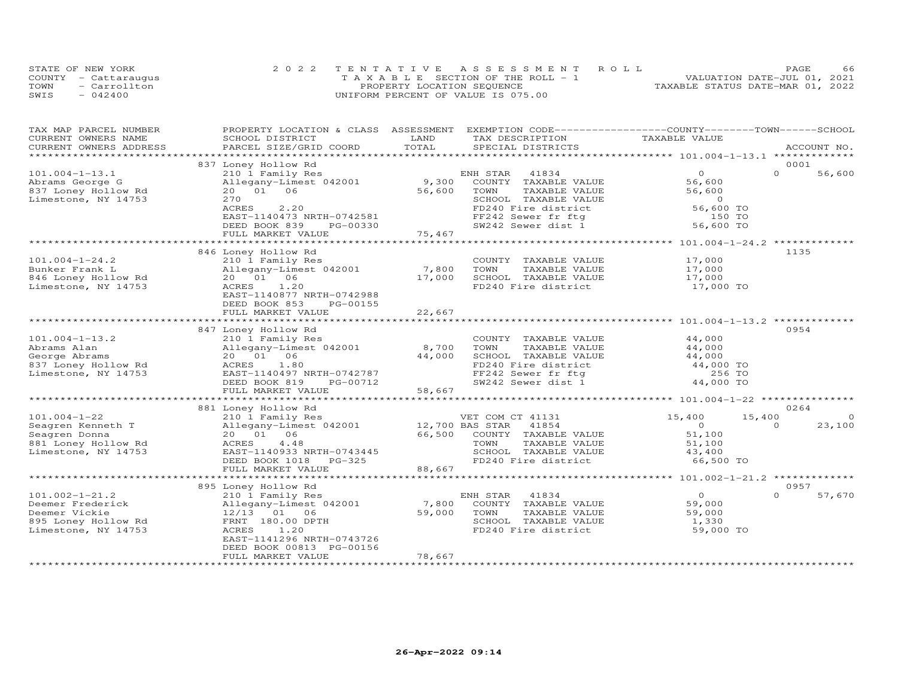STATE OF NEW YORK — COUNTY - Cattaraugus — TOWN - Carrollton — SWIS - 042400

2022 TENTATIVE ASSESSMENT ROLL
TAXABLE SECTION OF THE ROLL - 1
PROPERTY LOCATION SEQUENCE
UNIFORM PERCENT OF VALUE IS 075.00

VALUATION DATE-JUL 01, 2021
TAXABLE STATUS DATE-MAR 01, 2022

| TAX MAP PARCEL NUMBER / CURRENT OWNERS NAME / CURRENT OWNERS ADDRESS | PROPERTY LOCATION & CLASS / SCHOOL DISTRICT / PARCEL SIZE/GRID COORD | ASSESSMENT LAND / TOTAL | EXEMPTION CODE / TAX DESCRIPTION / SPECIAL DISTRICTS | COUNTY TAXABLE VALUE | TOWN | SCHOOL / ACCOUNT NO. |
|---|---|---|---|---|---|---|
| 101.004-1-13.1 | 837 Loney Hollow Rd | | | | | 0001 |
| | 210 1 Family Res | | ENH STAR 41834 | 0 | 0 | 56,600 |
| Abrams George G | Allegany-Limest 042001 | 9,300 | COUNTY TAXABLE VALUE | 56,600 | | |
| 837 Loney Hollow Rd | 20 01 06 | 56,600 | TOWN TAXABLE VALUE | 56,600 | | |
| Limestone, NY 14753 | 270 | | SCHOOL TAXABLE VALUE | 0 | | |
| | ACRES 2.20 | | FD240 Fire district | 56,600 TO | | |
| | EAST-1140473 NRTH-0742581 | | FF242 Sewer fr ftg | 150 TO | | |
| | DEED BOOK 839 PG-00330 | | SW242 Sewer dist 1 | 56,600 TO | | |
| | FULL MARKET VALUE | 75,467 | | | | |
| 101.004-1-24.2 | 846 Loney Hollow Rd | | | | | 1135 |
| | 210 1 Family Res | | COUNTY TAXABLE VALUE | 17,000 | | |
| Bunker Frank L | Allegany-Limest 042001 | 7,800 | TOWN TAXABLE VALUE | 17,000 | | |
| 846 Loney Hollow Rd | 20 01 06 | 17,000 | SCHOOL TAXABLE VALUE | 17,000 | | |
| Limestone, NY 14753 | ACRES 1.20 | | FD240 Fire district | 17,000 TO | | |
| | EAST-1140877 NRTH-0742988 | | | | | |
| | DEED BOOK 853 PG-00155 | | | | | |
| | FULL MARKET VALUE | 22,667 | | | | |
| 101.004-1-13.2 | 847 Loney Hollow Rd | | | | | 0954 |
| | 210 1 Family Res | | COUNTY TAXABLE VALUE | 44,000 | | |
| Abrams Alan | Allegany-Limest 042001 | 8,700 | TOWN TAXABLE VALUE | 44,000 | | |
| George Abrams | 20 01 06 | 44,000 | SCHOOL TAXABLE VALUE | 44,000 | | |
| 837 Loney Hollow Rd | ACRES 1.80 | | FD240 Fire district | 44,000 TO | | |
| Limestone, NY 14753 | EAST-1140497 NRTH-0742787 | | FF242 Sewer fr ftg | 256 TO | | |
| | DEED BOOK 819 PG-00712 | | SW242 Sewer dist 1 | 44,000 TO | | |
| | FULL MARKET VALUE | 58,667 | | | | |
| 101.004-1-22 | 881 Loney Hollow Rd | | | | | 0264 |
| | 210 1 Family Res | | VET COM CT 41131 | 15,400 | 15,400 | 0 |
| Seagren Kenneth T | Allegany-Limest 042001 | 12,700 | BAS STAR 41854 | 0 | 0 | 23,100 |
| Seagren Donna | 20 01 06 | 66,500 | COUNTY TAXABLE VALUE | 51,100 | | |
| 881 Loney Hollow Rd | ACRES 4.48 | | TOWN TAXABLE VALUE | 51,100 | | |
| Limestone, NY 14753 | EAST-1140933 NRTH-0743445 | | SCHOOL TAXABLE VALUE | 43,400 | | |
| | DEED BOOK 1018 PG-325 | | FD240 Fire district | 66,500 TO | | |
| | FULL MARKET VALUE | 88,667 | | | | |
| 101.002-1-21.2 | 895 Loney Hollow Rd | | | | | 0957 |
| | 210 1 Family Res | | ENH STAR 41834 | 0 | 0 | 57,670 |
| Deemer Frederick | Allegany-Limest 042001 | 7,800 | COUNTY TAXABLE VALUE | 59,000 | | |
| Deemer Vickie | 12/13 01 06 | 59,000 | TOWN TAXABLE VALUE | 59,000 | | |
| 895 Loney Hollow Rd | FRNT 180.00 DPTH | | SCHOOL TAXABLE VALUE | 1,330 | | |
| Limestone, NY 14753 | ACRES 1.20 | | FD240 Fire district | 59,000 TO | | |
| | EAST-1141296 NRTH-0743726 | | | | | |
| | DEED BOOK 00813 PG-00156 | | | | | |
| | FULL MARKET VALUE | 78,667 | | | | |

26-Apr-2022 09:14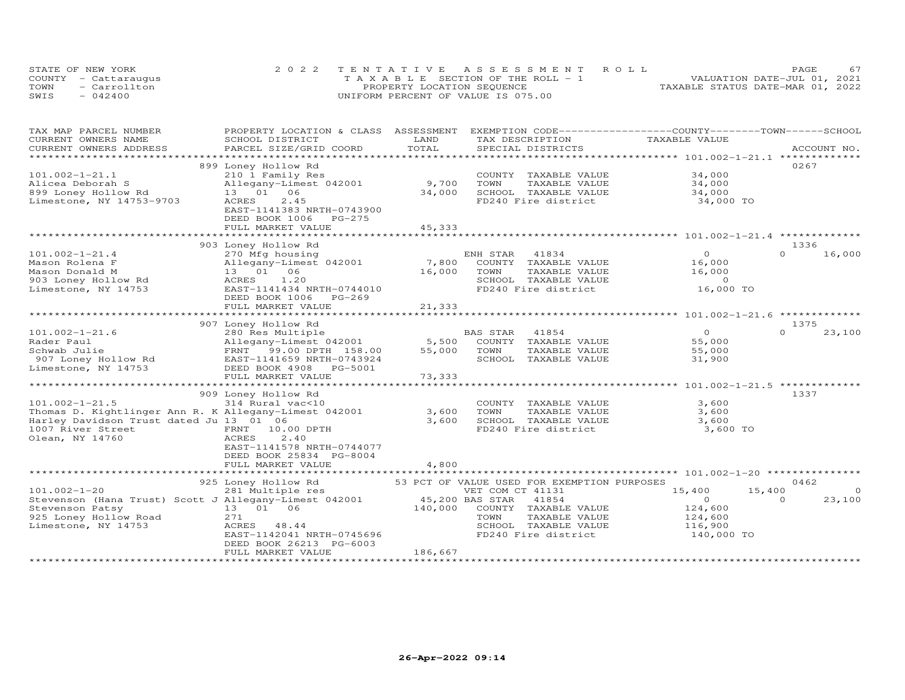STATE OF NEW YORK
COUNTY - Cattaraugus
TOWN - Carrollton
SWIS - 042400

2022 TENTATIVE ASSESSMENT ROLL
TAXABLE SECTION OF THE ROLL - 1
PROPERTY LOCATION SEQUENCE
UNIFORM PERCENT OF VALUE IS 075.00

VALUATION DATE-JUL 01, 2021
TAXABLE STATUS DATE-MAR 01, 2022

| TAX MAP PARCEL NUMBER / CURRENT OWNERS NAME / CURRENT OWNERS ADDRESS | PROPERTY LOCATION & CLASS / SCHOOL DISTRICT / PARCEL SIZE/GRID COORD | ASSESSMENT LAND / TOTAL | EXEMPTION CODE / TAX DESCRIPTION / SPECIAL DISTRICTS | COUNTY TAXABLE VALUE | TOWN | SCHOOL | ACCOUNT NO. |
|---|---|---|---|---|---|---|---|
| **101.002-1-21.1** | 899 Loney Hollow Rd | | | | | | 0267 |
| 101.002-1-21.1 | 210 1 Family Res | | COUNTY TAXABLE VALUE | 34,000 | | | |
| Alicea Deborah S | Allegany-Limest 042001 | 9,700 | TOWN TAXABLE VALUE | 34,000 | | | |
| 899 Loney Hollow Rd | 13 01 06 | 34,000 | SCHOOL TAXABLE VALUE | 34,000 | | | |
| Limestone, NY 14753-9703 | ACRES 2.45 | | FD240 Fire district | 34,000 TO | | | |
| | EAST-1141383 NRTH-0743900 | | | | | | |
| | DEED BOOK 1006 PG-275 | | | | | | |
| | FULL MARKET VALUE | 45,333 | | | | | |
| **101.002-1-21.4** | 903 Loney Hollow Rd | | | | | | 1336 |
| 101.002-1-21.4 | 270 Mfg housing | | ENH STAR 41834 | 0 | 0 | 16,000 | |
| Mason Rolena F | Allegany-Limest 042001 | 7,800 | COUNTY TAXABLE VALUE | 16,000 | | | |
| Mason Donald M | 13 01 06 | 16,000 | TOWN TAXABLE VALUE | 16,000 | | | |
| 903 Loney Hollow Rd | ACRES 1.20 | | SCHOOL TAXABLE VALUE | 0 | | | |
| Limestone, NY 14753 | EAST-1141434 NRTH-0744010 | | FD240 Fire district | 16,000 TO | | | |
| | DEED BOOK 1006 PG-269 | | | | | | |
| | FULL MARKET VALUE | 21,333 | | | | | |
| **101.002-1-21.6** | 907 Loney Hollow Rd | | | | | | 1375 |
| 101.002-1-21.6 | 280 Res Multiple | | BAS STAR 41854 | 0 | 0 | 23,100 | |
| Rader Paul | Allegany-Limest 042001 | 5,500 | COUNTY TAXABLE VALUE | 55,000 | | | |
| Schwab Julie | FRNT 99.00 DPTH 158.00 | 55,000 | TOWN TAXABLE VALUE | 55,000 | | | |
| 907 Loney Hollow Rd | EAST-1141659 NRTH-0743924 | | SCHOOL TAXABLE VALUE | 31,900 | | | |
| Limestone, NY 14753 | DEED BOOK 4908 PG-5001 | | | | | | |
| | FULL MARKET VALUE | 73,333 | | | | | |
| **101.002-1-21.5** | 909 Loney Hollow Rd | | | | | | 1337 |
| 101.002-1-21.5 | 314 Rural vac<10 | | COUNTY TAXABLE VALUE | 3,600 | | | |
| Thomas D. Kightlinger Ann R. K | Allegany-Limest 042001 | 3,600 | TOWN TAXABLE VALUE | 3,600 | | | |
| Harley Davidson Trust dated Ju | 13 01 06 | 3,600 | SCHOOL TAXABLE VALUE | 3,600 | | | |
| 1007 River Street | FRNT 10.00 DPTH | | FD240 Fire district | 3,600 TO | | | |
| Olean, NY 14760 | ACRES 2.40 | | | | | | |
| | EAST-1141578 NRTH-0744077 | | | | | | |
| | DEED BOOK 25834 PG-8004 | | | | | | |
| | FULL MARKET VALUE | 4,800 | | | | | |
| **101.002-1-20** | 925 Loney Hollow Rd | | 53 PCT OF VALUE USED FOR EXEMPTION PURPOSES | | | | 0462 |
| 101.002-1-20 | 281 Multiple res | | VET COM CT 41131 | 15,400 | 15,400 | 0 | |
| Stevenson (Hana Trust) Scott J | Allegany-Limest 042001 | 45,200 | BAS STAR 41854 | 0 | 0 | 23,100 | |
| Stevenson Patsy | 13 01 06 | 140,000 | COUNTY TAXABLE VALUE | 124,600 | | | |
| 925 Loney Hollow Road | 271 | | TOWN TAXABLE VALUE | 124,600 | | | |
| Limestone, NY 14753 | ACRES 48.44 | | SCHOOL TAXABLE VALUE | 116,900 | | | |
| | EAST-1142041 NRTH-0745696 | | FD240 Fire district | 140,000 TO | | | |
| | DEED BOOK 26213 PG-6003 | | | | | | |
| | FULL MARKET VALUE | 186,667 | | | | | |

26-Apr-2022 09:14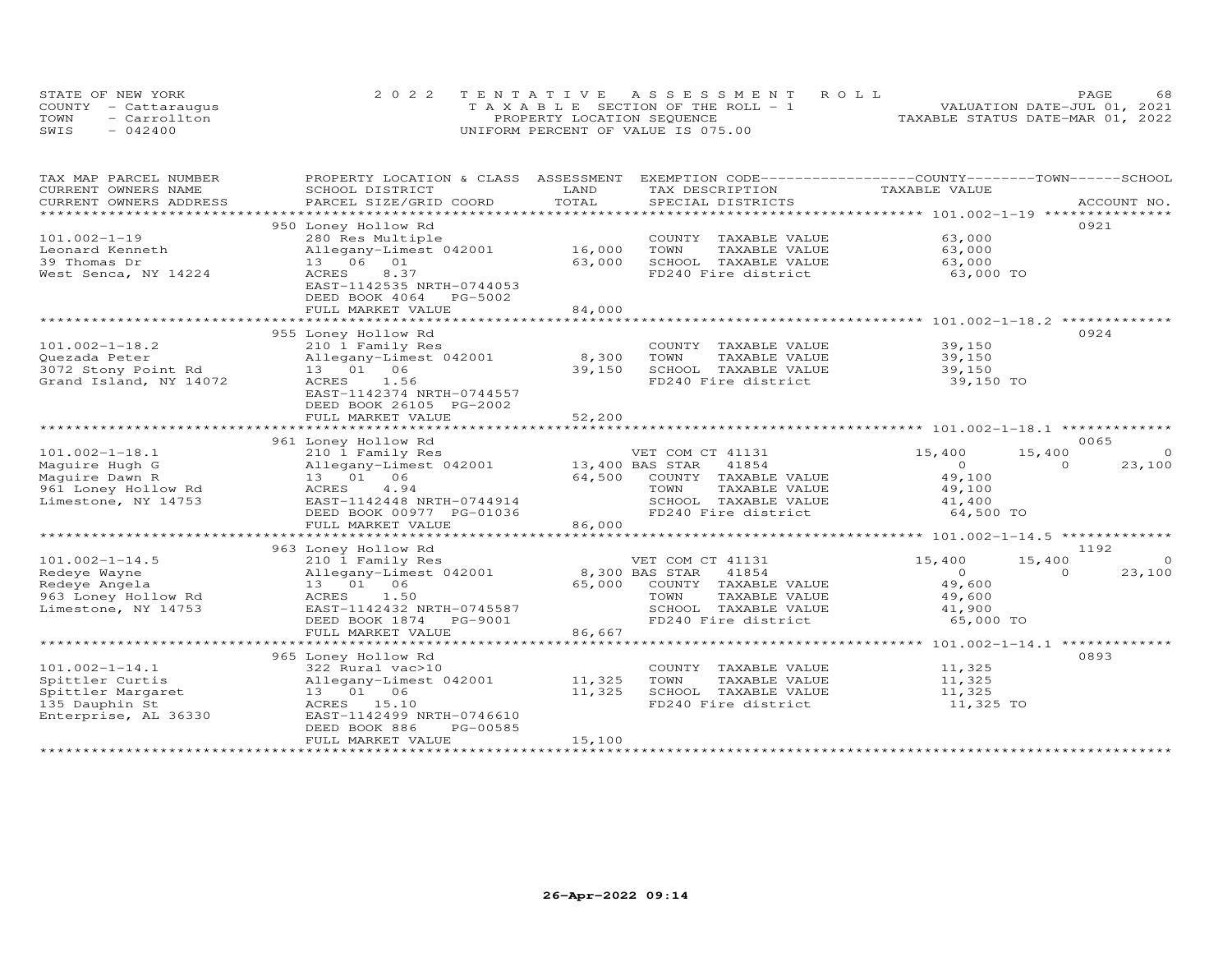STATE OF NEW YORK
COUNTY - Cattaraugus
TOWN - Carrollton
SWIS - 042400

2022 TENTATIVE ASSESSMENT ROLL
TAXABLE SECTION OF THE ROLL - 1
PROPERTY LOCATION SEQUENCE
UNIFORM PERCENT OF VALUE IS 075.00

VALUATION DATE-JUL 01, 2021
TAXABLE STATUS DATE-MAR 01, 2022

| TAX MAP PARCEL NUMBER / CURRENT OWNERS NAME / CURRENT OWNERS ADDRESS | PROPERTY LOCATION & CLASS / SCHOOL DISTRICT / PARCEL SIZE/GRID COORD | ASSESSMENT LAND / TOTAL | EXEMPTION CODE / TAX DESCRIPTION / SPECIAL DISTRICTS | COUNTY TAXABLE VALUE | TOWN | SCHOOL | ACCOUNT NO. |
|---|---|---|---|---|---|---|---|
| **101.002-1-19** | 950 Loney Hollow Rd | | | | | | 0921 |
| 101.002-1-19 | 280 Res Multiple | | COUNTY TAXABLE VALUE | 63,000 | | | |
| Leonard Kenneth | Allegany-Limest 042001 | 16,000 | TOWN TAXABLE VALUE | 63,000 | | | |
| 39 Thomas Dr | 13 06 01 | 63,000 | SCHOOL TAXABLE VALUE | 63,000 | | | |
| West Senca, NY 14224 | ACRES 8.37 | | FD240 Fire district | 63,000 TO | | | |
| | EAST-1142535 NRTH-0744053 | | | | | | |
| | DEED BOOK 4064 PG-5002 | | | | | | |
| | FULL MARKET VALUE | 84,000 | | | | | |
| **101.002-1-18.2** | 955 Loney Hollow Rd | | | | | | 0924 |
| 101.002-1-18.2 | 210 1 Family Res | | COUNTY TAXABLE VALUE | 39,150 | | | |
| Quezada Peter | Allegany-Limest 042001 | 8,300 | TOWN TAXABLE VALUE | 39,150 | | | |
| 3072 Stony Point Rd | 13 01 06 | 39,150 | SCHOOL TAXABLE VALUE | 39,150 | | | |
| Grand Island, NY 14072 | ACRES 1.56 | | FD240 Fire district | 39,150 TO | | | |
| | EAST-1142374 NRTH-0744557 | | | | | | |
| | DEED BOOK 26105 PG-2002 | | | | | | |
| | FULL MARKET VALUE | 52,200 | | | | | |
| **101.002-1-18.1** | 961 Loney Hollow Rd | | | | | | 0065 |
| 101.002-1-18.1 | 210 1 Family Res | | VET COM CT 41131 | 15,400 | 15,400 | 0 | |
| Maguire Hugh G | Allegany-Limest 042001 | 13,400 | BAS STAR 41854 | 0 | 0 | 23,100 | |
| Maguire Dawn R | 13 01 06 | 64,500 | COUNTY TAXABLE VALUE | 49,100 | | | |
| 961 Loney Hollow Rd | ACRES 4.94 | | TOWN TAXABLE VALUE | 49,100 | | | |
| Limestone, NY 14753 | EAST-1142448 NRTH-0744914 | | SCHOOL TAXABLE VALUE | 41,400 | | | |
| | DEED BOOK 00977 PG-01036 | | FD240 Fire district | 64,500 TO | | | |
| | FULL MARKET VALUE | 86,000 | | | | | |
| **101.002-1-14.5** | 963 Loney Hollow Rd | | | | | | 1192 |
| 101.002-1-14.5 | 210 1 Family Res | | VET COM CT 41131 | 15,400 | 15,400 | 0 | |
| Redeye Wayne | Allegany-Limest 042001 | 8,300 | BAS STAR 41854 | 0 | 0 | 23,100 | |
| Redeye Angela | 13 01 06 | 65,000 | COUNTY TAXABLE VALUE | 49,600 | | | |
| 963 Loney Hollow Rd | ACRES 1.50 | | TOWN TAXABLE VALUE | 49,600 | | | |
| Limestone, NY 14753 | EAST-1142432 NRTH-0745587 | | SCHOOL TAXABLE VALUE | 41,900 | | | |
| | DEED BOOK 1874 PG-9001 | | FD240 Fire district | 65,000 TO | | | |
| | FULL MARKET VALUE | 86,667 | | | | | |
| **101.002-1-14.1** | 965 Loney Hollow Rd | | | | | | 0893 |
| 101.002-1-14.1 | 322 Rural vac>10 | | COUNTY TAXABLE VALUE | 11,325 | | | |
| Spittler Curtis | Allegany-Limest 042001 | 11,325 | TOWN TAXABLE VALUE | 11,325 | | | |
| Spittler Margaret | 13 01 06 | 11,325 | SCHOOL TAXABLE VALUE | 11,325 | | | |
| 135 Dauphin St | ACRES 15.10 | | FD240 Fire district | 11,325 TO | | | |
| Enterprise, AL 36330 | EAST-1142499 NRTH-0746610 | | | | | | |
| | DEED BOOK 886 PG-00585 | | | | | | |
| | FULL MARKET VALUE | 15,100 | | | | | |

26-Apr-2022 09:14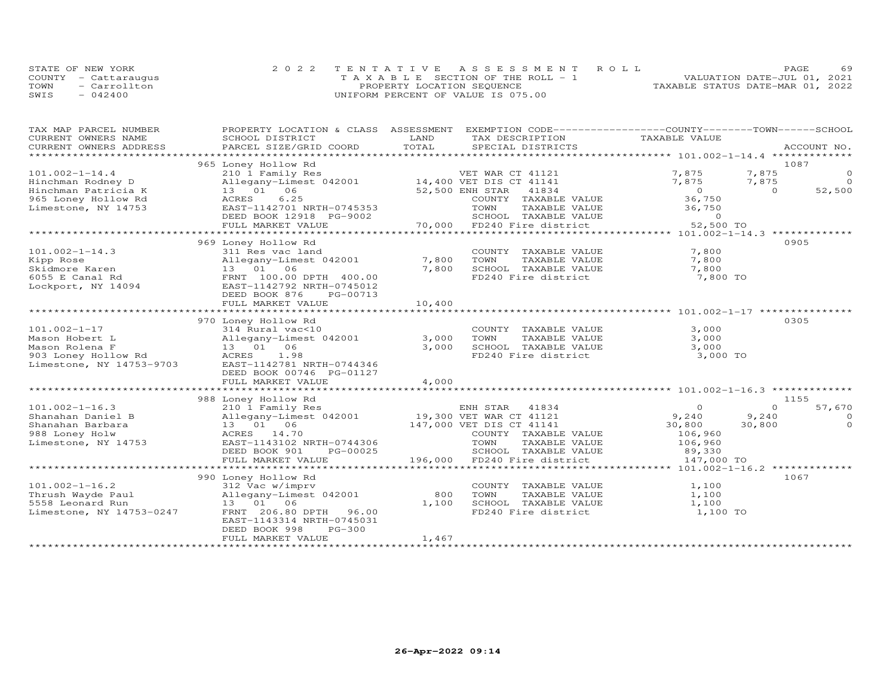STATE OF NEW YORK | 2022 TENTATIVE ASSESSMENT ROLL | PAGE 69
COUNTY - Cattaraugus | TAXABLE SECTION OF THE ROLL - 1 | VALUATION DATE-JUL 01, 2021
TOWN - Carrollton | PROPERTY LOCATION SEQUENCE | TAXABLE STATUS DATE-MAR 01, 2022
SWIS - 042400 | UNIFORM PERCENT OF VALUE IS 075.00

| TAX MAP PARCEL NUMBER / CURRENT OWNERS NAME / CURRENT OWNERS ADDRESS | PROPERTY LOCATION & CLASS / SCHOOL DISTRICT / PARCEL SIZE/GRID COORD | ASSESSMENT LAND | TOTAL | EXEMPTION CODE / TAX DESCRIPTION / SPECIAL DISTRICTS | COUNTY TAXABLE VALUE | TOWN | SCHOOL | ACCOUNT NO. |
|---|---|---|---|---|---|---|---|---|
| | 965 Loney Hollow Rd | | | | | | | 1087 |
| 101.002-1-14.4 | 210 1 Family Res | | | VET WAR CT 41121 | 7,875 | 7,875 | 0 | |
| Hinchman Rodney D | Allegany-Limest 042001 | 14,400 | | VET DIS CT 41141 | 7,875 | 7,875 | 0 | |
| Hinchman Patricia K | 13 01 06 | | 52,500 | ENH STAR 41834 | 0 | 0 | 52,500 | |
| 965 Loney Hollow Rd | ACRES 6.25 | | | COUNTY TAXABLE VALUE | 36,750 | | | |
| Limestone, NY 14753 | EAST-1142701 NRTH-0745353 | | | TOWN TAXABLE VALUE | 36,750 | | | |
| | DEED BOOK 12918 PG-9002 | | | SCHOOL TAXABLE VALUE | 0 | | | |
| | FULL MARKET VALUE | | 70,000 | FD240 Fire district | 52,500 TO | | | |
| | 969 Loney Hollow Rd | | | | | | | 0905 |
| 101.002-1-14.3 | 311 Res vac land | | | COUNTY TAXABLE VALUE | 7,800 | | | |
| Kipp Rose | Allegany-Limest 042001 | 7,800 | | TOWN TAXABLE VALUE | 7,800 | | | |
| Skidmore Karen | 13 01 06 | | 7,800 | SCHOOL TAXABLE VALUE | 7,800 | | | |
| 6055 E Canal Rd | FRNT 100.00 DPTH 400.00 | | | FD240 Fire district | 7,800 TO | | | |
| Lockport, NY 14094 | EAST-1142792 NRTH-0745012 | | | | | | | |
| | DEED BOOK 876 PG-00713 | | | | | | | |
| | FULL MARKET VALUE | | 10,400 | | | | | |
| | 970 Loney Hollow Rd | | | | | | | 0305 |
| 101.002-1-17 | 314 Rural vac<10 | | | COUNTY TAXABLE VALUE | 3,000 | | | |
| Mason Hobert L | Allegany-Limest 042001 | 3,000 | | TOWN TAXABLE VALUE | 3,000 | | | |
| Mason Rolena F | 13 01 06 | | 3,000 | SCHOOL TAXABLE VALUE | 3,000 | | | |
| 903 Loney Hollow Rd | ACRES 1.98 | | | FD240 Fire district | 3,000 TO | | | |
| Limestone, NY 14753-9703 | EAST-1142781 NRTH-0744346 | | | | | | | |
| | DEED BOOK 00746 PG-01127 | | | | | | | |
| | FULL MARKET VALUE | | 4,000 | | | | | |
| | 988 Loney Hollow Rd | | | | | | | 1155 |
| 101.002-1-16.3 | 210 1 Family Res | | | ENH STAR 41834 | 0 | 0 | 57,670 | |
| Shanahan Daniel B | Allegany-Limest 042001 | 19,300 | | VET WAR CT 41121 | 9,240 | 9,240 | 0 | |
| Shanahan Barbara | 13 01 06 | | 147,000 | VET DIS CT 41141 | 30,800 | 30,800 | 0 | |
| 988 Loney Holw | ACRES 14.70 | | | COUNTY TAXABLE VALUE | 106,960 | | | |
| Limestone, NY 14753 | EAST-1143102 NRTH-0744306 | | | TOWN TAXABLE VALUE | 106,960 | | | |
| | DEED BOOK 901 PG-00025 | | | SCHOOL TAXABLE VALUE | 89,330 | | | |
| | FULL MARKET VALUE | | 196,000 | FD240 Fire district | 147,000 TO | | | |
| | 990 Loney Hollow Rd | | | | | | | 1067 |
| 101.002-1-16.2 | 312 Vac w/imprv | | | COUNTY TAXABLE VALUE | 1,100 | | | |
| Thrush Wayde Paul | Allegany-Limest 042001 | 800 | | TOWN TAXABLE VALUE | 1,100 | | | |
| 5558 Leonard Run | 13 01 06 | | 1,100 | SCHOOL TAXABLE VALUE | 1,100 | | | |
| Limestone, NY 14753-0247 | FRNT 206.80 DPTH 96.00 | | | FD240 Fire district | 1,100 TO | | | |
| | EAST-1143314 NRTH-0745031 | | | | | | | |
| | DEED BOOK 998 PG-300 | | | | | | | |
| | FULL MARKET VALUE | | 1,467 | | | | | |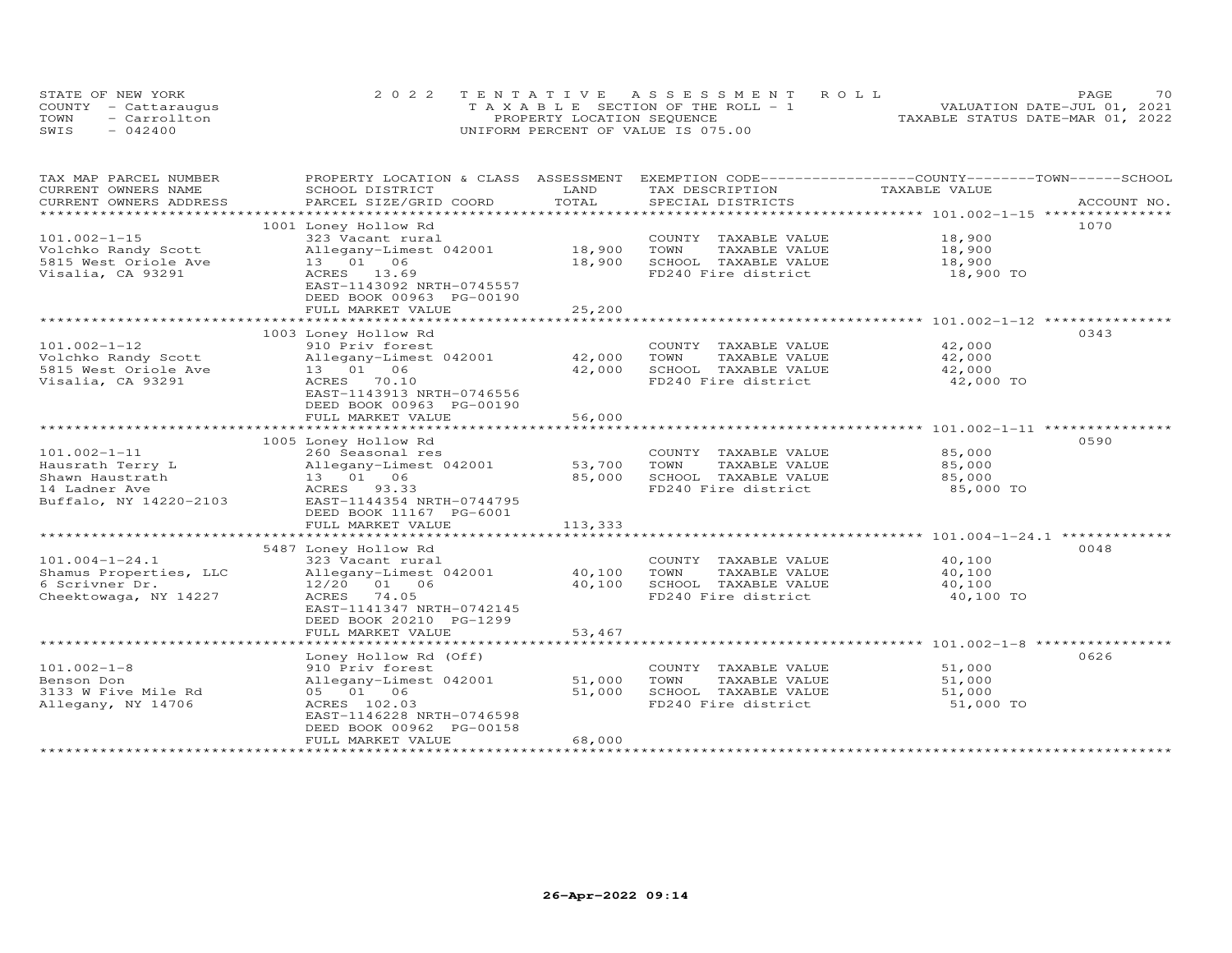STATE OF NEW YORK
COUNTY - Cattaraugus
TOWN - Carrollton
SWIS - 042400

2022 TENTATIVE ASSESSMENT ROLL
TAXABLE SECTION OF THE ROLL - 1
PROPERTY LOCATION SEQUENCE
UNIFORM PERCENT OF VALUE IS 075.00

VALUATION DATE-JUL 01, 2021
TAXABLE STATUS DATE-MAR 01, 2022

| TAX MAP PARCEL NUMBER / CURRENT OWNERS NAME / CURRENT OWNERS ADDRESS | PROPERTY LOCATION & CLASS / SCHOOL DISTRICT / PARCEL SIZE/GRID COORD | ASSESSMENT LAND / TOTAL | EXEMPTION CODE / TAX DESCRIPTION / SPECIAL DISTRICTS | TAXABLE VALUE (COUNTY / TOWN / SCHOOL) | ACCOUNT NO. |
|---|---|---|---|---|---|
| 101.002-1-15 | 1001 Loney Hollow Rd | | | | 1070 |
| Volchko Randy Scott | 323 Vacant rural | | COUNTY TAXABLE VALUE | 18,900 | |
| 5815 West Oriole Ave | Allegany-Limest 042001 | 18,900 | TOWN TAXABLE VALUE | 18,900 | |
| Visalia, CA 93291 | 13 01 06 | 18,900 | SCHOOL TAXABLE VALUE | 18,900 | |
| | ACRES 13.69 | | FD240 Fire district | 18,900 TO | |
| | EAST-1143092 NRTH-0745557 | | | | |
| | DEED BOOK 00963 PG-00190 | | | | |
| | FULL MARKET VALUE | 25,200 | | | |
| 101.002-1-12 | 1003 Loney Hollow Rd | | | | 0343 |
| Volchko Randy Scott | 910 Priv forest | | COUNTY TAXABLE VALUE | 42,000 | |
| 5815 West Oriole Ave | Allegany-Limest 042001 | 42,000 | TOWN TAXABLE VALUE | 42,000 | |
| Visalia, CA 93291 | 13 01 06 | 42,000 | SCHOOL TAXABLE VALUE | 42,000 | |
| | ACRES 70.10 | | FD240 Fire district | 42,000 TO | |
| | EAST-1143913 NRTH-0746556 | | | | |
| | DEED BOOK 00963 PG-00190 | | | | |
| | FULL MARKET VALUE | 56,000 | | | |
| 101.002-1-11 | 1005 Loney Hollow Rd | | | | 0590 |
| Hausrath Terry L | 260 Seasonal res | | COUNTY TAXABLE VALUE | 85,000 | |
| Shawn Haustrath | Allegany-Limest 042001 | 53,700 | TOWN TAXABLE VALUE | 85,000 | |
| 14 Ladner Ave | 13 01 06 | 85,000 | SCHOOL TAXABLE VALUE | 85,000 | |
| Buffalo, NY 14220-2103 | ACRES 93.33 | | FD240 Fire district | 85,000 TO | |
| | EAST-1144354 NRTH-0744795 | | | | |
| | DEED BOOK 11167 PG-6001 | | | | |
| | FULL MARKET VALUE | 113,333 | | | |
| 101.004-1-24.1 | 5487 Loney Hollow Rd | | | | 0048 |
| Shamus Properties, LLC | 323 Vacant rural | | COUNTY TAXABLE VALUE | 40,100 | |
| 6 Scrivner Dr. | Allegany-Limest 042001 | 40,100 | TOWN TAXABLE VALUE | 40,100 | |
| Cheektowaga, NY 14227 | 12/20 01 06 | 40,100 | SCHOOL TAXABLE VALUE | 40,100 | |
| | ACRES 74.05 | | FD240 Fire district | 40,100 TO | |
| | EAST-1141347 NRTH-0742145 | | | | |
| | DEED BOOK 20210 PG-1299 | | | | |
| | FULL MARKET VALUE | 53,467 | | | |
| 101.002-1-8 | Loney Hollow Rd (Off) | | | | 0626 |
| Benson Don | 910 Priv forest | | COUNTY TAXABLE VALUE | 51,000 | |
| 3133 W Five Mile Rd | Allegany-Limest 042001 | 51,000 | TOWN TAXABLE VALUE | 51,000 | |
| Allegany, NY 14706 | 05 01 06 | 51,000 | SCHOOL TAXABLE VALUE | 51,000 | |
| | ACRES 102.03 | | FD240 Fire district | 51,000 TO | |
| | EAST-1146228 NRTH-0746598 | | | | |
| | DEED BOOK 00962 PG-00158 | | | | |
| | FULL MARKET VALUE | 68,000 | | | |

26-Apr-2022 09:14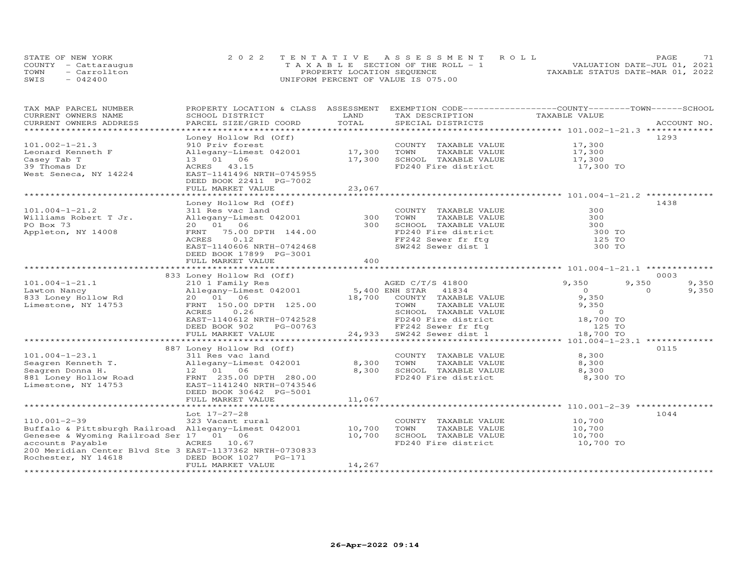STATE OF NEW YORK
COUNTY - Cattaraugus
TOWN - Carrollton
SWIS - 042400

2022 TENTATIVE ASSESSMENT ROLL
TAXABLE SECTION OF THE ROLL - 1
PROPERTY LOCATION SEQUENCE
UNIFORM PERCENT OF VALUE IS 075.00

VALUATION DATE-JUL 01, 2021
TAXABLE STATUS DATE-MAR 01, 2022

| TAX MAP PARCEL NUMBER / CURRENT OWNERS NAME / CURRENT OWNERS ADDRESS | PROPERTY LOCATION & CLASS / SCHOOL DISTRICT / PARCEL SIZE/GRID COORD | ASSESSMENT LAND / TOTAL | EXEMPTION CODE / TAX DESCRIPTION / SPECIAL DISTRICTS | COUNTY TAXABLE VALUE | TOWN | SCHOOL | ACCOUNT NO. |
|---|---|---|---|---|---|---|---|
| **101.002-1-21.3** | Loney Hollow Rd (Off) | | | | | | 1293 |
| | 910 Priv forest | | COUNTY TAXABLE VALUE | 17,300 | | | |
| Leonard Kenneth F | Allegany-Limest 042001 | 17,300 | TOWN TAXABLE VALUE | 17,300 | | | |
| Casey Tab T | 13 01 06 | 17,300 | SCHOOL TAXABLE VALUE | 17,300 | | | |
| 39 Thomas Dr | ACRES 43.15 | | FD240 Fire district | 17,300 TO | | | |
| West Seneca, NY 14224 | EAST-1141496 NRTH-0745955 | | | | | | |
| | DEED BOOK 22411 PG-7002 | | | | | | |
| | FULL MARKET VALUE | 23,067 | | | | | |
| **101.004-1-21.2** | Loney Hollow Rd (Off) | | | | | | 1438 |
| | 311 Res vac land | | COUNTY TAXABLE VALUE | 300 | | | |
| Williams Robert T Jr. | Allegany-Limest 042001 | 300 | TOWN TAXABLE VALUE | 300 | | | |
| PO Box 73 | 20 01 06 | 300 | SCHOOL TAXABLE VALUE | 300 | | | |
| Appleton, NY 14008 | FRNT 75.00 DPTH 144.00 | | FD240 Fire district | 300 TO | | | |
| | ACRES 0.12 | | FF242 Sewer fr ftg | 125 TO | | | |
| | EAST-1140606 NRTH-0742468 | | SW242 Sewer dist 1 | 300 TO | | | |
| | DEED BOOK 17899 PG-3001 | | | | | | |
| | FULL MARKET VALUE | 400 | | | | | |
| **101.004-1-21.1** | 833 Loney Hollow Rd (Off) | | | | | | 0003 |
| | 210 1 Family Res | | AGED C/T/S 41800 | 9,350 | 9,350 | 9,350 | |
| Lawton Nancy | Allegany-Limest 042001 | 5,400 | ENH STAR 41834 | 0 | 0 | 9,350 | |
| 833 Loney Hollow Rd | 20 01 06 | 18,700 | COUNTY TAXABLE VALUE | 9,350 | | | |
| Limestone, NY 14753 | FRNT 150.00 DPTH 125.00 | | TOWN TAXABLE VALUE | 9,350 | | | |
| | ACRES 0.26 | | SCHOOL TAXABLE VALUE | 0 | | | |
| | EAST-1140612 NRTH-0742528 | | FD240 Fire district | 18,700 TO | | | |
| | DEED BOOK 902 PG-00763 | | FF242 Sewer fr ftg | 125 TO | | | |
| | FULL MARKET VALUE | 24,933 | SW242 Sewer dist 1 | 18,700 TO | | | |
| **101.004-1-23.1** | 887 Loney Hollow Rd (Off) | | | | | | 0115 |
| | 311 Res vac land | | COUNTY TAXABLE VALUE | 8,300 | | | |
| Seagren Kenneth T. | Allegany-Limest 042001 | 8,300 | TOWN TAXABLE VALUE | 8,300 | | | |
| Seagren Donna H. | 12 01 06 | 8,300 | SCHOOL TAXABLE VALUE | 8,300 | | | |
| 881 Loney Hollow Road | FRNT 235.00 DPTH 280.00 | | FD240 Fire district | 8,300 TO | | | |
| Limestone, NY 14753 | EAST-1141240 NRTH-0743546 | | | | | | |
| | DEED BOOK 30642 PG-5001 | | | | | | |
| | FULL MARKET VALUE | 11,067 | | | | | |
| **110.001-2-39** | Lot 17-27-28 | | | | | | 1044 |
| | 323 Vacant rural | | COUNTY TAXABLE VALUE | 10,700 | | | |
| Buffalo & Pittsburgh Railroad | Allegany-Limest 042001 | 10,700 | TOWN TAXABLE VALUE | 10,700 | | | |
| Genesee & Wyoming Railroad Ser | 17 01 06 | 10,700 | SCHOOL TAXABLE VALUE | 10,700 | | | |
| accounts Payable | ACRES 10.67 | | FD240 Fire district | 10,700 TO | | | |
| 200 Meridian Center Blvd Ste 3 | EAST-1137362 NRTH-0730833 | | | | | | |
| Rochester, NY 14618 | DEED BOOK 1027 PG-171 | | | | | | |
| | FULL MARKET VALUE | 14,267 | | | | | |

26-Apr-2022 09:14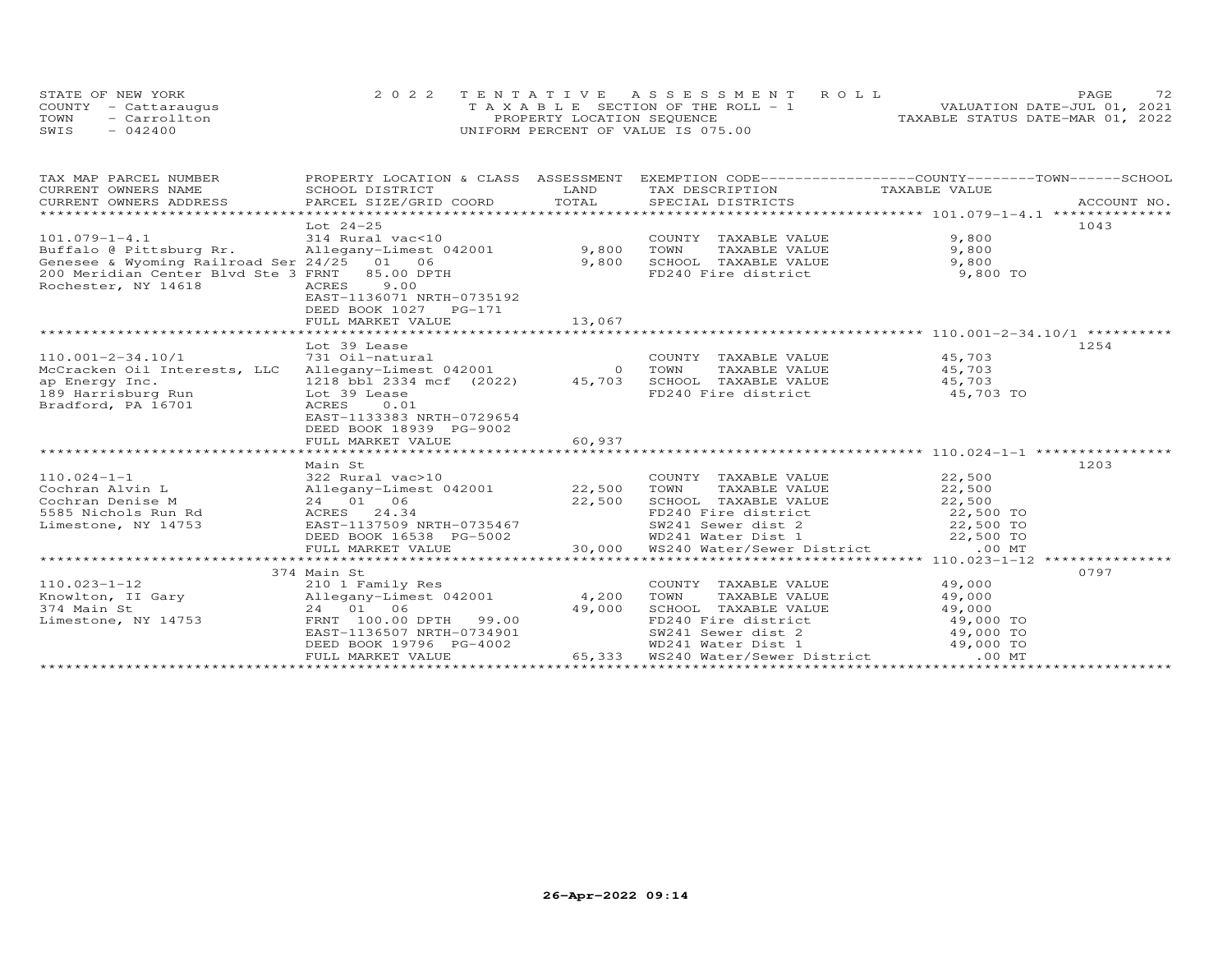STATE OF NEW YORK
COUNTY - Cattaraugus
TOWN - Carrollton
SWIS - 042400

2 0 2 2 TENTATIVE ASSESSMENT ROLL
TAXABLE SECTION OF THE ROLL - 1
PROPERTY LOCATION SEQUENCE
UNIFORM PERCENT OF VALUE IS 075.00

VALUATION DATE-JUL 01, 2021
TAXABLE STATUS DATE-MAR 01, 2022

| TAX MAP PARCEL NUMBER / CURRENT OWNERS NAME / CURRENT OWNERS ADDRESS | PROPERTY LOCATION & CLASS / SCHOOL DISTRICT / PARCEL SIZE/GRID COORD | ASSESSMENT LAND / TOTAL | EXEMPTION CODE / TAX DESCRIPTION / SPECIAL DISTRICTS | TAXABLE VALUE (COUNTY / TOWN / SCHOOL) | ACCOUNT NO. |
|---|---|---|---|---|---|
| 101.079-1-4.1 | Lot 24-25 | | | | 1043 |
| 101.079-1-4.1 | 314 Rural vac<10 | | COUNTY TAXABLE VALUE | 9,800 | |
| Buffalo @ Pittsburg Rr. | Allegany-Limest 042001 | 9,800 | TOWN TAXABLE VALUE | 9,800 | |
| Genesee & Wyoming Railroad Ser | 24/25 01 06 | 9,800 | SCHOOL TAXABLE VALUE | 9,800 | |
| 200 Meridian Center Blvd Ste 3 | FRNT 85.00 DPTH | | FD240 Fire district | 9,800 TO | |
| Rochester, NY 14618 | ACRES 9.00 | | | | |
| | EAST-1136071 NRTH-0735192 | | | | |
| | DEED BOOK 1027 PG-171 | | | | |
| | FULL MARKET VALUE | 13,067 | | | |
| 110.001-2-34.10/1 | Lot 39 Lease | | | | 1254 |
| 110.001-2-34.10/1 | 731 Oil-natural | | COUNTY TAXABLE VALUE | 45,703 | |
| McCracken Oil Interests, LLC | Allegany-Limest 042001 | 0 | TOWN TAXABLE VALUE | 45,703 | |
| ap Energy Inc. | 1218 bbl 2334 mcf (2022) | 45,703 | SCHOOL TAXABLE VALUE | 45,703 | |
| 189 Harrisburg Run | Lot 39 Lease | | FD240 Fire district | 45,703 TO | |
| Bradford, PA 16701 | ACRES 0.01 | | | | |
| | EAST-1133383 NRTH-0729654 | | | | |
| | DEED BOOK 18939 PG-9002 | | | | |
| | FULL MARKET VALUE | 60,937 | | | |
| 110.024-1-1 | Main St | | | | 1203 |
| 110.024-1-1 | 322 Rural vac>10 | | COUNTY TAXABLE VALUE | 22,500 | |
| Cochran Alvin L | Allegany-Limest 042001 | 22,500 | TOWN TAXABLE VALUE | 22,500 | |
| Cochran Denise M | 24 01 06 | 22,500 | SCHOOL TAXABLE VALUE | 22,500 | |
| 5585 Nichols Run Rd | ACRES 24.34 | | FD240 Fire district | 22,500 TO | |
| Limestone, NY 14753 | EAST-1137509 NRTH-0735467 | | SW241 Sewer dist 2 | 22,500 TO | |
| | DEED BOOK 16538 PG-5002 | | WD241 Water Dist 1 | 22,500 TO | |
| | FULL MARKET VALUE | 30,000 | WS240 Water/Sewer District | .00 MT | |
| 110.023-1-12 | 374 Main St | | | | 0797 |
| 110.023-1-12 | 210 1 Family Res | | COUNTY TAXABLE VALUE | 49,000 | |
| Knowlton, II Gary | Allegany-Limest 042001 | 4,200 | TOWN TAXABLE VALUE | 49,000 | |
| 374 Main St | 24 01 06 | 49,000 | SCHOOL TAXABLE VALUE | 49,000 | |
| Limestone, NY 14753 | FRNT 100.00 DPTH 99.00 | | FD240 Fire district | 49,000 TO | |
| | EAST-1136507 NRTH-0734901 | | SW241 Sewer dist 2 | 49,000 TO | |
| | DEED BOOK 19796 PG-4002 | | WD241 Water Dist 1 | 49,000 TO | |
| | FULL MARKET VALUE | 65,333 | WS240 Water/Sewer District | .00 MT | |

26-Apr-2022 09:14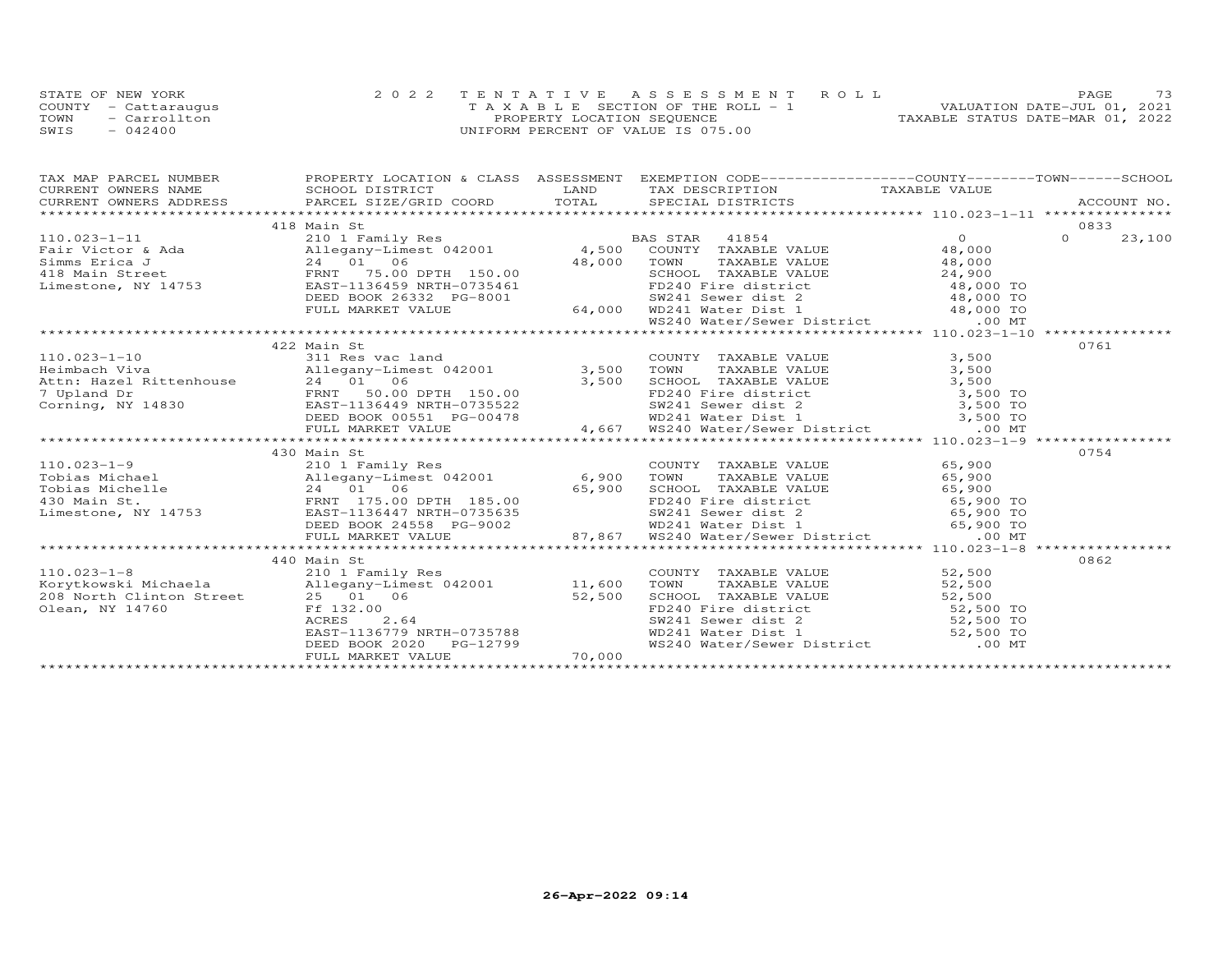STATE OF NEW YORK — 2022 TENTATIVE ASSESSMENT ROLL
COUNTY - Cattaraugus — TAXABLE SECTION OF THE ROLL - 1 — VALUATION DATE-JUL 01, 2021
TOWN - Carrollton — PROPERTY LOCATION SEQUENCE — TAXABLE STATUS DATE-MAR 01, 2022
SWIS - 042400 — UNIFORM PERCENT OF VALUE IS 075.00

| TAX MAP PARCEL NUMBER / CURRENT OWNERS NAME / CURRENT OWNERS ADDRESS | PROPERTY LOCATION & CLASS / SCHOOL DISTRICT / PARCEL SIZE/GRID COORD | ASSESSMENT LAND | TOTAL | EXEMPTION CODE / TAX DESCRIPTION / SPECIAL DISTRICTS | COUNTY / TOWN TAXABLE VALUE | SCHOOL | ACCOUNT NO. |
|---|---|---|---|---|---|---|---|
| | 418 Main St | | | | | | 0833 |
| 110.023-1-11 | 210 1 Family Res | | | BAS STAR 41854 | 0 | 0 | 23,100 |
| Fair Victor & Ada | Allegany-Limest 042001 | 4,500 | | COUNTY TAXABLE VALUE | 48,000 | | |
| Simms Erica J | 24 01 06 | | 48,000 | TOWN TAXABLE VALUE | 48,000 | | |
| 418 Main Street | FRNT 75.00 DPTH 150.00 | | | SCHOOL TAXABLE VALUE | 24,900 | | |
| Limestone, NY 14753 | EAST-1136459 NRTH-0735461 | | | FD240 Fire district | 48,000 TO | | |
| | DEED BOOK 26332 PG-8001 | | | SW241 Sewer dist 2 | 48,000 TO | | |
| | FULL MARKET VALUE | | 64,000 | WD241 Water Dist 1 | 48,000 TO | | |
| | | | | WS240 Water/Sewer District | .00 MT | | |
| | 422 Main St | | | | | | 0761 |
| 110.023-1-10 | 311 Res vac land | | | COUNTY TAXABLE VALUE | 3,500 | | |
| Heimbach Viva | Allegany-Limest 042001 | 3,500 | | TOWN TAXABLE VALUE | 3,500 | | |
| Attn: Hazel Rittenhouse | 24 01 06 | | 3,500 | SCHOOL TAXABLE VALUE | 3,500 | | |
| 7 Upland Dr | FRNT 50.00 DPTH 150.00 | | | FD240 Fire district | 3,500 TO | | |
| Corning, NY 14830 | EAST-1136449 NRTH-0735522 | | | SW241 Sewer dist 2 | 3,500 TO | | |
| | DEED BOOK 00551 PG-00478 | | | WD241 Water Dist 1 | 3,500 TO | | |
| | FULL MARKET VALUE | | 4,667 | WS240 Water/Sewer District | .00 MT | | |
| | 430 Main St | | | | | | 0754 |
| 110.023-1-9 | 210 1 Family Res | | | COUNTY TAXABLE VALUE | 65,900 | | |
| Tobias Michael | Allegany-Limest 042001 | 6,900 | | TOWN TAXABLE VALUE | 65,900 | | |
| Tobias Michelle | 24 01 06 | | 65,900 | SCHOOL TAXABLE VALUE | 65,900 | | |
| 430 Main St. | FRNT 175.00 DPTH 185.00 | | | FD240 Fire district | 65,900 TO | | |
| Limestone, NY 14753 | EAST-1136447 NRTH-0735635 | | | SW241 Sewer dist 2 | 65,900 TO | | |
| | DEED BOOK 24558 PG-9002 | | | WD241 Water Dist 1 | 65,900 TO | | |
| | FULL MARKET VALUE | | 87,867 | WS240 Water/Sewer District | .00 MT | | |
| | 440 Main St | | | | | | 0862 |
| 110.023-1-8 | 210 1 Family Res | | | COUNTY TAXABLE VALUE | 52,500 | | |
| Korytkowski Michaela | Allegany-Limest 042001 | 11,600 | | TOWN TAXABLE VALUE | 52,500 | | |
| 208 North Clinton Street | 25 01 06 | | 52,500 | SCHOOL TAXABLE VALUE | 52,500 | | |
| Olean, NY 14760 | Ff 132.00 | | | FD240 Fire district | 52,500 TO | | |
| | ACRES 2.64 | | | SW241 Sewer dist 2 | 52,500 TO | | |
| | EAST-1136779 NRTH-0735788 | | | WD241 Water Dist 1 | 52,500 TO | | |
| | DEED BOOK 2020 PG-12799 | | | WS240 Water/Sewer District | .00 MT | | |
| | FULL MARKET VALUE | | 70,000 | | | | |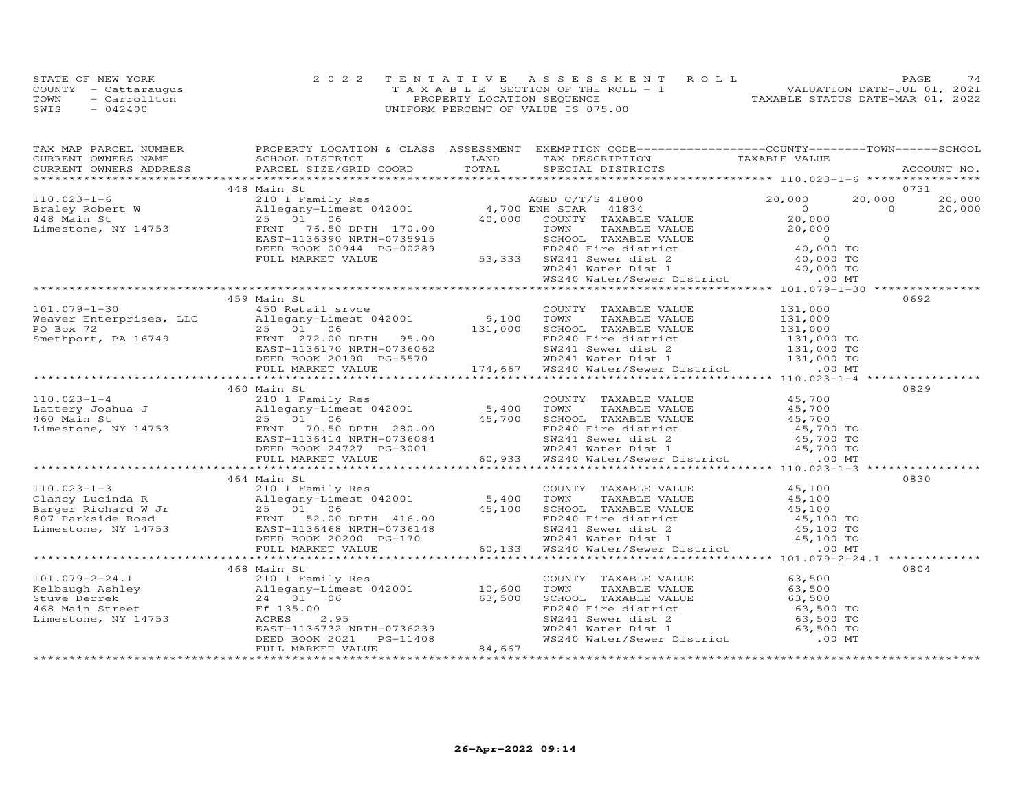STATE OF NEW YORK
COUNTY - Cattaraugus
TOWN - Carrollton
SWIS - 042400

2022 TENTATIVE ASSESSMENT ROLL
TAXABLE SECTION OF THE ROLL - 1
PROPERTY LOCATION SEQUENCE
UNIFORM PERCENT OF VALUE IS 075.00

VALUATION DATE-JUL 01, 2021
TAXABLE STATUS DATE-MAR 01, 2022

| TAX MAP PARCEL NUMBER / CURRENT OWNERS NAME / CURRENT OWNERS ADDRESS | PROPERTY LOCATION & CLASS / SCHOOL DISTRICT / PARCEL SIZE/GRID COORD | ASSESSMENT LAND / TOTAL | EXEMPTION CODE / TAX DESCRIPTION / SPECIAL DISTRICTS | COUNTY TAXABLE VALUE | TOWN | SCHOOL | ACCOUNT NO. |
|---|---|---|---|---|---|---|---|
| | 448 Main St | | | | | | 0731 |
| 110.023-1-6 | 210 1 Family Res | | AGED C/T/S 41800 | 20,000 | 20,000 | 20,000 | |
| Braley Robert W | Allegany-Limest 042001 | 4,700 | ENH STAR 41834 | 0 | 0 | 20,000 | |
| 448 Main St | 25 01 06 | 40,000 | COUNTY TAXABLE VALUE | 20,000 | | | |
| Limestone, NY 14753 | FRNT 76.50 DPTH 170.00 | | TOWN TAXABLE VALUE | 20,000 | | | |
| | EAST-1136390 NRTH-0735915 | | SCHOOL TAXABLE VALUE | 0 | | | |
| | DEED BOOK 00944 PG-00289 | | FD240 Fire district | 40,000 TO | | | |
| | FULL MARKET VALUE | 53,333 | SW241 Sewer dist 2 | 40,000 TO | | | |
| | | | WD241 Water Dist 1 | 40,000 TO | | | |
| | | | WS240 Water/Sewer District | .00 MT | | | |
| | 459 Main St | | | | | | 0692 |
| 101.079-1-30 | 450 Retail srvce | | COUNTY TAXABLE VALUE | 131,000 | | | |
| Weaver Enterprises, LLC | Allegany-Limest 042001 | 9,100 | TOWN TAXABLE VALUE | 131,000 | | | |
| PO Box 72 | 25 01 06 | 131,000 | SCHOOL TAXABLE VALUE | 131,000 | | | |
| Smethport, PA 16749 | FRNT 272.00 DPTH 95.00 | | FD240 Fire district | 131,000 TO | | | |
| | EAST-1136170 NRTH-0736062 | | SW241 Sewer dist 2 | 131,000 TO | | | |
| | DEED BOOK 20190 PG-5570 | | WD241 Water Dist 1 | 131,000 TO | | | |
| | FULL MARKET VALUE | 174,667 | WS240 Water/Sewer District | .00 MT | | | |
| | 460 Main St | | | | | | 0829 |
| 110.023-1-4 | 210 1 Family Res | | COUNTY TAXABLE VALUE | 45,700 | | | |
| Lattery Joshua J | Allegany-Limest 042001 | 5,400 | TOWN TAXABLE VALUE | 45,700 | | | |
| 460 Main St | 25 01 06 | 45,700 | SCHOOL TAXABLE VALUE | 45,700 | | | |
| Limestone, NY 14753 | FRNT 70.50 DPTH 280.00 | | FD240 Fire district | 45,700 TO | | | |
| | EAST-1136414 NRTH-0736084 | | SW241 Sewer dist 2 | 45,700 TO | | | |
| | DEED BOOK 24727 PG-3001 | | WD241 Water Dist 1 | 45,700 TO | | | |
| | FULL MARKET VALUE | 60,933 | WS240 Water/Sewer District | .00 MT | | | |
| | 464 Main St | | | | | | 0830 |
| 110.023-1-3 | 210 1 Family Res | | COUNTY TAXABLE VALUE | 45,100 | | | |
| Clancy Lucinda R | Allegany-Limest 042001 | 5,400 | TOWN TAXABLE VALUE | 45,100 | | | |
| Barger Richard W Jr | 25 01 06 | 45,100 | SCHOOL TAXABLE VALUE | 45,100 | | | |
| 807 Parkside Road | FRNT 52.00 DPTH 416.00 | | FD240 Fire district | 45,100 TO | | | |
| Limestone, NY 14753 | EAST-1136468 NRTH-0736148 | | SW241 Sewer dist 2 | 45,100 TO | | | |
| | DEED BOOK 20200 PG-170 | | WD241 Water Dist 1 | 45,100 TO | | | |
| | FULL MARKET VALUE | 60,133 | WS240 Water/Sewer District | .00 MT | | | |
| | 468 Main St | | | | | | 0804 |
| 101.079-2-24.1 | 210 1 Family Res | | COUNTY TAXABLE VALUE | 63,500 | | | |
| Kelbaugh Ashley | Allegany-Limest 042001 | 10,600 | TOWN TAXABLE VALUE | 63,500 | | | |
| Stuve Derrek | 24 01 06 | 63,500 | SCHOOL TAXABLE VALUE | 63,500 | | | |
| 468 Main Street | Ff 135.00 | | FD240 Fire district | 63,500 TO | | | |
| Limestone, NY 14753 | ACRES 2.95 | | SW241 Sewer dist 2 | 63,500 TO | | | |
| | EAST-1136732 NRTH-0736239 | | WD241 Water Dist 1 | 63,500 TO | | | |
| | DEED BOOK 2021 PG-11408 | | WS240 Water/Sewer District | .00 MT | | | |
| | FULL MARKET VALUE | 84,667 | | | | | |

26-Apr-2022 09:14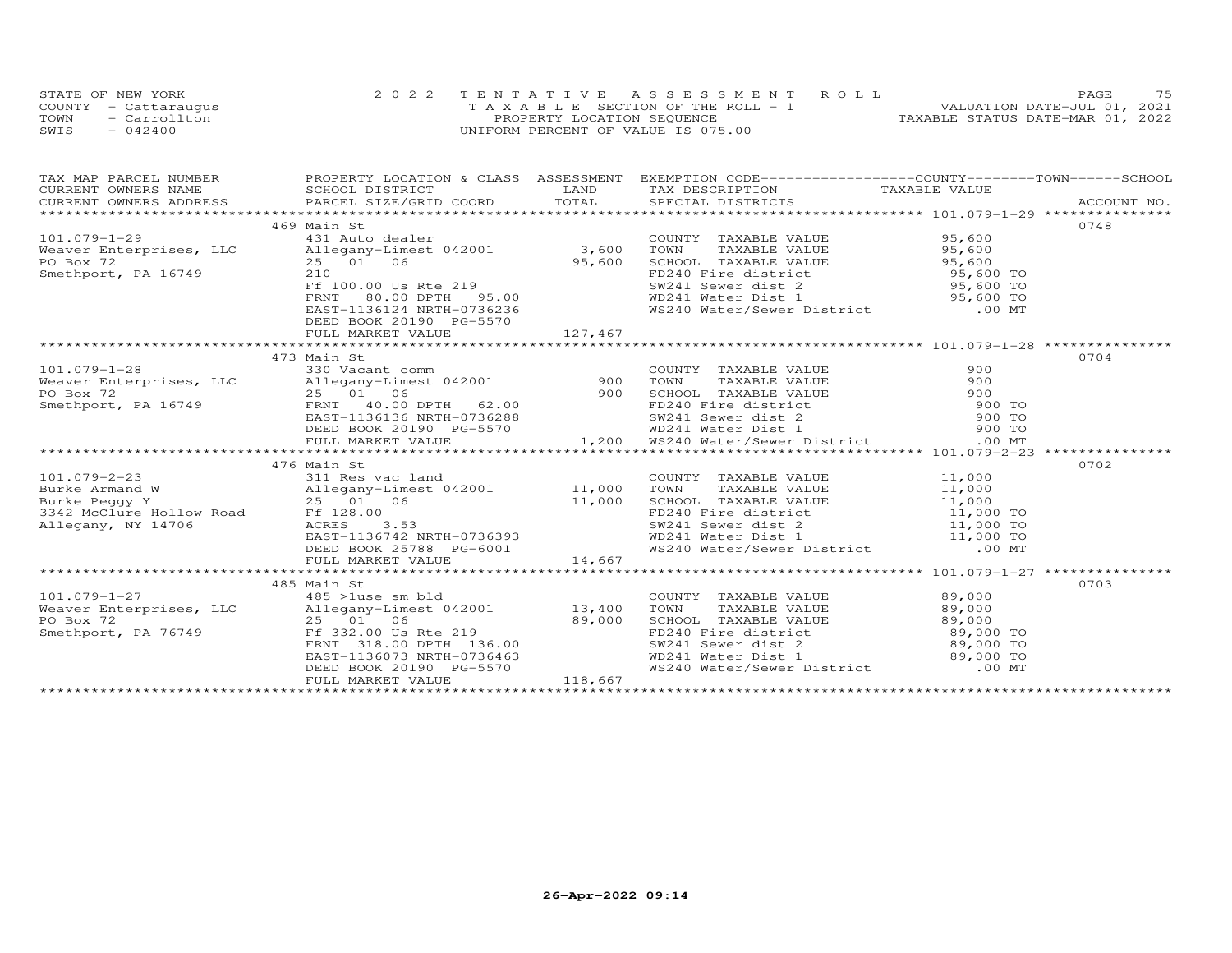STATE OF NEW YORK
COUNTY - Cattaraugus
TOWN - Carrollton
SWIS - 042400

2022 TENTATIVE ASSESSMENT ROLL
TAXABLE SECTION OF THE ROLL - 1
PROPERTY LOCATION SEQUENCE
UNIFORM PERCENT OF VALUE IS 075.00

VALUATION DATE-JUL 01, 2021
TAXABLE STATUS DATE-MAR 01, 2022

| TAX MAP PARCEL NUMBER / CURRENT OWNERS NAME / CURRENT OWNERS ADDRESS | PROPERTY LOCATION & CLASS / SCHOOL DISTRICT / PARCEL SIZE/GRID COORD | ASSESSMENT LAND / TOTAL | EXEMPTION CODE / TAX DESCRIPTION / SPECIAL DISTRICTS | TAXABLE VALUE (COUNTY / TOWN / SCHOOL) | ACCOUNT NO. |
|---|---|---|---|---|---|
| 469 Main St | | | | | 0748 |
| 101.079-1-29 | 431 Auto dealer | | COUNTY TAXABLE VALUE | 95,600 | |
| Weaver Enterprises, LLC | Allegany-Limest 042001 | 3,600 | TOWN TAXABLE VALUE | 95,600 | |
| PO Box 72 | 25 01 06 | 95,600 | SCHOOL TAXABLE VALUE | 95,600 | |
| Smethport, PA 16749 | 210 | | FD240 Fire district | 95,600 TO | |
| | Ff 100.00 Us Rte 219 | | SW241 Sewer dist 2 | 95,600 TO | |
| | FRNT 80.00 DPTH 95.00 | | WD241 Water Dist 1 | 95,600 TO | |
| | EAST-1136124 NRTH-0736236 | | WS240 Water/Sewer District | .00 MT | |
| | DEED BOOK 20190 PG-5570 | | | | |
| | FULL MARKET VALUE | 127,467 | | | |
| 473 Main St | | | | | 0704 |
| 101.079-1-28 | 330 Vacant comm | | COUNTY TAXABLE VALUE | 900 | |
| Weaver Enterprises, LLC | Allegany-Limest 042001 | 900 | TOWN TAXABLE VALUE | 900 | |
| PO Box 72 | 25 01 06 | 900 | SCHOOL TAXABLE VALUE | 900 | |
| Smethport, PA 16749 | FRNT 40.00 DPTH 62.00 | | FD240 Fire district | 900 TO | |
| | EAST-1136136 NRTH-0736288 | | SW241 Sewer dist 2 | 900 TO | |
| | DEED BOOK 20190 PG-5570 | | WD241 Water Dist 1 | 900 TO | |
| | FULL MARKET VALUE | 1,200 | WS240 Water/Sewer District | .00 MT | |
| 476 Main St | | | | | 0702 |
| 101.079-2-23 | 311 Res vac land | | COUNTY TAXABLE VALUE | 11,000 | |
| Burke Armand W | Allegany-Limest 042001 | 11,000 | TOWN TAXABLE VALUE | 11,000 | |
| Burke Peggy Y | 25 01 06 | 11,000 | SCHOOL TAXABLE VALUE | 11,000 | |
| 3342 McClure Hollow Road | Ff 128.00 | | FD240 Fire district | 11,000 TO | |
| Allegany, NY 14706 | ACRES 3.53 | | SW241 Sewer dist 2 | 11,000 TO | |
| | EAST-1136742 NRTH-0736393 | | WD241 Water Dist 1 | 11,000 TO | |
| | DEED BOOK 25788 PG-6001 | | WS240 Water/Sewer District | .00 MT | |
| | FULL MARKET VALUE | 14,667 | | | |
| 485 Main St | | | | | 0703 |
| 101.079-1-27 | 485 >1use sm bld | | COUNTY TAXABLE VALUE | 89,000 | |
| Weaver Enterprises, LLC | Allegany-Limest 042001 | 13,400 | TOWN TAXABLE VALUE | 89,000 | |
| PO Box 72 | 25 01 06 | 89,000 | SCHOOL TAXABLE VALUE | 89,000 | |
| Smethport, PA 76749 | Ff 332.00 Us Rte 219 | | FD240 Fire district | 89,000 TO | |
| | FRNT 318.00 DPTH 136.00 | | SW241 Sewer dist 2 | 89,000 TO | |
| | EAST-1136073 NRTH-0736463 | | WD241 Water Dist 1 | 89,000 TO | |
| | DEED BOOK 20190 PG-5570 | | WS240 Water/Sewer District | .00 MT | |
| | FULL MARKET VALUE | 118,667 | | | |

26-Apr-2022 09:14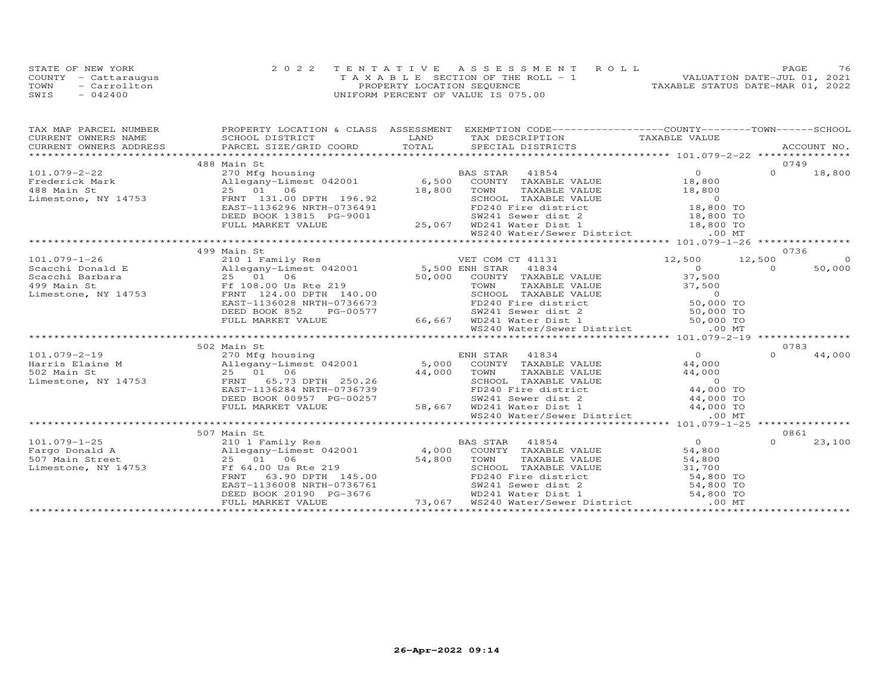STATE OF NEW YORK
COUNTY - Cattaraugus
TOWN - Carrollton
SWIS - 042400

2022 TENTATIVE ASSESSMENT ROLL
TAXABLE SECTION OF THE ROLL - 1
PROPERTY LOCATION SEQUENCE
UNIFORM PERCENT OF VALUE IS 075.00

VALUATION DATE-JUL 01, 2021
TAXABLE STATUS DATE-MAR 01, 2022

| TAX MAP PARCEL NUMBER / CURRENT OWNERS NAME / CURRENT OWNERS ADDRESS | PROPERTY LOCATION & CLASS / SCHOOL DISTRICT / PARCEL SIZE/GRID COORD | ASSESSMENT LAND / TOTAL | EXEMPTION CODE / TAX DESCRIPTION / SPECIAL DISTRICTS | COUNTY TAXABLE VALUE | TOWN | SCHOOL | ACCOUNT NO. |
|---|---|---|---|---|---|---|---|
| | 488 Main St | | | | | | 0749 |
| 101.079-2-22 | 270 Mfg housing | | BAS STAR 41854 | 0 | 0 | 18,800 | |
| Frederick Mark | Allegany-Limest 042001 | 6,500 | COUNTY TAXABLE VALUE | 18,800 | | | |
| 488 Main St | 25 01 06 | 18,800 | TOWN TAXABLE VALUE | 18,800 | | | |
| Limestone, NY 14753 | FRNT 131.00 DPTH 196.92 | | SCHOOL TAXABLE VALUE | 0 | | | |
| | EAST-1136296 NRTH-0736491 | | FD240 Fire district | 18,800 TO | | | |
| | DEED BOOK 13815 PG-9001 | | SW241 Sewer dist 2 | 18,800 TO | | | |
| | FULL MARKET VALUE | 25,067 | WD241 Water Dist 1 | 18,800 TO | | | |
| | | | WS240 Water/Sewer District | .00 MT | | | |
| | 499 Main St | | | | | | 0736 |
| 101.079-1-26 | 210 1 Family Res | | VET COM CT 41131 | 12,500 | 12,500 | 0 | |
| Scacchi Donald E | Allegany-Limest 042001 | 5,500 | ENH STAR 41834 | 0 | 0 | 50,000 | |
| Scacchi Barbara | 25 01 06 | 50,000 | COUNTY TAXABLE VALUE | 37,500 | | | |
| 499 Main St | Ff 108.00 Us Rte 219 | | TOWN TAXABLE VALUE | 37,500 | | | |
| Limestone, NY 14753 | FRNT 124.00 DPTH 140.00 | | SCHOOL TAXABLE VALUE | 0 | | | |
| | EAST-1136028 NRTH-0736673 | | FD240 Fire district | 50,000 TO | | | |
| | DEED BOOK 852 PG-00577 | | SW241 Sewer dist 2 | 50,000 TO | | | |
| | FULL MARKET VALUE | 66,667 | WD241 Water Dist 1 | 50,000 TO | | | |
| | | | WS240 Water/Sewer District | .00 MT | | | |
| | 502 Main St | | | | | | 0783 |
| 101.079-2-19 | 270 Mfg housing | | ENH STAR 41834 | 0 | 0 | 44,000 | |
| Harris Elaine M | Allegany-Limest 042001 | 5,000 | COUNTY TAXABLE VALUE | 44,000 | | | |
| 502 Main St | 25 01 06 | 44,000 | TOWN TAXABLE VALUE | 44,000 | | | |
| Limestone, NY 14753 | FRNT 65.73 DPTH 250.26 | | SCHOOL TAXABLE VALUE | 0 | | | |
| | EAST-1136284 NRTH-0736739 | | FD240 Fire district | 44,000 TO | | | |
| | DEED BOOK 00957 PG-00257 | | SW241 Sewer dist 2 | 44,000 TO | | | |
| | FULL MARKET VALUE | 58,667 | WD241 Water Dist 1 | 44,000 TO | | | |
| | | | WS240 Water/Sewer District | .00 MT | | | |
| | 507 Main St | | | | | | 0861 |
| 101.079-1-25 | 210 1 Family Res | | BAS STAR 41854 | 0 | 0 | 23,100 | |
| Fargo Donald A | Allegany-Limest 042001 | 4,000 | COUNTY TAXABLE VALUE | 54,800 | | | |
| 507 Main Street | 25 01 06 | 54,800 | TOWN TAXABLE VALUE | 54,800 | | | |
| Limestone, NY 14753 | Ff 64.00 Us Rte 219 | | SCHOOL TAXABLE VALUE | 31,700 | | | |
| | FRNT 63.90 DPTH 145.00 | | FD240 Fire district | 54,800 TO | | | |
| | EAST-1136008 NRTH-0736761 | | SW241 Sewer dist 2 | 54,800 TO | | | |
| | DEED BOOK 20190 PG-3676 | | WD241 Water Dist 1 | 54,800 TO | | | |
| | FULL MARKET VALUE | 73,067 | WS240 Water/Sewer District | .00 MT | | | |

26-Apr-2022 09:14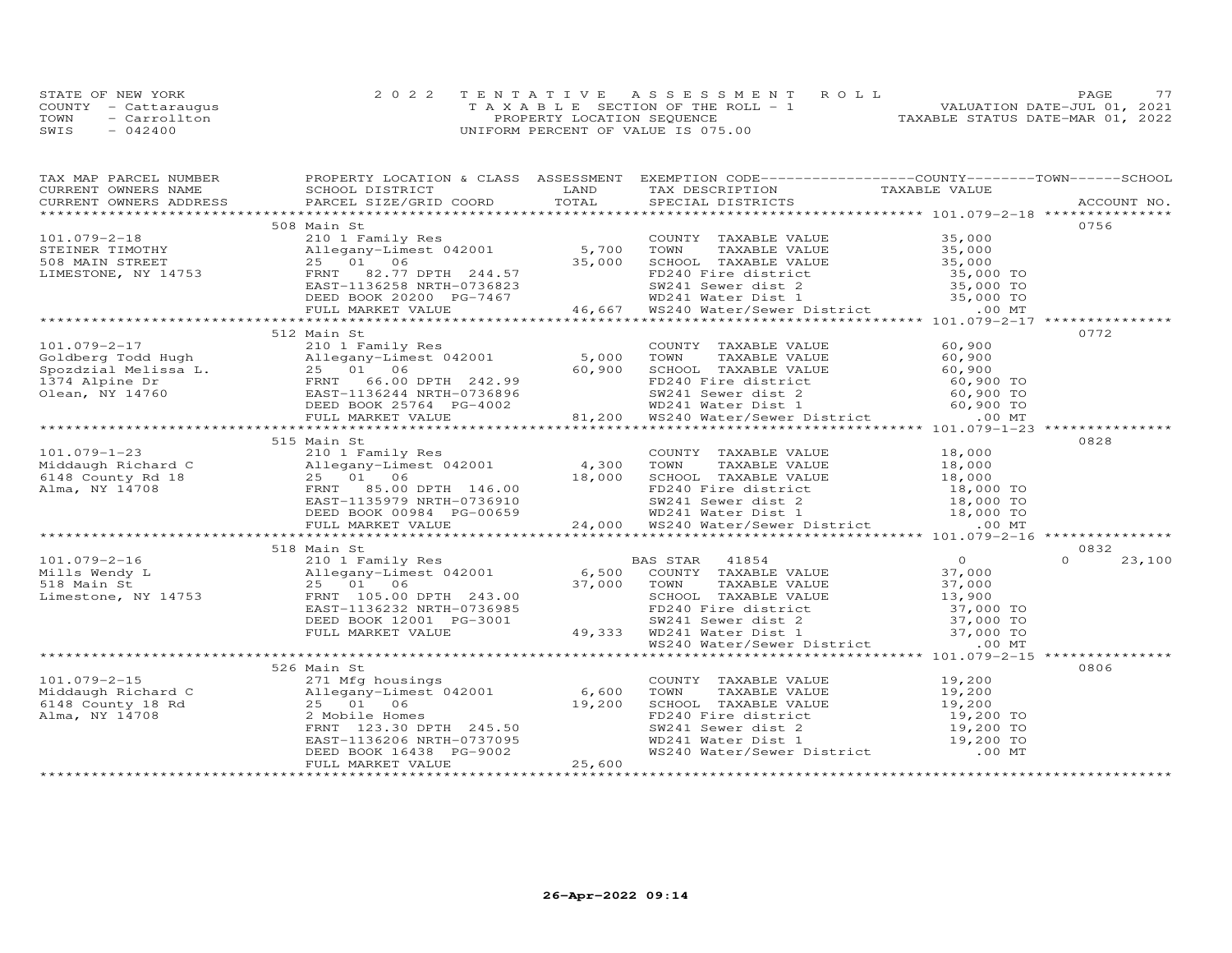STATE OF NEW YORK
COUNTY - Cattaraugus
TOWN - Carrollton
SWIS - 042400

# 2022 TENTATIVE ASSESSMENT ROLL
TAXABLE SECTION OF THE ROLL - 1
PROPERTY LOCATION SEQUENCE
UNIFORM PERCENT OF VALUE IS 075.00

VALUATION DATE-JUL 01, 2021
TAXABLE STATUS DATE-MAR 01, 2022

| TAX MAP PARCEL NUMBER / CURRENT OWNERS NAME / CURRENT OWNERS ADDRESS | PROPERTY LOCATION & CLASS / SCHOOL DISTRICT / PARCEL SIZE/GRID COORD | ASSESSMENT LAND / TOTAL | EXEMPTION CODE / TAX DESCRIPTION / SPECIAL DISTRICTS | COUNTY / TOWN / SCHOOL TAXABLE VALUE | ACCOUNT NO. |
|---|---|---|---|---|---|
| | 508 Main St | | | | 0756 |
| 101.079-2-18 | 210 1 Family Res | | COUNTY TAXABLE VALUE | 35,000 | |
| STEINER TIMOTHY | Allegany-Limest 042001 | 5,700 | TOWN TAXABLE VALUE | 35,000 | |
| 508 MAIN STREET | 25 01 06 | 35,000 | SCHOOL TAXABLE VALUE | 35,000 | |
| LIMESTONE, NY 14753 | FRNT 82.77 DPTH 244.57 | | FD240 Fire district | 35,000 TO | |
| | EAST-1136258 NRTH-0736823 | | SW241 Sewer dist 2 | 35,000 TO | |
| | DEED BOOK 20200 PG-7467 | | WD241 Water Dist 1 | 35,000 TO | |
| | FULL MARKET VALUE | 46,667 | WS240 Water/Sewer District | .00 MT | |
| | 512 Main St | | | | 0772 |
| 101.079-2-17 | 210 1 Family Res | | COUNTY TAXABLE VALUE | 60,900 | |
| Goldberg Todd Hugh | Allegany-Limest 042001 | 5,000 | TOWN TAXABLE VALUE | 60,900 | |
| Spozdzial Melissa L. | 25 01 06 | 60,900 | SCHOOL TAXABLE VALUE | 60,900 | |
| 1374 Alpine Dr | FRNT 66.00 DPTH 242.99 | | FD240 Fire district | 60,900 TO | |
| Olean, NY 14760 | EAST-1136244 NRTH-0736896 | | SW241 Sewer dist 2 | 60,900 TO | |
| | DEED BOOK 25764 PG-4002 | | WD241 Water Dist 1 | 60,900 TO | |
| | FULL MARKET VALUE | 81,200 | WS240 Water/Sewer District | .00 MT | |
| | 515 Main St | | | | 0828 |
| 101.079-1-23 | 210 1 Family Res | | COUNTY TAXABLE VALUE | 18,000 | |
| Middaugh Richard C | Allegany-Limest 042001 | 4,300 | TOWN TAXABLE VALUE | 18,000 | |
| 6148 County Rd 18 | 25 01 06 | 18,000 | SCHOOL TAXABLE VALUE | 18,000 | |
| Alma, NY 14708 | FRNT 85.00 DPTH 146.00 | | FD240 Fire district | 18,000 TO | |
| | EAST-1135979 NRTH-0736910 | | SW241 Sewer dist 2 | 18,000 TO | |
| | DEED BOOK 00984 PG-00659 | | WD241 Water Dist 1 | 18,000 TO | |
| | FULL MARKET VALUE | 24,000 | WS240 Water/Sewer District | .00 MT | |
| | 518 Main St | | | | 0832 |
| 101.079-2-16 | 210 1 Family Res | | BAS STAR 41854 | 0 0 23,100 | |
| Mills Wendy L | Allegany-Limest 042001 | 6,500 | COUNTY TAXABLE VALUE | 37,000 | |
| 518 Main St | 25 01 06 | 37,000 | TOWN TAXABLE VALUE | 37,000 | |
| Limestone, NY 14753 | FRNT 105.00 DPTH 243.00 | | SCHOOL TAXABLE VALUE | 13,900 | |
| | EAST-1136232 NRTH-0736985 | | FD240 Fire district | 37,000 TO | |
| | DEED BOOK 12001 PG-3001 | | SW241 Sewer dist 2 | 37,000 TO | |
| | FULL MARKET VALUE | 49,333 | WD241 Water Dist 1 | 37,000 TO | |
| | | | WS240 Water/Sewer District | .00 MT | |
| | 526 Main St | | | | 0806 |
| 101.079-2-15 | 271 Mfg housings | | COUNTY TAXABLE VALUE | 19,200 | |
| Middaugh Richard C | Allegany-Limest 042001 | 6,600 | TOWN TAXABLE VALUE | 19,200 | |
| 6148 County 18 Rd | 25 01 06 | 19,200 | SCHOOL TAXABLE VALUE | 19,200 | |
| Alma, NY 14708 | 2 Mobile Homes | | FD240 Fire district | 19,200 TO | |
| | FRNT 123.30 DPTH 245.50 | | SW241 Sewer dist 2 | 19,200 TO | |
| | EAST-1136206 NRTH-0737095 | | WD241 Water Dist 1 | 19,200 TO | |
| | DEED BOOK 16438 PG-9002 | | WS240 Water/Sewer District | .00 MT | |
| | FULL MARKET VALUE | 25,600 | | | |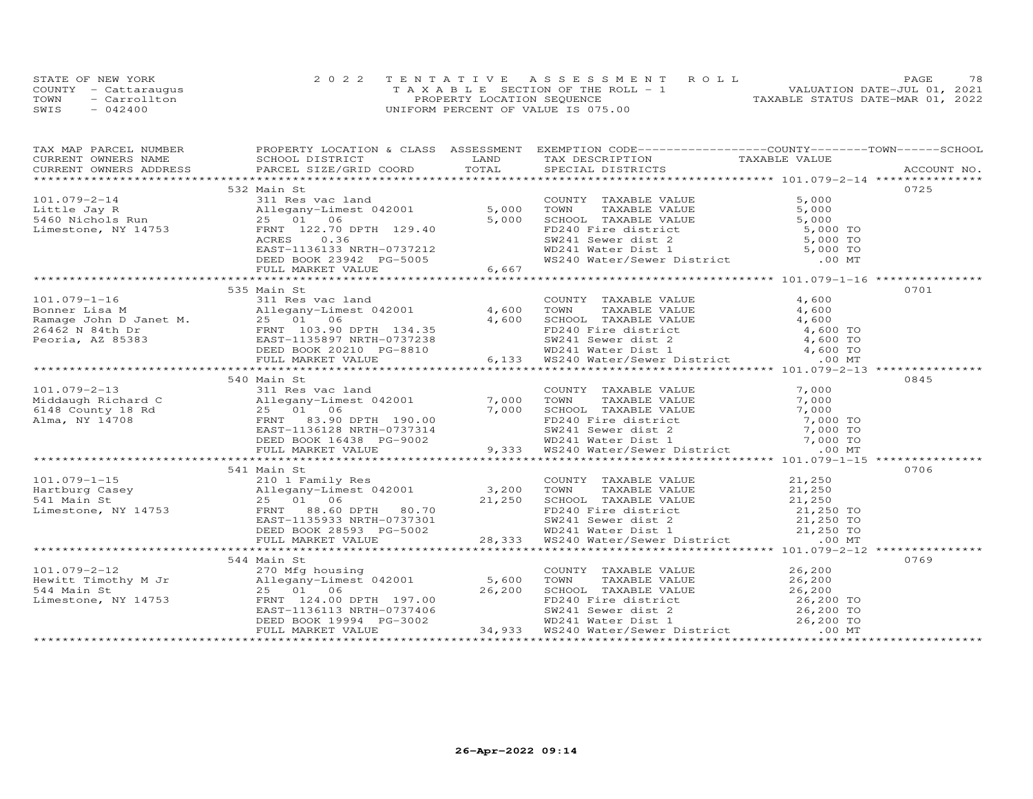STATE OF NEW YORK
COUNTY - Cattaraugus
TOWN - Carrollton
SWIS - 042400

2022 TENTATIVE ASSESSMENT ROLL
TAXABLE SECTION OF THE ROLL - 1
PROPERTY LOCATION SEQUENCE
UNIFORM PERCENT OF VALUE IS 075.00

VALUATION DATE-JUL 01, 2021
TAXABLE STATUS DATE-MAR 01, 2022

| TAX MAP PARCEL NUMBER / CURRENT OWNERS NAME / CURRENT OWNERS ADDRESS | PROPERTY LOCATION & CLASS / SCHOOL DISTRICT / PARCEL SIZE/GRID COORD | ASSESSMENT LAND | TOTAL | EXEMPTION CODE / TAX DESCRIPTION / SPECIAL DISTRICTS | TAXABLE VALUE | ACCOUNT NO. |
|---|---|---|---|---|---|---|
| 101.079-2-14 | 532 Main St | | | | | 0725 |
| Little Jay R | 311 Res vac land | | | COUNTY TAXABLE VALUE | 5,000 | |
| 5460 Nichols Run | Allegany-Limest 042001 | 5,000 | | TOWN TAXABLE VALUE | 5,000 | |
| Limestone, NY 14753 | 25 01 06 | | 5,000 | SCHOOL TAXABLE VALUE | 5,000 | |
| | FRNT 122.70 DPTH 129.40 | | | FD240 Fire district | 5,000 TO | |
| | ACRES 0.36 | | | SW241 Sewer dist 2 | 5,000 TO | |
| | EAST-1136133 NRTH-0737212 | | | WD241 Water Dist 1 | 5,000 TO | |
| | DEED BOOK 23942 PG-5005 | | | WS240 Water/Sewer District | .00 MT | |
| | FULL MARKET VALUE | | 6,667 | | | |
| 101.079-1-16 | 535 Main St | | | | | 0701 |
| Bonner Lisa M | 311 Res vac land | | | COUNTY TAXABLE VALUE | 4,600 | |
| Ramage John D Janet M. | Allegany-Limest 042001 | 4,600 | | TOWN TAXABLE VALUE | 4,600 | |
| 26462 N 84th Dr | 25 01 06 | | 4,600 | SCHOOL TAXABLE VALUE | 4,600 | |
| Peoria, AZ 85383 | FRNT 103.90 DPTH 134.35 | | | FD240 Fire district | 4,600 TO | |
| | EAST-1135897 NRTH-0737238 | | | SW241 Sewer dist 2 | 4,600 TO | |
| | DEED BOOK 20210 PG-8810 | | | WD241 Water Dist 1 | 4,600 TO | |
| | FULL MARKET VALUE | | 6,133 | WS240 Water/Sewer District | .00 MT | |
| 101.079-2-13 | 540 Main St | | | | | 0845 |
| Middaugh Richard C | 311 Res vac land | | | COUNTY TAXABLE VALUE | 7,000 | |
| 6148 County 18 Rd | Allegany-Limest 042001 | 7,000 | | TOWN TAXABLE VALUE | 7,000 | |
| Alma, NY 14708 | 25 01 06 | | 7,000 | SCHOOL TAXABLE VALUE | 7,000 | |
| | FRNT 83.90 DPTH 190.00 | | | FD240 Fire district | 7,000 TO | |
| | EAST-1136128 NRTH-0737314 | | | SW241 Sewer dist 2 | 7,000 TO | |
| | DEED BOOK 16438 PG-9002 | | | WD241 Water Dist 1 | 7,000 TO | |
| | FULL MARKET VALUE | | 9,333 | WS240 Water/Sewer District | .00 MT | |
| 101.079-1-15 | 541 Main St | | | | | 0706 |
| Hartburg Casey | 210 1 Family Res | | | COUNTY TAXABLE VALUE | 21,250 | |
| 541 Main St | Allegany-Limest 042001 | 3,200 | | TOWN TAXABLE VALUE | 21,250 | |
| Limestone, NY 14753 | 25 01 06 | | 21,250 | SCHOOL TAXABLE VALUE | 21,250 | |
| | FRNT 88.60 DPTH 80.70 | | | FD240 Fire district | 21,250 TO | |
| | EAST-1135933 NRTH-0737301 | | | SW241 Sewer dist 2 | 21,250 TO | |
| | DEED BOOK 28593 PG-5002 | | | WD241 Water Dist 1 | 21,250 TO | |
| | FULL MARKET VALUE | | 28,333 | WS240 Water/Sewer District | .00 MT | |
| 101.079-2-12 | 544 Main St | | | | | 0769 |
| Hewitt Timothy M Jr | 270 Mfg housing | | | COUNTY TAXABLE VALUE | 26,200 | |
| 544 Main St | Allegany-Limest 042001 | 5,600 | | TOWN TAXABLE VALUE | 26,200 | |
| Limestone, NY 14753 | 25 01 06 | | 26,200 | SCHOOL TAXABLE VALUE | 26,200 | |
| | FRNT 124.00 DPTH 197.00 | | | FD240 Fire district | 26,200 TO | |
| | EAST-1136113 NRTH-0737406 | | | SW241 Sewer dist 2 | 26,200 TO | |
| | DEED BOOK 19994 PG-3002 | | | WD241 Water Dist 1 | 26,200 TO | |
| | FULL MARKET VALUE | | 34,933 | WS240 Water/Sewer District | .00 MT | |

26-Apr-2022 09:14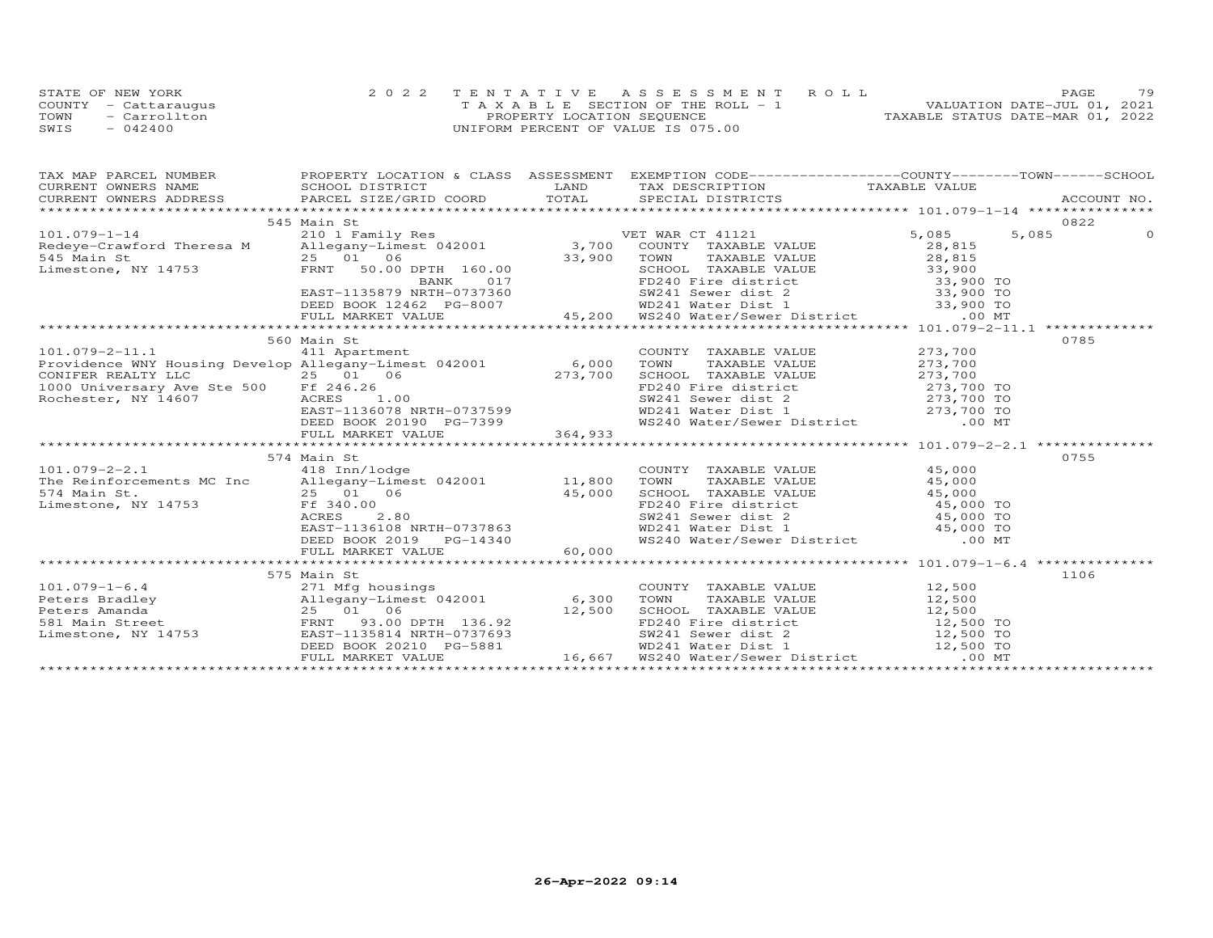STATE OF NEW YORK
COUNTY - Cattaraugus
TOWN - Carrollton
SWIS - 042400

2022 TENTATIVE ASSESSMENT ROLL
TAXABLE SECTION OF THE ROLL - 1
PROPERTY LOCATION SEQUENCE
UNIFORM PERCENT OF VALUE IS 075.00

VALUATION DATE-JUL 01, 2021
TAXABLE STATUS DATE-MAR 01, 2022

| TAX MAP PARCEL NUMBER / CURRENT OWNERS NAME / CURRENT OWNERS ADDRESS | PROPERTY LOCATION & CLASS / SCHOOL DISTRICT / PARCEL SIZE/GRID COORD | ASSESSMENT LAND / TOTAL | EXEMPTION CODE / TAX DESCRIPTION / SPECIAL DISTRICTS | COUNTY TAXABLE VALUE | TOWN | SCHOOL | ACCOUNT NO. |
|---|---|---|---|---|---|---|---|
| 545 Main St | | | | | | | 0822 |
| 101.079-1-14 | 210 1 Family Res | | VET WAR CT 41121 | 5,085 | 5,085 | 0 | |
| Redeye-Crawford Theresa M | Allegany-Limest 042001 | 3,700 | COUNTY TAXABLE VALUE | 28,815 | | | |
| 545 Main St | 25 01 06 | 33,900 | TOWN TAXABLE VALUE | 28,815 | | | |
| Limestone, NY 14753 | FRNT 50.00 DPTH 160.00 | | SCHOOL TAXABLE VALUE | 33,900 | | | |
| | BANK 017 | | FD240 Fire district | 33,900 TO | | | |
| | EAST-1135879 NRTH-0737360 | | SW241 Sewer dist 2 | 33,900 TO | | | |
| | DEED BOOK 12462 PG-8007 | | WD241 Water Dist 1 | 33,900 TO | | | |
| | FULL MARKET VALUE | 45,200 | WS240 Water/Sewer District | .00 MT | | | |
| 560 Main St | | | | | | | 0785 |
| 101.079-2-11.1 | 411 Apartment | | COUNTY TAXABLE VALUE | 273,700 | | | |
| Providence WNY Housing Develop | Allegany-Limest 042001 | 6,000 | TOWN TAXABLE VALUE | 273,700 | | | |
| CONIFER REALTY LLC | 25 01 06 | 273,700 | SCHOOL TAXABLE VALUE | 273,700 | | | |
| 1000 Universary Ave Ste 500 | Ff 246.26 | | FD240 Fire district | 273,700 TO | | | |
| Rochester, NY 14607 | ACRES 1.00 | | SW241 Sewer dist 2 | 273,700 TO | | | |
| | EAST-1136078 NRTH-0737599 | | WD241 Water Dist 1 | 273,700 TO | | | |
| | DEED BOOK 20190 PG-7399 | | WS240 Water/Sewer District | .00 MT | | | |
| | FULL MARKET VALUE | 364,933 | | | | | |
| 574 Main St | | | | | | | 0755 |
| 101.079-2-2.1 | 418 Inn/lodge | | COUNTY TAXABLE VALUE | 45,000 | | | |
| The Reinforcements MC Inc | Allegany-Limest 042001 | 11,800 | TOWN TAXABLE VALUE | 45,000 | | | |
| 574 Main St. | 25 01 06 | 45,000 | SCHOOL TAXABLE VALUE | 45,000 | | | |
| Limestone, NY 14753 | Ff 340.00 | | FD240 Fire district | 45,000 TO | | | |
| | ACRES 2.80 | | SW241 Sewer dist 2 | 45,000 TO | | | |
| | EAST-1136108 NRTH-0737863 | | WD241 Water Dist 1 | 45,000 TO | | | |
| | DEED BOOK 2019 PG-14340 | | WS240 Water/Sewer District | .00 MT | | | |
| | FULL MARKET VALUE | 60,000 | | | | | |
| 575 Main St | | | | | | | 1106 |
| 101.079-1-6.4 | 271 Mfg housings | | COUNTY TAXABLE VALUE | 12,500 | | | |
| Peters Bradley | Allegany-Limest 042001 | 6,300 | TOWN TAXABLE VALUE | 12,500 | | | |
| Peters Amanda | 25 01 06 | 12,500 | SCHOOL TAXABLE VALUE | 12,500 | | | |
| 581 Main Street | FRNT 93.00 DPTH 136.92 | | FD240 Fire district | 12,500 TO | | | |
| Limestone, NY 14753 | EAST-1135814 NRTH-0737693 | | SW241 Sewer dist 2 | 12,500 TO | | | |
| | DEED BOOK 20210 PG-5881 | | WD241 Water Dist 1 | 12,500 TO | | | |
| | FULL MARKET VALUE | 16,667 | WS240 Water/Sewer District | .00 MT | | | |

26-Apr-2022 09:14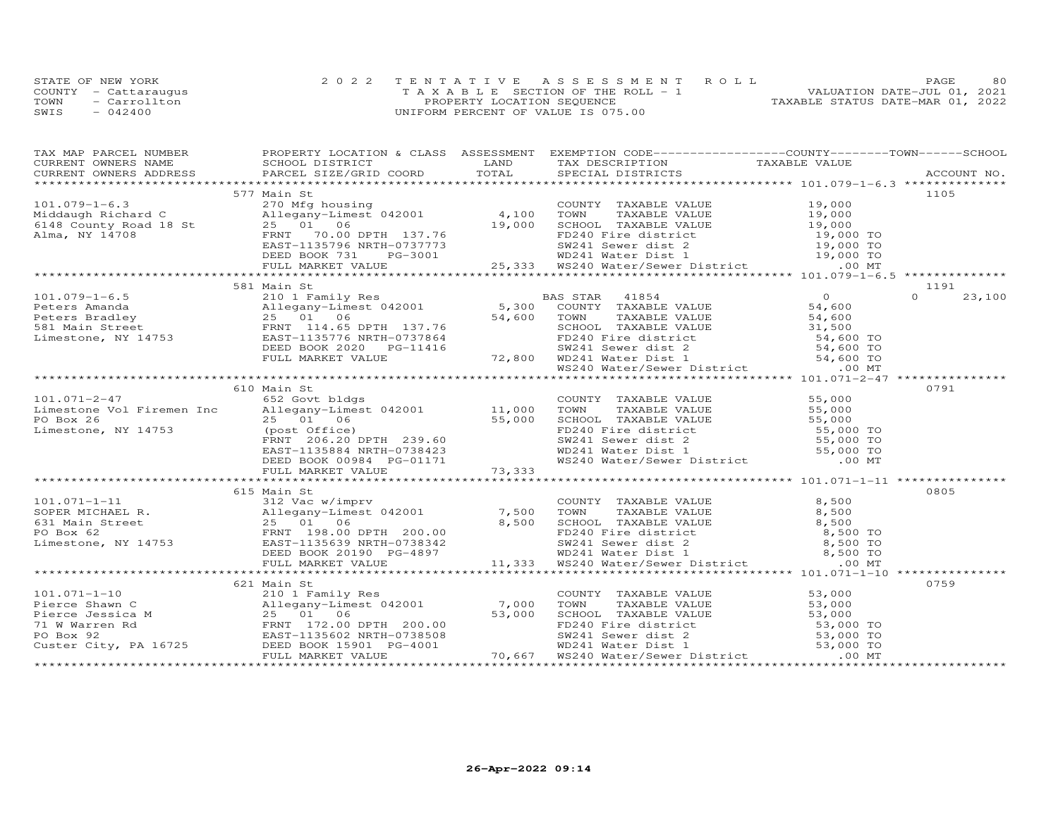STATE OF NEW YORK
COUNTY - Cattaraugus
TOWN - Carrollton
SWIS - 042400

2022 TENTATIVE ASSESSMENT ROLL
TAXABLE SECTION OF THE ROLL - 1
PROPERTY LOCATION SEQUENCE
UNIFORM PERCENT OF VALUE IS 075.00

VALUATION DATE-JUL 01, 2021
TAXABLE STATUS DATE-MAR 01, 2022

| TAX MAP PARCEL NUMBER / CURRENT OWNERS NAME / CURRENT OWNERS ADDRESS | PROPERTY LOCATION & CLASS / SCHOOL DISTRICT / PARCEL SIZE/GRID COORD | ASSESSMENT LAND / TOTAL | EXEMPTION CODE / TAX DESCRIPTION / SPECIAL DISTRICTS | COUNTY / TOWN / SCHOOL TAXABLE VALUE | ACCOUNT NO. |
|---|---|---|---|---|---|
| 101.079-1-6.3 | 577 Main St | | | | 1105 |
| | 270 Mfg housing | | COUNTY TAXABLE VALUE | 19,000 | |
| Middaugh Richard C | Allegany-Limest 042001 | 4,100 | TOWN TAXABLE VALUE | 19,000 | |
| 6148 County Road 18 St | 25 01 06 | 19,000 | SCHOOL TAXABLE VALUE | 19,000 | |
| Alma, NY 14708 | FRNT 70.00 DPTH 137.76 | | FD240 Fire district | 19,000 TO | |
| | EAST-1135796 NRTH-0737773 | | SW241 Sewer dist 2 | 19,000 TO | |
| | DEED BOOK 731 PG-3001 | | WD241 Water Dist 1 | 19,000 TO | |
| | FULL MARKET VALUE | 25,333 | WS240 Water/Sewer District | .00 MT | |
| 101.079-1-6.5 | 581 Main St | | | | 1191 |
| | 210 1 Family Res | | BAS STAR 41854 | 0 / 0 / 23,100 | |
| Peters Amanda | Allegany-Limest 042001 | 5,300 | COUNTY TAXABLE VALUE | 54,600 | |
| Peters Bradley | 25 01 06 | 54,600 | TOWN TAXABLE VALUE | 54,600 | |
| 581 Main Street | FRNT 114.65 DPTH 137.76 | | SCHOOL TAXABLE VALUE | 31,500 | |
| Limestone, NY 14753 | EAST-1135776 NRTH-0737864 | | FD240 Fire district | 54,600 TO | |
| | DEED BOOK 2020 PG-11416 | | SW241 Sewer dist 2 | 54,600 TO | |
| | FULL MARKET VALUE | 72,800 | WD241 Water Dist 1 | 54,600 TO | |
| | | | WS240 Water/Sewer District | .00 MT | |
| 101.071-2-47 | 610 Main St | | | | 0791 |
| | 652 Govt bldgs | | COUNTY TAXABLE VALUE | 55,000 | |
| Limestone Vol Firemen Inc | Allegany-Limest 042001 | 11,000 | TOWN TAXABLE VALUE | 55,000 | |
| PO Box 26 | 25 01 06 | 55,000 | SCHOOL TAXABLE VALUE | 55,000 | |
| Limestone, NY 14753 | (post Office) | | FD240 Fire district | 55,000 TO | |
| | FRNT 206.20 DPTH 239.60 | | SW241 Sewer dist 2 | 55,000 TO | |
| | EAST-1135884 NRTH-0738423 | | WD241 Water Dist 1 | 55,000 TO | |
| | DEED BOOK 00984 PG-01171 | | WS240 Water/Sewer District | .00 MT | |
| | FULL MARKET VALUE | 73,333 | | | |
| 101.071-1-11 | 615 Main St | | | | 0805 |
| | 312 Vac w/imprv | | COUNTY TAXABLE VALUE | 8,500 | |
| SOPER MICHAEL R. | Allegany-Limest 042001 | 7,500 | TOWN TAXABLE VALUE | 8,500 | |
| 631 Main Street | 25 01 06 | 8,500 | SCHOOL TAXABLE VALUE | 8,500 | |
| PO Box 62 | FRNT 198.00 DPTH 200.00 | | FD240 Fire district | 8,500 TO | |
| Limestone, NY 14753 | EAST-1135639 NRTH-0738342 | | SW241 Sewer dist 2 | 8,500 TO | |
| | DEED BOOK 20190 PG-4897 | | WD241 Water Dist 1 | 8,500 TO | |
| | FULL MARKET VALUE | 11,333 | WS240 Water/Sewer District | .00 MT | |
| 101.071-1-10 | 621 Main St | | | | 0759 |
| | 210 1 Family Res | | COUNTY TAXABLE VALUE | 53,000 | |
| Pierce Shawn C | Allegany-Limest 042001 | 7,000 | TOWN TAXABLE VALUE | 53,000 | |
| Pierce Jessica M | 25 01 06 | 53,000 | SCHOOL TAXABLE VALUE | 53,000 | |
| 71 W Warren Rd | FRNT 172.00 DPTH 200.00 | | FD240 Fire district | 53,000 TO | |
| PO Box 92 | EAST-1135602 NRTH-0738508 | | SW241 Sewer dist 2 | 53,000 TO | |
| Custer City, PA 16725 | DEED BOOK 15901 PG-4001 | | WD241 Water Dist 1 | 53,000 TO | |
| | FULL MARKET VALUE | 70,667 | WS240 Water/Sewer District | .00 MT | |

26-Apr-2022 09:14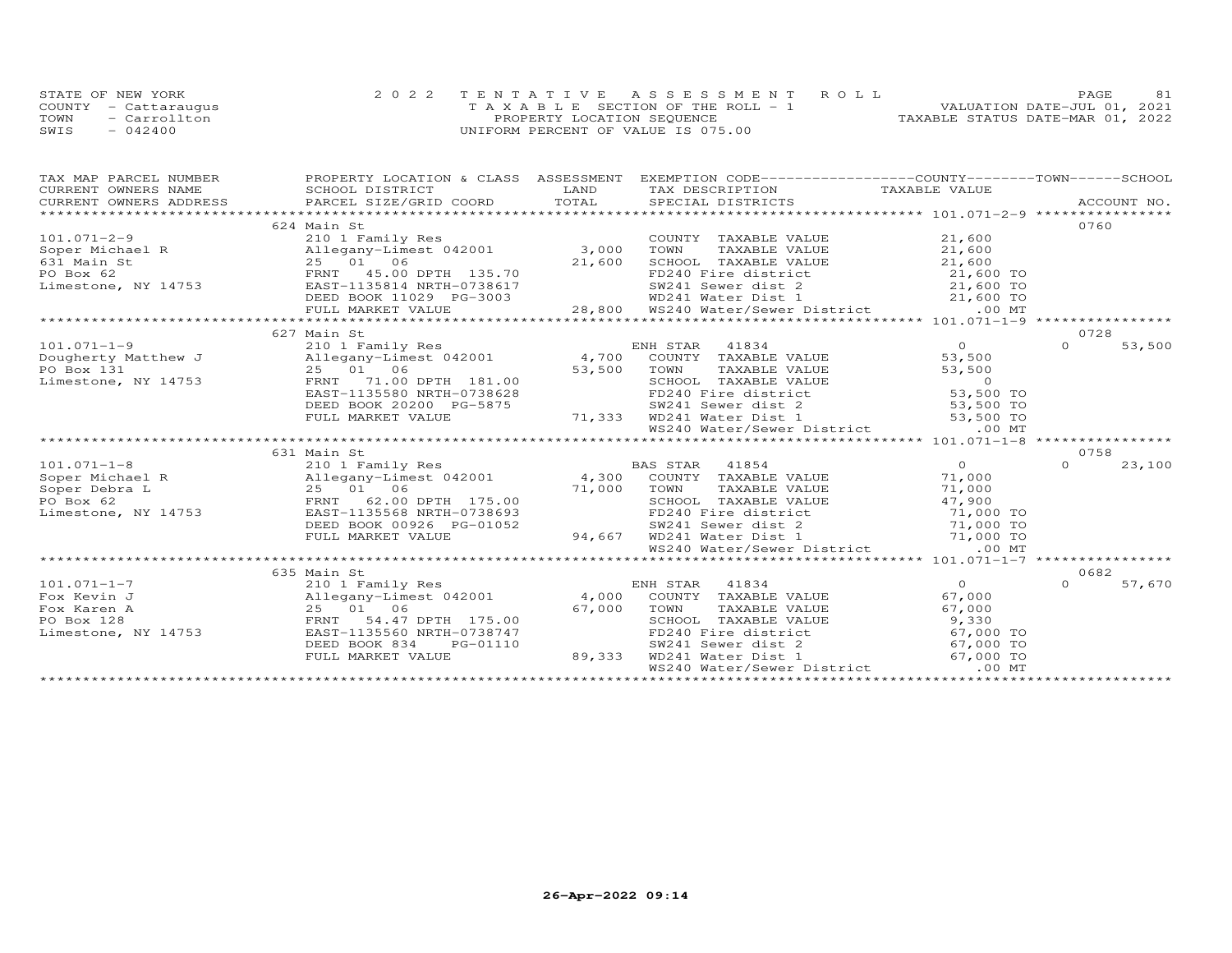STATE OF NEW YORK
COUNTY - Cattaraugus
TOWN - Carrollton
SWIS - 042400

2 0 2 2 T E N T A T I V E A S S E S S M E N T R O L L
T A X A B L E SECTION OF THE ROLL - 1
PROPERTY LOCATION SEQUENCE
UNIFORM PERCENT OF VALUE IS 075.00

VALUATION DATE-JUL 01, 2021
TAXABLE STATUS DATE-MAR 01, 2022

| TAX MAP PARCEL NUMBER / CURRENT OWNERS NAME / CURRENT OWNERS ADDRESS | PROPERTY LOCATION & CLASS / SCHOOL DISTRICT / PARCEL SIZE/GRID COORD | ASSESSMENT LAND / TOTAL | EXEMPTION CODE / TAX DESCRIPTION / SPECIAL DISTRICTS | COUNTY / TOWN TAXABLE VALUE | SCHOOL / ACCOUNT NO. |
|---|---|---|---|---|---|
| 101.071-2-9 | 624 Main St | | | | 0760 |
| | 210 1 Family Res | | COUNTY TAXABLE VALUE | 21,600 | |
| Soper Michael R | Allegany-Limest 042001 | 3,000 | TOWN TAXABLE VALUE | 21,600 | |
| 631 Main St | 25 01 06 | 21,600 | SCHOOL TAXABLE VALUE | 21,600 | |
| PO Box 62 | FRNT 45.00 DPTH 135.70 | | FD240 Fire district | 21,600 TO | |
| Limestone, NY 14753 | EAST-1135814 NRTH-0738617 | | SW241 Sewer dist 2 | 21,600 TO | |
| | DEED BOOK 11029 PG-3003 | | WD241 Water Dist 1 | 21,600 TO | |
| | FULL MARKET VALUE | 28,800 | WS240 Water/Sewer District | .00 MT | |
| 101.071-1-9 | 627 Main St | | | | 0728 |
| | 210 1 Family Res | | ENH STAR 41834 | 0 | 0 53,500 |
| Dougherty Matthew J | Allegany-Limest 042001 | 4,700 | COUNTY TAXABLE VALUE | 53,500 | |
| PO Box 131 | 25 01 06 | 53,500 | TOWN TAXABLE VALUE | 53,500 | |
| Limestone, NY 14753 | FRNT 71.00 DPTH 181.00 | | SCHOOL TAXABLE VALUE | 0 | |
| | EAST-1135580 NRTH-0738628 | | FD240 Fire district | 53,500 TO | |
| | DEED BOOK 20200 PG-5875 | | SW241 Sewer dist 2 | 53,500 TO | |
| | FULL MARKET VALUE | 71,333 | WD241 Water Dist 1 | 53,500 TO | |
| | | | WS240 Water/Sewer District | .00 MT | |
| 101.071-1-8 | 631 Main St | | | | 0758 |
| | 210 1 Family Res | | BAS STAR 41854 | 0 | 0 23,100 |
| Soper Michael R | Allegany-Limest 042001 | 4,300 | COUNTY TAXABLE VALUE | 71,000 | |
| Soper Debra L | 25 01 06 | 71,000 | TOWN TAXABLE VALUE | 71,000 | |
| PO Box 62 | FRNT 62.00 DPTH 175.00 | | SCHOOL TAXABLE VALUE | 47,900 | |
| Limestone, NY 14753 | EAST-1135568 NRTH-0738693 | | FD240 Fire district | 71,000 TO | |
| | DEED BOOK 00926 PG-01052 | | SW241 Sewer dist 2 | 71,000 TO | |
| | FULL MARKET VALUE | 94,667 | WD241 Water Dist 1 | 71,000 TO | |
| | | | WS240 Water/Sewer District | .00 MT | |
| 101.071-1-7 | 635 Main St | | | | 0682 |
| | 210 1 Family Res | | ENH STAR 41834 | 0 | 0 57,670 |
| Fox Kevin J | Allegany-Limest 042001 | 4,000 | COUNTY TAXABLE VALUE | 67,000 | |
| Fox Karen A | 25 01 06 | 67,000 | TOWN TAXABLE VALUE | 67,000 | |
| PO Box 128 | FRNT 54.47 DPTH 175.00 | | SCHOOL TAXABLE VALUE | 9,330 | |
| Limestone, NY 14753 | EAST-1135560 NRTH-0738747 | | FD240 Fire district | 67,000 TO | |
| | DEED BOOK 834 PG-01110 | | SW241 Sewer dist 2 | 67,000 TO | |
| | FULL MARKET VALUE | 89,333 | WD241 Water Dist 1 | 67,000 TO | |
| | | | WS240 Water/Sewer District | .00 MT | |

26-Apr-2022 09:14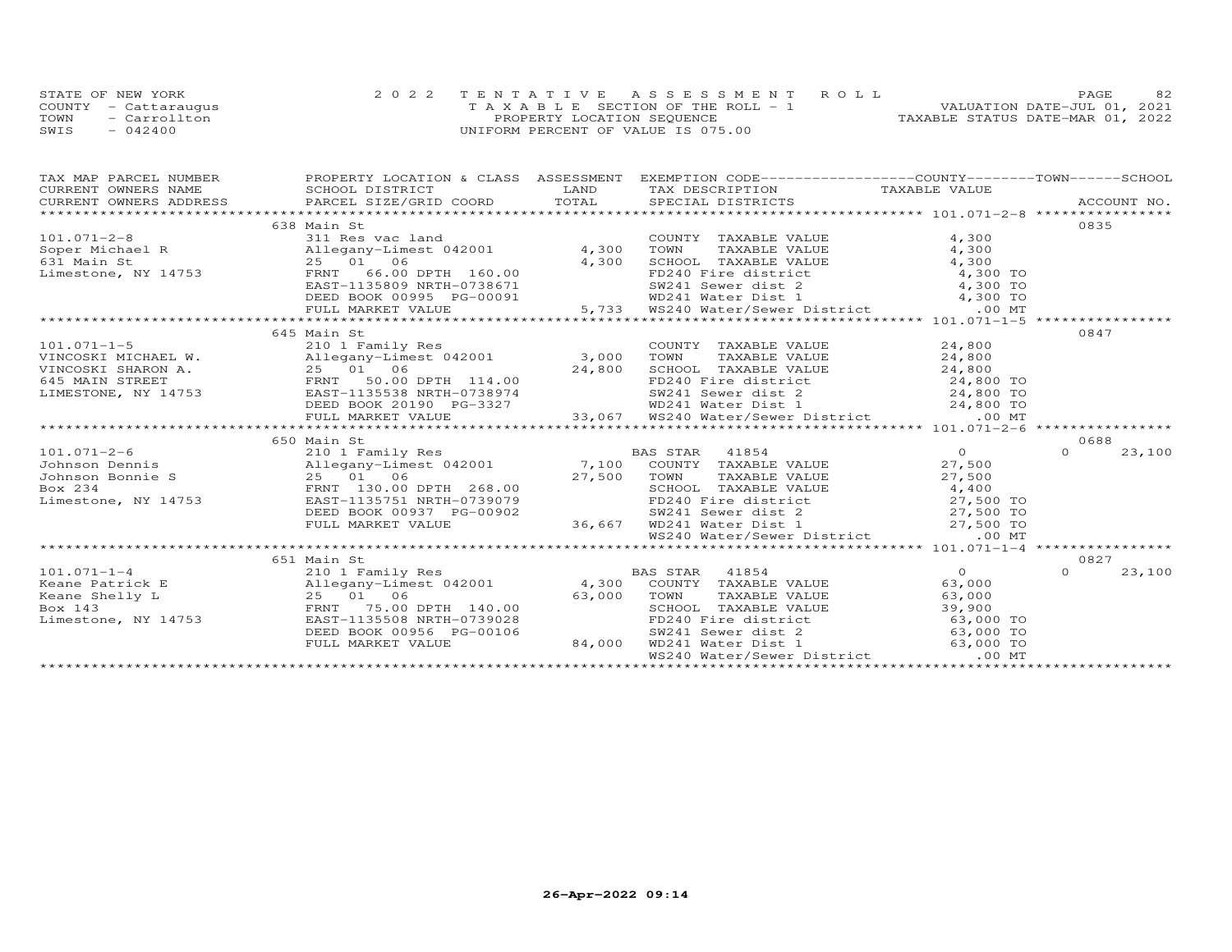STATE OF NEW YORK
COUNTY - Cattaraugus
TOWN - Carrollton
SWIS - 042400

2022 TENTATIVE ASSESSMENT ROLL
TAXABLE SECTION OF THE ROLL - 1
PROPERTY LOCATION SEQUENCE
UNIFORM PERCENT OF VALUE IS 075.00

VALUATION DATE-JUL 01, 2021
TAXABLE STATUS DATE-MAR 01, 2022

| TAX MAP PARCEL NUMBER / CURRENT OWNERS NAME / CURRENT OWNERS ADDRESS | PROPERTY LOCATION & CLASS / SCHOOL DISTRICT / PARCEL SIZE/GRID COORD | ASSESSMENT LAND | TOTAL | EXEMPTION CODE / TAX DESCRIPTION / SPECIAL DISTRICTS | COUNTY / TAXABLE VALUE | TOWN | SCHOOL | ACCOUNT NO. |
|---|---|---|---|---|---|---|---|---|
| 101.071-2-8 | 638 Main St | | | | | | | 0835 |
| | 311 Res vac land | | | COUNTY TAXABLE VALUE | 4,300 | | | |
| Soper Michael R | Allegany-Limest 042001 | 4,300 | | TOWN TAXABLE VALUE | 4,300 | | | |
| 631 Main St | 25 01 06 | | 4,300 | SCHOOL TAXABLE VALUE | 4,300 | | | |
| Limestone, NY 14753 | FRNT 66.00 DPTH 160.00 | | | FD240 Fire district | 4,300 TO | | | |
| | EAST-1135809 NRTH-0738671 | | | SW241 Sewer dist 2 | 4,300 TO | | | |
| | DEED BOOK 00995 PG-00091 | | | WD241 Water Dist 1 | 4,300 TO | | | |
| | FULL MARKET VALUE | | 5,733 | WS240 Water/Sewer District | .00 MT | | | |
| 101.071-1-5 | 645 Main St | | | | | | | 0847 |
| | 210 1 Family Res | | | COUNTY TAXABLE VALUE | 24,800 | | | |
| VINCOSKI MICHAEL W. | Allegany-Limest 042001 | 3,000 | | TOWN TAXABLE VALUE | 24,800 | | | |
| VINCOSKI SHARON A. | 25 01 06 | | 24,800 | SCHOOL TAXABLE VALUE | 24,800 | | | |
| 645 MAIN STREET | FRNT 50.00 DPTH 114.00 | | | FD240 Fire district | 24,800 TO | | | |
| LIMESTONE, NY 14753 | EAST-1135538 NRTH-0738974 | | | SW241 Sewer dist 2 | 24,800 TO | | | |
| | DEED BOOK 20190 PG-3327 | | | WD241 Water Dist 1 | 24,800 TO | | | |
| | FULL MARKET VALUE | | 33,067 | WS240 Water/Sewer District | .00 MT | | | |
| 101.071-2-6 | 650 Main St | | | | | | | 0688 |
| | 210 1 Family Res | | | BAS STAR 41854 | 0 | | 0 | 23,100 |
| Johnson Dennis | Allegany-Limest 042001 | 7,100 | | COUNTY TAXABLE VALUE | 27,500 | | | |
| Johnson Bonnie S | 25 01 06 | | 27,500 | TOWN TAXABLE VALUE | 27,500 | | | |
| Box 234 | FRNT 130.00 DPTH 268.00 | | | SCHOOL TAXABLE VALUE | 4,400 | | | |
| Limestone, NY 14753 | EAST-1135751 NRTH-0739079 | | | FD240 Fire district | 27,500 TO | | | |
| | DEED BOOK 00937 PG-00902 | | | SW241 Sewer dist 2 | 27,500 TO | | | |
| | FULL MARKET VALUE | | 36,667 | WD241 Water Dist 1 | 27,500 TO | | | |
| | | | | WS240 Water/Sewer District | .00 MT | | | |
| 101.071-1-4 | 651 Main St | | | | | | | 0827 |
| | 210 1 Family Res | | | BAS STAR 41854 | 0 | | 0 | 23,100 |
| Keane Patrick E | Allegany-Limest 042001 | 4,300 | | COUNTY TAXABLE VALUE | 63,000 | | | |
| Keane Shelly L | 25 01 06 | | 63,000 | TOWN TAXABLE VALUE | 63,000 | | | |
| Box 143 | FRNT 75.00 DPTH 140.00 | | | SCHOOL TAXABLE VALUE | 39,900 | | | |
| Limestone, NY 14753 | EAST-1135508 NRTH-0739028 | | | FD240 Fire district | 63,000 TO | | | |
| | DEED BOOK 00956 PG-00106 | | | SW241 Sewer dist 2 | 63,000 TO | | | |
| | FULL MARKET VALUE | | 84,000 | WD241 Water Dist 1 | 63,000 TO | | | |
| | | | | WS240 Water/Sewer District | .00 MT | | | |

26-Apr-2022 09:14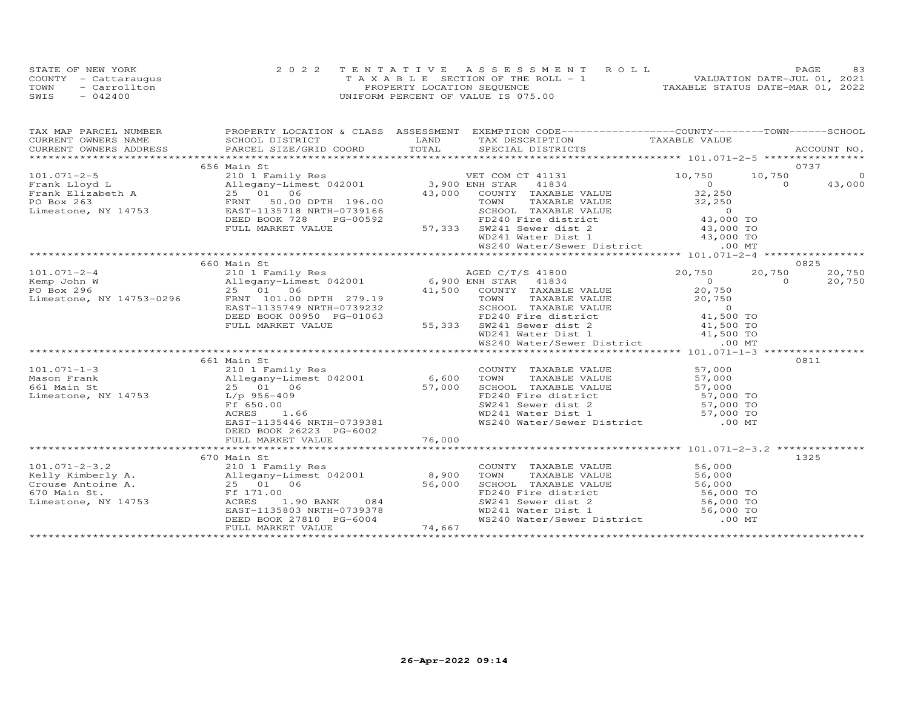STATE OF NEW YORK
COUNTY - Cattaraugus
TOWN - Carrollton
SWIS - 042400

2022 TENTATIVE ASSESSMENT ROLL
TAXABLE SECTION OF THE ROLL - 1
PROPERTY LOCATION SEQUENCE
UNIFORM PERCENT OF VALUE IS 075.00

VALUATION DATE-JUL 01, 2021
TAXABLE STATUS DATE-MAR 01, 2022

| TAX MAP PARCEL NUMBER / CURRENT OWNERS NAME / CURRENT OWNERS ADDRESS | PROPERTY LOCATION & CLASS / SCHOOL DISTRICT / PARCEL SIZE/GRID COORD | ASSESSMENT LAND / TOTAL | EXEMPTION CODE / TAX DESCRIPTION / SPECIAL DISTRICTS | COUNTY TAXABLE VALUE | TOWN | SCHOOL / ACCOUNT NO. |
|---|---|---|---|---|---|---|
| **101.071-2-5** | 656 Main St | | | | | 0737 |
| 101.071-2-5 | 210 1 Family Res | | VET COM CT 41131 | 10,750 | 10,750 | 0 |
| Frank Lloyd L | Allegany-Limest 042001 | 3,900 | ENH STAR 41834 | 0 | 0 | 43,000 |
| Frank Elizabeth A | 25 01 06 | 43,000 | COUNTY TAXABLE VALUE | 32,250 | | |
| PO Box 263 | FRNT 50.00 DPTH 196.00 | | TOWN TAXABLE VALUE | 32,250 | | |
| Limestone, NY 14753 | EAST-1135718 NRTH-0739166 | | SCHOOL TAXABLE VALUE | 0 | | |
| | DEED BOOK 728 PG-00592 | | FD240 Fire district | 43,000 TO | | |
| | FULL MARKET VALUE | 57,333 | SW241 Sewer dist 2 | 43,000 TO | | |
| | | | WD241 Water Dist 1 | 43,000 TO | | |
| | | | WS240 Water/Sewer District | .00 MT | | |
| **101.071-2-4** | 660 Main St | | | | | 0825 |
| 101.071-2-4 | 210 1 Family Res | | AGED C/T/S 41800 | 20,750 | 20,750 | 20,750 |
| Kemp John W | Allegany-Limest 042001 | 6,900 | ENH STAR 41834 | 0 | 0 | 20,750 |
| PO Box 296 | 25 01 06 | 41,500 | COUNTY TAXABLE VALUE | 20,750 | | |
| Limestone, NY 14753-0296 | FRNT 101.00 DPTH 279.19 | | TOWN TAXABLE VALUE | 20,750 | | |
| | EAST-1135749 NRTH-0739232 | | SCHOOL TAXABLE VALUE | 0 | | |
| | DEED BOOK 00950 PG-01063 | | FD240 Fire district | 41,500 TO | | |
| | FULL MARKET VALUE | 55,333 | SW241 Sewer dist 2 | 41,500 TO | | |
| | | | WD241 Water Dist 1 | 41,500 TO | | |
| | | | WS240 Water/Sewer District | .00 MT | | |
| **101.071-1-3** | 661 Main St | | | | | 0811 |
| 101.071-1-3 | 210 1 Family Res | | COUNTY TAXABLE VALUE | 57,000 | | |
| Mason Frank | Allegany-Limest 042001 | 6,600 | TOWN TAXABLE VALUE | 57,000 | | |
| 661 Main St | 25 01 06 | 57,000 | SCHOOL TAXABLE VALUE | 57,000 | | |
| Limestone, NY 14753 | L/p 956-409 | | FD240 Fire district | 57,000 TO | | |
| | Ff 650.00 | | SW241 Sewer dist 2 | 57,000 TO | | |
| | ACRES 1.66 | | WD241 Water Dist 1 | 57,000 TO | | |
| | EAST-1135446 NRTH-0739381 | | WS240 Water/Sewer District | .00 MT | | |
| | DEED BOOK 26223 PG-6002 | | | | | |
| | FULL MARKET VALUE | 76,000 | | | | |
| **101.071-2-3.2** | 670 Main St | | | | | 1325 |
| 101.071-2-3.2 | 210 1 Family Res | | COUNTY TAXABLE VALUE | 56,000 | | |
| Kelly Kimberly A. | Allegany-Limest 042001 | 8,900 | TOWN TAXABLE VALUE | 56,000 | | |
| Crouse Antoine A. | 25 01 06 | 56,000 | SCHOOL TAXABLE VALUE | 56,000 | | |
| 670 Main St. | Ff 171.00 | | FD240 Fire district | 56,000 TO | | |
| Limestone, NY 14753 | ACRES 1.90 BANK 084 | | SW241 Sewer dist 2 | 56,000 TO | | |
| | EAST-1135803 NRTH-0739378 | | WD241 Water Dist 1 | 56,000 TO | | |
| | DEED BOOK 27810 PG-6004 | | WS240 Water/Sewer District | .00 MT | | |
| | FULL MARKET VALUE | 74,667 | | | | |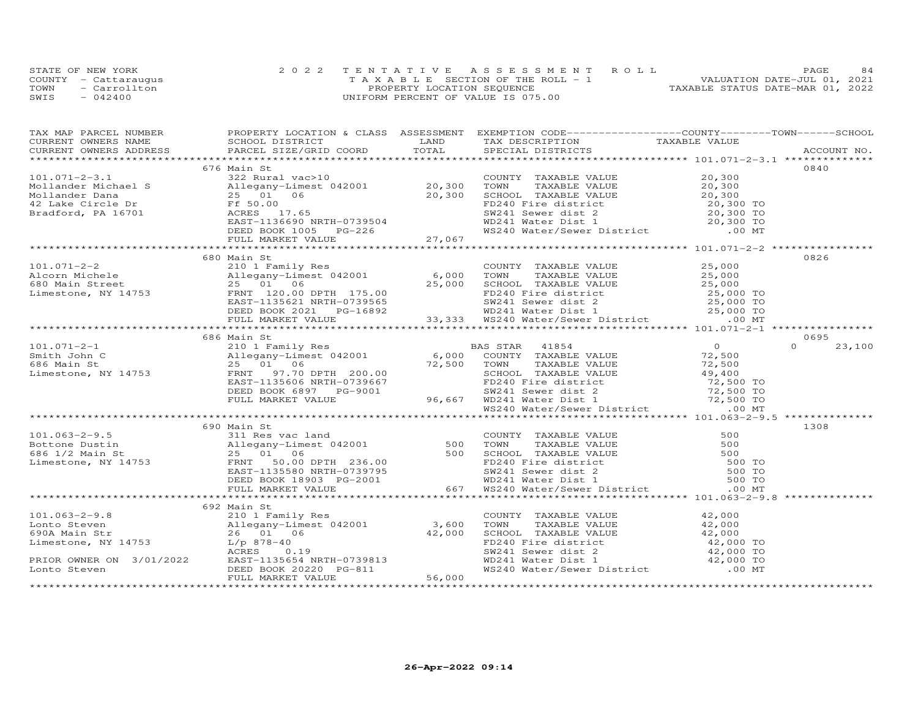STATE OF NEW YORK
COUNTY - Cattaraugus
TOWN - Carrollton
SWIS - 042400

2022 TENTATIVE ASSESSMENT ROLL
TAXABLE SECTION OF THE ROLL - 1
PROPERTY LOCATION SEQUENCE
UNIFORM PERCENT OF VALUE IS 075.00

VALUATION DATE-JUL 01, 2021
TAXABLE STATUS DATE-MAR 01, 2022

| TAX MAP PARCEL NUMBER / CURRENT OWNERS NAME / CURRENT OWNERS ADDRESS | PROPERTY LOCATION & CLASS / SCHOOL DISTRICT / PARCEL SIZE/GRID COORD | ASSESSMENT LAND | TOTAL | EXEMPTION CODE / TAX DESCRIPTION / SPECIAL DISTRICTS | COUNTY / TOWN TAXABLE VALUE | SCHOOL | ACCOUNT NO. |
|---|---|---|---|---|---|---|---|
| **101.071-2-3.1** | 676 Main St | | | | | | 0840 |
| 101.071-2-3.1 | 322 Rural vac>10 | | | COUNTY TAXABLE VALUE | 20,300 | | |
| Mollander Michael S | Allegany-Limest 042001 | 20,300 | | TOWN TAXABLE VALUE | 20,300 | | |
| Mollander Dana | 25 01 06 | | 20,300 | SCHOOL TAXABLE VALUE | 20,300 | | |
| 42 Lake Circle Dr | Ff 50.00 | | | FD240 Fire district | 20,300 TO | | |
| Bradford, PA 16701 | ACRES 17.65 | | | SW241 Sewer dist 2 | 20,300 TO | | |
| | EAST-1136690 NRTH-0739504 | | | WD241 Water Dist 1 | 20,300 TO | | |
| | DEED BOOK 1005 PG-226 | | | WS240 Water/Sewer District | .00 MT | | |
| | FULL MARKET VALUE | | 27,067 | | | | |
| **101.071-2-2** | 680 Main St | | | | | | 0826 |
| 101.071-2-2 | 210 1 Family Res | | | COUNTY TAXABLE VALUE | 25,000 | | |
| Alcorn Michele | Allegany-Limest 042001 | 6,000 | | TOWN TAXABLE VALUE | 25,000 | | |
| 680 Main Street | 25 01 06 | | 25,000 | SCHOOL TAXABLE VALUE | 25,000 | | |
| Limestone, NY 14753 | FRNT 120.00 DPTH 175.00 | | | FD240 Fire district | 25,000 TO | | |
| | EAST-1135621 NRTH-0739565 | | | SW241 Sewer dist 2 | 25,000 TO | | |
| | DEED BOOK 2021 PG-16892 | | | WD241 Water Dist 1 | 25,000 TO | | |
| | FULL MARKET VALUE | | 33,333 | WS240 Water/Sewer District | .00 MT | | |
| **101.071-2-1** | 686 Main St | | | | | | 0695 |
| 101.071-2-1 | 210 1 Family Res | | | BAS STAR 41854 | 0 | 0 | 23,100 |
| Smith John C | Allegany-Limest 042001 | 6,000 | | COUNTY TAXABLE VALUE | 72,500 | | |
| 686 Main St | 25 01 06 | | 72,500 | TOWN TAXABLE VALUE | 72,500 | | |
| Limestone, NY 14753 | FRNT 97.70 DPTH 200.00 | | | SCHOOL TAXABLE VALUE | 49,400 | | |
| | EAST-1135606 NRTH-0739667 | | | FD240 Fire district | 72,500 TO | | |
| | DEED BOOK 6897 PG-9001 | | | SW241 Sewer dist 2 | 72,500 TO | | |
| | FULL MARKET VALUE | | 96,667 | WD241 Water Dist 1 | 72,500 TO | | |
| | | | | WS240 Water/Sewer District | .00 MT | | |
| **101.063-2-9.5** | 690 Main St | | | | | | 1308 |
| 101.063-2-9.5 | 311 Res vac land | | | COUNTY TAXABLE VALUE | 500 | | |
| Bottone Dustin | Allegany-Limest 042001 | 500 | | TOWN TAXABLE VALUE | 500 | | |
| 686 1/2 Main St | 25 01 06 | | 500 | SCHOOL TAXABLE VALUE | 500 | | |
| Limestone, NY 14753 | FRNT 50.00 DPTH 236.00 | | | FD240 Fire district | 500 TO | | |
| | EAST-1135580 NRTH-0739795 | | | SW241 Sewer dist 2 | 500 TO | | |
| | DEED BOOK 18903 PG-2001 | | | WD241 Water Dist 1 | 500 TO | | |
| | FULL MARKET VALUE | | 667 | WS240 Water/Sewer District | .00 MT | | |
| **101.063-2-9.8** | 692 Main St | | | | | | |
| 101.063-2-9.8 | 210 1 Family Res | | | COUNTY TAXABLE VALUE | 42,000 | | |
| Lonto Steven | Allegany-Limest 042001 | 3,600 | | TOWN TAXABLE VALUE | 42,000 | | |
| 690A Main Str | 26 01 06 | | 42,000 | SCHOOL TAXABLE VALUE | 42,000 | | |
| Limestone, NY 14753 | L/p 878-40 | | | FD240 Fire district | 42,000 TO | | |
| | ACRES 0.19 | | | SW241 Sewer dist 2 | 42,000 TO | | |
| PRIOR OWNER ON 3/01/2022 | EAST-1135654 NRTH-0739813 | | | WD241 Water Dist 1 | 42,000 TO | | |
| Lonto Steven | DEED BOOK 20220 PG-811 | | | WS240 Water/Sewer District | .00 MT | | |
| | FULL MARKET VALUE | | 56,000 | | | | |

26-Apr-2022 09:14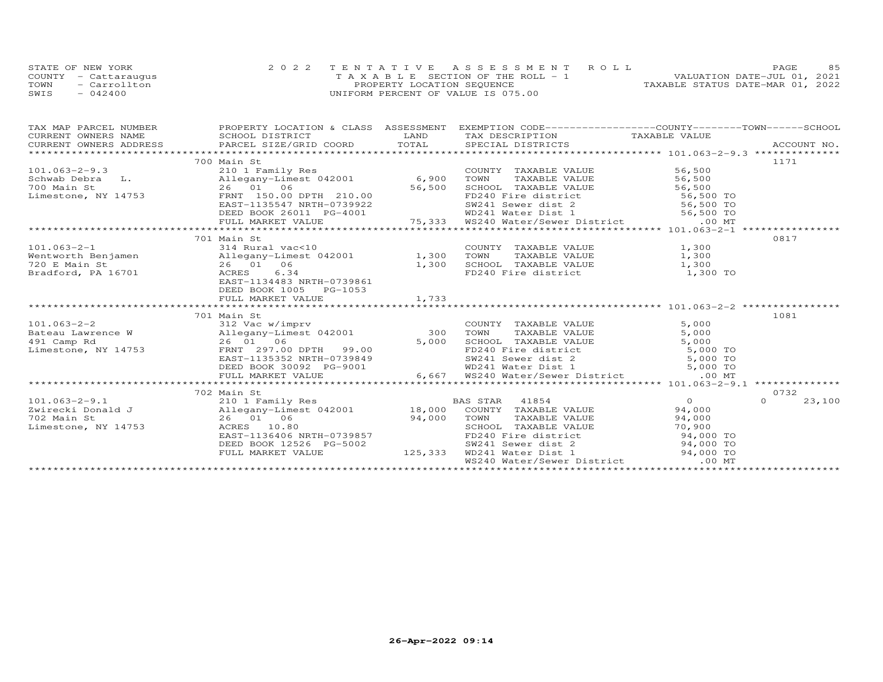STATE OF NEW YORK
COUNTY - Cattaraugus
TOWN - Carrollton
SWIS - 042400

2022 TENTATIVE ASSESSMENT ROLL
TAXABLE SECTION OF THE ROLL - 1
PROPERTY LOCATION SEQUENCE
UNIFORM PERCENT OF VALUE IS 075.00

VALUATION DATE-JUL 01, 2021
TAXABLE STATUS DATE-MAR 01, 2022

| TAX MAP PARCEL NUMBER / CURRENT OWNERS NAME / CURRENT OWNERS ADDRESS | PROPERTY LOCATION & CLASS / SCHOOL DISTRICT / PARCEL SIZE/GRID COORD | ASSESSMENT LAND / TOTAL | EXEMPTION CODE / TAX DESCRIPTION / SPECIAL DISTRICTS | COUNTY / TOWN / SCHOOL TAXABLE VALUE | ACCOUNT NO. |
|---|---|---|---|---|---|
| ******** 101.063-2-9.3 ******** | 700 Main St | | | | 1171 |
| 101.063-2-9.3 | 210 1 Family Res | | COUNTY TAXABLE VALUE | 56,500 | |
| Schwab Debra L. | Allegany-Limest 042001 | 6,900 | TOWN TAXABLE VALUE | 56,500 | |
| 700 Main St | 26 01 06 | 56,500 | SCHOOL TAXABLE VALUE | 56,500 | |
| Limestone, NY 14753 | FRNT 150.00 DPTH 210.00 | | FD240 Fire district | 56,500 TO | |
| | EAST-1135547 NRTH-0739922 | | SW241 Sewer dist 2 | 56,500 TO | |
| | DEED BOOK 26011 PG-4001 | | WD241 Water Dist 1 | 56,500 TO | |
| | FULL MARKET VALUE | 75,333 | WS240 Water/Sewer District | .00 MT | |
| ******** 101.063-2-1 ******** | 701 Main St | | | | 0817 |
| 101.063-2-1 | 314 Rural vac<10 | | COUNTY TAXABLE VALUE | 1,300 | |
| Wentworth Benjamen | Allegany-Limest 042001 | 1,300 | TOWN TAXABLE VALUE | 1,300 | |
| 720 E Main St | 26 01 06 | 1,300 | SCHOOL TAXABLE VALUE | 1,300 | |
| Bradford, PA 16701 | ACRES 6.34 | | FD240 Fire district | 1,300 TO | |
| | EAST-1134483 NRTH-0739861 | | | | |
| | DEED BOOK 1005 PG-1053 | | | | |
| | FULL MARKET VALUE | 1,733 | | | |
| ******** 101.063-2-2 ******** | 701 Main St | | | | 1081 |
| 101.063-2-2 | 312 Vac w/imprv | | COUNTY TAXABLE VALUE | 5,000 | |
| Bateau Lawrence W | Allegany-Limest 042001 | 300 | TOWN TAXABLE VALUE | 5,000 | |
| 491 Camp Rd | 26 01 06 | 5,000 | SCHOOL TAXABLE VALUE | 5,000 | |
| Limestone, NY 14753 | FRNT 297.00 DPTH 99.00 | | FD240 Fire district | 5,000 TO | |
| | EAST-1135352 NRTH-0739849 | | SW241 Sewer dist 2 | 5,000 TO | |
| | DEED BOOK 30092 PG-9001 | | WD241 Water Dist 1 | 5,000 TO | |
| | FULL MARKET VALUE | 6,667 | WS240 Water/Sewer District | .00 MT | |
| ******** 101.063-2-9.1 ******** | 702 Main St | | | | 0732 |
| 101.063-2-9.1 | 210 1 Family Res | | BAS STAR 41854 | 0 / 0 / 23,100 | |
| Zwirecki Donald J | Allegany-Limest 042001 | 18,000 | COUNTY TAXABLE VALUE | 94,000 | |
| 702 Main St | 26 01 06 | 94,000 | TOWN TAXABLE VALUE | 94,000 | |
| Limestone, NY 14753 | ACRES 10.80 | | SCHOOL TAXABLE VALUE | 70,900 | |
| | EAST-1136406 NRTH-0739857 | | FD240 Fire district | 94,000 TO | |
| | DEED BOOK 12526 PG-5002 | | SW241 Sewer dist 2 | 94,000 TO | |
| | FULL MARKET VALUE | 125,333 | WD241 Water Dist 1 | 94,000 TO | |
| | | | WS240 Water/Sewer District | .00 MT | |

26-Apr-2022 09:14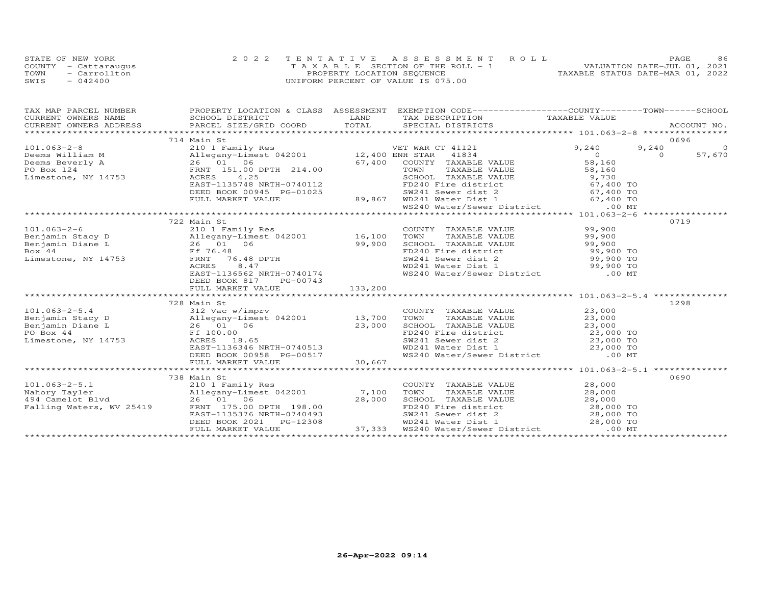STATE OF NEW YORK
COUNTY - Cattaraugus
TOWN - Carrollton
SWIS - 042400

2022 TENTATIVE ASSESSMENT ROLL
TAXABLE SECTION OF THE ROLL - 1
PROPERTY LOCATION SEQUENCE
UNIFORM PERCENT OF VALUE IS 075.00

VALUATION DATE-JUL 01, 2021
TAXABLE STATUS DATE-MAR 01, 2022

| TAX MAP PARCEL NUMBER / CURRENT OWNERS NAME / CURRENT OWNERS ADDRESS | PROPERTY LOCATION & CLASS / SCHOOL DISTRICT / PARCEL SIZE/GRID COORD | ASSESSMENT LAND / TOTAL | EXEMPTION CODE / TAX DESCRIPTION / SPECIAL DISTRICTS | COUNTY | TOWN | SCHOOL | ACCOUNT NO. |
|---|---|---|---|---|---|---|---|
| **101.063-2-8** | 714 Main St | | | | | | 0696 |
| 101.063-2-8 | 210 1 Family Res | | VET WAR CT 41121 | 9,240 | 9,240 | 0 | |
| Deems William M | Allegany-Limest 042001 | 12,400 | ENH STAR 41834 | 0 | 0 | 57,670 | |
| Deems Beverly A | 26 01 06 | 67,400 | COUNTY TAXABLE VALUE | 58,160 | | | |
| PO Box 124 | FRNT 151.00 DPTH 214.00 | | TOWN TAXABLE VALUE | | 58,160 | | |
| Limestone, NY 14753 | ACRES 4.25 | | SCHOOL TAXABLE VALUE | | | 9,730 | |
| | EAST-1135748 NRTH-0740112 | | FD240 Fire district | 67,400 TO | | | |
| | DEED BOOK 00945 PG-01025 | | SW241 Sewer dist 2 | 67,400 TO | | | |
| | FULL MARKET VALUE | 89,867 | WD241 Water Dist 1 | 67,400 TO | | | |
| | | | WS240 Water/Sewer District | .00 MT | | | |
| **101.063-2-6** | 722 Main St | | | | | | 0719 |
| 101.063-2-6 | 210 1 Family Res | | COUNTY TAXABLE VALUE | 99,900 | | | |
| Benjamin Stacy D | Allegany-Limest 042001 | 16,100 | TOWN TAXABLE VALUE | | 99,900 | | |
| Benjamin Diane L | 26 01 06 | 99,900 | SCHOOL TAXABLE VALUE | | | 99,900 | |
| Box 44 | Ff 76.48 | | FD240 Fire district | 99,900 TO | | | |
| Limestone, NY 14753 | FRNT 76.48 DPTH | | SW241 Sewer dist 2 | 99,900 TO | | | |
| | ACRES 8.47 | | WD241 Water Dist 1 | 99,900 TO | | | |
| | EAST-1136562 NRTH-0740174 | | WS240 Water/Sewer District | .00 MT | | | |
| | DEED BOOK 817 PG-00743 | | | | | | |
| | FULL MARKET VALUE | 133,200 | | | | | |
| **101.063-2-5.4** | 728 Main St | | | | | | 1298 |
| 101.063-2-5.4 | 312 Vac w/imprv | | COUNTY TAXABLE VALUE | 23,000 | | | |
| Benjamin Stacy D | Allegany-Limest 042001 | 13,700 | TOWN TAXABLE VALUE | | 23,000 | | |
| Benjamin Diane L | 26 01 06 | 23,000 | SCHOOL TAXABLE VALUE | | | 23,000 | |
| PO Box 44 | Ff 100.00 | | FD240 Fire district | 23,000 TO | | | |
| Limestone, NY 14753 | ACRES 18.65 | | SW241 Sewer dist 2 | 23,000 TO | | | |
| | EAST-1136346 NRTH-0740513 | | WD241 Water Dist 1 | 23,000 TO | | | |
| | DEED BOOK 00958 PG-00517 | | WS240 Water/Sewer District | .00 MT | | | |
| | FULL MARKET VALUE | 30,667 | | | | | |
| **101.063-2-5.1** | 738 Main St | | | | | | 0690 |
| 101.063-2-5.1 | 210 1 Family Res | | COUNTY TAXABLE VALUE | 28,000 | | | |
| Nahory Tayler | Allegany-Limest 042001 | 7,100 | TOWN TAXABLE VALUE | | 28,000 | | |
| 494 Camelot Blvd | 26 01 06 | 28,000 | SCHOOL TAXABLE VALUE | | | 28,000 | |
| Falling Waters, WV 25419 | FRNT 175.00 DPTH 198.00 | | FD240 Fire district | 28,000 TO | | | |
| | EAST-1135376 NRTH-0740493 | | SW241 Sewer dist 2 | 28,000 TO | | | |
| | DEED BOOK 2021 PG-12308 | | WD241 Water Dist 1 | 28,000 TO | | | |
| | FULL MARKET VALUE | 37,333 | WS240 Water/Sewer District | .00 MT | | | |

26-Apr-2022 09:14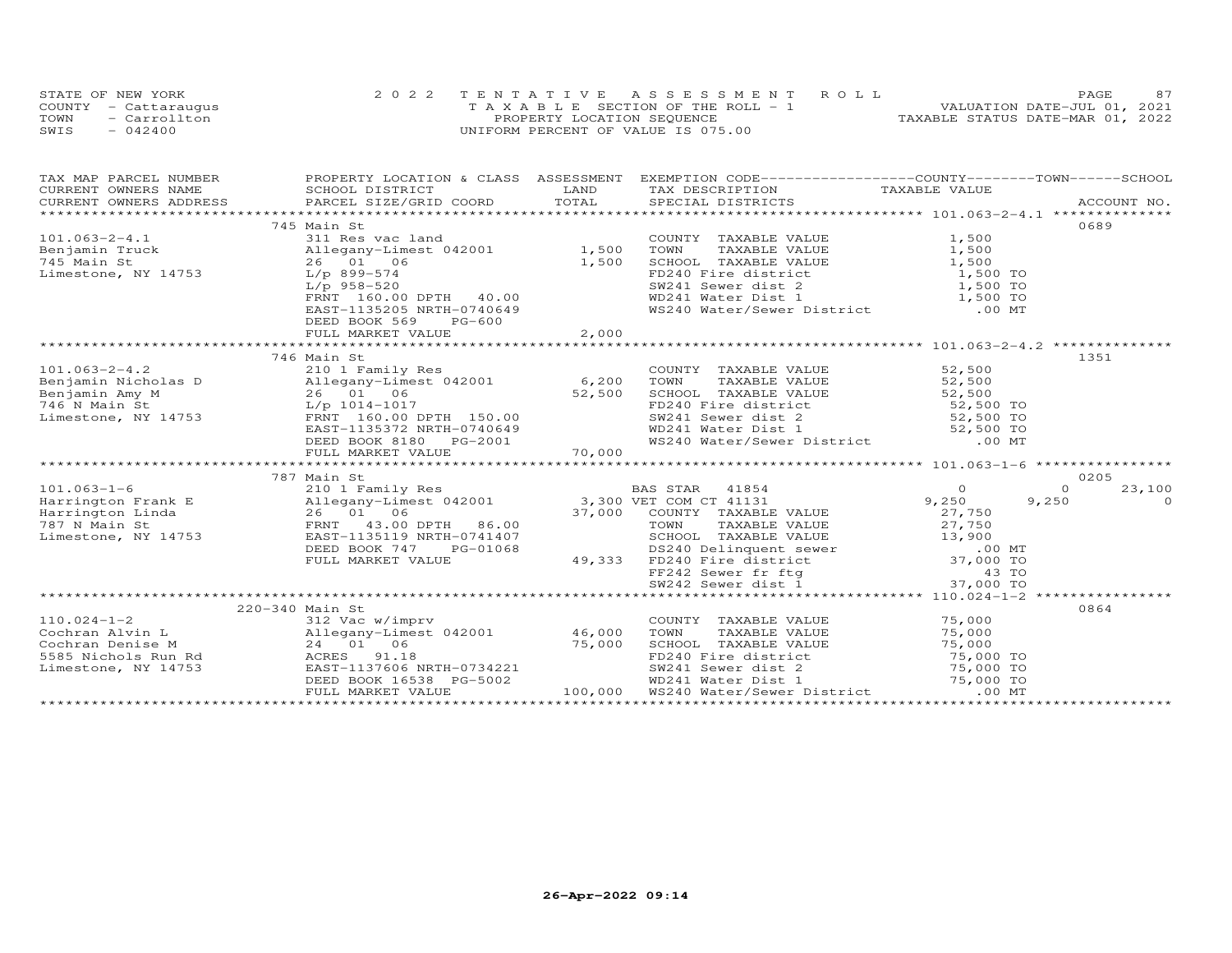STATE OF NEW YORK
COUNTY - Cattaraugus
TOWN - Carrollton
SWIS - 042400

2022 TENTATIVE ASSESSMENT ROLL
TAXABLE SECTION OF THE ROLL - 1
PROPERTY LOCATION SEQUENCE
UNIFORM PERCENT OF VALUE IS 075.00

VALUATION DATE-JUL 01, 2021
TAXABLE STATUS DATE-MAR 01, 2022

| TAX MAP PARCEL NUMBER / CURRENT OWNERS NAME / CURRENT OWNERS ADDRESS | PROPERTY LOCATION & CLASS / SCHOOL DISTRICT / PARCEL SIZE/GRID COORD | ASSESSMENT LAND / TOTAL | EXEMPTION CODE / TAX DESCRIPTION / SPECIAL DISTRICTS | COUNTY TAXABLE VALUE | TOWN | SCHOOL | ACCOUNT NO. |
|---|---|---|---|---|---|---|---|
| **101.063-2-4.1** | 745 Main St | | | | | | 0689 |
| 101.063-2-4.1 | 311 Res vac land | | COUNTY TAXABLE VALUE | 1,500 | | | |
| Benjamin Truck | Allegany-Limest 042001 | 1,500 | TOWN TAXABLE VALUE | 1,500 | | | |
| 745 Main St | 26 01 06 | 1,500 | SCHOOL TAXABLE VALUE | 1,500 | | | |
| Limestone, NY 14753 | L/p 899-574 | | FD240 Fire district | 1,500 TO | | | |
| | L/p 958-520 | | SW241 Sewer dist 2 | 1,500 TO | | | |
| | FRNT 160.00 DPTH 40.00 | | WD241 Water Dist 1 | 1,500 TO | | | |
| | EAST-1135205 NRTH-0740649 | | WS240 Water/Sewer District | .00 MT | | | |
| | DEED BOOK 569 PG-600 | | | | | | |
| | FULL MARKET VALUE | 2,000 | | | | | |
| **101.063-2-4.2** | 746 Main St | | | | | | 1351 |
| 101.063-2-4.2 | 210 1 Family Res | | COUNTY TAXABLE VALUE | 52,500 | | | |
| Benjamin Nicholas D | Allegany-Limest 042001 | 6,200 | TOWN TAXABLE VALUE | 52,500 | | | |
| Benjamin Amy M | 26 01 06 | 52,500 | SCHOOL TAXABLE VALUE | 52,500 | | | |
| 746 N Main St | L/p 1014-1017 | | FD240 Fire district | 52,500 TO | | | |
| Limestone, NY 14753 | FRNT 160.00 DPTH 150.00 | | SW241 Sewer dist 2 | 52,500 TO | | | |
| | EAST-1135372 NRTH-0740649 | | WD241 Water Dist 1 | 52,500 TO | | | |
| | DEED BOOK 8180 PG-2001 | | WS240 Water/Sewer District | .00 MT | | | |
| | FULL MARKET VALUE | 70,000 | | | | | |
| **101.063-1-6** | 787 Main St | | | | | | 0205 |
| 101.063-1-6 | 210 1 Family Res | | BAS STAR 41854 | 0 | 0 | 23,100 | |
| Harrington Frank E | Allegany-Limest 042001 | 3,300 | VET COM CT 41131 | 9,250 | 9,250 | 0 | |
| Harrington Linda | 26 01 06 | 37,000 | COUNTY TAXABLE VALUE | 27,750 | | | |
| 787 N Main St | FRNT 43.00 DPTH 86.00 | | TOWN TAXABLE VALUE | 27,750 | | | |
| Limestone, NY 14753 | EAST-1135119 NRTH-0741407 | | SCHOOL TAXABLE VALUE | 13,900 | | | |
| | DEED BOOK 747 PG-01068 | | DS240 Delinquent sewer | .00 MT | | | |
| | FULL MARKET VALUE | 49,333 | FD240 Fire district | 37,000 TO | | | |
| | | | FF242 Sewer fr ftg | 43 TO | | | |
| | | | SW242 Sewer dist 1 | 37,000 TO | | | |
| **110.024-1-2** | 220-340 Main St | | | | | | 0864 |
| 110.024-1-2 | 312 Vac w/imprv | | COUNTY TAXABLE VALUE | 75,000 | | | |
| Cochran Alvin L | Allegany-Limest 042001 | 46,000 | TOWN TAXABLE VALUE | 75,000 | | | |
| Cochran Denise M | 24 01 06 | 75,000 | SCHOOL TAXABLE VALUE | 75,000 | | | |
| 5585 Nichols Run Rd | ACRES 91.18 | | FD240 Fire district | 75,000 TO | | | |
| Limestone, NY 14753 | EAST-1137606 NRTH-0734221 | | SW241 Sewer dist 2 | 75,000 TO | | | |
| | DEED BOOK 16538 PG-5002 | | WD241 Water Dist 1 | 75,000 TO | | | |
| | FULL MARKET VALUE | 100,000 | WS240 Water/Sewer District | .00 MT | | | |

26-Apr-2022 09:14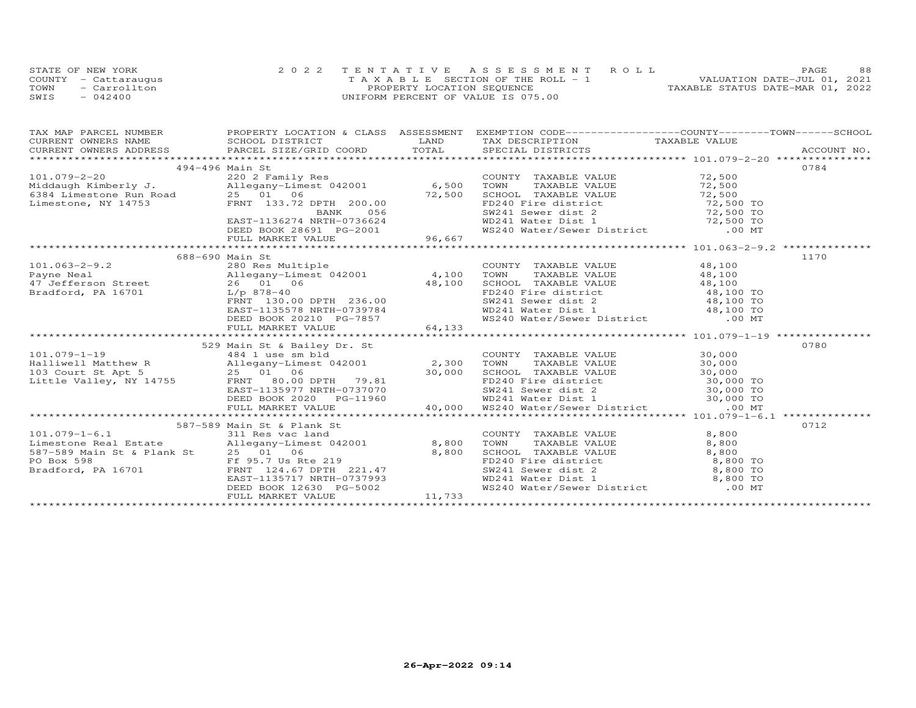STATE OF NEW YORK — COUNTY - Cattaraugus — TOWN - Carrollton — SWIS - 042400

2022 TENTATIVE ASSESSMENT ROLL
TAXABLE SECTION OF THE ROLL - 1
PROPERTY LOCATION SEQUENCE
UNIFORM PERCENT OF VALUE IS 075.00

VALUATION DATE-JUL 01, 2021
TAXABLE STATUS DATE-MAR 01, 2022

| TAX MAP PARCEL NUMBER / CURRENT OWNERS NAME / CURRENT OWNERS ADDRESS | PROPERTY LOCATION & CLASS / SCHOOL DISTRICT / PARCEL SIZE/GRID COORD | ASSESSMENT LAND / TOTAL | EXEMPTION CODE / TAX DESCRIPTION / SPECIAL DISTRICTS | TAXABLE VALUE (COUNTY / TOWN / SCHOOL) | ACCOUNT NO. |
|---|---|---|---|---|---|
| **101.079-2-20** | 494-496 Main St | | | | 0784 |
| | 220 2 Family Res | | COUNTY TAXABLE VALUE | 72,500 | |
| Middaugh Kimberly J. | Allegany-Limest 042001 | 6,500 | TOWN TAXABLE VALUE | 72,500 | |
| 6384 Limestone Run Road | 25 01 06 | 72,500 | SCHOOL TAXABLE VALUE | 72,500 | |
| Limestone, NY 14753 | FRNT 133.72 DPTH 200.00 | | FD240 Fire district | 72,500 TO | |
| | BANK 056 | | SW241 Sewer dist 2 | 72,500 TO | |
| | EAST-1136274 NRTH-0736624 | | WD241 Water Dist 1 | 72,500 TO | |
| | DEED BOOK 28691 PG-2001 | | WS240 Water/Sewer District | .00 MT | |
| | FULL MARKET VALUE | 96,667 | | | |
| **101.063-2-9.2** | 688-690 Main St | | | | 1170 |
| | 280 Res Multiple | | COUNTY TAXABLE VALUE | 48,100 | |
| Payne Neal | Allegany-Limest 042001 | 4,100 | TOWN TAXABLE VALUE | 48,100 | |
| 47 Jefferson Street | 26 01 06 | 48,100 | SCHOOL TAXABLE VALUE | 48,100 | |
| Bradford, PA 16701 | L/p 878-40 | | FD240 Fire district | 48,100 TO | |
| | FRNT 130.00 DPTH 236.00 | | SW241 Sewer dist 2 | 48,100 TO | |
| | EAST-1135578 NRTH-0739784 | | WD241 Water Dist 1 | 48,100 TO | |
| | DEED BOOK 20210 PG-7857 | | WS240 Water/Sewer District | .00 MT | |
| | FULL MARKET VALUE | 64,133 | | | |
| **101.079-1-19** | 529 Main St & Bailey Dr. St | | | | 0780 |
| | 484 1 use sm bld | | COUNTY TAXABLE VALUE | 30,000 | |
| Halliwell Matthew R | Allegany-Limest 042001 | 2,300 | TOWN TAXABLE VALUE | 30,000 | |
| 103 Court St Apt 5 | 25 01 06 | 30,000 | SCHOOL TAXABLE VALUE | 30,000 | |
| Little Valley, NY 14755 | FRNT 80.00 DPTH 79.81 | | FD240 Fire district | 30,000 TO | |
| | EAST-1135977 NRTH-0737070 | | SW241 Sewer dist 2 | 30,000 TO | |
| | DEED BOOK 2020 PG-11960 | | WD241 Water Dist 1 | 30,000 TO | |
| | FULL MARKET VALUE | 40,000 | WS240 Water/Sewer District | .00 MT | |
| **101.079-1-6.1** | 587-589 Main St & Plank St | | | | 0712 |
| | 311 Res vac land | | COUNTY TAXABLE VALUE | 8,800 | |
| Limestone Real Estate | Allegany-Limest 042001 | 8,800 | TOWN TAXABLE VALUE | 8,800 | |
| 587-589 Main St & Plank St | 25 01 06 | 8,800 | SCHOOL TAXABLE VALUE | 8,800 | |
| PO Box 598 | Ff 95.7 Us Rte 219 | | FD240 Fire district | 8,800 TO | |
| Bradford, PA 16701 | FRNT 124.67 DPTH 221.47 | | SW241 Sewer dist 2 | 8,800 TO | |
| | EAST-1135717 NRTH-0737993 | | WD241 Water Dist 1 | 8,800 TO | |
| | DEED BOOK 12630 PG-5002 | | WS240 Water/Sewer District | .00 MT | |
| | FULL MARKET VALUE | 11,733 | | | |

26-Apr-2022 09:14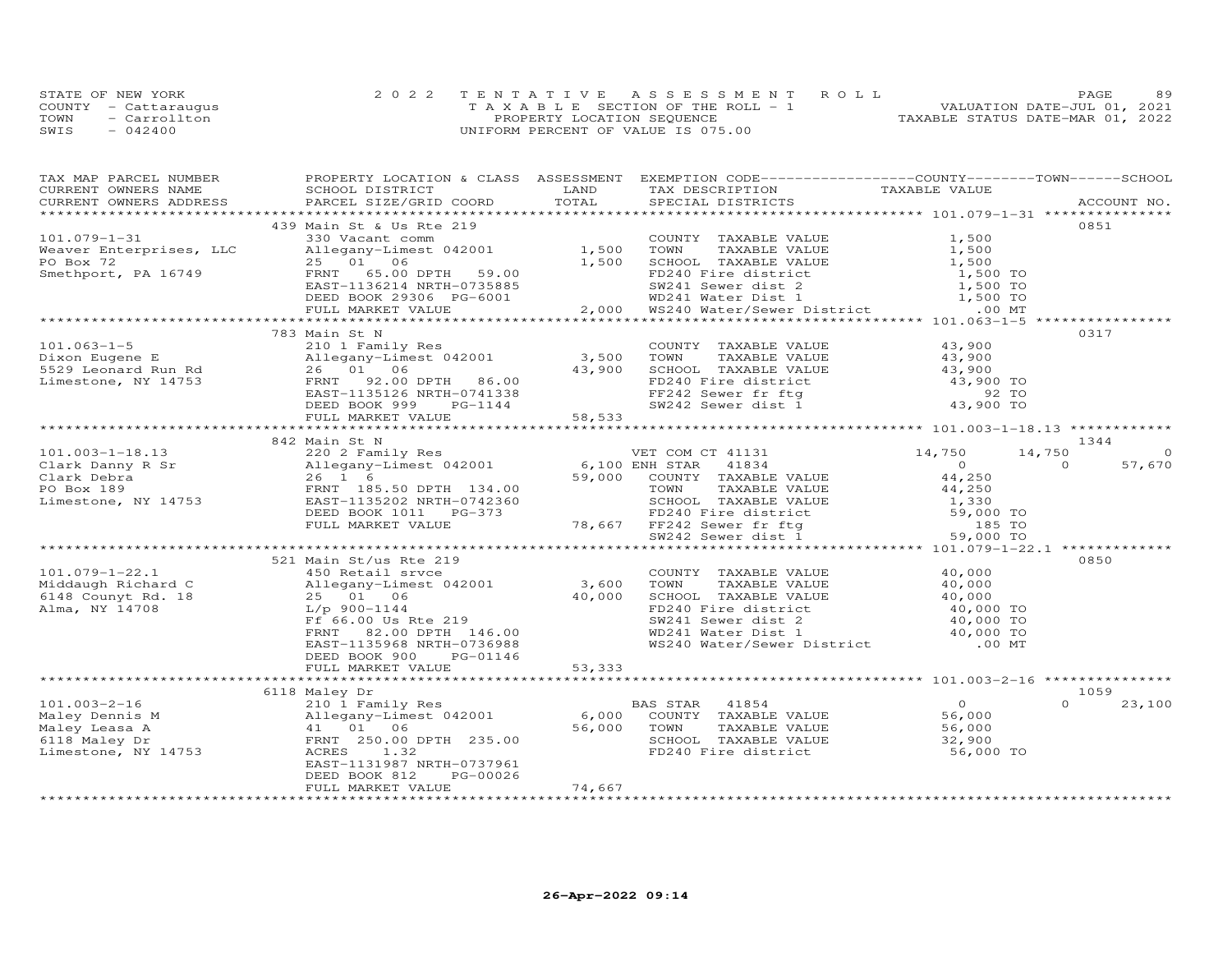STATE OF NEW YORK
COUNTY - Cattaraugus
TOWN - Carrollton
SWIS - 042400

2022 TENTATIVE ASSESSMENT ROLL
TAXABLE SECTION OF THE ROLL - 1
PROPERTY LOCATION SEQUENCE
UNIFORM PERCENT OF VALUE IS 075.00

VALUATION DATE-JUL 01, 2021
TAXABLE STATUS DATE-MAR 01, 2022

| TAX MAP PARCEL NUMBER / CURRENT OWNERS NAME / CURRENT OWNERS ADDRESS | PROPERTY LOCATION & CLASS / SCHOOL DISTRICT / PARCEL SIZE/GRID COORD | ASSESSMENT LAND / TOTAL | EXEMPTION CODE / TAX DESCRIPTION / SPECIAL DISTRICTS | COUNTY TAXABLE VALUE | TOWN | SCHOOL | ACCOUNT NO. |
|---|---|---|---|---|---|---|---|
| | 439 Main St & Us Rte 219 | | | | | | 0851 |
| 101.079-1-31 | 330 Vacant comm | | COUNTY TAXABLE VALUE | 1,500 | | | |
| Weaver Enterprises, LLC | Allegany-Limest 042001 | 1,500 | TOWN TAXABLE VALUE | 1,500 | | | |
| PO Box 72 | 25 01 06 | 1,500 | SCHOOL TAXABLE VALUE | 1,500 | | | |
| Smethport, PA 16749 | FRNT 65.00 DPTH 59.00 | | FD240 Fire district | 1,500 TO | | | |
| | EAST-1136214 NRTH-0735885 | | SW241 Sewer dist 2 | 1,500 TO | | | |
| | DEED BOOK 29306 PG-6001 | | WD241 Water Dist 1 | 1,500 TO | | | |
| | FULL MARKET VALUE | 2,000 | WS240 Water/Sewer District | .00 MT | | | |
| | 783 Main St N | | | | | | 0317 |
| 101.063-1-5 | 210 1 Family Res | | COUNTY TAXABLE VALUE | 43,900 | | | |
| Dixon Eugene E | Allegany-Limest 042001 | 3,500 | TOWN TAXABLE VALUE | 43,900 | | | |
| 5529 Leonard Run Rd | 26 01 06 | 43,900 | SCHOOL TAXABLE VALUE | 43,900 | | | |
| Limestone, NY 14753 | FRNT 92.00 DPTH 86.00 | | FD240 Fire district | 43,900 TO | | | |
| | EAST-1135126 NRTH-0741338 | | FF242 Sewer fr ftg | 92 TO | | | |
| | DEED BOOK 999 PG-1144 | | SW242 Sewer dist 1 | 43,900 TO | | | |
| | FULL MARKET VALUE | 58,533 | | | | | |
| | 842 Main St N | | | | | | 1344 |
| 101.003-1-18.13 | 220 2 Family Res | | VET COM CT 41131 | 14,750 | 14,750 | 0 | |
| Clark Danny R Sr | Allegany-Limest 042001 | 6,100 | ENH STAR 41834 | 0 | 0 | 57,670 | |
| Clark Debra | 26 1 6 | 59,000 | COUNTY TAXABLE VALUE | 44,250 | | | |
| PO Box 189 | FRNT 185.50 DPTH 134.00 | | TOWN TAXABLE VALUE | 44,250 | | | |
| Limestone, NY 14753 | EAST-1135202 NRTH-0742360 | | SCHOOL TAXABLE VALUE | 1,330 | | | |
| | DEED BOOK 1011 PG-373 | | FD240 Fire district | 59,000 TO | | | |
| | FULL MARKET VALUE | 78,667 | FF242 Sewer fr ftg | 185 TO | | | |
| | | | SW242 Sewer dist 1 | 59,000 TO | | | |
| | 521 Main St/us Rte 219 | | | | | | 0850 |
| 101.079-1-22.1 | 450 Retail srvce | | COUNTY TAXABLE VALUE | 40,000 | | | |
| Middaugh Richard C | Allegany-Limest 042001 | 3,600 | TOWN TAXABLE VALUE | 40,000 | | | |
| 6148 Counyt Rd. 18 | 25 01 06 | 40,000 | SCHOOL TAXABLE VALUE | 40,000 | | | |
| Alma, NY 14708 | L/p 900-1144 | | FD240 Fire district | 40,000 TO | | | |
| | Ff 66.00 Us Rte 219 | | SW241 Sewer dist 2 | 40,000 TO | | | |
| | FRNT 82.00 DPTH 146.00 | | WD241 Water Dist 1 | 40,000 TO | | | |
| | EAST-1135968 NRTH-0736988 | | WS240 Water/Sewer District | .00 MT | | | |
| | DEED BOOK 900 PG-01146 | | | | | | |
| | FULL MARKET VALUE | 53,333 | | | | | |
| | 6118 Maley Dr | | | | | | 1059 |
| 101.003-2-16 | 210 1 Family Res | | BAS STAR 41854 | 0 | 0 | 23,100 | |
| Maley Dennis M | Allegany-Limest 042001 | 6,000 | COUNTY TAXABLE VALUE | 56,000 | | | |
| Maley Leasa A | 41 01 06 | 56,000 | TOWN TAXABLE VALUE | 56,000 | | | |
| 6118 Maley Dr | FRNT 250.00 DPTH 235.00 | | SCHOOL TAXABLE VALUE | 32,900 | | | |
| Limestone, NY 14753 | ACRES 1.32 | | FD240 Fire district | 56,000 TO | | | |
| | EAST-1131987 NRTH-0737961 | | | | | | |
| | DEED BOOK 812 PG-00026 | | | | | | |
| | FULL MARKET VALUE | 74,667 | | | | | |

26-Apr-2022 09:14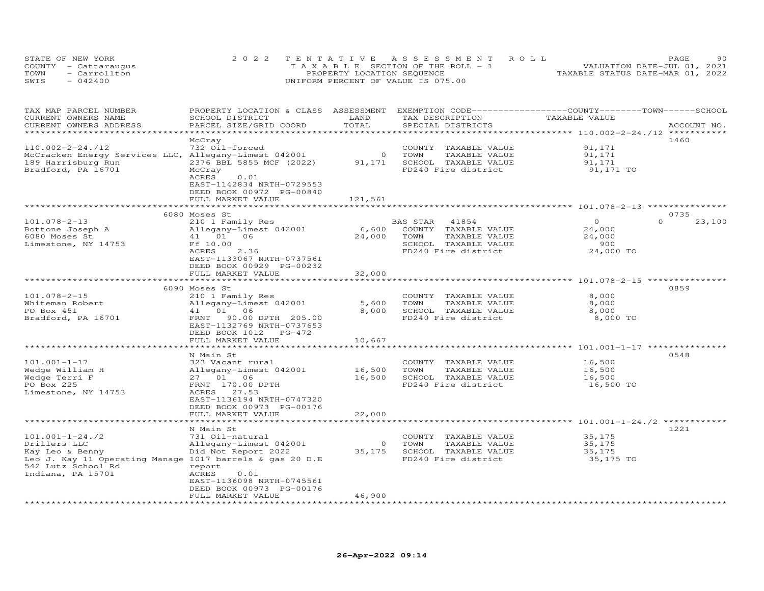STATE OF NEW YORK
COUNTY - Cattaraugus
TOWN - Carrollton
SWIS - 042400

2022 TENTATIVE ASSESSMENT ROLL
TAXABLE SECTION OF THE ROLL - 1
PROPERTY LOCATION SEQUENCE
UNIFORM PERCENT OF VALUE IS 075.00

VALUATION DATE-JUL 01, 2021
TAXABLE STATUS DATE-MAR 01, 2022

| TAX MAP PARCEL NUMBER / CURRENT OWNERS NAME / CURRENT OWNERS ADDRESS | PROPERTY LOCATION & CLASS / SCHOOL DISTRICT / PARCEL SIZE/GRID COORD | ASSESSMENT LAND | TOTAL | EXEMPTION CODE / TAX DESCRIPTION / SPECIAL DISTRICTS | COUNTY / TAXABLE VALUE | TOWN | SCHOOL | ACCOUNT NO. |
|---|---|---|---|---|---|---|---|---|
| **110.002-2-24./12** | McCray | | | | | | | 1460 |
| 110.002-2-24./12 | 732 Oil-forced | | | COUNTY TAXABLE VALUE | 91,171 | | | |
| McCracken Energy Services LLC, | Allegany-Limest 042001 | 0 | | TOWN TAXABLE VALUE | 91,171 | | | |
| 189 Harrisburg Run | 2376 BBL 5855 MCF (2022) | | 91,171 | SCHOOL TAXABLE VALUE | 91,171 | | | |
| Bradford, PA 16701 | McCray | | | FD240 Fire district | 91,171 TO | | | |
| | ACRES 0.01 | | | | | | | |
| | EAST-1142834 NRTH-0729553 | | | | | | | |
| | DEED BOOK 00972 PG-00840 | | | | | | | |
| | FULL MARKET VALUE | | 121,561 | | | | | |
| **101.078-2-13** | 6080 Moses St | | | | | | | 0735 |
| 101.078-2-13 | 210 1 Family Res | | | BAS STAR 41854 | 0 | 0 | 23,100 | |
| Bottone Joseph A | Allegany-Limest 042001 | 6,600 | | COUNTY TAXABLE VALUE | 24,000 | | | |
| 6080 Moses St | 41 01 06 | | 24,000 | TOWN TAXABLE VALUE | 24,000 | | | |
| Limestone, NY 14753 | Ff 10.00 | | | SCHOOL TAXABLE VALUE | 900 | | | |
| | ACRES 2.36 | | | FD240 Fire district | 24,000 TO | | | |
| | EAST-1133067 NRTH-0737561 | | | | | | | |
| | DEED BOOK 00929 PG-00232 | | | | | | | |
| | FULL MARKET VALUE | | 32,000 | | | | | |
| **101.078-2-15** | 6090 Moses St | | | | | | | 0859 |
| 101.078-2-15 | 210 1 Family Res | | | COUNTY TAXABLE VALUE | 8,000 | | | |
| Whiteman Robert | Allegany-Limest 042001 | 5,600 | | TOWN TAXABLE VALUE | 8,000 | | | |
| PO Box 451 | 41 01 06 | | 8,000 | SCHOOL TAXABLE VALUE | 8,000 | | | |
| Bradford, PA 16701 | FRNT 90.00 DPTH 205.00 | | | FD240 Fire district | 8,000 TO | | | |
| | EAST-1132769 NRTH-0737653 | | | | | | | |
| | DEED BOOK 1012 PG-472 | | | | | | | |
| | FULL MARKET VALUE | | 10,667 | | | | | |
| **101.001-1-17** | N Main St | | | | | | | 0548 |
| 101.001-1-17 | 323 Vacant rural | | | COUNTY TAXABLE VALUE | 16,500 | | | |
| Wedge William H | Allegany-Limest 042001 | 16,500 | | TOWN TAXABLE VALUE | 16,500 | | | |
| Wedge Terri F | 27 01 06 | | 16,500 | SCHOOL TAXABLE VALUE | 16,500 | | | |
| PO Box 225 | FRNT 170.00 DPTH | | | FD240 Fire district | 16,500 TO | | | |
| Limestone, NY 14753 | ACRES 27.53 | | | | | | | |
| | EAST-1136194 NRTH-0747320 | | | | | | | |
| | DEED BOOK 00973 PG-00176 | | | | | | | |
| | FULL MARKET VALUE | | 22,000 | | | | | |
| **101.001-1-24./2** | N Main St | | | | | | | 1221 |
| 101.001-1-24./2 | 731 Oil-natural | | | COUNTY TAXABLE VALUE | 35,175 | | | |
| Drillers LLC | Allegany-Limest 042001 | 0 | | TOWN TAXABLE VALUE | 35,175 | | | |
| Kay Leo & Benny | Did Not Report 2022 | | 35,175 | SCHOOL TAXABLE VALUE | 35,175 | | | |
| Leo J. Kay 11 Operating Manage | 1017 barrels & gas 20 D.E | | | FD240 Fire district | 35,175 TO | | | |
| 542 Lutz School Rd | report | | | | | | | |
| Indiana, PA 15701 | ACRES 0.01 | | | | | | | |
| | EAST-1136098 NRTH-0745561 | | | | | | | |
| | DEED BOOK 00973 PG-00176 | | | | | | | |
| | FULL MARKET VALUE | | 46,900 | | | | | |

26-Apr-2022 09:14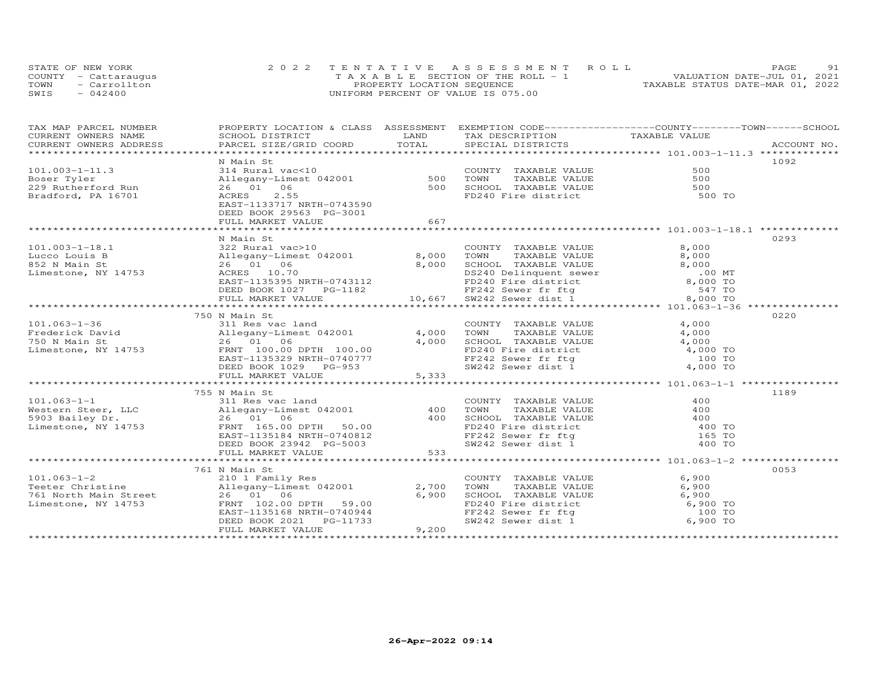STATE OF NEW YORK
COUNTY - Cattaraugus
TOWN - Carrollton
SWIS - 042400

2022 TENTATIVE ASSESSMENT ROLL
TAXABLE SECTION OF THE ROLL - 1
PROPERTY LOCATION SEQUENCE
UNIFORM PERCENT OF VALUE IS 075.00

VALUATION DATE-JUL 01, 2021
TAXABLE STATUS DATE-MAR 01, 2022

| TAX MAP PARCEL NUMBER / CURRENT OWNERS NAME / CURRENT OWNERS ADDRESS | PROPERTY LOCATION & CLASS / SCHOOL DISTRICT / PARCEL SIZE/GRID COORD | ASSESSMENT LAND / TOTAL | EXEMPTION CODE / TAX DESCRIPTION / SPECIAL DISTRICTS | TAXABLE VALUE (COUNTY / TOWN / SCHOOL) | ACCOUNT NO. |
|---|---|---|---|---|---|
| 101.003-1-11.3 | N Main St | | | | 1092 |
| | 314 Rural vac<10 | | COUNTY TAXABLE VALUE | 500 | |
| Boser Tyler | Allegany-Limest 042001 | 500 | TOWN TAXABLE VALUE | 500 | |
| 229 Rutherford Run | 26 01 06 | 500 | SCHOOL TAXABLE VALUE | 500 | |
| Bradford, PA 16701 | ACRES 2.55 | | FD240 Fire district | 500 TO | |
| | EAST-1133717 NRTH-0743590 | | | | |
| | DEED BOOK 29563 PG-3001 | | | | |
| | FULL MARKET VALUE | 667 | | | |
| 101.003-1-18.1 | N Main St | | | | 0293 |
| | 322 Rural vac>10 | | COUNTY TAXABLE VALUE | 8,000 | |
| Lucco Louis B | Allegany-Limest 042001 | 8,000 | TOWN TAXABLE VALUE | 8,000 | |
| 852 N Main St | 26 01 06 | 8,000 | SCHOOL TAXABLE VALUE | 8,000 | |
| Limestone, NY 14753 | ACRES 10.70 | | DS240 Delinquent sewer | .00 MT | |
| | EAST-1135395 NRTH-0743112 | | FD240 Fire district | 8,000 TO | |
| | DEED BOOK 1027 PG-1182 | | FF242 Sewer fr ftg | 547 TO | |
| | FULL MARKET VALUE | 10,667 | SW242 Sewer dist 1 | 8,000 TO | |
| 101.063-1-36 | 750 N Main St | | | | 0220 |
| | 311 Res vac land | | COUNTY TAXABLE VALUE | 4,000 | |
| Frederick David | Allegany-Limest 042001 | 4,000 | TOWN TAXABLE VALUE | 4,000 | |
| 750 N Main St | 26 01 06 | 4,000 | SCHOOL TAXABLE VALUE | 4,000 | |
| Limestone, NY 14753 | FRNT 100.00 DPTH 100.00 | | FD240 Fire district | 4,000 TO | |
| | EAST-1135329 NRTH-0740777 | | FF242 Sewer fr ftg | 100 TO | |
| | DEED BOOK 1029 PG-953 | | SW242 Sewer dist 1 | 4,000 TO | |
| | FULL MARKET VALUE | 5,333 | | | |
| 101.063-1-1 | 755 N Main St | | | | 1189 |
| | 311 Res vac land | | COUNTY TAXABLE VALUE | 400 | |
| Western Steer, LLC | Allegany-Limest 042001 | 400 | TOWN TAXABLE VALUE | 400 | |
| 5903 Bailey Dr. | 26 01 06 | 400 | SCHOOL TAXABLE VALUE | 400 | |
| Limestone, NY 14753 | FRNT 165.00 DPTH 50.00 | | FD240 Fire district | 400 TO | |
| | EAST-1135184 NRTH-0740812 | | FF242 Sewer fr ftg | 165 TO | |
| | DEED BOOK 23942 PG-5003 | | SW242 Sewer dist 1 | 400 TO | |
| | FULL MARKET VALUE | 533 | | | |
| 101.063-1-2 | 761 N Main St | | | | 0053 |
| | 210 1 Family Res | | COUNTY TAXABLE VALUE | 6,900 | |
| Teeter Christine | Allegany-Limest 042001 | 2,700 | TOWN TAXABLE VALUE | 6,900 | |
| 761 North Main Street | 26 01 06 | 6,900 | SCHOOL TAXABLE VALUE | 6,900 | |
| Limestone, NY 14753 | FRNT 102.00 DPTH 59.00 | | FD240 Fire district | 6,900 TO | |
| | EAST-1135168 NRTH-0740944 | | FF242 Sewer fr ftg | 100 TO | |
| | DEED BOOK 2021 PG-11733 | | SW242 Sewer dist 1 | 6,900 TO | |
| | FULL MARKET VALUE | 9,200 | | | |

26-Apr-2022 09:14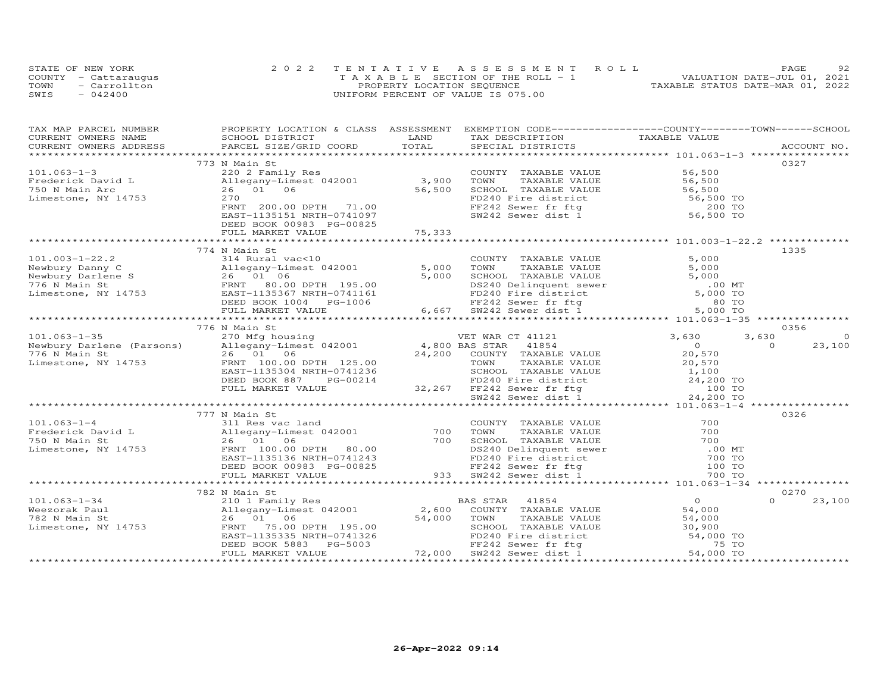STATE OF NEW YORK
COUNTY - Cattaraugus
TOWN - Carrollton
SWIS - 042400

2022 TENTATIVE ASSESSMENT ROLL
TAXABLE SECTION OF THE ROLL - 1
PROPERTY LOCATION SEQUENCE
UNIFORM PERCENT OF VALUE IS 075.00

VALUATION DATE-JUL 01, 2021
TAXABLE STATUS DATE-MAR 01, 2022

| TAX MAP PARCEL NUMBER / CURRENT OWNERS NAME / CURRENT OWNERS ADDRESS | PROPERTY LOCATION & CLASS / SCHOOL DISTRICT / PARCEL SIZE/GRID COORD | ASSESSMENT LAND | TOTAL | EXEMPTION CODE / TAX DESCRIPTION / SPECIAL DISTRICTS | COUNTY TAXABLE VALUE | TOWN | SCHOOL | ACCOUNT NO. |
|---|---|---|---|---|---|---|---|---|
| | 773 N Main St | | | | | | | 0327 |
| 101.063-1-3 | 220 2 Family Res | | | COUNTY TAXABLE VALUE | 56,500 | | | |
| Frederick David L | Allegany-Limest 042001 | 3,900 | | TOWN TAXABLE VALUE | 56,500 | | | |
| 750 N Main Arc | 26 01 06 | | 56,500 | SCHOOL TAXABLE VALUE | 56,500 | | | |
| Limestone, NY 14753 | 270 | | | FD240 Fire district | 56,500 TO | | | |
| | FRNT 200.00 DPTH 71.00 | | | FF242 Sewer fr ftg | 200 TO | | | |
| | EAST-1135151 NRTH-0741097 | | | SW242 Sewer dist 1 | 56,500 TO | | | |
| | DEED BOOK 00983 PG-00825 | | | | | | | |
| | FULL MARKET VALUE | | 75,333 | | | | | |
| | 774 N Main St | | | | | | | 1335 |
| 101.003-1-22.2 | 314 Rural vac<10 | | | COUNTY TAXABLE VALUE | 5,000 | | | |
| Newbury Danny C | Allegany-Limest 042001 | 5,000 | | TOWN TAXABLE VALUE | 5,000 | | | |
| Newbury Darlene S | 26 01 06 | | 5,000 | SCHOOL TAXABLE VALUE | 5,000 | | | |
| 776 N Main St | FRNT 80.00 DPTH 195.00 | | | DS240 Delinquent sewer | .00 MT | | | |
| Limestone, NY 14753 | EAST-1135367 NRTH-0741161 | | | FD240 Fire district | 5,000 TO | | | |
| | DEED BOOK 1004 PG-1006 | | | FF242 Sewer fr ftg | 80 TO | | | |
| | FULL MARKET VALUE | | 6,667 | SW242 Sewer dist 1 | 5,000 TO | | | |
| | 776 N Main St | | | | | | | 0356 |
| 101.063-1-35 | 270 Mfg housing | | | VET WAR CT 41121 | 3,630 | 3,630 | 0 | |
| Newbury Darlene (Parsons) | Allegany-Limest 042001 | 4,800 | | BAS STAR 41854 | 0 | 0 | 23,100 | |
| 776 N Main St | 26 01 06 | | 24,200 | COUNTY TAXABLE VALUE | 20,570 | | | |
| Limestone, NY 14753 | FRNT 100.00 DPTH 125.00 | | | TOWN TAXABLE VALUE | 20,570 | | | |
| | EAST-1135304 NRTH-0741236 | | | SCHOOL TAXABLE VALUE | 1,100 | | | |
| | DEED BOOK 887 PG-00214 | | | FD240 Fire district | 24,200 TO | | | |
| | FULL MARKET VALUE | | 32,267 | FF242 Sewer fr ftg | 100 TO | | | |
| | | | | SW242 Sewer dist 1 | 24,200 TO | | | |
| | 777 N Main St | | | | | | | 0326 |
| 101.063-1-4 | 311 Res vac land | | | COUNTY TAXABLE VALUE | 700 | | | |
| Frederick David L | Allegany-Limest 042001 | 700 | | TOWN TAXABLE VALUE | 700 | | | |
| 750 N Main St | 26 01 06 | | 700 | SCHOOL TAXABLE VALUE | 700 | | | |
| Limestone, NY 14753 | FRNT 100.00 DPTH 80.00 | | | DS240 Delinquent sewer | .00 MT | | | |
| | EAST-1135136 NRTH-0741243 | | | FD240 Fire district | 700 TO | | | |
| | DEED BOOK 00983 PG-00825 | | | FF242 Sewer fr ftg | 100 TO | | | |
| | FULL MARKET VALUE | | 933 | SW242 Sewer dist 1 | 700 TO | | | |
| | 782 N Main St | | | | | | | 0270 |
| 101.063-1-34 | 210 1 Family Res | | | BAS STAR 41854 | 0 | 0 | 23,100 | |
| Weezorak Paul | Allegany-Limest 042001 | 2,600 | | COUNTY TAXABLE VALUE | 54,000 | | | |
| 782 N Main St | 26 01 06 | | 54,000 | TOWN TAXABLE VALUE | 54,000 | | | |
| Limestone, NY 14753 | FRNT 75.00 DPTH 195.00 | | | SCHOOL TAXABLE VALUE | 30,900 | | | |
| | EAST-1135335 NRTH-0741326 | | | FD240 Fire district | 54,000 TO | | | |
| | DEED BOOK 5883 PG-5003 | | | FF242 Sewer fr ftg | 75 TO | | | |
| | FULL MARKET VALUE | | 72,000 | SW242 Sewer dist 1 | 54,000 TO | | | |

26-Apr-2022 09:14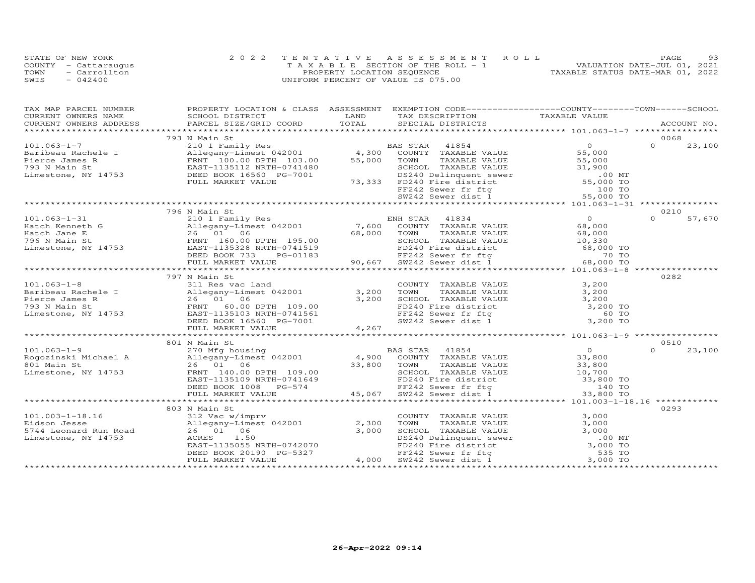STATE OF NEW YORK
COUNTY - Cattaraugus
TOWN - Carrollton
SWIS - 042400

2022 TENTATIVE ASSESSMENT ROLL
TAXABLE SECTION OF THE ROLL - 1
PROPERTY LOCATION SEQUENCE
UNIFORM PERCENT OF VALUE IS 075.00

VALUATION DATE-JUL 01, 2021
TAXABLE STATUS DATE-MAR 01, 2022

| TAX MAP PARCEL NUMBER / CURRENT OWNERS NAME / CURRENT OWNERS ADDRESS | PROPERTY LOCATION & CLASS / SCHOOL DISTRICT / PARCEL SIZE/GRID COORD | ASSESSMENT LAND | TOTAL | EXEMPTION CODE / TAX DESCRIPTION / SPECIAL DISTRICTS | COUNTY / TOWN / SCHOOL TAXABLE VALUE | ACCOUNT NO. |
|---|---|---|---|---|---|---|
| **101.063-1-7** | 793 N Main St | | | | | 0068 |
| 101.063-1-7 | 210 1 Family Res | | | BAS STAR 41854 | 0 / 0 | 23,100 |
| Baribeau Rachele I | Allegany-Limest 042001 | 4,300 | | COUNTY TAXABLE VALUE | 55,000 | |
| Pierce James R | FRNT 100.00 DPTH 103.00 | | 55,000 | TOWN TAXABLE VALUE | 55,000 | |
| 793 N Main St | EAST-1135112 NRTH-0741480 | | | SCHOOL TAXABLE VALUE | 31,900 | |
| Limestone, NY 14753 | DEED BOOK 16560 PG-7001 | | | DS240 Delinquent sewer | .00 MT | |
| | FULL MARKET VALUE | | 73,333 | FD240 Fire district | 55,000 TO | |
| | | | | FF242 Sewer fr ftg | 100 TO | |
| | | | | SW242 Sewer dist 1 | 55,000 TO | |
| **101.063-1-31** | 796 N Main St | | | | | 0210 |
| 101.063-1-31 | 210 1 Family Res | | | ENH STAR 41834 | 0 / 0 | 57,670 |
| Hatch Kenneth G | Allegany-Limest 042001 | 7,600 | | COUNTY TAXABLE VALUE | 68,000 | |
| Hatch Jane E | 26 01 06 | | 68,000 | TOWN TAXABLE VALUE | 68,000 | |
| 796 N Main St | FRNT 160.00 DPTH 195.00 | | | SCHOOL TAXABLE VALUE | 10,330 | |
| Limestone, NY 14753 | EAST-1135328 NRTH-0741519 | | | FD240 Fire district | 68,000 TO | |
| | DEED BOOK 733 PG-01183 | | | FF242 Sewer fr ftg | 70 TO | |
| | FULL MARKET VALUE | | 90,667 | SW242 Sewer dist 1 | 68,000 TO | |
| **101.063-1-8** | 797 N Main St | | | | | 0282 |
| 101.063-1-8 | 311 Res vac land | | | COUNTY TAXABLE VALUE | 3,200 | |
| Baribeau Rachele I | Allegany-Limest 042001 | 3,200 | | TOWN TAXABLE VALUE | 3,200 | |
| Pierce James R | 26 01 06 | | 3,200 | SCHOOL TAXABLE VALUE | 3,200 | |
| 793 N Main St | FRNT 60.00 DPTH 109.00 | | | FD240 Fire district | 3,200 TO | |
| Limestone, NY 14753 | EAST-1135103 NRTH-0741561 | | | FF242 Sewer fr ftg | 60 TO | |
| | DEED BOOK 16560 PG-7001 | | | SW242 Sewer dist 1 | 3,200 TO | |
| | FULL MARKET VALUE | | 4,267 | | | |
| **101.063-1-9** | 801 N Main St | | | | | 0510 |
| 101.063-1-9 | 270 Mfg housing | | | BAS STAR 41854 | 0 / 0 | 23,100 |
| Rogozinski Michael A | Allegany-Limest 042001 | 4,900 | | COUNTY TAXABLE VALUE | 33,800 | |
| 801 Main St | 26 01 06 | | 33,800 | TOWN TAXABLE VALUE | 33,800 | |
| Limestone, NY 14753 | FRNT 140.00 DPTH 109.00 | | | SCHOOL TAXABLE VALUE | 10,700 | |
| | EAST-1135109 NRTH-0741649 | | | FD240 Fire district | 33,800 TO | |
| | DEED BOOK 1008 PG-574 | | | FF242 Sewer fr ftg | 140 TO | |
| | FULL MARKET VALUE | | 45,067 | SW242 Sewer dist 1 | 33,800 TO | |
| **101.003-1-18.16** | 803 N Main St | | | | | 0293 |
| 101.003-1-18.16 | 312 Vac w/imprv | | | COUNTY TAXABLE VALUE | 3,000 | |
| Eidson Jesse | Allegany-Limest 042001 | 2,300 | | TOWN TAXABLE VALUE | 3,000 | |
| 5744 Leonard Run Road | 26 01 06 | | 3,000 | SCHOOL TAXABLE VALUE | 3,000 | |
| Limestone, NY 14753 | ACRES 1.50 | | | DS240 Delinquent sewer | .00 MT | |
| | EAST-1135055 NRTH-0742070 | | | FD240 Fire district | 3,000 TO | |
| | DEED BOOK 20190 PG-5327 | | | FF242 Sewer fr ftg | 535 TO | |
| | FULL MARKET VALUE | | 4,000 | SW242 Sewer dist 1 | 3,000 TO | |

26-Apr-2022 09:14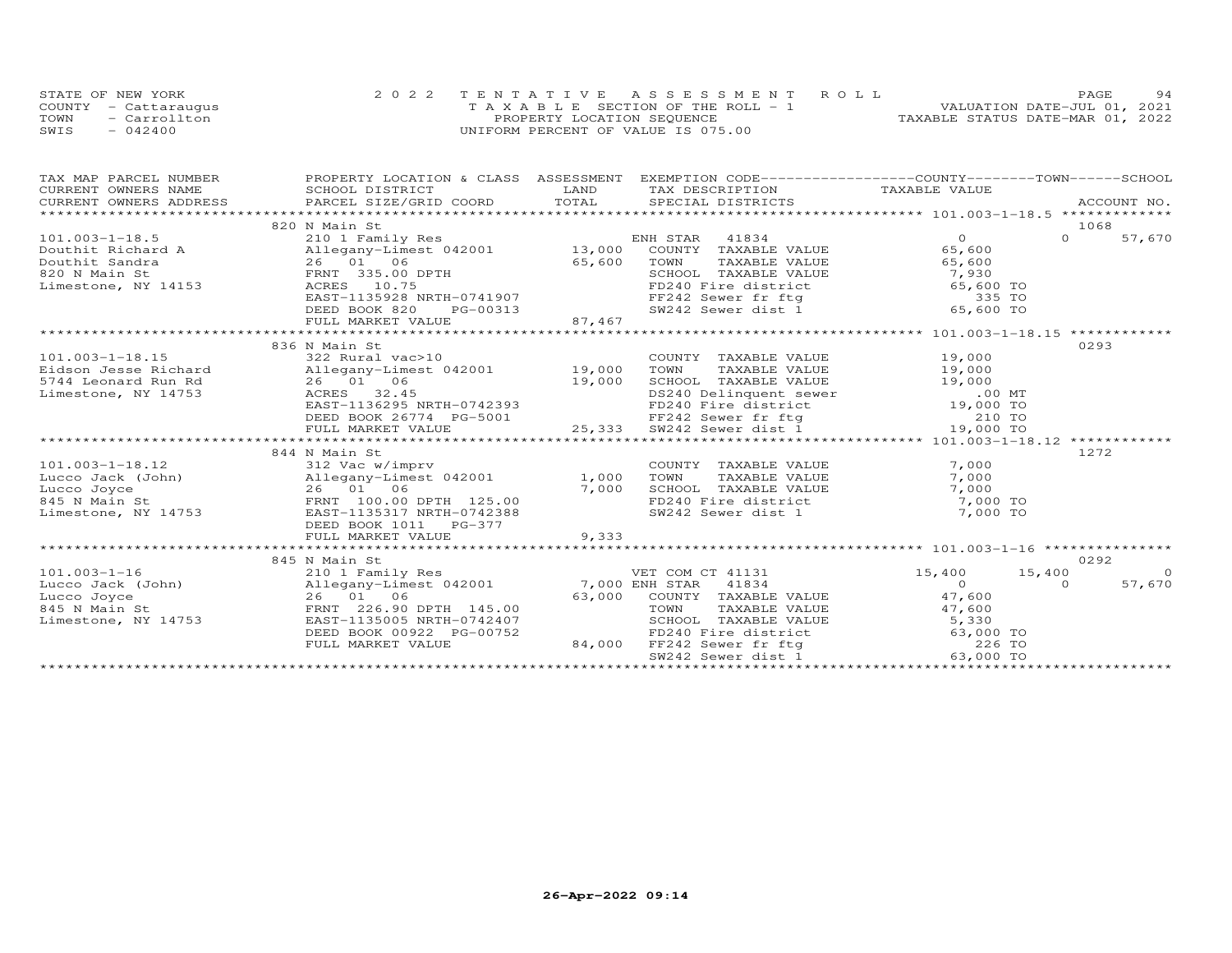STATE OF NEW YORK
COUNTY - Cattaraugus
TOWN - Carrollton
SWIS - 042400

2022 TENTATIVE ASSESSMENT ROLL
TAXABLE SECTION OF THE ROLL - 1
PROPERTY LOCATION SEQUENCE
UNIFORM PERCENT OF VALUE IS 075.00

VALUATION DATE-JUL 01, 2021
TAXABLE STATUS DATE-MAR 01, 2022

| TAX MAP PARCEL NUMBER / CURRENT OWNERS NAME / CURRENT OWNERS ADDRESS | PROPERTY LOCATION & CLASS / SCHOOL DISTRICT / PARCEL SIZE/GRID COORD | ASSESSMENT LAND | TOTAL | EXEMPTION CODE / TAX DESCRIPTION / SPECIAL DISTRICTS | COUNTY TAXABLE VALUE | TOWN | SCHOOL / ACCOUNT NO. |
|---|---|---|---|---|---|---|---|
| **101.003-1-18.5** | 820 N Main St | | | | | | 1068 |
| Douthit Richard A | 210 1 Family Res | | | ENH STAR 41834 | 0 | 0 | 57,670 |
| Douthit Sandra | Allegany-Limest 042001 | 13,000 | | COUNTY TAXABLE VALUE | 65,600 | | |
| 820 N Main St | 26 01 06 | | 65,600 | TOWN TAXABLE VALUE | 65,600 | | |
| Limestone, NY 14153 | FRNT 335.00 DPTH | | | SCHOOL TAXABLE VALUE | 7,930 | | |
| | ACRES 10.75 | | | FD240 Fire district | 65,600 TO | | |
| | EAST-1135928 NRTH-0741907 | | | FF242 Sewer fr ftg | 335 TO | | |
| | DEED BOOK 820 PG-00313 | | | SW242 Sewer dist 1 | 65,600 TO | | |
| | FULL MARKET VALUE | | 87,467 | | | | |
| **101.003-1-18.15** | 836 N Main St | | | | | | 0293 |
| Eidson Jesse Richard | 322 Rural vac>10 | | | COUNTY TAXABLE VALUE | 19,000 | | |
| 5744 Leonard Run Rd | Allegany-Limest 042001 | 19,000 | | TOWN TAXABLE VALUE | 19,000 | | |
| Limestone, NY 14753 | 26 01 06 | | 19,000 | SCHOOL TAXABLE VALUE | 19,000 | | |
| | ACRES 32.45 | | | DS240 Delinquent sewer | .00 MT | | |
| | EAST-1136295 NRTH-0742393 | | | FD240 Fire district | 19,000 TO | | |
| | DEED BOOK 26774 PG-5001 | | | FF242 Sewer fr ftg | 210 TO | | |
| | FULL MARKET VALUE | | 25,333 | SW242 Sewer dist 1 | 19,000 TO | | |
| **101.003-1-18.12** | 844 N Main St | | | | | | 1272 |
| Lucco Jack (John) | 312 Vac w/imprv | | | COUNTY TAXABLE VALUE | 7,000 | | |
| Lucco Joyce | Allegany-Limest 042001 | 1,000 | | TOWN TAXABLE VALUE | 7,000 | | |
| 845 N Main St | 26 01 06 | | 7,000 | SCHOOL TAXABLE VALUE | 7,000 | | |
| Limestone, NY 14753 | FRNT 100.00 DPTH 125.00 | | | FD240 Fire district | 7,000 TO | | |
| | EAST-1135317 NRTH-0742388 | | | SW242 Sewer dist 1 | 7,000 TO | | |
| | DEED BOOK 1011 PG-377 | | | | | | |
| | FULL MARKET VALUE | | 9,333 | | | | |
| **101.003-1-16** | 845 N Main St | | | | | | 0292 |
| Lucco Jack (John) | 210 1 Family Res | | | VET COM CT 41131 | 15,400 | 15,400 | 0 |
| Lucco Joyce | Allegany-Limest 042001 | 7,000 | | ENH STAR 41834 | 0 | 0 | 57,670 |
| 845 N Main St | 26 01 06 | | 63,000 | COUNTY TAXABLE VALUE | 47,600 | | |
| Limestone, NY 14753 | FRNT 226.90 DPTH 145.00 | | | TOWN TAXABLE VALUE | 47,600 | | |
| | EAST-1135005 NRTH-0742407 | | | SCHOOL TAXABLE VALUE | 5,330 | | |
| | DEED BOOK 00922 PG-00752 | | | FD240 Fire district | 63,000 TO | | |
| | FULL MARKET VALUE | | 84,000 | FF242 Sewer fr ftg | 226 TO | | |
| | | | | SW242 Sewer dist 1 | 63,000 TO | | |

26-Apr-2022 09:14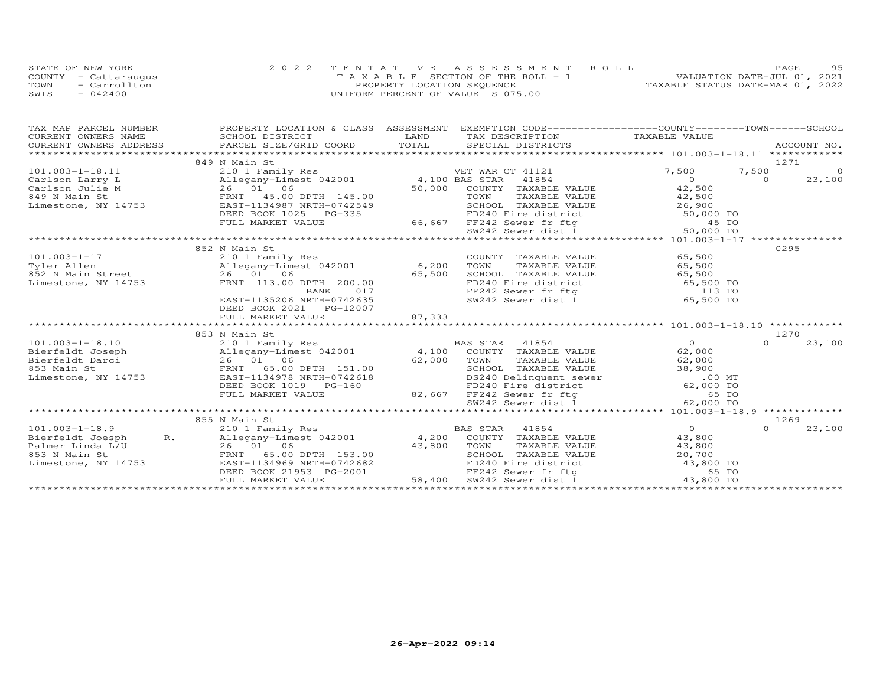STATE OF NEW YORK
COUNTY - Cattaraugus
TOWN - Carrollton
SWIS - 042400

2022 TENTATIVE ASSESSMENT ROLL
TAXABLE SECTION OF THE ROLL - 1
PROPERTY LOCATION SEQUENCE
UNIFORM PERCENT OF VALUE IS 075.00

VALUATION DATE-JUL 01, 2021
TAXABLE STATUS DATE-MAR 01, 2022

| TAX MAP PARCEL NUMBER / CURRENT OWNERS NAME / CURRENT OWNERS ADDRESS | PROPERTY LOCATION & CLASS / SCHOOL DISTRICT / PARCEL SIZE/GRID COORD | ASSESSMENT LAND / TOTAL | EXEMPTION CODE / TAX DESCRIPTION / SPECIAL DISTRICTS | COUNTY TAXABLE VALUE | TOWN | SCHOOL / ACCOUNT NO. |
|---|---|---|---|---|---|---|
| **101.003-1-18.11** | 849 N Main St | | | | | 1271 |
| | 210 1 Family Res | | VET WAR CT 41121 | 7,500 | 7,500 | 0 |
| Carlson Larry L | Allegany-Limest 042001 | 4,100 | BAS STAR 41854 | 0 | 0 | 23,100 |
| Carlson Julie M | 26 01 06 | 50,000 | COUNTY TAXABLE VALUE | 42,500 | | |
| 849 N Main St | FRNT 45.00 DPTH 145.00 | | TOWN TAXABLE VALUE | 42,500 | | |
| Limestone, NY 14753 | EAST-1134987 NRTH-0742549 | | SCHOOL TAXABLE VALUE | 26,900 | | |
| | DEED BOOK 1025 PG-335 | | FD240 Fire district | 50,000 TO | | |
| | FULL MARKET VALUE | 66,667 | FF242 Sewer fr ftg | 45 TO | | |
| | | | SW242 Sewer dist 1 | 50,000 TO | | |
| **101.003-1-17** | 852 N Main St | | | | | 0295 |
| | 210 1 Family Res | | COUNTY TAXABLE VALUE | 65,500 | | |
| Tyler Allen | Allegany-Limest 042001 | 6,200 | TOWN TAXABLE VALUE | 65,500 | | |
| 852 N Main Street | 26 01 06 | 65,500 | SCHOOL TAXABLE VALUE | 65,500 | | |
| Limestone, NY 14753 | FRNT 113.00 DPTH 200.00 | | FD240 Fire district | 65,500 TO | | |
| | BANK 017 | | FF242 Sewer fr ftg | 113 TO | | |
| | EAST-1135206 NRTH-0742635 | | SW242 Sewer dist 1 | 65,500 TO | | |
| | DEED BOOK 2021 PG-12007 | | | | | |
| | FULL MARKET VALUE | 87,333 | | | | |
| **101.003-1-18.10** | 853 N Main St | | | | | 1270 |
| | 210 1 Family Res | | BAS STAR 41854 | 0 | 0 | 23,100 |
| Bierfeldt Joseph | Allegany-Limest 042001 | 4,100 | COUNTY TAXABLE VALUE | 62,000 | | |
| Bierfeldt Darci | 26 01 06 | 62,000 | TOWN TAXABLE VALUE | 62,000 | | |
| 853 Main St | FRNT 65.00 DPTH 151.00 | | SCHOOL TAXABLE VALUE | 38,900 | | |
| Limestone, NY 14753 | EAST-1134978 NRTH-0742618 | | DS240 Delinquent sewer | .00 MT | | |
| | DEED BOOK 1019 PG-160 | | FD240 Fire district | 62,000 TO | | |
| | FULL MARKET VALUE | 82,667 | FF242 Sewer fr ftg | 65 TO | | |
| | | | SW242 Sewer dist 1 | 62,000 TO | | |
| **101.003-1-18.9** | 855 N Main St | | | | | 1269 |
| | 210 1 Family Res | | BAS STAR 41854 | 0 | 0 | 23,100 |
| Bierfeldt Joesph R. | Allegany-Limest 042001 | 4,200 | COUNTY TAXABLE VALUE | 43,800 | | |
| Palmer Linda L/U | 26 01 06 | 43,800 | TOWN TAXABLE VALUE | 43,800 | | |
| 853 N Main St | FRNT 65.00 DPTH 153.00 | | SCHOOL TAXABLE VALUE | 20,700 | | |
| Limestone, NY 14753 | EAST-1134969 NRTH-0742682 | | FD240 Fire district | 43,800 TO | | |
| | DEED BOOK 21953 PG-2001 | | FF242 Sewer fr ftg | 65 TO | | |
| | FULL MARKET VALUE | 58,400 | SW242 Sewer dist 1 | 43,800 TO | | |

26-Apr-2022 09:14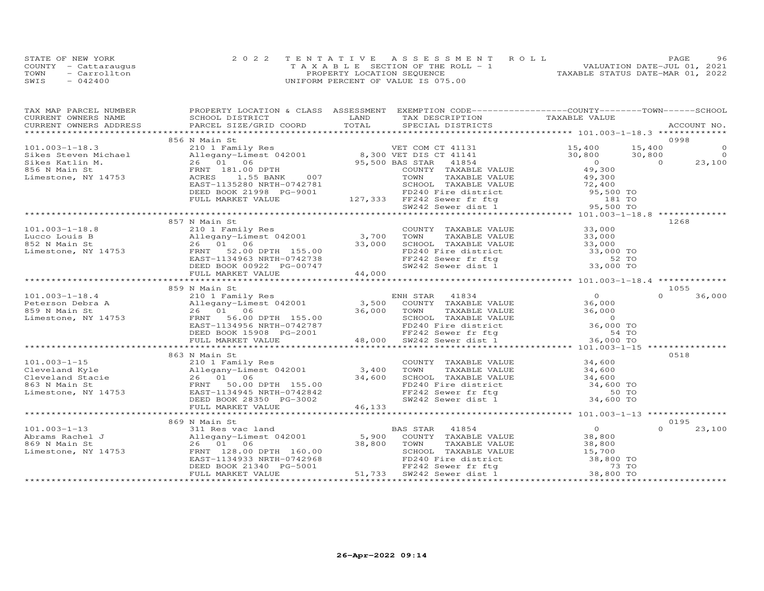STATE OF NEW YORK
COUNTY - Cattaraugus
TOWN - Carrollton
SWIS - 042400

2022 TENTATIVE ASSESSMENT ROLL
TAXABLE SECTION OF THE ROLL - 1
PROPERTY LOCATION SEQUENCE
UNIFORM PERCENT OF VALUE IS 075.00

VALUATION DATE-JUL 01, 2021
TAXABLE STATUS DATE-MAR 01, 2022

| TAX MAP PARCEL NUMBER / CURRENT OWNERS NAME / CURRENT OWNERS ADDRESS | PROPERTY LOCATION & CLASS / SCHOOL DISTRICT / PARCEL SIZE/GRID COORD | ASSESSMENT LAND | TOTAL | EXEMPTION CODE / TAX DESCRIPTION / SPECIAL DISTRICTS | COUNTY TAXABLE VALUE | TOWN | SCHOOL | ACCOUNT NO. |
|---|---|---|---|---|---|---|---|---|
| | 856 N Main St | | | | | | | 0998 |
| 101.003-1-18.3 | 210 1 Family Res | | | VET COM CT 41131 | 15,400 | 15,400 | 0 | |
| Sikes Steven Michael | Allegany-Limest 042001 | 8,300 | | VET DIS CT 41141 | 30,800 | 30,800 | 0 | |
| Sikes Katlin M. | 26 01 06 | | 95,500 | BAS STAR 41854 | 0 | 0 | 23,100 | |
| 856 N Main St | FRNT 181.00 DPTH | | | COUNTY TAXABLE VALUE | 49,300 | | | |
| Limestone, NY 14753 | ACRES 1.55 BANK 007 | | | TOWN TAXABLE VALUE | 49,300 | | | |
| | EAST-1135280 NRTH-0742781 | | | SCHOOL TAXABLE VALUE | 72,400 | | | |
| | DEED BOOK 21998 PG-9001 | | | FD240 Fire district | 95,500 TO | | | |
| | FULL MARKET VALUE | | 127,333 | FF242 Sewer fr ftg | 181 TO | | | |
| | | | | SW242 Sewer dist 1 | 95,500 TO | | | |
| | 857 N Main St | | | | | | | 1268 |
| 101.003-1-18.8 | 210 1 Family Res | | | COUNTY TAXABLE VALUE | 33,000 | | | |
| Lucco Louis B | Allegany-Limest 042001 | 3,700 | | TOWN TAXABLE VALUE | 33,000 | | | |
| 852 N Main St | 26 01 06 | | 33,000 | SCHOOL TAXABLE VALUE | 33,000 | | | |
| Limestone, NY 14753 | FRNT 52.00 DPTH 155.00 | | | FD240 Fire district | 33,000 TO | | | |
| | EAST-1134963 NRTH-0742738 | | | FF242 Sewer fr ftg | 52 TO | | | |
| | DEED BOOK 00922 PG-00747 | | | SW242 Sewer dist 1 | 33,000 TO | | | |
| | FULL MARKET VALUE | | 44,000 | | | | | |
| | 859 N Main St | | | | | | | 1055 |
| 101.003-1-18.4 | 210 1 Family Res | | | ENH STAR 41834 | 0 | 0 | 36,000 | |
| Peterson Debra A | Allegany-Limest 042001 | 3,500 | | COUNTY TAXABLE VALUE | 36,000 | | | |
| 859 N Main St | 26 01 06 | | 36,000 | TOWN TAXABLE VALUE | 36,000 | | | |
| Limestone, NY 14753 | FRNT 56.00 DPTH 155.00 | | | SCHOOL TAXABLE VALUE | 0 | | | |
| | EAST-1134956 NRTH-0742787 | | | FD240 Fire district | 36,000 TO | | | |
| | DEED BOOK 15908 PG-2001 | | | FF242 Sewer fr ftg | 54 TO | | | |
| | FULL MARKET VALUE | | 48,000 | SW242 Sewer dist 1 | 36,000 TO | | | |
| | 863 N Main St | | | | | | | 0518 |
| 101.003-1-15 | 210 1 Family Res | | | COUNTY TAXABLE VALUE | 34,600 | | | |
| Cleveland Kyle | Allegany-Limest 042001 | 3,400 | | TOWN TAXABLE VALUE | 34,600 | | | |
| Cleveland Stacie | 26 01 06 | | 34,600 | SCHOOL TAXABLE VALUE | 34,600 | | | |
| 863 N Main St | FRNT 50.00 DPTH 155.00 | | | FD240 Fire district | 34,600 TO | | | |
| Limestone, NY 14753 | EAST-1134945 NRTH-0742842 | | | FF242 Sewer fr ftg | 50 TO | | | |
| | DEED BOOK 28350 PG-3002 | | | SW242 Sewer dist 1 | 34,600 TO | | | |
| | FULL MARKET VALUE | | 46,133 | | | | | |
| | 869 N Main St | | | | | | | 0195 |
| 101.003-1-13 | 311 Res vac land | | | BAS STAR 41854 | 0 | 0 | 23,100 | |
| Abrams Rachel J | Allegany-Limest 042001 | 5,900 | | COUNTY TAXABLE VALUE | 38,800 | | | |
| 869 N Main St | 26 01 06 | | 38,800 | TOWN TAXABLE VALUE | 38,800 | | | |
| Limestone, NY 14753 | FRNT 128.00 DPTH 160.00 | | | SCHOOL TAXABLE VALUE | 15,700 | | | |
| | EAST-1134933 NRTH-0742968 | | | FD240 Fire district | 38,800 TO | | | |
| | DEED BOOK 21340 PG-5001 | | | FF242 Sewer fr ftg | 73 TO | | | |
| | FULL MARKET VALUE | | 51,733 | SW242 Sewer dist 1 | 38,800 TO | | | |

26-Apr-2022 09:14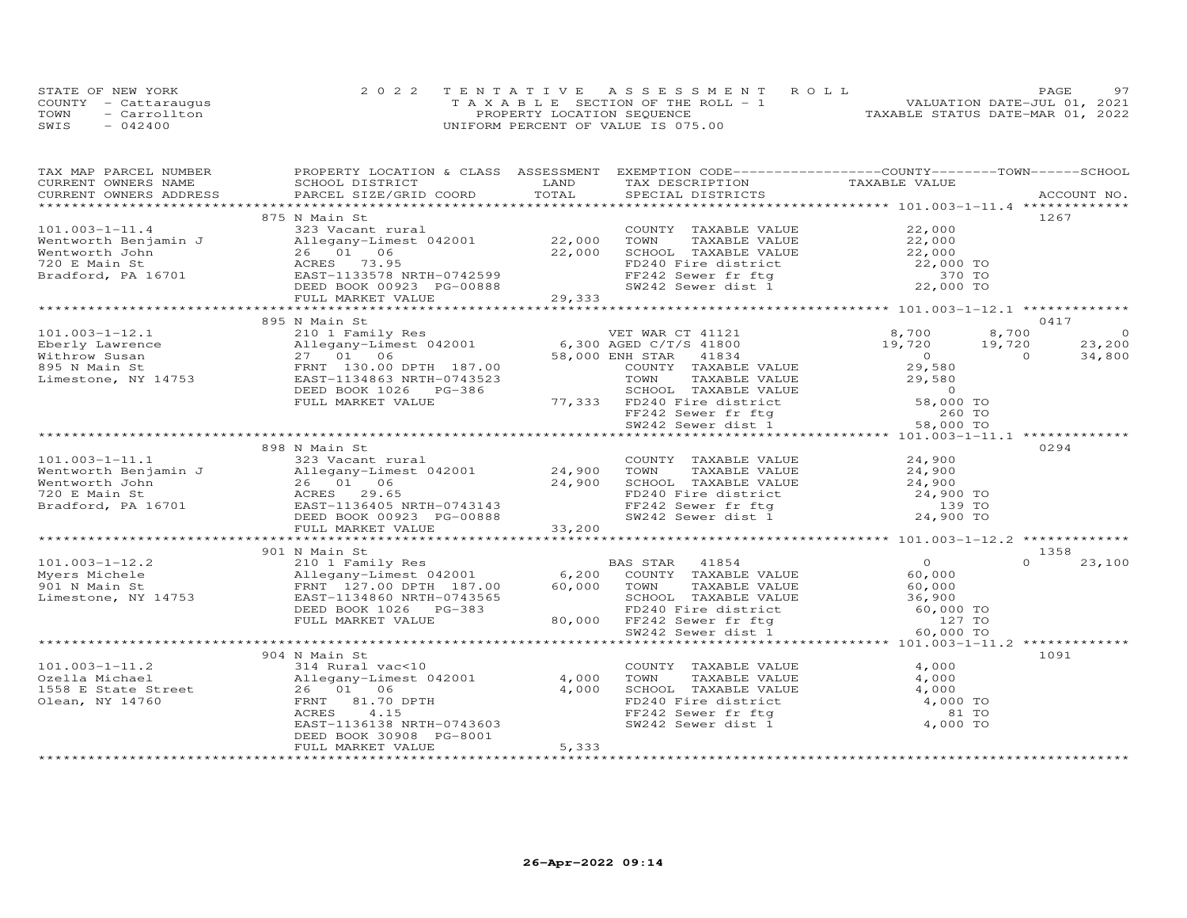STATE OF NEW YORK
COUNTY - Cattaraugus
TOWN - Carrollton
SWIS - 042400

2022 TENTATIVE ASSESSMENT ROLL
TAXABLE SECTION OF THE ROLL - 1
PROPERTY LOCATION SEQUENCE
UNIFORM PERCENT OF VALUE IS 075.00

VALUATION DATE-JUL 01, 2021
TAXABLE STATUS DATE-MAR 01, 2022

| TAX MAP PARCEL NUMBER / CURRENT OWNERS NAME / CURRENT OWNERS ADDRESS | PROPERTY LOCATION & CLASS / SCHOOL DISTRICT / PARCEL SIZE/GRID COORD | ASSESSMENT LAND | ASSESSMENT TOTAL | EXEMPTION CODE / TAX DESCRIPTION / SPECIAL DISTRICTS | COUNTY TAXABLE VALUE | TOWN | SCHOOL | ACCOUNT NO. |
|---|---|---|---|---|---|---|---|---|
| | 875 N Main St | | | | | | | 1267 |
| 101.003-1-11.4 | 323 Vacant rural | | | COUNTY TAXABLE VALUE | 22,000 | | | |
| Wentworth Benjamin J | Allegany-Limest 042001 | 22,000 | | TOWN TAXABLE VALUE | 22,000 | | | |
| Wentworth John | 26 01 06 | | 22,000 | SCHOOL TAXABLE VALUE | 22,000 | | | |
| 720 E Main St | ACRES 73.95 | | | FD240 Fire district | 22,000 TO | | | |
| Bradford, PA 16701 | EAST-1133578 NRTH-0742599 | | | FF242 Sewer fr ftg | 370 TO | | | |
| | DEED BOOK 00923 PG-00888 | | | SW242 Sewer dist 1 | 22,000 TO | | | |
| | FULL MARKET VALUE | | 29,333 | | | | | |
| | 895 N Main St | | | | | | | 0417 |
| 101.003-1-12.1 | 210 1 Family Res | | | VET WAR CT 41121 | 8,700 | 8,700 | 0 | |
| Eberly Lawrence | Allegany-Limest 042001 | 6,300 | | AGED C/T/S 41800 | 19,720 | 19,720 | 23,200 | |
| Withrow Susan | 27 01 06 | | 58,000 | ENH STAR 41834 | 0 | 0 | 34,800 | |
| 895 N Main St | FRNT 130.00 DPTH 187.00 | | | COUNTY TAXABLE VALUE | 29,580 | | | |
| Limestone, NY 14753 | EAST-1134863 NRTH-0743523 | | | TOWN TAXABLE VALUE | 29,580 | | | |
| | DEED BOOK 1026 PG-386 | | | SCHOOL TAXABLE VALUE | 0 | | | |
| | FULL MARKET VALUE | | 77,333 | FD240 Fire district | 58,000 TO | | | |
| | | | | FF242 Sewer fr ftg | 260 TO | | | |
| | | | | SW242 Sewer dist 1 | 58,000 TO | | | |
| | 898 N Main St | | | | | | | 0294 |
| 101.003-1-11.1 | 323 Vacant rural | | | COUNTY TAXABLE VALUE | 24,900 | | | |
| Wentworth Benjamin J | Allegany-Limest 042001 | 24,900 | | TOWN TAXABLE VALUE | 24,900 | | | |
| Wentworth John | 26 01 06 | | 24,900 | SCHOOL TAXABLE VALUE | 24,900 | | | |
| 720 E Main St | ACRES 29.65 | | | FD240 Fire district | 24,900 TO | | | |
| Bradford, PA 16701 | EAST-1136405 NRTH-0743143 | | | FF242 Sewer fr ftg | 139 TO | | | |
| | DEED BOOK 00923 PG-00888 | | | SW242 Sewer dist 1 | 24,900 TO | | | |
| | FULL MARKET VALUE | | 33,200 | | | | | |
| | 901 N Main St | | | | | | | 1358 |
| 101.003-1-12.2 | 210 1 Family Res | | | BAS STAR 41854 | 0 | 0 | 23,100 | |
| Myers Michele | Allegany-Limest 042001 | 6,200 | | COUNTY TAXABLE VALUE | 60,000 | | | |
| 901 N Main St | FRNT 127.00 DPTH 187.00 | | 60,000 | TOWN TAXABLE VALUE | 60,000 | | | |
| Limestone, NY 14753 | EAST-1134860 NRTH-0743565 | | | SCHOOL TAXABLE VALUE | 36,900 | | | |
| | DEED BOOK 1026 PG-383 | | | FD240 Fire district | 60,000 TO | | | |
| | FULL MARKET VALUE | | 80,000 | FF242 Sewer fr ftg | 127 TO | | | |
| | | | | SW242 Sewer dist 1 | 60,000 TO | | | |
| | 904 N Main St | | | | | | | 1091 |
| 101.003-1-11.2 | 314 Rural vac<10 | | | COUNTY TAXABLE VALUE | 4,000 | | | |
| Ozella Michael | Allegany-Limest 042001 | 4,000 | | TOWN TAXABLE VALUE | 4,000 | | | |
| 1558 E State Street | 26 01 06 | | 4,000 | SCHOOL TAXABLE VALUE | 4,000 | | | |
| Olean, NY 14760 | FRNT 81.70 DPTH | | | FD240 Fire district | 4,000 TO | | | |
| | ACRES 4.15 | | | FF242 Sewer fr ftg | 81 TO | | | |
| | EAST-1136138 NRTH-0743603 | | | SW242 Sewer dist 1 | 4,000 TO | | | |
| | DEED BOOK 30908 PG-8001 | | | | | | | |
| | FULL MARKET VALUE | | 5,333 | | | | | |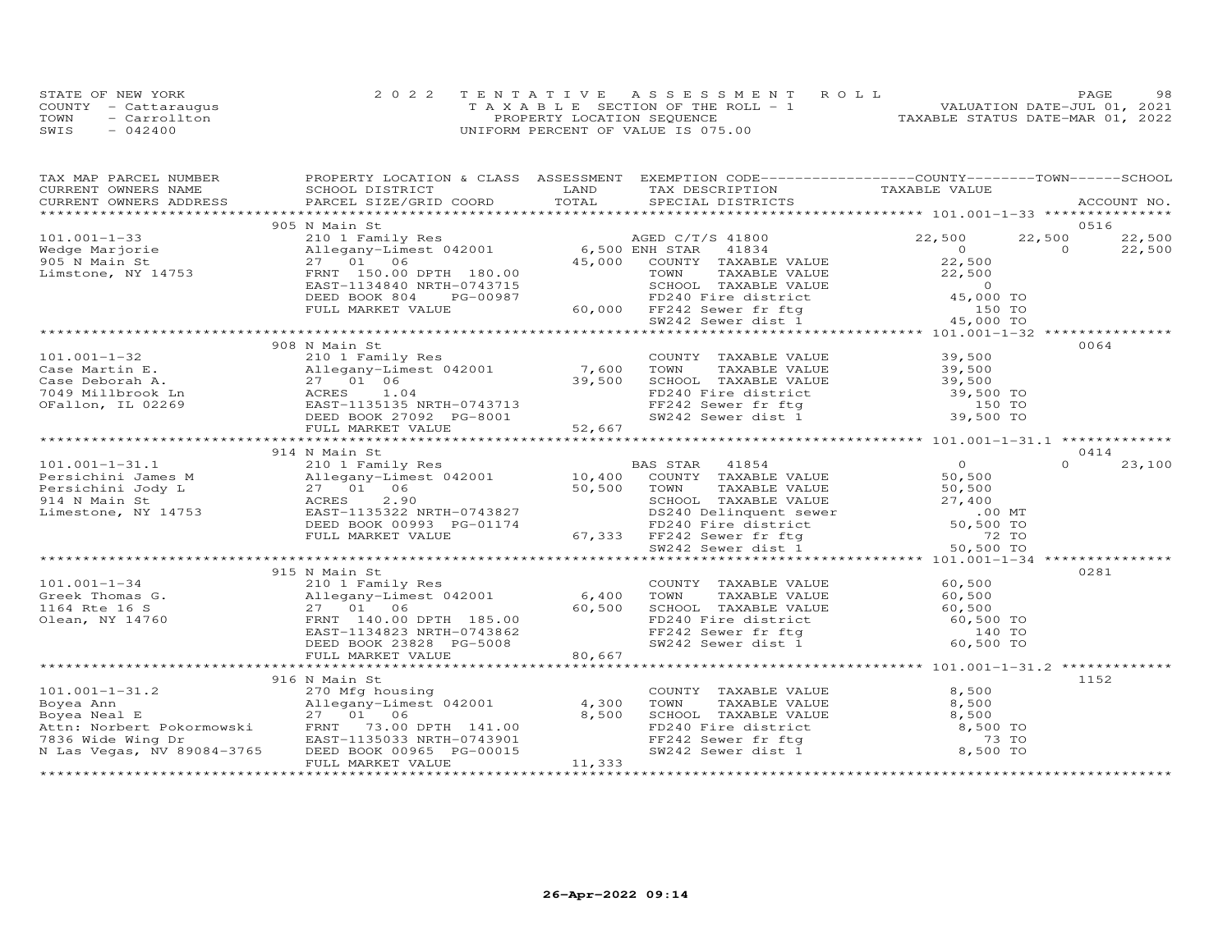STATE OF NEW YORK
COUNTY - Cattaraugus
TOWN - Carrollton
SWIS - 042400

2022 TENTATIVE ASSESSMENT ROLL
TAXABLE SECTION OF THE ROLL - 1
PROPERTY LOCATION SEQUENCE
UNIFORM PERCENT OF VALUE IS 075.00

VALUATION DATE-JUL 01, 2021
TAXABLE STATUS DATE-MAR 01, 2022

| TAX MAP PARCEL NUMBER / CURRENT OWNERS NAME / CURRENT OWNERS ADDRESS | PROPERTY LOCATION & CLASS / SCHOOL DISTRICT / PARCEL SIZE/GRID COORD | ASSESSMENT LAND / TOTAL | EXEMPTION CODE / TAX DESCRIPTION / SPECIAL DISTRICTS | COUNTY TAXABLE VALUE | TOWN | SCHOOL | ACCOUNT NO. |
|---|---|---|---|---|---|---|---|
| | 905 N Main St | | | | | | 0516 |
| 101.001-1-33 | 210 1 Family Res | | AGED C/T/S 41800 | 22,500 | 22,500 | 22,500 | |
| Wedge Marjorie | Allegany-Limest 042001 | 6,500 | ENH STAR 41834 | 0 | 0 | 22,500 | |
| 905 N Main St | 27 01 06 | 45,000 | COUNTY TAXABLE VALUE | 22,500 | | | |
| Limstone, NY 14753 | FRNT 150.00 DPTH 180.00 | | TOWN TAXABLE VALUE | 22,500 | | | |
| | EAST-1134840 NRTH-0743715 | | SCHOOL TAXABLE VALUE | 0 | | | |
| | DEED BOOK 804 PG-00987 | | FD240 Fire district | 45,000 TO | | | |
| | FULL MARKET VALUE | 60,000 | FF242 Sewer fr ftg | 150 TO | | | |
| | | | SW242 Sewer dist 1 | 45,000 TO | | | |
| | 908 N Main St | | | | | | 0064 |
| 101.001-1-32 | 210 1 Family Res | | COUNTY TAXABLE VALUE | 39,500 | | | |
| Case Martin E. | Allegany-Limest 042001 | 7,600 | TOWN TAXABLE VALUE | 39,500 | | | |
| Case Deborah A. | 27 01 06 | 39,500 | SCHOOL TAXABLE VALUE | 39,500 | | | |
| 7049 Millbrook Ln | ACRES 1.04 | | FD240 Fire district | 39,500 TO | | | |
| OFallon, IL 02269 | EAST-1135135 NRTH-0743713 | | FF242 Sewer fr ftg | 150 TO | | | |
| | DEED BOOK 27092 PG-8001 | | SW242 Sewer dist 1 | 39,500 TO | | | |
| | FULL MARKET VALUE | 52,667 | | | | | |
| | 914 N Main St | | | | | | 0414 |
| 101.001-1-31.1 | 210 1 Family Res | | BAS STAR 41854 | 0 | 0 | 23,100 | |
| Persichini James M | Allegany-Limest 042001 | 10,400 | COUNTY TAXABLE VALUE | 50,500 | | | |
| Persichini Jody L | 27 01 06 | 50,500 | TOWN TAXABLE VALUE | 50,500 | | | |
| 914 N Main St | ACRES 2.90 | | SCHOOL TAXABLE VALUE | 27,400 | | | |
| Limestone, NY 14753 | EAST-1135322 NRTH-0743827 | | DS240 Delinquent sewer | .00 MT | | | |
| | DEED BOOK 00993 PG-01174 | | FD240 Fire district | 50,500 TO | | | |
| | FULL MARKET VALUE | 67,333 | FF242 Sewer fr ftg | 72 TO | | | |
| | | | SW242 Sewer dist 1 | 50,500 TO | | | |
| | 915 N Main St | | | | | | 0281 |
| 101.001-1-34 | 210 1 Family Res | | COUNTY TAXABLE VALUE | 60,500 | | | |
| Greek Thomas G. | Allegany-Limest 042001 | 6,400 | TOWN TAXABLE VALUE | 60,500 | | | |
| 1164 Rte 16 S | 27 01 06 | 60,500 | SCHOOL TAXABLE VALUE | 60,500 | | | |
| Olean, NY 14760 | FRNT 140.00 DPTH 185.00 | | FD240 Fire district | 60,500 TO | | | |
| | EAST-1134823 NRTH-0743862 | | FF242 Sewer fr ftg | 140 TO | | | |
| | DEED BOOK 23828 PG-5008 | | SW242 Sewer dist 1 | 60,500 TO | | | |
| | FULL MARKET VALUE | 80,667 | | | | | |
| | 916 N Main St | | | | | | 1152 |
| 101.001-1-31.2 | 270 Mfg housing | | COUNTY TAXABLE VALUE | 8,500 | | | |
| Boyea Ann | Allegany-Limest 042001 | 4,300 | TOWN TAXABLE VALUE | 8,500 | | | |
| Boyea Neal E | 27 01 06 | 8,500 | SCHOOL TAXABLE VALUE | 8,500 | | | |
| Attn: Norbert Pokormowski | FRNT 73.00 DPTH 141.00 | | FD240 Fire district | 8,500 TO | | | |
| 7836 Wide Wing Dr | EAST-1135033 NRTH-0743901 | | FF242 Sewer fr ftg | 73 TO | | | |
| N Las Vegas, NV 89084-3765 | DEED BOOK 00965 PG-00015 | | SW242 Sewer dist 1 | 8,500 TO | | | |
| | FULL MARKET VALUE | 11,333 | | | | | |

26-Apr-2022 09:14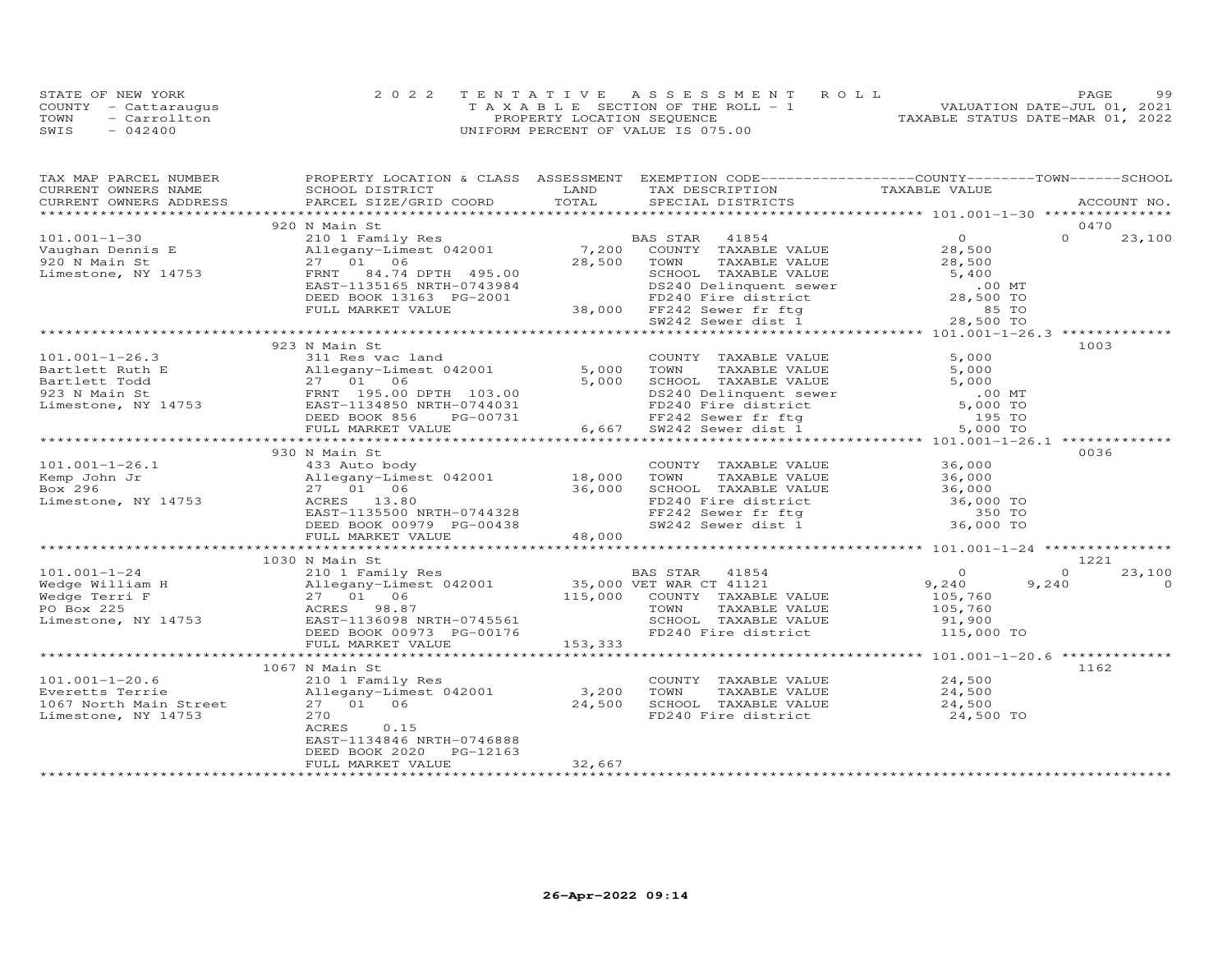STATE OF NEW YORK
COUNTY - Cattaraugus
TOWN - Carrollton
SWIS - 042400

2022 TENTATIVE ASSESSMENT ROLL
TAXABLE SECTION OF THE ROLL - 1
PROPERTY LOCATION SEQUENCE
UNIFORM PERCENT OF VALUE IS 075.00

VALUATION DATE-JUL 01, 2021
TAXABLE STATUS DATE-MAR 01, 2022

| TAX MAP PARCEL NUMBER / CURRENT OWNERS NAME / CURRENT OWNERS ADDRESS | PROPERTY LOCATION & CLASS / SCHOOL DISTRICT / PARCEL SIZE/GRID COORD | ASSESSMENT LAND | TOTAL | EXEMPTION CODE / TAX DESCRIPTION / SPECIAL DISTRICTS | COUNTY TAXABLE VALUE | TOWN | SCHOOL | ACCOUNT NO. |
|---|---|---|---|---|---|---|---|---|
| 101.001-1-30 | 920 N Main St | | | | | | | 0470 |
| | 210 1 Family Res | | | BAS STAR 41854 | 0 | 0 | 23,100 | |
| Vaughan Dennis E | Allegany-Limest 042001 | 7,200 | | COUNTY TAXABLE VALUE | 28,500 | | | |
| 920 N Main St | 27 01 06 | | 28,500 | TOWN TAXABLE VALUE | 28,500 | | | |
| Limestone, NY 14753 | FRNT 84.74 DPTH 495.00 | | | SCHOOL TAXABLE VALUE | 5,400 | | | |
| | EAST-1135165 NRTH-0743984 | | | DS240 Delinquent sewer | .00 MT | | | |
| | DEED BOOK 13163 PG-2001 | | | FD240 Fire district | 28,500 TO | | | |
| | FULL MARKET VALUE | | 38,000 | FF242 Sewer fr ftg | 85 TO | | | |
| | | | | SW242 Sewer dist 1 | 28,500 TO | | | |
| 101.001-1-26.3 | 923 N Main St | | | | | | | 1003 |
| | 311 Res vac land | | | COUNTY TAXABLE VALUE | 5,000 | | | |
| Bartlett Ruth E | Allegany-Limest 042001 | 5,000 | | TOWN TAXABLE VALUE | 5,000 | | | |
| Bartlett Todd | 27 01 06 | | 5,000 | SCHOOL TAXABLE VALUE | 5,000 | | | |
| 923 N Main St | FRNT 195.00 DPTH 103.00 | | | DS240 Delinquent sewer | .00 MT | | | |
| Limestone, NY 14753 | EAST-1134850 NRTH-0744031 | | | FD240 Fire district | 5,000 TO | | | |
| | DEED BOOK 856 PG-00731 | | | FF242 Sewer fr ftg | 195 TO | | | |
| | FULL MARKET VALUE | | 6,667 | SW242 Sewer dist 1 | 5,000 TO | | | |
| 101.001-1-26.1 | 930 N Main St | | | | | | | 0036 |
| | 433 Auto body | | | COUNTY TAXABLE VALUE | 36,000 | | | |
| Kemp John Jr | Allegany-Limest 042001 | 18,000 | | TOWN TAXABLE VALUE | 36,000 | | | |
| Box 296 | 27 01 06 | | 36,000 | SCHOOL TAXABLE VALUE | 36,000 | | | |
| Limestone, NY 14753 | ACRES 13.80 | | | FD240 Fire district | 36,000 TO | | | |
| | EAST-1135500 NRTH-0744328 | | | FF242 Sewer fr ftg | 350 TO | | | |
| | DEED BOOK 00979 PG-00438 | | | SW242 Sewer dist 1 | 36,000 TO | | | |
| | FULL MARKET VALUE | | 48,000 | | | | | |
| 101.001-1-24 | 1030 N Main St | | | | | | | 1221 |
| | 210 1 Family Res | | | BAS STAR 41854 | 0 | 0 | 23,100 | |
| Wedge William H | Allegany-Limest 042001 | 35,000 | | VET WAR CT 41121 | 9,240 | 9,240 | 0 | |
| Wedge Terri F | 27 01 06 | | 115,000 | COUNTY TAXABLE VALUE | 105,760 | | | |
| PO Box 225 | ACRES 98.87 | | | TOWN TAXABLE VALUE | 105,760 | | | |
| Limestone, NY 14753 | EAST-1136098 NRTH-0745561 | | | SCHOOL TAXABLE VALUE | 91,900 | | | |
| | DEED BOOK 00973 PG-00176 | | | FD240 Fire district | 115,000 TO | | | |
| | FULL MARKET VALUE | | 153,333 | | | | | |
| 101.001-1-20.6 | 1067 N Main St | | | | | | | 1162 |
| | 210 1 Family Res | | | COUNTY TAXABLE VALUE | 24,500 | | | |
| Everetts Terrie | Allegany-Limest 042001 | 3,200 | | TOWN TAXABLE VALUE | 24,500 | | | |
| 1067 North Main Street | 27 01 06 | | 24,500 | SCHOOL TAXABLE VALUE | 24,500 | | | |
| Limestone, NY 14753 | 270 | | | FD240 Fire district | 24,500 TO | | | |
| | ACRES 0.15 | | | | | | | |
| | EAST-1134846 NRTH-0746888 | | | | | | | |
| | DEED BOOK 2020 PG-12163 | | | | | | | |
| | FULL MARKET VALUE | | 32,667 | | | | | |

26-Apr-2022 09:14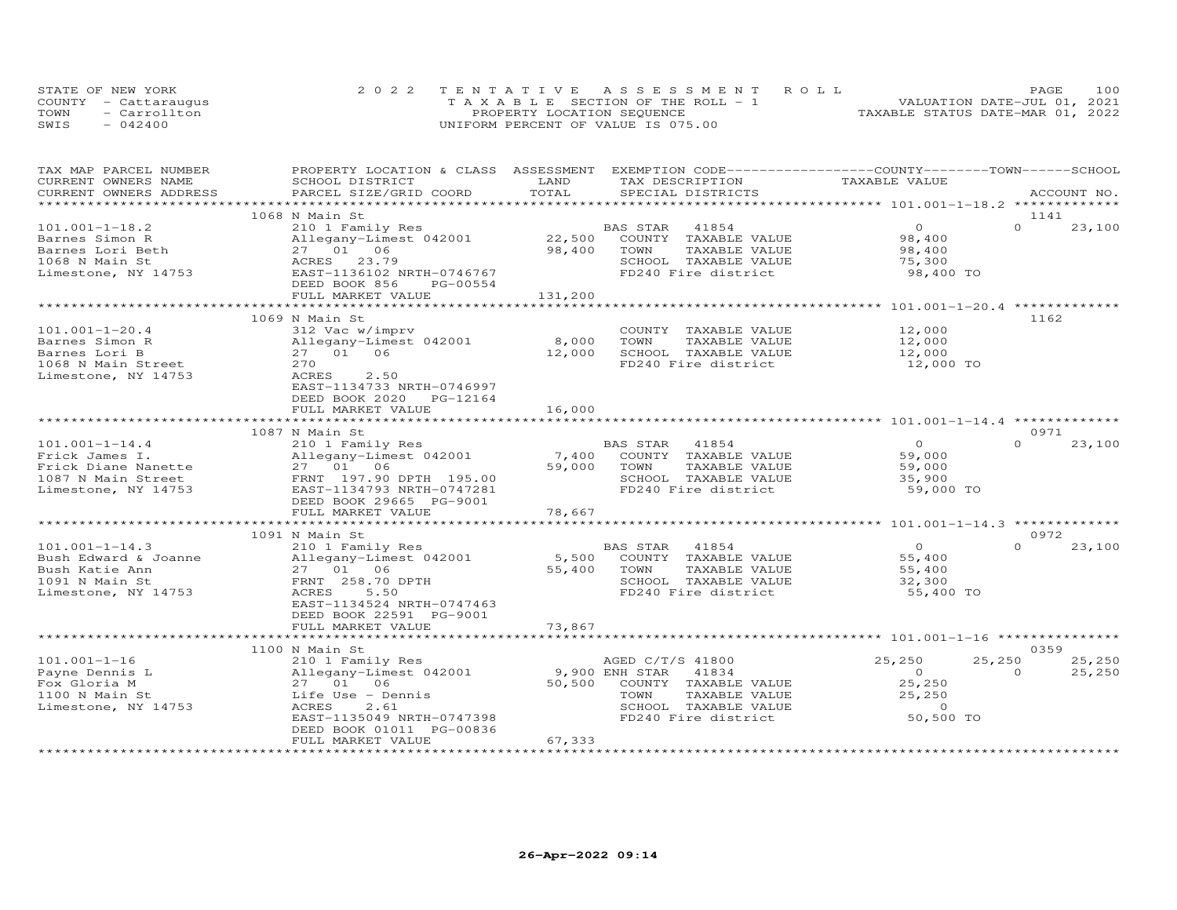STATE OF NEW YORK
COUNTY - Cattaraugus
TOWN - Carrollton
SWIS - 042400

2022 TENTATIVE ASSESSMENT ROLL
TAXABLE SECTION OF THE ROLL - 1
PROPERTY LOCATION SEQUENCE
UNIFORM PERCENT OF VALUE IS 075.00

VALUATION DATE-JUL 01, 2021
TAXABLE STATUS DATE-MAR 01, 2022

| TAX MAP PARCEL NUMBER / CURRENT OWNERS NAME / CURRENT OWNERS ADDRESS | PROPERTY LOCATION & CLASS / SCHOOL DISTRICT / PARCEL SIZE/GRID COORD | ASSESSMENT LAND | TOTAL | EXEMPTION CODE / TAX DESCRIPTION / SPECIAL DISTRICTS | COUNTY TAXABLE VALUE | TOWN | SCHOOL | ACCOUNT NO. |
|---|---|---|---|---|---|---|---|---|
| 101.001-1-18.2 | 1068 N Main St | | | | | | | 1141 |
| Barnes Simon R | 210 1 Family Res | | | BAS STAR 41854 | 0 | 0 | 23,100 | |
| Barnes Lori Beth | Allegany-Limest 042001 | 22,500 | | COUNTY TAXABLE VALUE | 98,400 | | | |
| 1068 N Main St | 27 01 06 | | 98,400 | TOWN TAXABLE VALUE | 98,400 | | | |
| Limestone, NY 14753 | ACRES 23.79 | | | SCHOOL TAXABLE VALUE | 75,300 | | | |
| | EAST-1136102 NRTH-0746767 | | | FD240 Fire district | 98,400 TO | | | |
| | DEED BOOK 856 PG-00554 | | | | | | | |
| | FULL MARKET VALUE | | 131,200 | | | | | |
| 101.001-1-20.4 | 1069 N Main St | | | | | | | 1162 |
| Barnes Simon R | 312 Vac w/imprv | | | COUNTY TAXABLE VALUE | 12,000 | | | |
| Barnes Lori B | Allegany-Limest 042001 | 8,000 | | TOWN TAXABLE VALUE | 12,000 | | | |
| 1068 N Main Street | 27 01 06 | | 12,000 | SCHOOL TAXABLE VALUE | 12,000 | | | |
| Limestone, NY 14753 | 270 | | | FD240 Fire district | 12,000 TO | | | |
| | ACRES 2.50 | | | | | | | |
| | EAST-1134733 NRTH-0746997 | | | | | | | |
| | DEED BOOK 2020 PG-12164 | | | | | | | |
| | FULL MARKET VALUE | | 16,000 | | | | | |
| 101.001-1-14.4 | 1087 N Main St | | | | | | | 0971 |
| Frick James I. | 210 1 Family Res | | | BAS STAR 41854 | 0 | 0 | 23,100 | |
| Frick Diane Nanette | Allegany-Limest 042001 | 7,400 | | COUNTY TAXABLE VALUE | 59,000 | | | |
| 1087 N Main Street | 27 01 06 | | 59,000 | TOWN TAXABLE VALUE | 59,000 | | | |
| Limestone, NY 14753 | FRNT 197.90 DPTH 195.00 | | | SCHOOL TAXABLE VALUE | 35,900 | | | |
| | EAST-1134793 NRTH-0747281 | | | FD240 Fire district | 59,000 TO | | | |
| | DEED BOOK 29665 PG-9001 | | | | | | | |
| | FULL MARKET VALUE | | 78,667 | | | | | |
| 101.001-1-14.3 | 1091 N Main St | | | | | | | 0972 |
| Bush Edward & Joanne | 210 1 Family Res | | | BAS STAR 41854 | 0 | 0 | 23,100 | |
| Bush Katie Ann | Allegany-Limest 042001 | 5,500 | | COUNTY TAXABLE VALUE | 55,400 | | | |
| 1091 N Main St | 27 01 06 | | 55,400 | TOWN TAXABLE VALUE | 55,400 | | | |
| Limestone, NY 14753 | FRNT 258.70 DPTH | | | SCHOOL TAXABLE VALUE | 32,300 | | | |
| | ACRES 5.50 | | | FD240 Fire district | 55,400 TO | | | |
| | EAST-1134524 NRTH-0747463 | | | | | | | |
| | DEED BOOK 22591 PG-9001 | | | | | | | |
| | FULL MARKET VALUE | | 73,867 | | | | | |
| 101.001-1-16 | 1100 N Main St | | | | | | | 0359 |
| Payne Dennis L | 210 1 Family Res | | | AGED C/T/S 41800 | 25,250 | 25,250 | 25,250 | |
| Fox Gloria M | Allegany-Limest 042001 | 9,900 | | ENH STAR 41834 | 0 | 0 | 25,250 | |
| 1100 N Main St | 27 01 06 | | 50,500 | COUNTY TAXABLE VALUE | 25,250 | | | |
| Limestone, NY 14753 | Life Use - Dennis | | | TOWN TAXABLE VALUE | 25,250 | | | |
| | ACRES 2.61 | | | SCHOOL TAXABLE VALUE | 0 | | | |
| | EAST-1135049 NRTH-0747398 | | | FD240 Fire district | 50,500 TO | | | |
| | DEED BOOK 01011 PG-00836 | | | | | | | |
| | FULL MARKET VALUE | | 67,333 | | | | | |

26-Apr-2022 09:14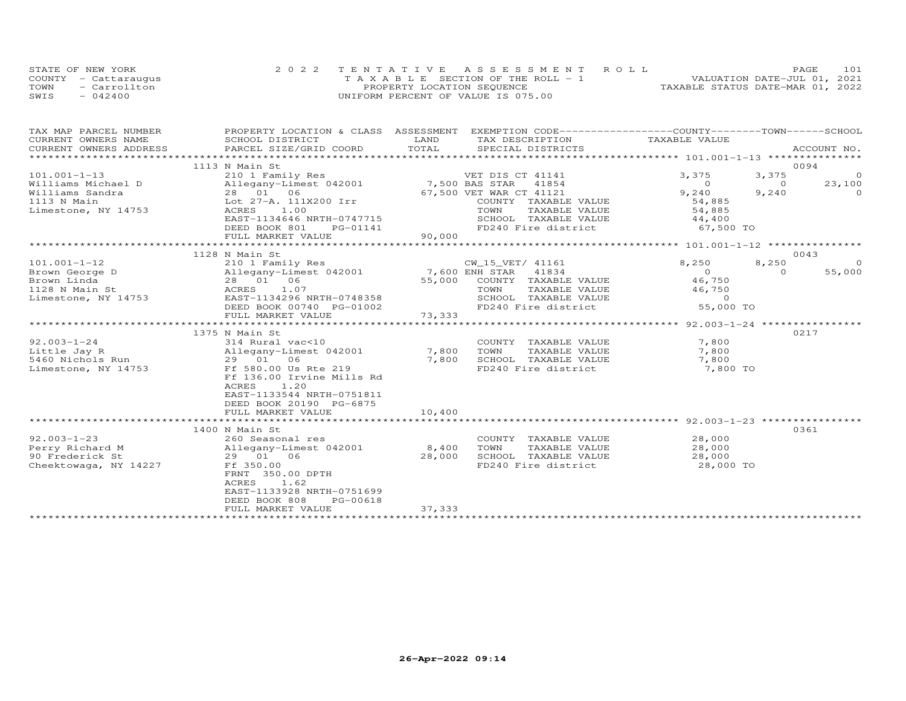STATE OF NEW YORK
COUNTY - Cattaraugus
TOWN - Carrollton
SWIS - 042400

2022 TENTATIVE ASSESSMENT ROLL
TAXABLE SECTION OF THE ROLL - 1
PROPERTY LOCATION SEQUENCE
UNIFORM PERCENT OF VALUE IS 075.00

VALUATION DATE-JUL 01, 2021
TAXABLE STATUS DATE-MAR 01, 2022

| TAX MAP PARCEL NUMBER / CURRENT OWNERS NAME / CURRENT OWNERS ADDRESS | PROPERTY LOCATION & CLASS / SCHOOL DISTRICT / PARCEL SIZE/GRID COORD | ASSESSMENT LAND / TOTAL | EXEMPTION CODE / TAX DESCRIPTION / SPECIAL DISTRICTS | COUNTY TAXABLE VALUE | TOWN | SCHOOL | ACCOUNT NO. |
|---|---|---|---|---|---|---|---|
| | 1113 N Main St | | | | | | 0094 |
| 101.001-1-13 | 210 1 Family Res | | VET DIS CT 41141 | 3,375 | 3,375 | 0 | |
| Williams Michael D | Allegany-Limest 042001 | 7,500 | BAS STAR 41854 | 0 | 0 | 23,100 | |
| Williams Sandra | 28 01 06 | 67,500 | VET WAR CT 41121 | 9,240 | 9,240 | 0 | |
| 1113 N Main | Lot 27-A. 111X200 Irr | | COUNTY TAXABLE VALUE | 54,885 | | | |
| Limestone, NY 14753 | ACRES 1.00 | | TOWN TAXABLE VALUE | 54,885 | | | |
| | EAST-1134646 NRTH-0747715 | | SCHOOL TAXABLE VALUE | 44,400 | | | |
| | DEED BOOK 801 PG-01141 | | FD240 Fire district | 67,500 TO | | | |
| | FULL MARKET VALUE | 90,000 | | | | | |
| | 1128 N Main St | | | | | | 0043 |
| 101.001-1-12 | 210 1 Family Res | | CW_15_VET/ 41161 | 8,250 | 8,250 | 0 | |
| Brown George D | Allegany-Limest 042001 | 7,600 | ENH STAR 41834 | 0 | 0 | 55,000 | |
| Brown Linda | 28 01 06 | 55,000 | COUNTY TAXABLE VALUE | 46,750 | | | |
| 1128 N Main St | ACRES 1.07 | | TOWN TAXABLE VALUE | 46,750 | | | |
| Limestone, NY 14753 | EAST-1134296 NRTH-0748358 | | SCHOOL TAXABLE VALUE | 0 | | | |
| | DEED BOOK 00740 PG-01002 | | FD240 Fire district | 55,000 TO | | | |
| | FULL MARKET VALUE | 73,333 | | | | | |
| | 1375 N Main St | | | | | | 0217 |
| 92.003-1-24 | 314 Rural vac<10 | | COUNTY TAXABLE VALUE | 7,800 | | | |
| Little Jay R | Allegany-Limest 042001 | 7,800 | TOWN TAXABLE VALUE | 7,800 | | | |
| 5460 Nichols Run | 29 01 06 | 7,800 | SCHOOL TAXABLE VALUE | 7,800 | | | |
| Limestone, NY 14753 | Ff 580.00 Us Rte 219 | | FD240 Fire district | 7,800 TO | | | |
| | Ff 136.00 Irvine Mills Rd | | | | | | |
| | ACRES 1.20 | | | | | | |
| | EAST-1133544 NRTH-0751811 | | | | | | |
| | DEED BOOK 20190 PG-6875 | | | | | | |
| | FULL MARKET VALUE | 10,400 | | | | | |
| | 1400 N Main St | | | | | | 0361 |
| 92.003-1-23 | 260 Seasonal res | | COUNTY TAXABLE VALUE | 28,000 | | | |
| Perry Richard M | Allegany-Limest 042001 | 8,400 | TOWN TAXABLE VALUE | 28,000 | | | |
| 90 Frederick St | 29 01 06 | 28,000 | SCHOOL TAXABLE VALUE | 28,000 | | | |
| Cheektowaga, NY 14227 | Ff 350.00 | | FD240 Fire district | 28,000 TO | | | |
| | FRNT 350.00 DPTH | | | | | | |
| | ACRES 1.62 | | | | | | |
| | EAST-1133928 NRTH-0751699 | | | | | | |
| | DEED BOOK 808 PG-00618 | | | | | | |
| | FULL MARKET VALUE | 37,333 | | | | | |

26-Apr-2022 09:14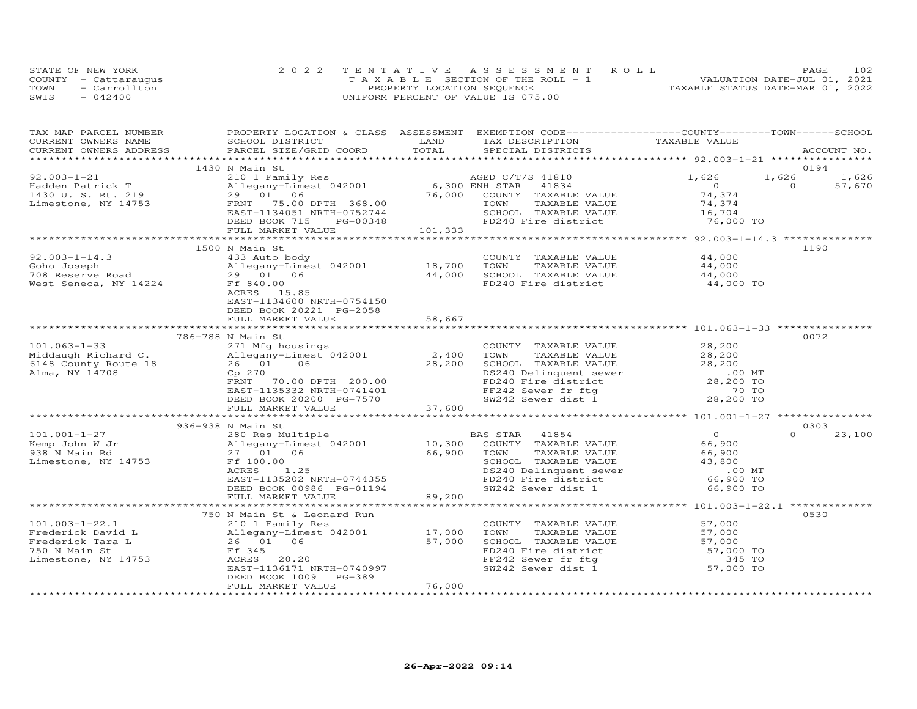STATE OF NEW YORK
COUNTY - Cattaraugus
TOWN - Carrollton
SWIS - 042400

2022 TENTATIVE ASSESSMENT ROLL
TAXABLE SECTION OF THE ROLL - 1
PROPERTY LOCATION SEQUENCE
UNIFORM PERCENT OF VALUE IS 075.00

VALUATION DATE-JUL 01, 2021
TAXABLE STATUS DATE-MAR 01, 2022

| TAX MAP PARCEL NUMBER / CURRENT OWNERS NAME / CURRENT OWNERS ADDRESS | PROPERTY LOCATION & CLASS / SCHOOL DISTRICT / PARCEL SIZE/GRID COORD | ASSESSMENT LAND / TOTAL | EXEMPTION CODE / TAX DESCRIPTION / SPECIAL DISTRICTS | COUNTY TAXABLE VALUE | TOWN | SCHOOL | ACCOUNT NO. |
|---|---|---|---|---|---|---|---|
| **92.003-1-21** | 1430 N Main St | | | | | | 0194 |
| 92.003-1-21 | 210 1 Family Res | | AGED C/T/S 41810 | 1,626 | 1,626 | 1,626 | |
| Hadden Patrick T | Allegany-Limest 042001 | 6,300 | ENH STAR 41834 | 0 | 0 | 57,670 | |
| 1430 U. S. Rt. 219 | 29 01 06 | 76,000 | COUNTY TAXABLE VALUE | 74,374 | | | |
| Limestone, NY 14753 | FRNT 75.00 DPTH 368.00 | | TOWN TAXABLE VALUE | 74,374 | | | |
| | EAST-1134051 NRTH-0752744 | | SCHOOL TAXABLE VALUE | 16,704 | | | |
| | DEED BOOK 715 PG-00348 | | FD240 Fire district | 76,000 TO | | | |
| | FULL MARKET VALUE | 101,333 | | | | | |
| **92.003-1-14.3** | 1500 N Main St | | | | | | 1190 |
| 92.003-1-14.3 | 433 Auto body | | COUNTY TAXABLE VALUE | 44,000 | | | |
| Goho Joseph | Allegany-Limest 042001 | 18,700 | TOWN TAXABLE VALUE | 44,000 | | | |
| 708 Reserve Road | 29 01 06 | 44,000 | SCHOOL TAXABLE VALUE | 44,000 | | | |
| West Seneca, NY 14224 | Ff 840.00 | | FD240 Fire district | 44,000 TO | | | |
| | ACRES 15.85 | | | | | | |
| | EAST-1134600 NRTH-0754150 | | | | | | |
| | DEED BOOK 20221 PG-2058 | | | | | | |
| | FULL MARKET VALUE | 58,667 | | | | | |
| **101.063-1-33** | 786-788 N Main St | | | | | | 0072 |
| 101.063-1-33 | 271 Mfg housings | | COUNTY TAXABLE VALUE | 28,200 | | | |
| Middaugh Richard C. | Allegany-Limest 042001 | 2,400 | TOWN TAXABLE VALUE | 28,200 | | | |
| 6148 County Route 18 | 26 01 06 | 28,200 | SCHOOL TAXABLE VALUE | 28,200 | | | |
| Alma, NY 14708 | Cp 270 | | DS240 Delinquent sewer | .00 MT | | | |
| | FRNT 70.00 DPTH 200.00 | | FD240 Fire district | 28,200 TO | | | |
| | EAST-1135332 NRTH-0741401 | | FF242 Sewer fr ftg | 70 TO | | | |
| | DEED BOOK 20200 PG-7570 | | SW242 Sewer dist 1 | 28,200 TO | | | |
| | FULL MARKET VALUE | 37,600 | | | | | |
| **101.001-1-27** | 936-938 N Main St | | | | | | 0303 |
| 101.001-1-27 | 280 Res Multiple | | BAS STAR 41854 | 0 | 0 | 23,100 | |
| Kemp John W Jr | Allegany-Limest 042001 | 10,300 | COUNTY TAXABLE VALUE | 66,900 | | | |
| 938 N Main Rd | 27 01 06 | 66,900 | TOWN TAXABLE VALUE | 66,900 | | | |
| Limestone, NY 14753 | Ff 100.00 | | SCHOOL TAXABLE VALUE | 43,800 | | | |
| | ACRES 1.25 | | DS240 Delinquent sewer | .00 MT | | | |
| | EAST-1135202 NRTH-0744355 | | FD240 Fire district | 66,900 TO | | | |
| | DEED BOOK 00986 PG-01194 | | SW242 Sewer dist 1 | 66,900 TO | | | |
| | FULL MARKET VALUE | 89,200 | | | | | |
| **101.003-1-22.1** | 750 N Main St & Leonard Run | | | | | | 0530 |
| 101.003-1-22.1 | 210 1 Family Res | | COUNTY TAXABLE VALUE | 57,000 | | | |
| Frederick David L | Allegany-Limest 042001 | 17,000 | TOWN TAXABLE VALUE | 57,000 | | | |
| Frederick Tara L | 26 01 06 | 57,000 | SCHOOL TAXABLE VALUE | 57,000 | | | |
| 750 N Main St | Ff 345 | | FD240 Fire district | 57,000 TO | | | |
| Limestone, NY 14753 | ACRES 20.20 | | FF242 Sewer fr ftg | 345 TO | | | |
| | EAST-1136171 NRTH-0740997 | | SW242 Sewer dist 1 | 57,000 TO | | | |
| | DEED BOOK 1009 PG-389 | | | | | | |
| | FULL MARKET VALUE | 76,000 | | | | | |

26-Apr-2022 09:14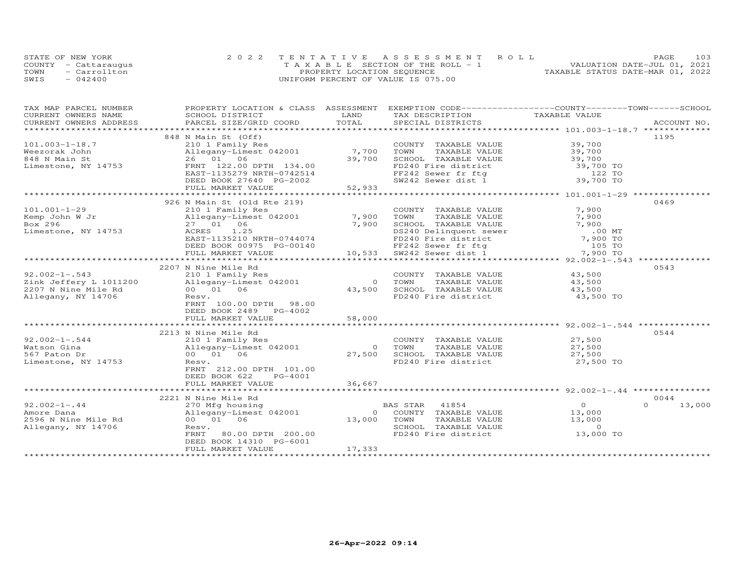STATE OF NEW YORK
COUNTY - Cattaraugus
TOWN - Carrollton
SWIS - 042400

# 2022 TENTATIVE ASSESSMENT ROLL
TAXABLE SECTION OF THE ROLL - 1
PROPERTY LOCATION SEQUENCE
UNIFORM PERCENT OF VALUE IS 075.00

VALUATION DATE-JUL 01, 2021
TAXABLE STATUS DATE-MAR 01, 2022

| TAX MAP PARCEL NUMBER / CURRENT OWNERS NAME / CURRENT OWNERS ADDRESS | PROPERTY LOCATION & CLASS / SCHOOL DISTRICT / PARCEL SIZE/GRID COORD | ASSESSMENT LAND | TOTAL | EXEMPTION CODE / TAX DESCRIPTION / SPECIAL DISTRICTS | COUNTY | TOWN | SCHOOL TAXABLE VALUE | ACCOUNT NO. |
|---|---|---|---|---|---|---|---|---|
| **101.003-1-18.7** | 848 N Main St (Off) | | | | | | | 1195 |
| 101.003-1-18.7 | 210 1 Family Res | | | COUNTY TAXABLE VALUE | 39,700 | | | |
| Weezorak John | Allegany-Limest 042001 | 7,700 | | TOWN TAXABLE VALUE | | 39,700 | | |
| 848 N Main St | 26 01 06 | | 39,700 | SCHOOL TAXABLE VALUE | | | 39,700 | |
| Limestone, NY 14753 | FRNT 122.00 DPTH 134.00 | | | FD240 Fire district | 39,700 TO | | | |
| | EAST-1135279 NRTH-0742514 | | | FF242 Sewer fr ftg | 122 TO | | | |
| | DEED BOOK 27640 PG-2002 | | | SW242 Sewer dist 1 | 39,700 TO | | | |
| | FULL MARKET VALUE | | 52,933 | | | | | |
| **101.001-1-29** | 926 N Main St (Old Rte 219) | | | | | | | 0469 |
| 101.001-1-29 | 210 1 Family Res | | | COUNTY TAXABLE VALUE | 7,900 | | | |
| Kemp John W Jr | Allegany-Limest 042001 | 7,900 | | TOWN TAXABLE VALUE | | 7,900 | | |
| Box 296 | 27 01 06 | | 7,900 | SCHOOL TAXABLE VALUE | | | 7,900 | |
| Limestone, NY 14753 | ACRES 1.25 | | | DS240 Delinquent sewer | .00 MT | | | |
| | EAST-1135210 NRTH-0744074 | | | FD240 Fire district | 7,900 TO | | | |
| | DEED BOOK 00975 PG-00140 | | | FF242 Sewer fr ftg | 105 TO | | | |
| | FULL MARKET VALUE | | 10,533 | SW242 Sewer dist 1 | 7,900 TO | | | |
| **92.002-1-.543** | 2207 N Nine Mile Rd | | | | | | | 0543 |
| 92.002-1-.543 | 210 1 Family Res | | | COUNTY TAXABLE VALUE | 43,500 | | | |
| Zink Jeffery L 1011200 | Allegany-Limest 042001 | 0 | | TOWN TAXABLE VALUE | | 43,500 | | |
| 2207 N Nine Mile Rd | 00 01 06 | | 43,500 | SCHOOL TAXABLE VALUE | | | 43,500 | |
| Allegany, NY 14706 | Resv. | | | FD240 Fire district | 43,500 TO | | | |
| | FRNT 100.00 DPTH 98.00 | | | | | | | |
| | DEED BOOK 2489 PG-4002 | | | | | | | |
| | FULL MARKET VALUE | | 58,000 | | | | | |
| **92.002-1-.544** | 2213 N Nine Mile Rd | | | | | | | 0544 |
| 92.002-1-.544 | 210 1 Family Res | | | COUNTY TAXABLE VALUE | 27,500 | | | |
| Watson Gina | Allegany-Limest 042001 | 0 | | TOWN TAXABLE VALUE | | 27,500 | | |
| 567 Paton Dr | 00 01 06 | | 27,500 | SCHOOL TAXABLE VALUE | | | 27,500 | |
| Limestone, NY 14753 | Resv. | | | FD240 Fire district | 27,500 TO | | | |
| | FRNT 212.00 DPTH 101.00 | | | | | | | |
| | DEED BOOK 622 PG-4001 | | | | | | | |
| | FULL MARKET VALUE | | 36,667 | | | | | |
| **92.002-1-.44** | 2221 N Nine Mile Rd | | | | | | | 0044 |
| 92.002-1-.44 | 270 Mfg housing | | | BAS STAR 41854 | 0 | 0 | 13,000 | |
| Amore Dana | Allegany-Limest 042001 | 0 | | COUNTY TAXABLE VALUE | 13,000 | | | |
| 2596 N Nine Mile Rd | 00 01 06 | | 13,000 | TOWN TAXABLE VALUE | | 13,000 | | |
| Allegany, NY 14706 | Resv. | | | SCHOOL TAXABLE VALUE | | | 0 | |
| | FRNT 80.00 DPTH 200.00 | | | FD240 Fire district | 13,000 TO | | | |
| | DEED BOOK 14310 PG-6001 | | | | | | | |
| | FULL MARKET VALUE | | 17,333 | | | | | |

26-Apr-2022 09:14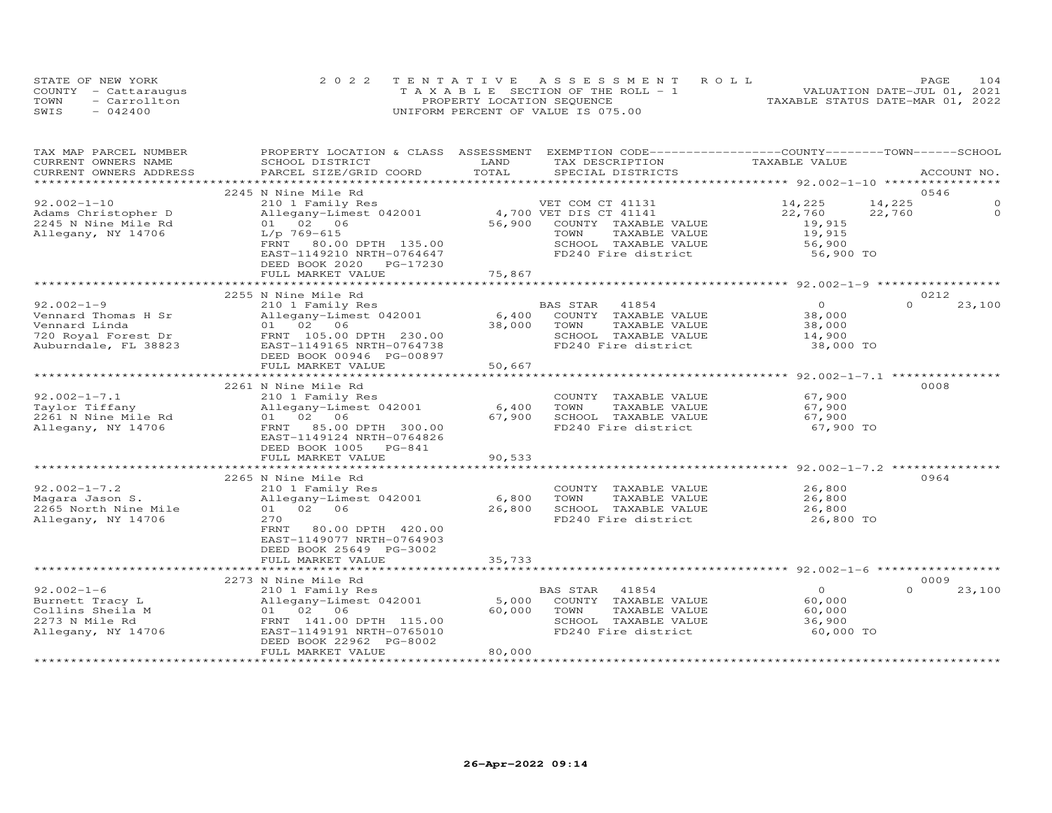STATE OF NEW YORK
COUNTY - Cattaraugus
TOWN - Carrollton
SWIS - 042400

2022 TENTATIVE ASSESSMENT ROLL
TAXABLE SECTION OF THE ROLL - 1
PROPERTY LOCATION SEQUENCE
UNIFORM PERCENT OF VALUE IS 075.00

VALUATION DATE-JUL 01, 2021
TAXABLE STATUS DATE-MAR 01, 2022

| TAX MAP PARCEL NUMBER / CURRENT OWNERS NAME / CURRENT OWNERS ADDRESS | PROPERTY LOCATION & CLASS / SCHOOL DISTRICT / PARCEL SIZE/GRID COORD | ASSESSMENT LAND | TOTAL | EXEMPTION CODE / TAX DESCRIPTION / SPECIAL DISTRICTS | COUNTY TAXABLE VALUE | TOWN | SCHOOL | ACCOUNT NO. |
|---|---|---|---|---|---|---|---|---|
| 92.002-1-10 | 2245 N Nine Mile Rd | | | | | | | 0546 |
| Adams Christopher D | 210 1 Family Res | | | VET COM CT 41131 | 14,225 | 14,225 | 0 | |
| 2245 N Nine Mile Rd | Allegany-Limest 042001 | 4,700 | | VET DIS CT 41141 | 22,760 | 22,760 | 0 | |
| Allegany, NY 14706 | 01 02 06 | | 56,900 | COUNTY TAXABLE VALUE | 19,915 | | | |
| | L/p 769-615 | | | TOWN TAXABLE VALUE | 19,915 | | | |
| | FRNT 80.00 DPTH 135.00 | | | SCHOOL TAXABLE VALUE | 56,900 | | | |
| | EAST-1149210 NRTH-0764647 | | | FD240 Fire district | 56,900 TO | | | |
| | DEED BOOK 2020 PG-17230 | | | | | | | |
| | FULL MARKET VALUE | | 75,867 | | | | | |
| 92.002-1-9 | 2255 N Nine Mile Rd | | | | | | | 0212 |
| Vennard Thomas H Sr | 210 1 Family Res | | | BAS STAR 41854 | 0 | 0 | 23,100 | |
| Vennard Linda | Allegany-Limest 042001 | 6,400 | | COUNTY TAXABLE VALUE | 38,000 | | | |
| 720 Royal Forest Dr | 01 02 06 | | 38,000 | TOWN TAXABLE VALUE | 38,000 | | | |
| Auburndale, FL 38823 | FRNT 105.00 DPTH 230.00 | | | SCHOOL TAXABLE VALUE | 14,900 | | | |
| | EAST-1149165 NRTH-0764738 | | | FD240 Fire district | 38,000 TO | | | |
| | DEED BOOK 00946 PG-00897 | | | | | | | |
| | FULL MARKET VALUE | | 50,667 | | | | | |
| 92.002-1-7.1 | 2261 N Nine Mile Rd | | | | | | | 0008 |
| Taylor Tiffany | 210 1 Family Res | | | COUNTY TAXABLE VALUE | 67,900 | | | |
| 2261 N Nine Mile Rd | Allegany-Limest 042001 | 6,400 | | TOWN TAXABLE VALUE | 67,900 | | | |
| Allegany, NY 14706 | 01 02 06 | | 67,900 | SCHOOL TAXABLE VALUE | 67,900 | | | |
| | FRNT 85.00 DPTH 300.00 | | | FD240 Fire district | 67,900 TO | | | |
| | EAST-1149124 NRTH-0764826 | | | | | | | |
| | DEED BOOK 1005 PG-841 | | | | | | | |
| | FULL MARKET VALUE | | 90,533 | | | | | |
| 92.002-1-7.2 | 2265 N Nine Mile Rd | | | | | | | 0964 |
| Magara Jason S. | 210 1 Family Res | | | COUNTY TAXABLE VALUE | 26,800 | | | |
| 2265 North Nine Mile | Allegany-Limest 042001 | 6,800 | | TOWN TAXABLE VALUE | 26,800 | | | |
| Allegany, NY 14706 | 01 02 06 | | 26,800 | SCHOOL TAXABLE VALUE | 26,800 | | | |
| | 270 | | | FD240 Fire district | 26,800 TO | | | |
| | FRNT 80.00 DPTH 420.00 | | | | | | | |
| | EAST-1149077 NRTH-0764903 | | | | | | | |
| | DEED BOOK 25649 PG-3002 | | | | | | | |
| | FULL MARKET VALUE | | 35,733 | | | | | |
| 92.002-1-6 | 2273 N Nine Mile Rd | | | | | | | 0009 |
| Burnett Tracy L | 210 1 Family Res | | | BAS STAR 41854 | 0 | 0 | 23,100 | |
| Collins Sheila M | Allegany-Limest 042001 | 5,000 | | COUNTY TAXABLE VALUE | 60,000 | | | |
| 2273 N Mile Rd | 01 02 06 | | 60,000 | TOWN TAXABLE VALUE | 60,000 | | | |
| Allegany, NY 14706 | FRNT 141.00 DPTH 115.00 | | | SCHOOL TAXABLE VALUE | 36,900 | | | |
| | EAST-1149191 NRTH-0765010 | | | FD240 Fire district | 60,000 TO | | | |
| | DEED BOOK 22962 PG-8002 | | | | | | | |
| | FULL MARKET VALUE | | 80,000 | | | | | |

26-Apr-2022 09:14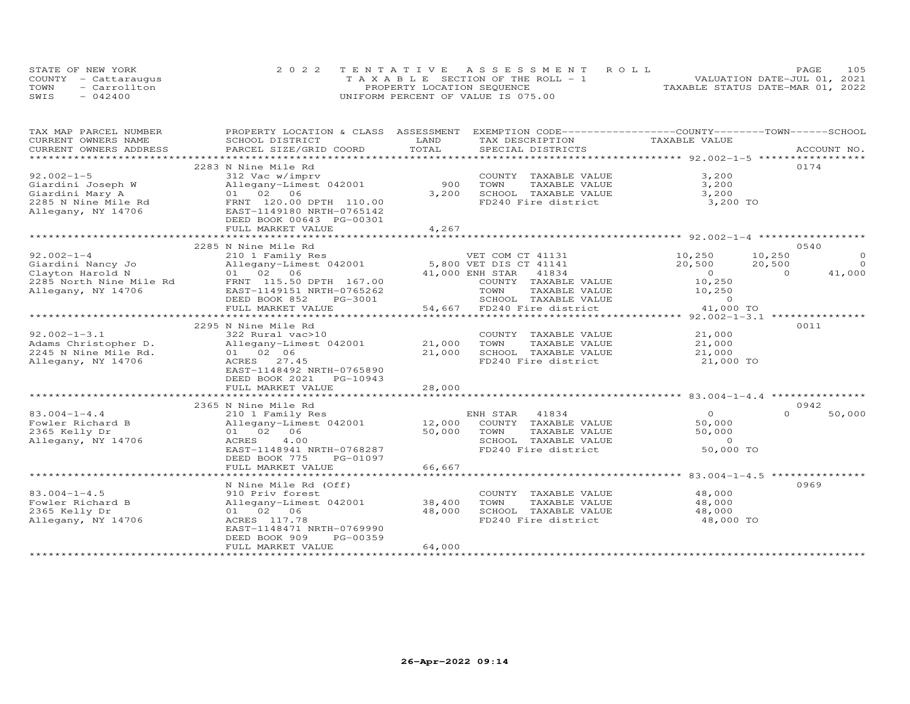STATE OF NEW YORK — 2022 TENTATIVE ASSESSMENT ROLL
COUNTY - Cattaraugus — TAXABLE SECTION OF THE ROLL - 1 — VALUATION DATE-JUL 01, 2021
TOWN - Carrollton — PROPERTY LOCATION SEQUENCE — TAXABLE STATUS DATE-MAR 01, 2022
SWIS - 042400 — UNIFORM PERCENT OF VALUE IS 075.00

| TAX MAP PARCEL NUMBER / CURRENT OWNERS NAME / CURRENT OWNERS ADDRESS | PROPERTY LOCATION & CLASS / SCHOOL DISTRICT / PARCEL SIZE/GRID COORD | ASSESSMENT LAND / TOTAL | EXEMPTION CODE / TAX DESCRIPTION / SPECIAL DISTRICTS | COUNTY | TOWN | SCHOOL / ACCOUNT NO. |
|---|---|---|---|---|---|---|
| | 2283 N Nine Mile Rd | | | | | 0174 |
| 92.002-1-5 | 312 Vac w/imprv | | COUNTY TAXABLE VALUE | 3,200 | | |
| Giardini Joseph W | Allegany-Limest 042001 | 900 | TOWN TAXABLE VALUE | 3,200 | | |
| Giardini Mary A | 01 02 06 | 3,200 | SCHOOL TAXABLE VALUE | 3,200 | | |
| 2285 N Nine Mile Rd | FRNT 120.00 DPTH 110.00 | | FD240 Fire district | 3,200 TO | | |
| Allegany, NY 14706 | EAST-1149180 NRTH-0765142 | | | | | |
| | DEED BOOK 00643 PG-00301 | | | | | |
| | FULL MARKET VALUE | 4,267 | | | | |
| | 2285 N Nine Mile Rd | | | | | 0540 |
| 92.002-1-4 | 210 1 Family Res | | VET COM CT 41131 | 10,250 | 10,250 | 0 |
| Giardini Nancy Jo | Allegany-Limest 042001 | 5,800 | VET DIS CT 41141 | 20,500 | 20,500 | 0 |
| Clayton Harold N | 01 02 06 | 41,000 | ENH STAR 41834 | 0 | 0 | 41,000 |
| 2285 North Nine Mile Rd | FRNT 115.50 DPTH 167.00 | | COUNTY TAXABLE VALUE | 10,250 | | |
| Allegany, NY 14706 | EAST-1149151 NRTH-0765262 | | TOWN TAXABLE VALUE | 10,250 | | |
| | DEED BOOK 852 PG-3001 | | SCHOOL TAXABLE VALUE | 0 | | |
| | FULL MARKET VALUE | 54,667 | FD240 Fire district | 41,000 TO | | |
| | 2295 N Nine Mile Rd | | | | | 0011 |
| 92.002-1-3.1 | 322 Rural vac>10 | | COUNTY TAXABLE VALUE | 21,000 | | |
| Adams Christopher D. | Allegany-Limest 042001 | 21,000 | TOWN TAXABLE VALUE | 21,000 | | |
| 2245 N Nine Mile Rd. | 01 02 06 | 21,000 | SCHOOL TAXABLE VALUE | 21,000 | | |
| Allegany, NY 14706 | ACRES 27.45 | | FD240 Fire district | 21,000 TO | | |
| | EAST-1148492 NRTH-0765890 | | | | | |
| | DEED BOOK 2021 PG-10943 | | | | | |
| | FULL MARKET VALUE | 28,000 | | | | |
| | 2365 N Nine Mile Rd | | | | | 0942 |
| 83.004-1-4.4 | 210 1 Family Res | | ENH STAR 41834 | 0 | 0 | 50,000 |
| Fowler Richard B | Allegany-Limest 042001 | 12,000 | COUNTY TAXABLE VALUE | 50,000 | | |
| 2365 Kelly Dr | 01 02 06 | 50,000 | TOWN TAXABLE VALUE | 50,000 | | |
| Allegany, NY 14706 | ACRES 4.00 | | SCHOOL TAXABLE VALUE | 0 | | |
| | EAST-1148941 NRTH-0768287 | | FD240 Fire district | 50,000 TO | | |
| | DEED BOOK 775 PG-01097 | | | | | |
| | FULL MARKET VALUE | 66,667 | | | | |
| | N Nine Mile Rd (Off) | | | | | 0969 |
| 83.004-1-4.5 | 910 Priv forest | | COUNTY TAXABLE VALUE | 48,000 | | |
| Fowler Richard B | Allegany-Limest 042001 | 38,400 | TOWN TAXABLE VALUE | 48,000 | | |
| 2365 Kelly Dr | 01 02 06 | 48,000 | SCHOOL TAXABLE VALUE | 48,000 | | |
| Allegany, NY 14706 | ACRES 117.78 | | FD240 Fire district | 48,000 TO | | |
| | EAST-1148471 NRTH-0769990 | | | | | |
| | DEED BOOK 909 PG-00359 | | | | | |
| | FULL MARKET VALUE | 64,000 | | | | |

26-Apr-2022 09:14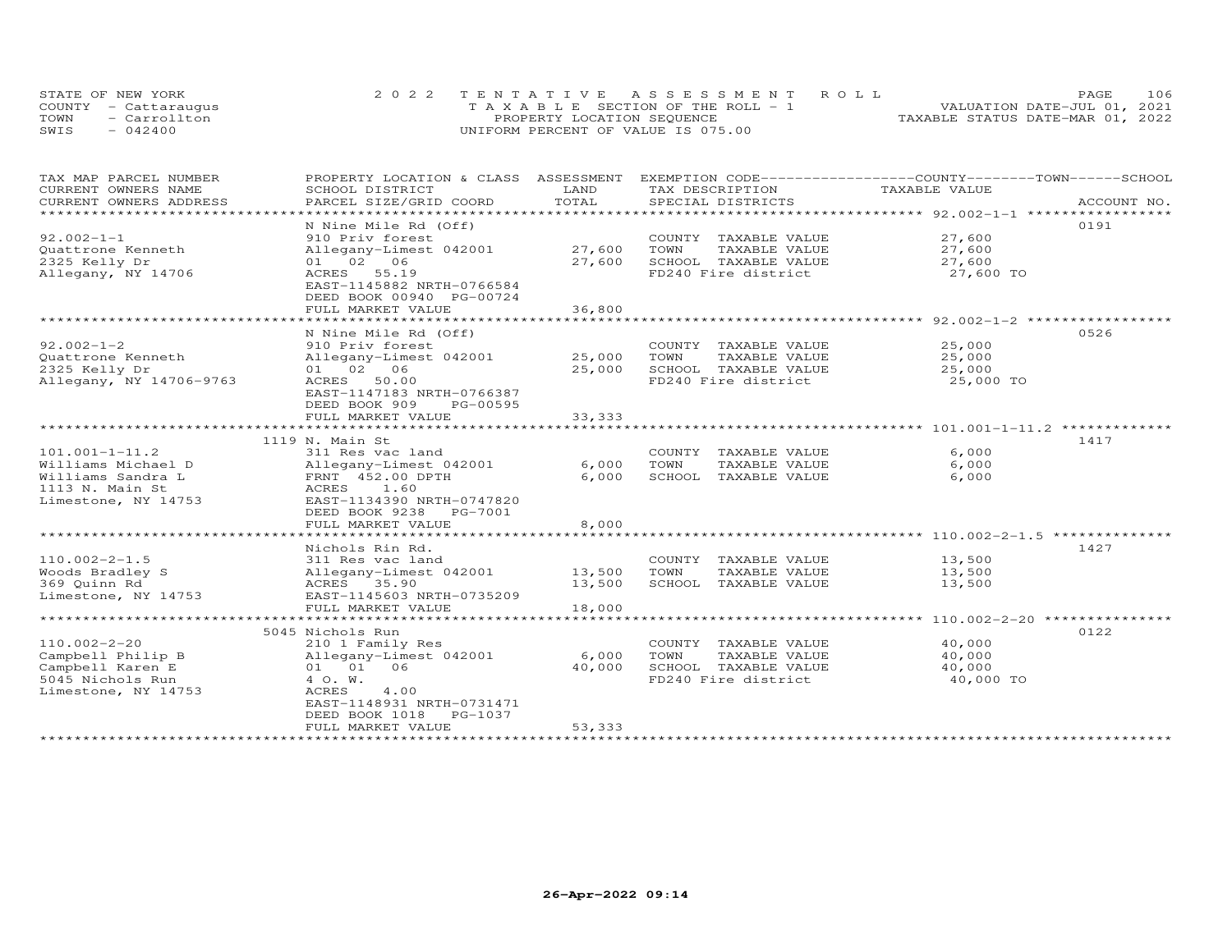STATE OF NEW YORK — 2022 TENTATIVE ASSESSMENT ROLL
COUNTY - Cattaraugus — TAXABLE SECTION OF THE ROLL - 1 — VALUATION DATE-JUL 01, 2021
TOWN - Carrollton — PROPERTY LOCATION SEQUENCE — TAXABLE STATUS DATE-MAR 01, 2022
SWIS - 042400 — UNIFORM PERCENT OF VALUE IS 075.00

| TAX MAP PARCEL NUMBER / CURRENT OWNERS NAME / CURRENT OWNERS ADDRESS | PROPERTY LOCATION & CLASS / SCHOOL DISTRICT / PARCEL SIZE/GRID COORD | ASSESSMENT LAND | TOTAL | EXEMPTION CODE / TAX DESCRIPTION / SPECIAL DISTRICTS | TAXABLE VALUE (COUNTY / TOWN / SCHOOL) | ACCOUNT NO. |
|---|---|---|---|---|---|---|
| **92.002-1-1** | N Nine Mile Rd (Off) | | | | | 0191 |
| Quattrone Kenneth | 910 Priv forest | | | COUNTY TAXABLE VALUE | 27,600 | |
| 2325 Kelly Dr | Allegany-Limest 042001 | 27,600 | | TOWN TAXABLE VALUE | 27,600 | |
| Allegany, NY 14706 | 01 02 06 | | 27,600 | SCHOOL TAXABLE VALUE | 27,600 | |
| | ACRES 55.19 | | | FD240 Fire district | 27,600 TO | |
| | EAST-1145882 NRTH-0766584 | | | | | |
| | DEED BOOK 00940 PG-00724 | | | | | |
| | FULL MARKET VALUE | | 36,800 | | | |
| **92.002-1-2** | N Nine Mile Rd (Off) | | | | | 0526 |
| Quattrone Kenneth | 910 Priv forest | | | COUNTY TAXABLE VALUE | 25,000 | |
| 2325 Kelly Dr | Allegany-Limest 042001 | 25,000 | | TOWN TAXABLE VALUE | 25,000 | |
| Allegany, NY 14706-9763 | 01 02 06 | | 25,000 | SCHOOL TAXABLE VALUE | 25,000 | |
| | ACRES 50.00 | | | FD240 Fire district | 25,000 TO | |
| | EAST-1147183 NRTH-0766387 | | | | | |
| | DEED BOOK 909 PG-00595 | | | | | |
| | FULL MARKET VALUE | | 33,333 | | | |
| **101.001-1-11.2** | 1119 N. Main St | | | | | 1417 |
| Williams Michael D | 311 Res vac land | | | COUNTY TAXABLE VALUE | 6,000 | |
| Williams Sandra L | Allegany-Limest 042001 | 6,000 | | TOWN TAXABLE VALUE | 6,000 | |
| 1113 N. Main St | FRNT 452.00 DPTH | | 6,000 | SCHOOL TAXABLE VALUE | 6,000 | |
| Limestone, NY 14753 | ACRES 1.60 | | | | | |
| | EAST-1134390 NRTH-0747820 | | | | | |
| | DEED BOOK 9238 PG-7001 | | | | | |
| | FULL MARKET VALUE | | 8,000 | | | |
| **110.002-2-1.5** | Nichols Rin Rd. | | | | | 1427 |
| Woods Bradley S | 311 Res vac land | | | COUNTY TAXABLE VALUE | 13,500 | |
| 369 Quinn Rd | Allegany-Limest 042001 | 13,500 | | TOWN TAXABLE VALUE | 13,500 | |
| Limestone, NY 14753 | ACRES 35.90 | | 13,500 | SCHOOL TAXABLE VALUE | 13,500 | |
| | EAST-1145603 NRTH-0735209 | | | | | |
| | FULL MARKET VALUE | | 18,000 | | | |
| **110.002-2-20** | 5045 Nichols Run | | | | | 0122 |
| Campbell Philip B | 210 1 Family Res | | | COUNTY TAXABLE VALUE | 40,000 | |
| Campbell Karen E | Allegany-Limest 042001 | 6,000 | | TOWN TAXABLE VALUE | 40,000 | |
| 5045 Nichols Run | 01 01 06 | | 40,000 | SCHOOL TAXABLE VALUE | 40,000 | |
| Limestone, NY 14753 | 4 O. W. | | | FD240 Fire district | 40,000 TO | |
| | ACRES 4.00 | | | | | |
| | EAST-1148931 NRTH-0731471 | | | | | |
| | DEED BOOK 1018 PG-1037 | | | | | |
| | FULL MARKET VALUE | | 53,333 | | | |

26-Apr-2022 09:14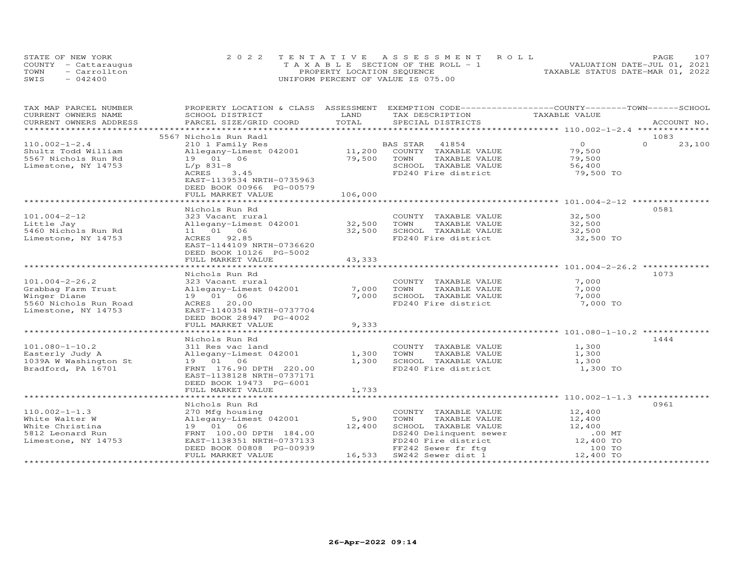STATE OF NEW YORK — 2022 TENTATIVE ASSESSMENT ROLL — PAGE 107
COUNTY - Cattaraugus — TAXABLE SECTION OF THE ROLL - 1 — VALUATION DATE-JUL 01, 2021
TOWN - Carrollton — PROPERTY LOCATION SEQUENCE — TAXABLE STATUS DATE-MAR 01, 2022
SWIS - 042400 — UNIFORM PERCENT OF VALUE IS 075.00

| TAX MAP PARCEL NUMBER / CURRENT OWNERS NAME / CURRENT OWNERS ADDRESS | PROPERTY LOCATION & CLASS / SCHOOL DISTRICT / PARCEL SIZE/GRID COORD | ASSESSMENT LAND | TOTAL | EXEMPTION CODE / TAX DESCRIPTION / SPECIAL DISTRICTS | COUNTY TAXABLE VALUE | TOWN | SCHOOL | ACCOUNT NO. |
|---|---|---|---|---|---|---|---|---|
| | 5567 Nichols Run Radl | | | | | | | 1083 |
| 110.002-1-2.4 | 210 1 Family Res | | | BAS STAR 41854 | 0 | 0 | 23,100 | |
| Shultz Todd William | Allegany-Limest 042001 | 11,200 | | COUNTY TAXABLE VALUE | 79,500 | | | |
| 5567 Nichols Run Rd | 19 01 06 | | 79,500 | TOWN TAXABLE VALUE | 79,500 | | | |
| Limestone, NY 14753 | L/p 831-8 | | | SCHOOL TAXABLE VALUE | 56,400 | | | |
| | ACRES 3.45 | | | FD240 Fire district | 79,500 TO | | | |
| | EAST-1139534 NRTH-0735963 | | | | | | | |
| | DEED BOOK 00966 PG-00579 | | | | | | | |
| | FULL MARKET VALUE | | 106,000 | | | | | |
| | Nichols Run Rd | | | | | | | 0581 |
| 101.004-2-12 | 323 Vacant rural | | | COUNTY TAXABLE VALUE | 32,500 | | | |
| Little Jay | Allegany-Limest 042001 | 32,500 | | TOWN TAXABLE VALUE | 32,500 | | | |
| 5460 Nichols Run Rd | 11 01 06 | | 32,500 | SCHOOL TAXABLE VALUE | 32,500 | | | |
| Limestone, NY 14753 | ACRES 92.85 | | | FD240 Fire district | 32,500 TO | | | |
| | EAST-1144109 NRTH-0736620 | | | | | | | |
| | DEED BOOK 10126 PG-5002 | | | | | | | |
| | FULL MARKET VALUE | | 43,333 | | | | | |
| | Nichols Run Rd | | | | | | | 1073 |
| 101.004-2-26.2 | 323 Vacant rural | | | COUNTY TAXABLE VALUE | 7,000 | | | |
| Grabbag Farm Trust | Allegany-Limest 042001 | 7,000 | | TOWN TAXABLE VALUE | 7,000 | | | |
| Winger Diane | 19 01 06 | | 7,000 | SCHOOL TAXABLE VALUE | 7,000 | | | |
| 5560 Nichols Run Road | ACRES 20.00 | | | FD240 Fire district | 7,000 TO | | | |
| Limestone, NY 14753 | EAST-1140354 NRTH-0737704 | | | | | | | |
| | DEED BOOK 28947 PG-4002 | | | | | | | |
| | FULL MARKET VALUE | | 9,333 | | | | | |
| | Nichols Run Rd | | | | | | | 1444 |
| 101.080-1-10.2 | 311 Res vac land | | | COUNTY TAXABLE VALUE | 1,300 | | | |
| Easterly Judy A | Allegany-Limest 042001 | 1,300 | | TOWN TAXABLE VALUE | 1,300 | | | |
| 1039A W Washington St | 19 01 06 | | 1,300 | SCHOOL TAXABLE VALUE | 1,300 | | | |
| Bradford, PA 16701 | FRNT 176.90 DPTH 220.00 | | | FD240 Fire district | 1,300 TO | | | |
| | EAST-1138128 NRTH-0737171 | | | | | | | |
| | DEED BOOK 19473 PG-6001 | | | | | | | |
| | FULL MARKET VALUE | | 1,733 | | | | | |
| | Nichols Run Rd | | | | | | | 0961 |
| 110.002-1-1.3 | 270 Mfg housing | | | COUNTY TAXABLE VALUE | 12,400 | | | |
| White Walter W | Allegany-Limest 042001 | 5,900 | | TOWN TAXABLE VALUE | 12,400 | | | |
| White Christina | 19 01 06 | | 12,400 | SCHOOL TAXABLE VALUE | 12,400 | | | |
| 5812 Leonard Run | FRNT 100.00 DPTH 184.00 | | | DS240 Delinquent sewer | .00 MT | | | |
| Limestone, NY 14753 | EAST-1138351 NRTH-0737133 | | | FD240 Fire district | 12,400 TO | | | |
| | DEED BOOK 00808 PG-00939 | | | FF242 Sewer fr ftg | 100 TO | | | |
| | FULL MARKET VALUE | | 16,533 | SW242 Sewer dist 1 | 12,400 TO | | | |

26-Apr-2022 09:14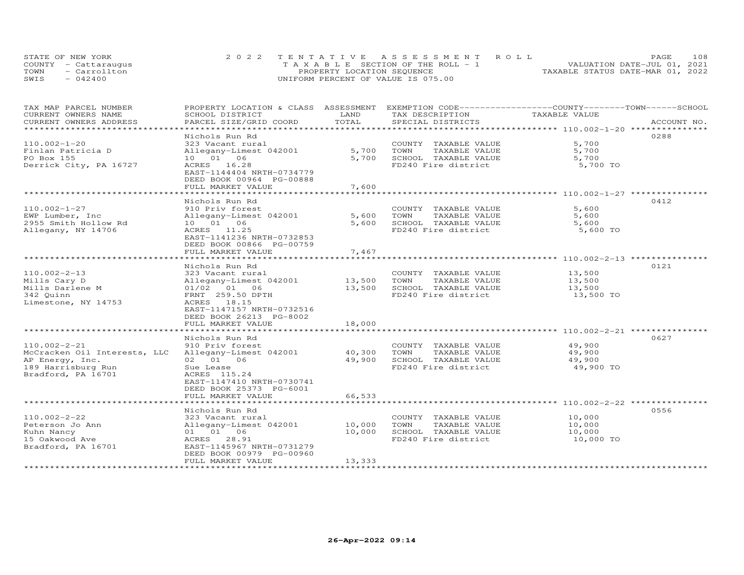STATE OF NEW YORK
COUNTY - Cattaraugus
TOWN - Carrollton
SWIS - 042400

2022 TENTATIVE ASSESSMENT ROLL
TAXABLE SECTION OF THE ROLL - 1
PROPERTY LOCATION SEQUENCE
UNIFORM PERCENT OF VALUE IS 075.00

VALUATION DATE-JUL 01, 2021
TAXABLE STATUS DATE-MAR 01, 2022

| TAX MAP PARCEL NUMBER / CURRENT OWNERS NAME / CURRENT OWNERS ADDRESS | PROPERTY LOCATION & CLASS / SCHOOL DISTRICT / PARCEL SIZE/GRID COORD | ASSESSMENT LAND | TOTAL | EXEMPTION CODE / TAX DESCRIPTION / SPECIAL DISTRICTS | COUNTY--------TOWN------SCHOOL TAXABLE VALUE | ACCOUNT NO. |
|---|---|---|---|---|---|---|
| **110.002-1-20** | Nichols Run Rd | | | | | 0288 |
| 110.002-1-20 | 323 Vacant rural | | | COUNTY TAXABLE VALUE | 5,700 | |
| Finlan Patricia D | Allegany-Limest 042001 | 5,700 | | TOWN TAXABLE VALUE | 5,700 | |
| PO Box 155 | 10 01 06 | | 5,700 | SCHOOL TAXABLE VALUE | 5,700 | |
| Derrick City, PA 16727 | ACRES 16.28 | | | FD240 Fire district | 5,700 TO | |
| | EAST-1144404 NRTH-0734779 | | | | | |
| | DEED BOOK 00964 PG-00888 | | | | | |
| | FULL MARKET VALUE | | 7,600 | | | |
| **110.002-1-27** | Nichols Run Rd | | | | | 0412 |
| 110.002-1-27 | 910 Priv forest | | | COUNTY TAXABLE VALUE | 5,600 | |
| EWP Lumber, Inc | Allegany-Limest 042001 | 5,600 | | TOWN TAXABLE VALUE | 5,600 | |
| 2955 Smith Hollow Rd | 10 01 06 | | 5,600 | SCHOOL TAXABLE VALUE | 5,600 | |
| Allegany, NY 14706 | ACRES 11.25 | | | FD240 Fire district | 5,600 TO | |
| | EAST-1141236 NRTH-0732853 | | | | | |
| | DEED BOOK 00866 PG-00759 | | | | | |
| | FULL MARKET VALUE | | 7,467 | | | |
| **110.002-2-13** | Nichols Run Rd | | | | | 0121 |
| 110.002-2-13 | 323 Vacant rural | | | COUNTY TAXABLE VALUE | 13,500 | |
| Mills Cary D | Allegany-Limest 042001 | 13,500 | | TOWN TAXABLE VALUE | 13,500 | |
| Mills Darlene M | 01/02 01 06 | | 13,500 | SCHOOL TAXABLE VALUE | 13,500 | |
| 342 Quinn | FRNT 259.50 DPTH | | | FD240 Fire district | 13,500 TO | |
| Limestone, NY 14753 | ACRES 18.15 | | | | | |
| | EAST-1147157 NRTH-0732516 | | | | | |
| | DEED BOOK 26213 PG-8002 | | | | | |
| | FULL MARKET VALUE | | 18,000 | | | |
| **110.002-2-21** | Nichols Run Rd | | | | | 0627 |
| 110.002-2-21 | 910 Priv forest | | | COUNTY TAXABLE VALUE | 49,900 | |
| McCracken Oil Interests, LLC | Allegany-Limest 042001 | 40,300 | | TOWN TAXABLE VALUE | 49,900 | |
| AP Energy, Inc. | 02 01 06 | | 49,900 | SCHOOL TAXABLE VALUE | 49,900 | |
| 189 Harrisburg Run | Sue Lease | | | FD240 Fire district | 49,900 TO | |
| Bradford, PA 16701 | ACRES 115.24 | | | | | |
| | EAST-1147410 NRTH-0730741 | | | | | |
| | DEED BOOK 25373 PG-6001 | | | | | |
| | FULL MARKET VALUE | | 66,533 | | | |
| **110.002-2-22** | Nichols Run Rd | | | | | 0556 |
| 110.002-2-22 | 323 Vacant rural | | | COUNTY TAXABLE VALUE | 10,000 | |
| Peterson Jo Ann | Allegany-Limest 042001 | 10,000 | | TOWN TAXABLE VALUE | 10,000 | |
| Kuhn Nancy | 01 01 06 | | 10,000 | SCHOOL TAXABLE VALUE | 10,000 | |
| 15 Oakwood Ave | ACRES 28.91 | | | FD240 Fire district | 10,000 TO | |
| Bradford, PA 16701 | EAST-1145967 NRTH-0731279 | | | | | |
| | DEED BOOK 00979 PG-00960 | | | | | |
| | FULL MARKET VALUE | | 13,333 | | | |

26-Apr-2022 09:14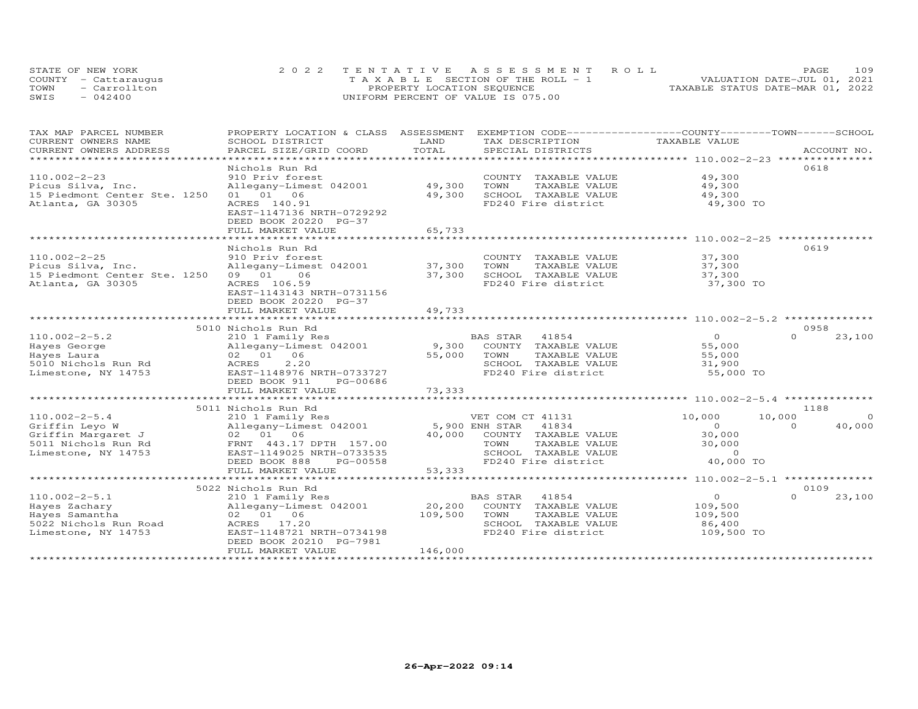STATE OF NEW YORK
COUNTY - Cattaraugus
TOWN - Carrollton
SWIS - 042400

2022 TENTATIVE ASSESSMENT ROLL
TAXABLE SECTION OF THE ROLL - 1
PROPERTY LOCATION SEQUENCE
UNIFORM PERCENT OF VALUE IS 075.00

VALUATION DATE-JUL 01, 2021
TAXABLE STATUS DATE-MAR 01, 2022

| TAX MAP PARCEL NUMBER / CURRENT OWNERS NAME / CURRENT OWNERS ADDRESS | PROPERTY LOCATION & CLASS / SCHOOL DISTRICT / PARCEL SIZE/GRID COORD | ASSESSMENT LAND | TOTAL | EXEMPTION CODE / TAX DESCRIPTION / SPECIAL DISTRICTS | COUNTY TAXABLE VALUE | TOWN | SCHOOL / ACCOUNT NO. |
|---|---|---|---|---|---|---|---|
| **110.002-2-23** | Nichols Run Rd | | | | | | 0618 |
| 110.002-2-23 | 910 Priv forest | | | COUNTY TAXABLE VALUE | 49,300 | | |
| Picus Silva, Inc. | Allegany-Limest 042001 | 49,300 | | TOWN TAXABLE VALUE | 49,300 | | |
| 15 Piedmont Center Ste. 1250 | 01 01 06 | | 49,300 | SCHOOL TAXABLE VALUE | 49,300 | | |
| Atlanta, GA 30305 | ACRES 140.91 | | | FD240 Fire district | 49,300 TO | | |
| | EAST-1147136 NRTH-0729292 | | | | | | |
| | DEED BOOK 20220 PG-37 | | | | | | |
| | FULL MARKET VALUE | | 65,733 | | | | |
| **110.002-2-25** | Nichols Run Rd | | | | | | 0619 |
| 110.002-2-25 | 910 Priv forest | | | COUNTY TAXABLE VALUE | 37,300 | | |
| Picus Silva, Inc. | Allegany-Limest 042001 | 37,300 | | TOWN TAXABLE VALUE | 37,300 | | |
| 15 Piedmont Center Ste. 1250 | 09 01 06 | | 37,300 | SCHOOL TAXABLE VALUE | 37,300 | | |
| Atlanta, GA 30305 | ACRES 106.59 | | | FD240 Fire district | 37,300 TO | | |
| | EAST-1143143 NRTH-0731156 | | | | | | |
| | DEED BOOK 20220 PG-37 | | | | | | |
| | FULL MARKET VALUE | | 49,733 | | | | |
| **110.002-2-5.2** | 5010 Nichols Run Rd | | | | | | 0958 |
| 110.002-2-5.2 | 210 1 Family Res | | | BAS STAR 41854 | 0 | 0 | 23,100 |
| Hayes George | Allegany-Limest 042001 | 9,300 | | COUNTY TAXABLE VALUE | 55,000 | | |
| Hayes Laura | 02 01 06 | | 55,000 | TOWN TAXABLE VALUE | 55,000 | | |
| 5010 Nichols Run Rd | ACRES 2.20 | | | SCHOOL TAXABLE VALUE | 31,900 | | |
| Limestone, NY 14753 | EAST-1148976 NRTH-0733727 | | | FD240 Fire district | 55,000 TO | | |
| | DEED BOOK 911 PG-00686 | | | | | | |
| | FULL MARKET VALUE | | 73,333 | | | | |
| **110.002-2-5.4** | 5011 Nichols Run Rd | | | | | | 1188 |
| 110.002-2-5.4 | 210 1 Family Res | | | VET COM CT 41131 | 10,000 | 10,000 | 0 |
| Griffin Leyo W | Allegany-Limest 042001 | 5,900 | | ENH STAR 41834 | 0 | 0 | 40,000 |
| Griffin Margaret J | 02 01 06 | | 40,000 | COUNTY TAXABLE VALUE | 30,000 | | |
| 5011 Nichols Run Rd | FRNT 443.17 DPTH 157.00 | | | TOWN TAXABLE VALUE | 30,000 | | |
| Limestone, NY 14753 | EAST-1149025 NRTH-0733535 | | | SCHOOL TAXABLE VALUE | 0 | | |
| | DEED BOOK 888 PG-00558 | | | FD240 Fire district | 40,000 TO | | |
| | FULL MARKET VALUE | | 53,333 | | | | |
| **110.002-2-5.1** | 5022 Nichols Run Rd | | | | | | 0109 |
| 110.002-2-5.1 | 210 1 Family Res | | | BAS STAR 41854 | 0 | 0 | 23,100 |
| Hayes Zachary | Allegany-Limest 042001 | 20,200 | | COUNTY TAXABLE VALUE | 109,500 | | |
| Hayes Samantha | 02 01 06 | | 109,500 | TOWN TAXABLE VALUE | 109,500 | | |
| 5022 Nichols Run Road | ACRES 17.20 | | | SCHOOL TAXABLE VALUE | 86,400 | | |
| Limestone, NY 14753 | EAST-1148721 NRTH-0734198 | | | FD240 Fire district | 109,500 TO | | |
| | DEED BOOK 20210 PG-7981 | | | | | | |
| | FULL MARKET VALUE | | 146,000 | | | | |

26-Apr-2022 09:14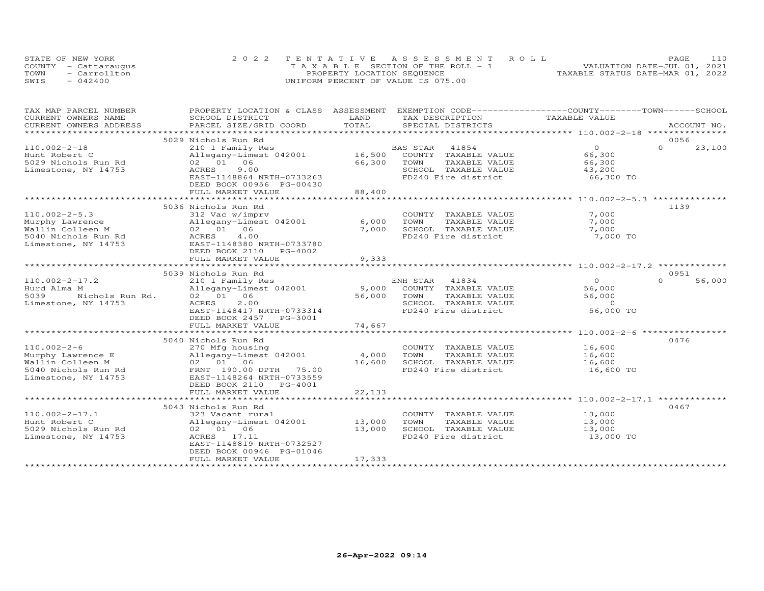STATE OF NEW YORK
COUNTY - Cattaraugus
TOWN - Carrollton
SWIS - 042400

2022 TENTATIVE ASSESSMENT ROLL
TAXABLE SECTION OF THE ROLL - 1
PROPERTY LOCATION SEQUENCE
UNIFORM PERCENT OF VALUE IS 075.00

VALUATION DATE-JUL 01, 2021
TAXABLE STATUS DATE-MAR 01, 2022

| TAX MAP PARCEL NUMBER / CURRENT OWNERS NAME / CURRENT OWNERS ADDRESS | PROPERTY LOCATION & CLASS / SCHOOL DISTRICT / PARCEL SIZE/GRID COORD | ASSESSMENT LAND / TOTAL | EXEMPTION CODE / TAX DESCRIPTION / SPECIAL DISTRICTS | COUNTY / TAXABLE VALUE | TOWN | SCHOOL / ACCOUNT NO. |
|---|---|---|---|---|---|---|
| **110.002-2-18** | 5029 Nichols Run Rd | | | | | 0056 |
| Hunt Robert C | 210 1 Family Res | | BAS STAR 41854 | 0 | 0 | 23,100 |
| 5029 Nichols Run Rd | Allegany-Limest 042001 | 16,500 | COUNTY TAXABLE VALUE | 66,300 | | |
| Limestone, NY 14753 | 02 01 06 | 66,300 | TOWN TAXABLE VALUE | 66,300 | | |
| | ACRES 9.00 | | SCHOOL TAXABLE VALUE | 43,200 | | |
| | EAST-1148864 NRTH-0733263 | | FD240 Fire district | 66,300 TO | | |
| | DEED BOOK 00956 PG-00430 | | | | | |
| | FULL MARKET VALUE | 88,400 | | | | |
| **110.002-2-5.3** | 5036 Nichols Run Rd | | | | | 1139 |
| Murphy Lawrence | 312 Vac w/imprv | | COUNTY TAXABLE VALUE | 7,000 | | |
| Wallin Colleen M | Allegany-Limest 042001 | 6,000 | TOWN TAXABLE VALUE | 7,000 | | |
| 5040 Nichols Run Rd | 02 01 06 | 7,000 | SCHOOL TAXABLE VALUE | 7,000 | | |
| Limestone, NY 14753 | ACRES 4.00 | | FD240 Fire district | 7,000 TO | | |
| | EAST-1148380 NRTH-0733780 | | | | | |
| | DEED BOOK 2110 PG-4002 | | | | | |
| | FULL MARKET VALUE | 9,333 | | | | |
| **110.002-2-17.2** | 5039 Nichols Run Rd | | | | | 0951 |
| Hurd Alma M | 210 1 Family Res | | ENH STAR 41834 | 0 | 0 | 56,000 |
| 5039 Nichols Run Rd. | Allegany-Limest 042001 | 9,000 | COUNTY TAXABLE VALUE | 56,000 | | |
| Limestone, NY 14753 | 02 01 06 | 56,000 | TOWN TAXABLE VALUE | 56,000 | | |
| | ACRES 2.00 | | SCHOOL TAXABLE VALUE | 0 | | |
| | EAST-1148417 NRTH-0733314 | | FD240 Fire district | 56,000 TO | | |
| | DEED BOOK 2457 PG-3001 | | | | | |
| | FULL MARKET VALUE | 74,667 | | | | |
| **110.002-2-6** | 5040 Nichols Run Rd | | | | | 0476 |
| Murphy Lawrence E | 270 Mfg housing | | COUNTY TAXABLE VALUE | 16,600 | | |
| Wallin Colleen M | Allegany-Limest 042001 | 4,000 | TOWN TAXABLE VALUE | 16,600 | | |
| 5040 Nichols Run Rd | 02 01 06 | 16,600 | SCHOOL TAXABLE VALUE | 16,600 | | |
| Limestone, NY 14753 | FRNT 190.00 DPTH 75.00 | | FD240 Fire district | 16,600 TO | | |
| | EAST-1148264 NRTH-0733559 | | | | | |
| | DEED BOOK 2110 PG-4001 | | | | | |
| | FULL MARKET VALUE | 22,133 | | | | |
| **110.002-2-17.1** | 5043 Nichols Run Rd | | | | | 0467 |
| Hunt Robert C | 323 Vacant rural | | COUNTY TAXABLE VALUE | 13,000 | | |
| 5029 Nichols Run Rd | Allegany-Limest 042001 | 13,000 | TOWN TAXABLE VALUE | 13,000 | | |
| Limestone, NY 14753 | 02 01 06 | 13,000 | SCHOOL TAXABLE VALUE | 13,000 | | |
| | ACRES 17.11 | | FD240 Fire district | 13,000 TO | | |
| | EAST-1148819 NRTH-0732527 | | | | | |
| | DEED BOOK 00946 PG-01046 | | | | | |
| | FULL MARKET VALUE | 17,333 | | | | |

26-Apr-2022 09:14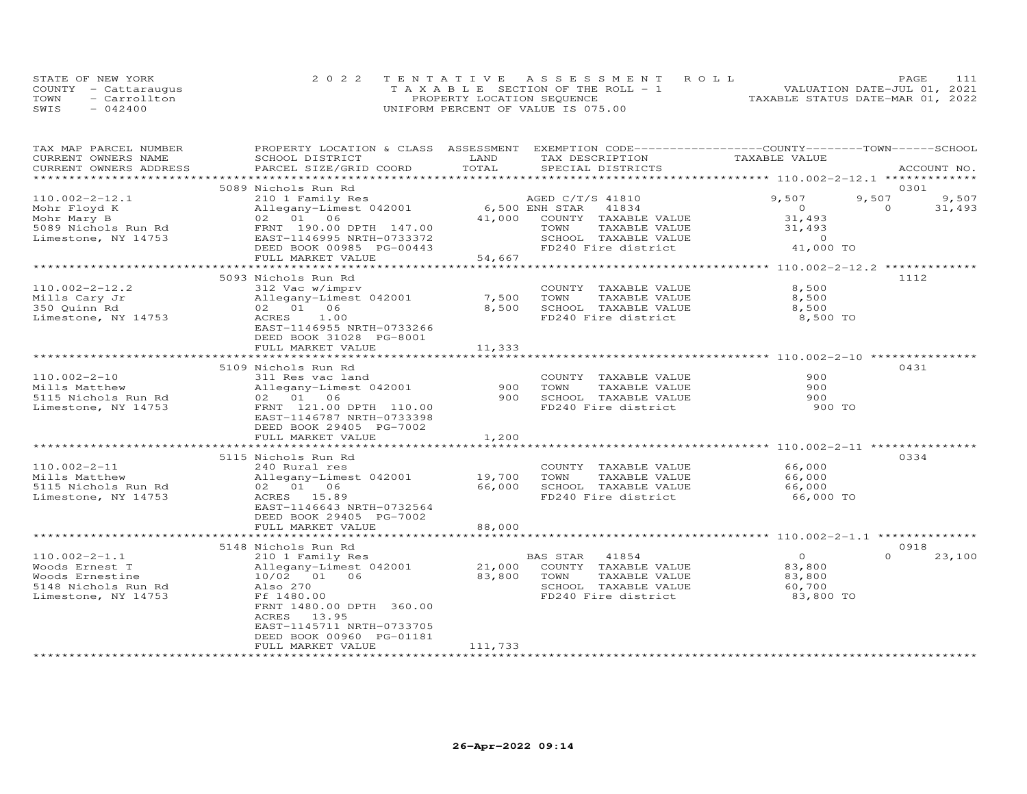STATE OF NEW YORK
COUNTY - Cattaraugus
TOWN - Carrollton
SWIS - 042400

2022 TENTATIVE ASSESSMENT ROLL
TAXABLE SECTION OF THE ROLL - 1
PROPERTY LOCATION SEQUENCE
UNIFORM PERCENT OF VALUE IS 075.00

VALUATION DATE-JUL 01, 2021
TAXABLE STATUS DATE-MAR 01, 2022

| TAX MAP PARCEL NUMBER / CURRENT OWNERS NAME / CURRENT OWNERS ADDRESS | PROPERTY LOCATION & CLASS / SCHOOL DISTRICT / PARCEL SIZE/GRID COORD | ASSESSMENT LAND | TOTAL | EXEMPTION CODE / TAX DESCRIPTION / SPECIAL DISTRICTS | COUNTY TAXABLE VALUE | TOWN | SCHOOL | ACCOUNT NO. |
|---|---|---|---|---|---|---|---|---|
| | 5089 Nichols Run Rd | | | | | | | 0301 |
| 110.002-2-12.1 | 210 1 Family Res | | | AGED C/T/S 41810 | 9,507 | 9,507 | 9,507 | |
| Mohr Floyd K | Allegany-Limest 042001 | 6,500 | | ENH STAR 41834 | 0 | 0 | 31,493 | |
| Mohr Mary B | 02 01 06 | | 41,000 | COUNTY TAXABLE VALUE | 31,493 | | | |
| 5089 Nichols Run Rd | FRNT 190.00 DPTH 147.00 | | | TOWN TAXABLE VALUE | 31,493 | | | |
| Limestone, NY 14753 | EAST-1146995 NRTH-0733372 | | | SCHOOL TAXABLE VALUE | 0 | | | |
| | DEED BOOK 00985 PG-00443 | | | FD240 Fire district | 41,000 TO | | | |
| | FULL MARKET VALUE | | 54,667 | | | | | |
| | 5093 Nichols Run Rd | | | | | | | 1112 |
| 110.002-2-12.2 | 312 Vac w/imprv | | | COUNTY TAXABLE VALUE | 8,500 | | | |
| Mills Cary Jr | Allegany-Limest 042001 | 7,500 | | TOWN TAXABLE VALUE | 8,500 | | | |
| 350 Quinn Rd | 02 01 06 | | 8,500 | SCHOOL TAXABLE VALUE | 8,500 | | | |
| Limestone, NY 14753 | ACRES 1.00 | | | FD240 Fire district | 8,500 TO | | | |
| | EAST-1146955 NRTH-0733266 | | | | | | | |
| | DEED BOOK 31028 PG-8001 | | | | | | | |
| | FULL MARKET VALUE | | 11,333 | | | | | |
| | 5109 Nichols Run Rd | | | | | | | 0431 |
| 110.002-2-10 | 311 Res vac land | | | COUNTY TAXABLE VALUE | 900 | | | |
| Mills Matthew | Allegany-Limest 042001 | 900 | | TOWN TAXABLE VALUE | 900 | | | |
| 5115 Nichols Run Rd | 02 01 06 | | 900 | SCHOOL TAXABLE VALUE | 900 | | | |
| Limestone, NY 14753 | FRNT 121.00 DPTH 110.00 | | | FD240 Fire district | 900 TO | | | |
| | EAST-1146787 NRTH-0733398 | | | | | | | |
| | DEED BOOK 29405 PG-7002 | | | | | | | |
| | FULL MARKET VALUE | | 1,200 | | | | | |
| | 5115 Nichols Run Rd | | | | | | | 0334 |
| 110.002-2-11 | 240 Rural res | | | COUNTY TAXABLE VALUE | 66,000 | | | |
| Mills Matthew | Allegany-Limest 042001 | 19,700 | | TOWN TAXABLE VALUE | 66,000 | | | |
| 5115 Nichols Run Rd | 02 01 06 | | 66,000 | SCHOOL TAXABLE VALUE | 66,000 | | | |
| Limestone, NY 14753 | ACRES 15.89 | | | FD240 Fire district | 66,000 TO | | | |
| | EAST-1146643 NRTH-0732564 | | | | | | | |
| | DEED BOOK 29405 PG-7002 | | | | | | | |
| | FULL MARKET VALUE | | 88,000 | | | | | |
| | 5148 Nichols Run Rd | | | | | | | 0918 |
| 110.002-2-1.1 | 210 1 Family Res | | | BAS STAR 41854 | 0 | 0 | 23,100 | |
| Woods Ernest T | Allegany-Limest 042001 | 21,000 | | COUNTY TAXABLE VALUE | 83,800 | | | |
| Woods Ernestine | 10/02 01 06 | | 83,800 | TOWN TAXABLE VALUE | 83,800 | | | |
| 5148 Nichols Run Rd | Also 270 | | | SCHOOL TAXABLE VALUE | 60,700 | | | |
| Limestone, NY 14753 | Ff 1480.00 | | | FD240 Fire district | 83,800 TO | | | |
| | FRNT 1480.00 DPTH 360.00 | | | | | | | |
| | ACRES 13.95 | | | | | | | |
| | EAST-1145711 NRTH-0733705 | | | | | | | |
| | DEED BOOK 00960 PG-01181 | | | | | | | |
| | FULL MARKET VALUE | | 111,733 | | | | | |

26-Apr-2022 09:14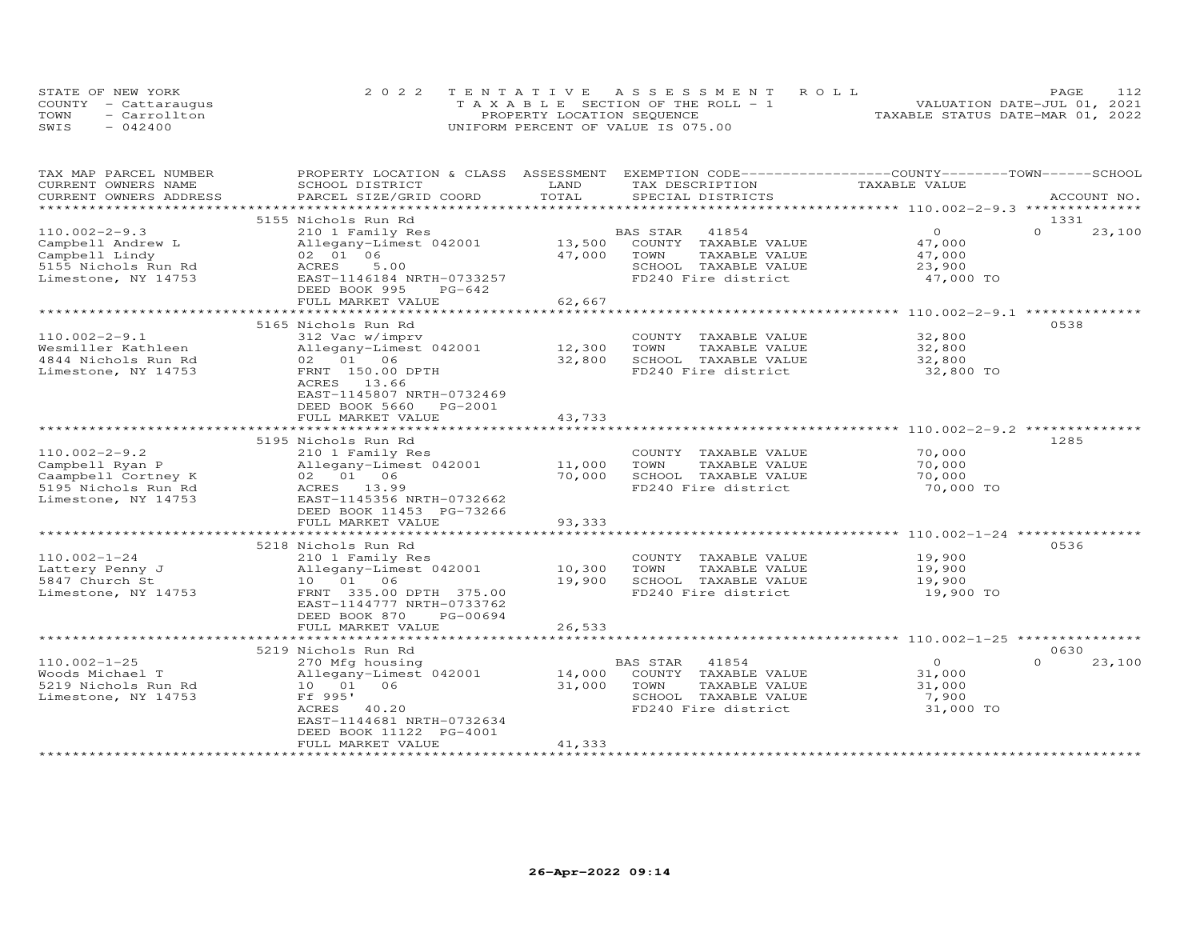STATE OF NEW YORK
COUNTY - Cattaraugus
TOWN - Carrollton
SWIS - 042400

2022 TENTATIVE ASSESSMENT ROLL
TAXABLE SECTION OF THE ROLL - 1
PROPERTY LOCATION SEQUENCE
UNIFORM PERCENT OF VALUE IS 075.00

VALUATION DATE-JUL 01, 2021
TAXABLE STATUS DATE-MAR 01, 2022

| TAX MAP PARCEL NUMBER / CURRENT OWNERS NAME / CURRENT OWNERS ADDRESS | PROPERTY LOCATION & CLASS / SCHOOL DISTRICT / PARCEL SIZE/GRID COORD | ASSESSMENT LAND | ASSESSMENT TOTAL | EXEMPTION CODE / TAX DESCRIPTION / SPECIAL DISTRICTS | COUNTY TAXABLE VALUE | TOWN | SCHOOL / ACCOUNT NO. |
|---|---|---|---|---|---|---|---|
| | 5155 Nichols Run Rd | | | | | | 1331 |
| 110.002-2-9.3 | 210 1 Family Res | | | BAS STAR 41854 | 0 | 0 | 23,100 |
| Campbell Andrew L | Allegany-Limest 042001 | 13,500 | | COUNTY TAXABLE VALUE | 47,000 | | |
| Campbell Lindy | 02 01 06 | | 47,000 | TOWN TAXABLE VALUE | 47,000 | | |
| 5155 Nichols Run Rd | ACRES 5.00 | | | SCHOOL TAXABLE VALUE | 23,900 | | |
| Limestone, NY 14753 | EAST-1146184 NRTH-0733257 | | | FD240 Fire district | 47,000 TO | | |
| | DEED BOOK 995 PG-642 | | | | | | |
| | FULL MARKET VALUE | | 62,667 | | | | |
| | 5165 Nichols Run Rd | | | | | | 0538 |
| 110.002-2-9.1 | 312 Vac w/imprv | | | COUNTY TAXABLE VALUE | 32,800 | | |
| Wesmiller Kathleen | Allegany-Limest 042001 | 12,300 | | TOWN TAXABLE VALUE | 32,800 | | |
| 4844 Nichols Run Rd | 02 01 06 | | 32,800 | SCHOOL TAXABLE VALUE | 32,800 | | |
| Limestone, NY 14753 | FRNT 150.00 DPTH | | | FD240 Fire district | 32,800 TO | | |
| | ACRES 13.66 | | | | | | |
| | EAST-1145807 NRTH-0732469 | | | | | | |
| | DEED BOOK 5660 PG-2001 | | | | | | |
| | FULL MARKET VALUE | | 43,733 | | | | |
| | 5195 Nichols Run Rd | | | | | | 1285 |
| 110.002-2-9.2 | 210 1 Family Res | | | COUNTY TAXABLE VALUE | 70,000 | | |
| Campbell Ryan P | Allegany-Limest 042001 | 11,000 | | TOWN TAXABLE VALUE | 70,000 | | |
| Caampbell Cortney K | 02 01 06 | | 70,000 | SCHOOL TAXABLE VALUE | 70,000 | | |
| 5195 Nichols Run Rd | ACRES 13.99 | | | FD240 Fire district | 70,000 TO | | |
| Limestone, NY 14753 | EAST-1145356 NRTH-0732662 | | | | | | |
| | DEED BOOK 11453 PG-73266 | | | | | | |
| | FULL MARKET VALUE | | 93,333 | | | | |
| | 5218 Nichols Run Rd | | | | | | 0536 |
| 110.002-1-24 | 210 1 Family Res | | | COUNTY TAXABLE VALUE | 19,900 | | |
| Lattery Penny J | Allegany-Limest 042001 | 10,300 | | TOWN TAXABLE VALUE | 19,900 | | |
| 5847 Church St | 10 01 06 | | 19,900 | SCHOOL TAXABLE VALUE | 19,900 | | |
| Limestone, NY 14753 | FRNT 335.00 DPTH 375.00 | | | FD240 Fire district | 19,900 TO | | |
| | EAST-1144777 NRTH-0733762 | | | | | | |
| | DEED BOOK 870 PG-00694 | | | | | | |
| | FULL MARKET VALUE | | 26,533 | | | | |
| | 5219 Nichols Run Rd | | | | | | 0630 |
| 110.002-1-25 | 270 Mfg housing | | | BAS STAR 41854 | 0 | 0 | 23,100 |
| Woods Michael T | Allegany-Limest 042001 | 14,000 | | COUNTY TAXABLE VALUE | 31,000 | | |
| 5219 Nichols Run Rd | 10 01 06 | | 31,000 | TOWN TAXABLE VALUE | 31,000 | | |
| Limestone, NY 14753 | Ff 995' | | | SCHOOL TAXABLE VALUE | 7,900 | | |
| | ACRES 40.20 | | | FD240 Fire district | 31,000 TO | | |
| | EAST-1144681 NRTH-0732634 | | | | | | |
| | DEED BOOK 11122 PG-4001 | | | | | | |
| | FULL MARKET VALUE | | 41,333 | | | | |

26-Apr-2022 09:14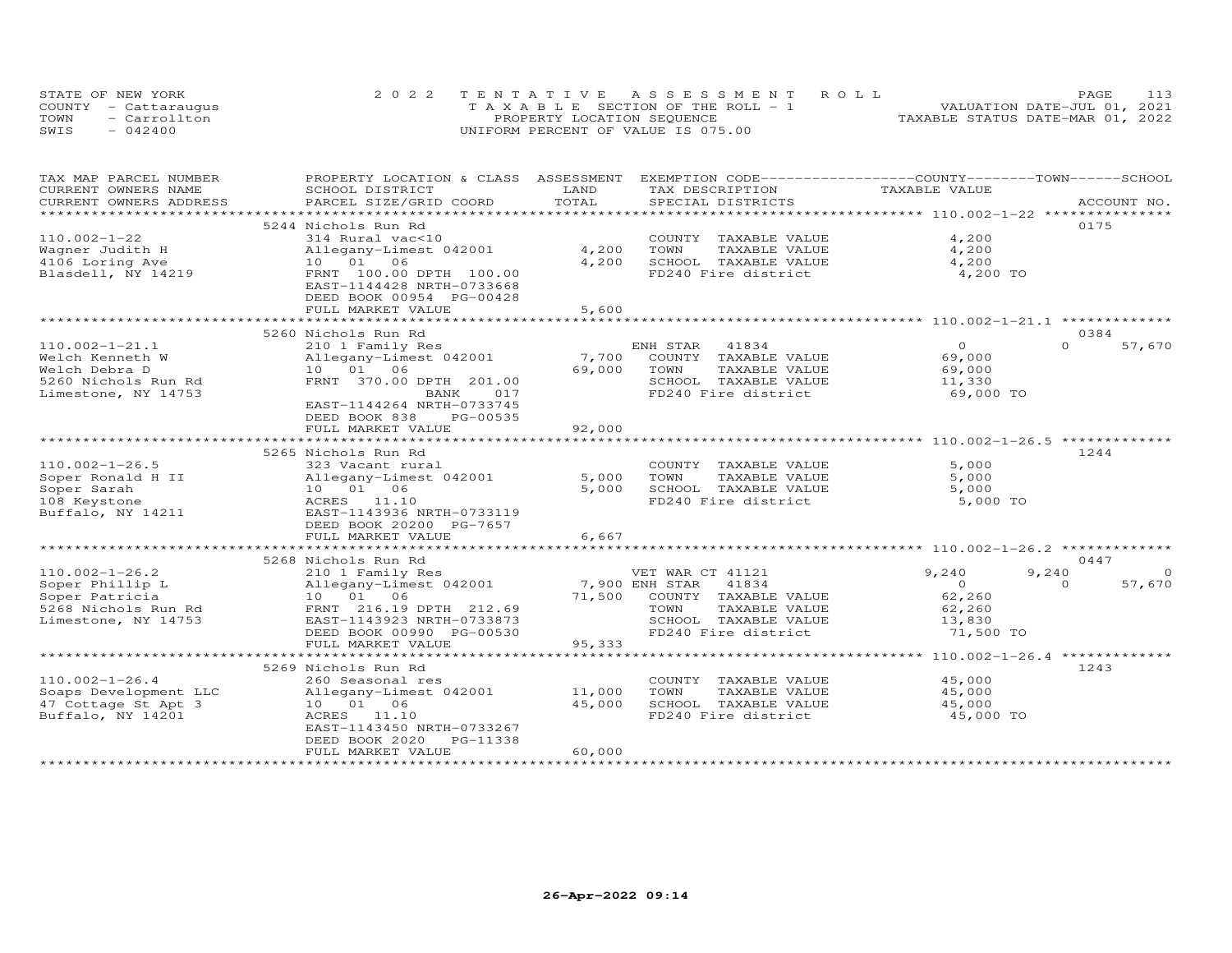STATE OF NEW YORK
COUNTY - Cattaraugus
TOWN - Carrollton
SWIS - 042400

2022 TENTATIVE ASSESSMENT ROLL
TAXABLE SECTION OF THE ROLL - 1
PROPERTY LOCATION SEQUENCE
UNIFORM PERCENT OF VALUE IS 075.00

VALUATION DATE-JUL 01, 2021
TAXABLE STATUS DATE-MAR 01, 2022

| TAX MAP PARCEL NUMBER / CURRENT OWNERS NAME / CURRENT OWNERS ADDRESS | PROPERTY LOCATION & CLASS / SCHOOL DISTRICT / PARCEL SIZE/GRID COORD | ASSESSMENT LAND / TOTAL | EXEMPTION CODE / TAX DESCRIPTION / SPECIAL DISTRICTS | COUNTY TAXABLE VALUE | TOWN | SCHOOL | ACCOUNT NO. |
|---|---|---|---|---|---|---|---|
| **110.002-1-22** | 5244 Nichols Run Rd | | | | | | 0175 |
| 110.002-1-22 | 314 Rural vac<10 | | COUNTY TAXABLE VALUE | 4,200 | | | |
| Wagner Judith H | Allegany-Limest 042001 | 4,200 | TOWN TAXABLE VALUE | 4,200 | | | |
| 4106 Loring Ave | 10 01 06 | 4,200 | SCHOOL TAXABLE VALUE | 4,200 | | | |
| Blasdell, NY 14219 | FRNT 100.00 DPTH 100.00 | | FD240 Fire district | 4,200 TO | | | |
| | EAST-1144428 NRTH-0733668 | | | | | | |
| | DEED BOOK 00954 PG-00428 | | | | | | |
| | FULL MARKET VALUE | 5,600 | | | | | |
| **110.002-1-21.1** | 5260 Nichols Run Rd | | | | | | 0384 |
| 110.002-1-21.1 | 210 1 Family Res | | ENH STAR 41834 | 0 | 0 | 57,670 | |
| Welch Kenneth W | Allegany-Limest 042001 | 7,700 | COUNTY TAXABLE VALUE | 69,000 | | | |
| Welch Debra D | 10 01 06 | 69,000 | TOWN TAXABLE VALUE | 69,000 | | | |
| 5260 Nichols Run Rd | FRNT 370.00 DPTH 201.00 | | SCHOOL TAXABLE VALUE | 11,330 | | | |
| Limestone, NY 14753 | BANK 017 | | FD240 Fire district | 69,000 TO | | | |
| | EAST-1144264 NRTH-0733745 | | | | | | |
| | DEED BOOK 838 PG-00535 | | | | | | |
| | FULL MARKET VALUE | 92,000 | | | | | |
| **110.002-1-26.5** | 5265 Nichols Run Rd | | | | | | 1244 |
| 110.002-1-26.5 | 323 Vacant rural | | COUNTY TAXABLE VALUE | 5,000 | | | |
| Soper Ronald H II | Allegany-Limest 042001 | 5,000 | TOWN TAXABLE VALUE | 5,000 | | | |
| Soper Sarah | 10 01 06 | 5,000 | SCHOOL TAXABLE VALUE | 5,000 | | | |
| 108 Keystone | ACRES 11.10 | | FD240 Fire district | 5,000 TO | | | |
| Buffalo, NY 14211 | EAST-1143936 NRTH-0733119 | | | | | | |
| | DEED BOOK 20200 PG-7657 | | | | | | |
| | FULL MARKET VALUE | 6,667 | | | | | |
| **110.002-1-26.2** | 5268 Nichols Run Rd | | | | | | 0447 |
| 110.002-1-26.2 | 210 1 Family Res | | VET WAR CT 41121 | 9,240 | 9,240 | 0 | |
| Soper Phillip L | Allegany-Limest 042001 | 7,900 | ENH STAR 41834 | 0 | 0 | 57,670 | |
| Soper Patricia | 10 01 06 | 71,500 | COUNTY TAXABLE VALUE | 62,260 | | | |
| 5268 Nichols Run Rd | FRNT 216.19 DPTH 212.69 | | TOWN TAXABLE VALUE | 62,260 | | | |
| Limestone, NY 14753 | EAST-1143923 NRTH-0733873 | | SCHOOL TAXABLE VALUE | 13,830 | | | |
| | DEED BOOK 00990 PG-00530 | | FD240 Fire district | 71,500 TO | | | |
| | FULL MARKET VALUE | 95,333 | | | | | |
| **110.002-1-26.4** | 5269 Nichols Run Rd | | | | | | 1243 |
| 110.002-1-26.4 | 260 Seasonal res | | COUNTY TAXABLE VALUE | 45,000 | | | |
| Soaps Development LLC | Allegany-Limest 042001 | 11,000 | TOWN TAXABLE VALUE | 45,000 | | | |
| 47 Cottage St Apt 3 | 10 01 06 | 45,000 | SCHOOL TAXABLE VALUE | 45,000 | | | |
| Buffalo, NY 14201 | ACRES 11.10 | | FD240 Fire district | 45,000 TO | | | |
| | EAST-1143450 NRTH-0733267 | | | | | | |
| | DEED BOOK 2020 PG-11338 | | | | | | |
| | FULL MARKET VALUE | 60,000 | | | | | |

26-Apr-2022 09:14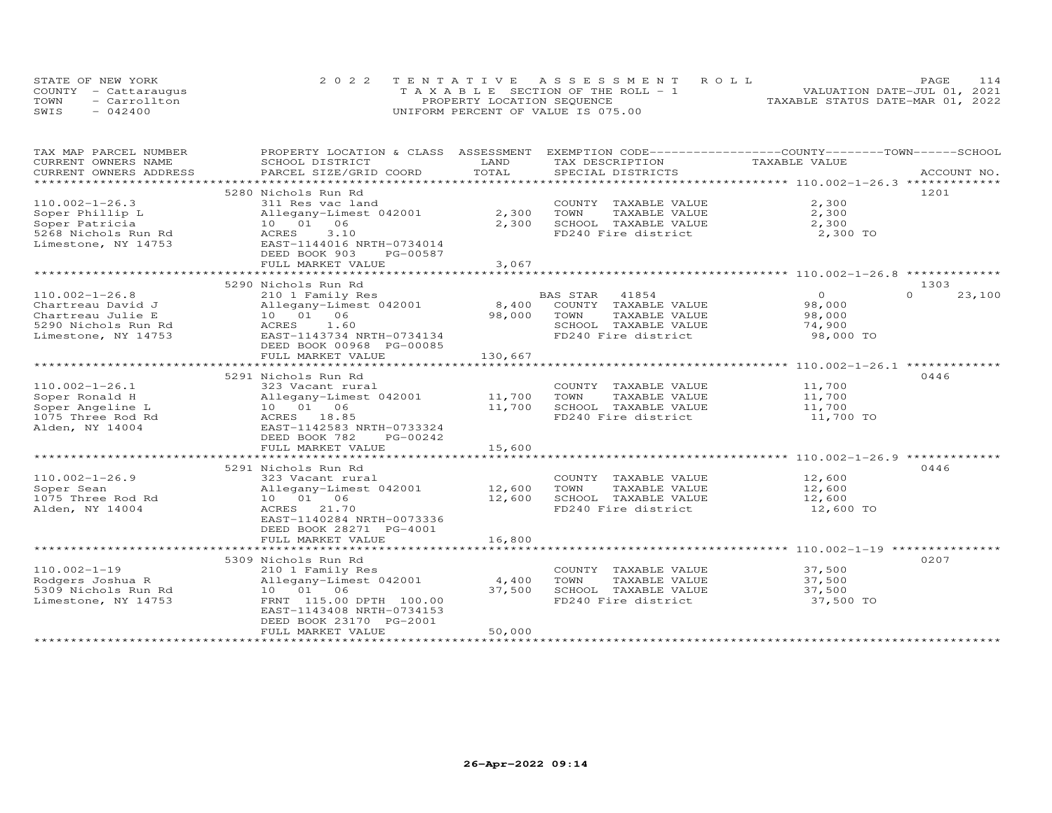STATE OF NEW YORK | COUNTY - Cattaraugus | TOWN - Carrollton | SWIS - 042400

# 2022 TENTATIVE ASSESSMENT ROLL

TAXABLE SECTION OF THE ROLL - 1
PROPERTY LOCATION SEQUENCE
UNIFORM PERCENT OF VALUE IS 075.00

VALUATION DATE-JUL 01, 2021
TAXABLE STATUS DATE-MAR 01, 2022

| TAX MAP PARCEL NUMBER / CURRENT OWNERS NAME / CURRENT OWNERS ADDRESS | PROPERTY LOCATION & CLASS / SCHOOL DISTRICT / PARCEL SIZE/GRID COORD | ASSESSMENT LAND | TOTAL | EXEMPTION CODE / TAX DESCRIPTION / SPECIAL DISTRICTS | COUNTY TAXABLE VALUE | TOWN | SCHOOL | ACCOUNT NO. |
|---|---|---|---|---|---|---|---|---|
| 110.002-1-26.3 | 5280 Nichols Run Rd | | | | | | | 1201 |
| Soper Phillip L | 311 Res vac land | | | COUNTY TAXABLE VALUE | 2,300 | | | |
| Soper Patricia | Allegany-Limest 042001 | 2,300 | | TOWN TAXABLE VALUE | 2,300 | | | |
| 5268 Nichols Run Rd | 10 01 06 | | 2,300 | SCHOOL TAXABLE VALUE | 2,300 | | | |
| Limestone, NY 14753 | ACRES 3.10 | | | FD240 Fire district | 2,300 TO | | | |
| | EAST-1144016 NRTH-0734014 | | | | | | | |
| | DEED BOOK 903 PG-00587 | | | | | | | |
| | FULL MARKET VALUE | | 3,067 | | | | | |
| 110.002-1-26.8 | 5290 Nichols Run Rd | | | | | | | 1303 |
| Chartreau David J | 210 1 Family Res | | | BAS STAR 41854 | 0 | 0 | 23,100 | |
| Chartreau Julie E | Allegany-Limest 042001 | 8,400 | | COUNTY TAXABLE VALUE | 98,000 | | | |
| 5290 Nichols Run Rd | 10 01 06 | | 98,000 | TOWN TAXABLE VALUE | 98,000 | | | |
| Limestone, NY 14753 | ACRES 1.60 | | | SCHOOL TAXABLE VALUE | 74,900 | | | |
| | EAST-1143734 NRTH-0734134 | | | FD240 Fire district | 98,000 TO | | | |
| | DEED BOOK 00968 PG-00085 | | | | | | | |
| | FULL MARKET VALUE | | 130,667 | | | | | |
| 110.002-1-26.1 | 5291 Nichols Run Rd | | | | | | | 0446 |
| Soper Ronald H | 323 Vacant rural | | | COUNTY TAXABLE VALUE | 11,700 | | | |
| Soper Angeline L | Allegany-Limest 042001 | 11,700 | | TOWN TAXABLE VALUE | 11,700 | | | |
| 1075 Three Rod Rd | 10 01 06 | | 11,700 | SCHOOL TAXABLE VALUE | 11,700 | | | |
| Alden, NY 14004 | ACRES 18.85 | | | FD240 Fire district | 11,700 TO | | | |
| | EAST-1142583 NRTH-0733324 | | | | | | | |
| | DEED BOOK 782 PG-00242 | | | | | | | |
| | FULL MARKET VALUE | | 15,600 | | | | | |
| 110.002-1-26.9 | 5291 Nichols Run Rd | | | | | | | 0446 |
| Soper Sean | 323 Vacant rural | | | COUNTY TAXABLE VALUE | 12,600 | | | |
| 1075 Three Rod Rd | Allegany-Limest 042001 | 12,600 | | TOWN TAXABLE VALUE | 12,600 | | | |
| Alden, NY 14004 | 10 01 06 | | 12,600 | SCHOOL TAXABLE VALUE | 12,600 | | | |
| | ACRES 21.70 | | | FD240 Fire district | 12,600 TO | | | |
| | EAST-1140284 NRTH-0073336 | | | | | | | |
| | DEED BOOK 28271 PG-4001 | | | | | | | |
| | FULL MARKET VALUE | | 16,800 | | | | | |
| 110.002-1-19 | 5309 Nichols Run Rd | | | | | | | 0207 |
| Rodgers Joshua R | 210 1 Family Res | | | COUNTY TAXABLE VALUE | 37,500 | | | |
| 5309 Nichols Run Rd | Allegany-Limest 042001 | 4,400 | | TOWN TAXABLE VALUE | 37,500 | | | |
| Limestone, NY 14753 | 10 01 06 | | 37,500 | SCHOOL TAXABLE VALUE | 37,500 | | | |
| | FRNT 115.00 DPTH 100.00 | | | FD240 Fire district | 37,500 TO | | | |
| | EAST-1143408 NRTH-0734153 | | | | | | | |
| | DEED BOOK 23170 PG-2001 | | | | | | | |
| | FULL MARKET VALUE | | 50,000 | | | | | |

26-Apr-2022 09:14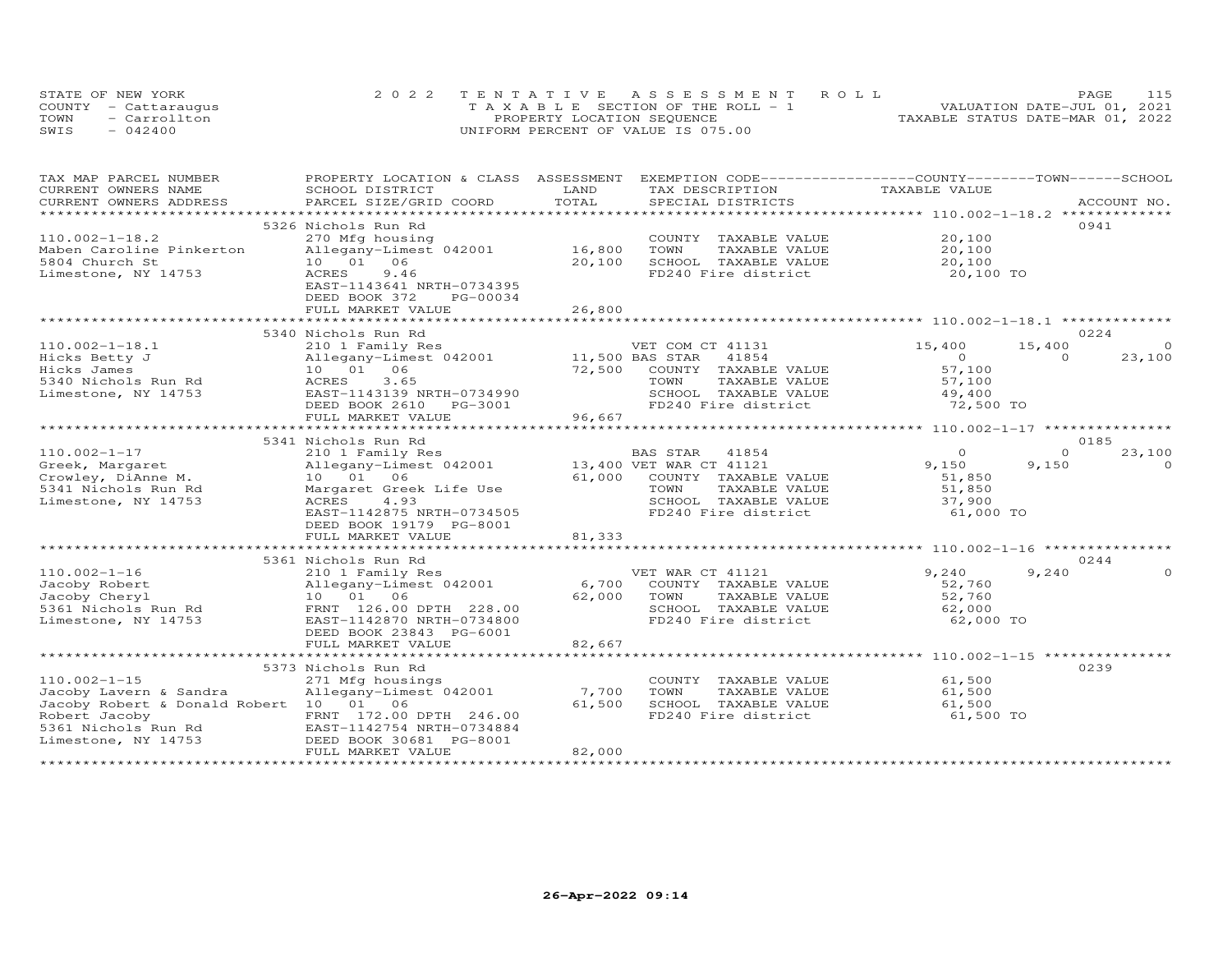STATE OF NEW YORK
COUNTY - Cattaraugus
TOWN - Carrollton
SWIS - 042400

2022 TENTATIVE ASSESSMENT ROLL
TAXABLE SECTION OF THE ROLL - 1
PROPERTY LOCATION SEQUENCE
UNIFORM PERCENT OF VALUE IS 075.00

VALUATION DATE-JUL 01, 2021
TAXABLE STATUS DATE-MAR 01, 2022

| TAX MAP PARCEL NUMBER / CURRENT OWNERS NAME / CURRENT OWNERS ADDRESS | PROPERTY LOCATION & CLASS / SCHOOL DISTRICT / PARCEL SIZE/GRID COORD | ASSESSMENT LAND / TOTAL | EXEMPTION CODE / TAX DESCRIPTION / SPECIAL DISTRICTS | COUNTY TAXABLE VALUE | TOWN | SCHOOL / ACCOUNT NO. |
|---|---|---|---|---|---|---|
| **110.002-1-18.2** | 5326 Nichols Run Rd | | | | | 0941 |
| 110.002-1-18.2 | 270 Mfg housing | | COUNTY TAXABLE VALUE | 20,100 | | |
| Maben Caroline Pinkerton | Allegany-Limest 042001 | 16,800 | TOWN TAXABLE VALUE | 20,100 | | |
| 5804 Church St | 10 01 06 | 20,100 | SCHOOL TAXABLE VALUE | 20,100 | | |
| Limestone, NY 14753 | ACRES 9.46 | | FD240 Fire district | 20,100 TO | | |
| | EAST-1143641 NRTH-0734395 | | | | | |
| | DEED BOOK 372 PG-00034 | | | | | |
| | FULL MARKET VALUE | 26,800 | | | | |
| **110.002-1-18.1** | 5340 Nichols Run Rd | | | | | 0224 |
| 110.002-1-18.1 | 210 1 Family Res | | VET COM CT 41131 | 15,400 | 15,400 | 0 |
| Hicks Betty J | Allegany-Limest 042001 | 11,500 | BAS STAR 41854 | 0 | 0 | 23,100 |
| Hicks James | 10 01 06 | 72,500 | COUNTY TAXABLE VALUE | 57,100 | | |
| 5340 Nichols Run Rd | ACRES 3.65 | | TOWN TAXABLE VALUE | 57,100 | | |
| Limestone, NY 14753 | EAST-1143139 NRTH-0734990 | | SCHOOL TAXABLE VALUE | 49,400 | | |
| | DEED BOOK 2610 PG-3001 | | FD240 Fire district | 72,500 TO | | |
| | FULL MARKET VALUE | 96,667 | | | | |
| **110.002-1-17** | 5341 Nichols Run Rd | | | | | 0185 |
| 110.002-1-17 | 210 1 Family Res | | BAS STAR 41854 | 0 | 0 | 23,100 |
| Greek, Margaret | Allegany-Limest 042001 | 13,400 | VET WAR CT 41121 | 9,150 | 9,150 | 0 |
| Crowley, DiAnne M. | 10 01 06 | 61,000 | COUNTY TAXABLE VALUE | 51,850 | | |
| 5341 Nichols Run Rd | Margaret Greek Life Use | | TOWN TAXABLE VALUE | 51,850 | | |
| Limestone, NY 14753 | ACRES 4.93 | | SCHOOL TAXABLE VALUE | 37,900 | | |
| | EAST-1142875 NRTH-0734505 | | FD240 Fire district | 61,000 TO | | |
| | DEED BOOK 19179 PG-8001 | | | | | |
| | FULL MARKET VALUE | 81,333 | | | | |
| **110.002-1-16** | 5361 Nichols Run Rd | | | | | 0244 |
| 110.002-1-16 | 210 1 Family Res | | VET WAR CT 41121 | 9,240 | 9,240 | 0 |
| Jacoby Robert | Allegany-Limest 042001 | 6,700 | COUNTY TAXABLE VALUE | 52,760 | | |
| Jacoby Cheryl | 10 01 06 | 62,000 | TOWN TAXABLE VALUE | 52,760 | | |
| 5361 Nichols Run Rd | FRNT 126.00 DPTH 228.00 | | SCHOOL TAXABLE VALUE | 62,000 | | |
| Limestone, NY 14753 | EAST-1142870 NRTH-0734800 | | FD240 Fire district | 62,000 TO | | |
| | DEED BOOK 23843 PG-6001 | | | | | |
| | FULL MARKET VALUE | 82,667 | | | | |
| **110.002-1-15** | 5373 Nichols Run Rd | | | | | 0239 |
| 110.002-1-15 | 271 Mfg housings | | COUNTY TAXABLE VALUE | 61,500 | | |
| Jacoby Lavern & Sandra | Allegany-Limest 042001 | 7,700 | TOWN TAXABLE VALUE | 61,500 | | |
| Jacoby Robert & Donald Robert | 10 01 06 | 61,500 | SCHOOL TAXABLE VALUE | 61,500 | | |
| Robert Jacoby | FRNT 172.00 DPTH 246.00 | | FD240 Fire district | 61,500 TO | | |
| 5361 Nichols Run Rd | EAST-1142754 NRTH-0734884 | | | | | |
| Limestone, NY 14753 | DEED BOOK 30681 PG-8001 | | | | | |
| | FULL MARKET VALUE | 82,000 | | | | |

26-Apr-2022 09:14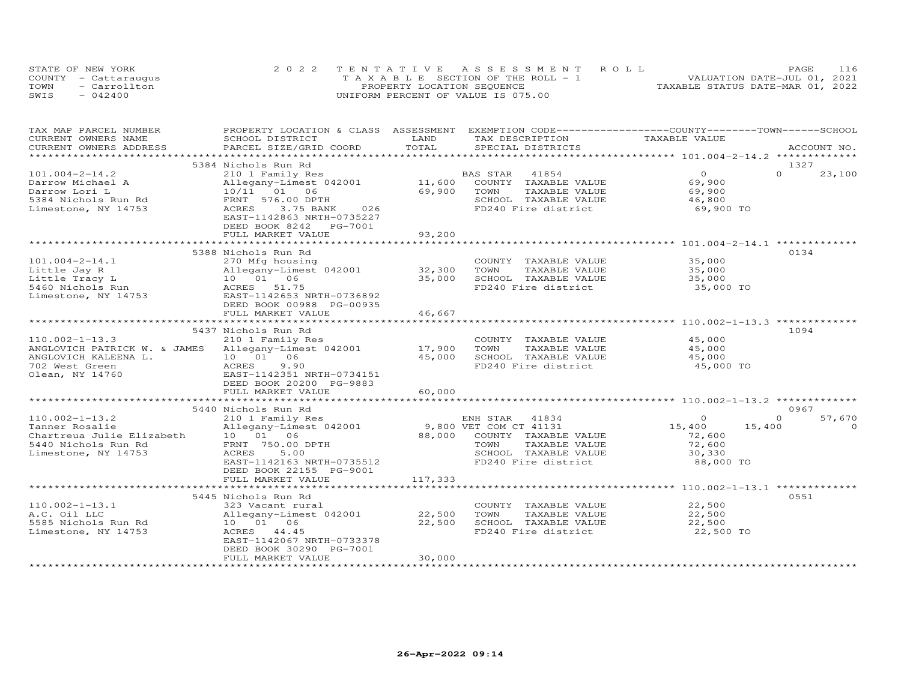STATE OF NEW YORK — COUNTY - Cattaraugus — TOWN - Carrollton — SWIS - 042400

2022 TENTATIVE ASSESSMENT ROLL
TAXABLE SECTION OF THE ROLL - 1
PROPERTY LOCATION SEQUENCE
UNIFORM PERCENT OF VALUE IS 075.00

VALUATION DATE-JUL 01, 2021
TAXABLE STATUS DATE-MAR 01, 2022

| TAX MAP PARCEL NUMBER / CURRENT OWNERS NAME / CURRENT OWNERS ADDRESS | PROPERTY LOCATION & CLASS / SCHOOL DISTRICT / PARCEL SIZE/GRID COORD | ASSESSMENT LAND / TOTAL | EXEMPTION CODE / TAX DESCRIPTION / SPECIAL DISTRICTS | COUNTY TAXABLE VALUE | TOWN | SCHOOL | ACCOUNT NO. |
|---|---|---|---|---|---|---|---|
| **101.004-2-14.2** | 5384 Nichols Run Rd | | | | | | 1327 |
| 101.004-2-14.2 | 210 1 Family Res | | BAS STAR 41854 | 0 | 0 | 23,100 | |
| Darrow Michael A | Allegany-Limest 042001 | 11,600 | COUNTY TAXABLE VALUE | 69,900 | | | |
| Darrow Lori L | 10/11 01 06 | 69,900 | TOWN TAXABLE VALUE | 69,900 | | | |
| 5384 Nichols Run Rd | FRNT 576.00 DPTH | | SCHOOL TAXABLE VALUE | 46,800 | | | |
| Limestone, NY 14753 | ACRES 3.75 BANK 026 | | FD240 Fire district | 69,900 TO | | | |
| | EAST-1142863 NRTH-0735227 | | | | | | |
| | DEED BOOK 8242 PG-7001 | | | | | | |
| | FULL MARKET VALUE | 93,200 | | | | | |
| **101.004-2-14.1** | 5388 Nichols Run Rd | | | | | | 0134 |
| 101.004-2-14.1 | 270 Mfg housing | | COUNTY TAXABLE VALUE | 35,000 | | | |
| Little Jay R | Allegany-Limest 042001 | 32,300 | TOWN TAXABLE VALUE | 35,000 | | | |
| Little Tracy L | 10 01 06 | 35,000 | SCHOOL TAXABLE VALUE | 35,000 | | | |
| 5460 Nichols Run | ACRES 51.75 | | FD240 Fire district | 35,000 TO | | | |
| Limestone, NY 14753 | EAST-1142653 NRTH-0736892 | | | | | | |
| | DEED BOOK 00988 PG-00935 | | | | | | |
| | FULL MARKET VALUE | 46,667 | | | | | |
| **110.002-1-13.3** | 5437 Nichols Run Rd | | | | | | 1094 |
| 110.002-1-13.3 | 210 1 Family Res | | COUNTY TAXABLE VALUE | 45,000 | | | |
| ANGLOVICH PATRICK W. & JAMES | Allegany-Limest 042001 | 17,900 | TOWN TAXABLE VALUE | 45,000 | | | |
| ANGLOVICH KALEENA L. | 10 01 06 | 45,000 | SCHOOL TAXABLE VALUE | 45,000 | | | |
| 702 West Green | ACRES 9.90 | | FD240 Fire district | 45,000 TO | | | |
| Olean, NY 14760 | EAST-1142351 NRTH-0734151 | | | | | | |
| | DEED BOOK 20200 PG-9883 | | | | | | |
| | FULL MARKET VALUE | 60,000 | | | | | |
| **110.002-1-13.2** | 5440 Nichols Run Rd | | | | | | 0967 |
| 110.002-1-13.2 | 210 1 Family Res | | ENH STAR 41834 | 0 | 0 | 57,670 | |
| Tanner Rosalie | Allegany-Limest 042001 | 9,800 | VET COM CT 41131 | 15,400 | 15,400 | 0 | |
| Chartreua Julie Elizabeth | 10 01 06 | 88,000 | COUNTY TAXABLE VALUE | 72,600 | | | |
| 5440 Nichols Run Rd | FRNT 750.00 DPTH | | TOWN TAXABLE VALUE | 72,600 | | | |
| Limestone, NY 14753 | ACRES 5.00 | | SCHOOL TAXABLE VALUE | 30,330 | | | |
| | EAST-1142163 NRTH-0735512 | | FD240 Fire district | 88,000 TO | | | |
| | DEED BOOK 22155 PG-9001 | | | | | | |
| | FULL MARKET VALUE | 117,333 | | | | | |
| **110.002-1-13.1** | 5445 Nichols Run Rd | | | | | | 0551 |
| 110.002-1-13.1 | 323 Vacant rural | | COUNTY TAXABLE VALUE | 22,500 | | | |
| A.C. Oil LLC | Allegany-Limest 042001 | 22,500 | TOWN TAXABLE VALUE | 22,500 | | | |
| 5585 Nichols Run Rd | 10 01 06 | 22,500 | SCHOOL TAXABLE VALUE | 22,500 | | | |
| Limestone, NY 14753 | ACRES 44.45 | | FD240 Fire district | 22,500 TO | | | |
| | EAST-1142067 NRTH-0733378 | | | | | | |
| | DEED BOOK 30290 PG-7001 | | | | | | |
| | FULL MARKET VALUE | 30,000 | | | | | |

26-Apr-2022 09:14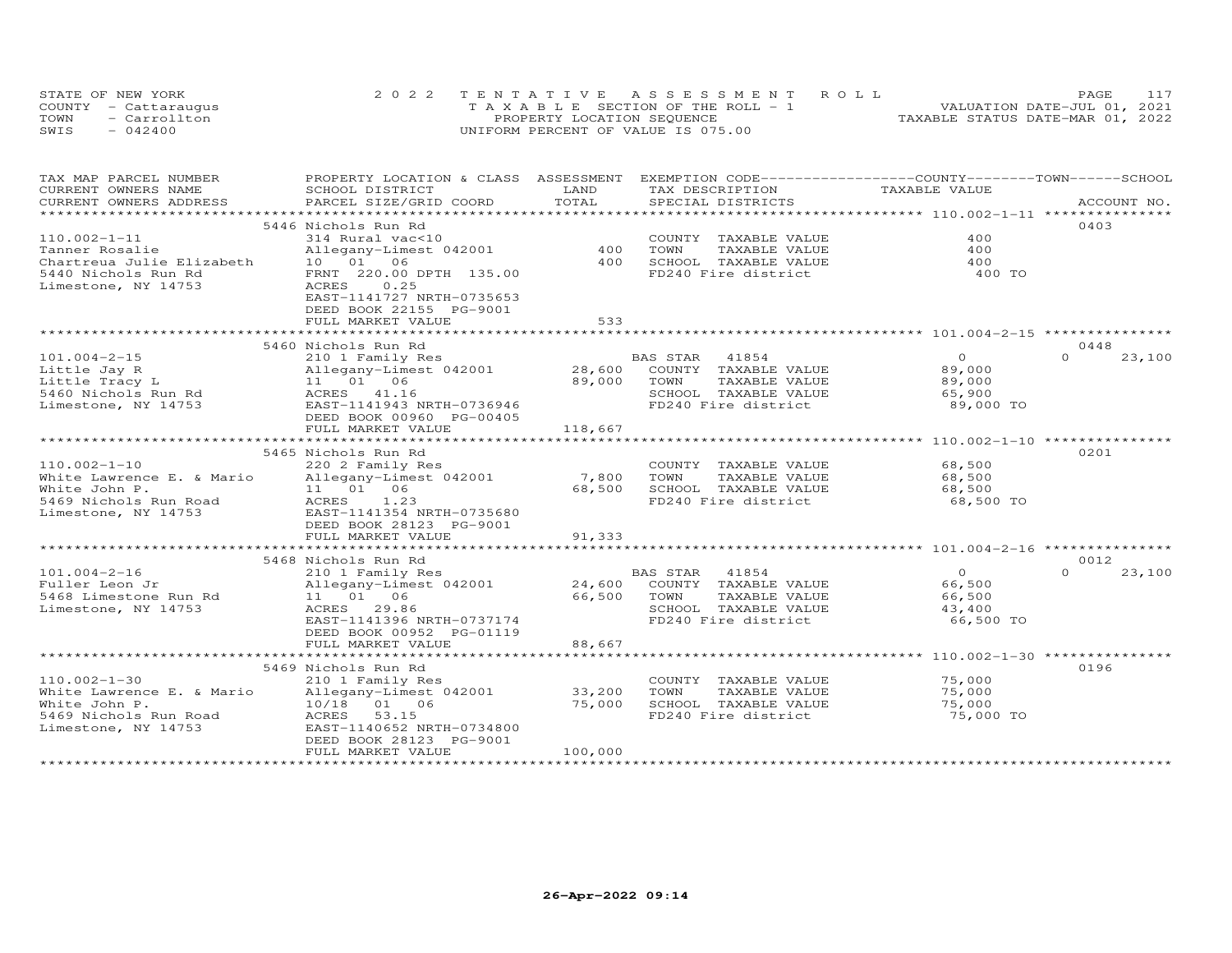STATE OF NEW YORK
COUNTY - Cattaraugus
TOWN - Carrollton
SWIS - 042400

2022 TENTATIVE ASSESSMENT ROLL
TAXABLE SECTION OF THE ROLL - 1
PROPERTY LOCATION SEQUENCE
UNIFORM PERCENT OF VALUE IS 075.00

VALUATION DATE-JUL 01, 2021
TAXABLE STATUS DATE-MAR 01, 2022

| TAX MAP PARCEL NUMBER / CURRENT OWNERS NAME / CURRENT OWNERS ADDRESS | PROPERTY LOCATION & CLASS / SCHOOL DISTRICT / PARCEL SIZE/GRID COORD | ASSESSMENT LAND / TOTAL | EXEMPTION CODE / TAX DESCRIPTION / SPECIAL DISTRICTS | COUNTY / TOWN / SCHOOL TAXABLE VALUE | ACCOUNT NO. |
|---|---|---|---|---|---|
| **110.002-1-11** | 5446 Nichols Run Rd | | | | 0403 |
| | 314 Rural vac<10 | | COUNTY TAXABLE VALUE | 400 | |
| Tanner Rosalie | Allegany-Limest 042001 | 400 | TOWN TAXABLE VALUE | 400 | |
| Chartreua Julie Elizabeth | 10 01 06 | 400 | SCHOOL TAXABLE VALUE | 400 | |
| 5440 Nichols Run Rd | FRNT 220.00 DPTH 135.00 | | FD240 Fire district | 400 TO | |
| Limestone, NY 14753 | ACRES 0.25 | | | | |
| | EAST-1141727 NRTH-0735653 | | | | |
| | DEED BOOK 22155 PG-9001 | | | | |
| | FULL MARKET VALUE | 533 | | | |
| **101.004-2-15** | 5460 Nichols Run Rd | | | | 0448 |
| | 210 1 Family Res | | BAS STAR 41854 | 0 / 0 / 23,100 | |
| Little Jay R | Allegany-Limest 042001 | 28,600 | COUNTY TAXABLE VALUE | 89,000 | |
| Little Tracy L | 11 01 06 | 89,000 | TOWN TAXABLE VALUE | 89,000 | |
| 5460 Nichols Run Rd | ACRES 41.16 | | SCHOOL TAXABLE VALUE | 65,900 | |
| Limestone, NY 14753 | EAST-1141943 NRTH-0736946 | | FD240 Fire district | 89,000 TO | |
| | DEED BOOK 00960 PG-00405 | | | | |
| | FULL MARKET VALUE | 118,667 | | | |
| **110.002-1-10** | 5465 Nichols Run Rd | | | | 0201 |
| | 220 2 Family Res | | COUNTY TAXABLE VALUE | 68,500 | |
| White Lawrence E. & Mario | Allegany-Limest 042001 | 7,800 | TOWN TAXABLE VALUE | 68,500 | |
| White John P. | 11 01 06 | 68,500 | SCHOOL TAXABLE VALUE | 68,500 | |
| 5469 Nichols Run Road | ACRES 1.23 | | FD240 Fire district | 68,500 TO | |
| Limestone, NY 14753 | EAST-1141354 NRTH-0735680 | | | | |
| | DEED BOOK 28123 PG-9001 | | | | |
| | FULL MARKET VALUE | 91,333 | | | |
| **101.004-2-16** | 5468 Nichols Run Rd | | | | 0012 |
| | 210 1 Family Res | | BAS STAR 41854 | 0 / 0 / 23,100 | |
| Fuller Leon Jr | Allegany-Limest 042001 | 24,600 | COUNTY TAXABLE VALUE | 66,500 | |
| 5468 Limestone Run Rd | 11 01 06 | 66,500 | TOWN TAXABLE VALUE | 66,500 | |
| Limestone, NY 14753 | ACRES 29.86 | | SCHOOL TAXABLE VALUE | 43,400 | |
| | EAST-1141396 NRTH-0737174 | | FD240 Fire district | 66,500 TO | |
| | DEED BOOK 00952 PG-01119 | | | | |
| | FULL MARKET VALUE | 88,667 | | | |
| **110.002-1-30** | 5469 Nichols Run Rd | | | | 0196 |
| | 210 1 Family Res | | COUNTY TAXABLE VALUE | 75,000 | |
| White Lawrence E. & Mario | Allegany-Limest 042001 | 33,200 | TOWN TAXABLE VALUE | 75,000 | |
| White John P. | 10/18 01 06 | 75,000 | SCHOOL TAXABLE VALUE | 75,000 | |
| 5469 Nichols Run Road | ACRES 53.15 | | FD240 Fire district | 75,000 TO | |
| Limestone, NY 14753 | EAST-1140652 NRTH-0734800 | | | | |
| | DEED BOOK 28123 PG-9001 | | | | |
| | FULL MARKET VALUE | 100,000 | | | |

26-Apr-2022 09:14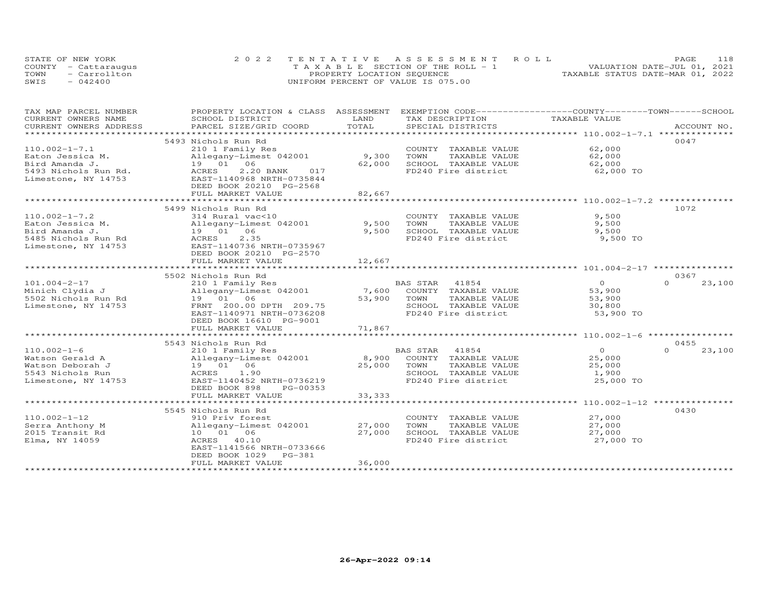STATE OF NEW YORK
COUNTY - Cattaraugus
TOWN - Carrollton
SWIS - 042400

2022 TENTATIVE ASSESSMENT ROLL
TAXABLE SECTION OF THE ROLL - 1
PROPERTY LOCATION SEQUENCE
UNIFORM PERCENT OF VALUE IS 075.00

VALUATION DATE-JUL 01, 2021
TAXABLE STATUS DATE-MAR 01, 2022

| TAX MAP PARCEL NUMBER / CURRENT OWNERS NAME / CURRENT OWNERS ADDRESS | PROPERTY LOCATION & CLASS / SCHOOL DISTRICT / PARCEL SIZE/GRID COORD | ASSESSMENT LAND / TOTAL | EXEMPTION CODE / TAX DESCRIPTION / SPECIAL DISTRICTS | COUNTY / TOWN / SCHOOL TAXABLE VALUE | ACCOUNT NO. |
|---|---|---|---|---|---|
| **110.002-1-7.1** | 5493 Nichols Run Rd | | | | 0047 |
| 110.002-1-7.1 | 210 1 Family Res | | COUNTY TAXABLE VALUE | 62,000 | |
| Eaton Jessica M. | Allegany-Limest 042001 | 9,300 | TOWN TAXABLE VALUE | 62,000 | |
| Bird Amanda J. | 19 01 06 | 62,000 | SCHOOL TAXABLE VALUE | 62,000 | |
| 5493 Nichols Run Rd. | ACRES 2.20 BANK 017 | | FD240 Fire district | 62,000 TO | |
| Limestone, NY 14753 | EAST-1140968 NRTH-0735844 | | | | |
| | DEED BOOK 20210 PG-2568 | | | | |
| | FULL MARKET VALUE | 82,667 | | | |
| **110.002-1-7.2** | 5499 Nichols Run Rd | | | | 1072 |
| 110.002-1-7.2 | 314 Rural vac<10 | | COUNTY TAXABLE VALUE | 9,500 | |
| Eaton Jessica M. | Allegany-Limest 042001 | 9,500 | TOWN TAXABLE VALUE | 9,500 | |
| Bird Amanda J. | 19 01 06 | 9,500 | SCHOOL TAXABLE VALUE | 9,500 | |
| 5485 Nichols Run Rd | ACRES 2.35 | | FD240 Fire district | 9,500 TO | |
| Limestone, NY 14753 | EAST-1140736 NRTH-0735967 | | | | |
| | DEED BOOK 20210 PG-2570 | | | | |
| | FULL MARKET VALUE | 12,667 | | | |
| **101.004-2-17** | 5502 Nichols Run Rd | | | | 0367 |
| 101.004-2-17 | 210 1 Family Res | | BAS STAR 41854 | 0 / 0 / 23,100 | |
| Minich Clydia J | Allegany-Limest 042001 | 7,600 | COUNTY TAXABLE VALUE | 53,900 | |
| 5502 Nichols Run Rd | 19 01 06 | 53,900 | TOWN TAXABLE VALUE | 53,900 | |
| Limestone, NY 14753 | FRNT 200.00 DPTH 209.75 | | SCHOOL TAXABLE VALUE | 30,800 | |
| | EAST-1140971 NRTH-0736208 | | FD240 Fire district | 53,900 TO | |
| | DEED BOOK 16610 PG-9001 | | | | |
| | FULL MARKET VALUE | 71,867 | | | |
| **110.002-1-6** | 5543 Nichols Run Rd | | | | 0455 |
| 110.002-1-6 | 210 1 Family Res | | BAS STAR 41854 | 0 / 0 / 23,100 | |
| Watson Gerald A | Allegany-Limest 042001 | 8,900 | COUNTY TAXABLE VALUE | 25,000 | |
| Watson Deborah J | 19 01 06 | 25,000 | TOWN TAXABLE VALUE | 25,000 | |
| 5543 Nichols Run | ACRES 1.90 | | SCHOOL TAXABLE VALUE | 1,900 | |
| Limestone, NY 14753 | EAST-1140452 NRTH-0736219 | | FD240 Fire district | 25,000 TO | |
| | DEED BOOK 898 PG-00353 | | | | |
| | FULL MARKET VALUE | 33,333 | | | |
| **110.002-1-12** | 5545 Nichols Run Rd | | | | 0430 |
| 110.002-1-12 | 910 Priv forest | | COUNTY TAXABLE VALUE | 27,000 | |
| Serra Anthony M | Allegany-Limest 042001 | 27,000 | TOWN TAXABLE VALUE | 27,000 | |
| 2015 Transit Rd | 10 01 06 | 27,000 | SCHOOL TAXABLE VALUE | 27,000 | |
| Elma, NY 14059 | ACRES 40.10 | | FD240 Fire district | 27,000 TO | |
| | EAST-1141566 NRTH-0733666 | | | | |
| | DEED BOOK 1029 PG-381 | | | | |
| | FULL MARKET VALUE | 36,000 | | | |

26-Apr-2022 09:14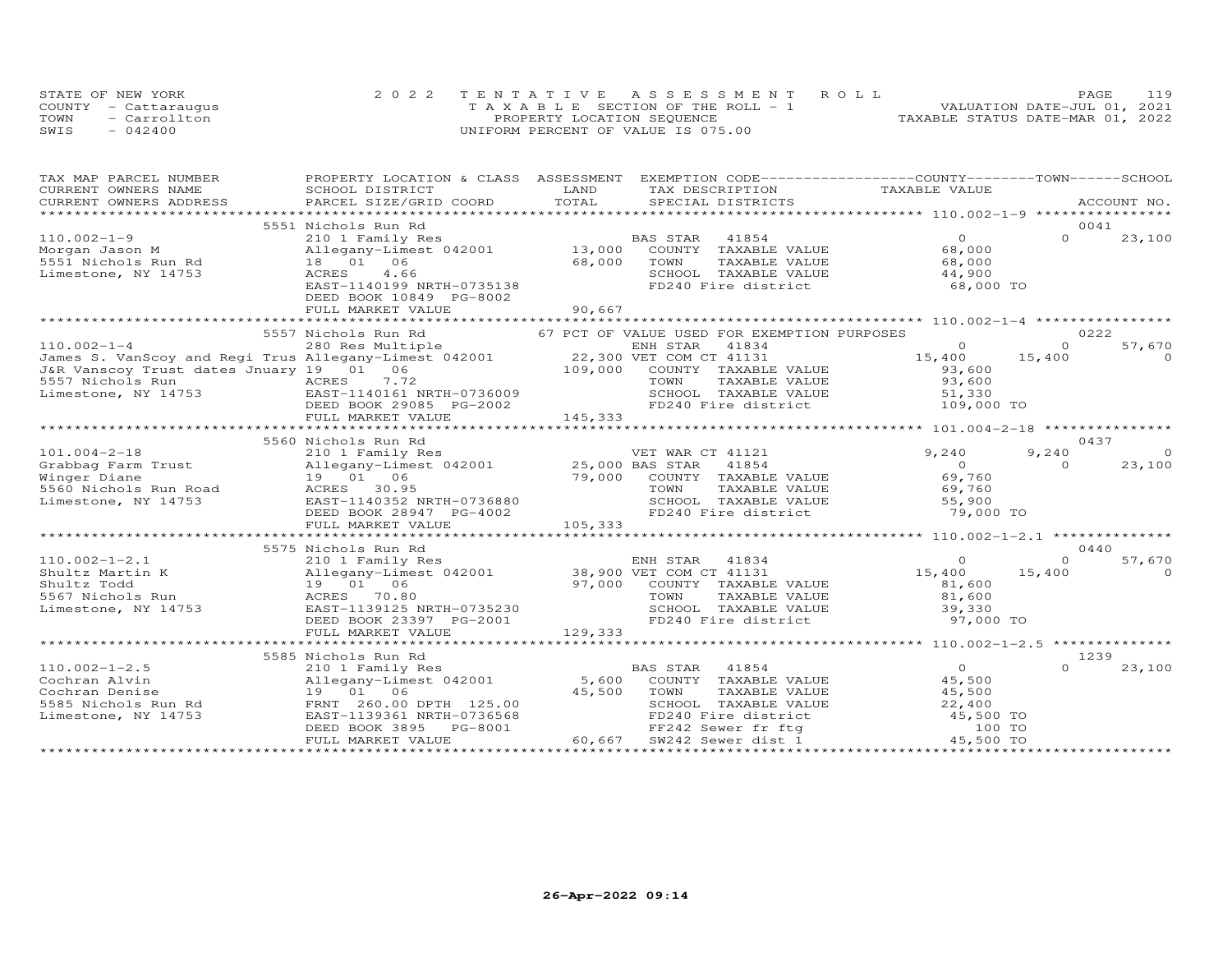STATE OF NEW YORK — 2022 TENTATIVE ASSESSMENT ROLL
COUNTY - Cattaraugus — TAXABLE SECTION OF THE ROLL - 1 — VALUATION DATE-JUL 01, 2021
TOWN - Carrollton — PROPERTY LOCATION SEQUENCE — TAXABLE STATUS DATE-MAR 01, 2022
SWIS - 042400 — UNIFORM PERCENT OF VALUE IS 075.00

| TAX MAP PARCEL NUMBER / CURRENT OWNERS NAME / CURRENT OWNERS ADDRESS | PROPERTY LOCATION & CLASS / SCHOOL DISTRICT / PARCEL SIZE/GRID COORD | ASSESSMENT LAND | TOTAL | EXEMPTION CODE / TAX DESCRIPTION / SPECIAL DISTRICTS | COUNTY TAXABLE VALUE | TOWN | SCHOOL | ACCOUNT NO. |
|---|---|---|---|---|---|---|---|---|
| | 5551 Nichols Run Rd | | | | | | | 0041 |
| 110.002-1-9 | 210 1 Family Res | | | BAS STAR 41854 | 0 | 0 | 23,100 | |
| Morgan Jason M | Allegany-Limest 042001 | 13,000 | | COUNTY TAXABLE VALUE | 68,000 | | | |
| 5551 Nichols Run Rd | 18 01 06 | | 68,000 | TOWN TAXABLE VALUE | 68,000 | | | |
| Limestone, NY 14753 | ACRES 4.66 | | | SCHOOL TAXABLE VALUE | 44,900 | | | |
| | EAST-1140199 NRTH-0735138 | | | FD240 Fire district | 68,000 TO | | | |
| | DEED BOOK 10849 PG-8002 | | | | | | | |
| | FULL MARKET VALUE | | 90,667 | | | | | |
| | 5557 Nichols Run Rd | | | 67 PCT OF VALUE USED FOR EXEMPTION PURPOSES | | | | 0222 |
| 110.002-1-4 | 280 Res Multiple | | | ENH STAR 41834 | 0 | 0 | 57,670 | |
| James S. VanScoy and Regi Trus | Allegany-Limest 042001 | 22,300 | | VET COM CT 41131 | 15,400 | 15,400 | 0 | |
| J&R Vanscoy Trust dates Jnuary | 19 01 06 | | 109,000 | COUNTY TAXABLE VALUE | 93,600 | | | |
| 5557 Nichols Run | ACRES 7.72 | | | TOWN TAXABLE VALUE | 93,600 | | | |
| Limestone, NY 14753 | EAST-1140161 NRTH-0736009 | | | SCHOOL TAXABLE VALUE | 51,330 | | | |
| | DEED BOOK 29085 PG-2002 | | | FD240 Fire district | 109,000 TO | | | |
| | FULL MARKET VALUE | | 145,333 | | | | | |
| | 5560 Nichols Run Rd | | | | | | | 0437 |
| 101.004-2-18 | 210 1 Family Res | | | VET WAR CT 41121 | 9,240 | 9,240 | 0 | |
| Grabbag Farm Trust | Allegany-Limest 042001 | 25,000 | | BAS STAR 41854 | 0 | 0 | 23,100 | |
| Winger Diane | 19 01 06 | | 79,000 | COUNTY TAXABLE VALUE | 69,760 | | | |
| 5560 Nichols Run Road | ACRES 30.95 | | | TOWN TAXABLE VALUE | 69,760 | | | |
| Limestone, NY 14753 | EAST-1140352 NRTH-0736880 | | | SCHOOL TAXABLE VALUE | 55,900 | | | |
| | DEED BOOK 28947 PG-4002 | | | FD240 Fire district | 79,000 TO | | | |
| | FULL MARKET VALUE | | 105,333 | | | | | |
| | 5575 Nichols Run Rd | | | | | | | 0440 |
| 110.002-1-2.1 | 210 1 Family Res | | | ENH STAR 41834 | 0 | 0 | 57,670 | |
| Shultz Martin K | Allegany-Limest 042001 | 38,900 | | VET COM CT 41131 | 15,400 | 15,400 | 0 | |
| Shultz Todd | 19 01 06 | | 97,000 | COUNTY TAXABLE VALUE | 81,600 | | | |
| 5567 Nichols Run | ACRES 70.80 | | | TOWN TAXABLE VALUE | 81,600 | | | |
| Limestone, NY 14753 | EAST-1139125 NRTH-0735230 | | | SCHOOL TAXABLE VALUE | 39,330 | | | |
| | DEED BOOK 23397 PG-2001 | | | FD240 Fire district | 97,000 TO | | | |
| | FULL MARKET VALUE | | 129,333 | | | | | |
| | 5585 Nichols Run Rd | | | | | | | 1239 |
| 110.002-1-2.5 | 210 1 Family Res | | | BAS STAR 41854 | 0 | 0 | 23,100 | |
| Cochran Alvin | Allegany-Limest 042001 | 5,600 | | COUNTY TAXABLE VALUE | 45,500 | | | |
| Cochran Denise | 19 01 06 | | 45,500 | TOWN TAXABLE VALUE | 45,500 | | | |
| 5585 Nichols Run Rd | FRNT 260.00 DPTH 125.00 | | | SCHOOL TAXABLE VALUE | 22,400 | | | |
| Limestone, NY 14753 | EAST-1139361 NRTH-0736568 | | | FD240 Fire district | 45,500 TO | | | |
| | DEED BOOK 3895 PG-8001 | | | FF242 Sewer fr ftg | 100 TO | | | |
| | FULL MARKET VALUE | | 60,667 | SW242 Sewer dist 1 | 45,500 TO | | | |

26-Apr-2022 09:14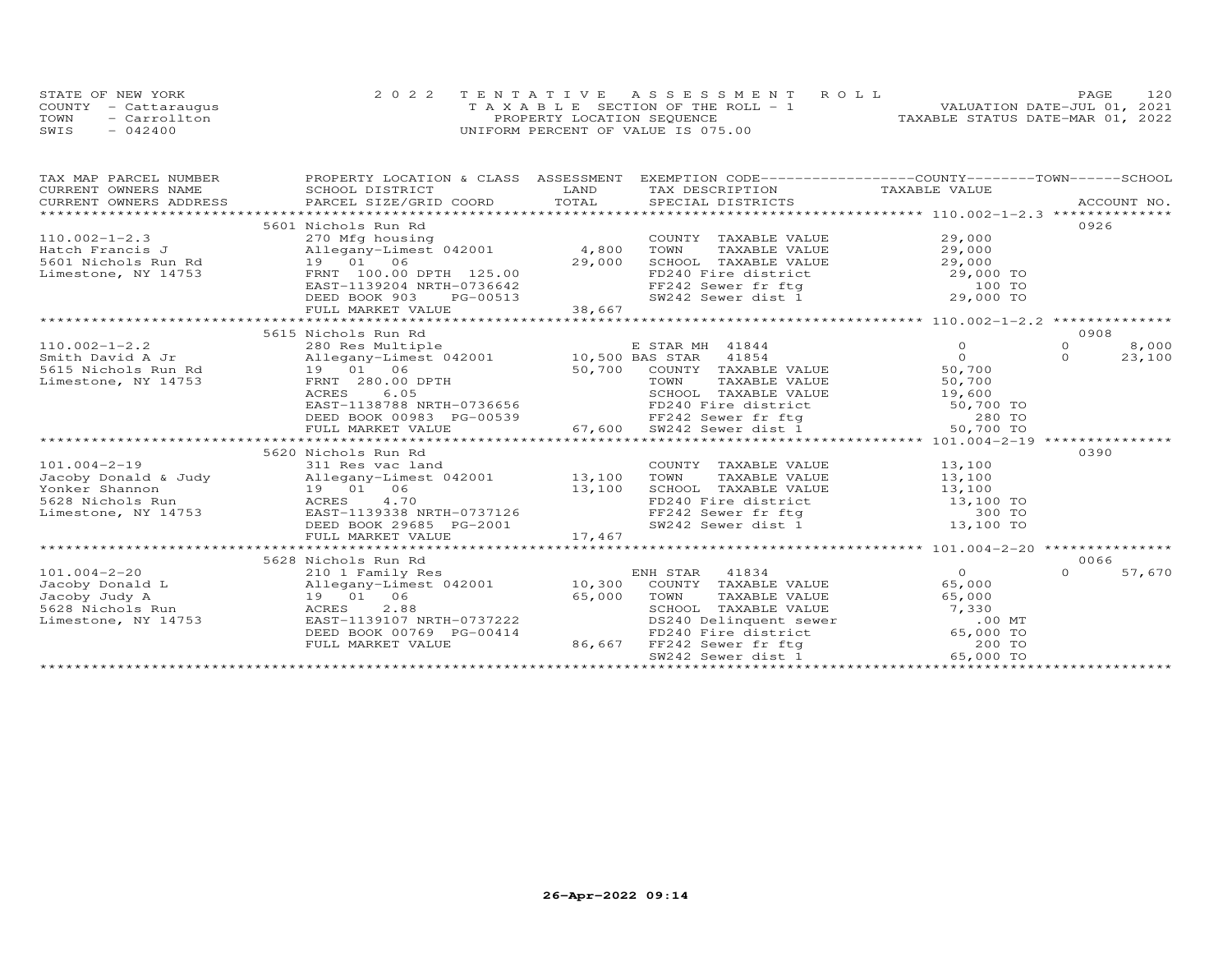STATE OF NEW YORK
COUNTY - Cattaraugus
TOWN - Carrollton
SWIS - 042400

2022 TENTATIVE ASSESSMENT ROLL
TAXABLE SECTION OF THE ROLL - 1
PROPERTY LOCATION SEQUENCE
UNIFORM PERCENT OF VALUE IS 075.00

VALUATION DATE-JUL 01, 2021
TAXABLE STATUS DATE-MAR 01, 2022

| TAX MAP PARCEL NUMBER / CURRENT OWNERS NAME / CURRENT OWNERS ADDRESS | PROPERTY LOCATION & CLASS / SCHOOL DISTRICT / PARCEL SIZE/GRID COORD | ASSESSMENT LAND | TOTAL | EXEMPTION CODE / TAX DESCRIPTION / SPECIAL DISTRICTS | COUNTY TAXABLE VALUE | TOWN | SCHOOL | ACCOUNT NO. |
|---|---|---|---|---|---|---|---|---|
| 110.002-1-2.3 | 5601 Nichols Run Rd | | | | | | | 0926 |
| Hatch Francis J | 270 Mfg housing | | | COUNTY TAXABLE VALUE | 29,000 | | | |
| 5601 Nichols Run Rd | Allegany-Limest 042001 | 4,800 | | TOWN TAXABLE VALUE | 29,000 | | | |
| Limestone, NY 14753 | 19 01 06 | | 29,000 | SCHOOL TAXABLE VALUE | 29,000 | | | |
| | FRNT 100.00 DPTH 125.00 | | | FD240 Fire district | 29,000 TO | | | |
| | EAST-1139204 NRTH-0736642 | | | FF242 Sewer fr ftg | 100 TO | | | |
| | DEED BOOK 903 PG-00513 | | | SW242 Sewer dist 1 | 29,000 TO | | | |
| | FULL MARKET VALUE | | 38,667 | | | | | |
| 110.002-1-2.2 | 5615 Nichols Run Rd | | | | | | | 0908 |
| Smith David A Jr | 280 Res Multiple | | | E STAR MH 41844 | 0 | 0 | 8,000 | |
| 5615 Nichols Run Rd | Allegany-Limest 042001 | 10,500 | | BAS STAR 41854 | 0 | 0 | 23,100 | |
| Limestone, NY 14753 | 19 01 06 | | 50,700 | COUNTY TAXABLE VALUE | 50,700 | | | |
| | FRNT 280.00 DPTH | | | TOWN TAXABLE VALUE | 50,700 | | | |
| | ACRES 6.05 | | | SCHOOL TAXABLE VALUE | 19,600 | | | |
| | EAST-1138788 NRTH-0736656 | | | FD240 Fire district | 50,700 TO | | | |
| | DEED BOOK 00983 PG-00539 | | | FF242 Sewer fr ftg | 280 TO | | | |
| | FULL MARKET VALUE | | 67,600 | SW242 Sewer dist 1 | 50,700 TO | | | |
| 101.004-2-19 | 5620 Nichols Run Rd | | | | | | | 0390 |
| Jacoby Donald & Judy | 311 Res vac land | | | COUNTY TAXABLE VALUE | 13,100 | | | |
| Yonker Shannon | Allegany-Limest 042001 | 13,100 | | TOWN TAXABLE VALUE | 13,100 | | | |
| 5628 Nichols Run | 19 01 06 | | 13,100 | SCHOOL TAXABLE VALUE | 13,100 | | | |
| Limestone, NY 14753 | ACRES 4.70 | | | FD240 Fire district | 13,100 TO | | | |
| | EAST-1139338 NRTH-0737126 | | | FF242 Sewer fr ftg | 300 TO | | | |
| | DEED BOOK 29685 PG-2001 | | | SW242 Sewer dist 1 | 13,100 TO | | | |
| | FULL MARKET VALUE | | 17,467 | | | | | |
| 101.004-2-20 | 5628 Nichols Run Rd | | | | | | | 0066 |
| Jacoby Donald L | 210 1 Family Res | | | ENH STAR 41834 | 0 | 0 | 57,670 | |
| Jacoby Judy A | Allegany-Limest 042001 | 10,300 | | COUNTY TAXABLE VALUE | 65,000 | | | |
| 5628 Nichols Run | 19 01 06 | | 65,000 | TOWN TAXABLE VALUE | 65,000 | | | |
| Limestone, NY 14753 | ACRES 2.88 | | | SCHOOL TAXABLE VALUE | 7,330 | | | |
| | EAST-1139107 NRTH-0737222 | | | DS240 Delinquent sewer | .00 MT | | | |
| | DEED BOOK 00769 PG-00414 | | | FD240 Fire district | 65,000 TO | | | |
| | FULL MARKET VALUE | | 86,667 | FF242 Sewer fr ftg | 200 TO | | | |
| | | | | SW242 Sewer dist 1 | 65,000 TO | | | |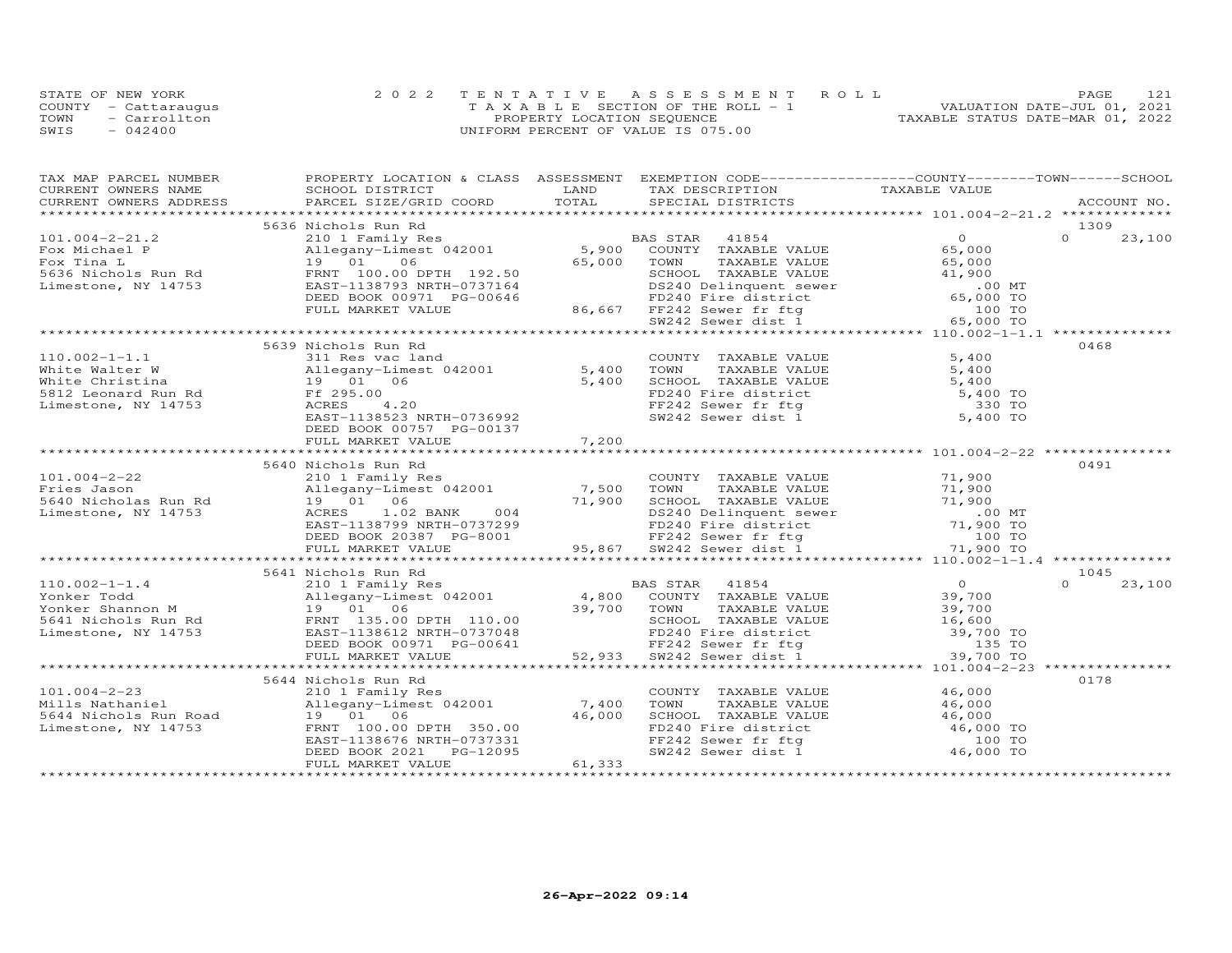STATE OF NEW YORK
COUNTY - Cattaraugus
TOWN - Carrollton
SWIS - 042400

2022 TENTATIVE ASSESSMENT ROLL
TAXABLE SECTION OF THE ROLL - 1
PROPERTY LOCATION SEQUENCE
UNIFORM PERCENT OF VALUE IS 075.00

VALUATION DATE-JUL 01, 2021
TAXABLE STATUS DATE-MAR 01, 2022

| TAX MAP PARCEL NUMBER / CURRENT OWNERS NAME / CURRENT OWNERS ADDRESS | PROPERTY LOCATION & CLASS / SCHOOL DISTRICT / PARCEL SIZE/GRID COORD | ASSESSMENT LAND / TOTAL | EXEMPTION CODE / TAX DESCRIPTION / SPECIAL DISTRICTS | COUNTY / TOWN / SCHOOL TAXABLE VALUE | ACCOUNT NO. |
|---|---|---|---|---|---|
| **101.004-2-21.2** | 5636 Nichols Run Rd | | | | 1309 |
| Fox Michael P | 210 1 Family Res | | BAS STAR 41854 | 0 | 0 23,100 |
| Fox Tina L | Allegany-Limest 042001 | 5,900 | COUNTY TAXABLE VALUE | 65,000 | |
| 5636 Nichols Run Rd | 19 01 06 | 65,000 | TOWN TAXABLE VALUE | 65,000 | |
| Limestone, NY 14753 | FRNT 100.00 DPTH 192.50 | | SCHOOL TAXABLE VALUE | 41,900 | |
| | EAST-1138793 NRTH-0737164 | | DS240 Delinquent sewer | .00 MT | |
| | DEED BOOK 00971 PG-00646 | | FD240 Fire district | 65,000 TO | |
| | FULL MARKET VALUE | 86,667 | FF242 Sewer fr ftg | 100 TO | |
| | | | SW242 Sewer dist 1 | 65,000 TO | |
| **110.002-1-1.1** | 5639 Nichols Run Rd | | | | 0468 |
| White Walter W | 311 Res vac land | | COUNTY TAXABLE VALUE | 5,400 | |
| White Christina | Allegany-Limest 042001 | 5,400 | TOWN TAXABLE VALUE | 5,400 | |
| 5812 Leonard Run Rd | 19 01 06 | 5,400 | SCHOOL TAXABLE VALUE | 5,400 | |
| Limestone, NY 14753 | Ff 295.00 | | FD240 Fire district | 5,400 TO | |
| | ACRES 4.20 | | FF242 Sewer fr ftg | 330 TO | |
| | EAST-1138523 NRTH-0736992 | | SW242 Sewer dist 1 | 5,400 TO | |
| | DEED BOOK 00757 PG-00137 | | | | |
| | FULL MARKET VALUE | 7,200 | | | |
| **101.004-2-22** | 5640 Nichols Run Rd | | | | 0491 |
| Fries Jason | 210 1 Family Res | | COUNTY TAXABLE VALUE | 71,900 | |
| 5640 Nicholas Run Rd | Allegany-Limest 042001 | 7,500 | TOWN TAXABLE VALUE | 71,900 | |
| Limestone, NY 14753 | 19 01 06 | 71,900 | SCHOOL TAXABLE VALUE | 71,900 | |
| | ACRES 1.02 BANK 004 | | DS240 Delinquent sewer | .00 MT | |
| | EAST-1138799 NRTH-0737299 | | FD240 Fire district | 71,900 TO | |
| | DEED BOOK 20387 PG-8001 | | FF242 Sewer fr ftg | 100 TO | |
| | FULL MARKET VALUE | 95,867 | SW242 Sewer dist 1 | 71,900 TO | |
| **110.002-1-1.4** | 5641 Nichols Run Rd | | | | 1045 |
| Yonker Todd | 210 1 Family Res | | BAS STAR 41854 | 0 | 0 23,100 |
| Yonker Shannon M | Allegany-Limest 042001 | 4,800 | COUNTY TAXABLE VALUE | 39,700 | |
| 5641 Nichols Run Rd | 19 01 06 | 39,700 | TOWN TAXABLE VALUE | 39,700 | |
| Limestone, NY 14753 | FRNT 135.00 DPTH 110.00 | | SCHOOL TAXABLE VALUE | 16,600 | |
| | EAST-1138612 NRTH-0737048 | | FD240 Fire district | 39,700 TO | |
| | DEED BOOK 00971 PG-00641 | | FF242 Sewer fr ftg | 135 TO | |
| | FULL MARKET VALUE | 52,933 | SW242 Sewer dist 1 | 39,700 TO | |
| **101.004-2-23** | 5644 Nichols Run Rd | | | | 0178 |
| Mills Nathaniel | 210 1 Family Res | | COUNTY TAXABLE VALUE | 46,000 | |
| 5644 Nichols Run Road | Allegany-Limest 042001 | 7,400 | TOWN TAXABLE VALUE | 46,000 | |
| Limestone, NY 14753 | 19 01 06 | 46,000 | SCHOOL TAXABLE VALUE | 46,000 | |
| | FRNT 100.00 DPTH 350.00 | | FD240 Fire district | 46,000 TO | |
| | EAST-1138676 NRTH-0737331 | | FF242 Sewer fr ftg | 100 TO | |
| | DEED BOOK 2021 PG-12095 | | SW242 Sewer dist 1 | 46,000 TO | |
| | FULL MARKET VALUE | 61,333 | | | |

26-Apr-2022 09:14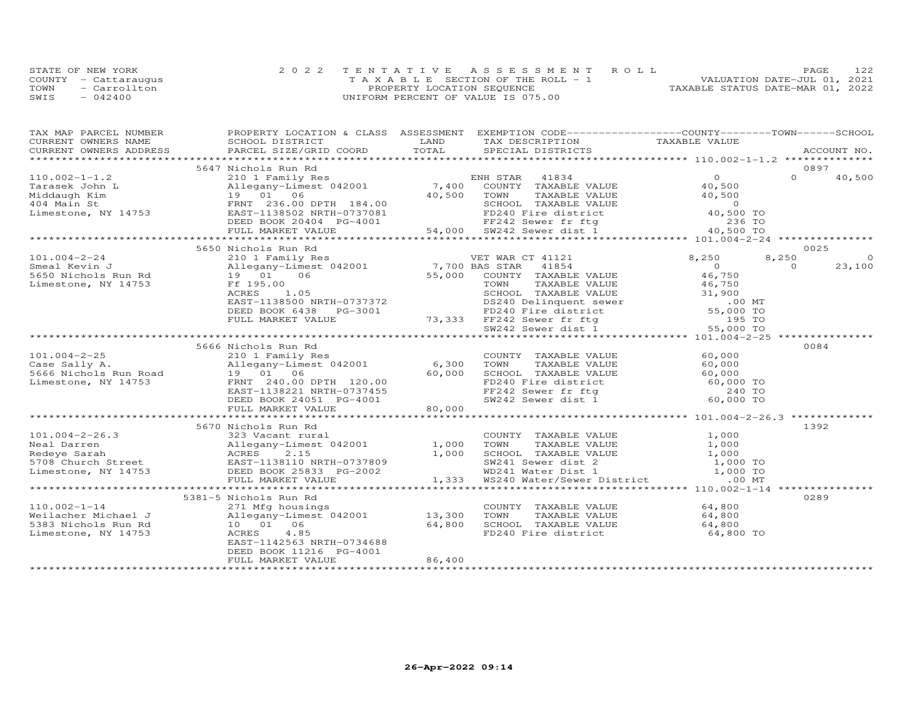STATE OF NEW YORK
COUNTY - Cattaraugus
TOWN - Carrollton
SWIS - 042400

2022 TENTATIVE ASSESSMENT ROLL
TAXABLE SECTION OF THE ROLL - 1
PROPERTY LOCATION SEQUENCE
UNIFORM PERCENT OF VALUE IS 075.00

VALUATION DATE-JUL 01, 2021
TAXABLE STATUS DATE-MAR 01, 2022

| TAX MAP PARCEL NUMBER / CURRENT OWNERS NAME / CURRENT OWNERS ADDRESS | PROPERTY LOCATION & CLASS / SCHOOL DISTRICT / PARCEL SIZE/GRID COORD | ASSESSMENT LAND | TOTAL | EXEMPTION CODE / TAX DESCRIPTION / SPECIAL DISTRICTS | COUNTY TAXABLE VALUE | TOWN | SCHOOL | ACCOUNT NO. |
|---|---|---|---|---|---|---|---|---|
| | 5647 Nichols Run Rd | | | | | | | 0897 |
| 110.002-1-1.2 | 210 1 Family Res | | | ENH STAR 41834 | 0 | 0 | 40,500 | |
| Tarasek John L | Allegany-Limest 042001 | 7,400 | | COUNTY TAXABLE VALUE | 40,500 | | | |
| Middaugh Kim | 19 01 06 | | 40,500 | TOWN TAXABLE VALUE | 40,500 | | | |
| 404 Main St | FRNT 236.00 DPTH 184.00 | | | SCHOOL TAXABLE VALUE | 0 | | | |
| Limestone, NY 14753 | EAST-1138502 NRTH-0737081 | | | FD240 Fire district | 40,500 TO | | | |
| | DEED BOOK 20404 PG-4001 | | | FF242 Sewer fr ftg | 236 TO | | | |
| | FULL MARKET VALUE | | 54,000 | SW242 Sewer dist 1 | 40,500 TO | | | |
| | 5650 Nichols Run Rd | | | | | | | 0025 |
| 101.004-2-24 | 210 1 Family Res | | | VET WAR CT 41121 | 8,250 | 8,250 | 0 | |
| Smeal Kevin J | Allegany-Limest 042001 | 7,700 | | BAS STAR 41854 | 0 | 0 | 23,100 | |
| 5650 Nichols Run Rd | 19 01 06 | | 55,000 | COUNTY TAXABLE VALUE | 46,750 | | | |
| Limestone, NY 14753 | Ff 195.00 | | | TOWN TAXABLE VALUE | 46,750 | | | |
| | ACRES 1.05 | | | SCHOOL TAXABLE VALUE | 31,900 | | | |
| | EAST-1138500 NRTH-0737372 | | | DS240 Delinquent sewer | .00 MT | | | |
| | DEED BOOK 6438 PG-3001 | | | FD240 Fire district | 55,000 TO | | | |
| | FULL MARKET VALUE | | 73,333 | FF242 Sewer fr ftg | 195 TO | | | |
| | | | | SW242 Sewer dist 1 | 55,000 TO | | | |
| | 5666 Nichols Run Rd | | | | | | | 0084 |
| 101.004-2-25 | 210 1 Family Res | | | COUNTY TAXABLE VALUE | 60,000 | | | |
| Case Sally A. | Allegany-Limest 042001 | 6,300 | | TOWN TAXABLE VALUE | 60,000 | | | |
| 5666 Nichols Run Road | 19 01 06 | | 60,000 | SCHOOL TAXABLE VALUE | 60,000 | | | |
| Limestone, NY 14753 | FRNT 240.00 DPTH 120.00 | | | FD240 Fire district | 60,000 TO | | | |
| | EAST-1138221 NRTH-0737455 | | | FF242 Sewer fr ftg | 240 TO | | | |
| | DEED BOOK 24051 PG-4001 | | | SW242 Sewer dist 1 | 60,000 TO | | | |
| | FULL MARKET VALUE | | 80,000 | | | | | |
| | 5670 Nichols Run Rd | | | | | | | 1392 |
| 101.004-2-26.3 | 323 Vacant rural | | | COUNTY TAXABLE VALUE | 1,000 | | | |
| Neal Darren | Allegany-Limest 042001 | 1,000 | | TOWN TAXABLE VALUE | 1,000 | | | |
| Redeye Sarah | ACRES 2.15 | | 1,000 | SCHOOL TAXABLE VALUE | 1,000 | | | |
| 5708 Church Street | EAST-1138110 NRTH-0737809 | | | SW241 Sewer dist 2 | 1,000 TO | | | |
| Limestone, NY 14753 | DEED BOOK 25833 PG-2002 | | | WD241 Water Dist 1 | 1,000 TO | | | |
| | FULL MARKET VALUE | | 1,333 | WS240 Water/Sewer District | .00 MT | | | |
| | 5381-5 Nichols Run Rd | | | | | | | 0289 |
| 110.002-1-14 | 271 Mfg housings | | | COUNTY TAXABLE VALUE | 64,800 | | | |
| Weilacher Michael J | Allegany-Limest 042001 | 13,300 | | TOWN TAXABLE VALUE | 64,800 | | | |
| 5383 Nichols Run Rd | 10 01 06 | | 64,800 | SCHOOL TAXABLE VALUE | 64,800 | | | |
| Limestone, NY 14753 | ACRES 4.85 | | | FD240 Fire district | 64,800 TO | | | |
| | EAST-1142563 NRTH-0734688 | | | | | | | |
| | DEED BOOK 11216 PG-4001 | | | | | | | |
| | FULL MARKET VALUE | | 86,400 | | | | | |

26-Apr-2022 09:14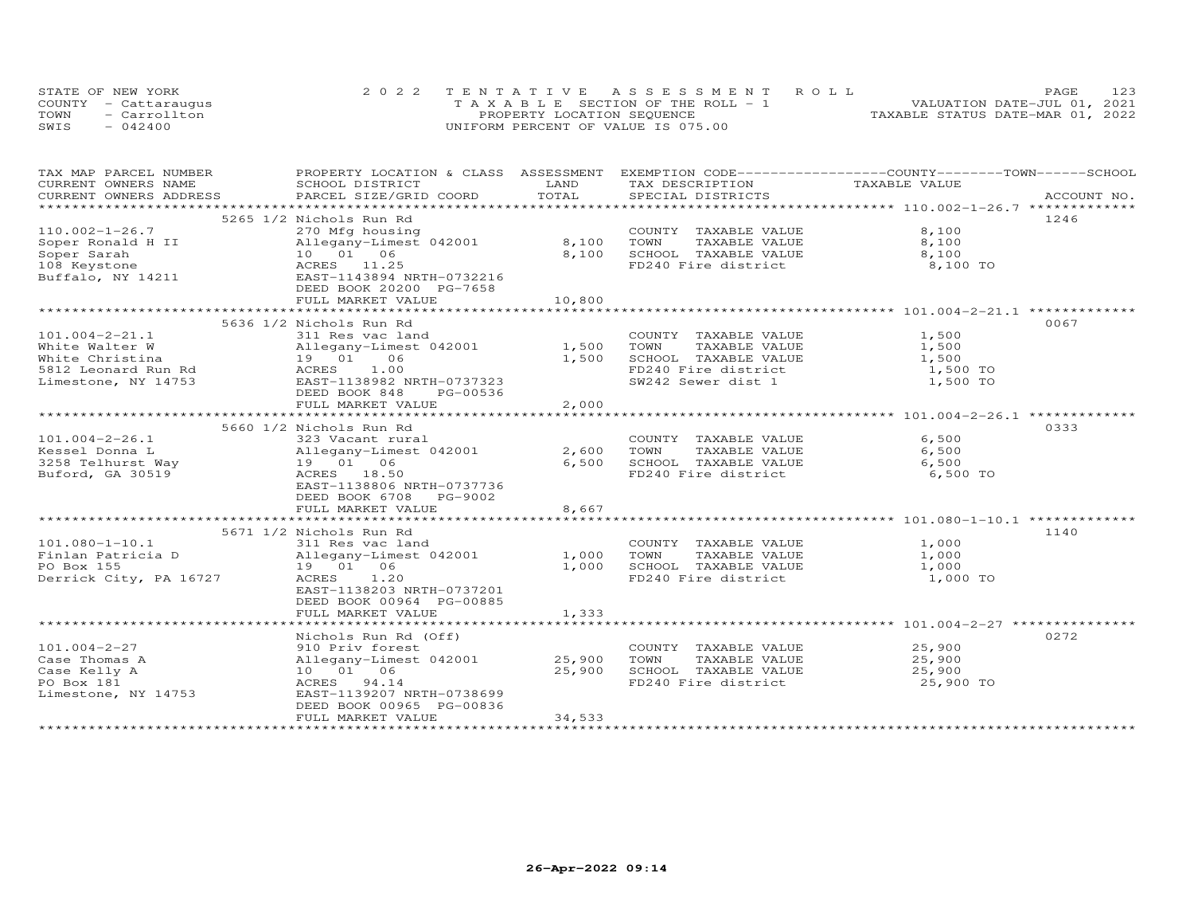STATE OF NEW YORK
COUNTY - Cattaraugus
TOWN - Carrollton
SWIS - 042400

2022 TENTATIVE ASSESSMENT ROLL
TAXABLE SECTION OF THE ROLL - 1
PROPERTY LOCATION SEQUENCE
UNIFORM PERCENT OF VALUE IS 075.00

VALUATION DATE-JUL 01, 2021
TAXABLE STATUS DATE-MAR 01, 2022

| TAX MAP PARCEL NUMBER / CURRENT OWNERS NAME / CURRENT OWNERS ADDRESS | PROPERTY LOCATION & CLASS / SCHOOL DISTRICT / PARCEL SIZE/GRID COORD | ASSESSMENT LAND / TOTAL | EXEMPTION CODE / TAX DESCRIPTION / SPECIAL DISTRICTS | TAXABLE VALUE (COUNTY / TOWN / SCHOOL) | ACCOUNT NO. |
|---|---|---|---|---|---|
| 110.002-1-26.7 | 5265 1/2 Nichols Run Rd | | | | 1246 |
| | 270 Mfg housing | | COUNTY TAXABLE VALUE | 8,100 | |
| Soper Ronald H II | Allegany-Limest 042001 | 8,100 | TOWN TAXABLE VALUE | 8,100 | |
| Soper Sarah | 10 01 06 | 8,100 | SCHOOL TAXABLE VALUE | 8,100 | |
| 108 Keystone | ACRES 11.25 | | FD240 Fire district | 8,100 TO | |
| Buffalo, NY 14211 | EAST-1143894 NRTH-0732216 | | | | |
| | DEED BOOK 20200 PG-7658 | | | | |
| | FULL MARKET VALUE | 10,800 | | | |
| 101.004-2-21.1 | 5636 1/2 Nichols Run Rd | | | | 0067 |
| | 311 Res vac land | | COUNTY TAXABLE VALUE | 1,500 | |
| White Walter W | Allegany-Limest 042001 | 1,500 | TOWN TAXABLE VALUE | 1,500 | |
| White Christina | 19 01 06 | 1,500 | SCHOOL TAXABLE VALUE | 1,500 | |
| 5812 Leonard Run Rd | ACRES 1.00 | | FD240 Fire district | 1,500 TO | |
| Limestone, NY 14753 | EAST-1138982 NRTH-0737323 | | SW242 Sewer dist 1 | 1,500 TO | |
| | DEED BOOK 848 PG-00536 | | | | |
| | FULL MARKET VALUE | 2,000 | | | |
| 101.004-2-26.1 | 5660 1/2 Nichols Run Rd | | | | 0333 |
| | 323 Vacant rural | | COUNTY TAXABLE VALUE | 6,500 | |
| Kessel Donna L | Allegany-Limest 042001 | 2,600 | TOWN TAXABLE VALUE | 6,500 | |
| 3258 Telhurst Way | 19 01 06 | 6,500 | SCHOOL TAXABLE VALUE | 6,500 | |
| Buford, GA 30519 | ACRES 18.50 | | FD240 Fire district | 6,500 TO | |
| | EAST-1138806 NRTH-0737736 | | | | |
| | DEED BOOK 6708 PG-9002 | | | | |
| | FULL MARKET VALUE | 8,667 | | | |
| 101.080-1-10.1 | 5671 1/2 Nichols Run Rd | | | | 1140 |
| | 311 Res vac land | | COUNTY TAXABLE VALUE | 1,000 | |
| Finlan Patricia D | Allegany-Limest 042001 | 1,000 | TOWN TAXABLE VALUE | 1,000 | |
| PO Box 155 | 19 01 06 | 1,000 | SCHOOL TAXABLE VALUE | 1,000 | |
| Derrick City, PA 16727 | ACRES 1.20 | | FD240 Fire district | 1,000 TO | |
| | EAST-1138203 NRTH-0737201 | | | | |
| | DEED BOOK 00964 PG-00885 | | | | |
| | FULL MARKET VALUE | 1,333 | | | |
| 101.004-2-27 | Nichols Run Rd (Off) | | | | 0272 |
| | 910 Priv forest | | COUNTY TAXABLE VALUE | 25,900 | |
| Case Thomas A | Allegany-Limest 042001 | 25,900 | TOWN TAXABLE VALUE | 25,900 | |
| Case Kelly A | 10 01 06 | 25,900 | SCHOOL TAXABLE VALUE | 25,900 | |
| PO Box 181 | ACRES 94.14 | | FD240 Fire district | 25,900 TO | |
| Limestone, NY 14753 | EAST-1139207 NRTH-0738699 | | | | |
| | DEED BOOK 00965 PG-00836 | | | | |
| | FULL MARKET VALUE | 34,533 | | | |

26-Apr-2022 09:14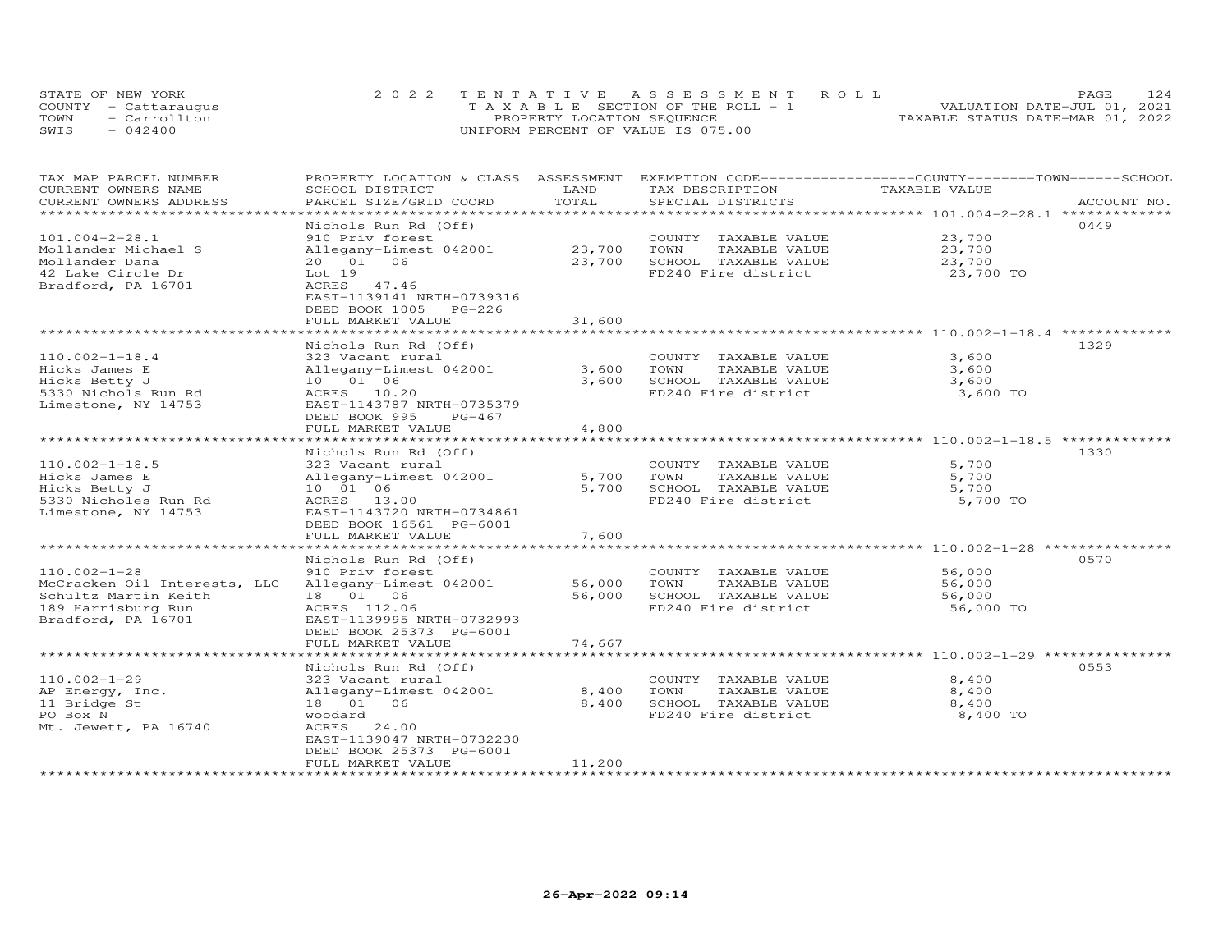STATE OF NEW YORK
COUNTY - Cattaraugus
TOWN - Carrollton
SWIS - 042400

2022 TENTATIVE ASSESSMENT ROLL
TAXABLE SECTION OF THE ROLL - 1
PROPERTY LOCATION SEQUENCE
UNIFORM PERCENT OF VALUE IS 075.00

VALUATION DATE-JUL 01, 2021
TAXABLE STATUS DATE-MAR 01, 2022

| TAX MAP PARCEL NUMBER / CURRENT OWNERS NAME / CURRENT OWNERS ADDRESS | PROPERTY LOCATION & CLASS / SCHOOL DISTRICT / PARCEL SIZE/GRID COORD | ASSESSMENT LAND / TOTAL | EXEMPTION CODE / TAX DESCRIPTION / SPECIAL DISTRICTS | COUNTY / TOWN / SCHOOL TAXABLE VALUE | ACCOUNT NO. |
|---|---|---|---|---|---|
| **101.004-2-28.1** | Nichols Run Rd (Off) | | | | 0449 |
| 101.004-2-28.1 | 910 Priv forest | | COUNTY TAXABLE VALUE | 23,700 | |
| Mollander Michael S | Allegany-Limest 042001 | 23,700 | TOWN TAXABLE VALUE | 23,700 | |
| Mollander Dana | 20 01 06 | 23,700 | SCHOOL TAXABLE VALUE | 23,700 | |
| 42 Lake Circle Dr | Lot 19 | | FD240 Fire district | 23,700 TO | |
| Bradford, PA 16701 | ACRES 47.46 | | | | |
| | EAST-1139141 NRTH-0739316 | | | | |
| | DEED BOOK 1005 PG-226 | | | | |
| | FULL MARKET VALUE | 31,600 | | | |
| **110.002-1-18.4** | Nichols Run Rd (Off) | | | | 1329 |
| 110.002-1-18.4 | 323 Vacant rural | | COUNTY TAXABLE VALUE | 3,600 | |
| Hicks James E | Allegany-Limest 042001 | 3,600 | TOWN TAXABLE VALUE | 3,600 | |
| Hicks Betty J | 10 01 06 | 3,600 | SCHOOL TAXABLE VALUE | 3,600 | |
| 5330 Nichols Run Rd | ACRES 10.20 | | FD240 Fire district | 3,600 TO | |
| Limestone, NY 14753 | EAST-1143787 NRTH-0735379 | | | | |
| | DEED BOOK 995 PG-467 | | | | |
| | FULL MARKET VALUE | 4,800 | | | |
| **110.002-1-18.5** | Nichols Run Rd (Off) | | | | 1330 |
| 110.002-1-18.5 | 323 Vacant rural | | COUNTY TAXABLE VALUE | 5,700 | |
| Hicks James E | Allegany-Limest 042001 | 5,700 | TOWN TAXABLE VALUE | 5,700 | |
| Hicks Betty J | 10 01 06 | 5,700 | SCHOOL TAXABLE VALUE | 5,700 | |
| 5330 Nicholes Run Rd | ACRES 13.00 | | FD240 Fire district | 5,700 TO | |
| Limestone, NY 14753 | EAST-1143720 NRTH-0734861 | | | | |
| | DEED BOOK 16561 PG-6001 | | | | |
| | FULL MARKET VALUE | 7,600 | | | |
| **110.002-1-28** | Nichols Run Rd (Off) | | | | 0570 |
| 110.002-1-28 | 910 Priv forest | | COUNTY TAXABLE VALUE | 56,000 | |
| McCracken Oil Interests, LLC | Allegany-Limest 042001 | 56,000 | TOWN TAXABLE VALUE | 56,000 | |
| Schultz Martin Keith | 18 01 06 | 56,000 | SCHOOL TAXABLE VALUE | 56,000 | |
| 189 Harrisburg Run | ACRES 112.06 | | FD240 Fire district | 56,000 TO | |
| Bradford, PA 16701 | EAST-1139995 NRTH-0732993 | | | | |
| | DEED BOOK 25373 PG-6001 | | | | |
| | FULL MARKET VALUE | 74,667 | | | |
| **110.002-1-29** | Nichols Run Rd (Off) | | | | 0553 |
| 110.002-1-29 | 323 Vacant rural | | COUNTY TAXABLE VALUE | 8,400 | |
| AP Energy, Inc. | Allegany-Limest 042001 | 8,400 | TOWN TAXABLE VALUE | 8,400 | |
| 11 Bridge St | 18 01 06 | 8,400 | SCHOOL TAXABLE VALUE | 8,400 | |
| PO Box N | woodard | | FD240 Fire district | 8,400 TO | |
| Mt. Jewett, PA 16740 | ACRES 24.00 | | | | |
| | EAST-1139047 NRTH-0732230 | | | | |
| | DEED BOOK 25373 PG-6001 | | | | |
| | FULL MARKET VALUE | 11,200 | | | |

26-Apr-2022 09:14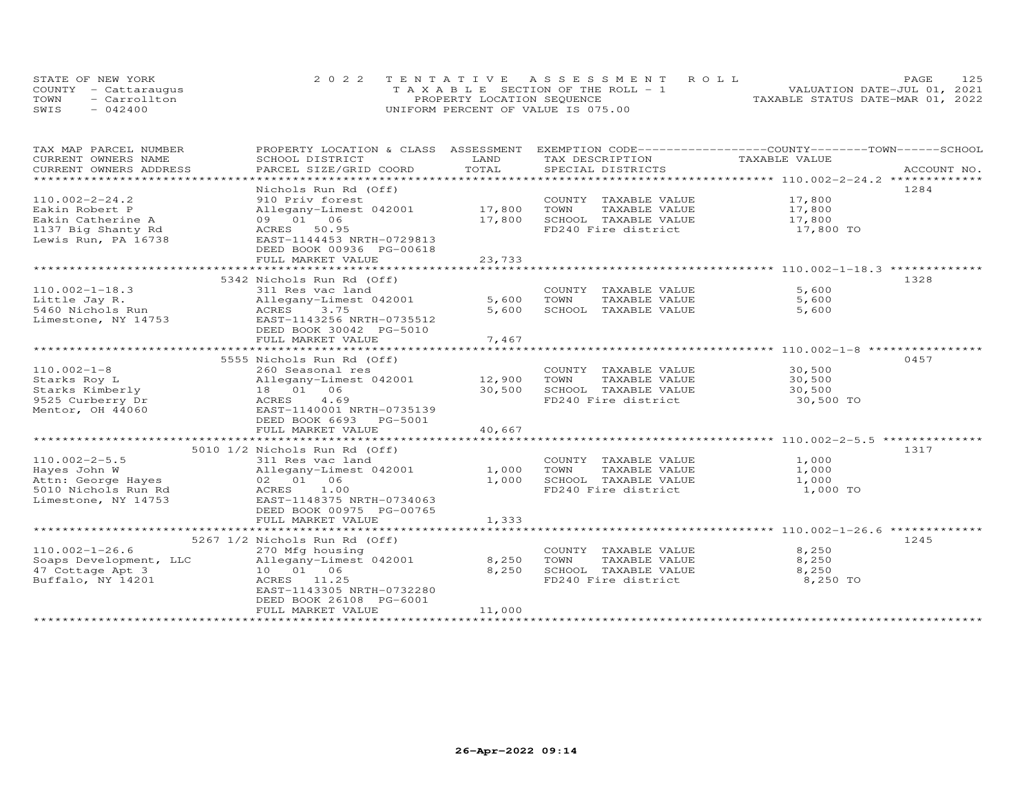STATE OF NEW YORK
COUNTY - Cattaraugus
TOWN - Carrollton
SWIS - 042400

2022 TENTATIVE ASSESSMENT ROLL
TAXABLE SECTION OF THE ROLL - 1
PROPERTY LOCATION SEQUENCE
UNIFORM PERCENT OF VALUE IS 075.00

VALUATION DATE-JUL 01, 2021
TAXABLE STATUS DATE-MAR 01, 2022

| TAX MAP PARCEL NUMBER / CURRENT OWNERS NAME / CURRENT OWNERS ADDRESS | PROPERTY LOCATION & CLASS / SCHOOL DISTRICT / PARCEL SIZE/GRID COORD | ASSESSMENT LAND / TOTAL | EXEMPTION CODE / TAX DESCRIPTION / SPECIAL DISTRICTS | TAXABLE VALUE (COUNTY / TOWN / SCHOOL) | ACCOUNT NO. |
|---|---|---|---|---|---|
| 110.002-2-24.2 | Nichols Run Rd (Off) | | | | 1284 |
| | 910 Priv forest | | COUNTY TAXABLE VALUE | 17,800 | |
| Eakin Robert P | Allegany-Limest 042001 | 17,800 | TOWN TAXABLE VALUE | 17,800 | |
| Eakin Catherine A | 09 01 06 | 17,800 | SCHOOL TAXABLE VALUE | 17,800 | |
| 1137 Big Shanty Rd | ACRES 50.95 | | FD240 Fire district | 17,800 TO | |
| Lewis Run, PA 16738 | EAST-1144453 NRTH-0729813 | | | | |
| | DEED BOOK 00936 PG-00618 | | | | |
| | FULL MARKET VALUE | 23,733 | | | |
| 110.002-1-18.3 | 5342 Nichols Run Rd (Off) | | | | 1328 |
| | 311 Res vac land | | COUNTY TAXABLE VALUE | 5,600 | |
| Little Jay R. | Allegany-Limest 042001 | 5,600 | TOWN TAXABLE VALUE | 5,600 | |
| 5460 Nichols Run | ACRES 3.75 | 5,600 | SCHOOL TAXABLE VALUE | 5,600 | |
| Limestone, NY 14753 | EAST-1143256 NRTH-0735512 | | | | |
| | DEED BOOK 30042 PG-5010 | | | | |
| | FULL MARKET VALUE | 7,467 | | | |
| 110.002-1-8 | 5555 Nichols Run Rd (Off) | | | | 0457 |
| | 260 Seasonal res | | COUNTY TAXABLE VALUE | 30,500 | |
| Starks Roy L | Allegany-Limest 042001 | 12,900 | TOWN TAXABLE VALUE | 30,500 | |
| Starks Kimberly | 18 01 06 | 30,500 | SCHOOL TAXABLE VALUE | 30,500 | |
| 9525 Curberry Dr | ACRES 4.69 | | FD240 Fire district | 30,500 TO | |
| Mentor, OH 44060 | EAST-1140001 NRTH-0735139 | | | | |
| | DEED BOOK 6693 PG-5001 | | | | |
| | FULL MARKET VALUE | 40,667 | | | |
| 110.002-2-5.5 | 5010 1/2 Nichols Run Rd (Off) | | | | 1317 |
| | 311 Res vac land | | COUNTY TAXABLE VALUE | 1,000 | |
| Hayes John W | Allegany-Limest 042001 | 1,000 | TOWN TAXABLE VALUE | 1,000 | |
| Attn: George Hayes | 02 01 06 | 1,000 | SCHOOL TAXABLE VALUE | 1,000 | |
| 5010 Nichols Run Rd | ACRES 1.00 | | FD240 Fire district | 1,000 TO | |
| Limestone, NY 14753 | EAST-1148375 NRTH-0734063 | | | | |
| | DEED BOOK 00975 PG-00765 | | | | |
| | FULL MARKET VALUE | 1,333 | | | |
| 110.002-1-26.6 | 5267 1/2 Nichols Run Rd (Off) | | | | 1245 |
| | 270 Mfg housing | | COUNTY TAXABLE VALUE | 8,250 | |
| Soaps Development, LLC | Allegany-Limest 042001 | 8,250 | TOWN TAXABLE VALUE | 8,250 | |
| 47 Cottage Apt 3 | 10 01 06 | 8,250 | SCHOOL TAXABLE VALUE | 8,250 | |
| Buffalo, NY 14201 | ACRES 11.25 | | FD240 Fire district | 8,250 TO | |
| | EAST-1143305 NRTH-0732280 | | | | |
| | DEED BOOK 26108 PG-6001 | | | | |
| | FULL MARKET VALUE | 11,000 | | | |

26-Apr-2022 09:14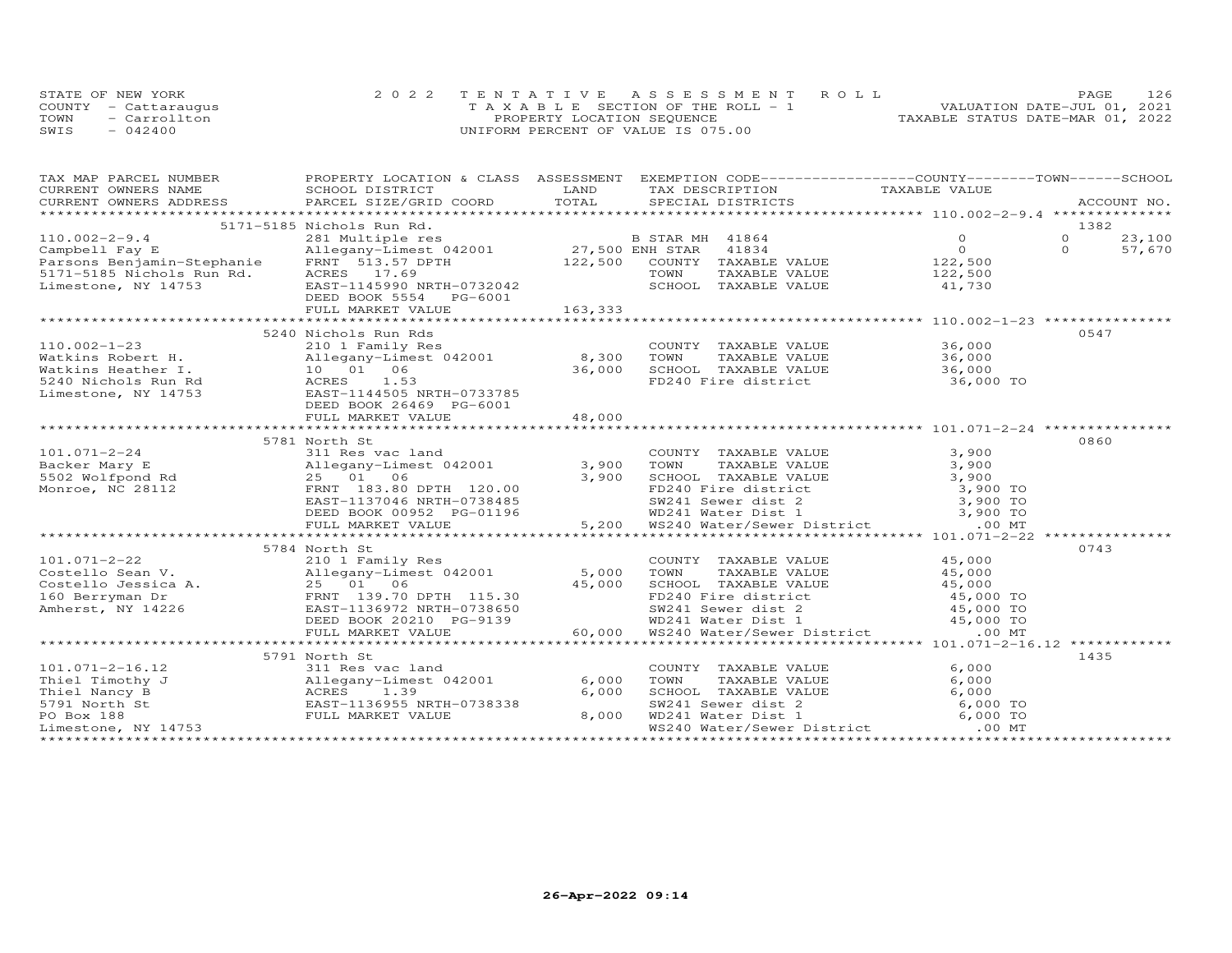STATE OF NEW YORK
COUNTY - Cattaraugus
TOWN - Carrollton
SWIS - 042400

2022 TENTATIVE ASSESSMENT ROLL
TAXABLE SECTION OF THE ROLL - 1
PROPERTY LOCATION SEQUENCE
UNIFORM PERCENT OF VALUE IS 075.00

VALUATION DATE-JUL 01, 2021
TAXABLE STATUS DATE-MAR 01, 2022

| TAX MAP PARCEL NUMBER / CURRENT OWNERS NAME / CURRENT OWNERS ADDRESS | PROPERTY LOCATION & CLASS / SCHOOL DISTRICT / PARCEL SIZE/GRID COORD | ASSESSMENT LAND / TOTAL | EXEMPTION CODE / TAX DESCRIPTION / SPECIAL DISTRICTS | COUNTY TAXABLE VALUE | TOWN | SCHOOL / ACCOUNT NO. |
|---|---|---|---|---|---|---|
| | 5171-5185 Nichols Run Rd. | | | | | 1382 |
| 110.002-2-9.4 | 281 Multiple res | | B STAR MH 41864 | 0 | 0 | 23,100 |
| Campbell Fay E | Allegany-Limest 042001 | 27,500 | ENH STAR 41834 | 0 | 0 | 57,670 |
| Parsons Benjamin-Stephanie | FRNT 513.57 DPTH | 122,500 | COUNTY TAXABLE VALUE | 122,500 | | |
| 5171-5185 Nichols Run Rd. | ACRES 17.69 | | TOWN TAXABLE VALUE | 122,500 | | |
| Limestone, NY 14753 | EAST-1145990 NRTH-0732042 | | SCHOOL TAXABLE VALUE | 41,730 | | |
| | DEED BOOK 5554 PG-6001 | | | | | |
| | FULL MARKET VALUE | 163,333 | | | | |
| | 5240 Nichols Run Rds | | | | | 0547 |
| 110.002-1-23 | 210 1 Family Res | | COUNTY TAXABLE VALUE | 36,000 | | |
| Watkins Robert H. | Allegany-Limest 042001 | 8,300 | TOWN TAXABLE VALUE | 36,000 | | |
| Watkins Heather I. | 10 01 06 | 36,000 | SCHOOL TAXABLE VALUE | 36,000 | | |
| 5240 Nichols Run Rd | ACRES 1.53 | | FD240 Fire district | 36,000 TO | | |
| Limestone, NY 14753 | EAST-1144505 NRTH-0733785 | | | | | |
| | DEED BOOK 26469 PG-6001 | | | | | |
| | FULL MARKET VALUE | 48,000 | | | | |
| | 5781 North St | | | | | 0860 |
| 101.071-2-24 | 311 Res vac land | | COUNTY TAXABLE VALUE | 3,900 | | |
| Backer Mary E | Allegany-Limest 042001 | 3,900 | TOWN TAXABLE VALUE | 3,900 | | |
| 5502 Wolfpond Rd | 25 01 06 | 3,900 | SCHOOL TAXABLE VALUE | 3,900 | | |
| Monroe, NC 28112 | FRNT 183.80 DPTH 120.00 | | FD240 Fire district | 3,900 TO | | |
| | EAST-1137046 NRTH-0738485 | | SW241 Sewer dist 2 | 3,900 TO | | |
| | DEED BOOK 00952 PG-01196 | | WD241 Water Dist 1 | 3,900 TO | | |
| | FULL MARKET VALUE | 5,200 | WS240 Water/Sewer District | .00 MT | | |
| | 5784 North St | | | | | 0743 |
| 101.071-2-22 | 210 1 Family Res | | COUNTY TAXABLE VALUE | 45,000 | | |
| Costello Sean V. | Allegany-Limest 042001 | 5,000 | TOWN TAXABLE VALUE | 45,000 | | |
| Costello Jessica A. | 25 01 06 | 45,000 | SCHOOL TAXABLE VALUE | 45,000 | | |
| 160 Berryman Dr | FRNT 139.70 DPTH 115.30 | | FD240 Fire district | 45,000 TO | | |
| Amherst, NY 14226 | EAST-1136972 NRTH-0738650 | | SW241 Sewer dist 2 | 45,000 TO | | |
| | DEED BOOK 20210 PG-9139 | | WD241 Water Dist 1 | 45,000 TO | | |
| | FULL MARKET VALUE | 60,000 | WS240 Water/Sewer District | .00 MT | | |
| | 5791 North St | | | | | 1435 |
| 101.071-2-16.12 | 311 Res vac land | | COUNTY TAXABLE VALUE | 6,000 | | |
| Thiel Timothy J | Allegany-Limest 042001 | 6,000 | TOWN TAXABLE VALUE | 6,000 | | |
| Thiel Nancy B | ACRES 1.39 | 6,000 | SCHOOL TAXABLE VALUE | 6,000 | | |
| 5791 North St | EAST-1136955 NRTH-0738338 | | SW241 Sewer dist 2 | 6,000 TO | | |
| PO Box 188 | FULL MARKET VALUE | 8,000 | WD241 Water Dist 1 | 6,000 TO | | |
| Limestone, NY 14753 | | | WS240 Water/Sewer District | .00 MT | | |

26-Apr-2022 09:14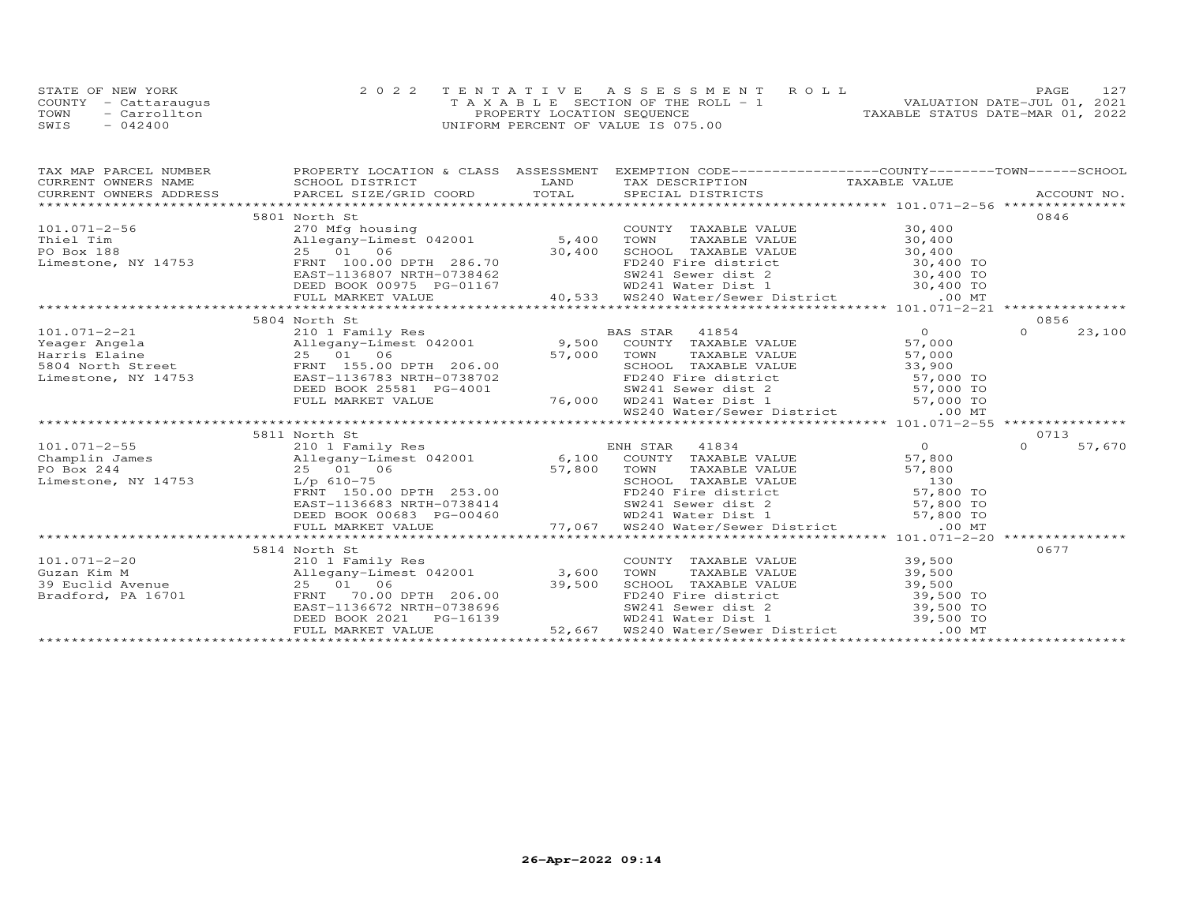STATE OF NEW YORK
COUNTY - Cattaraugus
TOWN - Carrollton
SWIS - 042400

2022 TENTATIVE ASSESSMENT ROLL
TAXABLE SECTION OF THE ROLL - 1
PROPERTY LOCATION SEQUENCE
UNIFORM PERCENT OF VALUE IS 075.00

VALUATION DATE-JUL 01, 2021
TAXABLE STATUS DATE-MAR 01, 2022

| TAX MAP PARCEL NUMBER / CURRENT OWNERS NAME / CURRENT OWNERS ADDRESS | PROPERTY LOCATION & CLASS / SCHOOL DISTRICT / PARCEL SIZE/GRID COORD | LAND / ASSESSMENT TOTAL | EXEMPTION CODE / TAX DESCRIPTION / SPECIAL DISTRICTS | COUNTY / TOWN TAXABLE VALUE | SCHOOL | ACCOUNT NO. |
|---|---|---|---|---|---|---|
| 101.071-2-56 | 5801 North St | | | | | 0846 |
| 101.071-2-56 | 270 Mfg housing | | COUNTY TAXABLE VALUE | 30,400 | | |
| Thiel Tim | Allegany-Limest 042001 | 5,400 | TOWN TAXABLE VALUE | 30,400 | | |
| PO Box 188 | 25 01 06 | 30,400 | SCHOOL TAXABLE VALUE | 30,400 | | |
| Limestone, NY 14753 | FRNT 100.00 DPTH 286.70 | | FD240 Fire district | 30,400 TO | | |
| | EAST-1136807 NRTH-0738462 | | SW241 Sewer dist 2 | 30,400 TO | | |
| | DEED BOOK 00975 PG-01167 | | WD241 Water Dist 1 | 30,400 TO | | |
| | FULL MARKET VALUE | 40,533 | WS240 Water/Sewer District | .00 MT | | |
| 101.071-2-21 | 5804 North St | | | | | 0856 |
| 101.071-2-21 | 210 1 Family Res | | BAS STAR 41854 | 0 | 0 | 23,100 |
| Yeager Angela | Allegany-Limest 042001 | 9,500 | COUNTY TAXABLE VALUE | 57,000 | | |
| Harris Elaine | 25 01 06 | 57,000 | TOWN TAXABLE VALUE | 57,000 | | |
| 5804 North Street | FRNT 155.00 DPTH 206.00 | | SCHOOL TAXABLE VALUE | 33,900 | | |
| Limestone, NY 14753 | EAST-1136783 NRTH-0738702 | | FD240 Fire district | 57,000 TO | | |
| | DEED BOOK 25581 PG-4001 | | SW241 Sewer dist 2 | 57,000 TO | | |
| | FULL MARKET VALUE | 76,000 | WD241 Water Dist 1 | 57,000 TO | | |
| | | | WS240 Water/Sewer District | .00 MT | | |
| 101.071-2-55 | 5811 North St | | | | | 0713 |
| 101.071-2-55 | 210 1 Family Res | | ENH STAR 41834 | 0 | 0 | 57,670 |
| Champlin James | Allegany-Limest 042001 | 6,100 | COUNTY TAXABLE VALUE | 57,800 | | |
| PO Box 244 | 25 01 06 | 57,800 | TOWN TAXABLE VALUE | 57,800 | | |
| Limestone, NY 14753 | L/p 610-75 | | SCHOOL TAXABLE VALUE | 130 | | |
| | FRNT 150.00 DPTH 253.00 | | FD240 Fire district | 57,800 TO | | |
| | EAST-1136683 NRTH-0738414 | | SW241 Sewer dist 2 | 57,800 TO | | |
| | DEED BOOK 00683 PG-00460 | | WD241 Water Dist 1 | 57,800 TO | | |
| | FULL MARKET VALUE | 77,067 | WS240 Water/Sewer District | .00 MT | | |
| 101.071-2-20 | 5814 North St | | | | | 0677 |
| 101.071-2-20 | 210 1 Family Res | | COUNTY TAXABLE VALUE | 39,500 | | |
| Guzan Kim M | Allegany-Limest 042001 | 3,600 | TOWN TAXABLE VALUE | 39,500 | | |
| 39 Euclid Avenue | 25 01 06 | 39,500 | SCHOOL TAXABLE VALUE | 39,500 | | |
| Bradford, PA 16701 | FRNT 70.00 DPTH 206.00 | | FD240 Fire district | 39,500 TO | | |
| | EAST-1136672 NRTH-0738696 | | SW241 Sewer dist 2 | 39,500 TO | | |
| | DEED BOOK 2021 PG-16139 | | WD241 Water Dist 1 | 39,500 TO | | |
| | FULL MARKET VALUE | 52,667 | WS240 Water/Sewer District | .00 MT | | |

26-Apr-2022 09:14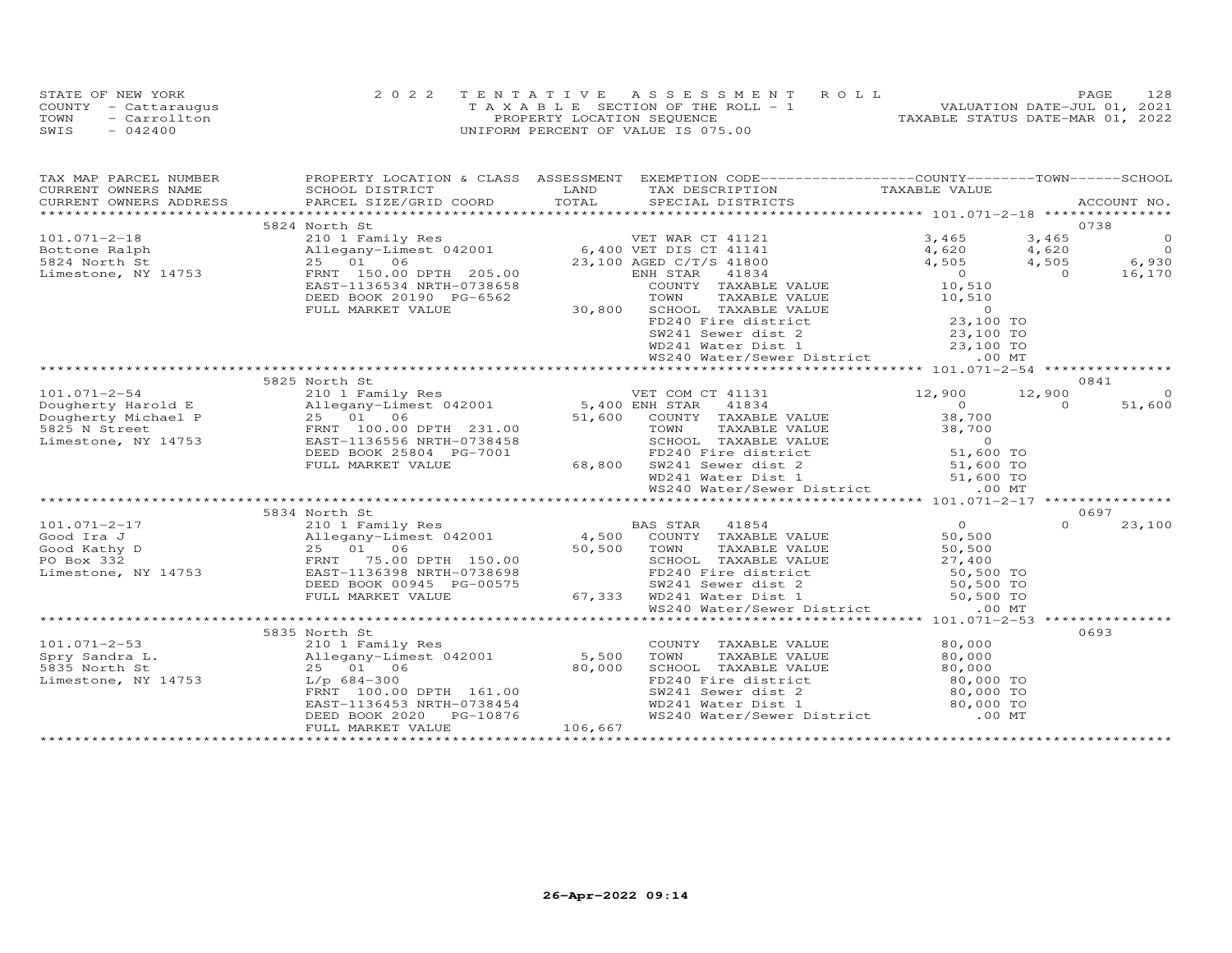STATE OF NEW YORK
COUNTY - Cattaraugus
TOWN - Carrollton
SWIS - 042400

2022 TENTATIVE ASSESSMENT ROLL
TAXABLE SECTION OF THE ROLL - 1
PROPERTY LOCATION SEQUENCE
UNIFORM PERCENT OF VALUE IS 075.00

VALUATION DATE-JUL 01, 2021
TAXABLE STATUS DATE-MAR 01, 2022

| TAX MAP PARCEL NUMBER / CURRENT OWNERS NAME / CURRENT OWNERS ADDRESS | PROPERTY LOCATION & CLASS / SCHOOL DISTRICT / PARCEL SIZE/GRID COORD | ASSESSMENT LAND / TOTAL | EXEMPTION CODE / TAX DESCRIPTION / SPECIAL DISTRICTS | COUNTY TAXABLE VALUE | TOWN | SCHOOL | ACCOUNT NO. |
|---|---|---|---|---|---|---|---|
| | 5824 North St | | | | | | 0738 |
| 101.071-2-18 | 210 1 Family Res | | VET WAR CT 41121 | 3,465 | 3,465 | 0 | |
| Bottone Ralph | Allegany-Limest 042001 | 6,400 | VET DIS CT 41141 | 4,620 | 4,620 | 0 | |
| 5824 North St | 25 01 06 | 23,100 | AGED C/T/S 41800 | 4,505 | 4,505 | 6,930 | |
| Limestone, NY 14753 | FRNT 150.00 DPTH 205.00 | | ENH STAR 41834 | 0 | 0 | 16,170 | |
| | EAST-1136534 NRTH-0738658 | | COUNTY TAXABLE VALUE | 10,510 | | | |
| | DEED BOOK 20190 PG-6562 | | TOWN TAXABLE VALUE | 10,510 | | | |
| | FULL MARKET VALUE | 30,800 | SCHOOL TAXABLE VALUE | 0 | | | |
| | | | FD240 Fire district | 23,100 TO | | | |
| | | | SW241 Sewer dist 2 | 23,100 TO | | | |
| | | | WD241 Water Dist 1 | 23,100 TO | | | |
| | | | WS240 Water/Sewer District | .00 MT | | | |
| | 5825 North St | | | | | | 0841 |
| 101.071-2-54 | 210 1 Family Res | | VET COM CT 41131 | 12,900 | 12,900 | 0 | |
| Dougherty Harold E | Allegany-Limest 042001 | 5,400 | ENH STAR 41834 | 0 | 0 | 51,600 | |
| Dougherty Michael P | 25 01 06 | 51,600 | COUNTY TAXABLE VALUE | 38,700 | | | |
| 5825 N Street | FRNT 100.00 DPTH 231.00 | | TOWN TAXABLE VALUE | 38,700 | | | |
| Limestone, NY 14753 | EAST-1136556 NRTH-0738458 | | SCHOOL TAXABLE VALUE | 0 | | | |
| | DEED BOOK 25804 PG-7001 | | FD240 Fire district | 51,600 TO | | | |
| | FULL MARKET VALUE | 68,800 | SW241 Sewer dist 2 | 51,600 TO | | | |
| | | | WD241 Water Dist 1 | 51,600 TO | | | |
| | | | WS240 Water/Sewer District | .00 MT | | | |
| | 5834 North St | | | | | | 0697 |
| 101.071-2-17 | 210 1 Family Res | | BAS STAR 41854 | 0 | 0 | 23,100 | |
| Good Ira J | Allegany-Limest 042001 | 4,500 | COUNTY TAXABLE VALUE | 50,500 | | | |
| Good Kathy D | 25 01 06 | 50,500 | TOWN TAXABLE VALUE | 50,500 | | | |
| PO Box 332 | FRNT 75.00 DPTH 150.00 | | SCHOOL TAXABLE VALUE | 27,400 | | | |
| Limestone, NY 14753 | EAST-1136398 NRTH-0738698 | | FD240 Fire district | 50,500 TO | | | |
| | DEED BOOK 00945 PG-00575 | | SW241 Sewer dist 2 | 50,500 TO | | | |
| | FULL MARKET VALUE | 67,333 | WD241 Water Dist 1 | 50,500 TO | | | |
| | | | WS240 Water/Sewer District | .00 MT | | | |
| | 5835 North St | | | | | | 0693 |
| 101.071-2-53 | 210 1 Family Res | | COUNTY TAXABLE VALUE | 80,000 | | | |
| Spry Sandra L. | Allegany-Limest 042001 | 5,500 | TOWN TAXABLE VALUE | 80,000 | | | |
| 5835 North St | 25 01 06 | 80,000 | SCHOOL TAXABLE VALUE | 80,000 | | | |
| Limestone, NY 14753 | L/p 684-300 | | FD240 Fire district | 80,000 TO | | | |
| | FRNT 100.00 DPTH 161.00 | | SW241 Sewer dist 2 | 80,000 TO | | | |
| | EAST-1136453 NRTH-0738454 | | WD241 Water Dist 1 | 80,000 TO | | | |
| | DEED BOOK 2020 PG-10876 | | WS240 Water/Sewer District | .00 MT | | | |
| | FULL MARKET VALUE | 106,667 | | | | | |

26-Apr-2022 09:14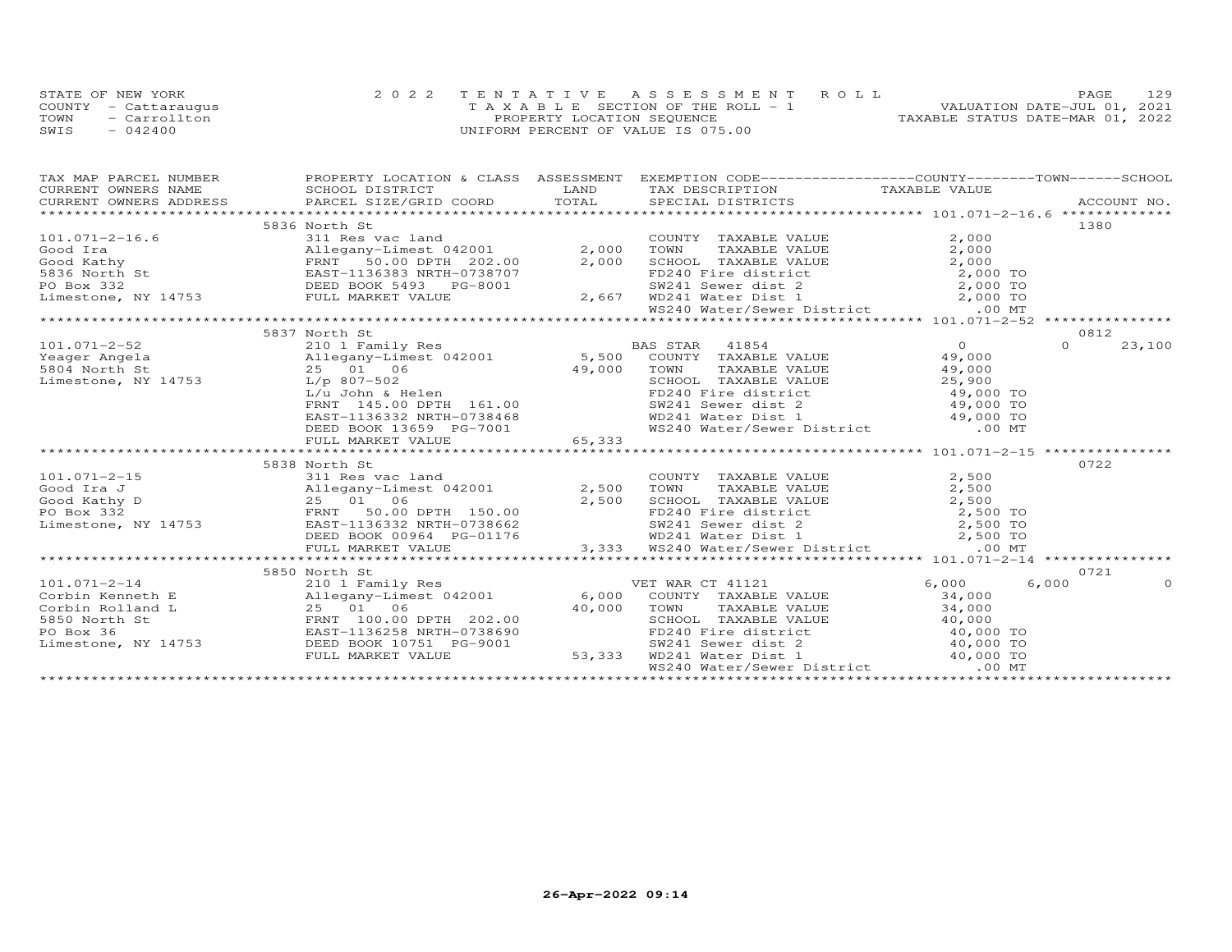STATE OF NEW YORK
COUNTY - Cattaraugus
TOWN - Carrollton
SWIS - 042400

2022 TENTATIVE ASSESSMENT ROLL
TAXABLE SECTION OF THE ROLL - 1
PROPERTY LOCATION SEQUENCE
UNIFORM PERCENT OF VALUE IS 075.00

VALUATION DATE-JUL 01, 2021
TAXABLE STATUS DATE-MAR 01, 2022

| TAX MAP PARCEL NUMBER / CURRENT OWNERS NAME / CURRENT OWNERS ADDRESS | PROPERTY LOCATION & CLASS / SCHOOL DISTRICT / PARCEL SIZE/GRID COORD | ASSESSMENT LAND | TOTAL | EXEMPTION CODE / TAX DESCRIPTION / SPECIAL DISTRICTS | COUNTY TAXABLE VALUE | TOWN | SCHOOL | ACCOUNT NO. |
|---|---|---|---|---|---|---|---|---|
| **101.071-2-16.6** | 5836 North St | | | | | | | 1380 |
| Good Ira | 311 Res vac land | | | COUNTY TAXABLE VALUE | 2,000 | | | |
| Good Kathy | Allegany-Limest 042001 | 2,000 | | TOWN TAXABLE VALUE | 2,000 | | | |
| 5836 North St | FRNT 50.00 DPTH 202.00 | | 2,000 | SCHOOL TAXABLE VALUE | 2,000 | | | |
| PO Box 332 | EAST-1136383 NRTH-0738707 | | | FD240 Fire district | 2,000 TO | | | |
| Limestone, NY 14753 | DEED BOOK 5493 PG-8001 | | | SW241 Sewer dist 2 | 2,000 TO | | | |
| | FULL MARKET VALUE | | 2,667 | WD241 Water Dist 1 | 2,000 TO | | | |
| | | | | WS240 Water/Sewer District | .00 MT | | | |
| **101.071-2-52** | 5837 North St | | | | | | | 0812 |
| Yeager Angela | 210 1 Family Res | | | BAS STAR 41854 | 0 | 0 | 23,100 | |
| 5804 North St | Allegany-Limest 042001 | 5,500 | | COUNTY TAXABLE VALUE | 49,000 | | | |
| Limestone, NY 14753 | 25 01 06 | | 49,000 | TOWN TAXABLE VALUE | 49,000 | | | |
| | L/p 807-502 | | | SCHOOL TAXABLE VALUE | 25,900 | | | |
| | L/u John & Helen | | | FD240 Fire district | 49,000 TO | | | |
| | FRNT 145.00 DPTH 161.00 | | | SW241 Sewer dist 2 | 49,000 TO | | | |
| | EAST-1136332 NRTH-0738468 | | | WD241 Water Dist 1 | 49,000 TO | | | |
| | DEED BOOK 13659 PG-7001 | | | WS240 Water/Sewer District | .00 MT | | | |
| | FULL MARKET VALUE | | 65,333 | | | | | |
| **101.071-2-15** | 5838 North St | | | | | | | 0722 |
| Good Ira J | 311 Res vac land | | | COUNTY TAXABLE VALUE | 2,500 | | | |
| Good Kathy D | Allegany-Limest 042001 | 2,500 | | TOWN TAXABLE VALUE | 2,500 | | | |
| PO Box 332 | 25 01 06 | | 2,500 | SCHOOL TAXABLE VALUE | 2,500 | | | |
| Limestone, NY 14753 | FRNT 50.00 DPTH 150.00 | | | FD240 Fire district | 2,500 TO | | | |
| | EAST-1136332 NRTH-0738662 | | | SW241 Sewer dist 2 | 2,500 TO | | | |
| | DEED BOOK 00964 PG-01176 | | | WD241 Water Dist 1 | 2,500 TO | | | |
| | FULL MARKET VALUE | | 3,333 | WS240 Water/Sewer District | .00 MT | | | |
| **101.071-2-14** | 5850 North St | | | | | | | 0721 |
| Corbin Kenneth E | 210 1 Family Res | | | VET WAR CT 41121 | 6,000 | 6,000 | 0 | |
| Corbin Rolland L | Allegany-Limest 042001 | 6,000 | | COUNTY TAXABLE VALUE | 34,000 | | | |
| 5850 North St | 25 01 06 | | 40,000 | TOWN TAXABLE VALUE | 34,000 | | | |
| PO Box 36 | FRNT 100.00 DPTH 202.00 | | | SCHOOL TAXABLE VALUE | 40,000 | | | |
| Limestone, NY 14753 | EAST-1136258 NRTH-0738690 | | | FD240 Fire district | 40,000 TO | | | |
| | DEED BOOK 10751 PG-9001 | | | SW241 Sewer dist 2 | 40,000 TO | | | |
| | FULL MARKET VALUE | | 53,333 | WD241 Water Dist 1 | 40,000 TO | | | |
| | | | | WS240 Water/Sewer District | .00 MT | | | |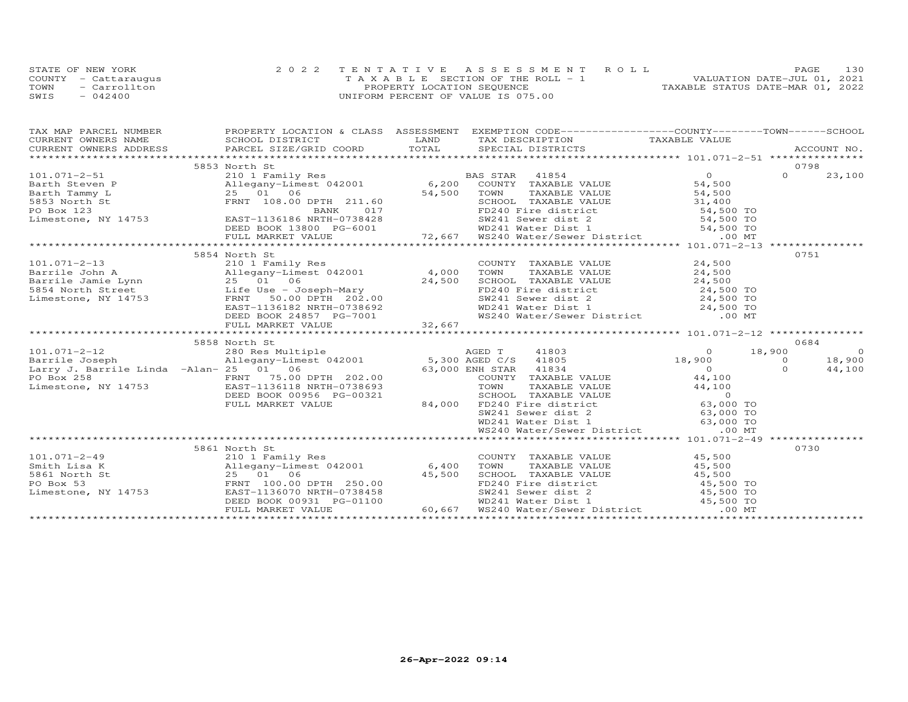STATE OF NEW YORK
COUNTY - Cattaraugus
TOWN - Carrollton
SWIS - 042400

2022 TENTATIVE ASSESSMENT ROLL
TAXABLE SECTION OF THE ROLL - 1
PROPERTY LOCATION SEQUENCE
UNIFORM PERCENT OF VALUE IS 075.00

VALUATION DATE-JUL 01, 2021
TAXABLE STATUS DATE-MAR 01, 2022

| TAX MAP PARCEL NUMBER / CURRENT OWNERS NAME / CURRENT OWNERS ADDRESS | PROPERTY LOCATION & CLASS / SCHOOL DISTRICT / PARCEL SIZE/GRID COORD | ASSESSMENT LAND | TOTAL | EXEMPTION CODE / TAX DESCRIPTION / SPECIAL DISTRICTS | COUNTY TAXABLE VALUE | TOWN | SCHOOL | ACCOUNT NO. |
|---|---|---|---|---|---|---|---|---|
| **101.071-2-51** | 5853 North St | | | | | | | 0798 |
| 101.071-2-51 | 210 1 Family Res | | | BAS STAR 41854 | 0 | 0 | 23,100 | |
| Barth Steven P | Allegany-Limest 042001 | 6,200 | | COUNTY TAXABLE VALUE | 54,500 | | | |
| Barth Tammy L | 25 01 06 | | 54,500 | TOWN TAXABLE VALUE | 54,500 | | | |
| 5853 North St | FRNT 108.00 DPTH 211.60 | | | SCHOOL TAXABLE VALUE | 31,400 | | | |
| PO Box 123 | BANK 017 | | | FD240 Fire district | 54,500 TO | | | |
| Limestone, NY 14753 | EAST-1136186 NRTH-0738428 | | | SW241 Sewer dist 2 | 54,500 TO | | | |
| | DEED BOOK 13800 PG-6001 | | | WD241 Water Dist 1 | 54,500 TO | | | |
| | FULL MARKET VALUE | | 72,667 | WS240 Water/Sewer District | .00 MT | | | |
| **101.071-2-13** | 5854 North St | | | | | | | 0751 |
| 101.071-2-13 | 210 1 Family Res | | | COUNTY TAXABLE VALUE | 24,500 | | | |
| Barrile John A | Allegany-Limest 042001 | 4,000 | | TOWN TAXABLE VALUE | 24,500 | | | |
| Barrile Jamie Lynn | 25 01 06 | | 24,500 | SCHOOL TAXABLE VALUE | 24,500 | | | |
| 5854 North Street | Life Use - Joseph-Mary | | | FD240 Fire district | 24,500 TO | | | |
| Limestone, NY 14753 | FRNT 50.00 DPTH 202.00 | | | SW241 Sewer dist 2 | 24,500 TO | | | |
| | EAST-1136182 NRTH-0738692 | | | WD241 Water Dist 1 | 24,500 TO | | | |
| | DEED BOOK 24857 PG-7001 | | | WS240 Water/Sewer District | .00 MT | | | |
| | FULL MARKET VALUE | | 32,667 | | | | | |
| **101.071-2-12** | 5858 North St | | | | | | | 0684 |
| 101.071-2-12 | 280 Res Multiple | | | AGED T 41803 | 0 | 18,900 | 0 | |
| Barrile Joseph | Allegany-Limest 042001 | 5,300 | | AGED C/S 41805 | 18,900 | 0 | 18,900 | |
| Larry J. Barrile Linda -Alan- | 25 01 06 | | 63,000 | ENH STAR 41834 | 0 | 0 | 44,100 | |
| PO Box 258 | FRNT 75.00 DPTH 202.00 | | | COUNTY TAXABLE VALUE | 44,100 | | | |
| Limestone, NY 14753 | EAST-1136118 NRTH-0738693 | | | TOWN TAXABLE VALUE | 44,100 | | | |
| | DEED BOOK 00956 PG-00321 | | | SCHOOL TAXABLE VALUE | 0 | | | |
| | FULL MARKET VALUE | | 84,000 | FD240 Fire district | 63,000 TO | | | |
| | | | | SW241 Sewer dist 2 | 63,000 TO | | | |
| | | | | WD241 Water Dist 1 | 63,000 TO | | | |
| | | | | WS240 Water/Sewer District | .00 MT | | | |
| **101.071-2-49** | 5861 North St | | | | | | | 0730 |
| 101.071-2-49 | 210 1 Family Res | | | COUNTY TAXABLE VALUE | 45,500 | | | |
| Smith Lisa K | Allegany-Limest 042001 | 6,400 | | TOWN TAXABLE VALUE | 45,500 | | | |
| 5861 North St | 25 01 06 | | 45,500 | SCHOOL TAXABLE VALUE | 45,500 | | | |
| PO Box 53 | FRNT 100.00 DPTH 250.00 | | | FD240 Fire district | 45,500 TO | | | |
| Limestone, NY 14753 | EAST-1136070 NRTH-0738458 | | | SW241 Sewer dist 2 | 45,500 TO | | | |
| | DEED BOOK 00931 PG-01100 | | | WD241 Water Dist 1 | 45,500 TO | | | |
| | FULL MARKET VALUE | | 60,667 | WS240 Water/Sewer District | .00 MT | | | |

26-Apr-2022 09:14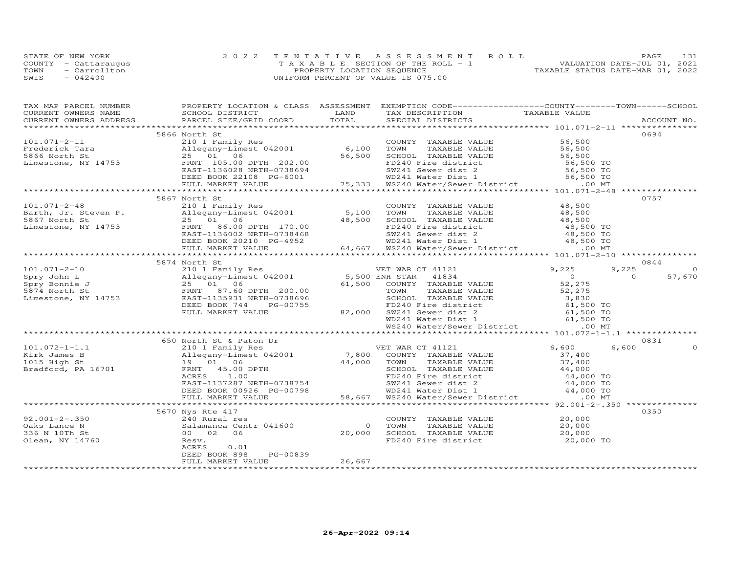STATE OF NEW YORK — COUNTY - Cattaraugus — TOWN - Carrollton — SWIS - 042400

# 2022 TENTATIVE ASSESSMENT ROLL

TAXABLE SECTION OF THE ROLL - 1
PROPERTY LOCATION SEQUENCE
UNIFORM PERCENT OF VALUE IS 075.00

VALUATION DATE-JUL 01, 2021
TAXABLE STATUS DATE-MAR 01, 2022

| TAX MAP PARCEL NUMBER / CURRENT OWNERS NAME / CURRENT OWNERS ADDRESS | PROPERTY LOCATION & CLASS / SCHOOL DISTRICT / PARCEL SIZE/GRID COORD | ASSESSMENT LAND / TOTAL | EXEMPTION CODE / TAX DESCRIPTION / SPECIAL DISTRICTS | COUNTY TAXABLE VALUE | TOWN | SCHOOL | ACCOUNT NO. |
|---|---|---|---|---|---|---|---|
| **101.071-2-11** | 5866 North St | | | | | | 0694 |
| Frederick Tara | 210 1 Family Res | | COUNTY TAXABLE VALUE | 56,500 | | | |
| 5866 North St | Allegany-Limest 042001 | 6,100 | TOWN TAXABLE VALUE | 56,500 | | | |
| Limestone, NY 14753 | 25 01 06 | 56,500 | SCHOOL TAXABLE VALUE | 56,500 | | | |
| | FRNT 105.00 DPTH 202.00 | | FD240 Fire district | 56,500 TO | | | |
| | EAST-1136028 NRTH-0738694 | | SW241 Sewer dist 2 | 56,500 TO | | | |
| | DEED BOOK 22108 PG-6001 | | WD241 Water Dist 1 | 56,500 TO | | | |
| | FULL MARKET VALUE | 75,333 | WS240 Water/Sewer District | .00 MT | | | |
| **101.071-2-48** | 5867 North St | | | | | | 0757 |
| Barth, Jr. Steven P. | 210 1 Family Res | | COUNTY TAXABLE VALUE | 48,500 | | | |
| 5867 North St | Allegany-Limest 042001 | 5,100 | TOWN TAXABLE VALUE | 48,500 | | | |
| Limestone, NY 14753 | 25 01 06 | 48,500 | SCHOOL TAXABLE VALUE | 48,500 | | | |
| | FRNT 86.00 DPTH 170.00 | | FD240 Fire district | 48,500 TO | | | |
| | EAST-1136002 NRTH-0738468 | | SW241 Sewer dist 2 | 48,500 TO | | | |
| | DEED BOOK 20210 PG-4952 | | WD241 Water Dist 1 | 48,500 TO | | | |
| | FULL MARKET VALUE | 64,667 | WS240 Water/Sewer District | .00 MT | | | |
| **101.071-2-10** | 5874 North St | | | | | | 0844 |
| Spry John L | 210 1 Family Res | | VET WAR CT 41121 | 9,225 | 9,225 | 0 | |
| Spry Bonnie J | Allegany-Limest 042001 | 5,500 | ENH STAR 41834 | 0 | 0 | 57,670 | |
| 5874 North St | 25 01 06 | 61,500 | COUNTY TAXABLE VALUE | 52,275 | | | |
| Limestone, NY 14753 | FRNT 87.60 DPTH 200.00 | | TOWN TAXABLE VALUE | 52,275 | | | |
| | EAST-1135931 NRTH-0738696 | | SCHOOL TAXABLE VALUE | 3,830 | | | |
| | DEED BOOK 744 PG-00755 | | FD240 Fire district | 61,500 TO | | | |
| | FULL MARKET VALUE | 82,000 | SW241 Sewer dist 2 | 61,500 TO | | | |
| | | | WD241 Water Dist 1 | 61,500 TO | | | |
| | | | WS240 Water/Sewer District | .00 MT | | | |
| **101.072-1-1.1** | 650 North St & Paton Dr | | | | | | 0831 |
| Kirk James B | 210 1 Family Res | | VET WAR CT 41121 | 6,600 | 6,600 | 0 | |
| 1015 High St | Allegany-Limest 042001 | 7,800 | COUNTY TAXABLE VALUE | 37,400 | | | |
| Bradford, PA 16701 | 19 01 06 | 44,000 | TOWN TAXABLE VALUE | 37,400 | | | |
| | FRNT 45.00 DPTH | | SCHOOL TAXABLE VALUE | 44,000 | | | |
| | ACRES 1.00 | | FD240 Fire district | 44,000 TO | | | |
| | EAST-1137287 NRTH-0738754 | | SW241 Sewer dist 2 | 44,000 TO | | | |
| | DEED BOOK 00926 PG-00798 | | WD241 Water Dist 1 | 44,000 TO | | | |
| | FULL MARKET VALUE | 58,667 | WS240 Water/Sewer District | .00 MT | | | |
| **92.001-2-.350** | 5670 Nys Rte 417 | | | | | | 0350 |
| Oaks Lance N | 240 Rural res | | COUNTY TAXABLE VALUE | 20,000 | | | |
| 336 N 10Th St | Salamanca Centr 041600 | 0 | TOWN TAXABLE VALUE | 20,000 | | | |
| Olean, NY 14760 | 00 02 06 | 20,000 | SCHOOL TAXABLE VALUE | 20,000 | | | |
| | Resv. | | FD240 Fire district | 20,000 TO | | | |
| | ACRES 0.01 | | | | | | |
| | DEED BOOK 898 PG-00839 | | | | | | |
| | FULL MARKET VALUE | 26,667 | | | | | |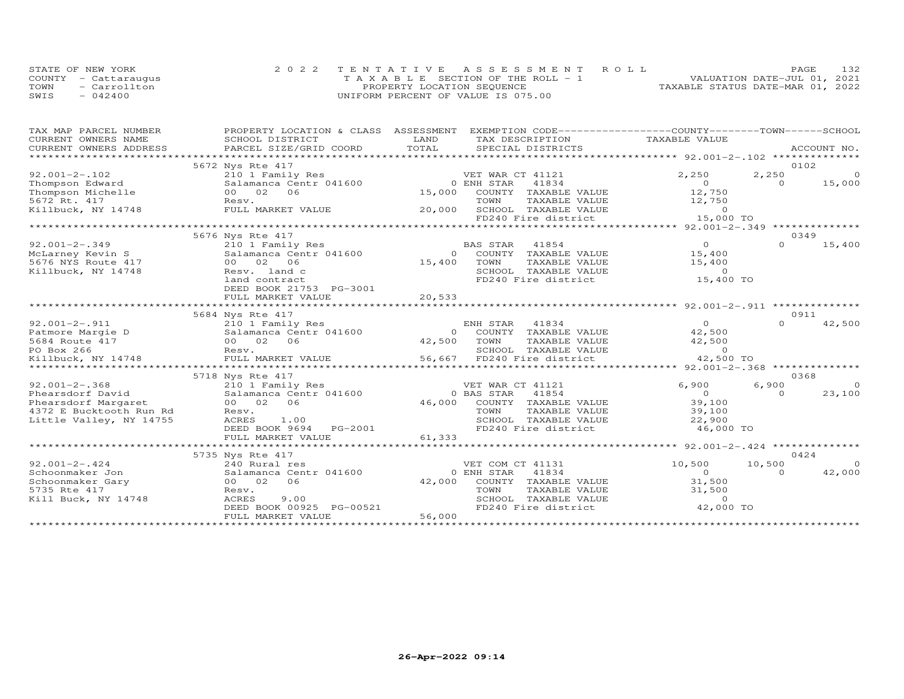STATE OF NEW YORK
COUNTY - Cattaraugus
TOWN - Carrollton
SWIS - 042400

2022 TENTATIVE ASSESSMENT ROLL
TAXABLE SECTION OF THE ROLL - 1
PROPERTY LOCATION SEQUENCE
UNIFORM PERCENT OF VALUE IS 075.00

VALUATION DATE-JUL 01, 2021
TAXABLE STATUS DATE-MAR 01, 2022

| TAX MAP PARCEL NUMBER / CURRENT OWNERS NAME / CURRENT OWNERS ADDRESS | PROPERTY LOCATION & CLASS / SCHOOL DISTRICT / PARCEL SIZE/GRID COORD | ASSESSMENT LAND / TOTAL | EXEMPTION CODE / TAX DESCRIPTION / SPECIAL DISTRICTS | COUNTY TAXABLE VALUE | TOWN | SCHOOL | ACCOUNT NO. |
|---|---|---|---|---|---|---|---|
| **92.001-2-.102** | 5672 Nys Rte 417 | | | | | | 0102 |
| | 210 1 Family Res | | VET WAR CT 41121 | 2,250 | 2,250 | 0 | |
| Thompson Edward | Salamanca Centr 041600 | 0 | ENH STAR 41834 | 0 | 0 | 15,000 | |
| Thompson Michelle | 00 02 06 | 15,000 | COUNTY TAXABLE VALUE | 12,750 | | | |
| 5672 Rt. 417 | Resv. | | TOWN TAXABLE VALUE | 12,750 | | | |
| Killbuck, NY 14748 | FULL MARKET VALUE | 20,000 | SCHOOL TAXABLE VALUE | 0 | | | |
| | | | FD240 Fire district | 15,000 TO | | | |
| **92.001-2-.349** | 5676 Nys Rte 417 | | | | | | 0349 |
| | 210 1 Family Res | | BAS STAR 41854 | 0 | 0 | 15,400 | |
| McLarney Kevin S | Salamanca Centr 041600 | 0 | COUNTY TAXABLE VALUE | 15,400 | | | |
| 5676 NYS Route 417 | 00 02 06 | 15,400 | TOWN TAXABLE VALUE | 15,400 | | | |
| Killbuck, NY 14748 | Resv. land c | | SCHOOL TAXABLE VALUE | 0 | | | |
| | land contract | | FD240 Fire district | 15,400 TO | | | |
| | DEED BOOK 21753 PG-3001 | | | | | | |
| | FULL MARKET VALUE | 20,533 | | | | | |
| **92.001-2-.911** | 5684 Nys Rte 417 | | | | | | 0911 |
| | 210 1 Family Res | | ENH STAR 41834 | 0 | 0 | 42,500 | |
| Patmore Margie D | Salamanca Centr 041600 | 0 | COUNTY TAXABLE VALUE | 42,500 | | | |
| 5684 Route 417 | 00 02 06 | 42,500 | TOWN TAXABLE VALUE | 42,500 | | | |
| PO Box 266 | Resv. | | SCHOOL TAXABLE VALUE | 0 | | | |
| Killbuck, NY 14748 | FULL MARKET VALUE | 56,667 | FD240 Fire district | 42,500 TO | | | |
| **92.001-2-.368** | 5718 Nys Rte 417 | | | | | | 0368 |
| | 210 1 Family Res | | VET WAR CT 41121 | 6,900 | 6,900 | 0 | |
| Phearsdorf David | Salamanca Centr 041600 | 0 | BAS STAR 41854 | 0 | 0 | 23,100 | |
| Phearsdorf Margaret | 00 02 06 | 46,000 | COUNTY TAXABLE VALUE | 39,100 | | | |
| 4372 E Bucktooth Run Rd | Resv. | | TOWN TAXABLE VALUE | 39,100 | | | |
| Little Valley, NY 14755 | ACRES 1.00 | | SCHOOL TAXABLE VALUE | 22,900 | | | |
| | DEED BOOK 9694 PG-2001 | | FD240 Fire district | 46,000 TO | | | |
| | FULL MARKET VALUE | 61,333 | | | | | |
| **92.001-2-.424** | 5735 Nys Rte 417 | | | | | | 0424 |
| | 240 Rural res | | VET COM CT 41131 | 10,500 | 10,500 | 0 | |
| Schoonmaker Jon | Salamanca Centr 041600 | 0 | ENH STAR 41834 | 0 | 0 | 42,000 | |
| Schoonmaker Gary | 00 02 06 | 42,000 | COUNTY TAXABLE VALUE | 31,500 | | | |
| 5735 Rte 417 | Resv. | | TOWN TAXABLE VALUE | 31,500 | | | |
| Kill Buck, NY 14748 | ACRES 9.00 | | SCHOOL TAXABLE VALUE | 0 | | | |
| | DEED BOOK 00925 PG-00521 | | FD240 Fire district | 42,000 TO | | | |
| | FULL MARKET VALUE | 56,000 | | | | | |

26-Apr-2022 09:14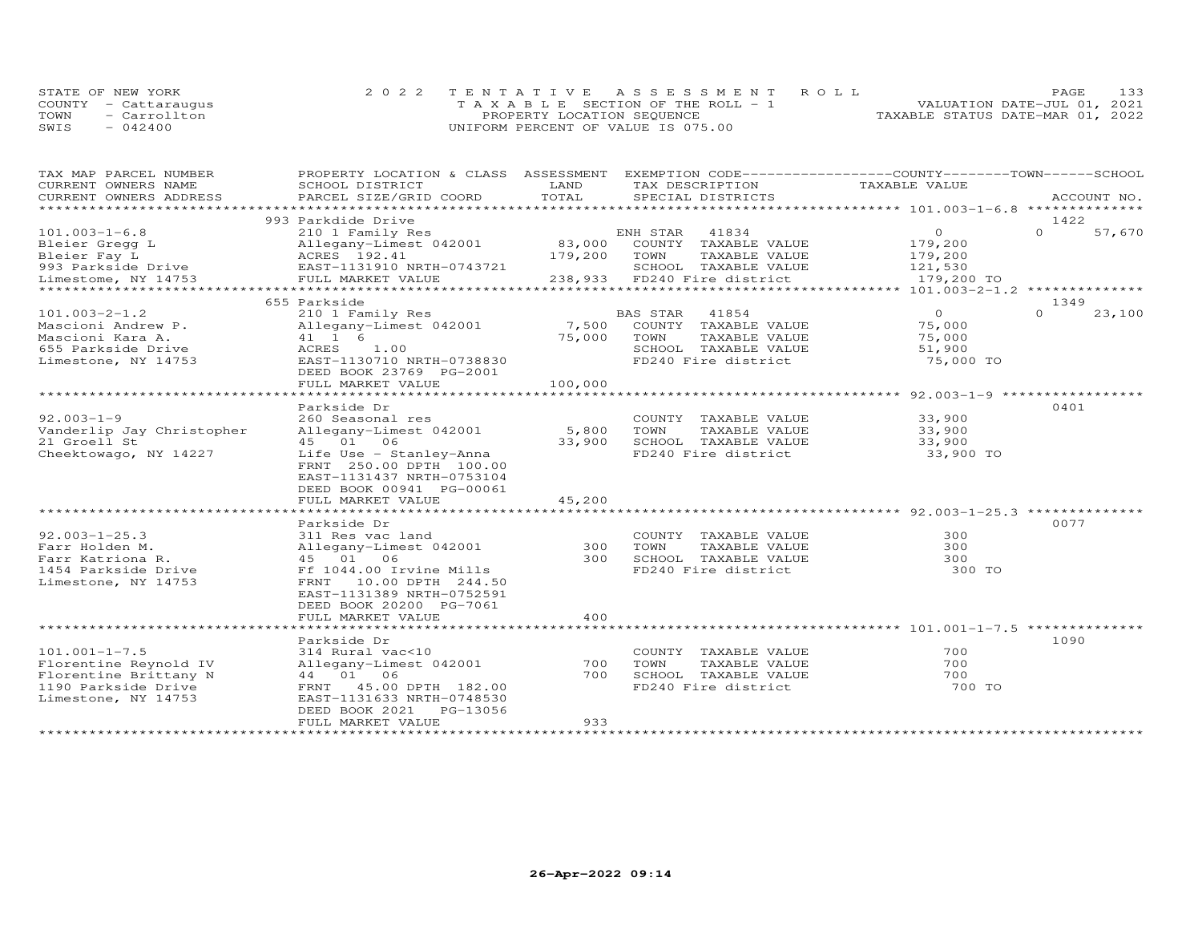STATE OF NEW YORK
COUNTY - Cattaraugus
TOWN - Carrollton
SWIS - 042400

2022 TENTATIVE ASSESSMENT ROLL
TAXABLE SECTION OF THE ROLL - 1
PROPERTY LOCATION SEQUENCE
UNIFORM PERCENT OF VALUE IS 075.00

VALUATION DATE-JUL 01, 2021
TAXABLE STATUS DATE-MAR 01, 2022

| TAX MAP PARCEL NUMBER / CURRENT OWNERS NAME / CURRENT OWNERS ADDRESS | PROPERTY LOCATION & CLASS / SCHOOL DISTRICT / PARCEL SIZE/GRID COORD | ASSESSMENT LAND / TOTAL | EXEMPTION CODE / TAX DESCRIPTION / SPECIAL DISTRICTS | COUNTY / TOWN / SCHOOL TAXABLE VALUE | ACCOUNT NO. |
|---|---|---|---|---|---|
| | 993 Parkdide Drive | | | | 1422 |
| 101.003-1-6.8 | 210 1 Family Res | | ENH STAR 41834 | 0 | 0 57,670 |
| Bleier Gregg L | Allegany-Limest 042001 | 83,000 | COUNTY TAXABLE VALUE | 179,200 | |
| Bleier Fay L | ACRES 192.41 | 179,200 | TOWN TAXABLE VALUE | 179,200 | |
| 993 Parkside Drive | EAST-1131910 NRTH-0743721 | | SCHOOL TAXABLE VALUE | 121,530 | |
| Limestome, NY 14753 | FULL MARKET VALUE | 238,933 | FD240 Fire district | 179,200 TO | |
| | 655 Parkside | | | | 1349 |
| 101.003-2-1.2 | 210 1 Family Res | | BAS STAR 41854 | 0 | 0 23,100 |
| Mascioni Andrew P. | Allegany-Limest 042001 | 7,500 | COUNTY TAXABLE VALUE | 75,000 | |
| Mascioni Kara A. | 41 1 6 | 75,000 | TOWN TAXABLE VALUE | 75,000 | |
| 655 Parkside Drive | ACRES 1.00 | | SCHOOL TAXABLE VALUE | 51,900 | |
| Limestone, NY 14753 | EAST-1130710 NRTH-0738830 | | FD240 Fire district | 75,000 TO | |
| | DEED BOOK 23769 PG-2001 | | | | |
| | FULL MARKET VALUE | 100,000 | | | |
| | Parkside Dr | | | | 0401 |
| 92.003-1-9 | 260 Seasonal res | | COUNTY TAXABLE VALUE | 33,900 | |
| Vanderlip Jay Christopher | Allegany-Limest 042001 | 5,800 | TOWN TAXABLE VALUE | 33,900 | |
| 21 Groell St | 45 01 06 | 33,900 | SCHOOL TAXABLE VALUE | 33,900 | |
| Cheektowago, NY 14227 | Life Use - Stanley-Anna | | FD240 Fire district | 33,900 TO | |
| | FRNT 250.00 DPTH 100.00 | | | | |
| | EAST-1131437 NRTH-0753104 | | | | |
| | DEED BOOK 00941 PG-00061 | | | | |
| | FULL MARKET VALUE | 45,200 | | | |
| | Parkside Dr | | | | 0077 |
| 92.003-1-25.3 | 311 Res vac land | | COUNTY TAXABLE VALUE | 300 | |
| Farr Holden M. | Allegany-Limest 042001 | 300 | TOWN TAXABLE VALUE | 300 | |
| Farr Katriona R. | 45 01 06 | 300 | SCHOOL TAXABLE VALUE | 300 | |
| 1454 Parkside Drive | Ff 1044.00 Irvine Mills | | FD240 Fire district | 300 TO | |
| Limestone, NY 14753 | FRNT 10.00 DPTH 244.50 | | | | |
| | EAST-1131389 NRTH-0752591 | | | | |
| | DEED BOOK 20200 PG-7061 | | | | |
| | FULL MARKET VALUE | 400 | | | |
| | Parkside Dr | | | | 1090 |
| 101.001-1-7.5 | 314 Rural vac<10 | | COUNTY TAXABLE VALUE | 700 | |
| Florentine Reynold IV | Allegany-Limest 042001 | 700 | TOWN TAXABLE VALUE | 700 | |
| Florentine Brittany N | 44 01 06 | 700 | SCHOOL TAXABLE VALUE | 700 | |
| 1190 Parkside Drive | FRNT 45.00 DPTH 182.00 | | FD240 Fire district | 700 TO | |
| Limestone, NY 14753 | EAST-1131633 NRTH-0748530 | | | | |
| | DEED BOOK 2021 PG-13056 | | | | |
| | FULL MARKET VALUE | 933 | | | |

26-Apr-2022 09:14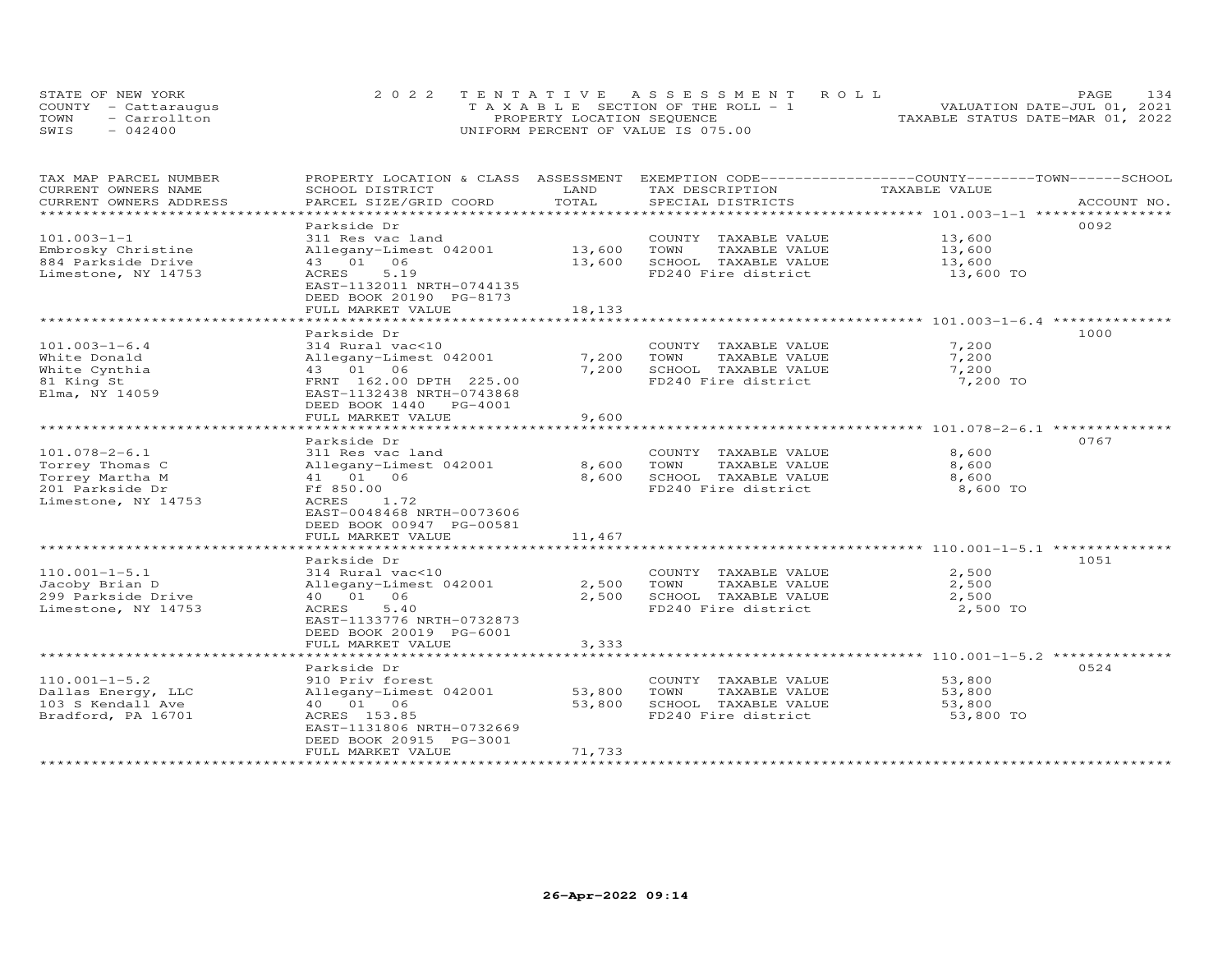STATE OF NEW YORK — 2022 TENTATIVE ASSESSMENT ROLL
COUNTY - Cattaraugus — TAXABLE SECTION OF THE ROLL - 1 — VALUATION DATE-JUL 01, 2021
TOWN - Carrollton — PROPERTY LOCATION SEQUENCE — TAXABLE STATUS DATE-MAR 01, 2022
SWIS - 042400 — UNIFORM PERCENT OF VALUE IS 075.00

| TAX MAP PARCEL NUMBER / CURRENT OWNERS NAME / CURRENT OWNERS ADDRESS | PROPERTY LOCATION & CLASS / SCHOOL DISTRICT / PARCEL SIZE/GRID COORD | ASSESSMENT LAND | TOTAL | EXEMPTION CODE / TAX DESCRIPTION / SPECIAL DISTRICTS | TAXABLE VALUE (COUNTY / TOWN / SCHOOL) | ACCOUNT NO. |
|---|---|---|---|---|---|---|
| **101.003-1-1** | Parkside Dr | | | | | 0092 |
| 101.003-1-1 | 311 Res vac land | | | COUNTY TAXABLE VALUE | 13,600 | |
| Embrosky Christine | Allegany-Limest 042001 | 13,600 | | TOWN TAXABLE VALUE | 13,600 | |
| 884 Parkside Drive | 43 01 06 | | 13,600 | SCHOOL TAXABLE VALUE | 13,600 | |
| Limestone, NY 14753 | ACRES 5.19 | | | FD240 Fire district | 13,600 TO | |
| | EAST-1132011 NRTH-0744135 | | | | | |
| | DEED BOOK 20190 PG-8173 | | | | | |
| | FULL MARKET VALUE | | 18,133 | | | |
| **101.003-1-6.4** | Parkside Dr | | | | | 1000 |
| 101.003-1-6.4 | 314 Rural vac<10 | | | COUNTY TAXABLE VALUE | 7,200 | |
| White Donald | Allegany-Limest 042001 | 7,200 | | TOWN TAXABLE VALUE | 7,200 | |
| White Cynthia | 43 01 06 | | 7,200 | SCHOOL TAXABLE VALUE | 7,200 | |
| 81 King St | FRNT 162.00 DPTH 225.00 | | | FD240 Fire district | 7,200 TO | |
| Elma, NY 14059 | EAST-1132438 NRTH-0743868 | | | | | |
| | DEED BOOK 1440 PG-4001 | | | | | |
| | FULL MARKET VALUE | | 9,600 | | | |
| **101.078-2-6.1** | Parkside Dr | | | | | 0767 |
| 101.078-2-6.1 | 311 Res vac land | | | COUNTY TAXABLE VALUE | 8,600 | |
| Torrey Thomas C | Allegany-Limest 042001 | 8,600 | | TOWN TAXABLE VALUE | 8,600 | |
| Torrey Martha M | 41 01 06 | | 8,600 | SCHOOL TAXABLE VALUE | 8,600 | |
| 201 Parkside Dr | Ff 850.00 | | | FD240 Fire district | 8,600 TO | |
| Limestone, NY 14753 | ACRES 1.72 | | | | | |
| | EAST-0048468 NRTH-0073606 | | | | | |
| | DEED BOOK 00947 PG-00581 | | | | | |
| | FULL MARKET VALUE | | 11,467 | | | |
| **110.001-1-5.1** | Parkside Dr | | | | | 1051 |
| 110.001-1-5.1 | 314 Rural vac<10 | | | COUNTY TAXABLE VALUE | 2,500 | |
| Jacoby Brian D | Allegany-Limest 042001 | 2,500 | | TOWN TAXABLE VALUE | 2,500 | |
| 299 Parkside Drive | 40 01 06 | | 2,500 | SCHOOL TAXABLE VALUE | 2,500 | |
| Limestone, NY 14753 | ACRES 5.40 | | | FD240 Fire district | 2,500 TO | |
| | EAST-1133776 NRTH-0732873 | | | | | |
| | DEED BOOK 20019 PG-6001 | | | | | |
| | FULL MARKET VALUE | | 3,333 | | | |
| **110.001-1-5.2** | Parkside Dr | | | | | 0524 |
| 110.001-1-5.2 | 910 Priv forest | | | COUNTY TAXABLE VALUE | 53,800 | |
| Dallas Energy, LLC | Allegany-Limest 042001 | 53,800 | | TOWN TAXABLE VALUE | 53,800 | |
| 103 S Kendall Ave | 40 01 06 | | 53,800 | SCHOOL TAXABLE VALUE | 53,800 | |
| Bradford, PA 16701 | ACRES 153.85 | | | FD240 Fire district | 53,800 TO | |
| | EAST-1131806 NRTH-0732669 | | | | | |
| | DEED BOOK 20915 PG-3001 | | | | | |
| | FULL MARKET VALUE | | 71,733 | | | |

26-Apr-2022 09:14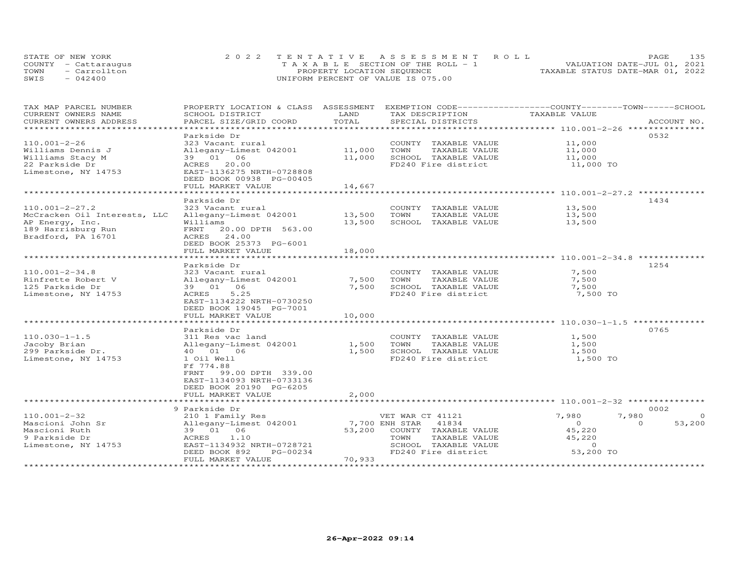STATE OF NEW YORK
COUNTY - Cattaraugus
TOWN - Carrollton
SWIS - 042400

2022 TENTATIVE ASSESSMENT ROLL
TAXABLE SECTION OF THE ROLL - 1
PROPERTY LOCATION SEQUENCE
UNIFORM PERCENT OF VALUE IS 075.00

VALUATION DATE-JUL 01, 2021
TAXABLE STATUS DATE-MAR 01, 2022

| TAX MAP PARCEL NUMBER / CURRENT OWNERS NAME / CURRENT OWNERS ADDRESS | PROPERTY LOCATION & CLASS / SCHOOL DISTRICT / PARCEL SIZE/GRID COORD | ASSESSMENT LAND / TOTAL | EXEMPTION CODE / TAX DESCRIPTION / SPECIAL DISTRICTS | COUNTY TAXABLE VALUE | TOWN | SCHOOL / ACCOUNT NO. |
|---|---|---|---|---|---|---|
| 110.001-2-26 | Parkside Dr | | | | | 0532 |
| Williams Dennis J | 323 Vacant rural | | COUNTY TAXABLE VALUE | 11,000 | | |
| Williams Stacy M | Allegany-Limest 042001 | 11,000 | TOWN TAXABLE VALUE | 11,000 | | |
| 22 Parkside Dr | 39 01 06 | 11,000 | SCHOOL TAXABLE VALUE | 11,000 | | |
| Limestone, NY 14753 | ACRES 20.00 | | FD240 Fire district | 11,000 TO | | |
| | EAST-1136275 NRTH-0728808 | | | | | |
| | DEED BOOK 00938 PG-00405 | | | | | |
| | FULL MARKET VALUE | 14,667 | | | | |
| 110.001-2-27.2 | Parkside Dr | | | | | 1434 |
| McCracken Oil Interests, LLC | 323 Vacant rural | | COUNTY TAXABLE VALUE | 13,500 | | |
| AP Energy, Inc. | Allegany-Limest 042001 | 13,500 | TOWN TAXABLE VALUE | 13,500 | | |
| 189 Harrisburg Run | Williams | 13,500 | SCHOOL TAXABLE VALUE | 13,500 | | |
| Bradford, PA 16701 | FRNT 20.00 DPTH 563.00 | | | | | |
| | ACRES 24.00 | | | | | |
| | DEED BOOK 25373 PG-6001 | | | | | |
| | FULL MARKET VALUE | 18,000 | | | | |
| 110.001-2-34.8 | Parkside Dr | | | | | 1254 |
| Rinfrette Robert V | 323 Vacant rural | | COUNTY TAXABLE VALUE | 7,500 | | |
| 125 Parkside Dr | Allegany-Limest 042001 | 7,500 | TOWN TAXABLE VALUE | 7,500 | | |
| Limestone, NY 14753 | 39 01 06 | 7,500 | SCHOOL TAXABLE VALUE | 7,500 | | |
| | ACRES 5.25 | | FD240 Fire district | 7,500 TO | | |
| | EAST-1134222 NRTH-0730250 | | | | | |
| | DEED BOOK 19045 PG-7001 | | | | | |
| | FULL MARKET VALUE | 10,000 | | | | |
| 110.030-1-1.5 | Parkside Dr | | | | | 0765 |
| Jacoby Brian | 311 Res vac land | | COUNTY TAXABLE VALUE | 1,500 | | |
| 299 Parkside Dr. | Allegany-Limest 042001 | 1,500 | TOWN TAXABLE VALUE | 1,500 | | |
| Limestone, NY 14753 | 40 01 06 | 1,500 | SCHOOL TAXABLE VALUE | 1,500 | | |
| | 1 Oil Well | | FD240 Fire district | 1,500 TO | | |
| | Ff 774.88 | | | | | |
| | FRNT 99.00 DPTH 339.00 | | | | | |
| | EAST-1134093 NRTH-0733136 | | | | | |
| | DEED BOOK 20190 PG-6205 | | | | | |
| | FULL MARKET VALUE | 2,000 | | | | |
| 110.001-2-32 | 9 Parkside Dr | | | | | 0002 |
| Mascioni John Sr | 210 1 Family Res | | VET WAR CT 41121 | 7,980 | 7,980 | 0 |
| Mascioni Ruth | Allegany-Limest 042001 | 7,700 | ENH STAR 41834 | 0 | 0 | 53,200 |
| 9 Parkside Dr | 39 01 06 | 53,200 | COUNTY TAXABLE VALUE | 45,220 | | |
| Limestone, NY 14753 | ACRES 1.10 | | TOWN TAXABLE VALUE | 45,220 | | |
| | EAST-1134932 NRTH-0728721 | | SCHOOL TAXABLE VALUE | 0 | | |
| | DEED BOOK 892 PG-00234 | | FD240 Fire district | 53,200 TO | | |
| | FULL MARKET VALUE | 70,933 | | | | |

26-Apr-2022 09:14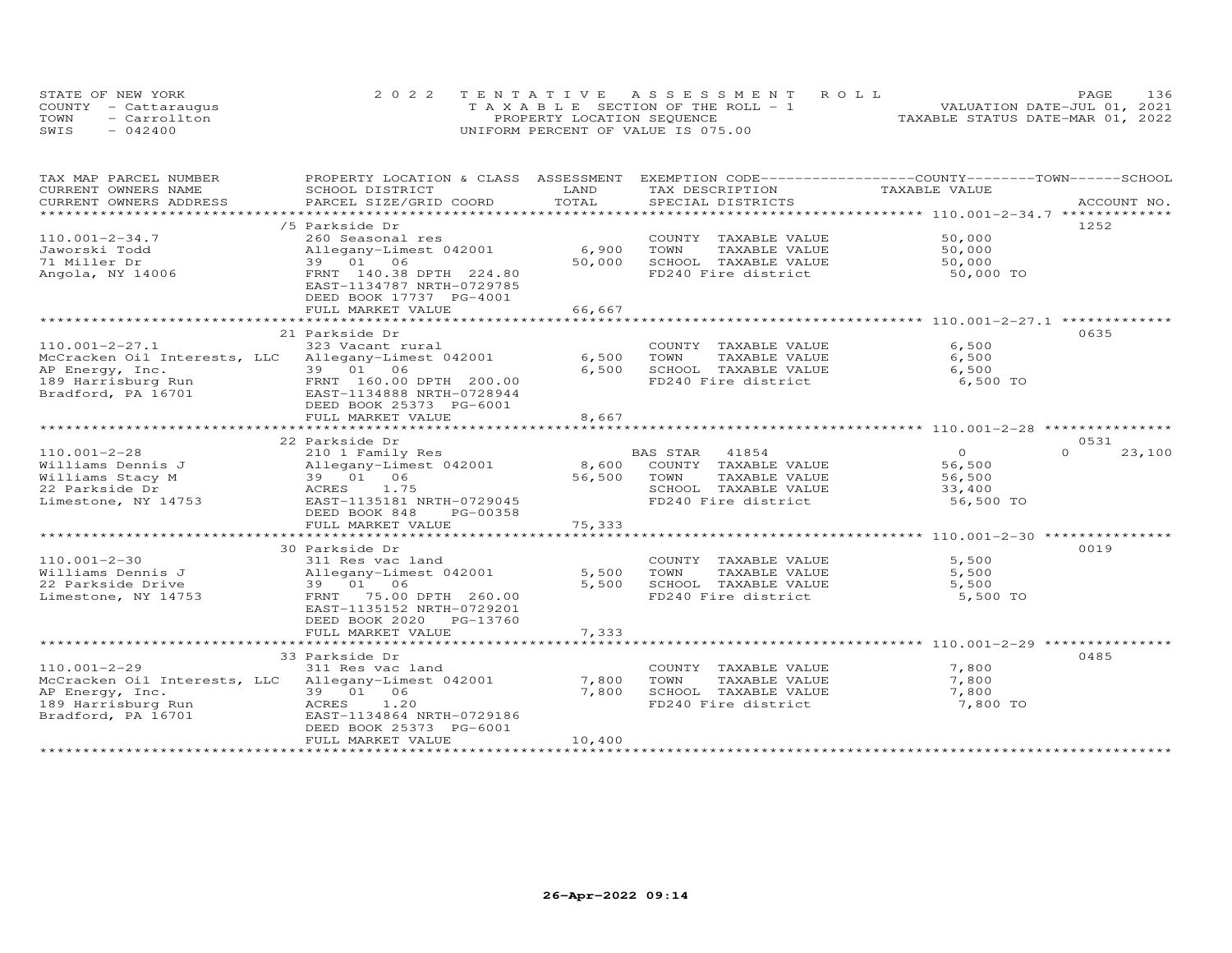STATE OF NEW YORK
COUNTY - Cattaraugus
TOWN - Carrollton
SWIS - 042400

2022 TENTATIVE ASSESSMENT ROLL
TAXABLE SECTION OF THE ROLL - 1
PROPERTY LOCATION SEQUENCE
UNIFORM PERCENT OF VALUE IS 075.00

VALUATION DATE-JUL 01, 2021
TAXABLE STATUS DATE-MAR 01, 2022

| TAX MAP PARCEL NUMBER / CURRENT OWNERS NAME / CURRENT OWNERS ADDRESS | PROPERTY LOCATION & CLASS / SCHOOL DISTRICT / PARCEL SIZE/GRID COORD | ASSESSMENT LAND / TOTAL | EXEMPTION CODE / TAX DESCRIPTION / SPECIAL DISTRICTS | COUNTY TAXABLE VALUE | TOWN | SCHOOL | ACCOUNT NO. |
|---|---|---|---|---|---|---|---|
| **110.001-2-34.7** | /5 Parkside Dr | | | | | | 1252 |
| 110.001-2-34.7 | 260 Seasonal res | | COUNTY TAXABLE VALUE | 50,000 | | | |
| Jaworski Todd | Allegany-Limest 042001 | 6,900 | TOWN TAXABLE VALUE | 50,000 | | | |
| 71 Miller Dr | 39 01 06 | 50,000 | SCHOOL TAXABLE VALUE | 50,000 | | | |
| Angola, NY 14006 | FRNT 140.38 DPTH 224.80 | | FD240 Fire district | 50,000 TO | | | |
| | EAST-1134787 NRTH-0729785 | | | | | | |
| | DEED BOOK 17737 PG-4001 | | | | | | |
| | FULL MARKET VALUE | 66,667 | | | | | |
| **110.001-2-27.1** | 21 Parkside Dr | | | | | | 0635 |
| 110.001-2-27.1 | 323 Vacant rural | | COUNTY TAXABLE VALUE | 6,500 | | | |
| McCracken Oil Interests, LLC | Allegany-Limest 042001 | 6,500 | TOWN TAXABLE VALUE | 6,500 | | | |
| AP Energy, Inc. | 39 01 06 | 6,500 | SCHOOL TAXABLE VALUE | 6,500 | | | |
| 189 Harrisburg Run | FRNT 160.00 DPTH 200.00 | | FD240 Fire district | 6,500 TO | | | |
| Bradford, PA 16701 | EAST-1134888 NRTH-0728944 | | | | | | |
| | DEED BOOK 25373 PG-6001 | | | | | | |
| | FULL MARKET VALUE | 8,667 | | | | | |
| **110.001-2-28** | 22 Parkside Dr | | | | | | 0531 |
| 110.001-2-28 | 210 1 Family Res | | BAS STAR 41854 | 0 | 0 | 23,100 | |
| Williams Dennis J | Allegany-Limest 042001 | 8,600 | COUNTY TAXABLE VALUE | 56,500 | | | |
| Williams Stacy M | 39 01 06 | 56,500 | TOWN TAXABLE VALUE | 56,500 | | | |
| 22 Parkside Dr | ACRES 1.75 | | SCHOOL TAXABLE VALUE | 33,400 | | | |
| Limestone, NY 14753 | EAST-1135181 NRTH-0729045 | | FD240 Fire district | 56,500 TO | | | |
| | DEED BOOK 848 PG-00358 | | | | | | |
| | FULL MARKET VALUE | 75,333 | | | | | |
| **110.001-2-30** | 30 Parkside Dr | | | | | | 0019 |
| 110.001-2-30 | 311 Res vac land | | COUNTY TAXABLE VALUE | 5,500 | | | |
| Williams Dennis J | Allegany-Limest 042001 | 5,500 | TOWN TAXABLE VALUE | 5,500 | | | |
| 22 Parkside Drive | 39 01 06 | 5,500 | SCHOOL TAXABLE VALUE | 5,500 | | | |
| Limestone, NY 14753 | FRNT 75.00 DPTH 260.00 | | FD240 Fire district | 5,500 TO | | | |
| | EAST-1135152 NRTH-0729201 | | | | | | |
| | DEED BOOK 2020 PG-13760 | | | | | | |
| | FULL MARKET VALUE | 7,333 | | | | | |
| **110.001-2-29** | 33 Parkside Dr | | | | | | 0485 |
| 110.001-2-29 | 311 Res vac land | | COUNTY TAXABLE VALUE | 7,800 | | | |
| McCracken Oil Interests, LLC | Allegany-Limest 042001 | 7,800 | TOWN TAXABLE VALUE | 7,800 | | | |
| AP Energy, Inc. | 39 01 06 | 7,800 | SCHOOL TAXABLE VALUE | 7,800 | | | |
| 189 Harrisburg Run | ACRES 1.20 | | FD240 Fire district | 7,800 TO | | | |
| Bradford, PA 16701 | EAST-1134864 NRTH-0729186 | | | | | | |
| | DEED BOOK 25373 PG-6001 | | | | | | |
| | FULL MARKET VALUE | 10,400 | | | | | |

26-Apr-2022 09:14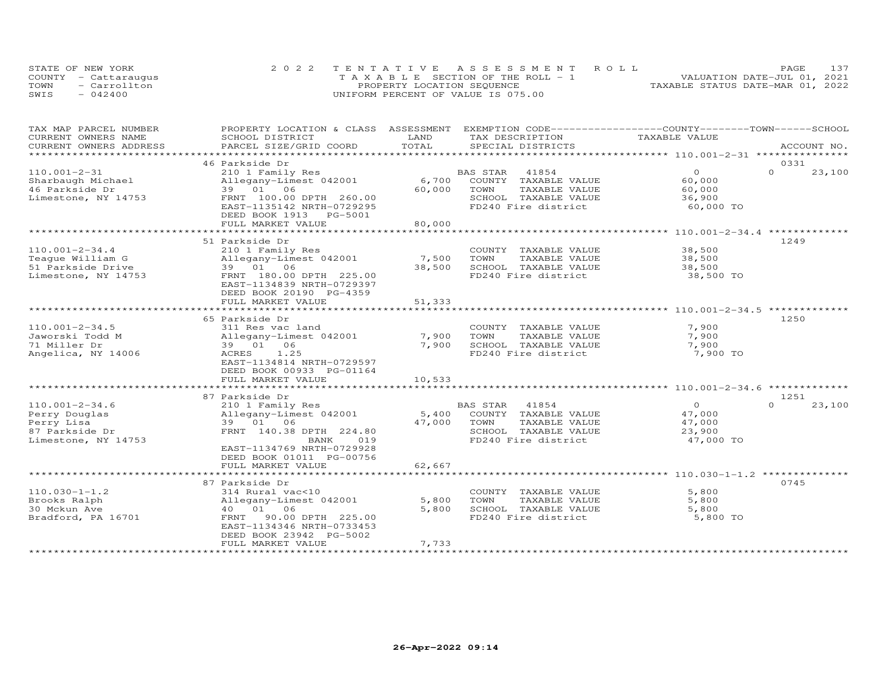STATE OF NEW YORK
COUNTY - Cattaraugus
TOWN - Carrollton
SWIS - 042400

2022 TENTATIVE ASSESSMENT ROLL
TAXABLE SECTION OF THE ROLL - 1
PROPERTY LOCATION SEQUENCE
UNIFORM PERCENT OF VALUE IS 075.00

VALUATION DATE-JUL 01, 2021
TAXABLE STATUS DATE-MAR 01, 2022

| TAX MAP PARCEL NUMBER / CURRENT OWNERS NAME / CURRENT OWNERS ADDRESS | PROPERTY LOCATION & CLASS / SCHOOL DISTRICT / PARCEL SIZE/GRID COORD | ASSESSMENT LAND / TOTAL | EXEMPTION CODE / TAX DESCRIPTION / SPECIAL DISTRICTS | COUNTY / TOWN / SCHOOL TAXABLE VALUE | ACCOUNT NO. |
|---|---|---|---|---|---|
| 110.001-2-31 | 46 Parkside Dr | | | | 0331 |
| 110.001-2-31 | 210 1 Family Res | | BAS STAR 41854 | 0 | 0 23,100 |
| Sharbaugh Michael | Allegany-Limest 042001 | 6,700 | COUNTY TAXABLE VALUE | 60,000 | |
| 46 Parkside Dr | 39 01 06 | 60,000 | TOWN TAXABLE VALUE | 60,000 | |
| Limestone, NY 14753 | FRNT 100.00 DPTH 260.00 | | SCHOOL TAXABLE VALUE | 36,900 | |
| | EAST-1135142 NRTH-0729295 | | FD240 Fire district | 60,000 TO | |
| | DEED BOOK 1913 PG-5001 | | | | |
| | FULL MARKET VALUE | 80,000 | | | |
| 110.001-2-34.4 | 51 Parkside Dr | | | | 1249 |
| 110.001-2-34.4 | 210 1 Family Res | | COUNTY TAXABLE VALUE | 38,500 | |
| Teague William G | Allegany-Limest 042001 | 7,500 | TOWN TAXABLE VALUE | 38,500 | |
| 51 Parkside Drive | 39 01 06 | 38,500 | SCHOOL TAXABLE VALUE | 38,500 | |
| Limestone, NY 14753 | FRNT 180.00 DPTH 225.00 | | FD240 Fire district | 38,500 TO | |
| | EAST-1134839 NRTH-0729397 | | | | |
| | DEED BOOK 20190 PG-4359 | | | | |
| | FULL MARKET VALUE | 51,333 | | | |
| 110.001-2-34.5 | 65 Parkside Dr | | | | 1250 |
| 110.001-2-34.5 | 311 Res vac land | | COUNTY TAXABLE VALUE | 7,900 | |
| Jaworski Todd M | Allegany-Limest 042001 | 7,900 | TOWN TAXABLE VALUE | 7,900 | |
| 71 Miller Dr | 39 01 06 | 7,900 | SCHOOL TAXABLE VALUE | 7,900 | |
| Angelica, NY 14006 | ACRES 1.25 | | FD240 Fire district | 7,900 TO | |
| | EAST-1134814 NRTH-0729597 | | | | |
| | DEED BOOK 00933 PG-01164 | | | | |
| | FULL MARKET VALUE | 10,533 | | | |
| 110.001-2-34.6 | 87 Parkside Dr | | | | 1251 |
| 110.001-2-34.6 | 210 1 Family Res | | BAS STAR 41854 | 0 | 0 23,100 |
| Perry Douglas | Allegany-Limest 042001 | 5,400 | COUNTY TAXABLE VALUE | 47,000 | |
| Perry Lisa | 39 01 06 | 47,000 | TOWN TAXABLE VALUE | 47,000 | |
| 87 Parkside Dr | FRNT 140.38 DPTH 224.80 | | SCHOOL TAXABLE VALUE | 23,900 | |
| Limestone, NY 14753 | BANK 019 | | FD240 Fire district | 47,000 TO | |
| | EAST-1134769 NRTH-0729928 | | | | |
| | DEED BOOK 01011 PG-00756 | | | | |
| | FULL MARKET VALUE | 62,667 | | | |
| 110.030-1-1.2 | 87 Parkside Dr | | | | 0745 |
| 110.030-1-1.2 | 314 Rural vac<10 | | COUNTY TAXABLE VALUE | 5,800 | |
| Brooks Ralph | Allegany-Limest 042001 | 5,800 | TOWN TAXABLE VALUE | 5,800 | |
| 30 Mckun Ave | 40 01 06 | 5,800 | SCHOOL TAXABLE VALUE | 5,800 | |
| Bradford, PA 16701 | FRNT 90.00 DPTH 225.00 | | FD240 Fire district | 5,800 TO | |
| | EAST-1134346 NRTH-0733453 | | | | |
| | DEED BOOK 23942 PG-5002 | | | | |
| | FULL MARKET VALUE | 7,733 | | | |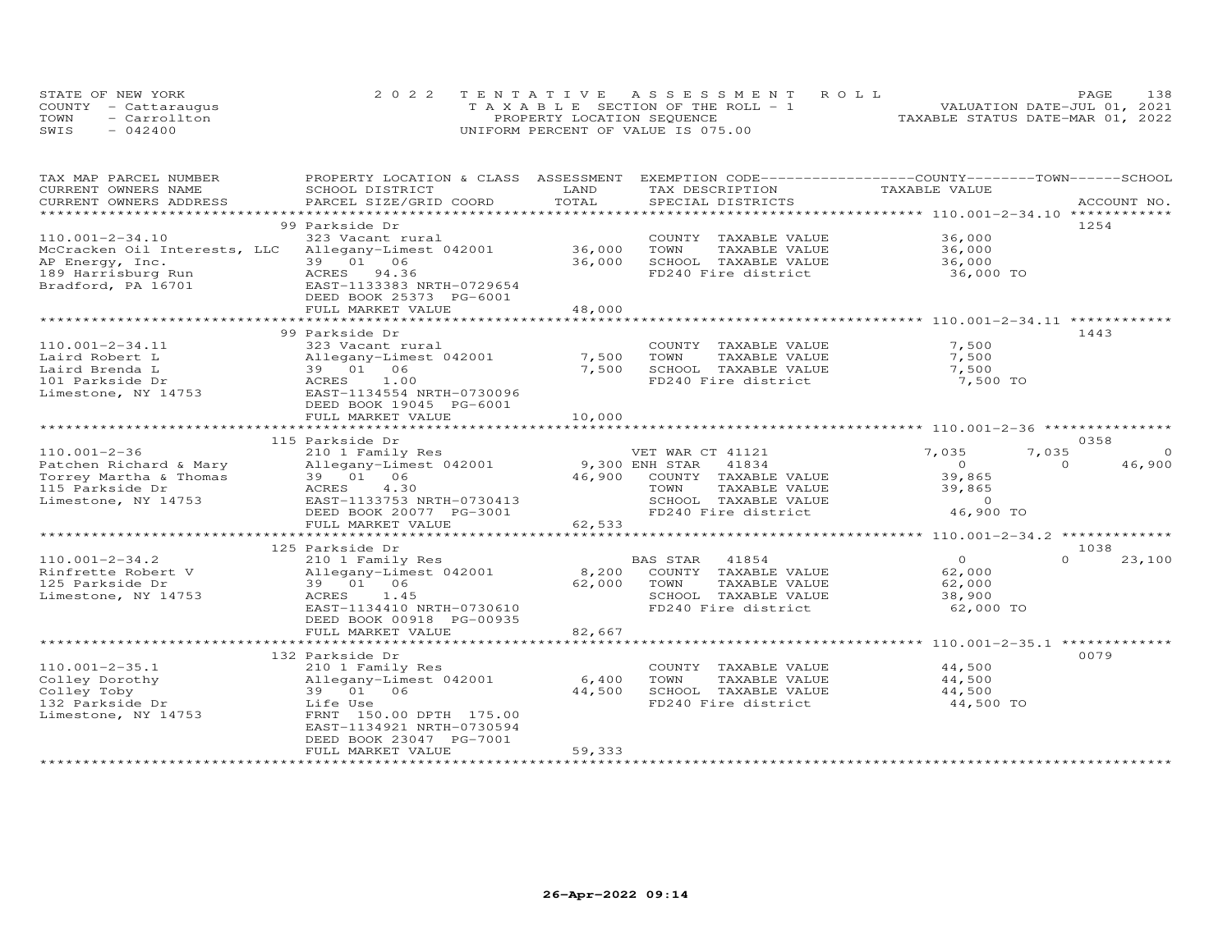STATE OF NEW YORK
COUNTY - Cattaraugus
TOWN - Carrollton
SWIS - 042400

2 0 2 2 T E N T A T I V E A S S E S S M E N T R O L L
T A X A B L E SECTION OF THE ROLL - 1
PROPERTY LOCATION SEQUENCE
UNIFORM PERCENT OF VALUE IS 075.00

VALUATION DATE-JUL 01, 2021
TAXABLE STATUS DATE-MAR 01, 2022

| TAX MAP PARCEL NUMBER / CURRENT OWNERS NAME / CURRENT OWNERS ADDRESS | PROPERTY LOCATION & CLASS / SCHOOL DISTRICT / PARCEL SIZE/GRID COORD | ASSESSMENT LAND | TOTAL | EXEMPTION CODE / TAX DESCRIPTION / SPECIAL DISTRICTS | COUNTY TAXABLE VALUE | TOWN | SCHOOL | ACCOUNT NO. |
|---|---|---|---|---|---|---|---|---|
| **110.001-2-34.10** | 99 Parkside Dr | | | | | | | 1254 |
| 110.001-2-34.10 | 323 Vacant rural | | | COUNTY TAXABLE VALUE | 36,000 | | | |
| McCracken Oil Interests, LLC | Allegany-Limest 042001 | 36,000 | | TOWN TAXABLE VALUE | 36,000 | | | |
| AP Energy, Inc. | 39 01 06 | | 36,000 | SCHOOL TAXABLE VALUE | 36,000 | | | |
| 189 Harrisburg Run | ACRES 94.36 | | | FD240 Fire district | 36,000 TO | | | |
| Bradford, PA 16701 | EAST-1133383 NRTH-0729654 | | | | | | | |
| | DEED BOOK 25373 PG-6001 | | | | | | | |
| | FULL MARKET VALUE | | 48,000 | | | | | |
| **110.001-2-34.11** | 99 Parkside Dr | | | | | | | 1443 |
| 110.001-2-34.11 | 323 Vacant rural | | | COUNTY TAXABLE VALUE | 7,500 | | | |
| Laird Robert L | Allegany-Limest 042001 | 7,500 | | TOWN TAXABLE VALUE | 7,500 | | | |
| Laird Brenda L | 39 01 06 | | 7,500 | SCHOOL TAXABLE VALUE | 7,500 | | | |
| 101 Parkside Dr | ACRES 1.00 | | | FD240 Fire district | 7,500 TO | | | |
| Limestone, NY 14753 | EAST-1134554 NRTH-0730096 | | | | | | | |
| | DEED BOOK 19045 PG-6001 | | | | | | | |
| | FULL MARKET VALUE | | 10,000 | | | | | |
| **110.001-2-36** | 115 Parkside Dr | | | | | | | 0358 |
| 110.001-2-36 | 210 1 Family Res | | | VET WAR CT 41121 | 7,035 | 7,035 | 0 | |
| Patchen Richard & Mary | Allegany-Limest 042001 | 9,300 | | ENH STAR 41834 | 0 | 0 | 46,900 | |
| Torrey Martha & Thomas | 39 01 06 | | 46,900 | COUNTY TAXABLE VALUE | 39,865 | | | |
| 115 Parkside Dr | ACRES 4.30 | | | TOWN TAXABLE VALUE | 39,865 | | | |
| Limestone, NY 14753 | EAST-1133753 NRTH-0730413 | | | SCHOOL TAXABLE VALUE | 0 | | | |
| | DEED BOOK 20077 PG-3001 | | | FD240 Fire district | 46,900 TO | | | |
| | FULL MARKET VALUE | | 62,533 | | | | | |
| **110.001-2-34.2** | 125 Parkside Dr | | | | | | | 1038 |
| 110.001-2-34.2 | 210 1 Family Res | | | BAS STAR 41854 | 0 | 0 | 23,100 | |
| Rinfrette Robert V | Allegany-Limest 042001 | 8,200 | | COUNTY TAXABLE VALUE | 62,000 | | | |
| 125 Parkside Dr | 39 01 06 | | 62,000 | TOWN TAXABLE VALUE | 62,000 | | | |
| Limestone, NY 14753 | ACRES 1.45 | | | SCHOOL TAXABLE VALUE | 38,900 | | | |
| | EAST-1134410 NRTH-0730610 | | | FD240 Fire district | 62,000 TO | | | |
| | DEED BOOK 00918 PG-00935 | | | | | | | |
| | FULL MARKET VALUE | | 82,667 | | | | | |
| **110.001-2-35.1** | 132 Parkside Dr | | | | | | | 0079 |
| 110.001-2-35.1 | 210 1 Family Res | | | COUNTY TAXABLE VALUE | 44,500 | | | |
| Colley Dorothy | Allegany-Limest 042001 | 6,400 | | TOWN TAXABLE VALUE | 44,500 | | | |
| Colley Toby | 39 01 06 | | 44,500 | SCHOOL TAXABLE VALUE | 44,500 | | | |
| 132 Parkside Dr | Life Use | | | FD240 Fire district | 44,500 TO | | | |
| Limestone, NY 14753 | FRNT 150.00 DPTH 175.00 | | | | | | | |
| | EAST-1134921 NRTH-0730594 | | | | | | | |
| | DEED BOOK 23047 PG-7001 | | | | | | | |
| | FULL MARKET VALUE | | 59,333 | | | | | |

26-Apr-2022 09:14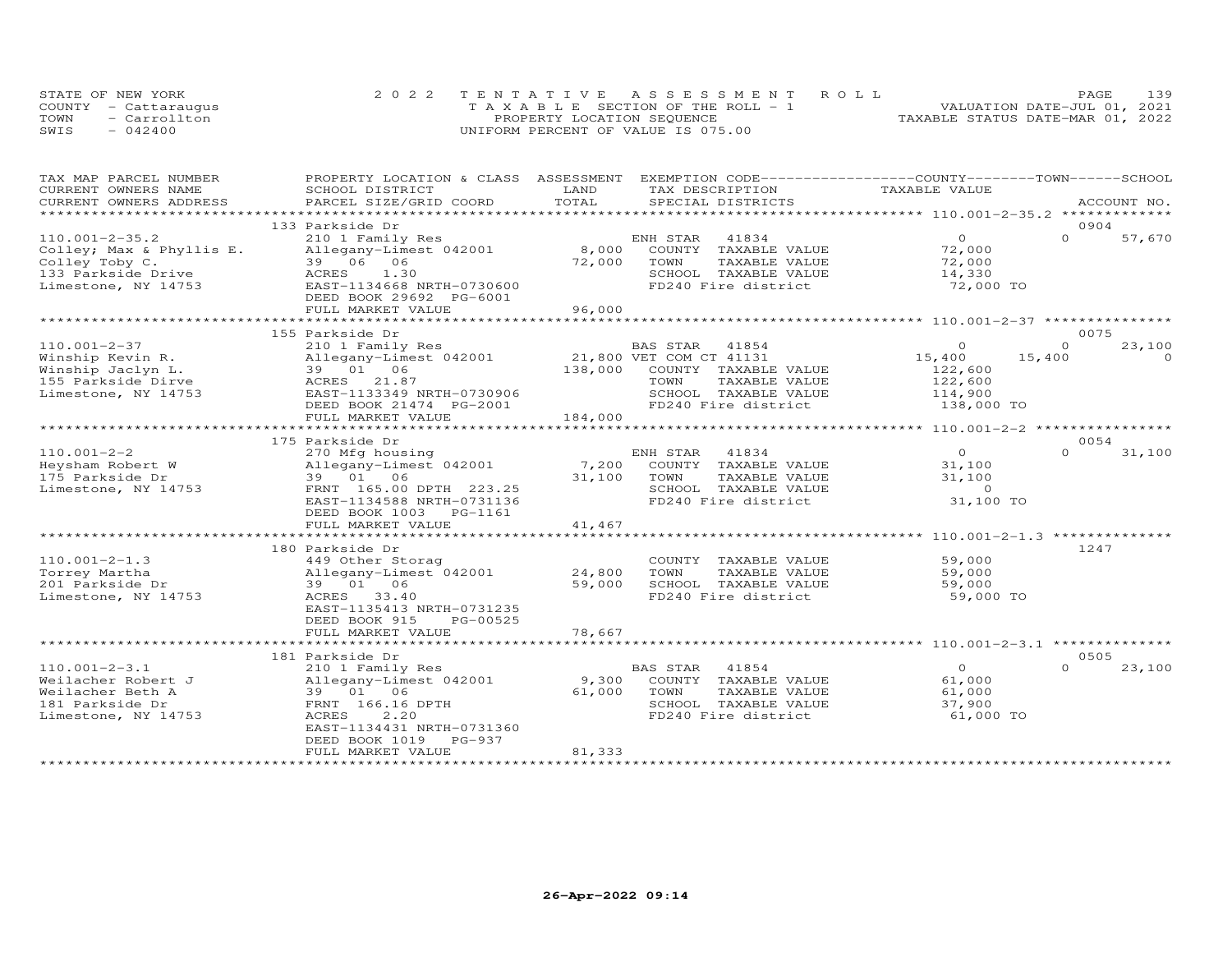STATE OF NEW YORK
COUNTY - Cattaraugus
TOWN - Carrollton
SWIS - 042400

2022 TENTATIVE ASSESSMENT ROLL
TAXABLE SECTION OF THE ROLL - 1
PROPERTY LOCATION SEQUENCE
UNIFORM PERCENT OF VALUE IS 075.00

VALUATION DATE-JUL 01, 2021
TAXABLE STATUS DATE-MAR 01, 2022

| TAX MAP PARCEL NUMBER / CURRENT OWNERS NAME / CURRENT OWNERS ADDRESS | PROPERTY LOCATION & CLASS / SCHOOL DISTRICT / PARCEL SIZE/GRID COORD | ASSESSMENT LAND / TOTAL | EXEMPTION CODE / TAX DESCRIPTION / SPECIAL DISTRICTS | COUNTY TAXABLE VALUE | TOWN | SCHOOL / ACCOUNT NO. |
|---|---|---|---|---|---|---|
| **110.001-2-35.2** | 133 Parkside Dr | | | | | 0904 |
| 110.001-2-35.2 | 210 1 Family Res | | ENH STAR 41834 | 0 | 0 | 57,670 |
| Colley; Max & Phyllis E. | Allegany-Limest 042001 | 8,000 | COUNTY TAXABLE VALUE | 72,000 | | |
| Colley Toby C. | 39 06 06 | 72,000 | TOWN TAXABLE VALUE | 72,000 | | |
| 133 Parkside Drive | ACRES 1.30 | | SCHOOL TAXABLE VALUE | 14,330 | | |
| Limestone, NY 14753 | EAST-1134668 NRTH-0730600 | | FD240 Fire district | 72,000 TO | | |
| | DEED BOOK 29692 PG-6001 | | | | | |
| | FULL MARKET VALUE | 96,000 | | | | |
| **110.001-2-37** | 155 Parkside Dr | | | | | 0075 |
| 110.001-2-37 | 210 1 Family Res | | BAS STAR 41854 | 0 | 0 | 23,100 |
| Winship Kevin R. | Allegany-Limest 042001 | 21,800 | VET COM CT 41131 | 15,400 | 15,400 | 0 |
| Winship Jaclyn L. | 39 01 06 | 138,000 | COUNTY TAXABLE VALUE | 122,600 | | |
| 155 Parkside Dirve | ACRES 21.87 | | TOWN TAXABLE VALUE | 122,600 | | |
| Limestone, NY 14753 | EAST-1133349 NRTH-0730906 | | SCHOOL TAXABLE VALUE | 114,900 | | |
| | DEED BOOK 21474 PG-2001 | | FD240 Fire district | 138,000 TO | | |
| | FULL MARKET VALUE | 184,000 | | | | |
| **110.001-2-2** | 175 Parkside Dr | | | | | 0054 |
| 110.001-2-2 | 270 Mfg housing | | ENH STAR 41834 | 0 | 0 | 31,100 |
| Heysham Robert W | Allegany-Limest 042001 | 7,200 | COUNTY TAXABLE VALUE | 31,100 | | |
| 175 Parkside Dr | 39 01 06 | 31,100 | TOWN TAXABLE VALUE | 31,100 | | |
| Limestone, NY 14753 | FRNT 165.00 DPTH 223.25 | | SCHOOL TAXABLE VALUE | 0 | | |
| | EAST-1134588 NRTH-0731136 | | FD240 Fire district | 31,100 TO | | |
| | DEED BOOK 1003 PG-1161 | | | | | |
| | FULL MARKET VALUE | 41,467 | | | | |
| **110.001-2-1.3** | 180 Parkside Dr | | | | | 1247 |
| 110.001-2-1.3 | 449 Other Storag | | COUNTY TAXABLE VALUE | 59,000 | | |
| Torrey Martha | Allegany-Limest 042001 | 24,800 | TOWN TAXABLE VALUE | 59,000 | | |
| 201 Parkside Dr | 39 01 06 | 59,000 | SCHOOL TAXABLE VALUE | 59,000 | | |
| Limestone, NY 14753 | ACRES 33.40 | | FD240 Fire district | 59,000 TO | | |
| | EAST-1135413 NRTH-0731235 | | | | | |
| | DEED BOOK 915 PG-00525 | | | | | |
| | FULL MARKET VALUE | 78,667 | | | | |
| **110.001-2-3.1** | 181 Parkside Dr | | | | | 0505 |
| 110.001-2-3.1 | 210 1 Family Res | | BAS STAR 41854 | 0 | 0 | 23,100 |
| Weilacher Robert J | Allegany-Limest 042001 | 9,300 | COUNTY TAXABLE VALUE | 61,000 | | |
| Weilacher Beth A | 39 01 06 | 61,000 | TOWN TAXABLE VALUE | 61,000 | | |
| 181 Parkside Dr | FRNT 166.16 DPTH | | SCHOOL TAXABLE VALUE | 37,900 | | |
| Limestone, NY 14753 | ACRES 2.20 | | FD240 Fire district | 61,000 TO | | |
| | EAST-1134431 NRTH-0731360 | | | | | |
| | DEED BOOK 1019 PG-937 | | | | | |
| | FULL MARKET VALUE | 81,333 | | | | |

26-Apr-2022 09:14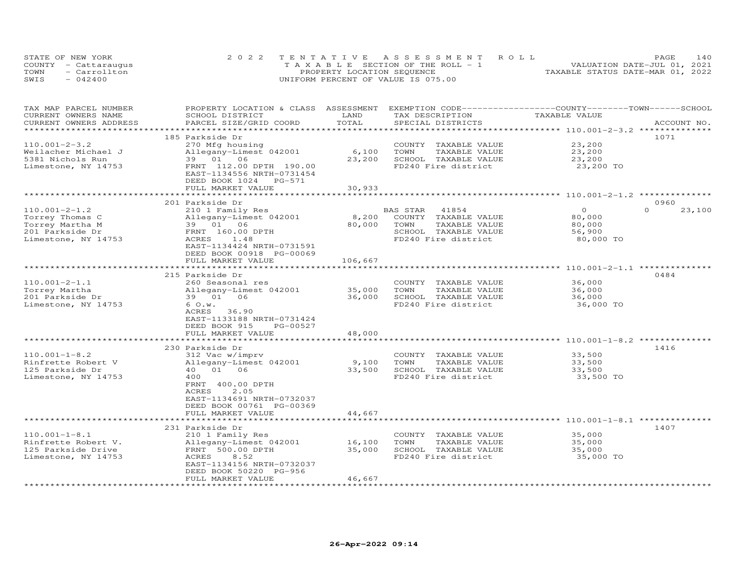STATE OF NEW YORK
COUNTY - Cattaraugus
TOWN - Carrollton
SWIS - 042400

2022 TENTATIVE ASSESSMENT ROLL
TAXABLE SECTION OF THE ROLL - 1
PROPERTY LOCATION SEQUENCE
UNIFORM PERCENT OF VALUE IS 075.00

VALUATION DATE-JUL 01, 2021
TAXABLE STATUS DATE-MAR 01, 2022

| TAX MAP PARCEL NUMBER / CURRENT OWNERS NAME / CURRENT OWNERS ADDRESS | PROPERTY LOCATION & CLASS / SCHOOL DISTRICT / PARCEL SIZE/GRID COORD | ASSESSMENT LAND / TOTAL | EXEMPTION CODE / TAX DESCRIPTION / SPECIAL DISTRICTS | COUNTY / TOWN / SCHOOL TAXABLE VALUE | ACCOUNT NO. |
|---|---|---|---|---|---|
| 110.001-2-3.2 | 185 Parkside Dr | | | | 1071 |
| Weilacher Michael J | 270 Mfg housing | | COUNTY TAXABLE VALUE | 23,200 | |
| 5381 Nichols Run | Allegany-Limest 042001 | 6,100 | TOWN TAXABLE VALUE | 23,200 | |
| Limestone, NY 14753 | 39 01 06 | 23,200 | SCHOOL TAXABLE VALUE | 23,200 | |
| | FRNT 112.00 DPTH 190.00 | | FD240 Fire district | 23,200 TO | |
| | EAST-1134556 NRTH-0731454 | | | | |
| | DEED BOOK 1024 PG-571 | | | | |
| | FULL MARKET VALUE | 30,933 | | | |
| 110.001-2-1.2 | 201 Parkside Dr | | | | 0960 |
| Torrey Thomas C | 210 1 Family Res | | BAS STAR 41854 | 0 / 0 / 23,100 | |
| Torrey Martha M | Allegany-Limest 042001 | 8,200 | COUNTY TAXABLE VALUE | 80,000 | |
| 201 Parkside Dr | 39 01 06 | 80,000 | TOWN TAXABLE VALUE | 80,000 | |
| Limestone, NY 14753 | FRNT 160.00 DPTH | | SCHOOL TAXABLE VALUE | 56,900 | |
| | ACRES 1.48 | | FD240 Fire district | 80,000 TO | |
| | EAST-1134424 NRTH-0731591 | | | | |
| | DEED BOOK 00918 PG-00069 | | | | |
| | FULL MARKET VALUE | 106,667 | | | |
| 110.001-2-1.1 | 215 Parkside Dr | | | | 0484 |
| Torrey Martha | 260 Seasonal res | | COUNTY TAXABLE VALUE | 36,000 | |
| 201 Parkside Dr | Allegany-Limest 042001 | 35,000 | TOWN TAXABLE VALUE | 36,000 | |
| Limestone, NY 14753 | 39 01 06 | 36,000 | SCHOOL TAXABLE VALUE | 36,000 | |
| | 6 O.w. | | FD240 Fire district | 36,000 TO | |
| | ACRES 36.90 | | | | |
| | EAST-1133188 NRTH-0731424 | | | | |
| | DEED BOOK 915 PG-00527 | | | | |
| | FULL MARKET VALUE | 48,000 | | | |
| 110.001-1-8.2 | 230 Parkside Dr | | | | 1416 |
| Rinfrette Robert V | 312 Vac w/imprv | | COUNTY TAXABLE VALUE | 33,500 | |
| 125 Parkside Dr | Allegany-Limest 042001 | 9,100 | TOWN TAXABLE VALUE | 33,500 | |
| Limestone, NY 14753 | 40 01 06 | 33,500 | SCHOOL TAXABLE VALUE | 33,500 | |
| | 400 | | FD240 Fire district | 33,500 TO | |
| | FRNT 400.00 DPTH | | | | |
| | ACRES 2.05 | | | | |
| | EAST-1134691 NRTH-0732037 | | | | |
| | DEED BOOK 00761 PG-00369 | | | | |
| | FULL MARKET VALUE | 44,667 | | | |
| 110.001-1-8.1 | 231 Parkside Dr | | | | 1407 |
| Rinfrette Robert V. | 210 1 Family Res | | COUNTY TAXABLE VALUE | 35,000 | |
| 125 Parkside Drive | Allegany-Limest 042001 | 16,100 | TOWN TAXABLE VALUE | 35,000 | |
| Limestone, NY 14753 | FRNT 500.00 DPTH | 35,000 | SCHOOL TAXABLE VALUE | 35,000 | |
| | ACRES 8.52 | | FD240 Fire district | 35,000 TO | |
| | EAST-1134156 NRTH-0732037 | | | | |
| | DEED BOOK 50220 PG-956 | | | | |
| | FULL MARKET VALUE | 46,667 | | | |

26-Apr-2022 09:14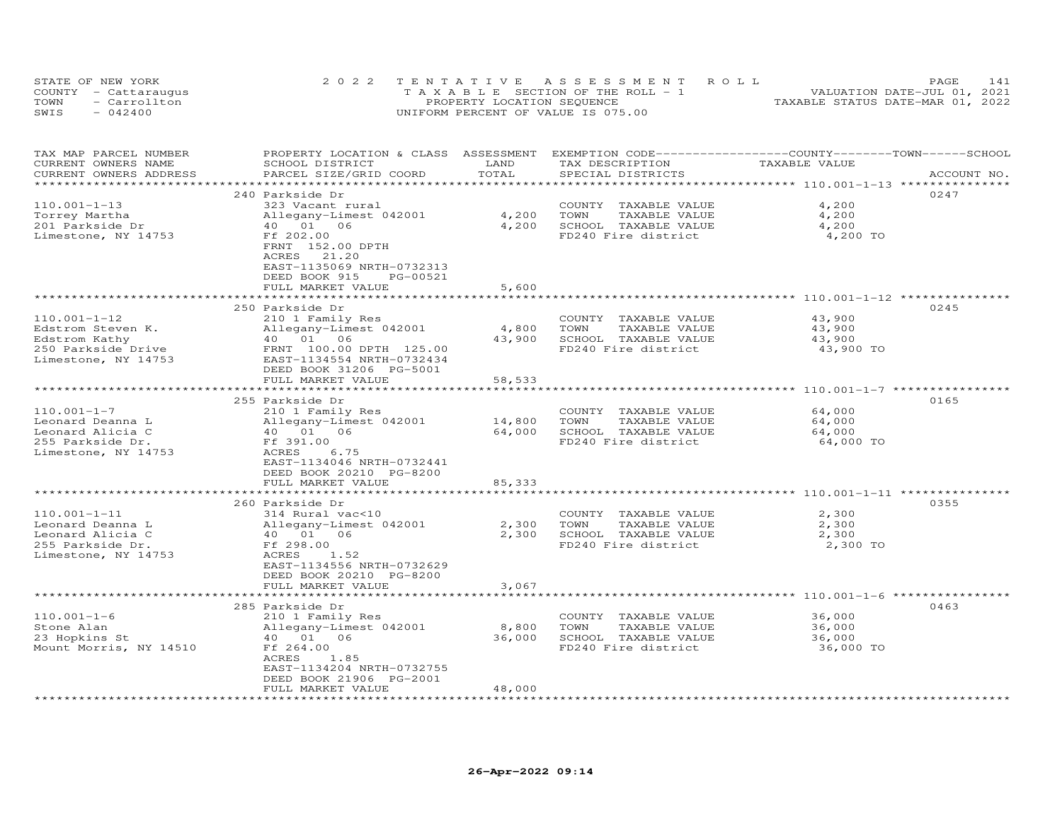STATE OF NEW YORK
COUNTY - Cattaraugus
TOWN - Carrollton
SWIS - 042400

2022 TENTATIVE ASSESSMENT ROLL
TAXABLE SECTION OF THE ROLL - 1
PROPERTY LOCATION SEQUENCE
UNIFORM PERCENT OF VALUE IS 075.00

VALUATION DATE-JUL 01, 2021
TAXABLE STATUS DATE-MAR 01, 2022

| TAX MAP PARCEL NUMBER / CURRENT OWNERS NAME / CURRENT OWNERS ADDRESS | PROPERTY LOCATION & CLASS / SCHOOL DISTRICT / PARCEL SIZE/GRID COORD | ASSESSMENT LAND / TOTAL | EXEMPTION CODE / TAX DESCRIPTION / SPECIAL DISTRICTS | TAXABLE VALUE (COUNTY / TOWN / SCHOOL) | ACCOUNT NO. |
|---|---|---|---|---|---|
| **110.001-1-13** | 240 Parkside Dr | | | | 0247 |
| 110.001-1-13 | 323 Vacant rural | | COUNTY TAXABLE VALUE | 4,200 | |
| Torrey Martha | Allegany-Limest 042001 | 4,200 | TOWN TAXABLE VALUE | 4,200 | |
| 201 Parkside Dr | 40 01 06 | 4,200 | SCHOOL TAXABLE VALUE | 4,200 | |
| Limestone, NY 14753 | Ff 202.00 | | FD240 Fire district | 4,200 TO | |
| | FRNT 152.00 DPTH | | | | |
| | ACRES 21.20 | | | | |
| | EAST-1135069 NRTH-0732313 | | | | |
| | DEED BOOK 915 PG-00521 | | | | |
| | FULL MARKET VALUE | 5,600 | | | |
| **110.001-1-12** | 250 Parkside Dr | | | | 0245 |
| 110.001-1-12 | 210 1 Family Res | | COUNTY TAXABLE VALUE | 43,900 | |
| Edstrom Steven K. | Allegany-Limest 042001 | 4,800 | TOWN TAXABLE VALUE | 43,900 | |
| Edstrom Kathy | 40 01 06 | 43,900 | SCHOOL TAXABLE VALUE | 43,900 | |
| 250 Parkside Drive | FRNT 100.00 DPTH 125.00 | | FD240 Fire district | 43,900 TO | |
| Limestone, NY 14753 | EAST-1134554 NRTH-0732434 | | | | |
| | DEED BOOK 31206 PG-5001 | | | | |
| | FULL MARKET VALUE | 58,533 | | | |
| **110.001-1-7** | 255 Parkside Dr | | | | 0165 |
| 110.001-1-7 | 210 1 Family Res | | COUNTY TAXABLE VALUE | 64,000 | |
| Leonard Deanna L | Allegany-Limest 042001 | 14,800 | TOWN TAXABLE VALUE | 64,000 | |
| Leonard Alicia C | 40 01 06 | 64,000 | SCHOOL TAXABLE VALUE | 64,000 | |
| 255 Parkside Dr. | Ff 391.00 | | FD240 Fire district | 64,000 TO | |
| Limestone, NY 14753 | ACRES 6.75 | | | | |
| | EAST-1134046 NRTH-0732441 | | | | |
| | DEED BOOK 20210 PG-8200 | | | | |
| | FULL MARKET VALUE | 85,333 | | | |
| **110.001-1-11** | 260 Parkside Dr | | | | 0355 |
| 110.001-1-11 | 314 Rural vac<10 | | COUNTY TAXABLE VALUE | 2,300 | |
| Leonard Deanna L | Allegany-Limest 042001 | 2,300 | TOWN TAXABLE VALUE | 2,300 | |
| Leonard Alicia C | 40 01 06 | 2,300 | SCHOOL TAXABLE VALUE | 2,300 | |
| 255 Parkside Dr. | Ff 298.00 | | FD240 Fire district | 2,300 TO | |
| Limestone, NY 14753 | ACRES 1.52 | | | | |
| | EAST-1134556 NRTH-0732629 | | | | |
| | DEED BOOK 20210 PG-8200 | | | | |
| | FULL MARKET VALUE | 3,067 | | | |
| **110.001-1-6** | 285 Parkside Dr | | | | 0463 |
| 110.001-1-6 | 210 1 Family Res | | COUNTY TAXABLE VALUE | 36,000 | |
| Stone Alan | Allegany-Limest 042001 | 8,800 | TOWN TAXABLE VALUE | 36,000 | |
| 23 Hopkins St | 40 01 06 | 36,000 | SCHOOL TAXABLE VALUE | 36,000 | |
| Mount Morris, NY 14510 | Ff 264.00 | | FD240 Fire district | 36,000 TO | |
| | ACRES 1.85 | | | | |
| | EAST-1134204 NRTH-0732755 | | | | |
| | DEED BOOK 21906 PG-2001 | | | | |
| | FULL MARKET VALUE | 48,000 | | | |

26-Apr-2022 09:14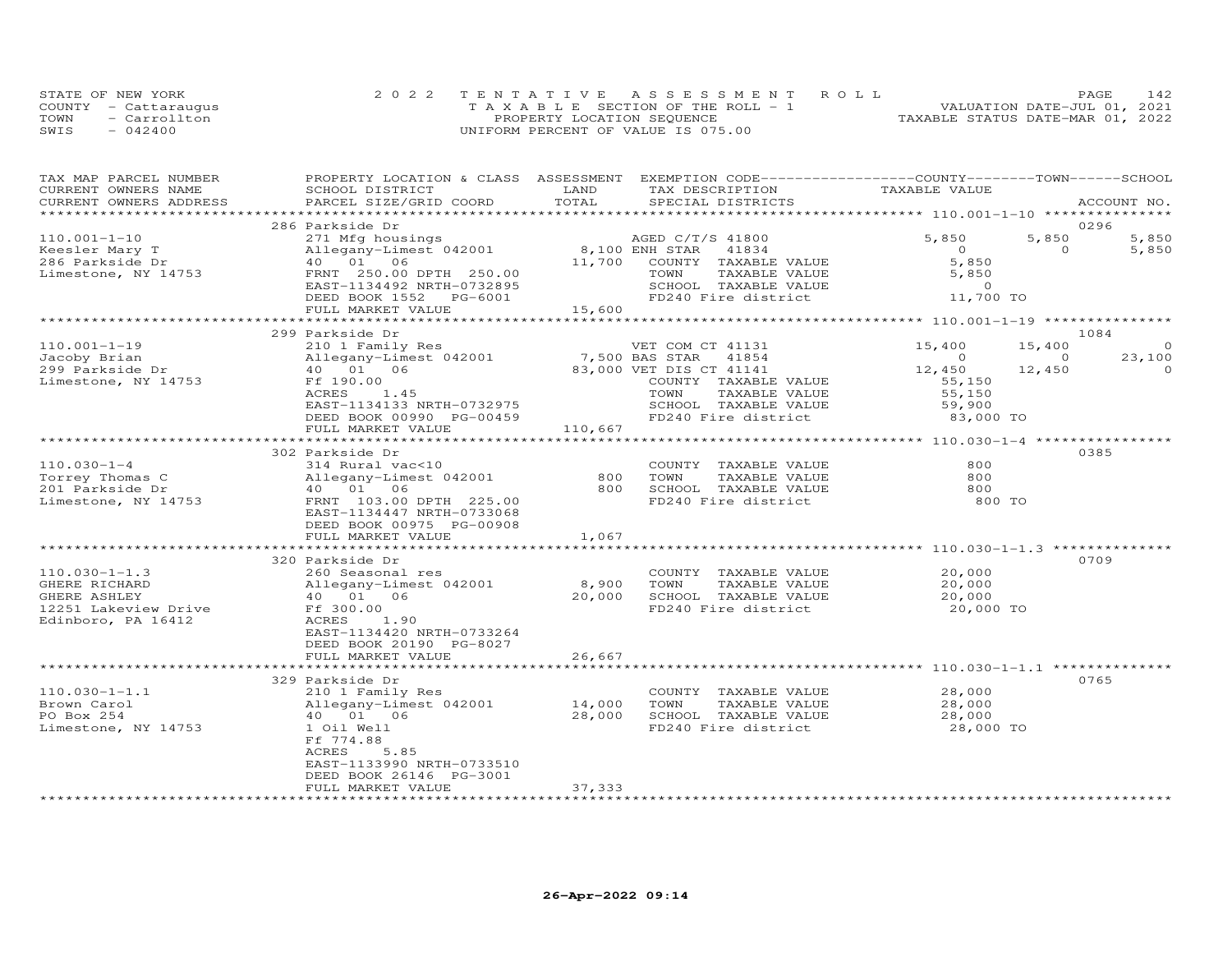STATE OF NEW YORK
COUNTY - Cattaraugus
TOWN - Carrollton
SWIS - 042400

2022 TENTATIVE ASSESSMENT ROLL
TAXABLE SECTION OF THE ROLL - 1
PROPERTY LOCATION SEQUENCE
UNIFORM PERCENT OF VALUE IS 075.00

VALUATION DATE-JUL 01, 2021
TAXABLE STATUS DATE-MAR 01, 2022

| TAX MAP PARCEL NUMBER / CURRENT OWNERS NAME / CURRENT OWNERS ADDRESS | PROPERTY LOCATION & CLASS / SCHOOL DISTRICT / PARCEL SIZE/GRID COORD | ASSESSMENT LAND | ASSESSMENT TOTAL | EXEMPTION CODE / TAX DESCRIPTION / SPECIAL DISTRICTS | COUNTY TAXABLE VALUE | TOWN | SCHOOL | ACCOUNT NO. |
|---|---|---|---|---|---|---|---|---|
| **110.001-1-10** | 286 Parkside Dr | | | | | | | 0296 |
| 110.001-1-10 | 271 Mfg housings | | | AGED C/T/S 41800 | 5,850 | 5,850 | 5,850 | |
| Keesler Mary T | Allegany-Limest 042001 | 8,100 | | ENH STAR 41834 | 0 | 0 | 5,850 | |
| 286 Parkside Dr | 40 01 06 | | 11,700 | COUNTY TAXABLE VALUE | 5,850 | | | |
| Limestone, NY 14753 | FRNT 250.00 DPTH 250.00 | | | TOWN TAXABLE VALUE | 5,850 | | | |
| | EAST-1134492 NRTH-0732895 | | | SCHOOL TAXABLE VALUE | 0 | | | |
| | DEED BOOK 1552 PG-6001 | | | FD240 Fire district | 11,700 TO | | | |
| | FULL MARKET VALUE | | 15,600 | | | | | |
| **110.001-1-19** | 299 Parkside Dr | | | | | | | 1084 |
| 110.001-1-19 | 210 1 Family Res | | | VET COM CT 41131 | 15,400 | 15,400 | 0 | |
| Jacoby Brian | Allegany-Limest 042001 | 7,500 | | BAS STAR 41854 | 0 | 0 | 23,100 | |
| 299 Parkside Dr | 40 01 06 | | 83,000 | VET DIS CT 41141 | 12,450 | 12,450 | 0 | |
| Limestone, NY 14753 | Ff 190.00 | | | COUNTY TAXABLE VALUE | 55,150 | | | |
| | ACRES 1.45 | | | TOWN TAXABLE VALUE | 55,150 | | | |
| | EAST-1134133 NRTH-0732975 | | | SCHOOL TAXABLE VALUE | 59,900 | | | |
| | DEED BOOK 00990 PG-00459 | | | FD240 Fire district | 83,000 TO | | | |
| | FULL MARKET VALUE | | 110,667 | | | | | |
| **110.030-1-4** | 302 Parkside Dr | | | | | | | 0385 |
| 110.030-1-4 | 314 Rural vac<10 | | | COUNTY TAXABLE VALUE | 800 | | | |
| Torrey Thomas C | Allegany-Limest 042001 | 800 | | TOWN TAXABLE VALUE | 800 | | | |
| 201 Parkside Dr | 40 01 06 | | 800 | SCHOOL TAXABLE VALUE | 800 | | | |
| Limestone, NY 14753 | FRNT 103.00 DPTH 225.00 | | | FD240 Fire district | 800 TO | | | |
| | EAST-1134447 NRTH-0733068 | | | | | | | |
| | DEED BOOK 00975 PG-00908 | | | | | | | |
| | FULL MARKET VALUE | | 1,067 | | | | | |
| **110.030-1-1.3** | 320 Parkside Dr | | | | | | | 0709 |
| 110.030-1-1.3 | 260 Seasonal res | | | COUNTY TAXABLE VALUE | 20,000 | | | |
| GHERE RICHARD | Allegany-Limest 042001 | 8,900 | | TOWN TAXABLE VALUE | 20,000 | | | |
| GHERE ASHLEY | 40 01 06 | | 20,000 | SCHOOL TAXABLE VALUE | 20,000 | | | |
| 12251 Lakeview Drive | Ff 300.00 | | | FD240 Fire district | 20,000 TO | | | |
| Edinboro, PA 16412 | ACRES 1.90 | | | | | | | |
| | EAST-1134420 NRTH-0733264 | | | | | | | |
| | DEED BOOK 20190 PG-8027 | | | | | | | |
| | FULL MARKET VALUE | | 26,667 | | | | | |
| **110.030-1-1.1** | 329 Parkside Dr | | | | | | | 0765 |
| 110.030-1-1.1 | 210 1 Family Res | | | COUNTY TAXABLE VALUE | 28,000 | | | |
| Brown Carol | Allegany-Limest 042001 | 14,000 | | TOWN TAXABLE VALUE | 28,000 | | | |
| PO Box 254 | 40 01 06 | | 28,000 | SCHOOL TAXABLE VALUE | 28,000 | | | |
| Limestone, NY 14753 | 1 Oil Well | | | FD240 Fire district | 28,000 TO | | | |
| | Ff 774.88 | | | | | | | |
| | ACRES 5.85 | | | | | | | |
| | EAST-1133990 NRTH-0733510 | | | | | | | |
| | DEED BOOK 26146 PG-3001 | | | | | | | |
| | FULL MARKET VALUE | | 37,333 | | | | | |

26-Apr-2022 09:14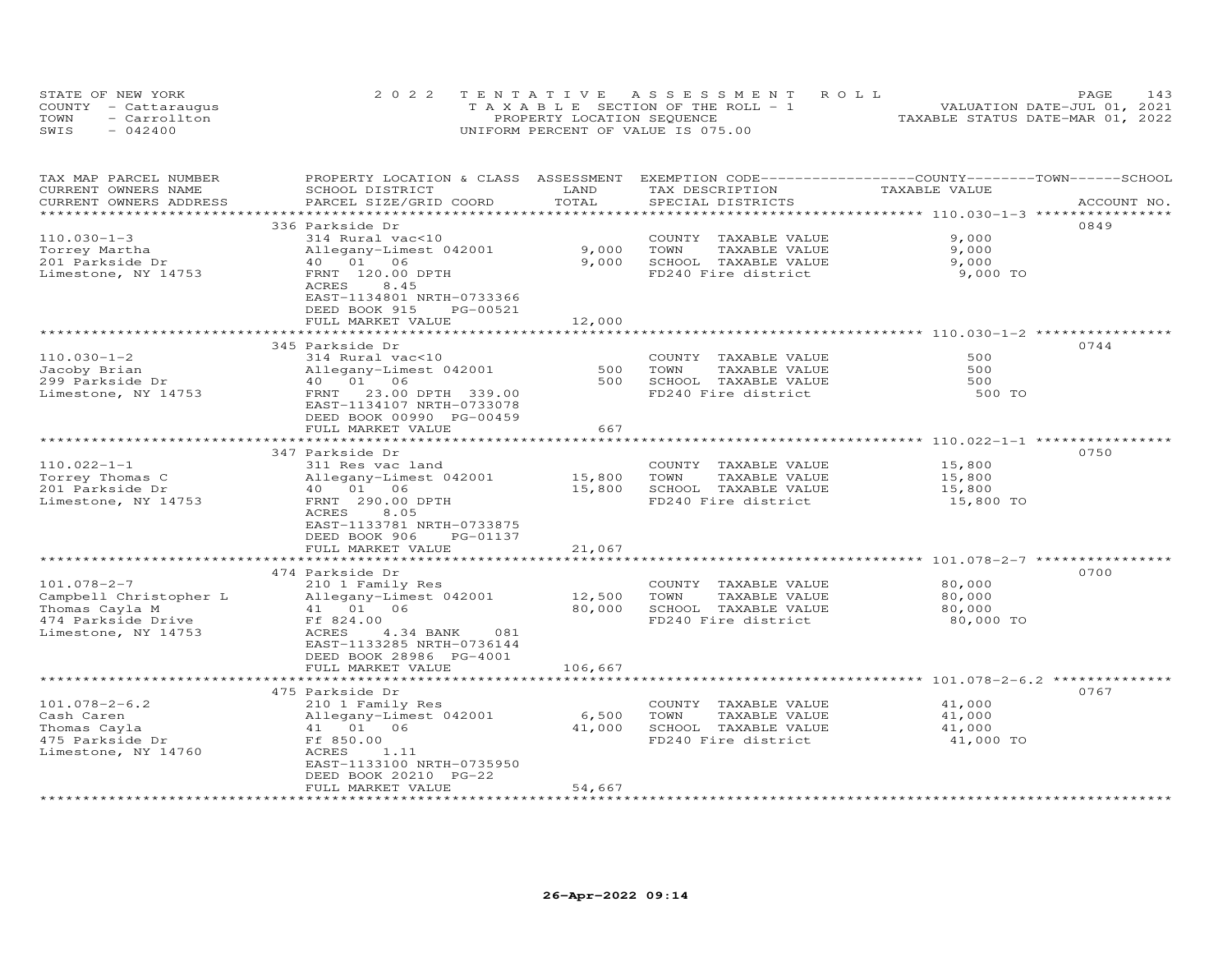STATE OF NEW YORK
COUNTY - Cattaraugus
TOWN - Carrollton
SWIS - 042400

2022 TENTATIVE ASSESSMENT ROLL
TAXABLE SECTION OF THE ROLL - 1
PROPERTY LOCATION SEQUENCE
UNIFORM PERCENT OF VALUE IS 075.00

VALUATION DATE-JUL 01, 2021
TAXABLE STATUS DATE-MAR 01, 2022

| TAX MAP PARCEL NUMBER / CURRENT OWNERS NAME / CURRENT OWNERS ADDRESS | PROPERTY LOCATION & CLASS / SCHOOL DISTRICT / PARCEL SIZE/GRID COORD | ASSESSMENT LAND / TOTAL | EXEMPTION CODE / TAX DESCRIPTION / SPECIAL DISTRICTS | COUNTY--------TOWN------SCHOOL TAXABLE VALUE | ACCOUNT NO. |
|---|---|---|---|---|---|
| 110.030-1-3 | 336 Parkside Dr | | | | 0849 |
| Torrey Martha | 314 Rural vac<10 | | COUNTY TAXABLE VALUE | 9,000 | |
| 201 Parkside Dr | Allegany-Limest 042001 | 9,000 | TOWN TAXABLE VALUE | 9,000 | |
| Limestone, NY 14753 | 40 01 06 | 9,000 | SCHOOL TAXABLE VALUE | 9,000 | |
| | FRNT 120.00 DPTH | | FD240 Fire district | 9,000 TO | |
| | ACRES 8.45 | | | | |
| | EAST-1134801 NRTH-0733366 | | | | |
| | DEED BOOK 915 PG-00521 | | | | |
| | FULL MARKET VALUE | 12,000 | | | |
| 110.030-1-2 | 345 Parkside Dr | | | | 0744 |
| Jacoby Brian | 314 Rural vac<10 | | COUNTY TAXABLE VALUE | 500 | |
| 299 Parkside Dr | Allegany-Limest 042001 | 500 | TOWN TAXABLE VALUE | 500 | |
| Limestone, NY 14753 | 40 01 06 | 500 | SCHOOL TAXABLE VALUE | 500 | |
| | FRNT 23.00 DPTH 339.00 | | FD240 Fire district | 500 TO | |
| | EAST-1134107 NRTH-0733078 | | | | |
| | DEED BOOK 00990 PG-00459 | | | | |
| | FULL MARKET VALUE | 667 | | | |
| 110.022-1-1 | 347 Parkside Dr | | | | 0750 |
| Torrey Thomas C | 311 Res vac land | | COUNTY TAXABLE VALUE | 15,800 | |
| 201 Parkside Dr | Allegany-Limest 042001 | 15,800 | TOWN TAXABLE VALUE | 15,800 | |
| Limestone, NY 14753 | 40 01 06 | 15,800 | SCHOOL TAXABLE VALUE | 15,800 | |
| | FRNT 290.00 DPTH | | FD240 Fire district | 15,800 TO | |
| | ACRES 8.05 | | | | |
| | EAST-1133781 NRTH-0733875 | | | | |
| | DEED BOOK 906 PG-01137 | | | | |
| | FULL MARKET VALUE | 21,067 | | | |
| 101.078-2-7 | 474 Parkside Dr | | | | 0700 |
| Campbell Christopher L | 210 1 Family Res | | COUNTY TAXABLE VALUE | 80,000 | |
| Thomas Cayla M | Allegany-Limest 042001 | 12,500 | TOWN TAXABLE VALUE | 80,000 | |
| 474 Parkside Drive | 41 01 06 | 80,000 | SCHOOL TAXABLE VALUE | 80,000 | |
| Limestone, NY 14753 | Ff 824.00 | | FD240 Fire district | 80,000 TO | |
| | ACRES 4.34 BANK 081 | | | | |
| | EAST-1133285 NRTH-0736144 | | | | |
| | DEED BOOK 28986 PG-4001 | | | | |
| | FULL MARKET VALUE | 106,667 | | | |
| 101.078-2-6.2 | 475 Parkside Dr | | | | 0767 |
| Cash Caren | 210 1 Family Res | | COUNTY TAXABLE VALUE | 41,000 | |
| Thomas Cayla | Allegany-Limest 042001 | 6,500 | TOWN TAXABLE VALUE | 41,000 | |
| 475 Parkside Dr | 41 01 06 | 41,000 | SCHOOL TAXABLE VALUE | 41,000 | |
| Limestone, NY 14760 | Ff 850.00 | | FD240 Fire district | 41,000 TO | |
| | ACRES 1.11 | | | | |
| | EAST-1133100 NRTH-0735950 | | | | |
| | DEED BOOK 20210 PG-22 | | | | |
| | FULL MARKET VALUE | 54,667 | | | |

26-Apr-2022 09:14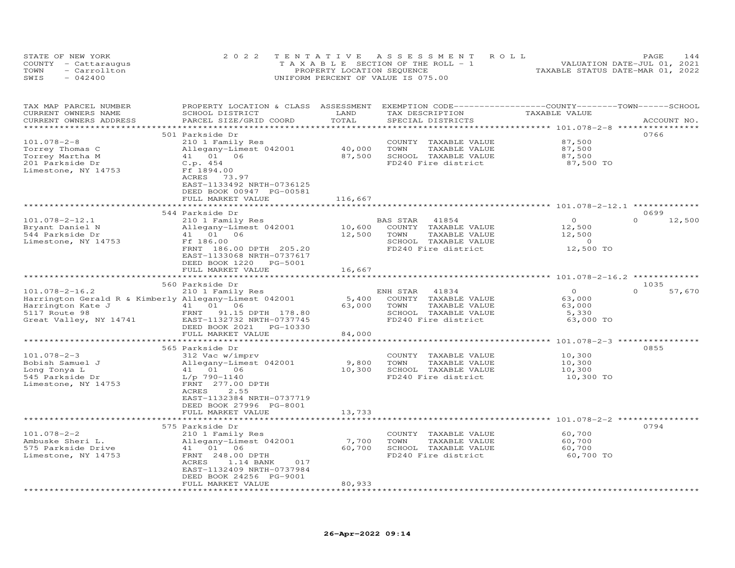STATE OF NEW YORK — COUNTY - Cattaraugus — TOWN - Carrollton — SWIS - 042400

2022 TENTATIVE ASSESSMENT ROLL
TAXABLE SECTION OF THE ROLL - 1
PROPERTY LOCATION SEQUENCE
UNIFORM PERCENT OF VALUE IS 075.00

VALUATION DATE-JUL 01, 2021
TAXABLE STATUS DATE-MAR 01, 2022

| TAX MAP PARCEL NUMBER / CURRENT OWNERS NAME / CURRENT OWNERS ADDRESS | PROPERTY LOCATION & CLASS / SCHOOL DISTRICT / PARCEL SIZE/GRID COORD | ASSESSMENT LAND | TOTAL | EXEMPTION CODE / TAX DESCRIPTION / SPECIAL DISTRICTS | COUNTY TAXABLE VALUE | TOWN | SCHOOL | ACCOUNT NO. |
|---|---|---|---|---|---|---|---|---|
| **101.078-2-8** | 501 Parkside Dr | | | | | | | 0766 |
| Torrey Thomas C | 210 1 Family Res | | | COUNTY TAXABLE VALUE | 87,500 | | | |
| Torrey Martha M | Allegany-Limest 042001 | 40,000 | | TOWN TAXABLE VALUE | 87,500 | | | |
| 201 Parkside Dr | 41 01 06 | | 87,500 | SCHOOL TAXABLE VALUE | 87,500 | | | |
| Limestone, NY 14753 | C.p. 454 | | | FD240 Fire district | 87,500 TO | | | |
| | Ff 1894.00 | | | | | | | |
| | ACRES 73.97 | | | | | | | |
| | EAST-1133492 NRTH-0736125 | | | | | | | |
| | DEED BOOK 00947 PG-00581 | | | | | | | |
| | FULL MARKET VALUE | | 116,667 | | | | | |
| **101.078-2-12.1** | 544 Parkside Dr | | | | | | | 0699 |
| Bryant Daniel N | 210 1 Family Res | | | BAS STAR 41854 | 0 | 0 | 12,500 | |
| 544 Parkside Dr | Allegany-Limest 042001 | 10,600 | | COUNTY TAXABLE VALUE | 12,500 | | | |
| Limestone, NY 14753 | 41 01 06 | | 12,500 | TOWN TAXABLE VALUE | 12,500 | | | |
| | Ff 186.00 | | | SCHOOL TAXABLE VALUE | 0 | | | |
| | FRNT 186.00 DPTH 205.20 | | | FD240 Fire district | 12,500 TO | | | |
| | EAST-1133068 NRTH-0737617 | | | | | | | |
| | DEED BOOK 1220 PG-5001 | | | | | | | |
| | FULL MARKET VALUE | | 16,667 | | | | | |
| **101.078-2-16.2** | 560 Parkside Dr | | | | | | | 1035 |
| Harrington Gerald R & Kimberly | 210 1 Family Res | | | ENH STAR 41834 | 0 | 0 | 57,670 | |
| Harrington Kate J | Allegany-Limest 042001 | 5,400 | | COUNTY TAXABLE VALUE | 63,000 | | | |
| 5117 Route 98 | 41 01 06 | | 63,000 | TOWN TAXABLE VALUE | 63,000 | | | |
| Great Valley, NY 14741 | FRNT 91.15 DPTH 178.80 | | | SCHOOL TAXABLE VALUE | 5,330 | | | |
| | EAST-1132732 NRTH-0737745 | | | FD240 Fire district | 63,000 TO | | | |
| | DEED BOOK 2021 PG-10330 | | | | | | | |
| | FULL MARKET VALUE | | 84,000 | | | | | |
| **101.078-2-3** | 565 Parkside Dr | | | | | | | 0855 |
| Bobish Samuel J | 312 Vac w/imprv | | | COUNTY TAXABLE VALUE | 10,300 | | | |
| Long Tonya L | Allegany-Limest 042001 | 9,800 | | TOWN TAXABLE VALUE | 10,300 | | | |
| 545 Parkside Dr | 41 01 06 | | 10,300 | SCHOOL TAXABLE VALUE | 10,300 | | | |
| Limestone, NY 14753 | L/p 790-1140 | | | FD240 Fire district | 10,300 TO | | | |
| | FRNT 277.00 DPTH | | | | | | | |
| | ACRES 2.55 | | | | | | | |
| | EAST-1132384 NRTH-0737719 | | | | | | | |
| | DEED BOOK 27996 PG-8001 | | | | | | | |
| | FULL MARKET VALUE | | 13,733 | | | | | |
| **101.078-2-2** | 575 Parkside Dr | | | | | | | 0794 |
| Ambuske Sheri L. | 210 1 Family Res | | | COUNTY TAXABLE VALUE | 60,700 | | | |
| 575 Parkside Drive | Allegany-Limest 042001 | 7,700 | | TOWN TAXABLE VALUE | 60,700 | | | |
| Limestone, NY 14753 | 41 01 06 | | 60,700 | SCHOOL TAXABLE VALUE | 60,700 | | | |
| | FRNT 248.00 DPTH | | | FD240 Fire district | 60,700 TO | | | |
| | ACRES 1.14 BANK 017 | | | | | | | |
| | EAST-1132409 NRTH-0737984 | | | | | | | |
| | DEED BOOK 24256 PG-9001 | | | | | | | |
| | FULL MARKET VALUE | | 80,933 | | | | | |

26-Apr-2022 09:14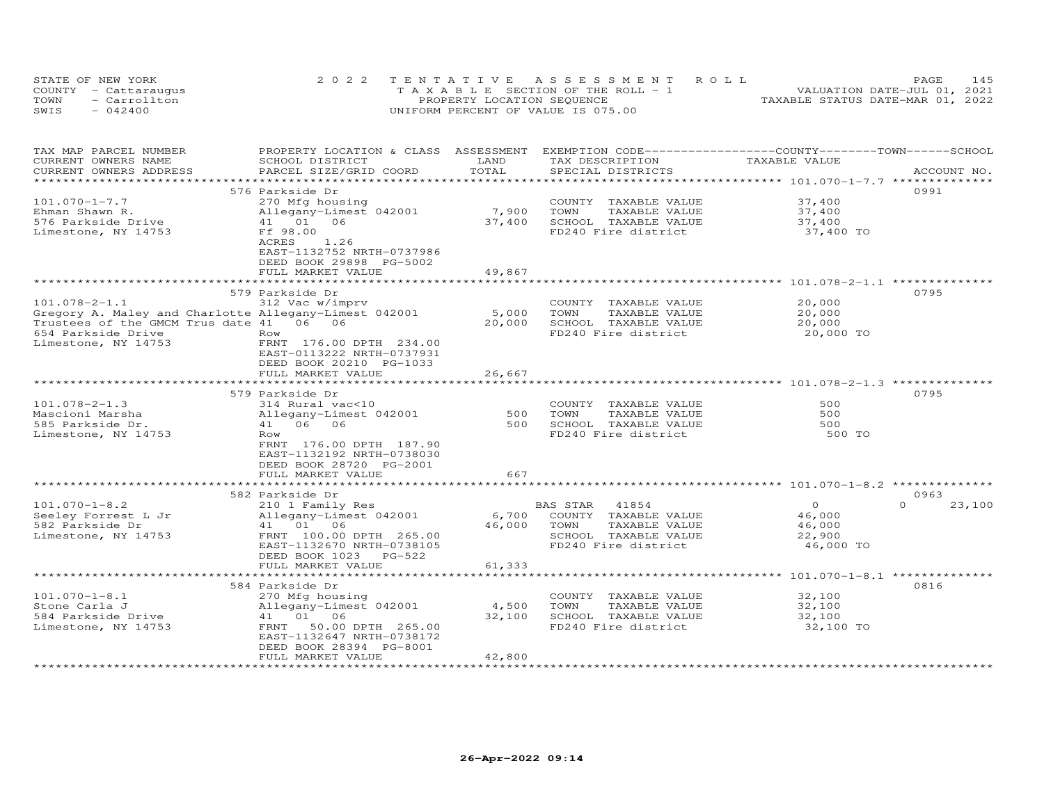STATE OF NEW YORK
COUNTY - Cattaraugus
TOWN - Carrollton
SWIS - 042400

2022 TENTATIVE ASSESSMENT ROLL
TAXABLE SECTION OF THE ROLL - 1
PROPERTY LOCATION SEQUENCE
UNIFORM PERCENT OF VALUE IS 075.00

VALUATION DATE-JUL 01, 2021
TAXABLE STATUS DATE-MAR 01, 2022

| TAX MAP PARCEL NUMBER / CURRENT OWNERS NAME / CURRENT OWNERS ADDRESS | PROPERTY LOCATION & CLASS / SCHOOL DISTRICT / PARCEL SIZE/GRID COORD | ASSESSMENT LAND / TOTAL | EXEMPTION CODE / TAX DESCRIPTION / SPECIAL DISTRICTS | COUNTY / TOWN / SCHOOL TAXABLE VALUE | ACCOUNT NO. |
|---|---|---|---|---|---|
| 101.070-1-7.7 | 576 Parkside Dr | | | | 0991 |
| Ehman Shawn R. | 270 Mfg housing | | COUNTY TAXABLE VALUE | 37,400 | |
| 576 Parkside Drive | Allegany-Limest 042001 | 7,900 | TOWN TAXABLE VALUE | 37,400 | |
| Limestone, NY 14753 | 41 01 06 | 37,400 | SCHOOL TAXABLE VALUE | 37,400 | |
| | Ff 98.00 | | FD240 Fire district | 37,400 TO | |
| | ACRES 1.26 | | | | |
| | EAST-1132752 NRTH-0737986 | | | | |
| | DEED BOOK 29898 PG-5002 | | | | |
| | FULL MARKET VALUE | 49,867 | | | |
| 101.078-2-1.1 | 579 Parkside Dr | | | | 0795 |
| Gregory A. Maley and Charlotte | 312 Vac w/imprv | | COUNTY TAXABLE VALUE | 20,000 | |
| Trustees of the GMCM Trus date | Allegany-Limest 042001 | 5,000 | TOWN TAXABLE VALUE | 20,000 | |
| 654 Parkside Drive | 41 06 06 | 20,000 | SCHOOL TAXABLE VALUE | 20,000 | |
| Limestone, NY 14753 | Row | | FD240 Fire district | 20,000 TO | |
| | FRNT 176.00 DPTH 234.00 | | | | |
| | EAST-0113222 NRTH-0737931 | | | | |
| | DEED BOOK 20210 PG-1033 | | | | |
| | FULL MARKET VALUE | 26,667 | | | |
| 101.078-2-1.3 | 579 Parkside Dr | | | | 0795 |
| Mascioni Marsha | 314 Rural vac<10 | | COUNTY TAXABLE VALUE | 500 | |
| 585 Parkside Dr. | Allegany-Limest 042001 | 500 | TOWN TAXABLE VALUE | 500 | |
| Limestone, NY 14753 | 41 06 06 | 500 | SCHOOL TAXABLE VALUE | 500 | |
| | Row | | FD240 Fire district | 500 TO | |
| | FRNT 176.00 DPTH 187.90 | | | | |
| | EAST-1132192 NRTH-0738030 | | | | |
| | DEED BOOK 28720 PG-2001 | | | | |
| | FULL MARKET VALUE | 667 | | | |
| 101.070-1-8.2 | 582 Parkside Dr | | | | 0963 |
| Seeley Forrest L Jr | 210 1 Family Res | | BAS STAR 41854 | 0 / 0 / 23,100 | |
| 582 Parkside Dr | Allegany-Limest 042001 | 6,700 | COUNTY TAXABLE VALUE | 46,000 | |
| Limestone, NY 14753 | 41 01 06 | 46,000 | TOWN TAXABLE VALUE | 46,000 | |
| | FRNT 100.00 DPTH 265.00 | | SCHOOL TAXABLE VALUE | 22,900 | |
| | EAST-1132670 NRTH-0738105 | | FD240 Fire district | 46,000 TO | |
| | DEED BOOK 1023 PG-522 | | | | |
| | FULL MARKET VALUE | 61,333 | | | |
| 101.070-1-8.1 | 584 Parkside Dr | | | | 0816 |
| Stone Carla J | 270 Mfg housing | | COUNTY TAXABLE VALUE | 32,100 | |
| 584 Parkside Drive | Allegany-Limest 042001 | 4,500 | TOWN TAXABLE VALUE | 32,100 | |
| Limestone, NY 14753 | 41 01 06 | 32,100 | SCHOOL TAXABLE VALUE | 32,100 | |
| | FRNT 50.00 DPTH 265.00 | | FD240 Fire district | 32,100 TO | |
| | EAST-1132647 NRTH-0738172 | | | | |
| | DEED BOOK 28394 PG-8001 | | | | |
| | FULL MARKET VALUE | 42,800 | | | |

26-Apr-2022 09:14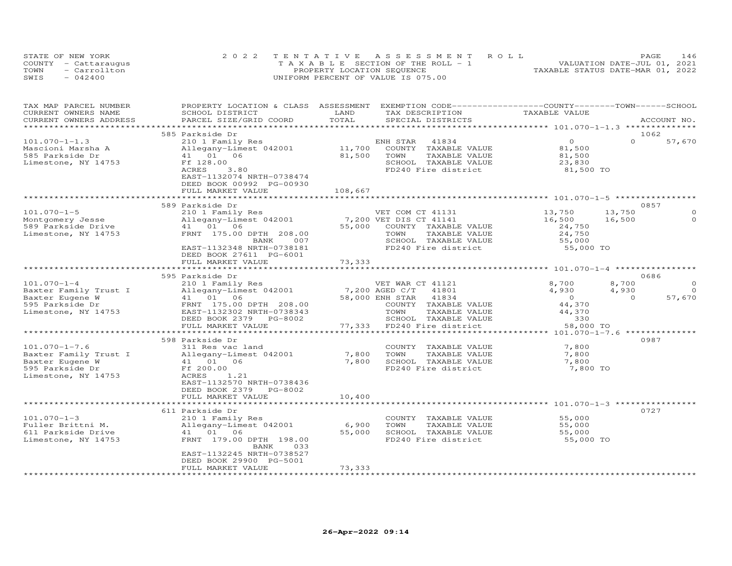STATE OF NEW YORK — 2022 TENTATIVE ASSESSMENT ROLL
COUNTY - Cattaraugus — TAXABLE SECTION OF THE ROLL - 1 — VALUATION DATE-JUL 01, 2021
TOWN - Carrollton — PROPERTY LOCATION SEQUENCE — TAXABLE STATUS DATE-MAR 01, 2022
SWIS - 042400 — UNIFORM PERCENT OF VALUE IS 075.00

| TAX MAP PARCEL NUMBER / CURRENT OWNERS NAME / CURRENT OWNERS ADDRESS | PROPERTY LOCATION & CLASS / SCHOOL DISTRICT / PARCEL SIZE/GRID COORD | ASSESSMENT LAND / TOTAL | EXEMPTION CODE / TAX DESCRIPTION / SPECIAL DISTRICTS | COUNTY TAXABLE VALUE | TOWN | SCHOOL | ACCOUNT NO. |
|---|---|---|---|---|---|---|---|
| **101.070-1-1.3** | 585 Parkside Dr | | | | | | 1062 |
| Mascioni Marsha A | 210 1 Family Res | | ENH STAR 41834 | 0 | 0 | 57,670 | |
| 585 Parkside Dr | Allegany-Limest 042001 | 11,700 | COUNTY TAXABLE VALUE | 81,500 | | | |
| Limestone, NY 14753 | 41 01 06 | 81,500 | TOWN TAXABLE VALUE | 81,500 | | | |
| | Ff 128.00 | | SCHOOL TAXABLE VALUE | 23,830 | | | |
| | ACRES 3.80 | | FD240 Fire district | 81,500 TO | | | |
| | EAST-1132074 NRTH-0738474 | | | | | | |
| | DEED BOOK 00992 PG-00930 | | | | | | |
| | FULL MARKET VALUE | 108,667 | | | | | |
| **101.070-1-5** | 589 Parkside Dr | | | | | | 0857 |
| Montgomery Jesse | 210 1 Family Res | | VET COM CT 41131 | 13,750 | 13,750 | 0 | |
| 589 Parkside Drive | Allegany-Limest 042001 | 7,200 | VET DIS CT 41141 | 16,500 | 16,500 | 0 | |
| Limestone, NY 14753 | 41 01 06 | 55,000 | COUNTY TAXABLE VALUE | 24,750 | | | |
| | FRNT 175.00 DPTH 208.00 | | TOWN TAXABLE VALUE | 24,750 | | | |
| | BANK 007 | | SCHOOL TAXABLE VALUE | 55,000 | | | |
| | EAST-1132348 NRTH-0738181 | | FD240 Fire district | 55,000 TO | | | |
| | DEED BOOK 27611 PG-6001 | | | | | | |
| | FULL MARKET VALUE | 73,333 | | | | | |
| **101.070-1-4** | 595 Parkside Dr | | | | | | 0686 |
| Baxter Family Trust I | 210 1 Family Res | | VET WAR CT 41121 | 8,700 | 8,700 | 0 | |
| Baxter Eugene W | Allegany-Limest 042001 | 7,200 | AGED C/T 41801 | 4,930 | 4,930 | 0 | |
| 595 Parkside Dr | 41 01 06 | 58,000 | ENH STAR 41834 | 0 | 0 | 57,670 | |
| Limestone, NY 14753 | FRNT 175.00 DPTH 208.00 | | COUNTY TAXABLE VALUE | 44,370 | | | |
| | EAST-1132302 NRTH-0738343 | | TOWN TAXABLE VALUE | 44,370 | | | |
| | DEED BOOK 2379 PG-8002 | | SCHOOL TAXABLE VALUE | 330 | | | |
| | FULL MARKET VALUE | 77,333 | FD240 Fire district | 58,000 TO | | | |
| **101.070-1-7.6** | 598 Parkside Dr | | | | | | 0987 |
| Baxter Family Trust I | 311 Res vac land | | COUNTY TAXABLE VALUE | 7,800 | | | |
| Baxter Eugene W | Allegany-Limest 042001 | 7,800 | TOWN TAXABLE VALUE | 7,800 | | | |
| 595 Parkside Dr | 41 01 06 | 7,800 | SCHOOL TAXABLE VALUE | 7,800 | | | |
| Limestone, NY 14753 | Ff 200.00 | | FD240 Fire district | 7,800 TO | | | |
| | ACRES 1.21 | | | | | | |
| | EAST-1132570 NRTH-0738436 | | | | | | |
| | DEED BOOK 2379 PG-8002 | | | | | | |
| | FULL MARKET VALUE | 10,400 | | | | | |
| **101.070-1-3** | 611 Parkside Dr | | | | | | 0727 |
| Fuller Brittni M. | 210 1 Family Res | | COUNTY TAXABLE VALUE | 55,000 | | | |
| 611 Parkside Drive | Allegany-Limest 042001 | 6,900 | TOWN TAXABLE VALUE | 55,000 | | | |
| Limestone, NY 14753 | 41 01 06 | 55,000 | SCHOOL TAXABLE VALUE | 55,000 | | | |
| | FRNT 179.00 DPTH 198.00 | | FD240 Fire district | 55,000 TO | | | |
| | BANK 033 | | | | | | |
| | EAST-1132245 NRTH-0738527 | | | | | | |
| | DEED BOOK 29900 PG-5001 | | | | | | |
| | FULL MARKET VALUE | 73,333 | | | | | |

26-Apr-2022 09:14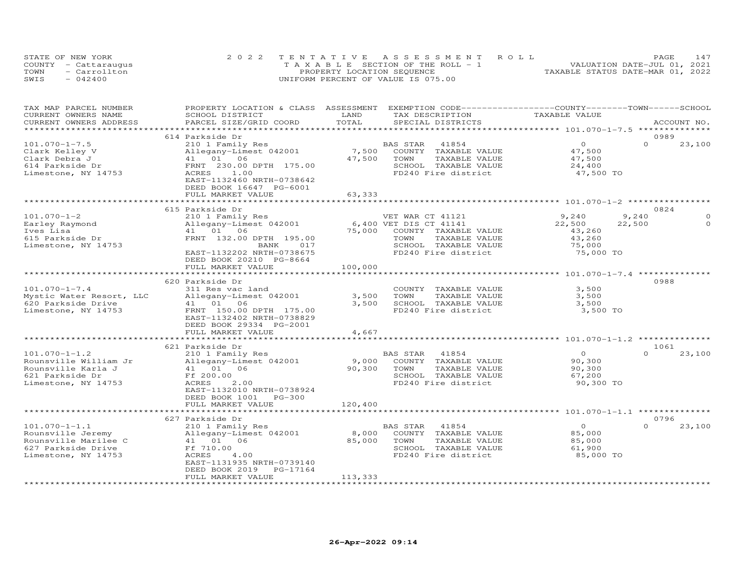STATE OF NEW YORK
COUNTY - Cattaraugus
TOWN - Carrollton
SWIS - 042400

2022 TENTATIVE ASSESSMENT ROLL
TAXABLE SECTION OF THE ROLL - 1
PROPERTY LOCATION SEQUENCE
UNIFORM PERCENT OF VALUE IS 075.00

VALUATION DATE-JUL 01, 2021
TAXABLE STATUS DATE-MAR 01, 2022

| TAX MAP PARCEL NUMBER / CURRENT OWNERS NAME / CURRENT OWNERS ADDRESS | PROPERTY LOCATION & CLASS / SCHOOL DISTRICT / PARCEL SIZE/GRID COORD | ASSESSMENT LAND / TOTAL | EXEMPTION CODE / TAX DESCRIPTION / SPECIAL DISTRICTS | COUNTY TAXABLE VALUE | TOWN | SCHOOL | ACCOUNT NO. |
|---|---|---|---|---|---|---|---|
| **101.070-1-7.5** | 614 Parkside Dr | | | | | | 0989 |
| Clark Kelley V | 210 1 Family Res | | BAS STAR 41854 | 0 | 0 | 23,100 | |
| Clark Debra J | Allegany-Limest 042001 | 7,500 | COUNTY TAXABLE VALUE | 47,500 | | | |
| 614 Parkside Dr | 41 01 06 | 47,500 | TOWN TAXABLE VALUE | 47,500 | | | |
| Limestone, NY 14753 | FRNT 230.00 DPTH 175.00 | | SCHOOL TAXABLE VALUE | 24,400 | | | |
| | ACRES 1.00 | | FD240 Fire district | 47,500 TO | | | |
| | EAST-1132460 NRTH-0738642 | | | | | | |
| | DEED BOOK 16647 PG-6001 | | | | | | |
| | FULL MARKET VALUE | 63,333 | | | | | |
| **101.070-1-2** | 615 Parkside Dr | | | | | | 0824 |
| Earley Raymond | 210 1 Family Res | | VET WAR CT 41121 | 9,240 | 9,240 | 0 | |
| Ives Lisa | Allegany-Limest 042001 | 6,400 | VET DIS CT 41141 | 22,500 | 22,500 | 0 | |
| 615 Parkside Dr | 41 01 06 | 75,000 | COUNTY TAXABLE VALUE | 43,260 | | | |
| Limestone, NY 14753 | FRNT 132.00 DPTH 195.00 | | TOWN TAXABLE VALUE | 43,260 | | | |
| | BANK 017 | | SCHOOL TAXABLE VALUE | 75,000 | | | |
| | EAST-1132202 NRTH-0738675 | | FD240 Fire district | 75,000 TO | | | |
| | DEED BOOK 20210 PG-8664 | | | | | | |
| | FULL MARKET VALUE | 100,000 | | | | | |
| **101.070-1-7.4** | 620 Parkside Dr | | | | | | 0988 |
| Mystic Water Resort, LLC | 311 Res vac land | | COUNTY TAXABLE VALUE | 3,500 | | | |
| 620 Parkside Drive | Allegany-Limest 042001 | 3,500 | TOWN TAXABLE VALUE | 3,500 | | | |
| Limestone, NY 14753 | 41 01 06 | 3,500 | SCHOOL TAXABLE VALUE | 3,500 | | | |
| | FRNT 150.00 DPTH 175.00 | | FD240 Fire district | 3,500 TO | | | |
| | EAST-1132402 NRTH-0738829 | | | | | | |
| | DEED BOOK 29334 PG-2001 | | | | | | |
| | FULL MARKET VALUE | 4,667 | | | | | |
| **101.070-1-1.2** | 621 Parkside Dr | | | | | | 1061 |
| Rounsville William Jr | 210 1 Family Res | | BAS STAR 41854 | 0 | 0 | 23,100 | |
| Rounsville Karla J | Allegany-Limest 042001 | 9,000 | COUNTY TAXABLE VALUE | 90,300 | | | |
| 621 Parkside Dr | 41 01 06 | 90,300 | TOWN TAXABLE VALUE | 90,300 | | | |
| Limestone, NY 14753 | Ff 200.00 | | SCHOOL TAXABLE VALUE | 67,200 | | | |
| | ACRES 2.00 | | FD240 Fire district | 90,300 TO | | | |
| | EAST-1132010 NRTH-0738924 | | | | | | |
| | DEED BOOK 1001 PG-300 | | | | | | |
| | FULL MARKET VALUE | 120,400 | | | | | |
| **101.070-1-1.1** | 627 Parkside Dr | | | | | | 0796 |
| Rounsville Jeremy | 210 1 Family Res | | BAS STAR 41854 | 0 | 0 | 23,100 | |
| Rounsville Marilee C | Allegany-Limest 042001 | 8,000 | COUNTY TAXABLE VALUE | 85,000 | | | |
| 627 Parkside Drive | 41 01 06 | 85,000 | TOWN TAXABLE VALUE | 85,000 | | | |
| Limestone, NY 14753 | Ff 710.00 | | SCHOOL TAXABLE VALUE | 61,900 | | | |
| | ACRES 4.00 | | FD240 Fire district | 85,000 TO | | | |
| | EAST-1131935 NRTH-0739140 | | | | | | |
| | DEED BOOK 2019 PG-17164 | | | | | | |
| | FULL MARKET VALUE | 113,333 | | | | | |

26-Apr-2022 09:14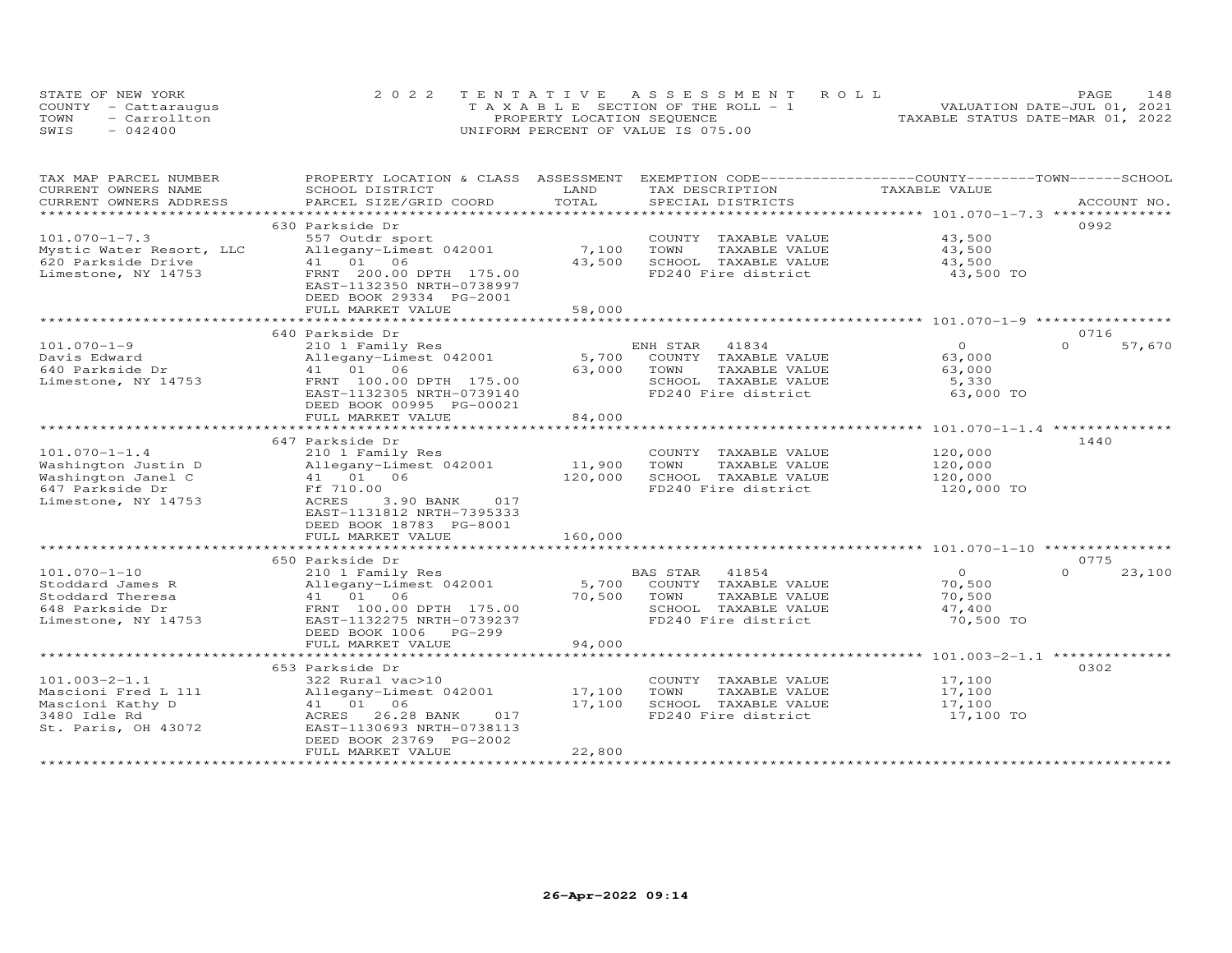STATE OF NEW YORK
COUNTY - Cattaraugus
TOWN - Carrollton
SWIS - 042400

2022 TENTATIVE ASSESSMENT ROLL
TAXABLE SECTION OF THE ROLL - 1
PROPERTY LOCATION SEQUENCE
UNIFORM PERCENT OF VALUE IS 075.00

VALUATION DATE-JUL 01, 2021
TAXABLE STATUS DATE-MAR 01, 2022

| TAX MAP PARCEL NUMBER / CURRENT OWNERS NAME / CURRENT OWNERS ADDRESS | PROPERTY LOCATION & CLASS / SCHOOL DISTRICT / PARCEL SIZE/GRID COORD | ASSESSMENT LAND / TOTAL | EXEMPTION CODE / TAX DESCRIPTION / SPECIAL DISTRICTS | COUNTY / TOWN TAXABLE VALUE | SCHOOL / ACCOUNT NO. |
|---|---|---|---|---|---|
| | 630 Parkside Dr | | | | 0992 |
| 101.070-1-7.3 | 557 Outdr sport | | COUNTY TAXABLE VALUE | 43,500 | |
| Mystic Water Resort, LLC | Allegany-Limest 042001 | 7,100 | TOWN TAXABLE VALUE | 43,500 | |
| 620 Parkside Drive | 41 01 06 | 43,500 | SCHOOL TAXABLE VALUE | 43,500 | |
| Limestone, NY 14753 | FRNT 200.00 DPTH 175.00 | | FD240 Fire district | 43,500 TO | |
| | EAST-1132350 NRTH-0738997 | | | | |
| | DEED BOOK 29334 PG-2001 | | | | |
| | FULL MARKET VALUE | 58,000 | | | |
| | 640 Parkside Dr | | | | 0716 |
| 101.070-1-9 | 210 1 Family Res | | ENH STAR 41834 | 0 | 0 57,670 |
| Davis Edward | Allegany-Limest 042001 | 5,700 | COUNTY TAXABLE VALUE | 63,000 | |
| 640 Parkside Dr | 41 01 06 | 63,000 | TOWN TAXABLE VALUE | 63,000 | |
| Limestone, NY 14753 | FRNT 100.00 DPTH 175.00 | | SCHOOL TAXABLE VALUE | 5,330 | |
| | EAST-1132305 NRTH-0739140 | | FD240 Fire district | 63,000 TO | |
| | DEED BOOK 00995 PG-00021 | | | | |
| | FULL MARKET VALUE | 84,000 | | | |
| | 647 Parkside Dr | | | | 1440 |
| 101.070-1-1.4 | 210 1 Family Res | | COUNTY TAXABLE VALUE | 120,000 | |
| Washington Justin D | Allegany-Limest 042001 | 11,900 | TOWN TAXABLE VALUE | 120,000 | |
| Washington Janel C | 41 01 06 | 120,000 | SCHOOL TAXABLE VALUE | 120,000 | |
| 647 Parkside Dr | Ff 710.00 | | FD240 Fire district | 120,000 TO | |
| Limestone, NY 14753 | ACRES 3.90 BANK 017 | | | | |
| | EAST-1131812 NRTH-7395333 | | | | |
| | DEED BOOK 18783 PG-8001 | | | | |
| | FULL MARKET VALUE | 160,000 | | | |
| | 650 Parkside Dr | | | | 0775 |
| 101.070-1-10 | 210 1 Family Res | | BAS STAR 41854 | 0 | 0 23,100 |
| Stoddard James R | Allegany-Limest 042001 | 5,700 | COUNTY TAXABLE VALUE | 70,500 | |
| Stoddard Theresa | 41 01 06 | 70,500 | TOWN TAXABLE VALUE | 70,500 | |
| 648 Parkside Dr | FRNT 100.00 DPTH 175.00 | | SCHOOL TAXABLE VALUE | 47,400 | |
| Limestone, NY 14753 | EAST-1132275 NRTH-0739237 | | FD240 Fire district | 70,500 TO | |
| | DEED BOOK 1006 PG-299 | | | | |
| | FULL MARKET VALUE | 94,000 | | | |
| | 653 Parkside Dr | | | | 0302 |
| 101.003-2-1.1 | 322 Rural vac>10 | | COUNTY TAXABLE VALUE | 17,100 | |
| Mascioni Fred L 111 | Allegany-Limest 042001 | 17,100 | TOWN TAXABLE VALUE | 17,100 | |
| Mascioni Kathy D | 41 01 06 | 17,100 | SCHOOL TAXABLE VALUE | 17,100 | |
| 3480 Idle Rd | ACRES 26.28 BANK 017 | | FD240 Fire district | 17,100 TO | |
| St. Paris, OH 43072 | EAST-1130693 NRTH-0738113 | | | | |
| | DEED BOOK 23769 PG-2002 | | | | |
| | FULL MARKET VALUE | 22,800 | | | |

26-Apr-2022 09:14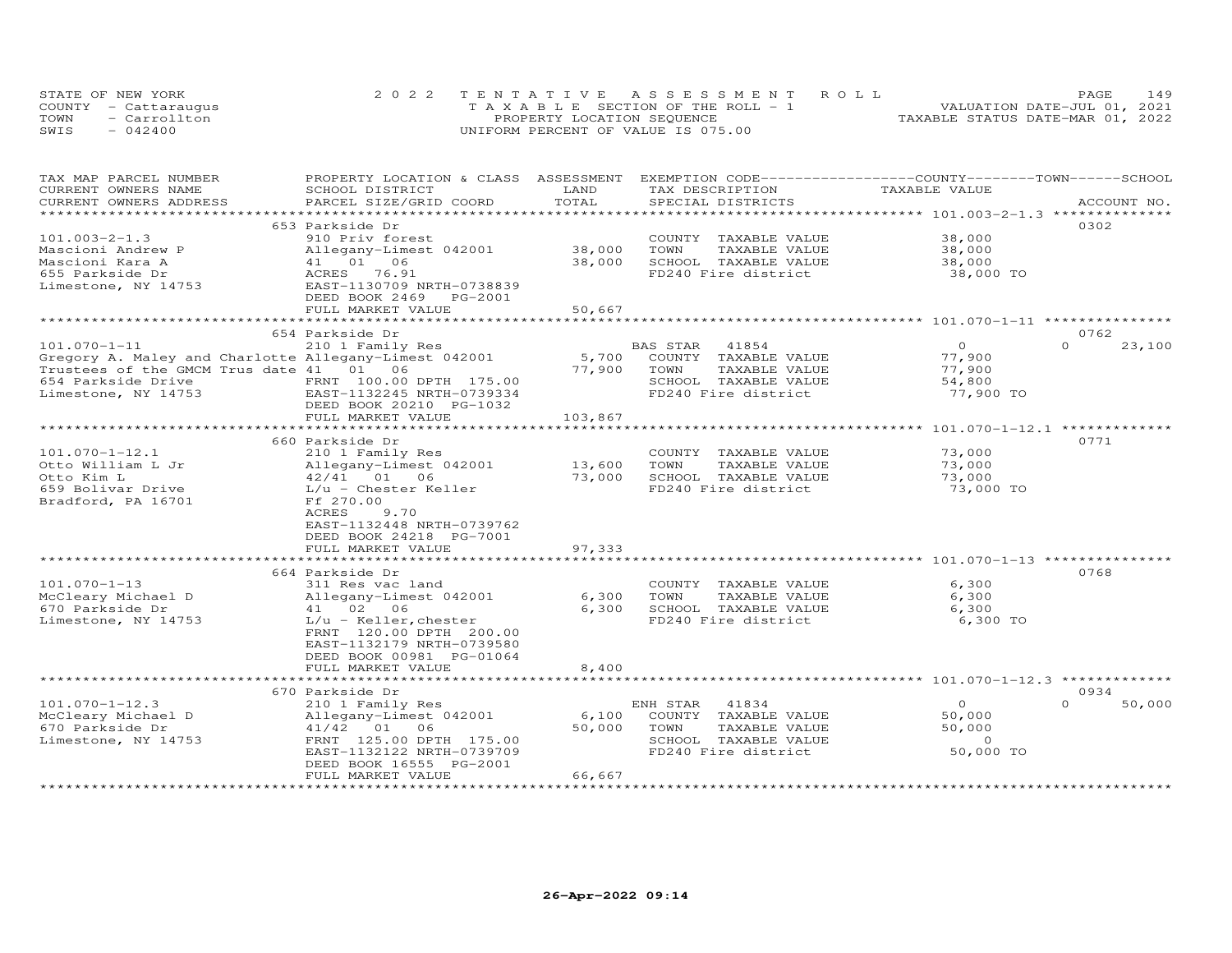STATE OF NEW YORK
COUNTY - Cattaraugus
TOWN - Carrollton
SWIS - 042400

2022 TENTATIVE ASSESSMENT ROLL
TAXABLE SECTION OF THE ROLL - 1
PROPERTY LOCATION SEQUENCE
UNIFORM PERCENT OF VALUE IS 075.00

VALUATION DATE-JUL 01, 2021
TAXABLE STATUS DATE-MAR 01, 2022

| TAX MAP PARCEL NUMBER / CURRENT OWNERS NAME / CURRENT OWNERS ADDRESS | PROPERTY LOCATION & CLASS / SCHOOL DISTRICT / PARCEL SIZE/GRID COORD | ASSESSMENT LAND / TOTAL | EXEMPTION CODE / TAX DESCRIPTION / SPECIAL DISTRICTS | COUNTY TAXABLE VALUE | TOWN | SCHOOL | ACCOUNT NO. |
|---|---|---|---|---|---|---|---|
| 101.003-2-1.3 | 653 Parkside Dr | | | | | | 0302 |
| | 910 Priv forest | | COUNTY TAXABLE VALUE | 38,000 | | | |
| Mascioni Andrew P | Allegany-Limest 042001 | 38,000 | TOWN TAXABLE VALUE | 38,000 | | | |
| Mascioni Kara A | 41 01 06 | 38,000 | SCHOOL TAXABLE VALUE | 38,000 | | | |
| 655 Parkside Dr | ACRES 76.91 | | FD240 Fire district | 38,000 TO | | | |
| Limestone, NY 14753 | EAST-1130709 NRTH-0738839 | | | | | | |
| | DEED BOOK 2469 PG-2001 | | | | | | |
| | FULL MARKET VALUE | 50,667 | | | | | |
| 101.070-1-11 | 654 Parkside Dr | | | | | | 0762 |
| | 210 1 Family Res | | BAS STAR 41854 | 0 | 0 | 23,100 | |
| Gregory A. Maley and Charlotte | Allegany-Limest 042001 | 5,700 | COUNTY TAXABLE VALUE | 77,900 | | | |
| Trustees of the GMCM Trus date | 41 01 06 | 77,900 | TOWN TAXABLE VALUE | 77,900 | | | |
| 654 Parkside Drive | FRNT 100.00 DPTH 175.00 | | SCHOOL TAXABLE VALUE | 54,800 | | | |
| Limestone, NY 14753 | EAST-1132245 NRTH-0739334 | | FD240 Fire district | 77,900 TO | | | |
| | DEED BOOK 20210 PG-1032 | | | | | | |
| | FULL MARKET VALUE | 103,867 | | | | | |
| 101.070-1-12.1 | 660 Parkside Dr | | | | | | 0771 |
| | 210 1 Family Res | | COUNTY TAXABLE VALUE | 73,000 | | | |
| Otto William L Jr | Allegany-Limest 042001 | 13,600 | TOWN TAXABLE VALUE | 73,000 | | | |
| Otto Kim L | 42/41 01 06 | 73,000 | SCHOOL TAXABLE VALUE | 73,000 | | | |
| 659 Bolivar Drive | L/u - Chester Keller | | FD240 Fire district | 73,000 TO | | | |
| Bradford, PA 16701 | Ff 270.00 | | | | | | |
| | ACRES 9.70 | | | | | | |
| | EAST-1132448 NRTH-0739762 | | | | | | |
| | DEED BOOK 24218 PG-7001 | | | | | | |
| | FULL MARKET VALUE | 97,333 | | | | | |
| 101.070-1-13 | 664 Parkside Dr | | | | | | 0768 |
| | 311 Res vac land | | COUNTY TAXABLE VALUE | 6,300 | | | |
| McCleary Michael D | Allegany-Limest 042001 | 6,300 | TOWN TAXABLE VALUE | 6,300 | | | |
| 670 Parkside Dr | 41 02 06 | 6,300 | SCHOOL TAXABLE VALUE | 6,300 | | | |
| Limestone, NY 14753 | L/u - Keller,chester | | FD240 Fire district | 6,300 TO | | | |
| | FRNT 120.00 DPTH 200.00 | | | | | | |
| | EAST-1132179 NRTH-0739580 | | | | | | |
| | DEED BOOK 00981 PG-01064 | | | | | | |
| | FULL MARKET VALUE | 8,400 | | | | | |
| 101.070-1-12.3 | 670 Parkside Dr | | | | | | 0934 |
| | 210 1 Family Res | | ENH STAR 41834 | 0 | 0 | 50,000 | |
| McCleary Michael D | Allegany-Limest 042001 | 6,100 | COUNTY TAXABLE VALUE | 50,000 | | | |
| 670 Parkside Dr | 41/42 01 06 | 50,000 | TOWN TAXABLE VALUE | 50,000 | | | |
| Limestone, NY 14753 | FRNT 125.00 DPTH 175.00 | | SCHOOL TAXABLE VALUE | 0 | | | |
| | EAST-1132122 NRTH-0739709 | | FD240 Fire district | 50,000 TO | | | |
| | DEED BOOK 16555 PG-2001 | | | | | | |
| | FULL MARKET VALUE | 66,667 | | | | | |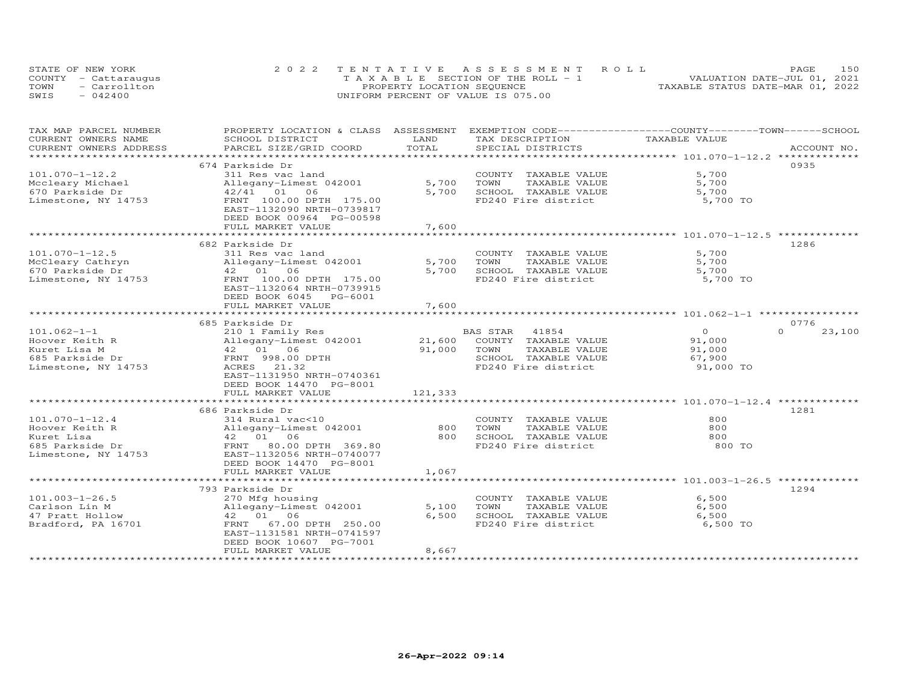STATE OF NEW YORK
COUNTY - Cattaraugus
TOWN - Carrollton
SWIS - 042400

2022 TENTATIVE ASSESSMENT ROLL
TAXABLE SECTION OF THE ROLL - 1
PROPERTY LOCATION SEQUENCE
UNIFORM PERCENT OF VALUE IS 075.00

VALUATION DATE-JUL 01, 2021
TAXABLE STATUS DATE-MAR 01, 2022

| TAX MAP PARCEL NUMBER / CURRENT OWNERS NAME / CURRENT OWNERS ADDRESS | PROPERTY LOCATION & CLASS / SCHOOL DISTRICT / PARCEL SIZE/GRID COORD | ASSESSMENT LAND / TOTAL | EXEMPTION CODE / TAX DESCRIPTION / SPECIAL DISTRICTS | COUNTY TAXABLE VALUE | TOWN | SCHOOL | ACCOUNT NO. |
|---|---|---|---|---|---|---|---|
| **101.070-1-12.2** | 674 Parkside Dr | | | | | | 0935 |
| 101.070-1-12.2 | 311 Res vac land | | COUNTY TAXABLE VALUE | 5,700 | | | |
| Mccleary Michael | Allegany-Limest 042001 | 5,700 | TOWN TAXABLE VALUE | 5,700 | | | |
| 670 Parkside Dr | 42/41 01 06 | 5,700 | SCHOOL TAXABLE VALUE | 5,700 | | | |
| Limestone, NY 14753 | FRNT 100.00 DPTH 175.00 | | FD240 Fire district | 5,700 TO | | | |
| | EAST-1132090 NRTH-0739817 | | | | | | |
| | DEED BOOK 00964 PG-00598 | | | | | | |
| | FULL MARKET VALUE | 7,600 | | | | | |
| **101.070-1-12.5** | 682 Parkside Dr | | | | | | 1286 |
| 101.070-1-12.5 | 311 Res vac land | | COUNTY TAXABLE VALUE | 5,700 | | | |
| McCleary Cathryn | Allegany-Limest 042001 | 5,700 | TOWN TAXABLE VALUE | 5,700 | | | |
| 670 Parkside Dr | 42 01 06 | 5,700 | SCHOOL TAXABLE VALUE | 5,700 | | | |
| Limestone, NY 14753 | FRNT 100.00 DPTH 175.00 | | FD240 Fire district | 5,700 TO | | | |
| | EAST-1132064 NRTH-0739915 | | | | | | |
| | DEED BOOK 6045 PG-6001 | | | | | | |
| | FULL MARKET VALUE | 7,600 | | | | | |
| **101.062-1-1** | 685 Parkside Dr | | | | | | 0776 |
| 101.062-1-1 | 210 1 Family Res | | BAS STAR 41854 | 0 | | 0 | 23,100 |
| Hoover Keith R | Allegany-Limest 042001 | 21,600 | COUNTY TAXABLE VALUE | 91,000 | | | |
| Kuret Lisa M | 42 01 06 | 91,000 | TOWN TAXABLE VALUE | 91,000 | | | |
| 685 Parkside Dr | FRNT 998.00 DPTH | | SCHOOL TAXABLE VALUE | 67,900 | | | |
| Limestone, NY 14753 | ACRES 21.32 | | FD240 Fire district | 91,000 TO | | | |
| | EAST-1131950 NRTH-0740361 | | | | | | |
| | DEED BOOK 14470 PG-8001 | | | | | | |
| | FULL MARKET VALUE | 121,333 | | | | | |
| **101.070-1-12.4** | 686 Parkside Dr | | | | | | 1281 |
| 101.070-1-12.4 | 314 Rural vac<10 | | COUNTY TAXABLE VALUE | 800 | | | |
| Hoover Keith R | Allegany-Limest 042001 | 800 | TOWN TAXABLE VALUE | 800 | | | |
| Kuret Lisa | 42 01 06 | 800 | SCHOOL TAXABLE VALUE | 800 | | | |
| 685 Parkside Dr | FRNT 80.00 DPTH 369.80 | | FD240 Fire district | 800 TO | | | |
| Limestone, NY 14753 | EAST-1132056 NRTH-0740077 | | | | | | |
| | DEED BOOK 14470 PG-8001 | | | | | | |
| | FULL MARKET VALUE | 1,067 | | | | | |
| **101.003-1-26.5** | 793 Parkside Dr | | | | | | 1294 |
| 101.003-1-26.5 | 270 Mfg housing | | COUNTY TAXABLE VALUE | 6,500 | | | |
| Carlson Lin M | Allegany-Limest 042001 | 5,100 | TOWN TAXABLE VALUE | 6,500 | | | |
| 47 Pratt Hollow | 42 01 06 | 6,500 | SCHOOL TAXABLE VALUE | 6,500 | | | |
| Bradford, PA 16701 | FRNT 67.00 DPTH 250.00 | | FD240 Fire district | 6,500 TO | | | |
| | EAST-1131581 NRTH-0741597 | | | | | | |
| | DEED BOOK 10607 PG-7001 | | | | | | |
| | FULL MARKET VALUE | 8,667 | | | | | |

26-Apr-2022 09:14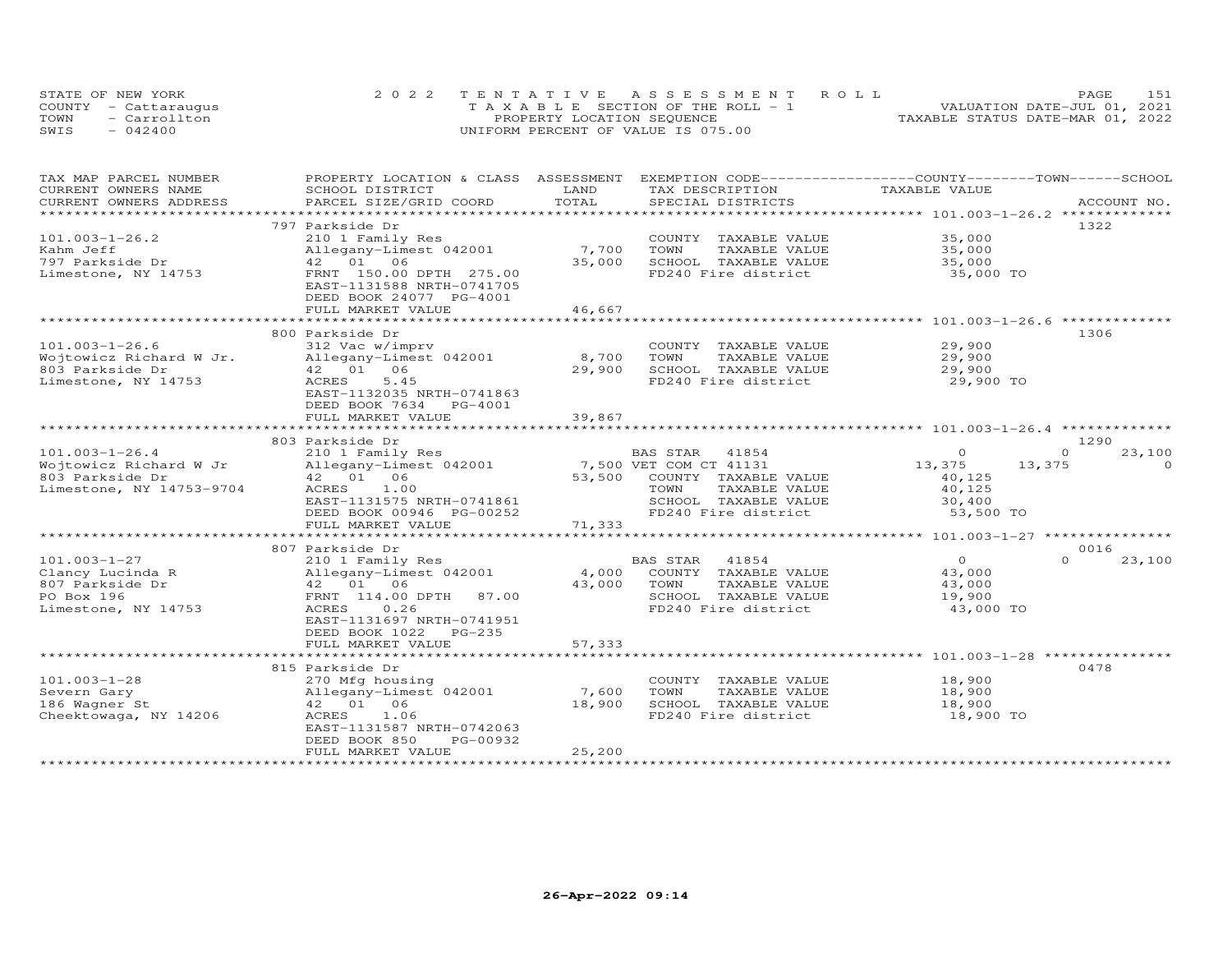STATE OF NEW YORK
COUNTY - Cattaraugus
TOWN - Carrollton
SWIS - 042400

2022 TENTATIVE ASSESSMENT ROLL
TAXABLE SECTION OF THE ROLL - 1
PROPERTY LOCATION SEQUENCE
UNIFORM PERCENT OF VALUE IS 075.00

VALUATION DATE-JUL 01, 2021
TAXABLE STATUS DATE-MAR 01, 2022

| TAX MAP PARCEL NUMBER / CURRENT OWNERS NAME / CURRENT OWNERS ADDRESS | PROPERTY LOCATION & CLASS / SCHOOL DISTRICT / PARCEL SIZE/GRID COORD | ASSESSMENT LAND / TOTAL | EXEMPTION CODE / TAX DESCRIPTION / SPECIAL DISTRICTS | COUNTY TAXABLE VALUE | TOWN | SCHOOL / ACCOUNT NO. |
|---|---|---|---|---|---|---|
| | 797 Parkside Dr | | | | | 1322 |
| 101.003-1-26.2 | 210 1 Family Res | | COUNTY TAXABLE VALUE | 35,000 | | |
| Kahm Jeff | Allegany-Limest 042001 | 7,700 | TOWN TAXABLE VALUE | 35,000 | | |
| 797 Parkside Dr | 42 01 06 | 35,000 | SCHOOL TAXABLE VALUE | 35,000 | | |
| Limestone, NY 14753 | FRNT 150.00 DPTH 275.00 | | FD240 Fire district | 35,000 TO | | |
| | EAST-1131588 NRTH-0741705 | | | | | |
| | DEED BOOK 24077 PG-4001 | | | | | |
| | FULL MARKET VALUE | 46,667 | | | | |
| | 800 Parkside Dr | | | | | 1306 |
| 101.003-1-26.6 | 312 Vac w/imprv | | COUNTY TAXABLE VALUE | 29,900 | | |
| Wojtowicz Richard W Jr. | Allegany-Limest 042001 | 8,700 | TOWN TAXABLE VALUE | 29,900 | | |
| 803 Parkside Dr | 42 01 06 | 29,900 | SCHOOL TAXABLE VALUE | 29,900 | | |
| Limestone, NY 14753 | ACRES 5.45 | | FD240 Fire district | 29,900 TO | | |
| | EAST-1132035 NRTH-0741863 | | | | | |
| | DEED BOOK 7634 PG-4001 | | | | | |
| | FULL MARKET VALUE | 39,867 | | | | |
| | 803 Parkside Dr | | | | | 1290 |
| 101.003-1-26.4 | 210 1 Family Res | | BAS STAR 41854 | 0 | 0 | 23,100 |
| Wojtowicz Richard W Jr | Allegany-Limest 042001 | 7,500 | VET COM CT 41131 | 13,375 | 13,375 | 0 |
| 803 Parkside Dr | 42 01 06 | 53,500 | COUNTY TAXABLE VALUE | 40,125 | | |
| Limestone, NY 14753-9704 | ACRES 1.00 | | TOWN TAXABLE VALUE | 40,125 | | |
| | EAST-1131575 NRTH-0741861 | | SCHOOL TAXABLE VALUE | 30,400 | | |
| | DEED BOOK 00946 PG-00252 | | FD240 Fire district | 53,500 TO | | |
| | FULL MARKET VALUE | 71,333 | | | | |
| | 807 Parkside Dr | | | | | 0016 |
| 101.003-1-27 | 210 1 Family Res | | BAS STAR 41854 | 0 | 0 | 23,100 |
| Clancy Lucinda R | Allegany-Limest 042001 | 4,000 | COUNTY TAXABLE VALUE | 43,000 | | |
| 807 Parkside Dr | 42 01 06 | 43,000 | TOWN TAXABLE VALUE | 43,000 | | |
| PO Box 196 | FRNT 114.00 DPTH 87.00 | | SCHOOL TAXABLE VALUE | 19,900 | | |
| Limestone, NY 14753 | ACRES 0.26 | | FD240 Fire district | 43,000 TO | | |
| | EAST-1131697 NRTH-0741951 | | | | | |
| | DEED BOOK 1022 PG-235 | | | | | |
| | FULL MARKET VALUE | 57,333 | | | | |
| | 815 Parkside Dr | | | | | 0478 |
| 101.003-1-28 | 270 Mfg housing | | COUNTY TAXABLE VALUE | 18,900 | | |
| Severn Gary | Allegany-Limest 042001 | 7,600 | TOWN TAXABLE VALUE | 18,900 | | |
| 186 Wagner St | 42 01 06 | 18,900 | SCHOOL TAXABLE VALUE | 18,900 | | |
| Cheektowaga, NY 14206 | ACRES 1.06 | | FD240 Fire district | 18,900 TO | | |
| | EAST-1131587 NRTH-0742063 | | | | | |
| | DEED BOOK 850 PG-00932 | | | | | |
| | FULL MARKET VALUE | 25,200 | | | | |

26-Apr-2022 09:14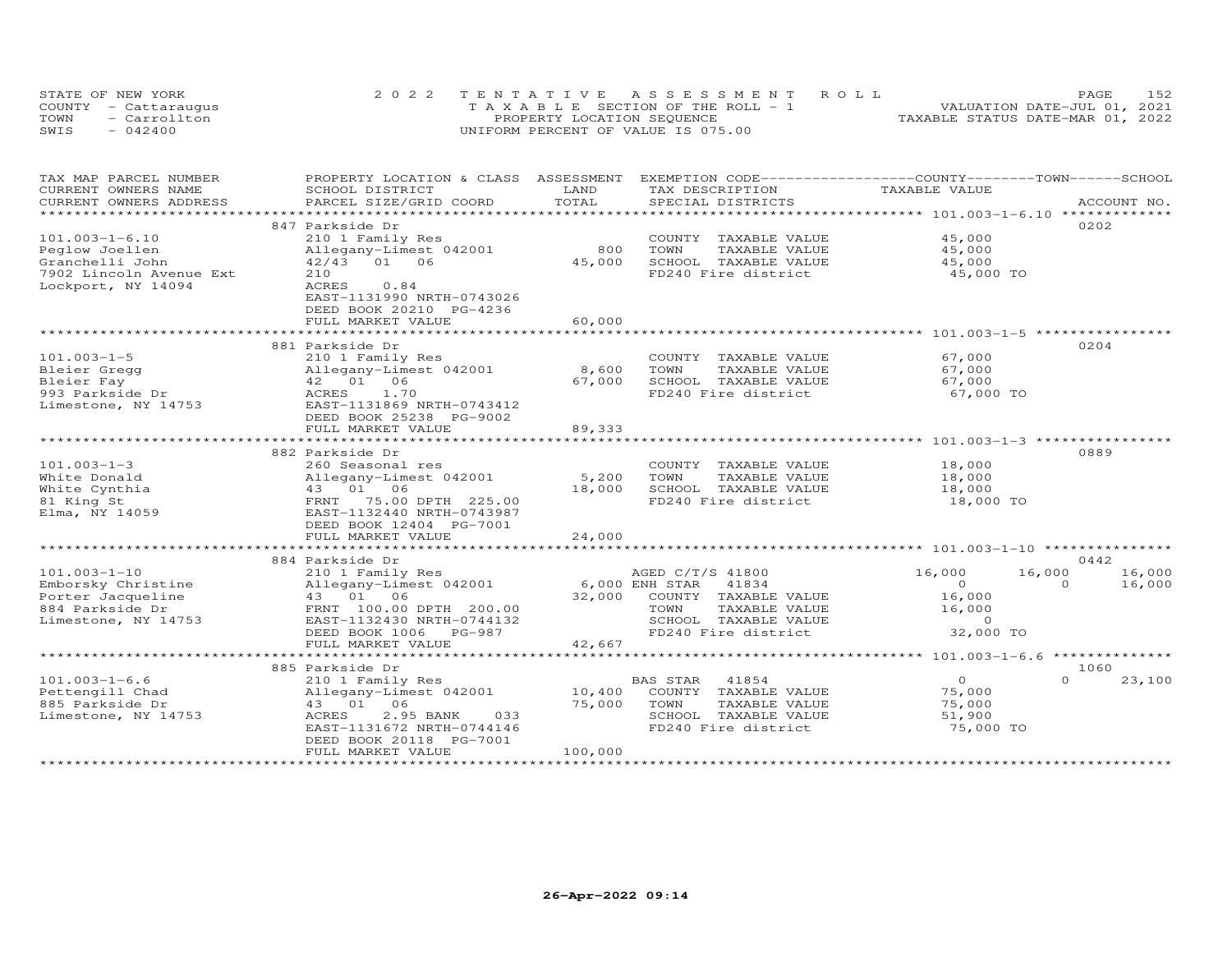STATE OF NEW YORK
COUNTY - Cattaraugus
TOWN - Carrollton
SWIS - 042400

2022 TENTATIVE ASSESSMENT ROLL
TAXABLE SECTION OF THE ROLL - 1
PROPERTY LOCATION SEQUENCE
UNIFORM PERCENT OF VALUE IS 075.00

VALUATION DATE-JUL 01, 2021
TAXABLE STATUS DATE-MAR 01, 2022

| TAX MAP PARCEL NUMBER / CURRENT OWNERS NAME / CURRENT OWNERS ADDRESS | PROPERTY LOCATION & CLASS / SCHOOL DISTRICT / PARCEL SIZE/GRID COORD | ASSESSMENT LAND / TOTAL | EXEMPTION CODE / TAX DESCRIPTION / SPECIAL DISTRICTS | COUNTY TAXABLE VALUE | TOWN | SCHOOL | ACCOUNT NO. |
|---|---|---|---|---|---|---|---|
| **101.003-1-6.10** | 847 Parkside Dr | | | | | | 0202 |
| 101.003-1-6.10 | 210 1 Family Res | | COUNTY TAXABLE VALUE | 45,000 | | | |
| Peglow Joellen | Allegany-Limest 042001 | 800 | TOWN TAXABLE VALUE | 45,000 | | | |
| Granchelli John | 42/43 01 06 | 45,000 | SCHOOL TAXABLE VALUE | 45,000 | | | |
| 7902 Lincoln Avenue Ext | 210 | | FD240 Fire district | 45,000 TO | | | |
| Lockport, NY 14094 | ACRES 0.84 | | | | | | |
| | EAST-1131990 NRTH-0743026 | | | | | | |
| | DEED BOOK 20210 PG-4236 | | | | | | |
| | FULL MARKET VALUE | 60,000 | | | | | |
| **101.003-1-5** | 881 Parkside Dr | | | | | | 0204 |
| 101.003-1-5 | 210 1 Family Res | | COUNTY TAXABLE VALUE | 67,000 | | | |
| Bleier Gregg | Allegany-Limest 042001 | 8,600 | TOWN TAXABLE VALUE | 67,000 | | | |
| Bleier Fay | 42 01 06 | 67,000 | SCHOOL TAXABLE VALUE | 67,000 | | | |
| 993 Parkside Dr | ACRES 1.70 | | FD240 Fire district | 67,000 TO | | | |
| Limestone, NY 14753 | EAST-1131869 NRTH-0743412 | | | | | | |
| | DEED BOOK 25238 PG-9002 | | | | | | |
| | FULL MARKET VALUE | 89,333 | | | | | |
| **101.003-1-3** | 882 Parkside Dr | | | | | | 0889 |
| 101.003-1-3 | 260 Seasonal res | | COUNTY TAXABLE VALUE | 18,000 | | | |
| White Donald | Allegany-Limest 042001 | 5,200 | TOWN TAXABLE VALUE | 18,000 | | | |
| White Cynthia | 43 01 06 | 18,000 | SCHOOL TAXABLE VALUE | 18,000 | | | |
| 81 King St | FRNT 75.00 DPTH 225.00 | | FD240 Fire district | 18,000 TO | | | |
| Elma, NY 14059 | EAST-1132440 NRTH-0743987 | | | | | | |
| | DEED BOOK 12404 PG-7001 | | | | | | |
| | FULL MARKET VALUE | 24,000 | | | | | |
| **101.003-1-10** | 884 Parkside Dr | | | | | | 0442 |
| 101.003-1-10 | 210 1 Family Res | | AGED C/T/S 41800 | 16,000 | 16,000 | 16,000 | |
| Emborsky Christine | Allegany-Limest 042001 | 6,000 | ENH STAR 41834 | 0 | 0 | 16,000 | |
| Porter Jacqueline | 43 01 06 | 32,000 | COUNTY TAXABLE VALUE | 16,000 | | | |
| 884 Parkside Dr | FRNT 100.00 DPTH 200.00 | | TOWN TAXABLE VALUE | 16,000 | | | |
| Limestone, NY 14753 | EAST-1132430 NRTH-0744132 | | SCHOOL TAXABLE VALUE | 0 | | | |
| | DEED BOOK 1006 PG-987 | | FD240 Fire district | 32,000 TO | | | |
| | FULL MARKET VALUE | 42,667 | | | | | |
| **101.003-1-6.6** | 885 Parkside Dr | | | | | | 1060 |
| 101.003-1-6.6 | 210 1 Family Res | | BAS STAR 41854 | 0 | 0 | 23,100 | |
| Pettengill Chad | Allegany-Limest 042001 | 10,400 | COUNTY TAXABLE VALUE | 75,000 | | | |
| 885 Parkside Dr | 43 01 06 | 75,000 | TOWN TAXABLE VALUE | 75,000 | | | |
| Limestone, NY 14753 | ACRES 2.95 BANK 033 | | SCHOOL TAXABLE VALUE | 51,900 | | | |
| | EAST-1131672 NRTH-0744146 | | FD240 Fire district | 75,000 TO | | | |
| | DEED BOOK 20118 PG-7001 | | | | | | |
| | FULL MARKET VALUE | 100,000 | | | | | |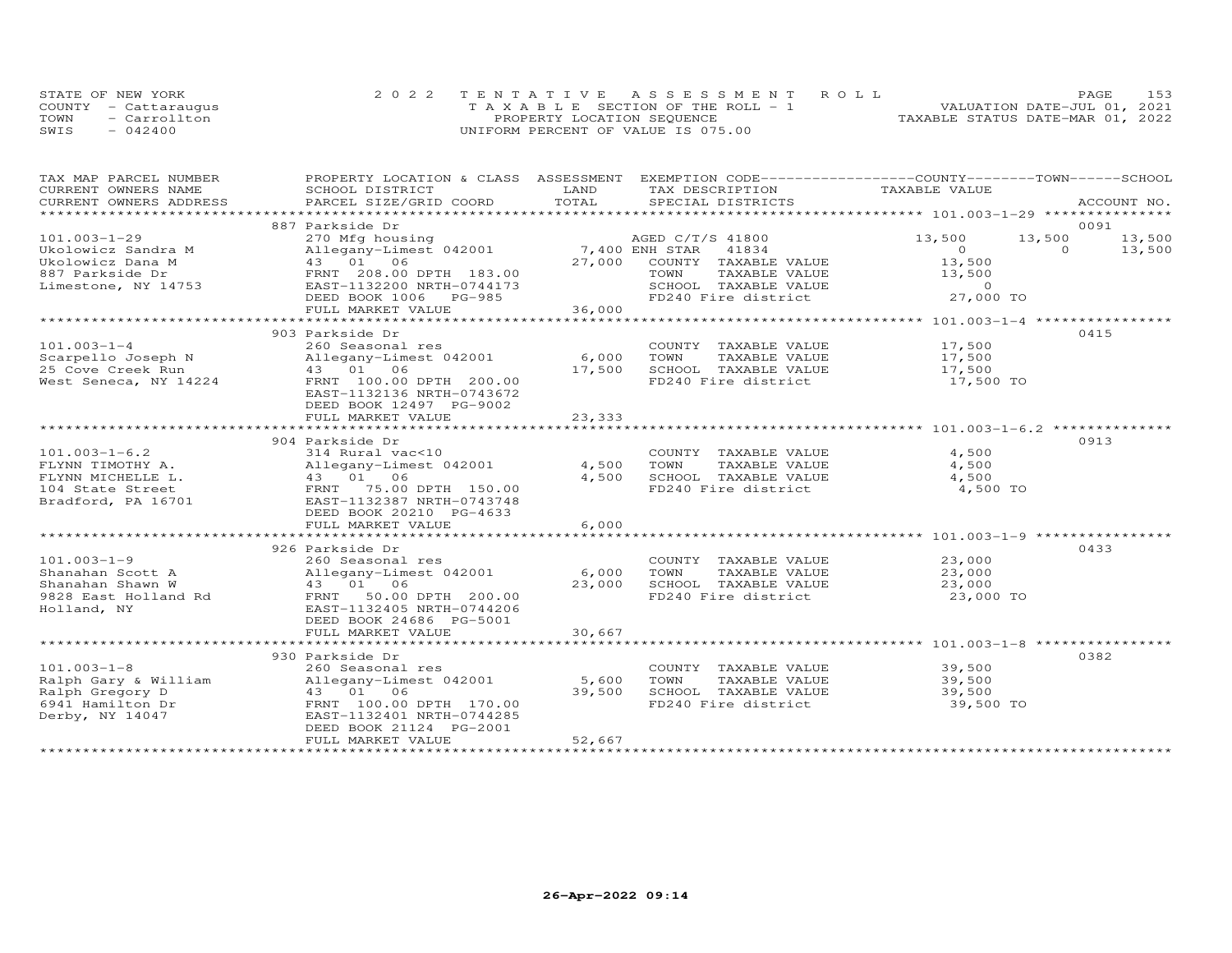STATE OF NEW YORK
COUNTY - Cattaraugus
TOWN - Carrollton
SWIS - 042400

2022 TENTATIVE ASSESSMENT ROLL
TAXABLE SECTION OF THE ROLL - 1
PROPERTY LOCATION SEQUENCE
UNIFORM PERCENT OF VALUE IS 075.00

VALUATION DATE-JUL 01, 2021
TAXABLE STATUS DATE-MAR 01, 2022

| TAX MAP PARCEL NUMBER<br>CURRENT OWNERS NAME<br>CURRENT OWNERS ADDRESS | PROPERTY LOCATION & CLASS<br>SCHOOL DISTRICT<br>PARCEL SIZE/GRID COORD | ASSESSMENT<br>LAND<br>TOTAL | EXEMPTION CODE<br>TAX DESCRIPTION<br>SPECIAL DISTRICTS | COUNTY<br>TAXABLE VALUE | TOWN | SCHOOL<br>ACCOUNT NO. |
|---|---|---|---|---|---|---|
| **101.003-1-29** | 887 Parkside Dr | | | | | 0091 |
| 101.003-1-29 | 270 Mfg housing | | AGED C/T/S 41800 | 13,500 | 13,500 | 13,500 |
| Ukolowicz Sandra M | Allegany-Limest 042001 | 7,400 | ENH STAR 41834 | 0 | 0 | 13,500 |
| Ukolowicz Dana M | 43 01 06 | 27,000 | COUNTY TAXABLE VALUE | 13,500 | | |
| 887 Parkside Dr | FRNT 208.00 DPTH 183.00 | | TOWN TAXABLE VALUE | 13,500 | | |
| Limestone, NY 14753 | EAST-1132200 NRTH-0744173 | | SCHOOL TAXABLE VALUE | 0 | | |
| | DEED BOOK 1006 PG-985 | | FD240 Fire district | 27,000 TO | | |
| | FULL MARKET VALUE | 36,000 | | | | |
| **101.003-1-4** | 903 Parkside Dr | | | | | 0415 |
| 101.003-1-4 | 260 Seasonal res | | COUNTY TAXABLE VALUE | 17,500 | | |
| Scarpello Joseph N | Allegany-Limest 042001 | 6,000 | TOWN TAXABLE VALUE | 17,500 | | |
| 25 Cove Creek Run | 43 01 06 | 17,500 | SCHOOL TAXABLE VALUE | 17,500 | | |
| West Seneca, NY 14224 | FRNT 100.00 DPTH 200.00 | | FD240 Fire district | 17,500 TO | | |
| | EAST-1132136 NRTH-0743672 | | | | | |
| | DEED BOOK 12497 PG-9002 | | | | | |
| | FULL MARKET VALUE | 23,333 | | | | |
| **101.003-1-6.2** | 904 Parkside Dr | | | | | 0913 |
| 101.003-1-6.2 | 314 Rural vac<10 | | COUNTY TAXABLE VALUE | 4,500 | | |
| FLYNN TIMOTHY A. | Allegany-Limest 042001 | 4,500 | TOWN TAXABLE VALUE | 4,500 | | |
| FLYNN MICHELLE L. | 43 01 06 | 4,500 | SCHOOL TAXABLE VALUE | 4,500 | | |
| 104 State Street | FRNT 75.00 DPTH 150.00 | | FD240 Fire district | 4,500 TO | | |
| Bradford, PA 16701 | EAST-1132387 NRTH-0743748 | | | | | |
| | DEED BOOK 20210 PG-4633 | | | | | |
| | FULL MARKET VALUE | 6,000 | | | | |
| **101.003-1-9** | 926 Parkside Dr | | | | | 0433 |
| 101.003-1-9 | 260 Seasonal res | | COUNTY TAXABLE VALUE | 23,000 | | |
| Shanahan Scott A | Allegany-Limest 042001 | 6,000 | TOWN TAXABLE VALUE | 23,000 | | |
| Shanahan Shawn W | 43 01 06 | 23,000 | SCHOOL TAXABLE VALUE | 23,000 | | |
| 9828 East Holland Rd | FRNT 50.00 DPTH 200.00 | | FD240 Fire district | 23,000 TO | | |
| Holland, NY | EAST-1132405 NRTH-0744206 | | | | | |
| | DEED BOOK 24686 PG-5001 | | | | | |
| | FULL MARKET VALUE | 30,667 | | | | |
| **101.003-1-8** | 930 Parkside Dr | | | | | 0382 |
| 101.003-1-8 | 260 Seasonal res | | COUNTY TAXABLE VALUE | 39,500 | | |
| Ralph Gary & William | Allegany-Limest 042001 | 5,600 | TOWN TAXABLE VALUE | 39,500 | | |
| Ralph Gregory D | 43 01 06 | 39,500 | SCHOOL TAXABLE VALUE | 39,500 | | |
| 6941 Hamilton Dr | FRNT 100.00 DPTH 170.00 | | FD240 Fire district | 39,500 TO | | |
| Derby, NY 14047 | EAST-1132401 NRTH-0744285 | | | | | |
| | DEED BOOK 21124 PG-2001 | | | | | |
| | FULL MARKET VALUE | 52,667 | | | | |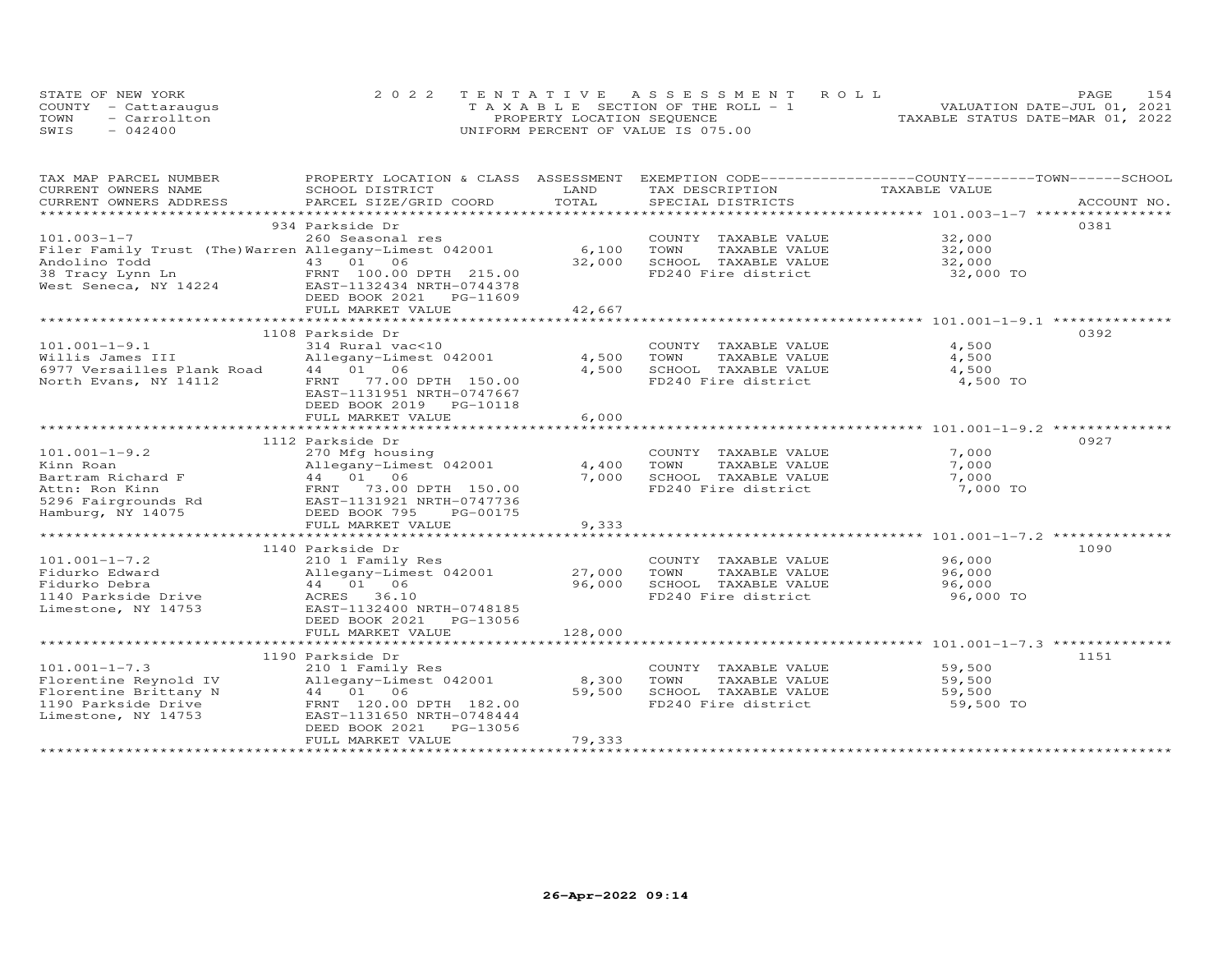STATE OF NEW YORK
COUNTY - Cattaraugus
TOWN - Carrollton
SWIS - 042400

2022 TENTATIVE ASSESSMENT ROLL
TAXABLE SECTION OF THE ROLL - 1
PROPERTY LOCATION SEQUENCE
UNIFORM PERCENT OF VALUE IS 075.00

VALUATION DATE-JUL 01, 2021
TAXABLE STATUS DATE-MAR 01, 2022

| TAX MAP PARCEL NUMBER / CURRENT OWNERS NAME / CURRENT OWNERS ADDRESS | PROPERTY LOCATION & CLASS / SCHOOL DISTRICT / PARCEL SIZE/GRID COORD | ASSESSMENT LAND | TOTAL | EXEMPTION CODE / TAX DESCRIPTION / SPECIAL DISTRICTS | COUNTY--------TOWN------SCHOOL TAXABLE VALUE | ACCOUNT NO. |
|---|---|---|---|---|---|---|
| **101.003-1-7** | 934 Parkside Dr | | | | | 0381 |
| 101.003-1-7 | 260 Seasonal res | | | COUNTY TAXABLE VALUE | 32,000 | |
| Filer Family Trust (The)Warren | Allegany-Limest 042001 | 6,100 | | TOWN TAXABLE VALUE | 32,000 | |
| Andolino Todd | 43 01 06 | | 32,000 | SCHOOL TAXABLE VALUE | 32,000 | |
| 38 Tracy Lynn Ln | FRNT 100.00 DPTH 215.00 | | | FD240 Fire district | 32,000 TO | |
| West Seneca, NY 14224 | EAST-1132434 NRTH-0744378 | | | | | |
| | DEED BOOK 2021 PG-11609 | | | | | |
| | FULL MARKET VALUE | | 42,667 | | | |
| **101.001-1-9.1** | 1108 Parkside Dr | | | | | 0392 |
| 101.001-1-9.1 | 314 Rural vac<10 | | | COUNTY TAXABLE VALUE | 4,500 | |
| Willis James III | Allegany-Limest 042001 | 4,500 | | TOWN TAXABLE VALUE | 4,500 | |
| 6977 Versailles Plank Road | 44 01 06 | | 4,500 | SCHOOL TAXABLE VALUE | 4,500 | |
| North Evans, NY 14112 | FRNT 77.00 DPTH 150.00 | | | FD240 Fire district | 4,500 TO | |
| | EAST-1131951 NRTH-0747667 | | | | | |
| | DEED BOOK 2019 PG-10118 | | | | | |
| | FULL MARKET VALUE | | 6,000 | | | |
| **101.001-1-9.2** | 1112 Parkside Dr | | | | | 0927 |
| 101.001-1-9.2 | 270 Mfg housing | | | COUNTY TAXABLE VALUE | 7,000 | |
| Kinn Roan | Allegany-Limest 042001 | 4,400 | | TOWN TAXABLE VALUE | 7,000 | |
| Bartram Richard F | 44 01 06 | | 7,000 | SCHOOL TAXABLE VALUE | 7,000 | |
| Attn: Ron Kinn | FRNT 73.00 DPTH 150.00 | | | FD240 Fire district | 7,000 TO | |
| 5296 Fairgrounds Rd | EAST-1131921 NRTH-0747736 | | | | | |
| Hamburg, NY 14075 | DEED BOOK 795 PG-00175 | | | | | |
| | FULL MARKET VALUE | | 9,333 | | | |
| **101.001-1-7.2** | 1140 Parkside Dr | | | | | 1090 |
| 101.001-1-7.2 | 210 1 Family Res | | | COUNTY TAXABLE VALUE | 96,000 | |
| Fidurko Edward | Allegany-Limest 042001 | 27,000 | | TOWN TAXABLE VALUE | 96,000 | |
| Fidurko Debra | 44 01 06 | | 96,000 | SCHOOL TAXABLE VALUE | 96,000 | |
| 1140 Parkside Drive | ACRES 36.10 | | | FD240 Fire district | 96,000 TO | |
| Limestone, NY 14753 | EAST-1132400 NRTH-0748185 | | | | | |
| | DEED BOOK 2021 PG-13056 | | | | | |
| | FULL MARKET VALUE | | 128,000 | | | |
| **101.001-1-7.3** | 1190 Parkside Dr | | | | | 1151 |
| 101.001-1-7.3 | 210 1 Family Res | | | COUNTY TAXABLE VALUE | 59,500 | |
| Florentine Reynold IV | Allegany-Limest 042001 | 8,300 | | TOWN TAXABLE VALUE | 59,500 | |
| Florentine Brittany N | 44 01 06 | | 59,500 | SCHOOL TAXABLE VALUE | 59,500 | |
| 1190 Parkside Drive | FRNT 120.00 DPTH 182.00 | | | FD240 Fire district | 59,500 TO | |
| Limestone, NY 14753 | EAST-1131650 NRTH-0748444 | | | | | |
| | DEED BOOK 2021 PG-13056 | | | | | |
| | FULL MARKET VALUE | | 79,333 | | | |

26-Apr-2022 09:14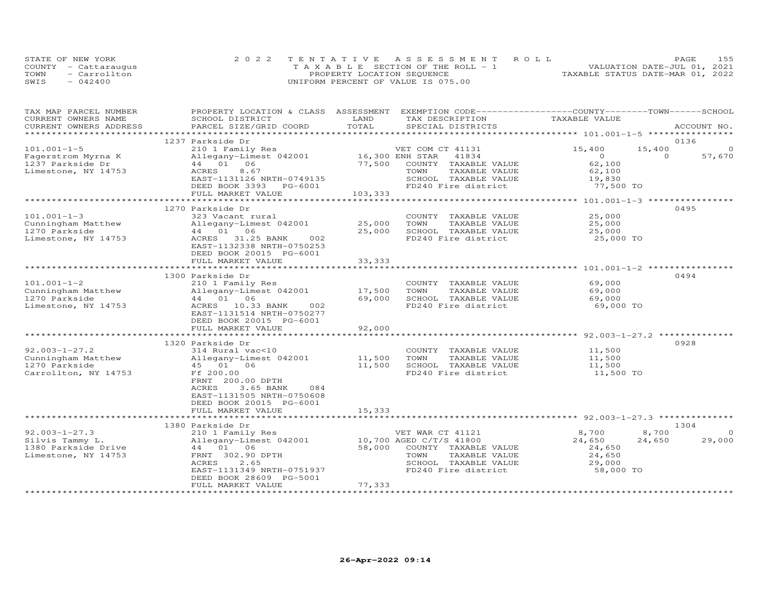STATE OF NEW YORK
COUNTY - Cattaraugus
TOWN - Carrollton
SWIS - 042400

2022 TENTATIVE ASSESSMENT ROLL
TAXABLE SECTION OF THE ROLL - 1
PROPERTY LOCATION SEQUENCE
UNIFORM PERCENT OF VALUE IS 075.00

VALUATION DATE-JUL 01, 2021
TAXABLE STATUS DATE-MAR 01, 2022

| TAX MAP PARCEL NUMBER / CURRENT OWNERS NAME / CURRENT OWNERS ADDRESS | PROPERTY LOCATION & CLASS / SCHOOL DISTRICT / PARCEL SIZE/GRID COORD | ASSESSMENT LAND / TOTAL | EXEMPTION CODE / TAX DESCRIPTION / SPECIAL DISTRICTS | COUNTY TAXABLE VALUE | TOWN | SCHOOL | ACCOUNT NO. |
|---|---|---|---|---|---|---|---|
| | 1237 Parkside Dr | | | | | | 0136 |
| 101.001-1-5 | 210 1 Family Res | | VET COM CT 41131 | 15,400 | 15,400 | 0 | |
| Fagerstrom Myrna K | Allegany-Limest 042001 | 16,300 | ENH STAR 41834 | 0 | 0 | 57,670 | |
| 1237 Parkside Dr | 44 01 06 | 77,500 | COUNTY TAXABLE VALUE | 62,100 | | | |
| Limestone, NY 14753 | ACRES 8.67 | | TOWN TAXABLE VALUE | 62,100 | | | |
| | EAST-1131126 NRTH-0749135 | | SCHOOL TAXABLE VALUE | 19,830 | | | |
| | DEED BOOK 3393 PG-6001 | | FD240 Fire district | 77,500 TO | | | |
| | FULL MARKET VALUE | 103,333 | | | | | |
| | 1270 Parkside Dr | | | | | | 0495 |
| 101.001-1-3 | 323 Vacant rural | | COUNTY TAXABLE VALUE | 25,000 | | | |
| Cunningham Matthew | Allegany-Limest 042001 | 25,000 | TOWN TAXABLE VALUE | 25,000 | | | |
| 1270 Parkside | 44 01 06 | 25,000 | SCHOOL TAXABLE VALUE | 25,000 | | | |
| Limestone, NY 14753 | ACRES 31.25 BANK 002 | | FD240 Fire district | 25,000 TO | | | |
| | EAST-1132338 NRTH-0750253 | | | | | | |
| | DEED BOOK 20015 PG-6001 | | | | | | |
| | FULL MARKET VALUE | 33,333 | | | | | |
| | 1300 Parkside Dr | | | | | | 0494 |
| 101.001-1-2 | 210 1 Family Res | | COUNTY TAXABLE VALUE | 69,000 | | | |
| Cunningham Matthew | Allegany-Limest 042001 | 17,500 | TOWN TAXABLE VALUE | 69,000 | | | |
| 1270 Parkside | 44 01 06 | 69,000 | SCHOOL TAXABLE VALUE | 69,000 | | | |
| Limestone, NY 14753 | ACRES 10.33 BANK 002 | | FD240 Fire district | 69,000 TO | | | |
| | EAST-1131514 NRTH-0750277 | | | | | | |
| | DEED BOOK 20015 PG-6001 | | | | | | |
| | FULL MARKET VALUE | 92,000 | | | | | |
| | 1320 Parkside Dr | | | | | | 0928 |
| 92.003-1-27.2 | 314 Rural vac<10 | | COUNTY TAXABLE VALUE | 11,500 | | | |
| Cunningham Matthew | Allegany-Limest 042001 | 11,500 | TOWN TAXABLE VALUE | 11,500 | | | |
| 1270 Parkside | 45 01 06 | 11,500 | SCHOOL TAXABLE VALUE | 11,500 | | | |
| Carrollton, NY 14753 | Ff 200.00 | | FD240 Fire district | 11,500 TO | | | |
| | FRNT 200.00 DPTH | | | | | | |
| | ACRES 3.65 BANK 084 | | | | | | |
| | EAST-1131505 NRTH-0750608 | | | | | | |
| | DEED BOOK 20015 PG-6001 | | | | | | |
| | FULL MARKET VALUE | 15,333 | | | | | |
| | 1380 Parkside Dr | | | | | | 1304 |
| 92.003-1-27.3 | 210 1 Family Res | | VET WAR CT 41121 | 8,700 | 8,700 | 0 | |
| Silvis Tammy L. | Allegany-Limest 042001 | 10,700 | AGED C/T/S 41800 | 24,650 | 24,650 | 29,000 | |
| 1380 Parkside Drive | 44 01 06 | 58,000 | COUNTY TAXABLE VALUE | 24,650 | | | |
| Limestone, NY 14753 | FRNT 302.90 DPTH | | TOWN TAXABLE VALUE | 24,650 | | | |
| | ACRES 2.65 | | SCHOOL TAXABLE VALUE | 29,000 | | | |
| | EAST-1131349 NRTH-0751937 | | FD240 Fire district | 58,000 TO | | | |
| | DEED BOOK 28609 PG-5001 | | | | | | |
| | FULL MARKET VALUE | 77,333 | | | | | |

26-Apr-2022 09:14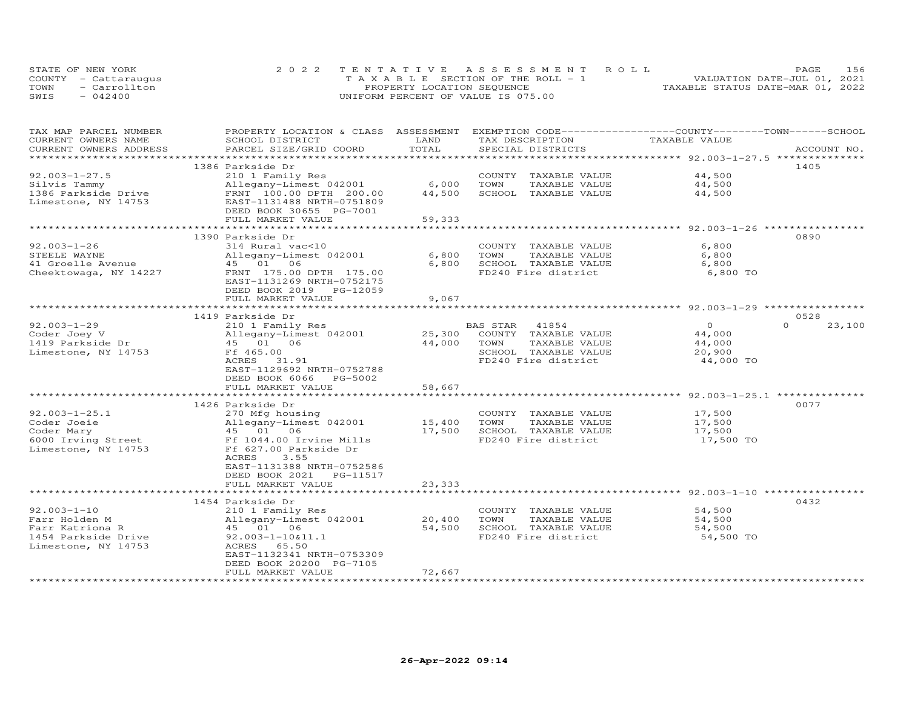STATE OF NEW YORK
COUNTY - Cattaraugus
TOWN - Carrollton
SWIS - 042400

2022 TENTATIVE ASSESSMENT ROLL
TAXABLE SECTION OF THE ROLL - 1
PROPERTY LOCATION SEQUENCE
UNIFORM PERCENT OF VALUE IS 075.00

VALUATION DATE-JUL 01, 2021
TAXABLE STATUS DATE-MAR 01, 2022

| TAX MAP PARCEL NUMBER / CURRENT OWNERS NAME / CURRENT OWNERS ADDRESS | PROPERTY LOCATION & CLASS / SCHOOL DISTRICT / PARCEL SIZE/GRID COORD | ASSESSMENT LAND | TOTAL | EXEMPTION CODE / TAX DESCRIPTION / SPECIAL DISTRICTS | COUNTY TAXABLE VALUE | TOWN | SCHOOL | ACCOUNT NO. |
|---|---|---|---|---|---|---|---|---|
| | 1386 Parkside Dr | | | | | | | 1405 |
| 92.003-1-27.5 | 210 1 Family Res | | | COUNTY TAXABLE VALUE | 44,500 | | | |
| Silvis Tammy | Allegany-Limest 042001 | 6,000 | | TOWN TAXABLE VALUE | 44,500 | | | |
| 1386 Parkside Drive | FRNT 100.00 DPTH 200.00 | | 44,500 | SCHOOL TAXABLE VALUE | 44,500 | | | |
| Limestone, NY 14753 | EAST-1131488 NRTH-0751809 | | | | | | | |
| | DEED BOOK 30655 PG-7001 | | | | | | | |
| | FULL MARKET VALUE | | 59,333 | | | | | |
| | 1390 Parkside Dr | | | | | | | 0890 |
| 92.003-1-26 | 314 Rural vac<10 | | | COUNTY TAXABLE VALUE | 6,800 | | | |
| STEELE WAYNE | Allegany-Limest 042001 | 6,800 | | TOWN TAXABLE VALUE | 6,800 | | | |
| 41 Groelle Avenue | 45 01 06 | | 6,800 | SCHOOL TAXABLE VALUE | 6,800 | | | |
| Cheektowaga, NY 14227 | FRNT 175.00 DPTH 175.00 | | | FD240 Fire district | 6,800 TO | | | |
| | EAST-1131269 NRTH-0752175 | | | | | | | |
| | DEED BOOK 2019 PG-12059 | | | | | | | |
| | FULL MARKET VALUE | | 9,067 | | | | | |
| | 1419 Parkside Dr | | | | | | | 0528 |
| 92.003-1-29 | 210 1 Family Res | | | BAS STAR 41854 | 0 | 0 | 23,100 | |
| Coder Joey V | Allegany-Limest 042001 | 25,300 | | COUNTY TAXABLE VALUE | 44,000 | | | |
| 1419 Parkside Dr | 45 01 06 | | 44,000 | TOWN TAXABLE VALUE | 44,000 | | | |
| Limestone, NY 14753 | Ff 465.00 | | | SCHOOL TAXABLE VALUE | 20,900 | | | |
| | ACRES 31.91 | | | FD240 Fire district | 44,000 TO | | | |
| | EAST-1129692 NRTH-0752788 | | | | | | | |
| | DEED BOOK 6066 PG-5002 | | | | | | | |
| | FULL MARKET VALUE | | 58,667 | | | | | |
| | 1426 Parkside Dr | | | | | | | 0077 |
| 92.003-1-25.1 | 270 Mfg housing | | | COUNTY TAXABLE VALUE | 17,500 | | | |
| Coder Joeie | Allegany-Limest 042001 | 15,400 | | TOWN TAXABLE VALUE | 17,500 | | | |
| Coder Mary | 45 01 06 | | 17,500 | SCHOOL TAXABLE VALUE | 17,500 | | | |
| 6000 Irving Street | Ff 1044.00 Irvine Mills | | | FD240 Fire district | 17,500 TO | | | |
| Limestone, NY 14753 | Ff 627.00 Parkside Dr | | | | | | | |
| | ACRES 3.55 | | | | | | | |
| | EAST-1131388 NRTH-0752586 | | | | | | | |
| | DEED BOOK 2021 PG-11517 | | | | | | | |
| | FULL MARKET VALUE | | 23,333 | | | | | |
| | 1454 Parkside Dr | | | | | | | 0432 |
| 92.003-1-10 | 210 1 Family Res | | | COUNTY TAXABLE VALUE | 54,500 | | | |
| Farr Holden M | Allegany-Limest 042001 | 20,400 | | TOWN TAXABLE VALUE | 54,500 | | | |
| Farr Katriona R | 45 01 06 | | 54,500 | SCHOOL TAXABLE VALUE | 54,500 | | | |
| 1454 Parkside Drive | 92.003-1-10&11.1 | | | FD240 Fire district | 54,500 TO | | | |
| Limestone, NY 14753 | ACRES 65.50 | | | | | | | |
| | EAST-1132341 NRTH-0753309 | | | | | | | |
| | DEED BOOK 20200 PG-7105 | | | | | | | |
| | FULL MARKET VALUE | | 72,667 | | | | | |

26-Apr-2022 09:14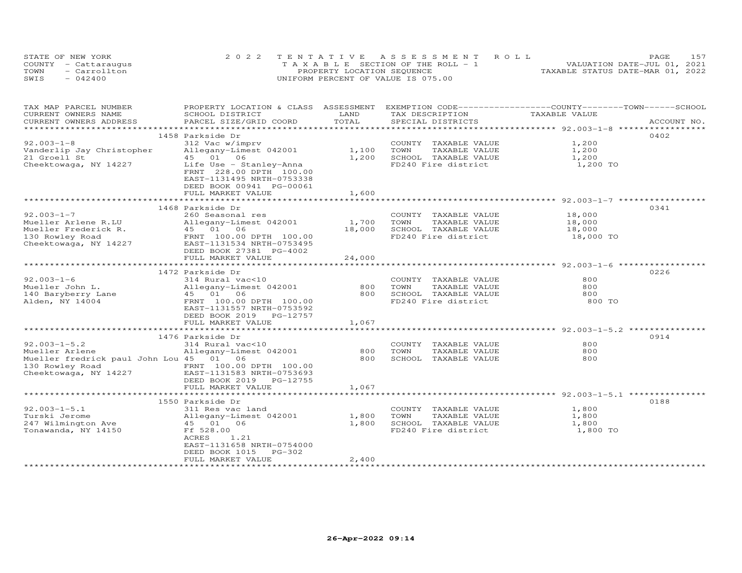STATE OF NEW YORK
COUNTY - Cattaraugus
TOWN - Carrollton
SWIS - 042400

2022 TENTATIVE ASSESSMENT ROLL
TAXABLE SECTION OF THE ROLL - 1
PROPERTY LOCATION SEQUENCE
UNIFORM PERCENT OF VALUE IS 075.00

VALUATION DATE-JUL 01, 2021
TAXABLE STATUS DATE-MAR 01, 2022

| TAX MAP PARCEL NUMBER / CURRENT OWNERS NAME / CURRENT OWNERS ADDRESS | PROPERTY LOCATION & CLASS / SCHOOL DISTRICT / PARCEL SIZE/GRID COORD | ASSESSMENT LAND | TOTAL | EXEMPTION CODE / TAX DESCRIPTION / SPECIAL DISTRICTS | TAXABLE VALUE (COUNTY / TOWN / SCHOOL) | ACCOUNT NO. |
|---|---|---|---|---|---|---|
| **92.003-1-8** | 1458 Parkside Dr | | | | | 0402 |
| 92.003-1-8 | 312 Vac w/imprv | | | COUNTY TAXABLE VALUE | 1,200 | |
| Vanderlip Jay Christopher | Allegany-Limest 042001 | 1,100 | | TOWN TAXABLE VALUE | 1,200 | |
| 21 Groell St | 45 01 06 | | 1,200 | SCHOOL TAXABLE VALUE | 1,200 | |
| Cheektowaga, NY 14227 | Life Use - Stanley-Anna | | | FD240 Fire district | 1,200 TO | |
| | FRNT 228.00 DPTH 100.00 | | | | | |
| | EAST-1131495 NRTH-0753338 | | | | | |
| | DEED BOOK 00941 PG-00061 | | | | | |
| | FULL MARKET VALUE | | 1,600 | | | |
| **92.003-1-7** | 1468 Parkside Dr | | | | | 0341 |
| 92.003-1-7 | 260 Seasonal res | | | COUNTY TAXABLE VALUE | 18,000 | |
| Mueller Arlene R.LU | Allegany-Limest 042001 | 1,700 | | TOWN TAXABLE VALUE | 18,000 | |
| Mueller Frederick R. | 45 01 06 | | 18,000 | SCHOOL TAXABLE VALUE | 18,000 | |
| 130 Rowley Road | FRNT 100.00 DPTH 100.00 | | | FD240 Fire district | 18,000 TO | |
| Cheektowaga, NY 14227 | EAST-1131534 NRTH-0753495 | | | | | |
| | DEED BOOK 27381 PG-4002 | | | | | |
| | FULL MARKET VALUE | | 24,000 | | | |
| **92.003-1-6** | 1472 Parkside Dr | | | | | 0226 |
| 92.003-1-6 | 314 Rural vac<10 | | | COUNTY TAXABLE VALUE | 800 | |
| Mueller John L. | Allegany-Limest 042001 | 800 | | TOWN TAXABLE VALUE | 800 | |
| 140 Baryberry Lane | 45 01 06 | | 800 | SCHOOL TAXABLE VALUE | 800 | |
| Alden, NY 14004 | FRNT 100.00 DPTH 100.00 | | | FD240 Fire district | 800 TO | |
| | EAST-1131557 NRTH-0753592 | | | | | |
| | DEED BOOK 2019 PG-12757 | | | | | |
| | FULL MARKET VALUE | | 1,067 | | | |
| **92.003-1-5.2** | 1476 Parkside Dr | | | | | 0914 |
| 92.003-1-5.2 | 314 Rural vac<10 | | | COUNTY TAXABLE VALUE | 800 | |
| Mueller Arlene | Allegany-Limest 042001 | 800 | | TOWN TAXABLE VALUE | 800 | |
| Mueller fredrick paul John Lou | 45 01 06 | | 800 | SCHOOL TAXABLE VALUE | 800 | |
| 130 Rowley Road | FRNT 100.00 DPTH 100.00 | | | | | |
| Cheektowaga, NY 14227 | EAST-1131583 NRTH-0753693 | | | | | |
| | DEED BOOK 2019 PG-12755 | | | | | |
| | FULL MARKET VALUE | | 1,067 | | | |
| **92.003-1-5.1** | 1550 Parkside Dr | | | | | 0188 |
| 92.003-1-5.1 | 311 Res vac land | | | COUNTY TAXABLE VALUE | 1,800 | |
| Turski Jerome | Allegany-Limest 042001 | 1,800 | | TOWN TAXABLE VALUE | 1,800 | |
| 247 Wilmington Ave | 45 01 06 | | 1,800 | SCHOOL TAXABLE VALUE | 1,800 | |
| Tonawanda, NY 14150 | Ff 528.00 | | | FD240 Fire district | 1,800 TO | |
| | ACRES 1.21 | | | | | |
| | EAST-1131658 NRTH-0754000 | | | | | |
| | DEED BOOK 1015 PG-302 | | | | | |
| | FULL MARKET VALUE | | 2,400 | | | |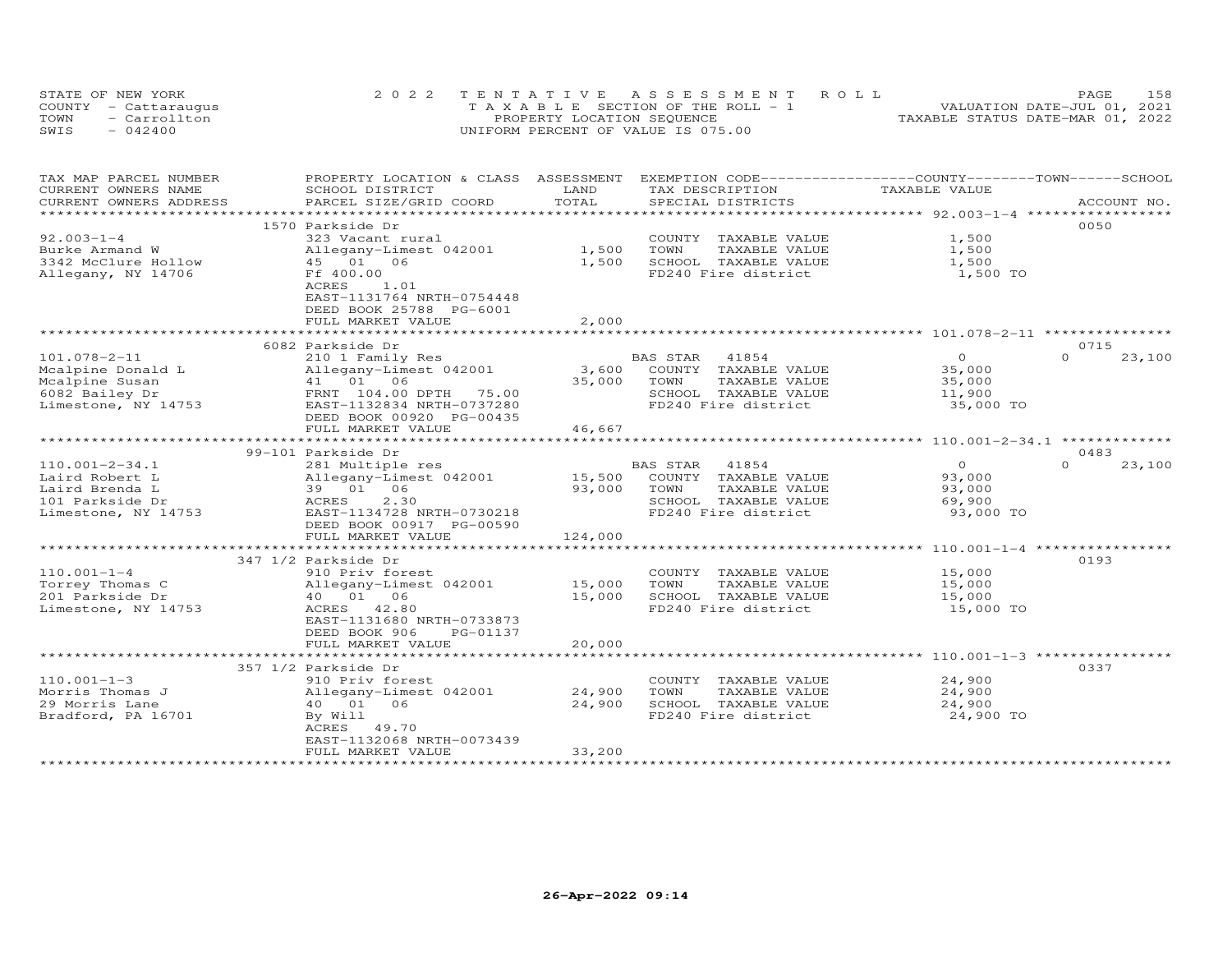STATE OF NEW YORK | 2022 TENTATIVE ASSESSMENT ROLL | VALUATION DATE-JUL 01, 2021
COUNTY - Cattaraugus | TAXABLE SECTION OF THE ROLL - 1 | TAXABLE STATUS DATE-MAR 01, 2022
TOWN - Carrollton | PROPERTY LOCATION SEQUENCE
SWIS - 042400 | UNIFORM PERCENT OF VALUE IS 075.00

| TAX MAP PARCEL NUMBER / CURRENT OWNERS NAME / CURRENT OWNERS ADDRESS | PROPERTY LOCATION & CLASS / SCHOOL DISTRICT / PARCEL SIZE/GRID COORD | ASSESSMENT LAND | TOTAL | EXEMPTION CODE / TAX DESCRIPTION / SPECIAL DISTRICTS | COUNTY TAXABLE VALUE | TOWN | SCHOOL | ACCOUNT NO. |
|---|---|---|---|---|---|---|---|---|
| **92.003-1-4** | 1570 Parkside Dr | | | | | | | 0050 |
| 92.003-1-4 | 323 Vacant rural | | | COUNTY TAXABLE VALUE | 1,500 | | | |
| Burke Armand W | Allegany-Limest 042001 | 1,500 | | TOWN TAXABLE VALUE | 1,500 | | | |
| 3342 McClure Hollow | 45 01 06 | | 1,500 | SCHOOL TAXABLE VALUE | 1,500 | | | |
| Allegany, NY 14706 | Ff 400.00 | | | FD240 Fire district | 1,500 TO | | | |
| | ACRES 1.01 | | | | | | | |
| | EAST-1131764 NRTH-0754448 | | | | | | | |
| | DEED BOOK 25788 PG-6001 | | | | | | | |
| | FULL MARKET VALUE | | 2,000 | | | | | |
| **101.078-2-11** | 6082 Parkside Dr | | | | | | | 0715 |
| 101.078-2-11 | 210 1 Family Res | | | BAS STAR 41854 | 0 | 0 | 23,100 | |
| Mcalpine Donald L | Allegany-Limest 042001 | 3,600 | | COUNTY TAXABLE VALUE | 35,000 | | | |
| Mcalpine Susan | 41 01 06 | | 35,000 | TOWN TAXABLE VALUE | 35,000 | | | |
| 6082 Bailey Dr | FRNT 104.00 DPTH 75.00 | | | SCHOOL TAXABLE VALUE | 11,900 | | | |
| Limestone, NY 14753 | EAST-1132834 NRTH-0737280 | | | FD240 Fire district | 35,000 TO | | | |
| | DEED BOOK 00920 PG-00435 | | | | | | | |
| | FULL MARKET VALUE | | 46,667 | | | | | |
| **110.001-2-34.1** | 99-101 Parkside Dr | | | | | | | 0483 |
| 110.001-2-34.1 | 281 Multiple res | | | BAS STAR 41854 | 0 | 0 | 23,100 | |
| Laird Robert L | Allegany-Limest 042001 | 15,500 | | COUNTY TAXABLE VALUE | 93,000 | | | |
| Laird Brenda L | 39 01 06 | | 93,000 | TOWN TAXABLE VALUE | 93,000 | | | |
| 101 Parkside Dr | ACRES 2.30 | | | SCHOOL TAXABLE VALUE | 69,900 | | | |
| Limestone, NY 14753 | EAST-1134728 NRTH-0730218 | | | FD240 Fire district | 93,000 TO | | | |
| | DEED BOOK 00917 PG-00590 | | | | | | | |
| | FULL MARKET VALUE | | 124,000 | | | | | |
| **110.001-1-4** | 347 1/2 Parkside Dr | | | | | | | 0193 |
| 110.001-1-4 | 910 Priv forest | | | COUNTY TAXABLE VALUE | 15,000 | | | |
| Torrey Thomas C | Allegany-Limest 042001 | 15,000 | | TOWN TAXABLE VALUE | 15,000 | | | |
| 201 Parkside Dr | 40 01 06 | | 15,000 | SCHOOL TAXABLE VALUE | 15,000 | | | |
| Limestone, NY 14753 | ACRES 42.80 | | | FD240 Fire district | 15,000 TO | | | |
| | EAST-1131680 NRTH-0733873 | | | | | | | |
| | DEED BOOK 906 PG-01137 | | | | | | | |
| | FULL MARKET VALUE | | 20,000 | | | | | |
| **110.001-1-3** | 357 1/2 Parkside Dr | | | | | | | 0337 |
| 110.001-1-3 | 910 Priv forest | | | COUNTY TAXABLE VALUE | 24,900 | | | |
| Morris Thomas J | Allegany-Limest 042001 | 24,900 | | TOWN TAXABLE VALUE | 24,900 | | | |
| 29 Morris Lane | 40 01 06 | | 24,900 | SCHOOL TAXABLE VALUE | 24,900 | | | |
| Bradford, PA 16701 | By Will | | | FD240 Fire district | 24,900 TO | | | |
| | ACRES 49.70 | | | | | | | |
| | EAST-1132068 NRTH-0073439 | | | | | | | |
| | FULL MARKET VALUE | | 33,200 | | | | | |

26-Apr-2022 09:14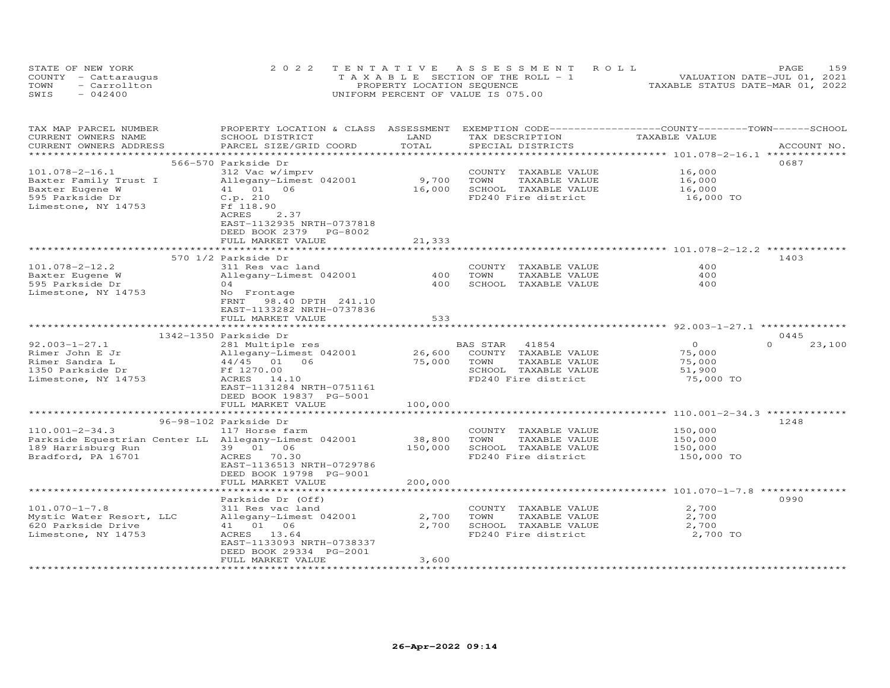STATE OF NEW YORK
COUNTY - Cattaraugus
TOWN - Carrollton
SWIS - 042400

2022 TENTATIVE ASSESSMENT ROLL
TAXABLE SECTION OF THE ROLL - 1
PROPERTY LOCATION SEQUENCE
UNIFORM PERCENT OF VALUE IS 075.00

VALUATION DATE-JUL 01, 2021
TAXABLE STATUS DATE-MAR 01, 2022

| TAX MAP PARCEL NUMBER / CURRENT OWNERS NAME / CURRENT OWNERS ADDRESS | PROPERTY LOCATION & CLASS / SCHOOL DISTRICT / PARCEL SIZE/GRID COORD | ASSESSMENT LAND / TOTAL | EXEMPTION CODE / TAX DESCRIPTION / SPECIAL DISTRICTS | COUNTY TAXABLE VALUE | TOWN | SCHOOL | ACCOUNT NO. |
|---|---|---|---|---|---|---|---|
| 101.078-2-16.1 | 566-570 Parkside Dr | | | | | | 0687 |
| Baxter Family Trust I | 312 Vac w/imprv | | COUNTY TAXABLE VALUE | 16,000 | | | |
| Baxter Eugene W | Allegany-Limest 042001 | 9,700 | TOWN TAXABLE VALUE | 16,000 | | | |
| 595 Parkside Dr | 41 01 06 | 16,000 | SCHOOL TAXABLE VALUE | 16,000 | | | |
| Limestone, NY 14753 | C.p. 210 | | FD240 Fire district | 16,000 TO | | | |
| | Ff 118.90 | | | | | | |
| | ACRES 2.37 | | | | | | |
| | EAST-1132935 NRTH-0737818 | | | | | | |
| | DEED BOOK 2379 PG-8002 | | | | | | |
| | FULL MARKET VALUE | 21,333 | | | | | |
| 101.078-2-12.2 | 570 1/2 Parkside Dr | | | | | | 1403 |
| Baxter Eugene W | 311 Res vac land | | COUNTY TAXABLE VALUE | 400 | | | |
| 595 Parkside Dr | Allegany-Limest 042001 | 400 | TOWN TAXABLE VALUE | 400 | | | |
| Limestone, NY 14753 | 04 | 400 | SCHOOL TAXABLE VALUE | 400 | | | |
| | No Frontage | | | | | | |
| | FRNT 98.40 DPTH 241.10 | | | | | | |
| | EAST-1133282 NRTH-0737836 | | | | | | |
| | FULL MARKET VALUE | 533 | | | | | |
| 92.003-1-27.1 | 1342-1350 Parkside Dr | | | | | | 0445 |
| Rimer John E Jr | 281 Multiple res | | BAS STAR 41854 | 0 | | 0 | 23,100 |
| Rimer Sandra L | Allegany-Limest 042001 | 26,600 | COUNTY TAXABLE VALUE | 75,000 | | | |
| 1350 Parkside Dr | 44/45 01 06 | 75,000 | TOWN TAXABLE VALUE | 75,000 | | | |
| Limestone, NY 14753 | Ff 1270.00 | | SCHOOL TAXABLE VALUE | 51,900 | | | |
| | ACRES 14.10 | | FD240 Fire district | 75,000 TO | | | |
| | EAST-1131284 NRTH-0751161 | | | | | | |
| | DEED BOOK 19837 PG-5001 | | | | | | |
| | FULL MARKET VALUE | 100,000 | | | | | |
| 110.001-2-34.3 | 96-98-102 Parkside Dr | | | | | | 1248 |
| Parkside Equestrian Center LL | 117 Horse farm | | COUNTY TAXABLE VALUE | 150,000 | | | |
| 189 Harrisburg Run | Allegany-Limest 042001 | 38,800 | TOWN TAXABLE VALUE | 150,000 | | | |
| Bradford, PA 16701 | 39 01 06 | 150,000 | SCHOOL TAXABLE VALUE | 150,000 | | | |
| | ACRES 70.30 | | FD240 Fire district | 150,000 TO | | | |
| | EAST-1136513 NRTH-0729786 | | | | | | |
| | DEED BOOK 19798 PG-9001 | | | | | | |
| | FULL MARKET VALUE | 200,000 | | | | | |
| 101.070-1-7.8 | Parkside Dr (Off) | | | | | | 0990 |
| Mystic Water Resort, LLC | 311 Res vac land | | COUNTY TAXABLE VALUE | 2,700 | | | |
| 620 Parkside Drive | Allegany-Limest 042001 | 2,700 | TOWN TAXABLE VALUE | 2,700 | | | |
| Limestone, NY 14753 | 41 01 06 | 2,700 | SCHOOL TAXABLE VALUE | 2,700 | | | |
| | ACRES 13.64 | | FD240 Fire district | 2,700 TO | | | |
| | EAST-1133093 NRTH-0738337 | | | | | | |
| | DEED BOOK 29334 PG-2001 | | | | | | |
| | FULL MARKET VALUE | 3,600 | | | | | |

26-Apr-2022 09:14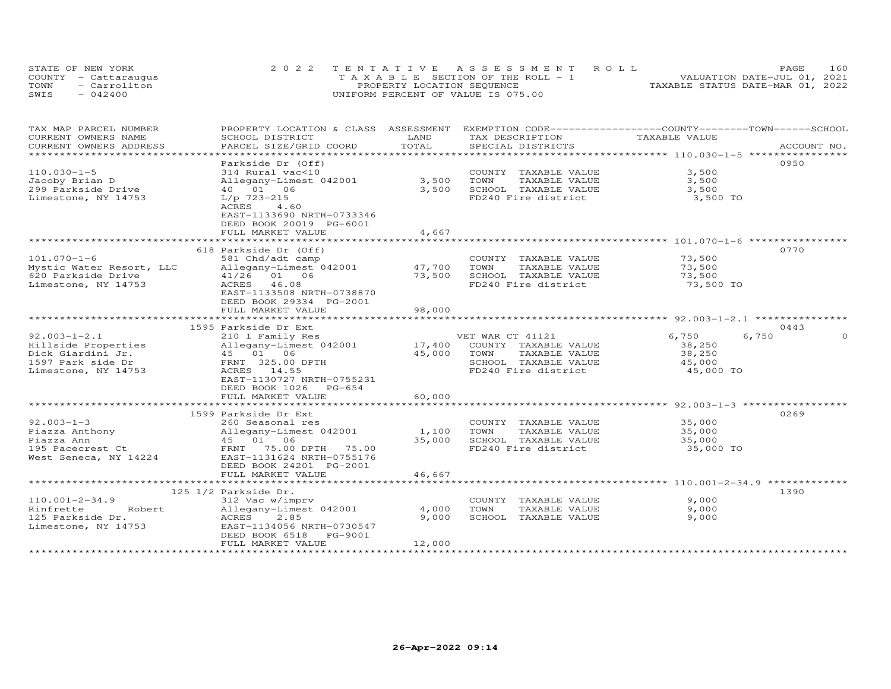STATE OF NEW YORK — COUNTY - Cattaraugus — TOWN - Carrollton — SWIS - 042400

2022 TENTATIVE ASSESSMENT ROLL
TAXABLE SECTION OF THE ROLL - 1
PROPERTY LOCATION SEQUENCE
UNIFORM PERCENT OF VALUE IS 075.00

VALUATION DATE-JUL 01, 2021
TAXABLE STATUS DATE-MAR 01, 2022

| TAX MAP PARCEL NUMBER / CURRENT OWNERS NAME / CURRENT OWNERS ADDRESS | PROPERTY LOCATION & CLASS / SCHOOL DISTRICT / PARCEL SIZE/GRID COORD | ASSESSMENT LAND / TOTAL | EXEMPTION CODE / TAX DESCRIPTION / SPECIAL DISTRICTS | COUNTY TAXABLE VALUE | TOWN | SCHOOL | ACCOUNT NO. |
|---|---|---|---|---|---|---|---|
| **110.030-1-5** | Parkside Dr (Off) | | | | | | 0950 |
| 110.030-1-5 | 314 Rural vac<10 | | COUNTY TAXABLE VALUE | 3,500 | | | |
| Jacoby Brian D | Allegany-Limest 042001 | 3,500 | TOWN TAXABLE VALUE | 3,500 | | | |
| 299 Parkside Drive | 40 01 06 | 3,500 | SCHOOL TAXABLE VALUE | 3,500 | | | |
| Limestone, NY 14753 | L/p 723-215 | | FD240 Fire district | 3,500 TO | | | |
| | ACRES 4.60 | | | | | | |
| | EAST-1133690 NRTH-0733346 | | | | | | |
| | DEED BOOK 20019 PG-6001 | | | | | | |
| | FULL MARKET VALUE | 4,667 | | | | | |
| **101.070-1-6** | 618 Parkside Dr (Off) | | | | | | 0770 |
| 101.070-1-6 | 581 Chd/adt camp | | COUNTY TAXABLE VALUE | 73,500 | | | |
| Mystic Water Resort, LLC | Allegany-Limest 042001 | 47,700 | TOWN TAXABLE VALUE | 73,500 | | | |
| 620 Parkside Drive | 41/26 01 06 | 73,500 | SCHOOL TAXABLE VALUE | 73,500 | | | |
| Limestone, NY 14753 | ACRES 46.08 | | FD240 Fire district | 73,500 TO | | | |
| | EAST-1133508 NRTH-0738870 | | | | | | |
| | DEED BOOK 29334 PG-2001 | | | | | | |
| | FULL MARKET VALUE | 98,000 | | | | | |
| **92.003-1-2.1** | 1595 Parkside Dr Ext | | | | | | 0443 |
| 92.003-1-2.1 | 210 1 Family Res | | VET WAR CT 41121 | 6,750 | 6,750 | 0 | |
| Hillside Properties | Allegany-Limest 042001 | 17,400 | COUNTY TAXABLE VALUE | 38,250 | | | |
| Dick Giardini Jr. | 45 01 06 | 45,000 | TOWN TAXABLE VALUE | 38,250 | | | |
| 1597 Park side Dr | FRNT 325.00 DPTH | | SCHOOL TAXABLE VALUE | 45,000 | | | |
| Limestone, NY 14753 | ACRES 14.55 | | FD240 Fire district | 45,000 TO | | | |
| | EAST-1130727 NRTH-0755231 | | | | | | |
| | DEED BOOK 1026 PG-654 | | | | | | |
| | FULL MARKET VALUE | 60,000 | | | | | |
| **92.003-1-3** | 1599 Parkside Dr Ext | | | | | | 0269 |
| 92.003-1-3 | 260 Seasonal res | | COUNTY TAXABLE VALUE | 35,000 | | | |
| Piazza Anthony | Allegany-Limest 042001 | 1,100 | TOWN TAXABLE VALUE | 35,000 | | | |
| Piazza Ann | 45 01 06 | 35,000 | SCHOOL TAXABLE VALUE | 35,000 | | | |
| 195 Pacecrest Ct | FRNT 75.00 DPTH 75.00 | | FD240 Fire district | 35,000 TO | | | |
| West Seneca, NY 14224 | EAST-1131624 NRTH-0755176 | | | | | | |
| | DEED BOOK 24201 PG-2001 | | | | | | |
| | FULL MARKET VALUE | 46,667 | | | | | |
| **110.001-2-34.9** | 125 1/2 Parkside Dr. | | | | | | 1390 |
| 110.001-2-34.9 | 312 Vac w/imprv | | COUNTY TAXABLE VALUE | 9,000 | | | |
| Rinfrette Robert | Allegany-Limest 042001 | 4,000 | TOWN TAXABLE VALUE | 9,000 | | | |
| 125 Parkside Dr. | ACRES 2.85 | 9,000 | SCHOOL TAXABLE VALUE | 9,000 | | | |
| Limestone, NY 14753 | EAST-1134056 NRTH-0730547 | | | | | | |
| | DEED BOOK 6518 PG-9001 | | | | | | |
| | FULL MARKET VALUE | 12,000 | | | | | |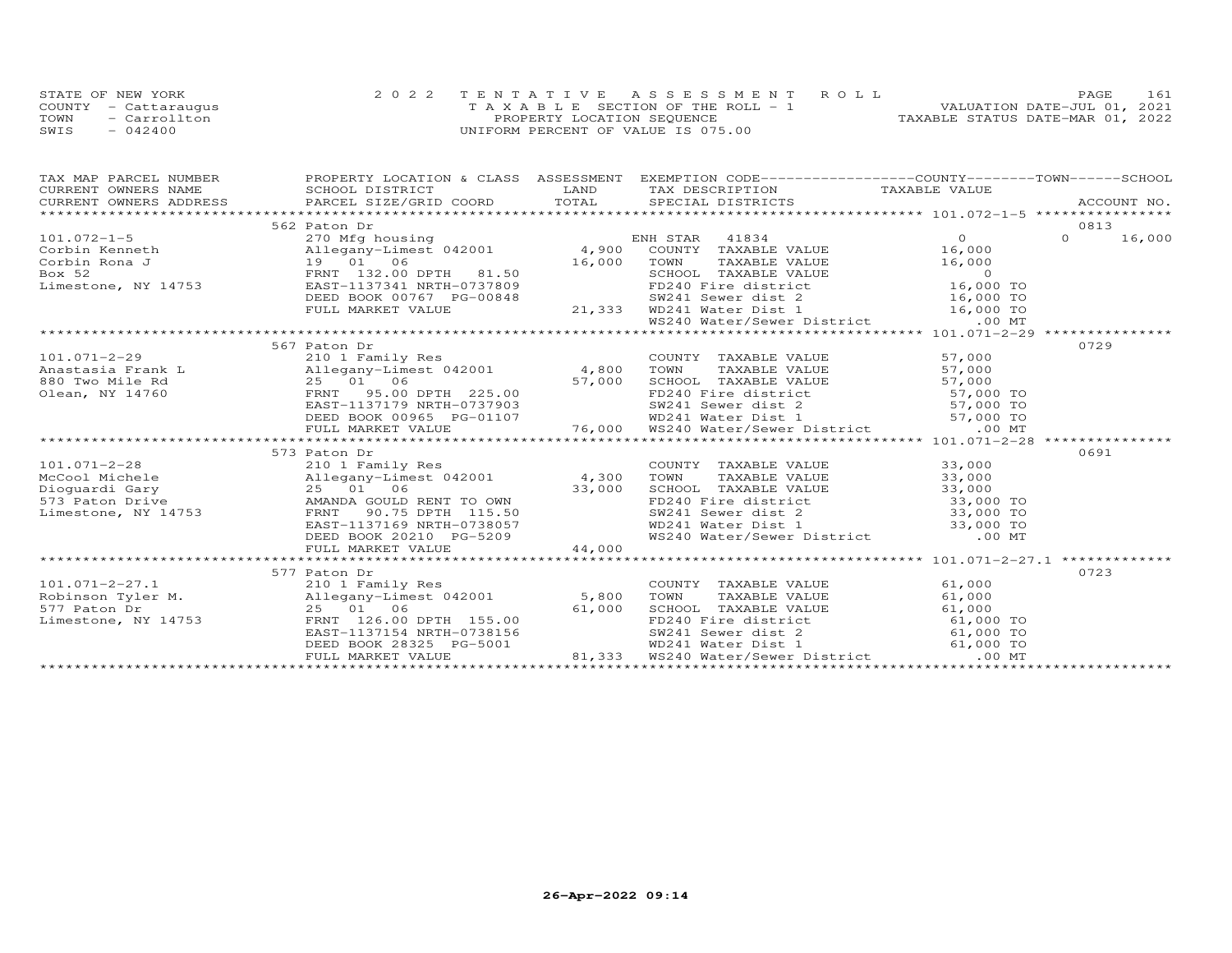STATE OF NEW YORK
COUNTY - Cattaraugus
TOWN - Carrollton
SWIS - 042400

2022 TENTATIVE ASSESSMENT ROLL
TAXABLE SECTION OF THE ROLL - 1
PROPERTY LOCATION SEQUENCE
UNIFORM PERCENT OF VALUE IS 075.00

VALUATION DATE-JUL 01, 2021
TAXABLE STATUS DATE-MAR 01, 2022

| TAX MAP PARCEL NUMBER / CURRENT OWNERS NAME / CURRENT OWNERS ADDRESS | PROPERTY LOCATION & CLASS / SCHOOL DISTRICT / PARCEL SIZE/GRID COORD | ASSESSMENT LAND | TOTAL | EXEMPTION CODE / TAX DESCRIPTION / SPECIAL DISTRICTS | COUNTY TAXABLE VALUE | TOWN | SCHOOL | ACCOUNT NO. |
|---|---|---|---|---|---|---|---|---|
| **101.072-1-5** | 562 Paton Dr | | | | | | | 0813 |
| 101.072-1-5 | 270 Mfg housing | | | ENH STAR 41834 | 0 | 0 | 16,000 | |
| Corbin Kenneth | Allegany-Limest 042001 | 4,900 | | COUNTY TAXABLE VALUE | 16,000 | | | |
| Corbin Rona J | 19 01 06 | | 16,000 | TOWN TAXABLE VALUE | 16,000 | | | |
| Box 52 | FRNT 132.00 DPTH 81.50 | | | SCHOOL TAXABLE VALUE | 0 | | | |
| Limestone, NY 14753 | EAST-1137341 NRTH-0737809 | | | FD240 Fire district | 16,000 TO | | | |
| | DEED BOOK 00767 PG-00848 | | | SW241 Sewer dist 2 | 16,000 TO | | | |
| | FULL MARKET VALUE | | 21,333 | WD241 Water Dist 1 | 16,000 TO | | | |
| | | | | WS240 Water/Sewer District | .00 MT | | | |
| **101.071-2-29** | 567 Paton Dr | | | | | | | 0729 |
| 101.071-2-29 | 210 1 Family Res | | | COUNTY TAXABLE VALUE | 57,000 | | | |
| Anastasia Frank L | Allegany-Limest 042001 | 4,800 | | TOWN TAXABLE VALUE | 57,000 | | | |
| 880 Two Mile Rd | 25 01 06 | | 57,000 | SCHOOL TAXABLE VALUE | 57,000 | | | |
| Olean, NY 14760 | FRNT 95.00 DPTH 225.00 | | | FD240 Fire district | 57,000 TO | | | |
| | EAST-1137179 NRTH-0737903 | | | SW241 Sewer dist 2 | 57,000 TO | | | |
| | DEED BOOK 00965 PG-01107 | | | WD241 Water Dist 1 | 57,000 TO | | | |
| | FULL MARKET VALUE | | 76,000 | WS240 Water/Sewer District | .00 MT | | | |
| **101.071-2-28** | 573 Paton Dr | | | | | | | 0691 |
| 101.071-2-28 | 210 1 Family Res | | | COUNTY TAXABLE VALUE | 33,000 | | | |
| McCool Michele | Allegany-Limest 042001 | 4,300 | | TOWN TAXABLE VALUE | 33,000 | | | |
| Dioguardi Gary | 25 01 06 | | 33,000 | SCHOOL TAXABLE VALUE | 33,000 | | | |
| 573 Paton Drive | AMANDA GOULD RENT TO OWN | | | FD240 Fire district | 33,000 TO | | | |
| Limestone, NY 14753 | FRNT 90.75 DPTH 115.50 | | | SW241 Sewer dist 2 | 33,000 TO | | | |
| | EAST-1137169 NRTH-0738057 | | | WD241 Water Dist 1 | 33,000 TO | | | |
| | DEED BOOK 20210 PG-5209 | | | WS240 Water/Sewer District | .00 MT | | | |
| | FULL MARKET VALUE | | 44,000 | | | | | |
| **101.071-2-27.1** | 577 Paton Dr | | | | | | | 0723 |
| 101.071-2-27.1 | 210 1 Family Res | | | COUNTY TAXABLE VALUE | 61,000 | | | |
| Robinson Tyler M. | Allegany-Limest 042001 | 5,800 | | TOWN TAXABLE VALUE | 61,000 | | | |
| 577 Paton Dr | 25 01 06 | | 61,000 | SCHOOL TAXABLE VALUE | 61,000 | | | |
| Limestone, NY 14753 | FRNT 126.00 DPTH 155.00 | | | FD240 Fire district | 61,000 TO | | | |
| | EAST-1137154 NRTH-0738156 | | | SW241 Sewer dist 2 | 61,000 TO | | | |
| | DEED BOOK 28325 PG-5001 | | | WD241 Water Dist 1 | 61,000 TO | | | |
| | FULL MARKET VALUE | | 81,333 | WS240 Water/Sewer District | .00 MT | | | |

26-Apr-2022 09:14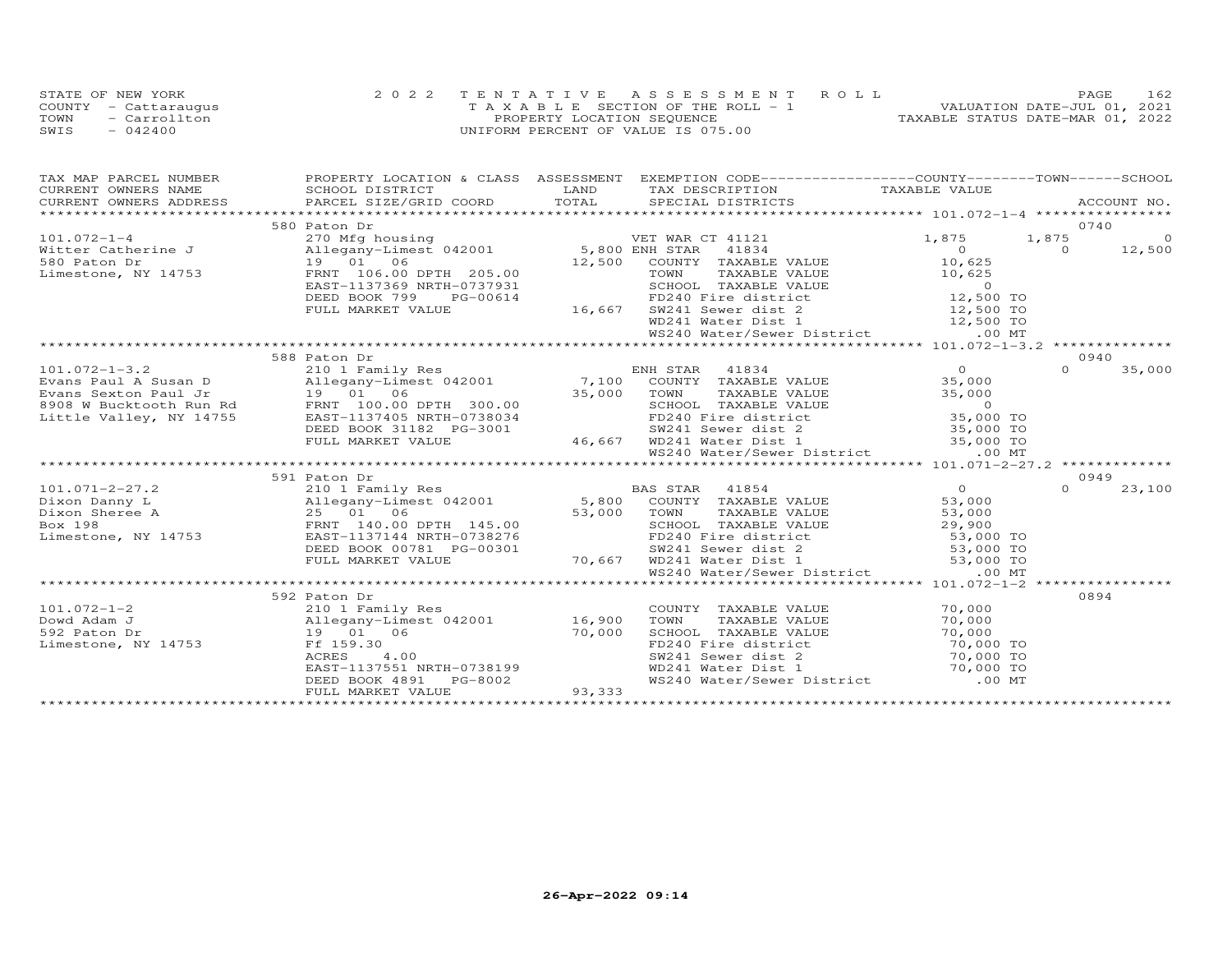STATE OF NEW YORK
COUNTY - Cattaraugus
TOWN - Carrollton
SWIS - 042400

2022 TENTATIVE ASSESSMENT ROLL
TAXABLE SECTION OF THE ROLL - 1
PROPERTY LOCATION SEQUENCE
UNIFORM PERCENT OF VALUE IS 075.00

VALUATION DATE-JUL 01, 2021
TAXABLE STATUS DATE-MAR 01, 2022

| TAX MAP PARCEL NUMBER / CURRENT OWNERS NAME / CURRENT OWNERS ADDRESS | PROPERTY LOCATION & CLASS / SCHOOL DISTRICT / PARCEL SIZE/GRID COORD | ASSESSMENT LAND / TOTAL | EXEMPTION CODE / TAX DESCRIPTION / SPECIAL DISTRICTS | COUNTY TAXABLE VALUE | TOWN | SCHOOL | ACCOUNT NO. |
|---|---|---|---|---|---|---|---|
| | 580 Paton Dr | | | | | | 0740 |
| 101.072-1-4 | 270 Mfg housing | | VET WAR CT 41121 | 1,875 | 1,875 | 0 | |
| Witter Catherine J | Allegany-Limest 042001 | 5,800 | ENH STAR 41834 | 0 | 0 | 12,500 | |
| 580 Paton Dr | 19 01 06 | 12,500 | COUNTY TAXABLE VALUE | 10,625 | | | |
| Limestone, NY 14753 | FRNT 106.00 DPTH 205.00 | | TOWN TAXABLE VALUE | 10,625 | | | |
| | EAST-1137369 NRTH-0737931 | | SCHOOL TAXABLE VALUE | 0 | | | |
| | DEED BOOK 799 PG-00614 | | FD240 Fire district | 12,500 TO | | | |
| | FULL MARKET VALUE | 16,667 | SW241 Sewer dist 2 | 12,500 TO | | | |
| | | | WD241 Water Dist 1 | 12,500 TO | | | |
| | | | WS240 Water/Sewer District | .00 MT | | | |
| | 588 Paton Dr | | | | | | 0940 |
| 101.072-1-3.2 | 210 1 Family Res | | ENH STAR 41834 | 0 | 0 | 35,000 | |
| Evans Paul A Susan D | Allegany-Limest 042001 | 7,100 | COUNTY TAXABLE VALUE | 35,000 | | | |
| Evans Sexton Paul Jr | 19 01 06 | 35,000 | TOWN TAXABLE VALUE | 35,000 | | | |
| 8908 W Bucktooth Run Rd | FRNT 100.00 DPTH 300.00 | | SCHOOL TAXABLE VALUE | 0 | | | |
| Little Valley, NY 14755 | EAST-1137405 NRTH-0738034 | | FD240 Fire district | 35,000 TO | | | |
| | DEED BOOK 31182 PG-3001 | | SW241 Sewer dist 2 | 35,000 TO | | | |
| | FULL MARKET VALUE | 46,667 | WD241 Water Dist 1 | 35,000 TO | | | |
| | | | WS240 Water/Sewer District | .00 MT | | | |
| | 591 Paton Dr | | | | | | 0949 |
| 101.071-2-27.2 | 210 1 Family Res | | BAS STAR 41854 | 0 | 0 | 23,100 | |
| Dixon Danny L | Allegany-Limest 042001 | 5,800 | COUNTY TAXABLE VALUE | 53,000 | | | |
| Dixon Sheree A | 25 01 06 | 53,000 | TOWN TAXABLE VALUE | 53,000 | | | |
| Box 198 | FRNT 140.00 DPTH 145.00 | | SCHOOL TAXABLE VALUE | 29,900 | | | |
| Limestone, NY 14753 | EAST-1137144 NRTH-0738276 | | FD240 Fire district | 53,000 TO | | | |
| | DEED BOOK 00781 PG-00301 | | SW241 Sewer dist 2 | 53,000 TO | | | |
| | FULL MARKET VALUE | 70,667 | WD241 Water Dist 1 | 53,000 TO | | | |
| | | | WS240 Water/Sewer District | .00 MT | | | |
| | 592 Paton Dr | | | | | | 0894 |
| 101.072-1-2 | 210 1 Family Res | | COUNTY TAXABLE VALUE | 70,000 | | | |
| Dowd Adam J | Allegany-Limest 042001 | 16,900 | TOWN TAXABLE VALUE | 70,000 | | | |
| 592 Paton Dr | 19 01 06 | 70,000 | SCHOOL TAXABLE VALUE | 70,000 | | | |
| Limestone, NY 14753 | Ff 159.30 | | FD240 Fire district | 70,000 TO | | | |
| | ACRES 4.00 | | SW241 Sewer dist 2 | 70,000 TO | | | |
| | EAST-1137551 NRTH-0738199 | | WD241 Water Dist 1 | 70,000 TO | | | |
| | DEED BOOK 4891 PG-8002 | | WS240 Water/Sewer District | .00 MT | | | |
| | FULL MARKET VALUE | 93,333 | | | | | |

26-Apr-2022 09:14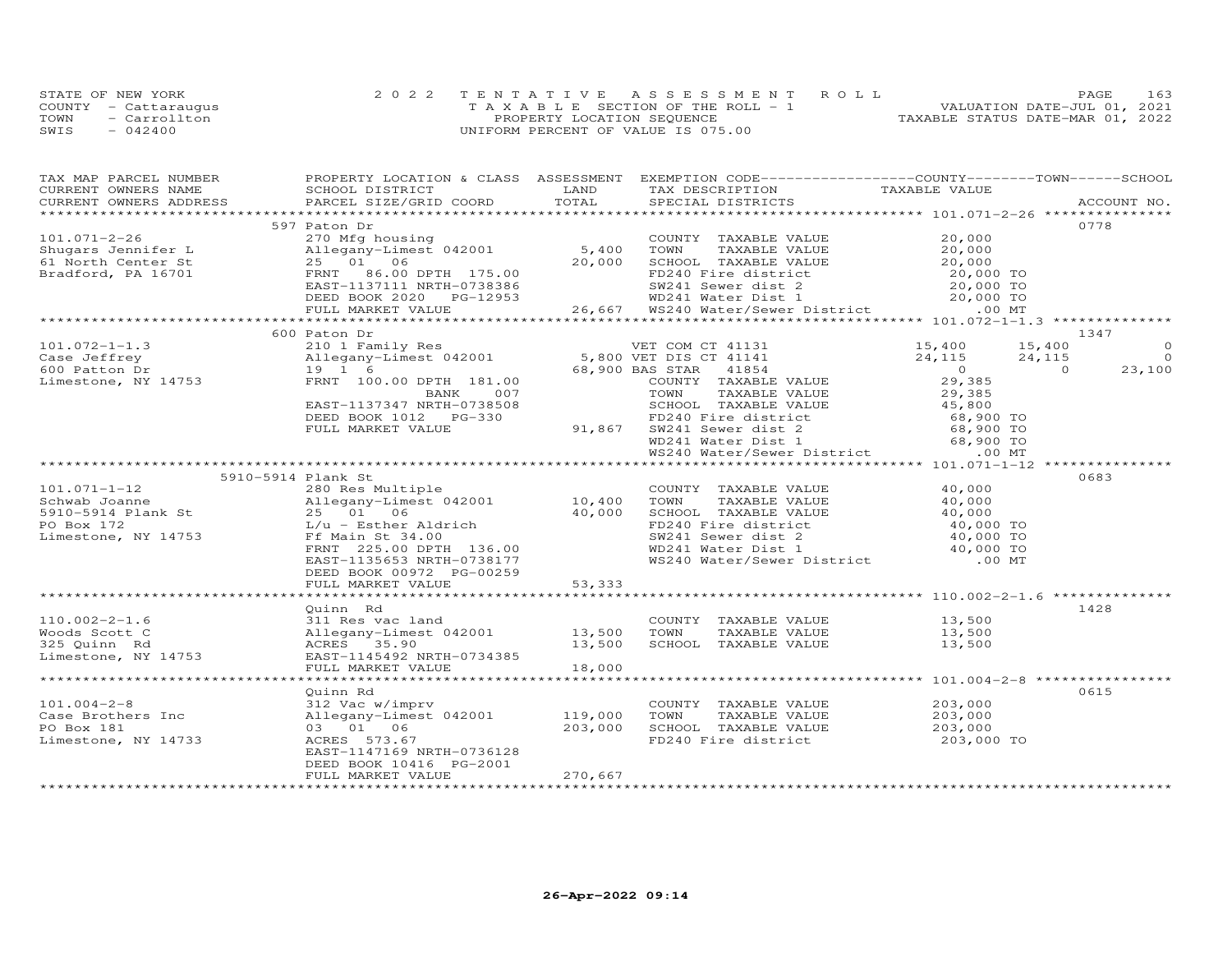STATE OF NEW YORK
COUNTY - Cattaraugus
TOWN - Carrollton
SWIS - 042400

2022 TENTATIVE ASSESSMENT ROLL
TAXABLE SECTION OF THE ROLL - 1
PROPERTY LOCATION SEQUENCE
UNIFORM PERCENT OF VALUE IS 075.00

VALUATION DATE-JUL 01, 2021
TAXABLE STATUS DATE-MAR 01, 2022

| TAX MAP PARCEL NUMBER / CURRENT OWNERS NAME / CURRENT OWNERS ADDRESS | PROPERTY LOCATION & CLASS / SCHOOL DISTRICT / PARCEL SIZE/GRID COORD | ASSESSMENT LAND | TOTAL | EXEMPTION CODE / TAX DESCRIPTION / SPECIAL DISTRICTS | COUNTY TAXABLE VALUE | TOWN | SCHOOL | ACCOUNT NO. |
|---|---|---|---|---|---|---|---|---|
| 101.071-2-26 | 597 Paton Dr | | | | | | | 0778 |
| Shugars Jennifer L | 270 Mfg housing | | | COUNTY TAXABLE VALUE | 20,000 | | | |
| 61 North Center St | Allegany-Limest 042001 | 5,400 | | TOWN TAXABLE VALUE | 20,000 | | | |
| Bradford, PA 16701 | 25 01 06 | | 20,000 | SCHOOL TAXABLE VALUE | 20,000 | | | |
| | FRNT 86.00 DPTH 175.00 | | | FD240 Fire district | 20,000 TO | | | |
| | EAST-1137111 NRTH-0738386 | | | SW241 Sewer dist 2 | 20,000 TO | | | |
| | DEED BOOK 2020 PG-12953 | | | WD241 Water Dist 1 | 20,000 TO | | | |
| | FULL MARKET VALUE | | 26,667 | WS240 Water/Sewer District | .00 MT | | | |
| 101.072-1-1.3 | 600 Paton Dr | | | | | | | 1347 |
| Case Jeffrey | 210 1 Family Res | | | VET COM CT 41131 | 15,400 | 15,400 | 0 | |
| 600 Patton Dr | Allegany-Limest 042001 | 5,800 | | VET DIS CT 41141 | 24,115 | 24,115 | 0 | |
| Limestone, NY 14753 | 19 1 6 | | 68,900 | BAS STAR 41854 | 0 | 0 | 23,100 | |
| | FRNT 100.00 DPTH 181.00 | | | COUNTY TAXABLE VALUE | 29,385 | | | |
| | BANK 007 | | | TOWN TAXABLE VALUE | 29,385 | | | |
| | EAST-1137347 NRTH-0738508 | | | SCHOOL TAXABLE VALUE | 45,800 | | | |
| | DEED BOOK 1012 PG-330 | | | FD240 Fire district | 68,900 TO | | | |
| | FULL MARKET VALUE | | 91,867 | SW241 Sewer dist 2 | 68,900 TO | | | |
| | | | | WD241 Water Dist 1 | 68,900 TO | | | |
| | | | | WS240 Water/Sewer District | .00 MT | | | |
| 101.071-1-12 | 5910-5914 Plank St | | | | | | | 0683 |
| Schwab Joanne | 280 Res Multiple | | | COUNTY TAXABLE VALUE | 40,000 | | | |
| 5910-5914 Plank St | Allegany-Limest 042001 | 10,400 | | TOWN TAXABLE VALUE | 40,000 | | | |
| PO Box 172 | 25 01 06 | | 40,000 | SCHOOL TAXABLE VALUE | 40,000 | | | |
| Limestone, NY 14753 | L/u - Esther Aldrich | | | FD240 Fire district | 40,000 TO | | | |
| | Ff Main St 34.00 | | | SW241 Sewer dist 2 | 40,000 TO | | | |
| | FRNT 225.00 DPTH 136.00 | | | WD241 Water Dist 1 | 40,000 TO | | | |
| | EAST-1135653 NRTH-0738177 | | | WS240 Water/Sewer District | .00 MT | | | |
| | DEED BOOK 00972 PG-00259 | | | | | | | |
| | FULL MARKET VALUE | | 53,333 | | | | | |
| 110.002-2-1.6 | Quinn Rd | | | | | | | 1428 |
| Woods Scott C | 311 Res vac land | | | COUNTY TAXABLE VALUE | 13,500 | | | |
| 325 Quinn Rd | Allegany-Limest 042001 | 13,500 | | TOWN TAXABLE VALUE | 13,500 | | | |
| Limestone, NY 14753 | ACRES 35.90 | | 13,500 | SCHOOL TAXABLE VALUE | 13,500 | | | |
| | EAST-1145492 NRTH-0734385 | | | | | | | |
| | FULL MARKET VALUE | | 18,000 | | | | | |
| 101.004-2-8 | Quinn Rd | | | | | | | 0615 |
| Case Brothers Inc | 312 Vac w/imprv | | | COUNTY TAXABLE VALUE | 203,000 | | | |
| PO Box 181 | Allegany-Limest 042001 | 119,000 | | TOWN TAXABLE VALUE | 203,000 | | | |
| Limestone, NY 14733 | 03 01 06 | | 203,000 | SCHOOL TAXABLE VALUE | 203,000 | | | |
| | ACRES 573.67 | | | FD240 Fire district | 203,000 TO | | | |
| | EAST-1147169 NRTH-0736128 | | | | | | | |
| | DEED BOOK 10416 PG-2001 | | | | | | | |
| | FULL MARKET VALUE | | 270,667 | | | | | |

26-Apr-2022 09:14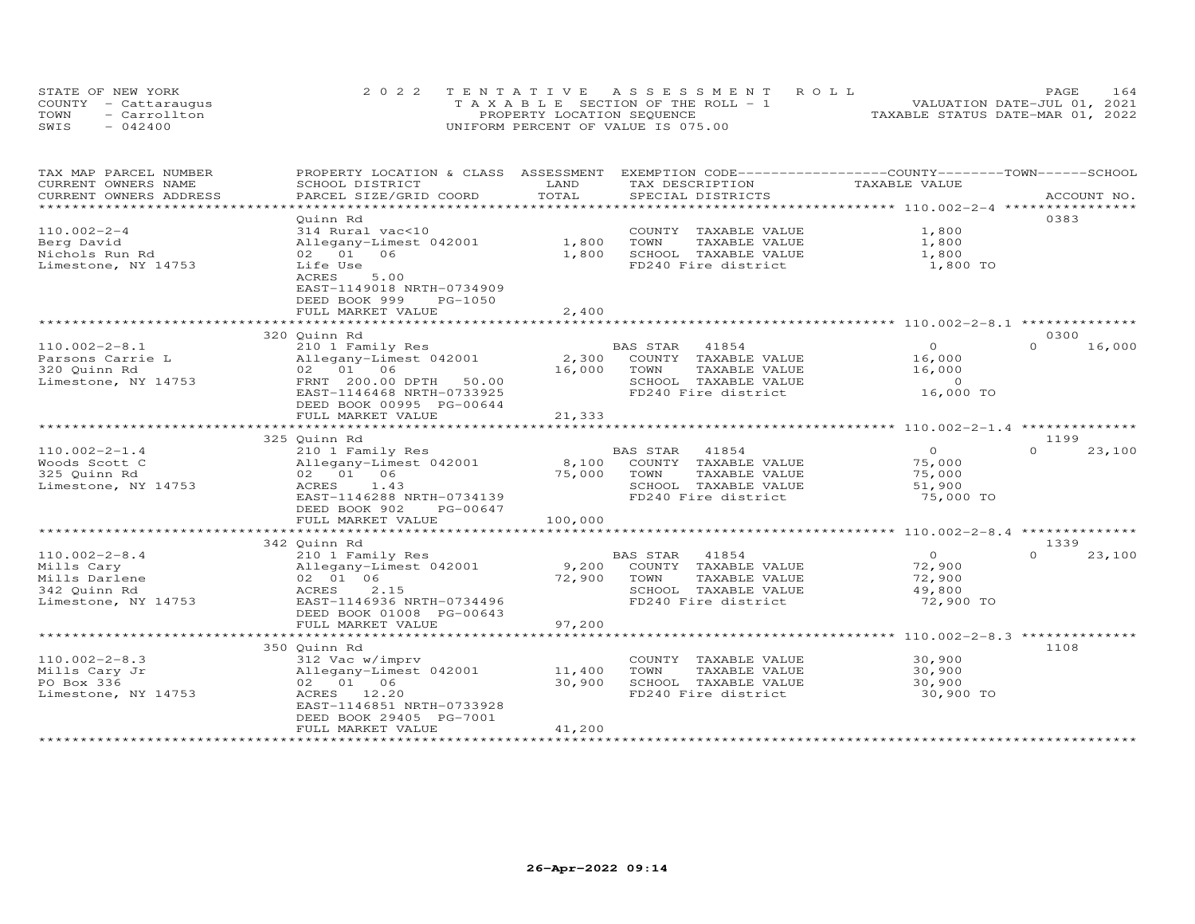STATE OF NEW YORK — COUNTY - Cattaraugus — TOWN - Carrollton — SWIS - 042400

2022 TENTATIVE ASSESSMENT ROLL
TAXABLE SECTION OF THE ROLL - 1
PROPERTY LOCATION SEQUENCE
UNIFORM PERCENT OF VALUE IS 075.00

VALUATION DATE-JUL 01, 2021
TAXABLE STATUS DATE-MAR 01, 2022

| TAX MAP PARCEL NUMBER / CURRENT OWNERS NAME / CURRENT OWNERS ADDRESS | PROPERTY LOCATION & CLASS / SCHOOL DISTRICT / PARCEL SIZE/GRID COORD | ASSESSMENT LAND / TOTAL | EXEMPTION CODE / TAX DESCRIPTION / SPECIAL DISTRICTS | COUNTY / TOWN TAXABLE VALUE | SCHOOL / ACCOUNT NO. |
|---|---|---|---|---|---|
| 110.002-2-4 | Quinn Rd | | | | 0383 |
| 110.002-2-4 | 314 Rural vac<10 | | COUNTY TAXABLE VALUE | 1,800 | |
| Berg David | Allegany-Limest 042001 | 1,800 | TOWN TAXABLE VALUE | 1,800 | |
| Nichols Run Rd | 02 01 06 | 1,800 | SCHOOL TAXABLE VALUE | 1,800 | |
| Limestone, NY 14753 | Life Use | | FD240 Fire district | 1,800 TO | |
| | ACRES 5.00 | | | | |
| | EAST-1149018 NRTH-0734909 | | | | |
| | DEED BOOK 999 PG-1050 | | | | |
| | FULL MARKET VALUE | 2,400 | | | |
| 110.002-2-8.1 | 320 Quinn Rd | | | | 0300 |
| 110.002-2-8.1 | 210 1 Family Res | | BAS STAR 41854 | 0 | 0 16,000 |
| Parsons Carrie L | Allegany-Limest 042001 | 2,300 | COUNTY TAXABLE VALUE | 16,000 | |
| 320 Quinn Rd | 02 01 06 | 16,000 | TOWN TAXABLE VALUE | 16,000 | |
| Limestone, NY 14753 | FRNT 200.00 DPTH 50.00 | | SCHOOL TAXABLE VALUE | 0 | |
| | EAST-1146468 NRTH-0733925 | | FD240 Fire district | 16,000 TO | |
| | DEED BOOK 00995 PG-00644 | | | | |
| | FULL MARKET VALUE | 21,333 | | | |
| 110.002-2-1.4 | 325 Quinn Rd | | | | 1199 |
| 110.002-2-1.4 | 210 1 Family Res | | BAS STAR 41854 | 0 | 0 23,100 |
| Woods Scott C | Allegany-Limest 042001 | 8,100 | COUNTY TAXABLE VALUE | 75,000 | |
| 325 Quinn Rd | 02 01 06 | 75,000 | TOWN TAXABLE VALUE | 75,000 | |
| Limestone, NY 14753 | ACRES 1.43 | | SCHOOL TAXABLE VALUE | 51,900 | |
| | EAST-1146288 NRTH-0734139 | | FD240 Fire district | 75,000 TO | |
| | DEED BOOK 902 PG-00647 | | | | |
| | FULL MARKET VALUE | 100,000 | | | |
| 110.002-2-8.4 | 342 Quinn Rd | | | | 1339 |
| 110.002-2-8.4 | 210 1 Family Res | | BAS STAR 41854 | 0 | 0 23,100 |
| Mills Cary | Allegany-Limest 042001 | 9,200 | COUNTY TAXABLE VALUE | 72,900 | |
| Mills Darlene | 02 01 06 | 72,900 | TOWN TAXABLE VALUE | 72,900 | |
| 342 Quinn Rd | ACRES 2.15 | | SCHOOL TAXABLE VALUE | 49,800 | |
| Limestone, NY 14753 | EAST-1146936 NRTH-0734496 | | FD240 Fire district | 72,900 TO | |
| | DEED BOOK 01008 PG-00643 | | | | |
| | FULL MARKET VALUE | 97,200 | | | |
| 110.002-2-8.3 | 350 Quinn Rd | | | | 1108 |
| 110.002-2-8.3 | 312 Vac w/imprv | | COUNTY TAXABLE VALUE | 30,900 | |
| Mills Cary Jr | Allegany-Limest 042001 | 11,400 | TOWN TAXABLE VALUE | 30,900 | |
| PO Box 336 | 02 01 06 | 30,900 | SCHOOL TAXABLE VALUE | 30,900 | |
| Limestone, NY 14753 | ACRES 12.20 | | FD240 Fire district | 30,900 TO | |
| | EAST-1146851 NRTH-0733928 | | | | |
| | DEED BOOK 29405 PG-7001 | | | | |
| | FULL MARKET VALUE | 41,200 | | | |

26-Apr-2022 09:14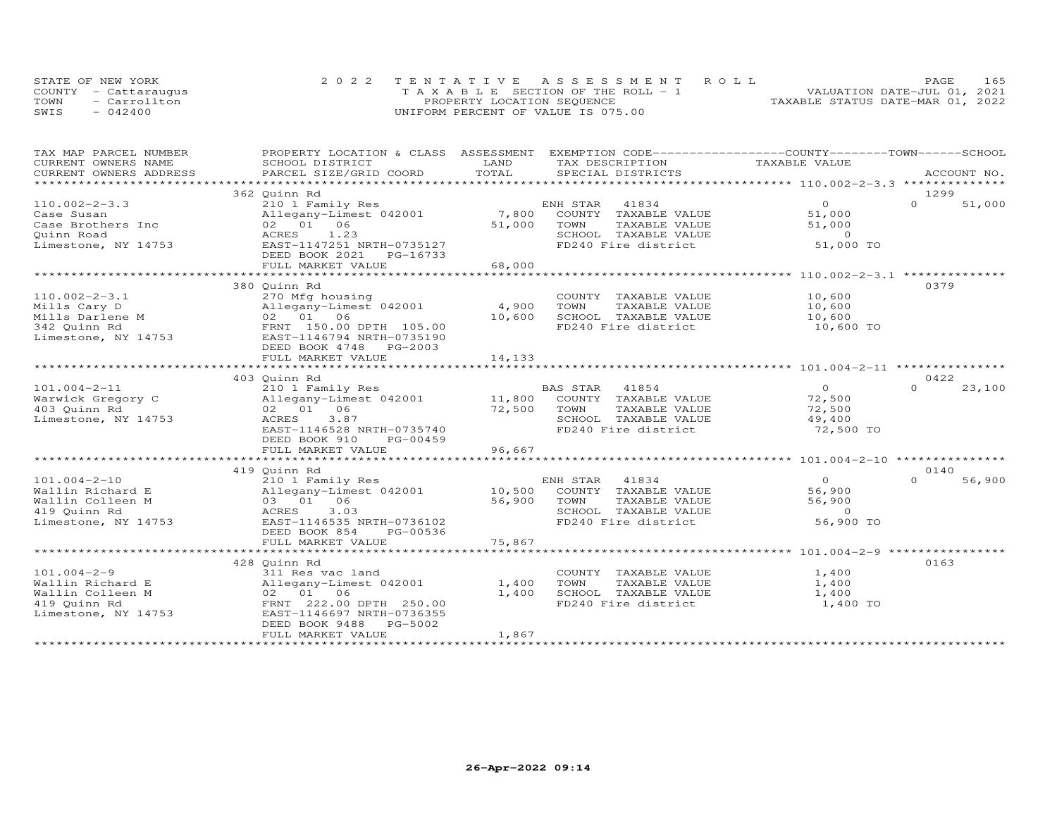STATE OF NEW YORK
COUNTY - Cattaraugus
TOWN - Carrollton
SWIS - 042400

2022 TENTATIVE ASSESSMENT ROLL
TAXABLE SECTION OF THE ROLL - 1
PROPERTY LOCATION SEQUENCE
UNIFORM PERCENT OF VALUE IS 075.00

VALUATION DATE-JUL 01, 2021
TAXABLE STATUS DATE-MAR 01, 2022

| TAX MAP PARCEL NUMBER / CURRENT OWNERS NAME / CURRENT OWNERS ADDRESS | PROPERTY LOCATION & CLASS / SCHOOL DISTRICT / PARCEL SIZE/GRID COORD | ASSESSMENT LAND / TOTAL | EXEMPTION CODE / TAX DESCRIPTION / SPECIAL DISTRICTS | COUNTY / TOWN TAXABLE VALUE | SCHOOL | ACCOUNT NO. |
|---|---|---|---|---|---|---|
| 110.002-2-3.3 | 362 Quinn Rd | | | | | 1299 |
| Case Susan | 210 1 Family Res | | ENH STAR 41834 | 0 | 0 | 51,000 |
| Case Brothers Inc | Allegany-Limest 042001 | 7,800 | COUNTY TAXABLE VALUE | 51,000 | | |
| Quinn Road | 02 01 06 | 51,000 | TOWN TAXABLE VALUE | 51,000 | | |
| Limestone, NY 14753 | ACRES 1.23 | | SCHOOL TAXABLE VALUE | 0 | | |
| | EAST-1147251 NRTH-0735127 | | FD240 Fire district | 51,000 TO | | |
| | DEED BOOK 2021 PG-16733 | | | | | |
| | FULL MARKET VALUE | 68,000 | | | | |
| 110.002-2-3.1 | 380 Quinn Rd | | | | | 0379 |
| Mills Cary D | 270 Mfg housing | | COUNTY TAXABLE VALUE | 10,600 | | |
| Mills Darlene M | Allegany-Limest 042001 | 4,900 | TOWN TAXABLE VALUE | 10,600 | | |
| 342 Quinn Rd | 02 01 06 | 10,600 | SCHOOL TAXABLE VALUE | 10,600 | | |
| Limestone, NY 14753 | FRNT 150.00 DPTH 105.00 | | FD240 Fire district | 10,600 TO | | |
| | EAST-1146794 NRTH-0735190 | | | | | |
| | DEED BOOK 4748 PG-2003 | | | | | |
| | FULL MARKET VALUE | 14,133 | | | | |
| 101.004-2-11 | 403 Quinn Rd | | | | | 0422 |
| Warwick Gregory C | 210 1 Family Res | | BAS STAR 41854 | 0 | 0 | 23,100 |
| 403 Quinn Rd | Allegany-Limest 042001 | 11,800 | COUNTY TAXABLE VALUE | 72,500 | | |
| Limestone, NY 14753 | 02 01 06 | 72,500 | TOWN TAXABLE VALUE | 72,500 | | |
| | ACRES 3.87 | | SCHOOL TAXABLE VALUE | 49,400 | | |
| | EAST-1146528 NRTH-0735740 | | FD240 Fire district | 72,500 TO | | |
| | DEED BOOK 910 PG-00459 | | | | | |
| | FULL MARKET VALUE | 96,667 | | | | |
| 101.004-2-10 | 419 Quinn Rd | | | | | 0140 |
| Wallin Richard E | 210 1 Family Res | | ENH STAR 41834 | 0 | 0 | 56,900 |
| Wallin Colleen M | Allegany-Limest 042001 | 10,500 | COUNTY TAXABLE VALUE | 56,900 | | |
| 419 Quinn Rd | 03 01 06 | 56,900 | TOWN TAXABLE VALUE | 56,900 | | |
| Limestone, NY 14753 | ACRES 3.03 | | SCHOOL TAXABLE VALUE | 0 | | |
| | EAST-1146535 NRTH-0736102 | | FD240 Fire district | 56,900 TO | | |
| | DEED BOOK 854 PG-00536 | | | | | |
| | FULL MARKET VALUE | 75,867 | | | | |
| 101.004-2-9 | 428 Quinn Rd | | | | | 0163 |
| Wallin Richard E | 311 Res vac land | | COUNTY TAXABLE VALUE | 1,400 | | |
| Wallin Colleen M | Allegany-Limest 042001 | 1,400 | TOWN TAXABLE VALUE | 1,400 | | |
| 419 Quinn Rd | 02 01 06 | 1,400 | SCHOOL TAXABLE VALUE | 1,400 | | |
| Limestone, NY 14753 | FRNT 222.00 DPTH 250.00 | | FD240 Fire district | 1,400 TO | | |
| | EAST-1146697 NRTH-0736355 | | | | | |
| | DEED BOOK 9488 PG-5002 | | | | | |
| | FULL MARKET VALUE | 1,867 | | | | |

26-Apr-2022 09:14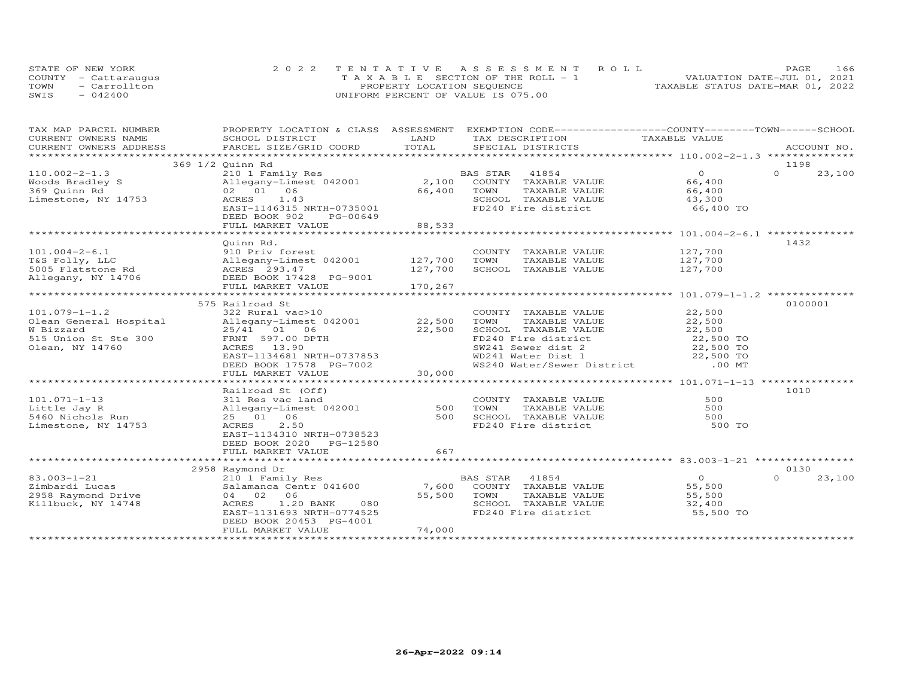STATE OF NEW YORK — 2022 TENTATIVE ASSESSMENT ROLL
COUNTY - Cattaraugus — TAXABLE SECTION OF THE ROLL - 1 — VALUATION DATE-JUL 01, 2021
TOWN - Carrollton — PROPERTY LOCATION SEQUENCE — TAXABLE STATUS DATE-MAR 01, 2022
SWIS - 042400 — UNIFORM PERCENT OF VALUE IS 075.00

| TAX MAP PARCEL NUMBER / CURRENT OWNERS NAME / CURRENT OWNERS ADDRESS | PROPERTY LOCATION & CLASS / SCHOOL DISTRICT / PARCEL SIZE/GRID COORD | ASSESSMENT LAND | TOTAL | EXEMPTION CODE / TAX DESCRIPTION / SPECIAL DISTRICTS | COUNTY / TOWN TAXABLE VALUE | SCHOOL | ACCOUNT NO. |
|---|---|---|---|---|---|---|---|
| **110.002-2-1.3** | 369 1/2 Quinn Rd | | | | | | 1198 |
| Woods Bradley S | 210 1 Family Res | | | BAS STAR 41854 | 0 | 0 | 23,100 |
| 369 Quinn Rd | Allegany-Limest 042001 | 2,100 | | COUNTY TAXABLE VALUE | 66,400 | | |
| Limestone, NY 14753 | 02 01 06 | | 66,400 | TOWN TAXABLE VALUE | 66,400 | | |
| | ACRES 1.43 | | | SCHOOL TAXABLE VALUE | 43,300 | | |
| | EAST-1146315 NRTH-0735001 | | | FD240 Fire district | 66,400 TO | | |
| | DEED BOOK 902 PG-00649 | | | | | | |
| | FULL MARKET VALUE | | 88,533 | | | | |
| **101.004-2-6.1** | Quinn Rd. | | | | | | 1432 |
| T&S Folly, LLC | 910 Priv forest | | | COUNTY TAXABLE VALUE | 127,700 | | |
| 5005 Flatstone Rd | Allegany-Limest 042001 | 127,700 | | TOWN TAXABLE VALUE | 127,700 | | |
| Allegany, NY 14706 | ACRES 293.47 | | 127,700 | SCHOOL TAXABLE VALUE | 127,700 | | |
| | DEED BOOK 17428 PG-9001 | | | | | | |
| | FULL MARKET VALUE | | 170,267 | | | | |
| **101.079-1-1.2** | 575 Railroad St | | | | | | 0100001 |
| Olean General Hospital | 322 Rural vac>10 | | | COUNTY TAXABLE VALUE | 22,500 | | |
| W Bizzard | Allegany-Limest 042001 | 22,500 | | TOWN TAXABLE VALUE | 22,500 | | |
| 515 Union St Ste 300 | 25/41 01 06 | | 22,500 | SCHOOL TAXABLE VALUE | 22,500 | | |
| Olean, NY 14760 | FRNT 597.00 DPTH | | | FD240 Fire district | 22,500 TO | | |
| | ACRES 13.90 | | | SW241 Sewer dist 2 | 22,500 TO | | |
| | EAST-1134681 NRTH-0737853 | | | WD241 Water Dist 1 | 22,500 TO | | |
| | DEED BOOK 17578 PG-7002 | | | WS240 Water/Sewer District | .00 MT | | |
| | FULL MARKET VALUE | | 30,000 | | | | |
| **101.071-1-13** | Railroad St (Off) | | | | | | 1010 |
| Little Jay R | 311 Res vac land | | | COUNTY TAXABLE VALUE | 500 | | |
| 5460 Nichols Run | Allegany-Limest 042001 | 500 | | TOWN TAXABLE VALUE | 500 | | |
| Limestone, NY 14753 | 25 01 06 | | 500 | SCHOOL TAXABLE VALUE | 500 | | |
| | ACRES 2.50 | | | FD240 Fire district | 500 TO | | |
| | EAST-1134310 NRTH-0738523 | | | | | | |
| | DEED BOOK 2020 PG-12580 | | | | | | |
| | FULL MARKET VALUE | | 667 | | | | |
| **83.003-1-21** | 2958 Raymond Dr | | | | | | 0130 |
| Zimbardi Lucas | 210 1 Family Res | | | BAS STAR 41854 | 0 | 0 | 23,100 |
| 2958 Raymond Drive | Salamanca Centr 041600 | 7,600 | | COUNTY TAXABLE VALUE | 55,500 | | |
| Killbuck, NY 14748 | 04 02 06 | | 55,500 | TOWN TAXABLE VALUE | 55,500 | | |
| | ACRES 1.20 BANK 080 | | | SCHOOL TAXABLE VALUE | 32,400 | | |
| | EAST-1131693 NRTH-0774525 | | | FD240 Fire district | 55,500 TO | | |
| | DEED BOOK 20453 PG-4001 | | | | | | |
| | FULL MARKET VALUE | | 74,000 | | | | |

26-Apr-2022 09:14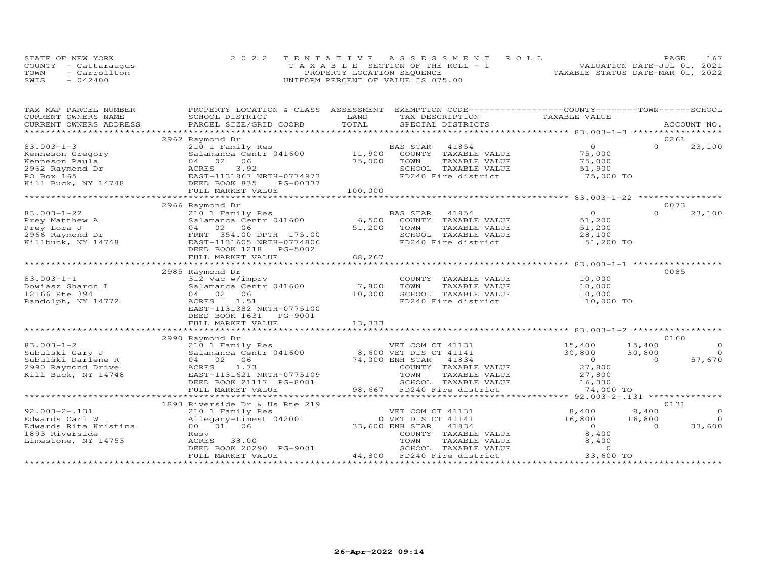STATE OF NEW YORK
COUNTY - Cattaraugus
TOWN - Carrollton
SWIS - 042400

2 0 2 2 T E N T A T I V E A S S E S S M E N T R O L L
T A X A B L E SECTION OF THE ROLL - 1
PROPERTY LOCATION SEQUENCE
UNIFORM PERCENT OF VALUE IS 075.00

VALUATION DATE-JUL 01, 2021
TAXABLE STATUS DATE-MAR 01, 2022

| TAX MAP PARCEL NUMBER / CURRENT OWNERS NAME / CURRENT OWNERS ADDRESS | PROPERTY LOCATION & CLASS / SCHOOL DISTRICT / PARCEL SIZE/GRID COORD | ASSESSMENT LAND / TOTAL | EXEMPTION CODE / TAX DESCRIPTION / SPECIAL DISTRICTS | COUNTY TAXABLE VALUE | TOWN | SCHOOL / ACCOUNT NO. |
|---|---|---|---|---|---|---|
| **83.003-1-3** | 2962 Raymond Dr | | | | | 0261 |
| 83.003-1-3 | 210 1 Family Res | | BAS STAR 41854 | 0 | 0 | 23,100 |
| Kenneson Gregory | Salamanca Centr 041600 | 11,900 | COUNTY TAXABLE VALUE | 75,000 | | |
| Kenneson Paula | 04 02 06 | 75,000 | TOWN TAXABLE VALUE | 75,000 | | |
| 2962 Raymond Dr | ACRES 3.92 | | SCHOOL TAXABLE VALUE | 51,900 | | |
| PO Box 165 | EAST-1131867 NRTH-0774973 | | FD240 Fire district | 75,000 TO | | |
| Kill Buck, NY 14748 | DEED BOOK 835 PG-00337 | | | | | |
| | FULL MARKET VALUE | 100,000 | | | | |
| **83.003-1-22** | 2966 Raymond Dr | | | | | 0073 |
| 83.003-1-22 | 210 1 Family Res | | BAS STAR 41854 | 0 | 0 | 23,100 |
| Prey Matthew A | Salamanca Centr 041600 | 6,500 | COUNTY TAXABLE VALUE | 51,200 | | |
| Prey Lora J | 04 02 06 | 51,200 | TOWN TAXABLE VALUE | 51,200 | | |
| 2966 Raymond Dr | FRNT 354.00 DPTH 175.00 | | SCHOOL TAXABLE VALUE | 28,100 | | |
| Killbuck, NY 14748 | EAST-1131605 NRTH-0774806 | | FD240 Fire district | 51,200 TO | | |
| | DEED BOOK 1218 PG-5002 | | | | | |
| | FULL MARKET VALUE | 68,267 | | | | |
| **83.003-1-1** | 2985 Raymond Dr | | | | | 0085 |
| 83.003-1-1 | 312 Vac w/imprv | | COUNTY TAXABLE VALUE | 10,000 | | |
| Dowiasz Sharon L | Salamanca Centr 041600 | 7,800 | TOWN TAXABLE VALUE | 10,000 | | |
| 12166 Rte 394 | 04 02 06 | 10,000 | SCHOOL TAXABLE VALUE | 10,000 | | |
| Randolph, NY 14772 | ACRES 1.51 | | FD240 Fire district | 10,000 TO | | |
| | EAST-1131382 NRTH-0775100 | | | | | |
| | DEED BOOK 1631 PG-9001 | | | | | |
| | FULL MARKET VALUE | 13,333 | | | | |
| **83.003-1-2** | 2990 Raymond Dr | | | | | 0160 |
| 83.003-1-2 | 210 1 Family Res | | VET COM CT 41131 | 15,400 | 15,400 | 0 |
| Subulski Gary J | Salamanca Centr 041600 | 8,600 | VET DIS CT 41141 | 30,800 | 30,800 | 0 |
| Subulski Darlene R | 04 02 06 | 74,000 | ENH STAR 41834 | 0 | 0 | 57,670 |
| 2990 Raymond Drive | ACRES 1.73 | | COUNTY TAXABLE VALUE | 27,800 | | |
| Kill Buck, NY 14748 | EAST-1131621 NRTH-0775109 | | TOWN TAXABLE VALUE | 27,800 | | |
| | DEED BOOK 21117 PG-8001 | | SCHOOL TAXABLE VALUE | 16,330 | | |
| | FULL MARKET VALUE | 98,667 | FD240 Fire district | 74,000 TO | | |
| **92.003-2-.131** | 1893 Riverside Dr & Us Rte 219 | | | | | 0131 |
| 92.003-2-.131 | 210 1 Family Res | | VET COM CT 41131 | 8,400 | 8,400 | 0 |
| Edwards Carl W | Allegany-Limest 042001 | 0 | VET DIS CT 41141 | 16,800 | 16,800 | 0 |
| Edwards Rita Kristina | 00 01 06 | 33,600 | ENH STAR 41834 | 0 | 0 | 33,600 |
| 1893 Riverside | Resv | | COUNTY TAXABLE VALUE | 8,400 | | |
| Limestone, NY 14753 | ACRES 38.00 | | TOWN TAXABLE VALUE | 8,400 | | |
| | DEED BOOK 20290 PG-9001 | | SCHOOL TAXABLE VALUE | 0 | | |
| | FULL MARKET VALUE | 44,800 | FD240 Fire district | 33,600 TO | | |

26-Apr-2022 09:14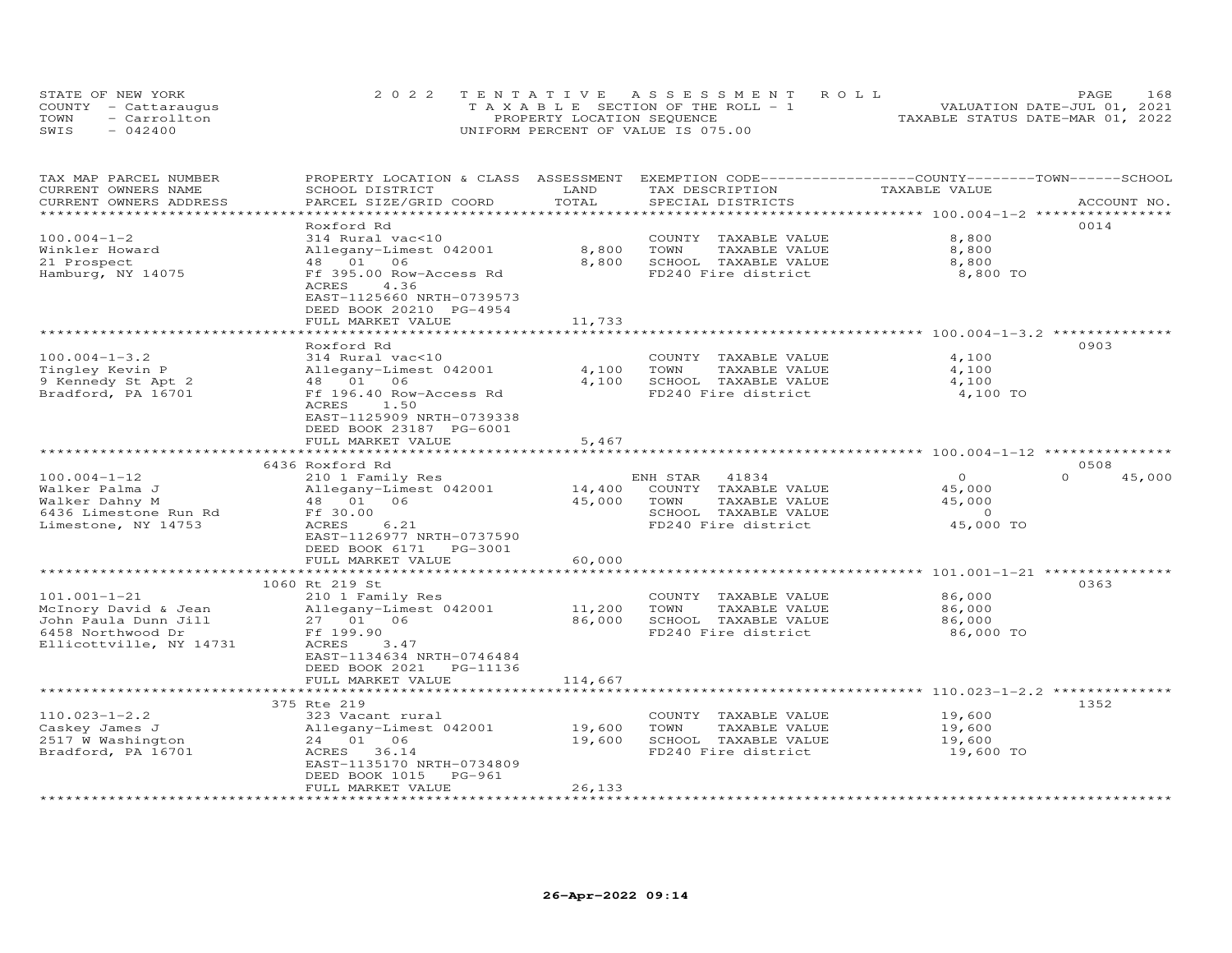STATE OF NEW YORK — 2022 TENTATIVE ASSESSMENT ROLL
COUNTY - Cattaraugus — TAXABLE SECTION OF THE ROLL - 1 — VALUATION DATE-JUL 01, 2021
TOWN - Carrollton — PROPERTY LOCATION SEQUENCE — TAXABLE STATUS DATE-MAR 01, 2022
SWIS - 042400 — UNIFORM PERCENT OF VALUE IS 075.00

| TAX MAP PARCEL NUMBER / CURRENT OWNERS NAME / CURRENT OWNERS ADDRESS | PROPERTY LOCATION & CLASS / SCHOOL DISTRICT / PARCEL SIZE/GRID COORD | ASSESSMENT LAND / TOTAL | EXEMPTION CODE / TAX DESCRIPTION / SPECIAL DISTRICTS | COUNTY TAXABLE VALUE | TOWN | SCHOOL | ACCOUNT NO. |
|---|---|---|---|---|---|---|---|
| 100.004-1-2 | Roxford Rd | | | | | | 0014 |
| Winkler Howard | 314 Rural vac<10 | | COUNTY TAXABLE VALUE | 8,800 | | | |
| 21 Prospect | Allegany-Limest 042001 | 8,800 | TOWN TAXABLE VALUE | 8,800 | | | |
| Hamburg, NY 14075 | 48 01 06 | 8,800 | SCHOOL TAXABLE VALUE | 8,800 | | | |
| | Ff 395.00 Row-Access Rd | | FD240 Fire district | 8,800 TO | | | |
| | ACRES 4.36 | | | | | | |
| | EAST-1125660 NRTH-0739573 | | | | | | |
| | DEED BOOK 20210 PG-4954 | | | | | | |
| | FULL MARKET VALUE | 11,733 | | | | | |
| 100.004-1-3.2 | Roxford Rd | | | | | | 0903 |
| Tingley Kevin P | 314 Rural vac<10 | | COUNTY TAXABLE VALUE | 4,100 | | | |
| 9 Kennedy St Apt 2 | Allegany-Limest 042001 | 4,100 | TOWN TAXABLE VALUE | 4,100 | | | |
| Bradford, PA 16701 | 48 01 06 | 4,100 | SCHOOL TAXABLE VALUE | 4,100 | | | |
| | Ff 196.40 Row-Access Rd | | FD240 Fire district | 4,100 TO | | | |
| | ACRES 1.50 | | | | | | |
| | EAST-1125909 NRTH-0739338 | | | | | | |
| | DEED BOOK 23187 PG-6001 | | | | | | |
| | FULL MARKET VALUE | 5,467 | | | | | |
| 100.004-1-12 | 6436 Roxford Rd | | | | | | 0508 |
| Walker Palma J | 210 1 Family Res | | ENH STAR 41834 | 0 | 0 | 45,000 | |
| Walker Dahny M | Allegany-Limest 042001 | 14,400 | COUNTY TAXABLE VALUE | 45,000 | | | |
| 6436 Limestone Run Rd | 48 01 06 | 45,000 | TOWN TAXABLE VALUE | 45,000 | | | |
| Limestone, NY 14753 | Ff 30.00 | | SCHOOL TAXABLE VALUE | 0 | | | |
| | ACRES 6.21 | | FD240 Fire district | 45,000 TO | | | |
| | EAST-1126977 NRTH-0737590 | | | | | | |
| | DEED BOOK 6171 PG-3001 | | | | | | |
| | FULL MARKET VALUE | 60,000 | | | | | |
| 101.001-1-21 | 1060 Rt 219 St | | | | | | 0363 |
| McInory David & Jean | 210 1 Family Res | | COUNTY TAXABLE VALUE | 86,000 | | | |
| John Paula Dunn Jill | Allegany-Limest 042001 | 11,200 | TOWN TAXABLE VALUE | 86,000 | | | |
| 6458 Northwood Dr | 27 01 06 | 86,000 | SCHOOL TAXABLE VALUE | 86,000 | | | |
| Ellicottville, NY 14731 | Ff 199.90 | | FD240 Fire district | 86,000 TO | | | |
| | ACRES 3.47 | | | | | | |
| | EAST-1134634 NRTH-0746484 | | | | | | |
| | DEED BOOK 2021 PG-11136 | | | | | | |
| | FULL MARKET VALUE | 114,667 | | | | | |
| 110.023-1-2.2 | 375 Rte 219 | | | | | | 1352 |
| Caskey James J | 323 Vacant rural | | COUNTY TAXABLE VALUE | 19,600 | | | |
| 2517 W Washington | Allegany-Limest 042001 | 19,600 | TOWN TAXABLE VALUE | 19,600 | | | |
| Bradford, PA 16701 | 24 01 06 | 19,600 | SCHOOL TAXABLE VALUE | 19,600 | | | |
| | ACRES 36.14 | | FD240 Fire district | 19,600 TO | | | |
| | EAST-1135170 NRTH-0734809 | | | | | | |
| | DEED BOOK 1015 PG-961 | | | | | | |
| | FULL MARKET VALUE | 26,133 | | | | | |

26-Apr-2022 09:14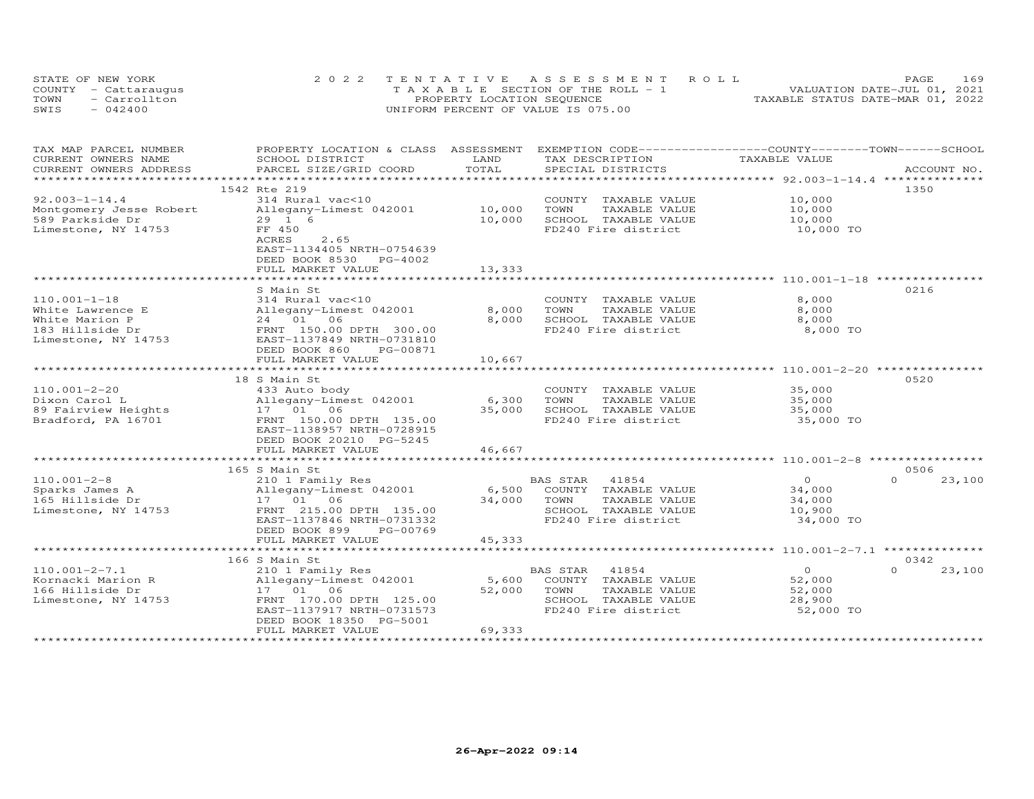STATE OF NEW YORK
COUNTY - Cattaraugus
TOWN - Carrollton
SWIS - 042400

2022 TENTATIVE ASSESSMENT ROLL
TAXABLE SECTION OF THE ROLL - 1
PROPERTY LOCATION SEQUENCE
UNIFORM PERCENT OF VALUE IS 075.00

VALUATION DATE-JUL 01, 2021
TAXABLE STATUS DATE-MAR 01, 2022

| TAX MAP PARCEL NUMBER / CURRENT OWNERS NAME / CURRENT OWNERS ADDRESS | PROPERTY LOCATION & CLASS / SCHOOL DISTRICT / PARCEL SIZE/GRID COORD | ASSESSMENT LAND / TOTAL | EXEMPTION CODE / TAX DESCRIPTION / SPECIAL DISTRICTS | COUNTY / TOWN / SCHOOL TAXABLE VALUE | ACCOUNT NO. |
|---|---|---|---|---|---|
| 92.003-1-14.4 | 1542 Rte 219 | | | | 1350 |
| | 314 Rural vac<10 | | COUNTY TAXABLE VALUE | 10,000 | |
| Montgomery Jesse Robert | Allegany-Limest 042001 | 10,000 | TOWN TAXABLE VALUE | 10,000 | |
| 589 Parkside Dr | 29 1 6 | 10,000 | SCHOOL TAXABLE VALUE | 10,000 | |
| Limestone, NY 14753 | FF 450 | | FD240 Fire district | 10,000 TO | |
| | ACRES 2.65 | | | | |
| | EAST-1134405 NRTH-0754639 | | | | |
| | DEED BOOK 8530 PG-4002 | | | | |
| | FULL MARKET VALUE | 13,333 | | | |
| 110.001-1-18 | S Main St | | | | 0216 |
| | 314 Rural vac<10 | | COUNTY TAXABLE VALUE | 8,000 | |
| White Lawrence E | Allegany-Limest 042001 | 8,000 | TOWN TAXABLE VALUE | 8,000 | |
| White Marion P | 24 01 06 | 8,000 | SCHOOL TAXABLE VALUE | 8,000 | |
| 183 Hillside Dr | FRNT 150.00 DPTH 300.00 | | FD240 Fire district | 8,000 TO | |
| Limestone, NY 14753 | EAST-1137849 NRTH-0731810 | | | | |
| | DEED BOOK 860 PG-00871 | | | | |
| | FULL MARKET VALUE | 10,667 | | | |
| 110.001-2-20 | 18 S Main St | | | | 0520 |
| | 433 Auto body | | COUNTY TAXABLE VALUE | 35,000 | |
| Dixon Carol L | Allegany-Limest 042001 | 6,300 | TOWN TAXABLE VALUE | 35,000 | |
| 89 Fairview Heights | 17 01 06 | 35,000 | SCHOOL TAXABLE VALUE | 35,000 | |
| Bradford, PA 16701 | FRNT 150.00 DPTH 135.00 | | FD240 Fire district | 35,000 TO | |
| | EAST-1138957 NRTH-0728915 | | | | |
| | DEED BOOK 20210 PG-5245 | | | | |
| | FULL MARKET VALUE | 46,667 | | | |
| 110.001-2-8 | 165 S Main St | | | | 0506 |
| | 210 1 Family Res | | BAS STAR 41854 | 0 / 0 / 23,100 | |
| Sparks James A | Allegany-Limest 042001 | 6,500 | COUNTY TAXABLE VALUE | 34,000 | |
| 165 Hillside Dr | 17 01 06 | 34,000 | TOWN TAXABLE VALUE | 34,000 | |
| Limestone, NY 14753 | FRNT 215.00 DPTH 135.00 | | SCHOOL TAXABLE VALUE | 10,900 | |
| | EAST-1137846 NRTH-0731332 | | FD240 Fire district | 34,000 TO | |
| | DEED BOOK 899 PG-00769 | | | | |
| | FULL MARKET VALUE | 45,333 | | | |
| 110.001-2-7.1 | 166 S Main St | | | | 0342 |
| | 210 1 Family Res | | BAS STAR 41854 | 0 / 0 / 23,100 | |
| Kornacki Marion R | Allegany-Limest 042001 | 5,600 | COUNTY TAXABLE VALUE | 52,000 | |
| 166 Hillside Dr | 17 01 06 | 52,000 | TOWN TAXABLE VALUE | 52,000 | |
| Limestone, NY 14753 | FRNT 170.00 DPTH 125.00 | | SCHOOL TAXABLE VALUE | 28,900 | |
| | EAST-1137917 NRTH-0731573 | | FD240 Fire district | 52,000 TO | |
| | DEED BOOK 18350 PG-5001 | | | | |
| | FULL MARKET VALUE | 69,333 | | | |

26-Apr-2022 09:14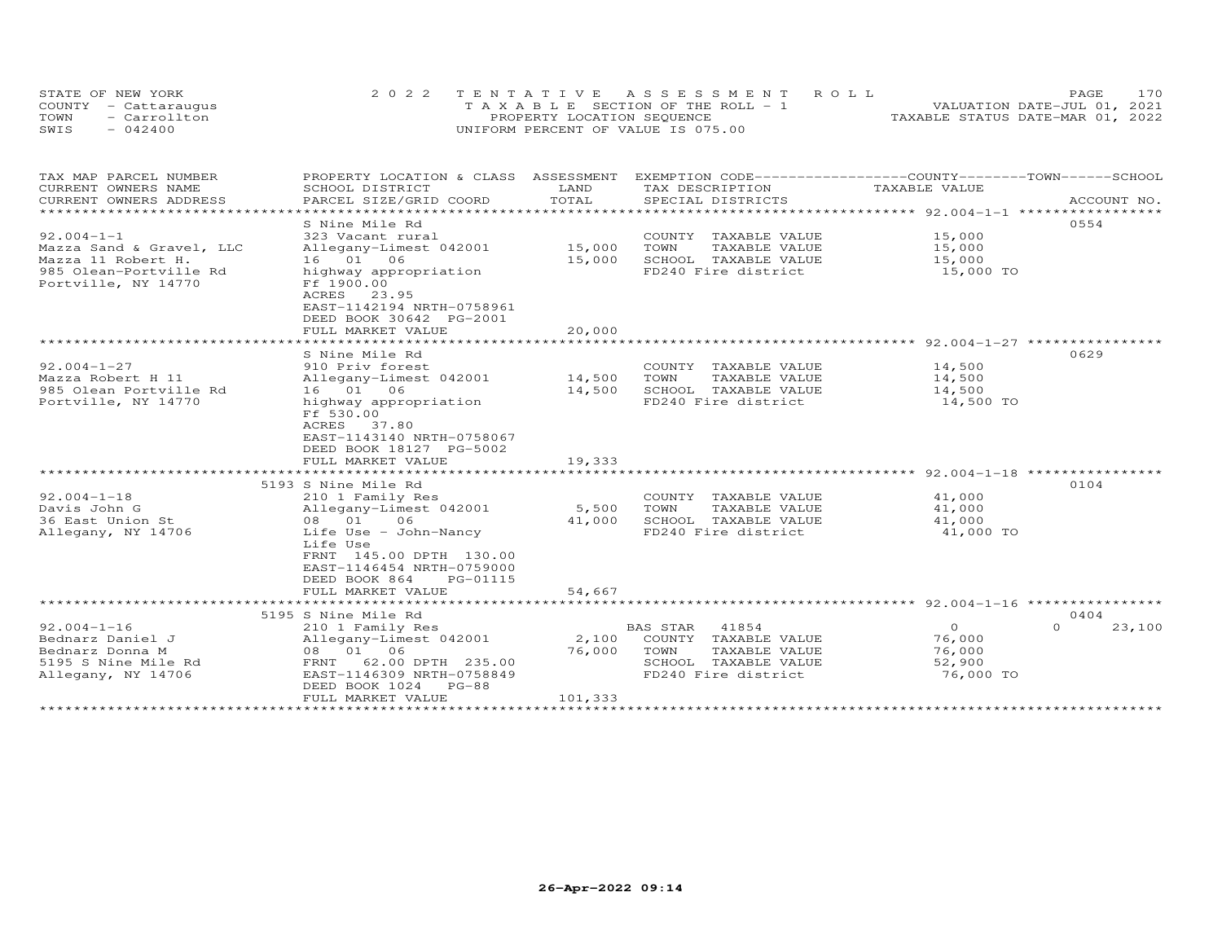STATE OF NEW YORK
COUNTY - Cattaraugus
TOWN - Carrollton
SWIS - 042400

2022 TENTATIVE ASSESSMENT ROLL
TAXABLE SECTION OF THE ROLL - 1
PROPERTY LOCATION SEQUENCE
UNIFORM PERCENT OF VALUE IS 075.00

VALUATION DATE-JUL 01, 2021
TAXABLE STATUS DATE-MAR 01, 2022

| TAX MAP PARCEL NUMBER / CURRENT OWNERS NAME / CURRENT OWNERS ADDRESS | PROPERTY LOCATION & CLASS / SCHOOL DISTRICT / PARCEL SIZE/GRID COORD | ASSESSMENT LAND / TOTAL | EXEMPTION CODE / TAX DESCRIPTION / SPECIAL DISTRICTS | COUNTY / TOWN / SCHOOL TAXABLE VALUE | ACCOUNT NO. |
|---|---|---|---|---|---|
| **92.004-1-1** | S Nine Mile Rd | | | | 0554 |
| 92.004-1-1 | 323 Vacant rural | | COUNTY TAXABLE VALUE | 15,000 | |
| Mazza Sand & Gravel, LLC | Allegany-Limest 042001 | 15,000 | TOWN TAXABLE VALUE | 15,000 | |
| Mazza 11 Robert H. | 16 01 06 | 15,000 | SCHOOL TAXABLE VALUE | 15,000 | |
| 985 Olean-Portville Rd | highway appropriation | | FD240 Fire district | 15,000 TO | |
| Portville, NY 14770 | Ff 1900.00 | | | | |
| | ACRES 23.95 | | | | |
| | EAST-1142194 NRTH-0758961 | | | | |
| | DEED BOOK 30642 PG-2001 | | | | |
| | FULL MARKET VALUE | 20,000 | | | |
| **92.004-1-27** | S Nine Mile Rd | | | | 0629 |
| 92.004-1-27 | 910 Priv forest | | COUNTY TAXABLE VALUE | 14,500 | |
| Mazza Robert H 11 | Allegany-Limest 042001 | 14,500 | TOWN TAXABLE VALUE | 14,500 | |
| 985 Olean Portville Rd | 16 01 06 | 14,500 | SCHOOL TAXABLE VALUE | 14,500 | |
| Portville, NY 14770 | highway appropriation | | FD240 Fire district | 14,500 TO | |
| | Ff 530.00 | | | | |
| | ACRES 37.80 | | | | |
| | EAST-1143140 NRTH-0758067 | | | | |
| | DEED BOOK 18127 PG-5002 | | | | |
| | FULL MARKET VALUE | 19,333 | | | |
| **92.004-1-18** | 5193 S Nine Mile Rd | | | | 0104 |
| 92.004-1-18 | 210 1 Family Res | | COUNTY TAXABLE VALUE | 41,000 | |
| Davis John G | Allegany-Limest 042001 | 5,500 | TOWN TAXABLE VALUE | 41,000 | |
| 36 East Union St | 08 01 06 | 41,000 | SCHOOL TAXABLE VALUE | 41,000 | |
| Allegany, NY 14706 | Life Use - John-Nancy | | FD240 Fire district | 41,000 TO | |
| | Life Use | | | | |
| | FRNT 145.00 DPTH 130.00 | | | | |
| | EAST-1146454 NRTH-0759000 | | | | |
| | DEED BOOK 864 PG-01115 | | | | |
| | FULL MARKET VALUE | 54,667 | | | |
| **92.004-1-16** | 5195 S Nine Mile Rd | | | | 0404 |
| 92.004-1-16 | 210 1 Family Res | | BAS STAR 41854 | 0 | 0 23,100 |
| Bednarz Daniel J | Allegany-Limest 042001 | 2,100 | COUNTY TAXABLE VALUE | 76,000 | |
| Bednarz Donna M | 08 01 06 | 76,000 | TOWN TAXABLE VALUE | 76,000 | |
| 5195 S Nine Mile Rd | FRNT 62.00 DPTH 235.00 | | SCHOOL TAXABLE VALUE | 52,900 | |
| Allegany, NY 14706 | EAST-1146309 NRTH-0758849 | | FD240 Fire district | 76,000 TO | |
| | DEED BOOK 1024 PG-88 | | | | |
| | FULL MARKET VALUE | 101,333 | | | |

26-Apr-2022 09:14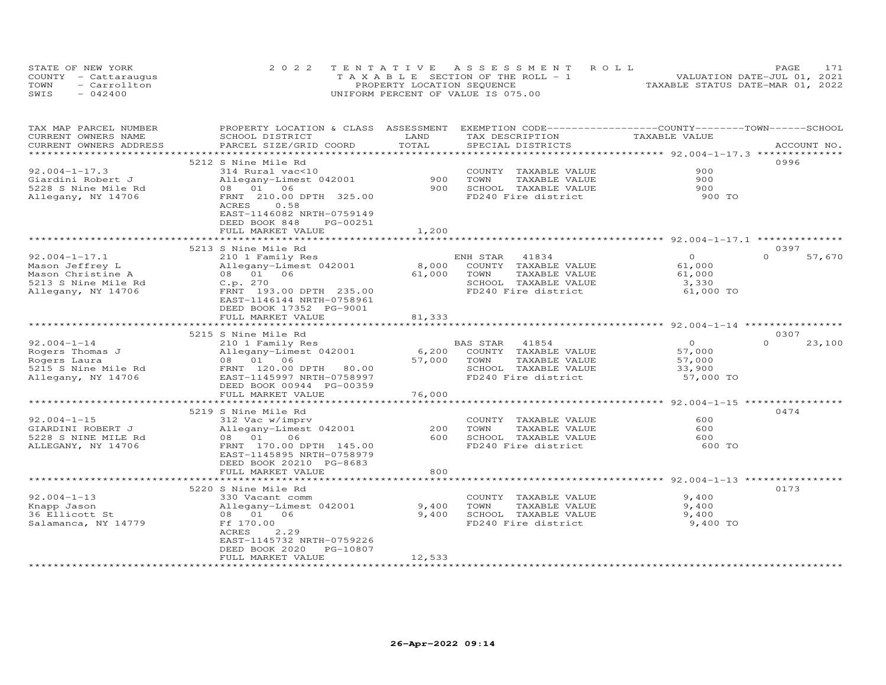STATE OF NEW YORK
COUNTY - Cattaraugus
TOWN - Carrollton
SWIS - 042400

2022 TENTATIVE ASSESSMENT ROLL
TAXABLE SECTION OF THE ROLL - 1
PROPERTY LOCATION SEQUENCE
UNIFORM PERCENT OF VALUE IS 075.00

VALUATION DATE-JUL 01, 2021
TAXABLE STATUS DATE-MAR 01, 2022

| TAX MAP PARCEL NUMBER / CURRENT OWNERS NAME / CURRENT OWNERS ADDRESS | PROPERTY LOCATION & CLASS / SCHOOL DISTRICT / PARCEL SIZE/GRID COORD | ASSESSMENT LAND / TOTAL | EXEMPTION CODE / TAX DESCRIPTION / SPECIAL DISTRICTS | COUNTY / TOWN TAXABLE VALUE | SCHOOL / ACCOUNT NO. |
|---|---|---|---|---|---|
| | 5212 S Nine Mile Rd | | | | 0996 |
| 92.004-1-17.3 | 314 Rural vac<10 | | COUNTY TAXABLE VALUE | 900 | |
| Giardini Robert J | Allegany-Limest 042001 | 900 | TOWN TAXABLE VALUE | 900 | |
| 5228 S Nine Mile Rd | 08 01 06 | 900 | SCHOOL TAXABLE VALUE | 900 | |
| Allegany, NY 14706 | FRNT 210.00 DPTH 325.00 | | FD240 Fire district | 900 TO | |
| | ACRES 0.58 | | | | |
| | EAST-1146082 NRTH-0759149 | | | | |
| | DEED BOOK 848 PG-00251 | | | | |
| | FULL MARKET VALUE | 1,200 | | | |
| | 5213 S Nine Mile Rd | | | | 0397 |
| 92.004-1-17.1 | 210 1 Family Res | | ENH STAR 41834 | 0 | 0 57,670 |
| Mason Jeffrey L | Allegany-Limest 042001 | 8,000 | COUNTY TAXABLE VALUE | 61,000 | |
| Mason Christine A | 08 01 06 | 61,000 | TOWN TAXABLE VALUE | 61,000 | |
| 5213 S Nine Mile Rd | C.p. 270 | | SCHOOL TAXABLE VALUE | 3,330 | |
| Allegany, NY 14706 | FRNT 193.00 DPTH 235.00 | | FD240 Fire district | 61,000 TO | |
| | EAST-1146144 NRTH-0758961 | | | | |
| | DEED BOOK 17352 PG-9001 | | | | |
| | FULL MARKET VALUE | 81,333 | | | |
| | 5215 S Nine Mile Rd | | | | 0307 |
| 92.004-1-14 | 210 1 Family Res | | BAS STAR 41854 | 0 | 0 23,100 |
| Rogers Thomas J | Allegany-Limest 042001 | 6,200 | COUNTY TAXABLE VALUE | 57,000 | |
| Rogers Laura | 08 01 06 | 57,000 | TOWN TAXABLE VALUE | 57,000 | |
| 5215 S Nine Mile Rd | FRNT 120.00 DPTH 80.00 | | SCHOOL TAXABLE VALUE | 33,900 | |
| Allegany, NY 14706 | EAST-1145997 NRTH-0758997 | | FD240 Fire district | 57,000 TO | |
| | DEED BOOK 00944 PG-00359 | | | | |
| | FULL MARKET VALUE | 76,000 | | | |
| | 5219 S Nine Mile Rd | | | | 0474 |
| 92.004-1-15 | 312 Vac w/imprv | | COUNTY TAXABLE VALUE | 600 | |
| GIARDINI ROBERT J | Allegany-Limest 042001 | 200 | TOWN TAXABLE VALUE | 600 | |
| 5228 S NINE MILE Rd | 08 01 06 | 600 | SCHOOL TAXABLE VALUE | 600 | |
| ALLEGANY, NY 14706 | FRNT 170.00 DPTH 145.00 | | FD240 Fire district | 600 TO | |
| | EAST-1145895 NRTH-0758979 | | | | |
| | DEED BOOK 20210 PG-8683 | | | | |
| | FULL MARKET VALUE | 800 | | | |
| | 5220 S Nine Mile Rd | | | | 0173 |
| 92.004-1-13 | 330 Vacant comm | | COUNTY TAXABLE VALUE | 9,400 | |
| Knapp Jason | Allegany-Limest 042001 | 9,400 | TOWN TAXABLE VALUE | 9,400 | |
| 36 Ellicott St | 08 01 06 | 9,400 | SCHOOL TAXABLE VALUE | 9,400 | |
| Salamanca, NY 14779 | Ff 170.00 | | FD240 Fire district | 9,400 TO | |
| | ACRES 2.29 | | | | |
| | EAST-1145732 NRTH-0759226 | | | | |
| | DEED BOOK 2020 PG-10807 | | | | |
| | FULL MARKET VALUE | 12,533 | | | |

26-Apr-2022 09:14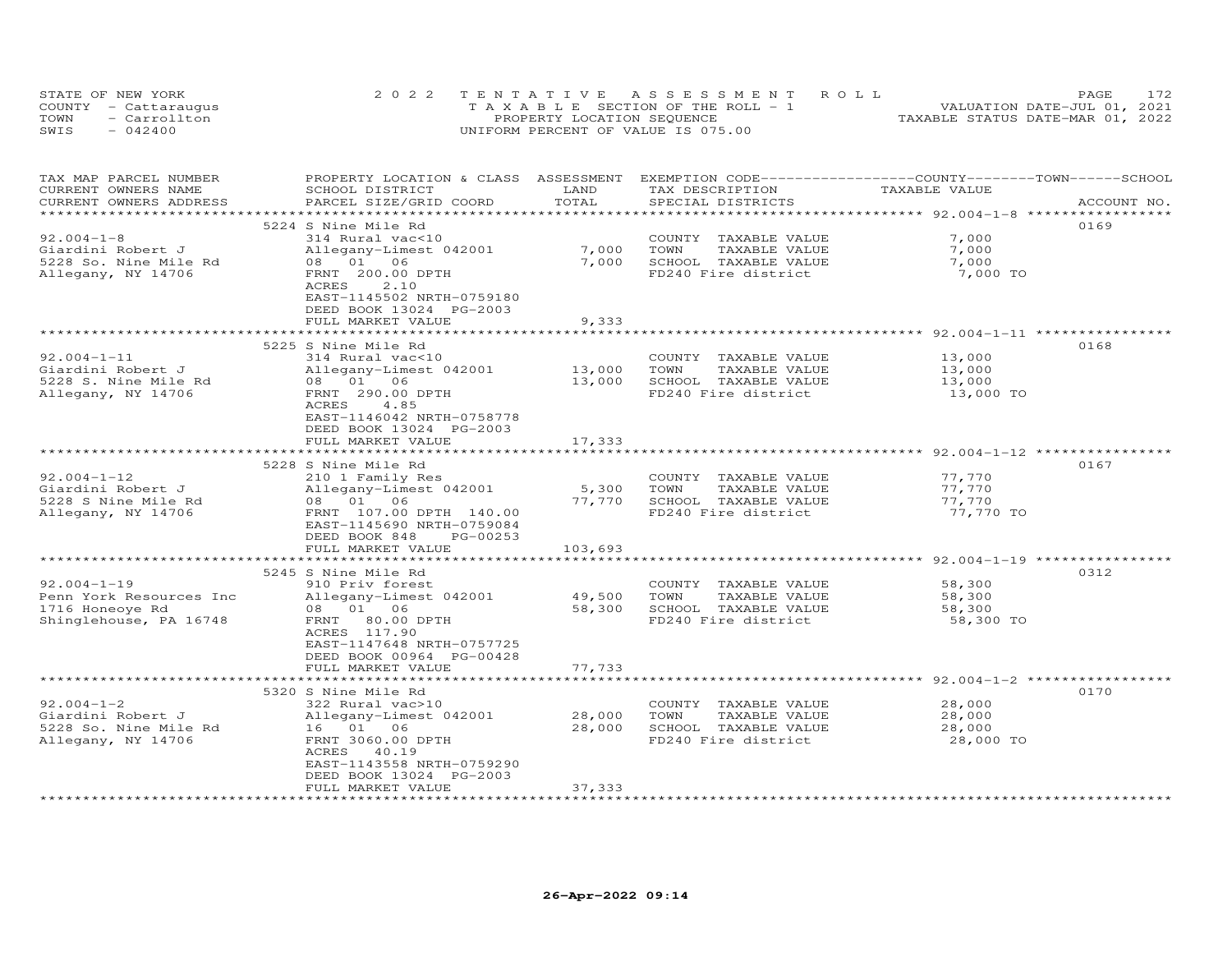STATE OF NEW YORK
COUNTY - Cattaraugus
TOWN - Carrollton
SWIS - 042400

2022 TENTATIVE ASSESSMENT ROLL
TAXABLE SECTION OF THE ROLL - 1
PROPERTY LOCATION SEQUENCE
UNIFORM PERCENT OF VALUE IS 075.00

VALUATION DATE-JUL 01, 2021
TAXABLE STATUS DATE-MAR 01, 2022

| TAX MAP PARCEL NUMBER / CURRENT OWNERS NAME / CURRENT OWNERS ADDRESS | PROPERTY LOCATION & CLASS / SCHOOL DISTRICT / PARCEL SIZE/GRID COORD | ASSESSMENT LAND / TOTAL | EXEMPTION CODE / TAX DESCRIPTION / SPECIAL DISTRICTS | TAXABLE VALUE | ACCOUNT NO. |
|---|---|---|---|---|---|
| **92.004-1-8** | 5224 S Nine Mile Rd | | | | 0169 |
| 92.004-1-8 | 314 Rural vac<10 | | COUNTY TAXABLE VALUE | 7,000 | |
| Giardini Robert J | Allegany-Limest 042001 | 7,000 | TOWN TAXABLE VALUE | 7,000 | |
| 5228 So. Nine Mile Rd | 08 01 06 | 7,000 | SCHOOL TAXABLE VALUE | 7,000 | |
| Allegany, NY 14706 | FRNT 200.00 DPTH | | FD240 Fire district | 7,000 TO | |
| | ACRES 2.10 | | | | |
| | EAST-1145502 NRTH-0759180 | | | | |
| | DEED BOOK 13024 PG-2003 | | | | |
| | FULL MARKET VALUE | 9,333 | | | |
| **92.004-1-11** | 5225 S Nine Mile Rd | | | | 0168 |
| 92.004-1-11 | 314 Rural vac<10 | | COUNTY TAXABLE VALUE | 13,000 | |
| Giardini Robert J | Allegany-Limest 042001 | 13,000 | TOWN TAXABLE VALUE | 13,000 | |
| 5228 S. Nine Mile Rd | 08 01 06 | 13,000 | SCHOOL TAXABLE VALUE | 13,000 | |
| Allegany, NY 14706 | FRNT 290.00 DPTH | | FD240 Fire district | 13,000 TO | |
| | ACRES 4.85 | | | | |
| | EAST-1146042 NRTH-0758778 | | | | |
| | DEED BOOK 13024 PG-2003 | | | | |
| | FULL MARKET VALUE | 17,333 | | | |
| **92.004-1-12** | 5228 S Nine Mile Rd | | | | 0167 |
| 92.004-1-12 | 210 1 Family Res | | COUNTY TAXABLE VALUE | 77,770 | |
| Giardini Robert J | Allegany-Limest 042001 | 5,300 | TOWN TAXABLE VALUE | 77,770 | |
| 5228 S Nine Mile Rd | 08 01 06 | 77,770 | SCHOOL TAXABLE VALUE | 77,770 | |
| Allegany, NY 14706 | FRNT 107.00 DPTH 140.00 | | FD240 Fire district | 77,770 TO | |
| | EAST-1145690 NRTH-0759084 | | | | |
| | DEED BOOK 848 PG-00253 | | | | |
| | FULL MARKET VALUE | 103,693 | | | |
| **92.004-1-19** | 5245 S Nine Mile Rd | | | | 0312 |
| 92.004-1-19 | 910 Priv forest | | COUNTY TAXABLE VALUE | 58,300 | |
| Penn York Resources Inc | Allegany-Limest 042001 | 49,500 | TOWN TAXABLE VALUE | 58,300 | |
| 1716 Honeoye Rd | 08 01 06 | 58,300 | SCHOOL TAXABLE VALUE | 58,300 | |
| Shinglehouse, PA 16748 | FRNT 80.00 DPTH | | FD240 Fire district | 58,300 TO | |
| | ACRES 117.90 | | | | |
| | EAST-1147648 NRTH-0757725 | | | | |
| | DEED BOOK 00964 PG-00428 | | | | |
| | FULL MARKET VALUE | 77,733 | | | |
| **92.004-1-2** | 5320 S Nine Mile Rd | | | | 0170 |
| 92.004-1-2 | 322 Rural vac>10 | | COUNTY TAXABLE VALUE | 28,000 | |
| Giardini Robert J | Allegany-Limest 042001 | 28,000 | TOWN TAXABLE VALUE | 28,000 | |
| 5228 So. Nine Mile Rd | 16 01 06 | 28,000 | SCHOOL TAXABLE VALUE | 28,000 | |
| Allegany, NY 14706 | FRNT 3060.00 DPTH | | FD240 Fire district | 28,000 TO | |
| | ACRES 40.19 | | | | |
| | EAST-1143558 NRTH-0759290 | | | | |
| | DEED BOOK 13024 PG-2003 | | | | |
| | FULL MARKET VALUE | 37,333 | | | |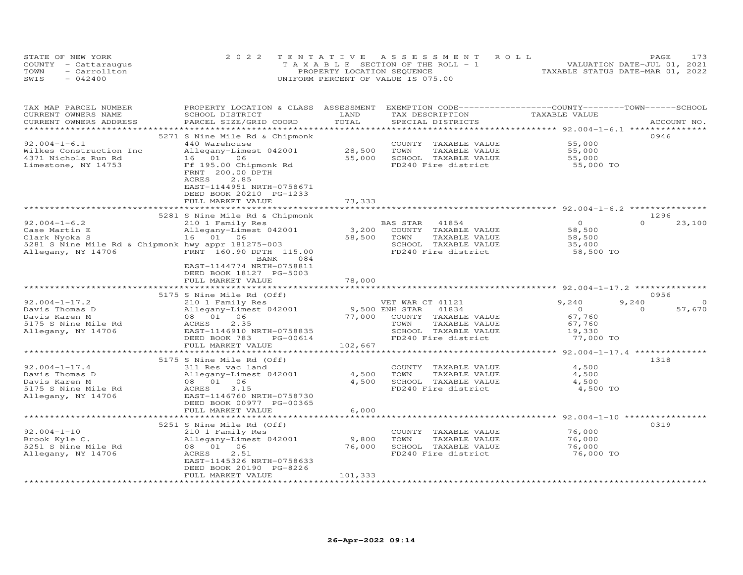STATE OF NEW YORK
COUNTY - Cattaraugus
TOWN - Carrollton
SWIS - 042400

2022 TENTATIVE ASSESSMENT ROLL
TAXABLE SECTION OF THE ROLL - 1
PROPERTY LOCATION SEQUENCE
UNIFORM PERCENT OF VALUE IS 075.00

VALUATION DATE-JUL 01, 2021
TAXABLE STATUS DATE-MAR 01, 2022

| TAX MAP PARCEL NUMBER / CURRENT OWNERS NAME / CURRENT OWNERS ADDRESS | PROPERTY LOCATION & CLASS / SCHOOL DISTRICT / PARCEL SIZE/GRID COORD | ASSESSMENT LAND / TOTAL | EXEMPTION CODE / TAX DESCRIPTION / SPECIAL DISTRICTS | COUNTY TAXABLE VALUE | TOWN | SCHOOL / ACCOUNT NO. |
|---|---|---|---|---|---|---|
| **92.004-1-6.1** | 5271 S Nine Mile Rd & Chipmonk | | | | | 0946 |
| 92.004-1-6.1 | 440 Warehouse | | COUNTY TAXABLE VALUE | 55,000 | | |
| Wilkes Construction Inc | Allegany-Limest 042001 | 28,500 | TOWN TAXABLE VALUE | 55,000 | | |
| 4371 Nichols Run Rd | 16 01 06 | 55,000 | SCHOOL TAXABLE VALUE | 55,000 | | |
| Limestone, NY 14753 | Ff 195.00 Chipmonk Rd | | FD240 Fire district | 55,000 TO | | |
| | FRNT 200.00 DPTH | | | | | |
| | ACRES 2.85 | | | | | |
| | EAST-1144951 NRTH-0758671 | | | | | |
| | DEED BOOK 20210 PG-1233 | | | | | |
| | FULL MARKET VALUE | 73,333 | | | | |
| **92.004-1-6.2** | 5281 S Nine Mile Rd & Chipmonk | | | | | 1296 |
| 92.004-1-6.2 | 210 1 Family Res | | BAS STAR 41854 | 0 | 0 | 23,100 |
| Case Martin E | Allegany-Limest 042001 | 3,200 | COUNTY TAXABLE VALUE | 58,500 | | |
| Clark Nyoka S | 16 01 06 | 58,500 | TOWN TAXABLE VALUE | 58,500 | | |
| 5281 S Nine Mile Rd & Chipmonk | hwy appr 181275-003 | | SCHOOL TAXABLE VALUE | 35,400 | | |
| Allegany, NY 14706 | FRNT 160.90 DPTH 115.00 | | FD240 Fire district | 58,500 TO | | |
| | BANK 084 | | | | | |
| | EAST-1144774 NRTH-0758811 | | | | | |
| | DEED BOOK 18127 PG-5003 | | | | | |
| | FULL MARKET VALUE | 78,000 | | | | |
| **92.004-1-17.2** | 5175 S Nine Mile Rd (Off) | | | | | 0956 |
| 92.004-1-17.2 | 210 1 Family Res | | VET WAR CT 41121 | 9,240 | 9,240 | 0 |
| Davis Thomas D | Allegany-Limest 042001 | 9,500 | ENH STAR 41834 | 0 | 0 | 57,670 |
| Davis Karen M | 08 01 06 | 77,000 | COUNTY TAXABLE VALUE | 67,760 | | |
| 5175 S Nine Mile Rd | ACRES 2.35 | | TOWN TAXABLE VALUE | 67,760 | | |
| Allegany, NY 14706 | EAST-1146910 NRTH-0758835 | | SCHOOL TAXABLE VALUE | 19,330 | | |
| | DEED BOOK 783 PG-00614 | | FD240 Fire district | 77,000 TO | | |
| | FULL MARKET VALUE | 102,667 | | | | |
| **92.004-1-17.4** | 5175 S Nine Mile Rd (Off) | | | | | 1318 |
| 92.004-1-17.4 | 311 Res vac land | | COUNTY TAXABLE VALUE | 4,500 | | |
| Davis Thomas D | Allegany-Limest 042001 | 4,500 | TOWN TAXABLE VALUE | 4,500 | | |
| Davis Karen M | 08 01 06 | 4,500 | SCHOOL TAXABLE VALUE | 4,500 | | |
| 5175 S Nine Mile Rd | ACRES 3.15 | | FD240 Fire district | 4,500 TO | | |
| Allegany, NY 14706 | EAST-1146760 NRTH-0758730 | | | | | |
| | DEED BOOK 00977 PG-00365 | | | | | |
| | FULL MARKET VALUE | 6,000 | | | | |
| **92.004-1-10** | 5251 S Nine Mile Rd (Off) | | | | | 0319 |
| 92.004-1-10 | 210 1 Family Res | | COUNTY TAXABLE VALUE | 76,000 | | |
| Brook Kyle C. | Allegany-Limest 042001 | 9,800 | TOWN TAXABLE VALUE | 76,000 | | |
| 5251 S Nine Mile Rd | 08 01 06 | 76,000 | SCHOOL TAXABLE VALUE | 76,000 | | |
| Allegany, NY 14706 | ACRES 2.51 | | FD240 Fire district | 76,000 TO | | |
| | EAST-1145326 NRTH-0758633 | | | | | |
| | DEED BOOK 20190 PG-8226 | | | | | |
| | FULL MARKET VALUE | 101,333 | | | | |

26-Apr-2022 09:14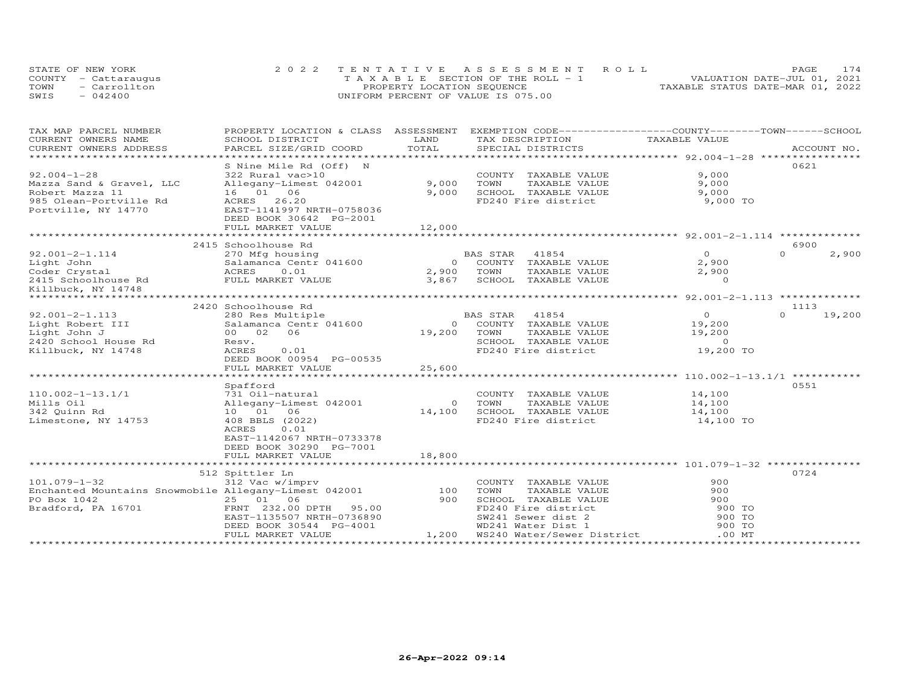STATE OF NEW YORK
COUNTY - Cattaraugus
TOWN - Carrollton
SWIS - 042400

2022 TENTATIVE ASSESSMENT ROLL
TAXABLE SECTION OF THE ROLL - 1
PROPERTY LOCATION SEQUENCE
UNIFORM PERCENT OF VALUE IS 075.00

VALUATION DATE-JUL 01, 2021
TAXABLE STATUS DATE-MAR 01, 2022

| TAX MAP PARCEL NUMBER / CURRENT OWNERS NAME / CURRENT OWNERS ADDRESS | PROPERTY LOCATION & CLASS / SCHOOL DISTRICT / PARCEL SIZE/GRID COORD | ASSESSMENT LAND / TOTAL | EXEMPTION CODE / TAX DESCRIPTION / SPECIAL DISTRICTS | COUNTY / TOWN / SCHOOL TAXABLE VALUE | ACCOUNT NO. |
|---|---|---|---|---|---|
| 92.004-1-28 | S Nine Mile Rd (Off) N | | | | 0621 |
| 92.004-1-28 | 322 Rural vac>10 | | COUNTY TAXABLE VALUE | 9,000 | |
| Mazza Sand & Gravel, LLC | Allegany-Limest 042001 | 9,000 | TOWN TAXABLE VALUE | 9,000 | |
| Robert Mazza 11 | 16 01 06 | 9,000 | SCHOOL TAXABLE VALUE | 9,000 | |
| 985 Olean-Portville Rd | ACRES 26.20 | | FD240 Fire district | 9,000 TO | |
| Portville, NY 14770 | EAST-1141997 NRTH-0758036 | | | | |
| | DEED BOOK 30642 PG-2001 | | | | |
| | FULL MARKET VALUE | 12,000 | | | |
| 92.001-2-1.114 | 2415 Schoolhouse Rd | | | | 6900 |
| 92.001-2-1.114 | 270 Mfg housing | | BAS STAR 41854 | 0 / 0 / 2,900 | |
| Light John | Salamanca Centr 041600 | 0 | COUNTY TAXABLE VALUE | 2,900 | |
| Coder Crystal | ACRES 0.01 | 2,900 | TOWN TAXABLE VALUE | 2,900 | |
| 2415 Schoolhouse Rd | FULL MARKET VALUE | 3,867 | SCHOOL TAXABLE VALUE | 0 | |
| Killbuck, NY 14748 | | | | | |
| 92.001-2-1.113 | 2420 Schoolhouse Rd | | | | 1113 |
| 92.001-2-1.113 | 280 Res Multiple | | BAS STAR 41854 | 0 / 0 / 19,200 | |
| Light Robert III | Salamanca Centr 041600 | 0 | COUNTY TAXABLE VALUE | 19,200 | |
| Light John J | 00 02 06 | 19,200 | TOWN TAXABLE VALUE | 19,200 | |
| 2420 School House Rd | Resv. | | SCHOOL TAXABLE VALUE | 0 | |
| Killbuck, NY 14748 | ACRES 0.01 | | FD240 Fire district | 19,200 TO | |
| | DEED BOOK 00954 PG-00535 | | | | |
| | FULL MARKET VALUE | 25,600 | | | |
| 110.002-1-13.1/1 | Spafford | | | | 0551 |
| 110.002-1-13.1/1 | 731 Oil-natural | | COUNTY TAXABLE VALUE | 14,100 | |
| Mills Oil | Allegany-Limest 042001 | 0 | TOWN TAXABLE VALUE | 14,100 | |
| 342 Quinn Rd | 10 01 06 | 14,100 | SCHOOL TAXABLE VALUE | 14,100 | |
| Limestone, NY 14753 | 408 BBLS (2022) | | FD240 Fire district | 14,100 TO | |
| | ACRES 0.01 | | | | |
| | EAST-1142067 NRTH-0733378 | | | | |
| | DEED BOOK 30290 PG-7001 | | | | |
| | FULL MARKET VALUE | 18,800 | | | |
| 101.079-1-32 | 512 Spittler Ln | | | | 0724 |
| 101.079-1-32 | 312 Vac w/imprv | | COUNTY TAXABLE VALUE | 900 | |
| Enchanted Mountains Snowmobile | Allegany-Limest 042001 | 100 | TOWN TAXABLE VALUE | 900 | |
| PO Box 1042 | 25 01 06 | 900 | SCHOOL TAXABLE VALUE | 900 | |
| Bradford, PA 16701 | FRNT 232.00 DPTH 95.00 | | FD240 Fire district | 900 TO | |
| | EAST-1135507 NRTH-0736890 | | SW241 Sewer dist 2 | 900 TO | |
| | DEED BOOK 30544 PG-4001 | | WD241 Water Dist 1 | 900 TO | |
| | FULL MARKET VALUE | 1,200 | WS240 Water/Sewer District | .00 MT | |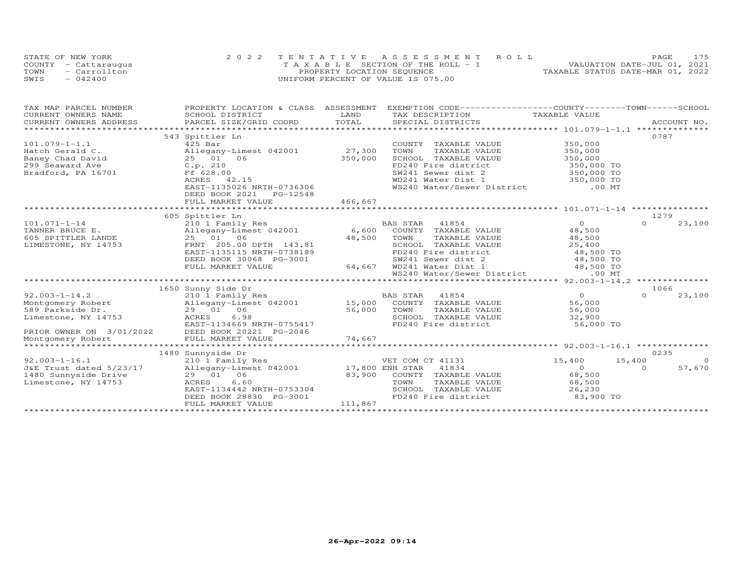STATE OF NEW YORK
COUNTY - Cattaraugus
TOWN - Carrollton
SWIS - 042400

2022 TENTATIVE ASSESSMENT ROLL
TAXABLE SECTION OF THE ROLL - 1
PROPERTY LOCATION SEQUENCE
UNIFORM PERCENT OF VALUE IS 075.00

VALUATION DATE-JUL 01, 2021
TAXABLE STATUS DATE-MAR 01, 2022

| TAX MAP PARCEL NUMBER / CURRENT OWNERS NAME / CURRENT OWNERS ADDRESS | PROPERTY LOCATION & CLASS / SCHOOL DISTRICT / PARCEL SIZE/GRID COORD | ASSESSMENT LAND / TOTAL | EXEMPTION CODE / TAX DESCRIPTION / SPECIAL DISTRICTS | COUNTY TAXABLE VALUE | TOWN | SCHOOL / ACCOUNT NO. |
|---|---|---|---|---|---|---|
| | 543 Spittler Ln | | | | | 0787 |
| 101.079-1-1.1 | 425 Bar | | COUNTY TAXABLE VALUE | 350,000 | | |
| Hatch Gerald C. | Allegany-Limest 042001 | 27,300 | TOWN TAXABLE VALUE | 350,000 | | |
| Baney Chad David | 25 01 06 | 350,000 | SCHOOL TAXABLE VALUE | 350,000 | | |
| 299 Seaward Ave | C.p. 210 | | FD240 Fire district | 350,000 TO | | |
| Bradford, PA 16701 | Ff 628.00 | | SW241 Sewer dist 2 | 350,000 TO | | |
| | ACRES 42.15 | | WD241 Water Dist 1 | 350,000 TO | | |
| | EAST-1135026 NRTH-0736306 | | WS240 Water/Sewer District | .00 MT | | |
| | DEED BOOK 2021 PG-12548 | | | | | |
| | FULL MARKET VALUE | 466,667 | | | | |
| | 605 Spittler Ln | | | | | 1279 |
| 101.071-1-14 | 210 1 Family Res | | BAS STAR 41854 | 0 | 0 | 23,100 |
| TANNER BRUCE E. | Allegany-Limest 042001 | 6,600 | COUNTY TAXABLE VALUE | 48,500 | | |
| 605 SPITTLER LANDE | 25 01 06 | 48,500 | TOWN TAXABLE VALUE | 48,500 | | |
| LIMESTONE, NY 14753 | FRNT 205.00 DPTH 143.81 | | SCHOOL TAXABLE VALUE | 25,400 | | |
| | EAST-1135115 NRTH-0738189 | | FD240 Fire district | 48,500 TO | | |
| | DEED BOOK 30068 PG-3001 | | SW241 Sewer dist 2 | 48,500 TO | | |
| | FULL MARKET VALUE | 64,667 | WD241 Water Dist 1 | 48,500 TO | | |
| | | | WS240 Water/Sewer District | .00 MT | | |
| | 1650 Sunny Side Dr | | | | | 1066 |
| 92.003-1-14.2 | 210 1 Family Res | | BAS STAR 41854 | 0 | 0 | 23,100 |
| Montgomery Robert | Allegany-Limest 042001 | 15,000 | COUNTY TAXABLE VALUE | 56,000 | | |
| 589 Parkside Dr. | 29 01 06 | 56,000 | TOWN TAXABLE VALUE | 56,000 | | |
| Limestone, NY 14753 | ACRES 6.98 | | SCHOOL TAXABLE VALUE | 32,900 | | |
| | EAST-1134669 NRTH-0755417 | | FD240 Fire district | 56,000 TO | | |
| PRIOR OWNER ON 3/01/2022 | DEED BOOK 20221 PG-2046 | | | | | |
| Montgomery Robert | FULL MARKET VALUE | 74,667 | | | | |
| | 1480 Sunnyside Dr | | | | | 0235 |
| 92.003-1-16.1 | 210 1 Family Res | | VET COM CT 41131 | 15,400 | 15,400 | 0 |
| J&E Trust dated 5/23/17 | Allegany-Limest 042001 | 17,800 | ENH STAR 41834 | 0 | 0 | 57,670 |
| 1480 Sunnyside Drive | 29 01 06 | 83,900 | COUNTY TAXABLE VALUE | 68,500 | | |
| Limestone, NY 14753 | ACRES 6.60 | | TOWN TAXABLE VALUE | 68,500 | | |
| | EAST-1134442 NRTH-0753304 | | SCHOOL TAXABLE VALUE | 26,230 | | |
| | DEED BOOK 28830 PG-3001 | | FD240 Fire district | 83,900 TO | | |
| | FULL MARKET VALUE | 111,867 | | | | |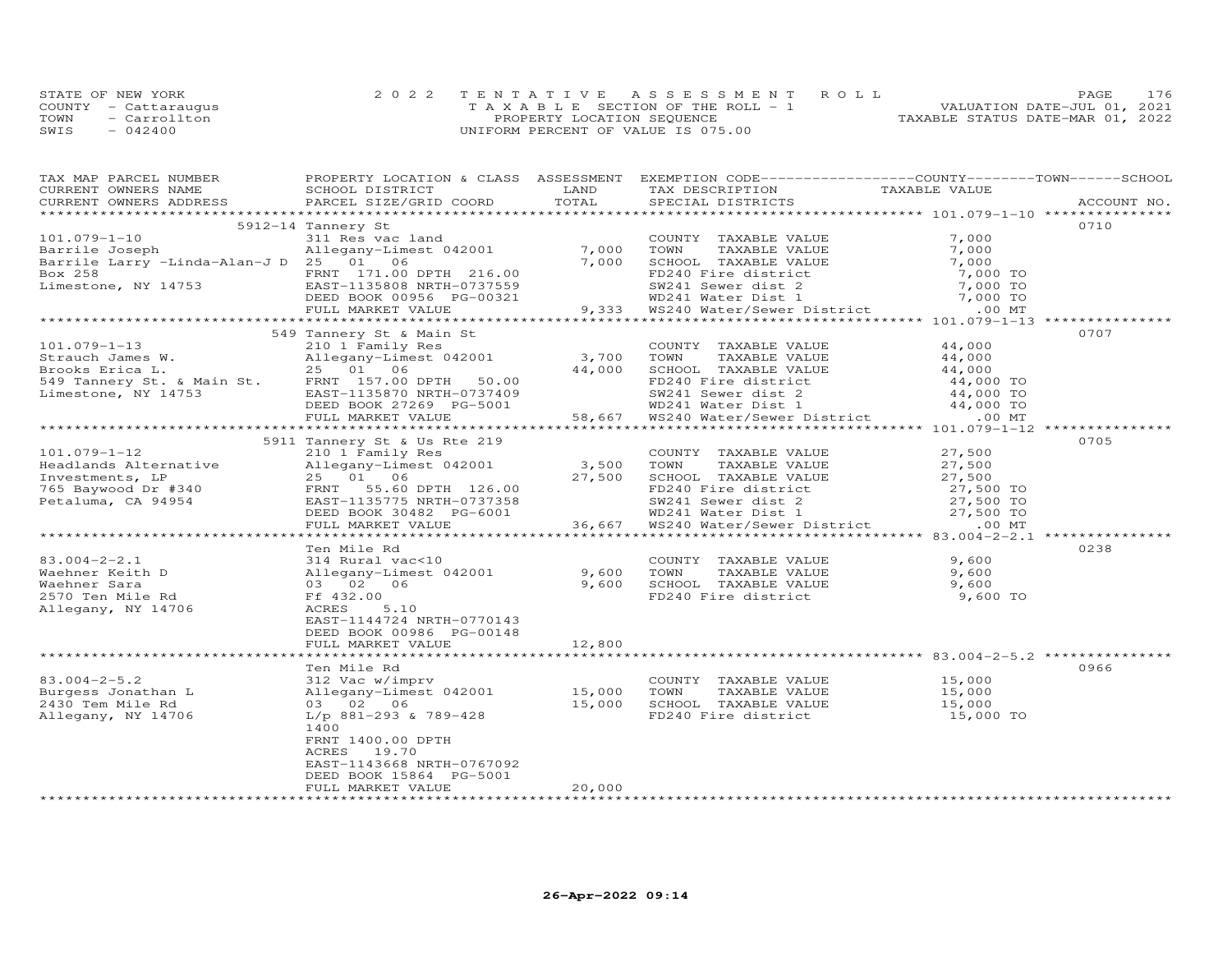STATE OF NEW YORK — 2022 TENTATIVE ASSESSMENT ROLL
COUNTY - Cattaraugus — TAXABLE SECTION OF THE ROLL - 1 — VALUATION DATE-JUL 01, 2021
TOWN - Carrollton — PROPERTY LOCATION SEQUENCE — TAXABLE STATUS DATE-MAR 01, 2022
SWIS - 042400 — UNIFORM PERCENT OF VALUE IS 075.00

| TAX MAP PARCEL NUMBER / CURRENT OWNERS NAME / CURRENT OWNERS ADDRESS | PROPERTY LOCATION & CLASS / SCHOOL DISTRICT / PARCEL SIZE/GRID COORD | ASSESSMENT LAND | TOTAL | EXEMPTION CODE / TAX DESCRIPTION / SPECIAL DISTRICTS | TAXABLE VALUE (COUNTY / TOWN / SCHOOL) | ACCOUNT NO. |
|---|---|---|---|---|---|---|
| **101.079-1-10** | 5912-14 Tannery St | | | | | 0710 |
| | 311 Res vac land | | | COUNTY TAXABLE VALUE | 7,000 | |
| Barrile Joseph | Allegany-Limest 042001 | 7,000 | | TOWN TAXABLE VALUE | 7,000 | |
| Barrile Larry -Linda-Alan-J D | 25 01 06 | | 7,000 | SCHOOL TAXABLE VALUE | 7,000 | |
| Box 258 | FRNT 171.00 DPTH 216.00 | | | FD240 Fire district | 7,000 TO | |
| Limestone, NY 14753 | EAST-1135808 NRTH-0737559 | | | SW241 Sewer dist 2 | 7,000 TO | |
| | DEED BOOK 00956 PG-00321 | | | WD241 Water Dist 1 | 7,000 TO | |
| | FULL MARKET VALUE | | 9,333 | WS240 Water/Sewer District | .00 MT | |
| **101.079-1-13** | 549 Tannery St & Main St | | | | | 0707 |
| | 210 1 Family Res | | | COUNTY TAXABLE VALUE | 44,000 | |
| Strauch James W. | Allegany-Limest 042001 | 3,700 | | TOWN TAXABLE VALUE | 44,000 | |
| Brooks Erica L. | 25 01 06 | | 44,000 | SCHOOL TAXABLE VALUE | 44,000 | |
| 549 Tannery St. & Main St. | FRNT 157.00 DPTH 50.00 | | | FD240 Fire district | 44,000 TO | |
| Limestone, NY 14753 | EAST-1135870 NRTH-0737409 | | | SW241 Sewer dist 2 | 44,000 TO | |
| | DEED BOOK 27269 PG-5001 | | | WD241 Water Dist 1 | 44,000 TO | |
| | FULL MARKET VALUE | | 58,667 | WS240 Water/Sewer District | .00 MT | |
| **101.079-1-12** | 5911 Tannery St & Us Rte 219 | | | | | 0705 |
| | 210 1 Family Res | | | COUNTY TAXABLE VALUE | 27,500 | |
| Headlands Alternative | Allegany-Limest 042001 | 3,500 | | TOWN TAXABLE VALUE | 27,500 | |
| Investments, LP | 25 01 06 | | 27,500 | SCHOOL TAXABLE VALUE | 27,500 | |
| 765 Baywood Dr #340 | FRNT 55.60 DPTH 126.00 | | | FD240 Fire district | 27,500 TO | |
| Petaluma, CA 94954 | EAST-1135775 NRTH-0737358 | | | SW241 Sewer dist 2 | 27,500 TO | |
| | DEED BOOK 30482 PG-6001 | | | WD241 Water Dist 1 | 27,500 TO | |
| | FULL MARKET VALUE | | 36,667 | WS240 Water/Sewer District | .00 MT | |
| **83.004-2-2.1** | Ten Mile Rd | | | | | 0238 |
| | 314 Rural vac<10 | | | COUNTY TAXABLE VALUE | 9,600 | |
| Waehner Keith D | Allegany-Limest 042001 | 9,600 | | TOWN TAXABLE VALUE | 9,600 | |
| Waehner Sara | 03 02 06 | | 9,600 | SCHOOL TAXABLE VALUE | 9,600 | |
| 2570 Ten Mile Rd | Ff 432.00 | | | FD240 Fire district | 9,600 TO | |
| Allegany, NY 14706 | ACRES 5.10 | | | | | |
| | EAST-1144724 NRTH-0770143 | | | | | |
| | DEED BOOK 00986 PG-00148 | | | | | |
| | FULL MARKET VALUE | | 12,800 | | | |
| **83.004-2-5.2** | Ten Mile Rd | | | | | 0966 |
| | 312 Vac w/imprv | | | COUNTY TAXABLE VALUE | 15,000 | |
| Burgess Jonathan L | Allegany-Limest 042001 | 15,000 | | TOWN TAXABLE VALUE | 15,000 | |
| 2430 Tem Mile Rd | 03 02 06 | | 15,000 | SCHOOL TAXABLE VALUE | 15,000 | |
| Allegany, NY 14706 | L/p 881-293 & 789-428 | | | FD240 Fire district | 15,000 TO | |
| | 1400 | | | | | |
| | FRNT 1400.00 DPTH | | | | | |
| | ACRES 19.70 | | | | | |
| | EAST-1143668 NRTH-0767092 | | | | | |
| | DEED BOOK 15864 PG-5001 | | | | | |
| | FULL MARKET VALUE | | 20,000 | | | |

26-Apr-2022 09:14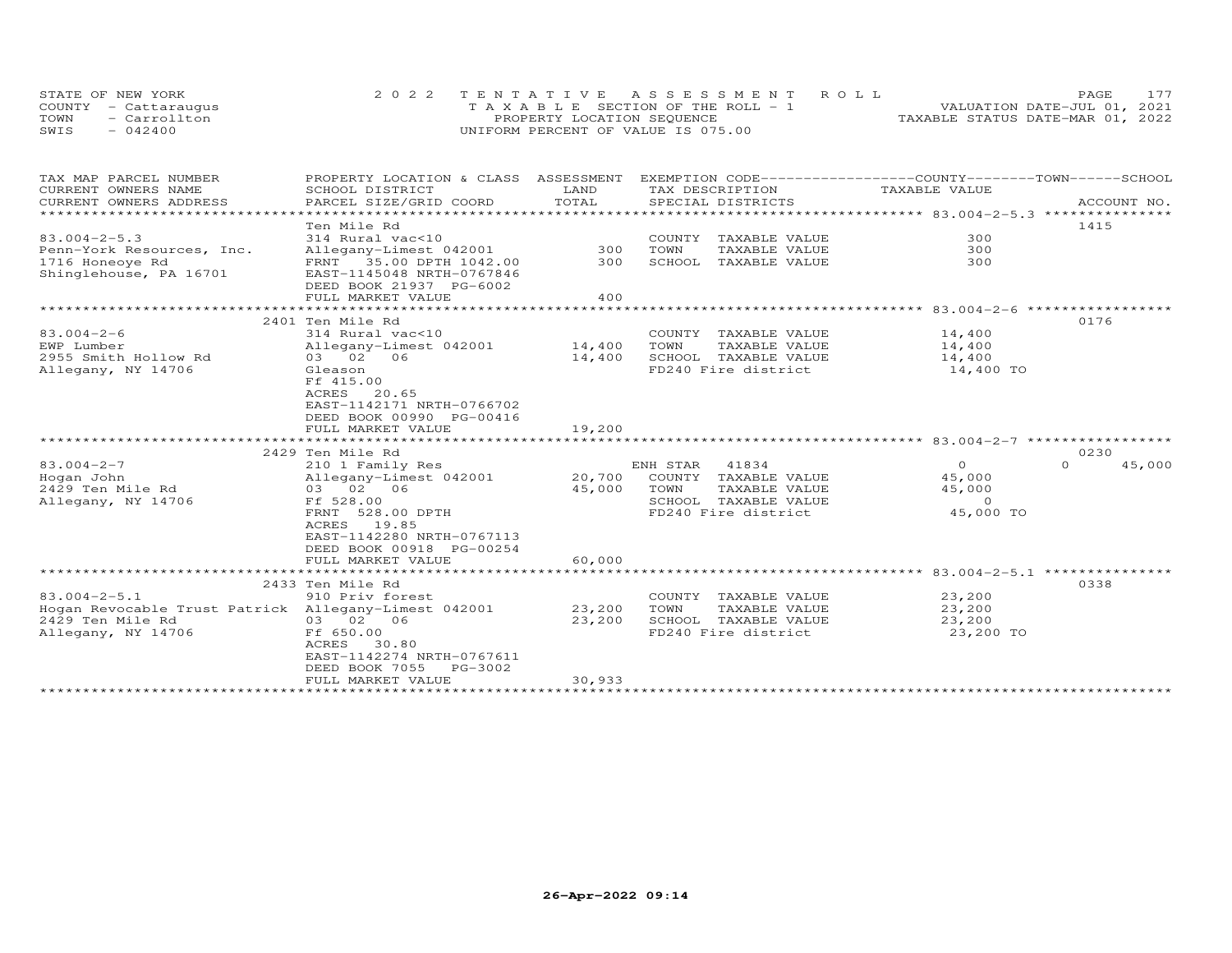STATE OF NEW YORK
COUNTY - Cattaraugus
TOWN - Carrollton
SWIS - 042400

2022 TENTATIVE ASSESSMENT ROLL
TAXABLE SECTION OF THE ROLL - 1
PROPERTY LOCATION SEQUENCE
UNIFORM PERCENT OF VALUE IS 075.00

VALUATION DATE-JUL 01, 2021
TAXABLE STATUS DATE-MAR 01, 2022

| TAX MAP PARCEL NUMBER / CURRENT OWNERS NAME / CURRENT OWNERS ADDRESS | PROPERTY LOCATION & CLASS / SCHOOL DISTRICT / PARCEL SIZE/GRID COORD | ASSESSMENT LAND / TOTAL | EXEMPTION CODE / TAX DESCRIPTION / SPECIAL DISTRICTS | COUNTY | TOWN | SCHOOL | TAXABLE VALUE / ACCOUNT NO. |
|---|---|---|---|---|---|---|---|
| 83.004-2-5.3 | Ten Mile Rd | | | | | | 1415 |
| Penn-York Resources, Inc. | 314 Rural vac<10 | | COUNTY TAXABLE VALUE | 300 | | | |
| 1716 Honeoye Rd | Allegany-Limest 042001 | 300 | TOWN TAXABLE VALUE | | 300 | | |
| Shinglehouse, PA 16701 | FRNT 35.00 DPTH 1042.00 | 300 | SCHOOL TAXABLE VALUE | | | 300 | |
| | EAST-1145048 NRTH-0767846 | | | | | | |
| | DEED BOOK 21937 PG-6002 | | | | | | |
| | FULL MARKET VALUE | 400 | | | | | |
| 83.004-2-6 | 2401 Ten Mile Rd | | | | | | 0176 |
| EWP Lumber | 314 Rural vac<10 | | COUNTY TAXABLE VALUE | 14,400 | | | |
| 2955 Smith Hollow Rd | Allegany-Limest 042001 | 14,400 | TOWN TAXABLE VALUE | | 14,400 | | |
| Allegany, NY 14706 | 03 02 06 | 14,400 | SCHOOL TAXABLE VALUE | | | 14,400 | |
| | Gleason | | FD240 Fire district | | | | 14,400 TO |
| | Ff 415.00 | | | | | | |
| | ACRES 20.65 | | | | | | |
| | EAST-1142171 NRTH-0766702 | | | | | | |
| | DEED BOOK 00990 PG-00416 | | | | | | |
| | FULL MARKET VALUE | 19,200 | | | | | |
| 83.004-2-7 | 2429 Ten Mile Rd | | | | | | 0230 |
| Hogan John | 210 1 Family Res | | ENH STAR 41834 | 0 | 0 | 45,000 | |
| 2429 Ten Mile Rd | Allegany-Limest 042001 | 20,700 | COUNTY TAXABLE VALUE | 45,000 | | | |
| Allegany, NY 14706 | 03 02 06 | 45,000 | TOWN TAXABLE VALUE | | 45,000 | | |
| | Ff 528.00 | | SCHOOL TAXABLE VALUE | | | 0 | |
| | FRNT 528.00 DPTH | | FD240 Fire district | | | | 45,000 TO |
| | ACRES 19.85 | | | | | | |
| | EAST-1142280 NRTH-0767113 | | | | | | |
| | DEED BOOK 00918 PG-00254 | | | | | | |
| | FULL MARKET VALUE | 60,000 | | | | | |
| 83.004-2-5.1 | 2433 Ten Mile Rd | | | | | | 0338 |
| Hogan Revocable Trust Patrick | 910 Priv forest | | COUNTY TAXABLE VALUE | 23,200 | | | |
| 2429 Ten Mile Rd | Allegany-Limest 042001 | 23,200 | TOWN TAXABLE VALUE | | 23,200 | | |
| Allegany, NY 14706 | 03 02 06 | 23,200 | SCHOOL TAXABLE VALUE | | | 23,200 | |
| | Ff 650.00 | | FD240 Fire district | | | | 23,200 TO |
| | ACRES 30.80 | | | | | | |
| | EAST-1142274 NRTH-0767611 | | | | | | |
| | DEED BOOK 7055 PG-3002 | | | | | | |
| | FULL MARKET VALUE | 30,933 | | | | | |

26-Apr-2022 09:14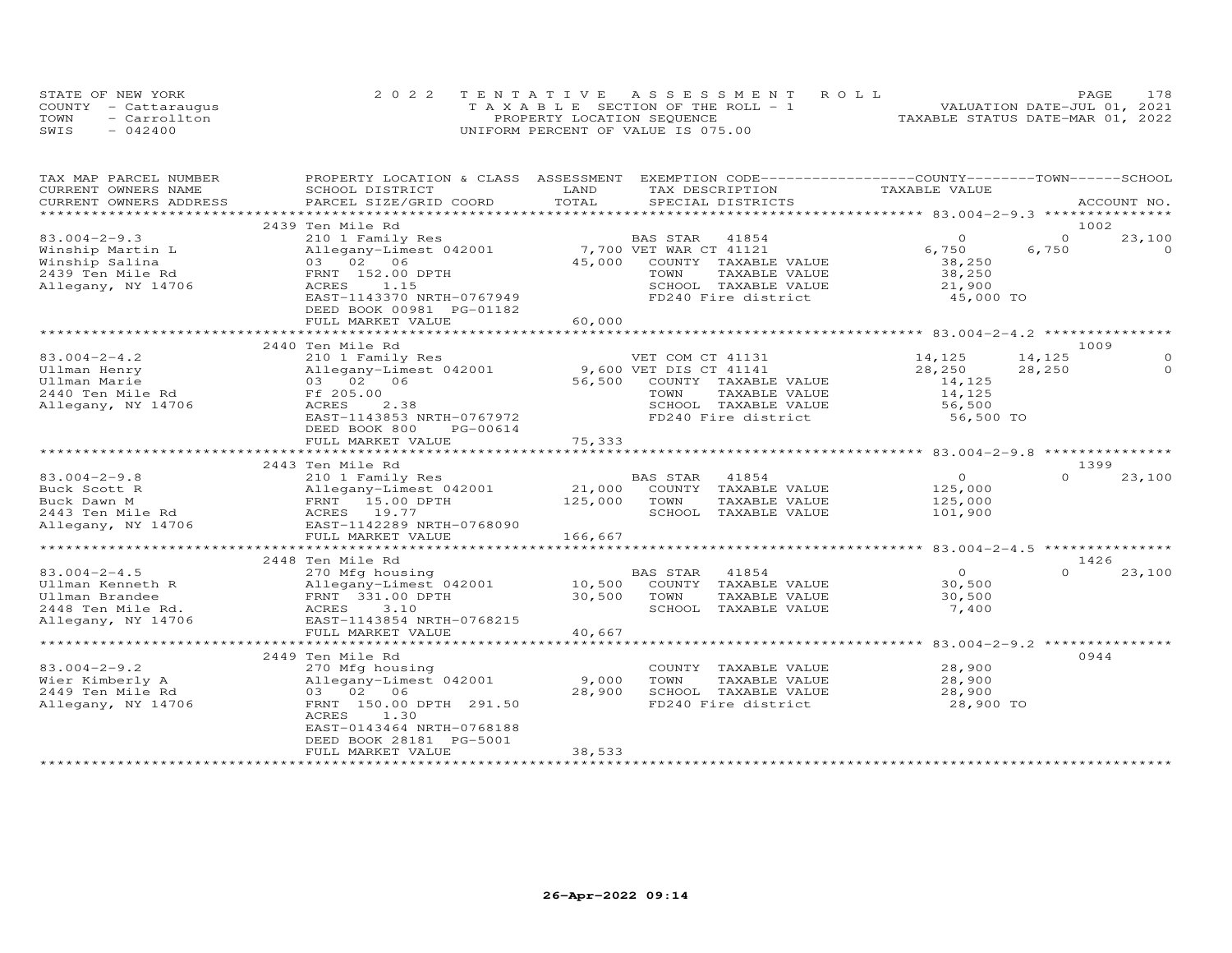STATE OF NEW YORK
COUNTY - Cattaraugus
TOWN - Carrollton
SWIS - 042400

2022 TENTATIVE ASSESSMENT ROLL
TAXABLE SECTION OF THE ROLL - 1
PROPERTY LOCATION SEQUENCE
UNIFORM PERCENT OF VALUE IS 075.00

VALUATION DATE-JUL 01, 2021
TAXABLE STATUS DATE-MAR 01, 2022

| TAX MAP PARCEL NUMBER / CURRENT OWNERS NAME / CURRENT OWNERS ADDRESS | PROPERTY LOCATION & CLASS / SCHOOL DISTRICT / PARCEL SIZE/GRID COORD | ASSESSMENT LAND / TOTAL | EXEMPTION CODE / TAX DESCRIPTION / SPECIAL DISTRICTS | COUNTY TAXABLE VALUE | TOWN | SCHOOL | ACCOUNT NO. |
|---|---|---|---|---|---|---|---|
| 83.004-2-9.3 | 2439 Ten Mile Rd | | | | | | 1002 |
| Winship Martin L | 210 1 Family Res | | BAS STAR 41854 | 0 | 0 | 23,100 | |
| Winship Salina | Allegany-Limest 042001 | 7,700 | VET WAR CT 41121 | 6,750 | 6,750 | 0 | |
| 2439 Ten Mile Rd | 03 02 06 | 45,000 | COUNTY TAXABLE VALUE | 38,250 | | | |
| Allegany, NY 14706 | FRNT 152.00 DPTH | | TOWN TAXABLE VALUE | 38,250 | | | |
| | ACRES 1.15 | | SCHOOL TAXABLE VALUE | 21,900 | | | |
| | EAST-1143370 NRTH-0767949 | | FD240 Fire district | 45,000 TO | | | |
| | DEED BOOK 00981 PG-01182 | | | | | | |
| | FULL MARKET VALUE | 60,000 | | | | | |
| 83.004-2-4.2 | 2440 Ten Mile Rd | | | | | | 1009 |
| Ullman Henry | 210 1 Family Res | | VET COM CT 41131 | 14,125 | 14,125 | 0 | |
| Ullman Marie | Allegany-Limest 042001 | 9,600 | VET DIS CT 41141 | 28,250 | 28,250 | 0 | |
| 2440 Ten Mile Rd | 03 02 06 | 56,500 | COUNTY TAXABLE VALUE | 14,125 | | | |
| Allegany, NY 14706 | Ff 205.00 | | TOWN TAXABLE VALUE | 14,125 | | | |
| | ACRES 2.38 | | SCHOOL TAXABLE VALUE | 56,500 | | | |
| | EAST-1143853 NRTH-0767972 | | FD240 Fire district | 56,500 TO | | | |
| | DEED BOOK 800 PG-00614 | | | | | | |
| | FULL MARKET VALUE | 75,333 | | | | | |
| 83.004-2-9.8 | 2443 Ten Mile Rd | | | | | | 1399 |
| Buck Scott R | 210 1 Family Res | | BAS STAR 41854 | 0 | 0 | 23,100 | |
| Buck Dawn M | Allegany-Limest 042001 | 21,000 | COUNTY TAXABLE VALUE | 125,000 | | | |
| 2443 Ten Mile Rd | FRNT 15.00 DPTH | 125,000 | TOWN TAXABLE VALUE | 125,000 | | | |
| Allegany, NY 14706 | ACRES 19.77 | | SCHOOL TAXABLE VALUE | 101,900 | | | |
| | EAST-1142289 NRTH-0768090 | | | | | | |
| | FULL MARKET VALUE | 166,667 | | | | | |
| 83.004-2-4.5 | 2448 Ten Mile Rd | | | | | | 1426 |
| Ullman Kenneth R | 270 Mfg housing | | BAS STAR 41854 | 0 | 0 | 23,100 | |
| Ullman Brandee | Allegany-Limest 042001 | 10,500 | COUNTY TAXABLE VALUE | 30,500 | | | |
| 2448 Ten Mile Rd. | FRNT 331.00 DPTH | 30,500 | TOWN TAXABLE VALUE | 30,500 | | | |
| Allegany, NY 14706 | ACRES 3.10 | | SCHOOL TAXABLE VALUE | 7,400 | | | |
| | EAST-1143854 NRTH-0768215 | | | | | | |
| | FULL MARKET VALUE | 40,667 | | | | | |
| 83.004-2-9.2 | 2449 Ten Mile Rd | | | | | | 0944 |
| Wier Kimberly A | 270 Mfg housing | | COUNTY TAXABLE VALUE | 28,900 | | | |
| 2449 Ten Mile Rd | Allegany-Limest 042001 | 9,000 | TOWN TAXABLE VALUE | 28,900 | | | |
| Allegany, NY 14706 | 03 02 06 | 28,900 | SCHOOL TAXABLE VALUE | 28,900 | | | |
| | FRNT 150.00 DPTH 291.50 | | FD240 Fire district | 28,900 TO | | | |
| | ACRES 1.30 | | | | | | |
| | EAST-0143464 NRTH-0768188 | | | | | | |
| | DEED BOOK 28181 PG-5001 | | | | | | |
| | FULL MARKET VALUE | 38,533 | | | | | |

26-Apr-2022 09:14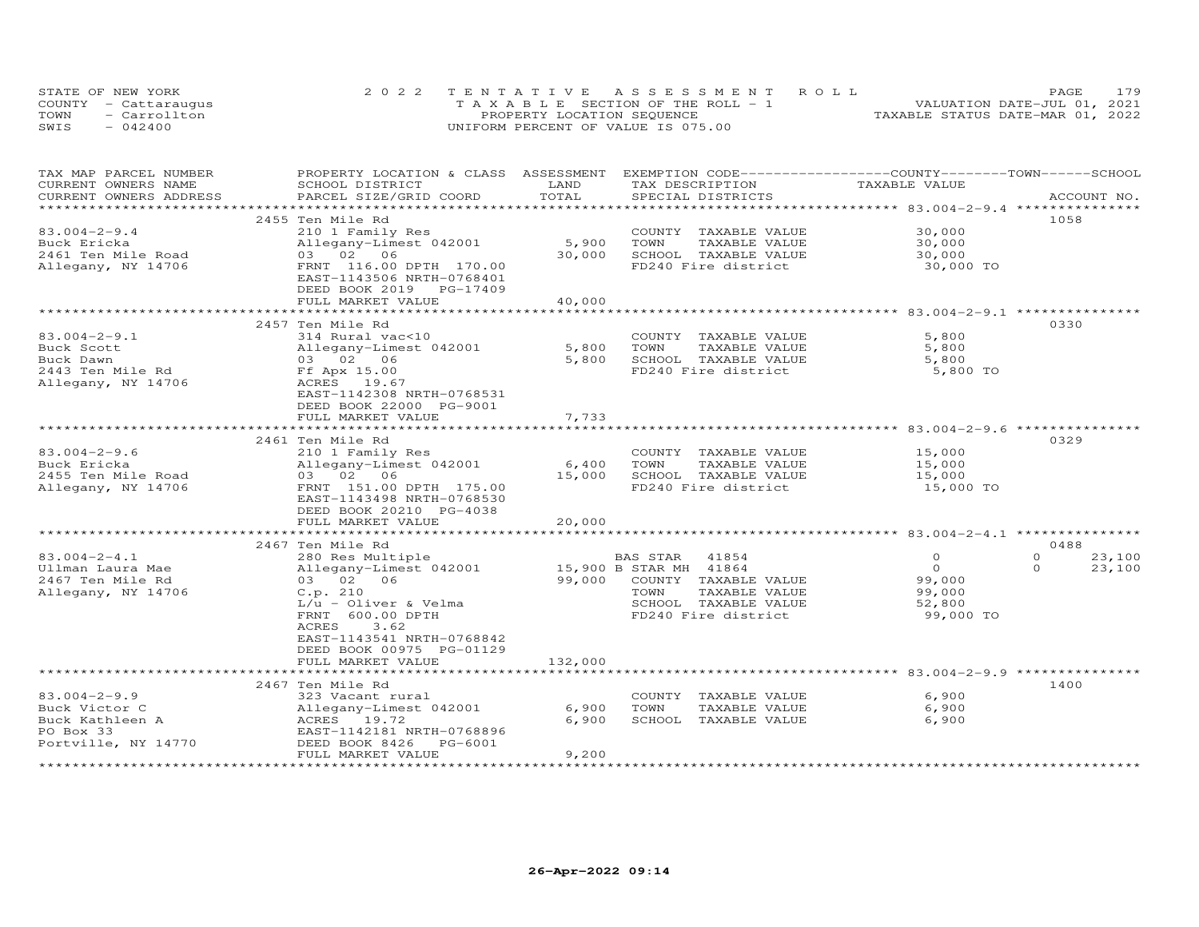STATE OF NEW YORK
COUNTY - Cattaraugus
TOWN - Carrollton
SWIS - 042400

2022 TENTATIVE ASSESSMENT ROLL
TAXABLE SECTION OF THE ROLL - 1
PROPERTY LOCATION SEQUENCE
UNIFORM PERCENT OF VALUE IS 075.00

VALUATION DATE-JUL 01, 2021
TAXABLE STATUS DATE-MAR 01, 2022

| TAX MAP PARCEL NUMBER / CURRENT OWNERS NAME / CURRENT OWNERS ADDRESS | PROPERTY LOCATION & CLASS / SCHOOL DISTRICT / PARCEL SIZE/GRID COORD | ASSESSMENT LAND | TOTAL | EXEMPTION CODE / TAX DESCRIPTION / SPECIAL DISTRICTS | COUNTY TAXABLE VALUE | TOWN | SCHOOL / ACCOUNT NO. |
|---|---|---|---|---|---|---|---|
| 83.004-2-9.4 | 2455 Ten Mile Rd | | | | | | 1058 |
| Buck Ericka | 210 1 Family Res | | | COUNTY TAXABLE VALUE | 30,000 | | |
| 2461 Ten Mile Road | Allegany-Limest 042001 | 5,900 | | TOWN TAXABLE VALUE | 30,000 | | |
| Allegany, NY 14706 | 03 02 06 | | 30,000 | SCHOOL TAXABLE VALUE | 30,000 | | |
| | FRNT 116.00 DPTH 170.00 | | | FD240 Fire district | 30,000 TO | | |
| | EAST-1143506 NRTH-0768401 | | | | | | |
| | DEED BOOK 2019 PG-17409 | | | | | | |
| | FULL MARKET VALUE | | 40,000 | | | | |
| 83.004-2-9.1 | 2457 Ten Mile Rd | | | | | | 0330 |
| Buck Scott | 314 Rural vac<10 | | | COUNTY TAXABLE VALUE | 5,800 | | |
| Buck Dawn | Allegany-Limest 042001 | 5,800 | | TOWN TAXABLE VALUE | 5,800 | | |
| 2443 Ten Mile Rd | 03 02 06 | | 5,800 | SCHOOL TAXABLE VALUE | 5,800 | | |
| Allegany, NY 14706 | Ff Apx 15.00 | | | FD240 Fire district | 5,800 TO | | |
| | ACRES 19.67 | | | | | | |
| | EAST-1142308 NRTH-0768531 | | | | | | |
| | DEED BOOK 22000 PG-9001 | | | | | | |
| | FULL MARKET VALUE | | 7,733 | | | | |
| 83.004-2-9.6 | 2461 Ten Mile Rd | | | | | | 0329 |
| Buck Ericka | 210 1 Family Res | | | COUNTY TAXABLE VALUE | 15,000 | | |
| 2455 Ten Mile Road | Allegany-Limest 042001 | 6,400 | | TOWN TAXABLE VALUE | 15,000 | | |
| Allegany, NY 14706 | 03 02 06 | | 15,000 | SCHOOL TAXABLE VALUE | 15,000 | | |
| | FRNT 151.00 DPTH 175.00 | | | FD240 Fire district | 15,000 TO | | |
| | EAST-1143498 NRTH-0768530 | | | | | | |
| | DEED BOOK 20210 PG-4038 | | | | | | |
| | FULL MARKET VALUE | | 20,000 | | | | |
| 83.004-2-4.1 | 2467 Ten Mile Rd | | | | | | 0488 |
| Ullman Laura Mae | 280 Res Multiple | | | BAS STAR 41854 | 0 | 0 | 23,100 |
| 2467 Ten Mile Rd | Allegany-Limest 042001 | 15,900 | | B STAR MH 41864 | 0 | 0 | 23,100 |
| Allegany, NY 14706 | 03 02 06 | | 99,000 | COUNTY TAXABLE VALUE | 99,000 | | |
| | C.p. 210 | | | TOWN TAXABLE VALUE | 99,000 | | |
| | L/u - Oliver & Velma | | | SCHOOL TAXABLE VALUE | 52,800 | | |
| | FRNT 600.00 DPTH | | | FD240 Fire district | 99,000 TO | | |
| | ACRES 3.62 | | | | | | |
| | EAST-1143541 NRTH-0768842 | | | | | | |
| | DEED BOOK 00975 PG-01129 | | | | | | |
| | FULL MARKET VALUE | | 132,000 | | | | |
| 83.004-2-9.9 | 2467 Ten Mile Rd | | | | | | 1400 |
| Buck Victor C | 323 Vacant rural | | | COUNTY TAXABLE VALUE | 6,900 | | |
| Buck Kathleen A | Allegany-Limest 042001 | 6,900 | | TOWN TAXABLE VALUE | 6,900 | | |
| PO Box 33 | ACRES 19.72 | | 6,900 | SCHOOL TAXABLE VALUE | 6,900 | | |
| Portville, NY 14770 | EAST-1142181 NRTH-0768896 | | | | | | |
| | DEED BOOK 8426 PG-6001 | | | | | | |
| | FULL MARKET VALUE | | 9,200 | | | | |

26-Apr-2022 09:14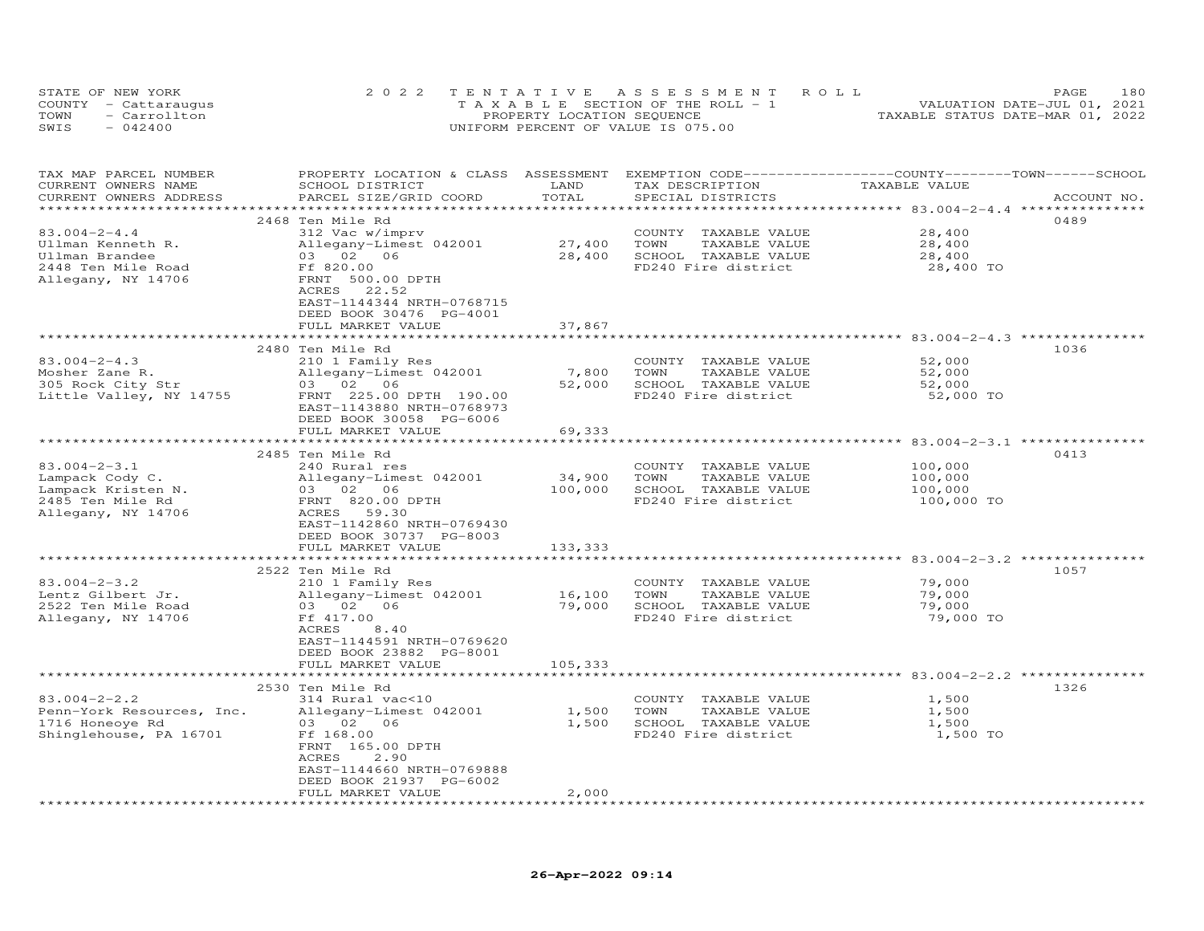STATE OF NEW YORK — COUNTY - Cattaraugus — TOWN - Carrollton — SWIS - 042400

2022 TENTATIVE ASSESSMENT ROLL
TAXABLE SECTION OF THE ROLL - 1
PROPERTY LOCATION SEQUENCE
UNIFORM PERCENT OF VALUE IS 075.00

VALUATION DATE-JUL 01, 2021
TAXABLE STATUS DATE-MAR 01, 2022

| TAX MAP PARCEL NUMBER / CURRENT OWNERS NAME / CURRENT OWNERS ADDRESS | PROPERTY LOCATION & CLASS / SCHOOL DISTRICT / PARCEL SIZE/GRID COORD | ASSESSMENT LAND | TOTAL | EXEMPTION CODE / TAX DESCRIPTION / SPECIAL DISTRICTS | TAXABLE VALUE (COUNTY / TOWN / SCHOOL) | ACCOUNT NO. |
|---|---|---|---|---|---|---|
| 83.004-2-4.4 | 2468 Ten Mile Rd | | | | | 0489 |
| Ullman Kenneth R. | 312 Vac w/imprv | | | COUNTY TAXABLE VALUE | 28,400 | |
| Ullman Brandee | Allegany-Limest 042001 | 27,400 | | TOWN TAXABLE VALUE | 28,400 | |
| 2448 Ten Mile Road | 03 02 06 | | 28,400 | SCHOOL TAXABLE VALUE | 28,400 | |
| Allegany, NY 14706 | Ff 820.00 | | | FD240 Fire district | 28,400 TO | |
| | FRNT 500.00 DPTH | | | | | |
| | ACRES 22.52 | | | | | |
| | EAST-1144344 NRTH-0768715 | | | | | |
| | DEED BOOK 30476 PG-4001 | | | | | |
| | FULL MARKET VALUE | | 37,867 | | | |
| 83.004-2-4.3 | 2480 Ten Mile Rd | | | | | 1036 |
| Mosher Zane R. | 210 1 Family Res | | | COUNTY TAXABLE VALUE | 52,000 | |
| 305 Rock City Str | Allegany-Limest 042001 | 7,800 | | TOWN TAXABLE VALUE | 52,000 | |
| Little Valley, NY 14755 | 03 02 06 | | 52,000 | SCHOOL TAXABLE VALUE | 52,000 | |
| | FRNT 225.00 DPTH 190.00 | | | FD240 Fire district | 52,000 TO | |
| | EAST-1143880 NRTH-0768973 | | | | | |
| | DEED BOOK 30058 PG-6006 | | | | | |
| | FULL MARKET VALUE | | 69,333 | | | |
| 83.004-2-3.1 | 2485 Ten Mile Rd | | | | | 0413 |
| Lampack Cody C. | 240 Rural res | | | COUNTY TAXABLE VALUE | 100,000 | |
| Lampack Kristen N. | Allegany-Limest 042001 | 34,900 | | TOWN TAXABLE VALUE | 100,000 | |
| 2485 Ten Mile Rd | 03 02 06 | | 100,000 | SCHOOL TAXABLE VALUE | 100,000 | |
| Allegany, NY 14706 | FRNT 820.00 DPTH | | | FD240 Fire district | 100,000 TO | |
| | ACRES 59.30 | | | | | |
| | EAST-1142860 NRTH-0769430 | | | | | |
| | DEED BOOK 30737 PG-8003 | | | | | |
| | FULL MARKET VALUE | | 133,333 | | | |
| 83.004-2-3.2 | 2522 Ten Mile Rd | | | | | 1057 |
| Lentz Gilbert Jr. | 210 1 Family Res | | | COUNTY TAXABLE VALUE | 79,000 | |
| 2522 Ten Mile Road | Allegany-Limest 042001 | 16,100 | | TOWN TAXABLE VALUE | 79,000 | |
| Allegany, NY 14706 | 03 02 06 | | 79,000 | SCHOOL TAXABLE VALUE | 79,000 | |
| | Ff 417.00 | | | FD240 Fire district | 79,000 TO | |
| | ACRES 8.40 | | | | | |
| | EAST-1144591 NRTH-0769620 | | | | | |
| | DEED BOOK 23882 PG-8001 | | | | | |
| | FULL MARKET VALUE | | 105,333 | | | |
| 83.004-2-2.2 | 2530 Ten Mile Rd | | | | | 1326 |
| Penn-York Resources, Inc. | 314 Rural vac<10 | | | COUNTY TAXABLE VALUE | 1,500 | |
| 1716 Honeoye Rd | Allegany-Limest 042001 | 1,500 | | TOWN TAXABLE VALUE | 1,500 | |
| Shinglehouse, PA 16701 | 03 02 06 | | 1,500 | SCHOOL TAXABLE VALUE | 1,500 | |
| | Ff 168.00 | | | FD240 Fire district | 1,500 TO | |
| | FRNT 165.00 DPTH | | | | | |
| | ACRES 2.90 | | | | | |
| | EAST-1144660 NRTH-0769888 | | | | | |
| | DEED BOOK 21937 PG-6002 | | | | | |
| | FULL MARKET VALUE | | 2,000 | | | |

26-Apr-2022 09:14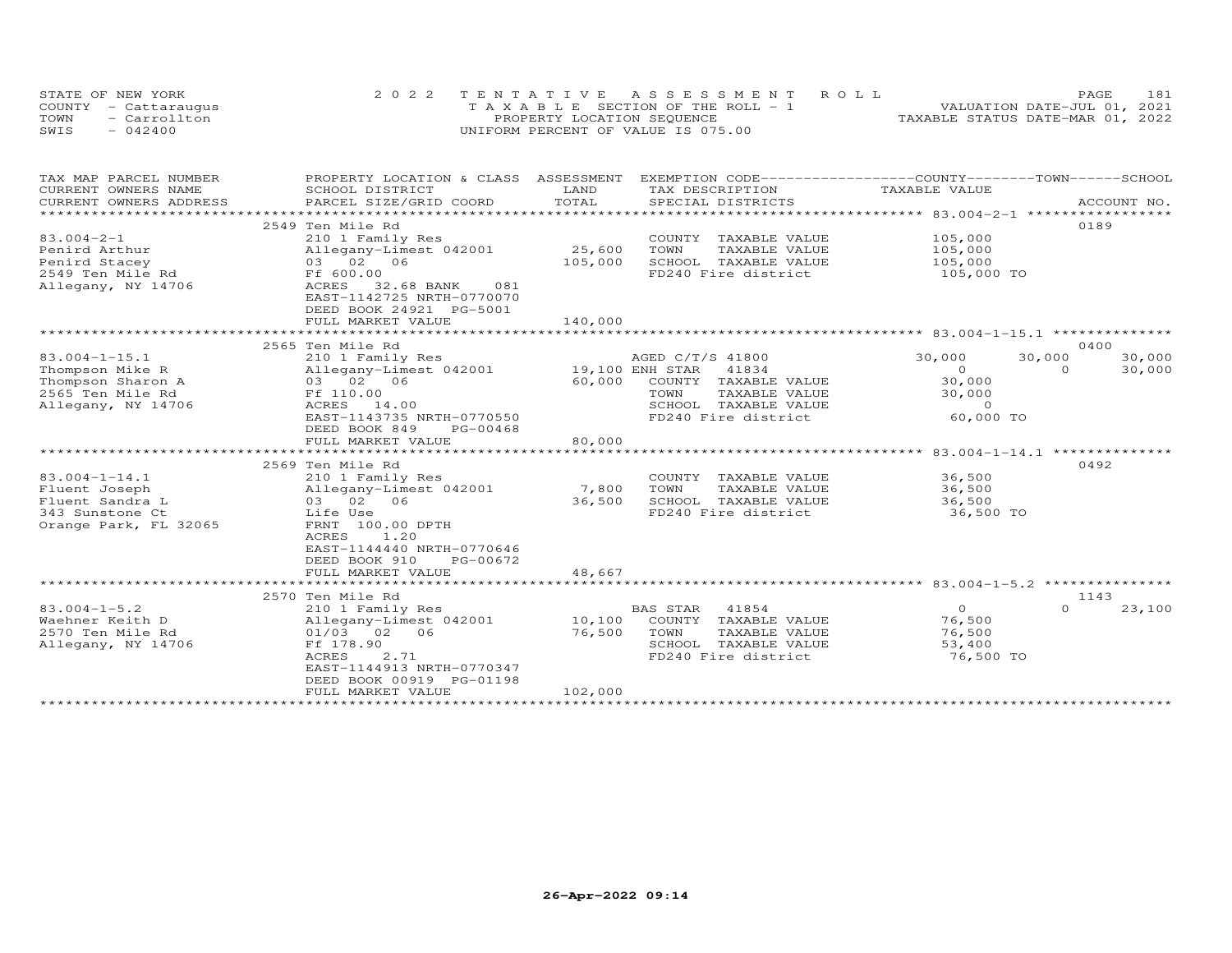STATE OF NEW YORK
COUNTY - Cattaraugus
TOWN - Carrollton
SWIS - 042400

2022 TENTATIVE ASSESSMENT ROLL
TAXABLE SECTION OF THE ROLL - 1
PROPERTY LOCATION SEQUENCE
UNIFORM PERCENT OF VALUE IS 075.00

VALUATION DATE-JUL 01, 2021
TAXABLE STATUS DATE-MAR 01, 2022

| TAX MAP PARCEL NUMBER / CURRENT OWNERS NAME / CURRENT OWNERS ADDRESS | PROPERTY LOCATION & CLASS / SCHOOL DISTRICT / PARCEL SIZE/GRID COORD | ASSESSMENT LAND / TOTAL | EXEMPTION CODE / TAX DESCRIPTION / SPECIAL DISTRICTS | COUNTY TAXABLE VALUE | TOWN | SCHOOL | ACCOUNT NO. |
|---|---|---|---|---|---|---|---|
| 83.004-2-1 | 2549 Ten Mile Rd | | | | | | 0189 |
| | 210 1 Family Res | | COUNTY TAXABLE VALUE | 105,000 | | | |
| Penird Arthur | Allegany-Limest 042001 | 25,600 | TOWN TAXABLE VALUE | 105,000 | | | |
| Penird Stacey | 03 02 06 | 105,000 | SCHOOL TAXABLE VALUE | 105,000 | | | |
| 2549 Ten Mile Rd | Ff 600.00 | | FD240 Fire district | 105,000 TO | | | |
| Allegany, NY 14706 | ACRES 32.68 BANK 081 | | | | | | |
| | EAST-1142725 NRTH-0770070 | | | | | | |
| | DEED BOOK 24921 PG-5001 | | | | | | |
| | FULL MARKET VALUE | 140,000 | | | | | |
| 83.004-1-15.1 | 2565 Ten Mile Rd | | | | | | 0400 |
| | 210 1 Family Res | | AGED C/T/S 41800 | 30,000 | 30,000 | 30,000 | |
| Thompson Mike R | Allegany-Limest 042001 | 19,100 | ENH STAR 41834 | 0 | 0 | 30,000 | |
| Thompson Sharon A | 03 02 06 | 60,000 | COUNTY TAXABLE VALUE | 30,000 | | | |
| 2565 Ten Mile Rd | Ff 110.00 | | TOWN TAXABLE VALUE | 30,000 | | | |
| Allegany, NY 14706 | ACRES 14.00 | | SCHOOL TAXABLE VALUE | 0 | | | |
| | EAST-1143735 NRTH-0770550 | | FD240 Fire district | 60,000 TO | | | |
| | DEED BOOK 849 PG-00468 | | | | | | |
| | FULL MARKET VALUE | 80,000 | | | | | |
| 83.004-1-14.1 | 2569 Ten Mile Rd | | | | | | 0492 |
| | 210 1 Family Res | | COUNTY TAXABLE VALUE | 36,500 | | | |
| Fluent Joseph | Allegany-Limest 042001 | 7,800 | TOWN TAXABLE VALUE | 36,500 | | | |
| Fluent Sandra L | 03 02 06 | 36,500 | SCHOOL TAXABLE VALUE | 36,500 | | | |
| 343 Sunstone Ct | Life Use | | FD240 Fire district | 36,500 TO | | | |
| Orange Park, FL 32065 | FRNT 100.00 DPTH | | | | | | |
| | ACRES 1.20 | | | | | | |
| | EAST-1144440 NRTH-0770646 | | | | | | |
| | DEED BOOK 910 PG-00672 | | | | | | |
| | FULL MARKET VALUE | 48,667 | | | | | |
| 83.004-1-5.2 | 2570 Ten Mile Rd | | | | | | 1143 |
| | 210 1 Family Res | | BAS STAR 41854 | 0 | 0 | 23,100 | |
| Waehner Keith D | Allegany-Limest 042001 | 10,100 | COUNTY TAXABLE VALUE | 76,500 | | | |
| 2570 Ten Mile Rd | 01/03 02 06 | 76,500 | TOWN TAXABLE VALUE | 76,500 | | | |
| Allegany, NY 14706 | Ff 178.90 | | SCHOOL TAXABLE VALUE | 53,400 | | | |
| | ACRES 2.71 | | FD240 Fire district | 76,500 TO | | | |
| | EAST-1144913 NRTH-0770347 | | | | | | |
| | DEED BOOK 00919 PG-01198 | | | | | | |
| | FULL MARKET VALUE | 102,000 | | | | | |

26-Apr-2022 09:14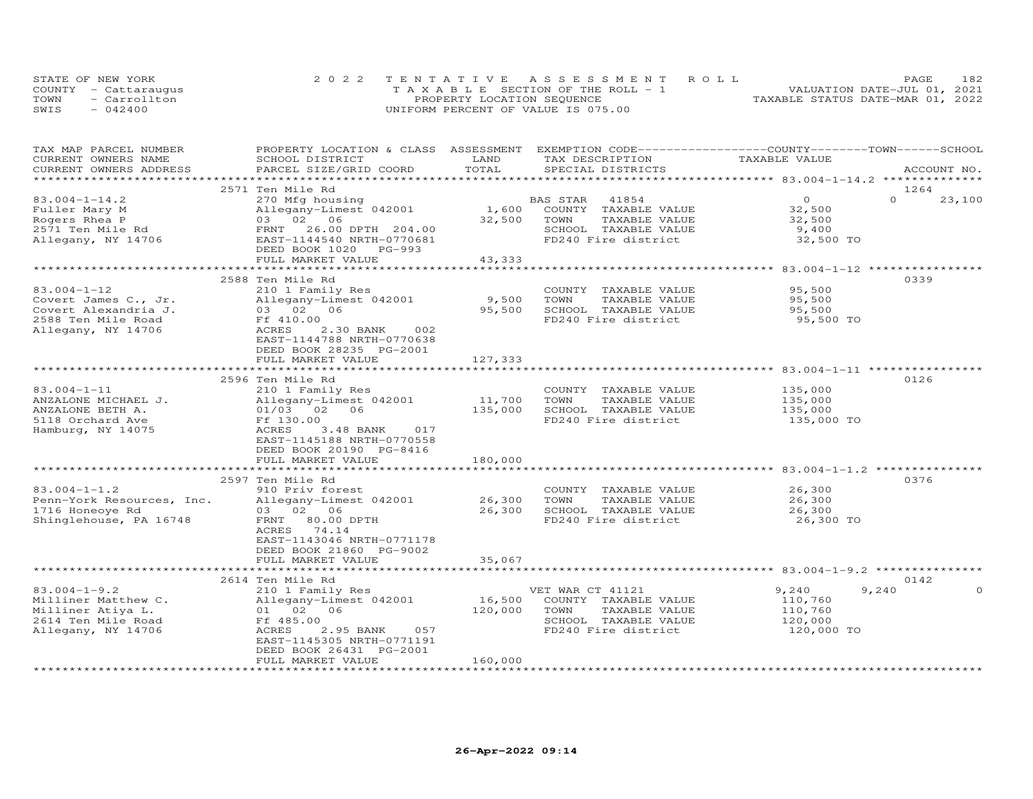STATE OF NEW YORK
COUNTY - Cattaraugus
TOWN - Carrollton
SWIS - 042400

2022 TENTATIVE ASSESSMENT ROLL
TAXABLE SECTION OF THE ROLL - 1
PROPERTY LOCATION SEQUENCE
UNIFORM PERCENT OF VALUE IS 075.00

VALUATION DATE-JUL 01, 2021
TAXABLE STATUS DATE-MAR 01, 2022

| TAX MAP PARCEL NUMBER / CURRENT OWNERS NAME / CURRENT OWNERS ADDRESS | PROPERTY LOCATION & CLASS / SCHOOL DISTRICT / PARCEL SIZE/GRID COORD | ASSESSMENT LAND / TOTAL | EXEMPTION CODE / TAX DESCRIPTION / SPECIAL DISTRICTS | COUNTY TAXABLE VALUE | TOWN | SCHOOL / ACCOUNT NO. |
|---|---|---|---|---|---|---|
| | 2571 Ten Mile Rd | | | | | 1264 |
| 83.004-1-14.2 | 270 Mfg housing | | BAS STAR 41854 | 0 | 0 | 23,100 |
| Fuller Mary M | Allegany-Limest 042001 | 1,600 | COUNTY TAXABLE VALUE | 32,500 | | |
| Rogers Rhea P | 03 02 06 | 32,500 | TOWN TAXABLE VALUE | 32,500 | | |
| 2571 Ten Mile Rd | FRNT 26.00 DPTH 204.00 | | SCHOOL TAXABLE VALUE | 9,400 | | |
| Allegany, NY 14706 | EAST-1144540 NRTH-0770681 | | FD240 Fire district | 32,500 TO | | |
| | DEED BOOK 1020 PG-993 | | | | | |
| | FULL MARKET VALUE | 43,333 | | | | |
| | 2588 Ten Mile Rd | | | | | 0339 |
| 83.004-1-12 | 210 1 Family Res | | COUNTY TAXABLE VALUE | 95,500 | | |
| Covert James C., Jr. | Allegany-Limest 042001 | 9,500 | TOWN TAXABLE VALUE | 95,500 | | |
| Covert Alexandria J. | 03 02 06 | 95,500 | SCHOOL TAXABLE VALUE | 95,500 | | |
| 2588 Ten Mile Road | Ff 410.00 | | FD240 Fire district | 95,500 TO | | |
| Allegany, NY 14706 | ACRES 2.30 BANK 002 | | | | | |
| | EAST-1144788 NRTH-0770638 | | | | | |
| | DEED BOOK 28235 PG-2001 | | | | | |
| | FULL MARKET VALUE | 127,333 | | | | |
| | 2596 Ten Mile Rd | | | | | 0126 |
| 83.004-1-11 | 210 1 Family Res | | COUNTY TAXABLE VALUE | 135,000 | | |
| ANZALONE MICHAEL J. | Allegany-Limest 042001 | 11,700 | TOWN TAXABLE VALUE | 135,000 | | |
| ANZALONE BETH A. | 01/03 02 06 | 135,000 | SCHOOL TAXABLE VALUE | 135,000 | | |
| 5118 Orchard Ave | Ff 130.00 | | FD240 Fire district | 135,000 TO | | |
| Hamburg, NY 14075 | ACRES 3.48 BANK 017 | | | | | |
| | EAST-1145188 NRTH-0770558 | | | | | |
| | DEED BOOK 20190 PG-8416 | | | | | |
| | FULL MARKET VALUE | 180,000 | | | | |
| | 2597 Ten Mile Rd | | | | | 0376 |
| 83.004-1-1.2 | 910 Priv forest | | COUNTY TAXABLE VALUE | 26,300 | | |
| Penn-York Resources, Inc. | Allegany-Limest 042001 | 26,300 | TOWN TAXABLE VALUE | 26,300 | | |
| 1716 Honeoye Rd | 03 02 06 | 26,300 | SCHOOL TAXABLE VALUE | 26,300 | | |
| Shinglehouse, PA 16748 | FRNT 80.00 DPTH | | FD240 Fire district | 26,300 TO | | |
| | ACRES 74.14 | | | | | |
| | EAST-1143046 NRTH-0771178 | | | | | |
| | DEED BOOK 21860 PG-9002 | | | | | |
| | FULL MARKET VALUE | 35,067 | | | | |
| | 2614 Ten Mile Rd | | | | | 0142 |
| 83.004-1-9.2 | 210 1 Family Res | | VET WAR CT 41121 | 9,240 | 9,240 | 0 |
| Milliner Matthew C. | Allegany-Limest 042001 | 16,500 | COUNTY TAXABLE VALUE | 110,760 | | |
| Milliner Atiya L. | 01 02 06 | 120,000 | TOWN TAXABLE VALUE | 110,760 | | |
| 2614 Ten Mile Road | Ff 485.00 | | SCHOOL TAXABLE VALUE | 120,000 | | |
| Allegany, NY 14706 | ACRES 2.95 BANK 057 | | FD240 Fire district | 120,000 TO | | |
| | EAST-1145305 NRTH-0771191 | | | | | |
| | DEED BOOK 26431 PG-2001 | | | | | |
| | FULL MARKET VALUE | 160,000 | | | | |

26-Apr-2022 09:14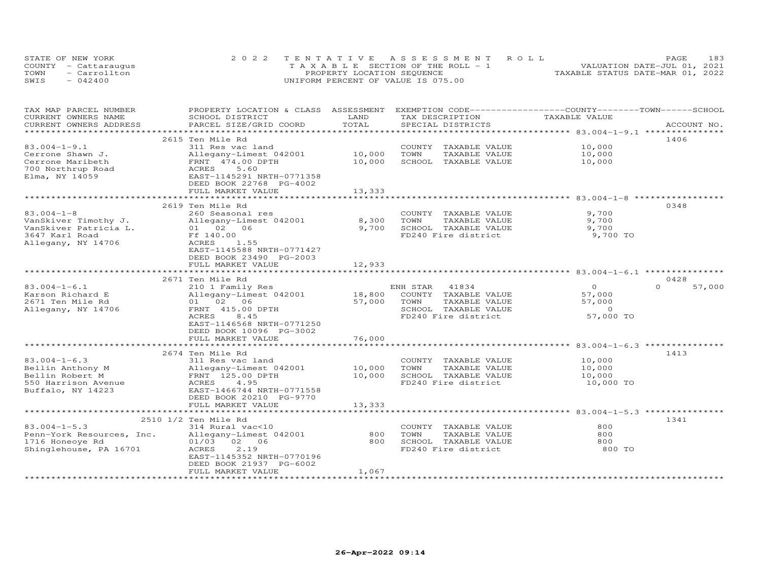STATE OF NEW YORK
COUNTY - Cattaraugus
TOWN - Carrollton
SWIS - 042400

2022 TENTATIVE ASSESSMENT ROLL
TAXABLE SECTION OF THE ROLL - 1
PROPERTY LOCATION SEQUENCE
UNIFORM PERCENT OF VALUE IS 075.00

VALUATION DATE-JUL 01, 2021
TAXABLE STATUS DATE-MAR 01, 2022

| TAX MAP PARCEL NUMBER / CURRENT OWNERS NAME / CURRENT OWNERS ADDRESS | PROPERTY LOCATION & CLASS / SCHOOL DISTRICT / PARCEL SIZE/GRID COORD | ASSESSMENT LAND | TOTAL | EXEMPTION CODE / TAX DESCRIPTION / SPECIAL DISTRICTS | COUNTY TAXABLE VALUE | TOWN | SCHOOL | ACCOUNT NO. |
|---|---|---|---|---|---|---|---|---|
| | 2615 Ten Mile Rd | | | | | | | 1406 |
| 83.004-1-9.1 | 311 Res vac land | | | COUNTY TAXABLE VALUE | 10,000 | | | |
| Cerrone Shawn J. | Allegany-Limest 042001 | 10,000 | | TOWN TAXABLE VALUE | 10,000 | | | |
| Cerrone Maribeth | FRNT 474.00 DPTH | | 10,000 | SCHOOL TAXABLE VALUE | 10,000 | | | |
| 700 Northrup Road | ACRES 5.60 | | | | | | | |
| Elma, NY 14059 | EAST-1145291 NRTH-0771358 | | | | | | | |
| | DEED BOOK 22768 PG-4002 | | | | | | | |
| | FULL MARKET VALUE | | 13,333 | | | | | |
| | 2619 Ten Mile Rd | | | | | | | 0348 |
| 83.004-1-8 | 260 Seasonal res | | | COUNTY TAXABLE VALUE | 9,700 | | | |
| VanSkiver Timothy J. | Allegany-Limest 042001 | 8,300 | | TOWN TAXABLE VALUE | 9,700 | | | |
| VanSkiver Patricia L. | 01 02 06 | | 9,700 | SCHOOL TAXABLE VALUE | 9,700 | | | |
| 3647 Karl Road | Ff 140.00 | | | FD240 Fire district | 9,700 TO | | | |
| Allegany, NY 14706 | ACRES 1.55 | | | | | | | |
| | EAST-1145588 NRTH-0771427 | | | | | | | |
| | DEED BOOK 23490 PG-2003 | | | | | | | |
| | FULL MARKET VALUE | | 12,933 | | | | | |
| | 2671 Ten Mile Rd | | | | | | | 0428 |
| 83.004-1-6.1 | 210 1 Family Res | | | ENH STAR 41834 | 0 | 0 | 57,000 | |
| Karson Richard E | Allegany-Limest 042001 | 18,800 | | COUNTY TAXABLE VALUE | 57,000 | | | |
| 2671 Ten Mile Rd | 01 02 06 | | 57,000 | TOWN TAXABLE VALUE | 57,000 | | | |
| Allegany, NY 14706 | FRNT 415.00 DPTH | | | SCHOOL TAXABLE VALUE | 0 | | | |
| | ACRES 8.45 | | | FD240 Fire district | 57,000 TO | | | |
| | EAST-1146568 NRTH-0771250 | | | | | | | |
| | DEED BOOK 10096 PG-3002 | | | | | | | |
| | FULL MARKET VALUE | | 76,000 | | | | | |
| | 2674 Ten Mile Rd | | | | | | | 1413 |
| 83.004-1-6.3 | 311 Res vac land | | | COUNTY TAXABLE VALUE | 10,000 | | | |
| Bellin Anthony M | Allegany-Limest 042001 | 10,000 | | TOWN TAXABLE VALUE | 10,000 | | | |
| Bellin Robert M | FRNT 125.00 DPTH | | 10,000 | SCHOOL TAXABLE VALUE | 10,000 | | | |
| 550 Harrison Avenue | ACRES 4.95 | | | FD240 Fire district | 10,000 TO | | | |
| Buffalo, NY 14223 | EAST-1466744 NRTH-0771558 | | | | | | | |
| | DEED BOOK 20210 PG-9770 | | | | | | | |
| | FULL MARKET VALUE | | 13,333 | | | | | |
| | 2510 1/2 Ten Mile Rd | | | | | | | 1341 |
| 83.004-1-5.3 | 314 Rural vac<10 | | | COUNTY TAXABLE VALUE | 800 | | | |
| Penn-York Resources, Inc. | Allegany-Limest 042001 | 800 | | TOWN TAXABLE VALUE | 800 | | | |
| 1716 Honeoye Rd | 01/03 02 06 | | 800 | SCHOOL TAXABLE VALUE | 800 | | | |
| Shinglehouse, PA 16701 | ACRES 2.19 | | | FD240 Fire district | 800 TO | | | |
| | EAST-1145352 NRTH-0770196 | | | | | | | |
| | DEED BOOK 21937 PG-6002 | | | | | | | |
| | FULL MARKET VALUE | | 1,067 | | | | | |

26-Apr-2022 09:14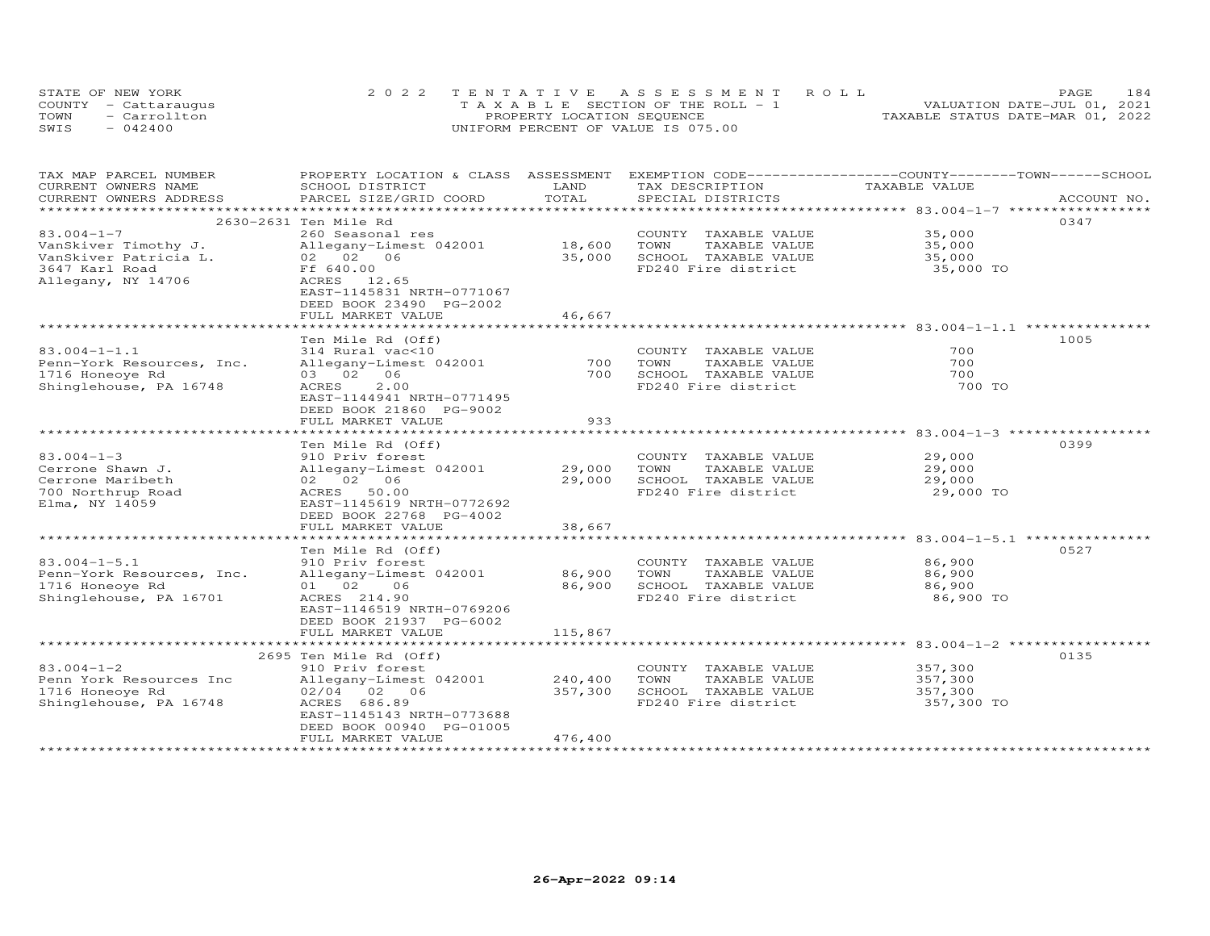STATE OF NEW YORK
COUNTY - Cattaraugus
TOWN - Carrollton
SWIS - 042400

2022 TENTATIVE ASSESSMENT ROLL
TAXABLE SECTION OF THE ROLL - 1
PROPERTY LOCATION SEQUENCE
UNIFORM PERCENT OF VALUE IS 075.00

VALUATION DATE-JUL 01, 2021
TAXABLE STATUS DATE-MAR 01, 2022

| TAX MAP PARCEL NUMBER / CURRENT OWNERS NAME / CURRENT OWNERS ADDRESS | PROPERTY LOCATION & CLASS / SCHOOL DISTRICT / PARCEL SIZE/GRID COORD | ASSESSMENT LAND / TOTAL | EXEMPTION CODE / TAX DESCRIPTION / SPECIAL DISTRICTS | COUNTY / TOWN / SCHOOL TAXABLE VALUE | ACCOUNT NO. |
|---|---|---|---|---|---|
| 83.004-1-7 | 2630-2631 Ten Mile Rd | | | | 0347 |
| | 260 Seasonal res | | COUNTY TAXABLE VALUE | 35,000 | |
| VanSkiver Timothy J. | Allegany-Limest 042001 | 18,600 | TOWN TAXABLE VALUE | 35,000 | |
| VanSkiver Patricia L. | 02 02 06 | 35,000 | SCHOOL TAXABLE VALUE | 35,000 | |
| 3647 Karl Road | Ff 640.00 | | FD240 Fire district | 35,000 TO | |
| Allegany, NY 14706 | ACRES 12.65 | | | | |
| | EAST-1145831 NRTH-0771067 | | | | |
| | DEED BOOK 23490 PG-2002 | | | | |
| | FULL MARKET VALUE | 46,667 | | | |
| 83.004-1-1.1 | Ten Mile Rd (Off) | | | | 1005 |
| | 314 Rural vac<10 | | COUNTY TAXABLE VALUE | 700 | |
| Penn-York Resources, Inc. | Allegany-Limest 042001 | 700 | TOWN TAXABLE VALUE | 700 | |
| 1716 Honeoye Rd | 03 02 06 | 700 | SCHOOL TAXABLE VALUE | 700 | |
| Shinglehouse, PA 16748 | ACRES 2.00 | | FD240 Fire district | 700 TO | |
| | EAST-1144941 NRTH-0771495 | | | | |
| | DEED BOOK 21860 PG-9002 | | | | |
| | FULL MARKET VALUE | 933 | | | |
| 83.004-1-3 | Ten Mile Rd (Off) | | | | 0399 |
| | 910 Priv forest | | COUNTY TAXABLE VALUE | 29,000 | |
| Cerrone Shawn J. | Allegany-Limest 042001 | 29,000 | TOWN TAXABLE VALUE | 29,000 | |
| Cerrone Maribeth | 02 02 06 | 29,000 | SCHOOL TAXABLE VALUE | 29,000 | |
| 700 Northrup Road | ACRES 50.00 | | FD240 Fire district | 29,000 TO | |
| Elma, NY 14059 | EAST-1145619 NRTH-0772692 | | | | |
| | DEED BOOK 22768 PG-4002 | | | | |
| | FULL MARKET VALUE | 38,667 | | | |
| 83.004-1-5.1 | Ten Mile Rd (Off) | | | | 0527 |
| | 910 Priv forest | | COUNTY TAXABLE VALUE | 86,900 | |
| Penn-York Resources, Inc. | Allegany-Limest 042001 | 86,900 | TOWN TAXABLE VALUE | 86,900 | |
| 1716 Honeoye Rd | 01 02 06 | 86,900 | SCHOOL TAXABLE VALUE | 86,900 | |
| Shinglehouse, PA 16701 | ACRES 214.90 | | FD240 Fire district | 86,900 TO | |
| | EAST-1146519 NRTH-0769206 | | | | |
| | DEED BOOK 21937 PG-6002 | | | | |
| | FULL MARKET VALUE | 115,867 | | | |
| 83.004-1-2 | 2695 Ten Mile Rd (Off) | | | | 0135 |
| | 910 Priv forest | | COUNTY TAXABLE VALUE | 357,300 | |
| Penn York Resources Inc | Allegany-Limest 042001 | 240,400 | TOWN TAXABLE VALUE | 357,300 | |
| 1716 Honeoye Rd | 02/04 02 06 | 357,300 | SCHOOL TAXABLE VALUE | 357,300 | |
| Shinglehouse, PA 16748 | ACRES 686.89 | | FD240 Fire district | 357,300 TO | |
| | EAST-1145143 NRTH-0773688 | | | | |
| | DEED BOOK 00940 PG-01005 | | | | |
| | FULL MARKET VALUE | 476,400 | | | |

26-Apr-2022 09:14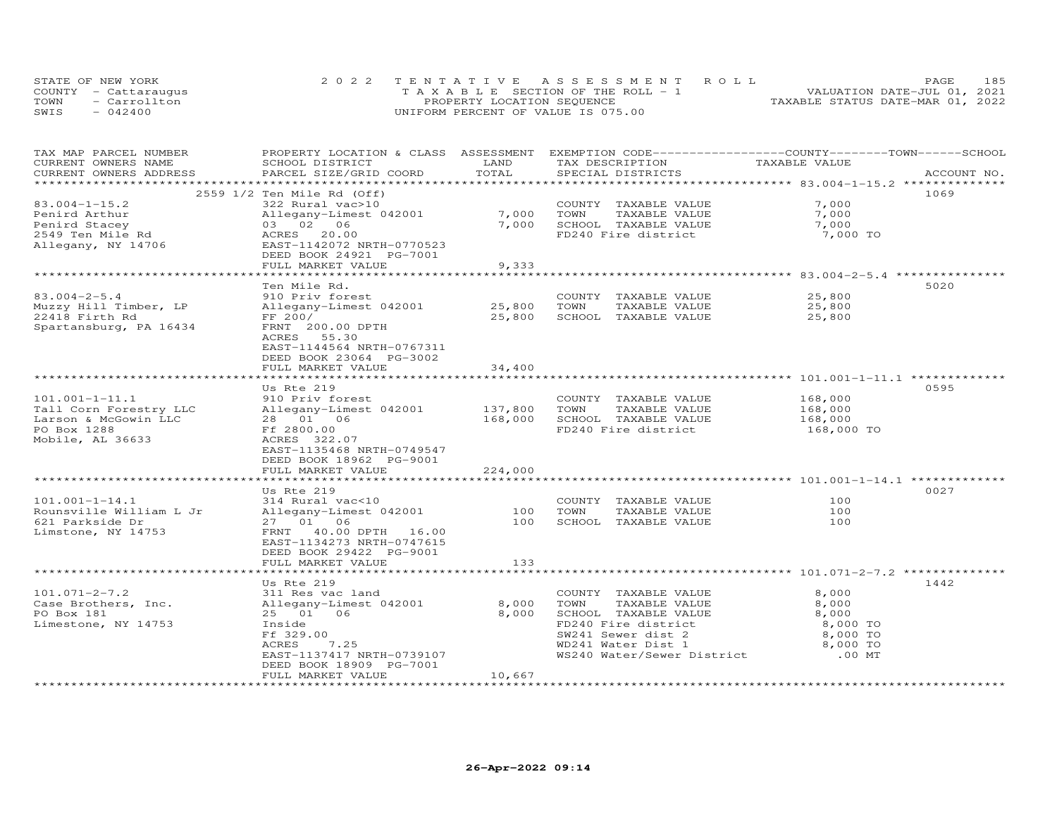STATE OF NEW YORK
COUNTY - Cattaraugus
TOWN - Carrollton
SWIS - 042400

2022 TENTATIVE ASSESSMENT ROLL
TAXABLE SECTION OF THE ROLL - 1
PROPERTY LOCATION SEQUENCE
UNIFORM PERCENT OF VALUE IS 075.00

VALUATION DATE-JUL 01, 2021
TAXABLE STATUS DATE-MAR 01, 2022

| TAX MAP PARCEL NUMBER / CURRENT OWNERS NAME / CURRENT OWNERS ADDRESS | PROPERTY LOCATION & CLASS / SCHOOL DISTRICT / PARCEL SIZE/GRID COORD | ASSESSMENT LAND / TOTAL | EXEMPTION CODE / TAX DESCRIPTION / SPECIAL DISTRICTS | COUNTY / TOWN / SCHOOL TAXABLE VALUE | ACCOUNT NO. |
|---|---|---|---|---|---|
| **83.004-1-15.2** | 2559 1/2 Ten Mile Rd (Off) | | | | 1069 |
| 83.004-1-15.2 | 322 Rural vac>10 | | COUNTY TAXABLE VALUE | 7,000 | |
| Penird Arthur | Allegany-Limest 042001 | 7,000 | TOWN TAXABLE VALUE | 7,000 | |
| Penird Stacey | 03 02 06 | 7,000 | SCHOOL TAXABLE VALUE | 7,000 | |
| 2549 Ten Mile Rd | ACRES 20.00 | | FD240 Fire district | 7,000 TO | |
| Allegany, NY 14706 | EAST-1142072 NRTH-0770523 | | | | |
| | DEED BOOK 24921 PG-7001 | | | | |
| | FULL MARKET VALUE | 9,333 | | | |
| **83.004-2-5.4** | Ten Mile Rd. | | | | 5020 |
| 83.004-2-5.4 | 910 Priv forest | | COUNTY TAXABLE VALUE | 25,800 | |
| Muzzy Hill Timber, LP | Allegany-Limest 042001 | 25,800 | TOWN TAXABLE VALUE | 25,800 | |
| 22418 Firth Rd | FF 200/ | 25,800 | SCHOOL TAXABLE VALUE | 25,800 | |
| Spartansburg, PA 16434 | FRNT 200.00 DPTH | | | | |
| | ACRES 55.30 | | | | |
| | EAST-1144564 NRTH-0767311 | | | | |
| | DEED BOOK 23064 PG-3002 | | | | |
| | FULL MARKET VALUE | 34,400 | | | |
| **101.001-1-11.1** | Us Rte 219 | | | | 0595 |
| 101.001-1-11.1 | 910 Priv forest | | COUNTY TAXABLE VALUE | 168,000 | |
| Tall Corn Forestry LLC | Allegany-Limest 042001 | 137,800 | TOWN TAXABLE VALUE | 168,000 | |
| Larson & McGowin LLC | 28 01 06 | 168,000 | SCHOOL TAXABLE VALUE | 168,000 | |
| PO Box 1288 | Ff 2800.00 | | FD240 Fire district | 168,000 TO | |
| Mobile, AL 36633 | ACRES 322.07 | | | | |
| | EAST-1135468 NRTH-0749547 | | | | |
| | DEED BOOK 18962 PG-9001 | | | | |
| | FULL MARKET VALUE | 224,000 | | | |
| **101.001-1-14.1** | Us Rte 219 | | | | 0027 |
| 101.001-1-14.1 | 314 Rural vac<10 | | COUNTY TAXABLE VALUE | 100 | |
| Rounsville William L Jr | Allegany-Limest 042001 | 100 | TOWN TAXABLE VALUE | 100 | |
| 621 Parkside Dr | 27 01 06 | 100 | SCHOOL TAXABLE VALUE | 100 | |
| Limstone, NY 14753 | FRNT 40.00 DPTH 16.00 | | | | |
| | EAST-1134273 NRTH-0747615 | | | | |
| | DEED BOOK 29422 PG-9001 | | | | |
| | FULL MARKET VALUE | 133 | | | |
| **101.071-2-7.2** | Us Rte 219 | | | | 1442 |
| 101.071-2-7.2 | 311 Res vac land | | COUNTY TAXABLE VALUE | 8,000 | |
| Case Brothers, Inc. | Allegany-Limest 042001 | 8,000 | TOWN TAXABLE VALUE | 8,000 | |
| PO Box 181 | 25 01 06 | 8,000 | SCHOOL TAXABLE VALUE | 8,000 | |
| Limestone, NY 14753 | Inside | | FD240 Fire district | 8,000 TO | |
| | Ff 329.00 | | SW241 Sewer dist 2 | 8,000 TO | |
| | ACRES 7.25 | | WD241 Water Dist 1 | 8,000 TO | |
| | EAST-1137417 NRTH-0739107 | | WS240 Water/Sewer District | .00 MT | |
| | DEED BOOK 18909 PG-7001 | | | | |
| | FULL MARKET VALUE | 10,667 | | | |

26-Apr-2022 09:14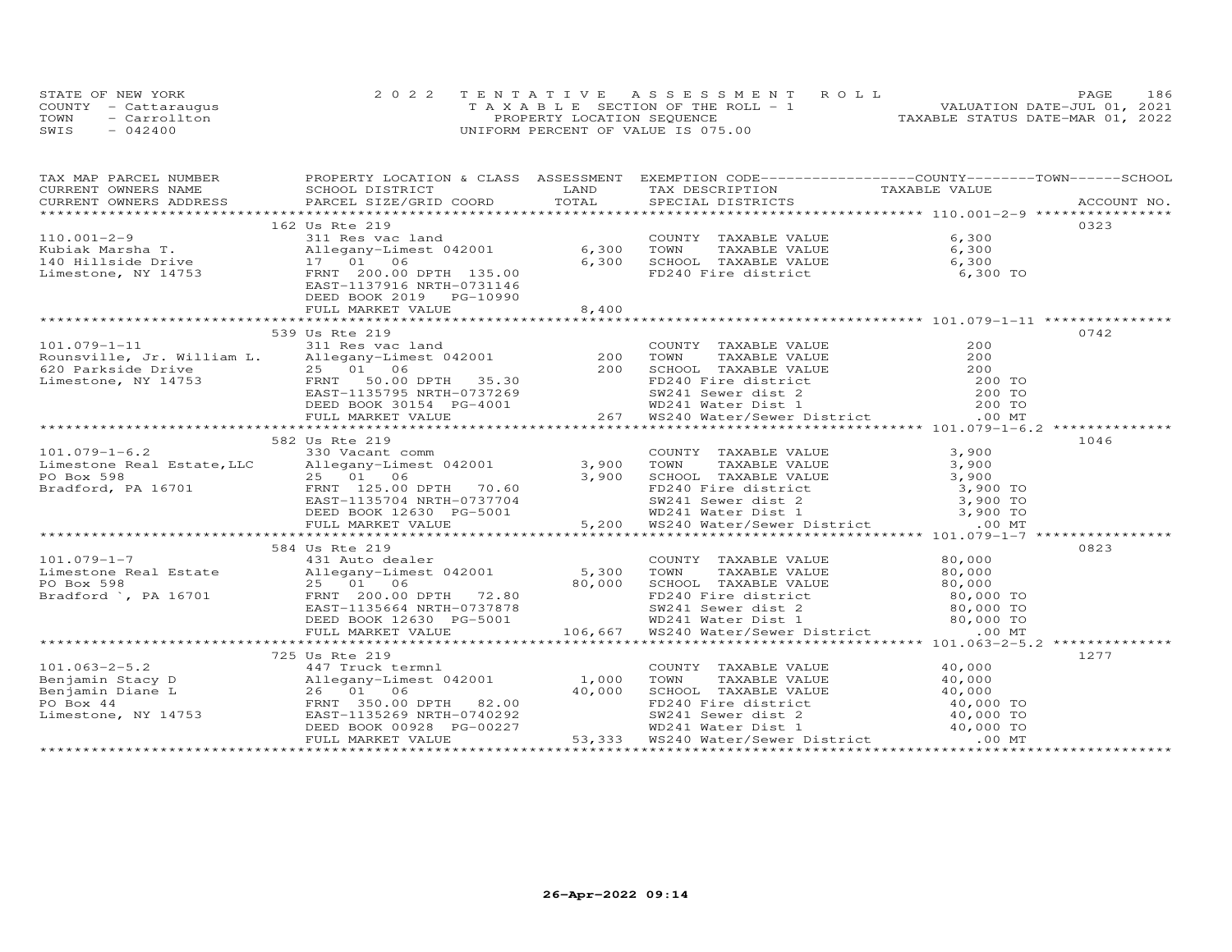STATE OF NEW YORK
COUNTY - Cattaraugus
TOWN - Carrollton
SWIS - 042400

2022 TENTATIVE ASSESSMENT ROLL
TAXABLE SECTION OF THE ROLL - 1
PROPERTY LOCATION SEQUENCE
UNIFORM PERCENT OF VALUE IS 075.00

VALUATION DATE-JUL 01, 2021
TAXABLE STATUS DATE-MAR 01, 2022

| TAX MAP PARCEL NUMBER / CURRENT OWNERS NAME / CURRENT OWNERS ADDRESS | PROPERTY LOCATION & CLASS / SCHOOL DISTRICT / PARCEL SIZE/GRID COORD | ASSESSMENT LAND | TOTAL | EXEMPTION CODE / TAX DESCRIPTION / SPECIAL DISTRICTS | TAXABLE VALUE (COUNTY / TOWN / SCHOOL) | ACCOUNT NO. |
|---|---|---|---|---|---|---|
| | 162 Us Rte 219 | | | | | 0323 |
| 110.001-2-9 | 311 Res vac land | | | COUNTY TAXABLE VALUE | 6,300 | |
| Kubiak Marsha T. | Allegany-Limest 042001 | 6,300 | | TOWN TAXABLE VALUE | 6,300 | |
| 140 Hillside Drive | 17 01 06 | | 6,300 | SCHOOL TAXABLE VALUE | 6,300 | |
| Limestone, NY 14753 | FRNT 200.00 DPTH 135.00 | | | FD240 Fire district | 6,300 TO | |
| | EAST-1137916 NRTH-0731146 | | | | | |
| | DEED BOOK 2019 PG-10990 | | | | | |
| | FULL MARKET VALUE | | 8,400 | | | |
| | 539 Us Rte 219 | | | | | 0742 |
| 101.079-1-11 | 311 Res vac land | | | COUNTY TAXABLE VALUE | 200 | |
| Rounsville, Jr. William L. | Allegany-Limest 042001 | 200 | | TOWN TAXABLE VALUE | 200 | |
| 620 Parkside Drive | 25 01 06 | | 200 | SCHOOL TAXABLE VALUE | 200 | |
| Limestone, NY 14753 | FRNT 50.00 DPTH 35.30 | | | FD240 Fire district | 200 TO | |
| | EAST-1135795 NRTH-0737269 | | | SW241 Sewer dist 2 | 200 TO | |
| | DEED BOOK 30154 PG-4001 | | | WD241 Water Dist 1 | 200 TO | |
| | FULL MARKET VALUE | | 267 | WS240 Water/Sewer District | .00 MT | |
| | 582 Us Rte 219 | | | | | 1046 |
| 101.079-1-6.2 | 330 Vacant comm | | | COUNTY TAXABLE VALUE | 3,900 | |
| Limestone Real Estate,LLC | Allegany-Limest 042001 | 3,900 | | TOWN TAXABLE VALUE | 3,900 | |
| PO Box 598 | 25 01 06 | | 3,900 | SCHOOL TAXABLE VALUE | 3,900 | |
| Bradford, PA 16701 | FRNT 125.00 DPTH 70.60 | | | FD240 Fire district | 3,900 TO | |
| | EAST-1135704 NRTH-0737704 | | | SW241 Sewer dist 2 | 3,900 TO | |
| | DEED BOOK 12630 PG-5001 | | | WD241 Water Dist 1 | 3,900 TO | |
| | FULL MARKET VALUE | | 5,200 | WS240 Water/Sewer District | .00 MT | |
| | 584 Us Rte 219 | | | | | 0823 |
| 101.079-1-7 | 431 Auto dealer | | | COUNTY TAXABLE VALUE | 80,000 | |
| Limestone Real Estate | Allegany-Limest 042001 | 5,300 | | TOWN TAXABLE VALUE | 80,000 | |
| PO Box 598 | 25 01 06 | | 80,000 | SCHOOL TAXABLE VALUE | 80,000 | |
| Bradford `, PA 16701 | FRNT 200.00 DPTH 72.80 | | | FD240 Fire district | 80,000 TO | |
| | EAST-1135664 NRTH-0737878 | | | SW241 Sewer dist 2 | 80,000 TO | |
| | DEED BOOK 12630 PG-5001 | | | WD241 Water Dist 1 | 80,000 TO | |
| | FULL MARKET VALUE | | 106,667 | WS240 Water/Sewer District | .00 MT | |
| | 725 Us Rte 219 | | | | | 1277 |
| 101.063-2-5.2 | 447 Truck termnl | | | COUNTY TAXABLE VALUE | 40,000 | |
| Benjamin Stacy D | Allegany-Limest 042001 | 1,000 | | TOWN TAXABLE VALUE | 40,000 | |
| Benjamin Diane L | 26 01 06 | | 40,000 | SCHOOL TAXABLE VALUE | 40,000 | |
| PO Box 44 | FRNT 350.00 DPTH 82.00 | | | FD240 Fire district | 40,000 TO | |
| Limestone, NY 14753 | EAST-1135269 NRTH-0740292 | | | SW241 Sewer dist 2 | 40,000 TO | |
| | DEED BOOK 00928 PG-00227 | | | WD241 Water Dist 1 | 40,000 TO | |
| | FULL MARKET VALUE | | 53,333 | WS240 Water/Sewer District | .00 MT | |

26-Apr-2022 09:14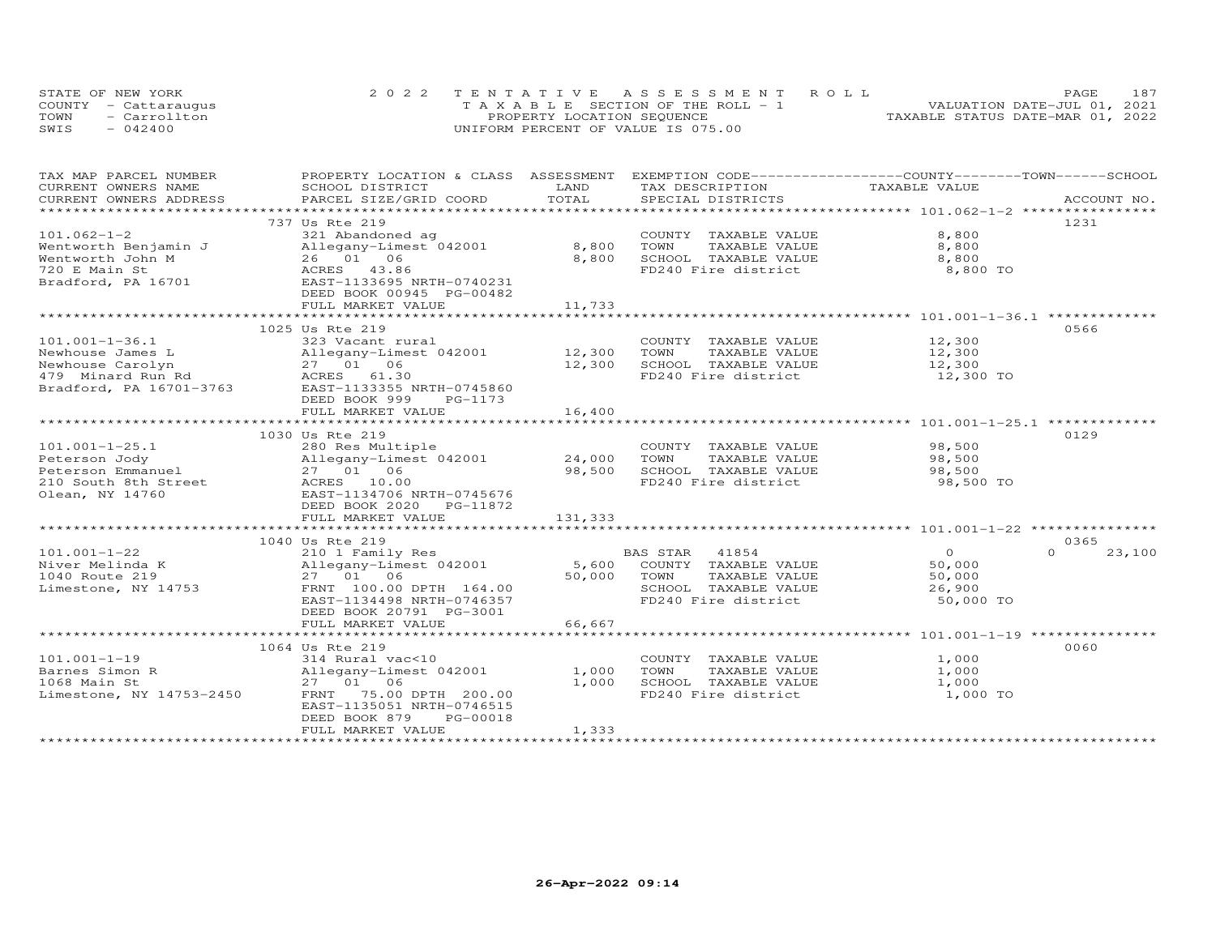STATE OF NEW YORK — 2022 TENTATIVE ASSESSMENT ROLL
COUNTY - Cattaraugus — TAXABLE SECTION OF THE ROLL - 1 — VALUATION DATE-JUL 01, 2021
TOWN - Carrollton — PROPERTY LOCATION SEQUENCE — TAXABLE STATUS DATE-MAR 01, 2022
SWIS - 042400 — UNIFORM PERCENT OF VALUE IS 075.00

| TAX MAP PARCEL NUMBER / CURRENT OWNERS NAME / CURRENT OWNERS ADDRESS | PROPERTY LOCATION & CLASS / SCHOOL DISTRICT / PARCEL SIZE/GRID COORD | ASSESSMENT LAND | TOTAL | EXEMPTION CODE / TAX DESCRIPTION / SPECIAL DISTRICTS | COUNTY / TOWN / SCHOOL TAXABLE VALUE | ACCOUNT NO. |
|---|---|---|---|---|---|---|
| **101.062-1-2** | 737 Us Rte 219 | | | | | 1231 |
| Wentworth Benjamin J | 321 Abandoned ag | | | COUNTY TAXABLE VALUE | 8,800 | |
| Wentworth John M | Allegany-Limest 042001 | 8,800 | | TOWN TAXABLE VALUE | 8,800 | |
| 720 E Main St | 26 01 06 | | 8,800 | SCHOOL TAXABLE VALUE | 8,800 | |
| Bradford, PA 16701 | ACRES 43.86 | | | FD240 Fire district | 8,800 TO | |
| | EAST-1133695 NRTH-0740231 | | | | | |
| | DEED BOOK 00945 PG-00482 | | | | | |
| | FULL MARKET VALUE | | 11,733 | | | |
| **101.001-1-36.1** | 1025 Us Rte 219 | | | | | 0566 |
| Newhouse James L | 323 Vacant rural | | | COUNTY TAXABLE VALUE | 12,300 | |
| Newhouse Carolyn | Allegany-Limest 042001 | 12,300 | | TOWN TAXABLE VALUE | 12,300 | |
| 479 Minard Run Rd | 27 01 06 | | 12,300 | SCHOOL TAXABLE VALUE | 12,300 | |
| Bradford, PA 16701-3763 | ACRES 61.30 | | | FD240 Fire district | 12,300 TO | |
| | EAST-1133355 NRTH-0745860 | | | | | |
| | DEED BOOK 999 PG-1173 | | | | | |
| | FULL MARKET VALUE | | 16,400 | | | |
| **101.001-1-25.1** | 1030 Us Rte 219 | | | | | 0129 |
| Peterson Jody | 280 Res Multiple | | | COUNTY TAXABLE VALUE | 98,500 | |
| Peterson Emmanuel | Allegany-Limest 042001 | 24,000 | | TOWN TAXABLE VALUE | 98,500 | |
| 210 South 8th Street | 27 01 06 | | 98,500 | SCHOOL TAXABLE VALUE | 98,500 | |
| Olean, NY 14760 | ACRES 10.00 | | | FD240 Fire district | 98,500 TO | |
| | EAST-1134706 NRTH-0745676 | | | | | |
| | DEED BOOK 2020 PG-11872 | | | | | |
| | FULL MARKET VALUE | | 131,333 | | | |
| **101.001-1-22** | 1040 Us Rte 219 | | | | | 0365 |
| Niver Melinda K | 210 1 Family Res | | | BAS STAR 41854 | 0 / 0 / 23,100 | |
| 1040 Route 219 | Allegany-Limest 042001 | 5,600 | | COUNTY TAXABLE VALUE | 50,000 | |
| Limestone, NY 14753 | 27 01 06 | | 50,000 | TOWN TAXABLE VALUE | 50,000 | |
| | FRNT 100.00 DPTH 164.00 | | | SCHOOL TAXABLE VALUE | 26,900 | |
| | EAST-1134498 NRTH-0746357 | | | FD240 Fire district | 50,000 TO | |
| | DEED BOOK 20791 PG-3001 | | | | | |
| | FULL MARKET VALUE | | 66,667 | | | |
| **101.001-1-19** | 1064 Us Rte 219 | | | | | 0060 |
| Barnes Simon R | 314 Rural vac<10 | | | COUNTY TAXABLE VALUE | 1,000 | |
| 1068 Main St | Allegany-Limest 042001 | 1,000 | | TOWN TAXABLE VALUE | 1,000 | |
| Limestone, NY 14753-2450 | 27 01 06 | | 1,000 | SCHOOL TAXABLE VALUE | 1,000 | |
| | FRNT 75.00 DPTH 200.00 | | | FD240 Fire district | 1,000 TO | |
| | EAST-1135051 NRTH-0746515 | | | | | |
| | DEED BOOK 879 PG-00018 | | | | | |
| | FULL MARKET VALUE | | 1,333 | | | |

26-Apr-2022 09:14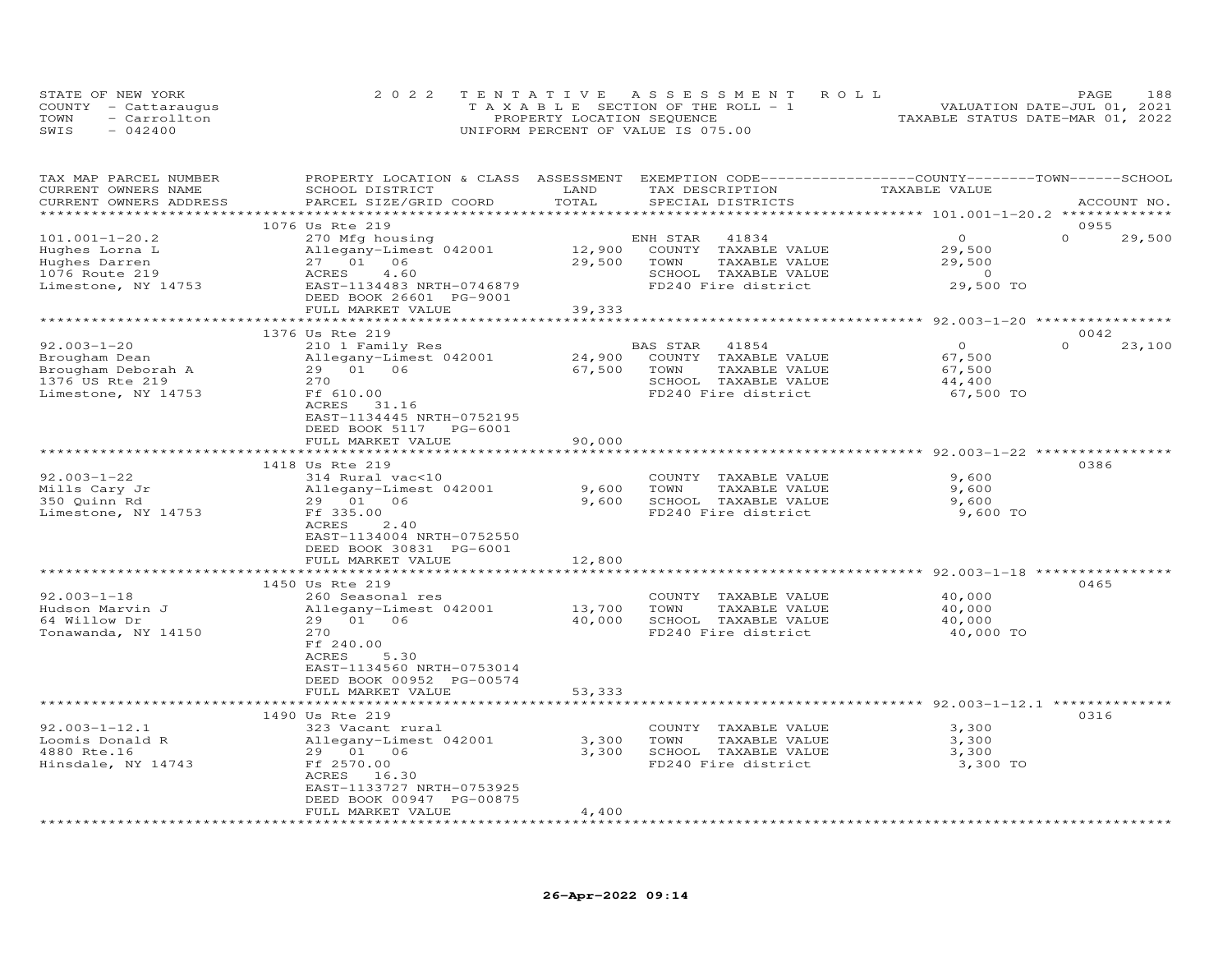STATE OF NEW YORK
COUNTY - Cattaraugus
TOWN - Carrollton
SWIS - 042400

2022 TENTATIVE ASSESSMENT ROLL
TAXABLE SECTION OF THE ROLL - 1
PROPERTY LOCATION SEQUENCE
UNIFORM PERCENT OF VALUE IS 075.00

VALUATION DATE-JUL 01, 2021
TAXABLE STATUS DATE-MAR 01, 2022

| TAX MAP PARCEL NUMBER / CURRENT OWNERS NAME / CURRENT OWNERS ADDRESS | PROPERTY LOCATION & CLASS / SCHOOL DISTRICT / PARCEL SIZE/GRID COORD | ASSESSMENT LAND / TOTAL | EXEMPTION CODE / TAX DESCRIPTION / SPECIAL DISTRICTS | COUNTY / TOWN TAXABLE VALUE | SCHOOL | ACCOUNT NO. |
|---|---|---|---|---|---|---|
| **101.001-1-20.2** | 1076 Us Rte 219 | | | | | 0955 |
| 101.001-1-20.2 | 270 Mfg housing | | ENH STAR 41834 | 0 | 0 | 29,500 |
| Hughes Lorna L | Allegany-Limest 042001 | 12,900 | COUNTY TAXABLE VALUE | 29,500 | | |
| Hughes Darren | 27 01 06 | 29,500 | TOWN TAXABLE VALUE | 29,500 | | |
| 1076 Route 219 | ACRES 4.60 | | SCHOOL TAXABLE VALUE | 0 | | |
| Limestone, NY 14753 | EAST-1134483 NRTH-0746879 | | FD240 Fire district | 29,500 TO | | |
| | DEED BOOK 26601 PG-9001 | | | | | |
| | FULL MARKET VALUE | 39,333 | | | | |
| **92.003-1-20** | 1376 Us Rte 219 | | | | | 0042 |
| 92.003-1-20 | 210 1 Family Res | | BAS STAR 41854 | 0 | 0 | 23,100 |
| Brougham Dean | Allegany-Limest 042001 | 24,900 | COUNTY TAXABLE VALUE | 67,500 | | |
| Brougham Deborah A | 29 01 06 | 67,500 | TOWN TAXABLE VALUE | 67,500 | | |
| 1376 US Rte 219 | 270 | | SCHOOL TAXABLE VALUE | 44,400 | | |
| Limestone, NY 14753 | Ff 610.00 | | FD240 Fire district | 67,500 TO | | |
| | ACRES 31.16 | | | | | |
| | EAST-1134445 NRTH-0752195 | | | | | |
| | DEED BOOK 5117 PG-6001 | | | | | |
| | FULL MARKET VALUE | 90,000 | | | | |
| **92.003-1-22** | 1418 Us Rte 219 | | | | | 0386 |
| 92.003-1-22 | 314 Rural vac<10 | | COUNTY TAXABLE VALUE | 9,600 | | |
| Mills Cary Jr | Allegany-Limest 042001 | 9,600 | TOWN TAXABLE VALUE | 9,600 | | |
| 350 Quinn Rd | 29 01 06 | 9,600 | SCHOOL TAXABLE VALUE | 9,600 | | |
| Limestone, NY 14753 | Ff 335.00 | | FD240 Fire district | 9,600 TO | | |
| | ACRES 2.40 | | | | | |
| | EAST-1134004 NRTH-0752550 | | | | | |
| | DEED BOOK 30831 PG-6001 | | | | | |
| | FULL MARKET VALUE | 12,800 | | | | |
| **92.003-1-18** | 1450 Us Rte 219 | | | | | 0465 |
| 92.003-1-18 | 260 Seasonal res | | COUNTY TAXABLE VALUE | 40,000 | | |
| Hudson Marvin J | Allegany-Limest 042001 | 13,700 | TOWN TAXABLE VALUE | 40,000 | | |
| 64 Willow Dr | 29 01 06 | 40,000 | SCHOOL TAXABLE VALUE | 40,000 | | |
| Tonawanda, NY 14150 | 270 | | FD240 Fire district | 40,000 TO | | |
| | Ff 240.00 | | | | | |
| | ACRES 5.30 | | | | | |
| | EAST-1134560 NRTH-0753014 | | | | | |
| | DEED BOOK 00952 PG-00574 | | | | | |
| | FULL MARKET VALUE | 53,333 | | | | |
| **92.003-1-12.1** | 1490 Us Rte 219 | | | | | 0316 |
| 92.003-1-12.1 | 323 Vacant rural | | COUNTY TAXABLE VALUE | 3,300 | | |
| Loomis Donald R | Allegany-Limest 042001 | 3,300 | TOWN TAXABLE VALUE | 3,300 | | |
| 4880 Rte.16 | 29 01 06 | 3,300 | SCHOOL TAXABLE VALUE | 3,300 | | |
| Hinsdale, NY 14743 | Ff 2570.00 | | FD240 Fire district | 3,300 TO | | |
| | ACRES 16.30 | | | | | |
| | EAST-1133727 NRTH-0753925 | | | | | |
| | DEED BOOK 00947 PG-00875 | | | | | |
| | FULL MARKET VALUE | 4,400 | | | | |

26-Apr-2022 09:14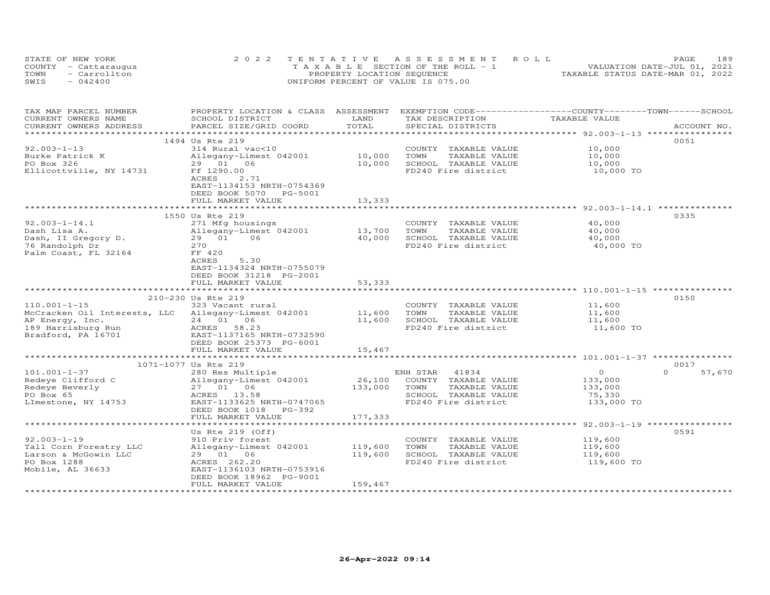STATE OF NEW YORK
COUNTY - Cattaraugus
TOWN - Carrollton
SWIS - 042400

2022 TENTATIVE ASSESSMENT ROLL
TAXABLE SECTION OF THE ROLL - 1
PROPERTY LOCATION SEQUENCE
UNIFORM PERCENT OF VALUE IS 075.00

VALUATION DATE-JUL 01, 2021
TAXABLE STATUS DATE-MAR 01, 2022

| TAX MAP PARCEL NUMBER / CURRENT OWNERS NAME / CURRENT OWNERS ADDRESS | PROPERTY LOCATION & CLASS / SCHOOL DISTRICT / PARCEL SIZE/GRID COORD | ASSESSMENT LAND | TOTAL | EXEMPTION CODE / TAX DESCRIPTION / SPECIAL DISTRICTS | COUNTY--------TOWN------SCHOOL TAXABLE VALUE | ACCOUNT NO. |
|---|---|---|---|---|---|---|
| 92.003-1-13 | 1494 Us Rte 219 | | | | | 0051 |
| | 314 Rural vac<10 | | | COUNTY TAXABLE VALUE | 10,000 | |
| Burke Patrick K | Allegany-Limest 042001 | 10,000 | | TOWN TAXABLE VALUE | 10,000 | |
| PO Box 326 | 29 01 06 | | 10,000 | SCHOOL TAXABLE VALUE | 10,000 | |
| Ellicottville, NY 14731 | Ff 1290.00 | | | FD240 Fire district | 10,000 TO | |
| | ACRES 2.71 | | | | | |
| | EAST-1134153 NRTH-0754369 | | | | | |
| | DEED BOOK 5070 PG-5001 | | | | | |
| | FULL MARKET VALUE | | 13,333 | | | |
| 92.003-1-14.1 | 1550 Us Rte 219 | | | | | 0335 |
| | 271 Mfg housings | | | COUNTY TAXABLE VALUE | 40,000 | |
| Dash Lisa A. | Allegany-Limest 042001 | 13,700 | | TOWN TAXABLE VALUE | 40,000 | |
| Dash, II Gregory D. | 29 01 06 | | 40,000 | SCHOOL TAXABLE VALUE | 40,000 | |
| 76 Randolph Dr | 270 | | | FD240 Fire district | 40,000 TO | |
| Palm Coast, FL 32164 | FF 420 | | | | | |
| | ACRES 5.30 | | | | | |
| | EAST-1134324 NRTH-0755079 | | | | | |
| | DEED BOOK 31218 PG-2001 | | | | | |
| | FULL MARKET VALUE | | 53,333 | | | |
| 110.001-1-15 | 210-230 Us Rte 219 | | | | | 0150 |
| | 323 Vacant rural | | | COUNTY TAXABLE VALUE | 11,600 | |
| McCracken Oil Interests, LLC | Allegany-Limest 042001 | 11,600 | | TOWN TAXABLE VALUE | 11,600 | |
| AP Energy, Inc. | 24 01 06 | | 11,600 | SCHOOL TAXABLE VALUE | 11,600 | |
| 189 Harrisburg Run | ACRES 58.23 | | | FD240 Fire district | 11,600 TO | |
| Bradford, PA 16701 | EAST-1137165 NRTH-0732590 | | | | | |
| | DEED BOOK 25373 PG-6001 | | | | | |
| | FULL MARKET VALUE | | 15,467 | | | |
| 101.001-1-37 | 1071-1077 Us Rte 219 | | | | | 0017 |
| | 280 Res Multiple | | | ENH STAR 41834 | 0 0 57,670 | |
| Redeye Clifford C | Allegany-Limest 042001 | 26,100 | | COUNTY TAXABLE VALUE | 133,000 | |
| Redeye Beverly | 27 01 06 | | 133,000 | TOWN TAXABLE VALUE | 133,000 | |
| PO Box 65 | ACRES 13.58 | | | SCHOOL TAXABLE VALUE | 75,330 | |
| LImestone, NY 14753 | EAST-1133625 NRTH-0747065 | | | FD240 Fire district | 133,000 TO | |
| | DEED BOOK 1018 PG-392 | | | | | |
| | FULL MARKET VALUE | | 177,333 | | | |
| 92.003-1-19 | Us Rte 219 (Off) | | | | | 0591 |
| | 910 Priv forest | | | COUNTY TAXABLE VALUE | 119,600 | |
| Tall Corn Forestry LLC | Allegany-Limest 042001 | 119,600 | | TOWN TAXABLE VALUE | 119,600 | |
| Larson & McGowin LLC | 29 01 06 | | 119,600 | SCHOOL TAXABLE VALUE | 119,600 | |
| PO Box 1288 | ACRES 262.20 | | | FD240 Fire district | 119,600 TO | |
| Mobile, AL 36633 | EAST-1136103 NRTH-0753916 | | | | | |
| | DEED BOOK 18962 PG-9001 | | | | | |
| | FULL MARKET VALUE | | 159,467 | | | |

26-Apr-2022 09:14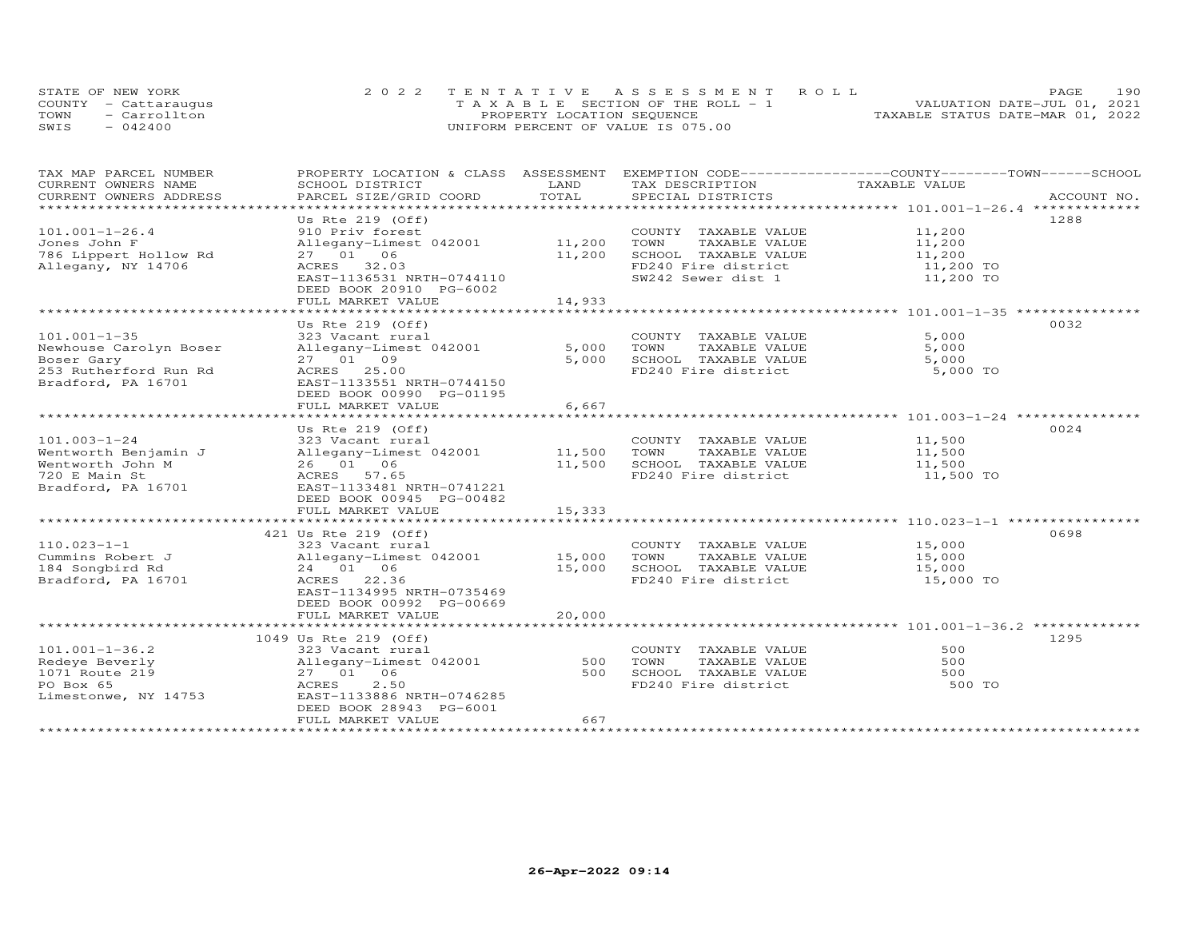STATE OF NEW YORK
COUNTY - Cattaraugus
TOWN - Carrollton
SWIS - 042400

2 0 2 2 TENTATIVE ASSESSMENT ROLL
TAXABLE SECTION OF THE ROLL - 1
PROPERTY LOCATION SEQUENCE
UNIFORM PERCENT OF VALUE IS 075.00

VALUATION DATE-JUL 01, 2021
TAXABLE STATUS DATE-MAR 01, 2022

| TAX MAP PARCEL NUMBER / CURRENT OWNERS NAME / CURRENT OWNERS ADDRESS | PROPERTY LOCATION & CLASS / SCHOOL DISTRICT / PARCEL SIZE/GRID COORD | ASSESSMENT LAND | TOTAL | EXEMPTION CODE / TAX DESCRIPTION / SPECIAL DISTRICTS | TAXABLE VALUE (COUNTY / TOWN / SCHOOL) | ACCOUNT NO. |
|---|---|---|---|---|---|---|
| **101.001-1-26.4** | Us Rte 219 (Off) | | | | | 1288 |
| 101.001-1-26.4 | 910 Priv forest | | | COUNTY TAXABLE VALUE | 11,200 | |
| Jones John F | Allegany-Limest 042001 | 11,200 | | TOWN TAXABLE VALUE | 11,200 | |
| 786 Lippert Hollow Rd | 27 01 06 | | 11,200 | SCHOOL TAXABLE VALUE | 11,200 | |
| Allegany, NY 14706 | ACRES 32.03 | | | FD240 Fire district | 11,200 TO | |
| | EAST-1136531 NRTH-0744110 | | | SW242 Sewer dist 1 | 11,200 TO | |
| | DEED BOOK 20910 PG-6002 | | | | | |
| | FULL MARKET VALUE | | 14,933 | | | |
| **101.001-1-35** | Us Rte 219 (Off) | | | | | 0032 |
| 101.001-1-35 | 323 Vacant rural | | | COUNTY TAXABLE VALUE | 5,000 | |
| Newhouse Carolyn Boser | Allegany-Limest 042001 | 5,000 | | TOWN TAXABLE VALUE | 5,000 | |
| Boser Gary | 27 01 09 | | 5,000 | SCHOOL TAXABLE VALUE | 5,000 | |
| 253 Rutherford Run Rd | ACRES 25.00 | | | FD240 Fire district | 5,000 TO | |
| Bradford, PA 16701 | EAST-1133551 NRTH-0744150 | | | | | |
| | DEED BOOK 00990 PG-01195 | | | | | |
| | FULL MARKET VALUE | | 6,667 | | | |
| **101.003-1-24** | Us Rte 219 (Off) | | | | | 0024 |
| 101.003-1-24 | 323 Vacant rural | | | COUNTY TAXABLE VALUE | 11,500 | |
| Wentworth Benjamin J | Allegany-Limest 042001 | 11,500 | | TOWN TAXABLE VALUE | 11,500 | |
| Wentworth John M | 26 01 06 | | 11,500 | SCHOOL TAXABLE VALUE | 11,500 | |
| 720 E Main St | ACRES 57.65 | | | FD240 Fire district | 11,500 TO | |
| Bradford, PA 16701 | EAST-1133481 NRTH-0741221 | | | | | |
| | DEED BOOK 00945 PG-00482 | | | | | |
| | FULL MARKET VALUE | | 15,333 | | | |
| **110.023-1-1** | 421 Us Rte 219 (Off) | | | | | 0698 |
| 110.023-1-1 | 323 Vacant rural | | | COUNTY TAXABLE VALUE | 15,000 | |
| Cummins Robert J | Allegany-Limest 042001 | 15,000 | | TOWN TAXABLE VALUE | 15,000 | |
| 184 Songbird Rd | 24 01 06 | | 15,000 | SCHOOL TAXABLE VALUE | 15,000 | |
| Bradford, PA 16701 | ACRES 22.36 | | | FD240 Fire district | 15,000 TO | |
| | EAST-1134995 NRTH-0735469 | | | | | |
| | DEED BOOK 00992 PG-00669 | | | | | |
| | FULL MARKET VALUE | | 20,000 | | | |
| **101.001-1-36.2** | 1049 Us Rte 219 (Off) | | | | | 1295 |
| 101.001-1-36.2 | 323 Vacant rural | | | COUNTY TAXABLE VALUE | 500 | |
| Redeye Beverly | Allegany-Limest 042001 | 500 | | TOWN TAXABLE VALUE | 500 | |
| 1071 Route 219 | 27 01 06 | | 500 | SCHOOL TAXABLE VALUE | 500 | |
| PO Box 65 | ACRES 2.50 | | | FD240 Fire district | 500 TO | |
| Limestonwe, NY 14753 | EAST-1133886 NRTH-0746285 | | | | | |
| | DEED BOOK 28943 PG-6001 | | | | | |
| | FULL MARKET VALUE | | 667 | | | |

26-Apr-2022 09:14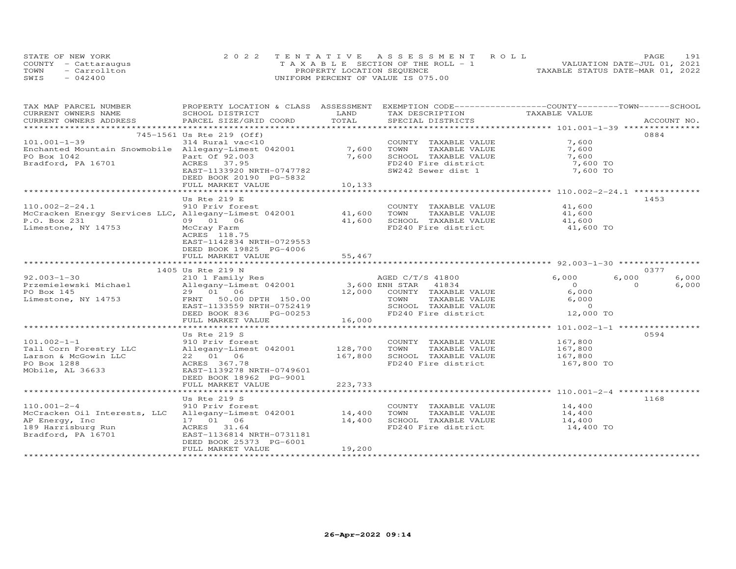STATE OF NEW YORK
COUNTY - Cattaraugus
TOWN - Carrollton
SWIS - 042400

2022 TENTATIVE ASSESSMENT ROLL
TAXABLE SECTION OF THE ROLL - 1
PROPERTY LOCATION SEQUENCE
UNIFORM PERCENT OF VALUE IS 075.00

VALUATION DATE-JUL 01, 2021
TAXABLE STATUS DATE-MAR 01, 2022

| TAX MAP PARCEL NUMBER / CURRENT OWNERS NAME / CURRENT OWNERS ADDRESS | PROPERTY LOCATION & CLASS / SCHOOL DISTRICT / PARCEL SIZE/GRID COORD | ASSESSMENT LAND / TOTAL | EXEMPTION CODE / TAX DESCRIPTION / SPECIAL DISTRICTS | COUNTY TAXABLE VALUE | TOWN | SCHOOL | ACCOUNT NO. |
|---|---|---|---|---|---|---|---|
| **101.001-1-39** | 745-1561 Us Rte 219 (Off) | | | | | | 0884 |
| 101.001-1-39 | 314 Rural vac<10 | | COUNTY TAXABLE VALUE | 7,600 | | | |
| Enchanted Mountain Snowmobile | Allegany-Limest 042001 | 7,600 | TOWN TAXABLE VALUE | 7,600 | | | |
| PO Box 1042 | Part Of 92.003 | 7,600 | SCHOOL TAXABLE VALUE | 7,600 | | | |
| Bradford, PA 16701 | ACRES 37.95 | | FD240 Fire district | 7,600 TO | | | |
| | EAST-1133920 NRTH-0747782 | | SW242 Sewer dist 1 | 7,600 TO | | | |
| | DEED BOOK 20190 PG-5832 | | | | | | |
| | FULL MARKET VALUE | 10,133 | | | | | |
| **110.002-2-24.1** | Us Rte 219 E | | | | | | 1453 |
| 110.002-2-24.1 | 910 Priv forest | | COUNTY TAXABLE VALUE | 41,600 | | | |
| McCracken Energy Services LLC, | Allegany-Limest 042001 | 41,600 | TOWN TAXABLE VALUE | 41,600 | | | |
| P.O. Box 231 | 09 01 06 | 41,600 | SCHOOL TAXABLE VALUE | 41,600 | | | |
| Limestone, NY 14753 | McCray Farm | | FD240 Fire district | 41,600 TO | | | |
| | ACRES 118.75 | | | | | | |
| | EAST-1142834 NRTH-0729553 | | | | | | |
| | DEED BOOK 19825 PG-4006 | | | | | | |
| | FULL MARKET VALUE | 55,467 | | | | | |
| **92.003-1-30** | 1405 Us Rte 219 N | | | | | | 0377 |
| 92.003-1-30 | 210 1 Family Res | | AGED C/T/S 41800 | 6,000 | 6,000 | 6,000 | |
| Przemielewski Michael | Allegany-Limest 042001 | 3,600 | ENH STAR 41834 | 0 | 0 | 6,000 | |
| PO Box 145 | 29 01 06 | 12,000 | COUNTY TAXABLE VALUE | 6,000 | | | |
| Limestone, NY 14753 | FRNT 50.00 DPTH 150.00 | | TOWN TAXABLE VALUE | 6,000 | | | |
| | EAST-1133559 NRTH-0752419 | | SCHOOL TAXABLE VALUE | 0 | | | |
| | DEED BOOK 836 PG-00253 | | FD240 Fire district | 12,000 TO | | | |
| | FULL MARKET VALUE | 16,000 | | | | | |
| **101.002-1-1** | Us Rte 219 S | | | | | | 0594 |
| 101.002-1-1 | 910 Priv forest | | COUNTY TAXABLE VALUE | 167,800 | | | |
| Tall Corn Forestry LLC | Allegany-Limest 042001 | 128,700 | TOWN TAXABLE VALUE | 167,800 | | | |
| Larson & McGowin LLC | 22 01 06 | 167,800 | SCHOOL TAXABLE VALUE | 167,800 | | | |
| PO Box 1288 | ACRES 367.78 | | FD240 Fire district | 167,800 TO | | | |
| MObile, AL 36633 | EAST-1139278 NRTH-0749601 | | | | | | |
| | DEED BOOK 18962 PG-9001 | | | | | | |
| | FULL MARKET VALUE | 223,733 | | | | | |
| **110.001-2-4** | Us Rte 219 S | | | | | | 1168 |
| 110.001-2-4 | 910 Priv forest | | COUNTY TAXABLE VALUE | 14,400 | | | |
| McCracken Oil Interests, LLC | Allegany-Limest 042001 | 14,400 | TOWN TAXABLE VALUE | 14,400 | | | |
| AP Energy, Inc | 17 01 06 | 14,400 | SCHOOL TAXABLE VALUE | 14,400 | | | |
| 189 Harrisburg Run | ACRES 31.64 | | FD240 Fire district | 14,400 TO | | | |
| Bradford, PA 16701 | EAST-1136814 NRTH-0731181 | | | | | | |
| | DEED BOOK 25373 PG-6001 | | | | | | |
| | FULL MARKET VALUE | 19,200 | | | | | |

26-Apr-2022 09:14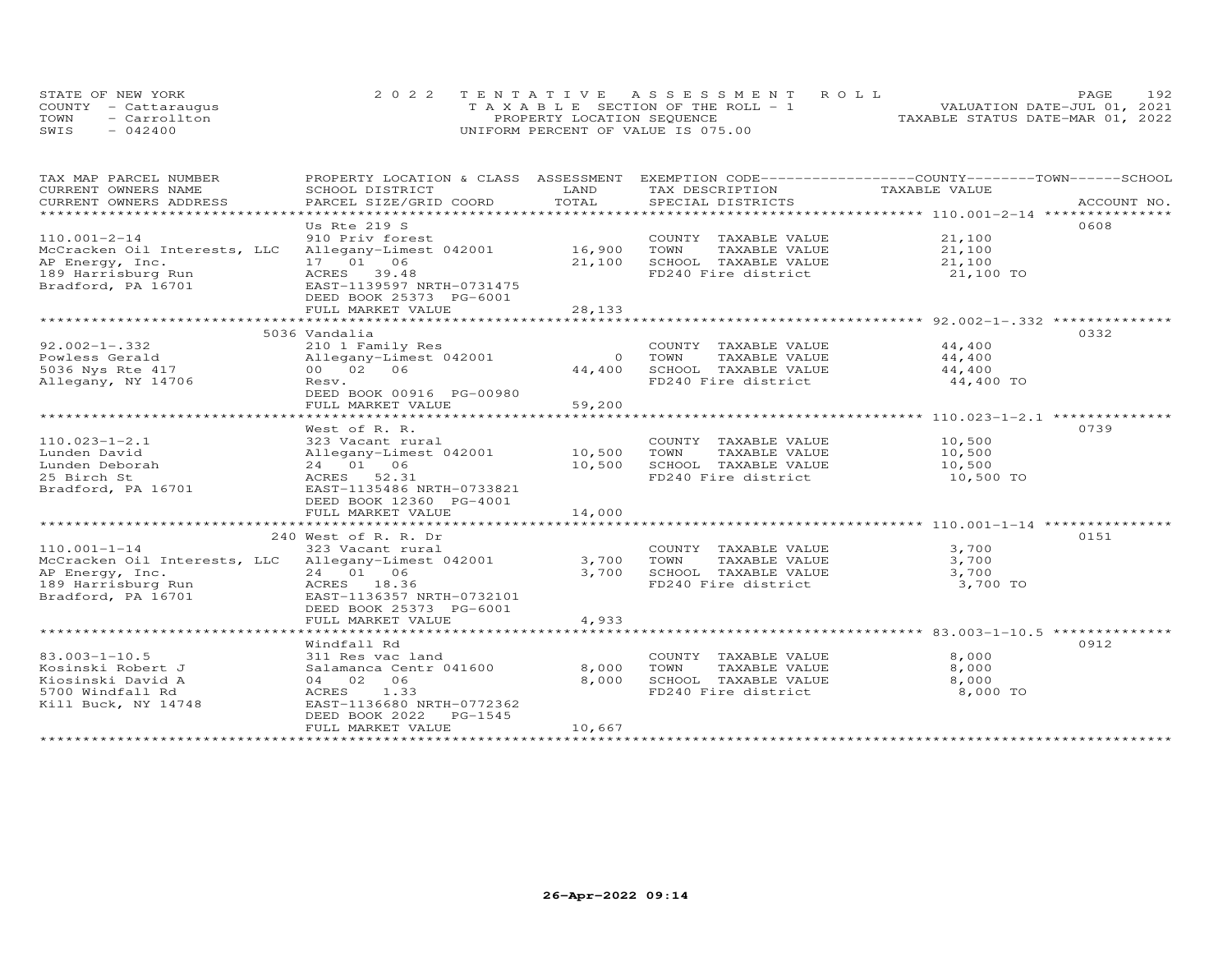STATE OF NEW YORK
COUNTY - Cattaraugus
TOWN - Carrollton
SWIS - 042400

2022 TENTATIVE ASSESSMENT ROLL
TAXABLE SECTION OF THE ROLL - 1
PROPERTY LOCATION SEQUENCE
UNIFORM PERCENT OF VALUE IS 075.00

VALUATION DATE-JUL 01, 2021
TAXABLE STATUS DATE-MAR 01, 2022

| TAX MAP PARCEL NUMBER / CURRENT OWNERS NAME / CURRENT OWNERS ADDRESS | PROPERTY LOCATION & CLASS / SCHOOL DISTRICT / PARCEL SIZE/GRID COORD | ASSESSMENT LAND / TOTAL | EXEMPTION CODE / TAX DESCRIPTION / SPECIAL DISTRICTS | COUNTY / TOWN / SCHOOL TAXABLE VALUE | ACCOUNT NO. |
|---|---|---|---|---|---|
| 110.001-2-14 | Us Rte 219 S | | | | 0608 |
| 110.001-2-14 | 910 Priv forest | | COUNTY TAXABLE VALUE | 21,100 | |
| McCracken Oil Interests, LLC | Allegany-Limest 042001 | 16,900 | TOWN TAXABLE VALUE | 21,100 | |
| AP Energy, Inc. | 17 01 06 | 21,100 | SCHOOL TAXABLE VALUE | 21,100 | |
| 189 Harrisburg Run | ACRES 39.48 | | FD240 Fire district | 21,100 TO | |
| Bradford, PA 16701 | EAST-1139597 NRTH-0731475 | | | | |
| | DEED BOOK 25373 PG-6001 | | | | |
| | FULL MARKET VALUE | 28,133 | | | |
| 92.002-1-.332 | 5036 Vandalia | | | | 0332 |
| 92.002-1-.332 | 210 1 Family Res | | COUNTY TAXABLE VALUE | 44,400 | |
| Powless Gerald | Allegany-Limest 042001 | 0 | TOWN TAXABLE VALUE | 44,400 | |
| 5036 Nys Rte 417 | 00 02 06 | 44,400 | SCHOOL TAXABLE VALUE | 44,400 | |
| Allegany, NY 14706 | Resv. | | FD240 Fire district | 44,400 TO | |
| | DEED BOOK 00916 PG-00980 | | | | |
| | FULL MARKET VALUE | 59,200 | | | |
| 110.023-1-2.1 | West of R. R. | | | | 0739 |
| 110.023-1-2.1 | 323 Vacant rural | | COUNTY TAXABLE VALUE | 10,500 | |
| Lunden David | Allegany-Limest 042001 | 10,500 | TOWN TAXABLE VALUE | 10,500 | |
| Lunden Deborah | 24 01 06 | 10,500 | SCHOOL TAXABLE VALUE | 10,500 | |
| 25 Birch St | ACRES 52.31 | | FD240 Fire district | 10,500 TO | |
| Bradford, PA 16701 | EAST-1135486 NRTH-0733821 | | | | |
| | DEED BOOK 12360 PG-4001 | | | | |
| | FULL MARKET VALUE | 14,000 | | | |
| 110.001-1-14 | 240 West of R. R. Dr | | | | 0151 |
| 110.001-1-14 | 323 Vacant rural | | COUNTY TAXABLE VALUE | 3,700 | |
| McCracken Oil Interests, LLC | Allegany-Limest 042001 | 3,700 | TOWN TAXABLE VALUE | 3,700 | |
| AP Energy, Inc. | 24 01 06 | 3,700 | SCHOOL TAXABLE VALUE | 3,700 | |
| 189 Harrisburg Run | ACRES 18.36 | | FD240 Fire district | 3,700 TO | |
| Bradford, PA 16701 | EAST-1136357 NRTH-0732101 | | | | |
| | DEED BOOK 25373 PG-6001 | | | | |
| | FULL MARKET VALUE | 4,933 | | | |
| 83.003-1-10.5 | Windfall Rd | | | | 0912 |
| 83.003-1-10.5 | 311 Res vac land | | COUNTY TAXABLE VALUE | 8,000 | |
| Kosinski Robert J | Salamanca Centr 041600 | 8,000 | TOWN TAXABLE VALUE | 8,000 | |
| Kiosinski David A | 04 02 06 | 8,000 | SCHOOL TAXABLE VALUE | 8,000 | |
| 5700 Windfall Rd | ACRES 1.33 | | FD240 Fire district | 8,000 TO | |
| Kill Buck, NY 14748 | EAST-1136680 NRTH-0772362 | | | | |
| | DEED BOOK 2022 PG-1545 | | | | |
| | FULL MARKET VALUE | 10,667 | | | |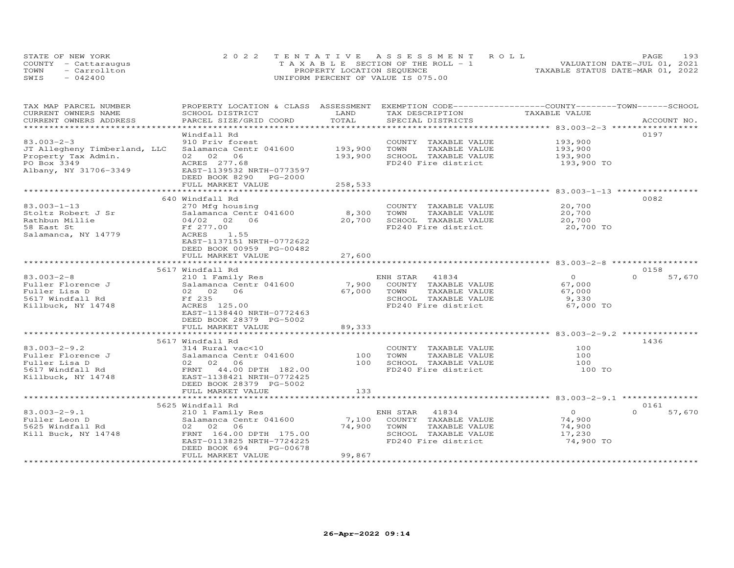STATE OF NEW YORK
COUNTY - Cattaraugus
TOWN - Carrollton
SWIS - 042400

2022 TENTATIVE ASSESSMENT ROLL
TAXABLE SECTION OF THE ROLL - 1
PROPERTY LOCATION SEQUENCE
UNIFORM PERCENT OF VALUE IS 075.00

VALUATION DATE-JUL 01, 2021
TAXABLE STATUS DATE-MAR 01, 2022

| TAX MAP PARCEL NUMBER / CURRENT OWNERS NAME / CURRENT OWNERS ADDRESS | PROPERTY LOCATION & CLASS / SCHOOL DISTRICT / PARCEL SIZE/GRID COORD | ASSESSMENT LAND | TOTAL | EXEMPTION CODE / TAX DESCRIPTION / SPECIAL DISTRICTS | COUNTY / TOWN / SCHOOL TAXABLE VALUE | ACCOUNT NO. |
|---|---|---|---|---|---|---|
| 83.003-2-3 | Windfall Rd | | | | | 0197 |
| JT Allegheny Timberland, LLC | 910 Priv forest | | | COUNTY TAXABLE VALUE | 193,900 | |
| Property Tax Admin. | Salamanca Centr 041600 | 193,900 | | TOWN TAXABLE VALUE | 193,900 | |
| PO Box 3349 | 02 02 06 | | 193,900 | SCHOOL TAXABLE VALUE | 193,900 | |
| Albany, NY 31706-3349 | ACRES 277.68 | | | FD240 Fire district | 193,900 TO | |
| | EAST-1139532 NRTH-0773597 | | | | | |
| | DEED BOOK 8290 PG-2000 | | | | | |
| | FULL MARKET VALUE | | 258,533 | | | |
| 83.003-1-13 | 640 Windfall Rd | | | | | 0082 |
| Stoltz Robert J Sr | 270 Mfg housing | | | COUNTY TAXABLE VALUE | 20,700 | |
| Rathbun Millie | Salamanca Centr 041600 | 8,300 | | TOWN TAXABLE VALUE | 20,700 | |
| 58 East St | 04/02 02 06 | | 20,700 | SCHOOL TAXABLE VALUE | 20,700 | |
| Salamanca, NY 14779 | Ff 277.00 | | | FD240 Fire district | 20,700 TO | |
| | ACRES 1.55 | | | | | |
| | EAST-1137151 NRTH-0772622 | | | | | |
| | DEED BOOK 00959 PG-00482 | | | | | |
| | FULL MARKET VALUE | | 27,600 | | | |
| 83.003-2-8 | 5617 Windfall Rd | | | | | 0158 |
| Fuller Florence J | 210 1 Family Res | | | ENH STAR 41834 | 0 / 0 / 57,670 | |
| Fuller Lisa D | Salamanca Centr 041600 | 7,900 | | COUNTY TAXABLE VALUE | 67,000 | |
| 5617 Windfall Rd | 02 02 06 | | 67,000 | TOWN TAXABLE VALUE | 67,000 | |
| Killbuck, NY 14748 | Ff 235 | | | SCHOOL TAXABLE VALUE | 9,330 | |
| | ACRES 125.00 | | | FD240 Fire district | 67,000 TO | |
| | EAST-1138440 NRTH-0772463 | | | | | |
| | DEED BOOK 28379 PG-5002 | | | | | |
| | FULL MARKET VALUE | | 89,333 | | | |
| 83.003-2-9.2 | 5617 Windfall Rd | | | | | 1436 |
| Fuller Florence J | 314 Rural vac<10 | | | COUNTY TAXABLE VALUE | 100 | |
| Fuller Lisa D | Salamanca Centr 041600 | 100 | | TOWN TAXABLE VALUE | 100 | |
| 5617 Windfall Rd | 02 02 06 | | 100 | SCHOOL TAXABLE VALUE | 100 | |
| Killbuck, NY 14748 | FRNT 44.00 DPTH 182.00 | | | FD240 Fire district | 100 TO | |
| | EAST-1138421 NRTH-0772425 | | | | | |
| | DEED BOOK 28379 PG-5002 | | | | | |
| | FULL MARKET VALUE | | 133 | | | |
| 83.003-2-9.1 | 5625 Windfall Rd | | | | | 0161 |
| Fuller Leon D | 210 1 Family Res | | | ENH STAR 41834 | 0 / 0 / 57,670 | |
| 5625 Windfall Rd | Salamanca Centr 041600 | 7,100 | | COUNTY TAXABLE VALUE | 74,900 | |
| Kill Buck, NY 14748 | 02 02 06 | | 74,900 | TOWN TAXABLE VALUE | 74,900 | |
| | FRNT 164.00 DPTH 175.00 | | | SCHOOL TAXABLE VALUE | 17,230 | |
| | EAST-0113825 NRTH-7724225 | | | FD240 Fire district | 74,900 TO | |
| | DEED BOOK 694 PG-00678 | | | | | |
| | FULL MARKET VALUE | | 99,867 | | | |

26-Apr-2022 09:14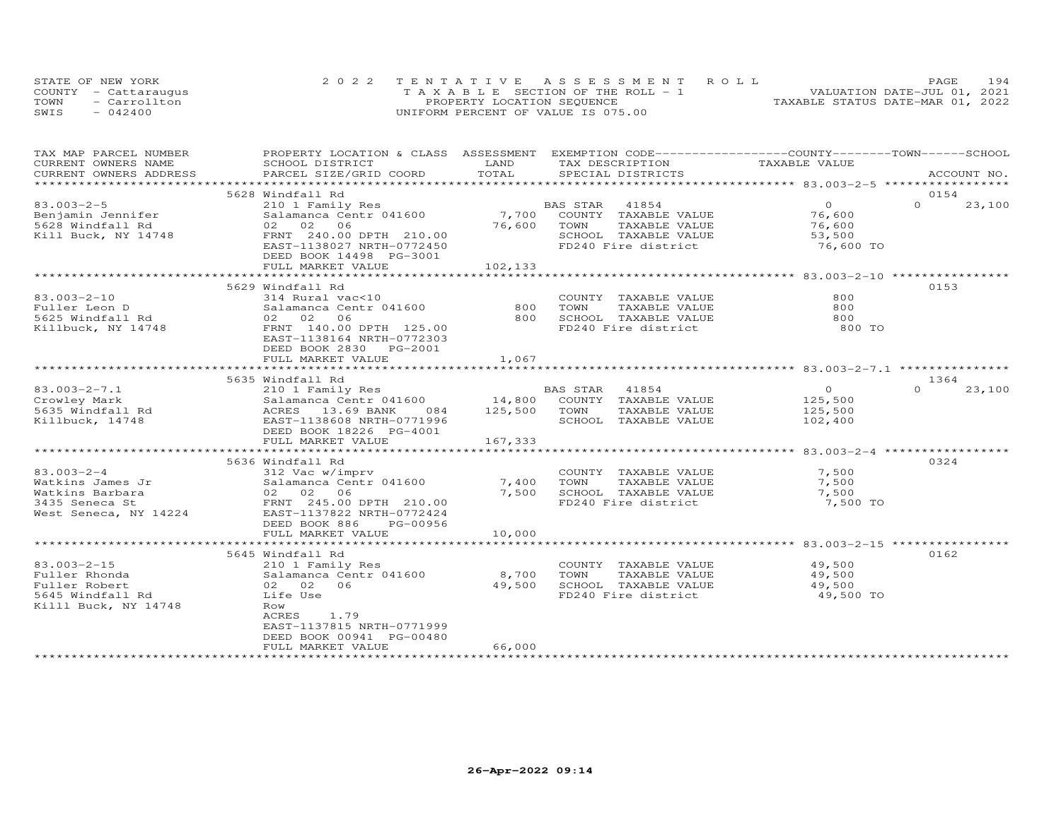STATE OF NEW YORK
COUNTY - Cattaraugus
TOWN - Carrollton
SWIS - 042400

2022 TENTATIVE ASSESSMENT ROLL
TAXABLE SECTION OF THE ROLL - 1
PROPERTY LOCATION SEQUENCE
UNIFORM PERCENT OF VALUE IS 075.00

VALUATION DATE-JUL 01, 2021
TAXABLE STATUS DATE-MAR 01, 2022

| TAX MAP PARCEL NUMBER / CURRENT OWNERS NAME / CURRENT OWNERS ADDRESS | PROPERTY LOCATION & CLASS / SCHOOL DISTRICT / PARCEL SIZE/GRID COORD | ASSESSMENT LAND / TOTAL | EXEMPTION CODE / TAX DESCRIPTION / SPECIAL DISTRICTS | COUNTY / TOWN / SCHOOL TAXABLE VALUE | ACCOUNT NO. |
|---|---|---|---|---|---|
| | 5628 Windfall Rd | | | | 0154 |
| 83.003-2-5 | 210 1 Family Res | | BAS STAR 41854 | 0 | 0 23,100 |
| Benjamin Jennifer | Salamanca Centr 041600 | 7,700 | COUNTY TAXABLE VALUE | 76,600 | |
| 5628 Windfall Rd | 02 02 06 | 76,600 | TOWN TAXABLE VALUE | 76,600 | |
| Kill Buck, NY 14748 | FRNT 240.00 DPTH 210.00 | | SCHOOL TAXABLE VALUE | 53,500 | |
| | EAST-1138027 NRTH-0772450 | | FD240 Fire district | 76,600 TO | |
| | DEED BOOK 14498 PG-3001 | | | | |
| | FULL MARKET VALUE | 102,133 | | | |
| | 5629 Windfall Rd | | | | 0153 |
| 83.003-2-10 | 314 Rural vac<10 | | COUNTY TAXABLE VALUE | 800 | |
| Fuller Leon D | Salamanca Centr 041600 | 800 | TOWN TAXABLE VALUE | 800 | |
| 5625 Windfall Rd | 02 02 06 | 800 | SCHOOL TAXABLE VALUE | 800 | |
| Killbuck, NY 14748 | FRNT 140.00 DPTH 125.00 | | FD240 Fire district | 800 TO | |
| | EAST-1138164 NRTH-0772303 | | | | |
| | DEED BOOK 2830 PG-2001 | | | | |
| | FULL MARKET VALUE | 1,067 | | | |
| | 5635 Windfall Rd | | | | 1364 |
| 83.003-2-7.1 | 210 1 Family Res | | BAS STAR 41854 | 0 | 0 23,100 |
| Crowley Mark | Salamanca Centr 041600 | 14,800 | COUNTY TAXABLE VALUE | 125,500 | |
| 5635 Windfall Rd | ACRES 13.69 BANK 084 | 125,500 | TOWN TAXABLE VALUE | 125,500 | |
| Killbuck, 14748 | EAST-1138608 NRTH-0771996 | | SCHOOL TAXABLE VALUE | 102,400 | |
| | DEED BOOK 18226 PG-4001 | | | | |
| | FULL MARKET VALUE | 167,333 | | | |
| | 5636 Windfall Rd | | | | 0324 |
| 83.003-2-4 | 312 Vac w/imprv | | COUNTY TAXABLE VALUE | 7,500 | |
| Watkins James Jr | Salamanca Centr 041600 | 7,400 | TOWN TAXABLE VALUE | 7,500 | |
| Watkins Barbara | 02 02 06 | 7,500 | SCHOOL TAXABLE VALUE | 7,500 | |
| 3435 Seneca St | FRNT 245.00 DPTH 210.00 | | FD240 Fire district | 7,500 TO | |
| West Seneca, NY 14224 | EAST-1137822 NRTH-0772424 | | | | |
| | DEED BOOK 886 PG-00956 | | | | |
| | FULL MARKET VALUE | 10,000 | | | |
| | 5645 Windfall Rd | | | | 0162 |
| 83.003-2-15 | 210 1 Family Res | | COUNTY TAXABLE VALUE | 49,500 | |
| Fuller Rhonda | Salamanca Centr 041600 | 8,700 | TOWN TAXABLE VALUE | 49,500 | |
| Fuller Robert | 02 02 06 | 49,500 | SCHOOL TAXABLE VALUE | 49,500 | |
| 5645 Windfall Rd | Life Use | | FD240 Fire district | 49,500 TO | |
| Killl Buck, NY 14748 | Row | | | | |
| | ACRES 1.79 | | | | |
| | EAST-1137815 NRTH-0771999 | | | | |
| | DEED BOOK 00941 PG-00480 | | | | |
| | FULL MARKET VALUE | 66,000 | | | |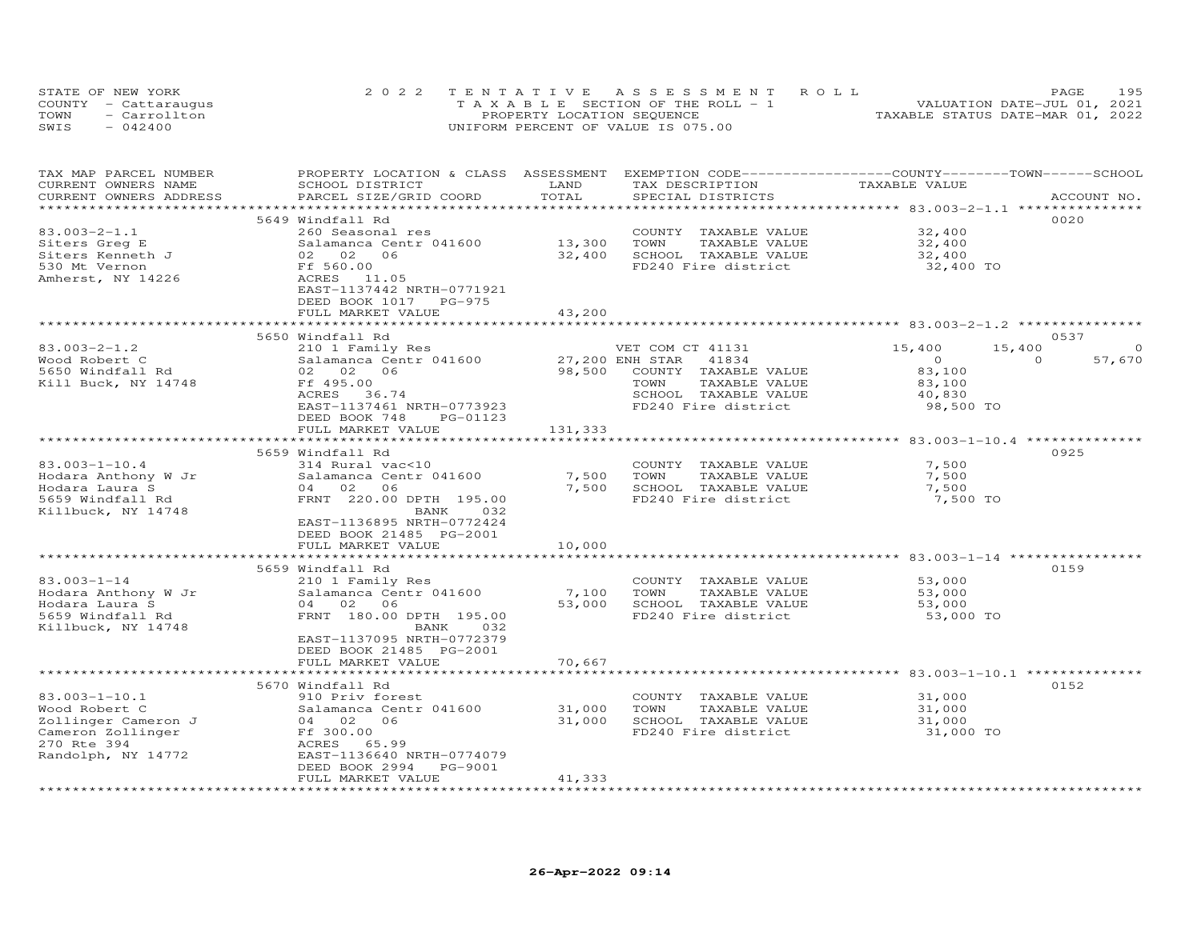STATE OF NEW YORK
COUNTY - Cattaraugus
TOWN - Carrollton
SWIS - 042400

2022 TENTATIVE ASSESSMENT ROLL
TAXABLE SECTION OF THE ROLL - 1
PROPERTY LOCATION SEQUENCE
UNIFORM PERCENT OF VALUE IS 075.00

VALUATION DATE-JUL 01, 2021
TAXABLE STATUS DATE-MAR 01, 2022

| TAX MAP PARCEL NUMBER / CURRENT OWNERS NAME / CURRENT OWNERS ADDRESS | PROPERTY LOCATION & CLASS / SCHOOL DISTRICT / PARCEL SIZE/GRID COORD | ASSESSMENT LAND / TOTAL | EXEMPTION CODE / TAX DESCRIPTION / SPECIAL DISTRICTS | COUNTY | TOWN | SCHOOL / ACCOUNT NO. |
|---|---|---|---|---|---|---|
| | 5649 Windfall Rd | | | | | 0020 |
| 83.003-2-1.1 | 260 Seasonal res | | COUNTY TAXABLE VALUE | 32,400 | | |
| Siters Greg E | Salamanca Centr 041600 | 13,300 | TOWN TAXABLE VALUE | 32,400 | | |
| Siters Kenneth J | 02 02 06 | 32,400 | SCHOOL TAXABLE VALUE | 32,400 | | |
| 530 Mt Vernon | Ff 560.00 | | FD240 Fire district | 32,400 TO | | |
| Amherst, NY 14226 | ACRES 11.05 | | | | | |
| | EAST-1137442 NRTH-0771921 | | | | | |
| | DEED BOOK 1017 PG-975 | | | | | |
| | FULL MARKET VALUE | 43,200 | | | | |
| | 5650 Windfall Rd | | | | | 0537 |
| 83.003-2-1.2 | 210 1 Family Res | | VET COM CT 41131 | 15,400 | 15,400 | 0 |
| Wood Robert C | Salamanca Centr 041600 | 27,200 | ENH STAR 41834 | 0 | 0 | 57,670 |
| 5650 Windfall Rd | 02 02 06 | 98,500 | COUNTY TAXABLE VALUE | 83,100 | | |
| Kill Buck, NY 14748 | Ff 495.00 | | TOWN TAXABLE VALUE | 83,100 | | |
| | ACRES 36.74 | | SCHOOL TAXABLE VALUE | 40,830 | | |
| | EAST-1137461 NRTH-0773923 | | FD240 Fire district | 98,500 TO | | |
| | DEED BOOK 748 PG-01123 | | | | | |
| | FULL MARKET VALUE | 131,333 | | | | |
| | 5659 Windfall Rd | | | | | 0925 |
| 83.003-1-10.4 | 314 Rural vac<10 | | COUNTY TAXABLE VALUE | 7,500 | | |
| Hodara Anthony W Jr | Salamanca Centr 041600 | 7,500 | TOWN TAXABLE VALUE | 7,500 | | |
| Hodara Laura S | 04 02 06 | 7,500 | SCHOOL TAXABLE VALUE | 7,500 | | |
| 5659 Windfall Rd | FRNT 220.00 DPTH 195.00 | | FD240 Fire district | 7,500 TO | | |
| Killbuck, NY 14748 | BANK 032 | | | | | |
| | EAST-1136895 NRTH-0772424 | | | | | |
| | DEED BOOK 21485 PG-2001 | | | | | |
| | FULL MARKET VALUE | 10,000 | | | | |
| | 5659 Windfall Rd | | | | | 0159 |
| 83.003-1-14 | 210 1 Family Res | | COUNTY TAXABLE VALUE | 53,000 | | |
| Hodara Anthony W Jr | Salamanca Centr 041600 | 7,100 | TOWN TAXABLE VALUE | 53,000 | | |
| Hodara Laura S | 04 02 06 | 53,000 | SCHOOL TAXABLE VALUE | 53,000 | | |
| 5659 Windfall Rd | FRNT 180.00 DPTH 195.00 | | FD240 Fire district | 53,000 TO | | |
| Killbuck, NY 14748 | BANK 032 | | | | | |
| | EAST-1137095 NRTH-0772379 | | | | | |
| | DEED BOOK 21485 PG-2001 | | | | | |
| | FULL MARKET VALUE | 70,667 | | | | |
| | 5670 Windfall Rd | | | | | 0152 |
| 83.003-1-10.1 | 910 Priv forest | | COUNTY TAXABLE VALUE | 31,000 | | |
| Wood Robert C | Salamanca Centr 041600 | 31,000 | TOWN TAXABLE VALUE | 31,000 | | |
| Zollinger Cameron J | 04 02 06 | 31,000 | SCHOOL TAXABLE VALUE | 31,000 | | |
| Cameron Zollinger | Ff 300.00 | | FD240 Fire district | 31,000 TO | | |
| 270 Rte 394 | ACRES 65.99 | | | | | |
| Randolph, NY 14772 | EAST-1136640 NRTH-0774079 | | | | | |
| | DEED BOOK 2994 PG-9001 | | | | | |
| | FULL MARKET VALUE | 41,333 | | | | |

26-Apr-2022 09:14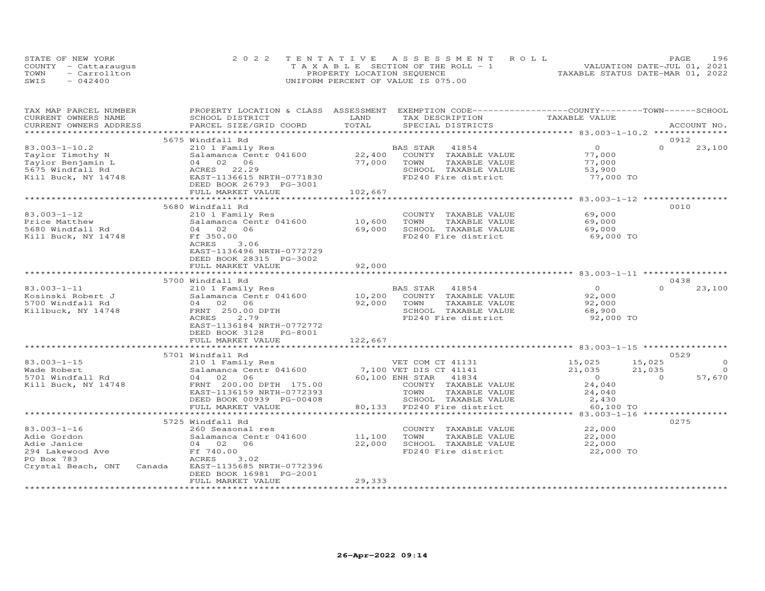STATE OF NEW YORK
COUNTY - Cattaraugus
TOWN - Carrollton
SWIS - 042400

2022 TENTATIVE ASSESSMENT ROLL
TAXABLE SECTION OF THE ROLL - 1
PROPERTY LOCATION SEQUENCE
UNIFORM PERCENT OF VALUE IS 075.00

VALUATION DATE-JUL 01, 2021
TAXABLE STATUS DATE-MAR 01, 2022

| TAX MAP PARCEL NUMBER / CURRENT OWNERS NAME / CURRENT OWNERS ADDRESS | PROPERTY LOCATION & CLASS / SCHOOL DISTRICT / PARCEL SIZE/GRID COORD | ASSESSMENT LAND | TOTAL | EXEMPTION CODE / TAX DESCRIPTION / SPECIAL DISTRICTS | COUNTY TAXABLE VALUE | TOWN | SCHOOL | ACCOUNT NO. |
|---|---|---|---|---|---|---|---|---|
| | 5675 Windfall Rd | | | | | | | 0912 |
| 83.003-1-10.2 | 210 1 Family Res | | | BAS STAR 41854 | 0 | 0 | 23,100 | |
| Taylor Timothy N | Salamanca Centr 041600 | 22,400 | | COUNTY TAXABLE VALUE | 77,000 | | | |
| Taylor Benjamin L | 04 02 06 | | 77,000 | TOWN TAXABLE VALUE | 77,000 | | | |
| 5675 Windfall Rd | ACRES 22.29 | | | SCHOOL TAXABLE VALUE | 53,900 | | | |
| Kill Buck, NY 14748 | EAST-1136615 NRTH-0771830 | | | FD240 Fire district | 77,000 TO | | | |
| | DEED BOOK 26793 PG-3001 | | | | | | | |
| | FULL MARKET VALUE | | 102,667 | | | | | |
| | 5680 Windfall Rd | | | | | | | 0010 |
| 83.003-1-12 | 210 1 Family Res | | | COUNTY TAXABLE VALUE | 69,000 | | | |
| Price Matthew | Salamanca Centr 041600 | 10,600 | | TOWN TAXABLE VALUE | 69,000 | | | |
| 5680 Windfall Rd | 04 02 06 | | 69,000 | SCHOOL TAXABLE VALUE | 69,000 | | | |
| Kill Buck, NY 14748 | Ff 350.00 | | | FD240 Fire district | 69,000 TO | | | |
| | ACRES 3.06 | | | | | | | |
| | EAST-1136496 NRTH-0772729 | | | | | | | |
| | DEED BOOK 28315 PG-3002 | | | | | | | |
| | FULL MARKET VALUE | | 92,000 | | | | | |
| | 5700 Windfall Rd | | | | | | | 0438 |
| 83.003-1-11 | 210 1 Family Res | | | BAS STAR 41854 | 0 | 0 | 23,100 | |
| Kosinski Robert J | Salamanca Centr 041600 | 10,200 | | COUNTY TAXABLE VALUE | 92,000 | | | |
| 5700 Windfall Rd | 04 02 06 | | 92,000 | TOWN TAXABLE VALUE | 92,000 | | | |
| Killbuck, NY 14748 | FRNT 250.00 DPTH | | | SCHOOL TAXABLE VALUE | 68,900 | | | |
| | ACRES 2.79 | | | FD240 Fire district | 92,000 TO | | | |
| | EAST-1136184 NRTH-0772772 | | | | | | | |
| | DEED BOOK 3128 PG-8001 | | | | | | | |
| | FULL MARKET VALUE | | 122,667 | | | | | |
| | 5701 Windfall Rd | | | | | | | 0529 |
| 83.003-1-15 | 210 1 Family Res | | | VET COM CT 41131 | 15,025 | 15,025 | 0 | |
| Wade Robert | Salamanca Centr 041600 | 7,100 | | VET DIS CT 41141 | 21,035 | 21,035 | 0 | |
| 5701 Windfall Rd | 04 02 06 | | 60,100 | ENH STAR 41834 | 0 | 0 | 57,670 | |
| Kill Buck, NY 14748 | FRNT 200.00 DPTH 175.00 | | | COUNTY TAXABLE VALUE | 24,040 | | | |
| | EAST-1136159 NRTH-0772393 | | | TOWN TAXABLE VALUE | 24,040 | | | |
| | DEED BOOK 00939 PG-00408 | | | SCHOOL TAXABLE VALUE | 2,430 | | | |
| | FULL MARKET VALUE | | 80,133 | FD240 Fire district | 60,100 TO | | | |
| | 5725 Windfall Rd | | | | | | | 0275 |
| 83.003-1-16 | 260 Seasonal res | | | COUNTY TAXABLE VALUE | 22,000 | | | |
| Adie Gordon | Salamanca Centr 041600 | 11,100 | | TOWN TAXABLE VALUE | 22,000 | | | |
| Adie Janice | 04 02 06 | | 22,000 | SCHOOL TAXABLE VALUE | 22,000 | | | |
| 294 Lakewood Ave | Ff 740.00 | | | FD240 Fire district | 22,000 TO | | | |
| PO Box 783 | ACRES 3.02 | | | | | | | |
| Crystal Beach, ONT Canada | EAST-1135685 NRTH-0772396 | | | | | | | |
| | DEED BOOK 16981 PG-2001 | | | | | | | |
| | FULL MARKET VALUE | | 29,333 | | | | | |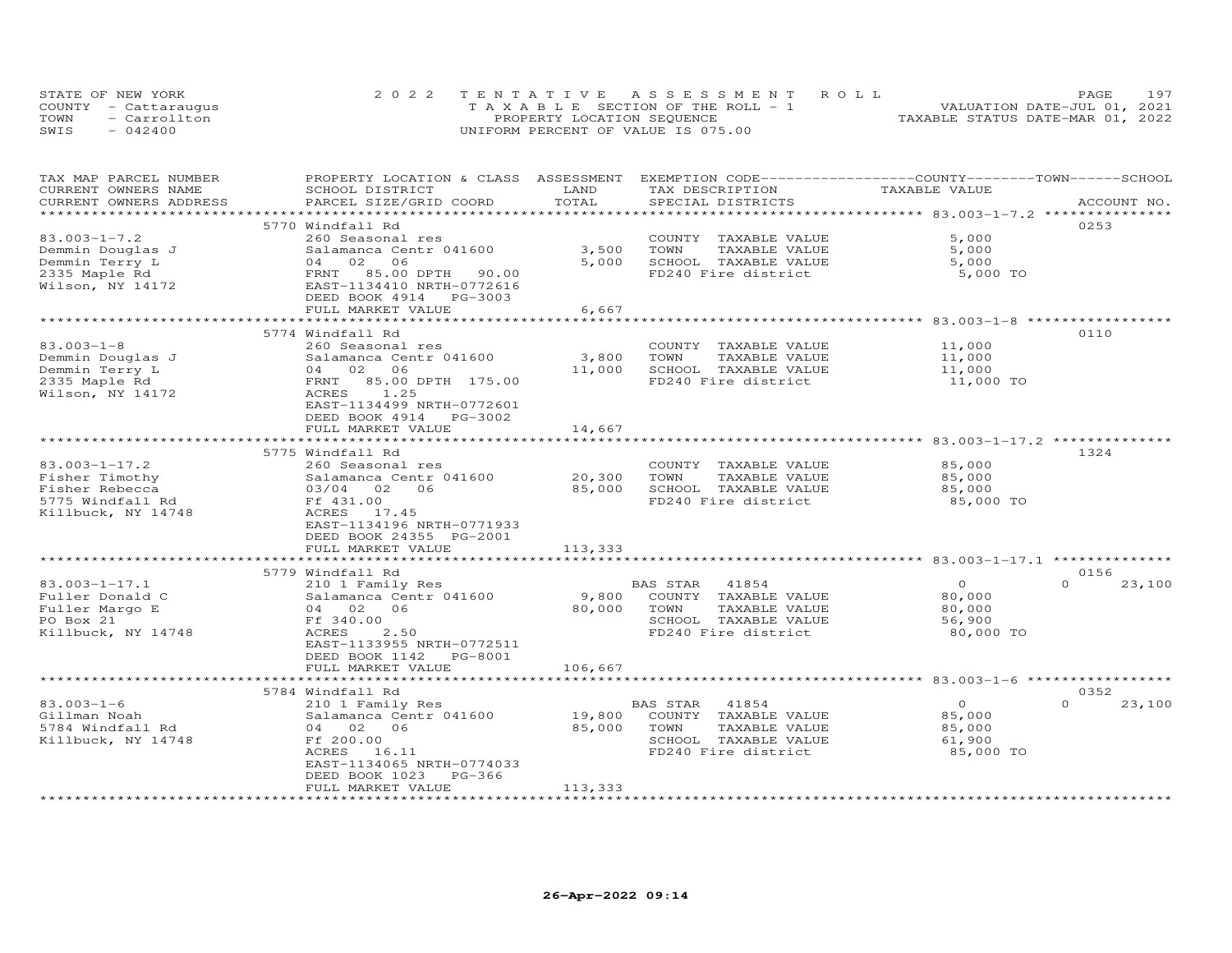STATE OF NEW YORK
COUNTY - Cattaraugus
TOWN - Carrollton
SWIS - 042400

2022 TENTATIVE ASSESSMENT ROLL
TAXABLE SECTION OF THE ROLL - 1
PROPERTY LOCATION SEQUENCE
UNIFORM PERCENT OF VALUE IS 075.00

VALUATION DATE-JUL 01, 2021
TAXABLE STATUS DATE-MAR 01, 2022

| TAX MAP PARCEL NUMBER / CURRENT OWNERS NAME / CURRENT OWNERS ADDRESS | PROPERTY LOCATION & CLASS / SCHOOL DISTRICT / PARCEL SIZE/GRID COORD | ASSESSMENT LAND / TOTAL | EXEMPTION CODE / TAX DESCRIPTION / SPECIAL DISTRICTS | COUNTY / TOWN / SCHOOL TAXABLE VALUE | ACCOUNT NO. |
|---|---|---|---|---|---|
| **83.003-1-7.2** | 5770 Windfall Rd | | | | 0253 |
| Demmin Douglas J | 260 Seasonal res | | COUNTY TAXABLE VALUE | 5,000 | |
| Demmin Terry L | Salamanca Centr 041600 | 3,500 | TOWN TAXABLE VALUE | 5,000 | |
| 2335 Maple Rd | 04 02 06 | 5,000 | SCHOOL TAXABLE VALUE | 5,000 | |
| Wilson, NY 14172 | FRNT 85.00 DPTH 90.00 | | FD240 Fire district | 5,000 TO | |
| | EAST-1134410 NRTH-0772616 | | | | |
| | DEED BOOK 4914 PG-3003 | | | | |
| | FULL MARKET VALUE | 6,667 | | | |
| **83.003-1-8** | 5774 Windfall Rd | | | | 0110 |
| Demmin Douglas J | 260 Seasonal res | | COUNTY TAXABLE VALUE | 11,000 | |
| Demmin Terry L | Salamanca Centr 041600 | 3,800 | TOWN TAXABLE VALUE | 11,000 | |
| 2335 Maple Rd | 04 02 06 | 11,000 | SCHOOL TAXABLE VALUE | 11,000 | |
| Wilson, NY 14172 | FRNT 85.00 DPTH 175.00 | | FD240 Fire district | 11,000 TO | |
| | ACRES 1.25 | | | | |
| | EAST-1134499 NRTH-0772601 | | | | |
| | DEED BOOK 4914 PG-3002 | | | | |
| | FULL MARKET VALUE | 14,667 | | | |
| **83.003-1-17.2** | 5775 Windfall Rd | | | | 1324 |
| Fisher Timothy | 260 Seasonal res | | COUNTY TAXABLE VALUE | 85,000 | |
| Fisher Rebecca | Salamanca Centr 041600 | 20,300 | TOWN TAXABLE VALUE | 85,000 | |
| 5775 Windfall Rd | 03/04 02 06 | 85,000 | SCHOOL TAXABLE VALUE | 85,000 | |
| Killbuck, NY 14748 | Ff 431.00 | | FD240 Fire district | 85,000 TO | |
| | ACRES 17.45 | | | | |
| | EAST-1134196 NRTH-0771933 | | | | |
| | DEED BOOK 24355 PG-2001 | | | | |
| | FULL MARKET VALUE | 113,333 | | | |
| **83.003-1-17.1** | 5779 Windfall Rd | | | | 0156 |
| Fuller Donald C | 210 1 Family Res | | BAS STAR 41854 | 0 0 23,100 | |
| Fuller Margo E | Salamanca Centr 041600 | 9,800 | COUNTY TAXABLE VALUE | 80,000 | |
| PO Box 21 | 04 02 06 | 80,000 | TOWN TAXABLE VALUE | 80,000 | |
| Killbuck, NY 14748 | Ff 340.00 | | SCHOOL TAXABLE VALUE | 56,900 | |
| | ACRES 2.50 | | FD240 Fire district | 80,000 TO | |
| | EAST-1133955 NRTH-0772511 | | | | |
| | DEED BOOK 1142 PG-8001 | | | | |
| | FULL MARKET VALUE | 106,667 | | | |
| **83.003-1-6** | 5784 Windfall Rd | | | | 0352 |
| Gillman Noah | 210 1 Family Res | | BAS STAR 41854 | 0 0 23,100 | |
| 5784 Windfall Rd | Salamanca Centr 041600 | 19,800 | COUNTY TAXABLE VALUE | 85,000 | |
| Killbuck, NY 14748 | 04 02 06 | 85,000 | TOWN TAXABLE VALUE | 85,000 | |
| | Ff 200.00 | | SCHOOL TAXABLE VALUE | 61,900 | |
| | ACRES 16.11 | | FD240 Fire district | 85,000 TO | |
| | EAST-1134065 NRTH-0774033 | | | | |
| | DEED BOOK 1023 PG-366 | | | | |
| | FULL MARKET VALUE | 113,333 | | | |

26-Apr-2022 09:14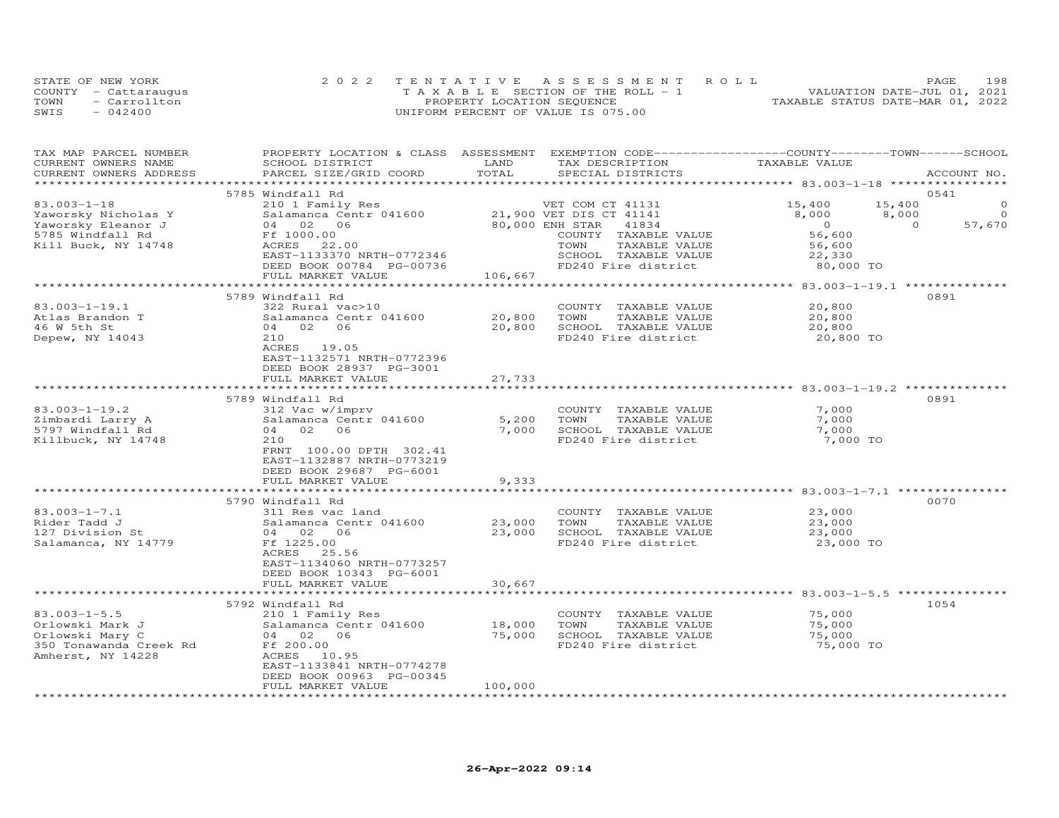STATE OF NEW YORK
COUNTY - Cattaraugus
TOWN - Carrollton
SWIS - 042400

2022 TENTATIVE ASSESSMENT ROLL
TAXABLE SECTION OF THE ROLL - 1
PROPERTY LOCATION SEQUENCE
UNIFORM PERCENT OF VALUE IS 075.00

VALUATION DATE-JUL 01, 2021
TAXABLE STATUS DATE-MAR 01, 2022

| TAX MAP PARCEL NUMBER / CURRENT OWNERS NAME / CURRENT OWNERS ADDRESS | PROPERTY LOCATION & CLASS / SCHOOL DISTRICT / PARCEL SIZE/GRID COORD | ASSESSMENT LAND / TOTAL | EXEMPTION CODE / TAX DESCRIPTION / SPECIAL DISTRICTS | COUNTY TAXABLE VALUE | TOWN | SCHOOL | ACCOUNT NO. |
|---|---|---|---|---|---|---|---|
| | 5785 Windfall Rd | | | | | | 0541 |
| 83.003-1-18 | 210 1 Family Res | | VET COM CT 41131 | 15,400 | 15,400 | 0 | |
| Yaworsky Nicholas Y | Salamanca Centr 041600 | 21,900 | VET DIS CT 41141 | 8,000 | 8,000 | 0 | |
| Yaworsky Eleanor J | 04 02 06 | 80,000 | ENH STAR 41834 | 0 | 0 | 57,670 | |
| 5785 Windfall Rd | Ff 1000.00 | | COUNTY TAXABLE VALUE | 56,600 | | | |
| Kill Buck, NY 14748 | ACRES 22.00 | | TOWN TAXABLE VALUE | 56,600 | | | |
| | EAST-1133370 NRTH-0772346 | | SCHOOL TAXABLE VALUE | 22,330 | | | |
| | DEED BOOK 00784 PG-00736 | | FD240 Fire district | 80,000 TO | | | |
| | FULL MARKET VALUE | 106,667 | | | | | |
| | 5789 Windfall Rd | | | | | | 0891 |
| 83.003-1-19.1 | 322 Rural vac>10 | | COUNTY TAXABLE VALUE | 20,800 | | | |
| Atlas Brandon T | Salamanca Centr 041600 | 20,800 | TOWN TAXABLE VALUE | 20,800 | | | |
| 46 W 5th St | 04 02 06 | 20,800 | SCHOOL TAXABLE VALUE | 20,800 | | | |
| Depew, NY 14043 | 210 | | FD240 Fire district | 20,800 TO | | | |
| | ACRES 19.05 | | | | | | |
| | EAST-1132571 NRTH-0772396 | | | | | | |
| | DEED BOOK 28937 PG-3001 | | | | | | |
| | FULL MARKET VALUE | 27,733 | | | | | |
| | 5789 Windfall Rd | | | | | | 0891 |
| 83.003-1-19.2 | 312 Vac w/imprv | | COUNTY TAXABLE VALUE | 7,000 | | | |
| Zimbardi Larry A | Salamanca Centr 041600 | 5,200 | TOWN TAXABLE VALUE | 7,000 | | | |
| 5797 Windfall Rd | 04 02 06 | 7,000 | SCHOOL TAXABLE VALUE | 7,000 | | | |
| Killbuck, NY 14748 | 210 | | FD240 Fire district | 7,000 TO | | | |
| | FRNT 100.00 DPTH 302.41 | | | | | | |
| | EAST-1132887 NRTH-0773219 | | | | | | |
| | DEED BOOK 29687 PG-6001 | | | | | | |
| | FULL MARKET VALUE | 9,333 | | | | | |
| | 5790 Windfall Rd | | | | | | 0070 |
| 83.003-1-7.1 | 311 Res vac land | | COUNTY TAXABLE VALUE | 23,000 | | | |
| Rider Tadd J | Salamanca Centr 041600 | 23,000 | TOWN TAXABLE VALUE | 23,000 | | | |
| 127 Division St | 04 02 06 | 23,000 | SCHOOL TAXABLE VALUE | 23,000 | | | |
| Salamanca, NY 14779 | Ff 1225.00 | | FD240 Fire district | 23,000 TO | | | |
| | ACRES 25.56 | | | | | | |
| | EAST-1134060 NRTH-0773257 | | | | | | |
| | DEED BOOK 10343 PG-6001 | | | | | | |
| | FULL MARKET VALUE | 30,667 | | | | | |
| | 5792 Windfall Rd | | | | | | 1054 |
| 83.003-1-5.5 | 210 1 Family Res | | COUNTY TAXABLE VALUE | 75,000 | | | |
| Orlowski Mark J | Salamanca Centr 041600 | 18,000 | TOWN TAXABLE VALUE | 75,000 | | | |
| Orlowski Mary C | 04 02 06 | 75,000 | SCHOOL TAXABLE VALUE | 75,000 | | | |
| 350 Tonawanda Creek Rd | Ff 200.00 | | FD240 Fire district | 75,000 TO | | | |
| Amherst, NY 14228 | ACRES 10.95 | | | | | | |
| | EAST-1133841 NRTH-0774278 | | | | | | |
| | DEED BOOK 00963 PG-00345 | | | | | | |
| | FULL MARKET VALUE | 100,000 | | | | | |

26-Apr-2022 09:14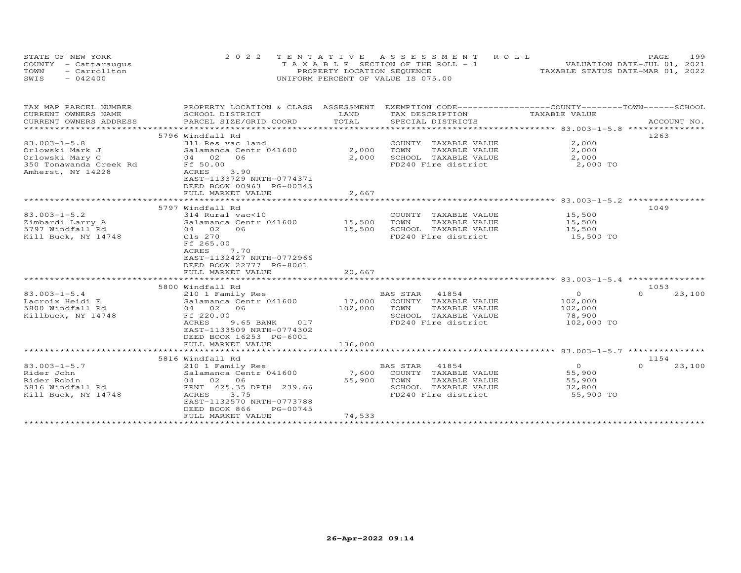STATE OF NEW YORK
COUNTY - Cattaraugus
TOWN - Carrollton
SWIS - 042400

2022 TENTATIVE ASSESSMENT ROLL
TAXABLE SECTION OF THE ROLL - 1
PROPERTY LOCATION SEQUENCE
UNIFORM PERCENT OF VALUE IS 075.00

VALUATION DATE-JUL 01, 2021
TAXABLE STATUS DATE-MAR 01, 2022

| TAX MAP PARCEL NUMBER / CURRENT OWNERS NAME / CURRENT OWNERS ADDRESS | PROPERTY LOCATION & CLASS / SCHOOL DISTRICT / PARCEL SIZE/GRID COORD | ASSESSMENT LAND / TOTAL | EXEMPTION CODE / TAX DESCRIPTION / SPECIAL DISTRICTS | COUNTY / TOWN / SCHOOL TAXABLE VALUE | ACCOUNT NO. |
|---|---|---|---|---|---|
| 83.003-1-5.8 | 5796 Windfall Rd | | | | 1263 |
| Orlowski Mark J | 311 Res vac land | | COUNTY TAXABLE VALUE | 2,000 | |
| Orlowski Mary C | Salamanca Centr 041600 | 2,000 | TOWN TAXABLE VALUE | 2,000 | |
| 350 Tonawanda Creek Rd | 04 02 06 | 2,000 | SCHOOL TAXABLE VALUE | 2,000 | |
| Amherst, NY 14228 | Ff 50.00 | | FD240 Fire district | 2,000 TO | |
| | ACRES 3.90 | | | | |
| | EAST-1133729 NRTH-0774371 | | | | |
| | DEED BOOK 00963 PG-00345 | | | | |
| | FULL MARKET VALUE | 2,667 | | | |
| 83.003-1-5.2 | 5797 Windfall Rd | | | | 1049 |
| Zimbardi Larry A | 314 Rural vac<10 | | COUNTY TAXABLE VALUE | 15,500 | |
| 5797 Windfall Rd | Salamanca Centr 041600 | 15,500 | TOWN TAXABLE VALUE | 15,500 | |
| Kill Buck, NY 14748 | 04 02 06 | 15,500 | SCHOOL TAXABLE VALUE | 15,500 | |
| | Cls 270 | | FD240 Fire district | 15,500 TO | |
| | Ff 265.00 | | | | |
| | ACRES 7.70 | | | | |
| | EAST-1132427 NRTH-0772966 | | | | |
| | DEED BOOK 22777 PG-8001 | | | | |
| | FULL MARKET VALUE | 20,667 | | | |
| 83.003-1-5.4 | 5800 Windfall Rd | | | | 1053 |
| Lacroix Heidi E | 210 1 Family Res | | BAS STAR 41854 | 0 | 0 23,100 |
| 5800 Windfall Rd | Salamanca Centr 041600 | 17,000 | COUNTY TAXABLE VALUE | 102,000 | |
| Killbuck, NY 14748 | 04 02 06 | 102,000 | TOWN TAXABLE VALUE | 102,000 | |
| | Ff 220.00 | | SCHOOL TAXABLE VALUE | 78,900 | |
| | ACRES 9.65 BANK 017 | | FD240 Fire district | 102,000 TO | |
| | EAST-1133509 NRTH-0774302 | | | | |
| | DEED BOOK 16253 PG-6001 | | | | |
| | FULL MARKET VALUE | 136,000 | | | |
| 83.003-1-5.7 | 5816 Windfall Rd | | | | 1154 |
| Rider John | 210 1 Family Res | | BAS STAR 41854 | 0 | 0 23,100 |
| Rider Robin | Salamanca Centr 041600 | 7,600 | COUNTY TAXABLE VALUE | 55,900 | |
| 5816 Windfall Rd | 04 02 06 | 55,900 | TOWN TAXABLE VALUE | 55,900 | |
| Kill Buck, NY 14748 | FRNT 425.35 DPTH 239.66 | | SCHOOL TAXABLE VALUE | 32,800 | |
| | ACRES 3.75 | | FD240 Fire district | 55,900 TO | |
| | EAST-1132570 NRTH-0773788 | | | | |
| | DEED BOOK 866 PG-00745 | | | | |
| | FULL MARKET VALUE | 74,533 | | | |

26-Apr-2022 09:14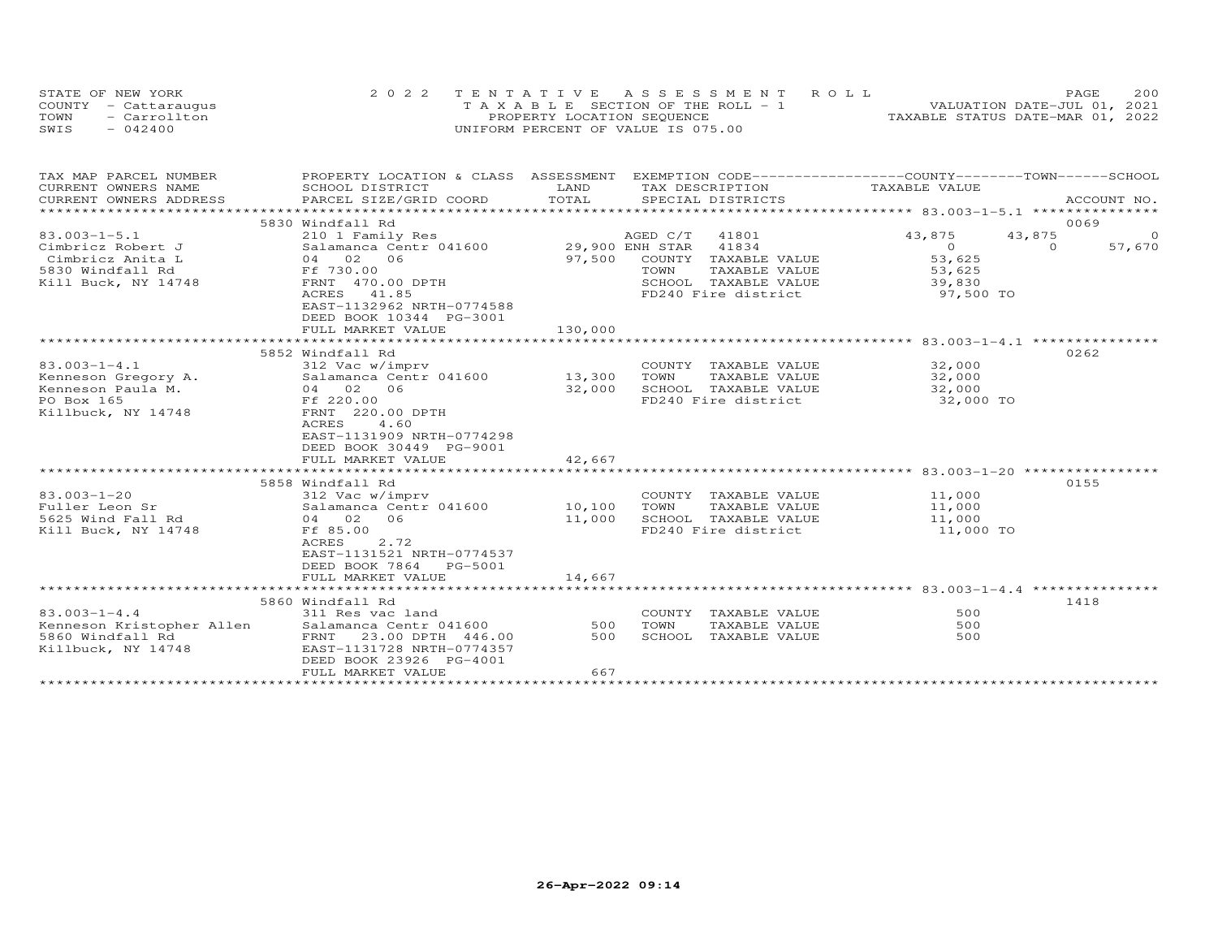STATE OF NEW YORK
COUNTY - Cattaraugus
TOWN - Carrollton
SWIS - 042400

2022 TENTATIVE ASSESSMENT ROLL
TAXABLE SECTION OF THE ROLL - 1
PROPERTY LOCATION SEQUENCE
UNIFORM PERCENT OF VALUE IS 075.00

VALUATION DATE-JUL 01, 2021
TAXABLE STATUS DATE-MAR 01, 2022

| TAX MAP PARCEL NUMBER / CURRENT OWNERS NAME / CURRENT OWNERS ADDRESS | PROPERTY LOCATION & CLASS / SCHOOL DISTRICT / PARCEL SIZE/GRID COORD | ASSESSMENT LAND / TOTAL | EXEMPTION CODE / TAX DESCRIPTION / SPECIAL DISTRICTS | COUNTY TAXABLE VALUE | TOWN | SCHOOL | ACCOUNT NO. |
|---|---|---|---|---|---|---|---|
| | 5830 Windfall Rd | | | | | | 0069 |
| 83.003-1-5.1 | 210 1 Family Res | | AGED C/T 41801 | 43,875 | 43,875 | 0 | |
| Cimbricz Robert J | Salamanca Centr 041600 | 29,900 | ENH STAR 41834 | 0 | 0 | 57,670 | |
| Cimbricz Anita L | 04 02 06 | 97,500 | COUNTY TAXABLE VALUE | 53,625 | | | |
| 5830 Windfall Rd | Ff 730.00 | | TOWN TAXABLE VALUE | 53,625 | | | |
| Kill Buck, NY 14748 | FRNT 470.00 DPTH | | SCHOOL TAXABLE VALUE | 39,830 | | | |
| | ACRES 41.85 | | FD240 Fire district | 97,500 TO | | | |
| | EAST-1132962 NRTH-0774588 | | | | | | |
| | DEED BOOK 10344 PG-3001 | | | | | | |
| | FULL MARKET VALUE | 130,000 | | | | | |
| | 5852 Windfall Rd | | | | | | 0262 |
| 83.003-1-4.1 | 312 Vac w/imprv | | COUNTY TAXABLE VALUE | 32,000 | | | |
| Kenneson Gregory A. | Salamanca Centr 041600 | 13,300 | TOWN TAXABLE VALUE | 32,000 | | | |
| Kenneson Paula M. | 04 02 06 | 32,000 | SCHOOL TAXABLE VALUE | 32,000 | | | |
| PO Box 165 | Ff 220.00 | | FD240 Fire district | 32,000 TO | | | |
| Killbuck, NY 14748 | FRNT 220.00 DPTH | | | | | | |
| | ACRES 4.60 | | | | | | |
| | EAST-1131909 NRTH-0774298 | | | | | | |
| | DEED BOOK 30449 PG-9001 | | | | | | |
| | FULL MARKET VALUE | 42,667 | | | | | |
| | 5858 Windfall Rd | | | | | | 0155 |
| 83.003-1-20 | 312 Vac w/imprv | | COUNTY TAXABLE VALUE | 11,000 | | | |
| Fuller Leon Sr | Salamanca Centr 041600 | 10,100 | TOWN TAXABLE VALUE | 11,000 | | | |
| 5625 Wind Fall Rd | 04 02 06 | 11,000 | SCHOOL TAXABLE VALUE | 11,000 | | | |
| Kill Buck, NY 14748 | Ff 85.00 | | FD240 Fire district | 11,000 TO | | | |
| | ACRES 2.72 | | | | | | |
| | EAST-1131521 NRTH-0774537 | | | | | | |
| | DEED BOOK 7864 PG-5001 | | | | | | |
| | FULL MARKET VALUE | 14,667 | | | | | |
| | 5860 Windfall Rd | | | | | | 1418 |
| 83.003-1-4.4 | 311 Res vac land | | COUNTY TAXABLE VALUE | 500 | | | |
| Kenneson Kristopher Allen | Salamanca Centr 041600 | 500 | TOWN TAXABLE VALUE | 500 | | | |
| 5860 Windfall Rd | FRNT 23.00 DPTH 446.00 | 500 | SCHOOL TAXABLE VALUE | 500 | | | |
| Killbuck, NY 14748 | EAST-1131728 NRTH-0774357 | | | | | | |
| | DEED BOOK 23926 PG-4001 | | | | | | |
| | FULL MARKET VALUE | 667 | | | | | |

26-Apr-2022 09:14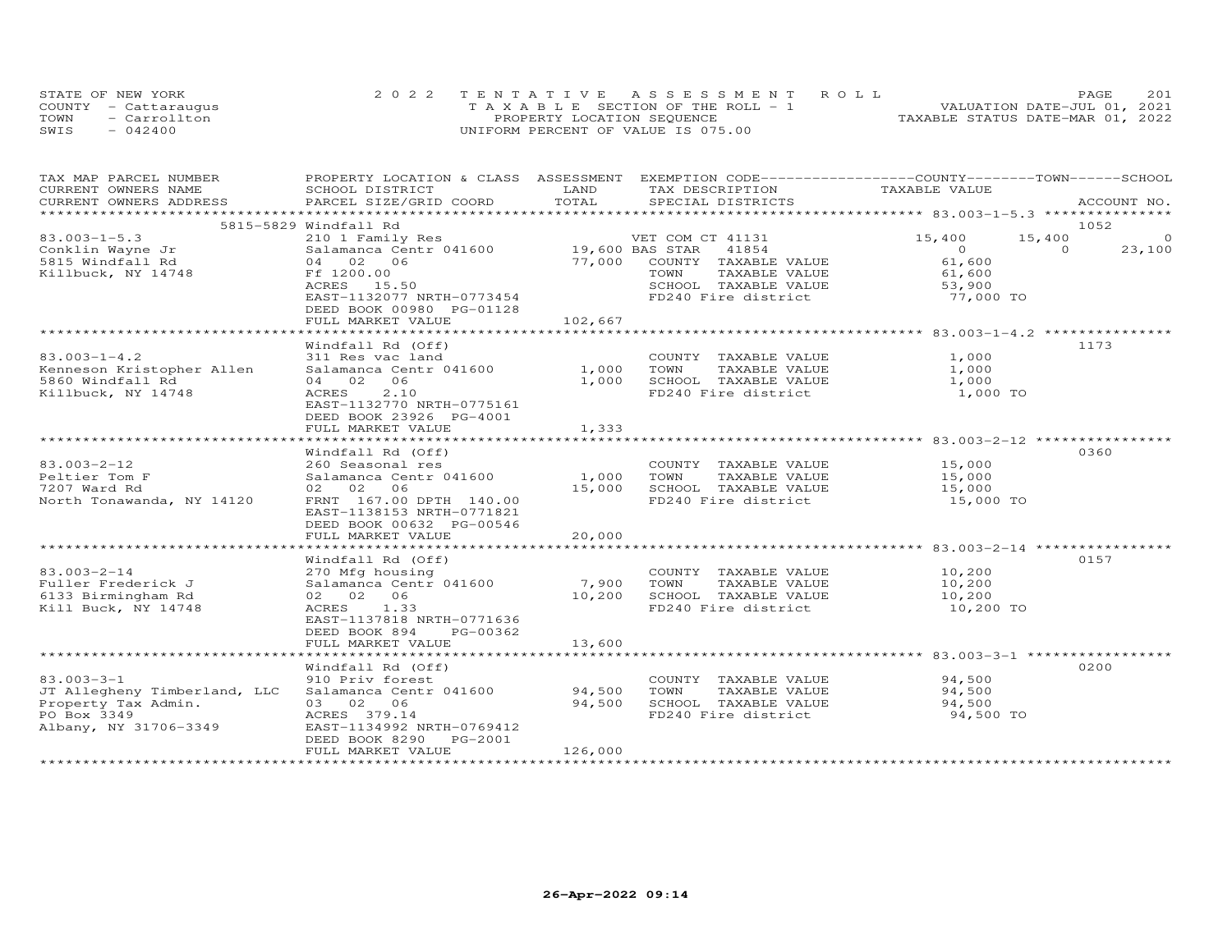STATE OF NEW YORK
COUNTY - Cattaraugus
TOWN - Carrollton
SWIS - 042400

2022 TENTATIVE ASSESSMENT ROLL
TAXABLE SECTION OF THE ROLL - 1
PROPERTY LOCATION SEQUENCE
UNIFORM PERCENT OF VALUE IS 075.00

VALUATION DATE-JUL 01, 2021
TAXABLE STATUS DATE-MAR 01, 2022

| TAX MAP PARCEL NUMBER / CURRENT OWNERS NAME / CURRENT OWNERS ADDRESS | PROPERTY LOCATION & CLASS / SCHOOL DISTRICT / PARCEL SIZE/GRID COORD | ASSESSMENT LAND / TOTAL | EXEMPTION CODE / TAX DESCRIPTION / SPECIAL DISTRICTS | COUNTY TAXABLE VALUE | TOWN | SCHOOL / ACCOUNT NO. |
|---|---|---|---|---|---|---|
| **83.003-1-5.3** | 5815-5829 Windfall Rd | | | | | 1052 |
| | 210 1 Family Res | | VET COM CT 41131 | 15,400 | 15,400 | 0 |
| Conklin Wayne Jr | Salamanca Centr 041600 | 19,600 | BAS STAR 41854 | 0 | 0 | 23,100 |
| 5815 Windfall Rd | 04 02 06 | 77,000 | COUNTY TAXABLE VALUE | 61,600 | | |
| Killbuck, NY 14748 | Ff 1200.00 | | TOWN TAXABLE VALUE | 61,600 | | |
| | ACRES 15.50 | | SCHOOL TAXABLE VALUE | 53,900 | | |
| | EAST-1132077 NRTH-0773454 | | FD240 Fire district | 77,000 TO | | |
| | DEED BOOK 00980 PG-01128 | | | | | |
| | FULL MARKET VALUE | 102,667 | | | | |
| **83.003-1-4.2** | Windfall Rd (Off) | | | | | 1173 |
| | 311 Res vac land | | COUNTY TAXABLE VALUE | 1,000 | | |
| Kenneson Kristopher Allen | Salamanca Centr 041600 | 1,000 | TOWN TAXABLE VALUE | 1,000 | | |
| 5860 Windfall Rd | 04 02 06 | 1,000 | SCHOOL TAXABLE VALUE | 1,000 | | |
| Killbuck, NY 14748 | ACRES 2.10 | | FD240 Fire district | 1,000 TO | | |
| | EAST-1132770 NRTH-0775161 | | | | | |
| | DEED BOOK 23926 PG-4001 | | | | | |
| | FULL MARKET VALUE | 1,333 | | | | |
| **83.003-2-12** | Windfall Rd (Off) | | | | | 0360 |
| | 260 Seasonal res | | COUNTY TAXABLE VALUE | 15,000 | | |
| Peltier Tom F | Salamanca Centr 041600 | 1,000 | TOWN TAXABLE VALUE | 15,000 | | |
| 7207 Ward Rd | 02 02 06 | 15,000 | SCHOOL TAXABLE VALUE | 15,000 | | |
| North Tonawanda, NY 14120 | FRNT 167.00 DPTH 140.00 | | FD240 Fire district | 15,000 TO | | |
| | EAST-1138153 NRTH-0771821 | | | | | |
| | DEED BOOK 00632 PG-00546 | | | | | |
| | FULL MARKET VALUE | 20,000 | | | | |
| **83.003-2-14** | Windfall Rd (Off) | | | | | 0157 |
| | 270 Mfg housing | | COUNTY TAXABLE VALUE | 10,200 | | |
| Fuller Frederick J | Salamanca Centr 041600 | 7,900 | TOWN TAXABLE VALUE | 10,200 | | |
| 6133 Birmingham Rd | 02 02 06 | 10,200 | SCHOOL TAXABLE VALUE | 10,200 | | |
| Kill Buck, NY 14748 | ACRES 1.33 | | FD240 Fire district | 10,200 TO | | |
| | EAST-1137818 NRTH-0771636 | | | | | |
| | DEED BOOK 894 PG-00362 | | | | | |
| | FULL MARKET VALUE | 13,600 | | | | |
| **83.003-3-1** | Windfall Rd (Off) | | | | | 0200 |
| | 910 Priv forest | | COUNTY TAXABLE VALUE | 94,500 | | |
| JT Allegheny Timberland, LLC | Salamanca Centr 041600 | 94,500 | TOWN TAXABLE VALUE | 94,500 | | |
| Property Tax Admin. | 03 02 06 | 94,500 | SCHOOL TAXABLE VALUE | 94,500 | | |
| PO Box 3349 | ACRES 379.14 | | FD240 Fire district | 94,500 TO | | |
| Albany, NY 31706-3349 | EAST-1134992 NRTH-0769412 | | | | | |
| | DEED BOOK 8290 PG-2001 | | | | | |
| | FULL MARKET VALUE | 126,000 | | | | |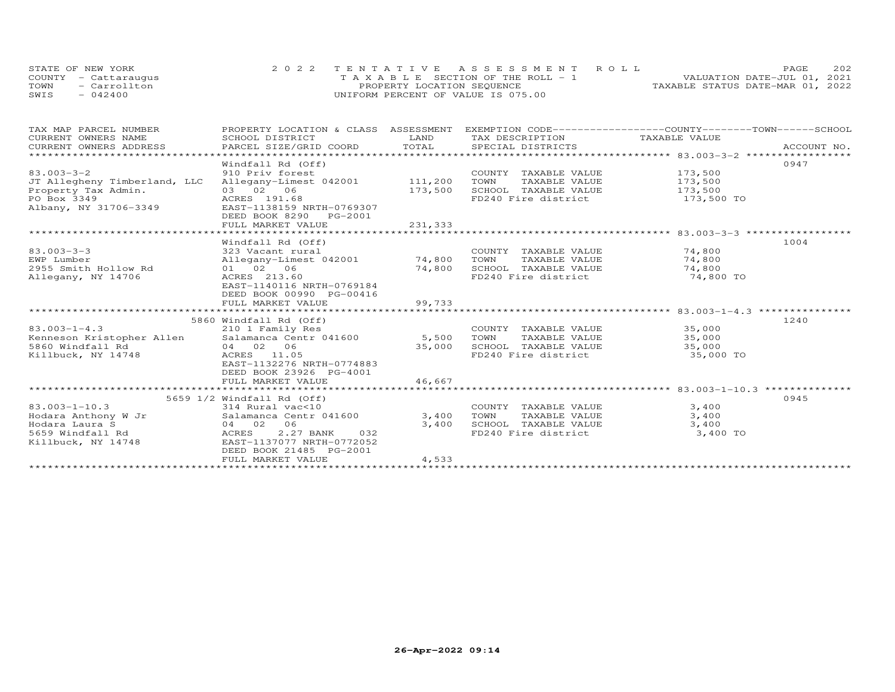STATE OF NEW YORK
COUNTY - Cattaraugus
TOWN - Carrollton
SWIS - 042400

2022 TENTATIVE ASSESSMENT ROLL
TAXABLE SECTION OF THE ROLL - 1
PROPERTY LOCATION SEQUENCE
UNIFORM PERCENT OF VALUE IS 075.00

VALUATION DATE-JUL 01, 2021
TAXABLE STATUS DATE-MAR 01, 2022

| TAX MAP PARCEL NUMBER / CURRENT OWNERS NAME / CURRENT OWNERS ADDRESS | PROPERTY LOCATION & CLASS / SCHOOL DISTRICT / PARCEL SIZE/GRID COORD | ASSESSMENT LAND | TOTAL | EXEMPTION CODE / TAX DESCRIPTION / SPECIAL DISTRICTS | TAXABLE VALUE (COUNTY / TOWN / SCHOOL) | ACCOUNT NO. |
|---|---|---|---|---|---|---|
| 83.003-3-2 | Windfall Rd (Off) | | | | | 0947 |
| 83.003-3-2 | 910 Priv forest | | | COUNTY TAXABLE VALUE | 173,500 | |
| JT Allegheny Timberland, LLC | Allegany-Limest 042001 | 111,200 | | TOWN TAXABLE VALUE | 173,500 | |
| Property Tax Admin. | 03 02 06 | | 173,500 | SCHOOL TAXABLE VALUE | 173,500 | |
| PO Box 3349 | ACRES 191.68 | | | FD240 Fire district | 173,500 TO | |
| Albany, NY 31706-3349 | EAST-1138159 NRTH-0769307 | | | | | |
| | DEED BOOK 8290 PG-2001 | | | | | |
| | FULL MARKET VALUE | | 231,333 | | | |
| 83.003-3-3 | Windfall Rd (Off) | | | | | 1004 |
| 83.003-3-3 | 323 Vacant rural | | | COUNTY TAXABLE VALUE | 74,800 | |
| EWP Lumber | Allegany-Limest 042001 | 74,800 | | TOWN TAXABLE VALUE | 74,800 | |
| 2955 Smith Hollow Rd | 01 02 06 | | 74,800 | SCHOOL TAXABLE VALUE | 74,800 | |
| Allegany, NY 14706 | ACRES 213.60 | | | FD240 Fire district | 74,800 TO | |
| | EAST-1140116 NRTH-0769184 | | | | | |
| | DEED BOOK 00990 PG-00416 | | | | | |
| | FULL MARKET VALUE | | 99,733 | | | |
| 83.003-1-4.3 | 5860 Windfall Rd (Off) | | | | | 1240 |
| 83.003-1-4.3 | 210 1 Family Res | | | COUNTY TAXABLE VALUE | 35,000 | |
| Kenneson Kristopher Allen | Salamanca Centr 041600 | 5,500 | | TOWN TAXABLE VALUE | 35,000 | |
| 5860 Windfall Rd | 04 02 06 | | 35,000 | SCHOOL TAXABLE VALUE | 35,000 | |
| Killbuck, NY 14748 | ACRES 11.05 | | | FD240 Fire district | 35,000 TO | |
| | EAST-1132276 NRTH-0774883 | | | | | |
| | DEED BOOK 23926 PG-4001 | | | | | |
| | FULL MARKET VALUE | | 46,667 | | | |
| 83.003-1-10.3 | 5659 1/2 Windfall Rd (Off) | | | | | 0945 |
| 83.003-1-10.3 | 314 Rural vac<10 | | | COUNTY TAXABLE VALUE | 3,400 | |
| Hodara Anthony W Jr | Salamanca Centr 041600 | 3,400 | | TOWN TAXABLE VALUE | 3,400 | |
| Hodara Laura S | 04 02 06 | | 3,400 | SCHOOL TAXABLE VALUE | 3,400 | |
| 5659 Windfall Rd | ACRES 2.27 BANK 032 | | | FD240 Fire district | 3,400 TO | |
| Killbuck, NY 14748 | EAST-1137077 NRTH-0772052 | | | | | |
| | DEED BOOK 21485 PG-2001 | | | | | |
| | FULL MARKET VALUE | | 4,533 | | | |

26-Apr-2022 09:14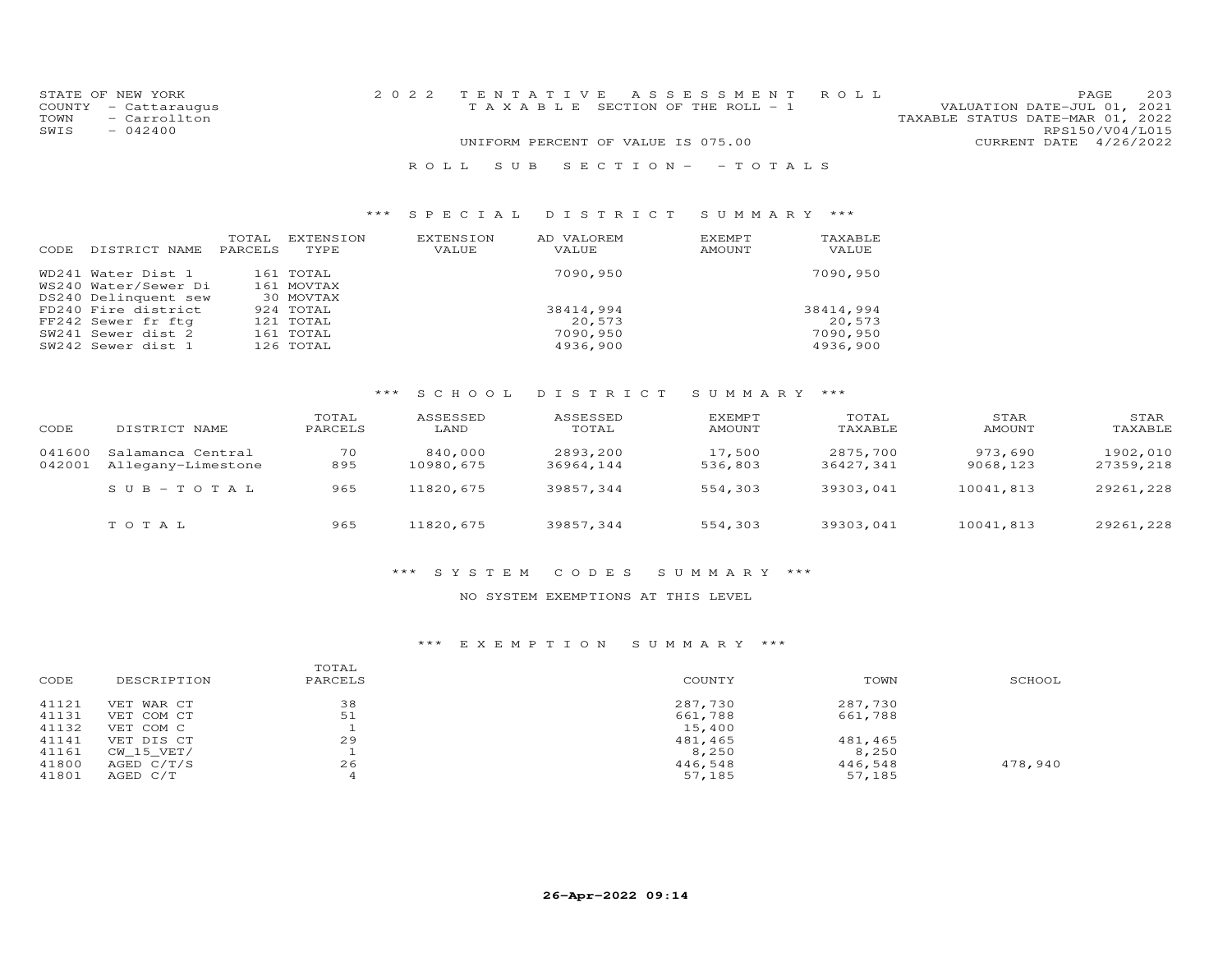STATE OF NEW YORK
COUNTY - Cattaraugus
TOWN - Carrollton
SWIS - 042400

2022 TENTATIVE ASSESSMENT ROLL
TAXABLE SECTION OF THE ROLL - 1
UNIFORM PERCENT OF VALUE IS 075.00

VALUATION DATE-JUL 01, 2021
TAXABLE STATUS DATE-MAR 01, 2022
RPS150/V04/L015
CURRENT DATE 4/26/2022

ROLL SUB SECTION- - TOTALS

### *** SPECIAL DISTRICT SUMMARY ***

| CODE | DISTRICT NAME | TOTAL PARCELS | EXTENSION TYPE | EXTENSION VALUE | AD VALOREM VALUE | EXEMPT AMOUNT | TAXABLE VALUE |
|---|---|---|---|---|---|---|---|
| WD241 | Water Dist 1 | 161 | TOTAL | | 7090,950 | | 7090,950 |
| WS240 | Water/Sewer Di | 161 | MOVTAX | | | | |
| DS240 | Delinquent sew | 30 | MOVTAX | | | | |
| FD240 | Fire district | 924 | TOTAL | | 38414,994 | | 38414,994 |
| FF242 | Sewer fr ftg | 121 | TOTAL | | 20,573 | | 20,573 |
| SW241 | Sewer dist 2 | 161 | TOTAL | | 7090,950 | | 7090,950 |
| SW242 | Sewer dist 1 | 126 | TOTAL | | 4936,900 | | 4936,900 |

### *** SCHOOL DISTRICT SUMMARY ***

| CODE | DISTRICT NAME | TOTAL PARCELS | ASSESSED LAND | ASSESSED TOTAL | EXEMPT AMOUNT | TOTAL TAXABLE | STAR AMOUNT | STAR TAXABLE |
|---|---|---|---|---|---|---|---|---|
| 041600 | Salamanca Central | 70 | 840,000 | 2893,200 | 17,500 | 2875,700 | 973,690 | 1902,010 |
| 042001 | Allegany-Limestone | 895 | 10980,675 | 36964,144 | 536,803 | 36427,341 | 9068,123 | 27359,218 |
| | SUB-TOTAL | 965 | 11820,675 | 39857,344 | 554,303 | 39303,041 | 10041,813 | 29261,228 |
| | TOTAL | 965 | 11820,675 | 39857,344 | 554,303 | 39303,041 | 10041,813 | 29261,228 |

### *** SYSTEM CODES SUMMARY ***

NO SYSTEM EXEMPTIONS AT THIS LEVEL

### *** EXEMPTION SUMMARY ***

| CODE | DESCRIPTION | TOTAL PARCELS | COUNTY | TOWN | SCHOOL |
|---|---|---|---|---|---|
| 41121 | VET WAR CT | 38 | 287,730 | 287,730 | |
| 41131 | VET COM CT | 51 | 661,788 | 661,788 | |
| 41132 | VET COM C | 1 | 15,400 | | |
| 41141 | VET DIS CT | 29 | 481,465 | 481,465 | |
| 41161 | CW_15_VET/ | 1 | 8,250 | 8,250 | |
| 41800 | AGED C/T/S | 26 | 446,548 | 446,548 | 478,940 |
| 41801 | AGED C/T | 4 | 57,185 | 57,185 | |

26-Apr-2022 09:14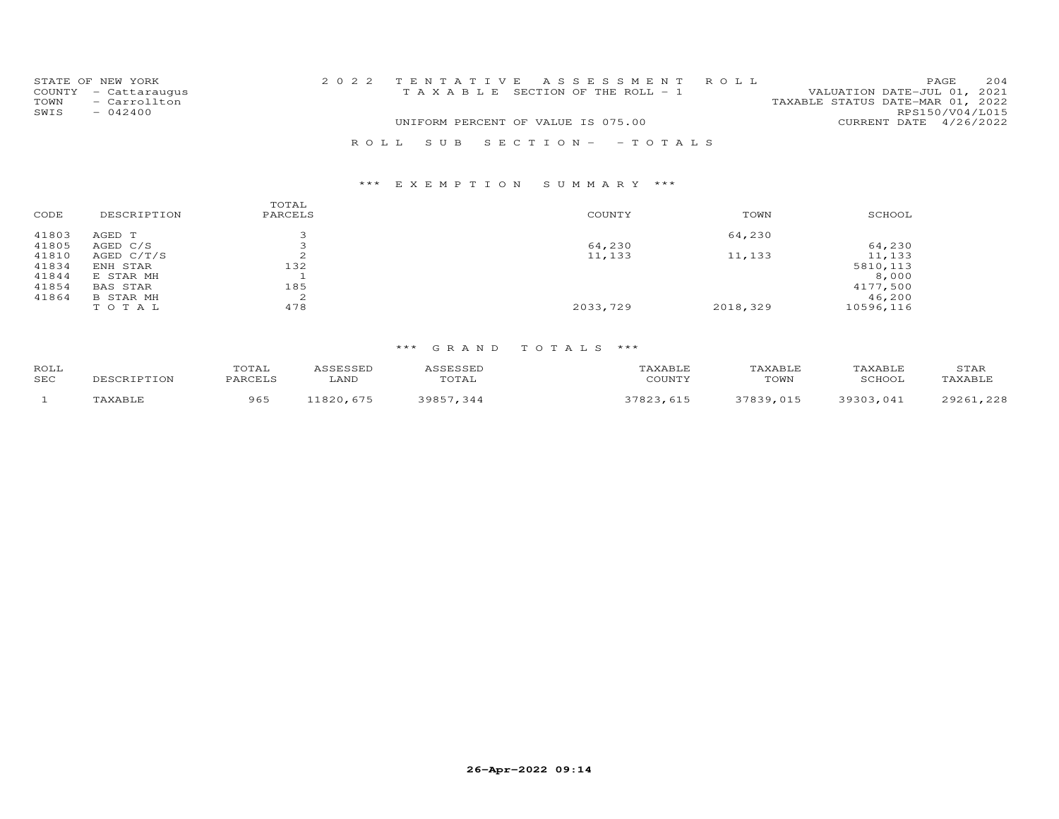STATE OF NEW YORK
COUNTY - Cattaraugus
TOWN - Carrollton
SWIS - 042400

2022 TENTATIVE ASSESSMENT ROLL
TAXABLE SECTION OF THE ROLL - 1
UNIFORM PERCENT OF VALUE IS 075.00

VALUATION DATE-JUL 01, 2021
TAXABLE STATUS DATE-MAR 01, 2022
RPS150/V04/L015
CURRENT DATE 4/26/2022

ROLL SUB SECTION- - TOTALS

### *** EXEMPTION SUMMARY ***

| CODE | DESCRIPTION | TOTAL PARCELS | COUNTY | TOWN | SCHOOL |
|---|---|---|---|---|---|
| 41803 | AGED T | 3 | | 64,230 | |
| 41805 | AGED C/S | 3 | 64,230 | | 64,230 |
| 41810 | AGED C/T/S | 2 | 11,133 | 11,133 | 11,133 |
| 41834 | ENH STAR | 132 | | | 5810,113 |
| 41844 | E STAR MH | 1 | | | 8,000 |
| 41854 | BAS STAR | 185 | | | 4177,500 |
| 41864 | B STAR MH | 2 | | | 46,200 |
| | TOTAL | 478 | 2033,729 | 2018,329 | 10596,116 |

### *** GRAND TOTALS ***

| ROLL SEC | DESCRIPTION | TOTAL PARCELS | ASSESSED LAND | ASSESSED TOTAL | TAXABLE COUNTY | TAXABLE TOWN | TAXABLE SCHOOL | STAR TAXABLE |
|---|---|---|---|---|---|---|---|---|
| 1 | TAXABLE | 965 | 11820,675 | 39857,344 | 37823,615 | 37839,015 | 39303,041 | 29261,228 |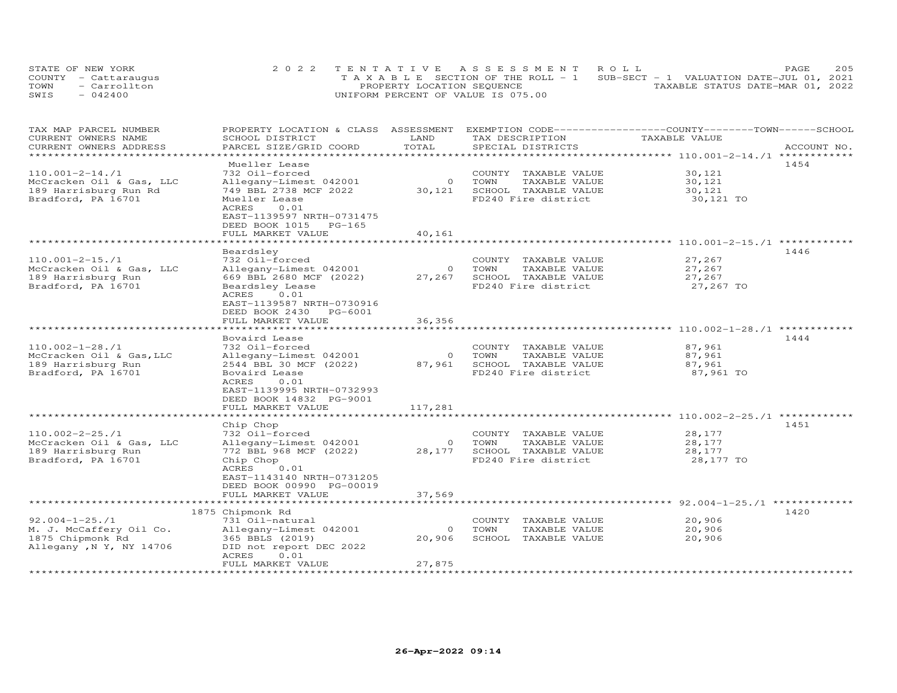STATE OF NEW YORK
COUNTY - Cattaraugus
TOWN - Carrollton
SWIS - 042400

2022 TENTATIVE ASSESSMENT ROLL
TAXABLE SECTION OF THE ROLL - 1
PROPERTY LOCATION SEQUENCE
UNIFORM PERCENT OF VALUE IS 075.00

SUB-SECT - 1 VALUATION DATE-JUL 01, 2021
TAXABLE STATUS DATE-MAR 01, 2022

| TAX MAP PARCEL NUMBER / CURRENT OWNERS NAME / CURRENT OWNERS ADDRESS | PROPERTY LOCATION & CLASS / SCHOOL DISTRICT / PARCEL SIZE/GRID COORD | ASSESSMENT LAND / TOTAL | EXEMPTION CODE / TAX DESCRIPTION / SPECIAL DISTRICTS | COUNTY / TOWN / SCHOOL TAXABLE VALUE | ACCOUNT NO. |
|---|---|---|---|---|---|
| 110.001-2-14./1 | Mueller Lease | | | | 1454 |
| | 732 Oil-forced | | COUNTY TAXABLE VALUE | 30,121 | |
| McCracken Oil & Gas, LLC | Allegany-Limest 042001 | 0 | TOWN TAXABLE VALUE | 30,121 | |
| 189 Harrisburg Run Rd | 749 BBL 2738 MCF 2022 | 30,121 | SCHOOL TAXABLE VALUE | 30,121 | |
| Bradford, PA 16701 | Mueller Lease | | FD240 Fire district | 30,121 TO | |
| | ACRES 0.01 | | | | |
| | EAST-1139597 NRTH-0731475 | | | | |
| | DEED BOOK 1015 PG-165 | | | | |
| | FULL MARKET VALUE | 40,161 | | | |
| 110.001-2-15./1 | Beardsley | | | | 1446 |
| | 732 Oil-forced | | COUNTY TAXABLE VALUE | 27,267 | |
| McCracken Oil & Gas, LLC | Allegany-Limest 042001 | 0 | TOWN TAXABLE VALUE | 27,267 | |
| 189 Harrisburg Run | 669 BBL 2680 MCF (2022) | 27,267 | SCHOOL TAXABLE VALUE | 27,267 | |
| Bradford, PA 16701 | Beardsley Lease | | FD240 Fire district | 27,267 TO | |
| | ACRES 0.01 | | | | |
| | EAST-1139587 NRTH-0730916 | | | | |
| | DEED BOOK 2430 PG-6001 | | | | |
| | FULL MARKET VALUE | 36,356 | | | |
| 110.002-1-28./1 | Bovaird Lease | | | | 1444 |
| | 732 Oil-forced | | COUNTY TAXABLE VALUE | 87,961 | |
| McCracken Oil & Gas,LLC | Allegany-Limest 042001 | 0 | TOWN TAXABLE VALUE | 87,961 | |
| 189 Harrisburg Run | 2544 BBL 30 MCF (2022) | 87,961 | SCHOOL TAXABLE VALUE | 87,961 | |
| Bradford, PA 16701 | Bovaird Lease | | FD240 Fire district | 87,961 TO | |
| | ACRES 0.01 | | | | |
| | EAST-1139995 NRTH-0732993 | | | | |
| | DEED BOOK 14832 PG-9001 | | | | |
| | FULL MARKET VALUE | 117,281 | | | |
| 110.002-2-25./1 | Chip Chop | | | | 1451 |
| | 732 Oil-forced | | COUNTY TAXABLE VALUE | 28,177 | |
| McCracken Oil & Gas, LLC | Allegany-Limest 042001 | 0 | TOWN TAXABLE VALUE | 28,177 | |
| 189 Harrisburg Run | 772 BBL 968 MCF (2022) | 28,177 | SCHOOL TAXABLE VALUE | 28,177 | |
| Bradford, PA 16701 | Chip Chop | | FD240 Fire district | 28,177 TO | |
| | ACRES 0.01 | | | | |
| | EAST-1143140 NRTH-0731205 | | | | |
| | DEED BOOK 00990 PG-00019 | | | | |
| | FULL MARKET VALUE | 37,569 | | | |
| 92.004-1-25./1 | 1875 Chipmonk Rd | | | | 1420 |
| | 731 Oil-natural | | COUNTY TAXABLE VALUE | 20,906 | |
| M. J. McCaffery Oil Co. | Allegany-Limest 042001 | 0 | TOWN TAXABLE VALUE | 20,906 | |
| 1875 Chipmonk Rd | 365 BBLS (2019) | 20,906 | SCHOOL TAXABLE VALUE | 20,906 | |
| Allegany ,N Y, NY 14706 | DID not report DEC 2022 | | | | |
| | ACRES 0.01 | | | | |
| | FULL MARKET VALUE | 27,875 | | | |

26-Apr-2022 09:14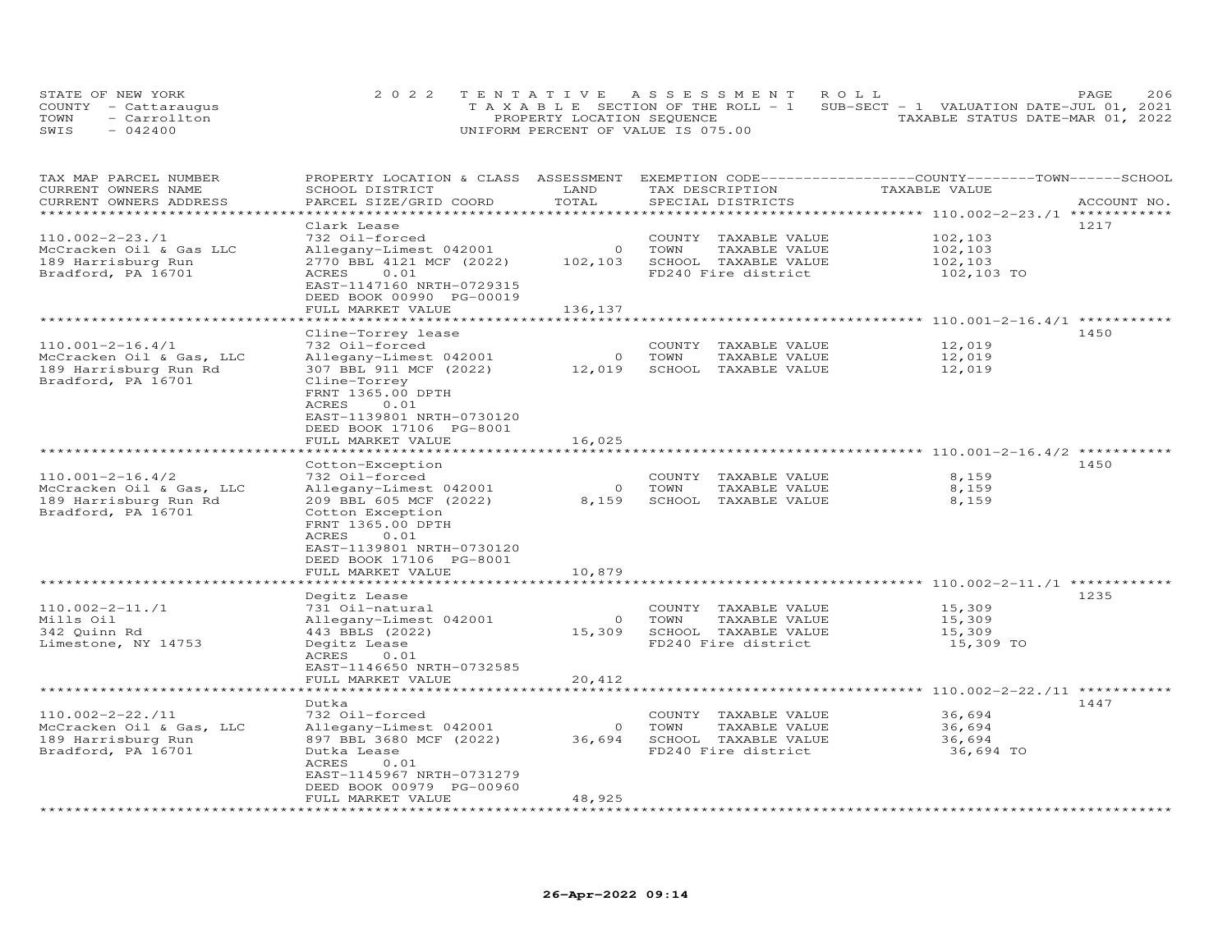STATE OF NEW YORK
COUNTY - Cattaraugus
TOWN - Carrollton
SWIS - 042400

2022 TENTATIVE ASSESSMENT ROLL
TAXABLE SECTION OF THE ROLL - 1
PROPERTY LOCATION SEQUENCE
UNIFORM PERCENT OF VALUE IS 075.00

SUB-SECT - 1 VALUATION DATE-JUL 01, 2021
TAXABLE STATUS DATE-MAR 01, 2022

| TAX MAP PARCEL NUMBER / CURRENT OWNERS NAME / CURRENT OWNERS ADDRESS | PROPERTY LOCATION & CLASS / SCHOOL DISTRICT / PARCEL SIZE/GRID COORD | ASSESSMENT LAND / TOTAL | EXEMPTION CODE / TAX DESCRIPTION / SPECIAL DISTRICTS | COUNTY--------TOWN------SCHOOL TAXABLE VALUE | ACCOUNT NO. |
|---|---|---|---|---|---|
| **110.002-2-23./1** | Clark Lease | | | | 1217 |
| 110.002-2-23./1 | 732 Oil-forced | | COUNTY TAXABLE VALUE | 102,103 | |
| McCracken Oil & Gas LLC | Allegany-Limest 042001 | 0 | TOWN TAXABLE VALUE | 102,103 | |
| 189 Harrisburg Run | 2770 BBL 4121 MCF (2022) | 102,103 | SCHOOL TAXABLE VALUE | 102,103 | |
| Bradford, PA 16701 | ACRES 0.01 | | FD240 Fire district | 102,103 TO | |
| | EAST-1147160 NRTH-0729315 | | | | |
| | DEED BOOK 00990 PG-00019 | | | | |
| | FULL MARKET VALUE | 136,137 | | | |
| **110.001-2-16.4/1** | Cline-Torrey lease | | | | 1450 |
| 110.001-2-16.4/1 | 732 Oil-forced | | COUNTY TAXABLE VALUE | 12,019 | |
| McCracken Oil & Gas, LLC | Allegany-Limest 042001 | 0 | TOWN TAXABLE VALUE | 12,019 | |
| 189 Harrisburg Run Rd | 307 BBL 911 MCF (2022) | 12,019 | SCHOOL TAXABLE VALUE | 12,019 | |
| Bradford, PA 16701 | Cline-Torrey | | | | |
| | FRNT 1365.00 DPTH | | | | |
| | ACRES 0.01 | | | | |
| | EAST-1139801 NRTH-0730120 | | | | |
| | DEED BOOK 17106 PG-8001 | | | | |
| | FULL MARKET VALUE | 16,025 | | | |
| **110.001-2-16.4/2** | Cotton-Exception | | | | 1450 |
| 110.001-2-16.4/2 | 732 Oil-forced | | COUNTY TAXABLE VALUE | 8,159 | |
| McCracken Oil & Gas, LLC | Allegany-Limest 042001 | 0 | TOWN TAXABLE VALUE | 8,159 | |
| 189 Harrisburg Run Rd | 209 BBL 605 MCF (2022) | 8,159 | SCHOOL TAXABLE VALUE | 8,159 | |
| Bradford, PA 16701 | Cotton Exception | | | | |
| | FRNT 1365.00 DPTH | | | | |
| | ACRES 0.01 | | | | |
| | EAST-1139801 NRTH-0730120 | | | | |
| | DEED BOOK 17106 PG-8001 | | | | |
| | FULL MARKET VALUE | 10,879 | | | |
| **110.002-2-11./1** | Degitz Lease | | | | 1235 |
| 110.002-2-11./1 | 731 Oil-natural | | COUNTY TAXABLE VALUE | 15,309 | |
| Mills Oil | Allegany-Limest 042001 | 0 | TOWN TAXABLE VALUE | 15,309 | |
| 342 Quinn Rd | 443 BBLS (2022) | 15,309 | SCHOOL TAXABLE VALUE | 15,309 | |
| Limestone, NY 14753 | Degitz Lease | | FD240 Fire district | 15,309 TO | |
| | ACRES 0.01 | | | | |
| | EAST-1146650 NRTH-0732585 | | | | |
| | FULL MARKET VALUE | 20,412 | | | |
| **110.002-2-22./11** | Dutka | | | | 1447 |
| 110.002-2-22./11 | 732 Oil-forced | | COUNTY TAXABLE VALUE | 36,694 | |
| McCracken Oil & Gas, LLC | Allegany-Limest 042001 | 0 | TOWN TAXABLE VALUE | 36,694 | |
| 189 Harrisburg Run | 897 BBL 3680 MCF (2022) | 36,694 | SCHOOL TAXABLE VALUE | 36,694 | |
| Bradford, PA 16701 | Dutka Lease | | FD240 Fire district | 36,694 TO | |
| | ACRES 0.01 | | | | |
| | EAST-1145967 NRTH-0731279 | | | | |
| | DEED BOOK 00979 PG-00960 | | | | |
| | FULL MARKET VALUE | 48,925 | | | |

26-Apr-2022 09:14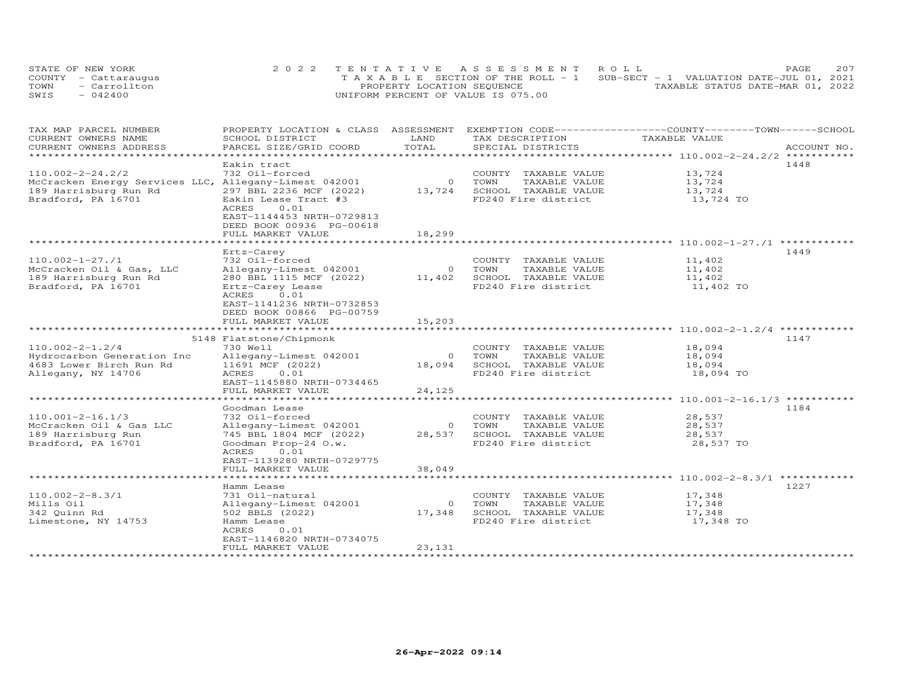STATE OF NEW YORK
COUNTY - Cattaraugus
TOWN - Carrollton
SWIS - 042400

2022 TENTATIVE ASSESSMENT ROLL
TAXABLE SECTION OF THE ROLL - 1
PROPERTY LOCATION SEQUENCE
UNIFORM PERCENT OF VALUE IS 075.00

SUB-SECT - 1 VALUATION DATE-JUL 01, 2021
TAXABLE STATUS DATE-MAR 01, 2022

| TAX MAP PARCEL NUMBER / CURRENT OWNERS NAME / CURRENT OWNERS ADDRESS | PROPERTY LOCATION & CLASS / SCHOOL DISTRICT / PARCEL SIZE/GRID COORD | ASSESSMENT LAND / TOTAL | EXEMPTION CODE / TAX DESCRIPTION / SPECIAL DISTRICTS | TAXABLE VALUE (COUNTY / TOWN / SCHOOL) | ACCOUNT NO. |
|---|---|---|---|---|---|
| 110.002-2-24.2/2 | Eakin tract | | | | 1448 |
| 110.002-2-24.2/2 | 732 Oil-forced | | COUNTY TAXABLE VALUE | 13,724 | |
| McCracken Energy Services LLC, | Allegany-Limest 042001 | 0 | TOWN TAXABLE VALUE | 13,724 | |
| 189 Harrisburg Run Rd | 297 BBL 2236 MCF (2022) | 13,724 | SCHOOL TAXABLE VALUE | 13,724 | |
| Bradford, PA 16701 | Eakin Lease Tract #3 | | FD240 Fire district | 13,724 TO | |
| | ACRES 0.01 | | | | |
| | EAST-1144453 NRTH-0729813 | | | | |
| | DEED BOOK 00936 PG-00618 | | | | |
| | FULL MARKET VALUE | 18,299 | | | |
| 110.002-1-27./1 | Ertz-Carey | | | | 1449 |
| 110.002-1-27./1 | 732 Oil-forced | | COUNTY TAXABLE VALUE | 11,402 | |
| McCracken Oil & Gas, LLC | Allegany-Limest 042001 | 0 | TOWN TAXABLE VALUE | 11,402 | |
| 189 Harrisburg Run Rd | 280 BBL 1115 MCF (2022) | 11,402 | SCHOOL TAXABLE VALUE | 11,402 | |
| Bradford, PA 16701 | Ertz-Carey Lease | | FD240 Fire district | 11,402 TO | |
| | ACRES 0.01 | | | | |
| | EAST-1141236 NRTH-0732853 | | | | |
| | DEED BOOK 00866 PG-00759 | | | | |
| | FULL MARKET VALUE | 15,203 | | | |
| 110.002-2-1.2/4 | 5148 Flatstone/Chipmonk | | | | 1147 |
| 110.002-2-1.2/4 | 730 Well | | COUNTY TAXABLE VALUE | 18,094 | |
| Hydrocarbon Generation Inc | Allegany-Limest 042001 | 0 | TOWN TAXABLE VALUE | 18,094 | |
| 4683 Lower Birch Run Rd | 11691 MCF (2022) | 18,094 | SCHOOL TAXABLE VALUE | 18,094 | |
| Allegany, NY 14706 | ACRES 0.01 | | FD240 Fire district | 18,094 TO | |
| | EAST-1145880 NRTH-0734465 | | | | |
| | FULL MARKET VALUE | 24,125 | | | |
| 110.001-2-16.1/3 | Goodman Lease | | | | 1184 |
| 110.001-2-16.1/3 | 732 Oil-forced | | COUNTY TAXABLE VALUE | 28,537 | |
| McCracken Oil & Gas LLC | Allegany-Limest 042001 | 0 | TOWN TAXABLE VALUE | 28,537 | |
| 189 Harrisburg Run | 745 BBL 1804 MCF (2022) | 28,537 | SCHOOL TAXABLE VALUE | 28,537 | |
| Bradford, PA 16701 | Goodman Prop-24 O.w. | | FD240 Fire district | 28,537 TO | |
| | ACRES 0.01 | | | | |
| | EAST-1139280 NRTH-0729775 | | | | |
| | FULL MARKET VALUE | 38,049 | | | |
| 110.002-2-8.3/1 | Hamm Lease | | | | 1227 |
| 110.002-2-8.3/1 | 731 Oil-natural | | COUNTY TAXABLE VALUE | 17,348 | |
| Mills Oil | Allegany-Limest 042001 | 0 | TOWN TAXABLE VALUE | 17,348 | |
| 342 Quinn Rd | 502 BBLS (2022) | 17,348 | SCHOOL TAXABLE VALUE | 17,348 | |
| Limestone, NY 14753 | Hamm Lease | | FD240 Fire district | 17,348 TO | |
| | ACRES 0.01 | | | | |
| | EAST-1146820 NRTH-0734075 | | | | |
| | FULL MARKET VALUE | 23,131 | | | |

26-Apr-2022 09:14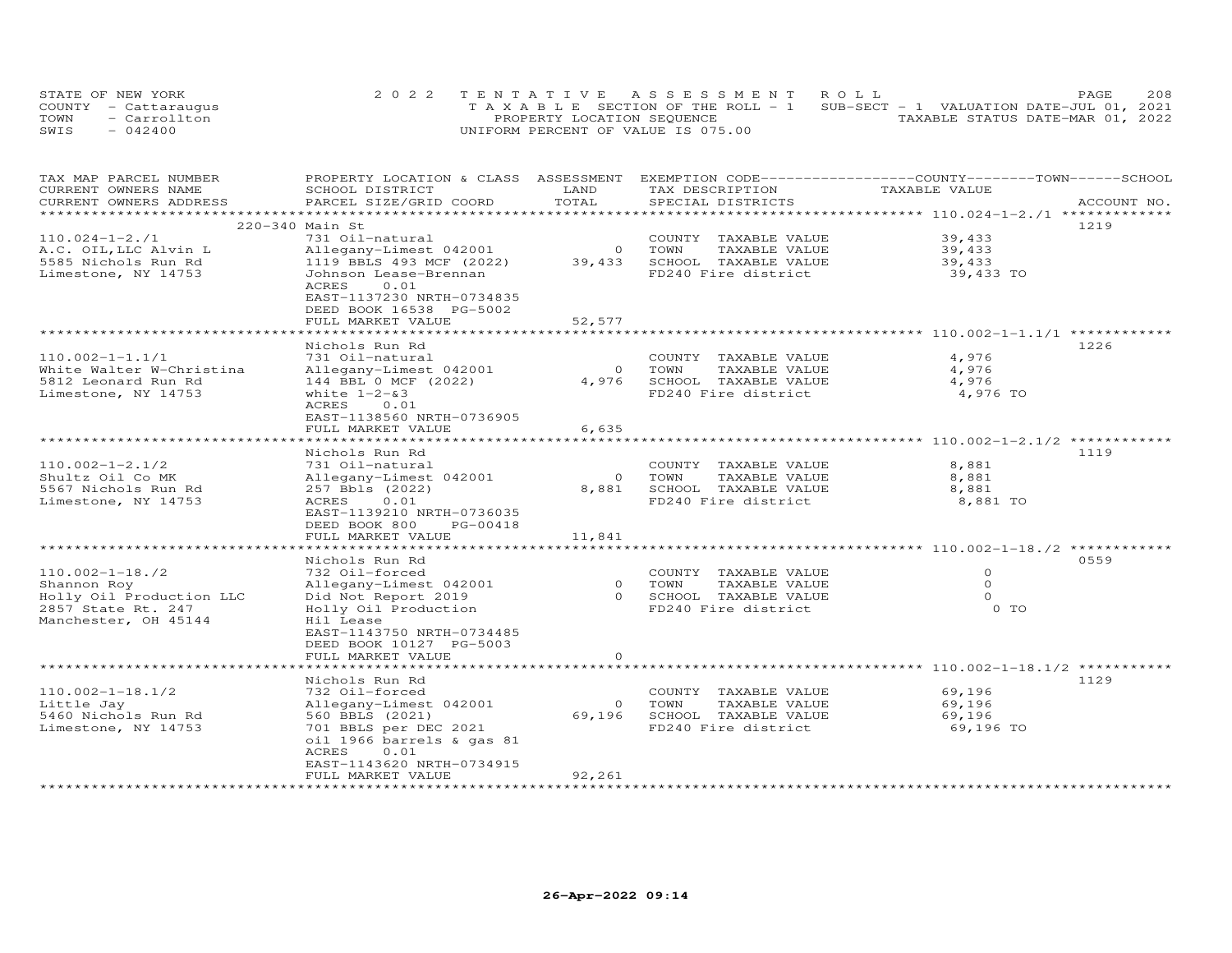STATE OF NEW YORK
COUNTY - Cattaraugus
TOWN - Carrollton
SWIS - 042400

2022 TENTATIVE ASSESSMENT ROLL
TAXABLE SECTION OF THE ROLL - 1
PROPERTY LOCATION SEQUENCE
UNIFORM PERCENT OF VALUE IS 075.00

SUB-SECT - 1 VALUATION DATE-JUL 01, 2021
TAXABLE STATUS DATE-MAR 01, 2022

| TAX MAP PARCEL NUMBER / CURRENT OWNERS NAME / CURRENT OWNERS ADDRESS | PROPERTY LOCATION & CLASS / SCHOOL DISTRICT / PARCEL SIZE/GRID COORD | ASSESSMENT LAND | TOTAL | EXEMPTION CODE / TAX DESCRIPTION / SPECIAL DISTRICTS | COUNTY / TOWN / SCHOOL TAXABLE VALUE | ACCOUNT NO. |
|---|---|---|---|---|---|---|
| 110.024-1-2./1 | 220-340 Main St | | | | | 1219 |
| | 731 Oil-natural | | | COUNTY TAXABLE VALUE | 39,433 | |
| A.C. OIL,LLC Alvin L | Allegany-Limest 042001 | 0 | | TOWN TAXABLE VALUE | 39,433 | |
| 5585 Nichols Run Rd | 1119 BBLS 493 MCF (2022) | | 39,433 | SCHOOL TAXABLE VALUE | 39,433 | |
| Limestone, NY 14753 | Johnson Lease-Brennan | | | FD240 Fire district | 39,433 TO | |
| | ACRES 0.01 | | | | | |
| | EAST-1137230 NRTH-0734835 | | | | | |
| | DEED BOOK 16538 PG-5002 | | | | | |
| | FULL MARKET VALUE | | 52,577 | | | |
| 110.002-1-1.1/1 | Nichols Run Rd | | | | | 1226 |
| | 731 Oil-natural | | | COUNTY TAXABLE VALUE | 4,976 | |
| White Walter W-Christina | Allegany-Limest 042001 | 0 | | TOWN TAXABLE VALUE | 4,976 | |
| 5812 Leonard Run Rd | 144 BBL 0 MCF (2022) | | 4,976 | SCHOOL TAXABLE VALUE | 4,976 | |
| Limestone, NY 14753 | white 1-2-&3 | | | FD240 Fire district | 4,976 TO | |
| | ACRES 0.01 | | | | | |
| | EAST-1138560 NRTH-0736905 | | | | | |
| | FULL MARKET VALUE | | 6,635 | | | |
| 110.002-1-2.1/2 | Nichols Run Rd | | | | | 1119 |
| | 731 Oil-natural | | | COUNTY TAXABLE VALUE | 8,881 | |
| Shultz Oil Co MK | Allegany-Limest 042001 | 0 | | TOWN TAXABLE VALUE | 8,881 | |
| 5567 Nichols Run Rd | 257 Bbls (2022) | | 8,881 | SCHOOL TAXABLE VALUE | 8,881 | |
| Limestone, NY 14753 | ACRES 0.01 | | | FD240 Fire district | 8,881 TO | |
| | EAST-1139210 NRTH-0736035 | | | | | |
| | DEED BOOK 800 PG-00418 | | | | | |
| | FULL MARKET VALUE | | 11,841 | | | |
| 110.002-1-18./2 | Nichols Run Rd | | | | | 0559 |
| | 732 Oil-forced | | | COUNTY TAXABLE VALUE | 0 | |
| Shannon Roy | Allegany-Limest 042001 | 0 | | TOWN TAXABLE VALUE | 0 | |
| Holly Oil Production LLC | Did Not Report 2019 | | 0 | SCHOOL TAXABLE VALUE | 0 | |
| 2857 State Rt. 247 | Holly Oil Production | | | FD240 Fire district | 0 TO | |
| Manchester, OH 45144 | Hil Lease | | | | | |
| | EAST-1143750 NRTH-0734485 | | | | | |
| | DEED BOOK 10127 PG-5003 | | | | | |
| | FULL MARKET VALUE | | 0 | | | |
| 110.002-1-18.1/2 | Nichols Run Rd | | | | | 1129 |
| | 732 Oil-forced | | | COUNTY TAXABLE VALUE | 69,196 | |
| Little Jay | Allegany-Limest 042001 | 0 | | TOWN TAXABLE VALUE | 69,196 | |
| 5460 Nichols Run Rd | 560 BBLS (2021) | | 69,196 | SCHOOL TAXABLE VALUE | 69,196 | |
| Limestone, NY 14753 | 701 BBLS per DEC 2021 | | | FD240 Fire district | 69,196 TO | |
| | oil 1966 barrels & gas 81 | | | | | |
| | ACRES 0.01 | | | | | |
| | EAST-1143620 NRTH-0734915 | | | | | |
| | FULL MARKET VALUE | | 92,261 | | | |

26-Apr-2022 09:14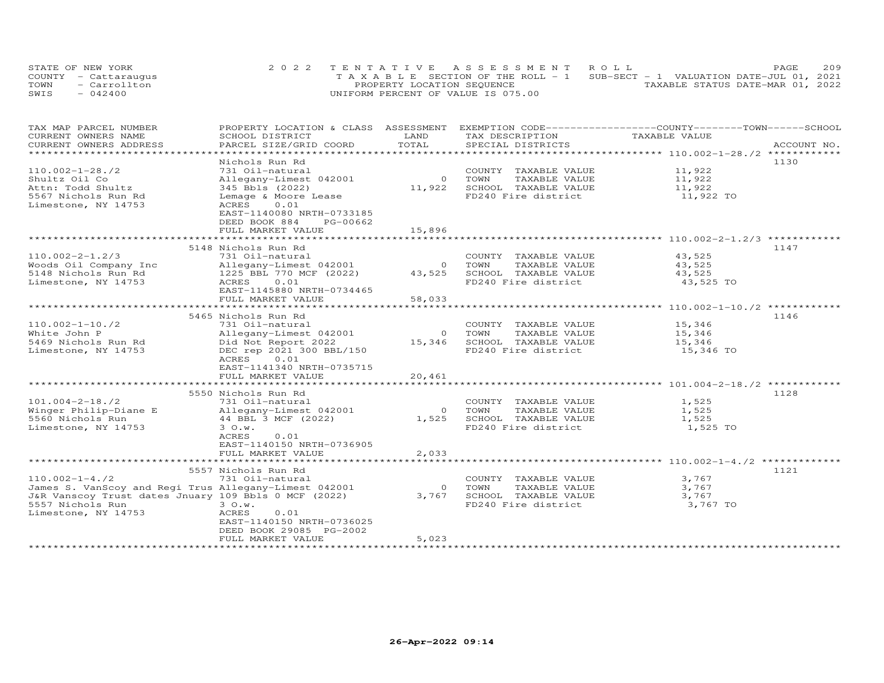STATE OF NEW YORK
COUNTY - Cattaraugus
TOWN - Carrollton
SWIS - 042400

2022 TENTATIVE ASSESSMENT ROLL
TAXABLE SECTION OF THE ROLL - 1
PROPERTY LOCATION SEQUENCE
UNIFORM PERCENT OF VALUE IS 075.00

SUB-SECT - 1 VALUATION DATE-JUL 01, 2021
TAXABLE STATUS DATE-MAR 01, 2022

| TAX MAP PARCEL NUMBER / CURRENT OWNERS NAME / CURRENT OWNERS ADDRESS | PROPERTY LOCATION & CLASS / SCHOOL DISTRICT / PARCEL SIZE/GRID COORD | ASSESSMENT LAND | TOTAL | EXEMPTION CODE / TAX DESCRIPTION / SPECIAL DISTRICTS | COUNTY / TOWN / SCHOOL TAXABLE VALUE | ACCOUNT NO. |
|---|---|---|---|---|---|---|
| **110.002-1-28./2** | Nichols Run Rd | | | | | 1130 |
| 110.002-1-28./2 | 731 Oil-natural | | | COUNTY TAXABLE VALUE | 11,922 | |
| Shultz Oil Co | Allegany-Limest 042001 | 0 | | TOWN TAXABLE VALUE | 11,922 | |
| Attn: Todd Shultz | 345 Bbls (2022) | | 11,922 | SCHOOL TAXABLE VALUE | 11,922 | |
| 5567 Nichols Run Rd | Lemage & Moore Lease | | | FD240 Fire district | 11,922 TO | |
| Limestone, NY 14753 | ACRES 0.01 | | | | | |
| | EAST-1140080 NRTH-0733185 | | | | | |
| | DEED BOOK 884 PG-00662 | | | | | |
| | FULL MARKET VALUE | | 15,896 | | | |
| **110.002-2-1.2/3** | 5148 Nichols Run Rd | | | | | 1147 |
| 110.002-2-1.2/3 | 731 Oil-natural | | | COUNTY TAXABLE VALUE | 43,525 | |
| Woods Oil Company Inc | Allegany-Limest 042001 | 0 | | TOWN TAXABLE VALUE | 43,525 | |
| 5148 Nichols Run Rd | 1225 BBL 770 MCF (2022) | | 43,525 | SCHOOL TAXABLE VALUE | 43,525 | |
| Limestone, NY 14753 | ACRES 0.01 | | | FD240 Fire district | 43,525 TO | |
| | EAST-1145880 NRTH-0734465 | | | | | |
| | FULL MARKET VALUE | | 58,033 | | | |
| **110.002-1-10./2** | 5465 Nichols Run Rd | | | | | 1146 |
| 110.002-1-10./2 | 731 Oil-natural | | | COUNTY TAXABLE VALUE | 15,346 | |
| White John P | Allegany-Limest 042001 | 0 | | TOWN TAXABLE VALUE | 15,346 | |
| 5469 Nichols Run Rd | Did Not Report 2022 | | 15,346 | SCHOOL TAXABLE VALUE | 15,346 | |
| Limestone, NY 14753 | DEC rep 2021 300 BBL/150 | | | FD240 Fire district | 15,346 TO | |
| | ACRES 0.01 | | | | | |
| | EAST-1141340 NRTH-0735715 | | | | | |
| | FULL MARKET VALUE | | 20,461 | | | |
| **101.004-2-18./2** | 5550 Nichols Run Rd | | | | | 1128 |
| 101.004-2-18./2 | 731 Oil-natural | | | COUNTY TAXABLE VALUE | 1,525 | |
| Winger Philip-Diane E | Allegany-Limest 042001 | 0 | | TOWN TAXABLE VALUE | 1,525 | |
| 5560 Nichols Run | 44 BBL 3 MCF (2022) | | 1,525 | SCHOOL TAXABLE VALUE | 1,525 | |
| Limestone, NY 14753 | 3 O.w. | | | FD240 Fire district | 1,525 TO | |
| | ACRES 0.01 | | | | | |
| | EAST-1140150 NRTH-0736905 | | | | | |
| | FULL MARKET VALUE | | 2,033 | | | |
| **110.002-1-4./2** | 5557 Nichols Run Rd | | | | | 1121 |
| 110.002-1-4./2 | 731 Oil-natural | | | COUNTY TAXABLE VALUE | 3,767 | |
| James S. VanScoy and Regi Trus | Allegany-Limest 042001 | 0 | | TOWN TAXABLE VALUE | 3,767 | |
| J&R Vanscoy Trust dates Jnuary | 109 Bbls 0 MCF (2022) | | 3,767 | SCHOOL TAXABLE VALUE | 3,767 | |
| 5557 Nichols Run | 3 O.w. | | | FD240 Fire district | 3,767 TO | |
| Limestone, NY 14753 | ACRES 0.01 | | | | | |
| | EAST-1140150 NRTH-0736025 | | | | | |
| | DEED BOOK 29085 PG-2002 | | | | | |
| | FULL MARKET VALUE | | 5,023 | | | |

26-Apr-2022 09:14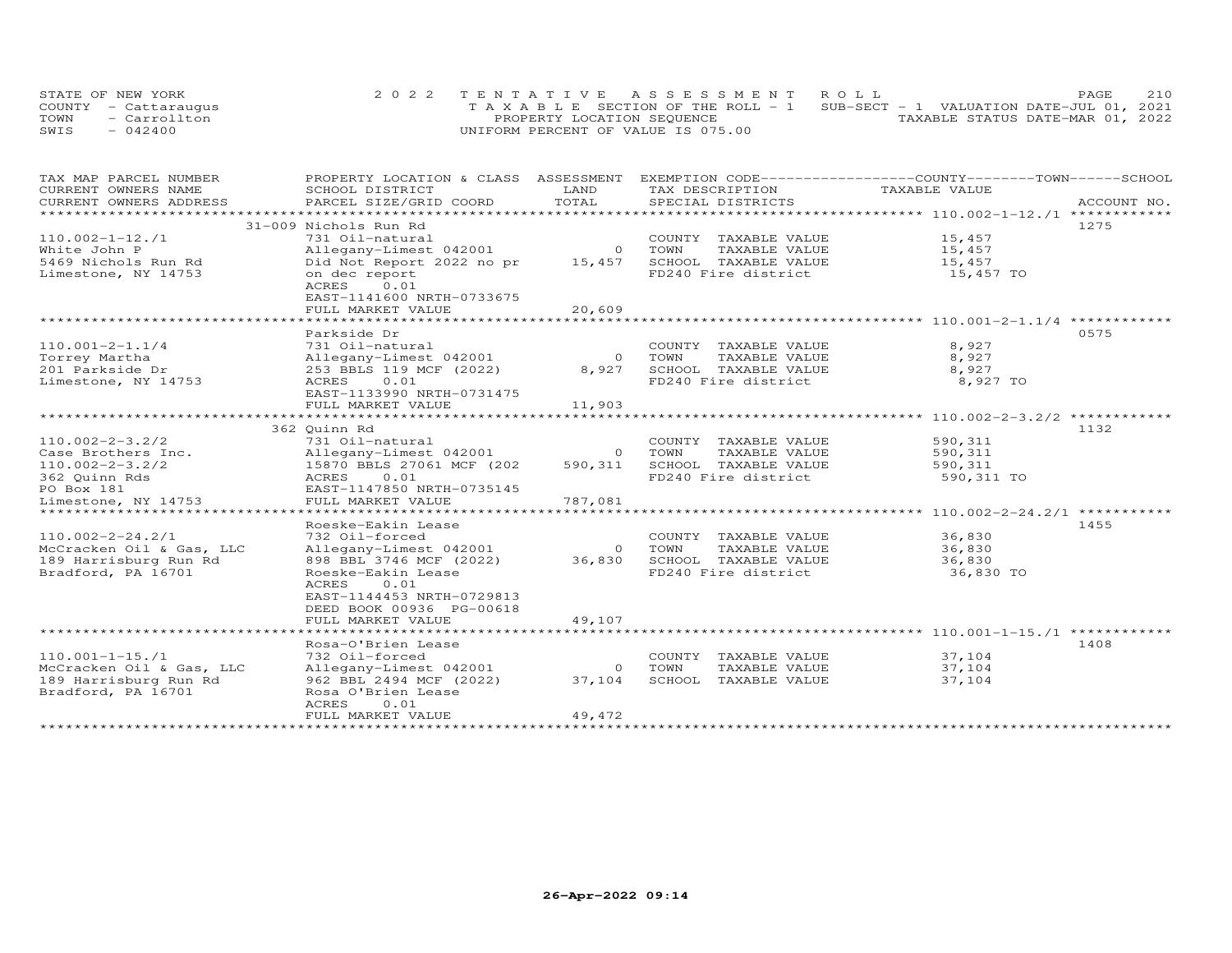STATE OF NEW YORK
COUNTY - Cattaraugus
TOWN - Carrollton
SWIS - 042400

2022 TENTATIVE ASSESSMENT ROLL
TAXABLE SECTION OF THE ROLL - 1
PROPERTY LOCATION SEQUENCE
UNIFORM PERCENT OF VALUE IS 075.00

SUB-SECT - 1 VALUATION DATE-JUL 01, 2021
TAXABLE STATUS DATE-MAR 01, 2022

| TAX MAP PARCEL NUMBER / CURRENT OWNERS NAME / CURRENT OWNERS ADDRESS | PROPERTY LOCATION & CLASS / SCHOOL DISTRICT / PARCEL SIZE/GRID COORD | ASSESSMENT LAND / TOTAL | EXEMPTION CODE / TAX DESCRIPTION / SPECIAL DISTRICTS | TAXABLE VALUE (COUNTY / TOWN / SCHOOL) | ACCOUNT NO. |
|---|---|---|---|---|---|
| **110.002-1-12./1** | 31-009 Nichols Run Rd | | | | 1275 |
| 110.002-1-12./1 | 731 Oil-natural | | COUNTY TAXABLE VALUE | 15,457 | |
| White John P | Allegany-Limest 042001 | 0 | TOWN TAXABLE VALUE | 15,457 | |
| 5469 Nichols Run Rd | Did Not Report 2022 no pr | 15,457 | SCHOOL TAXABLE VALUE | 15,457 | |
| Limestone, NY 14753 | on dec report | | FD240 Fire district | 15,457 TO | |
| | ACRES 0.01 | | | | |
| | EAST-1141600 NRTH-0733675 | | | | |
| | FULL MARKET VALUE | 20,609 | | | |
| **110.001-2-1.1/4** | Parkside Dr | | | | 0575 |
| 110.001-2-1.1/4 | 731 Oil-natural | | COUNTY TAXABLE VALUE | 8,927 | |
| Torrey Martha | Allegany-Limest 042001 | 0 | TOWN TAXABLE VALUE | 8,927 | |
| 201 Parkside Dr | 253 BBLS 119 MCF (2022) | 8,927 | SCHOOL TAXABLE VALUE | 8,927 | |
| Limestone, NY 14753 | ACRES 0.01 | | FD240 Fire district | 8,927 TO | |
| | EAST-1133990 NRTH-0731475 | | | | |
| | FULL MARKET VALUE | 11,903 | | | |
| **110.002-2-3.2/2** | 362 Quinn Rd | | | | 1132 |
| 110.002-2-3.2/2 | 731 Oil-natural | | COUNTY TAXABLE VALUE | 590,311 | |
| Case Brothers Inc. | Allegany-Limest 042001 | 0 | TOWN TAXABLE VALUE | 590,311 | |
| 110.002-2-3.2/2 | 15870 BBLS 27061 MCF (202 | 590,311 | SCHOOL TAXABLE VALUE | 590,311 | |
| 362 Quinn Rds | ACRES 0.01 | | FD240 Fire district | 590,311 TO | |
| PO Box 181 | EAST-1147850 NRTH-0735145 | | | | |
| Limestone, NY 14753 | FULL MARKET VALUE | 787,081 | | | |
| **110.002-2-24.2/1** | Roeske-Eakin Lease | | | | 1455 |
| 110.002-2-24.2/1 | 732 Oil-forced | | COUNTY TAXABLE VALUE | 36,830 | |
| McCracken Oil & Gas, LLC | Allegany-Limest 042001 | 0 | TOWN TAXABLE VALUE | 36,830 | |
| 189 Harrisburg Run Rd | 898 BBL 3746 MCF (2022) | 36,830 | SCHOOL TAXABLE VALUE | 36,830 | |
| Bradford, PA 16701 | Roeske-Eakin Lease | | FD240 Fire district | 36,830 TO | |
| | ACRES 0.01 | | | | |
| | EAST-1144453 NRTH-0729813 | | | | |
| | DEED BOOK 00936 PG-00618 | | | | |
| | FULL MARKET VALUE | 49,107 | | | |
| **110.001-1-15./1** | Rosa-O'Brien Lease | | | | 1408 |
| 110.001-1-15./1 | 732 Oil-forced | | COUNTY TAXABLE VALUE | 37,104 | |
| McCracken Oil & Gas, LLC | Allegany-Limest 042001 | 0 | TOWN TAXABLE VALUE | 37,104 | |
| 189 Harrisburg Run Rd | 962 BBL 2494 MCF (2022) | 37,104 | SCHOOL TAXABLE VALUE | 37,104 | |
| Bradford, PA 16701 | Rosa O'Brien Lease | | | | |
| | ACRES 0.01 | | | | |
| | FULL MARKET VALUE | 49,472 | | | |

26-Apr-2022 09:14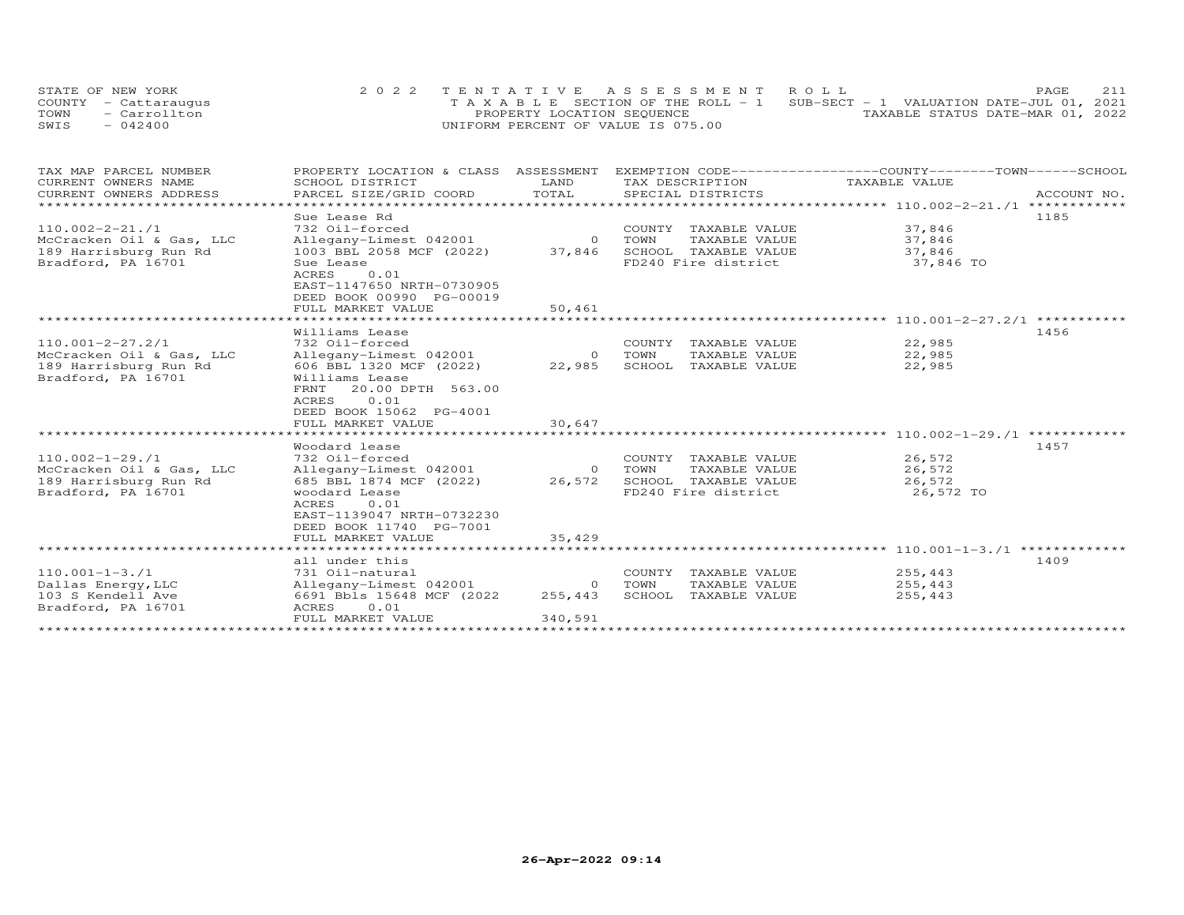STATE OF NEW YORK
COUNTY - Cattaraugus
TOWN - Carrollton
SWIS - 042400

2022 TENTATIVE ASSESSMENT ROLL
TAXABLE SECTION OF THE ROLL - 1
PROPERTY LOCATION SEQUENCE
UNIFORM PERCENT OF VALUE IS 075.00

SUB-SECT - 1 VALUATION DATE-JUL 01, 2021
TAXABLE STATUS DATE-MAR 01, 2022

| TAX MAP PARCEL NUMBER / CURRENT OWNERS NAME / CURRENT OWNERS ADDRESS | PROPERTY LOCATION & CLASS / SCHOOL DISTRICT / PARCEL SIZE/GRID COORD | ASSESSMENT LAND / TOTAL | EXEMPTION CODE / TAX DESCRIPTION / SPECIAL DISTRICTS | COUNTY / TOWN / SCHOOL TAXABLE VALUE | ACCOUNT NO. |
|---|---|---|---|---|---|
| **110.002-2-21./1** | Sue Lease Rd | | | | 1185 |
| 110.002-2-21./1 | 732 Oil-forced | | COUNTY TAXABLE VALUE | 37,846 | |
| McCracken Oil & Gas, LLC | Allegany-Limest 042001 | 0 | TOWN TAXABLE VALUE | 37,846 | |
| 189 Harrisburg Run Rd | 1003 BBL 2058 MCF (2022) | 37,846 | SCHOOL TAXABLE VALUE | 37,846 | |
| Bradford, PA 16701 | Sue Lease | | FD240 Fire district | 37,846 TO | |
| | ACRES 0.01 | | | | |
| | EAST-1147650 NRTH-0730905 | | | | |
| | DEED BOOK 00990 PG-00019 | | | | |
| | FULL MARKET VALUE | 50,461 | | | |
| **110.001-2-27.2/1** | Williams Lease | | | | 1456 |
| 110.001-2-27.2/1 | 732 Oil-forced | | COUNTY TAXABLE VALUE | 22,985 | |
| McCracken Oil & Gas, LLC | Allegany-Limest 042001 | 0 | TOWN TAXABLE VALUE | 22,985 | |
| 189 Harrisburg Run Rd | 606 BBL 1320 MCF (2022) | 22,985 | SCHOOL TAXABLE VALUE | 22,985 | |
| Bradford, PA 16701 | Williams Lease | | | | |
| | FRNT 20.00 DPTH 563.00 | | | | |
| | ACRES 0.01 | | | | |
| | DEED BOOK 15062 PG-4001 | | | | |
| | FULL MARKET VALUE | 30,647 | | | |
| **110.002-1-29./1** | Woodard lease | | | | 1457 |
| 110.002-1-29./1 | 732 Oil-forced | | COUNTY TAXABLE VALUE | 26,572 | |
| McCracken Oil & Gas, LLC | Allegany-Limest 042001 | 0 | TOWN TAXABLE VALUE | 26,572 | |
| 189 Harrisburg Run Rd | 685 BBL 1874 MCF (2022) | 26,572 | SCHOOL TAXABLE VALUE | 26,572 | |
| Bradford, PA 16701 | woodard Lease | | FD240 Fire district | 26,572 TO | |
| | ACRES 0.01 | | | | |
| | EAST-1139047 NRTH-0732230 | | | | |
| | DEED BOOK 11740 PG-7001 | | | | |
| | FULL MARKET VALUE | 35,429 | | | |
| **110.001-1-3./1** | all under this | | | | 1409 |
| 110.001-1-3./1 | 731 Oil-natural | | COUNTY TAXABLE VALUE | 255,443 | |
| Dallas Energy,LLC | Allegany-Limest 042001 | 0 | TOWN TAXABLE VALUE | 255,443 | |
| 103 S Kendell Ave | 6691 Bbls 15648 MCF (2022 | 255,443 | SCHOOL TAXABLE VALUE | 255,443 | |
| Bradford, PA 16701 | ACRES 0.01 | | | | |
| | FULL MARKET VALUE | 340,591 | | | |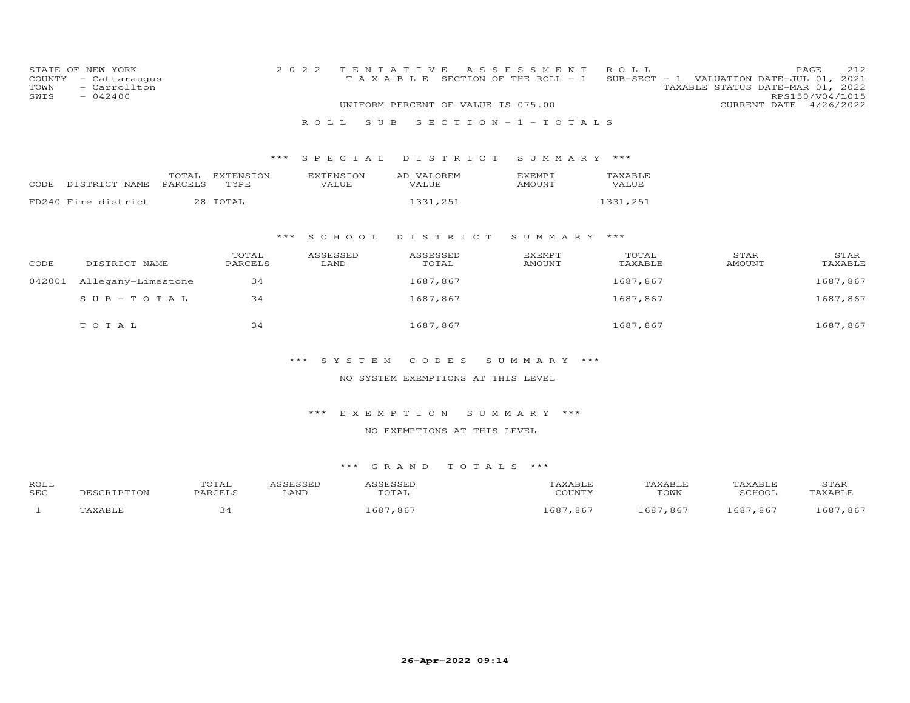STATE OF NEW YORK
COUNTY - Cattaraugus
TOWN - Carrollton
SWIS - 042400

2022 TENTATIVE ASSESSMENT ROLL
TAXABLE SECTION OF THE ROLL - 1 SUB-SECT - 1 VALUATION DATE-JUL 01, 2021
TAXABLE STATUS DATE-MAR 01, 2022
RPS150/V04/L015
UNIFORM PERCENT OF VALUE IS 075.00 CURRENT DATE 4/26/2022

ROLL SUB SECTION-1-TOTALS

### *** SPECIAL DISTRICT SUMMARY ***

| CODE | DISTRICT NAME | TOTAL PARCELS | EXTENSION TYPE | EXTENSION VALUE | AD VALOREM VALUE | EXEMPT AMOUNT | TAXABLE VALUE |
|---|---|---|---|---|---|---|---|
| FD240 | Fire district | 28 | TOTAL | | 1331,251 | | 1331,251 |

### *** SCHOOL DISTRICT SUMMARY ***

| CODE | DISTRICT NAME | TOTAL PARCELS | ASSESSED LAND | ASSESSED TOTAL | EXEMPT AMOUNT | TOTAL TAXABLE | STAR AMOUNT | STAR TAXABLE |
|---|---|---|---|---|---|---|---|---|
| 042001 | Allegany-Limestone | 34 | | 1687,867 | | 1687,867 | | 1687,867 |
| | SUB-TOTAL | 34 | | 1687,867 | | 1687,867 | | 1687,867 |
| | TOTAL | 34 | | 1687,867 | | 1687,867 | | 1687,867 |

### *** SYSTEM CODES SUMMARY ***

NO SYSTEM EXEMPTIONS AT THIS LEVEL

### *** EXEMPTION SUMMARY ***

NO EXEMPTIONS AT THIS LEVEL

### *** GRAND TOTALS ***

| ROLL SEC | DESCRIPTION | TOTAL PARCELS | ASSESSED LAND | ASSESSED TOTAL | TAXABLE COUNTY | TAXABLE TOWN | TAXABLE SCHOOL | STAR TAXABLE |
|---|---|---|---|---|---|---|---|---|
| 1 | TAXABLE | 34 | | 1687,867 | 1687,867 | 1687,867 | 1687,867 | 1687,867 |

26-Apr-2022 09:14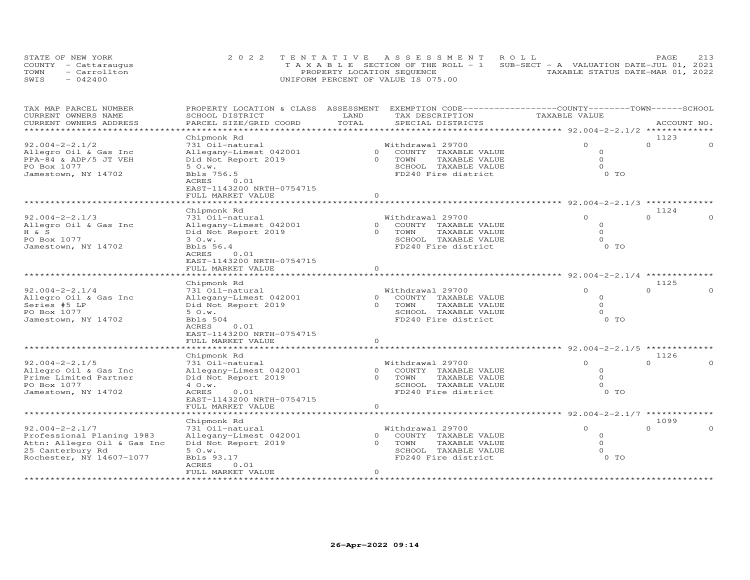STATE OF NEW YORK
COUNTY - Cattaraugus
TOWN - Carrollton
SWIS - 042400

2022 TENTATIVE ASSESSMENT ROLL
TAXABLE SECTION OF THE ROLL - 1
PROPERTY LOCATION SEQUENCE
UNIFORM PERCENT OF VALUE IS 075.00

SUB-SECT - A VALUATION DATE-JUL 01, 2021
TAXABLE STATUS DATE-MAR 01, 2022

| TAX MAP PARCEL NUMBER / CURRENT OWNERS NAME / CURRENT OWNERS ADDRESS | PROPERTY LOCATION & CLASS / SCHOOL DISTRICT / PARCEL SIZE/GRID COORD | ASSESSMENT LAND / TOTAL | EXEMPTION CODE / TAX DESCRIPTION / SPECIAL DISTRICTS | COUNTY TAXABLE VALUE | TOWN | SCHOOL / ACCOUNT NO. |
|---|---|---|---|---|---|---|
| **92.004-2-2.1/2** | Chipmonk Rd | | | | | 1123 |
| 92.004-2-2.1/2 | 731 Oil-natural | | Withdrawal 29700 | 0 | 0 | 0 |
| Allegro Oil & Gas Inc | Allegany-Limest 042001 | 0 | COUNTY TAXABLE VALUE | 0 | | |
| PPA-84 & ADP/5 JT VEH | Did Not Report 2019 | 0 | TOWN TAXABLE VALUE | 0 | | |
| PO Box 1077 | 5 O.w. | | SCHOOL TAXABLE VALUE | 0 | | |
| Jamestown, NY 14702 | Bbls 756.5 | | FD240 Fire district | 0 TO | | |
| | ACRES 0.01 | | | | | |
| | EAST-1143200 NRTH-0754715 | | | | | |
| | FULL MARKET VALUE | 0 | | | | |
| **92.004-2-2.1/3** | Chipmonk Rd | | | | | 1124 |
| 92.004-2-2.1/3 | 731 Oil-natural | | Withdrawal 29700 | 0 | 0 | 0 |
| Allegro Oil & Gas Inc | Allegany-Limest 042001 | 0 | COUNTY TAXABLE VALUE | 0 | | |
| H & S | Did Not Report 2019 | 0 | TOWN TAXABLE VALUE | 0 | | |
| PO Box 1077 | 3 O.w. | | SCHOOL TAXABLE VALUE | 0 | | |
| Jamestown, NY 14702 | Bbls 56.4 | | FD240 Fire district | 0 TO | | |
| | ACRES 0.01 | | | | | |
| | EAST-1143200 NRTH-0754715 | | | | | |
| | FULL MARKET VALUE | 0 | | | | |
| **92.004-2-2.1/4** | Chipmonk Rd | | | | | 1125 |
| 92.004-2-2.1/4 | 731 Oil-natural | | Withdrawal 29700 | 0 | 0 | 0 |
| Allegro Oil & Gas Inc | Allegany-Limest 042001 | 0 | COUNTY TAXABLE VALUE | 0 | | |
| Series #5 LP | Did Not Report 2019 | 0 | TOWN TAXABLE VALUE | 0 | | |
| PO Box 1077 | 5 O.w. | | SCHOOL TAXABLE VALUE | 0 | | |
| Jamestown, NY 14702 | Bbls 504 | | FD240 Fire district | 0 TO | | |
| | ACRES 0.01 | | | | | |
| | EAST-1143200 NRTH-0754715 | | | | | |
| | FULL MARKET VALUE | 0 | | | | |
| **92.004-2-2.1/5** | Chipmonk Rd | | | | | 1126 |
| 92.004-2-2.1/5 | 731 Oil-natural | | Withdrawal 29700 | 0 | 0 | 0 |
| Allegro Oil & Gas Inc | Allegany-Limest 042001 | 0 | COUNTY TAXABLE VALUE | 0 | | |
| Prime Limited Partner | Did Not Report 2019 | 0 | TOWN TAXABLE VALUE | 0 | | |
| PO Box 1077 | 4 O.w. | | SCHOOL TAXABLE VALUE | 0 | | |
| Jamestown, NY 14702 | ACRES 0.01 | | FD240 Fire district | 0 TO | | |
| | EAST-1143200 NRTH-0754715 | | | | | |
| | FULL MARKET VALUE | 0 | | | | |
| **92.004-2-2.1/7** | Chipmonk Rd | | | | | 1099 |
| 92.004-2-2.1/7 | 731 Oil-natural | | Withdrawal 29700 | 0 | 0 | 0 |
| Professional Planing 1983 | Allegany-Limest 042001 | 0 | COUNTY TAXABLE VALUE | 0 | | |
| Attn: Allegro Oil & Gas Inc | Did Not Report 2019 | 0 | TOWN TAXABLE VALUE | 0 | | |
| 25 Canterbury Rd | 5 O.w. | | SCHOOL TAXABLE VALUE | 0 | | |
| Rochester, NY 14607-1077 | Bbls 93.17 | | FD240 Fire district | 0 TO | | |
| | ACRES 0.01 | | | | | |
| | FULL MARKET VALUE | 0 | | | | |

26-Apr-2022 09:14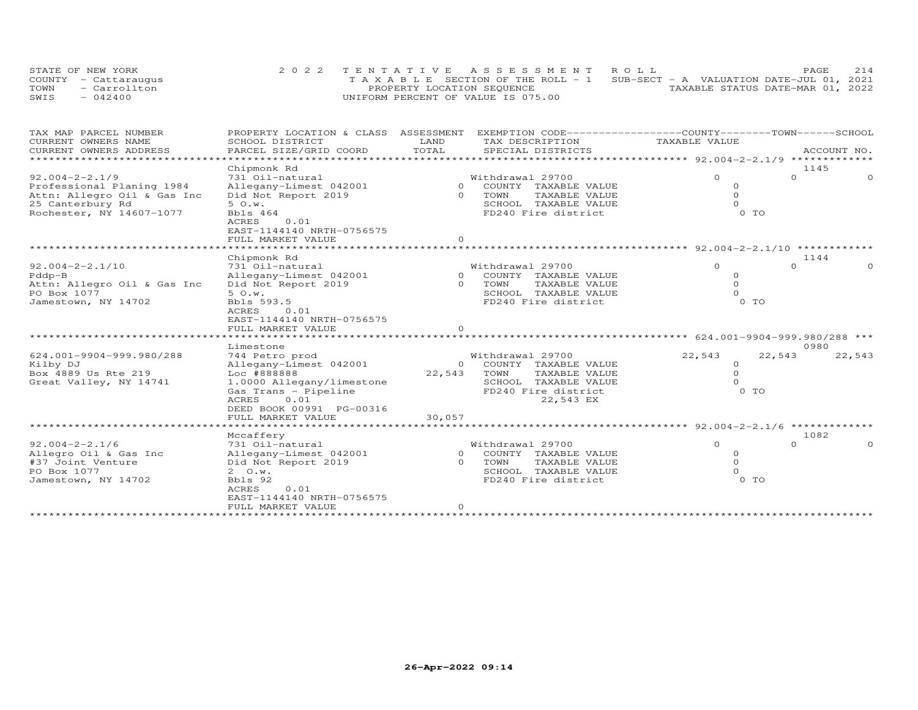STATE OF NEW YORK — 2022 TENTATIVE ASSESSMENT ROLL
COUNTY - Cattaraugus — TAXABLE SECTION OF THE ROLL - 1 — SUB-SECT - A VALUATION DATE-JUL 01, 2021
TOWN - Carrollton — PROPERTY LOCATION SEQUENCE — TAXABLE STATUS DATE-MAR 01, 2022
SWIS - 042400 — UNIFORM PERCENT OF VALUE IS 075.00

| TAX MAP PARCEL NUMBER / CURRENT OWNERS NAME / CURRENT OWNERS ADDRESS | PROPERTY LOCATION & CLASS / SCHOOL DISTRICT / PARCEL SIZE/GRID COORD | ASSESSMENT LAND / TOTAL | EXEMPTION CODE / TAX DESCRIPTION / SPECIAL DISTRICTS | COUNTY TAXABLE VALUE | TOWN | SCHOOL | ACCOUNT NO. |
|---|---|---|---|---|---|---|---|
| **92.004-2-2.1/9** | Chipmonk Rd | | | | | | 1145 |
| | 731 Oil-natural | | Withdrawal 29700 | 0 | 0 | 0 | |
| Professional Planing 1984 | Allegany-Limest 042001 | 0 | COUNTY TAXABLE VALUE | 0 | | | |
| Attn: Allegro Oil & Gas Inc | Did Not Report 2019 | 0 | TOWN TAXABLE VALUE | 0 | | | |
| 25 Canterbury Rd | 5 O.w. | | SCHOOL TAXABLE VALUE | 0 | | | |
| Rochester, NY 14607-1077 | Bbls 464 | | FD240 Fire district | 0 TO | | | |
| | ACRES 0.01 | | | | | | |
| | EAST-1144140 NRTH-0756575 | | | | | | |
| | FULL MARKET VALUE | 0 | | | | | |
| **92.004-2-2.1/10** | Chipmonk Rd | | | | | | 1144 |
| | 731 Oil-natural | | Withdrawal 29700 | 0 | 0 | 0 | |
| Pddp-B | Allegany-Limest 042001 | 0 | COUNTY TAXABLE VALUE | 0 | | | |
| Attn: Allegro Oil & Gas Inc | Did Not Report 2019 | 0 | TOWN TAXABLE VALUE | 0 | | | |
| PO Box 1077 | 5 O.w. | | SCHOOL TAXABLE VALUE | 0 | | | |
| Jamestown, NY 14702 | Bbls 593.5 | | FD240 Fire district | 0 TO | | | |
| | ACRES 0.01 | | | | | | |
| | EAST-1144140 NRTH-0756575 | | | | | | |
| | FULL MARKET VALUE | 0 | | | | | |
| **624.001-9904-999.980/288** | Limestone | | | | | | 0980 |
| | 744 Petro prod | | Withdrawal 29700 | 22,543 | 22,543 | 22,543 | |
| Kilby DJ | Allegany-Limest 042001 | 0 | COUNTY TAXABLE VALUE | 0 | | | |
| Box 4889 Us Rte 219 | Loc #888888 | 22,543 | TOWN TAXABLE VALUE | 0 | | | |
| Great Valley, NY 14741 | 1.0000 Allegany/limestone | | SCHOOL TAXABLE VALUE | 0 | | | |
| | Gas Trans - Pipeline | | FD240 Fire district | 0 TO | | | |
| | ACRES 0.01 | | 22,543 EX | | | | |
| | DEED BOOK 00991 PG-00316 | | | | | | |
| | FULL MARKET VALUE | 30,057 | | | | | |
| **92.004-2-2.1/6** | Mccaffery | | | | | | 1082 |
| | 731 Oil-natural | | Withdrawal 29700 | 0 | 0 | 0 | |
| Allegro Oil & Gas Inc | Allegany-Limest 042001 | 0 | COUNTY TAXABLE VALUE | 0 | | | |
| #37 Joint Venture | Did Not Report 2019 | 0 | TOWN TAXABLE VALUE | 0 | | | |
| PO Box 1077 | 2 O.w. | | SCHOOL TAXABLE VALUE | 0 | | | |
| Jamestown, NY 14702 | Bbls 92 | | FD240 Fire district | 0 TO | | | |
| | ACRES 0.01 | | | | | | |
| | EAST-1144140 NRTH-0756575 | | | | | | |
| | FULL MARKET VALUE | 0 | | | | | |

26-Apr-2022 09:14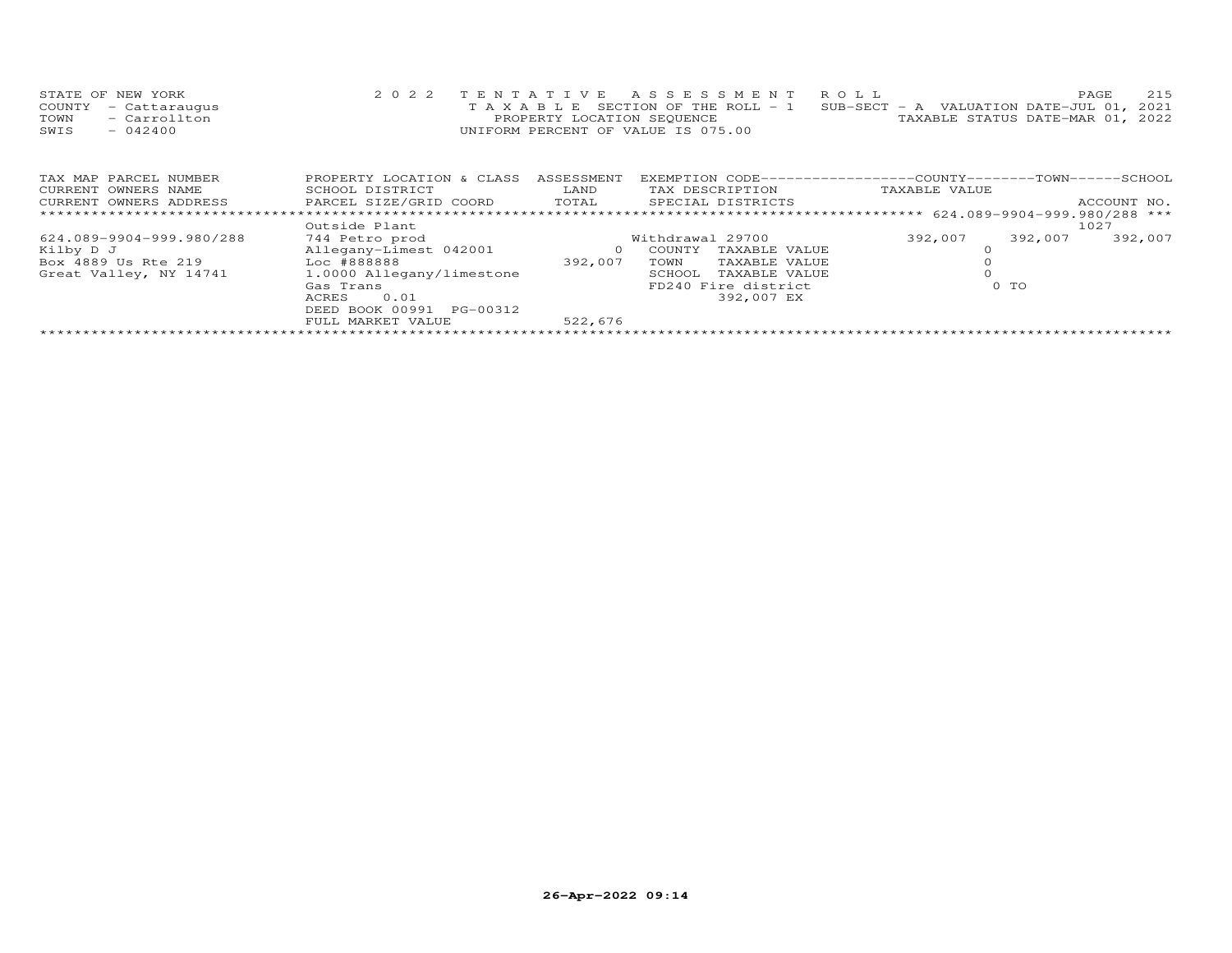STATE OF NEW YORK
COUNTY - Cattaraugus
TOWN - Carrollton
SWIS - 042400

2 0 2 2 T E N T A T I V E A S S E S S M E N T R O L L
T A X A B L E SECTION OF THE ROLL - 1
PROPERTY LOCATION SEQUENCE
UNIFORM PERCENT OF VALUE IS 075.00

SUB-SECT - A VALUATION DATE-JUL 01, 2021
TAXABLE STATUS DATE-MAR 01, 2022

| TAX MAP PARCEL NUMBER<br>CURRENT OWNERS NAME<br>CURRENT OWNERS ADDRESS | PROPERTY LOCATION & CLASS<br>SCHOOL DISTRICT<br>PARCEL SIZE/GRID COORD | ASSESSMENT<br>LAND<br>TOTAL | EXEMPTION CODE<br>TAX DESCRIPTION<br>SPECIAL DISTRICTS | COUNTY<br>TAXABLE VALUE | TOWN | SCHOOL<br>ACCOUNT NO. |
|---|---|---|---|---|---|---|
| 624.089-9904-999.980/288 | Outside Plant | | | | | 1027 |
| 624.089-9904-999.980/288 | 744 Petro prod | | Withdrawal 29700 | 392,007 | 392,007 | 392,007 |
| Kilby D J | Allegany-Limest 042001 | 0 | COUNTY TAXABLE VALUE | 0 | | |
| Box 4889 Us Rte 219 | Loc #888888 | 392,007 | TOWN TAXABLE VALUE | 0 | | |
| Great Valley, NY 14741 | 1.0000 Allegany/limestone | | SCHOOL TAXABLE VALUE | 0 | | |
| | Gas Trans | | FD240 Fire district | 0 TO | | |
| | ACRES 0.01 | | 392,007 EX | | | |
| | DEED BOOK 00991 PG-00312 | | | | | |
| | FULL MARKET VALUE | 522,676 | | | | |

26-Apr-2022 09:14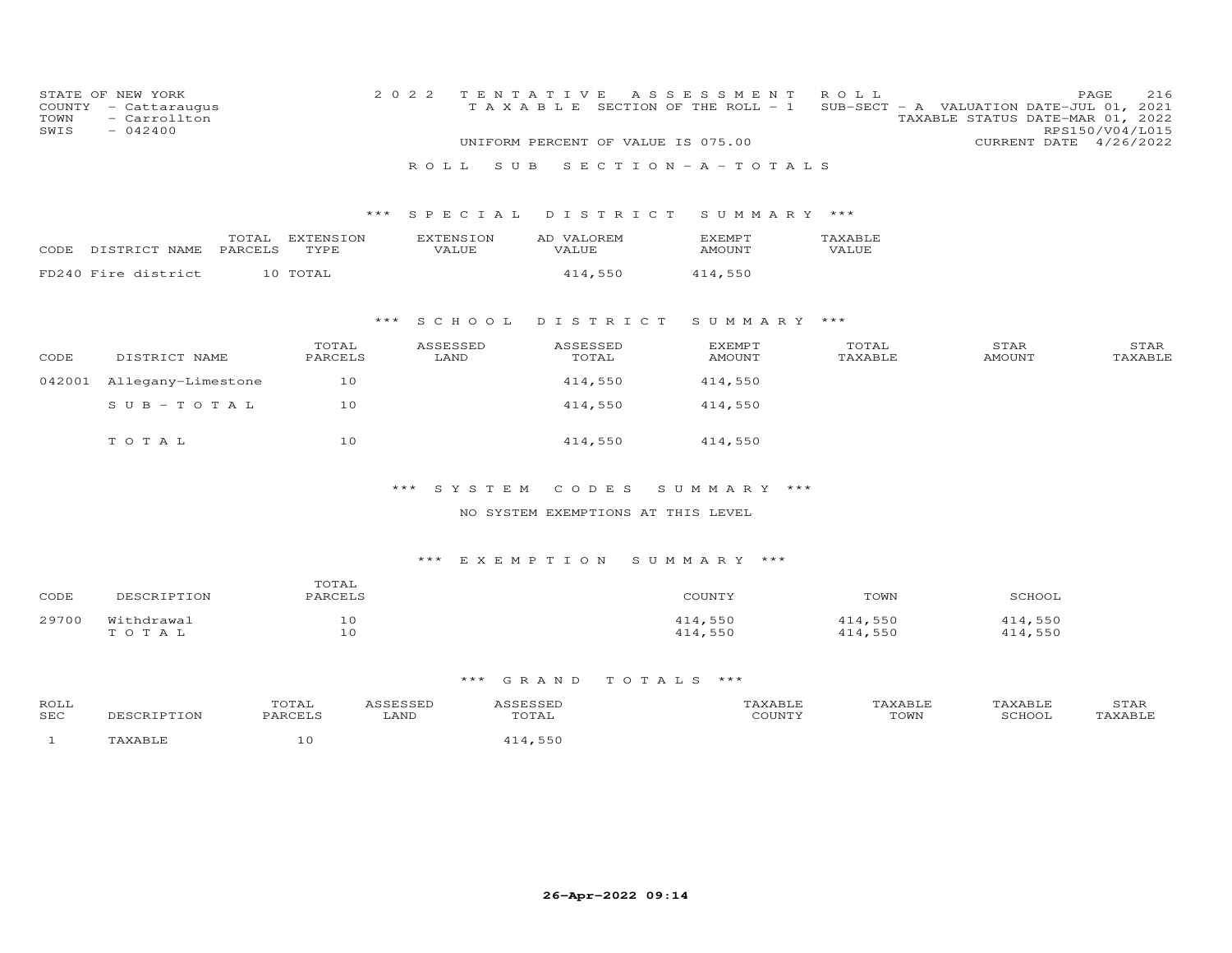STATE OF NEW YORK
COUNTY - Cattaraugus
TOWN - Carrollton
SWIS - 042400

2022 TENTATIVE ASSESSMENT ROLL
TAXABLE SECTION OF THE ROLL - 1 SUB-SECT - A VALUATION DATE-JUL 01, 2021
TAXABLE STATUS DATE-MAR 01, 2022
RPS150/V04/L015
UNIFORM PERCENT OF VALUE IS 075.00
CURRENT DATE 4/26/2022

ROLL SUB SECTION - A - TOTALS

*** SPECIAL DISTRICT SUMMARY ***

| CODE | DISTRICT NAME | TOTAL PARCELS | EXTENSION TYPE | EXTENSION VALUE | AD VALOREM VALUE | EXEMPT AMOUNT | TAXABLE VALUE |
|---|---|---|---|---|---|---|---|
| FD240 | Fire district | 10 | TOTAL | | 414,550 | 414,550 | |

*** SCHOOL DISTRICT SUMMARY ***

| CODE | DISTRICT NAME | TOTAL PARCELS | ASSESSED LAND | ASSESSED TOTAL | EXEMPT AMOUNT | TOTAL TAXABLE | STAR AMOUNT | STAR TAXABLE |
|---|---|---|---|---|---|---|---|---|
| 042001 | Allegany-Limestone | 10 | | 414,550 | 414,550 | | | |
| | SUB-TOTAL | 10 | | 414,550 | 414,550 | | | |
| | TOTAL | 10 | | 414,550 | 414,550 | | | |

*** SYSTEM CODES SUMMARY ***

NO SYSTEM EXEMPTIONS AT THIS LEVEL

*** EXEMPTION SUMMARY ***

| CODE | DESCRIPTION | TOTAL PARCELS | COUNTY | TOWN | SCHOOL |
|---|---|---|---|---|---|
| 29700 | Withdrawal | 10 | 414,550 | 414,550 | 414,550 |
| | TOTAL | 10 | 414,550 | 414,550 | 414,550 |

*** GRAND TOTALS ***

| ROLL SEC | DESCRIPTION | TOTAL PARCELS | ASSESSED LAND | ASSESSED TOTAL | TAXABLE COUNTY | TAXABLE TOWN | TAXABLE SCHOOL | STAR TAXABLE |
|---|---|---|---|---|---|---|---|---|
| 1 | TAXABLE | 10 | | 414,550 | | | | |

26-Apr-2022 09:14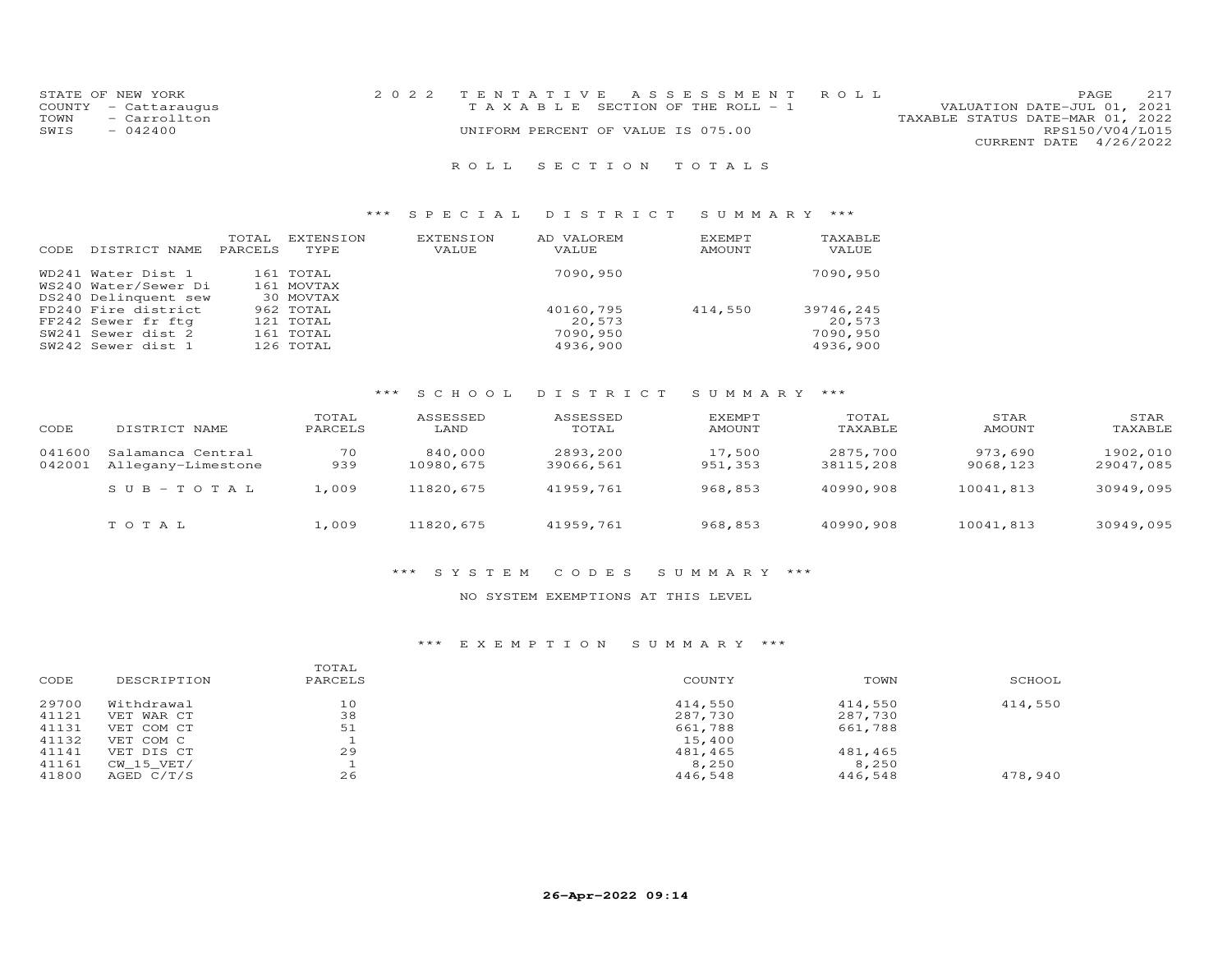STATE OF NEW YORK
COUNTY - Cattaraugus
TOWN - Carrollton
SWIS - 042400

2022 TENTATIVE ASSESSMENT ROLL
TAXABLE SECTION OF THE ROLL - 1
UNIFORM PERCENT OF VALUE IS 075.00

VALUATION DATE-JUL 01, 2021
TAXABLE STATUS DATE-MAR 01, 2022
RPS150/V04/L015
CURRENT DATE 4/26/2022

# ROLL SECTION TOTALS

## *** SPECIAL DISTRICT SUMMARY ***

| CODE | DISTRICT NAME | TOTAL PARCELS | EXTENSION TYPE | EXTENSION VALUE | AD VALOREM VALUE | EXEMPT AMOUNT | TAXABLE VALUE |
|---|---|---|---|---|---|---|---|
| WD241 | Water Dist 1 | 161 | TOTAL | | 7090,950 | | 7090,950 |
| WS240 | Water/Sewer Di | 161 | MOVTAX | | | | |
| DS240 | Delinquent sew | 30 | MOVTAX | | | | |
| FD240 | Fire district | 962 | TOTAL | | 40160,795 | 414,550 | 39746,245 |
| FF242 | Sewer fr ftg | 121 | TOTAL | | 20,573 | | 20,573 |
| SW241 | Sewer dist 2 | 161 | TOTAL | | 7090,950 | | 7090,950 |
| SW242 | Sewer dist 1 | 126 | TOTAL | | 4936,900 | | 4936,900 |

## *** SCHOOL DISTRICT SUMMARY ***

| CODE | DISTRICT NAME | TOTAL PARCELS | ASSESSED LAND | ASSESSED TOTAL | EXEMPT AMOUNT | TOTAL TAXABLE | STAR AMOUNT | STAR TAXABLE |
|---|---|---|---|---|---|---|---|---|
| 041600 | Salamanca Central | 70 | 840,000 | 2893,200 | 17,500 | 2875,700 | 973,690 | 1902,010 |
| 042001 | Allegany-Limestone | 939 | 10980,675 | 39066,561 | 951,353 | 38115,208 | 9068,123 | 29047,085 |
| | SUB-TOTAL | 1,009 | 11820,675 | 41959,761 | 968,853 | 40990,908 | 10041,813 | 30949,095 |
| | TOTAL | 1,009 | 11820,675 | 41959,761 | 968,853 | 40990,908 | 10041,813 | 30949,095 |

## *** SYSTEM CODES SUMMARY ***

NO SYSTEM EXEMPTIONS AT THIS LEVEL

## *** EXEMPTION SUMMARY ***

| CODE | DESCRIPTION | TOTAL PARCELS | COUNTY | TOWN | SCHOOL |
|---|---|---|---|---|---|
| 29700 | Withdrawal | 10 | 414,550 | 414,550 | 414,550 |
| 41121 | VET WAR CT | 38 | 287,730 | 287,730 | |
| 41131 | VET COM CT | 51 | 661,788 | 661,788 | |
| 41132 | VET COM C | 1 | 15,400 | | |
| 41141 | VET DIS CT | 29 | 481,465 | 481,465 | |
| 41161 | CW_15_VET/ | 1 | 8,250 | 8,250 | |
| 41800 | AGED C/T/S | 26 | 446,548 | 446,548 | 478,940 |

26-Apr-2022 09:14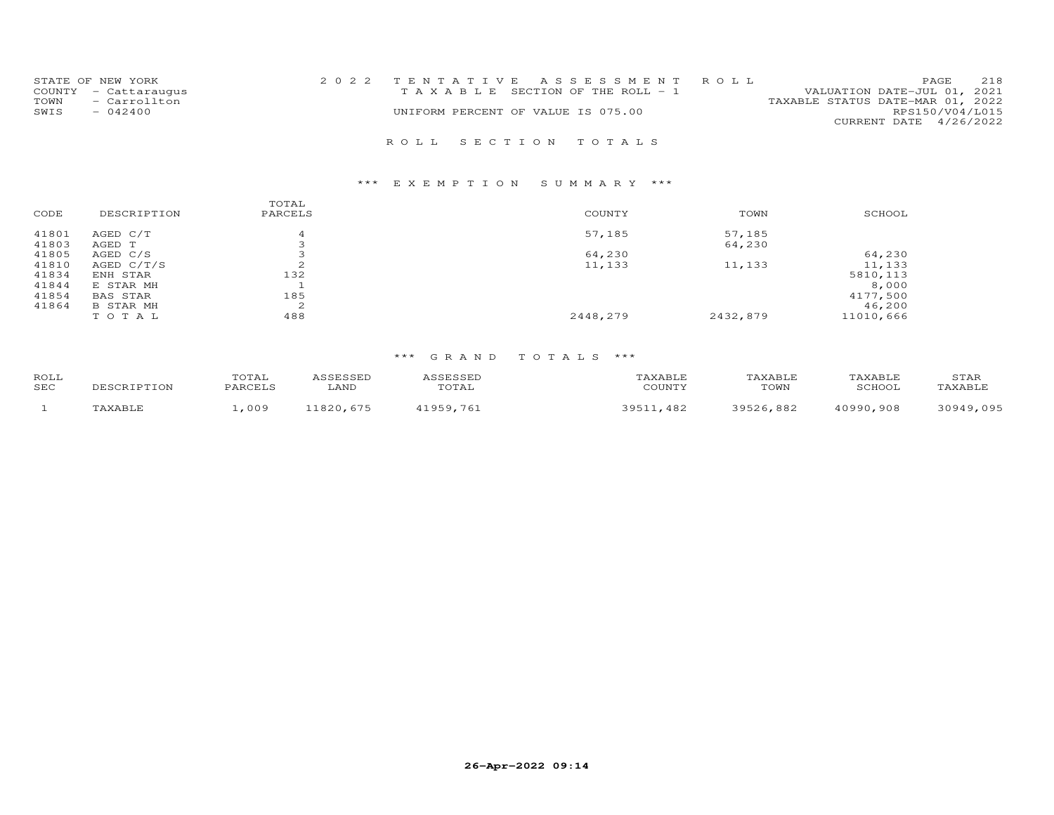STATE OF NEW YORK
COUNTY - Cattaraugus
TOWN - Carrollton
SWIS - 042400

2 0 2 2 T E N T A T I V E A S S E S S M E N T R O L L
T A X A B L E SECTION OF THE ROLL - 1
UNIFORM PERCENT OF VALUE IS 075.00

VALUATION DATE-JUL 01, 2021
TAXABLE STATUS DATE-MAR 01, 2022
RPS150/V04/L015
CURRENT DATE 4/26/2022

R O L L S E C T I O N T O T A L S

*** E X E M P T I O N S U M M A R Y ***

| CODE | DESCRIPTION | TOTAL PARCELS | COUNTY | TOWN | SCHOOL |
|---|---|---|---|---|---|
| 41801 | AGED C/T | 4 | 57,185 | 57,185 | |
| 41803 | AGED T | 3 | | 64,230 | |
| 41805 | AGED C/S | 3 | 64,230 | | 64,230 |
| 41810 | AGED C/T/S | 2 | 11,133 | 11,133 | 11,133 |
| 41834 | ENH STAR | 132 | | | 5810,113 |
| 41844 | E STAR MH | 1 | | | 8,000 |
| 41854 | BAS STAR | 185 | | | 4177,500 |
| 41864 | B STAR MH | 2 | | | 46,200 |
| | T O T A L | 488 | 2448,279 | 2432,879 | 11010,666 |

*** G R A N D T O T A L S ***

| ROLL SEC | DESCRIPTION | TOTAL PARCELS | ASSESSED LAND | ASSESSED TOTAL | TAXABLE COUNTY | TAXABLE TOWN | TAXABLE SCHOOL | STAR TAXABLE |
|---|---|---|---|---|---|---|---|---|
| 1 | TAXABLE | 1,009 | 11820,675 | 41959,761 | 39511,482 | 39526,882 | 40990,908 | 30949,095 |

26-Apr-2022 09:14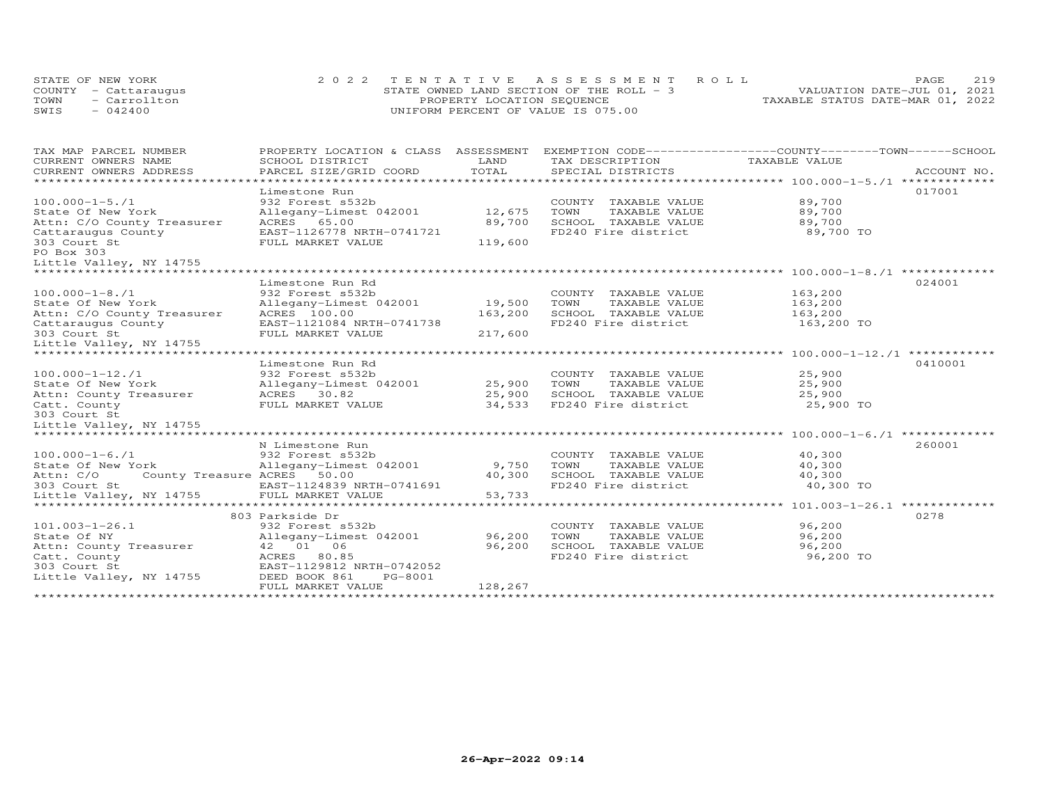STATE OF NEW YORK — 2022 TENTATIVE ASSESSMENT ROLL
COUNTY - Cattaraugus — STATE OWNED LAND SECTION OF THE ROLL - 3 — VALUATION DATE-JUL 01, 2021
TOWN - Carrollton — PROPERTY LOCATION SEQUENCE — TAXABLE STATUS DATE-MAR 01, 2022
SWIS - 042400 — UNIFORM PERCENT OF VALUE IS 075.00

| TAX MAP PARCEL NUMBER / CURRENT OWNERS NAME / CURRENT OWNERS ADDRESS | PROPERTY LOCATION & CLASS / SCHOOL DISTRICT / PARCEL SIZE/GRID COORD | ASSESSMENT LAND / TOTAL | EXEMPTION CODE / TAX DESCRIPTION / SPECIAL DISTRICTS | COUNTY / TOWN / SCHOOL TAXABLE VALUE | ACCOUNT NO. |
|---|---|---|---|---|---|
| 100.000-1-5./1 | Limestone Run | | | | 017001 |
| 100.000-1-5./1 | 932 Forest s532b | | COUNTY TAXABLE VALUE | 89,700 | |
| State Of New York | Allegany-Limest 042001 | 12,675 | TOWN TAXABLE VALUE | 89,700 | |
| Attn: C/O County Treasurer | ACRES 65.00 | 89,700 | SCHOOL TAXABLE VALUE | 89,700 | |
| Cattaraugus County | EAST-1126778 NRTH-0741721 | | FD240 Fire district | 89,700 TO | |
| 303 Court St | FULL MARKET VALUE | 119,600 | | | |
| PO Box 303 | | | | | |
| Little Valley, NY 14755 | | | | | |
| 100.000-1-8./1 | Limestone Run Rd | | | | 024001 |
| 100.000-1-8./1 | 932 Forest s532b | | COUNTY TAXABLE VALUE | 163,200 | |
| State Of New York | Allegany-Limest 042001 | 19,500 | TOWN TAXABLE VALUE | 163,200 | |
| Attn: C/O County Treasurer | ACRES 100.00 | 163,200 | SCHOOL TAXABLE VALUE | 163,200 | |
| Cattaraugus County | EAST-1121084 NRTH-0741738 | | FD240 Fire district | 163,200 TO | |
| 303 Court St | FULL MARKET VALUE | 217,600 | | | |
| Little Valley, NY 14755 | | | | | |
| 100.000-1-12./1 | Limestone Run Rd | | | | 0410001 |
| 100.000-1-12./1 | 932 Forest s532b | | COUNTY TAXABLE VALUE | 25,900 | |
| State Of New York | Allegany-Limest 042001 | 25,900 | TOWN TAXABLE VALUE | 25,900 | |
| Attn: County Treasurer | ACRES 30.82 | 25,900 | SCHOOL TAXABLE VALUE | 25,900 | |
| Catt. County | FULL MARKET VALUE | 34,533 | FD240 Fire district | 25,900 TO | |
| 303 Court St | | | | | |
| Little Valley, NY 14755 | | | | | |
| 100.000-1-6./1 | N Limestone Run | | | | 260001 |
| 100.000-1-6./1 | 932 Forest s532b | | COUNTY TAXABLE VALUE | 40,300 | |
| State Of New York | Allegany-Limest 042001 | 9,750 | TOWN TAXABLE VALUE | 40,300 | |
| Attn: C/O County Treasure | ACRES 50.00 | 40,300 | SCHOOL TAXABLE VALUE | 40,300 | |
| 303 Court St | EAST-1124839 NRTH-0741691 | | FD240 Fire district | 40,300 TO | |
| Little Valley, NY 14755 | FULL MARKET VALUE | 53,733 | | | |
| 101.003-1-26.1 | 803 Parkside Dr | | | | 0278 |
| 101.003-1-26.1 | 932 Forest s532b | | COUNTY TAXABLE VALUE | 96,200 | |
| State Of NY | Allegany-Limest 042001 | 96,200 | TOWN TAXABLE VALUE | 96,200 | |
| Attn: County Treasurer | 42 01 06 | 96,200 | SCHOOL TAXABLE VALUE | 96,200 | |
| Catt. County | ACRES 80.85 | | FD240 Fire district | 96,200 TO | |
| 303 Court St | EAST-1129812 NRTH-0742052 | | | | |
| Little Valley, NY 14755 | DEED BOOK 861 PG-8001 | | | | |
| | FULL MARKET VALUE | 128,267 | | | |

26-Apr-2022 09:14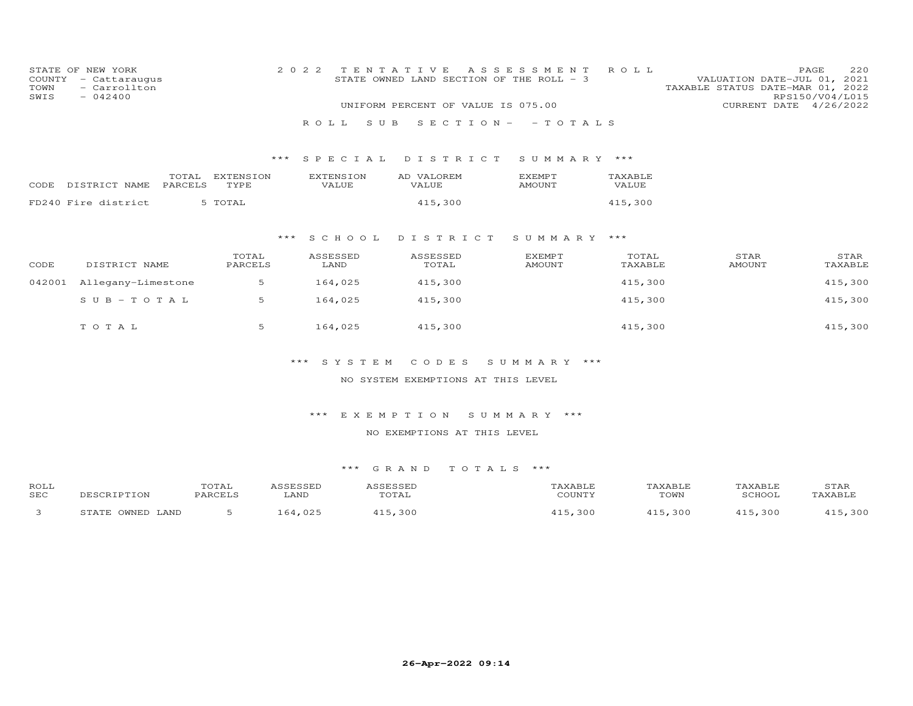STATE OF NEW YORK
COUNTY - Cattaraugus
TOWN - Carrollton
SWIS - 042400

2022 TENTATIVE ASSESSMENT ROLL
STATE OWNED LAND SECTION OF THE ROLL - 3
UNIFORM PERCENT OF VALUE IS 075.00

VALUATION DATE-JUL 01, 2021
TAXABLE STATUS DATE-MAR 01, 2022
RPS150/V04/L015
CURRENT DATE 4/26/2022

ROLL SUB SECTION- - TOTALS

### *** SPECIAL DISTRICT SUMMARY ***

| CODE | DISTRICT NAME | TOTAL PARCELS | EXTENSION TYPE | EXTENSION VALUE | AD VALOREM VALUE | EXEMPT AMOUNT | TAXABLE VALUE |
|---|---|---|---|---|---|---|---|
| FD240 | Fire district | 5 | TOTAL | | 415,300 | | 415,300 |

### *** SCHOOL DISTRICT SUMMARY ***

| CODE | DISTRICT NAME | TOTAL PARCELS | ASSESSED LAND | ASSESSED TOTAL | EXEMPT AMOUNT | TOTAL TAXABLE | STAR AMOUNT | STAR TAXABLE |
|---|---|---|---|---|---|---|---|---|
| 042001 | Allegany-Limestone | 5 | 164,025 | 415,300 | | 415,300 | | 415,300 |
| | SUB-TOTAL | 5 | 164,025 | 415,300 | | 415,300 | | 415,300 |
| | TOTAL | 5 | 164,025 | 415,300 | | 415,300 | | 415,300 |

### *** SYSTEM CODES SUMMARY ***

NO SYSTEM EXEMPTIONS AT THIS LEVEL

### *** EXEMPTION SUMMARY ***

NO EXEMPTIONS AT THIS LEVEL

### *** GRAND TOTALS ***

| ROLL SEC | DESCRIPTION | TOTAL PARCELS | ASSESSED LAND | ASSESSED TOTAL | TAXABLE COUNTY | TAXABLE TOWN | TAXABLE SCHOOL | STAR TAXABLE |
|---|---|---|---|---|---|---|---|---|
| 3 | STATE OWNED LAND | 5 | 164,025 | 415,300 | 415,300 | 415,300 | 415,300 | 415,300 |

26-Apr-2022 09:14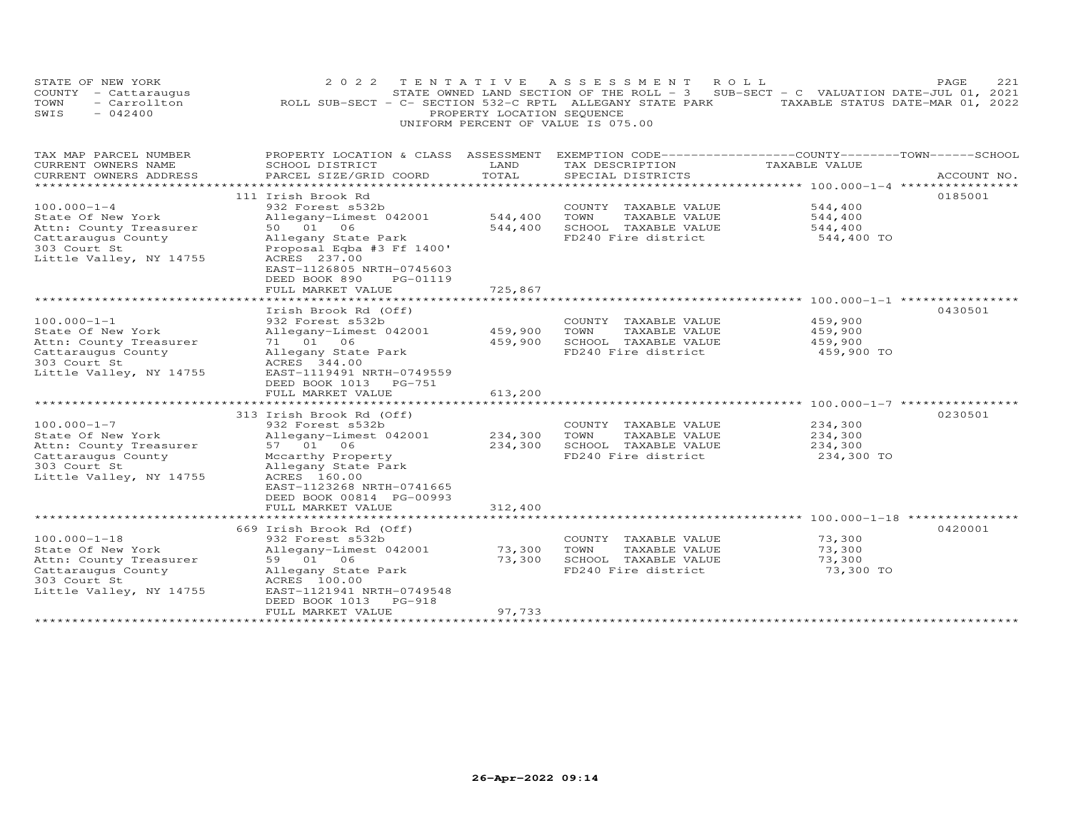STATE OF NEW YORK — 2022 TENTATIVE ASSESSMENT ROLL
COUNTY - Cattaraugus — STATE OWNED LAND SECTION OF THE ROLL - 3 SUB-SECT - C VALUATION DATE-JUL 01, 2021
TOWN - Carrollton — ROLL SUB-SECT - C- SECTION 532-C RPTL ALLEGANY STATE PARK — TAXABLE STATUS DATE-MAR 01, 2022
SWIS - 042400 — PROPERTY LOCATION SEQUENCE
UNIFORM PERCENT OF VALUE IS 075.00

| TAX MAP PARCEL NUMBER / CURRENT OWNERS NAME / CURRENT OWNERS ADDRESS | PROPERTY LOCATION & CLASS / SCHOOL DISTRICT / PARCEL SIZE/GRID COORD | ASSESSMENT LAND / TOTAL | EXEMPTION CODE / TAX DESCRIPTION / SPECIAL DISTRICTS | TAXABLE VALUE (COUNTY / TOWN / SCHOOL) | ACCOUNT NO. |
|---|---|---|---|---|---|
| 100.000-1-4 | 111 Irish Brook Rd | | | | 0185001 |
| State Of New York | 932 Forest s532b | | COUNTY TAXABLE VALUE | 544,400 | |
| Attn: County Treasurer | Allegany-Limest 042001 | 544,400 | TOWN TAXABLE VALUE | 544,400 | |
| Cattaraugus County | 50 01 06 | 544,400 | SCHOOL TAXABLE VALUE | 544,400 | |
| 303 Court St | Allegany State Park | | FD240 Fire district | 544,400 TO | |
| Little Valley, NY 14755 | Proposal Eqba #3 Ff 1400' | | | | |
| | ACRES 237.00 | | | | |
| | EAST-1126805 NRTH-0745603 | | | | |
| | DEED BOOK 890 PG-01119 | | | | |
| | FULL MARKET VALUE | 725,867 | | | |
| 100.000-1-1 | Irish Brook Rd (Off) | | | | 0430501 |
| State Of New York | 932 Forest s532b | | COUNTY TAXABLE VALUE | 459,900 | |
| Attn: County Treasurer | Allegany-Limest 042001 | 459,900 | TOWN TAXABLE VALUE | 459,900 | |
| Cattaraugus County | 71 01 06 | 459,900 | SCHOOL TAXABLE VALUE | 459,900 | |
| 303 Court St | Allegany State Park | | FD240 Fire district | 459,900 TO | |
| Little Valley, NY 14755 | ACRES 344.00 | | | | |
| | EAST-1119491 NRTH-0749559 | | | | |
| | DEED BOOK 1013 PG-751 | | | | |
| | FULL MARKET VALUE | 613,200 | | | |
| 100.000-1-7 | 313 Irish Brook Rd (Off) | | | | 0230501 |
| State Of New York | 932 Forest s532b | | COUNTY TAXABLE VALUE | 234,300 | |
| Attn: County Treasurer | Allegany-Limest 042001 | 234,300 | TOWN TAXABLE VALUE | 234,300 | |
| Cattaraugus County | 57 01 06 | 234,300 | SCHOOL TAXABLE VALUE | 234,300 | |
| 303 Court St | Mccarthy Property | | FD240 Fire district | 234,300 TO | |
| Little Valley, NY 14755 | Allegany State Park | | | | |
| | ACRES 160.00 | | | | |
| | EAST-1123268 NRTH-0741665 | | | | |
| | DEED BOOK 00814 PG-00993 | | | | |
| | FULL MARKET VALUE | 312,400 | | | |
| 100.000-1-18 | 669 Irish Brook Rd (Off) | | | | 0420001 |
| State Of New York | 932 Forest s532b | | COUNTY TAXABLE VALUE | 73,300 | |
| Attn: County Treasurer | Allegany-Limest 042001 | 73,300 | TOWN TAXABLE VALUE | 73,300 | |
| Cattaraugus County | 59 01 06 | 73,300 | SCHOOL TAXABLE VALUE | 73,300 | |
| 303 Court St | Allegany State Park | | FD240 Fire district | 73,300 TO | |
| Little Valley, NY 14755 | ACRES 100.00 | | | | |
| | EAST-1121941 NRTH-0749548 | | | | |
| | DEED BOOK 1013 PG-918 | | | | |
| | FULL MARKET VALUE | 97,733 | | | |

26-Apr-2022 09:14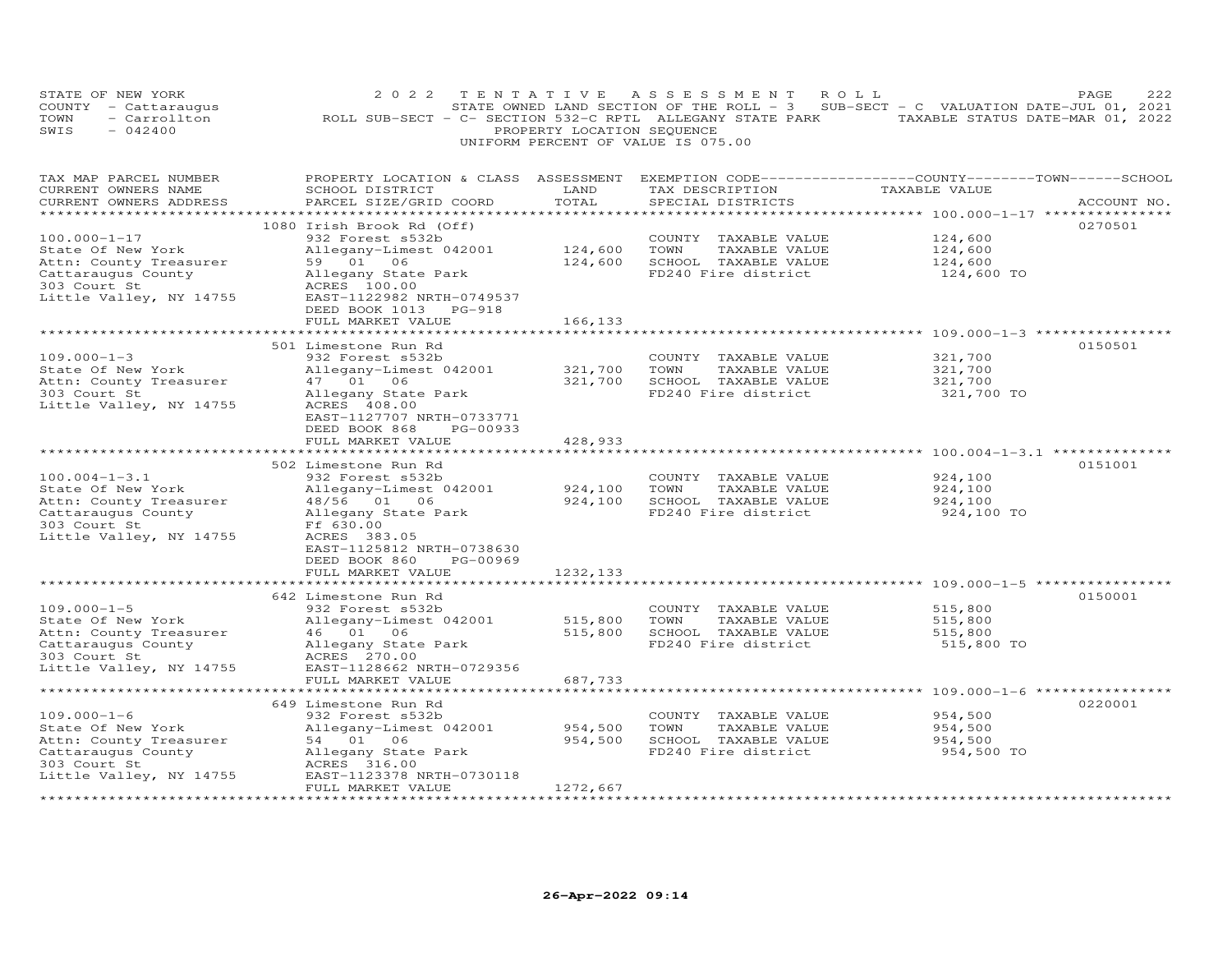STATE OF NEW YORK — 2022 TENTATIVE ASSESSMENT ROLL
COUNTY - Cattaraugus — STATE OWNED LAND SECTION OF THE ROLL - 3 SUB-SECT - C VALUATION DATE-JUL 01, 2021
TOWN - Carrollton — ROLL SUB-SECT - C- SECTION 532-C RPTL ALLEGANY STATE PARK — TAXABLE STATUS DATE-MAR 01, 2022
SWIS - 042400 — PROPERTY LOCATION SEQUENCE
UNIFORM PERCENT OF VALUE IS 075.00

| TAX MAP PARCEL NUMBER / CURRENT OWNERS NAME / CURRENT OWNERS ADDRESS | PROPERTY LOCATION & CLASS / SCHOOL DISTRICT / PARCEL SIZE/GRID COORD | ASSESSMENT LAND / TOTAL | EXEMPTION CODE / TAX DESCRIPTION / SPECIAL DISTRICTS | COUNTY/TOWN/SCHOOL TAXABLE VALUE | ACCOUNT NO. |
|---|---|---|---|---|---|
| 100.000-1-17 | 1080 Irish Brook Rd (Off) | | | | 0270501 |
| State Of New York | 932 Forest s532b | | COUNTY TAXABLE VALUE | 124,600 | |
| Attn: County Treasurer | Allegany-Limest 042001 | 124,600 | TOWN TAXABLE VALUE | 124,600 | |
| Cattaraugus County | 59 01 06 | 124,600 | SCHOOL TAXABLE VALUE | 124,600 | |
| 303 Court St | Allegany State Park | | FD240 Fire district | 124,600 TO | |
| Little Valley, NY 14755 | ACRES 100.00 | | | | |
| | EAST-1122982 NRTH-0749537 | | | | |
| | DEED BOOK 1013 PG-918 | | | | |
| | FULL MARKET VALUE | 166,133 | | | |
| 109.000-1-3 | 501 Limestone Run Rd | | | | 0150501 |
| State Of New York | 932 Forest s532b | | COUNTY TAXABLE VALUE | 321,700 | |
| Attn: County Treasurer | Allegany-Limest 042001 | 321,700 | TOWN TAXABLE VALUE | 321,700 | |
| 303 Court St | 47 01 06 | 321,700 | SCHOOL TAXABLE VALUE | 321,700 | |
| Little Valley, NY 14755 | Allegany State Park | | FD240 Fire district | 321,700 TO | |
| | ACRES 408.00 | | | | |
| | EAST-1127707 NRTH-0733771 | | | | |
| | DEED BOOK 868 PG-00933 | | | | |
| | FULL MARKET VALUE | 428,933 | | | |
| 100.004-1-3.1 | 502 Limestone Run Rd | | | | 0151001 |
| State Of New York | 932 Forest s532b | | COUNTY TAXABLE VALUE | 924,100 | |
| Attn: County Treasurer | Allegany-Limest 042001 | 924,100 | TOWN TAXABLE VALUE | 924,100 | |
| Cattaraugus County | 48/56 01 06 | 924,100 | SCHOOL TAXABLE VALUE | 924,100 | |
| 303 Court St | Allegany State Park | | FD240 Fire district | 924,100 TO | |
| Little Valley, NY 14755 | Ff 630.00 | | | | |
| | ACRES 383.05 | | | | |
| | EAST-1125812 NRTH-0738630 | | | | |
| | DEED BOOK 860 PG-00969 | | | | |
| | FULL MARKET VALUE | 1232,133 | | | |
| 109.000-1-5 | 642 Limestone Run Rd | | | | 0150001 |
| State Of New York | 932 Forest s532b | | COUNTY TAXABLE VALUE | 515,800 | |
| Attn: County Treasurer | Allegany-Limest 042001 | 515,800 | TOWN TAXABLE VALUE | 515,800 | |
| Cattaraugus County | 46 01 06 | 515,800 | SCHOOL TAXABLE VALUE | 515,800 | |
| 303 Court St | Allegany State Park | | FD240 Fire district | 515,800 TO | |
| Little Valley, NY 14755 | ACRES 270.00 | | | | |
| | EAST-1128662 NRTH-0729356 | | | | |
| | FULL MARKET VALUE | 687,733 | | | |
| 109.000-1-6 | 649 Limestone Run Rd | | | | 0220001 |
| State Of New York | 932 Forest s532b | | COUNTY TAXABLE VALUE | 954,500 | |
| Attn: County Treasurer | Allegany-Limest 042001 | 954,500 | TOWN TAXABLE VALUE | 954,500 | |
| Cattaraugus County | 54 01 06 | 954,500 | SCHOOL TAXABLE VALUE | 954,500 | |
| 303 Court St | Allegany State Park | | FD240 Fire district | 954,500 TO | |
| Little Valley, NY 14755 | ACRES 316.00 | | | | |
| | EAST-1123378 NRTH-0730118 | | | | |
| | FULL MARKET VALUE | 1272,667 | | | |

26-Apr-2022 09:14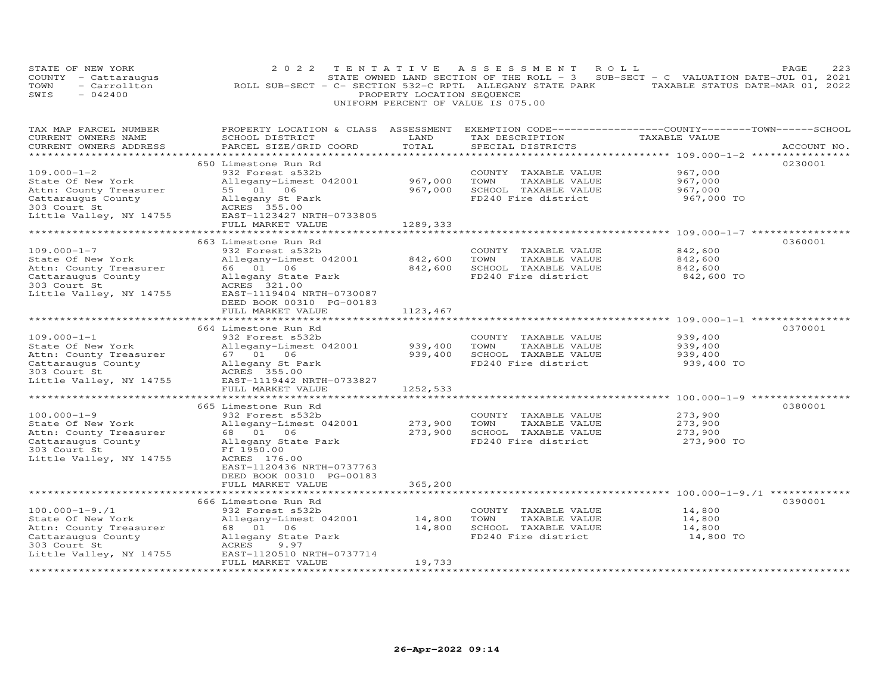STATE OF NEW YORK — 2022 TENTATIVE ASSESSMENT ROLL
COUNTY - Cattaraugus — STATE OWNED LAND SECTION OF THE ROLL - 3 SUB-SECT - C VALUATION DATE-JUL 01, 2021
TOWN - Carrollton — ROLL SUB-SECT - C- SECTION 532-C RPTL ALLEGANY STATE PARK — TAXABLE STATUS DATE-MAR 01, 2022
SWIS - 042400 — PROPERTY LOCATION SEQUENCE
UNIFORM PERCENT OF VALUE IS 075.00

| TAX MAP PARCEL NUMBER / CURRENT OWNERS NAME / CURRENT OWNERS ADDRESS | PROPERTY LOCATION & CLASS / SCHOOL DISTRICT / PARCEL SIZE/GRID COORD | ASSESSMENT LAND / TOTAL | EXEMPTION CODE / TAX DESCRIPTION / SPECIAL DISTRICTS | COUNTY / TOWN / SCHOOL TAXABLE VALUE | ACCOUNT NO. |
|---|---|---|---|---|---|
| | 650 Limestone Run Rd | | | | 0230001 |
| 109.000-1-2 | 932 Forest s532b | | COUNTY TAXABLE VALUE | 967,000 | |
| State Of New York | Allegany-Limest 042001 | 967,000 | TOWN TAXABLE VALUE | 967,000 | |
| Attn: County Treasurer | 55 01 06 | 967,000 | SCHOOL TAXABLE VALUE | 967,000 | |
| Cattaraugus County | Allegany St Park | | FD240 Fire district | 967,000 TO | |
| 303 Court St | ACRES 355.00 | | | | |
| Little Valley, NY 14755 | EAST-1123427 NRTH-0733805 | | | | |
| | FULL MARKET VALUE | 1289,333 | | | |
| | 663 Limestone Run Rd | | | | 0360001 |
| 109.000-1-7 | 932 Forest s532b | | COUNTY TAXABLE VALUE | 842,600 | |
| State Of New York | Allegany-Limest 042001 | 842,600 | TOWN TAXABLE VALUE | 842,600 | |
| Attn: County Treasurer | 66 01 06 | 842,600 | SCHOOL TAXABLE VALUE | 842,600 | |
| Cattaraugus County | Allegany State Park | | FD240 Fire district | 842,600 TO | |
| 303 Court St | ACRES 321.00 | | | | |
| Little Valley, NY 14755 | EAST-1119404 NRTH-0730087 | | | | |
| | DEED BOOK 00310 PG-00183 | | | | |
| | FULL MARKET VALUE | 1123,467 | | | |
| | 664 Limestone Run Rd | | | | 0370001 |
| 109.000-1-1 | 932 Forest s532b | | COUNTY TAXABLE VALUE | 939,400 | |
| State Of New York | Allegany-Limest 042001 | 939,400 | TOWN TAXABLE VALUE | 939,400 | |
| Attn: County Treasurer | 67 01 06 | 939,400 | SCHOOL TAXABLE VALUE | 939,400 | |
| Cattaraugus County | Allegany St Park | | FD240 Fire district | 939,400 TO | |
| 303 Court St | ACRES 355.00 | | | | |
| Little Valley, NY 14755 | EAST-1119442 NRTH-0733827 | | | | |
| | FULL MARKET VALUE | 1252,533 | | | |
| | 665 Limestone Run Rd | | | | 0380001 |
| 100.000-1-9 | 932 Forest s532b | | COUNTY TAXABLE VALUE | 273,900 | |
| State Of New York | Allegany-Limest 042001 | 273,900 | TOWN TAXABLE VALUE | 273,900 | |
| Attn: County Treasurer | 68 01 06 | 273,900 | SCHOOL TAXABLE VALUE | 273,900 | |
| Cattaraugus County | Allegany State Park | | FD240 Fire district | 273,900 TO | |
| 303 Court St | Ff 1950.00 | | | | |
| Little Valley, NY 14755 | ACRES 176.00 | | | | |
| | EAST-1120436 NRTH-0737763 | | | | |
| | DEED BOOK 00310 PG-00183 | | | | |
| | FULL MARKET VALUE | 365,200 | | | |
| | 666 Limestone Run Rd | | | | 0390001 |
| 100.000-1-9./1 | 932 Forest s532b | | COUNTY TAXABLE VALUE | 14,800 | |
| State Of New York | Allegany-Limest 042001 | 14,800 | TOWN TAXABLE VALUE | 14,800 | |
| Attn: County Treasurer | 68 01 06 | 14,800 | SCHOOL TAXABLE VALUE | 14,800 | |
| Cattaraugus County | Allegany State Park | | FD240 Fire district | 14,800 TO | |
| 303 Court St | ACRES 9.97 | | | | |
| Little Valley, NY 14755 | EAST-1120510 NRTH-0737714 | | | | |
| | FULL MARKET VALUE | 19,733 | | | |

26-Apr-2022 09:14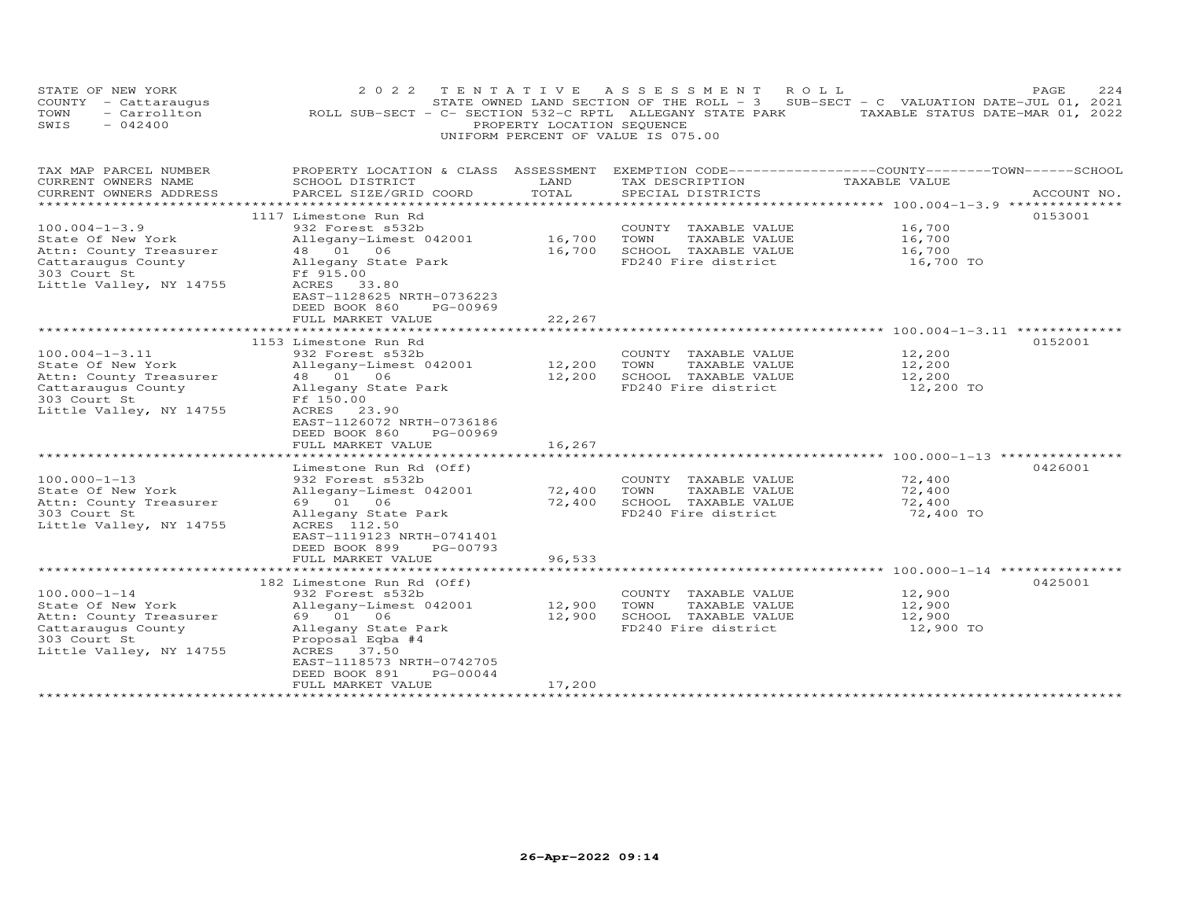STATE OF NEW YORK — COUNTY - Cattaraugus — TOWN - Carrollton — SWIS - 042400

2 0 2 2 T E N T A T I V E A S S E S S M E N T R O L L

STATE OWNED LAND SECTION OF THE ROLL - 3 SUB-SECT - C VALUATION DATE-JUL 01, 2021

ROLL SUB-SECT - C- SECTION 532-C RPTL ALLEGANY STATE PARK TAXABLE STATUS DATE-MAR 01, 2022

PROPERTY LOCATION SEQUENCE

UNIFORM PERCENT OF VALUE IS 075.00

| TAX MAP PARCEL NUMBER / CURRENT OWNERS NAME / CURRENT OWNERS ADDRESS | PROPERTY LOCATION & CLASS / SCHOOL DISTRICT / PARCEL SIZE/GRID COORD | ASSESSMENT LAND | TOTAL | EXEMPTION CODE / TAX DESCRIPTION / SPECIAL DISTRICTS | TAXABLE VALUE (COUNTY / TOWN / SCHOOL) | ACCOUNT NO. |
|---|---|---|---|---|---|---|
| 100.004-1-3.9 | 1117 Limestone Run Rd | | | | | 0153001 |
| State Of New York | 932 Forest s532b | | | COUNTY TAXABLE VALUE | 16,700 | |
| Attn: County Treasurer | Allegany-Limest 042001 | 16,700 | | TOWN TAXABLE VALUE | 16,700 | |
| Cattaraugus County | 48 01 06 | | 16,700 | SCHOOL TAXABLE VALUE | 16,700 | |
| 303 Court St | Allegany State Park | | | FD240 Fire district | 16,700 TO | |
| Little Valley, NY 14755 | Ff 915.00 | | | | | |
| | ACRES 33.80 | | | | | |
| | EAST-1128625 NRTH-0736223 | | | | | |
| | DEED BOOK 860 PG-00969 | | | | | |
| | FULL MARKET VALUE | | 22,267 | | | |
| 100.004-1-3.11 | 1153 Limestone Run Rd | | | | | 0152001 |
| State Of New York | 932 Forest s532b | | | COUNTY TAXABLE VALUE | 12,200 | |
| Attn: County Treasurer | Allegany-Limest 042001 | 12,200 | | TOWN TAXABLE VALUE | 12,200 | |
| Cattaraugus County | 48 01 06 | | 12,200 | SCHOOL TAXABLE VALUE | 12,200 | |
| 303 Court St | Allegany State Park | | | FD240 Fire district | 12,200 TO | |
| Little Valley, NY 14755 | Ff 150.00 | | | | | |
| | ACRES 23.90 | | | | | |
| | EAST-1126072 NRTH-0736186 | | | | | |
| | DEED BOOK 860 PG-00969 | | | | | |
| | FULL MARKET VALUE | | 16,267 | | | |
| 100.000-1-13 | Limestone Run Rd (Off) | | | | | 0426001 |
| State Of New York | 932 Forest s532b | | | COUNTY TAXABLE VALUE | 72,400 | |
| Attn: County Treasurer | Allegany-Limest 042001 | 72,400 | | TOWN TAXABLE VALUE | 72,400 | |
| 303 Court St | 69 01 06 | | 72,400 | SCHOOL TAXABLE VALUE | 72,400 | |
| Little Valley, NY 14755 | Allegany State Park | | | FD240 Fire district | 72,400 TO | |
| | ACRES 112.50 | | | | | |
| | EAST-1119123 NRTH-0741401 | | | | | |
| | DEED BOOK 899 PG-00793 | | | | | |
| | FULL MARKET VALUE | | 96,533 | | | |
| 100.000-1-14 | 182 Limestone Run Rd (Off) | | | | | 0425001 |
| State Of New York | 932 Forest s532b | | | COUNTY TAXABLE VALUE | 12,900 | |
| Attn: County Treasurer | Allegany-Limest 042001 | 12,900 | | TOWN TAXABLE VALUE | 12,900 | |
| Cattaraugus County | 69 01 06 | | 12,900 | SCHOOL TAXABLE VALUE | 12,900 | |
| 303 Court St | Allegany State Park | | | FD240 Fire district | 12,900 TO | |
| Little Valley, NY 14755 | Proposal Eqba #4 | | | | | |
| | ACRES 37.50 | | | | | |
| | EAST-1118573 NRTH-0742705 | | | | | |
| | DEED BOOK 891 PG-00044 | | | | | |
| | FULL MARKET VALUE | | 17,200 | | | |

26-Apr-2022 09:14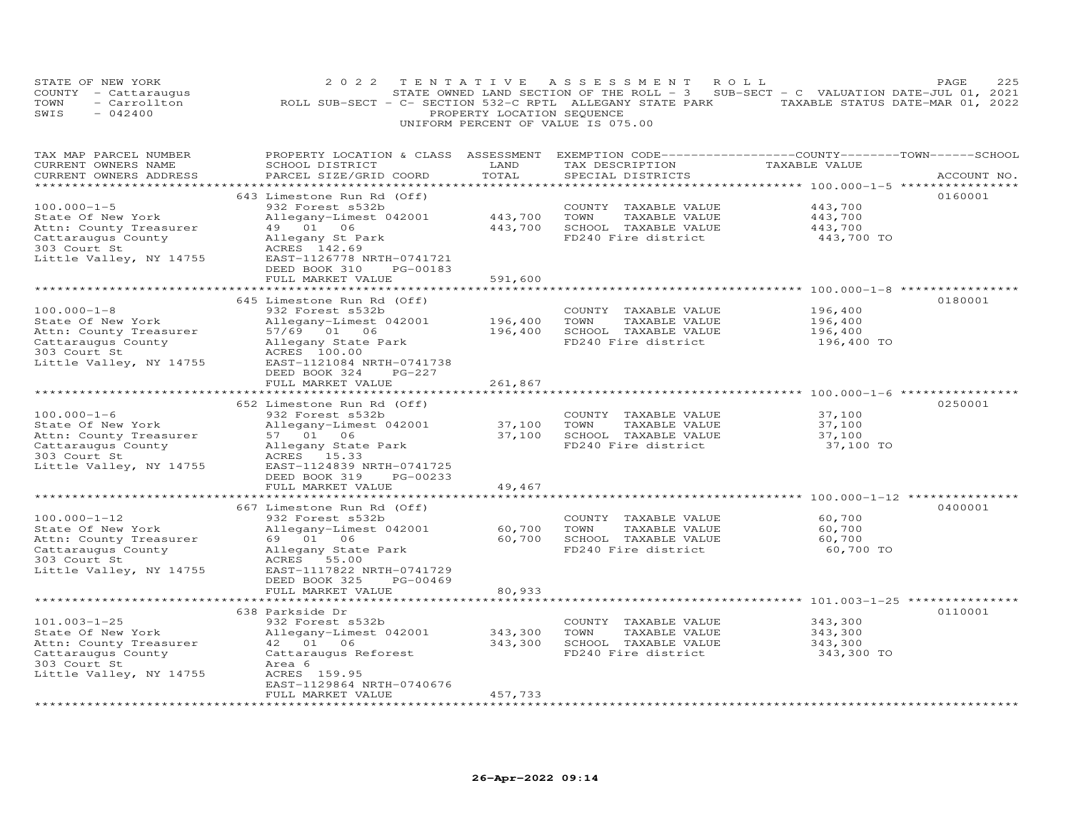STATE OF NEW YORK — 2022 TENTATIVE ASSESSMENT ROLL
COUNTY - Cattaraugus — STATE OWNED LAND SECTION OF THE ROLL - 3 SUB-SECT - C VALUATION DATE-JUL 01, 2021
TOWN - Carrollton — ROLL SUB-SECT - C- SECTION 532-C RPTL ALLEGANY STATE PARK — TAXABLE STATUS DATE-MAR 01, 2022
SWIS - 042400 — PROPERTY LOCATION SEQUENCE
UNIFORM PERCENT OF VALUE IS 075.00

| TAX MAP PARCEL NUMBER / CURRENT OWNERS NAME / CURRENT OWNERS ADDRESS | PROPERTY LOCATION & CLASS / SCHOOL DISTRICT / PARCEL SIZE/GRID COORD | ASSESSMENT LAND / TOTAL | EXEMPTION CODE / TAX DESCRIPTION / SPECIAL DISTRICTS | COUNTY / TOWN / SCHOOL TAXABLE VALUE | ACCOUNT NO. |
|---|---|---|---|---|---|
| 100.000-1-5 | 643 Limestone Run Rd (Off) | | | | 0160001 |
| State Of New York | 932 Forest s532b | | COUNTY TAXABLE VALUE | 443,700 | |
| Attn: County Treasurer | Allegany-Limest 042001 | 443,700 | TOWN TAXABLE VALUE | 443,700 | |
| Cattaraugus County | 49 01 06 | 443,700 | SCHOOL TAXABLE VALUE | 443,700 | |
| 303 Court St | Allegany St Park | | FD240 Fire district | 443,700 TO | |
| Little Valley, NY 14755 | ACRES 142.69 | | | | |
| | EAST-1126778 NRTH-0741721 | | | | |
| | DEED BOOK 310 PG-00183 | | | | |
| | FULL MARKET VALUE | 591,600 | | | |
| 100.000-1-8 | 645 Limestone Run Rd (Off) | | | | 0180001 |
| State Of New York | 932 Forest s532b | | COUNTY TAXABLE VALUE | 196,400 | |
| Attn: County Treasurer | Allegany-Limest 042001 | 196,400 | TOWN TAXABLE VALUE | 196,400 | |
| Cattaraugus County | 57/69 01 06 | 196,400 | SCHOOL TAXABLE VALUE | 196,400 | |
| 303 Court St | Allegany State Park | | FD240 Fire district | 196,400 TO | |
| Little Valley, NY 14755 | ACRES 100.00 | | | | |
| | EAST-1121084 NRTH-0741738 | | | | |
| | DEED BOOK 324 PG-227 | | | | |
| | FULL MARKET VALUE | 261,867 | | | |
| 100.000-1-6 | 652 Limestone Run Rd (Off) | | | | 0250001 |
| State Of New York | 932 Forest s532b | | COUNTY TAXABLE VALUE | 37,100 | |
| Attn: County Treasurer | Allegany-Limest 042001 | 37,100 | TOWN TAXABLE VALUE | 37,100 | |
| Cattaraugus County | 57 01 06 | 37,100 | SCHOOL TAXABLE VALUE | 37,100 | |
| 303 Court St | Allegany State Park | | FD240 Fire district | 37,100 TO | |
| Little Valley, NY 14755 | ACRES 15.33 | | | | |
| | EAST-1124839 NRTH-0741725 | | | | |
| | DEED BOOK 319 PG-00233 | | | | |
| | FULL MARKET VALUE | 49,467 | | | |
| 100.000-1-12 | 667 Limestone Run Rd (Off) | | | | 0400001 |
| State Of New York | 932 Forest s532b | | COUNTY TAXABLE VALUE | 60,700 | |
| Attn: County Treasurer | Allegany-Limest 042001 | 60,700 | TOWN TAXABLE VALUE | 60,700 | |
| Cattaraugus County | 69 01 06 | 60,700 | SCHOOL TAXABLE VALUE | 60,700 | |
| 303 Court St | Allegany State Park | | FD240 Fire district | 60,700 TO | |
| Little Valley, NY 14755 | ACRES 55.00 | | | | |
| | EAST-1117822 NRTH-0741729 | | | | |
| | DEED BOOK 325 PG-00469 | | | | |
| | FULL MARKET VALUE | 80,933 | | | |
| 101.003-1-25 | 638 Parkside Dr | | | | 0110001 |
| State Of New York | 932 Forest s532b | | COUNTY TAXABLE VALUE | 343,300 | |
| Attn: County Treasurer | Allegany-Limest 042001 | 343,300 | TOWN TAXABLE VALUE | 343,300 | |
| Cattaraugus County | 42 01 06 | 343,300 | SCHOOL TAXABLE VALUE | 343,300 | |
| 303 Court St | Cattaraugus Reforest | | FD240 Fire district | 343,300 TO | |
| Little Valley, NY 14755 | Area 6 | | | | |
| | ACRES 159.95 | | | | |
| | EAST-1129864 NRTH-0740676 | | | | |
| | FULL MARKET VALUE | 457,733 | | | |

26-Apr-2022 09:14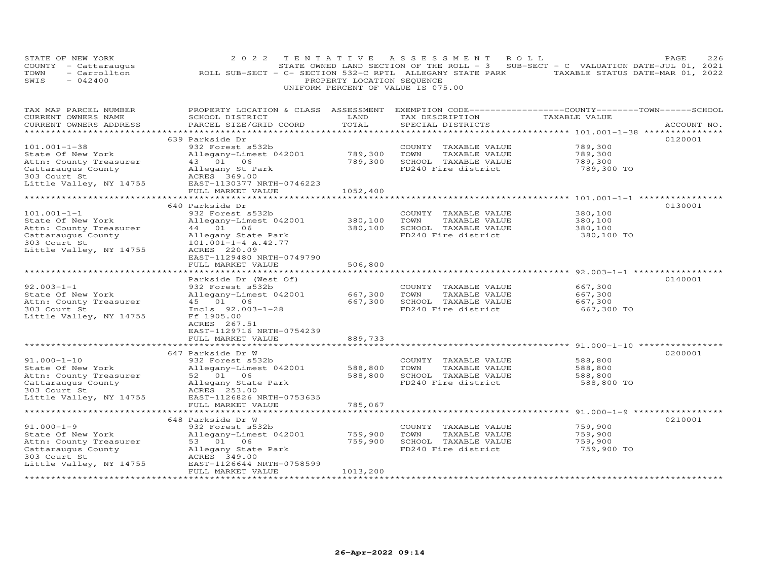STATE OF NEW YORK
COUNTY - Cattaraugus
TOWN - Carrollton
SWIS - 042400

2022 TENTATIVE ASSESSMENT ROLL
STATE OWNED LAND SECTION OF THE ROLL - 3 SUB-SECT - C VALUATION DATE-JUL 01, 2021
ROLL SUB-SECT - C- SECTION 532-C RPTL ALLEGANY STATE PARK TAXABLE STATUS DATE-MAR 01, 2022
PROPERTY LOCATION SEQUENCE
UNIFORM PERCENT OF VALUE IS 075.00

| TAX MAP PARCEL NUMBER / CURRENT OWNERS NAME / CURRENT OWNERS ADDRESS | PROPERTY LOCATION & CLASS / SCHOOL DISTRICT / PARCEL SIZE/GRID COORD | ASSESSMENT LAND / TOTAL | EXEMPTION CODE / TAX DESCRIPTION / SPECIAL DISTRICTS | COUNTY / TOWN / SCHOOL TAXABLE VALUE | ACCOUNT NO. |
|---|---|---|---|---|---|
| 101.001-1-38 | 639 Parkside Dr | | | | 0120001 |
| | 932 Forest s532b | | COUNTY TAXABLE VALUE | 789,300 | |
| State Of New York | Allegany-Limest 042001 | 789,300 | TOWN TAXABLE VALUE | 789,300 | |
| Attn: County Treasurer | 43 01 06 | 789,300 | SCHOOL TAXABLE VALUE | 789,300 | |
| Cattaraugus County | Allegany St Park | | FD240 Fire district | 789,300 TO | |
| 303 Court St | ACRES 369.00 | | | | |
| Little Valley, NY 14755 | EAST-1130377 NRTH-0746223 | | | | |
| | FULL MARKET VALUE | 1052,400 | | | |
| 101.001-1-1 | 640 Parkside Dr | | | | 0130001 |
| | 932 Forest s532b | | COUNTY TAXABLE VALUE | 380,100 | |
| State Of New York | Allegany-Limest 042001 | 380,100 | TOWN TAXABLE VALUE | 380,100 | |
| Attn: County Treasurer | 44 01 06 | 380,100 | SCHOOL TAXABLE VALUE | 380,100 | |
| Cattaraugus County | Allegany State Park | | FD240 Fire district | 380,100 TO | |
| 303 Court St | 101.001-1-4 A.42.77 | | | | |
| Little Valley, NY 14755 | ACRES 220.09 | | | | |
| | EAST-1129480 NRTH-0749790 | | | | |
| | FULL MARKET VALUE | 506,800 | | | |
| 92.003-1-1 | Parkside Dr (West Of) | | | | 0140001 |
| | 932 Forest s532b | | COUNTY TAXABLE VALUE | 667,300 | |
| State Of New York | Allegany-Limest 042001 | 667,300 | TOWN TAXABLE VALUE | 667,300 | |
| Attn: County Treasurer | 45 01 06 | 667,300 | SCHOOL TAXABLE VALUE | 667,300 | |
| 303 Court St | Incls 92.003-1-28 | | FD240 Fire district | 667,300 TO | |
| Little Valley, NY 14755 | Ff 1905.00 | | | | |
| | ACRES 267.51 | | | | |
| | EAST-1129716 NRTH-0754239 | | | | |
| | FULL MARKET VALUE | 889,733 | | | |
| 91.000-1-10 | 647 Parkside Dr W | | | | 0200001 |
| | 932 Forest s532b | | COUNTY TAXABLE VALUE | 588,800 | |
| State Of New York | Allegany-Limest 042001 | 588,800 | TOWN TAXABLE VALUE | 588,800 | |
| Attn: County Treasurer | 52 01 06 | 588,800 | SCHOOL TAXABLE VALUE | 588,800 | |
| Cattaraugus County | Allegany State Park | | FD240 Fire district | 588,800 TO | |
| 303 Court St | ACRES 253.00 | | | | |
| Little Valley, NY 14755 | EAST-1126826 NRTH-0753635 | | | | |
| | FULL MARKET VALUE | 785,067 | | | |
| 91.000-1-9 | 648 Parkside Dr W | | | | 0210001 |
| | 932 Forest s532b | | COUNTY TAXABLE VALUE | 759,900 | |
| State Of New York | Allegany-Limest 042001 | 759,900 | TOWN TAXABLE VALUE | 759,900 | |
| Attn: County Treasurer | 53 01 06 | 759,900 | SCHOOL TAXABLE VALUE | 759,900 | |
| Cattaraugus County | Allegany State Park | | FD240 Fire district | 759,900 TO | |
| 303 Court St | ACRES 349.00 | | | | |
| Little Valley, NY 14755 | EAST-1126644 NRTH-0758599 | | | | |
| | FULL MARKET VALUE | 1013,200 | | | |

26-Apr-2022 09:14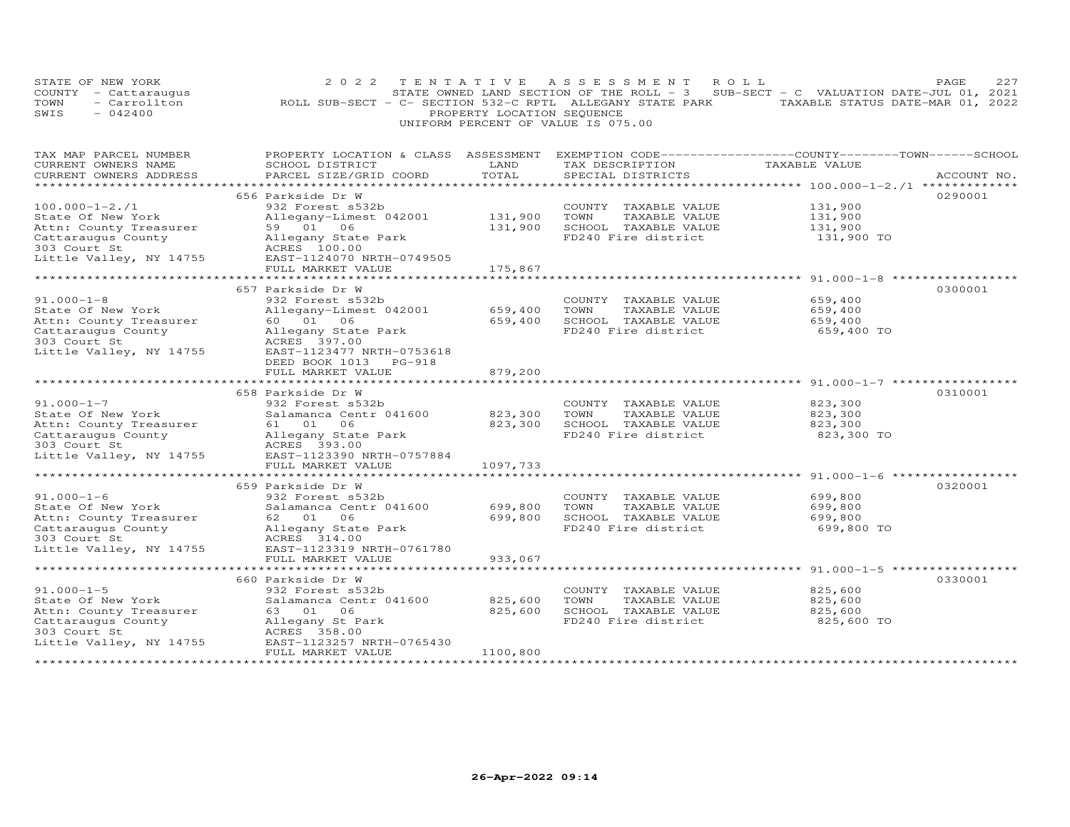STATE OF NEW YORK — 2022 TENTATIVE ASSESSMENT ROLL
COUNTY - Cattaraugus — STATE OWNED LAND SECTION OF THE ROLL - 3 SUB-SECT - C VALUATION DATE-JUL 01, 2021
TOWN - Carrollton — ROLL SUB-SECT - C- SECTION 532-C RPTL ALLEGANY STATE PARK — TAXABLE STATUS DATE-MAR 01, 2022
SWIS - 042400 — PROPERTY LOCATION SEQUENCE
UNIFORM PERCENT OF VALUE IS 075.00

| TAX MAP PARCEL NUMBER / CURRENT OWNERS NAME / CURRENT OWNERS ADDRESS | PROPERTY LOCATION & CLASS / SCHOOL DISTRICT / PARCEL SIZE/GRID COORD | ASSESSMENT LAND / TOTAL | EXEMPTION CODE / TAX DESCRIPTION / SPECIAL DISTRICTS | TAXABLE VALUE | ACCOUNT NO. |
|---|---|---|---|---|---|
| 100.000-1-2./1 | 656 Parkside Dr W | | | | 0290001 |
| State Of New York | 932 Forest s532b | | COUNTY TAXABLE VALUE | 131,900 | |
| Attn: County Treasurer | Allegany-Limest 042001 | 131,900 | TOWN TAXABLE VALUE | 131,900 | |
| Cattaraugus County | 59 01 06 | 131,900 | SCHOOL TAXABLE VALUE | 131,900 | |
| 303 Court St | Allegany State Park | | FD240 Fire district | 131,900 TO | |
| Little Valley, NY 14755 | ACRES 100.00 | | | | |
| | EAST-1124070 NRTH-0749505 | | | | |
| | FULL MARKET VALUE | 175,867 | | | |
| 91.000-1-8 | 657 Parkside Dr W | | | | 0300001 |
| State Of New York | 932 Forest s532b | | COUNTY TAXABLE VALUE | 659,400 | |
| Attn: County Treasurer | Allegany-Limest 042001 | 659,400 | TOWN TAXABLE VALUE | 659,400 | |
| Cattaraugus County | 60 01 06 | 659,400 | SCHOOL TAXABLE VALUE | 659,400 | |
| 303 Court St | Allegany State Park | | FD240 Fire district | 659,400 TO | |
| Little Valley, NY 14755 | ACRES 397.00 | | | | |
| | EAST-1123477 NRTH-0753618 | | | | |
| | DEED BOOK 1013 PG-918 | | | | |
| | FULL MARKET VALUE | 879,200 | | | |
| 91.000-1-7 | 658 Parkside Dr W | | | | 0310001 |
| State Of New York | 932 Forest s532b | | COUNTY TAXABLE VALUE | 823,300 | |
| Attn: County Treasurer | Salamanca Centr 041600 | 823,300 | TOWN TAXABLE VALUE | 823,300 | |
| Cattaraugus County | 61 01 06 | 823,300 | SCHOOL TAXABLE VALUE | 823,300 | |
| 303 Court St | Allegany State Park | | FD240 Fire district | 823,300 TO | |
| Little Valley, NY 14755 | ACRES 393.00 | | | | |
| | EAST-1123390 NRTH-0757884 | | | | |
| | FULL MARKET VALUE | 1097,733 | | | |
| 91.000-1-6 | 659 Parkside Dr W | | | | 0320001 |
| State Of New York | 932 Forest s532b | | COUNTY TAXABLE VALUE | 699,800 | |
| Attn: County Treasurer | Salamanca Centr 041600 | 699,800 | TOWN TAXABLE VALUE | 699,800 | |
| Cattaraugus County | 62 01 06 | 699,800 | SCHOOL TAXABLE VALUE | 699,800 | |
| 303 Court St | Allegany State Park | | FD240 Fire district | 699,800 TO | |
| Little Valley, NY 14755 | ACRES 314.00 | | | | |
| | EAST-1123319 NRTH-0761780 | | | | |
| | FULL MARKET VALUE | 933,067 | | | |
| 91.000-1-5 | 660 Parkside Dr W | | | | 0330001 |
| State Of New York | 932 Forest s532b | | COUNTY TAXABLE VALUE | 825,600 | |
| Attn: County Treasurer | Salamanca Centr 041600 | 825,600 | TOWN TAXABLE VALUE | 825,600 | |
| Cattaraugus County | 63 01 06 | 825,600 | SCHOOL TAXABLE VALUE | 825,600 | |
| 303 Court St | Allegany St Park | | FD240 Fire district | 825,600 TO | |
| Little Valley, NY 14755 | ACRES 358.00 | | | | |
| | EAST-1123257 NRTH-0765430 | | | | |
| | FULL MARKET VALUE | 1100,800 | | | |

26-Apr-2022 09:14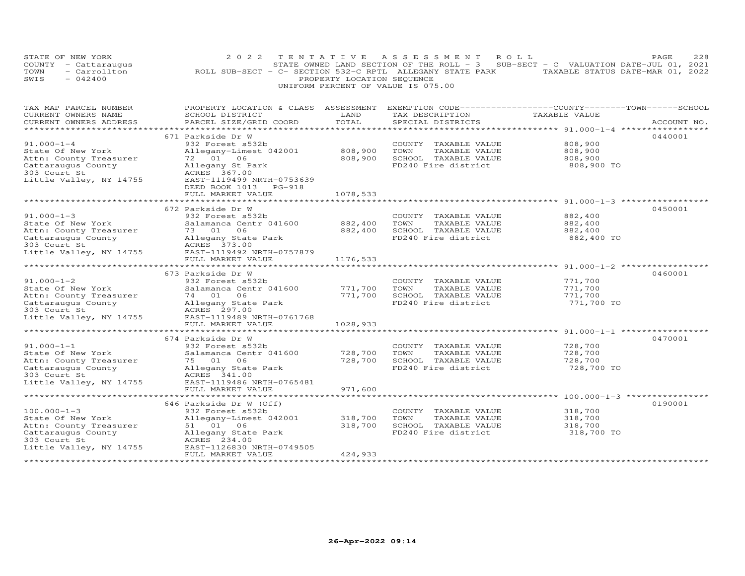STATE OF NEW YORK
COUNTY - Cattaraugus
TOWN - Carrollton
SWIS - 042400

2022 TENTATIVE ASSESSMENT ROLL
STATE OWNED LAND SECTION OF THE ROLL - 3 SUB-SECT - C VALUATION DATE-JUL 01, 2021
ROLL SUB-SECT - C- SECTION 532-C RPTL ALLEGANY STATE PARK TAXABLE STATUS DATE-MAR 01, 2022
PROPERTY LOCATION SEQUENCE
UNIFORM PERCENT OF VALUE IS 075.00

| TAX MAP PARCEL NUMBER / CURRENT OWNERS NAME / CURRENT OWNERS ADDRESS | PROPERTY LOCATION & CLASS / SCHOOL DISTRICT / PARCEL SIZE/GRID COORD | ASSESSMENT LAND / TOTAL | EXEMPTION CODE / TAX DESCRIPTION / SPECIAL DISTRICTS | TAXABLE VALUE (COUNTY / TOWN / SCHOOL) | ACCOUNT NO. |
|---|---|---|---|---|---|
| | 671 Parkside Dr W | | | | 0440001 |
| 91.000-1-4 | 932 Forest s532b | | COUNTY TAXABLE VALUE | 808,900 | |
| State Of New York | Allegany-Limest 042001 | 808,900 | TOWN TAXABLE VALUE | 808,900 | |
| Attn: County Treasurer | 72 01 06 | 808,900 | SCHOOL TAXABLE VALUE | 808,900 | |
| Cattaraugus County | Allegany St Park | | FD240 Fire district | 808,900 TO | |
| 303 Court St | ACRES 367.00 | | | | |
| Little Valley, NY 14755 | EAST-1119499 NRTH-0753639 | | | | |
| | DEED BOOK 1013 PG-918 | | | | |
| | FULL MARKET VALUE | 1078,533 | | | |
| | 672 Parkside Dr W | | | | 0450001 |
| 91.000-1-3 | 932 Forest s532b | | COUNTY TAXABLE VALUE | 882,400 | |
| State Of New York | Salamanca Centr 041600 | 882,400 | TOWN TAXABLE VALUE | 882,400 | |
| Attn: County Treasurer | 73 01 06 | 882,400 | SCHOOL TAXABLE VALUE | 882,400 | |
| Cattaraugus County | Allegany State Park | | FD240 Fire district | 882,400 TO | |
| 303 Court St | ACRES 373.00 | | | | |
| Little Valley, NY 14755 | EAST-1119492 NRTH-0757879 | | | | |
| | FULL MARKET VALUE | 1176,533 | | | |
| | 673 Parkside Dr W | | | | 0460001 |
| 91.000-1-2 | 932 Forest s532b | | COUNTY TAXABLE VALUE | 771,700 | |
| State Of New York | Salamanca Centr 041600 | 771,700 | TOWN TAXABLE VALUE | 771,700 | |
| Attn: County Treasurer | 74 01 06 | 771,700 | SCHOOL TAXABLE VALUE | 771,700 | |
| Cattaraugus County | Allegany State Park | | FD240 Fire district | 771,700 TO | |
| 303 Court St | ACRES 297.00 | | | | |
| Little Valley, NY 14755 | EAST-1119489 NRTH-0761768 | | | | |
| | FULL MARKET VALUE | 1028,933 | | | |
| | 674 Parkside Dr W | | | | 0470001 |
| 91.000-1-1 | 932 Forest s532b | | COUNTY TAXABLE VALUE | 728,700 | |
| State Of New York | Salamanca Centr 041600 | 728,700 | TOWN TAXABLE VALUE | 728,700 | |
| Attn: County Treasurer | 75 01 06 | 728,700 | SCHOOL TAXABLE VALUE | 728,700 | |
| Cattaraugus County | Allegany State Park | | FD240 Fire district | 728,700 TO | |
| 303 Court St | ACRES 341.00 | | | | |
| Little Valley, NY 14755 | EAST-1119486 NRTH-0765481 | | | | |
| | FULL MARKET VALUE | 971,600 | | | |
| | 646 Parkside Dr W (Off) | | | | 0190001 |
| 100.000-1-3 | 932 Forest s532b | | COUNTY TAXABLE VALUE | 318,700 | |
| State Of New York | Allegany-Limest 042001 | 318,700 | TOWN TAXABLE VALUE | 318,700 | |
| Attn: County Treasurer | 51 01 06 | 318,700 | SCHOOL TAXABLE VALUE | 318,700 | |
| Cattaraugus County | Allegany State Park | | FD240 Fire district | 318,700 TO | |
| 303 Court St | ACRES 234.00 | | | | |
| Little Valley, NY 14755 | EAST-1126830 NRTH-0749505 | | | | |
| | FULL MARKET VALUE | 424,933 | | | |

26-Apr-2022 09:14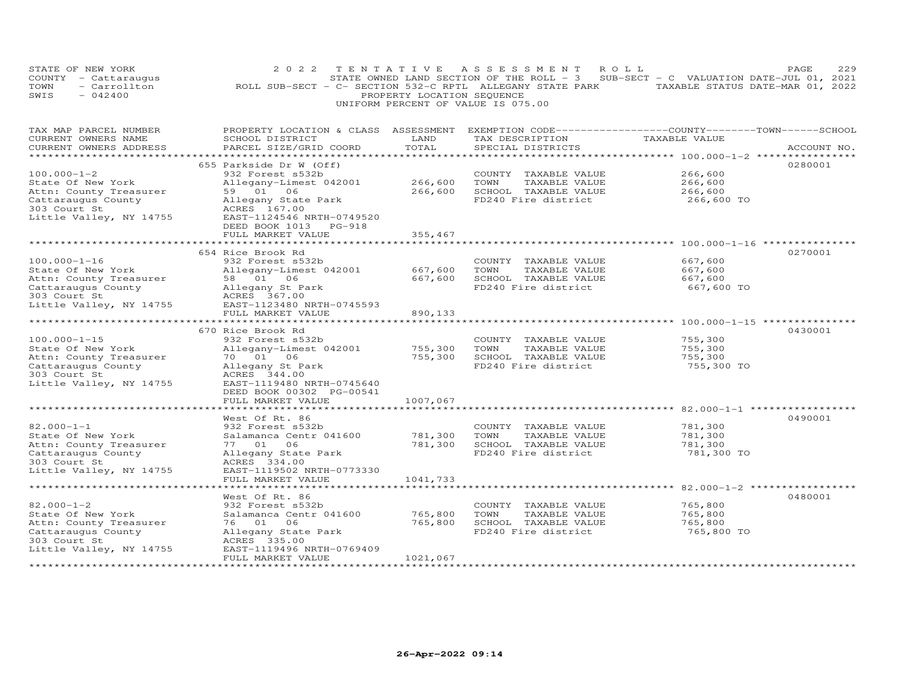STATE OF NEW YORK — 2022 TENTATIVE ASSESSMENT ROLL
COUNTY - Cattaraugus — STATE OWNED LAND SECTION OF THE ROLL - 3 SUB-SECT - C VALUATION DATE-JUL 01, 2021
TOWN - Carrollton — ROLL SUB-SECT - C- SECTION 532-C RPTL ALLEGANY STATE PARK — TAXABLE STATUS DATE-MAR 01, 2022
SWIS - 042400 — PROPERTY LOCATION SEQUENCE
UNIFORM PERCENT OF VALUE IS 075.00

| TAX MAP PARCEL NUMBER / CURRENT OWNERS NAME / CURRENT OWNERS ADDRESS | PROPERTY LOCATION & CLASS / SCHOOL DISTRICT / PARCEL SIZE/GRID COORD | ASSESSMENT LAND / TOTAL | EXEMPTION CODE / TAX DESCRIPTION / SPECIAL DISTRICTS | COUNTY--TOWN--SCHOOL TAXABLE VALUE | ACCOUNT NO. |
|---|---|---|---|---|---|
| 100.000-1-2 | 655 Parkside Dr W (Off) | | | | 0280001 |
| | 932 Forest s532b | | COUNTY TAXABLE VALUE | 266,600 | |
| State Of New York | Allegany-Limest 042001 | 266,600 | TOWN TAXABLE VALUE | 266,600 | |
| Attn: County Treasurer | 59 01 06 | 266,600 | SCHOOL TAXABLE VALUE | 266,600 | |
| Cattaraugus County | Allegany State Park | | FD240 Fire district | 266,600 TO | |
| 303 Court St | ACRES 167.00 | | | | |
| Little Valley, NY 14755 | EAST-1124546 NRTH-0749520 | | | | |
| | DEED BOOK 1013 PG-918 | | | | |
| | FULL MARKET VALUE | 355,467 | | | |
| 100.000-1-16 | 654 Rice Brook Rd | | | | 0270001 |
| | 932 Forest s532b | | COUNTY TAXABLE VALUE | 667,600 | |
| State Of New York | Allegany-Limest 042001 | 667,600 | TOWN TAXABLE VALUE | 667,600 | |
| Attn: County Treasurer | 58 01 06 | 667,600 | SCHOOL TAXABLE VALUE | 667,600 | |
| Cattaraugus County | Allegany St Park | | FD240 Fire district | 667,600 TO | |
| 303 Court St | ACRES 367.00 | | | | |
| Little Valley, NY 14755 | EAST-1123480 NRTH-0745593 | | | | |
| | FULL MARKET VALUE | 890,133 | | | |
| 100.000-1-15 | 670 Rice Brook Rd | | | | 0430001 |
| | 932 Forest s532b | | COUNTY TAXABLE VALUE | 755,300 | |
| State Of New York | Allegany-Limest 042001 | 755,300 | TOWN TAXABLE VALUE | 755,300 | |
| Attn: County Treasurer | 70 01 06 | 755,300 | SCHOOL TAXABLE VALUE | 755,300 | |
| Cattaraugus County | Allegany St Park | | FD240 Fire district | 755,300 TO | |
| 303 Court St | ACRES 344.00 | | | | |
| Little Valley, NY 14755 | EAST-1119480 NRTH-0745640 | | | | |
| | DEED BOOK 00302 PG-00541 | | | | |
| | FULL MARKET VALUE | 1007,067 | | | |
| 82.000-1-1 | West Of Rt. 86 | | | | 0490001 |
| | 932 Forest s532b | | COUNTY TAXABLE VALUE | 781,300 | |
| State Of New York | Salamanca Centr 041600 | 781,300 | TOWN TAXABLE VALUE | 781,300 | |
| Attn: County Treasurer | 77 01 06 | 781,300 | SCHOOL TAXABLE VALUE | 781,300 | |
| Cattaraugus County | Allegany State Park | | FD240 Fire district | 781,300 TO | |
| 303 Court St | ACRES 334.00 | | | | |
| Little Valley, NY 14755 | EAST-1119502 NRTH-0773330 | | | | |
| | FULL MARKET VALUE | 1041,733 | | | |
| 82.000-1-2 | West Of Rt. 86 | | | | 0480001 |
| | 932 Forest s532b | | COUNTY TAXABLE VALUE | 765,800 | |
| State Of New York | Salamanca Centr 041600 | 765,800 | TOWN TAXABLE VALUE | 765,800 | |
| Attn: County Treasurer | 76 01 06 | 765,800 | SCHOOL TAXABLE VALUE | 765,800 | |
| Cattaraugus County | Allegany State Park | | FD240 Fire district | 765,800 TO | |
| 303 Court St | ACRES 335.00 | | | | |
| Little Valley, NY 14755 | EAST-1119496 NRTH-0769409 | | | | |
| | FULL MARKET VALUE | 1021,067 | | | |

26-Apr-2022 09:14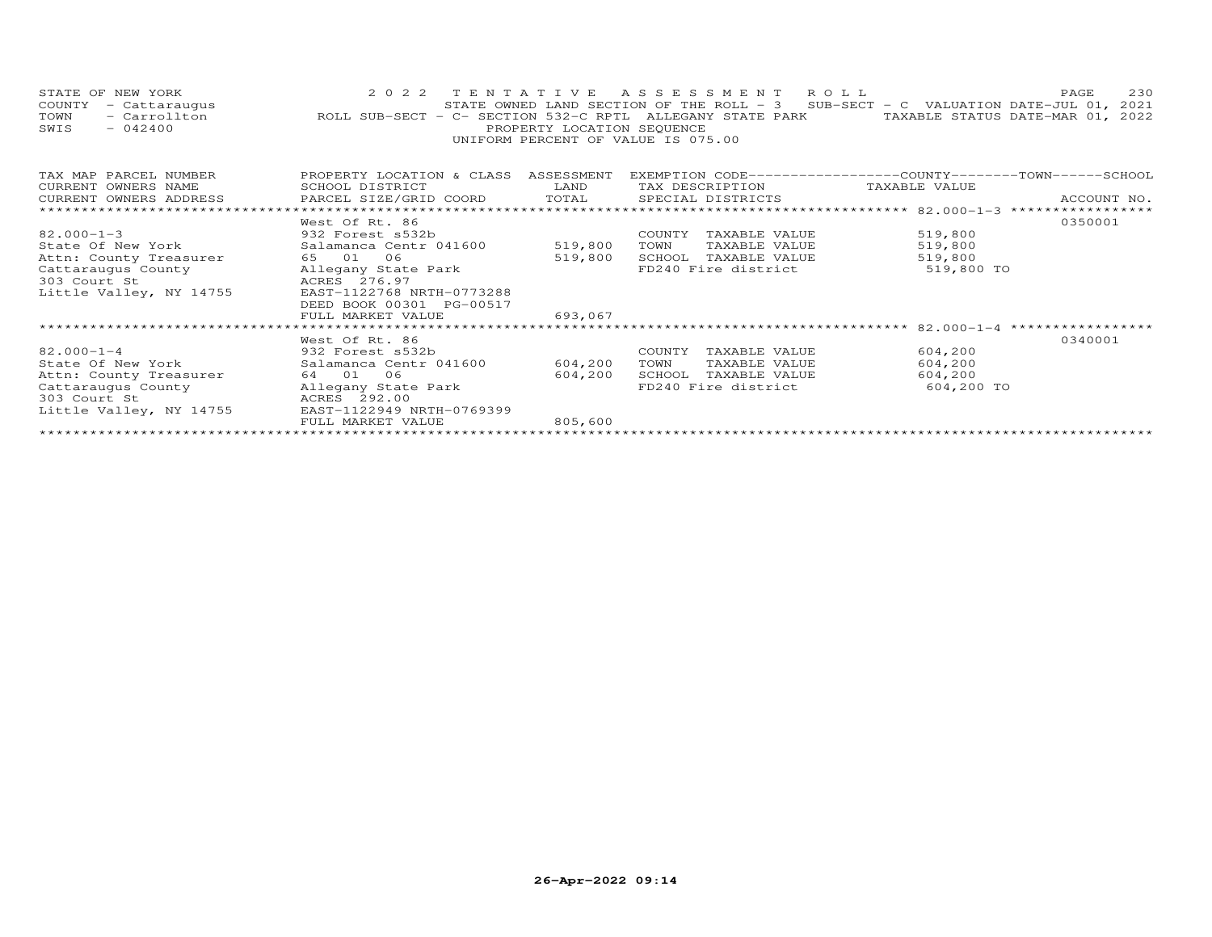STATE OF NEW YORK — 2022 TENTATIVE ASSESSMENT ROLL
COUNTY - Cattaraugus — STATE OWNED LAND SECTION OF THE ROLL - 3 SUB-SECT - C VALUATION DATE-JUL 01, 2021
TOWN - Carrollton — ROLL SUB-SECT - C- SECTION 532-C RPTL ALLEGANY STATE PARK — TAXABLE STATUS DATE-MAR 01, 2022
SWIS - 042400 — PROPERTY LOCATION SEQUENCE
UNIFORM PERCENT OF VALUE IS 075.00

| TAX MAP PARCEL NUMBER / CURRENT OWNERS NAME / CURRENT OWNERS ADDRESS | PROPERTY LOCATION & CLASS / SCHOOL DISTRICT / PARCEL SIZE/GRID COORD | ASSESSMENT LAND / TOTAL | EXEMPTION CODE / TAX DESCRIPTION / SPECIAL DISTRICTS | TAXABLE VALUE | ACCOUNT NO. |
|---|---|---|---|---|---|
| | West Of Rt. 86 | | | | 0350001 |
| 82.000-1-3 | 932 Forest s532b | | COUNTY TAXABLE VALUE | 519,800 | |
| State Of New York | Salamanca Centr 041600 | 519,800 | TOWN TAXABLE VALUE | 519,800 | |
| Attn: County Treasurer | 65 01 06 | 519,800 | SCHOOL TAXABLE VALUE | 519,800 | |
| Cattaraugus County | Allegany State Park | | FD240 Fire district | 519,800 TO | |
| 303 Court St | ACRES 276.97 | | | | |
| Little Valley, NY 14755 | EAST-1122768 NRTH-0773288 | | | | |
| | DEED BOOK 00301 PG-00517 | | | | |
| | FULL MARKET VALUE | 693,067 | | | |
| | West Of Rt. 86 | | | | 0340001 |
| 82.000-1-4 | 932 Forest s532b | | COUNTY TAXABLE VALUE | 604,200 | |
| State Of New York | Salamanca Centr 041600 | 604,200 | TOWN TAXABLE VALUE | 604,200 | |
| Attn: County Treasurer | 64 01 06 | 604,200 | SCHOOL TAXABLE VALUE | 604,200 | |
| Cattaraugus County | Allegany State Park | | FD240 Fire district | 604,200 TO | |
| 303 Court St | ACRES 292.00 | | | | |
| Little Valley, NY 14755 | EAST-1122949 NRTH-0769399 | | | | |
| | FULL MARKET VALUE | 805,600 | | | |

26-Apr-2022 09:14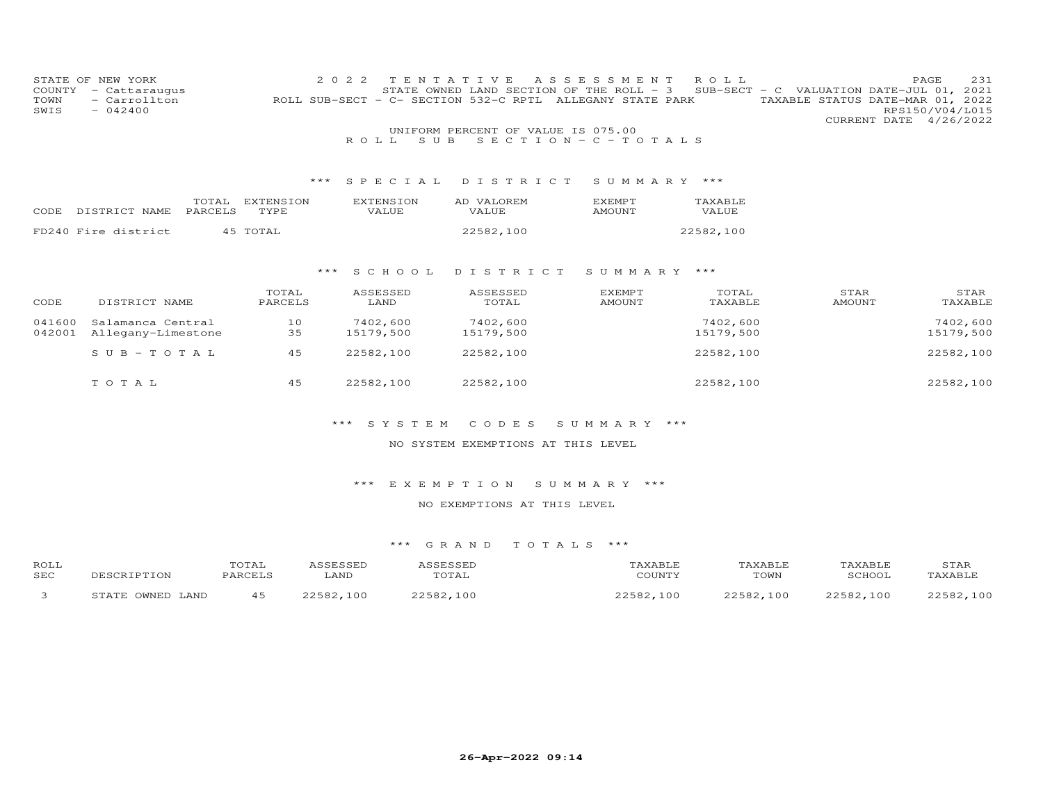STATE OF NEW YORK
COUNTY - Cattaraugus
TOWN - Carrollton
SWIS - 042400

2 0 2 2 T E N T A T I V E A S S E S S M E N T R O L L
STATE OWNED LAND SECTION OF THE ROLL - 3 SUB-SECT - C VALUATION DATE-JUL 01, 2021
ROLL SUB-SECT - C- SECTION 532-C RPTL ALLEGANY STATE PARK TAXABLE STATUS DATE-MAR 01, 2022
RPS150/V04/L015
CURRENT DATE 4/26/2022

UNIFORM PERCENT OF VALUE IS 075.00

R O L L S U B S E C T I O N - C - T O T A L S

*** S P E C I A L D I S T R I C T S U M M A R Y ***

| CODE | DISTRICT NAME | TOTAL PARCELS | EXTENSION TYPE | EXTENSION VALUE | AD VALOREM VALUE | EXEMPT AMOUNT | TAXABLE VALUE |
|---|---|---|---|---|---|---|---|
| FD240 | Fire district | 45 | TOTAL | | 22582,100 | | 22582,100 |

*** S C H O O L D I S T R I C T S U M M A R Y ***

| CODE | DISTRICT NAME | TOTAL PARCELS | ASSESSED LAND | ASSESSED TOTAL | EXEMPT AMOUNT | TOTAL TAXABLE | STAR AMOUNT | STAR TAXABLE |
|---|---|---|---|---|---|---|---|---|
| 041600 | Salamanca Central | 10 | 7402,600 | 7402,600 | | 7402,600 | | 7402,600 |
| 042001 | Allegany-Limestone | 35 | 15179,500 | 15179,500 | | 15179,500 | | 15179,500 |
| | S U B - T O T A L | 45 | 22582,100 | 22582,100 | | 22582,100 | | 22582,100 |
| | T O T A L | 45 | 22582,100 | 22582,100 | | 22582,100 | | 22582,100 |

*** S Y S T E M C O D E S S U M M A R Y ***

NO SYSTEM EXEMPTIONS AT THIS LEVEL

*** E X E M P T I O N S U M M A R Y ***

NO EXEMPTIONS AT THIS LEVEL

*** G R A N D T O T A L S ***

| ROLL SEC | DESCRIPTION | TOTAL PARCELS | ASSESSED LAND | ASSESSED TOTAL | TAXABLE COUNTY | TAXABLE TOWN | TAXABLE SCHOOL | STAR TAXABLE |
|---|---|---|---|---|---|---|---|---|
| 3 | STATE OWNED LAND | 45 | 22582,100 | 22582,100 | 22582,100 | 22582,100 | 22582,100 | 22582,100 |

26-Apr-2022 09:14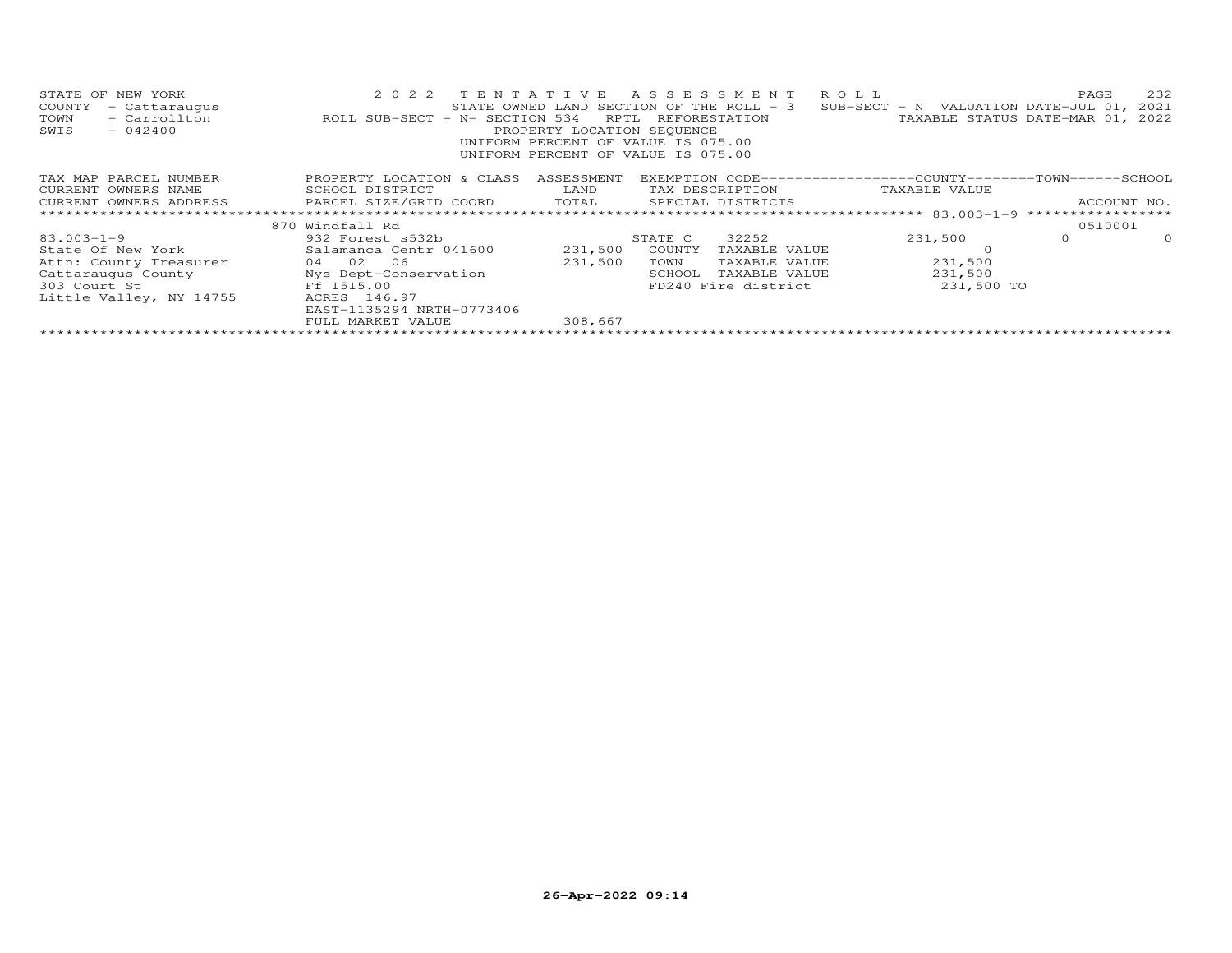STATE OF NEW YORK
COUNTY - Cattaraugus
TOWN - Carrollton
SWIS - 042400

2022 TENTATIVE ASSESSMENT ROLL
STATE OWNED LAND SECTION OF THE ROLL - 3
ROLL SUB-SECT - N- SECTION 534 RPTL REFORESTATION
PROPERTY LOCATION SEQUENCE
UNIFORM PERCENT OF VALUE IS 075.00
UNIFORM PERCENT OF VALUE IS 075.00

SUB-SECT - N VALUATION DATE-JUL 01, 2021
TAXABLE STATUS DATE-MAR 01, 2022

| TAX MAP PARCEL NUMBER<br>CURRENT OWNERS NAME<br>CURRENT OWNERS ADDRESS | PROPERTY LOCATION & CLASS<br>SCHOOL DISTRICT<br>PARCEL SIZE/GRID COORD | ASSESSMENT<br>LAND<br>TOTAL | EXEMPTION CODE<br>TAX DESCRIPTION<br>SPECIAL DISTRICTS | COUNTY<br>TAXABLE VALUE | TOWN | SCHOOL<br>ACCOUNT NO. |
|---|---|---|---|---|---|---|
| | 870 Windfall Rd | | | | | 0510001 |
| 83.003-1-9 | 932 Forest s532b | | STATE C 32252 | 231,500 | 0 | 0 |
| State Of New York | Salamanca Centr 041600 | 231,500 | COUNTY TAXABLE VALUE | 0 | | |
| Attn: County Treasurer | 04 02 06 | 231,500 | TOWN TAXABLE VALUE | 231,500 | | |
| Cattaraugus County | Nys Dept-Conservation | | SCHOOL TAXABLE VALUE | 231,500 | | |
| 303 Court St | Ff 1515.00 | | FD240 Fire district | 231,500 TO | | |
| Little Valley, NY 14755 | ACRES 146.97 | | | | | |
| | EAST-1135294 NRTH-0773406 | | | | | |
| | FULL MARKET VALUE | 308,667 | | | | |

26-Apr-2022 09:14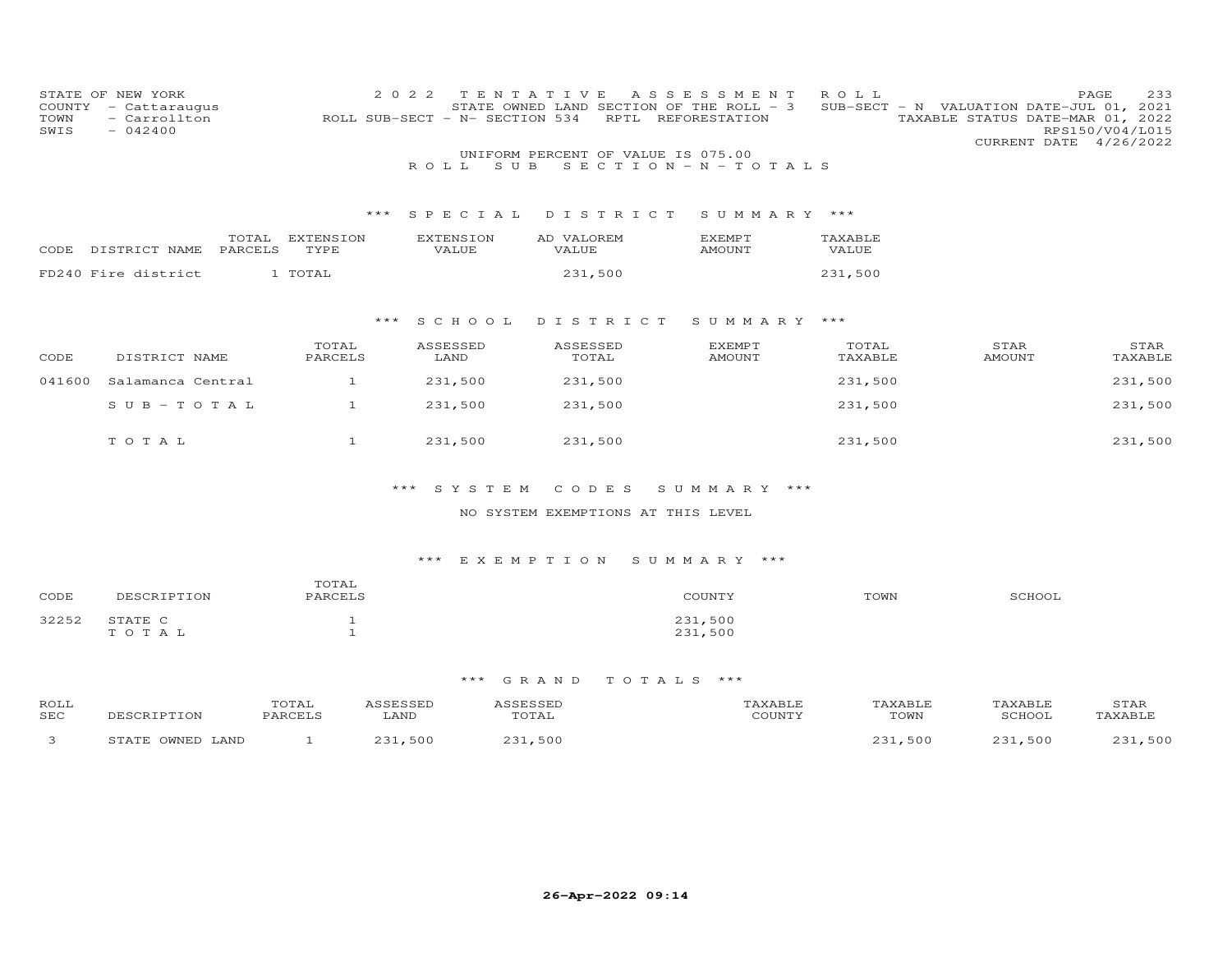STATE OF NEW YORK
COUNTY - Cattaraugus
TOWN - Carrollton
SWIS - 042400

2022 TENTATIVE ASSESSMENT ROLL
STATE OWNED LAND SECTION OF THE ROLL - 3
ROLL SUB-SECT - N- SECTION 534 RPTL REFORESTATION

SUB-SECT - N VALUATION DATE-JUL 01, 2021
TAXABLE STATUS DATE-MAR 01, 2022
RPS150/V04/L015
CURRENT DATE 4/26/2022

UNIFORM PERCENT OF VALUE IS 075.00

ROLL SUB SECTION-N-TOTALS

*** SPECIAL DISTRICT SUMMARY ***

| CODE | DISTRICT NAME | TOTAL PARCELS | EXTENSION TYPE | EXTENSION VALUE | AD VALOREM VALUE | EXEMPT AMOUNT | TAXABLE VALUE |
|---|---|---|---|---|---|---|---|
| FD240 | Fire district | 1 | TOTAL | | 231,500 | | 231,500 |

*** SCHOOL DISTRICT SUMMARY ***

| CODE | DISTRICT NAME | TOTAL PARCELS | ASSESSED LAND | ASSESSED TOTAL | EXEMPT AMOUNT | TOTAL TAXABLE | STAR AMOUNT | STAR TAXABLE |
|---|---|---|---|---|---|---|---|---|
| 041600 | Salamanca Central | 1 | 231,500 | 231,500 | | 231,500 | | 231,500 |
| | SUB-TOTAL | 1 | 231,500 | 231,500 | | 231,500 | | 231,500 |
| | TOTAL | 1 | 231,500 | 231,500 | | 231,500 | | 231,500 |

*** SYSTEM CODES SUMMARY ***

NO SYSTEM EXEMPTIONS AT THIS LEVEL

*** EXEMPTION SUMMARY ***

| CODE | DESCRIPTION | TOTAL PARCELS | COUNTY | TOWN | SCHOOL |
|---|---|---|---|---|---|
| 32252 | STATE C | 1 | 231,500 | | |
| | TOTAL | 1 | 231,500 | | |

*** GRAND TOTALS ***

| ROLL SEC | DESCRIPTION | TOTAL PARCELS | ASSESSED LAND | ASSESSED TOTAL | TAXABLE COUNTY | TAXABLE TOWN | TAXABLE SCHOOL | STAR TAXABLE |
|---|---|---|---|---|---|---|---|---|
| 3 | STATE OWNED LAND | 1 | 231,500 | 231,500 | | 231,500 | 231,500 | 231,500 |

26-Apr-2022 09:14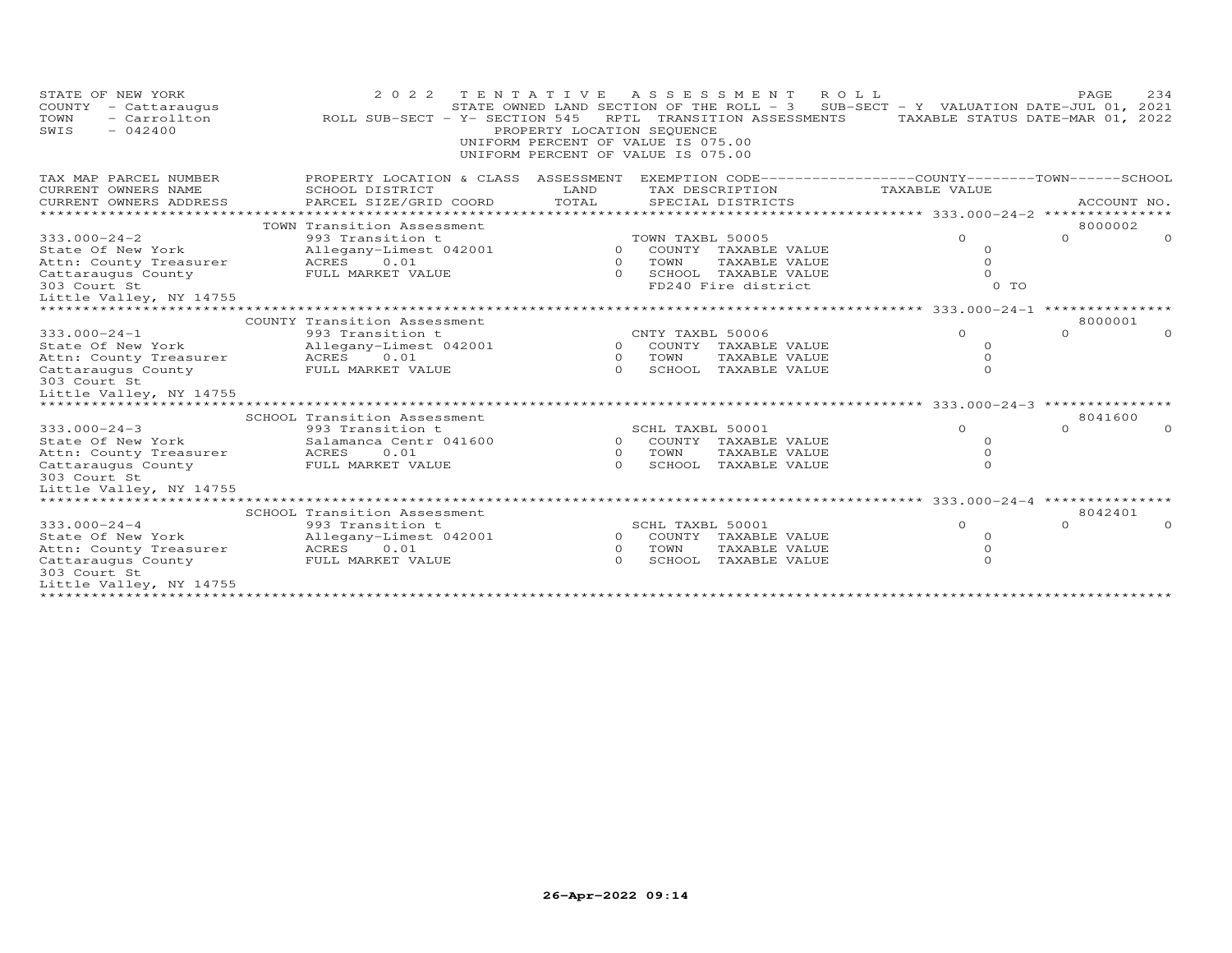STATE OF NEW YORK
COUNTY - Cattaraugus
TOWN - Carrollton
SWIS - 042400

2022 TENTATIVE ASSESSMENT ROLL
STATE OWNED LAND SECTION OF THE ROLL - 3 SUB-SECT - Y VALUATION DATE-JUL 01, 2021
ROLL SUB-SECT - Y- SECTION 545 RPTL TRANSITION ASSESSMENTS TAXABLE STATUS DATE-MAR 01, 2022
PROPERTY LOCATION SEQUENCE
UNIFORM PERCENT OF VALUE IS 075.00
UNIFORM PERCENT OF VALUE IS 075.00

| TAX MAP PARCEL NUMBER / CURRENT OWNERS NAME / CURRENT OWNERS ADDRESS | PROPERTY LOCATION & CLASS / SCHOOL DISTRICT / PARCEL SIZE/GRID COORD | ASSESSMENT LAND | TOTAL | EXEMPTION CODE / TAX DESCRIPTION / SPECIAL DISTRICTS | COUNTY TAXABLE VALUE | TOWN | SCHOOL | ACCOUNT NO. |
|---|---|---|---|---|---|---|---|---|
| **333.000-24-2** | TOWN Transition Assessment | | | | | | | 8000002 |
| 333.000-24-2 | 993 Transition t | | | TOWN TAXBL 50005 | 0 | 0 | 0 | |
| State Of New York | Allegany-Limest 042001 | 0 | | COUNTY TAXABLE VALUE | 0 | | | |
| Attn: County Treasurer | ACRES 0.01 | | 0 | TOWN TAXABLE VALUE | 0 | | | |
| Cattaraugus County | FULL MARKET VALUE | | 0 | SCHOOL TAXABLE VALUE | 0 | | | |
| 303 Court St | | | | FD240 Fire district | 0 TO | | | |
| Little Valley, NY 14755 | | | | | | | | |
| **333.000-24-1** | COUNTY Transition Assessment | | | | | | | 8000001 |
| 333.000-24-1 | 993 Transition t | | | CNTY TAXBL 50006 | 0 | 0 | 0 | |
| State Of New York | Allegany-Limest 042001 | 0 | | COUNTY TAXABLE VALUE | 0 | | | |
| Attn: County Treasurer | ACRES 0.01 | | 0 | TOWN TAXABLE VALUE | 0 | | | |
| Cattaraugus County | FULL MARKET VALUE | | 0 | SCHOOL TAXABLE VALUE | 0 | | | |
| 303 Court St | | | | | | | | |
| Little Valley, NY 14755 | | | | | | | | |
| **333.000-24-3** | SCHOOL Transition Assessment | | | | | | | 8041600 |
| 333.000-24-3 | 993 Transition t | | | SCHL TAXBL 50001 | 0 | 0 | 0 | |
| State Of New York | Salamanca Centr 041600 | 0 | | COUNTY TAXABLE VALUE | 0 | | | |
| Attn: County Treasurer | ACRES 0.01 | | 0 | TOWN TAXABLE VALUE | 0 | | | |
| Cattaraugus County | FULL MARKET VALUE | | 0 | SCHOOL TAXABLE VALUE | 0 | | | |
| 303 Court St | | | | | | | | |
| Little Valley, NY 14755 | | | | | | | | |
| **333.000-24-4** | SCHOOL Transition Assessment | | | | | | | 8042401 |
| 333.000-24-4 | 993 Transition t | | | SCHL TAXBL 50001 | 0 | 0 | 0 | |
| State Of New York | Allegany-Limest 042001 | 0 | | COUNTY TAXABLE VALUE | 0 | | | |
| Attn: County Treasurer | ACRES 0.01 | | 0 | TOWN TAXABLE VALUE | 0 | | | |
| Cattaraugus County | FULL MARKET VALUE | | 0 | SCHOOL TAXABLE VALUE | 0 | | | |
| 303 Court St | | | | | | | | |
| Little Valley, NY 14755 | | | | | | | | |

26-Apr-2022 09:14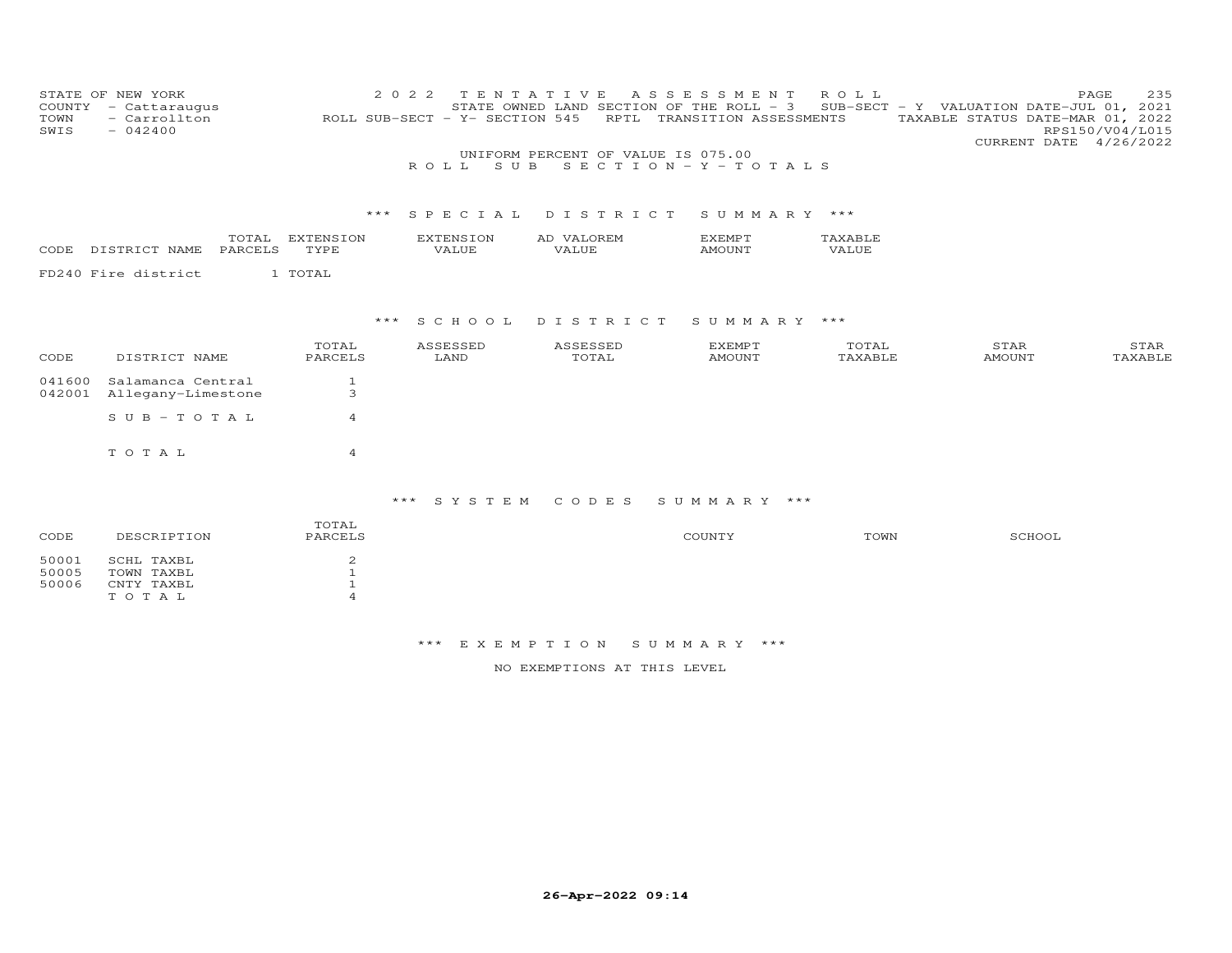STATE OF NEW YORK
COUNTY - Cattaraugus
TOWN - Carrollton
SWIS - 042400

2022 TENTATIVE ASSESSMENT ROLL
STATE OWNED LAND SECTION OF THE ROLL - 3 SUB-SECT - Y VALUATION DATE-JUL 01, 2021
ROLL SUB-SECT - Y- SECTION 545 RPTL TRANSITION ASSESSMENTS TAXABLE STATUS DATE-MAR 01, 2022
RPS150/V04/L015
CURRENT DATE 4/26/2022

UNIFORM PERCENT OF VALUE IS 075.00

ROLL SUB SECTION - Y - TOTALS

*** SPECIAL DISTRICT SUMMARY ***

| CODE | DISTRICT NAME | TOTAL PARCELS | EXTENSION TYPE | EXTENSION VALUE | AD VALOREM VALUE | EXEMPT AMOUNT | TAXABLE VALUE |
|---|---|---|---|---|---|---|---|
| FD240 | Fire district | 1 | TOTAL | | | | |

*** SCHOOL DISTRICT SUMMARY ***

| CODE | DISTRICT NAME | TOTAL PARCELS | ASSESSED LAND | ASSESSED TOTAL | EXEMPT AMOUNT | TOTAL TAXABLE | STAR AMOUNT | STAR TAXABLE |
|---|---|---|---|---|---|---|---|---|
| 041600 | Salamanca Central | 1 | | | | | | |
| 042001 | Allegany-Limestone | 3 | | | | | | |
| | SUB-TOTAL | 4 | | | | | | |
| | TOTAL | 4 | | | | | | |

*** SYSTEM CODES SUMMARY ***

| CODE | DESCRIPTION | TOTAL PARCELS | COUNTY | TOWN | SCHOOL |
|---|---|---|---|---|---|
| 50001 | SCHL TAXBL | 2 | | | |
| 50005 | TOWN TAXBL | 1 | | | |
| 50006 | CNTY TAXBL | 1 | | | |
| | TOTAL | 4 | | | |

*** EXEMPTION SUMMARY ***

NO EXEMPTIONS AT THIS LEVEL

26-Apr-2022 09:14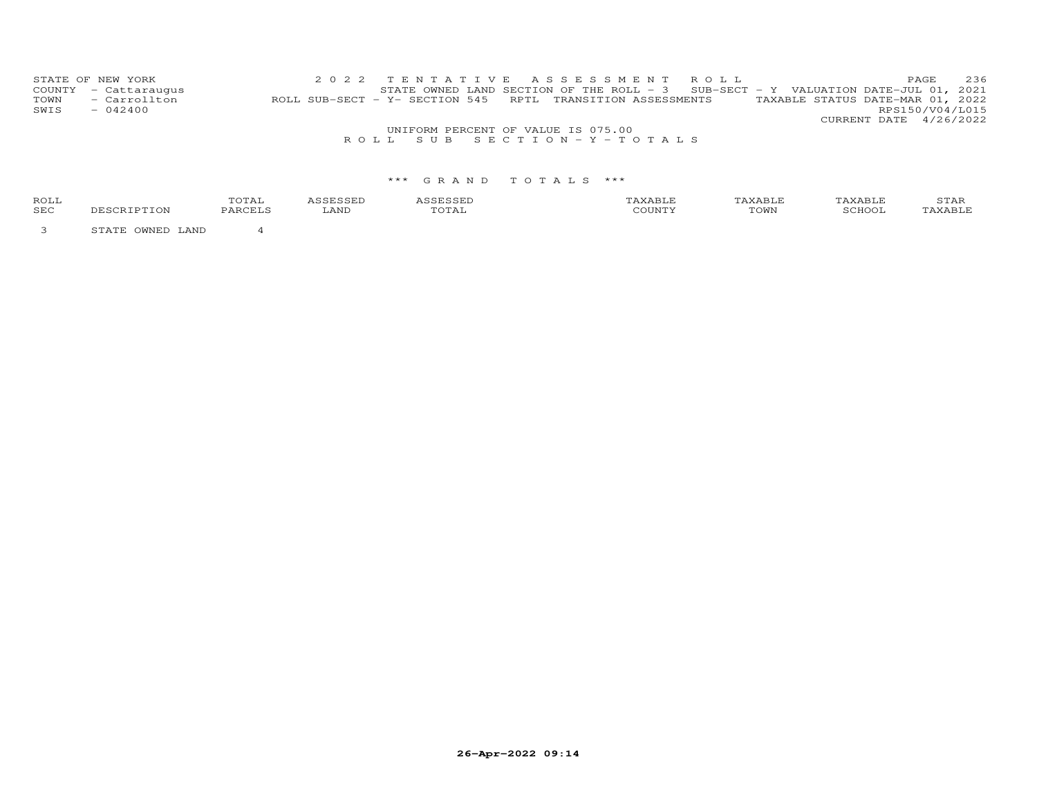STATE OF NEW YORK — 2022 TENTATIVE ASSESSMENT ROLL
COUNTY - Cattaraugus — STATE OWNED LAND SECTION OF THE ROLL - 3 SUB-SECT - Y VALUATION DATE-JUL 01, 2021
TOWN - Carrollton — ROLL SUB-SECT - Y- SECTION 545 RPTL TRANSITION ASSESSMENTS — TAXABLE STATUS DATE-MAR 01, 2022
SWIS - 042400 — RPS150/V04/L015
CURRENT DATE 4/26/2022

UNIFORM PERCENT OF VALUE IS 075.00

ROLL SUB SECTION-Y-TOTALS

\*\*\* GRAND TOTALS \*\*\*

| ROLL SEC | DESCRIPTION | TOTAL PARCELS | ASSESSED LAND | ASSESSED TOTAL | TAXABLE COUNTY | TAXABLE TOWN | TAXABLE SCHOOL | STAR TAXABLE |
|---|---|---|---|---|---|---|---|---|
| 3 | STATE OWNED LAND | 4 | | | | | | |

26-Apr-2022 09:14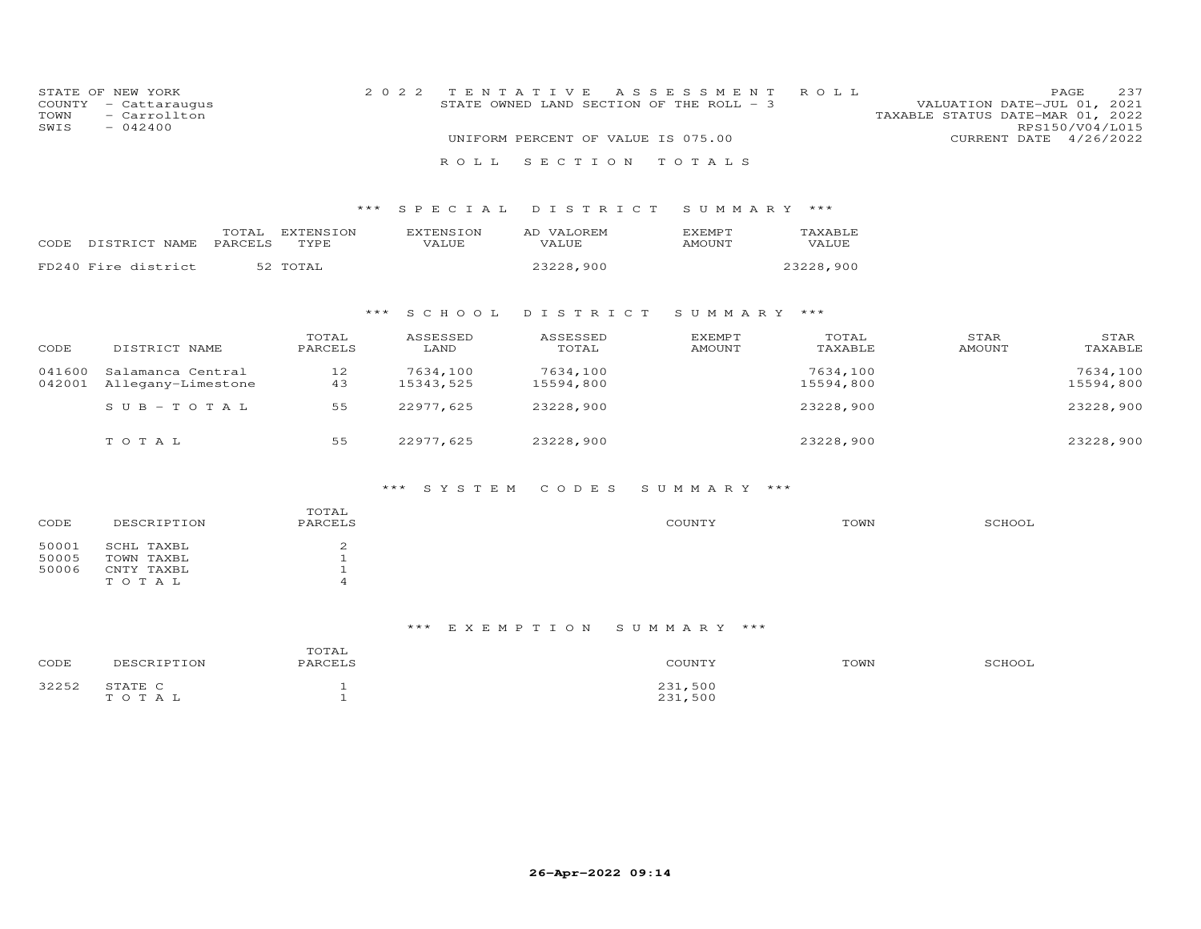STATE OF NEW YORK
COUNTY - Cattaraugus
TOWN - Carrollton
SWIS - 042400

2022 TENTATIVE ASSESSMENT ROLL
STATE OWNED LAND SECTION OF THE ROLL - 3
UNIFORM PERCENT OF VALUE IS 075.00

VALUATION DATE-JUL 01, 2021
TAXABLE STATUS DATE-MAR 01, 2022
RPS150/V04/L015
CURRENT DATE 4/26/2022

## ROLL SECTION TOTALS

### *** SPECIAL DISTRICT SUMMARY ***

| CODE | DISTRICT NAME | TOTAL PARCELS | EXTENSION TYPE | EXTENSION VALUE | AD VALOREM VALUE | EXEMPT AMOUNT | TAXABLE VALUE |
|---|---|---|---|---|---|---|---|
| FD240 | Fire district | 52 | TOTAL | | 23228,900 | | 23228,900 |

### *** SCHOOL DISTRICT SUMMARY ***

| CODE | DISTRICT NAME | TOTAL PARCELS | ASSESSED LAND | ASSESSED TOTAL | EXEMPT AMOUNT | TOTAL TAXABLE | STAR AMOUNT | STAR TAXABLE |
|---|---|---|---|---|---|---|---|---|
| 041600 | Salamanca Central | 12 | 7634,100 | 7634,100 | | 7634,100 | | 7634,100 |
| 042001 | Allegany-Limestone | 43 | 15343,525 | 15594,800 | | 15594,800 | | 15594,800 |
| | SUB-TOTAL | 55 | 22977,625 | 23228,900 | | 23228,900 | | 23228,900 |
| | TOTAL | 55 | 22977,625 | 23228,900 | | 23228,900 | | 23228,900 |

### *** SYSTEM CODES SUMMARY ***

| CODE | DESCRIPTION | TOTAL PARCELS | COUNTY | TOWN | SCHOOL |
|---|---|---|---|---|---|
| 50001 | SCHL TAXBL | 2 | | | |
| 50005 | TOWN TAXBL | 1 | | | |
| 50006 | CNTY TAXBL | 1 | | | |
| | TOTAL | 4 | | | |

### *** EXEMPTION SUMMARY ***

| CODE | DESCRIPTION | TOTAL PARCELS | COUNTY | TOWN | SCHOOL |
|---|---|---|---|---|---|
| 32252 | STATE C | 1 | 231,500 | | |
| | TOTAL | 1 | 231,500 | | |

26-Apr-2022 09:14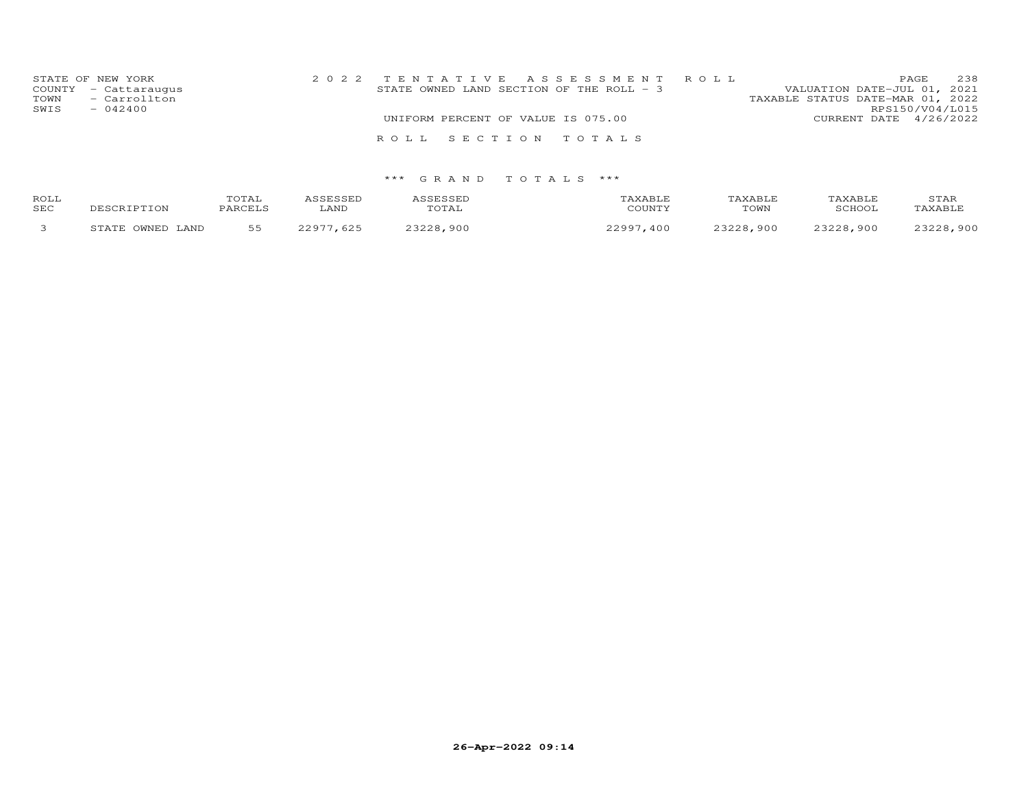STATE OF NEW YORK
COUNTY - Cattaraugus
TOWN - Carrollton
SWIS - 042400

2 0 2 2 T E N T A T I V E A S S E S S M E N T R O L L
STATE OWNED LAND SECTION OF THE ROLL - 3

UNIFORM PERCENT OF VALUE IS 075.00

VALUATION DATE-JUL 01, 2021
TAXABLE STATUS DATE-MAR 01, 2022
RPS150/V04/L015
CURRENT DATE 4/26/2022

R O L L S E C T I O N T O T A L S

*** G R A N D T O T A L S ***

| ROLL SEC | DESCRIPTION | TOTAL PARCELS | ASSESSED LAND | ASSESSED TOTAL | TAXABLE COUNTY | TAXABLE TOWN | TAXABLE SCHOOL | STAR TAXABLE |
|---|---|---|---|---|---|---|---|---|
| 3 | STATE OWNED LAND | 55 | 22977,625 | 23228,900 | 22997,400 | 23228,900 | 23228,900 | 23228,900 |

26-Apr-2022 09:14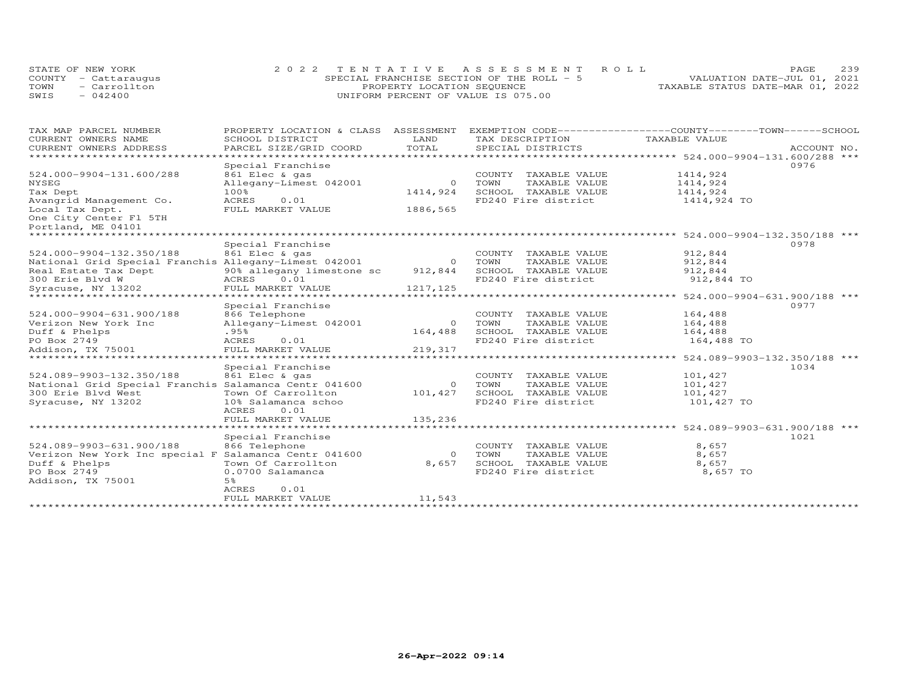STATE OF NEW YORK
COUNTY - Cattaraugus
TOWN - Carrollton
SWIS - 042400

2022 TENTATIVE ASSESSMENT ROLL
SPECIAL FRANCHISE SECTION OF THE ROLL - 5
PROPERTY LOCATION SEQUENCE
UNIFORM PERCENT OF VALUE IS 075.00

VALUATION DATE-JUL 01, 2021
TAXABLE STATUS DATE-MAR 01, 2022

| TAX MAP PARCEL NUMBER / CURRENT OWNERS NAME / CURRENT OWNERS ADDRESS | PROPERTY LOCATION & CLASS / SCHOOL DISTRICT / PARCEL SIZE/GRID COORD | ASSESSMENT LAND / TOTAL | EXEMPTION CODE / TAX DESCRIPTION / SPECIAL DISTRICTS | COUNTY / TOWN / SCHOOL TAXABLE VALUE | ACCOUNT NO. |
|---|---|---|---|---|---|
| 524.000-9904-131.600/288 | Special Franchise | | | | 0976 |
| 524.000-9904-131.600/288 | 861 Elec & gas | | COUNTY TAXABLE VALUE | 1414,924 | |
| NYSEG | Allegany-Limest 042001 | 0 | TOWN TAXABLE VALUE | 1414,924 | |
| Tax Dept | 100% | 1414,924 | SCHOOL TAXABLE VALUE | 1414,924 | |
| Avangrid Management Co. | ACRES 0.01 | | FD240 Fire district | 1414,924 TO | |
| Local Tax Dept. | FULL MARKET VALUE | 1886,565 | | | |
| One City Center Fl 5TH | | | | | |
| Portland, ME 04101 | | | | | |
| 524.000-9904-132.350/188 | Special Franchise | | | | 0978 |
| 524.000-9904-132.350/188 | 861 Elec & gas | | COUNTY TAXABLE VALUE | 912,844 | |
| National Grid Special Franchis | Allegany-Limest 042001 | 0 | TOWN TAXABLE VALUE | 912,844 | |
| Real Estate Tax Dept | 90% allegany limestone sc | 912,844 | SCHOOL TAXABLE VALUE | 912,844 | |
| 300 Erie Blvd W | ACRES 0.01 | | FD240 Fire district | 912,844 TO | |
| Syracuse, NY 13202 | FULL MARKET VALUE | 1217,125 | | | |
| 524.000-9904-631.900/188 | Special Franchise | | | | 0977 |
| 524.000-9904-631.900/188 | 866 Telephone | | COUNTY TAXABLE VALUE | 164,488 | |
| Verizon New York Inc | Allegany-Limest 042001 | 0 | TOWN TAXABLE VALUE | 164,488 | |
| Duff & Phelps | .95% | 164,488 | SCHOOL TAXABLE VALUE | 164,488 | |
| PO Box 2749 | ACRES 0.01 | | FD240 Fire district | 164,488 TO | |
| Addison, TX 75001 | FULL MARKET VALUE | 219,317 | | | |
| 524.089-9903-132.350/188 | Special Franchise | | | | 1034 |
| 524.089-9903-132.350/188 | 861 Elec & gas | | COUNTY TAXABLE VALUE | 101,427 | |
| National Grid Special Franchis | Salamanca Centr 041600 | 0 | TOWN TAXABLE VALUE | 101,427 | |
| 300 Erie Blvd West | Town Of Carrollton | 101,427 | SCHOOL TAXABLE VALUE | 101,427 | |
| Syracuse, NY 13202 | 10% Salamanca schoo | | FD240 Fire district | 101,427 TO | |
| | ACRES 0.01 | | | | |
| | FULL MARKET VALUE | 135,236 | | | |
| 524.089-9903-631.900/188 | Special Franchise | | | | 1021 |
| 524.089-9903-631.900/188 | 866 Telephone | | COUNTY TAXABLE VALUE | 8,657 | |
| Verizon New York Inc special F | Salamanca Centr 041600 | 0 | TOWN TAXABLE VALUE | 8,657 | |
| Duff & Phelps | Town Of Carrollton | 8,657 | SCHOOL TAXABLE VALUE | 8,657 | |
| PO Box 2749 | 0.0700 Salamanca | | FD240 Fire district | 8,657 TO | |
| Addison, TX 75001 | 5% | | | | |
| | ACRES 0.01 | | | | |
| | FULL MARKET VALUE | 11,543 | | | |

26-Apr-2022 09:14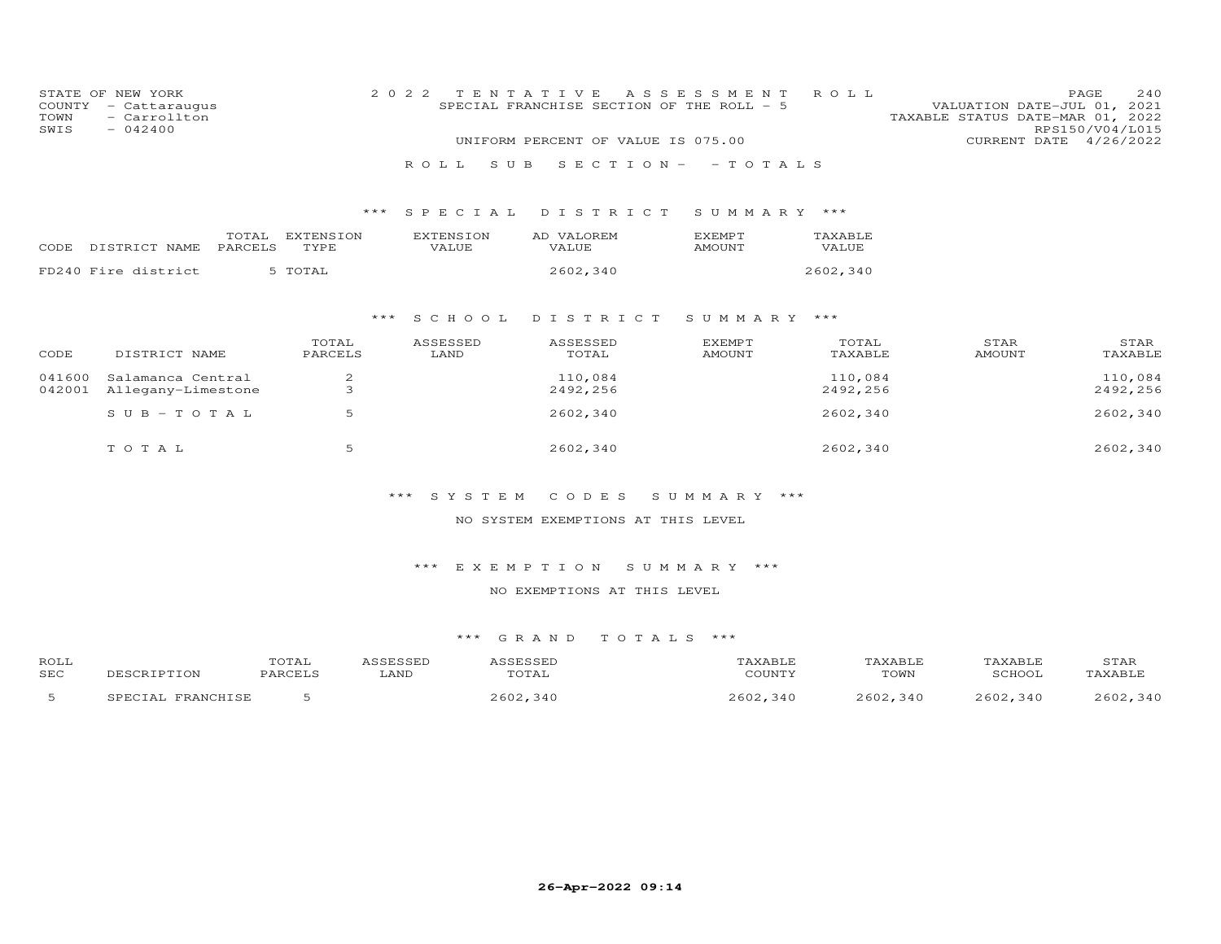STATE OF NEW YORK
COUNTY - Cattaraugus
TOWN - Carrollton
SWIS - 042400

2022 TENTATIVE ASSESSMENT ROLL
SPECIAL FRANCHISE SECTION OF THE ROLL - 5
UNIFORM PERCENT OF VALUE IS 075.00

VALUATION DATE-JUL 01, 2021
TAXABLE STATUS DATE-MAR 01, 2022
RPS150/V04/L015
CURRENT DATE 4/26/2022

ROLL SUB SECTION- - TOTALS

## *** SPECIAL DISTRICT SUMMARY ***

| CODE | DISTRICT NAME | TOTAL PARCELS | EXTENSION TYPE | EXTENSION VALUE | AD VALOREM VALUE | EXEMPT AMOUNT | TAXABLE VALUE |
|---|---|---|---|---|---|---|---|
| FD240 | Fire district | 5 | TOTAL | | 2602,340 | | 2602,340 |

## *** SCHOOL DISTRICT SUMMARY ***

| CODE | DISTRICT NAME | TOTAL PARCELS | ASSESSED LAND | ASSESSED TOTAL | EXEMPT AMOUNT | TOTAL TAXABLE | STAR AMOUNT | STAR TAXABLE |
|---|---|---|---|---|---|---|---|---|
| 041600 | Salamanca Central | 2 | | 110,084 | | 110,084 | | 110,084 |
| 042001 | Allegany-Limestone | 3 | | 2492,256 | | 2492,256 | | 2492,256 |
| | SUB-TOTAL | 5 | | 2602,340 | | 2602,340 | | 2602,340 |
| | TOTAL | 5 | | 2602,340 | | 2602,340 | | 2602,340 |

## *** SYSTEM CODES SUMMARY ***

NO SYSTEM EXEMPTIONS AT THIS LEVEL

## *** EXEMPTION SUMMARY ***

NO EXEMPTIONS AT THIS LEVEL

## *** GRAND TOTALS ***

| ROLL SEC | DESCRIPTION | TOTAL PARCELS | ASSESSED LAND | ASSESSED TOTAL | TAXABLE COUNTY | TAXABLE TOWN | TAXABLE SCHOOL | STAR TAXABLE |
|---|---|---|---|---|---|---|---|---|
| 5 | SPECIAL FRANCHISE | 5 | | 2602,340 | 2602,340 | 2602,340 | 2602,340 | 2602,340 |

26-Apr-2022 09:14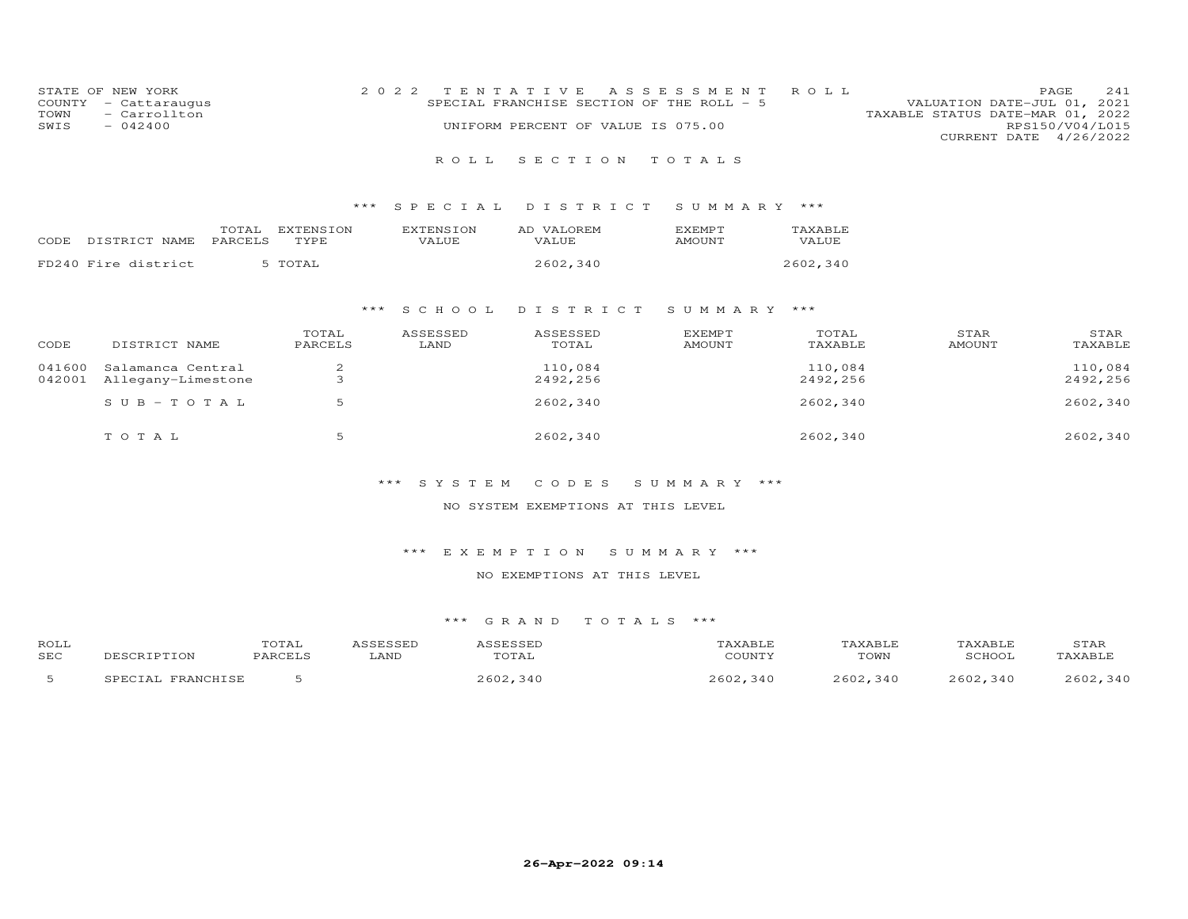STATE OF NEW YORK
COUNTY - Cattaraugus
TOWN - Carrollton
SWIS - 042400

2022 TENTATIVE ASSESSMENT ROLL
SPECIAL FRANCHISE SECTION OF THE ROLL - 5
UNIFORM PERCENT OF VALUE IS 075.00

VALUATION DATE-JUL 01, 2021
TAXABLE STATUS DATE-MAR 01, 2022
RPS150/V04/L015
CURRENT DATE 4/26/2022

## ROLL SECTION TOTALS

### *** SPECIAL DISTRICT SUMMARY ***

| CODE | DISTRICT NAME | TOTAL PARCELS | EXTENSION TYPE | EXTENSION VALUE | AD VALOREM VALUE | EXEMPT AMOUNT | TAXABLE VALUE |
|---|---|---|---|---|---|---|---|
| FD240 | Fire district | 5 | TOTAL | | 2602,340 | | 2602,340 |

### *** SCHOOL DISTRICT SUMMARY ***

| CODE | DISTRICT NAME | TOTAL PARCELS | ASSESSED LAND | ASSESSED TOTAL | EXEMPT AMOUNT | TOTAL TAXABLE | STAR AMOUNT | STAR TAXABLE |
|---|---|---|---|---|---|---|---|---|
| 041600 | Salamanca Central | 2 | | 110,084 | | 110,084 | | 110,084 |
| 042001 | Allegany-Limestone | 3 | | 2492,256 | | 2492,256 | | 2492,256 |
| | SUB-TOTAL | 5 | | 2602,340 | | 2602,340 | | 2602,340 |
| | TOTAL | 5 | | 2602,340 | | 2602,340 | | 2602,340 |

### *** SYSTEM CODES SUMMARY ***

NO SYSTEM EXEMPTIONS AT THIS LEVEL

### *** EXEMPTION SUMMARY ***

NO EXEMPTIONS AT THIS LEVEL

### *** GRAND TOTALS ***

| ROLL SEC | DESCRIPTION | TOTAL PARCELS | ASSESSED LAND | ASSESSED TOTAL | TAXABLE COUNTY | TAXABLE TOWN | TAXABLE SCHOOL | STAR TAXABLE |
|---|---|---|---|---|---|---|---|---|
| 5 | SPECIAL FRANCHISE | 5 | | 2602,340 | 2602,340 | 2602,340 | 2602,340 | 2602,340 |

26-Apr-2022 09:14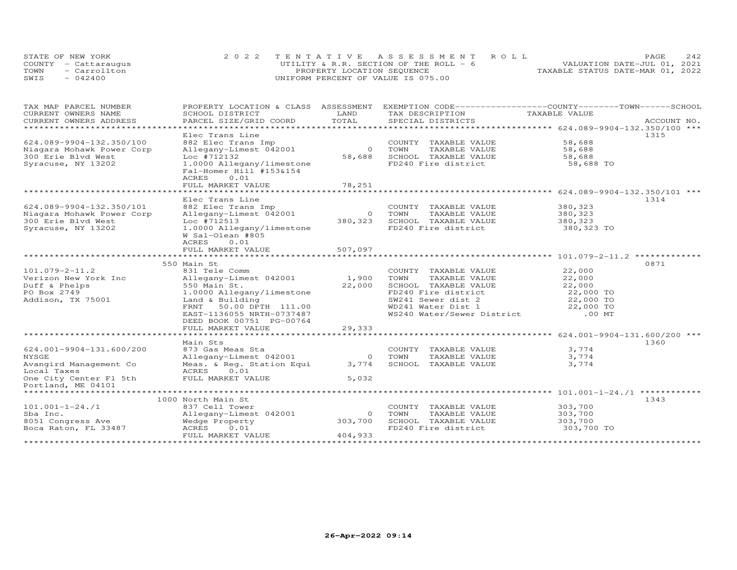STATE OF NEW YORK
COUNTY - Cattaraugus
TOWN - Carrollton
SWIS - 042400

2022 TENTATIVE ASSESSMENT ROLL
UTILITY & R.R. SECTION OF THE ROLL - 6
PROPERTY LOCATION SEQUENCE
UNIFORM PERCENT OF VALUE IS 075.00

VALUATION DATE-JUL 01, 2021
TAXABLE STATUS DATE-MAR 01, 2022

| TAX MAP PARCEL NUMBER / CURRENT OWNERS NAME / CURRENT OWNERS ADDRESS | PROPERTY LOCATION & CLASS / SCHOOL DISTRICT / PARCEL SIZE/GRID COORD | ASSESSMENT LAND / TOTAL | EXEMPTION CODE / TAX DESCRIPTION / SPECIAL DISTRICTS | TAXABLE VALUE | ACCOUNT NO. |
|---|---|---|---|---|---|
| 624.089-9904-132.350/100 | Elec Trans Line | | | | 1315 |
| 624.089-9904-132.350/100 | 882 Elec Trans Imp | | COUNTY TAXABLE VALUE | 58,688 | |
| Niagara Mohawk Power Corp | Allegany-Limest 042001 | 0 | TOWN TAXABLE VALUE | 58,688 | |
| 300 Erie Blvd West | Loc #712132 | 58,688 | SCHOOL TAXABLE VALUE | 58,688 | |
| Syracuse, NY 13202 | 1.0000 Allegany/limestone | | FD240 Fire district | 58,688 TO | |
| | Fal-Homer Hill #153&154 | | | | |
| | ACRES 0.01 | | | | |
| | FULL MARKET VALUE | 78,251 | | | |
| 624.089-9904-132.350/101 | Elec Trans Line | | | | 1314 |
| 624.089-9904-132.350/101 | 882 Elec Trans Imp | | COUNTY TAXABLE VALUE | 380,323 | |
| Niagara Mohawk Power Corp | Allegany-Limest 042001 | 0 | TOWN TAXABLE VALUE | 380,323 | |
| 300 Erie Blvd West | Loc #712513 | 380,323 | SCHOOL TAXABLE VALUE | 380,323 | |
| Syracuse, NY 13202 | 1.0000 Allegany/limestone | | FD240 Fire district | 380,323 TO | |
| | W Sal-Olean #805 | | | | |
| | ACRES 0.01 | | | | |
| | FULL MARKET VALUE | 507,097 | | | |
| 101.079-2-11.2 | 550 Main St | | | | 0871 |
| 101.079-2-11.2 | 831 Tele Comm | | COUNTY TAXABLE VALUE | 22,000 | |
| Verizon New York Inc | Allegany-Limest 042001 | 1,900 | TOWN TAXABLE VALUE | 22,000 | |
| Duff & Phelps | 550 Main St. | 22,000 | SCHOOL TAXABLE VALUE | 22,000 | |
| PO Box 2749 | 1.0000 Allegany/limestone | | FD240 Fire district | 22,000 TO | |
| Addison, TX 75001 | Land & Building | | SW241 Sewer dist 2 | 22,000 TO | |
| | FRNT 50.00 DPTH 111.00 | | WD241 Water Dist 1 | 22,000 TO | |
| | EAST-1136055 NRTH-0737487 | | WS240 Water/Sewer District | .00 MT | |
| | DEED BOOK 00751 PG-00764 | | | | |
| | FULL MARKET VALUE | 29,333 | | | |
| 624.001-9904-131.600/200 | Main Sts | | | | 1360 |
| 624.001-9904-131.600/200 | 873 Gas Meas Sta | | COUNTY TAXABLE VALUE | 3,774 | |
| NYSGE | Allegany-Limest 042001 | 0 | TOWN TAXABLE VALUE | 3,774 | |
| Avangird Management Co | Meas. & Reg. Station Equi | 3,774 | SCHOOL TAXABLE VALUE | 3,774 | |
| Local Taxes | ACRES 0.01 | | | | |
| One City Center Fl 5th | FULL MARKET VALUE | 5,032 | | | |
| Portland, ME 04101 | | | | | |
| 101.001-1-24./1 | 1000 North Main St | | | | 1343 |
| 101.001-1-24./1 | 837 Cell Tower | | COUNTY TAXABLE VALUE | 303,700 | |
| Sba Inc. | Allegany-Limest 042001 | 0 | TOWN TAXABLE VALUE | 303,700 | |
| 8051 Congress Ave | Wedge Property | 303,700 | SCHOOL TAXABLE VALUE | 303,700 | |
| Boca Raton, FL 33487 | ACRES 0.01 | | FD240 Fire district | 303,700 TO | |
| | FULL MARKET VALUE | 404,933 | | | |

26-Apr-2022 09:14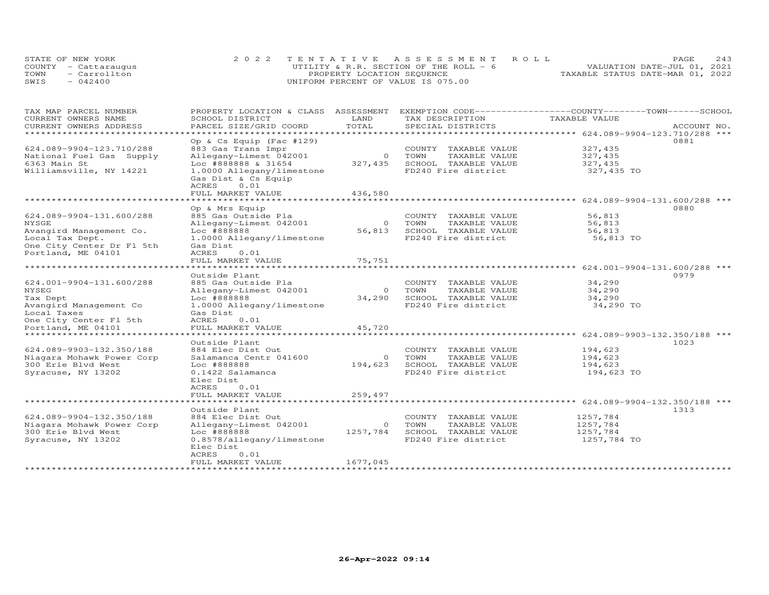STATE OF NEW YORK
COUNTY - Cattaraugus
TOWN - Carrollton
SWIS - 042400

2022 TENTATIVE ASSESSMENT ROLL
UTILITY & R.R. SECTION OF THE ROLL - 6
PROPERTY LOCATION SEQUENCE
UNIFORM PERCENT OF VALUE IS 075.00

VALUATION DATE-JUL 01, 2021
TAXABLE STATUS DATE-MAR 01, 2022

| TAX MAP PARCEL NUMBER / CURRENT OWNERS NAME / CURRENT OWNERS ADDRESS | PROPERTY LOCATION & CLASS / SCHOOL DISTRICT / PARCEL SIZE/GRID COORD | ASSESSMENT LAND / TOTAL | EXEMPTION CODE / TAX DESCRIPTION / SPECIAL DISTRICTS | TAXABLE VALUE (COUNTY / TOWN / SCHOOL) | ACCOUNT NO. |
|---|---|---|---|---|---|
| **624.089-9904-123.710/288** | Op & Cs Equip (Fac #129) | | | | 0881 |
| 624.089-9904-123.710/288 | 883 Gas Trans Impr | | COUNTY TAXABLE VALUE | 327,435 | |
| National Fuel Gas Supply | Allegany-Limest 042001 | 0 | TOWN TAXABLE VALUE | 327,435 | |
| 6363 Main St | Loc #888888 & 31654 | 327,435 | SCHOOL TAXABLE VALUE | 327,435 | |
| Williamsville, NY 14221 | 1.0000 Allegany/limestone | | FD240 Fire district | 327,435 TO | |
| | Gas Dist & Cs Equip | | | | |
| | ACRES 0.01 | | | | |
| | FULL MARKET VALUE | 436,580 | | | |
| **624.089-9904-131.600/288** | Op & Mrs Equip | | | | 0880 |
| 624.089-9904-131.600/288 | 885 Gas Outside Pla | | COUNTY TAXABLE VALUE | 56,813 | |
| NYSGE | Allegany-Limest 042001 | 0 | TOWN TAXABLE VALUE | 56,813 | |
| Avangird Management Co. | Loc #888888 | 56,813 | SCHOOL TAXABLE VALUE | 56,813 | |
| Local Tax Dept. | 1.0000 Allegany/limestone | | FD240 Fire district | 56,813 TO | |
| One City Center Dr Fl 5th | Gas Dist | | | | |
| Portland, ME 04101 | ACRES 0.01 | | | | |
| | FULL MARKET VALUE | 75,751 | | | |
| **624.001-9904-131.600/288** | Outside Plant | | | | 0979 |
| 624.001-9904-131.600/288 | 885 Gas Outside Pla | | COUNTY TAXABLE VALUE | 34,290 | |
| NYSEG | Allegany-Limest 042001 | 0 | TOWN TAXABLE VALUE | 34,290 | |
| Tax Dept | Loc #888888 | 34,290 | SCHOOL TAXABLE VALUE | 34,290 | |
| Avangird Management Co | 1.0000 Allegany/limestone | | FD240 Fire district | 34,290 TO | |
| Local Taxes | Gas Dist | | | | |
| One City Center Fl 5th | ACRES 0.01 | | | | |
| Portland, ME 04101 | FULL MARKET VALUE | 45,720 | | | |
| **624.089-9903-132.350/188** | Outside Plant | | | | 1023 |
| 624.089-9903-132.350/188 | 884 Elec Dist Out | | COUNTY TAXABLE VALUE | 194,623 | |
| Niagara Mohawk Power Corp | Salamanca Centr 041600 | 0 | TOWN TAXABLE VALUE | 194,623 | |
| 300 Erie Blvd West | Loc #888888 | 194,623 | SCHOOL TAXABLE VALUE | 194,623 | |
| Syracuse, NY 13202 | 0.1422 Salamanca | | FD240 Fire district | 194,623 TO | |
| | Elec Dist | | | | |
| | ACRES 0.01 | | | | |
| | FULL MARKET VALUE | 259,497 | | | |
| **624.089-9904-132.350/188** | Outside Plant | | | | 1313 |
| 624.089-9904-132.350/188 | 884 Elec Dist Out | | COUNTY TAXABLE VALUE | 1257,784 | |
| Niagara Mohawk Power Corp | Allegany-Limest 042001 | 0 | TOWN TAXABLE VALUE | 1257,784 | |
| 300 Erie Blvd West | Loc #888888 | 1257,784 | SCHOOL TAXABLE VALUE | 1257,784 | |
| Syracuse, NY 13202 | 0.8578/allegany/limestone | | FD240 Fire district | 1257,784 TO | |
| | Elec Dist | | | | |
| | ACRES 0.01 | | | | |
| | FULL MARKET VALUE | 1677,045 | | | |

26-Apr-2022 09:14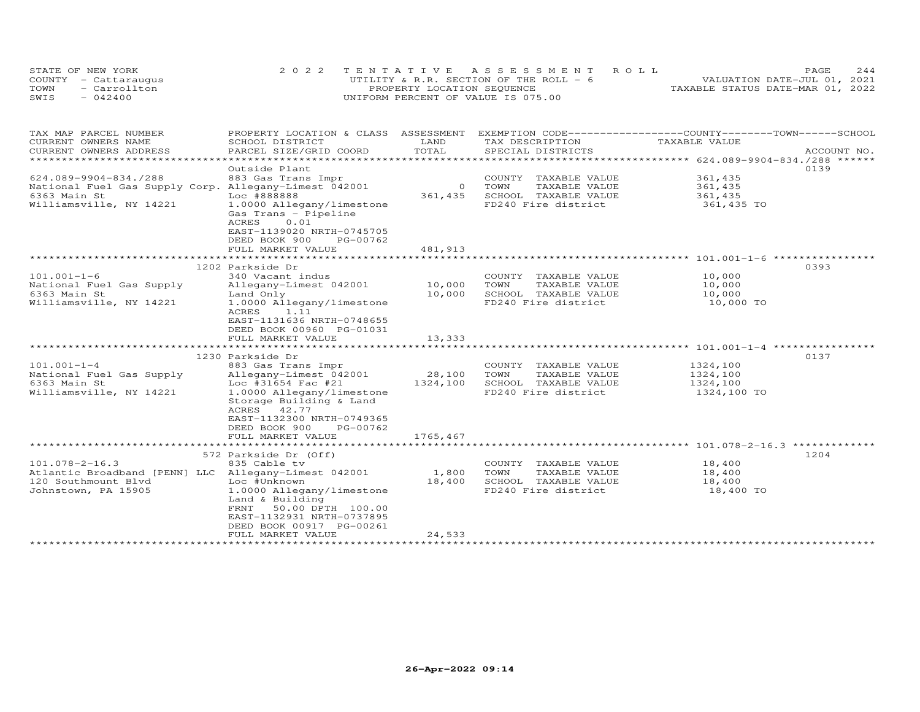STATE OF NEW YORK
COUNTY - Cattaraugus
TOWN - Carrollton
SWIS - 042400

2022 TENTATIVE ASSESSMENT ROLL
UTILITY & R.R. SECTION OF THE ROLL - 6
PROPERTY LOCATION SEQUENCE
UNIFORM PERCENT OF VALUE IS 075.00

VALUATION DATE-JUL 01, 2021
TAXABLE STATUS DATE-MAR 01, 2022

| TAX MAP PARCEL NUMBER / CURRENT OWNERS NAME / CURRENT OWNERS ADDRESS | PROPERTY LOCATION & CLASS / SCHOOL DISTRICT / PARCEL SIZE/GRID COORD | ASSESSMENT LAND | TOTAL | EXEMPTION CODE / TAX DESCRIPTION / SPECIAL DISTRICTS | COUNTY--------TOWN------SCHOOL TAXABLE VALUE | ACCOUNT NO. |
|---|---|---|---|---|---|---|
| 624.089-9904-834./288 | Outside Plant | | | | | 0139 |
| | 883 Gas Trans Impr | | | COUNTY TAXABLE VALUE | 361,435 | |
| National Fuel Gas Supply Corp. | Allegany-Limest 042001 | 0 | | TOWN TAXABLE VALUE | 361,435 | |
| 6363 Main St | Loc #888888 | | 361,435 | SCHOOL TAXABLE VALUE | 361,435 | |
| Williamsville, NY 14221 | 1.0000 Allegany/limestone | | | FD240 Fire district | 361,435 TO | |
| | Gas Trans - Pipeline | | | | | |
| | ACRES 0.01 | | | | | |
| | EAST-1139020 NRTH-0745705 | | | | | |
| | DEED BOOK 900 PG-00762 | | | | | |
| | FULL MARKET VALUE | | 481,913 | | | |
| 101.001-1-6 | 1202 Parkside Dr | | | | | 0393 |
| | 340 Vacant indus | | | COUNTY TAXABLE VALUE | 10,000 | |
| National Fuel Gas Supply | Allegany-Limest 042001 | 10,000 | | TOWN TAXABLE VALUE | 10,000 | |
| 6363 Main St | Land Only | | 10,000 | SCHOOL TAXABLE VALUE | 10,000 | |
| Williamsville, NY 14221 | 1.0000 Allegany/limestone | | | FD240 Fire district | 10,000 TO | |
| | ACRES 1.11 | | | | | |
| | EAST-1131636 NRTH-0748655 | | | | | |
| | DEED BOOK 00960 PG-01031 | | | | | |
| | FULL MARKET VALUE | | 13,333 | | | |
| 101.001-1-4 | 1230 Parkside Dr | | | | | 0137 |
| | 883 Gas Trans Impr | | | COUNTY TAXABLE VALUE | 1324,100 | |
| National Fuel Gas Supply | Allegany-Limest 042001 | 28,100 | | TOWN TAXABLE VALUE | 1324,100 | |
| 6363 Main St | Loc #31654 Fac #21 | | 1324,100 | SCHOOL TAXABLE VALUE | 1324,100 | |
| Williamsville, NY 14221 | 1.0000 Allegany/limestone | | | FD240 Fire district | 1324,100 TO | |
| | Storage Building & Land | | | | | |
| | ACRES 42.77 | | | | | |
| | EAST-1132300 NRTH-0749365 | | | | | |
| | DEED BOOK 900 PG-00762 | | | | | |
| | FULL MARKET VALUE | | 1765,467 | | | |
| 101.078-2-16.3 | 572 Parkside Dr (Off) | | | | | 1204 |
| | 835 Cable tv | | | COUNTY TAXABLE VALUE | 18,400 | |
| Atlantic Broadband [PENN] LLC | Allegany-Limest 042001 | 1,800 | | TOWN TAXABLE VALUE | 18,400 | |
| 120 Southmount Blvd | Loc #Unknown | | 18,400 | SCHOOL TAXABLE VALUE | 18,400 | |
| Johnstown, PA 15905 | 1.0000 Allegany/limestone | | | FD240 Fire district | 18,400 TO | |
| | Land & Building | | | | | |
| | FRNT 50.00 DPTH 100.00 | | | | | |
| | EAST-1132931 NRTH-0737895 | | | | | |
| | DEED BOOK 00917 PG-00261 | | | | | |
| | FULL MARKET VALUE | | 24,533 | | | |

26-Apr-2022 09:14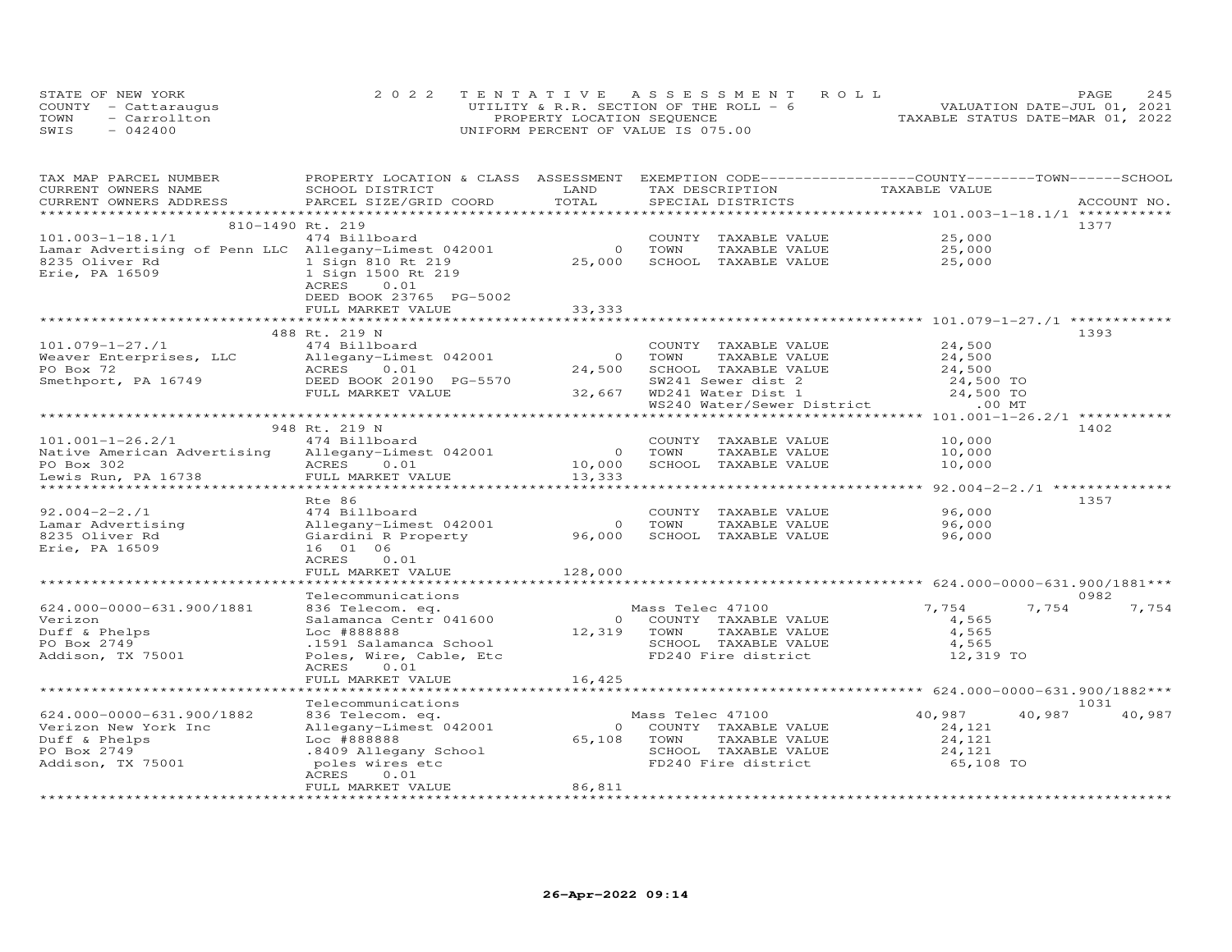STATE OF NEW YORK
COUNTY - Cattaraugus
TOWN - Carrollton
SWIS - 042400

2022 TENTATIVE ASSESSMENT ROLL
UTILITY & R.R. SECTION OF THE ROLL - 6
PROPERTY LOCATION SEQUENCE
UNIFORM PERCENT OF VALUE IS 075.00

VALUATION DATE-JUL 01, 2021
TAXABLE STATUS DATE-MAR 01, 2022

| TAX MAP PARCEL NUMBER / CURRENT OWNERS NAME / CURRENT OWNERS ADDRESS | PROPERTY LOCATION & CLASS / SCHOOL DISTRICT / PARCEL SIZE/GRID COORD | ASSESSMENT LAND / TOTAL | EXEMPTION CODE / TAX DESCRIPTION / SPECIAL DISTRICTS | COUNTY TAXABLE VALUE | TOWN | SCHOOL | ACCOUNT NO. |
|---|---|---|---|---|---|---|---|
| **101.003-1-18.1/1** | 810-1490 Rt. 219 | | | | | | 1377 |
| 101.003-1-18.1/1 | 474 Billboard | | COUNTY TAXABLE VALUE | 25,000 | | | |
| Lamar Advertising of Penn LLC | Allegany-Limest 042001 | 0 | TOWN TAXABLE VALUE | 25,000 | | | |
| 8235 Oliver Rd | 1 Sign 810 Rt 219 | 25,000 | SCHOOL TAXABLE VALUE | 25,000 | | | |
| Erie, PA 16509 | 1 Sign 1500 Rt 219 | | | | | | |
| | ACRES 0.01 | | | | | | |
| | DEED BOOK 23765 PG-5002 | | | | | | |
| | FULL MARKET VALUE | 33,333 | | | | | |
| **101.079-1-27./1** | 488 Rt. 219 N | | | | | | 1393 |
| 101.079-1-27./1 | 474 Billboard | | COUNTY TAXABLE VALUE | 24,500 | | | |
| Weaver Enterprises, LLC | Allegany-Limest 042001 | 0 | TOWN TAXABLE VALUE | 24,500 | | | |
| PO Box 72 | ACRES 0.01 | 24,500 | SCHOOL TAXABLE VALUE | 24,500 | | | |
| Smethport, PA 16749 | DEED BOOK 20190 PG-5570 | | SW241 Sewer dist 2 | 24,500 TO | | | |
| | FULL MARKET VALUE | 32,667 | WD241 Water Dist 1 | 24,500 TO | | | |
| | | | WS240 Water/Sewer District | .00 MT | | | |
| **101.001-1-26.2/1** | 948 Rt. 219 N | | | | | | 1402 |
| 101.001-1-26.2/1 | 474 Billboard | | COUNTY TAXABLE VALUE | 10,000 | | | |
| Native American Advertising | Allegany-Limest 042001 | 0 | TOWN TAXABLE VALUE | 10,000 | | | |
| PO Box 302 | ACRES 0.01 | 10,000 | SCHOOL TAXABLE VALUE | 10,000 | | | |
| Lewis Run, PA 16738 | FULL MARKET VALUE | 13,333 | | | | | |
| **92.004-2-2./1** | Rte 86 | | | | | | 1357 |
| 92.004-2-2./1 | 474 Billboard | | COUNTY TAXABLE VALUE | 96,000 | | | |
| Lamar Advertising | Allegany-Limest 042001 | 0 | TOWN TAXABLE VALUE | 96,000 | | | |
| 8235 Oliver Rd | Giardini R Property | 96,000 | SCHOOL TAXABLE VALUE | 96,000 | | | |
| Erie, PA 16509 | 16 01 06 | | | | | | |
| | ACRES 0.01 | | | | | | |
| | FULL MARKET VALUE | 128,000 | | | | | |
| **624.000-0000-631.900/1881** | Telecommunications | | | | | | 0982 |
| 624.000-0000-631.900/1881 | 836 Telecom. eq. | | Mass Telec 47100 | 7,754 | 7,754 | 7,754 | |
| Verizon | Salamanca Centr 041600 | 0 | COUNTY TAXABLE VALUE | 4,565 | | | |
| Duff & Phelps | Loc #888888 | 12,319 | TOWN TAXABLE VALUE | 4,565 | | | |
| PO Box 2749 | .1591 Salamanca School | | SCHOOL TAXABLE VALUE | 4,565 | | | |
| Addison, TX 75001 | Poles, Wire, Cable, Etc | | FD240 Fire district | 12,319 TO | | | |
| | ACRES 0.01 | | | | | | |
| | FULL MARKET VALUE | 16,425 | | | | | |
| **624.000-0000-631.900/1882** | Telecommunications | | | | | | 1031 |
| 624.000-0000-631.900/1882 | 836 Telecom. eq. | | Mass Telec 47100 | 40,987 | 40,987 | 40,987 | |
| Verizon New York Inc | Allegany-Limest 042001 | 0 | COUNTY TAXABLE VALUE | 24,121 | | | |
| Duff & Phelps | Loc #888888 | 65,108 | TOWN TAXABLE VALUE | 24,121 | | | |
| PO Box 2749 | .8409 Allegany School | | SCHOOL TAXABLE VALUE | 24,121 | | | |
| Addison, TX 75001 | poles wires etc | | FD240 Fire district | 65,108 TO | | | |
| | ACRES 0.01 | | | | | | |
| | FULL MARKET VALUE | 86,811 | | | | | |

26-Apr-2022 09:14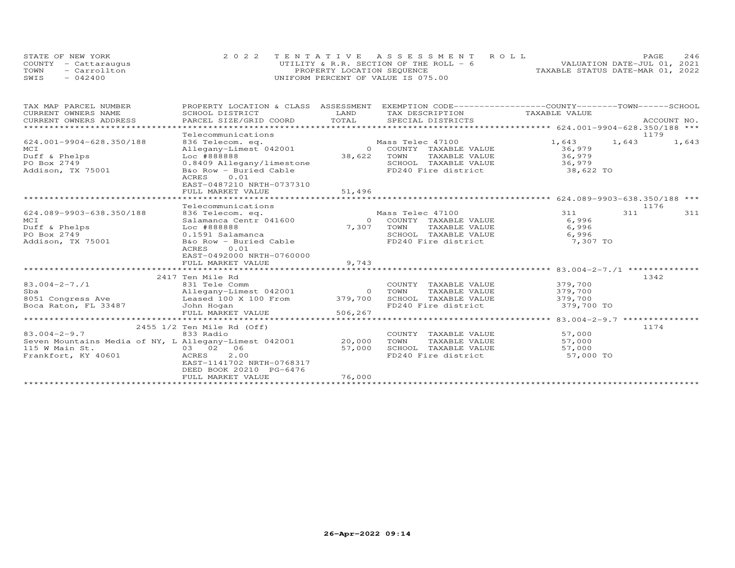STATE OF NEW YORK
COUNTY - Cattaraugus
TOWN - Carrollton
SWIS - 042400

2022 TENTATIVE ASSESSMENT ROLL
UTILITY & R.R. SECTION OF THE ROLL - 6
PROPERTY LOCATION SEQUENCE
UNIFORM PERCENT OF VALUE IS 075.00

VALUATION DATE-JUL 01, 2021
TAXABLE STATUS DATE-MAR 01, 2022

| TAX MAP PARCEL NUMBER / CURRENT OWNERS NAME / CURRENT OWNERS ADDRESS | PROPERTY LOCATION & CLASS / SCHOOL DISTRICT / PARCEL SIZE/GRID COORD | ASSESSMENT LAND | ASSESSMENT TOTAL | EXEMPTION CODE / TAX DESCRIPTION / SPECIAL DISTRICTS | COUNTY TAXABLE VALUE | TOWN | SCHOOL | ACCOUNT NO. |
|---|---|---|---|---|---|---|---|---|
| 624.001-9904-628.350/188 | Telecommunications | | | | | | | 1179 |
| | 836 Telecom. eq. | | | Mass Telec 47100 | 1,643 | 1,643 | 1,643 | |
| MCI | Allegany-Limest 042001 | 0 | | COUNTY TAXABLE VALUE | 36,979 | | | |
| Duff & Phelps | Loc #888888 | | 38,622 | TOWN TAXABLE VALUE | 36,979 | | | |
| PO Box 2749 | 0.8409 Allegany/limestone | | | SCHOOL TAXABLE VALUE | 36,979 | | | |
| Addison, TX 75001 | B&o Row - Buried Cable | | | FD240 Fire district | 38,622 TO | | | |
| | ACRES 0.01 | | | | | | | |
| | EAST-0487210 NRTH-0737310 | | | | | | | |
| | FULL MARKET VALUE | | 51,496 | | | | | |
| 624.089-9903-638.350/188 | Telecommunications | | | | | | | 1176 |
| | 836 Telecom. eq. | | | Mass Telec 47100 | 311 | 311 | 311 | |
| MCI | Salamanca Centr 041600 | 0 | | COUNTY TAXABLE VALUE | 6,996 | | | |
| Duff & Phelps | Loc #888888 | | 7,307 | TOWN TAXABLE VALUE | 6,996 | | | |
| PO Box 2749 | 0.1591 Salamanca | | | SCHOOL TAXABLE VALUE | 6,996 | | | |
| Addison, TX 75001 | B&o Row - Buried Cable | | | FD240 Fire district | 7,307 TO | | | |
| | ACRES 0.01 | | | | | | | |
| | EAST-0492000 NRTH-0760000 | | | | | | | |
| | FULL MARKET VALUE | | 9,743 | | | | | |
| 83.004-2-7./1 | 2417 Ten Mile Rd | | | | | | | 1342 |
| | 831 Tele Comm | | | COUNTY TAXABLE VALUE | 379,700 | | | |
| Sba | Allegany-Limest 042001 | 0 | | TOWN TAXABLE VALUE | 379,700 | | | |
| 8051 Congress Ave | Leased 100 X 100 From | | 379,700 | SCHOOL TAXABLE VALUE | 379,700 | | | |
| Boca Raton, FL 33487 | John Hogan | | | FD240 Fire district | 379,700 TO | | | |
| | FULL MARKET VALUE | | 506,267 | | | | | |
| 83.004-2-9.7 | 2455 1/2 Ten Mile Rd (Off) | | | | | | | 1174 |
| | 833 Radio | | | COUNTY TAXABLE VALUE | 57,000 | | | |
| Seven Mountains Media of NY, L | Allegany-Limest 042001 | 20,000 | | TOWN TAXABLE VALUE | 57,000 | | | |
| 115 W Main St. | 03 02 06 | | 57,000 | SCHOOL TAXABLE VALUE | 57,000 | | | |
| Frankfort, KY 40601 | ACRES 2.00 | | | FD240 Fire district | 57,000 TO | | | |
| | EAST-1141702 NRTH-0768317 | | | | | | | |
| | DEED BOOK 20210 PG-6476 | | | | | | | |
| | FULL MARKET VALUE | | 76,000 | | | | | |

26-Apr-2022 09:14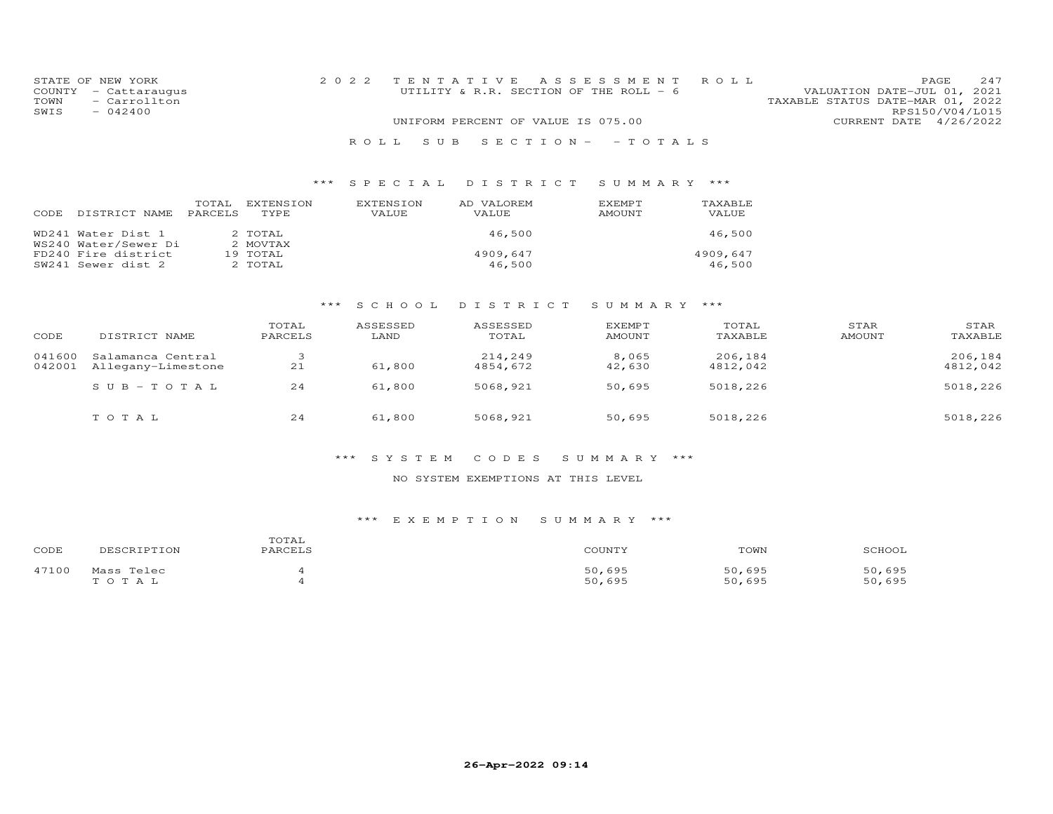STATE OF NEW YORK
COUNTY - Cattaraugus
TOWN - Carrollton
SWIS - 042400

2022 TENTATIVE ASSESSMENT ROLL
UTILITY & R.R. SECTION OF THE ROLL - 6

UNIFORM PERCENT OF VALUE IS 075.00

VALUATION DATE-JUL 01, 2021
TAXABLE STATUS DATE-MAR 01, 2022
RPS150/V04/L015
CURRENT DATE 4/26/2022

ROLL SUB SECTION- - TOTALS

### *** SPECIAL DISTRICT SUMMARY ***

| CODE | DISTRICT NAME | TOTAL PARCELS | EXTENSION TYPE | EXTENSION VALUE | AD VALOREM VALUE | EXEMPT AMOUNT | TAXABLE VALUE |
|---|---|---|---|---|---|---|---|
| WD241 | Water Dist 1 | 2 | TOTAL | | 46,500 | | 46,500 |
| WS240 | Water/Sewer Di | 2 | MOVTAX | | | | |
| FD240 | Fire district | 19 | TOTAL | | 4909,647 | | 4909,647 |
| SW241 | Sewer dist 2 | 2 | TOTAL | | 46,500 | | 46,500 |

### *** SCHOOL DISTRICT SUMMARY ***

| CODE | DISTRICT NAME | TOTAL PARCELS | ASSESSED LAND | ASSESSED TOTAL | EXEMPT AMOUNT | TOTAL TAXABLE | STAR AMOUNT | STAR TAXABLE |
|---|---|---|---|---|---|---|---|---|
| 041600 | Salamanca Central | 3 | | 214,249 | 8,065 | 206,184 | | 206,184 |
| 042001 | Allegany-Limestone | 21 | 61,800 | 4854,672 | 42,630 | 4812,042 | | 4812,042 |
| | SUB-TOTAL | 24 | 61,800 | 5068,921 | 50,695 | 5018,226 | | 5018,226 |
| | TOTAL | 24 | 61,800 | 5068,921 | 50,695 | 5018,226 | | 5018,226 |

### *** SYSTEM CODES SUMMARY ***

NO SYSTEM EXEMPTIONS AT THIS LEVEL

### *** EXEMPTION SUMMARY ***

| CODE | DESCRIPTION | TOTAL PARCELS | COUNTY | TOWN | SCHOOL |
|---|---|---|---|---|---|
| 47100 | Mass Telec | 4 | 50,695 | 50,695 | 50,695 |
| | TOTAL | 4 | 50,695 | 50,695 | 50,695 |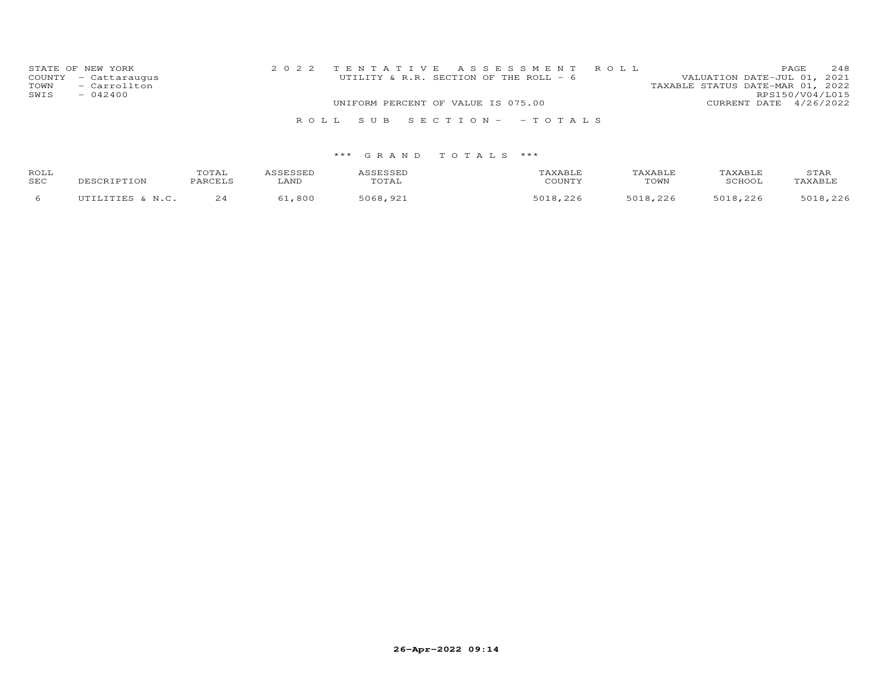STATE OF NEW YORK
COUNTY - Cattaraugus
TOWN - Carrollton
SWIS - 042400

2022 TENTATIVE ASSESSMENT ROLL
UTILITY & R.R. SECTION OF THE ROLL - 6
UNIFORM PERCENT OF VALUE IS 075.00

VALUATION DATE-JUL 01, 2021
TAXABLE STATUS DATE-MAR 01, 2022
RPS150/V04/L015
CURRENT DATE 4/26/2022

ROLL SUB SECTION- - TOTALS

*** GRAND TOTALS ***

| ROLL SEC | DESCRIPTION | TOTAL PARCELS | ASSESSED LAND | ASSESSED TOTAL | TAXABLE COUNTY | TAXABLE TOWN | TAXABLE SCHOOL | STAR TAXABLE |
|---|---|---|---|---|---|---|---|---|
| 6 | UTILITIES & N.C. | 24 | 61,800 | 5068,921 | 5018,226 | 5018,226 | 5018,226 | 5018,226 |

26-Apr-2022 09:14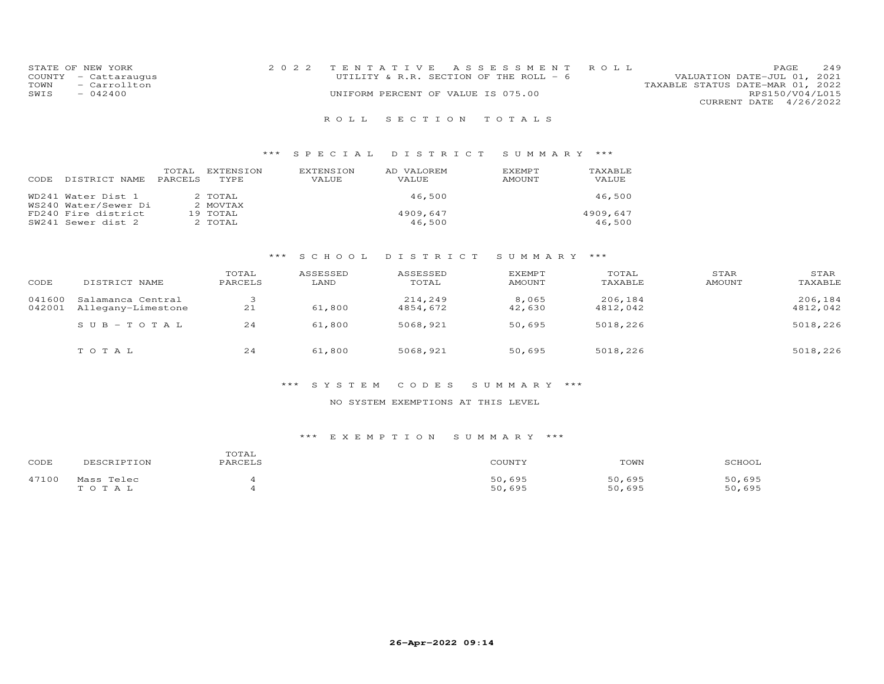STATE OF NEW YORK
COUNTY - Cattaraugus
TOWN - Carrollton
SWIS - 042400

2022 TENTATIVE ASSESSMENT ROLL
UTILITY & R.R. SECTION OF THE ROLL - 6
UNIFORM PERCENT OF VALUE IS 075.00

VALUATION DATE-JUL 01, 2021
TAXABLE STATUS DATE-MAR 01, 2022
RPS150/V04/L015
CURRENT DATE 4/26/2022

## ROLL SECTION TOTALS

### *** SPECIAL DISTRICT SUMMARY ***

| CODE | DISTRICT NAME | TOTAL PARCELS | EXTENSION TYPE | EXTENSION VALUE | AD VALOREM VALUE | EXEMPT AMOUNT | TAXABLE VALUE |
|---|---|---|---|---|---|---|---|
| WD241 | Water Dist 1 | 2 | TOTAL | | 46,500 | | 46,500 |
| WS240 | Water/Sewer Di | 2 | MOVTAX | | | | |
| FD240 | Fire district | 19 | TOTAL | | 4909,647 | | 4909,647 |
| SW241 | Sewer dist 2 | 2 | TOTAL | | 46,500 | | 46,500 |

### *** SCHOOL DISTRICT SUMMARY ***

| CODE | DISTRICT NAME | TOTAL PARCELS | ASSESSED LAND | ASSESSED TOTAL | EXEMPT AMOUNT | TOTAL TAXABLE | STAR AMOUNT | STAR TAXABLE |
|---|---|---|---|---|---|---|---|---|
| 041600 | Salamanca Central | 3 | | 214,249 | 8,065 | 206,184 | | 206,184 |
| 042001 | Allegany-Limestone | 21 | 61,800 | 4854,672 | 42,630 | 4812,042 | | 4812,042 |
| | SUB-TOTAL | 24 | 61,800 | 5068,921 | 50,695 | 5018,226 | | 5018,226 |
| | TOTAL | 24 | 61,800 | 5068,921 | 50,695 | 5018,226 | | 5018,226 |

### *** SYSTEM CODES SUMMARY ***

NO SYSTEM EXEMPTIONS AT THIS LEVEL

### *** EXEMPTION SUMMARY ***

| CODE | DESCRIPTION | TOTAL PARCELS | COUNTY | TOWN | SCHOOL |
|---|---|---|---|---|---|
| 47100 | Mass Telec | 4 | 50,695 | 50,695 | 50,695 |
| | TOTAL | 4 | 50,695 | 50,695 | 50,695 |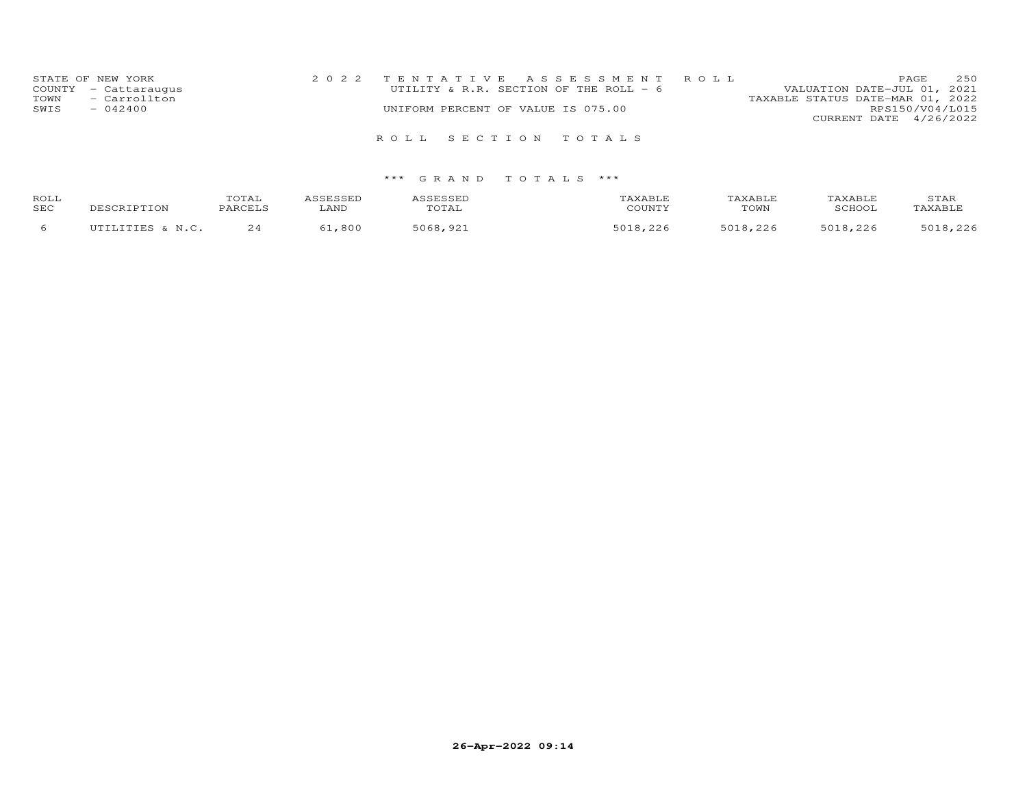STATE OF NEW YORK
COUNTY - Cattaraugus
TOWN - Carrollton
SWIS - 042400

2 0 2 2 T E N T A T I V E A S S E S S M E N T R O L L
UTILITY & R.R. SECTION OF THE ROLL - 6
UNIFORM PERCENT OF VALUE IS 075.00

VALUATION DATE-JUL 01, 2021
TAXABLE STATUS DATE-MAR 01, 2022
RPS150/V04/L015
CURRENT DATE 4/26/2022

## R O L L S E C T I O N T O T A L S

### *** G R A N D T O T A L S ***

| ROLL SEC | DESCRIPTION | TOTAL PARCELS | ASSESSED LAND | ASSESSED TOTAL | TAXABLE COUNTY | TAXABLE TOWN | TAXABLE SCHOOL | STAR TAXABLE |
|---|---|---|---|---|---|---|---|---|
| 6 | UTILITIES & N.C. | 24 | 61,800 | 5068,921 | 5018,226 | 5018,226 | 5018,226 | 5018,226 |

26-Apr-2022 09:14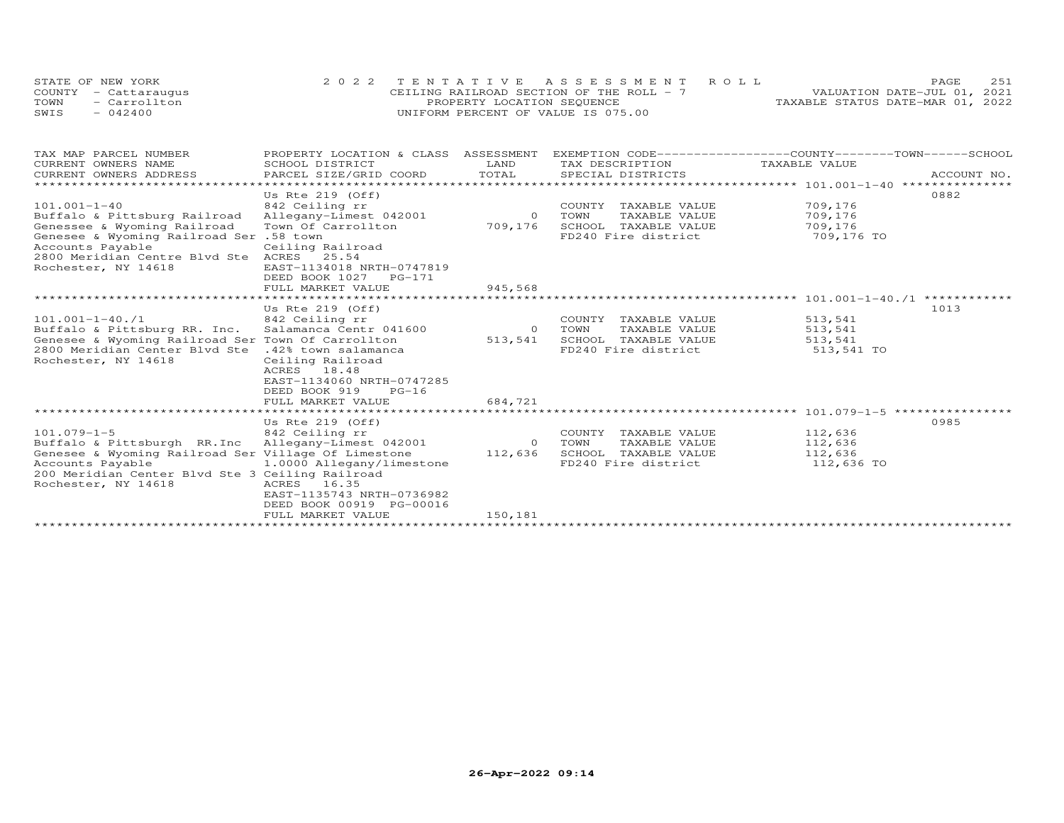STATE OF NEW YORK
COUNTY - Cattaraugus
TOWN - Carrollton
SWIS - 042400

2022 TENTATIVE ASSESSMENT ROLL
CEILING RAILROAD SECTION OF THE ROLL - 7
PROPERTY LOCATION SEQUENCE
UNIFORM PERCENT OF VALUE IS 075.00

VALUATION DATE-JUL 01, 2021
TAXABLE STATUS DATE-MAR 01, 2022

| TAX MAP PARCEL NUMBER / CURRENT OWNERS NAME / CURRENT OWNERS ADDRESS | PROPERTY LOCATION & CLASS / SCHOOL DISTRICT / PARCEL SIZE/GRID COORD | ASSESSMENT LAND / TOTAL | EXEMPTION CODE / TAX DESCRIPTION / SPECIAL DISTRICTS | COUNTY / TOWN / SCHOOL TAXABLE VALUE | ACCOUNT NO. |
|---|---|---|---|---|---|
| **101.001-1-40** | Us Rte 219 (Off) | | | | 0882 |
| 101.001-1-40 | 842 Ceiling rr | | COUNTY TAXABLE VALUE | 709,176 | |
| Buffalo & Pittsburg Railroad | Allegany-Limest 042001 | 0 | TOWN TAXABLE VALUE | 709,176 | |
| Genessee & Wyoming Railroad | Town Of Carrollton | 709,176 | SCHOOL TAXABLE VALUE | 709,176 | |
| Genesee & Wyoming Railroad Ser | .58 town | | FD240 Fire district | 709,176 TO | |
| Accounts Payable | Ceiling Railroad | | | | |
| 2800 Meridian Centre Blvd Ste | ACRES 25.54 | | | | |
| Rochester, NY 14618 | EAST-1134018 NRTH-0747819 | | | | |
| | DEED BOOK 1027 PG-171 | | | | |
| | FULL MARKET VALUE | 945,568 | | | |
| **101.001-1-40./1** | Us Rte 219 (Off) | | | | 1013 |
| 101.001-1-40./1 | 842 Ceiling rr | | COUNTY TAXABLE VALUE | 513,541 | |
| Buffalo & Pittsburg RR. Inc. | Salamanca Centr 041600 | 0 | TOWN TAXABLE VALUE | 513,541 | |
| Genesee & Wyoming Railroad Ser | Town Of Carrollton | 513,541 | SCHOOL TAXABLE VALUE | 513,541 | |
| 2800 Meridian Center Blvd Ste | .42% town salamanca | | FD240 Fire district | 513,541 TO | |
| Rochester, NY 14618 | Ceiling Railroad | | | | |
| | ACRES 18.48 | | | | |
| | EAST-1134060 NRTH-0747285 | | | | |
| | DEED BOOK 919 PG-16 | | | | |
| | FULL MARKET VALUE | 684,721 | | | |
| **101.079-1-5** | Us Rte 219 (Off) | | | | 0985 |
| 101.079-1-5 | 842 Ceiling rr | | COUNTY TAXABLE VALUE | 112,636 | |
| Buffalo & Pittsburgh RR.Inc | Allegany-Limest 042001 | 0 | TOWN TAXABLE VALUE | 112,636 | |
| Genesee & Wyoming Railroad Ser | Village Of Limestone | 112,636 | SCHOOL TAXABLE VALUE | 112,636 | |
| Accounts Payable | 1.0000 Allegany/limestone | | FD240 Fire district | 112,636 TO | |
| 200 Meridian Center Blvd Ste 3 | Ceiling Railroad | | | | |
| Rochester, NY 14618 | ACRES 16.35 | | | | |
| | EAST-1135743 NRTH-0736982 | | | | |
| | DEED BOOK 00919 PG-00016 | | | | |
| | FULL MARKET VALUE | 150,181 | | | |

26-Apr-2022 09:14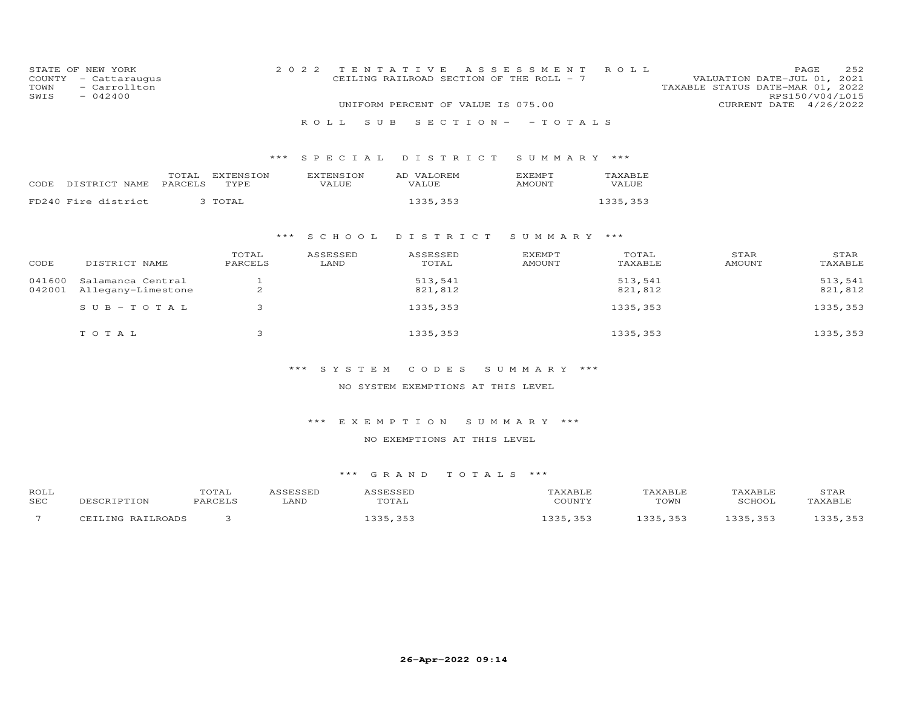STATE OF NEW YORK
COUNTY - Cattaraugus
TOWN - Carrollton
SWIS - 042400

2022 TENTATIVE ASSESSMENT ROLL
CEILING RAILROAD SECTION OF THE ROLL - 7
UNIFORM PERCENT OF VALUE IS 075.00

VALUATION DATE-JUL 01, 2021
TAXABLE STATUS DATE-MAR 01, 2022
RPS150/V04/L015
CURRENT DATE 4/26/2022

ROLL SUB SECTION- - TOTALS

### *** SPECIAL DISTRICT SUMMARY ***

| CODE | DISTRICT NAME | TOTAL PARCELS | EXTENSION TYPE | EXTENSION VALUE | AD VALOREM VALUE | EXEMPT AMOUNT | TAXABLE VALUE |
|---|---|---|---|---|---|---|---|
| FD240 | Fire district | 3 | TOTAL | | 1335,353 | | 1335,353 |

### *** SCHOOL DISTRICT SUMMARY ***

| CODE | DISTRICT NAME | TOTAL PARCELS | ASSESSED LAND | ASSESSED TOTAL | EXEMPT AMOUNT | TOTAL TAXABLE | STAR AMOUNT | STAR TAXABLE |
|---|---|---|---|---|---|---|---|---|
| 041600 | Salamanca Central | 1 | | 513,541 | | 513,541 | | 513,541 |
| 042001 | Allegany-Limestone | 2 | | 821,812 | | 821,812 | | 821,812 |
| | SUB-TOTAL | 3 | | 1335,353 | | 1335,353 | | 1335,353 |
| | TOTAL | 3 | | 1335,353 | | 1335,353 | | 1335,353 |

### *** SYSTEM CODES SUMMARY ***

NO SYSTEM EXEMPTIONS AT THIS LEVEL

### *** EXEMPTION SUMMARY ***

NO EXEMPTIONS AT THIS LEVEL

### *** GRAND TOTALS ***

| ROLL SEC | DESCRIPTION | TOTAL PARCELS | ASSESSED LAND | ASSESSED TOTAL | TAXABLE COUNTY | TAXABLE TOWN | TAXABLE SCHOOL | STAR TAXABLE |
|---|---|---|---|---|---|---|---|---|
| 7 | CEILING RAILROADS | 3 | | 1335,353 | 1335,353 | 1335,353 | 1335,353 | 1335,353 |

26-Apr-2022 09:14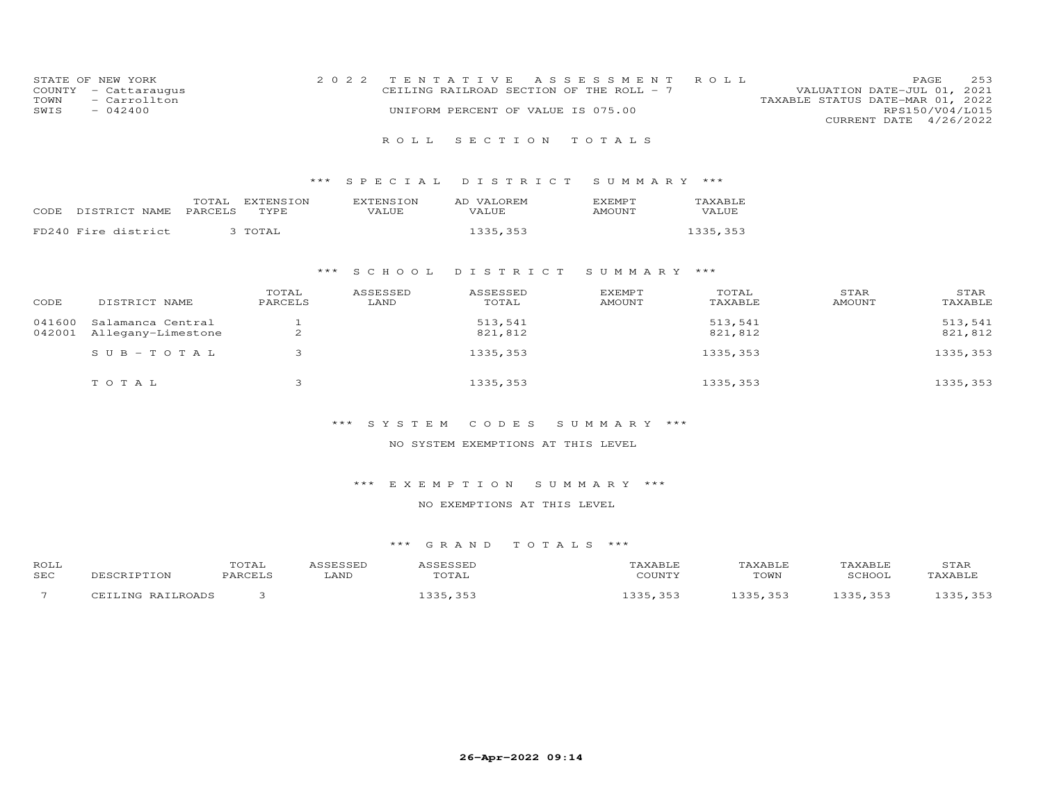STATE OF NEW YORK
COUNTY - Cattaraugus
TOWN - Carrollton
SWIS - 042400

2022 TENTATIVE ASSESSMENT ROLL
CEILING RAILROAD SECTION OF THE ROLL - 7
UNIFORM PERCENT OF VALUE IS 075.00

VALUATION DATE-JUL 01, 2021
TAXABLE STATUS DATE-MAR 01, 2022
RPS150/V04/L015
CURRENT DATE 4/26/2022

## ROLL SECTION TOTALS

### *** SPECIAL DISTRICT SUMMARY ***

| CODE | DISTRICT NAME | TOTAL PARCELS | EXTENSION TYPE | EXTENSION VALUE | AD VALOREM VALUE | EXEMPT AMOUNT | TAXABLE VALUE |
|---|---|---|---|---|---|---|---|
| FD240 | Fire district | 3 | TOTAL | | 1335,353 | | 1335,353 |

### *** SCHOOL DISTRICT SUMMARY ***

| CODE | DISTRICT NAME | TOTAL PARCELS | ASSESSED LAND | ASSESSED TOTAL | EXEMPT AMOUNT | TOTAL TAXABLE | STAR AMOUNT | STAR TAXABLE |
|---|---|---|---|---|---|---|---|---|
| 041600 | Salamanca Central | 1 | | 513,541 | | 513,541 | | 513,541 |
| 042001 | Allegany-Limestone | 2 | | 821,812 | | 821,812 | | 821,812 |
| | SUB-TOTAL | 3 | | 1335,353 | | 1335,353 | | 1335,353 |
| | TOTAL | 3 | | 1335,353 | | 1335,353 | | 1335,353 |

### *** SYSTEM CODES SUMMARY ***

NO SYSTEM EXEMPTIONS AT THIS LEVEL

### *** EXEMPTION SUMMARY ***

NO EXEMPTIONS AT THIS LEVEL

### *** GRAND TOTALS ***

| ROLL SEC | DESCRIPTION | TOTAL PARCELS | ASSESSED LAND | ASSESSED TOTAL | TAXABLE COUNTY | TAXABLE TOWN | TAXABLE SCHOOL | STAR TAXABLE |
|---|---|---|---|---|---|---|---|---|
| 7 | CEILING RAILROADS | 3 | | 1335,353 | 1335,353 | 1335,353 | 1335,353 | 1335,353 |

26-Apr-2022 09:14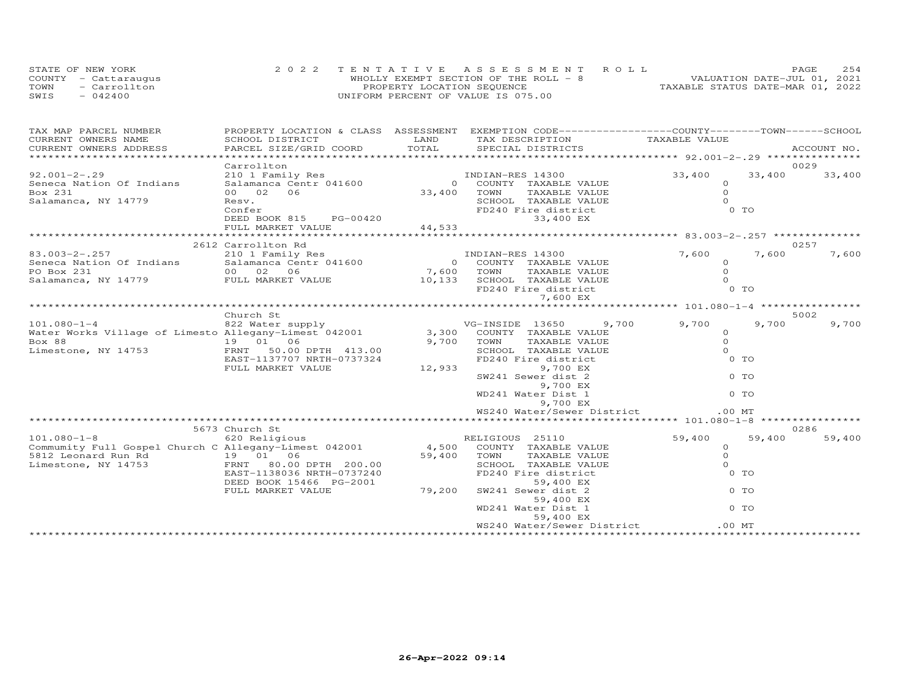STATE OF NEW YORK
COUNTY - Cattaraugus
TOWN - Carrollton
SWIS - 042400

2 0 2 2 TENTATIVE ASSESSMENT ROLL
WHOLLY EXEMPT SECTION OF THE ROLL - 8
PROPERTY LOCATION SEQUENCE
UNIFORM PERCENT OF VALUE IS 075.00

VALUATION DATE-JUL 01, 2021
TAXABLE STATUS DATE-MAR 01, 2022

| TAX MAP PARCEL NUMBER / CURRENT OWNERS NAME / CURRENT OWNERS ADDRESS | PROPERTY LOCATION & CLASS / SCHOOL DISTRICT / PARCEL SIZE/GRID COORD | ASSESSMENT LAND / TOTAL | EXEMPTION CODE / TAX DESCRIPTION / SPECIAL DISTRICTS | COUNTY TAXABLE VALUE | TOWN | SCHOOL / ACCOUNT NO. |
|---|---|---|---|---|---|---|
| **92.001-2-.29** | Carrollton | | | | | 0029 |
| 92.001-2-.29 | 210 1 Family Res | | INDIAN-RES 14300 | 33,400 | 33,400 | 33,400 |
| Seneca Nation Of Indians | Salamanca Centr 041600 | 0 | COUNTY TAXABLE VALUE | 0 | | |
| Box 231 | 00 02 06 | 33,400 | TOWN TAXABLE VALUE | 0 | | |
| Salamanca, NY 14779 | Resv. | | SCHOOL TAXABLE VALUE | 0 | | |
| | Confer | | FD240 Fire district | 0 TO | | |
| | DEED BOOK 815 PG-00420 | | 33,400 EX | | | |
| | FULL MARKET VALUE | 44,533 | | | | |
| **83.003-2-.257** | 2612 Carrollton Rd | | | | | 0257 |
| 83.003-2-.257 | 210 1 Family Res | | INDIAN-RES 14300 | 7,600 | 7,600 | 7,600 |
| Seneca Nation Of Indians | Salamanca Centr 041600 | 0 | COUNTY TAXABLE VALUE | 0 | | |
| PO Box 231 | 00 02 06 | 7,600 | TOWN TAXABLE VALUE | 0 | | |
| Salamanca, NY 14779 | FULL MARKET VALUE | 10,133 | SCHOOL TAXABLE VALUE | 0 | | |
| | | | FD240 Fire district | 0 TO | | |
| | | | 7,600 EX | | | |
| **101.080-1-4** | Church St | | | | | 5002 |
| 101.080-1-4 | 822 Water supply | | VG-INSIDE 13650 9,700 | 9,700 | 9,700 | 9,700 |
| Water Works Village of Limesto | Allegany-Limest 042001 | 3,300 | COUNTY TAXABLE VALUE | 0 | | |
| Box 88 | 19 01 06 | 9,700 | TOWN TAXABLE VALUE | 0 | | |
| Limestone, NY 14753 | FRNT 50.00 DPTH 413.00 | | SCHOOL TAXABLE VALUE | 0 | | |
| | EAST-1137707 NRTH-0737324 | | FD240 Fire district | 0 TO | | |
| | FULL MARKET VALUE | 12,933 | 9,700 EX | | | |
| | | | SW241 Sewer dist 2 | 0 TO | | |
| | | | 9,700 EX | | | |
| | | | WD241 Water Dist 1 | 0 TO | | |
| | | | 9,700 EX | | | |
| | | | WS240 Water/Sewer District | .00 MT | | |
| **101.080-1-8** | 5673 Church St | | | | | 0286 |
| 101.080-1-8 | 620 Religious | | RELIGIOUS 25110 | 59,400 | 59,400 | 59,400 |
| Commumity Full Gospel Church C | Allegany-Limest 042001 | 4,500 | COUNTY TAXABLE VALUE | 0 | | |
| 5812 Leonard Run Rd | 19 01 06 | 59,400 | TOWN TAXABLE VALUE | 0 | | |
| Limestone, NY 14753 | FRNT 80.00 DPTH 200.00 | | SCHOOL TAXABLE VALUE | 0 | | |
| | EAST-1138036 NRTH-0737240 | | FD240 Fire district | 0 TO | | |
| | DEED BOOK 15466 PG-2001 | | 59,400 EX | | | |
| | FULL MARKET VALUE | 79,200 | SW241 Sewer dist 2 | 0 TO | | |
| | | | 59,400 EX | | | |
| | | | WD241 Water Dist 1 | 0 TO | | |
| | | | 59,400 EX | | | |
| | | | WS240 Water/Sewer District | .00 MT | | |

26-Apr-2022 09:14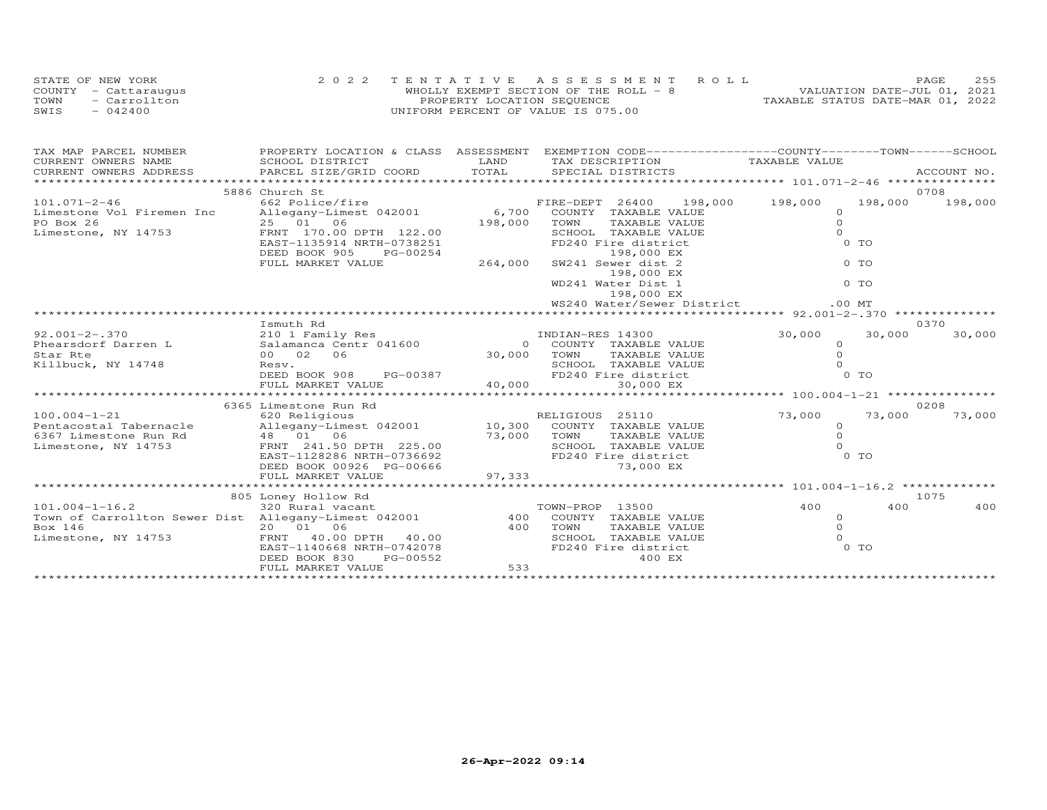STATE OF NEW YORK
COUNTY - Cattaraugus
TOWN - Carrollton
SWIS - 042400

2 0 2 2 T E N T A T I V E A S S E S S M E N T R O L L
WHOLLY EXEMPT SECTION OF THE ROLL - 8
PROPERTY LOCATION SEQUENCE
UNIFORM PERCENT OF VALUE IS 075.00

VALUATION DATE-JUL 01, 2021
TAXABLE STATUS DATE-MAR 01, 2022

| TAX MAP PARCEL NUMBER / CURRENT OWNERS NAME / CURRENT OWNERS ADDRESS | PROPERTY LOCATION & CLASS / SCHOOL DISTRICT / PARCEL SIZE/GRID COORD | ASSESSMENT LAND / TOTAL | EXEMPTION CODE / TAX DESCRIPTION / SPECIAL DISTRICTS | COUNTY TAXABLE VALUE | TOWN | SCHOOL / ACCOUNT NO. |
|---|---|---|---|---|---|---|
| | 5886 Church St | | | | | 0708 |
| 101.071-2-46 | 662 Police/fire | | FIRE-DEPT 26400 198,000 | 198,000 | 198,000 | 198,000 |
| Limestone Vol Firemen Inc | Allegany-Limest 042001 | 6,700 | COUNTY TAXABLE VALUE | 0 | | |
| PO Box 26 | 25 01 06 | 198,000 | TOWN TAXABLE VALUE | 0 | | |
| Limestone, NY 14753 | FRNT 170.00 DPTH 122.00 | | SCHOOL TAXABLE VALUE | 0 | | |
| | EAST-1135914 NRTH-0738251 | | FD240 Fire district | 0 TO | | |
| | DEED BOOK 905 PG-00254 | | 198,000 EX | | | |
| | FULL MARKET VALUE | 264,000 | SW241 Sewer dist 2 | 0 TO | | |
| | | | 198,000 EX | | | |
| | | | WD241 Water Dist 1 | 0 TO | | |
| | | | 198,000 EX | | | |
| | | | WS240 Water/Sewer District | .00 MT | | |
| | Ismuth Rd | | | | | 0370 |
| 92.001-2-.370 | 210 1 Family Res | | INDIAN-RES 14300 | 30,000 | 30,000 | 30,000 |
| Phearsdorf Darren L | Salamanca Centr 041600 | 0 | COUNTY TAXABLE VALUE | 0 | | |
| Star Rte | 00 02 06 | 30,000 | TOWN TAXABLE VALUE | 0 | | |
| Killbuck, NY 14748 | Resv. | | SCHOOL TAXABLE VALUE | 0 | | |
| | DEED BOOK 908 PG-00387 | | FD240 Fire district | 0 TO | | |
| | FULL MARKET VALUE | 40,000 | 30,000 EX | | | |
| | 6365 Limestone Run Rd | | | | | 0208 |
| 100.004-1-21 | 620 Religious | | RELIGIOUS 25110 | 73,000 | 73,000 | 73,000 |
| Pentacostal Tabernacle | Allegany-Limest 042001 | 10,300 | COUNTY TAXABLE VALUE | 0 | | |
| 6367 Limestone Run Rd | 48 01 06 | 73,000 | TOWN TAXABLE VALUE | 0 | | |
| Limestone, NY 14753 | FRNT 241.50 DPTH 225.00 | | SCHOOL TAXABLE VALUE | 0 | | |
| | EAST-1128286 NRTH-0736692 | | FD240 Fire district | 0 TO | | |
| | DEED BOOK 00926 PG-00666 | | 73,000 EX | | | |
| | FULL MARKET VALUE | 97,333 | | | | |
| | 805 Loney Hollow Rd | | | | | 1075 |
| 101.004-1-16.2 | 320 Rural vacant | | TOWN-PROP 13500 | 400 | 400 | 400 |
| Town of Carrollton Sewer Dist | Allegany-Limest 042001 | 400 | COUNTY TAXABLE VALUE | 0 | | |
| Box 146 | 20 01 06 | 400 | TOWN TAXABLE VALUE | 0 | | |
| Limestone, NY 14753 | FRNT 40.00 DPTH 40.00 | | SCHOOL TAXABLE VALUE | 0 | | |
| | EAST-1140668 NRTH-0742078 | | FD240 Fire district | 0 TO | | |
| | DEED BOOK 830 PG-00552 | | 400 EX | | | |
| | FULL MARKET VALUE | 533 | | | | |

26-Apr-2022 09:14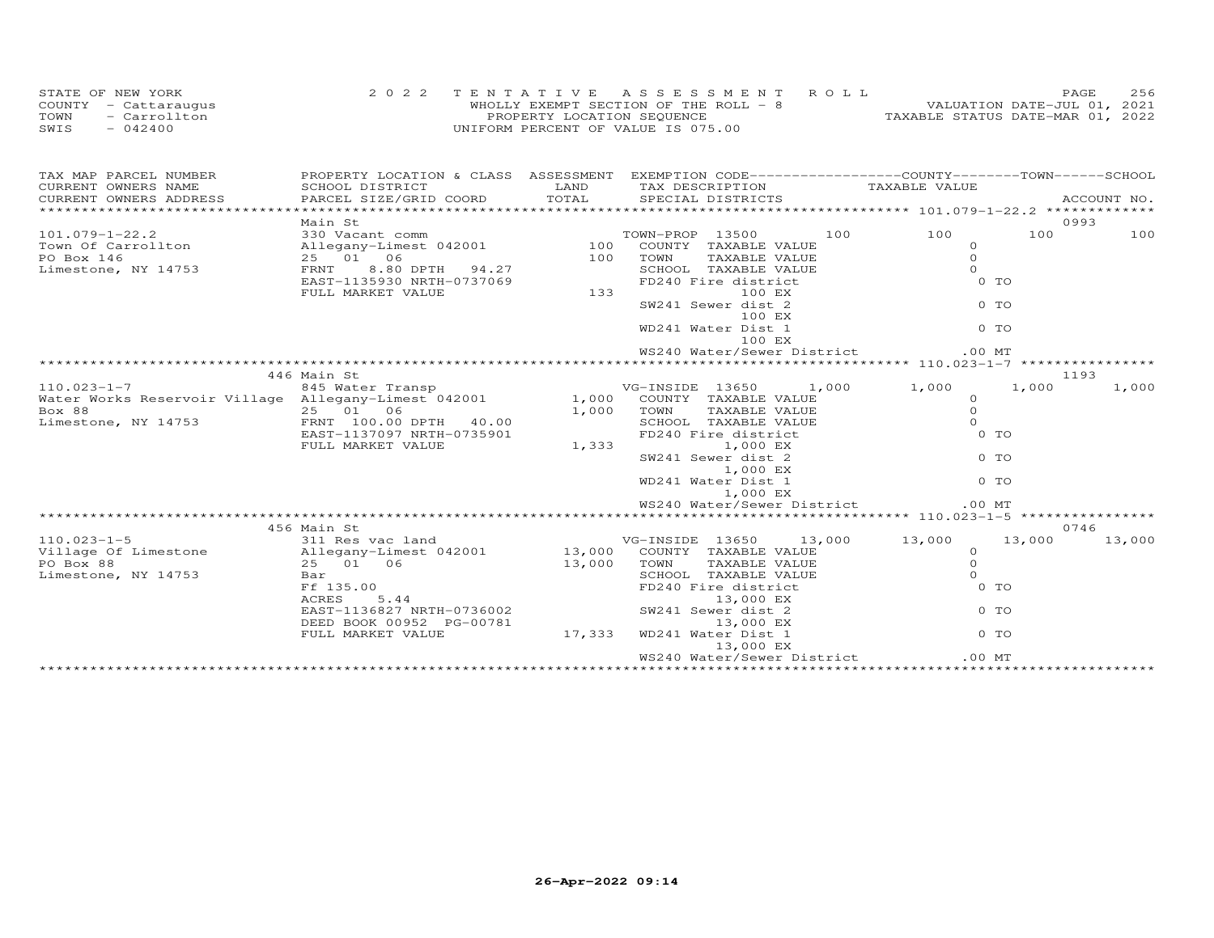STATE OF NEW YORK
COUNTY - Cattaraugus
TOWN - Carrollton
SWIS - 042400

2022 TENTATIVE ASSESSMENT ROLL
WHOLLY EXEMPT SECTION OF THE ROLL - 8
PROPERTY LOCATION SEQUENCE
UNIFORM PERCENT OF VALUE IS 075.00

VALUATION DATE-JUL 01, 2021
TAXABLE STATUS DATE-MAR 01, 2022

| TAX MAP PARCEL NUMBER / CURRENT OWNERS NAME / CURRENT OWNERS ADDRESS | PROPERTY LOCATION & CLASS / SCHOOL DISTRICT / PARCEL SIZE/GRID COORD | ASSESSMENT LAND | TOTAL | EXEMPTION CODE / TAX DESCRIPTION / SPECIAL DISTRICTS | COUNTY | TOWN | SCHOOL | TAXABLE VALUE | ACCOUNT NO. |
|---|---|---|---|---|---|---|---|---|---|
| 101.079-1-22.2 | Main St | | | | | | | | 0993 |
| 101.079-1-22.2 | 330 Vacant comm | | | TOWN-PROP 13500 | 100 | 100 | 100 | 100 | |
| Town Of Carrollton | Allegany-Limest 042001 | 100 | | COUNTY TAXABLE VALUE | | | | 0 | |
| PO Box 146 | 25 01 06 | | 100 | TOWN TAXABLE VALUE | | | | 0 | |
| Limestone, NY 14753 | FRNT 8.80 DPTH 94.27 | | | SCHOOL TAXABLE VALUE | | | | 0 | |
| | EAST-1135930 NRTH-0737069 | | | FD240 Fire district 100 EX | | | | 0 TO | |
| | FULL MARKET VALUE | | 133 | SW241 Sewer dist 2 100 EX | | | | 0 TO | |
| | | | | WD241 Water Dist 1 100 EX | | | | 0 TO | |
| | | | | WS240 Water/Sewer District | | | | .00 MT | |
| 110.023-1-7 | 446 Main St | | | | | | | | 1193 |
| 110.023-1-7 | 845 Water Transp | | | VG-INSIDE 13650 | 1,000 | 1,000 | 1,000 | 1,000 | |
| Water Works Reservoir Village | Allegany-Limest 042001 | 1,000 | | COUNTY TAXABLE VALUE | | | | 0 | |
| Box 88 | 25 01 06 | | 1,000 | TOWN TAXABLE VALUE | | | | 0 | |
| Limestone, NY 14753 | FRNT 100.00 DPTH 40.00 | | | SCHOOL TAXABLE VALUE | | | | 0 | |
| | EAST-1137097 NRTH-0735901 | | | FD240 Fire district 1,000 EX | | | | 0 TO | |
| | FULL MARKET VALUE | | 1,333 | SW241 Sewer dist 2 1,000 EX | | | | 0 TO | |
| | | | | WD241 Water Dist 1 1,000 EX | | | | 0 TO | |
| | | | | WS240 Water/Sewer District | | | | .00 MT | |
| 110.023-1-5 | 456 Main St | | | | | | | | 0746 |
| 110.023-1-5 | 311 Res vac land | | | VG-INSIDE 13650 | 13,000 | 13,000 | 13,000 | 13,000 | |
| Village Of Limestone | Allegany-Limest 042001 | 13,000 | | COUNTY TAXABLE VALUE | | | | 0 | |
| PO Box 88 | 25 01 06 | | 13,000 | TOWN TAXABLE VALUE | | | | 0 | |
| Limestone, NY 14753 | Bar | | | SCHOOL TAXABLE VALUE | | | | 0 | |
| | Ff 135.00 | | | FD240 Fire district | | | | 0 TO | |
| | ACRES 5.44 | | | 13,000 EX | | | | | |
| | EAST-1136827 NRTH-0736002 | | | SW241 Sewer dist 2 | | | | 0 TO | |
| | DEED BOOK 00952 PG-00781 | | | 13,000 EX | | | | | |
| | FULL MARKET VALUE | | 17,333 | WD241 Water Dist 1 13,000 EX | | | | 0 TO | |
| | | | | WS240 Water/Sewer District | | | | .00 MT | |

26-Apr-2022 09:14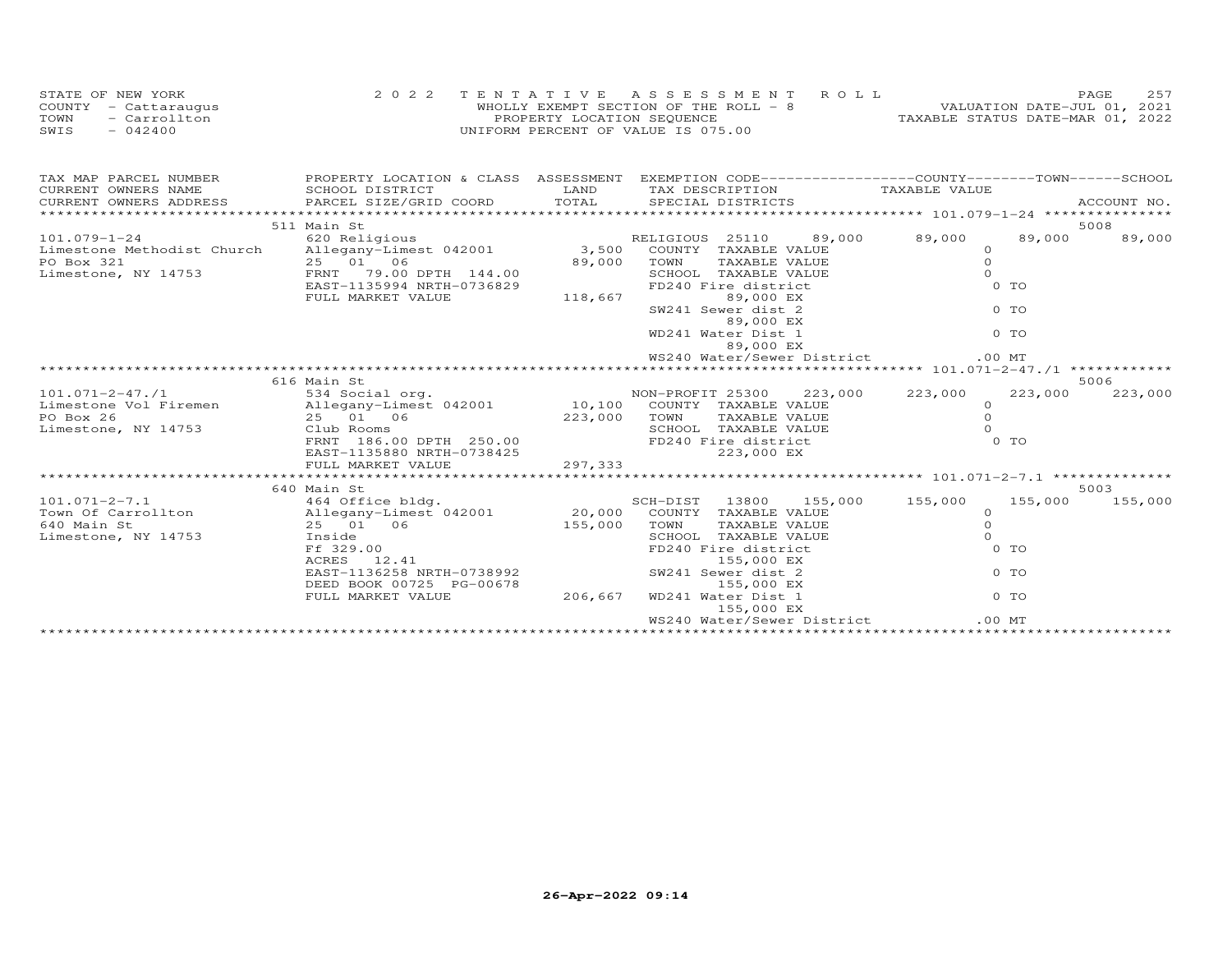STATE OF NEW YORK
COUNTY - Cattaraugus
TOWN - Carrollton
SWIS - 042400

2022 TENTATIVE ASSESSMENT ROLL
WHOLLY EXEMPT SECTION OF THE ROLL - 8
PROPERTY LOCATION SEQUENCE
UNIFORM PERCENT OF VALUE IS 075.00

VALUATION DATE-JUL 01, 2021
TAXABLE STATUS DATE-MAR 01, 2022

| TAX MAP PARCEL NUMBER / CURRENT OWNERS NAME / CURRENT OWNERS ADDRESS | PROPERTY LOCATION & CLASS / SCHOOL DISTRICT / PARCEL SIZE/GRID COORD | ASSESSMENT LAND / TOTAL | EXEMPTION CODE / TAX DESCRIPTION / SPECIAL DISTRICTS | COUNTY | TOWN | SCHOOL | ACCOUNT NO. |
|---|---|---|---|---|---|---|---|
| **101.079-1-24** | 511 Main St | | | | | | 5008 |
| | 620 Religious | | RELIGIOUS 25110 89,000 | 89,000 | 89,000 | 89,000 | |
| Limestone Methodist Church | Allegany-Limest 042001 | 3,500 | COUNTY TAXABLE VALUE | 0 | | | |
| PO Box 321 | 25 01 06 | 89,000 | TOWN TAXABLE VALUE | 0 | | | |
| Limestone, NY 14753 | FRNT 79.00 DPTH 144.00 | | SCHOOL TAXABLE VALUE | 0 | | | |
| | EAST-1135994 NRTH-0736829 | | FD240 Fire district 89,000 EX | 0 TO | | | |
| | FULL MARKET VALUE | 118,667 | SW241 Sewer dist 2 89,000 EX | 0 TO | | | |
| | | | WD241 Water Dist 1 89,000 EX | 0 TO | | | |
| | | | WS240 Water/Sewer District | .00 MT | | | |
| **101.071-2-47./1** | 616 Main St | | | | | | 5006 |
| | 534 Social org. | | NON-PROFIT 25300 223,000 | 223,000 | 223,000 | 223,000 | |
| Limestone Vol Firemen | Allegany-Limest 042001 | 10,100 | COUNTY TAXABLE VALUE | 0 | | | |
| PO Box 26 | 25 01 06 | 223,000 | TOWN TAXABLE VALUE | 0 | | | |
| Limestone, NY 14753 | Club Rooms | | SCHOOL TAXABLE VALUE | 0 | | | |
| | FRNT 186.00 DPTH 250.00 | | FD240 Fire district 223,000 EX | 0 TO | | | |
| | EAST-1135880 NRTH-0738425 | | | | | | |
| | FULL MARKET VALUE | 297,333 | | | | | |
| **101.071-2-7.1** | 640 Main St | | | | | | 5003 |
| | 464 Office bldg. | | SCH-DIST 13800 155,000 | 155,000 | 155,000 | 155,000 | |
| Town Of Carrollton | Allegany-Limest 042001 | 20,000 | COUNTY TAXABLE VALUE | 0 | | | |
| 640 Main St | 25 01 06 | 155,000 | TOWN TAXABLE VALUE | 0 | | | |
| Limestone, NY 14753 | Inside | | SCHOOL TAXABLE VALUE | 0 | | | |
| | Ff 329.00 | | FD240 Fire district 155,000 EX | 0 TO | | | |
| | ACRES 12.41 | | | | | | |
| | EAST-1136258 NRTH-0738992 | | SW241 Sewer dist 2 155,000 EX | 0 TO | | | |
| | DEED BOOK 00725 PG-00678 | | | | | | |
| | FULL MARKET VALUE | 206,667 | WD241 Water Dist 1 155,000 EX | 0 TO | | | |
| | | | WS240 Water/Sewer District | .00 MT | | | |

26-Apr-2022 09:14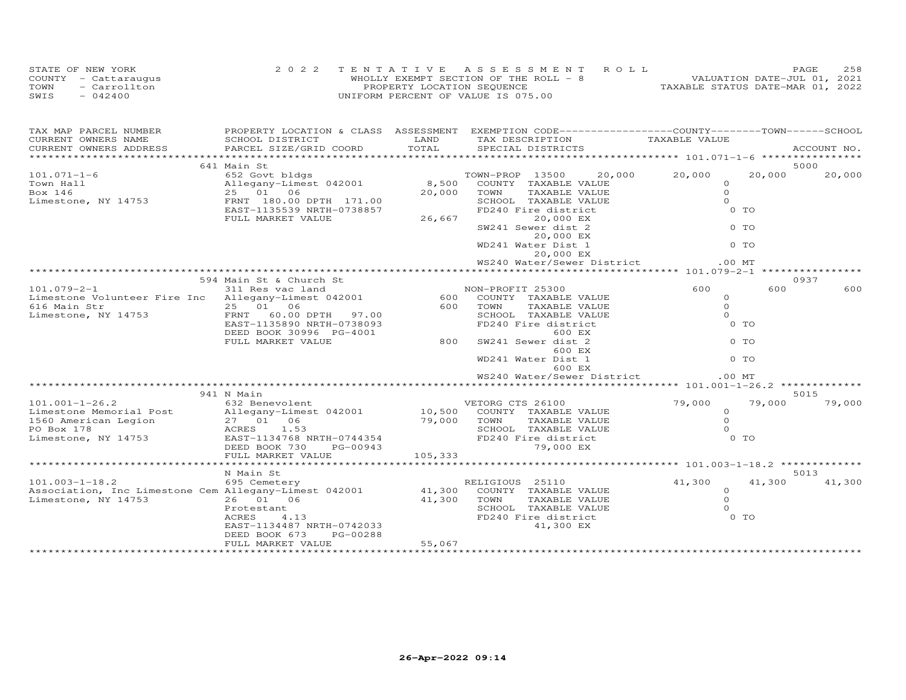STATE OF NEW YORK
COUNTY - Cattaraugus
TOWN - Carrollton
SWIS - 042400

2022 TENTATIVE ASSESSMENT ROLL
WHOLLY EXEMPT SECTION OF THE ROLL - 8
PROPERTY LOCATION SEQUENCE
UNIFORM PERCENT OF VALUE IS 075.00

VALUATION DATE-JUL 01, 2021
TAXABLE STATUS DATE-MAR 01, 2022

| TAX MAP PARCEL NUMBER / CURRENT OWNERS NAME / CURRENT OWNERS ADDRESS | PROPERTY LOCATION & CLASS / SCHOOL DISTRICT / PARCEL SIZE/GRID COORD | ASSESSMENT LAND / TOTAL | EXEMPTION CODE / TAX DESCRIPTION / SPECIAL DISTRICTS | COUNTY TAXABLE VALUE | TOWN | SCHOOL / ACCOUNT NO. |
|---|---|---|---|---|---|---|
| | 641 Main St | | | | | 5000 |
| 101.071-1-6 | 652 Govt bldgs | | TOWN-PROP 13500 20,000 | 20,000 | 20,000 | 20,000 |
| Town Hall | Allegany-Limest 042001 | 8,500 | COUNTY TAXABLE VALUE | 0 | | |
| Box 146 | 25 01 06 | 20,000 | TOWN TAXABLE VALUE | 0 | | |
| Limestone, NY 14753 | FRNT 180.00 DPTH 171.00 | | SCHOOL TAXABLE VALUE | 0 | | |
| | EAST-1135539 NRTH-0738857 | | FD240 Fire district 20,000 EX | 0 TO | | |
| | FULL MARKET VALUE | 26,667 | SW241 Sewer dist 2 20,000 EX | 0 TO | | |
| | | | WD241 Water Dist 1 20,000 EX | 0 TO | | |
| | | | WS240 Water/Sewer District | .00 MT | | |
| | 594 Main St & Church St | | | | | 0937 |
| 101.079-2-1 | 311 Res vac land | | NON-PROFIT 25300 | 600 | 600 | 600 |
| Limestone Volunteer Fire Inc | Allegany-Limest 042001 | 600 | COUNTY TAXABLE VALUE | 0 | | |
| 616 Main Str | 25 01 06 | 600 | TOWN TAXABLE VALUE | 0 | | |
| Limestone, NY 14753 | FRNT 60.00 DPTH 97.00 | | SCHOOL TAXABLE VALUE | 0 | | |
| | EAST-1135890 NRTH-0738093 | | FD240 Fire district 600 EX | 0 TO | | |
| | DEED BOOK 30996 PG-4001 | | | | | |
| | FULL MARKET VALUE | 800 | SW241 Sewer dist 2 600 EX | 0 TO | | |
| | | | WD241 Water Dist 1 600 EX | 0 TO | | |
| | | | WS240 Water/Sewer District | .00 MT | | |
| | 941 N Main | | | | | 5015 |
| 101.001-1-26.2 | 632 Benevolent | | VETORG CTS 26100 | 79,000 | 79,000 | 79,000 |
| Limestone Memorial Post | Allegany-Limest 042001 | 10,500 | COUNTY TAXABLE VALUE | 0 | | |
| 1560 American Legion | 27 01 06 | 79,000 | TOWN TAXABLE VALUE | 0 | | |
| PO Box 178 | ACRES 1.53 | | SCHOOL TAXABLE VALUE | 0 | | |
| Limestone, NY 14753 | EAST-1134768 NRTH-0744354 | | FD240 Fire district 79,000 EX | 0 TO | | |
| | DEED BOOK 730 PG-00943 | | | | | |
| | FULL MARKET VALUE | 105,333 | | | | |
| | N Main St | | | | | 5013 |
| 101.003-1-18.2 | 695 Cemetery | | RELIGIOUS 25110 | 41,300 | 41,300 | 41,300 |
| Association, Inc Limestone Cem | Allegany-Limest 042001 | 41,300 | COUNTY TAXABLE VALUE | 0 | | |
| Limestone, NY 14753 | 26 01 06 | 41,300 | TOWN TAXABLE VALUE | 0 | | |
| | Protestant | | SCHOOL TAXABLE VALUE | 0 | | |
| | ACRES 4.13 | | FD240 Fire district 41,300 EX | 0 TO | | |
| | EAST-1134487 NRTH-0742033 | | | | | |
| | DEED BOOK 673 PG-00288 | | | | | |
| | FULL MARKET VALUE | 55,067 | | | | |

26-Apr-2022 09:14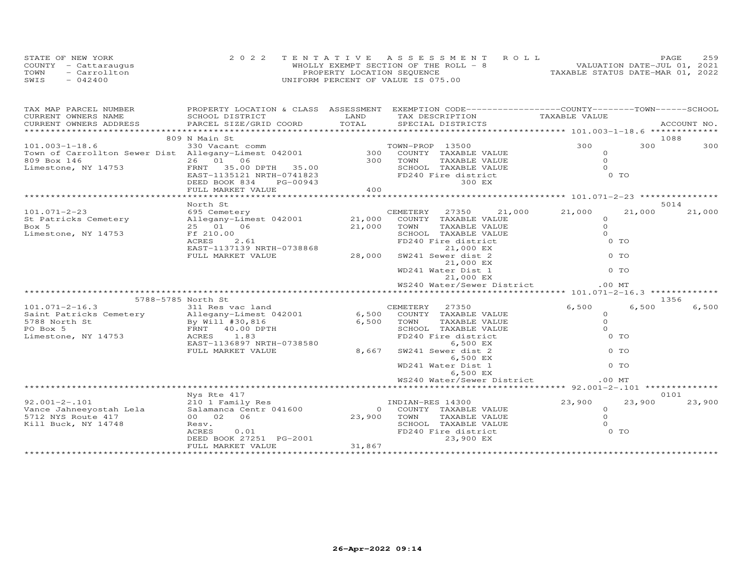STATE OF NEW YORK
COUNTY - Cattaraugus
TOWN - Carrollton
SWIS - 042400

2022 TENTATIVE ASSESSMENT ROLL
WHOLLY EXEMPT SECTION OF THE ROLL - 8
PROPERTY LOCATION SEQUENCE
UNIFORM PERCENT OF VALUE IS 075.00

VALUATION DATE-JUL 01, 2021
TAXABLE STATUS DATE-MAR 01, 2022

```
TAX MAP PARCEL NUMBER          PROPERTY LOCATION & CLASS  ASSESSMENT  EXEMPTION CODE------------------COUNTY--------TOWN------SCHOOL
CURRENT OWNERS NAME            SCHOOL DISTRICT            LAND        TAX DESCRIPTION              TAXABLE VALUE
CURRENT OWNERS ADDRESS         PARCEL SIZE/GRID COORD     TOTAL       SPECIAL DISTRICTS                                    ACCOUNT NO.
****************************************************************************************** 101.003-1-18.6 *************
                               809 N Main St                                                                               1088
101.003-1-18.6                 330 Vacant comm                        TOWN-PROP 13500                300          300          300
Town of Carrollton Sewer Dist  Allegany-Limest 042001       300       COUNTY  TAXABLE VALUE            0
809 Box 146                    26  01  06                   300       TOWN    TAXABLE VALUE            0
Limestone, NY 14753            FRNT   35.00 DPTH   35.00              SCHOOL  TAXABLE VALUE            0
                               EAST-1135121 NRTH-0741823              FD240 Fire district                0 TO
                               DEED BOOK 834    PG-00943                   300 EX
                               FULL MARKET VALUE            400
****************************************************************************************** 101.071-2-23 ***************
                               North St                                                                                    5014
101.071-2-23                   695 Cemetery                           CEMETERY   27350      21,000    21,000       21,000       21,000
St Patricks Cemetery           Allegany-Limest 042001    21,000       COUNTY  TAXABLE VALUE            0
Box 5                          25  01  06                21,000       TOWN    TAXABLE VALUE            0
Limestone, NY 14753            Ff 210.00                              SCHOOL  TAXABLE VALUE            0
                               ACRES     2.61                         FD240 Fire district                0 TO
                               EAST-1137139 NRTH-0738868                   21,000 EX
                               FULL MARKET VALUE         28,000       SW241 Sewer dist 2                 0 TO
                                                                           21,000 EX
                                                                      WD241 Water Dist 1                 0 TO
                                                                           21,000 EX
                                                                      WS240 Water/Sewer District       .00 MT
****************************************************************************************** 101.071-2-16.3 *************
               5788-5785 North St                                                                                          1356
101.071-2-16.3                 311 Res vac land                       CEMETERY   27350                 6,500        6,500        6,500
Saint Patricks Cemetery        Allegany-Limest 042001     6,500       COUNTY  TAXABLE VALUE            0
5788 North St                  By Will #30,816            6,500       TOWN    TAXABLE VALUE            0
PO Box 5                       FRNT   40.00 DPTH                      SCHOOL  TAXABLE VALUE            0
Limestone, NY 14753            ACRES     1.83                         FD240 Fire district                0 TO
                               EAST-1136897 NRTH-0738580                    6,500 EX
                               FULL MARKET VALUE          8,667       SW241 Sewer dist 2                 0 TO
                                                                            6,500 EX
                                                                      WD241 Water Dist 1                 0 TO
                                                                            6,500 EX
                                                                      WS240 Water/Sewer District       .00 MT
****************************************************************************************** 92.001-2-.101 **************
                               Nys Rte 417                                                                                 0101
92.001-2-.101                  210 1 Family Res                       INDIAN-RES 14300              23,900       23,900       23,900
Vance Jahneeyostah Lela        Salamanca Centr 041600         0       COUNTY  TAXABLE VALUE            0
5712 NYS Route 417             00  02  06                23,900       TOWN    TAXABLE VALUE            0
Kill Buck, NY 14748            Resv.                                  SCHOOL  TAXABLE VALUE            0
                               ACRES     0.01                         FD240 Fire district                0 TO
                               DEED BOOK 27251  PG-2001                    23,900 EX
                               FULL MARKET VALUE         31,867
************************************************************************************************************************
```

26-Apr-2022 09:14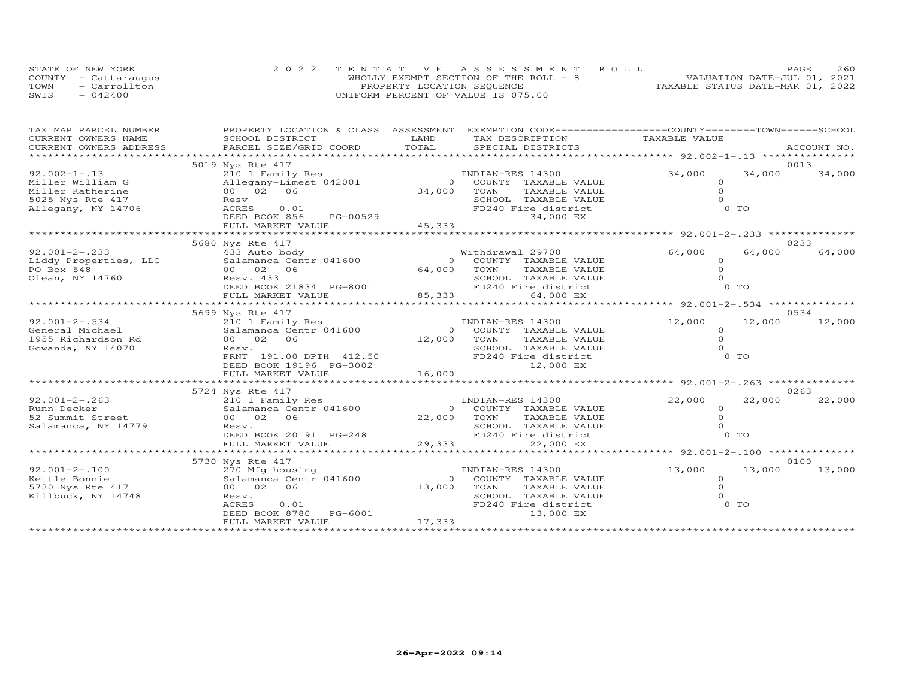STATE OF NEW YORK
COUNTY - Cattaraugus
TOWN - Carrollton
SWIS - 042400

2 0 2 2 T E N T A T I V E A S S E S S M E N T R O L L
WHOLLY EXEMPT SECTION OF THE ROLL - 8
PROPERTY LOCATION SEQUENCE
UNIFORM PERCENT OF VALUE IS 075.00

VALUATION DATE-JUL 01, 2021
TAXABLE STATUS DATE-MAR 01, 2022

| TAX MAP PARCEL NUMBER / CURRENT OWNERS NAME / CURRENT OWNERS ADDRESS | PROPERTY LOCATION & CLASS / SCHOOL DISTRICT / PARCEL SIZE/GRID COORD | ASSESSMENT LAND / TOTAL | EXEMPTION CODE / TAX DESCRIPTION / SPECIAL DISTRICTS | COUNTY TAXABLE VALUE | TOWN | SCHOOL / ACCOUNT NO. |
|---|---|---|---|---|---|---|
| 92.002-1-.13 | 5019 Nys Rte 417 | | | | | 0013 |
| | 210 1 Family Res | | INDIAN-RES 14300 | 34,000 | 34,000 | 34,000 |
| Miller William G | Allegany-Limest 042001 | 0 | COUNTY TAXABLE VALUE | 0 | | |
| Miller Katherine | 00 02 06 | 34,000 | TOWN TAXABLE VALUE | 0 | | |
| 5025 Nys Rte 417 | Resv | | SCHOOL TAXABLE VALUE | 0 | | |
| Allegany, NY 14706 | ACRES 0.01 | | FD240 Fire district | 0 TO | | |
| | DEED BOOK 856 PG-00529 | | 34,000 EX | | | |
| | FULL MARKET VALUE | 45,333 | | | | |
| 92.001-2-.233 | 5680 Nys Rte 417 | | | | | 0233 |
| | 433 Auto body | | Withdrawal 29700 | 64,000 | 64,000 | 64,000 |
| Liddy Properties, LLC | Salamanca Centr 041600 | 0 | COUNTY TAXABLE VALUE | 0 | | |
| PO Box 548 | 00 02 06 | 64,000 | TOWN TAXABLE VALUE | 0 | | |
| Olean, NY 14760 | Resv. 433 | | SCHOOL TAXABLE VALUE | 0 | | |
| | DEED BOOK 21834 PG-8001 | | FD240 Fire district | 0 TO | | |
| | FULL MARKET VALUE | 85,333 | 64,000 EX | | | |
| 92.001-2-.534 | 5699 Nys Rte 417 | | | | | 0534 |
| | 210 1 Family Res | | INDIAN-RES 14300 | 12,000 | 12,000 | 12,000 |
| General Michael | Salamanca Centr 041600 | 0 | COUNTY TAXABLE VALUE | 0 | | |
| 1955 Richardson Rd | 00 02 06 | 12,000 | TOWN TAXABLE VALUE | 0 | | |
| Gowanda, NY 14070 | Resv. | | SCHOOL TAXABLE VALUE | 0 | | |
| | FRNT 191.00 DPTH 412.50 | | FD240 Fire district | 0 TO | | |
| | DEED BOOK 19196 PG-3002 | | 12,000 EX | | | |
| | FULL MARKET VALUE | 16,000 | | | | |
| 92.001-2-.263 | 5724 Nys Rte 417 | | | | | 0263 |
| | 210 1 Family Res | | INDIAN-RES 14300 | 22,000 | 22,000 | 22,000 |
| Runn Decker | Salamanca Centr 041600 | 0 | COUNTY TAXABLE VALUE | 0 | | |
| 52 Summit Street | 00 02 06 | 22,000 | TOWN TAXABLE VALUE | 0 | | |
| Salamanca, NY 14779 | Resv. | | SCHOOL TAXABLE VALUE | 0 | | |
| | DEED BOOK 20191 PG-248 | | FD240 Fire district | 0 TO | | |
| | FULL MARKET VALUE | 29,333 | 22,000 EX | | | |
| 92.001-2-.100 | 5730 Nys Rte 417 | | | | | 0100 |
| | 270 Mfg housing | | INDIAN-RES 14300 | 13,000 | 13,000 | 13,000 |
| Kettle Bonnie | Salamanca Centr 041600 | 0 | COUNTY TAXABLE VALUE | 0 | | |
| 5730 Nys Rte 417 | 00 02 06 | 13,000 | TOWN TAXABLE VALUE | 0 | | |
| Killbuck, NY 14748 | Resv. | | SCHOOL TAXABLE VALUE | 0 | | |
| | ACRES 0.01 | | FD240 Fire district | 0 TO | | |
| | DEED BOOK 8780 PG-6001 | | 13,000 EX | | | |
| | FULL MARKET VALUE | 17,333 | | | | |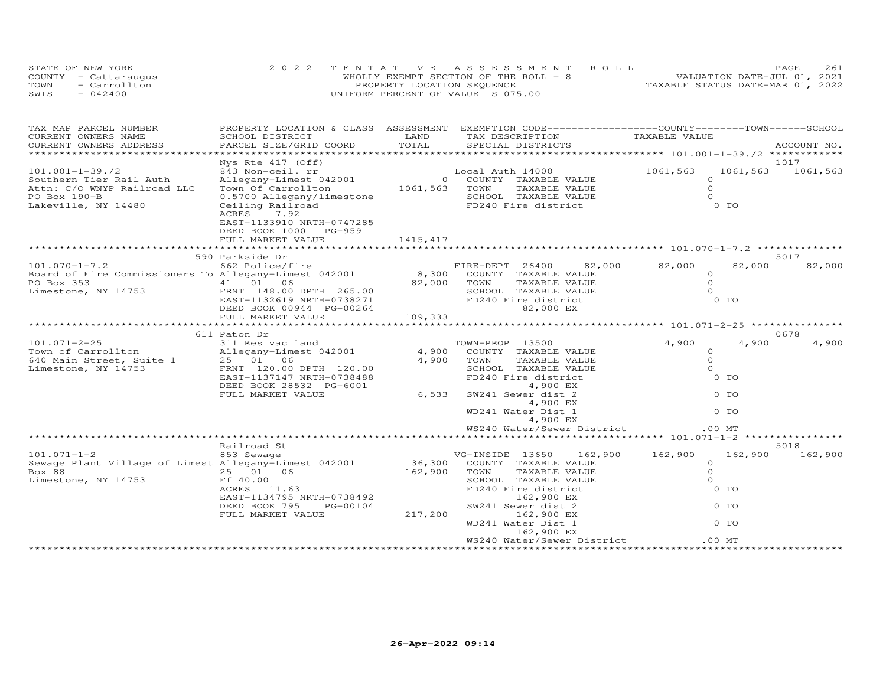STATE OF NEW YORK
COUNTY - Cattaraugus
TOWN - Carrollton
SWIS - 042400

2022 TENTATIVE ASSESSMENT ROLL
WHOLLY EXEMPT SECTION OF THE ROLL - 8
PROPERTY LOCATION SEQUENCE
UNIFORM PERCENT OF VALUE IS 075.00

VALUATION DATE-JUL 01, 2021
TAXABLE STATUS DATE-MAR 01, 2022

| TAX MAP PARCEL NUMBER / CURRENT OWNERS NAME / CURRENT OWNERS ADDRESS | PROPERTY LOCATION & CLASS / SCHOOL DISTRICT / PARCEL SIZE/GRID COORD | ASSESSMENT LAND / TOTAL | EXEMPTION CODE / TAX DESCRIPTION / SPECIAL DISTRICTS | COUNTY TAXABLE VALUE | TOWN | SCHOOL / ACCOUNT NO. |
|---|---|---|---|---|---|---|
| 101.001-1-39./2 | Nys Rte 417 (Off) | | | | | 1017 |
| 101.001-1-39./2 | 843 Non-ceil. rr | | Local Auth 14000 | 1061,563 | 1061,563 | 1061,563 |
| Southern Tier Rail Auth | Allegany-Limest 042001 | 0 | COUNTY TAXABLE VALUE | 0 | | |
| Attn: C/O WNYP Railroad LLC | Town Of Carrollton | 1061,563 | TOWN TAXABLE VALUE | 0 | | |
| PO Box 190-B | 0.5700 Allegany/limestone | | SCHOOL TAXABLE VALUE | 0 | | |
| Lakeville, NY 14480 | Ceiling Railroad | | FD240 Fire district | 0 TO | | |
| | ACRES 7.92 | | | | | |
| | EAST-1133910 NRTH-0747285 | | | | | |
| | DEED BOOK 1000 PG-959 | | | | | |
| | FULL MARKET VALUE | 1415,417 | | | | |
| 101.070-1-7.2 | 590 Parkside Dr | | | | | 5017 |
| 101.070-1-7.2 | 662 Police/fire | | FIRE-DEPT 26400 82,000 | 82,000 | 82,000 | 82,000 |
| Board of Fire Commissioners To | Allegany-Limest 042001 | 8,300 | COUNTY TAXABLE VALUE | 0 | | |
| PO Box 353 | 41 01 06 | 82,000 | TOWN TAXABLE VALUE | 0 | | |
| Limestone, NY 14753 | FRNT 148.00 DPTH 265.00 | | SCHOOL TAXABLE VALUE | 0 | | |
| | EAST-1132619 NRTH-0738271 | | FD240 Fire district | 0 TO | | |
| | DEED BOOK 00944 PG-00264 | | 82,000 EX | | | |
| | FULL MARKET VALUE | 109,333 | | | | |
| 101.071-2-25 | 611 Paton Dr | | | | | 0678 |
| 101.071-2-25 | 311 Res vac land | | TOWN-PROP 13500 | 4,900 | 4,900 | 4,900 |
| Town of Carrollton | Allegany-Limest 042001 | 4,900 | COUNTY TAXABLE VALUE | 0 | | |
| 640 Main Street, Suite 1 | 25 01 06 | 4,900 | TOWN TAXABLE VALUE | 0 | | |
| Limestone, NY 14753 | FRNT 120.00 DPTH 120.00 | | SCHOOL TAXABLE VALUE | 0 | | |
| | EAST-1137147 NRTH-0738488 | | FD240 Fire district | 0 TO | | |
| | DEED BOOK 28532 PG-6001 | | 4,900 EX | | | |
| | FULL MARKET VALUE | 6,533 | SW241 Sewer dist 2 | 0 TO | | |
| | | | 4,900 EX | | | |
| | | | WD241 Water Dist 1 | 0 TO | | |
| | | | 4,900 EX | | | |
| | | | WS240 Water/Sewer District | .00 MT | | |
| 101.071-1-2 | Railroad St | | | | | 5018 |
| 101.071-1-2 | 853 Sewage | | VG-INSIDE 13650 162,900 | 162,900 | 162,900 | 162,900 |
| Sewage Plant Village of Limest | Allegany-Limest 042001 | 36,300 | COUNTY TAXABLE VALUE | 0 | | |
| Box 88 | 25 01 06 | 162,900 | TOWN TAXABLE VALUE | 0 | | |
| Limestone, NY 14753 | Ff 40.00 | | SCHOOL TAXABLE VALUE | 0 | | |
| | ACRES 11.63 | | FD240 Fire district | 0 TO | | |
| | EAST-1134795 NRTH-0738492 | | 162,900 EX | | | |
| | DEED BOOK 795 PG-00104 | | SW241 Sewer dist 2 | 0 TO | | |
| | FULL MARKET VALUE | 217,200 | 162,900 EX | | | |
| | | | WD241 Water Dist 1 | 0 TO | | |
| | | | 162,900 EX | | | |
| | | | WS240 Water/Sewer District | .00 MT | | |

26-Apr-2022 09:14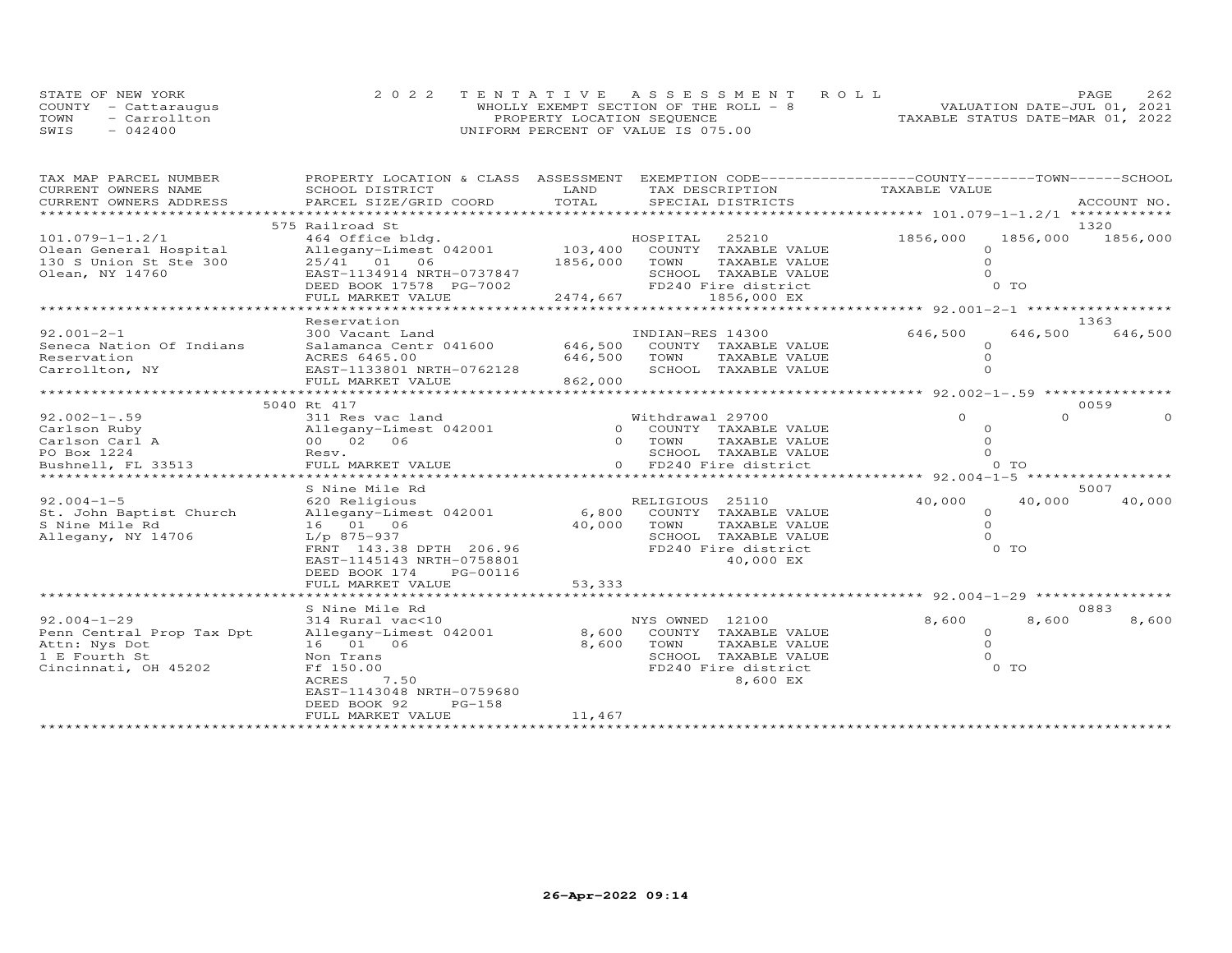STATE OF NEW YORK
COUNTY - Cattaraugus
TOWN - Carrollton
SWIS - 042400

2022 TENTATIVE ASSESSMENT ROLL
WHOLLY EXEMPT SECTION OF THE ROLL - 8
PROPERTY LOCATION SEQUENCE
UNIFORM PERCENT OF VALUE IS 075.00

VALUATION DATE-JUL 01, 2021
TAXABLE STATUS DATE-MAR 01, 2022

| TAX MAP PARCEL NUMBER / CURRENT OWNERS NAME / CURRENT OWNERS ADDRESS | PROPERTY LOCATION & CLASS / SCHOOL DISTRICT / PARCEL SIZE/GRID COORD | ASSESSMENT LAND / TOTAL | EXEMPTION CODE / TAX DESCRIPTION / SPECIAL DISTRICTS | COUNTY TAXABLE VALUE | TOWN | SCHOOL / ACCOUNT NO. |
|---|---|---|---|---|---|---|
| | 575 Railroad St | | | | | 1320 |
| 101.079-1-1.2/1 | 464 Office bldg. | | HOSPITAL 25210 | 1856,000 | 1856,000 | 1856,000 |
| Olean General Hospital | Allegany-Limest 042001 | 103,400 | COUNTY TAXABLE VALUE | 0 | | |
| 130 S Union St Ste 300 | 25/41 01 06 | 1856,000 | TOWN TAXABLE VALUE | 0 | | |
| Olean, NY 14760 | EAST-1134914 NRTH-0737847 | | SCHOOL TAXABLE VALUE | 0 | | |
| | DEED BOOK 17578 PG-7002 | | FD240 Fire district | 0 TO | | |
| | FULL MARKET VALUE | 2474,667 | 1856,000 EX | | | |
| | Reservation | | | | | 1363 |
| 92.001-2-1 | 300 Vacant Land | | INDIAN-RES 14300 | 646,500 | 646,500 | 646,500 |
| Seneca Nation Of Indians | Salamanca Centr 041600 | 646,500 | COUNTY TAXABLE VALUE | 0 | | |
| Reservation | ACRES 6465.00 | 646,500 | TOWN TAXABLE VALUE | 0 | | |
| Carrollton, NY | EAST-1133801 NRTH-0762128 | | SCHOOL TAXABLE VALUE | 0 | | |
| | FULL MARKET VALUE | 862,000 | | | | |
| | 5040 Rt 417 | | | | | 0059 |
| 92.002-1-.59 | 311 Res vac land | | Withdrawal 29700 | 0 | 0 | 0 |
| Carlson Ruby | Allegany-Limest 042001 | 0 | COUNTY TAXABLE VALUE | 0 | | |
| Carlson Carl A | 00 02 06 | 0 | TOWN TAXABLE VALUE | 0 | | |
| PO Box 1224 | Resv. | | SCHOOL TAXABLE VALUE | 0 | | |
| Bushnell, FL 33513 | FULL MARKET VALUE | 0 | FD240 Fire district | 0 TO | | |
| | S Nine Mile Rd | | | | | 5007 |
| 92.004-1-5 | 620 Religious | | RELIGIOUS 25110 | 40,000 | 40,000 | 40,000 |
| St. John Baptist Church | Allegany-Limest 042001 | 6,800 | COUNTY TAXABLE VALUE | 0 | | |
| S Nine Mile Rd | 16 01 06 | 40,000 | TOWN TAXABLE VALUE | 0 | | |
| Allegany, NY 14706 | L/p 875-937 | | SCHOOL TAXABLE VALUE | 0 | | |
| | FRNT 143.38 DPTH 206.96 | | FD240 Fire district | 0 TO | | |
| | EAST-1145143 NRTH-0758801 | | 40,000 EX | | | |
| | DEED BOOK 174 PG-00116 | | | | | |
| | FULL MARKET VALUE | 53,333 | | | | |
| | S Nine Mile Rd | | | | | 0883 |
| 92.004-1-29 | 314 Rural vac<10 | | NYS OWNED 12100 | 8,600 | 8,600 | 8,600 |
| Penn Central Prop Tax Dpt | Allegany-Limest 042001 | 8,600 | COUNTY TAXABLE VALUE | 0 | | |
| Attn: Nys Dot | 16 01 06 | 8,600 | TOWN TAXABLE VALUE | 0 | | |
| 1 E Fourth St | Non Trans | | SCHOOL TAXABLE VALUE | 0 | | |
| Cincinnati, OH 45202 | Ff 150.00 | | FD240 Fire district | 0 TO | | |
| | ACRES 7.50 | | 8,600 EX | | | |
| | EAST-1143048 NRTH-0759680 | | | | | |
| | DEED BOOK 92 PG-158 | | | | | |
| | FULL MARKET VALUE | 11,467 | | | | |

26-Apr-2022 09:14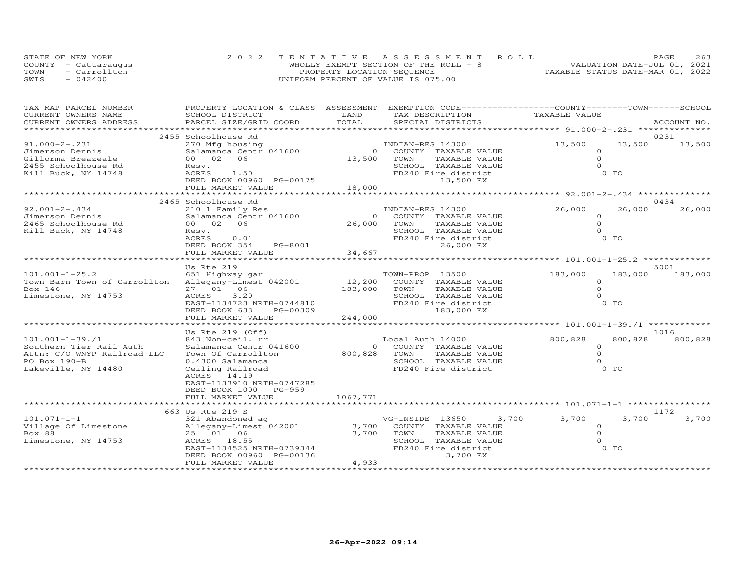STATE OF NEW YORK
COUNTY - Cattaraugus
TOWN - Carrollton
SWIS - 042400

2022 TENTATIVE ASSESSMENT ROLL
WHOLLY EXEMPT SECTION OF THE ROLL - 8
PROPERTY LOCATION SEQUENCE
UNIFORM PERCENT OF VALUE IS 075.00

VALUATION DATE-JUL 01, 2021
TAXABLE STATUS DATE-MAR 01, 2022

| TAX MAP PARCEL NUMBER / CURRENT OWNERS NAME / CURRENT OWNERS ADDRESS | PROPERTY LOCATION & CLASS / SCHOOL DISTRICT / PARCEL SIZE/GRID COORD | ASSESSMENT LAND | TOTAL | EXEMPTION CODE / TAX DESCRIPTION / SPECIAL DISTRICTS | COUNTY TAXABLE VALUE | TOWN | SCHOOL | ACCOUNT NO. |
|---|---|---|---|---|---|---|---|---|
| 91.000-2-.231 | 2455 Schoolhouse Rd | | | | | | | 0231 |
| Jimerson Dennis | 270 Mfg housing | | | INDIAN-RES 14300 | 13,500 | 13,500 | 13,500 | |
| Gillorma Breazeale | Salamanca Centr 041600 | 0 | | COUNTY TAXABLE VALUE | 0 | | | |
| 2455 Schoolhouse Rd | 00 02 06 | | 13,500 | TOWN TAXABLE VALUE | 0 | | | |
| Kill Buck, NY 14748 | Resv. | | | SCHOOL TAXABLE VALUE | 0 | | | |
| | ACRES 1.50 | | | FD240 Fire district | 0 TO | | | |
| | DEED BOOK 00960 PG-00175 | | | 13,500 EX | | | | |
| | FULL MARKET VALUE | | 18,000 | | | | | |
| 92.001-2-.434 | 2465 Schoolhouse Rd | | | | | | | 0434 |
| Jimerson Dennis | 210 1 Family Res | | | INDIAN-RES 14300 | 26,000 | 26,000 | 26,000 | |
| 2465 Schoolhouse Rd | Salamanca Centr 041600 | 0 | | COUNTY TAXABLE VALUE | 0 | | | |
| Kill Buck, NY 14748 | 00 02 06 | | 26,000 | TOWN TAXABLE VALUE | 0 | | | |
| | Resv. | | | SCHOOL TAXABLE VALUE | 0 | | | |
| | ACRES 0.01 | | | FD240 Fire district | 0 TO | | | |
| | DEED BOOK 354 PG-8001 | | | 26,000 EX | | | | |
| | FULL MARKET VALUE | | 34,667 | | | | | |
| 101.001-1-25.2 | Us Rte 219 | | | | | | | 5001 |
| Town Barn Town of Carrollton | 651 Highway gar | | | TOWN-PROP 13500 | 183,000 | 183,000 | 183,000 | |
| Box 146 | Allegany-Limest 042001 | 12,200 | | COUNTY TAXABLE VALUE | 0 | | | |
| Limestone, NY 14753 | 27 01 06 | | 183,000 | TOWN TAXABLE VALUE | 0 | | | |
| | ACRES 3.20 | | | SCHOOL TAXABLE VALUE | 0 | | | |
| | EAST-1134723 NRTH-0744810 | | | FD240 Fire district | 0 TO | | | |
| | DEED BOOK 633 PG-00309 | | | 183,000 EX | | | | |
| | FULL MARKET VALUE | | 244,000 | | | | | |
| 101.001-1-39./1 | Us Rte 219 (Off) | | | | | | | 1016 |
| Southern Tier Rail Auth | 843 Non-ceil. rr | | | Local Auth 14000 | 800,828 | 800,828 | 800,828 | |
| Attn: C/O WNYP Railroad LLC | Salamanca Centr 041600 | 0 | | COUNTY TAXABLE VALUE | 0 | | | |
| PO Box 190-B | Town Of Carrollton | | 800,828 | TOWN TAXABLE VALUE | 0 | | | |
| Lakeville, NY 14480 | 0.4300 Salamanca | | | SCHOOL TAXABLE VALUE | 0 | | | |
| | Ceiling Railroad | | | FD240 Fire district | 0 TO | | | |
| | ACRES 14.19 | | | | | | | |
| | EAST-1133910 NRTH-0747285 | | | | | | | |
| | DEED BOOK 1000 PG-959 | | | | | | | |
| | FULL MARKET VALUE | | 1067,771 | | | | | |
| 101.071-1-1 | 663 Us Rte 219 S | | | | | | | 1172 |
| Village Of Limestone | 321 Abandoned ag | | | VG-INSIDE 13650 3,700 | 3,700 | 3,700 | 3,700 | |
| Box 88 | Allegany-Limest 042001 | 3,700 | | COUNTY TAXABLE VALUE | 0 | | | |
| Limestone, NY 14753 | 25 01 06 | | 3,700 | TOWN TAXABLE VALUE | 0 | | | |
| | ACRES 18.55 | | | SCHOOL TAXABLE VALUE | 0 | | | |
| | EAST-1134525 NRTH-0739344 | | | FD240 Fire district | 0 TO | | | |
| | DEED BOOK 00960 PG-00136 | | | 3,700 EX | | | | |
| | FULL MARKET VALUE | | 4,933 | | | | | |

26-Apr-2022 09:14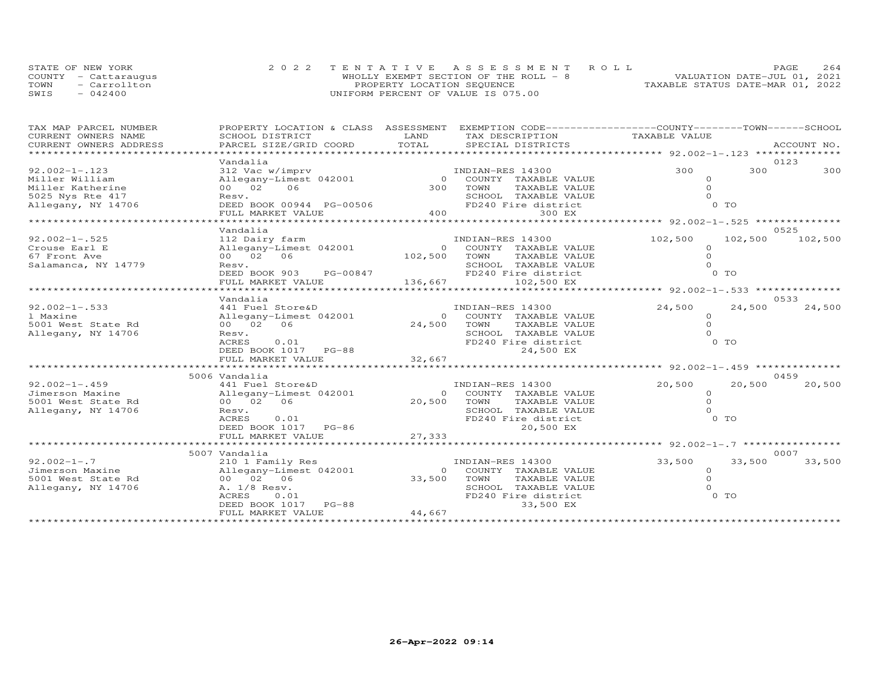STATE OF NEW YORK
COUNTY - Cattaraugus
TOWN - Carrollton
SWIS - 042400

2022 TENTATIVE ASSESSMENT ROLL
WHOLLY EXEMPT SECTION OF THE ROLL - 8
PROPERTY LOCATION SEQUENCE
UNIFORM PERCENT OF VALUE IS 075.00

VALUATION DATE-JUL 01, 2021
TAXABLE STATUS DATE-MAR 01, 2022

| TAX MAP PARCEL NUMBER / CURRENT OWNERS NAME / CURRENT OWNERS ADDRESS | PROPERTY LOCATION & CLASS / SCHOOL DISTRICT / PARCEL SIZE/GRID COORD | ASSESSMENT LAND / TOTAL | EXEMPTION CODE / TAX DESCRIPTION / SPECIAL DISTRICTS | COUNTY TAXABLE VALUE | TOWN | SCHOOL / ACCOUNT NO. |
|---|---|---|---|---|---|---|
| | Vandalia | | | | | 0123 |
| 92.002-1-.123 | 312 Vac w/imprv | | INDIAN-RES 14300 | 300 | 300 | 300 |
| Miller William | Allegany-Limest 042001 | 0 | COUNTY TAXABLE VALUE | 0 | | |
| Miller Katherine | 00 02 06 | 300 | TOWN TAXABLE VALUE | 0 | | |
| 5025 Nys Rte 417 | Resv. | | SCHOOL TAXABLE VALUE | 0 | | |
| Allegany, NY 14706 | DEED BOOK 00944 PG-00506 | | FD240 Fire district | 0 TO | | |
| | FULL MARKET VALUE | 400 | 300 EX | | | |
| | Vandalia | | | | | 0525 |
| 92.002-1-.525 | 112 Dairy farm | | INDIAN-RES 14300 | 102,500 | 102,500 | 102,500 |
| Crouse Earl E | Allegany-Limest 042001 | 0 | COUNTY TAXABLE VALUE | 0 | | |
| 67 Front Ave | 00 02 06 | 102,500 | TOWN TAXABLE VALUE | 0 | | |
| Salamanca, NY 14779 | Resv. | | SCHOOL TAXABLE VALUE | 0 | | |
| | DEED BOOK 903 PG-00847 | | FD240 Fire district | 0 TO | | |
| | FULL MARKET VALUE | 136,667 | 102,500 EX | | | |
| | Vandalia | | | | | 0533 |
| 92.002-1-.533 | 441 Fuel Store&D | | INDIAN-RES 14300 | 24,500 | 24,500 | 24,500 |
| l Maxine | Allegany-Limest 042001 | 0 | COUNTY TAXABLE VALUE | 0 | | |
| 5001 West State Rd | 00 02 06 | 24,500 | TOWN TAXABLE VALUE | 0 | | |
| Allegany, NY 14706 | Resv. | | SCHOOL TAXABLE VALUE | 0 | | |
| | ACRES 0.01 | | FD240 Fire district | 0 TO | | |
| | DEED BOOK 1017 PG-88 | | 24,500 EX | | | |
| | FULL MARKET VALUE | 32,667 | | | | |
| | 5006 Vandalia | | | | | 0459 |
| 92.002-1-.459 | 441 Fuel Store&D | | INDIAN-RES 14300 | 20,500 | 20,500 | 20,500 |
| Jimerson Maxine | Allegany-Limest 042001 | 0 | COUNTY TAXABLE VALUE | 0 | | |
| 5001 West State Rd | 00 02 06 | 20,500 | TOWN TAXABLE VALUE | 0 | | |
| Allegany, NY 14706 | Resv. | | SCHOOL TAXABLE VALUE | 0 | | |
| | ACRES 0.01 | | FD240 Fire district | 0 TO | | |
| | DEED BOOK 1017 PG-86 | | 20,500 EX | | | |
| | FULL MARKET VALUE | 27,333 | | | | |
| | 5007 Vandalia | | | | | 0007 |
| 92.002-1-.7 | 210 1 Family Res | | INDIAN-RES 14300 | 33,500 | 33,500 | 33,500 |
| Jimerson Maxine | Allegany-Limest 042001 | 0 | COUNTY TAXABLE VALUE | 0 | | |
| 5001 West State Rd | 00 02 06 | 33,500 | TOWN TAXABLE VALUE | 0 | | |
| Allegany, NY 14706 | A. 1/8 Resv. | | SCHOOL TAXABLE VALUE | 0 | | |
| | ACRES 0.01 | | FD240 Fire district | 0 TO | | |
| | DEED BOOK 1017 PG-88 | | 33,500 EX | | | |
| | FULL MARKET VALUE | 44,667 | | | | |

26-Apr-2022 09:14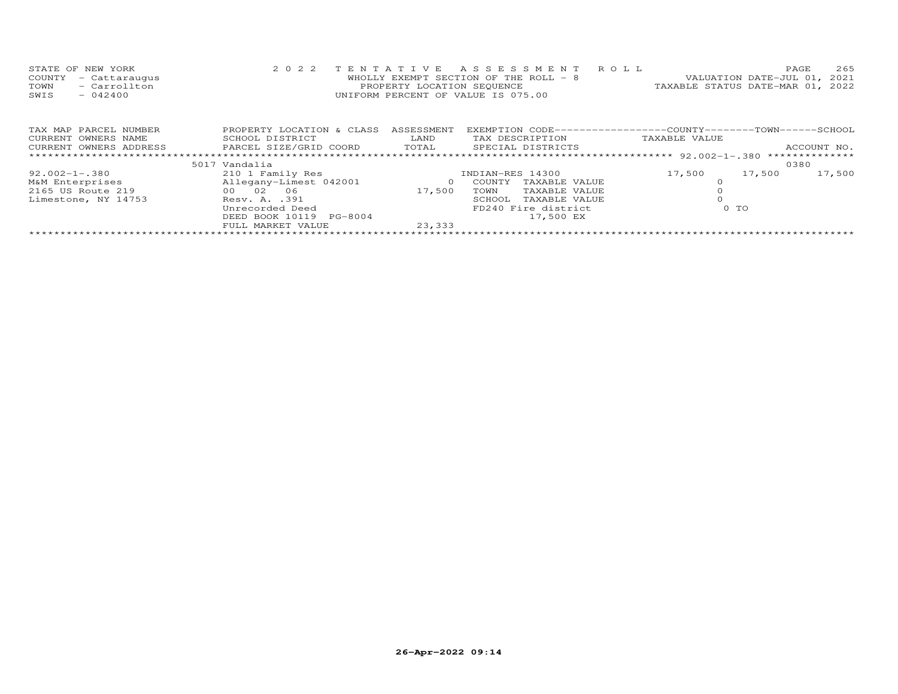STATE OF NEW YORK | COUNTY - Cattaraugus | TOWN - Carrollton | SWIS - 042400

2022 TENTATIVE ASSESSMENT ROLL
WHOLLY EXEMPT SECTION OF THE ROLL - 8
PROPERTY LOCATION SEQUENCE
UNIFORM PERCENT OF VALUE IS 075.00

VALUATION DATE-JUL 01, 2021
TAXABLE STATUS DATE-MAR 01, 2022

| TAX MAP PARCEL NUMBER / CURRENT OWNERS NAME / CURRENT OWNERS ADDRESS | PROPERTY LOCATION & CLASS / SCHOOL DISTRICT / PARCEL SIZE/GRID COORD | ASSESSMENT LAND / TOTAL | EXEMPTION CODE / TAX DESCRIPTION / SPECIAL DISTRICTS | COUNTY TAXABLE VALUE | TOWN | SCHOOL / ACCOUNT NO. |
|---|---|---|---|---|---|---|
| 92.002-1-.380 | 5017 Vandalia | | | | | 0380 |
| | 210 1 Family Res | | INDIAN-RES 14300 | 17,500 | 17,500 | 17,500 |
| M&M Enterprises | Allegany-Limest 042001 | 0 | COUNTY TAXABLE VALUE | 0 | | |
| 2165 US Route 219 | 00 02 06 | 17,500 | TOWN TAXABLE VALUE | 0 | | |
| Limestone, NY 14753 | Resv. A. .391 | | SCHOOL TAXABLE VALUE | 0 | | |
| | Unrecorded Deed | | FD240 Fire district | 0 TO | | |
| | DEED BOOK 10119 PG-8004 | | 17,500 EX | | | |
| | FULL MARKET VALUE | 23,333 | | | | |

26-Apr-2022 09:14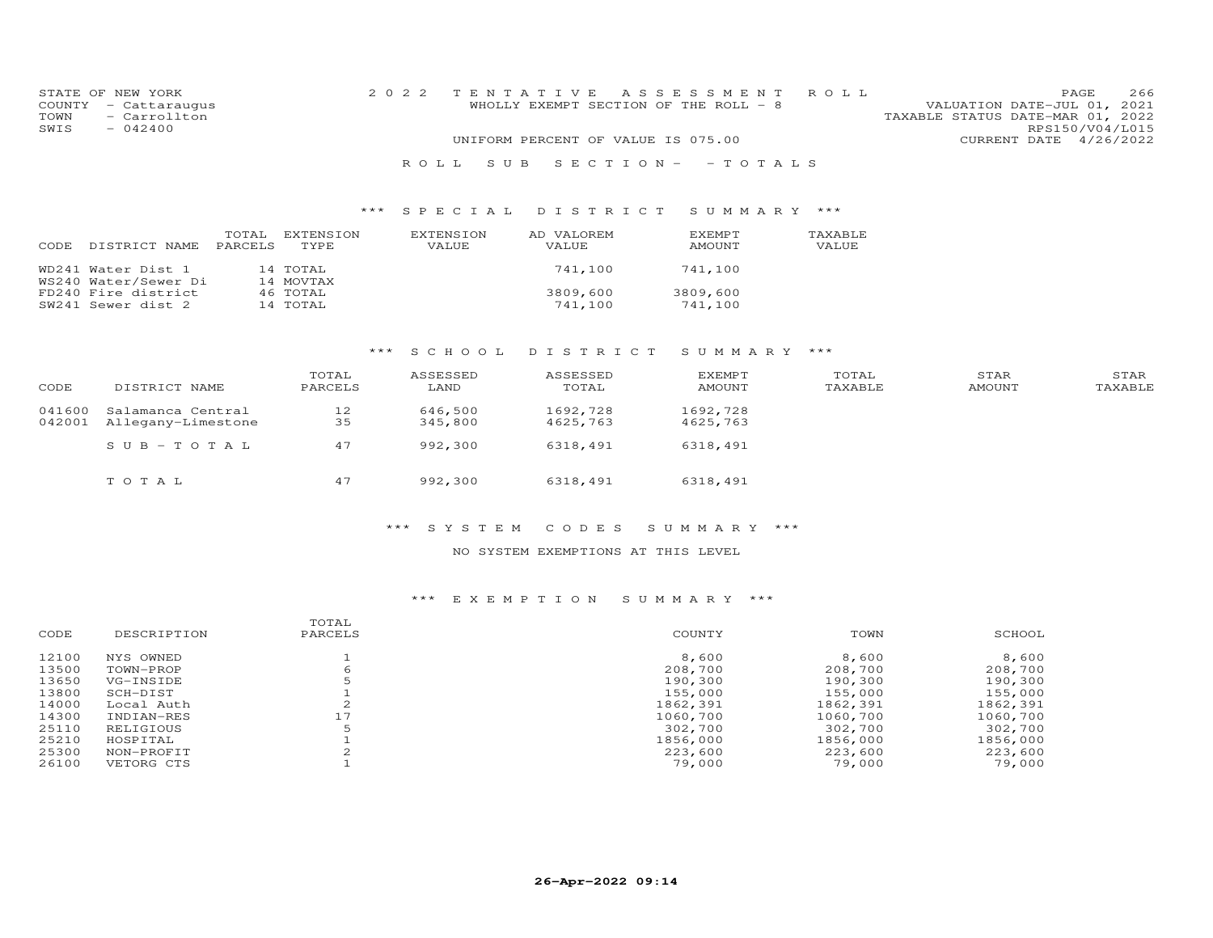STATE OF NEW YORK
COUNTY - Cattaraugus
TOWN - Carrollton
SWIS - 042400

2022 TENTATIVE ASSESSMENT ROLL
WHOLLY EXEMPT SECTION OF THE ROLL - 8
UNIFORM PERCENT OF VALUE IS 075.00

VALUATION DATE-JUL 01, 2021
TAXABLE STATUS DATE-MAR 01, 2022
RPS150/V04/L015
CURRENT DATE 4/26/2022

## ROLL SUB SECTION - - TOTALS

### *** SPECIAL DISTRICT SUMMARY ***

| CODE | DISTRICT NAME | TOTAL PARCELS | EXTENSION TYPE | EXTENSION VALUE | AD VALOREM VALUE | EXEMPT AMOUNT | TAXABLE VALUE |
|---|---|---|---|---|---|---|---|
| WD241 | Water Dist 1 | 14 | TOTAL | | 741,100 | 741,100 | |
| WS240 | Water/Sewer Di | 14 | MOVTAX | | | | |
| FD240 | Fire district | 46 | TOTAL | | 3809,600 | 3809,600 | |
| SW241 | Sewer dist 2 | 14 | TOTAL | | 741,100 | 741,100 | |

### *** SCHOOL DISTRICT SUMMARY ***

| CODE | DISTRICT NAME | TOTAL PARCELS | ASSESSED LAND | ASSESSED TOTAL | EXEMPT AMOUNT | TOTAL TAXABLE | STAR AMOUNT | STAR TAXABLE |
|---|---|---|---|---|---|---|---|---|
| 041600 | Salamanca Central | 12 | 646,500 | 1692,728 | 1692,728 | | | |
| 042001 | Allegany-Limestone | 35 | 345,800 | 4625,763 | 4625,763 | | | |
| | SUB-TOTAL | 47 | 992,300 | 6318,491 | 6318,491 | | | |
| | TOTAL | 47 | 992,300 | 6318,491 | 6318,491 | | | |

### *** SYSTEM CODES SUMMARY ***

NO SYSTEM EXEMPTIONS AT THIS LEVEL

### *** EXEMPTION SUMMARY ***

| CODE | DESCRIPTION | TOTAL PARCELS | COUNTY | TOWN | SCHOOL |
|---|---|---|---|---|---|
| 12100 | NYS OWNED | 1 | 8,600 | 8,600 | 8,600 |
| 13500 | TOWN-PROP | 6 | 208,700 | 208,700 | 208,700 |
| 13650 | VG-INSIDE | 5 | 190,300 | 190,300 | 190,300 |
| 13800 | SCH-DIST | 1 | 155,000 | 155,000 | 155,000 |
| 14000 | Local Auth | 2 | 1862,391 | 1862,391 | 1862,391 |
| 14300 | INDIAN-RES | 17 | 1060,700 | 1060,700 | 1060,700 |
| 25110 | RELIGIOUS | 5 | 302,700 | 302,700 | 302,700 |
| 25210 | HOSPITAL | 1 | 1856,000 | 1856,000 | 1856,000 |
| 25300 | NON-PROFIT | 2 | 223,600 | 223,600 | 223,600 |
| 26100 | VETORG CTS | 1 | 79,000 | 79,000 | 79,000 |

26-Apr-2022 09:14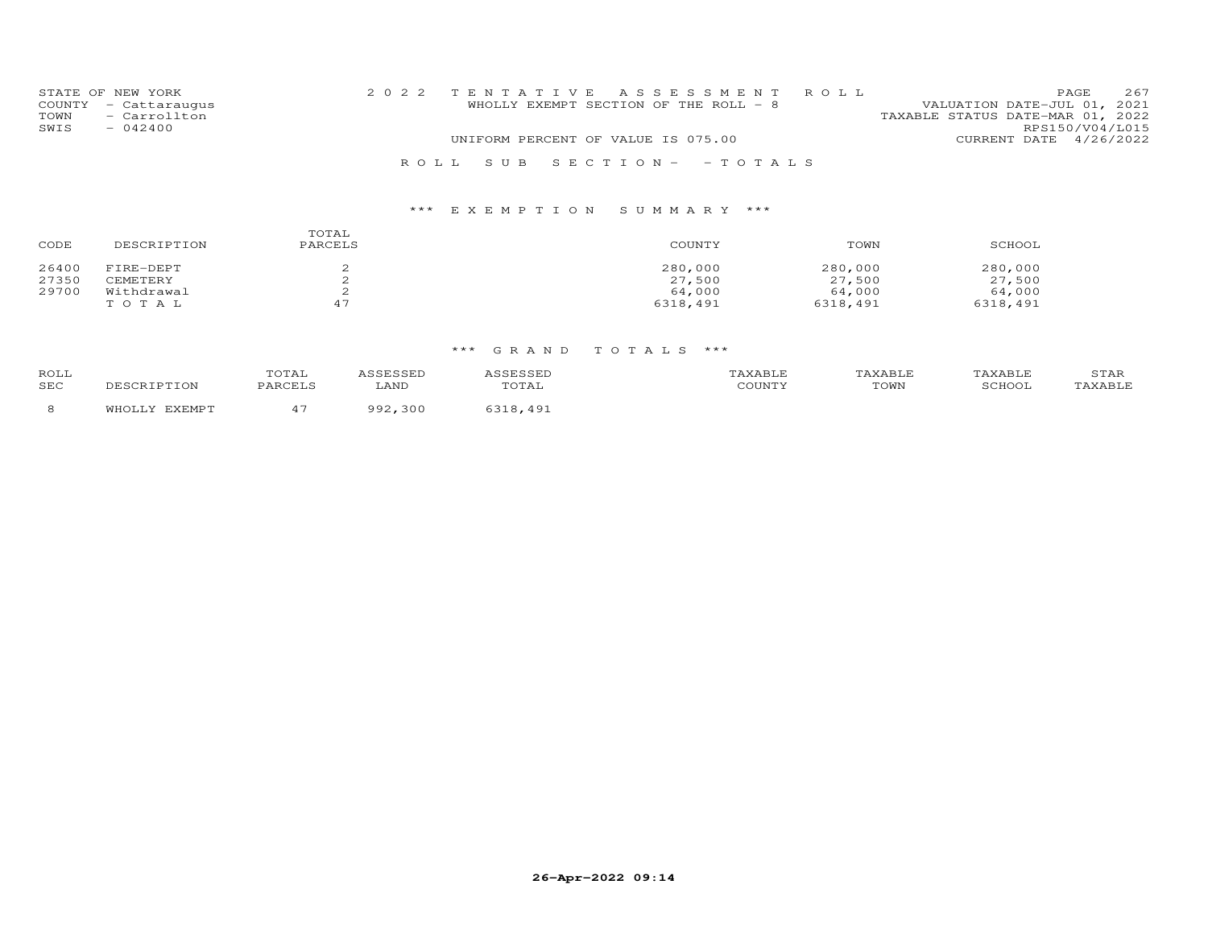STATE OF NEW YORK
COUNTY - Cattaraugus
TOWN - Carrollton
SWIS - 042400

2022 TENTATIVE ASSESSMENT ROLL
WHOLLY EXEMPT SECTION OF THE ROLL - 8
UNIFORM PERCENT OF VALUE IS 075.00

VALUATION DATE-JUL 01, 2021
TAXABLE STATUS DATE-MAR 01, 2022
RPS150/V04/L015
CURRENT DATE 4/26/2022

ROLL SUB SECTION- - TOTALS

### *** EXEMPTION SUMMARY ***

| CODE | DESCRIPTION | TOTAL PARCELS | COUNTY | TOWN | SCHOOL |
|---|---|---|---|---|---|
| 26400 | FIRE-DEPT | 2 | 280,000 | 280,000 | 280,000 |
| 27350 | CEMETERY | 2 | 27,500 | 27,500 | 27,500 |
| 29700 | Withdrawal | 2 | 64,000 | 64,000 | 64,000 |
| | T O T A L | 47 | 6318,491 | 6318,491 | 6318,491 |

### *** GRAND TOTALS ***

| ROLL SEC | DESCRIPTION | TOTAL PARCELS | ASSESSED LAND | ASSESSED TOTAL | TAXABLE COUNTY | TAXABLE TOWN | TAXABLE SCHOOL | STAR TAXABLE |
|---|---|---|---|---|---|---|---|---|
| 8 | WHOLLY EXEMPT | 47 | 992,300 | 6318,491 | | | | |

26-Apr-2022 09:14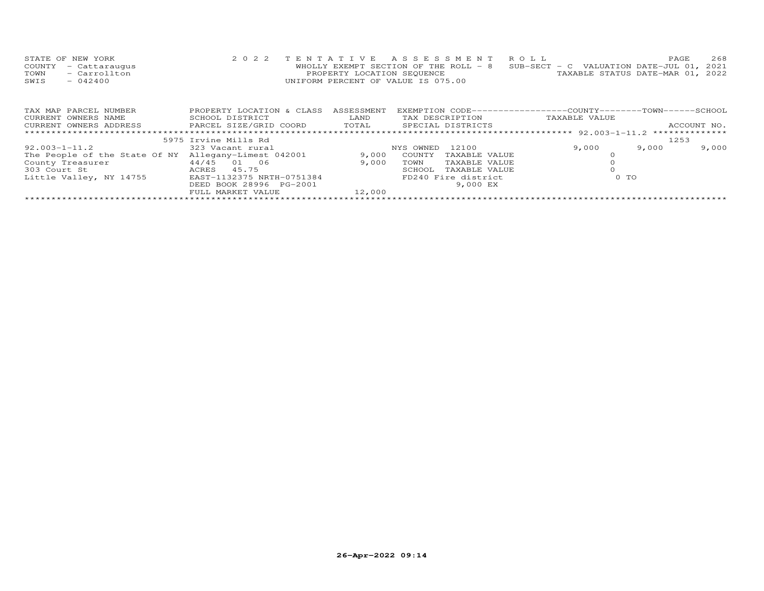STATE OF NEW YORK
COUNTY - Cattaraugus
TOWN - Carrollton
SWIS - 042400

2022 TENTATIVE ASSESSMENT ROLL
WHOLLY EXEMPT SECTION OF THE ROLL - 8 SUB-SECT - C VALUATION DATE-JUL 01, 2021
PROPERTY LOCATION SEQUENCE TAXABLE STATUS DATE-MAR 01, 2022
UNIFORM PERCENT OF VALUE IS 075.00

| TAX MAP PARCEL NUMBER / CURRENT OWNERS NAME / CURRENT OWNERS ADDRESS | PROPERTY LOCATION & CLASS / SCHOOL DISTRICT / PARCEL SIZE/GRID COORD | ASSESSMENT LAND / TOTAL | EXEMPTION CODE / TAX DESCRIPTION / SPECIAL DISTRICTS | COUNTY TAXABLE VALUE | TOWN | SCHOOL / ACCOUNT NO. |
|---|---|---|---|---|---|---|
| ********** 92.003-1-11.2 ********** | | | | | | |
| | 5975 Irvine Mills Rd | | | | | 1253 |
| 92.003-1-11.2 | 323 Vacant rural | | NYS OWNED 12100 | 9,000 | 9,000 | 9,000 |
| The People of the State Of NY | Allegany-Limest 042001 | 9,000 | COUNTY TAXABLE VALUE | 0 | | |
| County Treasurer | 44/45 01 06 | 9,000 | TOWN TAXABLE VALUE | 0 | | |
| 303 Court St | ACRES 45.75 | | SCHOOL TAXABLE VALUE | 0 | | |
| Little Valley, NY 14755 | EAST-1132375 NRTH-0751384 | | FD240 Fire district | 0 TO | | |
| | DEED BOOK 28996 PG-2001 | | 9,000 EX | | | |
| | FULL MARKET VALUE | 12,000 | | | | |

26-Apr-2022 09:14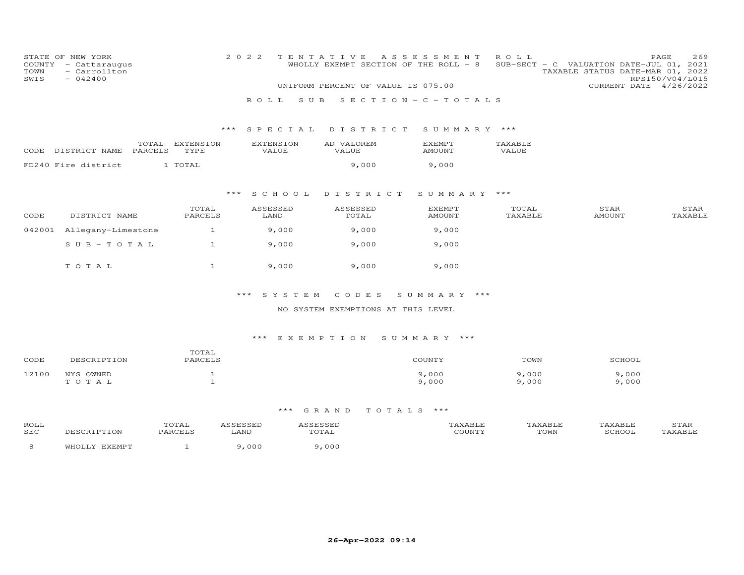STATE OF NEW YORK
COUNTY - Cattaraugus
TOWN - Carrollton
SWIS - 042400

2022 TENTATIVE ASSESSMENT ROLL
WHOLLY EXEMPT SECTION OF THE ROLL - 8 SUB-SECT - C VALUATION DATE-JUL 01, 2021
TAXABLE STATUS DATE-MAR 01, 2022
RPS150/V04/L015
UNIFORM PERCENT OF VALUE IS 075.00 CURRENT DATE 4/26/2022

## ROLL SUB SECTION - C - TOTALS

### *** SPECIAL DISTRICT SUMMARY ***

| CODE | DISTRICT NAME | TOTAL PARCELS | EXTENSION TYPE | EXTENSION VALUE | AD VALOREM VALUE | EXEMPT AMOUNT | TAXABLE VALUE |
|---|---|---|---|---|---|---|---|
| FD240 | Fire district | 1 | TOTAL | | 9,000 | 9,000 | |

### *** SCHOOL DISTRICT SUMMARY ***

| CODE | DISTRICT NAME | TOTAL PARCELS | ASSESSED LAND | ASSESSED TOTAL | EXEMPT AMOUNT | TOTAL TAXABLE | STAR AMOUNT | STAR TAXABLE |
|---|---|---|---|---|---|---|---|---|
| 042001 | Allegany-Limestone | 1 | 9,000 | 9,000 | 9,000 | | | |
| | SUB-TOTAL | 1 | 9,000 | 9,000 | 9,000 | | | |
| | TOTAL | 1 | 9,000 | 9,000 | 9,000 | | | |

### *** SYSTEM CODES SUMMARY ***

NO SYSTEM EXEMPTIONS AT THIS LEVEL

### *** EXEMPTION SUMMARY ***

| CODE | DESCRIPTION | TOTAL PARCELS | COUNTY | TOWN | SCHOOL |
|---|---|---|---|---|---|
| 12100 | NYS OWNED | 1 | 9,000 | 9,000 | 9,000 |
| | TOTAL | 1 | 9,000 | 9,000 | 9,000 |

### *** GRAND TOTALS ***

| ROLL SEC | DESCRIPTION | TOTAL PARCELS | ASSESSED LAND | ASSESSED TOTAL | TAXABLE COUNTY | TAXABLE TOWN | TAXABLE SCHOOL | STAR TAXABLE |
|---|---|---|---|---|---|---|---|---|
| 8 | WHOLLY EXEMPT | 1 | 9,000 | 9,000 | | | | |

26-Apr-2022 09:14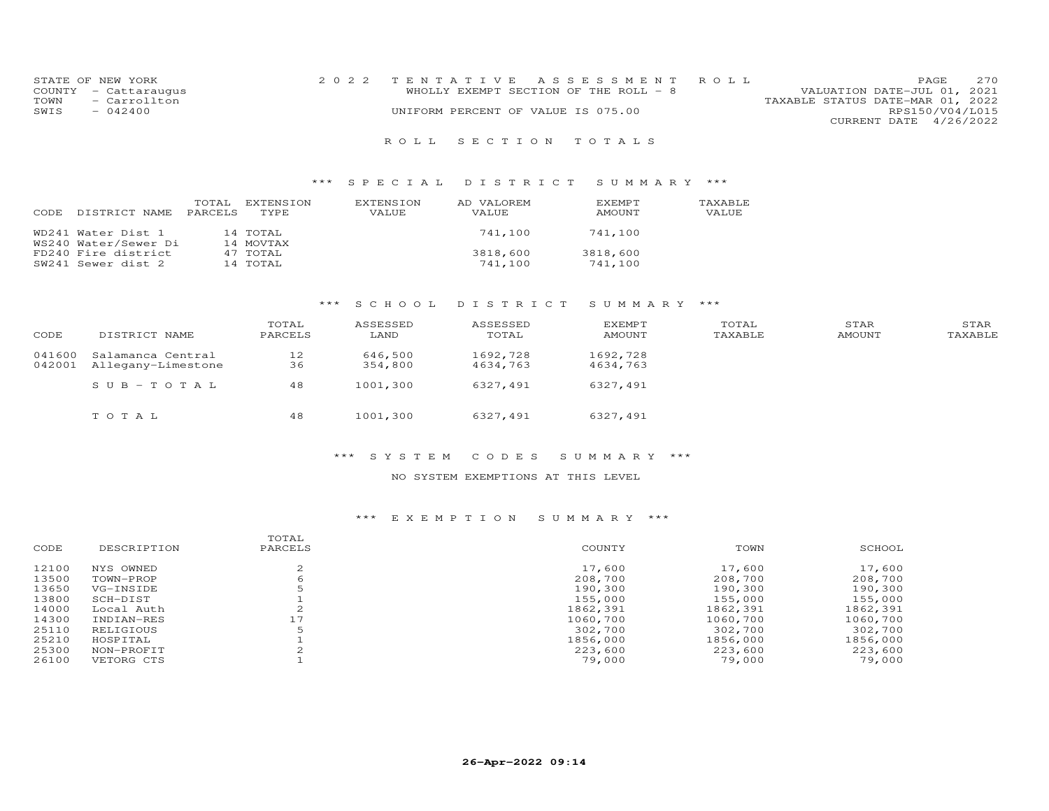STATE OF NEW YORK
COUNTY - Cattaraugus
TOWN - Carrollton
SWIS - 042400

2022 TENTATIVE ASSESSMENT ROLL
WHOLLY EXEMPT SECTION OF THE ROLL - 8
UNIFORM PERCENT OF VALUE IS 075.00

VALUATION DATE-JUL 01, 2021
TAXABLE STATUS DATE-MAR 01, 2022
RPS150/V04/L015
CURRENT DATE 4/26/2022

## ROLL SECTION TOTALS

### *** SPECIAL DISTRICT SUMMARY ***

| CODE | DISTRICT NAME | TOTAL PARCELS | EXTENSION TYPE | EXTENSION VALUE | AD VALOREM VALUE | EXEMPT AMOUNT | TAXABLE VALUE |
|---|---|---|---|---|---|---|---|
| WD241 | Water Dist 1 | 14 | TOTAL | | 741,100 | 741,100 | |
| WS240 | Water/Sewer Di | 14 | MOVTAX | | | | |
| FD240 | Fire district | 47 | TOTAL | | 3818,600 | 3818,600 | |
| SW241 | Sewer dist 2 | 14 | TOTAL | | 741,100 | 741,100 | |

### *** SCHOOL DISTRICT SUMMARY ***

| CODE | DISTRICT NAME | TOTAL PARCELS | ASSESSED LAND | ASSESSED TOTAL | EXEMPT AMOUNT | TOTAL TAXABLE | STAR AMOUNT | STAR TAXABLE |
|---|---|---|---|---|---|---|---|---|
| 041600 | Salamanca Central | 12 | 646,500 | 1692,728 | 1692,728 | | | |
| 042001 | Allegany-Limestone | 36 | 354,800 | 4634,763 | 4634,763 | | | |
| | S U B - T O T A L | 48 | 1001,300 | 6327,491 | 6327,491 | | | |
| | T O T A L | 48 | 1001,300 | 6327,491 | 6327,491 | | | |

### *** SYSTEM CODES SUMMARY ***

NO SYSTEM EXEMPTIONS AT THIS LEVEL

### *** EXEMPTION SUMMARY ***

| CODE | DESCRIPTION | TOTAL PARCELS | COUNTY | TOWN | SCHOOL |
|---|---|---|---|---|---|
| 12100 | NYS OWNED | 2 | 17,600 | 17,600 | 17,600 |
| 13500 | TOWN-PROP | 6 | 208,700 | 208,700 | 208,700 |
| 13650 | VG-INSIDE | 5 | 190,300 | 190,300 | 190,300 |
| 13800 | SCH-DIST | 1 | 155,000 | 155,000 | 155,000 |
| 14000 | Local Auth | 2 | 1862,391 | 1862,391 | 1862,391 |
| 14300 | INDIAN-RES | 17 | 1060,700 | 1060,700 | 1060,700 |
| 25110 | RELIGIOUS | 5 | 302,700 | 302,700 | 302,700 |
| 25210 | HOSPITAL | 1 | 1856,000 | 1856,000 | 1856,000 |
| 25300 | NON-PROFIT | 2 | 223,600 | 223,600 | 223,600 |
| 26100 | VETORG CTS | 1 | 79,000 | 79,000 | 79,000 |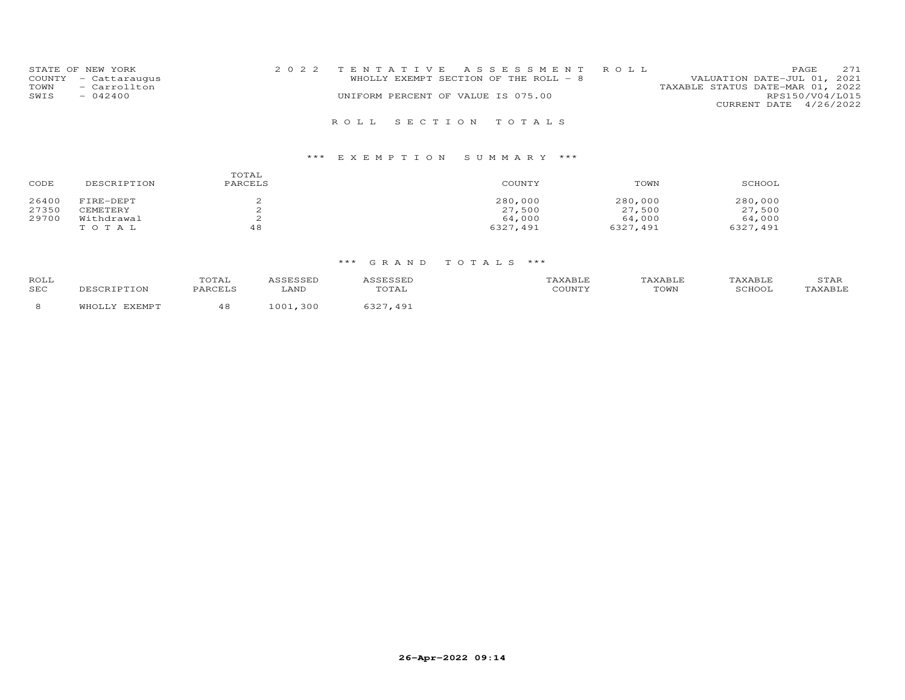STATE OF NEW YORK
COUNTY - Cattaraugus
TOWN - Carrollton
SWIS - 042400

2 0 2 2 T E N T A T I V E A S S E S S M E N T R O L L
WHOLLY EXEMPT SECTION OF THE ROLL - 8
UNIFORM PERCENT OF VALUE IS 075.00

VALUATION DATE-JUL 01, 2021
TAXABLE STATUS DATE-MAR 01, 2022
RPS150/V04/L015
CURRENT DATE 4/26/2022

## R O L L S E C T I O N T O T A L S

### *** E X E M P T I O N S U M M A R Y ***

| CODE | DESCRIPTION | TOTAL PARCELS | COUNTY | TOWN | SCHOOL |
|---|---|---|---|---|---|
| 26400 | FIRE-DEPT | 2 | 280,000 | 280,000 | 280,000 |
| 27350 | CEMETERY | 2 | 27,500 | 27,500 | 27,500 |
| 29700 | Withdrawal | 2 | 64,000 | 64,000 | 64,000 |
| | T O T A L | 48 | 6327,491 | 6327,491 | 6327,491 |

### *** G R A N D T O T A L S ***

| ROLL SEC | DESCRIPTION | TOTAL PARCELS | ASSESSED LAND | ASSESSED TOTAL | TAXABLE COUNTY | TAXABLE TOWN | TAXABLE SCHOOL | STAR TAXABLE |
|---|---|---|---|---|---|---|---|---|
| 8 | WHOLLY EXEMPT | 48 | 1001,300 | 6327,491 | | | | |

26-Apr-2022 09:14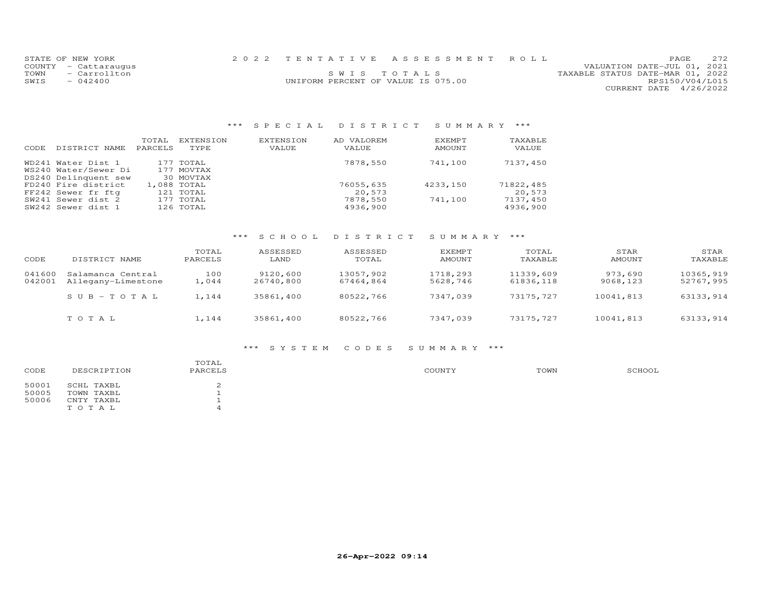STATE OF NEW YORK
COUNTY - Cattaraugus
TOWN - Carrollton
SWIS - 042400

2022 TENTATIVE ASSESSMENT ROLL

SWIS TOTALS

UNIFORM PERCENT OF VALUE IS 075.00

VALUATION DATE-JUL 01, 2021
TAXABLE STATUS DATE-MAR 01, 2022
RPS150/V04/L015
CURRENT DATE 4/26/2022

## *** SPECIAL DISTRICT SUMMARY ***

| CODE | DISTRICT NAME | TOTAL PARCELS | EXTENSION TYPE | EXTENSION VALUE | AD VALOREM VALUE | EXEMPT AMOUNT | TAXABLE VALUE |
|---|---|---|---|---|---|---|---|
| WD241 | Water Dist 1 | 177 | TOTAL | | 7878,550 | 741,100 | 7137,450 |
| WS240 | Water/Sewer Di | 177 | MOVTAX | | | | |
| DS240 | Delinquent sew | 30 | MOVTAX | | | | |
| FD240 | Fire district | 1,088 | TOTAL | | 76055,635 | 4233,150 | 71822,485 |
| FF242 | Sewer fr ftg | 121 | TOTAL | | 20,573 | | 20,573 |
| SW241 | Sewer dist 2 | 177 | TOTAL | | 7878,550 | 741,100 | 7137,450 |
| SW242 | Sewer dist 1 | 126 | TOTAL | | 4936,900 | | 4936,900 |

## *** SCHOOL DISTRICT SUMMARY ***

| CODE | DISTRICT NAME | TOTAL PARCELS | ASSESSED LAND | ASSESSED TOTAL | EXEMPT AMOUNT | TOTAL TAXABLE | STAR AMOUNT | STAR TAXABLE |
|---|---|---|---|---|---|---|---|---|
| 041600 | Salamanca Central | 100 | 9120,600 | 13057,902 | 1718,293 | 11339,609 | 973,690 | 10365,919 |
| 042001 | Allegany-Limestone | 1,044 | 26740,800 | 67464,864 | 5628,746 | 61836,118 | 9068,123 | 52767,995 |
| | SUB-TOTAL | 1,144 | 35861,400 | 80522,766 | 7347,039 | 73175,727 | 10041,813 | 63133,914 |
| | TOTAL | 1,144 | 35861,400 | 80522,766 | 7347,039 | 73175,727 | 10041,813 | 63133,914 |

## *** SYSTEM CODES SUMMARY ***

| CODE | DESCRIPTION | TOTAL PARCELS | COUNTY | TOWN | SCHOOL |
|---|---|---|---|---|---|
| 50001 | SCHL TAXBL | 2 | | | |
| 50005 | TOWN TAXBL | 1 | | | |
| 50006 | CNTY TAXBL | 1 | | | |
| | TOTAL | 4 | | | |

26-Apr-2022 09:14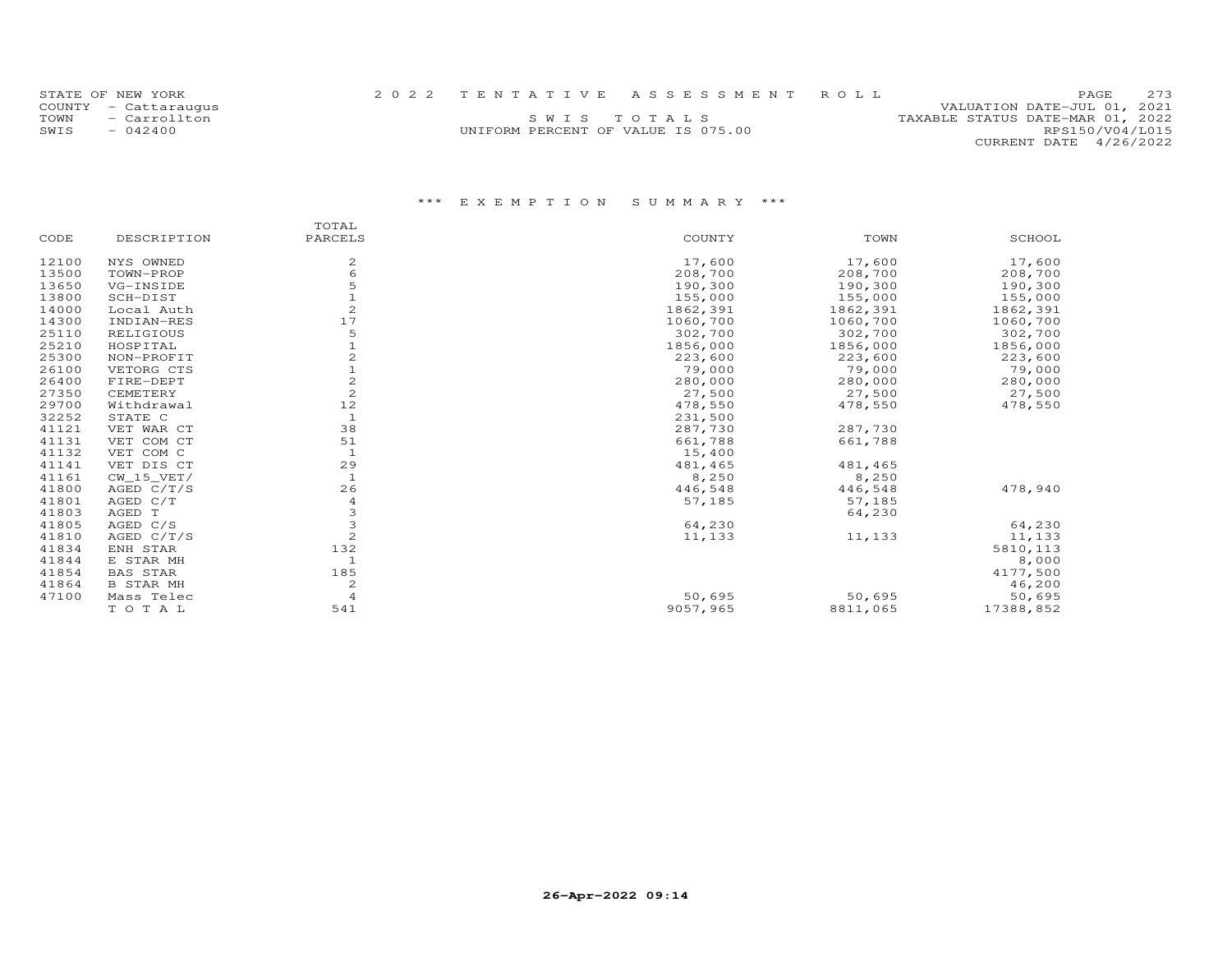STATE OF NEW YORK
COUNTY - Cattaraugus
TOWN - Carrollton
SWIS - 042400

2022 TENTATIVE ASSESSMENT ROLL

SWIS TOTALS

UNIFORM PERCENT OF VALUE IS 075.00

VALUATION DATE-JUL 01, 2021
TAXABLE STATUS DATE-MAR 01, 2022
RPS150/V04/L015
CURRENT DATE 4/26/2022

### *** EXEMPTION SUMMARY ***

| CODE | DESCRIPTION | TOTAL PARCELS | COUNTY | TOWN | SCHOOL |
|---|---|---|---|---|---|
| 12100 | NYS OWNED | 2 | 17,600 | 17,600 | 17,600 |
| 13500 | TOWN-PROP | 6 | 208,700 | 208,700 | 208,700 |
| 13650 | VG-INSIDE | 5 | 190,300 | 190,300 | 190,300 |
| 13800 | SCH-DIST | 1 | 155,000 | 155,000 | 155,000 |
| 14000 | Local Auth | 2 | 1862,391 | 1862,391 | 1862,391 |
| 14300 | INDIAN-RES | 17 | 1060,700 | 1060,700 | 1060,700 |
| 25110 | RELIGIOUS | 5 | 302,700 | 302,700 | 302,700 |
| 25210 | HOSPITAL | 1 | 1856,000 | 1856,000 | 1856,000 |
| 25300 | NON-PROFIT | 2 | 223,600 | 223,600 | 223,600 |
| 26100 | VETORG CTS | 1 | 79,000 | 79,000 | 79,000 |
| 26400 | FIRE-DEPT | 2 | 280,000 | 280,000 | 280,000 |
| 27350 | CEMETERY | 2 | 27,500 | 27,500 | 27,500 |
| 29700 | Withdrawal | 12 | 478,550 | 478,550 | 478,550 |
| 32252 | STATE C | 1 | 231,500 | | |
| 41121 | VET WAR CT | 38 | 287,730 | 287,730 | |
| 41131 | VET COM CT | 51 | 661,788 | 661,788 | |
| 41132 | VET COM C | 1 | 15,400 | | |
| 41141 | VET DIS CT | 29 | 481,465 | 481,465 | |
| 41161 | CW_15_VET/ | 1 | 8,250 | 8,250 | |
| 41800 | AGED C/T/S | 26 | 446,548 | 446,548 | 478,940 |
| 41801 | AGED C/T | 4 | 57,185 | 57,185 | |
| 41803 | AGED T | 3 | | 64,230 | |
| 41805 | AGED C/S | 3 | 64,230 | | 64,230 |
| 41810 | AGED C/T/S | 2 | 11,133 | 11,133 | 11,133 |
| 41834 | ENH STAR | 132 | | | 5810,113 |
| 41844 | E STAR MH | 1 | | | 8,000 |
| 41854 | BAS STAR | 185 | | | 4177,500 |
| 41864 | B STAR MH | 2 | | | 46,200 |
| 47100 | Mass Telec | 4 | 50,695 | 50,695 | 50,695 |
| | TOTAL | 541 | 9057,965 | 8811,065 | 17388,852 |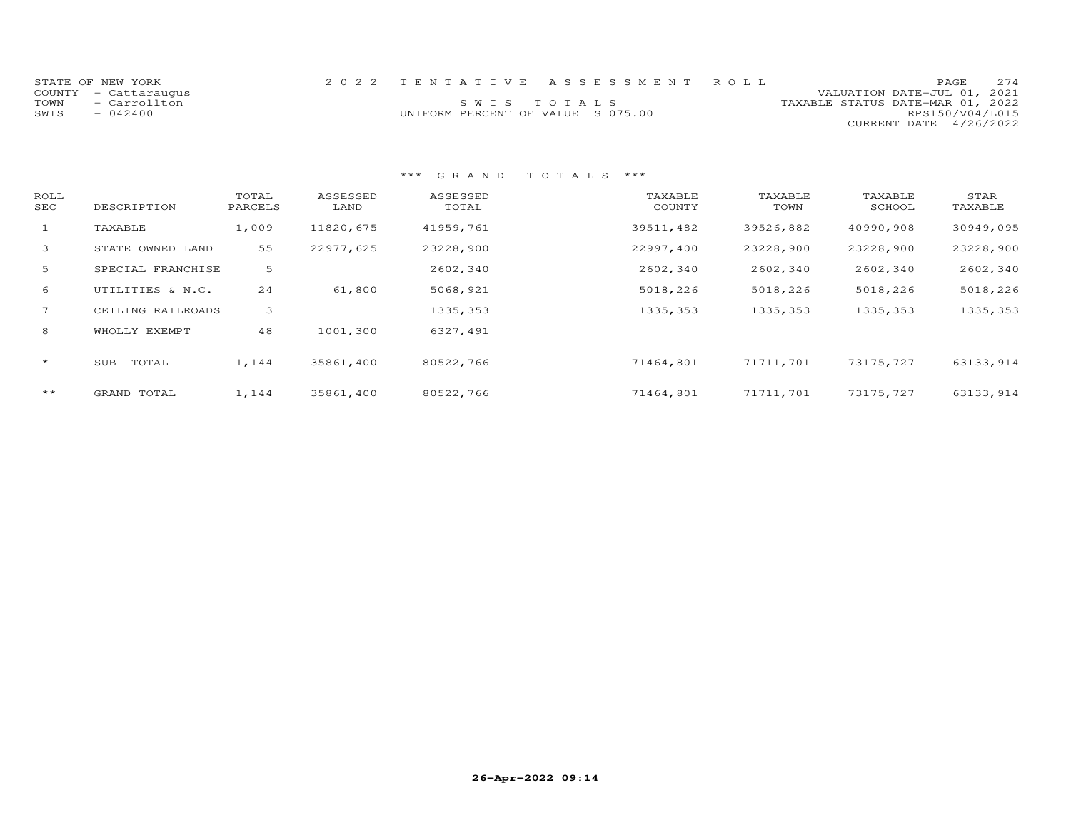STATE OF NEW YORK
COUNTY - Cattaraugus
TOWN - Carrollton
SWIS - 042400

2022 TENTATIVE ASSESSMENT ROLL

SWIS TOTALS

UNIFORM PERCENT OF VALUE IS 075.00

VALUATION DATE-JUL 01, 2021
TAXABLE STATUS DATE-MAR 01, 2022
RPS150/V04/L015
CURRENT DATE 4/26/2022

### *** GRAND TOTALS ***

| ROLL SEC | DESCRIPTION | TOTAL PARCELS | ASSESSED LAND | ASSESSED TOTAL | TAXABLE COUNTY | TAXABLE TOWN | TAXABLE SCHOOL | STAR TAXABLE |
|---|---|---|---|---|---|---|---|---|
| 1 | TAXABLE | 1,009 | 11820,675 | 41959,761 | 39511,482 | 39526,882 | 40990,908 | 30949,095 |
| 3 | STATE OWNED LAND | 55 | 22977,625 | 23228,900 | 22997,400 | 23228,900 | 23228,900 | 23228,900 |
| 5 | SPECIAL FRANCHISE | 5 | | 2602,340 | 2602,340 | 2602,340 | 2602,340 | 2602,340 |
| 6 | UTILITIES & N.C. | 24 | 61,800 | 5068,921 | 5018,226 | 5018,226 | 5018,226 | 5018,226 |
| 7 | CEILING RAILROADS | 3 | | 1335,353 | 1335,353 | 1335,353 | 1335,353 | 1335,353 |
| 8 | WHOLLY EXEMPT | 48 | 1001,300 | 6327,491 | | | | |
| * | SUB TOTAL | 1,144 | 35861,400 | 80522,766 | 71464,801 | 71711,701 | 73175,727 | 63133,914 |
| ** | GRAND TOTAL | 1,144 | 35861,400 | 80522,766 | 71464,801 | 71711,701 | 73175,727 | 63133,914 |

**26-Apr-2022 09:14**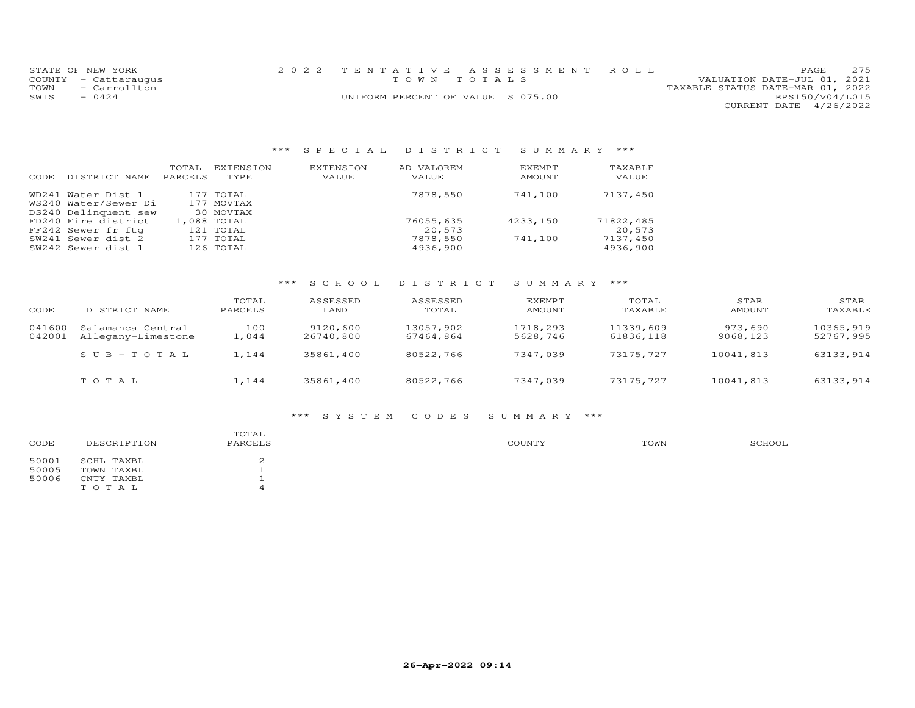STATE OF NEW YORK
COUNTY - Cattaraugus
TOWN - Carrollton
SWIS - 0424

2022 TENTATIVE ASSESSMENT ROLL
TOWN TOTALS
UNIFORM PERCENT OF VALUE IS 075.00

VALUATION DATE-JUL 01, 2021
TAXABLE STATUS DATE-MAR 01, 2022
RPS150/V04/L015
CURRENT DATE 4/26/2022

## *** SPECIAL DISTRICT SUMMARY ***

| CODE | DISTRICT NAME | TOTAL PARCELS | EXTENSION TYPE | EXTENSION VALUE | AD VALOREM VALUE | EXEMPT AMOUNT | TAXABLE VALUE |
|---|---|---|---|---|---|---|---|
| WD241 | Water Dist 1 | 177 | TOTAL | | 7878,550 | 741,100 | 7137,450 |
| WS240 | Water/Sewer Di | 177 | MOVTAX | | | | |
| DS240 | Delinquent sew | 30 | MOVTAX | | | | |
| FD240 | Fire district | 1,088 | TOTAL | | 76055,635 | 4233,150 | 71822,485 |
| FF242 | Sewer fr ftg | 121 | TOTAL | | 20,573 | | 20,573 |
| SW241 | Sewer dist 2 | 177 | TOTAL | | 7878,550 | 741,100 | 7137,450 |
| SW242 | Sewer dist 1 | 126 | TOTAL | | 4936,900 | | 4936,900 |

## *** SCHOOL DISTRICT SUMMARY ***

| CODE | DISTRICT NAME | TOTAL PARCELS | ASSESSED LAND | ASSESSED TOTAL | EXEMPT AMOUNT | TOTAL TAXABLE | STAR AMOUNT | STAR TAXABLE |
|---|---|---|---|---|---|---|---|---|
| 041600 | Salamanca Central | 100 | 9120,600 | 13057,902 | 1718,293 | 11339,609 | 973,690 | 10365,919 |
| 042001 | Allegany-Limestone | 1,044 | 26740,800 | 67464,864 | 5628,746 | 61836,118 | 9068,123 | 52767,995 |
| | S U B - T O T A L | 1,144 | 35861,400 | 80522,766 | 7347,039 | 73175,727 | 10041,813 | 63133,914 |
| | T O T A L | 1,144 | 35861,400 | 80522,766 | 7347,039 | 73175,727 | 10041,813 | 63133,914 |

## *** SYSTEM CODES SUMMARY ***

| CODE | DESCRIPTION | TOTAL PARCELS | COUNTY | TOWN | SCHOOL |
|---|---|---|---|---|---|
| 50001 | SCHL TAXBL | 2 | | | |
| 50005 | TOWN TAXBL | 1 | | | |
| 50006 | CNTY TAXBL | 1 | | | |
| | T O T A L | 4 | | | |

26-Apr-2022 09:14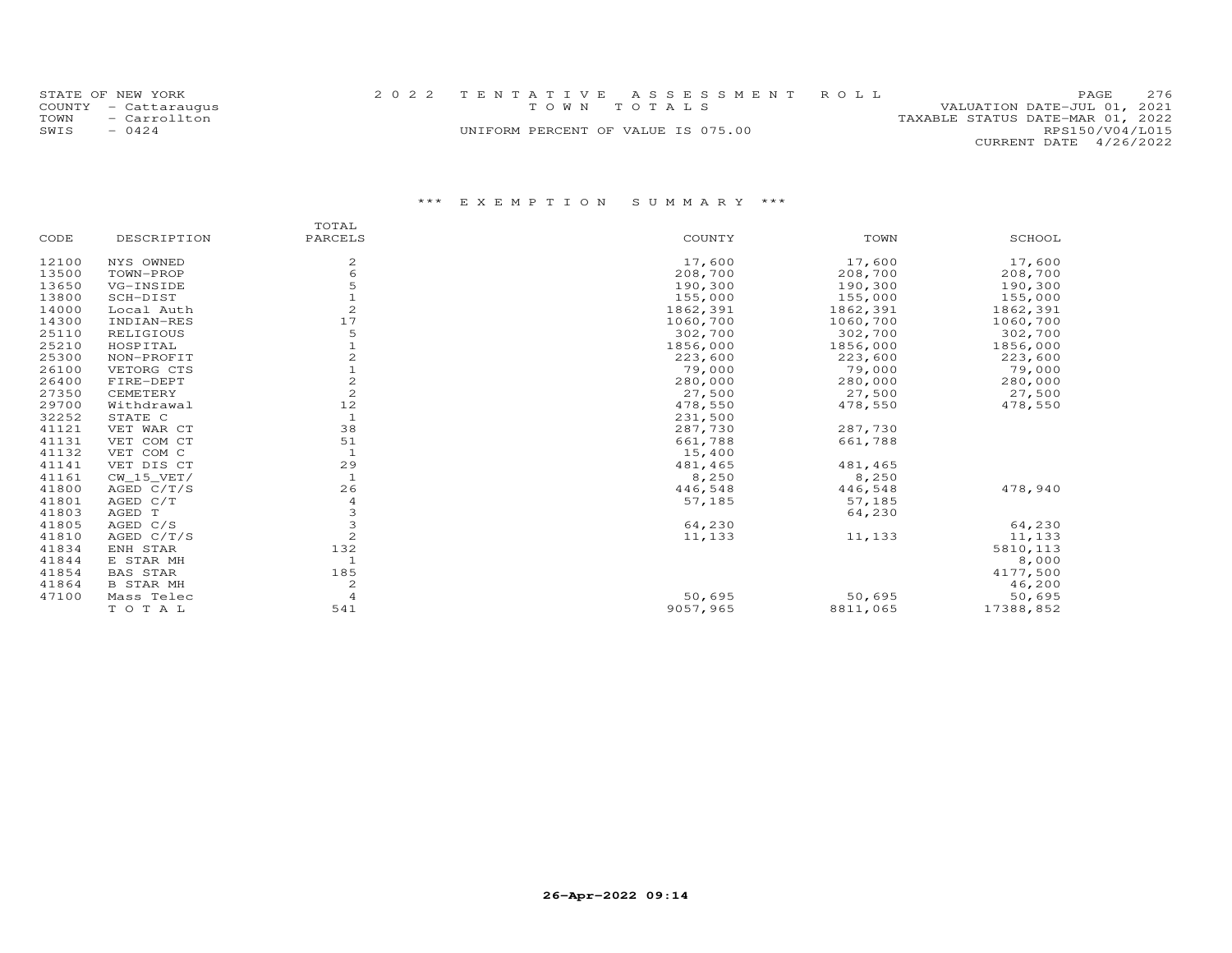STATE OF NEW YORK
COUNTY - Cattaraugus
TOWN - Carrollton
SWIS - 0424

2022 TENTATIVE ASSESSMENT ROLL
TOWN TOTALS
UNIFORM PERCENT OF VALUE IS 075.00

VALUATION DATE-JUL 01, 2021
TAXABLE STATUS DATE-MAR 01, 2022
RPS150/V04/L015
CURRENT DATE 4/26/2022

### *** EXEMPTION SUMMARY ***

| CODE | DESCRIPTION | TOTAL PARCELS | COUNTY | TOWN | SCHOOL |
|---|---|---|---|---|---|
| 12100 | NYS OWNED | 2 | 17,600 | 17,600 | 17,600 |
| 13500 | TOWN-PROP | 6 | 208,700 | 208,700 | 208,700 |
| 13650 | VG-INSIDE | 5 | 190,300 | 190,300 | 190,300 |
| 13800 | SCH-DIST | 1 | 155,000 | 155,000 | 155,000 |
| 14000 | Local Auth | 2 | 1862,391 | 1862,391 | 1862,391 |
| 14300 | INDIAN-RES | 17 | 1060,700 | 1060,700 | 1060,700 |
| 25110 | RELIGIOUS | 5 | 302,700 | 302,700 | 302,700 |
| 25210 | HOSPITAL | 1 | 1856,000 | 1856,000 | 1856,000 |
| 25300 | NON-PROFIT | 2 | 223,600 | 223,600 | 223,600 |
| 26100 | VETORG CTS | 1 | 79,000 | 79,000 | 79,000 |
| 26400 | FIRE-DEPT | 2 | 280,000 | 280,000 | 280,000 |
| 27350 | CEMETERY | 2 | 27,500 | 27,500 | 27,500 |
| 29700 | Withdrawal | 12 | 478,550 | 478,550 | 478,550 |
| 32252 | STATE C | 1 | 231,500 | | |
| 41121 | VET WAR CT | 38 | 287,730 | 287,730 | |
| 41131 | VET COM CT | 51 | 661,788 | 661,788 | |
| 41132 | VET COM C | 1 | 15,400 | | |
| 41141 | VET DIS CT | 29 | 481,465 | 481,465 | |
| 41161 | CW_15_VET/ | 1 | 8,250 | 8,250 | |
| 41800 | AGED C/T/S | 26 | 446,548 | 446,548 | 478,940 |
| 41801 | AGED C/T | 4 | 57,185 | 57,185 | |
| 41803 | AGED T | 3 | | 64,230 | |
| 41805 | AGED C/S | 3 | 64,230 | | 64,230 |
| 41810 | AGED C/T/S | 2 | 11,133 | 11,133 | 11,133 |
| 41834 | ENH STAR | 132 | | | 5810,113 |
| 41844 | E STAR MH | 1 | | | 8,000 |
| 41854 | BAS STAR | 185 | | | 4177,500 |
| 41864 | B STAR MH | 2 | | | 46,200 |
| 47100 | Mass Telec | 4 | 50,695 | 50,695 | 50,695 |
| | TOTAL | 541 | 9057,965 | 8811,065 | 17388,852 |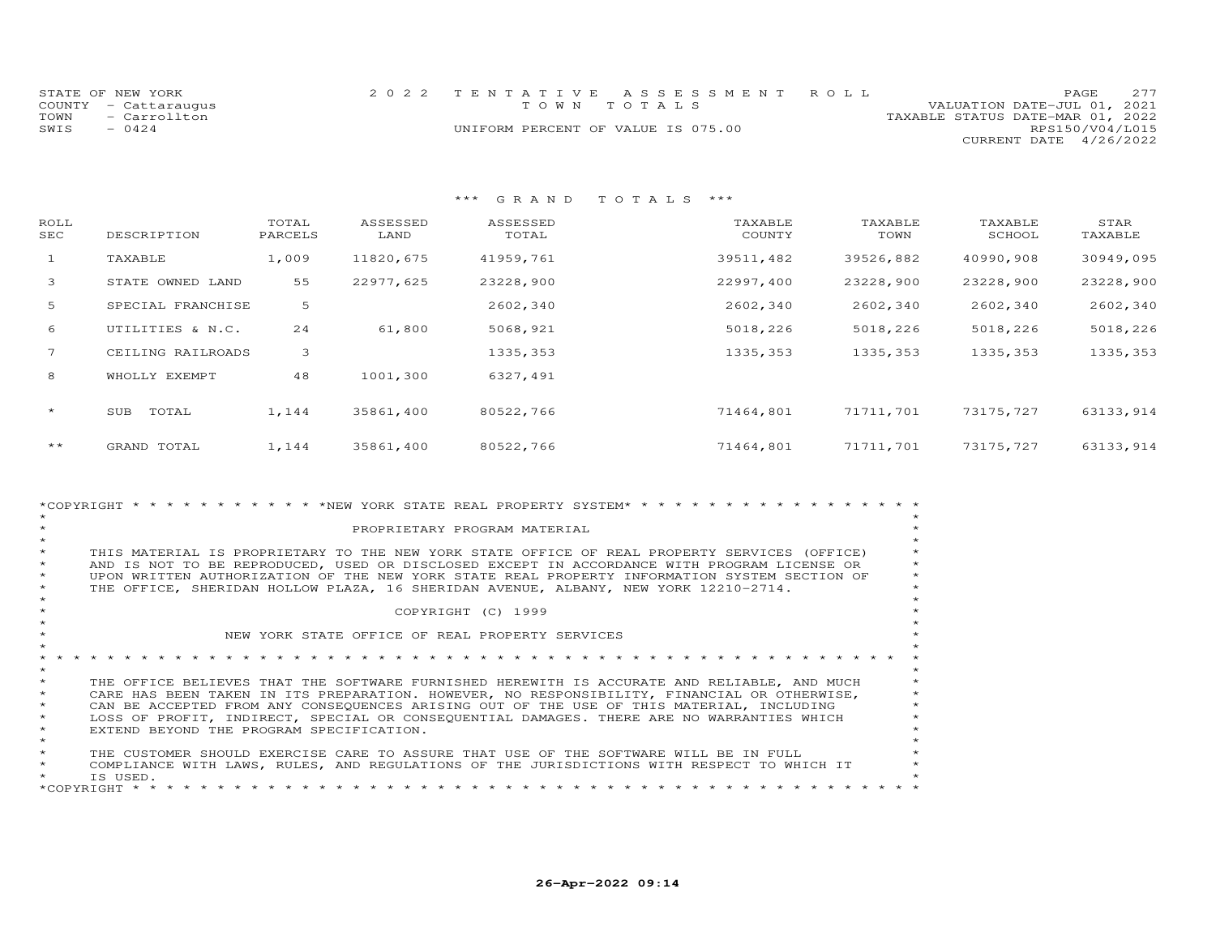STATE OF NEW YORK
COUNTY - Cattaraugus
TOWN - Carrollton
SWIS - 0424

2 0 2 2 T E N T A T I V E A S S E S S M E N T R O L L
T O W N T O T A L S
UNIFORM PERCENT OF VALUE IS 075.00

VALUATION DATE-JUL 01, 2021
TAXABLE STATUS DATE-MAR 01, 2022
RPS150/V04/L015
CURRENT DATE 4/26/2022

*** G R A N D T O T A L S ***

| ROLL SEC | DESCRIPTION | TOTAL PARCELS | ASSESSED LAND | ASSESSED TOTAL | TAXABLE COUNTY | TAXABLE TOWN | TAXABLE SCHOOL | STAR TAXABLE |
|---|---|---|---|---|---|---|---|---|
| 1 | TAXABLE | 1,009 | 11820,675 | 41959,761 | 39511,482 | 39526,882 | 40990,908 | 30949,095 |
| 3 | STATE OWNED LAND | 55 | 22977,625 | 23228,900 | 22997,400 | 23228,900 | 23228,900 | 23228,900 |
| 5 | SPECIAL FRANCHISE | 5 | | 2602,340 | 2602,340 | 2602,340 | 2602,340 | 2602,340 |
| 6 | UTILITIES & N.C. | 24 | 61,800 | 5068,921 | 5018,226 | 5018,226 | 5018,226 | 5018,226 |
| 7 | CEILING RAILROADS | 3 | | 1335,353 | 1335,353 | 1335,353 | 1335,353 | 1335,353 |
| 8 | WHOLLY EXEMPT | 48 | 1001,300 | 6327,491 | | | | |
| * | SUB TOTAL | 1,144 | 35861,400 | 80522,766 | 71464,801 | 71711,701 | 73175,727 | 63133,914 |
| ** | GRAND TOTAL | 1,144 | 35861,400 | 80522,766 | 71464,801 | 71711,701 | 73175,727 | 63133,914 |

*COPYRIGHT * * * * * * * * * * * *NEW YORK STATE REAL PROPERTY SYSTEM* * * * * * * * * * * * * * * * * * *

PROPRIETARY PROGRAM MATERIAL

THIS MATERIAL IS PROPRIETARY TO THE NEW YORK STATE OFFICE OF REAL PROPERTY SERVICES (OFFICE) AND IS NOT TO BE REPRODUCED, USED OR DISCLOSED EXCEPT IN ACCORDANCE WITH PROGRAM LICENSE OR UPON WRITTEN AUTHORIZATION OF THE NEW YORK STATE REAL PROPERTY INFORMATION SYSTEM SECTION OF THE OFFICE, SHERIDAN HOLLOW PLAZA, 16 SHERIDAN AVENUE, ALBANY, NEW YORK 12210-2714.

COPYRIGHT (C) 1999

NEW YORK STATE OFFICE OF REAL PROPERTY SERVICES

THE OFFICE BELIEVES THAT THE SOFTWARE FURNISHED HEREWITH IS ACCURATE AND RELIABLE, AND MUCH CARE HAS BEEN TAKEN IN ITS PREPARATION. HOWEVER, NO RESPONSIBILITY, FINANCIAL OR OTHERWISE, CAN BE ACCEPTED FROM ANY CONSEQUENCES ARISING OUT OF THE USE OF THIS MATERIAL, INCLUDING LOSS OF PROFIT, INDIRECT, SPECIAL OR CONSEQUENTIAL DAMAGES. THERE ARE NO WARRANTIES WHICH EXTEND BEYOND THE PROGRAM SPECIFICATION.

THE CUSTOMER SHOULD EXERCISE CARE TO ASSURE THAT USE OF THE SOFTWARE WILL BE IN FULL COMPLIANCE WITH LAWS, RULES, AND REGULATIONS OF THE JURISDICTIONS WITH RESPECT TO WHICH IT IS USED.

*COPYRIGHT * * * * * * * * * * * * * * * * * * * * * * * * * * * * * * * * * * * * * * * * * * * * * *

26-Apr-2022 09:14